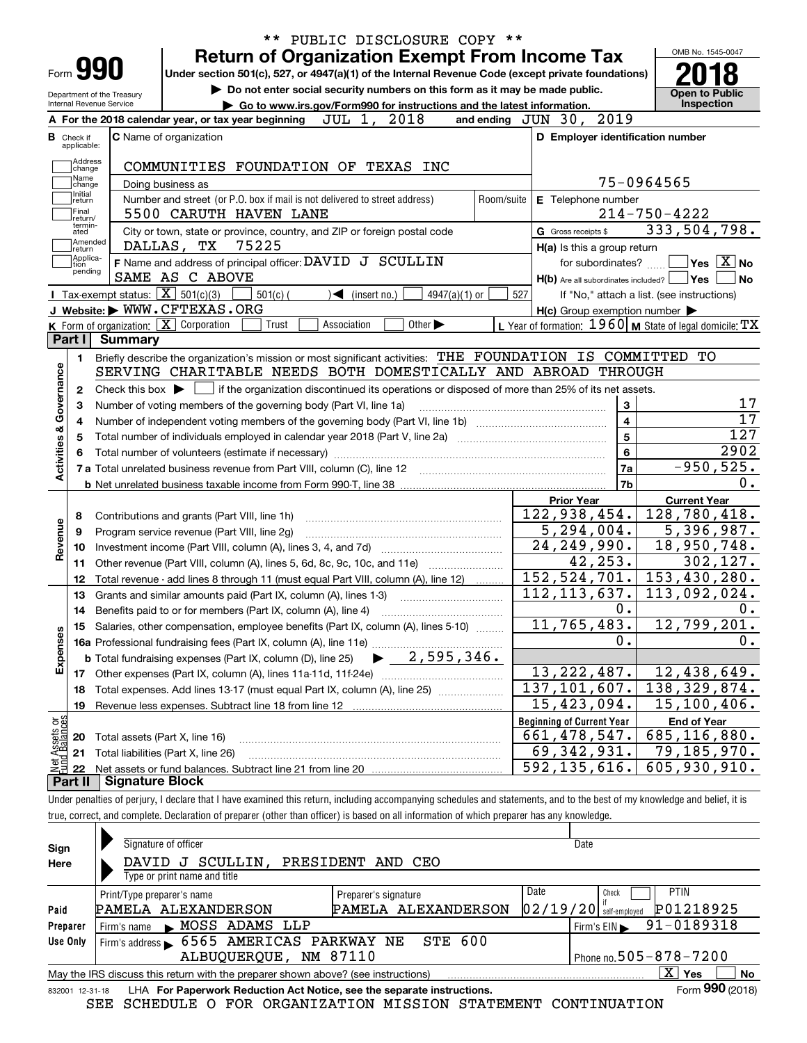\*\* PUBLIC DISCLOSURE COPY \*\*

# Form 990 — Return of Organization Exempt From Income Tax

OMB No. 1545-0047

**2018**

**Open to Public Inspection**

Under section 501(c), 527, or 4947(a)(1) of the Internal Revenue Code (except private foundations)

▶ Do not enter social security numbers on this form as it may be made public.

▶ Go to www.irs.gov/Form990 for instructions and the latest information.

Department of the Treasury
Internal Revenue Service

**A** For the 2018 calendar year, or tax year beginning JUL 1, 2018 and ending JUN 30, 2019

**B** Check if applicable: Address change, Name change, Initial return, Final return/terminated, Amended return, Application pending

**C** Name of organization: COMMUNITIES FOUNDATION OF TEXAS INC

Doing business as

Number and street (or P.O. box if mail is not delivered to street address): 5500 CARUTH HAVEN LANE — Room/suite

City or town, state or province, country, and ZIP or foreign postal code: DALLAS, TX 75225

**D** Employer identification number: 75-0964565

**E** Telephone number: 214-750-4222

**G** Gross receipts $ 333,504,798.

**F** Name and address of principal officer: DAVID J SCULLIN, SAME AS C ABOVE

**H(a)** Is this a group return for subordinates? Yes [ ] No [X]

**H(b)** Are all subordinates included? Yes [ ] No [ ] — If "No," attach a list. (see instructions)

**H(c)** Group exemption number ▶

**I** Tax-exempt status: [X] 501(c)(3) [ ] 501(c) ( ) ◀ (insert no.) [ ] 4947(a)(1) or [ ] 527

**J** Website: ▶ WWW.CFTEXAS.ORG

**K** Form of organization: [X] Corporation [ ] Trust [ ] Association [ ] Other ▶

**L** Year of formation: 1960 **M** State of legal domicile: TX

## Part I Summary

**Activities & Governance**

1 Briefly describe the organization's mission or most significant activities: THE FOUNDATION IS COMMITTED TO SERVING CHARITABLE NEEDS BOTH DOMESTICALLY AND ABROAD THROUGH

2 Check this box ▶ [ ] if the organization discontinued its operations or disposed of more than 25% of its net assets.

| Line | Description | | Value |
|---|---|---|---|
| 3 | Number of voting members of the governing body (Part VI, line 1a) | 3 | 17 |
| 4 | Number of independent voting members of the governing body (Part VI, line 1b) | 4 | 17 |
| 5 | Total number of individuals employed in calendar year 2018 (Part V, line 2a) | 5 | 127 |
| 6 | Total number of volunteers (estimate if necessary) | 6 | 2902 |
| 7a | Total unrelated business revenue from Part VIII, column (C), line 12 | 7a | -950,525. |
| 7b | Net unrelated business taxable income from Form 990-T, line 38 | 7b | 0. |

| | Description | Prior Year | Current Year |
|---|---|---|---|
| **Revenue** | | | |
| 8 | Contributions and grants (Part VIII, line 1h) | 122,938,454. | 128,780,418. |
| 9 | Program service revenue (Part VIII, line 2g) | 5,294,004. | 5,396,987. |
| 10 | Investment income (Part VIII, column (A), lines 3, 4, and 7d) | 24,249,990. | 18,950,748. |
| 11 | Other revenue (Part VIII, column (A), lines 5, 6d, 8c, 9c, 10c, and 11e) | 42,253. | 302,127. |
| 12 | Total revenue - add lines 8 through 11 (must equal Part VIII, column (A), line 12) | 152,524,701. | 153,430,280. |
| **Expenses** | | | |
| 13 | Grants and similar amounts paid (Part IX, column (A), lines 1-3) | 112,113,637. | 113,092,024. |
| 14 | Benefits paid to or for members (Part IX, column (A), line 4) | 0. | 0. |
| 15 | Salaries, other compensation, employee benefits (Part IX, column (A), lines 5-10) | 11,765,483. | 12,799,201. |
| 16a | Professional fundraising fees (Part IX, column (A), line 11e) | 0. | 0. |
| b | Total fundraising expenses (Part IX, column (D), line 25) ▶ 2,595,346. | | |
| 17 | Other expenses (Part IX, column (A), lines 11a-11d, 11f-24e) | 13,222,487. | 12,438,649. |
| 18 | Total expenses. Add lines 13-17 (must equal Part IX, column (A), line 25) | 137,101,607. | 138,329,874. |
| 19 | Revenue less expenses. Subtract line 18 from line 12 | 15,423,094. | 15,100,406. |

| Net Assets or Fund Balances | Description | Beginning of Current Year | End of Year |
|---|---|---|---|
| 20 | Total assets (Part X, line 16) | 661,478,547. | 685,116,880. |
| 21 | Total liabilities (Part X, line 26) | 69,342,931. | 79,185,970. |
| 22 | Net assets or fund balances. Subtract line 21 from line 20 | 592,135,616. | 605,930,910. |

## Part II Signature Block

Under penalties of perjury, I declare that I have examined this return, including accompanying schedules and statements, and to the best of my knowledge and belief, it is true, correct, and complete. Declaration of preparer (other than officer) is based on all information of which preparer has any knowledge.

**Sign Here**

Signature of officer — Date

DAVID J SCULLIN, PRESIDENT AND CEO
Type or print name and title

**Paid Preparer Use Only**

| Print/Type preparer's name | Preparer's signature | Date | Check if self-employed | PTIN |
|---|---|---|---|---|
| PAMELA ALEXANDERSON | PAMELA ALEXANDERSON | 02/19/20 | [ ] | P01218925 |

Firm's name ▶ MOSS ADAMS LLP — Firm's EIN ▶ 91-0189318

Firm's address ▶ 6565 AMERICAS PARKWAY NE STE 600, ALBUQUERQUE, NM 87110 — Phone no. 505-878-7200

May the IRS discuss this return with the preparer shown above? (see instructions) [X] Yes [ ] No

832001 12-31-18 LHA For Paperwork Reduction Act Notice, see the separate instructions. Form **990** (2018)

SEE SCHEDULE O FOR ORGANIZATION MISSION STATEMENT CONTINUATION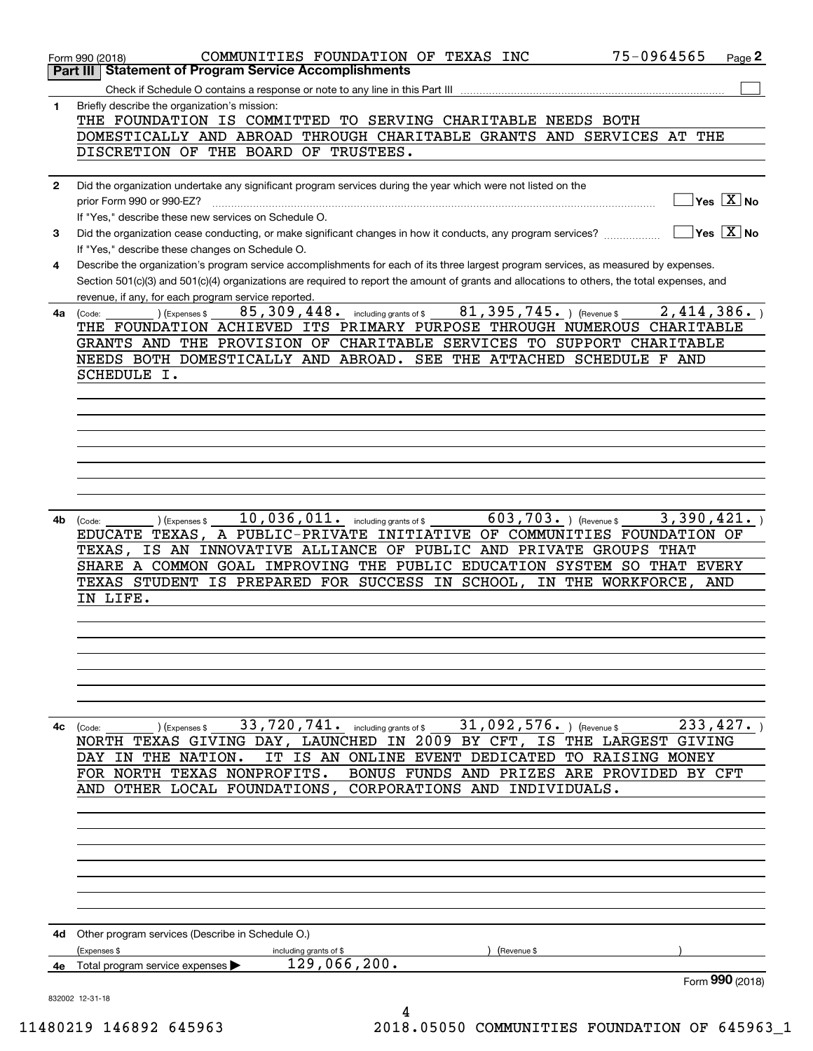Form 990 (2018) COMMUNITIES FOUNDATION OF TEXAS INC 75-0964565

## Part III Statement of Program Service Accomplishments

Check if Schedule O contains a response or note to any line in this Part III ☐

**1** Briefly describe the organization's mission:

THE FOUNDATION IS COMMITTED TO SERVING CHARITABLE NEEDS BOTH DOMESTICALLY AND ABROAD THROUGH CHARITABLE GRANTS AND SERVICES AT THE DISCRETION OF THE BOARD OF TRUSTEES.

**2** Did the organization undertake any significant program services during the year which were not listed on the prior Form 990 or 990-EZ? ☐ Yes ☒ No

If "Yes," describe these new services on Schedule O.

**3** Did the organization cease conducting, or make significant changes in how it conducts, any program services? ☐ Yes ☒ No

If "Yes," describe these changes on Schedule O.

**4** Describe the organization's program service accomplishments for each of its three largest program services, as measured by expenses. Section 501(c)(3) and 501(c)(4) organizations are required to report the amount of grants and allocations to others, the total expenses, and revenue, if any, for each program service reported.

**4a** (Code: ) (Expenses $ 85,309,448. including grants of $ 81,395,745. ) (Revenue $ 2,414,386. )

THE FOUNDATION ACHIEVED ITS PRIMARY PURPOSE THROUGH NUMEROUS CHARITABLE GRANTS AND THE PROVISION OF CHARITABLE SERVICES TO SUPPORT CHARITABLE NEEDS BOTH DOMESTICALLY AND ABROAD. SEE THE ATTACHED SCHEDULE F AND SCHEDULE I.

**4b** (Code: ) (Expenses $ 10,036,011. including grants of $ 603,703. ) (Revenue $ 3,390,421. )

EDUCATE TEXAS, A PUBLIC-PRIVATE INITIATIVE OF COMMUNITIES FOUNDATION OF TEXAS, IS AN INNOVATIVE ALLIANCE OF PUBLIC AND PRIVATE GROUPS THAT SHARE A COMMON GOAL IMPROVING THE PUBLIC EDUCATION SYSTEM SO THAT EVERY TEXAS STUDENT IS PREPARED FOR SUCCESS IN SCHOOL, IN THE WORKFORCE, AND IN LIFE.

**4c** (Code: ) (Expenses $ 33,720,741. including grants of $ 31,092,576. ) (Revenue $ 233,427. )

NORTH TEXAS GIVING DAY, LAUNCHED IN 2009 BY CFT, IS THE LARGEST GIVING DAY IN THE NATION. IT IS AN ONLINE EVENT DEDICATED TO RAISING MONEY FOR NORTH TEXAS NONPROFITS. BONUS FUNDS AND PRIZES ARE PROVIDED BY CFT AND OTHER LOCAL FOUNDATIONS, CORPORATIONS AND INDIVIDUALS.

**4d** Other program services (Describe in Schedule O.)

(Expenses $ including grants of $ ) (Revenue $ )

**4e** Total program service expenses ▶ 129,066,200.

Form **990** (2018)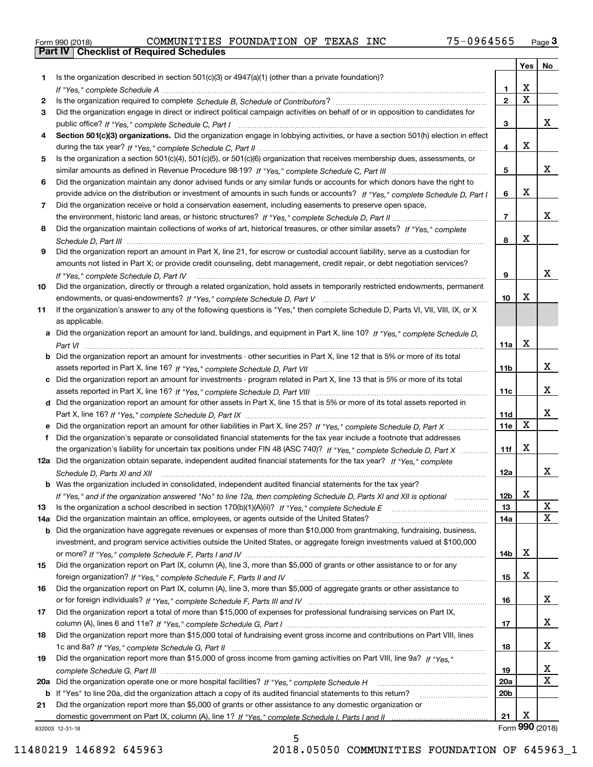Form 990 (2018) COMMUNITIES FOUNDATION OF TEXAS INC 75-0964565

## Part IV Checklist of Required Schedules

| | | | Yes | No |
|---|---|---|---|---|
| **1** | Is the organization described in section 501(c)(3) or 4947(a)(1) (other than a private foundation)? *If "Yes," complete Schedule A* | 1 | X | |
| **2** | Is the organization required to complete *Schedule B, Schedule of Contributors*? | 2 | X | |
| **3** | Did the organization engage in direct or indirect political campaign activities on behalf of or in opposition to candidates for public office? *If "Yes," complete Schedule C, Part I* | 3 | | X |
| **4** | **Section 501(c)(3) organizations.** Did the organization engage in lobbying activities, or have a section 501(h) election in effect during the tax year? *If "Yes," complete Schedule C, Part II* | 4 | X | |
| **5** | Is the organization a section 501(c)(4), 501(c)(5), or 501(c)(6) organization that receives membership dues, assessments, or similar amounts as defined in Revenue Procedure 98-19? *If "Yes," complete Schedule C, Part III* | 5 | | X |
| **6** | Did the organization maintain any donor advised funds or any similar funds or accounts for which donors have the right to provide advice on the distribution or investment of amounts in such funds or accounts? *If "Yes," complete Schedule D, Part I* | 6 | X | |
| **7** | Did the organization receive or hold a conservation easement, including easements to preserve open space, the environment, historic land areas, or historic structures? *If "Yes," complete Schedule D, Part II* | 7 | | X |
| **8** | Did the organization maintain collections of works of art, historical treasures, or other similar assets? *If "Yes," complete Schedule D, Part III* | 8 | X | |
| **9** | Did the organization report an amount in Part X, line 21, for escrow or custodial account liability, serve as a custodian for amounts not listed in Part X; or provide credit counseling, debt management, credit repair, or debt negotiation services? *If "Yes," complete Schedule D, Part IV* | 9 | | X |
| **10** | Did the organization, directly or through a related organization, hold assets in temporarily restricted endowments, permanent endowments, or quasi-endowments? *If "Yes," complete Schedule D, Part V* | 10 | X | |
| **11** | If the organization's answer to any of the following questions is "Yes," then complete Schedule D, Parts VI, VII, VIII, IX, or X as applicable. | | | |
| **a** | Did the organization report an amount for land, buildings, and equipment in Part X, line 10? *If "Yes," complete Schedule D, Part VI* | 11a | X | |
| **b** | Did the organization report an amount for investments - other securities in Part X, line 12 that is 5% or more of its total assets reported in Part X, line 16? *If "Yes," complete Schedule D, Part VII* | 11b | | X |
| **c** | Did the organization report an amount for investments - program related in Part X, line 13 that is 5% or more of its total assets reported in Part X, line 16? *If "Yes," complete Schedule D, Part VIII* | 11c | | X |
| **d** | Did the organization report an amount for other assets in Part X, line 15 that is 5% or more of its total assets reported in Part X, line 16? *If "Yes," complete Schedule D, Part IX* | 11d | | X |
| **e** | Did the organization report an amount for other liabilities in Part X, line 25? *If "Yes," complete Schedule D, Part X* | 11e | X | |
| **f** | Did the organization's separate or consolidated financial statements for the tax year include a footnote that addresses the organization's liability for uncertain tax positions under FIN 48 (ASC 740)? *If "Yes," complete Schedule D, Part X* | 11f | X | |
| **12a** | Did the organization obtain separate, independent audited financial statements for the tax year? *If "Yes," complete Schedule D, Parts XI and XII* | 12a | | X |
| **b** | Was the organization included in consolidated, independent audited financial statements for the tax year? *If "Yes," and if the organization answered "No" to line 12a, then completing Schedule D, Parts XI and XII is optional* | 12b | X | |
| **13** | Is the organization a school described in section 170(b)(1)(A)(ii)? *If "Yes," complete Schedule E* | 13 | | X |
| **14a** | Did the organization maintain an office, employees, or agents outside of the United States? | 14a | | X |
| **b** | Did the organization have aggregate revenues or expenses of more than $10,000 from grantmaking, fundraising, business, investment, and program service activities outside the United States, or aggregate foreign investments valued at $100,000 or more? *If "Yes," complete Schedule F, Parts I and IV* | 14b | X | |
| **15** | Did the organization report on Part IX, column (A), line 3, more than $5,000 of grants or other assistance to or for any foreign organization? *If "Yes," complete Schedule F, Parts II and IV* | 15 | X | |
| **16** | Did the organization report on Part IX, column (A), line 3, more than $5,000 of aggregate grants or other assistance to or for foreign individuals? *If "Yes," complete Schedule F, Parts III and IV* | 16 | | X |
| **17** | Did the organization report a total of more than $15,000 of expenses for professional fundraising services on Part IX, column (A), lines 6 and 11e? *If "Yes," complete Schedule G, Part I* | 17 | | X |
| **18** | Did the organization report more than $15,000 total of fundraising event gross income and contributions on Part VIII, lines 1c and 8a? *If "Yes," complete Schedule G, Part II* | 18 | | X |
| **19** | Did the organization report more than $15,000 of gross income from gaming activities on Part VIII, line 9a? *If "Yes," complete Schedule G, Part III* | 19 | | X |
| **20a** | Did the organization operate one or more hospital facilities? *If "Yes," complete Schedule H* | 20a | | X |
| **b** | If "Yes" to line 20a, did the organization attach a copy of its audited financial statements to this return? | 20b | | |
| **21** | Did the organization report more than $5,000 of grants or other assistance to any domestic organization or domestic government on Part IX, column (A), line 1? *If "Yes," complete Schedule I, Parts I and II* | 21 | X | |

832003 12-31-18

Form **990** (2018)

11480219 146892 645963 2018.05050 COMMUNITIES FOUNDATION OF 645963_1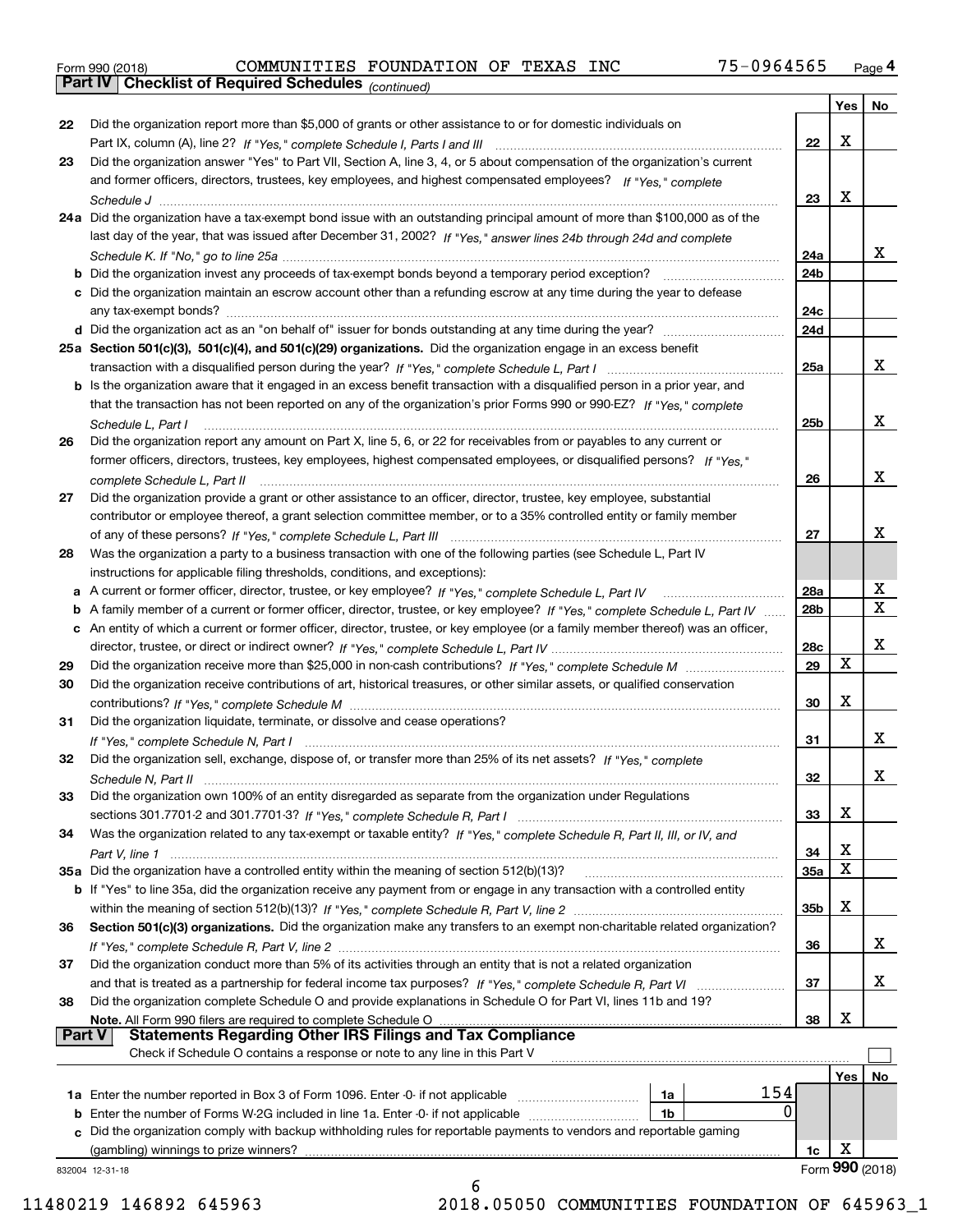Form 990 (2018) COMMUNITIES FOUNDATION OF TEXAS INC 75-0964565 Page 4

## Part IV Checklist of Required Schedules *(continued)*

| | | | Yes | No |
|---|---|---|---|---|
| 22 | Did the organization report more than $5,000 of grants or other assistance to or for domestic individuals on Part IX, column (A), line 2? *If "Yes," complete Schedule I, Parts I and III* | 22 | X | |
| 23 | Did the organization answer "Yes" to Part VII, Section A, line 3, 4, or 5 about compensation of the organization's current and former officers, directors, trustees, key employees, and highest compensated employees? *If "Yes," complete Schedule J* | 23 | X | |
| 24a | Did the organization have a tax-exempt bond issue with an outstanding principal amount of more than $100,000 as of the last day of the year, that was issued after December 31, 2002? *If "Yes," answer lines 24b through 24d and complete Schedule K. If "No," go to line 25a* | 24a | | X |
| b | Did the organization invest any proceeds of tax-exempt bonds beyond a temporary period exception? | 24b | | |
| c | Did the organization maintain an escrow account other than a refunding escrow at any time during the year to defease any tax-exempt bonds? | 24c | | |
| d | Did the organization act as an "on behalf of" issuer for bonds outstanding at any time during the year? | 24d | | |
| 25a | **Section 501(c)(3), 501(c)(4), and 501(c)(29) organizations.** Did the organization engage in an excess benefit transaction with a disqualified person during the year? *If "Yes," complete Schedule L, Part I* | 25a | | X |
| b | Is the organization aware that it engaged in an excess benefit transaction with a disqualified person in a prior year, and that the transaction has not been reported on any of the organization's prior Forms 990 or 990-EZ? *If "Yes," complete Schedule L, Part I* | 25b | | X |
| 26 | Did the organization report any amount on Part X, line 5, 6, or 22 for receivables from or payables to any current or former officers, directors, trustees, key employees, highest compensated employees, or disqualified persons? *If "Yes," complete Schedule L, Part II* | 26 | | X |
| 27 | Did the organization provide a grant or other assistance to an officer, director, trustee, key employee, substantial contributor or employee thereof, a grant selection committee member, or to a 35% controlled entity or family member of any of these persons? *If "Yes," complete Schedule L, Part III* | 27 | | X |
| 28 | Was the organization a party to a business transaction with one of the following parties (see Schedule L, Part IV instructions for applicable filing thresholds, conditions, and exceptions): | | | |
| a | A current or former officer, director, trustee, or key employee? *If "Yes," complete Schedule L, Part IV* | 28a | | X |
| b | A family member of a current or former officer, director, trustee, or key employee? *If "Yes," complete Schedule L, Part IV* | 28b | | X |
| c | An entity of which a current or former officer, director, trustee, or key employee (or a family member thereof) was an officer, director, trustee, or direct or indirect owner? *If "Yes," complete Schedule L, Part IV* | 28c | | X |
| 29 | Did the organization receive more than $25,000 in non-cash contributions? *If "Yes," complete Schedule M* | 29 | X | |
| 30 | Did the organization receive contributions of art, historical treasures, or other similar assets, or qualified conservation contributions? *If "Yes," complete Schedule M* | 30 | X | |
| 31 | Did the organization liquidate, terminate, or dissolve and cease operations? *If "Yes," complete Schedule N, Part I* | 31 | | X |
| 32 | Did the organization sell, exchange, dispose of, or transfer more than 25% of its net assets? *If "Yes," complete Schedule N, Part II* | 32 | | X |
| 33 | Did the organization own 100% of an entity disregarded as separate from the organization under Regulations sections 301.7701-2 and 301.7701-3? *If "Yes," complete Schedule R, Part I* | 33 | X | |
| 34 | Was the organization related to any tax-exempt or taxable entity? *If "Yes," complete Schedule R, Part II, III, or IV, and Part V, line 1* | 34 | X | |
| 35a | Did the organization have a controlled entity within the meaning of section 512(b)(13)? | 35a | X | |
| b | If "Yes" to line 35a, did the organization receive any payment from or engage in any transaction with a controlled entity within the meaning of section 512(b)(13)? *If "Yes," complete Schedule R, Part V, line 2* | 35b | X | |
| 36 | **Section 501(c)(3) organizations.** Did the organization make any transfers to an exempt non-charitable related organization? *If "Yes," complete Schedule R, Part V, line 2* | 36 | | X |
| 37 | Did the organization conduct more than 5% of its activities through an entity that is not a related organization and that is treated as a partnership for federal income tax purposes? *If "Yes," complete Schedule R, Part VI* | 37 | | X |
| 38 | Did the organization complete Schedule O and provide explanations in Schedule O for Part VI, lines 11b and 19? **Note.** All Form 990 filers are required to complete Schedule O | 38 | X | |

## Part V Statements Regarding Other IRS Filings and Tax Compliance

Check if Schedule O contains a response or note to any line in this Part V ☐

| | | | | | Yes | No |
|---|---|---|---|---|---|---|
| 1a | Enter the number reported in Box 3 of Form 1096. Enter -0- if not applicable | 1a | 154 | | | |
| b | Enter the number of Forms W-2G included in line 1a. Enter -0- if not applicable | 1b | 0 | | | |
| c | Did the organization comply with backup withholding rules for reportable payments to vendors and reportable gaming (gambling) winnings to prize winners? | | | 1c | X | |

832004 12-31-18 Form **990** (2018)

11480219 146892 645963 2018.05050 COMMUNITIES FOUNDATION OF 645963_1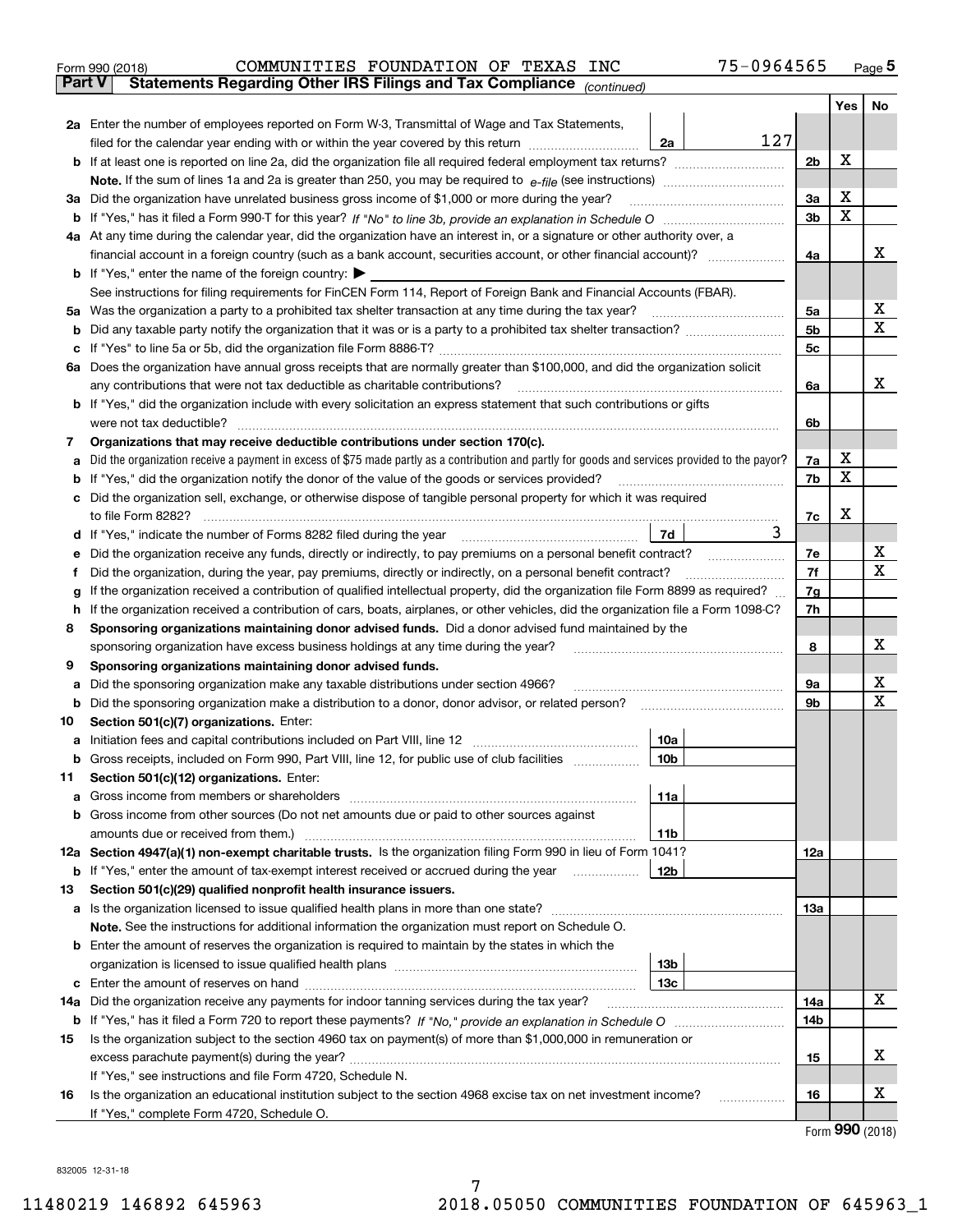Form 990 (2018) COMMUNITIES FOUNDATION OF TEXAS INC 75-0964565

## Part V Statements Regarding Other IRS Filings and Tax Compliance *(continued)*

| | | | | | Yes | No |
|---|---|---|---|---|---|---|
| **2a** | Enter the number of employees reported on Form W-3, Transmittal of Wage and Tax Statements, filed for the calendar year ending with or within the year covered by this return | 2a | 127 | | | |
| **b** | If at least one is reported on line 2a, did the organization file all required federal employment tax returns? | | | 2b | X | |
| | **Note.** If the sum of lines 1a and 2a is greater than 250, you may be required to *e-file* (see instructions) | | | | | |
| **3a** | Did the organization have unrelated business gross income of $1,000 or more during the year? | | | 3a | X | |
| **b** | If "Yes," has it filed a Form 990-T for this year? *If "No" to line 3b, provide an explanation in Schedule O* | | | 3b | X | |
| **4a** | At any time during the calendar year, did the organization have an interest in, or a signature or other authority over, a financial account in a foreign country (such as a bank account, securities account, or other financial account)? | | | 4a | | X |
| **b** | If "Yes," enter the name of the foreign country: ▶ | | | | | |
| | See instructions for filing requirements for FinCEN Form 114, Report of Foreign Bank and Financial Accounts (FBAR). | | | | | |
| **5a** | Was the organization a party to a prohibited tax shelter transaction at any time during the tax year? | | | 5a | | X |
| **b** | Did any taxable party notify the organization that it was or is a party to a prohibited tax shelter transaction? | | | 5b | | X |
| **c** | If "Yes" to line 5a or 5b, did the organization file Form 8886-T? | | | 5c | | |
| **6a** | Does the organization have annual gross receipts that are normally greater than $100,000, and did the organization solicit any contributions that were not tax deductible as charitable contributions? | | | 6a | | X |
| **b** | If "Yes," did the organization include with every solicitation an express statement that such contributions or gifts were not tax deductible? | | | 6b | | |
| **7** | **Organizations that may receive deductible contributions under section 170(c).** | | | | | |
| **a** | Did the organization receive a payment in excess of $75 made partly as a contribution and partly for goods and services provided to the payor? | | | 7a | X | |
| **b** | If "Yes," did the organization notify the donor of the value of the goods or services provided? | | | 7b | X | |
| **c** | Did the organization sell, exchange, or otherwise dispose of tangible personal property for which it was required to file Form 8282? | | | 7c | X | |
| **d** | If "Yes," indicate the number of Forms 8282 filed during the year | 7d | 3 | | | |
| **e** | Did the organization receive any funds, directly or indirectly, to pay premiums on a personal benefit contract? | | | 7e | | X |
| **f** | Did the organization, during the year, pay premiums, directly or indirectly, on a personal benefit contract? | | | 7f | | X |
| **g** | If the organization received a contribution of qualified intellectual property, did the organization file Form 8899 as required? | | | 7g | | |
| **h** | If the organization received a contribution of cars, boats, airplanes, or other vehicles, did the organization file a Form 1098-C? | | | 7h | | |
| **8** | **Sponsoring organizations maintaining donor advised funds.** Did a donor advised fund maintained by the sponsoring organization have excess business holdings at any time during the year? | | | 8 | | X |
| **9** | **Sponsoring organizations maintaining donor advised funds.** | | | | | |
| **a** | Did the sponsoring organization make any taxable distributions under section 4966? | | | 9a | | X |
| **b** | Did the sponsoring organization make a distribution to a donor, donor advisor, or related person? | | | 9b | | X |
| **10** | **Section 501(c)(7) organizations.** Enter: | | | | | |
| **a** | Initiation fees and capital contributions included on Part VIII, line 12 | 10a | | | | |
| **b** | Gross receipts, included on Form 990, Part VIII, line 12, for public use of club facilities | 10b | | | | |
| **11** | **Section 501(c)(12) organizations.** Enter: | | | | | |
| **a** | Gross income from members or shareholders | 11a | | | | |
| **b** | Gross income from other sources (Do not net amounts due or paid to other sources against amounts due or received from them.) | 11b | | | | |
| **12a** | **Section 4947(a)(1) non-exempt charitable trusts.** Is the organization filing Form 990 in lieu of Form 1041? | | | 12a | | |
| **b** | If "Yes," enter the amount of tax-exempt interest received or accrued during the year | 12b | | | | |
| **13** | **Section 501(c)(29) qualified nonprofit health insurance issuers.** | | | | | |
| **a** | Is the organization licensed to issue qualified health plans in more than one state? | | | 13a | | |
| | **Note.** See the instructions for additional information the organization must report on Schedule O. | | | | | |
| **b** | Enter the amount of reserves the organization is required to maintain by the states in which the organization is licensed to issue qualified health plans | 13b | | | | |
| **c** | Enter the amount of reserves on hand | 13c | | | | |
| **14a** | Did the organization receive any payments for indoor tanning services during the tax year? | | | 14a | | X |
| **b** | If "Yes," has it filed a Form 720 to report these payments? *If "No," provide an explanation in Schedule O* | | | 14b | | |
| **15** | Is the organization subject to the section 4960 tax on payment(s) of more than $1,000,000 in remuneration or excess parachute payment(s) during the year? | | | 15 | | X |
| | If "Yes," see instructions and file Form 4720, Schedule N. | | | | | |
| **16** | Is the organization an educational institution subject to the section 4968 excise tax on net investment income? | | | 16 | | X |
| | If "Yes," complete Form 4720, Schedule O. | | | | | |

Form **990** (2018)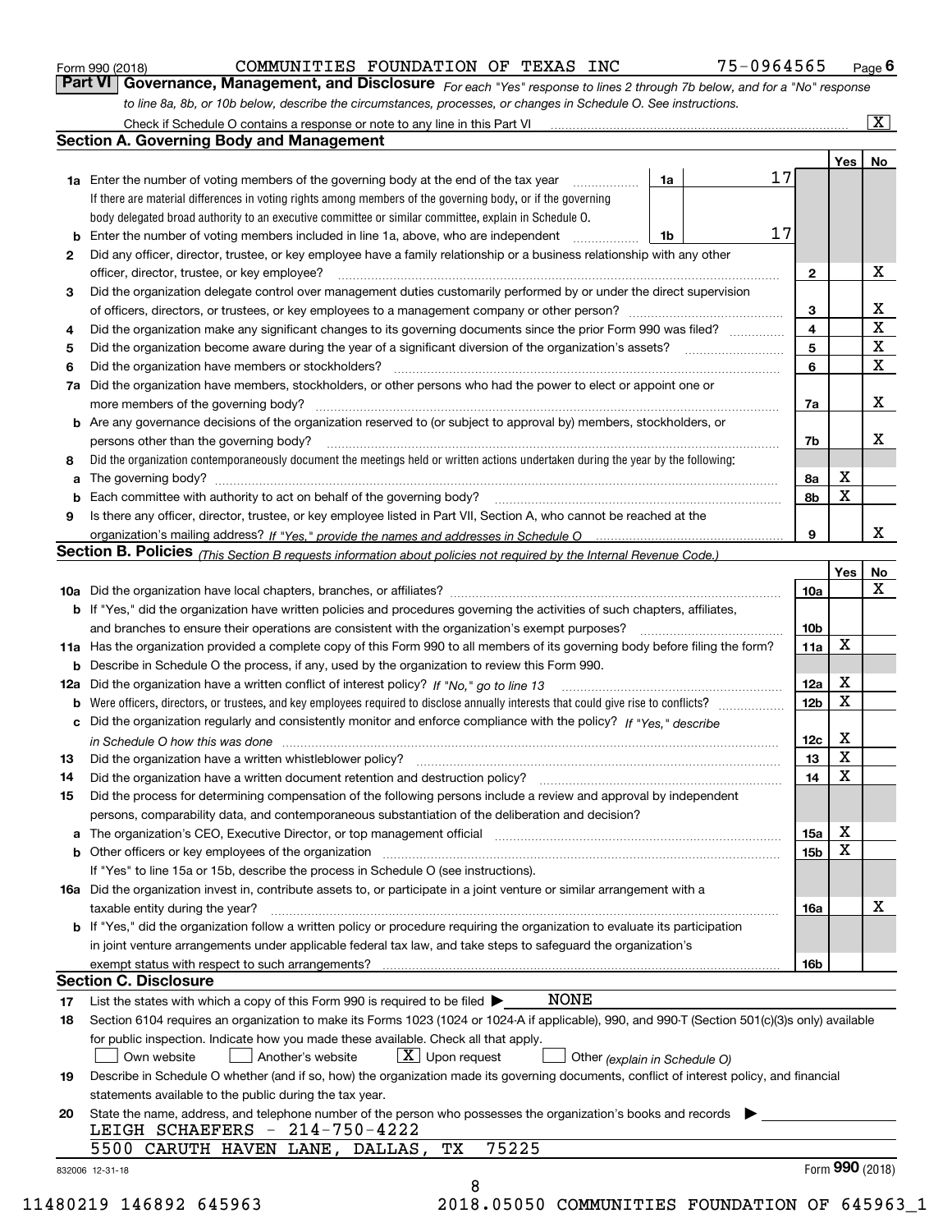Form 990 (2018) COMMUNITIES FOUNDATION OF TEXAS INC 75-0964565

## Part VI Governance, Management, and Disclosure

*For each "Yes" response to lines 2 through 7b below, and for a "No" response to line 8a, 8b, or 10b below, describe the circumstances, processes, or changes in Schedule O. See instructions.*

Check if Schedule O contains a response or note to any line in this Part VI [X]

### Section A. Governing Body and Management

| | | | | Yes | No |
|---|---|---|---|---|---|
| 1a | Enter the number of voting members of the governing body at the end of the tax year (1a) | 17 | | | |
| | If there are material differences in voting rights among members of the governing body, or if the governing body delegated broad authority to an executive committee or similar committee, explain in Schedule O. | | | | |
| b | Enter the number of voting members included in line 1a, above, who are independent (1b) | 17 | | | |
| 2 | Did any officer, director, trustee, or key employee have a family relationship or a business relationship with any other officer, director, trustee, or key employee? | | 2 | | X |
| 3 | Did the organization delegate control over management duties customarily performed by or under the direct supervision of officers, directors, or trustees, or key employees to a management company or other person? | | 3 | | X |
| 4 | Did the organization make any significant changes to its governing documents since the prior Form 990 was filed? | | 4 | | X |
| 5 | Did the organization become aware during the year of a significant diversion of the organization's assets? | | 5 | | X |
| 6 | Did the organization have members or stockholders? | | 6 | | X |
| 7a | Did the organization have members, stockholders, or other persons who had the power to elect or appoint one or more members of the governing body? | | 7a | | X |
| b | Are any governance decisions of the organization reserved to (or subject to approval by) members, stockholders, or persons other than the governing body? | | 7b | | X |
| 8 | Did the organization contemporaneously document the meetings held or written actions undertaken during the year by the following: | | | | |
| a | The governing body? | | 8a | X | |
| b | Each committee with authority to act on behalf of the governing body? | | 8b | X | |
| 9 | Is there any officer, director, trustee, or key employee listed in Part VII, Section A, who cannot be reached at the organization's mailing address? *If "Yes," provide the names and addresses in Schedule O* | | 9 | | X |

### Section B. Policies *(This Section B requests information about policies not required by the Internal Revenue Code.)*

| | | | Yes | No |
|---|---|---|---|---|
| 10a | Did the organization have local chapters, branches, or affiliates? | 10a | | X |
| b | If "Yes," did the organization have written policies and procedures governing the activities of such chapters, affiliates, and branches to ensure their operations are consistent with the organization's exempt purposes? | 10b | | |
| 11a | Has the organization provided a complete copy of this Form 990 to all members of its governing body before filing the form? | 11a | X | |
| b | Describe in Schedule O the process, if any, used by the organization to review this Form 990. | | | |
| 12a | Did the organization have a written conflict of interest policy? *If "No," go to line 13* | 12a | X | |
| b | Were officers, directors, or trustees, and key employees required to disclose annually interests that could give rise to conflicts? | 12b | X | |
| c | Did the organization regularly and consistently monitor and enforce compliance with the policy? *If "Yes," describe in Schedule O how this was done* | 12c | X | |
| 13 | Did the organization have a written whistleblower policy? | 13 | X | |
| 14 | Did the organization have a written document retention and destruction policy? | 14 | X | |
| 15 | Did the process for determining compensation of the following persons include a review and approval by independent persons, comparability data, and contemporaneous substantiation of the deliberation and decision? | | | |
| a | The organization's CEO, Executive Director, or top management official | 15a | X | |
| b | Other officers or key employees of the organization | 15b | X | |
| | If "Yes" to line 15a or 15b, describe the process in Schedule O (see instructions). | | | |
| 16a | Did the organization invest in, contribute assets to, or participate in a joint venture or similar arrangement with a taxable entity during the year? | 16a | | X |
| b | If "Yes," did the organization follow a written policy or procedure requiring the organization to evaluate its participation in joint venture arrangements under applicable federal tax law, and take steps to safeguard the organization's exempt status with respect to such arrangements? | 16b | | |

### Section C. Disclosure

17 List the states with which a copy of this Form 990 is required to be filed ▶ NONE

18 Section 6104 requires an organization to make its Forms 1023 (1024 or 1024-A if applicable), 990, and 990-T (Section 501(c)(3)s only) available for public inspection. Indicate how you made these available. Check all that apply.

[ ] Own website [ ] Another's website [X] Upon request [ ] Other *(explain in Schedule O)*

19 Describe in Schedule O whether (and if so, how) the organization made its governing documents, conflict of interest policy, and financial statements available to the public during the tax year.

20 State the name, address, and telephone number of the person who possesses the organization's books and records ▶

LEIGH SCHAEFERS - 214-750-4222
5500 CARUTH HAVEN LANE, DALLAS, TX 75225

Form 990 (2018)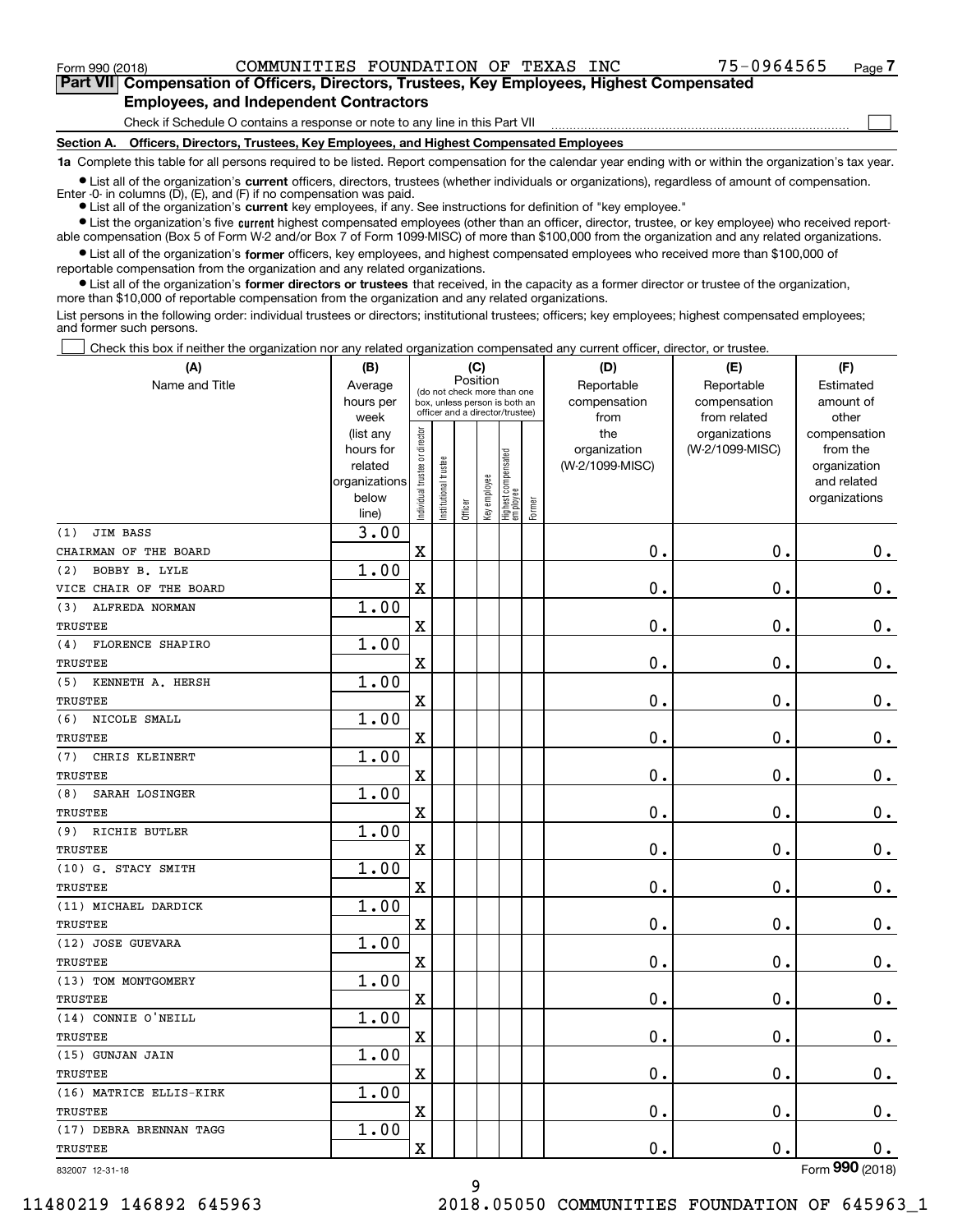Form 990 (2018) COMMUNITIES FOUNDATION OF TEXAS INC 75-0964565

## Part VII Compensation of Officers, Directors, Trustees, Key Employees, Highest Compensated Employees, and Independent Contractors

Check if Schedule O contains a response or note to any line in this Part VII

### Section A. Officers, Directors, Trustees, Key Employees, and Highest Compensated Employees

**1a** Complete this table for all persons required to be listed. Report compensation for the calendar year ending with or within the organization's tax year.

- List all of the organization's **current** officers, directors, trustees (whether individuals or organizations), regardless of amount of compensation. Enter -0- in columns (D), (E), and (F) if no compensation was paid.
- List all of the organization's **current** key employees, if any. See instructions for definition of "key employee."
- List the organization's five **current** highest compensated employees (other than an officer, director, trustee, or key employee) who received reportable compensation (Box 5 of Form W-2 and/or Box 7 of Form 1099-MISC) of more than $100,000 from the organization and any related organizations.
- List all of the organization's **former** officers, key employees, and highest compensated employees who received more than $100,000 of reportable compensation from the organization and any related organizations.
- List all of the organization's **former directors or trustees** that received, in the capacity as a former director or trustee of the organization, more than $10,000 of reportable compensation from the organization and any related organizations.

List persons in the following order: individual trustees or directors; institutional trustees; officers; key employees; highest compensated employees; and former such persons.

Check this box if neither the organization nor any related organization compensated any current officer, director, or trustee.

| (A) Name and Title | (B) Average hours per week (list any hours for related organizations below line) | (C) Position: Individual trustee or director | Institutional trustee | Officer | Key employee | Highest compensated employee | Former | (D) Reportable compensation from the organization (W-2/1099-MISC) | (E) Reportable compensation from related organizations (W-2/1099-MISC) | (F) Estimated amount of other compensation from the organization and related organizations |
|---|---|---|---|---|---|---|---|---|---|---|
| (1) JIM BASS<br>CHAIRMAN OF THE BOARD | 3.00 | X | | | | | | 0. | 0. | 0. |
| (2) BOBBY B. LYLE<br>VICE CHAIR OF THE BOARD | 1.00 | X | | | | | | 0. | 0. | 0. |
| (3) ALFREDA NORMAN<br>TRUSTEE | 1.00 | X | | | | | | 0. | 0. | 0. |
| (4) FLORENCE SHAPIRO<br>TRUSTEE | 1.00 | X | | | | | | 0. | 0. | 0. |
| (5) KENNETH A. HERSH<br>TRUSTEE | 1.00 | X | | | | | | 0. | 0. | 0. |
| (6) NICOLE SMALL<br>TRUSTEE | 1.00 | X | | | | | | 0. | 0. | 0. |
| (7) CHRIS KLEINERT<br>TRUSTEE | 1.00 | X | | | | | | 0. | 0. | 0. |
| (8) SARAH LOSINGER<br>TRUSTEE | 1.00 | X | | | | | | 0. | 0. | 0. |
| (9) RICHIE BUTLER<br>TRUSTEE | 1.00 | X | | | | | | 0. | 0. | 0. |
| (10) G. STACY SMITH<br>TRUSTEE | 1.00 | X | | | | | | 0. | 0. | 0. |
| (11) MICHAEL DARDICK<br>TRUSTEE | 1.00 | X | | | | | | 0. | 0. | 0. |
| (12) JOSE GUEVARA<br>TRUSTEE | 1.00 | X | | | | | | 0. | 0. | 0. |
| (13) TOM MONTGOMERY<br>TRUSTEE | 1.00 | X | | | | | | 0. | 0. | 0. |
| (14) CONNIE O'NEILL<br>TRUSTEE | 1.00 | X | | | | | | 0. | 0. | 0. |
| (15) GUNJAN JAIN<br>TRUSTEE | 1.00 | X | | | | | | 0. | 0. | 0. |
| (16) MATRICE ELLIS-KIRK<br>TRUSTEE | 1.00 | X | | | | | | 0. | 0. | 0. |
| (17) DEBRA BRENNAN TAGG<br>TRUSTEE | 1.00 | X | | | | | | 0. | 0. | 0. |

832007 12-31-18 Form 990 (2018)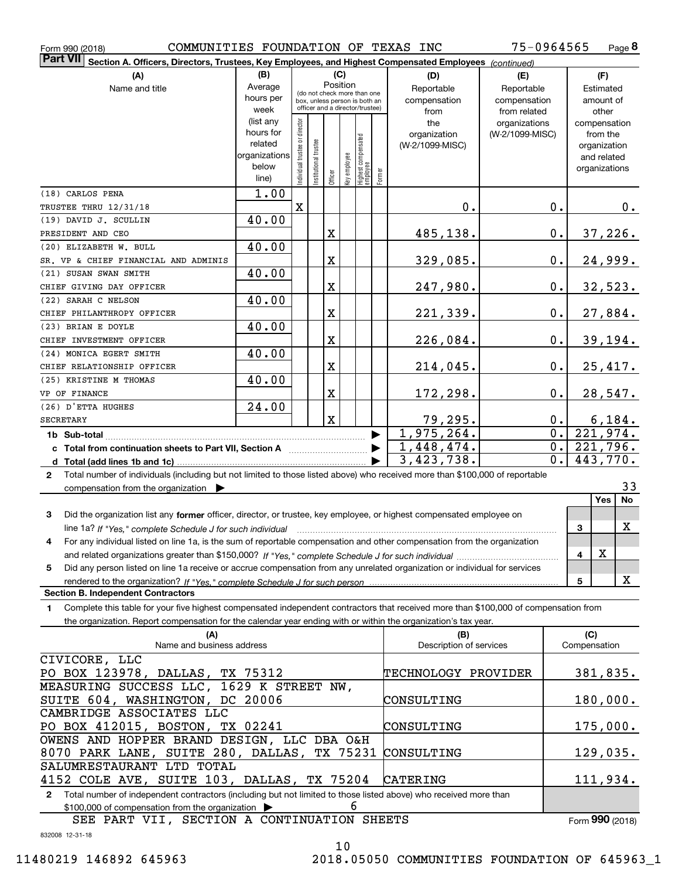Form 990 (2018) COMMUNITIES FOUNDATION OF TEXAS INC 75-0964565

## Part VII Section A. Officers, Directors, Trustees, Key Employees, and Highest Compensated Employees *(continued)*

| (A) Name and title | (B) Average hours per week (list any hours for related organizations below line) | (C) Position: Individual trustee or director | Institutional trustee | Officer | Key employee | Highest compensated employee | Former | (D) Reportable compensation from the organization (W-2/1099-MISC) | (E) Reportable compensation from related organizations (W-2/1099-MISC) | (F) Estimated amount of other compensation from the organization and related organizations |
|---|---|---|---|---|---|---|---|---|---|---|
| (18) CARLOS PENA<br>TRUSTEE THRU 12/31/18 | 1.00 | X | | | | | | 0. | 0. | 0. |
| (19) DAVID J. SCULLIN<br>PRESIDENT AND CEO | 40.00 | | | X | | | | 485,138. | 0. | 37,226. |
| (20) ELIZABETH W. BULL<br>SR. VP & CHIEF FINANCIAL AND ADMINIS | 40.00 | | | X | | | | 329,085. | 0. | 24,999. |
| (21) SUSAN SWAN SMITH<br>CHIEF GIVING DAY OFFICER | 40.00 | | | X | | | | 247,980. | 0. | 32,523. |
| (22) SARAH C NELSON<br>CHIEF PHILANTHROPY OFFICER | 40.00 | | | X | | | | 221,339. | 0. | 27,884. |
| (23) BRIAN E DOYLE<br>CHIEF INVESTMENT OFFICER | 40.00 | | | X | | | | 226,084. | 0. | 39,194. |
| (24) MONICA EGERT SMITH<br>CHIEF RELATIONSHIP OFFICER | 40.00 | | | X | | | | 214,045. | 0. | 25,417. |
| (25) KRISTINE M THOMAS<br>VP OF FINANCE | 40.00 | | | X | | | | 172,298. | 0. | 28,547. |
| (26) D'ETTA HUGHES<br>SECRETARY | 24.00 | | | X | | | | 79,295. | 0. | 6,184. |
| 1b Sub-total | | | | | | | | 1,975,264. | 0. | 221,974. |
| c Total from continuation sheets to Part VII, Section A | | | | | | | | 1,448,474. | 0. | 221,796. |
| d Total (add lines 1b and 1c) | | | | | | | | 3,423,738. | 0. | 443,770. |

**2** Total number of individuals (including but not limited to those listed above) who received more than $100,000 of reportable compensation from the organization ▶ 33

| | | Yes | No |
|---|---|---|---|
| **3** Did the organization list any **former** officer, director, or trustee, key employee, or highest compensated employee on line 1a? *If "Yes," complete Schedule J for such individual* | 3 | | X |
| **4** For any individual listed on line 1a, is the sum of reportable compensation and other compensation from the organization and related organizations greater than $150,000? *If "Yes," complete Schedule J for such individual* | 4 | X | |
| **5** Did any person listed on line 1a receive or accrue compensation from any unrelated organization or individual for services rendered to the organization? *If "Yes," complete Schedule J for such person* | 5 | | X |

### Section B. Independent Contractors

**1** Complete this table for your five highest compensated independent contractors that received more than $100,000 of compensation from the organization. Report compensation for the calendar year ending with or within the organization's tax year.

| (A) Name and business address | (B) Description of services | (C) Compensation |
|---|---|---|
| CIVICORE, LLC<br>PO BOX 123978, DALLAS, TX 75312 | TECHNOLOGY PROVIDER | 381,835. |
| MEASURING SUCCESS LLC, 1629 K STREET NW,<br>SUITE 604, WASHINGTON, DC 20006 | CONSULTING | 180,000. |
| CAMBRIDGE ASSOCIATES LLC<br>PO BOX 412015, BOSTON, TX 02241 | CONSULTING | 175,000. |
| OWENS AND HOPPER BRAND DESIGN, LLC DBA O&H<br>8070 PARK LANE, SUITE 280, DALLAS, TX 75231 | CONSULTING | 129,035. |
| SALUMRESTAURANT LTD TOTAL<br>4152 COLE AVE, SUITE 103, DALLAS, TX 75204 | CATERING | 111,934. |

**2** Total number of independent contractors (including but not limited to those listed above) who received more than $100,000 of compensation from the organization ▶ 6

SEE PART VII, SECTION A CONTINUATION SHEETS

Form **990** (2018)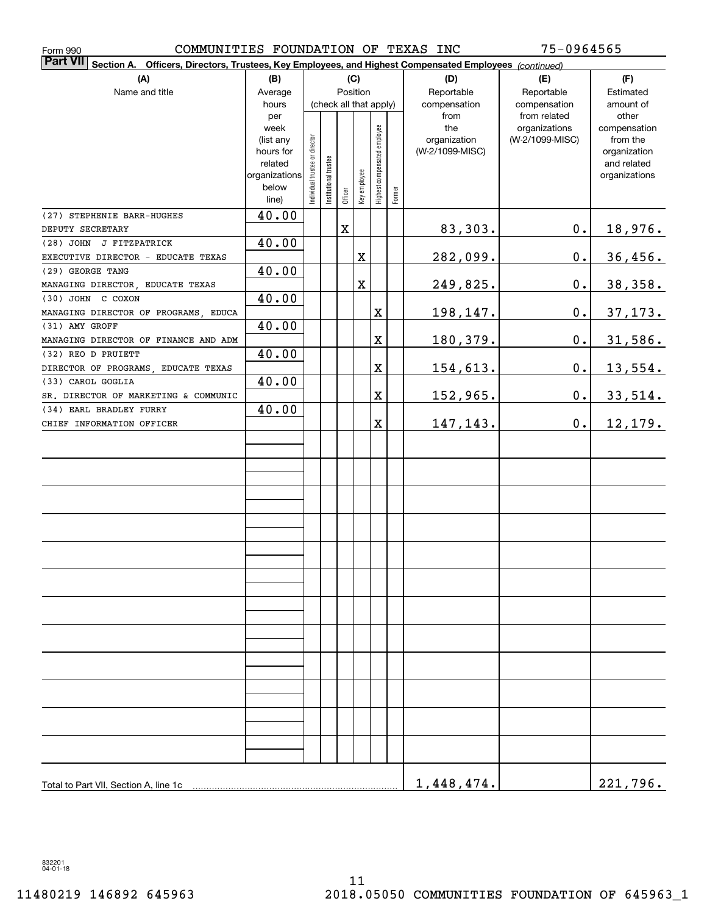Form 990 COMMUNITIES FOUNDATION OF TEXAS INC 75-0964565

**Part VII Section A. Officers, Directors, Trustees, Key Employees, and Highest Compensated Employees** *(continued)*

| (A) Name and title | (B) Average hours per week (list any hours for related organizations below line) | (C) Position (check all that apply): Individual trustee or director | Institutional trustee | Officer | Key employee | Highest compensated employee | Former | (D) Reportable compensation from the organization (W-2/1099-MISC) | (E) Reportable compensation from related organizations (W-2/1099-MISC) | (F) Estimated amount of other compensation from the organization and related organizations |
|---|---|---|---|---|---|---|---|---|---|---|
| (27) STEPHENIE BARR-HUGHES<br>DEPUTY SECRETARY | 40.00 | | | X | | | | 83,303. | 0. | 18,976. |
| (28) JOHN J FITZPATRICK<br>EXECUTIVE DIRECTOR - EDUCATE TEXAS | 40.00 | | | | X | | | 282,099. | 0. | 36,456. |
| (29) GEORGE TANG<br>MANAGING DIRECTOR, EDUCATE TEXAS | 40.00 | | | | X | | | 249,825. | 0. | 38,358. |
| (30) JOHN C COXON<br>MANAGING DIRECTOR OF PROGRAMS, EDUCA | 40.00 | | | | | X | | 198,147. | 0. | 37,173. |
| (31) AMY GROFF<br>MANAGING DIRECTOR OF FINANCE AND ADM | 40.00 | | | | | X | | 180,379. | 0. | 31,586. |
| (32) REO D PRUIETT<br>DIRECTOR OF PROGRAMS, EDUCATE TEXAS | 40.00 | | | | | X | | 154,613. | 0. | 13,554. |
| (33) CAROL GOGLIA<br>SR. DIRECTOR OF MARKETING & COMMUNIC | 40.00 | | | | | X | | 152,965. | 0. | 33,514. |
| (34) EARL BRADLEY FURRY<br>CHIEF INFORMATION OFFICER | 40.00 | | | | | X | | 147,143. | 0. | 12,179. |
| Total to Part VII, Section A, line 1c | | | | | | | | 1,448,474. | | 221,796. |

832201 04-01-18

11480219 146892 645963 2018.05050 COMMUNITIES FOUNDATION OF 645963_1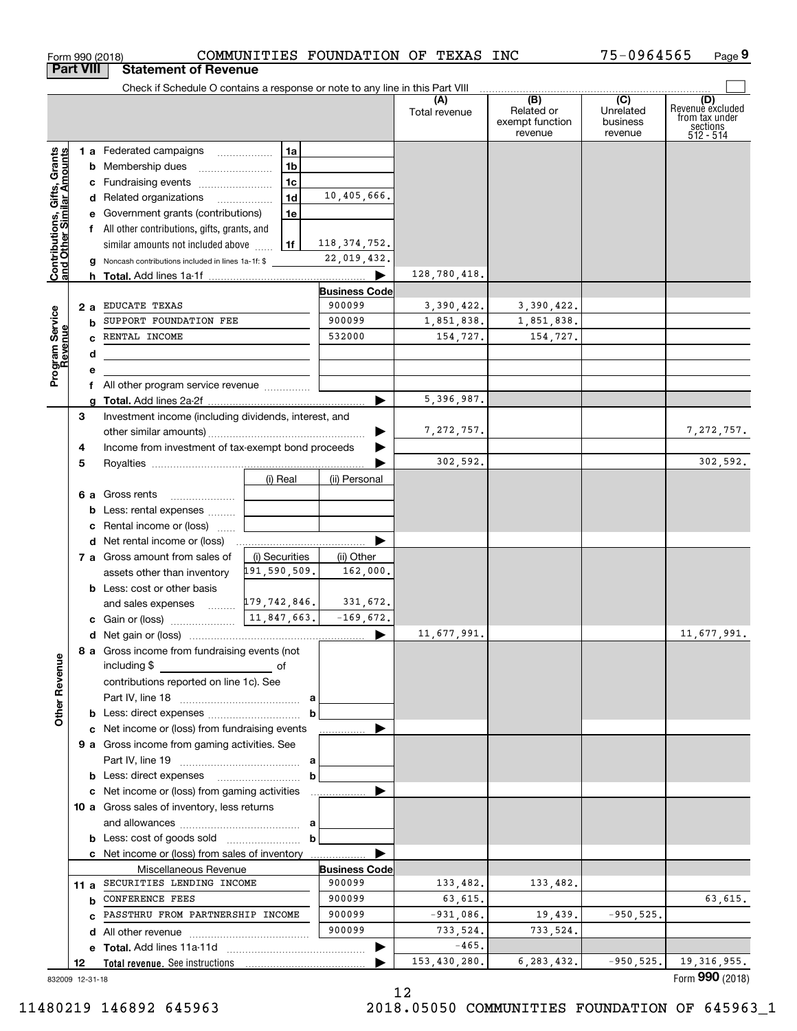Form 990 (2018) COMMUNITIES FOUNDATION OF TEXAS INC 75-0964565

## Part VIII Statement of Revenue

Check if Schedule O contains a response or note to any line in this Part VIII

| | | | | (A) Total revenue | (B) Related or exempt function revenue | (C) Unrelated business revenue | (D) Revenue excluded from tax under sections 512 - 514 |
|---|---|---|---|---|---|---|---|
| **Contributions, Gifts, Grants and Other Similar Amounts** | 1 a Federated campaigns | 1a | | | | | |
| | b Membership dues | 1b | | | | | |
| | c Fundraising events | 1c | | | | | |
| | d Related organizations | 1d | 10,405,666. | | | | |
| | e Government grants (contributions) | 1e | | | | | |
| | f All other contributions, gifts, grants, and similar amounts not included above | 1f | 118,374,752. | | | | |
| | g Noncash contributions included in lines 1a-1f: $ | | 22,019,432. | | | | |
| | h **Total.** Add lines 1a-1f | | | 128,780,418. | | | |
| **Program Service Revenue** | | | **Business Code** | | | | |
| | 2 a EDUCATE TEXAS | | 900099 | 3,390,422. | 3,390,422. | | |
| | b SUPPORT FOUNDATION FEE | | 900099 | 1,851,838. | 1,851,838. | | |
| | c RENTAL INCOME | | 532000 | 154,727. | 154,727. | | |
| | d | | | | | | |
| | e | | | | | | |
| | f All other program service revenue | | | | | | |
| | g **Total.** Add lines 2a-2f | | | 5,396,987. | | | |
| **Other Revenue** | 3 Investment income (including dividends, interest, and other similar amounts) | | | 7,272,757. | | | 7,272,757. |
| | 4 Income from investment of tax-exempt bond proceeds | | | | | | |
| | 5 Royalties | | | 302,592. | | | 302,592. |
| | | (i) Real | (ii) Personal | | | | |
| | 6 a Gross rents | | | | | | |
| | b Less: rental expenses | | | | | | |
| | c Rental income or (loss) | | | | | | |
| | d Net rental income or (loss) | | | | | | |
| | 7 a Gross amount from sales of assets other than inventory | (i) Securities 191,590,509. | (ii) Other 162,000. | | | | |
| | b Less: cost or other basis and sales expenses | 179,742,846. | 331,672. | | | | |
| | c Gain or (loss) | 11,847,663. | -169,672. | | | | |
| | d Net gain or (loss) | | | 11,677,991. | | | 11,677,991. |
| | 8 a Gross income from fundraising events (not including $ of contributions reported on line 1c). See Part IV, line 18 | a | | | | | |
| | b Less: direct expenses | b | | | | | |
| | c Net income or (loss) from fundraising events | | | | | | |
| | 9 a Gross income from gaming activities. See Part IV, line 19 | a | | | | | |
| | b Less: direct expenses | b | | | | | |
| | c Net income or (loss) from gaming activities | | | | | | |
| | 10 a Gross sales of inventory, less returns and allowances | a | | | | | |
| | b Less: cost of goods sold | b | | | | | |
| | c Net income or (loss) from sales of inventory | | | | | | |
| | Miscellaneous Revenue | | **Business Code** | | | | |
| | 11 a SECURITIES LENDING INCOME | | 900099 | 133,482. | 133,482. | | |
| | b CONFERENCE FEES | | 900099 | 63,615. | | | 63,615. |
| | c PASSTHRU FROM PARTNERSHIP INCOME | | 900099 | -931,086. | 19,439. | -950,525. | |
| | d All other revenue | | 900099 | 733,524. | 733,524. | | |
| | e **Total.** Add lines 11a-11d | | | -465. | | | |
| | 12 **Total revenue.** See instructions | | | 153,430,280. | 6,283,432. | -950,525. | 19,316,955. |

832009 12-31-18

Form **990** (2018)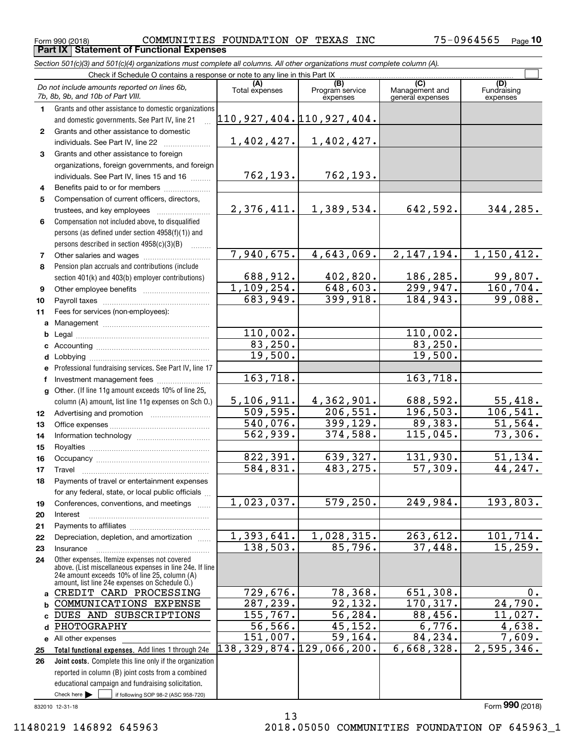Form 990 (2018) COMMUNITIES FOUNDATION OF TEXAS INC 75-0964565

## Part IX Statement of Functional Expenses

*Section 501(c)(3) and 501(c)(4) organizations must complete all columns. All other organizations must complete column (A).*

Check if Schedule O contains a response or note to any line in this Part IX

| | *Do not include amounts reported on lines 6b, 7b, 8b, 9b, and 10b of Part VIII.* | (A) Total expenses | (B) Program service expenses | (C) Management and general expenses | (D) Fundraising expenses |
|---|---|---|---|---|---|
| 1 | Grants and other assistance to domestic organizations and domestic governments. See Part IV, line 21 | 110,927,404. | 110,927,404. | | |
| 2 | Grants and other assistance to domestic individuals. See Part IV, line 22 | 1,402,427. | 1,402,427. | | |
| 3 | Grants and other assistance to foreign organizations, foreign governments, and foreign individuals. See Part IV, lines 15 and 16 | 762,193. | 762,193. | | |
| 4 | Benefits paid to or for members | | | | |
| 5 | Compensation of current officers, directors, trustees, and key employees | 2,376,411. | 1,389,534. | 642,592. | 344,285. |
| 6 | Compensation not included above, to disqualified persons (as defined under section 4958(f)(1)) and persons described in section 4958(c)(3)(B) | | | | |
| 7 | Other salaries and wages | 7,940,675. | 4,643,069. | 2,147,194. | 1,150,412. |
| 8 | Pension plan accruals and contributions (include section 401(k) and 403(b) employer contributions) | 688,912. | 402,820. | 186,285. | 99,807. |
| 9 | Other employee benefits | 1,109,254. | 648,603. | 299,947. | 160,704. |
| 10 | Payroll taxes | 683,949. | 399,918. | 184,943. | 99,088. |
| 11 | Fees for services (non-employees): | | | | |
| a | Management | | | | |
| b | Legal | 110,002. | | 110,002. | |
| c | Accounting | 83,250. | | 83,250. | |
| d | Lobbying | 19,500. | | 19,500. | |
| e | Professional fundraising services. See Part IV, line 17 | | | | |
| f | Investment management fees | 163,718. | | 163,718. | |
| g | Other. (If line 11g amount exceeds 10% of line 25, column (A) amount, list line 11g expenses on Sch O.) | 5,106,911. | 4,362,901. | 688,592. | 55,418. |
| 12 | Advertising and promotion | 509,595. | 206,551. | 196,503. | 106,541. |
| 13 | Office expenses | 540,076. | 399,129. | 89,383. | 51,564. |
| 14 | Information technology | 562,939. | 374,588. | 115,045. | 73,306. |
| 15 | Royalties | | | | |
| 16 | Occupancy | 822,391. | 639,327. | 131,930. | 51,134. |
| 17 | Travel | 584,831. | 483,275. | 57,309. | 44,247. |
| 18 | Payments of travel or entertainment expenses for any federal, state, or local public officials | | | | |
| 19 | Conferences, conventions, and meetings | 1,023,037. | 579,250. | 249,984. | 193,803. |
| 20 | Interest | | | | |
| 21 | Payments to affiliates | | | | |
| 22 | Depreciation, depletion, and amortization | 1,393,641. | 1,028,315. | 263,612. | 101,714. |
| 23 | Insurance | 138,503. | 85,796. | 37,448. | 15,259. |
| 24 | Other expenses. Itemize expenses not covered above. (List miscellaneous expenses in line 24e. If line 24e amount exceeds 10% of line 25, column (A) amount, list line 24e expenses on Schedule O.) | | | | |
| a | CREDIT CARD PROCESSING | 729,676. | 78,368. | 651,308. | 0. |
| b | COMMUNICATIONS EXPENSE | 287,239. | 92,132. | 170,317. | 24,790. |
| c | DUES AND SUBSCRIPTIONS | 155,767. | 56,284. | 88,456. | 11,027. |
| d | PHOTOGRAPHY | 56,566. | 45,152. | 6,776. | 4,638. |
| e | All other expenses | 151,007. | 59,164. | 84,234. | 7,609. |
| 25 | **Total functional expenses.** Add lines 1 through 24e | 138,329,874. | 129,066,200. | 6,668,328. | 2,595,346. |
| 26 | **Joint costs.** Complete this line only if the organization reported in column (B) joint costs from a combined educational campaign and fundraising solicitation. Check here ☐ if following SOP 98-2 (ASC 958-720) | | | | |

832010 12-31-18

Form **990** (2018)

11480219 146892 645963 2018.05050 COMMUNITIES FOUNDATION OF 645963_1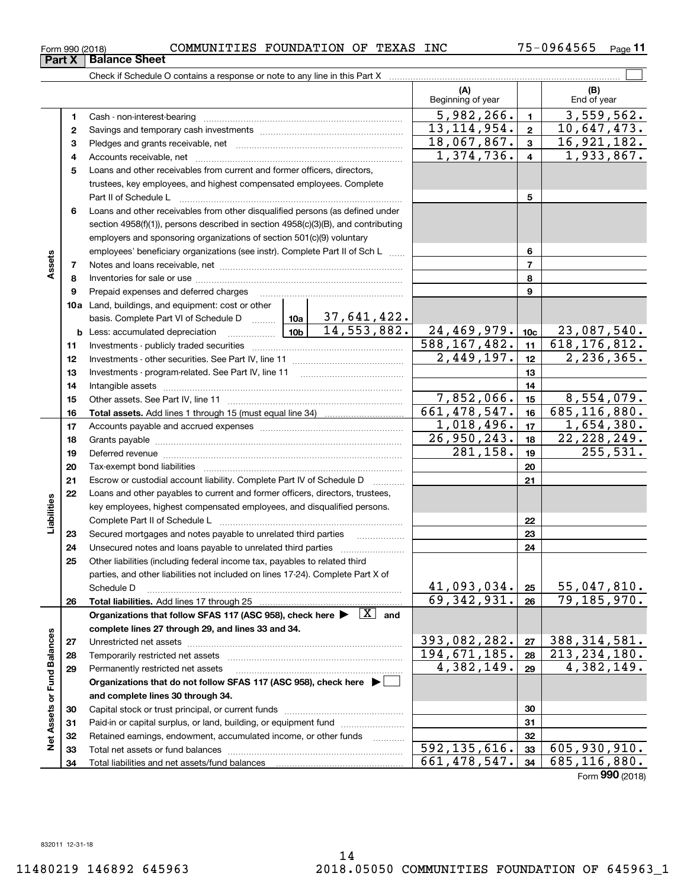Form 990 (2018) COMMUNITIES FOUNDATION OF TEXAS INC 75-0964565 Page **11**

## Part X | Balance Sheet

Check if Schedule O contains a response or note to any line in this Part X

| | | | | (A) Beginning of year | | (B) End of year |
|---|---|---|---|---|---|---|
| Assets | 1 | Cash - non-interest-bearing | | 5,982,266. | 1 | 3,559,562. |
| | 2 | Savings and temporary cash investments | | 13,114,954. | 2 | 10,647,473. |
| | 3 | Pledges and grants receivable, net | | 18,067,867. | 3 | 16,921,182. |
| | 4 | Accounts receivable, net | | 1,374,736. | 4 | 1,933,867. |
| | 5 | Loans and other receivables from current and former officers, directors, trustees, key employees, and highest compensated employees. Complete Part II of Schedule L | | | 5 | |
| | 6 | Loans and other receivables from other disqualified persons (as defined under section 4958(f)(1)), persons described in section 4958(c)(3)(B), and contributing employers and sponsoring organizations of section 501(c)(9) voluntary employees' beneficiary organizations (see instr). Complete Part II of Sch L | | | 6 | |
| | 7 | Notes and loans receivable, net | | | 7 | |
| | 8 | Inventories for sale or use | | | 8 | |
| | 9 | Prepaid expenses and deferred charges | | | 9 | |
| | 10a | Land, buildings, and equipment: cost or other basis. Complete Part VI of Schedule D | 10a 37,641,422. | | | |
| | b | Less: accumulated depreciation | 10b 14,553,882. | 24,469,979. | 10c | 23,087,540. |
| | 11 | Investments - publicly traded securities | | 588,167,482. | 11 | 618,176,812. |
| | 12 | Investments - other securities. See Part IV, line 11 | | 2,449,197. | 12 | 2,236,365. |
| | 13 | Investments - program-related. See Part IV, line 11 | | | 13 | |
| | 14 | Intangible assets | | | 14 | |
| | 15 | Other assets. See Part IV, line 11 | | 7,852,066. | 15 | 8,554,079. |
| | 16 | **Total assets.** Add lines 1 through 15 (must equal line 34) | | 661,478,547. | 16 | 685,116,880. |
| Liabilities | 17 | Accounts payable and accrued expenses | | 1,018,496. | 17 | 1,654,380. |
| | 18 | Grants payable | | 26,950,243. | 18 | 22,228,249. |
| | 19 | Deferred revenue | | 281,158. | 19 | 255,531. |
| | 20 | Tax-exempt bond liabilities | | | 20 | |
| | 21 | Escrow or custodial account liability. Complete Part IV of Schedule D | | | 21 | |
| | 22 | Loans and other payables to current and former officers, directors, trustees, key employees, highest compensated employees, and disqualified persons. Complete Part II of Schedule L | | | 22 | |
| | 23 | Secured mortgages and notes payable to unrelated third parties | | | 23 | |
| | 24 | Unsecured notes and loans payable to unrelated third parties | | | 24 | |
| | 25 | Other liabilities (including federal income tax, payables to related third parties, and other liabilities not included on lines 17-24). Complete Part X of Schedule D | | 41,093,034. | 25 | 55,047,810. |
| | 26 | **Total liabilities.** Add lines 17 through 25 | | 69,342,931. | 26 | 79,185,970. |
| Net Assets or Fund Balances | | **Organizations that follow SFAS 117 (ASC 958), check here ▶ [X] and complete lines 27 through 29, and lines 33 and 34.** | | | | |
| | 27 | Unrestricted net assets | | 393,082,282. | 27 | 388,314,581. |
| | 28 | Temporarily restricted net assets | | 194,671,185. | 28 | 213,234,180. |
| | 29 | Permanently restricted net assets | | 4,382,149. | 29 | 4,382,149. |
| | | **Organizations that do not follow SFAS 117 (ASC 958), check here ▶ [ ] and complete lines 30 through 34.** | | | | |
| | 30 | Capital stock or trust principal, or current funds | | | 30 | |
| | 31 | Paid-in or capital surplus, or land, building, or equipment fund | | | 31 | |
| | 32 | Retained earnings, endowment, accumulated income, or other funds | | | 32 | |
| | 33 | Total net assets or fund balances | | 592,135,616. | 33 | 605,930,910. |
| | 34 | Total liabilities and net assets/fund balances | | 661,478,547. | 34 | 685,116,880. |

Form **990** (2018)

832011 12-31-18

11480219 146892 645963 2018.05050 COMMUNITIES FOUNDATION OF 645963_1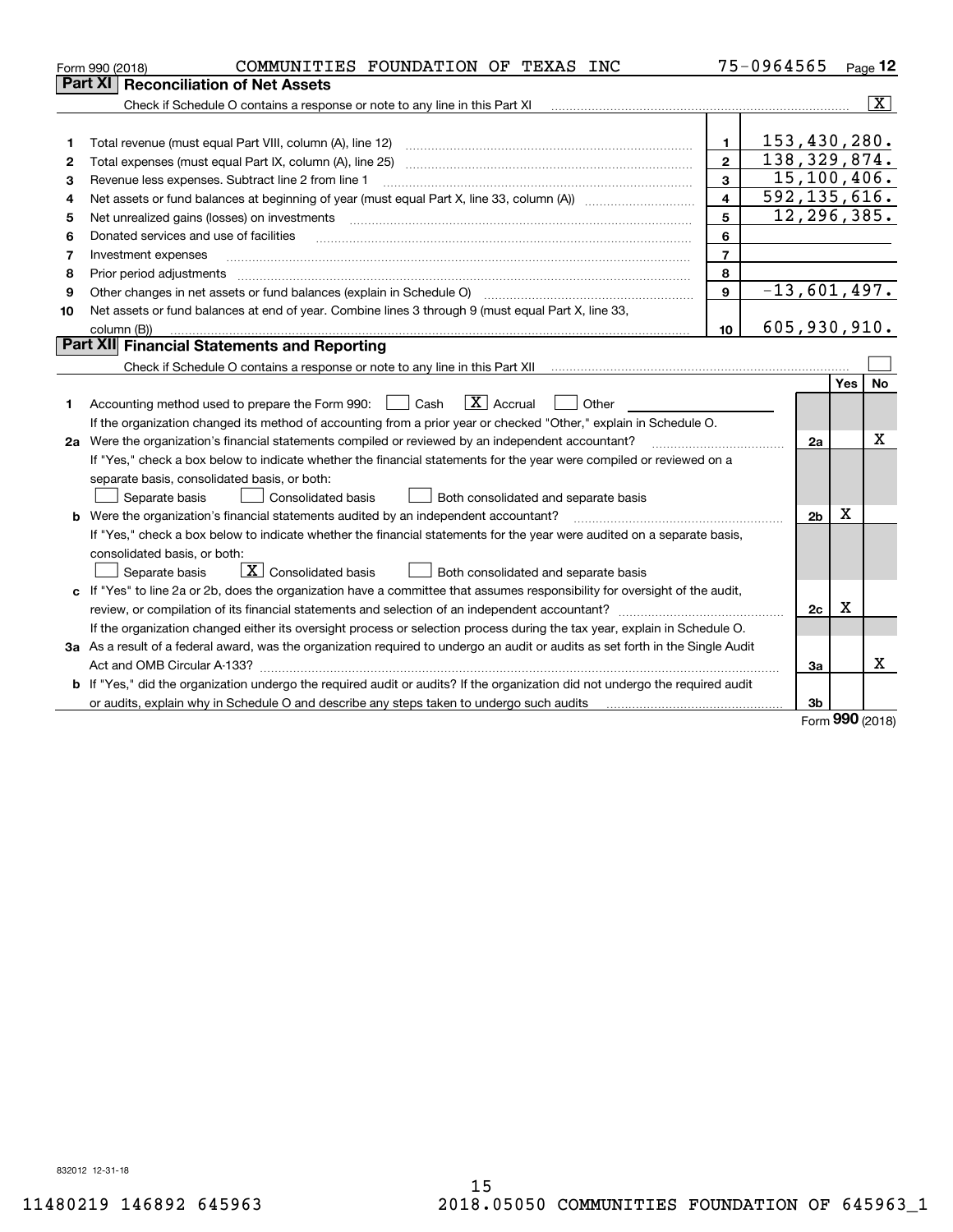Form 990 (2018) COMMUNITIES FOUNDATION OF TEXAS INC 75-0964565 Page 12

## Part XI Reconciliation of Net Assets

Check if Schedule O contains a response or note to any line in this Part XI [X]

| | | | |
|---|---|---|---|
| 1 | Total revenue (must equal Part VIII, column (A), line 12) | 1 | 153,430,280. |
| 2 | Total expenses (must equal Part IX, column (A), line 25) | 2 | 138,329,874. |
| 3 | Revenue less expenses. Subtract line 2 from line 1 | 3 | 15,100,406. |
| 4 | Net assets or fund balances at beginning of year (must equal Part X, line 33, column (A)) | 4 | 592,135,616. |
| 5 | Net unrealized gains (losses) on investments | 5 | 12,296,385. |
| 6 | Donated services and use of facilities | 6 | |
| 7 | Investment expenses | 7 | |
| 8 | Prior period adjustments | 8 | |
| 9 | Other changes in net assets or fund balances (explain in Schedule O) | 9 | -13,601,497. |
| 10 | Net assets or fund balances at end of year. Combine lines 3 through 9 (must equal Part X, line 33, column (B)) | 10 | 605,930,910. |

## Part XII Financial Statements and Reporting

Check if Schedule O contains a response or note to any line in this Part XII [ ]

| | | | Yes | No |
|---|---|---|---|---|
| 1 | Accounting method used to prepare the Form 990: [ ] Cash [X] Accrual [ ] Other<br>If the organization changed its method of accounting from a prior year or checked "Other," explain in Schedule O. | | | |
| 2a | Were the organization's financial statements compiled or reviewed by an independent accountant?<br>If "Yes," check a box below to indicate whether the financial statements for the year were compiled or reviewed on a separate basis, consolidated basis, or both:<br>[ ] Separate basis [ ] Consolidated basis [ ] Both consolidated and separate basis | 2a | | X |
| b | Were the organization's financial statements audited by an independent accountant?<br>If "Yes," check a box below to indicate whether the financial statements for the year were audited on a separate basis, consolidated basis, or both:<br>[ ] Separate basis [X] Consolidated basis [ ] Both consolidated and separate basis | 2b | X | |
| c | If "Yes" to line 2a or 2b, does the organization have a committee that assumes responsibility for oversight of the audit, review, or compilation of its financial statements and selection of an independent accountant?<br>If the organization changed either its oversight process or selection process during the tax year, explain in Schedule O. | 2c | X | |
| 3a | As a result of a federal award, was the organization required to undergo an audit or audits as set forth in the Single Audit Act and OMB Circular A-133? | 3a | | X |
| b | If "Yes," did the organization undergo the required audit or audits? If the organization did not undergo the required audit or audits, explain why in Schedule O and describe any steps taken to undergo such audits | 3b | | |

Form **990** (2018)

832012 12-31-18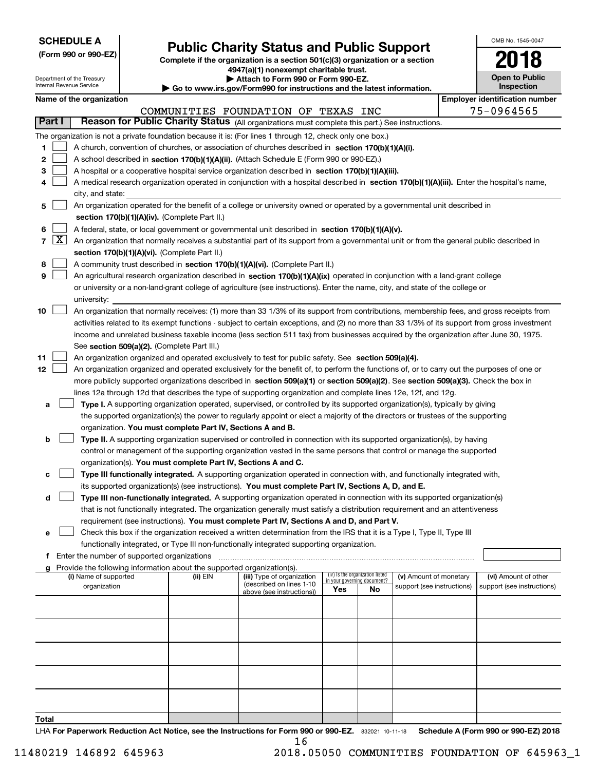**SCHEDULE A**
**(Form 990 or 990-EZ)**

Department of the Treasury
Internal Revenue Service

# Public Charity Status and Public Support

**Complete if the organization is a section 501(c)(3) organization or a section 4947(a)(1) nonexempt charitable trust.**
**▶ Attach to Form 990 or Form 990-EZ.**
**▶ Go to www.irs.gov/Form990 for instructions and the latest information.**

OMB No. 1545-0047
**2018**
**Open to Public Inspection**

**Name of the organization:** COMMUNITIES FOUNDATION OF TEXAS INC
**Employer identification number:** 75-0964565

## Part I Reason for Public Charity Status (All organizations must complete this part.) See instructions.

The organization is not a private foundation because it is: (For lines 1 through 12, check only one box.)

1. [ ] A church, convention of churches, or association of churches described in **section 170(b)(1)(A)(i).**
2. [ ] A school described in **section 170(b)(1)(A)(ii).** (Attach Schedule E (Form 990 or 990-EZ).)
3. [ ] A hospital or a cooperative hospital service organization described in **section 170(b)(1)(A)(iii).**
4. [ ] A medical research organization operated in conjunction with a hospital described in **section 170(b)(1)(A)(iii).** Enter the hospital's name, city, and state:
5. [ ] An organization operated for the benefit of a college or university owned or operated by a governmental unit described in **section 170(b)(1)(A)(iv).** (Complete Part II.)
6. [ ] A federal, state, or local government or governmental unit described in **section 170(b)(1)(A)(v).**
7. [X] An organization that normally receives a substantial part of its support from a governmental unit or from the general public described in **section 170(b)(1)(A)(vi).** (Complete Part II.)
8. [ ] A community trust described in **section 170(b)(1)(A)(vi).** (Complete Part II.)
9. [ ] An agricultural research organization described in **section 170(b)(1)(A)(ix)** operated in conjunction with a land-grant college or university or a non-land-grant college of agriculture (see instructions). Enter the name, city, and state of the college or university:
10. [ ] An organization that normally receives: (1) more than 33 1/3% of its support from contributions, membership fees, and gross receipts from activities related to its exempt functions - subject to certain exceptions, and (2) no more than 33 1/3% of its support from gross investment income and unrelated business taxable income (less section 511 tax) from businesses acquired by the organization after June 30, 1975. See **section 509(a)(2).** (Complete Part III.)
11. [ ] An organization organized and operated exclusively to test for public safety. See **section 509(a)(4).**
12. [ ] An organization organized and operated exclusively for the benefit of, to perform the functions of, or to carry out the purposes of one or more publicly supported organizations described in **section 509(a)(1)** or **section 509(a)(2)**. See **section 509(a)(3).** Check the box in lines 12a through 12d that describes the type of supporting organization and complete lines 12e, 12f, and 12g.
   - a [ ] **Type I.** A supporting organization operated, supervised, or controlled by its supported organization(s), typically by giving the supported organization(s) the power to regularly appoint or elect a majority of the directors or trustees of the supporting organization. **You must complete Part IV, Sections A and B.**
   - b [ ] **Type II.** A supporting organization supervised or controlled in connection with its supported organization(s), by having control or management of the supporting organization vested in the same persons that control or manage the supported organization(s). **You must complete Part IV, Sections A and C.**
   - c [ ] **Type III functionally integrated.** A supporting organization operated in connection with, and functionally integrated with, its supported organization(s) (see instructions). **You must complete Part IV, Sections A, D, and E.**
   - d [ ] **Type III non-functionally integrated.** A supporting organization operated in connection with its supported organization(s) that is not functionally integrated. The organization generally must satisfy a distribution requirement and an attentiveness requirement (see instructions). **You must complete Part IV, Sections A and D, and Part V.**
   - e [ ] Check this box if the organization received a written determination from the IRS that it is a Type I, Type II, Type III functionally integrated, or Type III non-functionally integrated supporting organization.
   - f Enter the number of supported organizations
   - g Provide the following information about the supported organization(s).

| (i) Name of supported organization | (ii) EIN | (iii) Type of organization (described on lines 1-10 above (see instructions)) | (iv) Is the organization listed in your governing document? Yes | No | (v) Amount of monetary support (see instructions) | (vi) Amount of other support (see instructions) |
|---|---|---|---|---|---|---|
| | | | | | | |
| | | | | | | |
| | | | | | | |
| | | | | | | |
| | | | | | | |
| **Total** | | | | | | |

LHA **For Paperwork Reduction Act Notice, see the Instructions for Form 990 or 990-EZ.** 832021 10-11-18 **Schedule A (Form 990 or 990-EZ) 2018**

11480219 146892 645963 2018.05050 COMMUNITIES FOUNDATION OF 645963_1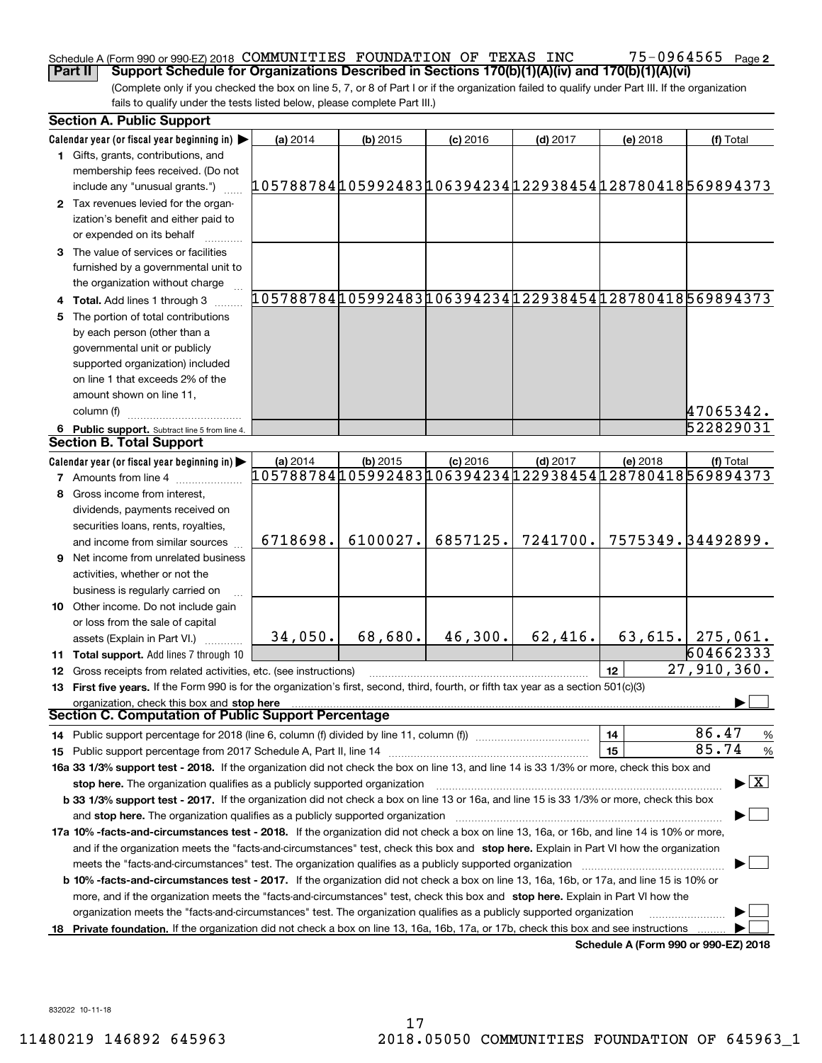Schedule A (Form 990 or 990-EZ) 2018 COMMUNITIES FOUNDATION OF TEXAS INC 75-0964565 Page 2

**Part II Support Schedule for Organizations Described in Sections 170(b)(1)(A)(iv) and 170(b)(1)(A)(vi)**

(Complete only if you checked the box on line 5, 7, or 8 of Part I or if the organization failed to qualify under Part III. If the organization fails to qualify under the tests listed below, please complete Part III.)

## Section A. Public Support

| Calendar year (or fiscal year beginning in) ▶ | (a) 2014 | (b) 2015 | (c) 2016 | (d) 2017 | (e) 2018 | (f) Total |
|---|---|---|---|---|---|---|
| 1 Gifts, grants, contributions, and membership fees received. (Do not include any "unusual grants.") | 105788784 | 105992483 | 106394234 | 122938454 | 128780418 | 569894373 |
| 2 Tax revenues levied for the organization's benefit and either paid to or expended on its behalf | | | | | | |
| 3 The value of services or facilities furnished by a governmental unit to the organization without charge | | | | | | |
| 4 **Total.** Add lines 1 through 3 | 105788784 | 105992483 | 106394234 | 122938454 | 128780418 | 569894373 |
| 5 The portion of total contributions by each person (other than a governmental unit or publicly supported organization) included on line 1 that exceeds 2% of the amount shown on line 11, column (f) | | | | | | 47065342. |
| 6 **Public support.** Subtract line 5 from line 4. | | | | | | 522829031 |

## Section B. Total Support

| Calendar year (or fiscal year beginning in) ▶ | (a) 2014 | (b) 2015 | (c) 2016 | (d) 2017 | (e) 2018 | (f) Total |
|---|---|---|---|---|---|---|
| 7 Amounts from line 4 | 105788784 | 105992483 | 106394234 | 122938454 | 128780418 | 569894373 |
| 8 Gross income from interest, dividends, payments received on securities loans, rents, royalties, and income from similar sources | 6718698. | 6100027. | 6857125. | 7241700. | 7575349. | 34492899. |
| 9 Net income from unrelated business activities, whether or not the business is regularly carried on | | | | | | |
| 10 Other income. Do not include gain or loss from the sale of capital assets (Explain in Part VI.) | 34,050. | 68,680. | 46,300. | 62,416. | 63,615. | 275,061. |
| 11 **Total support.** Add lines 7 through 10 | | | | | | 604662333 |

12 Gross receipts from related activities, etc. (see instructions) | 12 | 27,910,360.

13 **First five years.** If the Form 990 is for the organization's first, second, third, fourth, or fifth tax year as a section 501(c)(3) organization, check this box and **stop here** ▶ ☐

## Section C. Computation of Public Support Percentage

14 Public support percentage for 2018 (line 6, column (f) divided by line 11, column (f)) | 14 | 86.47 %

15 Public support percentage from 2017 Schedule A, Part II, line 14 | 15 | 85.74 %

**16a 33 1/3% support test - 2018.** If the organization did not check the box on line 13, and line 14 is 33 1/3% or more, check this box and **stop here.** The organization qualifies as a publicly supported organization ▶ ☒

**b 33 1/3% support test - 2017.** If the organization did not check a box on line 13 or 16a, and line 15 is 33 1/3% or more, check this box and **stop here.** The organization qualifies as a publicly supported organization ▶ ☐

**17a 10% -facts-and-circumstances test - 2018.** If the organization did not check a box on line 13, 16a, or 16b, and line 14 is 10% or more, and if the organization meets the "facts-and-circumstances" test, check this box and **stop here.** Explain in Part VI how the organization meets the "facts-and-circumstances" test. The organization qualifies as a publicly supported organization ▶ ☐

**b 10% -facts-and-circumstances test - 2017.** If the organization did not check a box on line 13, 16a, 16b, or 17a, and line 15 is 10% or more, and if the organization meets the "facts-and-circumstances" test, check this box and **stop here.** Explain in Part VI how the organization meets the "facts-and-circumstances" test. The organization qualifies as a publicly supported organization ▶ ☐

**18 Private foundation.** If the organization did not check a box on line 13, 16a, 16b, 17a, or 17b, check this box and see instructions ▶ ☐

**Schedule A (Form 990 or 990-EZ) 2018**

832022 10-11-18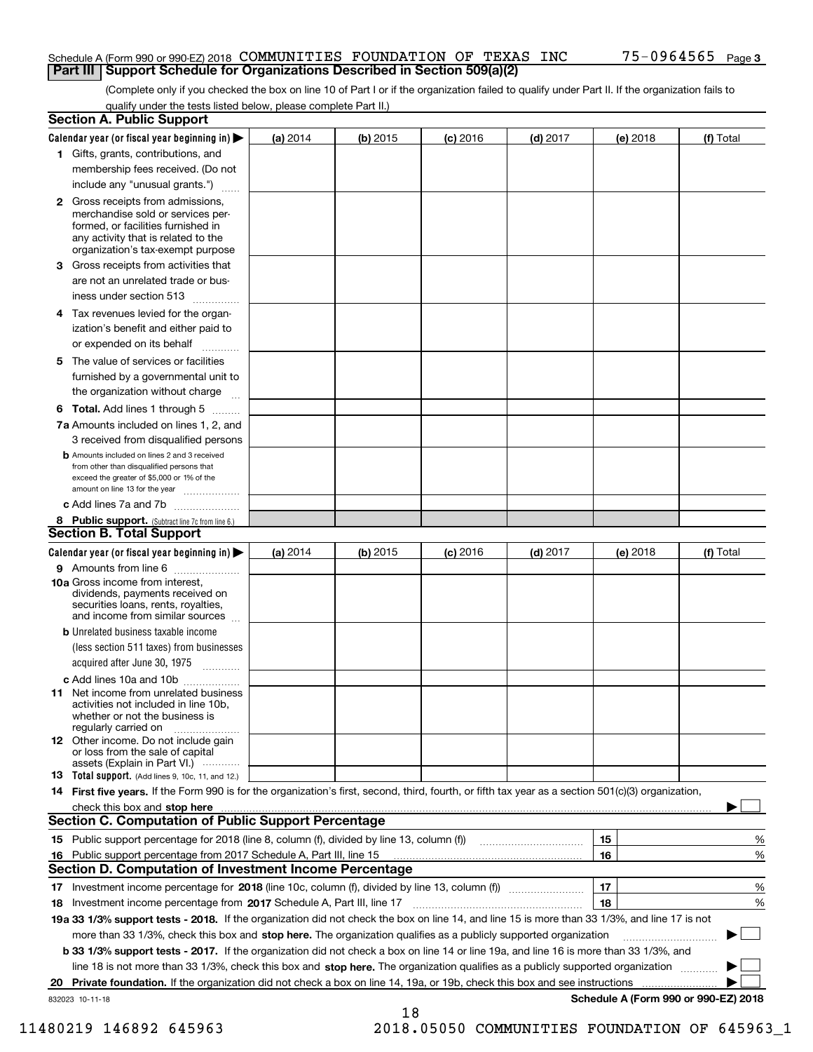Schedule A (Form 990 or 990-EZ) 2018 COMMUNITIES FOUNDATION OF TEXAS INC 75-0964565 Page 3

## Part III Support Schedule for Organizations Described in Section 509(a)(2)

(Complete only if you checked the box on line 10 of Part I or if the organization failed to qualify under Part II. If the organization fails to qualify under the tests listed below, please complete Part II.)

### Section A. Public Support

| Calendar year (or fiscal year beginning in) ▶ | (a) 2014 | (b) 2015 | (c) 2016 | (d) 2017 | (e) 2018 | (f) Total |
|---|---|---|---|---|---|---|
| 1 Gifts, grants, contributions, and membership fees received. (Do not include any "unusual grants.") | | | | | | |
| 2 Gross receipts from admissions, merchandise sold or services performed, or facilities furnished in any activity that is related to the organization's tax-exempt purpose | | | | | | |
| 3 Gross receipts from activities that are not an unrelated trade or business under section 513 | | | | | | |
| 4 Tax revenues levied for the organization's benefit and either paid to or expended on its behalf | | | | | | |
| 5 The value of services or facilities furnished by a governmental unit to the organization without charge | | | | | | |
| 6 Total. Add lines 1 through 5 | | | | | | |
| 7a Amounts included on lines 1, 2, and 3 received from disqualified persons | | | | | | |
| b Amounts included on lines 2 and 3 received from other than disqualified persons that exceed the greater of $5,000 or 1% of the amount on line 13 for the year | | | | | | |
| c Add lines 7a and 7b | | | | | | |
| 8 Public support. (Subtract line 7c from line 6.) | | | | | | |

### Section B. Total Support

| Calendar year (or fiscal year beginning in) ▶ | (a) 2014 | (b) 2015 | (c) 2016 | (d) 2017 | (e) 2018 | (f) Total |
|---|---|---|---|---|---|---|
| 9 Amounts from line 6 | | | | | | |
| 10a Gross income from interest, dividends, payments received on securities loans, rents, royalties, and income from similar sources | | | | | | |
| b Unrelated business taxable income (less section 511 taxes) from businesses acquired after June 30, 1975 | | | | | | |
| c Add lines 10a and 10b | | | | | | |
| 11 Net income from unrelated business activities not included in line 10b, whether or not the business is regularly carried on | | | | | | |
| 12 Other income. Do not include gain or loss from the sale of capital assets (Explain in Part VI.) | | | | | | |
| 13 Total support. (Add lines 9, 10c, 11, and 12.) | | | | | | |

14 **First five years.** If the Form 990 is for the organization's first, second, third, fourth, or fifth tax year as a section 501(c)(3) organization, check this box and **stop here** ▶ ☐

### Section C. Computation of Public Support Percentage

| | | | |
|---|---|---|---|
| 15 | Public support percentage for 2018 (line 8, column (f), divided by line 13, column (f)) | 15 | % |
| 16 | Public support percentage from 2017 Schedule A, Part III, line 15 | 16 | % |

### Section D. Computation of Investment Income Percentage

| | | | |
|---|---|---|---|
| 17 | Investment income percentage for **2018** (line 10c, column (f), divided by line 13, column (f)) | 17 | % |
| 18 | Investment income percentage from **2017** Schedule A, Part III, line 17 | 18 | % |

**19a 33 1/3% support tests - 2018.** If the organization did not check the box on line 14, and line 15 is more than 33 1/3%, and line 17 is not more than 33 1/3%, check this box and **stop here.** The organization qualifies as a publicly supported organization ▶ ☐

**b 33 1/3% support tests - 2017.** If the organization did not check a box on line 14 or line 19a, and line 16 is more than 33 1/3%, and line 18 is not more than 33 1/3%, check this box and **stop here.** The organization qualifies as a publicly supported organization ▶ ☐

**20 Private foundation.** If the organization did not check a box on line 14, 19a, or 19b, check this box and see instructions ▶ ☐

832023 10-11-18

**Schedule A (Form 990 or 990-EZ) 2018**

11480219 146892 645963 2018.05050 COMMUNITIES FOUNDATION OF 645963_1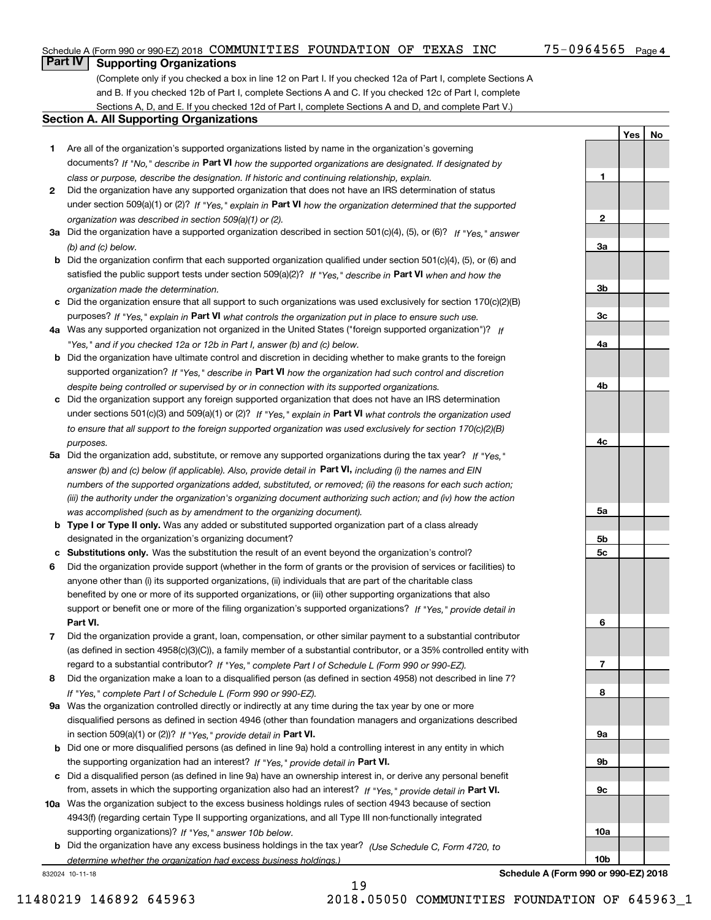Schedule A (Form 990 or 990-EZ) 2018 COMMUNITIES FOUNDATION OF TEXAS INC 75-0964565 Page 4

## Part IV Supporting Organizations

(Complete only if you checked a box in line 12 on Part I. If you checked 12a of Part I, complete Sections A and B. If you checked 12b of Part I, complete Sections A and C. If you checked 12c of Part I, complete Sections A, D, and E. If you checked 12d of Part I, complete Sections A and D, and complete Part V.)

### Section A. All Supporting Organizations

| | | | Yes | No |
|---|---|---|---|---|
| **1** | Are all of the organization's supported organizations listed by name in the organization's governing documents? *If "No," describe in* **Part VI** *how the supported organizations are designated. If designated by class or purpose, describe the designation. If historic and continuing relationship, explain.* | 1 | | |
| **2** | Did the organization have any supported organization that does not have an IRS determination of status under section 509(a)(1) or (2)? *If "Yes," explain in* **Part VI** *how the organization determined that the supported organization was described in section 509(a)(1) or (2).* | 2 | | |
| **3a** | Did the organization have a supported organization described in section 501(c)(4), (5), or (6)? *If "Yes," answer (b) and (c) below.* | 3a | | |
| **b** | Did the organization confirm that each supported organization qualified under section 501(c)(4), (5), or (6) and satisfied the public support tests under section 509(a)(2)? *If "Yes," describe in* **Part VI** *when and how the organization made the determination.* | 3b | | |
| **c** | Did the organization ensure that all support to such organizations was used exclusively for section 170(c)(2)(B) purposes? *If "Yes," explain in* **Part VI** *what controls the organization put in place to ensure such use.* | 3c | | |
| **4a** | Was any supported organization not organized in the United States ("foreign supported organization")? *If "Yes," and if you checked 12a or 12b in Part I, answer (b) and (c) below.* | 4a | | |
| **b** | Did the organization have ultimate control and discretion in deciding whether to make grants to the foreign supported organization? *If "Yes," describe in* **Part VI** *how the organization had such control and discretion despite being controlled or supervised by or in connection with its supported organizations.* | 4b | | |
| **c** | Did the organization support any foreign supported organization that does not have an IRS determination under sections 501(c)(3) and 509(a)(1) or (2)? *If "Yes," explain in* **Part VI** *what controls the organization used to ensure that all support to the foreign supported organization was used exclusively for section 170(c)(2)(B) purposes.* | 4c | | |
| **5a** | Did the organization add, substitute, or remove any supported organizations during the tax year? *If "Yes," answer (b) and (c) below (if applicable). Also, provide detail in* **Part VI,** *including (i) the names and EIN numbers of the supported organizations added, substituted, or removed; (ii) the reasons for each such action; (iii) the authority under the organization's organizing document authorizing such action; and (iv) how the action was accomplished (such as by amendment to the organizing document).* | 5a | | |
| **b** | **Type I or Type II only.** Was any added or substituted supported organization part of a class already designated in the organization's organizing document? | 5b | | |
| **c** | **Substitutions only.** Was the substitution the result of an event beyond the organization's control? | 5c | | |
| **6** | Did the organization provide support (whether in the form of grants or the provision of services or facilities) to anyone other than (i) its supported organizations, (ii) individuals that are part of the charitable class benefited by one or more of its supported organizations, or (iii) other supporting organizations that also support or benefit one or more of the filing organization's supported organizations? *If "Yes," provide detail in* **Part VI.** | 6 | | |
| **7** | Did the organization provide a grant, loan, compensation, or other similar payment to a substantial contributor (as defined in section 4958(c)(3)(C)), a family member of a substantial contributor, or a 35% controlled entity with regard to a substantial contributor? *If "Yes," complete Part I of Schedule L (Form 990 or 990-EZ).* | 7 | | |
| **8** | Did the organization make a loan to a disqualified person (as defined in section 4958) not described in line 7? *If "Yes," complete Part I of Schedule L (Form 990 or 990-EZ).* | 8 | | |
| **9a** | Was the organization controlled directly or indirectly at any time during the tax year by one or more disqualified persons as defined in section 4946 (other than foundation managers and organizations described in section 509(a)(1) or (2))? *If "Yes," provide detail in* **Part VI.** | 9a | | |
| **b** | Did one or more disqualified persons (as defined in line 9a) hold a controlling interest in any entity in which the supporting organization had an interest? *If "Yes," provide detail in* **Part VI.** | 9b | | |
| **c** | Did a disqualified person (as defined in line 9a) have an ownership interest in, or derive any personal benefit from, assets in which the supporting organization also had an interest? *If "Yes," provide detail in* **Part VI.** | 9c | | |
| **10a** | Was the organization subject to the excess business holdings rules of section 4943 because of section 4943(f) (regarding certain Type II supporting organizations, and all Type III non-functionally integrated supporting organizations)? *If "Yes," answer 10b below.* | 10a | | |
| **b** | Did the organization have any excess business holdings in the tax year? *(Use Schedule C, Form 4720, to determine whether the organization had excess business holdings.)* | 10b | | |

832024 10-11-18 **Schedule A (Form 990 or 990-EZ) 2018**

11480219 146892 645963 2018.05050 COMMUNITIES FOUNDATION OF 645963_1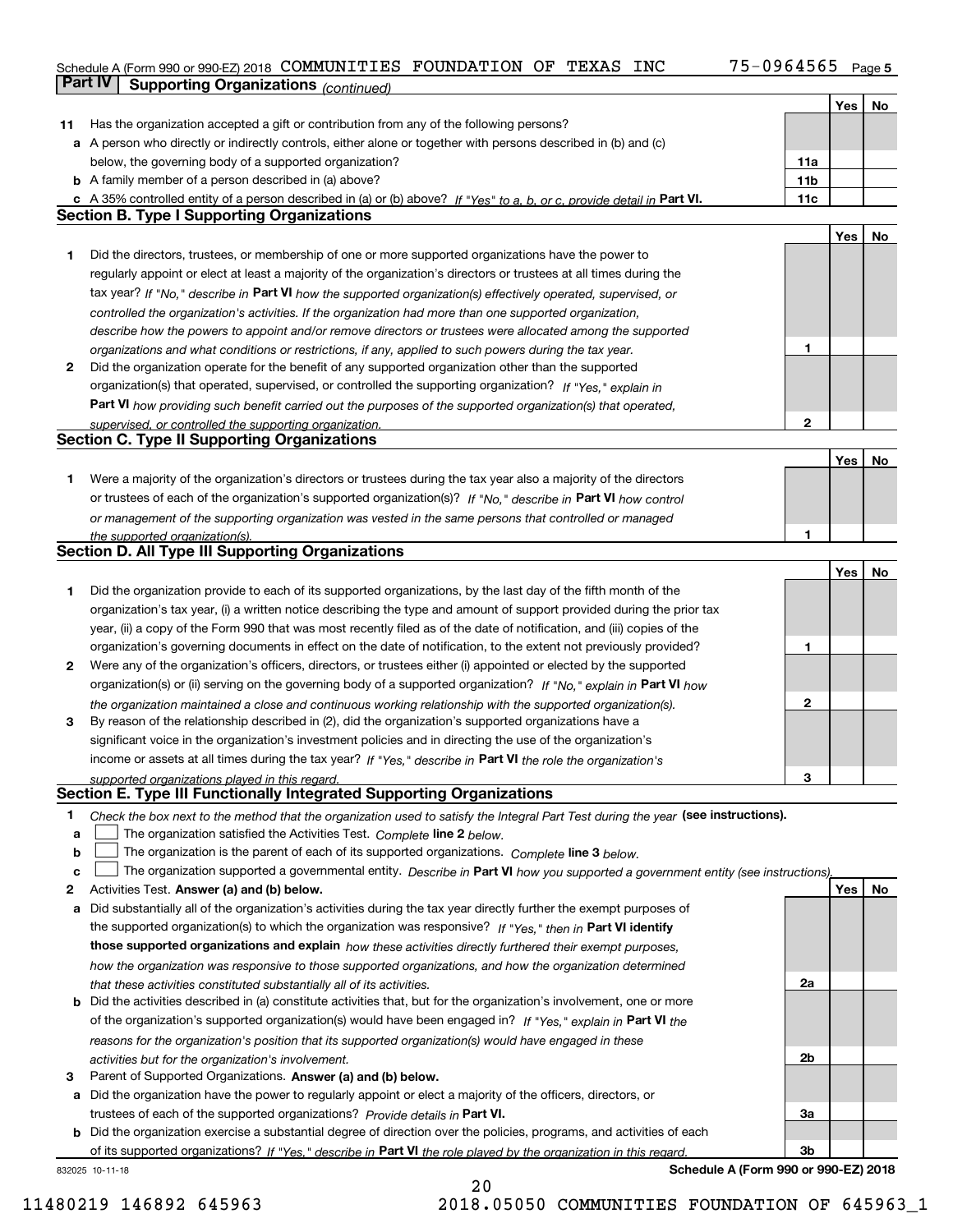Schedule A (Form 990 or 990-EZ) 2018 COMMUNITIES FOUNDATION OF TEXAS INC 75-0964565 Page 5

## Part IV Supporting Organizations *(continued)*

| | | | Yes | No |
|---|---|---|---|---|
| **11** | Has the organization accepted a gift or contribution from any of the following persons? | | | |
| **a** | A person who directly or indirectly controls, either alone or together with persons described in (b) and (c) below, the governing body of a supported organization? | **11a** | | |
| **b** | A family member of a person described in (a) above? | **11b** | | |
| **c** | A 35% controlled entity of a person described in (a) or (b) above? *If "Yes" to a, b, or c, provide detail in* **Part VI.** | **11c** | | |

### Section B. Type I Supporting Organizations

| | | | Yes | No |
|---|---|---|---|---|
| **1** | Did the directors, trustees, or membership of one or more supported organizations have the power to regularly appoint or elect at least a majority of the organization's directors or trustees at all times during the tax year? *If "No," describe in* **Part VI** *how the supported organization(s) effectively operated, supervised, or controlled the organization's activities. If the organization had more than one supported organization, describe how the powers to appoint and/or remove directors or trustees were allocated among the supported organizations and what conditions or restrictions, if any, applied to such powers during the tax year.* | **1** | | |
| **2** | Did the organization operate for the benefit of any supported organization other than the supported organization(s) that operated, supervised, or controlled the supporting organization? *If "Yes," explain in* **Part VI** *how providing such benefit carried out the purposes of the supported organization(s) that operated, supervised, or controlled the supporting organization.* | **2** | | |

### Section C. Type II Supporting Organizations

| | | | Yes | No |
|---|---|---|---|---|
| **1** | Were a majority of the organization's directors or trustees during the tax year also a majority of the directors or trustees of each of the organization's supported organization(s)? *If "No," describe in* **Part VI** *how control or management of the supporting organization was vested in the same persons that controlled or managed the supported organization(s).* | **1** | | |

### Section D. All Type III Supporting Organizations

| | | | Yes | No |
|---|---|---|---|---|
| **1** | Did the organization provide to each of its supported organizations, by the last day of the fifth month of the organization's tax year, (i) a written notice describing the type and amount of support provided during the prior tax year, (ii) a copy of the Form 990 that was most recently filed as of the date of notification, and (iii) copies of the organization's governing documents in effect on the date of notification, to the extent not previously provided? | **1** | | |
| **2** | Were any of the organization's officers, directors, or trustees either (i) appointed or elected by the supported organization(s) or (ii) serving on the governing body of a supported organization? *If "No," explain in* **Part VI** *how the organization maintained a close and continuous working relationship with the supported organization(s).* | **2** | | |
| **3** | By reason of the relationship described in (2), did the organization's supported organizations have a significant voice in the organization's investment policies and in directing the use of the organization's income or assets at all times during the tax year? *If "Yes," describe in* **Part VI** *the role the organization's supported organizations played in this regard.* | **3** | | |

### Section E. Type III Functionally Integrated Supporting Organizations

**1** *Check the box next to the method that the organization used to satisfy the Integral Part Test during the year* **(see instructions).**

- **a** ☐ The organization satisfied the Activities Test. *Complete* **line 2** *below.*
- **b** ☐ The organization is the parent of each of its supported organizations. *Complete* **line 3** *below.*
- **c** ☐ The organization supported a governmental entity. *Describe in* **Part VI** *how you supported a government entity (see instructions).*

| | | | Yes | No |
|---|---|---|---|---|
| **2** | Activities Test. **Answer (a) and (b) below.** | | | |
| **a** | Did substantially all of the organization's activities during the tax year directly further the exempt purposes of the supported organization(s) to which the organization was responsive? *If "Yes," then in* **Part VI identify those supported organizations and explain** *how these activities directly furthered their exempt purposes, how the organization was responsive to those supported organizations, and how the organization determined that these activities constituted substantially all of its activities.* | **2a** | | |
| **b** | Did the activities described in (a) constitute activities that, but for the organization's involvement, one or more of the organization's supported organization(s) would have been engaged in? *If "Yes," explain in* **Part VI** *the reasons for the organization's position that its supported organization(s) would have engaged in these activities but for the organization's involvement.* | **2b** | | |
| **3** | Parent of Supported Organizations. **Answer (a) and (b) below.** | | | |
| **a** | Did the organization have the power to regularly appoint or elect a majority of the officers, directors, or trustees of each of the supported organizations? *Provide details in* **Part VI.** | **3a** | | |
| **b** | Did the organization exercise a substantial degree of direction over the policies, programs, and activities of each of its supported organizations? *If "Yes," describe in* **Part VI** *the role played by the organization in this regard.* | **3b** | | |

832025 10-11-18 **Schedule A (Form 990 or 990-EZ) 2018**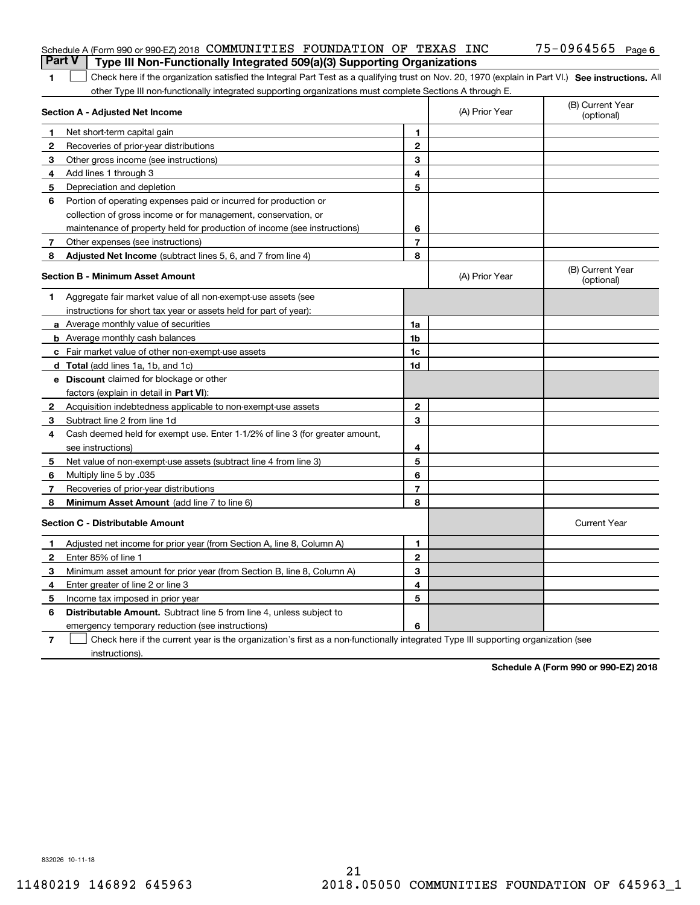Schedule A (Form 990 or 990-EZ) 2018 COMMUNITIES FOUNDATION OF TEXAS INC 75-0964565 Page 6

## Part V Type III Non-Functionally Integrated 509(a)(3) Supporting Organizations

**1** ☐ Check here if the organization satisfied the Integral Part Test as a qualifying trust on Nov. 20, 1970 (explain in Part VI.) **See instructions.** All other Type III non-functionally integrated supporting organizations must complete Sections A through E.

| Section A - Adjusted Net Income | | (A) Prior Year | (B) Current Year (optional) |
|---|---|---|---|
| **1** Net short-term capital gain | 1 | | |
| **2** Recoveries of prior-year distributions | 2 | | |
| **3** Other gross income (see instructions) | 3 | | |
| **4** Add lines 1 through 3 | 4 | | |
| **5** Depreciation and depletion | 5 | | |
| **6** Portion of operating expenses paid or incurred for production or collection of gross income or for management, conservation, or maintenance of property held for production of income (see instructions) | 6 | | |
| **7** Other expenses (see instructions) | 7 | | |
| **8** **Adjusted Net Income** (subtract lines 5, 6, and 7 from line 4) | 8 | | |

| Section B - Minimum Asset Amount | | (A) Prior Year | (B) Current Year (optional) |
|---|---|---|---|
| **1** Aggregate fair market value of all non-exempt-use assets (see instructions for short tax year or assets held for part of year): | | | |
| **a** Average monthly value of securities | 1a | | |
| **b** Average monthly cash balances | 1b | | |
| **c** Fair market value of other non-exempt-use assets | 1c | | |
| **d** **Total** (add lines 1a, 1b, and 1c) | 1d | | |
| **e** **Discount** claimed for blockage or other factors (explain in detail in **Part VI**): | | | |
| **2** Acquisition indebtedness applicable to non-exempt-use assets | 2 | | |
| **3** Subtract line 2 from line 1d | 3 | | |
| **4** Cash deemed held for exempt use. Enter 1-1/2% of line 3 (for greater amount, see instructions) | 4 | | |
| **5** Net value of non-exempt-use assets (subtract line 4 from line 3) | 5 | | |
| **6** Multiply line 5 by .035 | 6 | | |
| **7** Recoveries of prior-year distributions | 7 | | |
| **8** **Minimum Asset Amount** (add line 7 to line 6) | 8 | | |

| Section C - Distributable Amount | | | Current Year |
|---|---|---|---|
| **1** Adjusted net income for prior year (from Section A, line 8, Column A) | 1 | | |
| **2** Enter 85% of line 1 | 2 | | |
| **3** Minimum asset amount for prior year (from Section B, line 8, Column A) | 3 | | |
| **4** Enter greater of line 2 or line 3 | 4 | | |
| **5** Income tax imposed in prior year | 5 | | |
| **6** **Distributable Amount.** Subtract line 5 from line 4, unless subject to emergency temporary reduction (see instructions) | 6 | | |

**7** ☐ Check here if the current year is the organization's first as a non-functionally integrated Type III supporting organization (see instructions).

**Schedule A (Form 990 or 990-EZ) 2018**

832026 10-11-18

11480219 146892 645963 2018.05050 COMMUNITIES FOUNDATION OF 645963_1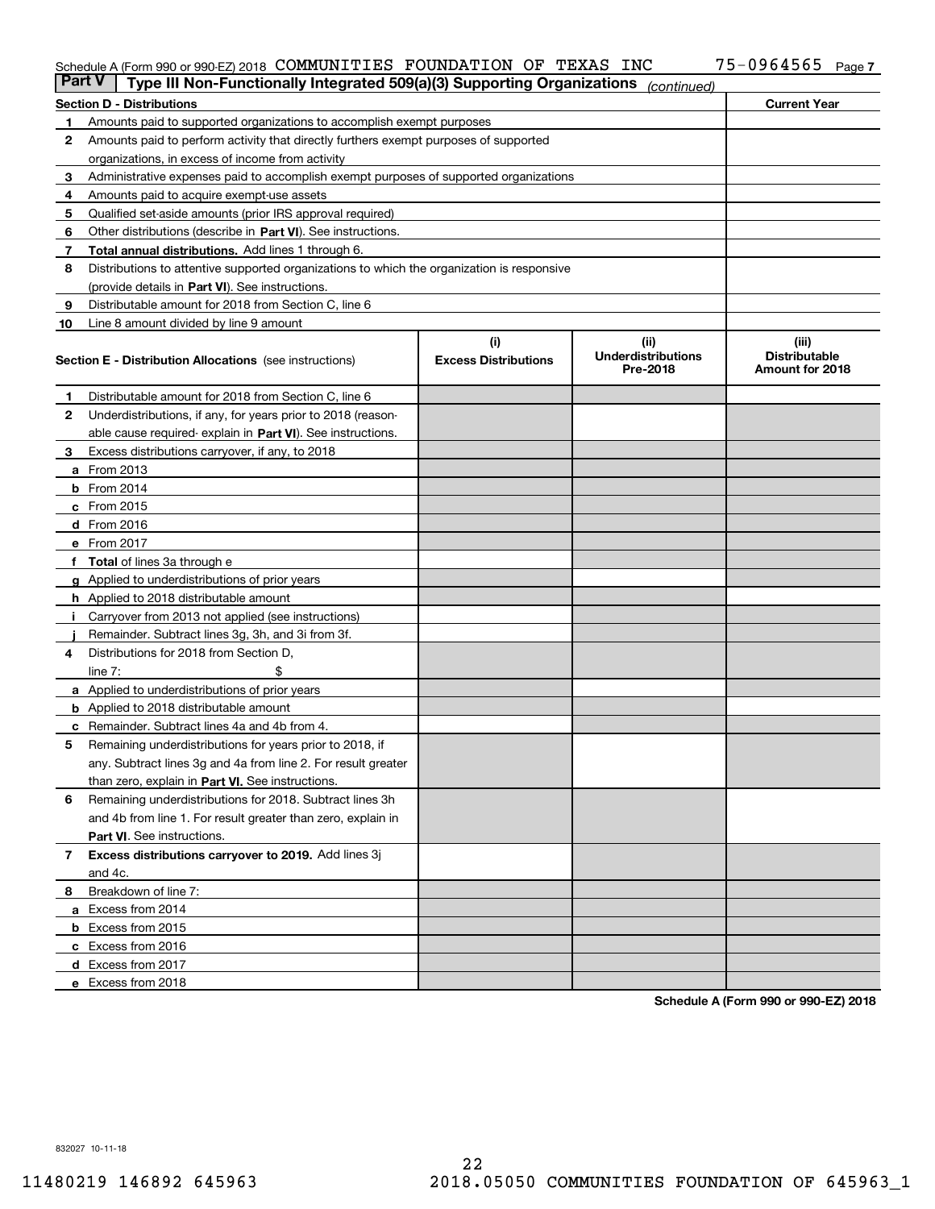Schedule A (Form 990 or 990-EZ) 2018 COMMUNITIES FOUNDATION OF TEXAS INC 75-0964565 Page 7

## Part V Type III Non-Functionally Integrated 509(a)(3) Supporting Organizations *(continued)*

| Section D - Distributions | | Current Year |
|---|---|---|
| 1 | Amounts paid to supported organizations to accomplish exempt purposes | |
| 2 | Amounts paid to perform activity that directly furthers exempt purposes of supported organizations, in excess of income from activity | |
| 3 | Administrative expenses paid to accomplish exempt purposes of supported organizations | |
| 4 | Amounts paid to acquire exempt-use assets | |
| 5 | Qualified set-aside amounts (prior IRS approval required) | |
| 6 | Other distributions (describe in **Part VI**). See instructions. | |
| 7 | **Total annual distributions.** Add lines 1 through 6. | |
| 8 | Distributions to attentive supported organizations to which the organization is responsive (provide details in **Part VI**). See instructions. | |
| 9 | Distributable amount for 2018 from Section C, line 6 | |
| 10 | Line 8 amount divided by line 9 amount | |

| | **Section E - Distribution Allocations** (see instructions) | (i) Excess Distributions | (ii) Underdistributions Pre-2018 | (iii) Distributable Amount for 2018 |
|---|---|---|---|---|
| 1 | Distributable amount for 2018 from Section C, line 6 | | | |
| 2 | Underdistributions, if any, for years prior to 2018 (reasonable cause required- explain in **Part VI**). See instructions. | | | |
| 3 | Excess distributions carryover, if any, to 2018 | | | |
| a | From 2013 | | | |
| b | From 2014 | | | |
| c | From 2015 | | | |
| d | From 2016 | | | |
| e | From 2017 | | | |
| f | **Total** of lines 3a through e | | | |
| g | Applied to underdistributions of prior years | | | |
| h | Applied to 2018 distributable amount | | | |
| i | Carryover from 2013 not applied (see instructions) | | | |
| j | Remainder. Subtract lines 3g, 3h, and 3i from 3f. | | | |
| 4 | Distributions for 2018 from Section D, line 7: $ | | | |
| a | Applied to underdistributions of prior years | | | |
| b | Applied to 2018 distributable amount | | | |
| c | Remainder. Subtract lines 4a and 4b from 4. | | | |
| 5 | Remaining underdistributions for years prior to 2018, if any. Subtract lines 3g and 4a from line 2. For result greater than zero, explain in **Part VI.** See instructions. | | | |
| 6 | Remaining underdistributions for 2018. Subtract lines 3h and 4b from line 1. For result greater than zero, explain in **Part VI**. See instructions. | | | |
| 7 | **Excess distributions carryover to 2019.** Add lines 3j and 4c. | | | |
| 8 | Breakdown of line 7: | | | |
| a | Excess from 2014 | | | |
| b | Excess from 2015 | | | |
| c | Excess from 2016 | | | |
| d | Excess from 2017 | | | |
| e | Excess from 2018 | | | |

**Schedule A (Form 990 or 990-EZ) 2018**

832027 10-11-18

11480219 146892 645963 2018.05050 COMMUNITIES FOUNDATION OF 645963_1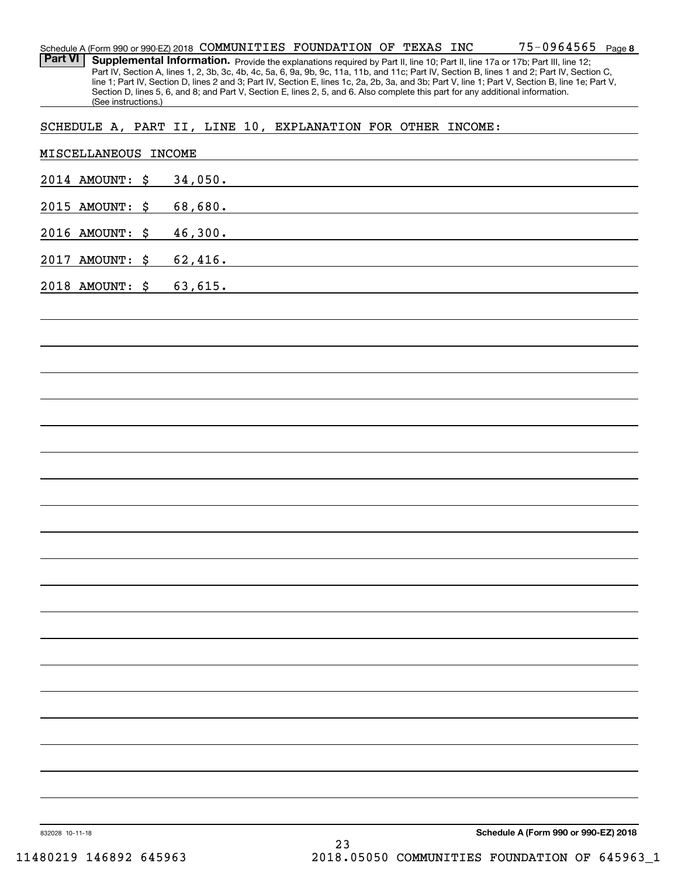Schedule A (Form 990 or 990-EZ) 2018 COMMUNITIES FOUNDATION OF TEXAS INC 75-0964565 Page 8

**Part VI** **Supplemental Information.** Provide the explanations required by Part II, line 10; Part II, line 17a or 17b; Part III, line 12; Part IV, Section A, lines 1, 2, 3b, 3c, 4b, 4c, 5a, 6, 9a, 9b, 9c, 11a, 11b, and 11c; Part IV, Section B, lines 1 and 2; Part IV, Section C, line 1; Part IV, Section D, lines 2 and 3; Part IV, Section E, lines 1c, 2a, 2b, 3a, and 3b; Part V, line 1; Part V, Section B, line 1e; Part V, Section D, lines 5, 6, and 8; and Part V, Section E, lines 2, 5, and 6. Also complete this part for any additional information. (See instructions.)

SCHEDULE A, PART II, LINE 10, EXPLANATION FOR OTHER INCOME:

MISCELLANEOUS INCOME

2014 AMOUNT: $ 34,050.

2015 AMOUNT: $ 68,680.

2016 AMOUNT: $ 46,300.

2017 AMOUNT: $ 62,416.

2018 AMOUNT: $ 63,615.

832028 10-11-18

**Schedule A (Form 990 or 990-EZ) 2018**

11480219 146892 645963 2018.05050 COMMUNITIES FOUNDATION OF 645963_1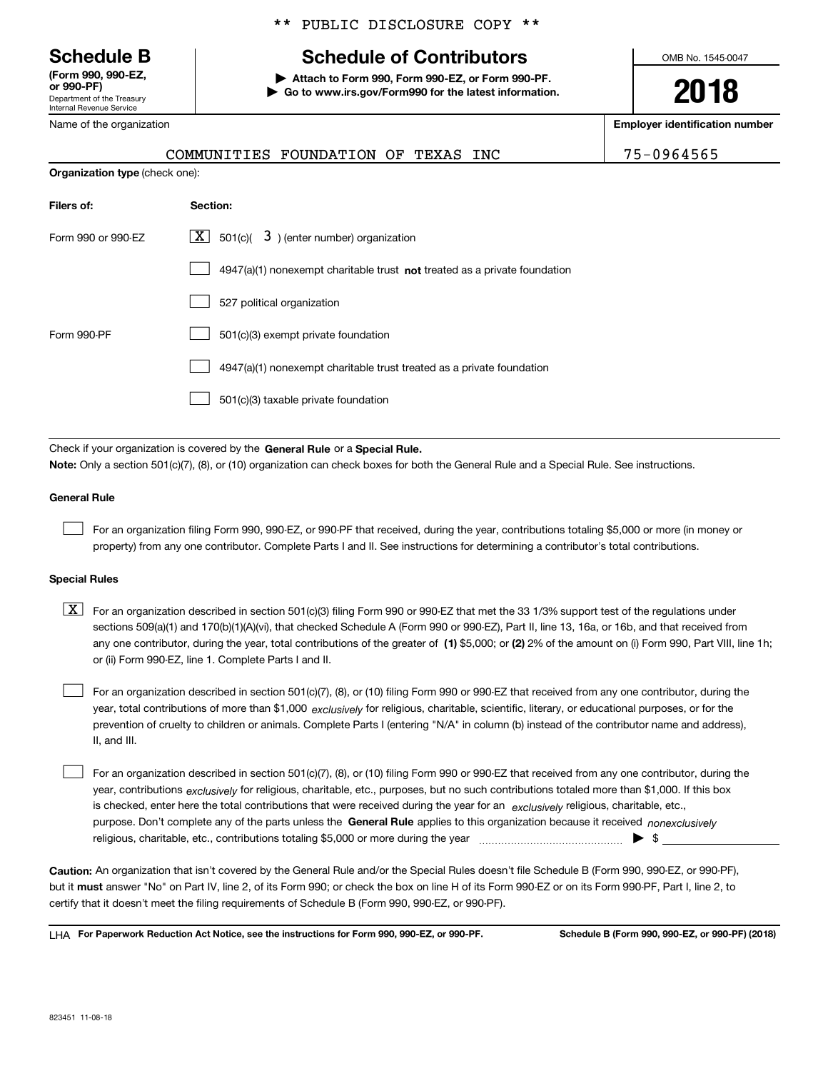** PUBLIC DISCLOSURE COPY **

# Schedule B

**(Form 990, 990-EZ, or 990-PF)**
Department of the Treasury
Internal Revenue Service

## Schedule of Contributors

▶ **Attach to Form 990, Form 990-EZ, or Form 990-PF.**
▶ **Go to www.irs.gov/Form990 for the latest information.**

OMB No. 1545-0047

**2018**

Name of the organization: COMMUNITIES FOUNDATION OF TEXAS INC

**Employer identification number:** 75-0964565

**Organization type** (check one):

| **Filers of:** | **Section:** |
|---|---|
| Form 990 or 990-EZ | [X] 501(c)( 3 ) (enter number) organization |
| | [ ] 4947(a)(1) nonexempt charitable trust **not** treated as a private foundation |
| | [ ] 527 political organization |
| Form 990-PF | [ ] 501(c)(3) exempt private foundation |
| | [ ] 4947(a)(1) nonexempt charitable trust treated as a private foundation |
| | [ ] 501(c)(3) taxable private foundation |

Check if your organization is covered by the **General Rule** or a **Special Rule.**

**Note:** Only a section 501(c)(7), (8), or (10) organization can check boxes for both the General Rule and a Special Rule. See instructions.

**General Rule**

[ ] For an organization filing Form 990, 990-EZ, or 990-PF that received, during the year, contributions totaling $5,000 or more (in money or property) from any one contributor. Complete Parts I and II. See instructions for determining a contributor's total contributions.

**Special Rules**

[X] For an organization described in section 501(c)(3) filing Form 990 or 990-EZ that met the 33 1/3% support test of the regulations under sections 509(a)(1) and 170(b)(1)(A)(vi), that checked Schedule A (Form 990 or 990-EZ), Part II, line 13, 16a, or 16b, and that received from any one contributor, during the year, total contributions of the greater of **(1)** $5,000; or **(2)** 2% of the amount on (i) Form 990, Part VIII, line 1h; or (ii) Form 990-EZ, line 1. Complete Parts I and II.

[ ] For an organization described in section 501(c)(7), (8), or (10) filing Form 990 or 990-EZ that received from any one contributor, during the year, total contributions of more than $1,000 *exclusively* for religious, charitable, scientific, literary, or educational purposes, or for the prevention of cruelty to children or animals. Complete Parts I (entering "N/A" in column (b) instead of the contributor name and address), II, and III.

[ ] For an organization described in section 501(c)(7), (8), or (10) filing Form 990 or 990-EZ that received from any one contributor, during the year, contributions *exclusively* for religious, charitable, etc., purposes, but no such contributions totaled more than $1,000. If this box is checked, enter here the total contributions that were received during the year for an *exclusively* religious, charitable, etc., purpose. Don't complete any of the parts unless the **General Rule** applies to this organization because it received *nonexclusively* religious, charitable, etc., contributions totaling $5,000 or more during the year ▶ $ ____________

**Caution:** An organization that isn't covered by the General Rule and/or the Special Rules doesn't file Schedule B (Form 990, 990-EZ, or 990-PF), but it **must** answer "No" on Part IV, line 2, of its Form 990; or check the box on line H of its Form 990-EZ or on its Form 990-PF, Part I, line 2, to certify that it doesn't meet the filing requirements of Schedule B (Form 990, 990-EZ, or 990-PF).

LHA **For Paperwork Reduction Act Notice, see the instructions for Form 990, 990-EZ, or 990-PF.** **Schedule B (Form 990, 990-EZ, or 990-PF) (2018)**

823451 11-08-18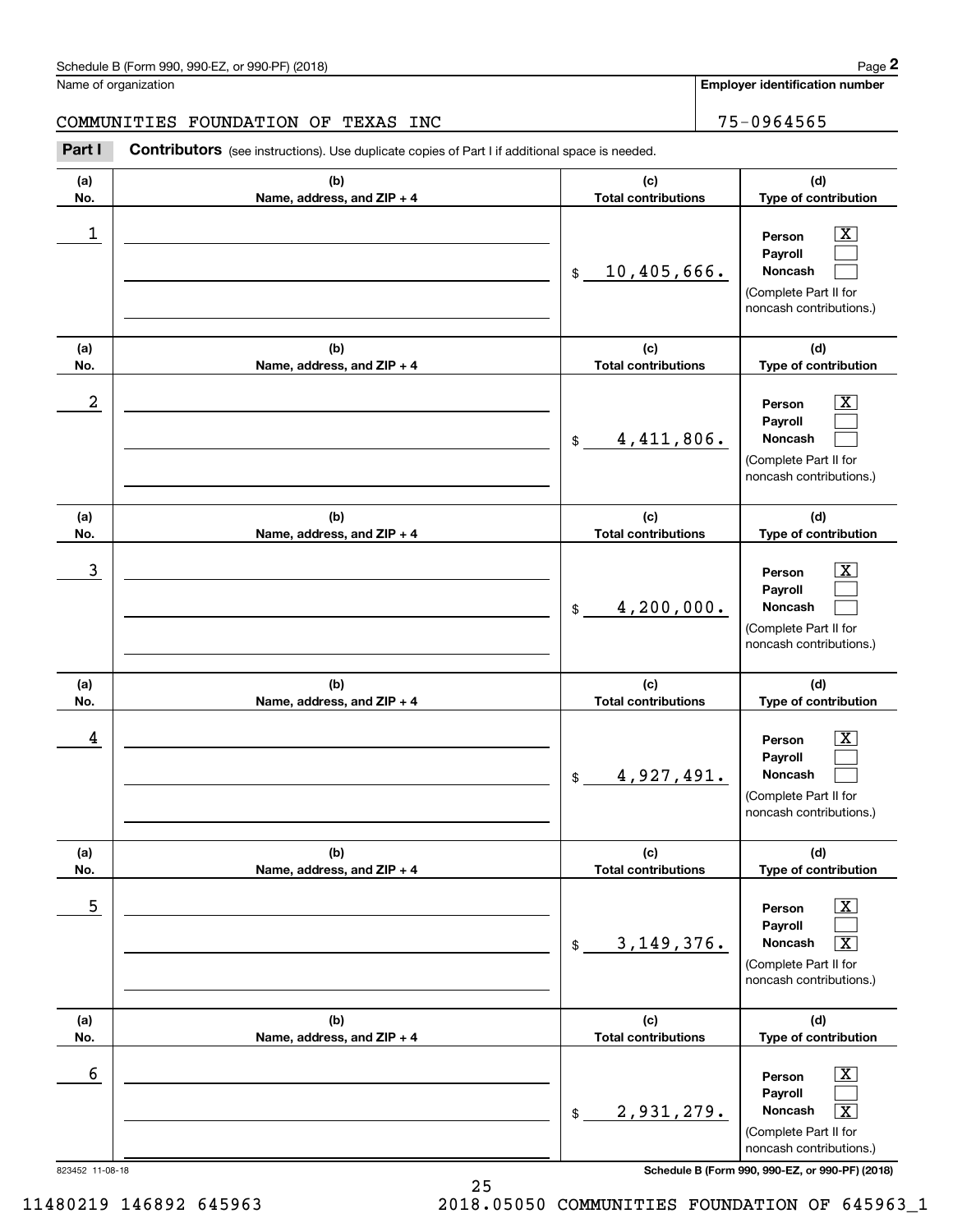Schedule B (Form 990, 990-EZ, or 990-PF) (2018)

Name of organization: COMMUNITIES FOUNDATION OF TEXAS INC

Employer identification number: 75-0964565

**Part I** **Contributors** (see instructions). Use duplicate copies of Part I if additional space is needed.

| (a) No. | (b) Name, address, and ZIP + 4 | (c) Total contributions | (d) Type of contribution |
|---|---|---|---|
| 1 | | $ 10,405,666. | Person [X] Payroll [ ] Noncash [ ] (Complete Part II for noncash contributions.) |
| 2 | | $ 4,411,806. | Person [X] Payroll [ ] Noncash [ ] (Complete Part II for noncash contributions.) |
| 3 | | $ 4,200,000. | Person [X] Payroll [ ] Noncash [ ] (Complete Part II for noncash contributions.) |
| 4 | | $ 4,927,491. | Person [X] Payroll [ ] Noncash [ ] (Complete Part II for noncash contributions.) |
| 5 | | $ 3,149,376. | Person [X] Payroll [ ] Noncash [X] (Complete Part II for noncash contributions.) |
| 6 | | $ 2,931,279. | Person [X] Payroll [ ] Noncash [X] (Complete Part II for noncash contributions.) |

823452 11-08-18

Schedule B (Form 990, 990-EZ, or 990-PF) (2018)

11480219 146892 645963 2018.05050 COMMUNITIES FOUNDATION OF 645963_1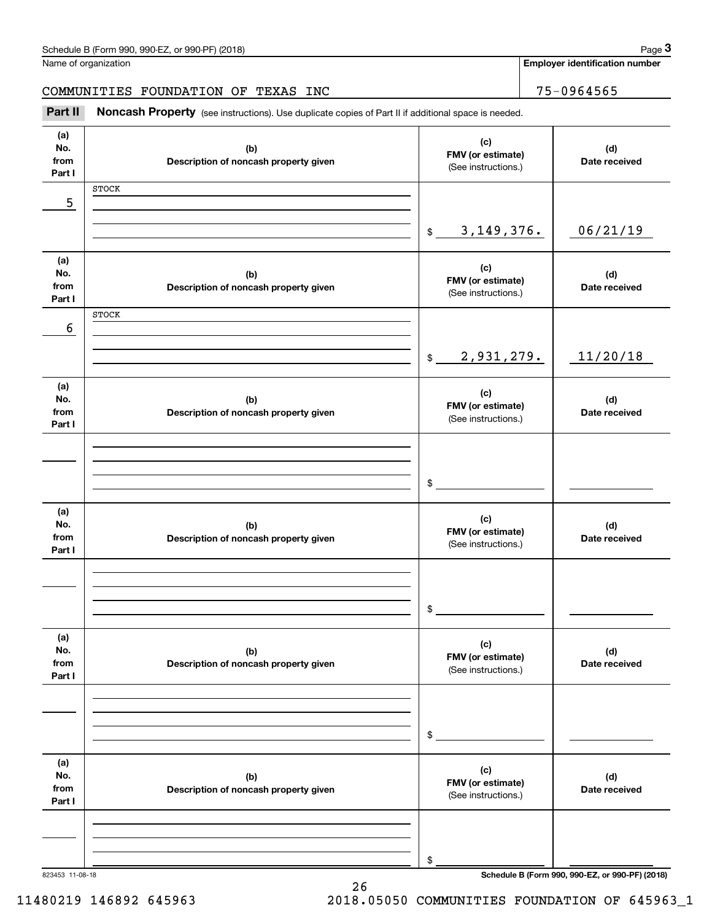Schedule B (Form 990, 990-EZ, or 990-PF) (2018) Page **3**

Name of organization: COMMUNITIES FOUNDATION OF TEXAS INC

**Employer identification number**: 75-0964565

**Part II** **Noncash Property** (see instructions). Use duplicate copies of Part II if additional space is needed.

| (a) No. from Part I | (b) Description of noncash property given | (c) FMV (or estimate) (See instructions.) | (d) Date received |
|---|---|---|---|
| 5 | STOCK | $ 3,149,376. | 06/21/19 |
| 6 | STOCK | $ 2,931,279. | 11/20/18 |
| | | $ | |
| | | $ | |
| | | $ | |
| | | $ | |

823453 11-08-18 **Schedule B (Form 990, 990-EZ, or 990-PF) (2018)**

11480219 146892 645963 2018.05050 COMMUNITIES FOUNDATION OF 645963_1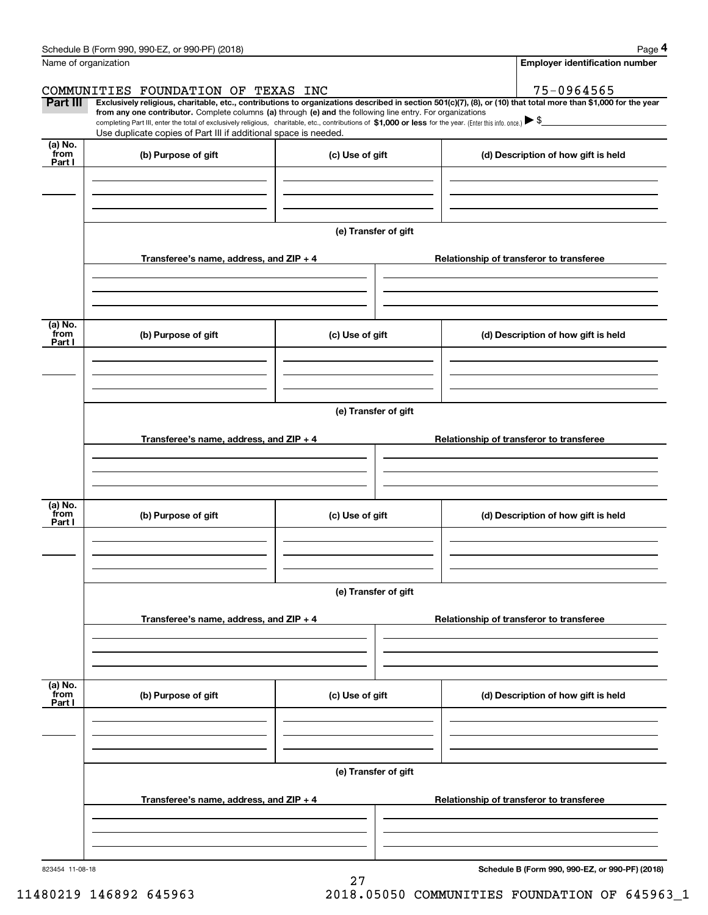Schedule B (Form 990, 990-EZ, or 990-PF) (2018) Page **4**

Name of organization

COMMUNITIES FOUNDATION OF TEXAS INC

**Employer identification number**

75-0964565

**Part III** **Exclusively religious, charitable, etc., contributions to organizations described in section 501(c)(7), (8), or (10) that total more than $1,000 for the year from any one contributor.** Complete columns **(a)** through **(e) and** the following line entry. For organizations completing Part III, enter the total of exclusively religious, charitable, etc., contributions of **$1,000 or less** for the year. (Enter this info. once.) ▶ $

Use duplicate copies of Part III if additional space is needed.

| (a) No. from Part I | (b) Purpose of gift | (c) Use of gift | (d) Description of how gift is held |
|---|---|---|---|
| | | | |

**(e) Transfer of gift**

| Transferee's name, address, and ZIP + 4 | Relationship of transferor to transferee |
|---|---|
| | |

| (a) No. from Part I | (b) Purpose of gift | (c) Use of gift | (d) Description of how gift is held |
|---|---|---|---|
| | | | |

**(e) Transfer of gift**

| Transferee's name, address, and ZIP + 4 | Relationship of transferor to transferee |
|---|---|
| | |

| (a) No. from Part I | (b) Purpose of gift | (c) Use of gift | (d) Description of how gift is held |
|---|---|---|---|
| | | | |

**(e) Transfer of gift**

| Transferee's name, address, and ZIP + 4 | Relationship of transferor to transferee |
|---|---|
| | |

| (a) No. from Part I | (b) Purpose of gift | (c) Use of gift | (d) Description of how gift is held |
|---|---|---|---|
| | | | |

**(e) Transfer of gift**

| Transferee's name, address, and ZIP + 4 | Relationship of transferor to transferee |
|---|---|
| | |

823454 11-08-18 **Schedule B (Form 990, 990-EZ, or 990-PF) (2018)**

11480219 146892 645963 2018.05050 COMMUNITIES FOUNDATION OF 645963_1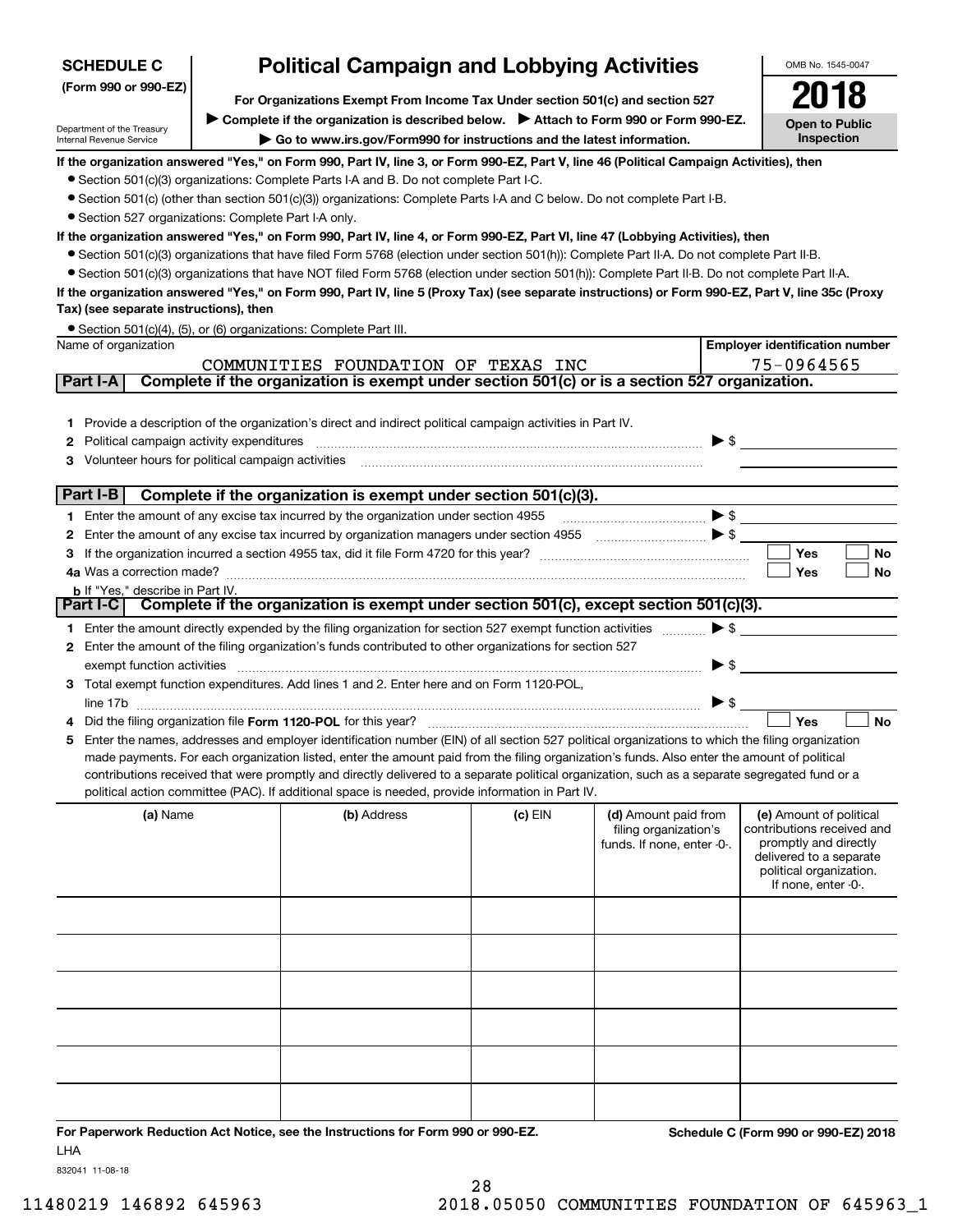**SCHEDULE C (Form 990 or 990-EZ)**

Department of the Treasury
Internal Revenue Service

# Political Campaign and Lobbying Activities

**For Organizations Exempt From Income Tax Under section 501(c) and section 527**

▶ **Complete if the organization is described below.** ▶ **Attach to Form 990 or Form 990-EZ.**

▶ **Go to www.irs.gov/Form990 for instructions and the latest information.**

OMB No. 1545-0047

**2018**

**Open to Public Inspection**

**If the organization answered "Yes," on Form 990, Part IV, line 3, or Form 990-EZ, Part V, line 46 (Political Campaign Activities), then**

- Section 501(c)(3) organizations: Complete Parts I-A and B. Do not complete Part I-C.
- Section 501(c) (other than section 501(c)(3)) organizations: Complete Parts I-A and C below. Do not complete Part I-B.
- Section 527 organizations: Complete Part I-A only.

**If the organization answered "Yes," on Form 990, Part IV, line 4, or Form 990-EZ, Part VI, line 47 (Lobbying Activities), then**

- Section 501(c)(3) organizations that have filed Form 5768 (election under section 501(h)): Complete Part II-A. Do not complete Part II-B.
- Section 501(c)(3) organizations that have NOT filed Form 5768 (election under section 501(h)): Complete Part II-B. Do not complete Part II-A.

**If the organization answered "Yes," on Form 990, Part IV, line 5 (Proxy Tax) (see separate instructions) or Form 990-EZ, Part V, line 35c (Proxy Tax) (see separate instructions), then**

- Section 501(c)(4), (5), or (6) organizations: Complete Part III.

| Name of organization | Employer identification number |
|---|---|
| COMMUNITIES FOUNDATION OF TEXAS INC | 75-0964565 |

## Part I-A Complete if the organization is exempt under section 501(c) or is a section 527 organization.

1. Provide a description of the organization's direct and indirect political campaign activities in Part IV.
2. Political campaign activity expenditures ▶ $
3. Volunteer hours for political campaign activities

## Part I-B Complete if the organization is exempt under section 501(c)(3).

1. Enter the amount of any excise tax incurred by the organization under section 4955 ▶ $
2. Enter the amount of any excise tax incurred by organization managers under section 4955 ▶ $
3. If the organization incurred a section 4955 tax, did it file Form 4720 for this year? ☐ Yes ☐ No
4a. Was a correction made? ☐ Yes ☐ No
b. If "Yes," describe in Part IV.

## Part I-C Complete if the organization is exempt under section 501(c), except section 501(c)(3).

1. Enter the amount directly expended by the filing organization for section 527 exempt function activities ▶ $
2. Enter the amount of the filing organization's funds contributed to other organizations for section 527 exempt function activities ▶ $
3. Total exempt function expenditures. Add lines 1 and 2. Enter here and on Form 1120-POL, line 17b ▶ $
4. Did the filing organization file **Form 1120-POL** for this year? ☐ Yes ☐ No
5. Enter the names, addresses and employer identification number (EIN) of all section 527 political organizations to which the filing organization made payments. For each organization listed, enter the amount paid from the filing organization's funds. Also enter the amount of political contributions received that were promptly and directly delivered to a separate political organization, such as a separate segregated fund or a political action committee (PAC). If additional space is needed, provide information in Part IV.

| (a) Name | (b) Address | (c) EIN | (d) Amount paid from filing organization's funds. If none, enter -0-. | (e) Amount of political contributions received and promptly and directly delivered to a separate political organization. If none, enter -0-. |
|---|---|---|---|---|
| | | | | |
| | | | | |
| | | | | |
| | | | | |
| | | | | |
| | | | | |

**For Paperwork Reduction Act Notice, see the Instructions for Form 990 or 990-EZ.** LHA

**Schedule C (Form 990 or 990-EZ) 2018**

832041 11-08-18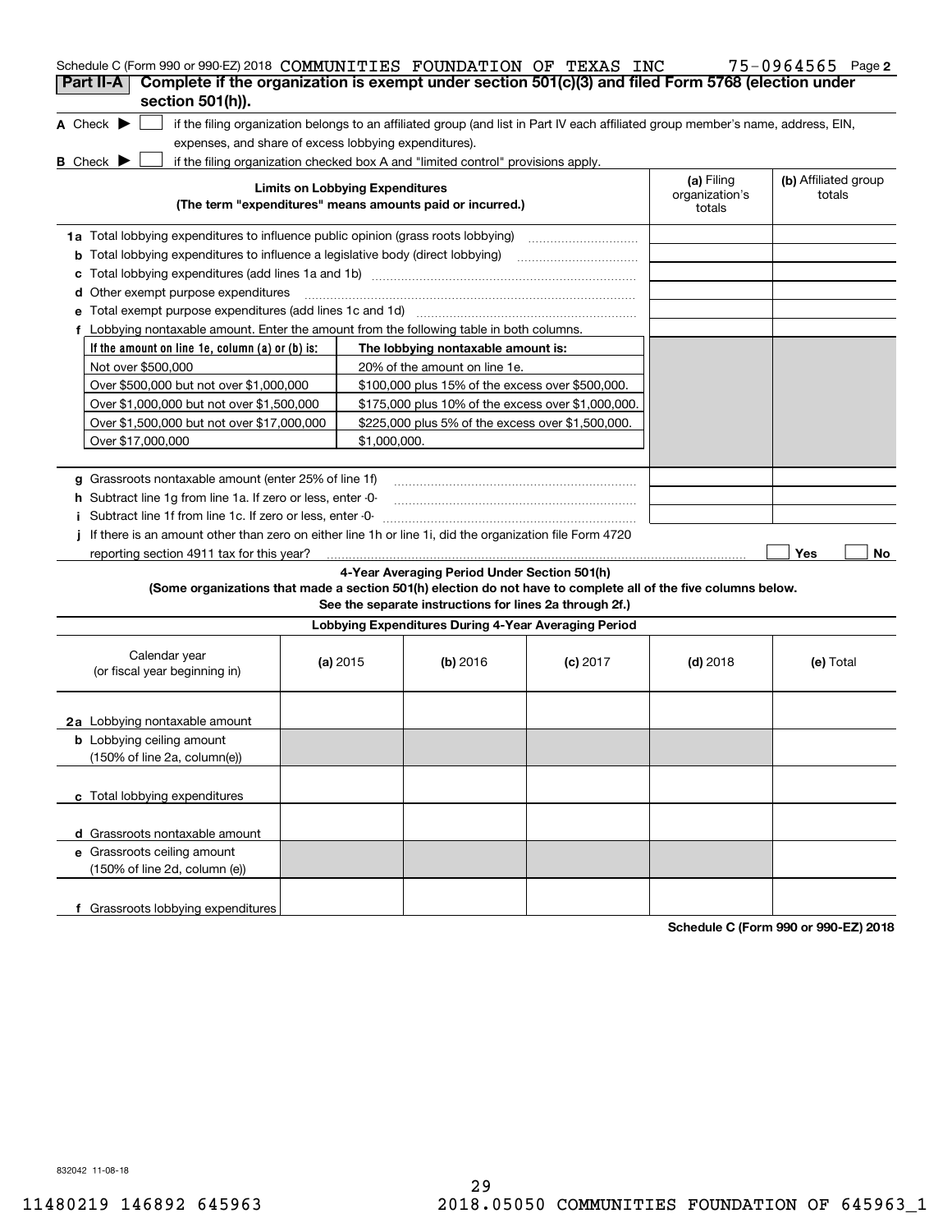Schedule C (Form 990 or 990-EZ) 2018 COMMUNITIES FOUNDATION OF TEXAS INC 75-0964565 Page **2**

## Part II-A | Complete if the organization is exempt under section 501(c)(3) and filed Form 5768 (election under section 501(h)).

**A** Check ▶ ☐ if the filing organization belongs to an affiliated group (and list in Part IV each affiliated group member's name, address, EIN, expenses, and share of excess lobbying expenditures).

**B** Check ▶ ☐ if the filing organization checked box A and "limited control" provisions apply.

| **Limits on Lobbying Expenditures** (The term "expenditures" means amounts paid or incurred.) | **(a)** Filing organization's totals | **(b)** Affiliated group totals |
|---|---|---|
| **1a** Total lobbying expenditures to influence public opinion (grass roots lobbying) | | |
| **b** Total lobbying expenditures to influence a legislative body (direct lobbying) | | |
| **c** Total lobbying expenditures (add lines 1a and 1b) | | |
| **d** Other exempt purpose expenditures | | |
| **e** Total exempt purpose expenditures (add lines 1c and 1d) | | |
| **f** Lobbying nontaxable amount. Enter the amount from the following table in both columns. | | |

| If the amount on line 1e, column (a) or (b) is: | The lobbying nontaxable amount is: |
|---|---|
| Not over $500,000 | 20% of the amount on line 1e. |
| Over $500,000 but not over $1,000,000 | $100,000 plus 15% of the excess over $500,000. |
| Over $1,000,000 but not over $1,500,000 | $175,000 plus 10% of the excess over $1,000,000. |
| Over $1,500,000 but not over $17,000,000 | $225,000 plus 5% of the excess over $1,500,000. |
| Over $17,000,000 | $1,000,000. |

| | (a) | (b) |
|---|---|---|
| **g** Grassroots nontaxable amount (enter 25% of line 1f) | | |
| **h** Subtract line 1g from line 1a. If zero or less, enter -0- | | |
| **i** Subtract line 1f from line 1c. If zero or less, enter -0- | | |
| **j** If there is an amount other than zero on either line 1h or line 1i, did the organization file Form 4720 reporting section 4911 tax for this year? | ☐ Yes | ☐ No |

**4-Year Averaging Period Under Section 501(h)**

**(Some organizations that made a section 501(h) election do not have to complete all of the five columns below. See the separate instructions for lines 2a through 2f.)**

**Lobbying Expenditures During 4-Year Averaging Period**

| Calendar year (or fiscal year beginning in) | **(a)** 2015 | **(b)** 2016 | **(c)** 2017 | **(d)** 2018 | **(e)** Total |
|---|---|---|---|---|---|
| **2a** Lobbying nontaxable amount | | | | | |
| **b** Lobbying ceiling amount (150% of line 2a, column(e)) | | | | | |
| **c** Total lobbying expenditures | | | | | |
| **d** Grassroots nontaxable amount | | | | | |
| **e** Grassroots ceiling amount (150% of line 2d, column (e)) | | | | | |
| **f** Grassroots lobbying expenditures | | | | | |

**Schedule C (Form 990 or 990-EZ) 2018**

832042 11-08-18

11480219 146892 645963 2018.05050 COMMUNITIES FOUNDATION OF 645963_1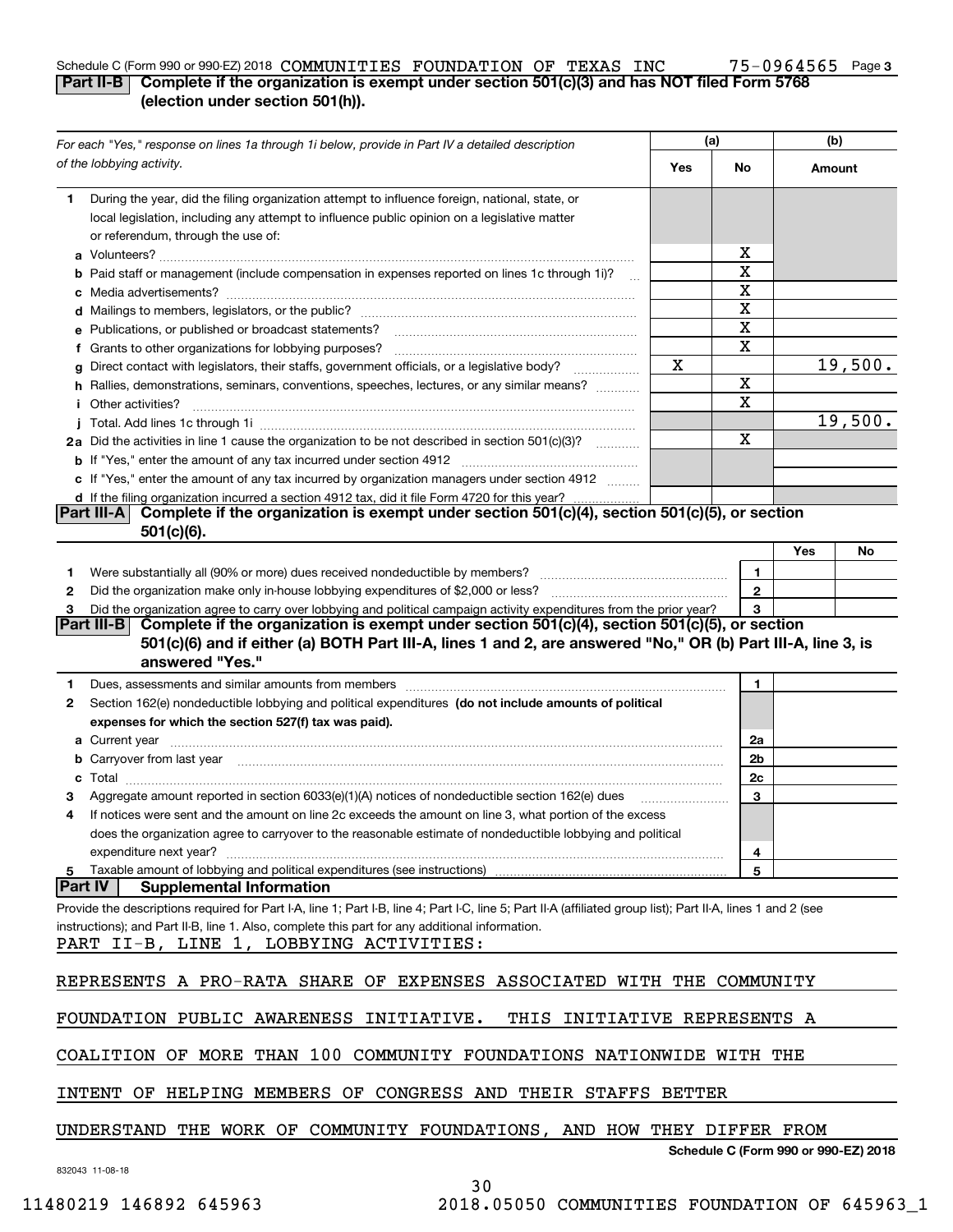Schedule C (Form 990 or 990-EZ) 2018 COMMUNITIES FOUNDATION OF TEXAS INC 75-0964565 Page 3

## Part II-B Complete if the organization is exempt under section 501(c)(3) and has NOT filed Form 5768 (election under section 501(h)).

| *For each "Yes," response on lines 1a through 1i below, provide in Part IV a detailed description of the lobbying activity.* | (a) Yes | (a) No | (b) Amount |
|---|---|---|---|
| **1** During the year, did the filing organization attempt to influence foreign, national, state, or local legislation, including any attempt to influence public opinion on a legislative matter or referendum, through the use of: | | | |
| **a** Volunteers? | | X | |
| **b** Paid staff or management (include compensation in expenses reported on lines 1c through 1i)? | | X | |
| **c** Media advertisements? | | X | |
| **d** Mailings to members, legislators, or the public? | | X | |
| **e** Publications, or published or broadcast statements? | | X | |
| **f** Grants to other organizations for lobbying purposes? | | X | |
| **g** Direct contact with legislators, their staffs, government officials, or a legislative body? | X | | 19,500. |
| **h** Rallies, demonstrations, seminars, conventions, speeches, lectures, or any similar means? | | X | |
| **i** Other activities? | | X | |
| **j** Total. Add lines 1c through 1i | | | 19,500. |
| **2a** Did the activities in line 1 cause the organization to be not described in section 501(c)(3)? | | X | |
| **b** If "Yes," enter the amount of any tax incurred under section 4912 | | | |
| **c** If "Yes," enter the amount of any tax incurred by organization managers under section 4912 | | | |
| **d** If the filing organization incurred a section 4912 tax, did it file Form 4720 for this year? | | | |

## Part III-A Complete if the organization is exempt under section 501(c)(4), section 501(c)(5), or section 501(c)(6).

| | | | Yes | No |
|---|---|---|---|---|
| **1** | Were substantially all (90% or more) dues received nondeductible by members? | 1 | | |
| **2** | Did the organization make only in-house lobbying expenditures of $2,000 or less? | 2 | | |
| **3** | Did the organization agree to carry over lobbying and political campaign activity expenditures from the prior year? | 3 | | |

## Part III-B Complete if the organization is exempt under section 501(c)(4), section 501(c)(5), or section 501(c)(6) and if either (a) BOTH Part III-A, lines 1 and 2, are answered "No," OR (b) Part III-A, line 3, is answered "Yes."

| | | | |
|---|---|---|---|
| **1** | Dues, assessments and similar amounts from members | 1 | |
| **2** | Section 162(e) nondeductible lobbying and political expenditures **(do not include amounts of political expenses for which the section 527(f) tax was paid).** | | |
| **a** | Current year | 2a | |
| **b** | Carryover from last year | 2b | |
| **c** | Total | 2c | |
| **3** | Aggregate amount reported in section 6033(e)(1)(A) notices of nondeductible section 162(e) dues | 3 | |
| **4** | If notices were sent and the amount on line 2c exceeds the amount on line 3, what portion of the excess does the organization agree to carryover to the reasonable estimate of nondeductible lobbying and political expenditure next year? | 4 | |
| **5** | Taxable amount of lobbying and political expenditures (see instructions) | 5 | |

## Part IV Supplemental Information

Provide the descriptions required for Part I-A, line 1; Part I-B, line 4; Part I-C, line 5; Part II-A (affiliated group list); Part II-A, lines 1 and 2 (see instructions); and Part II-B, line 1. Also, complete this part for any additional information.

PART II-B, LINE 1, LOBBYING ACTIVITIES:

REPRESENTS A PRO-RATA SHARE OF EXPENSES ASSOCIATED WITH THE COMMUNITY FOUNDATION PUBLIC AWARENESS INITIATIVE. THIS INITIATIVE REPRESENTS A COALITION OF MORE THAN 100 COMMUNITY FOUNDATIONS NATIONWIDE WITH THE INTENT OF HELPING MEMBERS OF CONGRESS AND THEIR STAFFS BETTER UNDERSTAND THE WORK OF COMMUNITY FOUNDATIONS, AND HOW THEY DIFFER FROM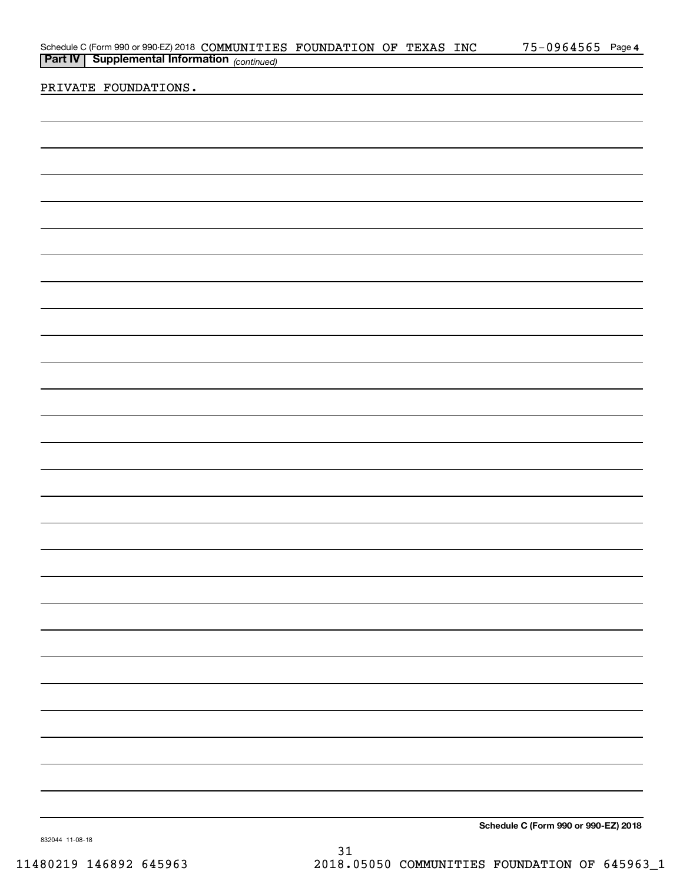Schedule C (Form 990 or 990-EZ) 2018 COMMUNITIES FOUNDATION OF TEXAS INC 75-0964565 Page 4

**Part IV | Supplemental Information** *(continued)*

PRIVATE FOUNDATIONS.

**Schedule C (Form 990 or 990-EZ) 2018**

832044 11-08-18

11480219 146892 645963 2018.05050 COMMUNITIES FOUNDATION OF 645963_1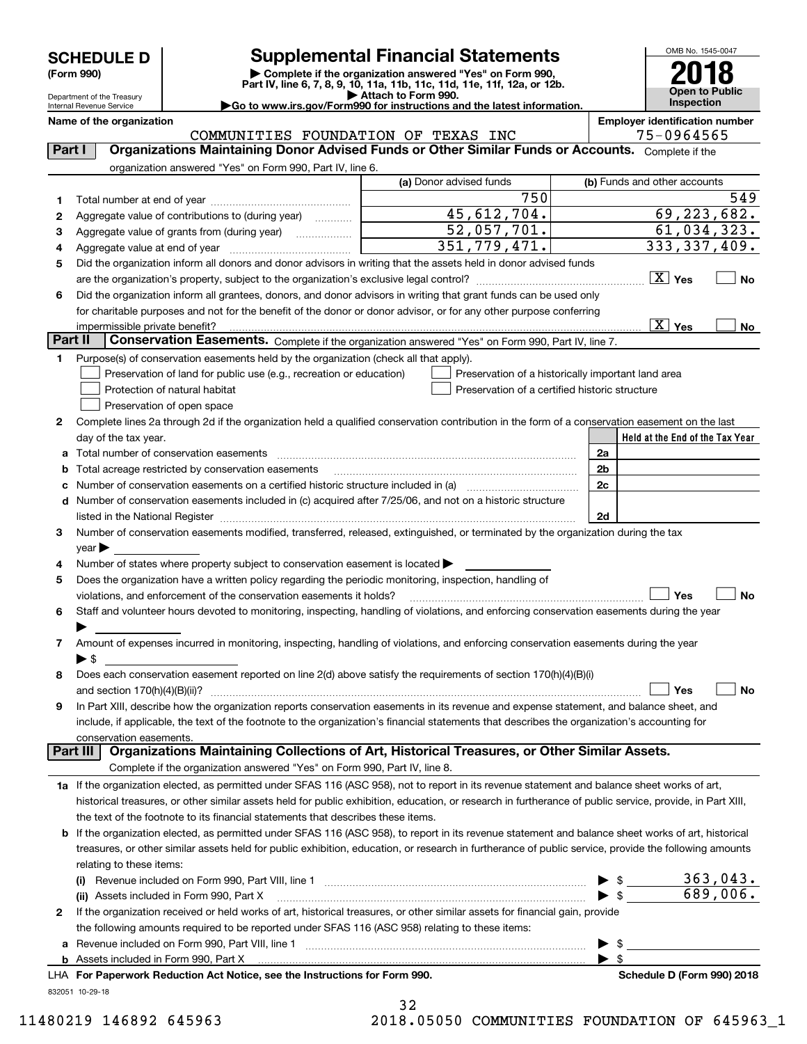# SCHEDULE D (Form 990)

Department of the Treasury
Internal Revenue Service

## Supplemental Financial Statements

▶ Complete if the organization answered "Yes" on Form 990, Part IV, line 6, 7, 8, 9, 10, 11a, 11b, 11c, 11d, 11e, 11f, 12a, or 12b.
▶ Attach to Form 990.
▶Go to www.irs.gov/Form990 for instructions and the latest information.

OMB No. 1545-0047

**2018**

**Open to Public Inspection**

**Name of the organization:** COMMUNITIES FOUNDATION OF TEXAS INC

**Employer identification number:** 75-0964565

### Part I Organizations Maintaining Donor Advised Funds or Other Similar Funds or Accounts.

Complete if the organization answered "Yes" on Form 990, Part IV, line 6.

| | | (a) Donor advised funds | (b) Funds and other accounts |
|---|---|---|---|
| 1 | Total number at end of year | 750 | 549 |
| 2 | Aggregate value of contributions to (during year) | 45,612,704. | 69,223,682. |
| 3 | Aggregate value of grants from (during year) | 52,057,701. | 61,034,323. |
| 4 | Aggregate value at end of year | 351,779,471. | 333,337,409. |

5 Did the organization inform all donors and donor advisors in writing that the assets held in donor advised funds are the organization's property, subject to the organization's exclusive legal control? [X] Yes [ ] No

6 Did the organization inform all grantees, donors, and donor advisors in writing that grant funds can be used only for charitable purposes and not for the benefit of the donor or donor advisor, or for any other purpose conferring impermissible private benefit? [X] Yes [ ] No

### Part II Conservation Easements.

Complete if the organization answered "Yes" on Form 990, Part IV, line 7.

1 Purpose(s) of conservation easements held by the organization (check all that apply).

- [ ] Preservation of land for public use (e.g., recreation or education)
- [ ] Protection of natural habitat
- [ ] Preservation of open space
- [ ] Preservation of a historically important land area
- [ ] Preservation of a certified historic structure

2 Complete lines 2a through 2d if the organization held a qualified conservation contribution in the form of a conservation easement on the last day of the tax year.

| | | | Held at the End of the Tax Year |
|---|---|---|---|
| a | Total number of conservation easements | 2a | |
| b | Total acreage restricted by conservation easements | 2b | |
| c | Number of conservation easements on a certified historic structure included in (a) | 2c | |
| d | Number of conservation easements included in (c) acquired after 7/25/06, and not on a historic structure listed in the National Register | 2d | |

3 Number of conservation easements modified, transferred, released, extinguished, or terminated by the organization during the tax year ▶

4 Number of states where property subject to conservation easement is located ▶

5 Does the organization have a written policy regarding the periodic monitoring, inspection, handling of violations, and enforcement of the conservation easements it holds? [ ] Yes [ ] No

6 Staff and volunteer hours devoted to monitoring, inspecting, handling of violations, and enforcing conservation easements during the year ▶

7 Amount of expenses incurred in monitoring, inspecting, handling of violations, and enforcing conservation easements during the year ▶ $

8 Does each conservation easement reported on line 2(d) above satisfy the requirements of section 170(h)(4)(B)(i) and section 170(h)(4)(B)(ii)? [ ] Yes [ ] No

9 In Part XIII, describe how the organization reports conservation easements in its revenue and expense statement, and balance sheet, and include, if applicable, the text of the footnote to the organization's financial statements that describes the organization's accounting for conservation easements.

### Part III Organizations Maintaining Collections of Art, Historical Treasures, or Other Similar Assets.

Complete if the organization answered "Yes" on Form 990, Part IV, line 8.

1a If the organization elected, as permitted under SFAS 116 (ASC 958), not to report in its revenue statement and balance sheet works of art, historical treasures, or other similar assets held for public exhibition, education, or research in furtherance of public service, provide, in Part XIII, the text of the footnote to its financial statements that describes these items.

b If the organization elected, as permitted under SFAS 116 (ASC 958), to report in its revenue statement and balance sheet works of art, historical treasures, or other similar assets held for public exhibition, education, or research in furtherance of public service, provide the following amounts relating to these items:

(i) Revenue included on Form 990, Part VIII, line 1 ▶ $ 363,043.

(ii) Assets included in Form 990, Part X ▶ $ 689,006.

2 If the organization received or held works of art, historical treasures, or other similar assets for financial gain, provide the following amounts required to be reported under SFAS 116 (ASC 958) relating to these items:

a Revenue included on Form 990, Part VIII, line 1 ▶ $

b Assets included in Form 990, Part X ▶ $

LHA For Paperwork Reduction Act Notice, see the Instructions for Form 990. Schedule D (Form 990) 2018

832051 10-29-18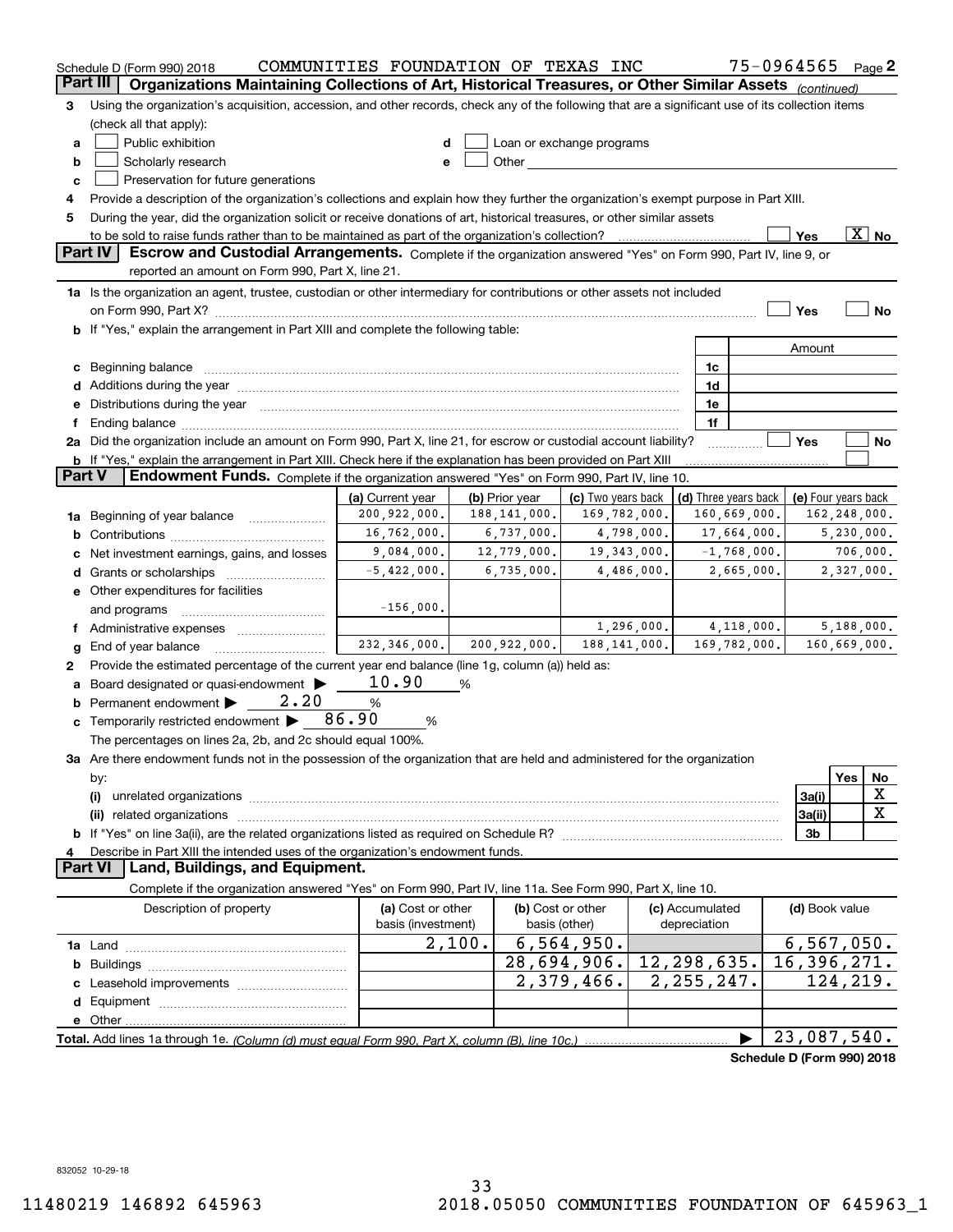Schedule D (Form 990) 2018 COMMUNITIES FOUNDATION OF TEXAS INC 75-0964565 Page 2

## Part III Organizations Maintaining Collections of Art, Historical Treasures, or Other Similar Assets *(continued)*

3 Using the organization's acquisition, accession, and other records, check any of the following that are a significant use of its collection items (check all that apply):

- a ☐ Public exhibition
- b ☐ Scholarly research
- c ☐ Preservation for future generations
- d ☐ Loan or exchange programs
- e ☐ Other

4 Provide a description of the organization's collections and explain how they further the organization's exempt purpose in Part XIII.

5 During the year, did the organization solicit or receive donations of art, historical treasures, or other similar assets to be sold to raise funds rather than to be maintained as part of the organization's collection? ☐ Yes ☒ No

## Part IV Escrow and Custodial Arrangements.

Complete if the organization answered "Yes" on Form 990, Part IV, line 9, or reported an amount on Form 990, Part X, line 21.

1a Is the organization an agent, trustee, custodian or other intermediary for contributions or other assets not included on Form 990, Part X? ☐ Yes ☐ No

b If "Yes," explain the arrangement in Part XIII and complete the following table:

| | | Amount |
|---|---|---|
| c Beginning balance | 1c | |
| d Additions during the year | 1d | |
| e Distributions during the year | 1e | |
| f Ending balance | 1f | |

2a Did the organization include an amount on Form 990, Part X, line 21, for escrow or custodial account liability? ☐ Yes ☐ No

b If "Yes," explain the arrangement in Part XIII. Check here if the explanation has been provided on Part XIII ☐

## Part V Endowment Funds.

Complete if the organization answered "Yes" on Form 990, Part IV, line 10.

| | (a) Current year | (b) Prior year | (c) Two years back | (d) Three years back | (e) Four years back |
|---|---|---|---|---|---|
| 1a Beginning of year balance | 200,922,000. | 188,141,000. | 169,782,000. | 160,669,000. | 162,248,000. |
| b Contributions | 16,762,000. | 6,737,000. | 4,798,000. | 17,664,000. | 5,230,000. |
| c Net investment earnings, gains, and losses | 9,084,000. | 12,779,000. | 19,343,000. | -1,768,000. | 706,000. |
| d Grants or scholarships | -5,422,000. | 6,735,000. | 4,486,000. | 2,665,000. | 2,327,000. |
| e Other expenditures for facilities and programs | -156,000. | | | | |
| f Administrative expenses | | | 1,296,000. | 4,118,000. | 5,188,000. |
| g End of year balance | 232,346,000. | 200,922,000. | 188,141,000. | 169,782,000. | 160,669,000. |

2 Provide the estimated percentage of the current year end balance (line 1g, column (a)) held as:

a Board designated or quasi-endowment ▶ 10.90 %

b Permanent endowment ▶ 2.20 %

c Temporarily restricted endowment ▶ 86.90 %

The percentages on lines 2a, 2b, and 2c should equal 100%.

3a Are there endowment funds not in the possession of the organization that are held and administered for the organization by:

| | | Yes | No |
|---|---|---|---|
| (i) unrelated organizations | 3a(i) | | X |
| (ii) related organizations | 3a(ii) | | X |
| b If "Yes" on line 3a(ii), are the related organizations listed as required on Schedule R? | 3b | | |

4 Describe in Part XIII the intended uses of the organization's endowment funds.

## Part VI Land, Buildings, and Equipment.

Complete if the organization answered "Yes" on Form 990, Part IV, line 11a. See Form 990, Part X, line 10.

| Description of property | (a) Cost or other basis (investment) | (b) Cost or other basis (other) | (c) Accumulated depreciation | (d) Book value |
|---|---|---|---|---|
| 1a Land | 2,100. | 6,564,950. | | 6,567,050. |
| b Buildings | | 28,694,906. | 12,298,635. | 16,396,271. |
| c Leasehold improvements | | 2,379,466. | 2,255,247. | 124,219. |
| d Equipment | | | | |
| e Other | | | | |
| **Total.** Add lines 1a through 1e. *(Column (d) must equal Form 990, Part X, column (B), line 10c.)* | | | ▶ | 23,087,540. |

**Schedule D (Form 990) 2018**

832052 10-29-18

11480219 146892 645963 2018.05050 COMMUNITIES FOUNDATION OF 645963_1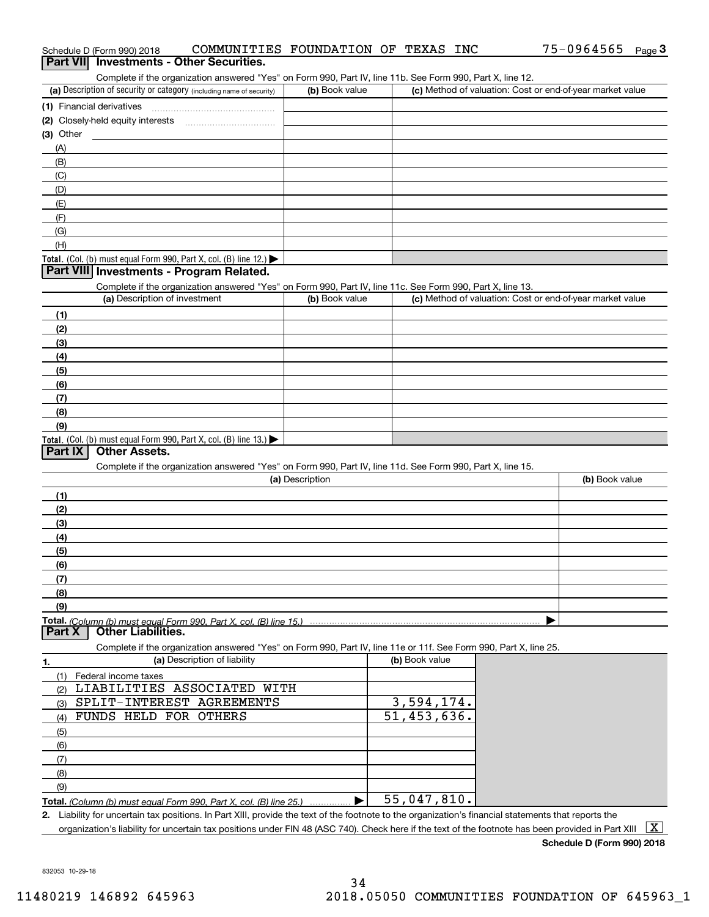Schedule D (Form 990) 2018 COMMUNITIES FOUNDATION OF TEXAS INC 75-0964565 Page 3

## Part VII Investments - Other Securities.

Complete if the organization answered "Yes" on Form 990, Part IV, line 11b. See Form 990, Part X, line 12.

| (a) Description of security or category (including name of security) | (b) Book value | (c) Method of valuation: Cost or end-of-year market value |
|---|---|---|
| (1) Financial derivatives | | |
| (2) Closely-held equity interests | | |
| (3) Other | | |
| (A) | | |
| (B) | | |
| (C) | | |
| (D) | | |
| (E) | | |
| (F) | | |
| (G) | | |
| (H) | | |
| **Total.** (Col. (b) must equal Form 990, Part X, col. (B) line 12.) ▶ | | |

## Part VIII Investments - Program Related.

Complete if the organization answered "Yes" on Form 990, Part IV, line 11c. See Form 990, Part X, line 13.

| (a) Description of investment | (b) Book value | (c) Method of valuation: Cost or end-of-year market value |
|---|---|---|
| (1) | | |
| (2) | | |
| (3) | | |
| (4) | | |
| (5) | | |
| (6) | | |
| (7) | | |
| (8) | | |
| (9) | | |
| **Total.** (Col. (b) must equal Form 990, Part X, col. (B) line 13.) ▶ | | |

## Part IX Other Assets.

Complete if the organization answered "Yes" on Form 990, Part IV, line 11d. See Form 990, Part X, line 15.

| (a) Description | (b) Book value |
|---|---|
| (1) | |
| (2) | |
| (3) | |
| (4) | |
| (5) | |
| (6) | |
| (7) | |
| (8) | |
| (9) | |
| **Total.** *(Column (b) must equal Form 990, Part X, col. (B) line 15.)* ▶ | |

## Part X Other Liabilities.

Complete if the organization answered "Yes" on Form 990, Part IV, line 11e or 11f. See Form 990, Part X, line 25.

| 1. (a) Description of liability | (b) Book value |
|---|---|
| (1) Federal income taxes | |
| (2) LIABILITIES ASSOCIATED WITH | |
| (3) SPLIT-INTEREST AGREEMENTS | 3,594,174. |
| (4) FUNDS HELD FOR OTHERS | 51,453,636. |
| (5) | |
| (6) | |
| (7) | |
| (8) | |
| (9) | |
| **Total.** *(Column (b) must equal Form 990, Part X, col. (B) line 25.)* ▶ | 55,047,810. |

**2.** Liability for uncertain tax positions. In Part XIII, provide the text of the footnote to the organization's financial statements that reports the organization's liability for uncertain tax positions under FIN 48 (ASC 740). Check here if the text of the footnote has been provided in Part XIII [X]

**Schedule D (Form 990) 2018**

832053 10-29-18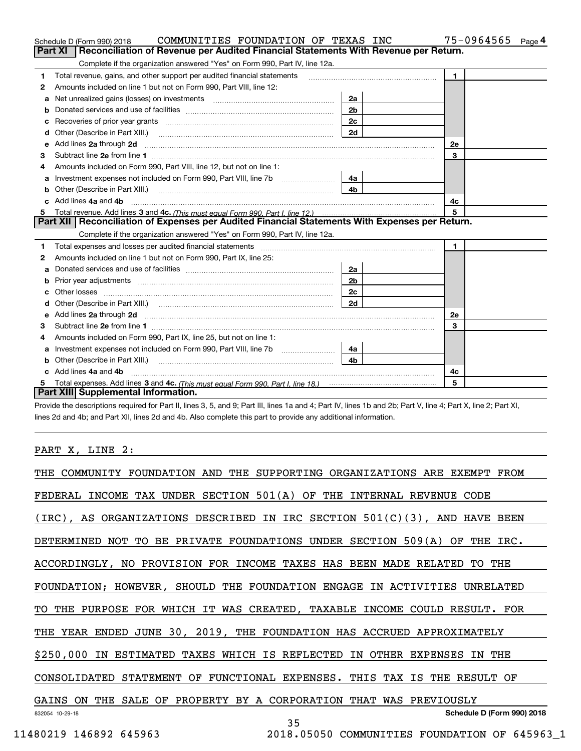Schedule D (Form 990) 2018 COMMUNITIES FOUNDATION OF TEXAS INC 75-0964565 Page 4

## Part XI Reconciliation of Revenue per Audited Financial Statements With Revenue per Return.

Complete if the organization answered "Yes" on Form 990, Part IV, line 12a.

| | | | | | |
|---|---|---|---|---|---|
| 1 | Total revenue, gains, and other support per audited financial statements | | | 1 | |
| 2 | Amounts included on line 1 but not on Form 990, Part VIII, line 12: | | | | |
| a | Net unrealized gains (losses) on investments | 2a | | | |
| b | Donated services and use of facilities | 2b | | | |
| c | Recoveries of prior year grants | 2c | | | |
| d | Other (Describe in Part XIII.) | 2d | | | |
| e | Add lines 2a through 2d | | | 2e | |
| 3 | Subtract line 2e from line 1 | | | 3 | |
| 4 | Amounts included on Form 990, Part VIII, line 12, but not on line 1: | | | | |
| a | Investment expenses not included on Form 990, Part VIII, line 7b | 4a | | | |
| b | Other (Describe in Part XIII.) | 4b | | | |
| c | Add lines 4a and 4b | | | 4c | |
| 5 | Total revenue. Add lines 3 and 4c. *(This must equal Form 990, Part I, line 12.)* | | | 5 | |

## Part XII Reconciliation of Expenses per Audited Financial Statements With Expenses per Return.

Complete if the organization answered "Yes" on Form 990, Part IV, line 12a.

| | | | | | |
|---|---|---|---|---|---|
| 1 | Total expenses and losses per audited financial statements | | | 1 | |
| 2 | Amounts included on line 1 but not on Form 990, Part IX, line 25: | | | | |
| a | Donated services and use of facilities | 2a | | | |
| b | Prior year adjustments | 2b | | | |
| c | Other losses | 2c | | | |
| d | Other (Describe in Part XIII.) | 2d | | | |
| e | Add lines 2a through 2d | | | 2e | |
| 3 | Subtract line 2e from line 1 | | | 3 | |
| 4 | Amounts included on Form 990, Part IX, line 25, but not on line 1: | | | | |
| a | Investment expenses not included on Form 990, Part VIII, line 7b | 4a | | | |
| b | Other (Describe in Part XIII.) | 4b | | | |
| c | Add lines 4a and 4b | | | 4c | |
| 5 | Total expenses. Add lines 3 and 4c. *(This must equal Form 990, Part I, line 18.)* | | | 5 | |

## Part XIII Supplemental Information.

Provide the descriptions required for Part II, lines 3, 5, and 9; Part III, lines 1a and 4; Part IV, lines 1b and 2b; Part V, line 4; Part X, line 2; Part XI, lines 2d and 4b; and Part XII, lines 2d and 4b. Also complete this part to provide any additional information.

PART X, LINE 2:

THE COMMUNITY FOUNDATION AND THE SUPPORTING ORGANIZATIONS ARE EXEMPT FROM FEDERAL INCOME TAX UNDER SECTION 501(A) OF THE INTERNAL REVENUE CODE (IRC), AS ORGANIZATIONS DESCRIBED IN IRC SECTION 501(C)(3), AND HAVE BEEN DETERMINED NOT TO BE PRIVATE FOUNDATIONS UNDER SECTION 509(A) OF THE IRC. ACCORDINGLY, NO PROVISION FOR INCOME TAXES HAS BEEN MADE RELATED TO THE FOUNDATION; HOWEVER, SHOULD THE FOUNDATION ENGAGE IN ACTIVITIES UNRELATED TO THE PURPOSE FOR WHICH IT WAS CREATED, TAXABLE INCOME COULD RESULT. FOR THE YEAR ENDED JUNE 30, 2019, THE FOUNDATION HAS ACCRUED APPROXIMATELY $250,000 IN ESTIMATED TAXES WHICH IS REFLECTED IN OTHER EXPENSES IN THE CONSOLIDATED STATEMENT OF FUNCTIONAL EXPENSES. THIS TAX IS THE RESULT OF GAINS ON THE SALE OF PROPERTY BY A CORPORATION THAT WAS PREVIOUSLY

832054 10-29-18 Schedule D (Form 990) 2018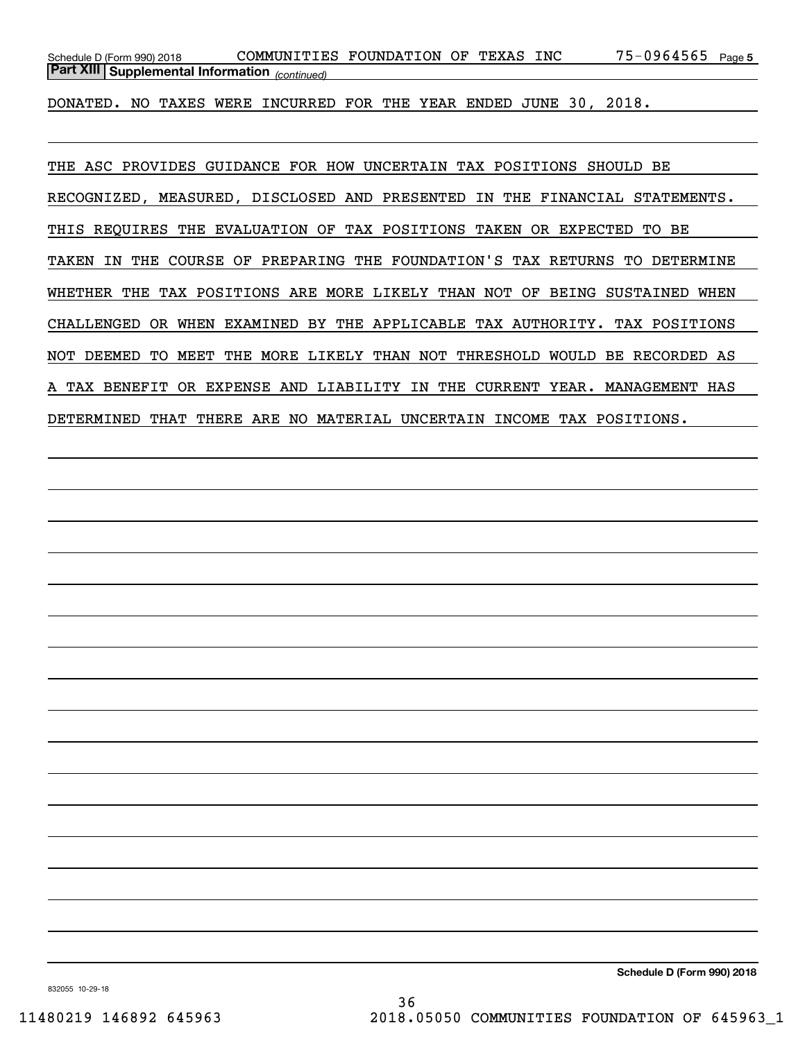**Part XIII | Supplemental Information** *(continued)*

DONATED. NO TAXES WERE INCURRED FOR THE YEAR ENDED JUNE 30, 2018.

THE ASC PROVIDES GUIDANCE FOR HOW UNCERTAIN TAX POSITIONS SHOULD BE RECOGNIZED, MEASURED, DISCLOSED AND PRESENTED IN THE FINANCIAL STATEMENTS. THIS REQUIRES THE EVALUATION OF TAX POSITIONS TAKEN OR EXPECTED TO BE TAKEN IN THE COURSE OF PREPARING THE FOUNDATION'S TAX RETURNS TO DETERMINE WHETHER THE TAX POSITIONS ARE MORE LIKELY THAN NOT OF BEING SUSTAINED WHEN CHALLENGED OR WHEN EXAMINED BY THE APPLICABLE TAX AUTHORITY. TAX POSITIONS NOT DEEMED TO MEET THE MORE LIKELY THAN NOT THRESHOLD WOULD BE RECORDED AS A TAX BENEFIT OR EXPENSE AND LIABILITY IN THE CURRENT YEAR. MANAGEMENT HAS DETERMINED THAT THERE ARE NO MATERIAL UNCERTAIN INCOME TAX POSITIONS.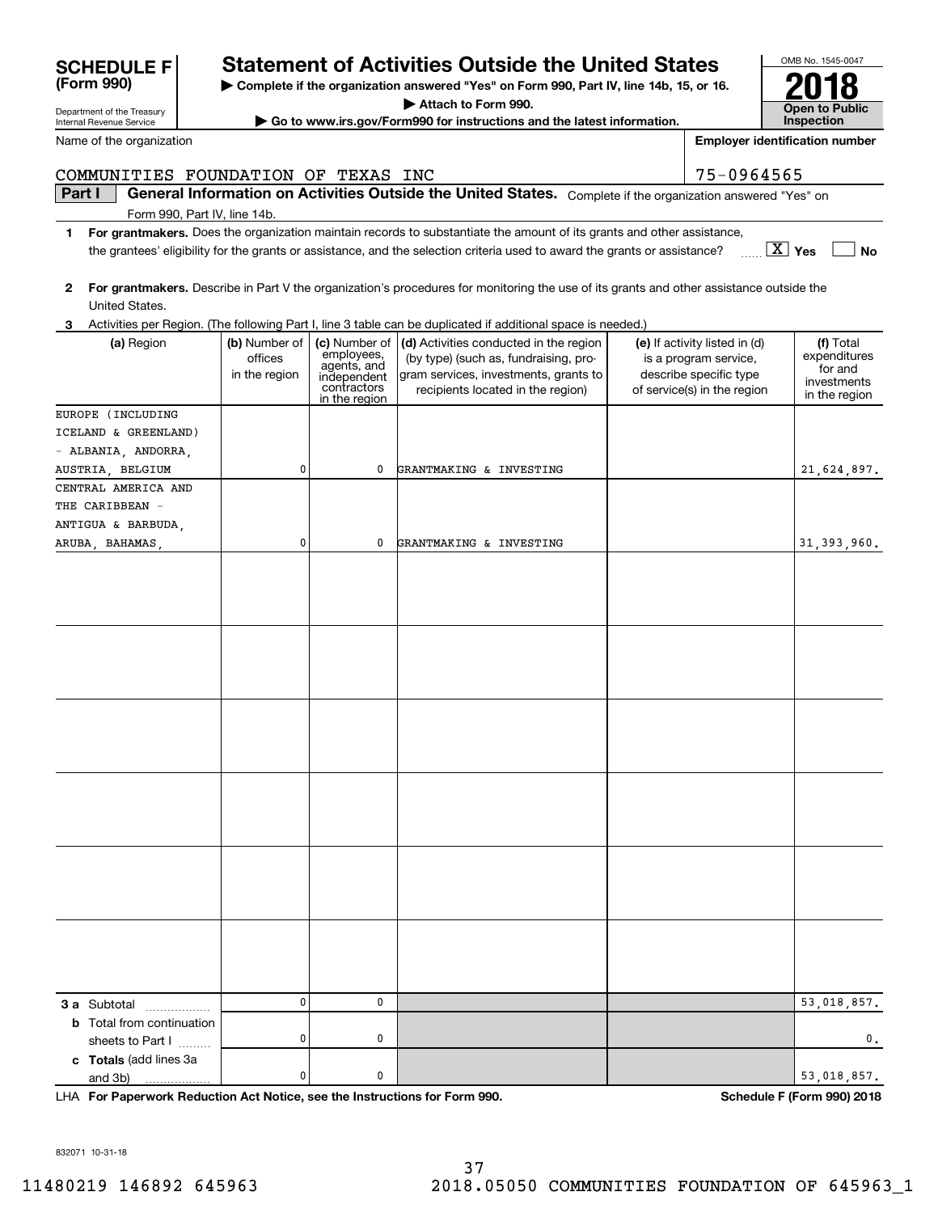**SCHEDULE F (Form 990)**

Department of the Treasury
Internal Revenue Service

# Statement of Activities Outside the United States

▶ Complete if the organization answered "Yes" on Form 990, Part IV, line 14b, 15, or 16.

▶ Attach to Form 990.

▶ Go to www.irs.gov/Form990 for instructions and the latest information.

OMB No. 1545-0047

**2018**

**Open to Public Inspection**

| Name of the organization | Employer identification number |
|---|---|
| COMMUNITIES FOUNDATION OF TEXAS INC | 75-0964565 |

**Part I** **General Information on Activities Outside the United States.** Complete if the organization answered "Yes" on Form 990, Part IV, line 14b.

**1** **For grantmakers.** Does the organization maintain records to substantiate the amount of its grants and other assistance, the grantees' eligibility for the grants or assistance, and the selection criteria used to award the grants or assistance? ..... [X] Yes [ ] No

**2** **For grantmakers.** Describe in Part V the organization's procedures for monitoring the use of its grants and other assistance outside the United States.

**3** Activities per Region. (The following Part I, line 3 table can be duplicated if additional space is needed.)

| (a) Region | (b) Number of offices in the region | (c) Number of employees, agents, and independent contractors in the region | (d) Activities conducted in the region (by type) (such as, fundraising, program services, investments, grants to recipients located in the region) | (e) If activity listed in (d) is a program service, describe specific type of service(s) in the region | (f) Total expenditures for and investments in the region |
|---|---|---|---|---|---|
| EUROPE (INCLUDING ICELAND & GREENLAND) - ALBANIA, ANDORRA, AUSTRIA, BELGIUM | 0 | 0 | GRANTMAKING & INVESTING | | 21,624,897. |
| CENTRAL AMERICA AND THE CARIBBEAN - ANTIGUA & BARBUDA, ARUBA, BAHAMAS, | 0 | 0 | GRANTMAKING & INVESTING | | 31,393,960. |
| | | | | | |
| | | | | | |
| | | | | | |
| | | | | | |
| | | | | | |
| | | | | | |
| **3 a** Subtotal | 0 | 0 | | | 53,018,857. |
| **b** Total from continuation sheets to Part I | 0 | 0 | | | 0. |
| **c Totals** (add lines 3a and 3b) | 0 | 0 | | | 53,018,857. |

LHA **For Paperwork Reduction Act Notice, see the Instructions for Form 990.** **Schedule F (Form 990) 2018**

832071 10-31-18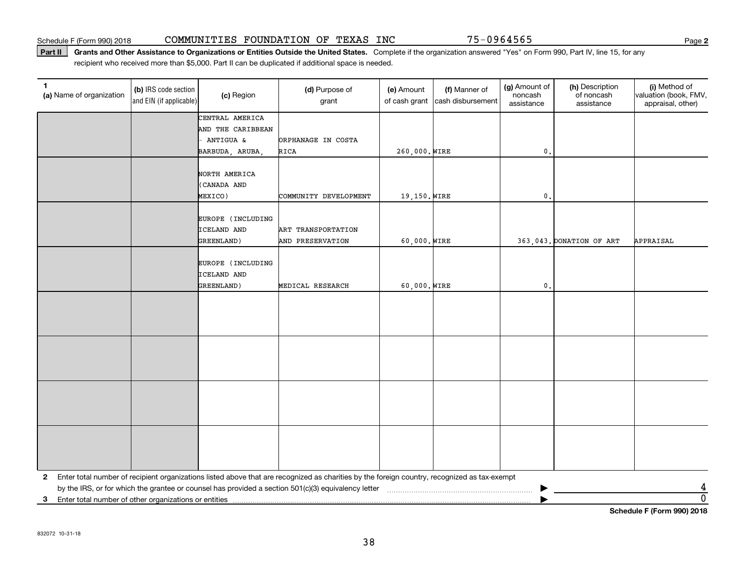Schedule F (Form 990) 2018 COMMUNITIES FOUNDATION OF TEXAS INC 75-0964565

**Part II** **Grants and Other Assistance to Organizations or Entities Outside the United States.** Complete if the organization answered "Yes" on Form 990, Part IV, line 15, for any recipient who received more than $5,000. Part II can be duplicated if additional space is needed.

| 1 (a) Name of organization | (b) IRS code section and EIN (if applicable) | (c) Region | (d) Purpose of grant | (e) Amount of cash grant | (f) Manner of cash disbursement | (g) Amount of noncash assistance | (h) Description of noncash assistance | (i) Method of valuation (book, FMV, appraisal, other) |
|---|---|---|---|---|---|---|---|---|
| | | CENTRAL AMERICA AND THE CARIBBEAN - ANTIGUA & BARBUDA, ARUBA, | ORPHANAGE IN COSTA RICA | 260,000. | WIRE | 0. | | |
| | | NORTH AMERICA (CANADA AND MEXICO) | COMMUNITY DEVELOPMENT | 19,150. | WIRE | 0. | | |
| | | EUROPE (INCLUDING ICELAND AND GREENLAND) | ART TRANSPORTATION AND PRESERVATION | 60,000. | WIRE | 363,043. | DONATION OF ART | APPRAISAL |
| | | EUROPE (INCLUDING ICELAND AND GREENLAND) | MEDICAL RESEARCH | 60,000. | WIRE | 0. | | |
| | | | | | | | | |
| | | | | | | | | |
| | | | | | | | | |
| | | | | | | | | |

**2** Enter total number of recipient organizations listed above that are recognized as charities by the foreign country, recognized as tax-exempt by the IRS, or for which the grantee or counsel has provided a section 501(c)(3) equivalency letter ▶ 4

**3** Enter total number of other organizations or entities ▶ 0

**Schedule F (Form 990) 2018**

832072 10-31-18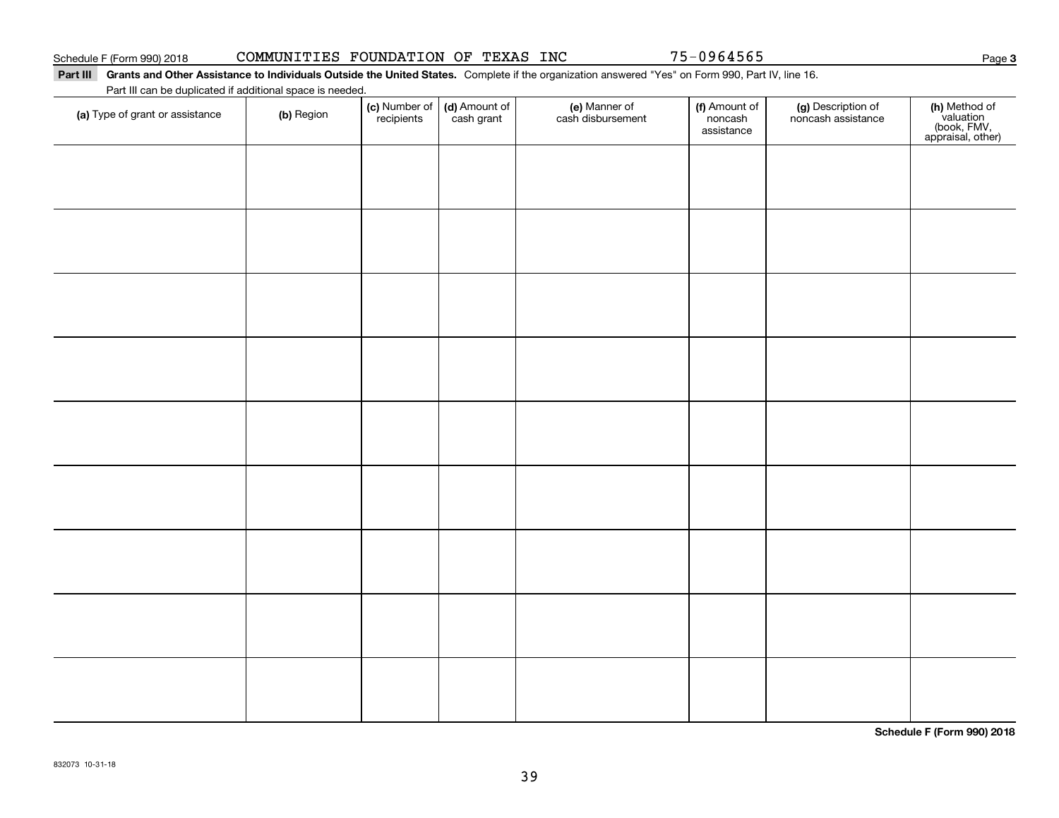Schedule F (Form 990) 2018 COMMUNITIES FOUNDATION OF TEXAS INC 75-0964565 Page 3

**Part III Grants and Other Assistance to Individuals Outside the United States.** Complete if the organization answered "Yes" on Form 990, Part IV, line 16.

Part III can be duplicated if additional space is needed.

| (a) Type of grant or assistance | (b) Region | (c) Number of recipients | (d) Amount of cash grant | (e) Manner of cash disbursement | (f) Amount of noncash assistance | (g) Description of noncash assistance | (h) Method of valuation (book, FMV, appraisal, other) |
|---|---|---|---|---|---|---|---|
| | | | | | | | |
| | | | | | | | |
| | | | | | | | |
| | | | | | | | |
| | | | | | | | |
| | | | | | | | |
| | | | | | | | |
| | | | | | | | |
| | | | | | | | |

**Schedule F (Form 990) 2018**

832073 10-31-18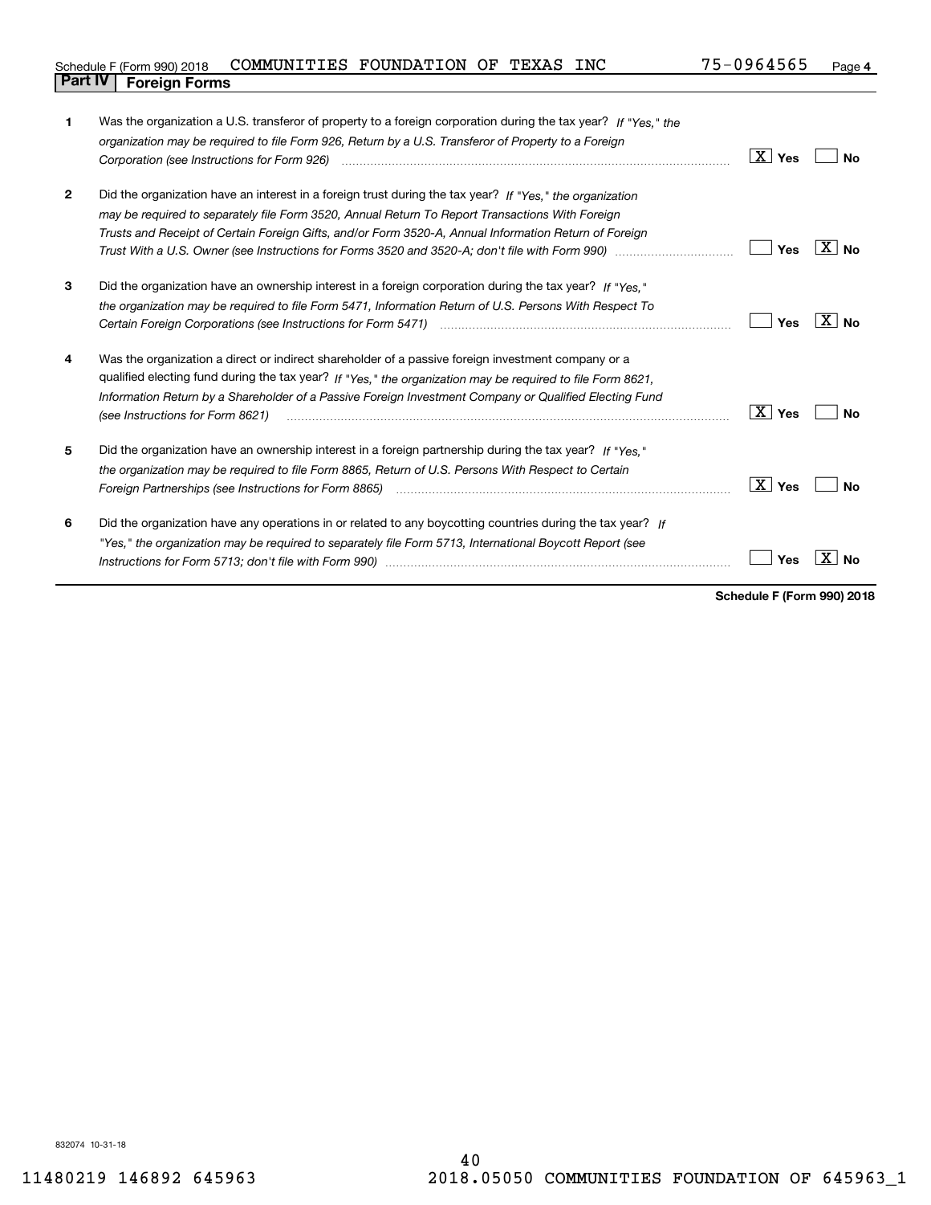Schedule F (Form 990) 2018 COMMUNITIES FOUNDATION OF TEXAS INC 75-0964565 Page 4

## Part IV Foreign Forms

| | | Yes | No |
|---|---|---|---|
| **1** | Was the organization a U.S. transferor of property to a foreign corporation during the tax year? *If "Yes," the organization may be required to file Form 926, Return by a U.S. Transferor of Property to a Foreign Corporation (see Instructions for Form 926)* | X | |
| **2** | Did the organization have an interest in a foreign trust during the tax year? *If "Yes," the organization may be required to separately file Form 3520, Annual Return To Report Transactions With Foreign Trusts and Receipt of Certain Foreign Gifts, and/or Form 3520-A, Annual Information Return of Foreign Trust With a U.S. Owner (see Instructions for Forms 3520 and 3520-A; don't file with Form 990)* | | X |
| **3** | Did the organization have an ownership interest in a foreign corporation during the tax year? *If "Yes," the organization may be required to file Form 5471, Information Return of U.S. Persons With Respect To Certain Foreign Corporations (see Instructions for Form 5471)* | | X |
| **4** | Was the organization a direct or indirect shareholder of a passive foreign investment company or a qualified electing fund during the tax year? *If "Yes," the organization may be required to file Form 8621, Information Return by a Shareholder of a Passive Foreign Investment Company or Qualified Electing Fund (see Instructions for Form 8621)* | X | |
| **5** | Did the organization have an ownership interest in a foreign partnership during the tax year? *If "Yes," the organization may be required to file Form 8865, Return of U.S. Persons With Respect to Certain Foreign Partnerships (see Instructions for Form 8865)* | X | |
| **6** | Did the organization have any operations in or related to any boycotting countries during the tax year? *If "Yes," the organization may be required to separately file Form 5713, International Boycott Report (see Instructions for Form 5713; don't file with Form 990)* | | X |

**Schedule F (Form 990) 2018**

832074 10-31-18

11480219 146892 645963 2018.05050 COMMUNITIES FOUNDATION OF 645963_1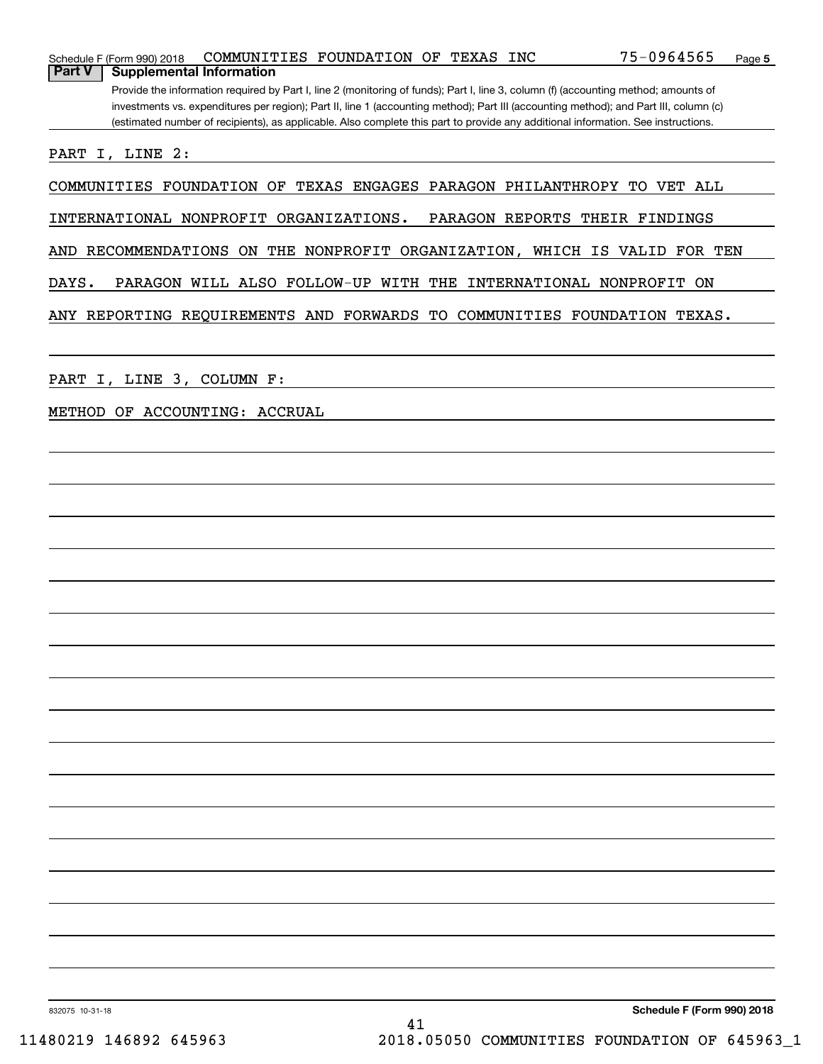Schedule F (Form 990) 2018 COMMUNITIES FOUNDATION OF TEXAS INC 75-0964565 Page 5

## Part V Supplemental Information

Provide the information required by Part I, line 2 (monitoring of funds); Part I, line 3, column (f) (accounting method; amounts of investments vs. expenditures per region); Part II, line 1 (accounting method); Part III (accounting method); and Part III, column (c) (estimated number of recipients), as applicable. Also complete this part to provide any additional information. See instructions.

PART I, LINE 2:

COMMUNITIES FOUNDATION OF TEXAS ENGAGES PARAGON PHILANTHROPY TO VET ALL INTERNATIONAL NONPROFIT ORGANIZATIONS. PARAGON REPORTS THEIR FINDINGS AND RECOMMENDATIONS ON THE NONPROFIT ORGANIZATION, WHICH IS VALID FOR TEN DAYS. PARAGON WILL ALSO FOLLOW-UP WITH THE INTERNATIONAL NONPROFIT ON ANY REPORTING REQUIREMENTS AND FORWARDS TO COMMUNITIES FOUNDATION TEXAS.

PART I, LINE 3, COLUMN F:

METHOD OF ACCOUNTING: ACCRUAL

832075 10-31-18

Schedule F (Form 990) 2018

11480219 146892 645963 2018.05050 COMMUNITIES FOUNDATION OF 645963_1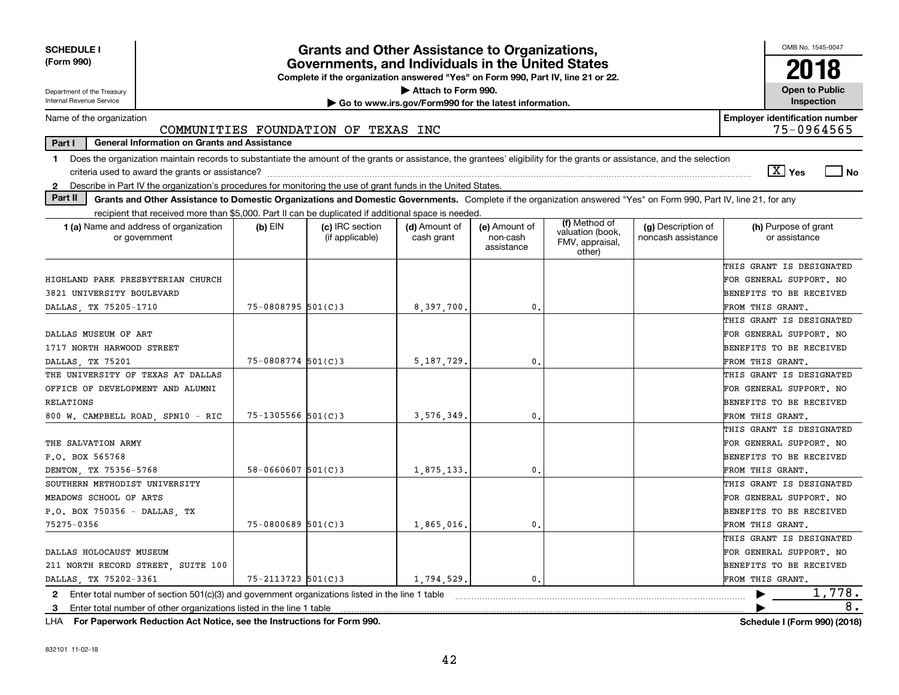**SCHEDULE I**
**(Form 990)**

Department of the Treasury
Internal Revenue Service

# Grants and Other Assistance to Organizations, Governments, and Individuals in the United States

**Complete if the organization answered "Yes" on Form 990, Part IV, line 21 or 22.**

▶ Attach to Form 990.

▶ Go to www.irs.gov/Form990 for the latest information.

OMB No. 1545-0047

**2018**

**Open to Public Inspection**

Name of the organization: COMMUNITIES FOUNDATION OF TEXAS INC

**Employer identification number** 75-0964565

**Part I — General Information on Grants and Assistance**

1 Does the organization maintain records to substantiate the amount of the grants or assistance, the grantees' eligibility for the grants or assistance, and the selection criteria used to award the grants or assistance? [X] Yes [ ] No

2 Describe in Part IV the organization's procedures for monitoring the use of grant funds in the United States.

**Part II — Grants and Other Assistance to Domestic Organizations and Domestic Governments.** Complete if the organization answered "Yes" on Form 990, Part IV, line 21, for any recipient that received more than $5,000. Part II can be duplicated if additional space is needed.

| 1 (a) Name and address of organization or government | (b) EIN | (c) IRC section (if applicable) | (d) Amount of cash grant | (e) Amount of non-cash assistance | (f) Method of valuation (book, FMV, appraisal, other) | (g) Description of noncash assistance | (h) Purpose of grant or assistance |
|---|---|---|---|---|---|---|---|
| HIGHLAND PARK PRESBYTERIAN CHURCH 3821 UNIVERSITY BOULEVARD DALLAS, TX 75205-1710 | 75-0808795 | 501(C)3 | 8,397,700. | 0. | | | THIS GRANT IS DESIGNATED FOR GENERAL SUPPORT. NO BENEFITS TO BE RECEIVED FROM THIS GRANT. |
| DALLAS MUSEUM OF ART 1717 NORTH HARWOOD STREET DALLAS, TX 75201 | 75-0808774 | 501(C)3 | 5,187,729. | 0. | | | THIS GRANT IS DESIGNATED FOR GENERAL SUPPORT. NO BENEFITS TO BE RECEIVED FROM THIS GRANT. |
| THE UNIVERSITY OF TEXAS AT DALLAS OFFICE OF DEVELOPMENT AND ALUMNI RELATIONS 800 W. CAMPBELL ROAD, SPN10 - RIC | 75-1305566 | 501(C)3 | 3,576,349. | 0. | | | THIS GRANT IS DESIGNATED FOR GENERAL SUPPORT. NO BENEFITS TO BE RECEIVED FROM THIS GRANT. |
| THE SALVATION ARMY P.O. BOX 565768 DENTON, TX 75356-5768 | 58-0660607 | 501(C)3 | 1,875,133. | 0. | | | THIS GRANT IS DESIGNATED FOR GENERAL SUPPORT. NO BENEFITS TO BE RECEIVED FROM THIS GRANT. |
| SOUTHERN METHODIST UNIVERSITY MEADOWS SCHOOL OF ARTS P.O. BOX 750356 - DALLAS, TX 75275-0356 | 75-0800689 | 501(C)3 | 1,865,016. | 0. | | | THIS GRANT IS DESIGNATED FOR GENERAL SUPPORT. NO BENEFITS TO BE RECEIVED FROM THIS GRANT. |
| DALLAS HOLOCAUST MUSEUM 211 NORTH RECORD STREET, SUITE 100 DALLAS, TX 75202-3361 | 75-2113723 | 501(C)3 | 1,794,529. | 0. | | | THIS GRANT IS DESIGNATED FOR GENERAL SUPPORT. NO BENEFITS TO BE RECEIVED FROM THIS GRANT. |

2 Enter total number of section 501(c)(3) and government organizations listed in the line 1 table ▶ 1,778.

3 Enter total number of other organizations listed in the line 1 table ▶ 8.

LHA **For Paperwork Reduction Act Notice, see the Instructions for Form 990.** **Schedule I (Form 990) (2018)**

832101 11-02-18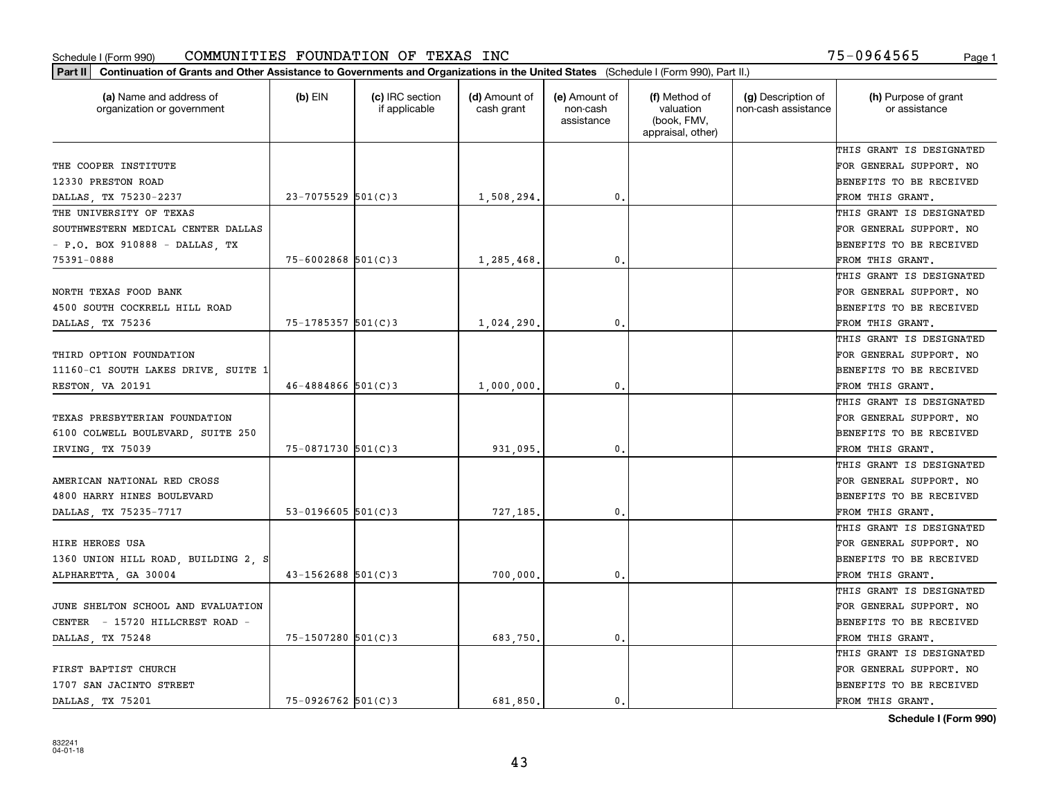Schedule I (Form 990) COMMUNITIES FOUNDATION OF TEXAS INC 75-0964565

**Part II Continuation of Grants and Other Assistance to Governments and Organizations in the United States** (Schedule I (Form 990), Part II.)

| (a) Name and address of organization or government | (b) EIN | (c) IRC section if applicable | (d) Amount of cash grant | (e) Amount of non-cash assistance | (f) Method of valuation (book, FMV, appraisal, other) | (g) Description of non-cash assistance | (h) Purpose of grant or assistance |
|---|---|---|---|---|---|---|---|
| THE COOPER INSTITUTE 12330 PRESTON ROAD DALLAS, TX 75230-2237 | 23-7075529 | 501(C)3 | 1,508,294. | 0. | | | THIS GRANT IS DESIGNATED FOR GENERAL SUPPORT. NO BENEFITS TO BE RECEIVED FROM THIS GRANT. |
| THE UNIVERSITY OF TEXAS SOUTHWESTERN MEDICAL CENTER DALLAS - P.O. BOX 910888 - DALLAS, TX 75391-0888 | 75-6002868 | 501(C)3 | 1,285,468. | 0. | | | THIS GRANT IS DESIGNATED FOR GENERAL SUPPORT. NO BENEFITS TO BE RECEIVED FROM THIS GRANT. |
| NORTH TEXAS FOOD BANK 4500 SOUTH COCKRELL HILL ROAD DALLAS, TX 75236 | 75-1785357 | 501(C)3 | 1,024,290. | 0. | | | THIS GRANT IS DESIGNATED FOR GENERAL SUPPORT. NO BENEFITS TO BE RECEIVED FROM THIS GRANT. |
| THIRD OPTION FOUNDATION 11160-C1 SOUTH LAKES DRIVE, SUITE 1 RESTON, VA 20191 | 46-4884866 | 501(C)3 | 1,000,000. | 0. | | | THIS GRANT IS DESIGNATED FOR GENERAL SUPPORT. NO BENEFITS TO BE RECEIVED FROM THIS GRANT. |
| TEXAS PRESBYTERIAN FOUNDATION 6100 COLWELL BOULEVARD, SUITE 250 IRVING, TX 75039 | 75-0871730 | 501(C)3 | 931,095. | 0. | | | THIS GRANT IS DESIGNATED FOR GENERAL SUPPORT. NO BENEFITS TO BE RECEIVED FROM THIS GRANT. |
| AMERICAN NATIONAL RED CROSS 4800 HARRY HINES BOULEVARD DALLAS, TX 75235-7717 | 53-0196605 | 501(C)3 | 727,185. | 0. | | | THIS GRANT IS DESIGNATED FOR GENERAL SUPPORT. NO BENEFITS TO BE RECEIVED FROM THIS GRANT. |
| HIRE HEROES USA 1360 UNION HILL ROAD, BUILDING 2, S ALPHARETTA, GA 30004 | 43-1562688 | 501(C)3 | 700,000. | 0. | | | THIS GRANT IS DESIGNATED FOR GENERAL SUPPORT. NO BENEFITS TO BE RECEIVED FROM THIS GRANT. |
| JUNE SHELTON SCHOOL AND EVALUATION CENTER - 15720 HILLCREST ROAD - DALLAS, TX 75248 | 75-1507280 | 501(C)3 | 683,750. | 0. | | | THIS GRANT IS DESIGNATED FOR GENERAL SUPPORT. NO BENEFITS TO BE RECEIVED FROM THIS GRANT. |
| FIRST BAPTIST CHURCH 1707 SAN JACINTO STREET DALLAS, TX 75201 | 75-0926762 | 501(C)3 | 681,850. | 0. | | | THIS GRANT IS DESIGNATED FOR GENERAL SUPPORT. NO BENEFITS TO BE RECEIVED FROM THIS GRANT. |

**Schedule I (Form 990)**

832241
04-01-18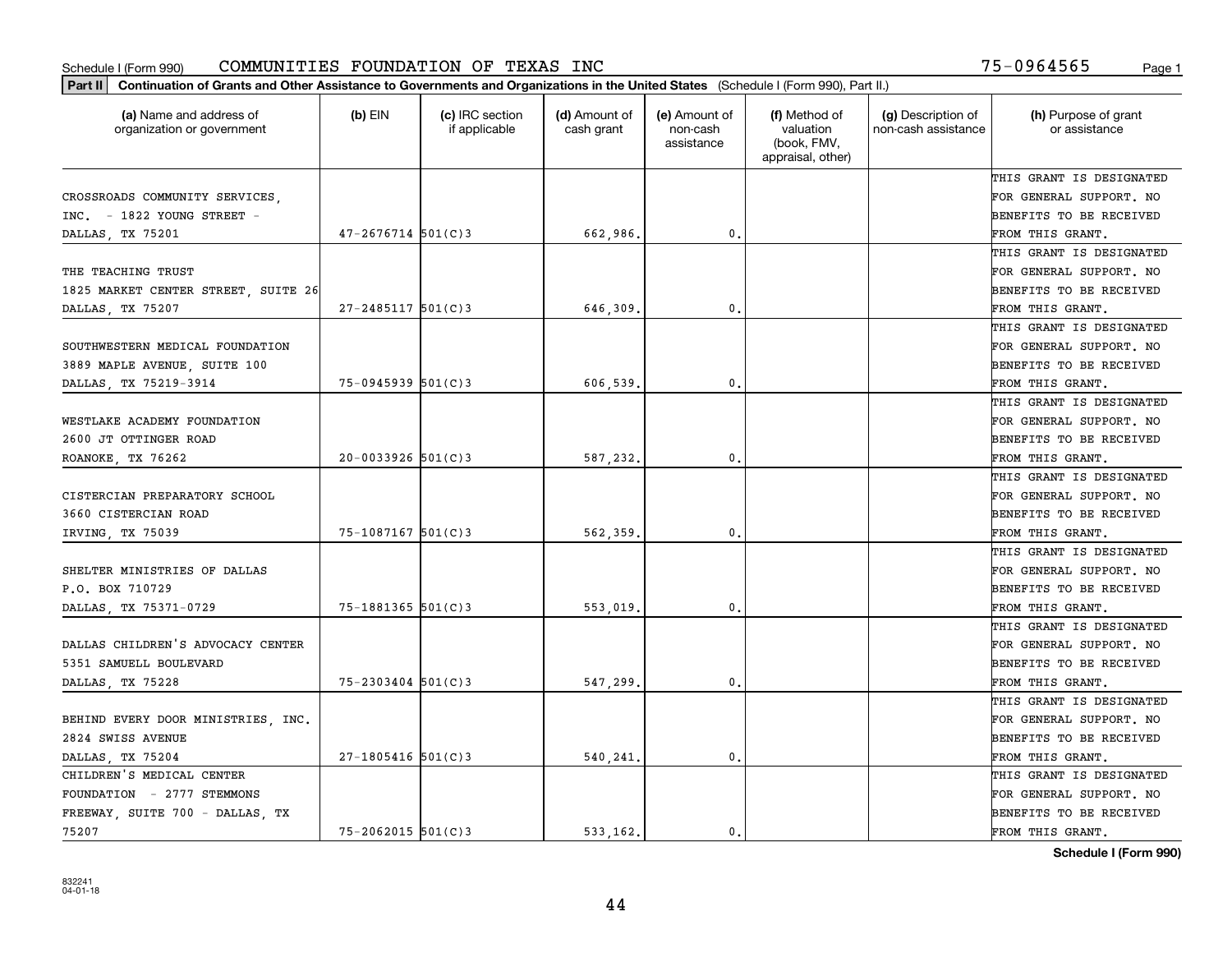Schedule I (Form 990) COMMUNITIES FOUNDATION OF TEXAS INC 75-0964565 Page 1

**Part II** **Continuation of Grants and Other Assistance to Governments and Organizations in the United States** (Schedule I (Form 990), Part II.)

| (a) Name and address of organization or government | (b) EIN | (c) IRC section if applicable | (d) Amount of cash grant | (e) Amount of non-cash assistance | (f) Method of valuation (book, FMV, appraisal, other) | (g) Description of non-cash assistance | (h) Purpose of grant or assistance |
|---|---|---|---|---|---|---|---|
| CROSSROADS COMMUNITY SERVICES, INC. - 1822 YOUNG STREET - DALLAS, TX 75201 | 47-2676714 | 501(C)3 | 662,986. | 0. | | | THIS GRANT IS DESIGNATED FOR GENERAL SUPPORT. NO BENEFITS TO BE RECEIVED FROM THIS GRANT. |
| THE TEACHING TRUST 1825 MARKET CENTER STREET, SUITE 26 DALLAS, TX 75207 | 27-2485117 | 501(C)3 | 646,309. | 0. | | | THIS GRANT IS DESIGNATED FOR GENERAL SUPPORT. NO BENEFITS TO BE RECEIVED FROM THIS GRANT. |
| SOUTHWESTERN MEDICAL FOUNDATION 3889 MAPLE AVENUE, SUITE 100 DALLAS, TX 75219-3914 | 75-0945939 | 501(C)3 | 606,539. | 0. | | | THIS GRANT IS DESIGNATED FOR GENERAL SUPPORT. NO BENEFITS TO BE RECEIVED FROM THIS GRANT. |
| WESTLAKE ACADEMY FOUNDATION 2600 JT OTTINGER ROAD ROANOKE, TX 76262 | 20-0033926 | 501(C)3 | 587,232. | 0. | | | THIS GRANT IS DESIGNATED FOR GENERAL SUPPORT. NO BENEFITS TO BE RECEIVED FROM THIS GRANT. |
| CISTERCIAN PREPARATORY SCHOOL 3660 CISTERCIAN ROAD IRVING, TX 75039 | 75-1087167 | 501(C)3 | 562,359. | 0. | | | THIS GRANT IS DESIGNATED FOR GENERAL SUPPORT. NO BENEFITS TO BE RECEIVED FROM THIS GRANT. |
| SHELTER MINISTRIES OF DALLAS P.O. BOX 710729 DALLAS, TX 75371-0729 | 75-1881365 | 501(C)3 | 553,019. | 0. | | | THIS GRANT IS DESIGNATED FOR GENERAL SUPPORT. NO BENEFITS TO BE RECEIVED FROM THIS GRANT. |
| DALLAS CHILDREN'S ADVOCACY CENTER 5351 SAMUELL BOULEVARD DALLAS, TX 75228 | 75-2303404 | 501(C)3 | 547,299. | 0. | | | THIS GRANT IS DESIGNATED FOR GENERAL SUPPORT. NO BENEFITS TO BE RECEIVED FROM THIS GRANT. |
| BEHIND EVERY DOOR MINISTRIES, INC. 2824 SWISS AVENUE DALLAS, TX 75204 | 27-1805416 | 501(C)3 | 540,241. | 0. | | | THIS GRANT IS DESIGNATED FOR GENERAL SUPPORT. NO BENEFITS TO BE RECEIVED FROM THIS GRANT. |
| CHILDREN'S MEDICAL CENTER FOUNDATION - 2777 STEMMONS FREEWAY, SUITE 700 - DALLAS, TX 75207 | 75-2062015 | 501(C)3 | 533,162. | 0. | | | THIS GRANT IS DESIGNATED FOR GENERAL SUPPORT. NO BENEFITS TO BE RECEIVED FROM THIS GRANT. |

**Schedule I (Form 990)**

832241
04-01-18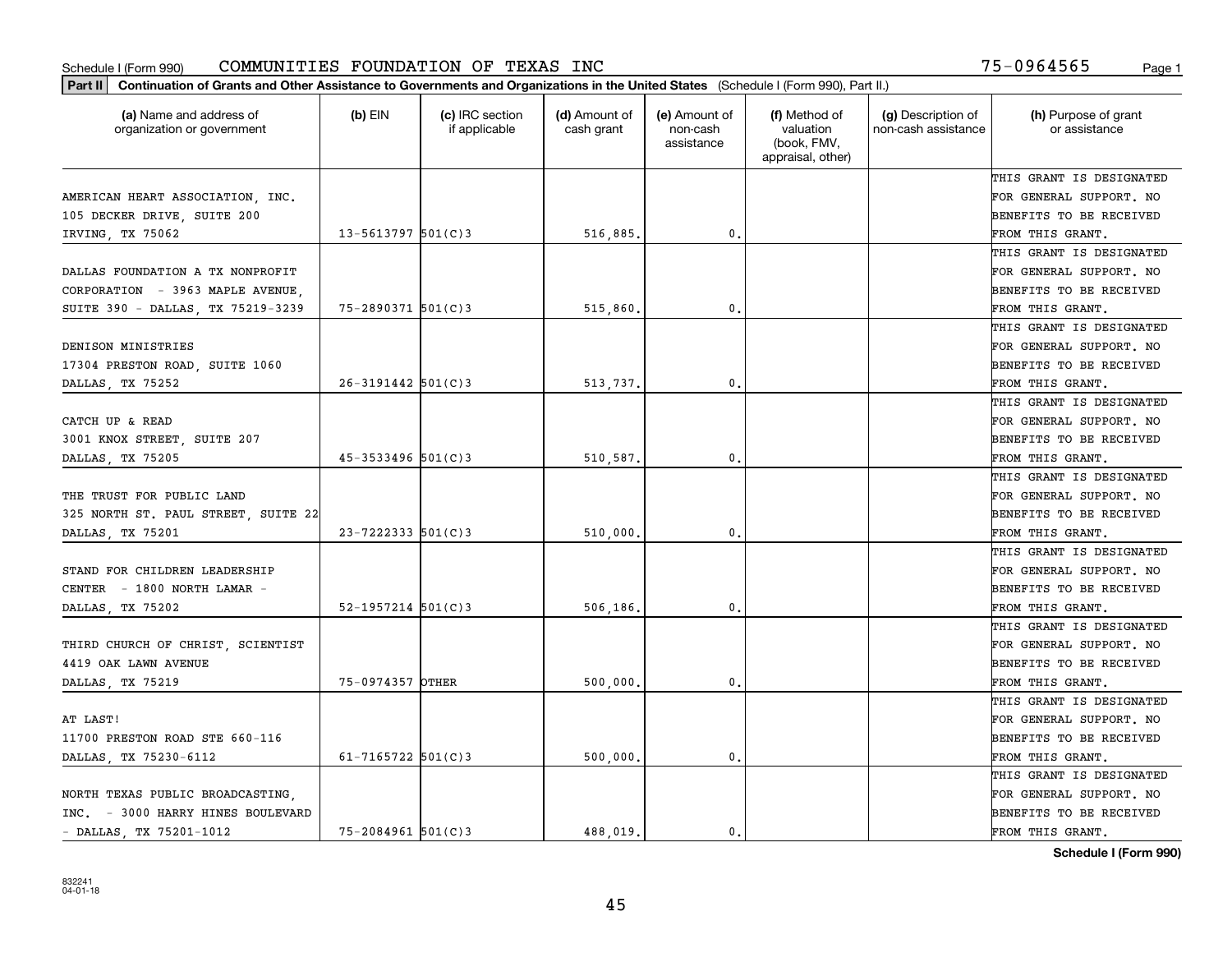Schedule I (Form 990) COMMUNITIES FOUNDATION OF TEXAS INC 75-0964565

**Part II Continuation of Grants and Other Assistance to Governments and Organizations in the United States** (Schedule I (Form 990), Part II.)

| (a) Name and address of organization or government | (b) EIN | (c) IRC section if applicable | (d) Amount of cash grant | (e) Amount of non-cash assistance | (f) Method of valuation (book, FMV, appraisal, other) | (g) Description of non-cash assistance | (h) Purpose of grant or assistance |
|---|---|---|---|---|---|---|---|
| AMERICAN HEART ASSOCIATION, INC. 105 DECKER DRIVE, SUITE 200 IRVING, TX 75062 | 13-5613797 | 501(C)3 | 516,885. | 0. | | | THIS GRANT IS DESIGNATED FOR GENERAL SUPPORT. NO BENEFITS TO BE RECEIVED FROM THIS GRANT. |
| DALLAS FOUNDATION A TX NONPROFIT CORPORATION - 3963 MAPLE AVENUE, SUITE 390 - DALLAS, TX 75219-3239 | 75-2890371 | 501(C)3 | 515,860. | 0. | | | THIS GRANT IS DESIGNATED FOR GENERAL SUPPORT. NO BENEFITS TO BE RECEIVED FROM THIS GRANT. |
| DENISON MINISTRIES 17304 PRESTON ROAD, SUITE 1060 DALLAS, TX 75252 | 26-3191442 | 501(C)3 | 513,737. | 0. | | | THIS GRANT IS DESIGNATED FOR GENERAL SUPPORT. NO BENEFITS TO BE RECEIVED FROM THIS GRANT. |
| CATCH UP & READ 3001 KNOX STREET, SUITE 207 DALLAS, TX 75205 | 45-3533496 | 501(C)3 | 510,587. | 0. | | | THIS GRANT IS DESIGNATED FOR GENERAL SUPPORT. NO BENEFITS TO BE RECEIVED FROM THIS GRANT. |
| THE TRUST FOR PUBLIC LAND 325 NORTH ST. PAUL STREET, SUITE 22 DALLAS, TX 75201 | 23-7222333 | 501(C)3 | 510,000. | 0. | | | THIS GRANT IS DESIGNATED FOR GENERAL SUPPORT. NO BENEFITS TO BE RECEIVED FROM THIS GRANT. |
| STAND FOR CHILDREN LEADERSHIP CENTER - 1800 NORTH LAMAR - DALLAS, TX 75202 | 52-1957214 | 501(C)3 | 506,186. | 0. | | | THIS GRANT IS DESIGNATED FOR GENERAL SUPPORT. NO BENEFITS TO BE RECEIVED FROM THIS GRANT. |
| THIRD CHURCH OF CHRIST, SCIENTIST 4419 OAK LAWN AVENUE DALLAS, TX 75219 | 75-0974357 | OTHER | 500,000. | 0. | | | THIS GRANT IS DESIGNATED FOR GENERAL SUPPORT. NO BENEFITS TO BE RECEIVED FROM THIS GRANT. |
| AT LAST! 11700 PRESTON ROAD STE 660-116 DALLAS, TX 75230-6112 | 61-7165722 | 501(C)3 | 500,000. | 0. | | | THIS GRANT IS DESIGNATED FOR GENERAL SUPPORT. NO BENEFITS TO BE RECEIVED FROM THIS GRANT. |
| NORTH TEXAS PUBLIC BROADCASTING, INC. - 3000 HARRY HINES BOULEVARD - DALLAS, TX 75201-1012 | 75-2084961 | 501(C)3 | 488,019. | 0. | | | THIS GRANT IS DESIGNATED FOR GENERAL SUPPORT. NO BENEFITS TO BE RECEIVED FROM THIS GRANT. |

**Schedule I (Form 990)**

832241
04-01-18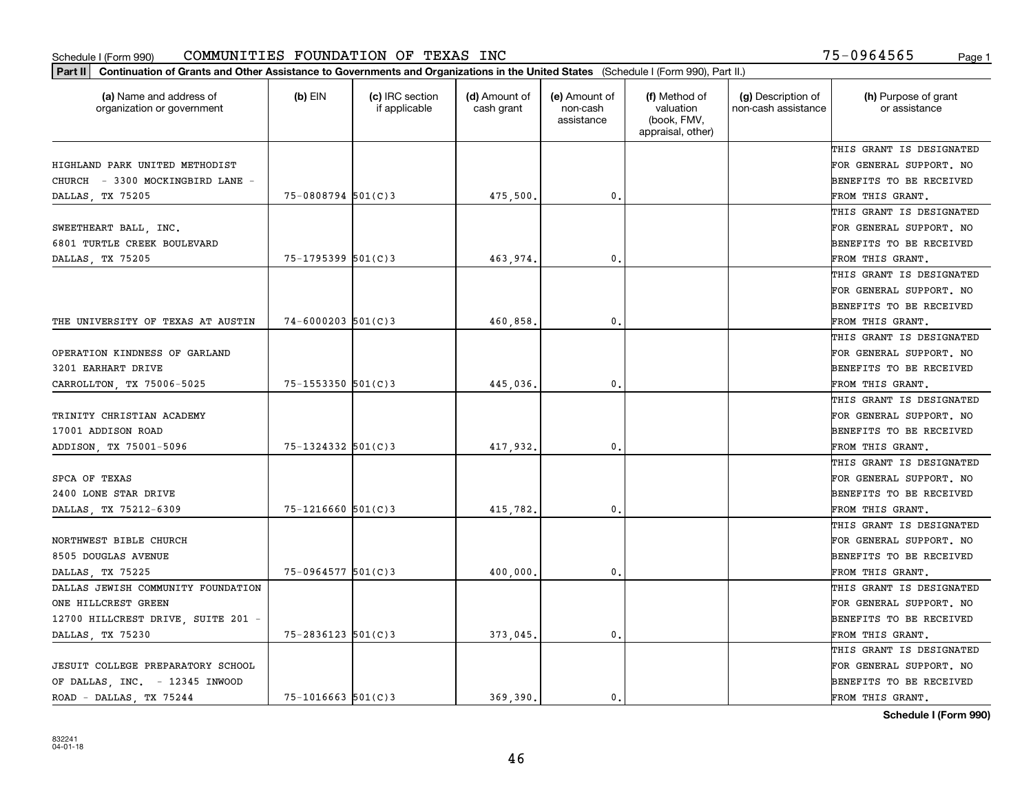Schedule I (Form 990) COMMUNITIES FOUNDATION OF TEXAS INC 75-0964565

**Part II Continuation of Grants and Other Assistance to Governments and Organizations in the United States** (Schedule I (Form 990), Part II.)

| (a) Name and address of organization or government | (b) EIN | (c) IRC section if applicable | (d) Amount of cash grant | (e) Amount of non-cash assistance | (f) Method of valuation (book, FMV, appraisal, other) | (g) Description of non-cash assistance | (h) Purpose of grant or assistance |
|---|---|---|---|---|---|---|---|
| HIGHLAND PARK UNITED METHODIST CHURCH - 3300 MOCKINGBIRD LANE - DALLAS, TX 75205 | 75-0808794 | 501(C)3 | 475,500. | 0. | | | THIS GRANT IS DESIGNATED FOR GENERAL SUPPORT. NO BENEFITS TO BE RECEIVED FROM THIS GRANT. |
| SWEETHEART BALL, INC. 6801 TURTLE CREEK BOULEVARD DALLAS, TX 75205 | 75-1795399 | 501(C)3 | 463,974. | 0. | | | THIS GRANT IS DESIGNATED FOR GENERAL SUPPORT. NO BENEFITS TO BE RECEIVED FROM THIS GRANT. |
| THE UNIVERSITY OF TEXAS AT AUSTIN | 74-6000203 | 501(C)3 | 460,858. | 0. | | | THIS GRANT IS DESIGNATED FOR GENERAL SUPPORT. NO BENEFITS TO BE RECEIVED FROM THIS GRANT. |
| OPERATION KINDNESS OF GARLAND 3201 EARHART DRIVE CARROLLTON, TX 75006-5025 | 75-1553350 | 501(C)3 | 445,036. | 0. | | | THIS GRANT IS DESIGNATED FOR GENERAL SUPPORT. NO BENEFITS TO BE RECEIVED FROM THIS GRANT. |
| TRINITY CHRISTIAN ACADEMY 17001 ADDISON ROAD ADDISON, TX 75001-5096 | 75-1324332 | 501(C)3 | 417,932. | 0. | | | THIS GRANT IS DESIGNATED FOR GENERAL SUPPORT. NO BENEFITS TO BE RECEIVED FROM THIS GRANT. |
| SPCA OF TEXAS 2400 LONE STAR DRIVE DALLAS, TX 75212-6309 | 75-1216660 | 501(C)3 | 415,782. | 0. | | | THIS GRANT IS DESIGNATED FOR GENERAL SUPPORT. NO BENEFITS TO BE RECEIVED FROM THIS GRANT. |
| NORTHWEST BIBLE CHURCH 8505 DOUGLAS AVENUE DALLAS, TX 75225 | 75-0964577 | 501(C)3 | 400,000. | 0. | | | THIS GRANT IS DESIGNATED FOR GENERAL SUPPORT. NO BENEFITS TO BE RECEIVED FROM THIS GRANT. |
| DALLAS JEWISH COMMUNITY FOUNDATION ONE HILLCREST GREEN 12700 HILLCREST DRIVE, SUITE 201 - DALLAS, TX 75230 | 75-2836123 | 501(C)3 | 373,045. | 0. | | | THIS GRANT IS DESIGNATED FOR GENERAL SUPPORT. NO BENEFITS TO BE RECEIVED FROM THIS GRANT. |
| JESUIT COLLEGE PREPARATORY SCHOOL OF DALLAS, INC. - 12345 INWOOD ROAD - DALLAS, TX 75244 | 75-1016663 | 501(C)3 | 369,390. | 0. | | | THIS GRANT IS DESIGNATED FOR GENERAL SUPPORT. NO BENEFITS TO BE RECEIVED FROM THIS GRANT. |

**Schedule I (Form 990)**

832241
04-01-18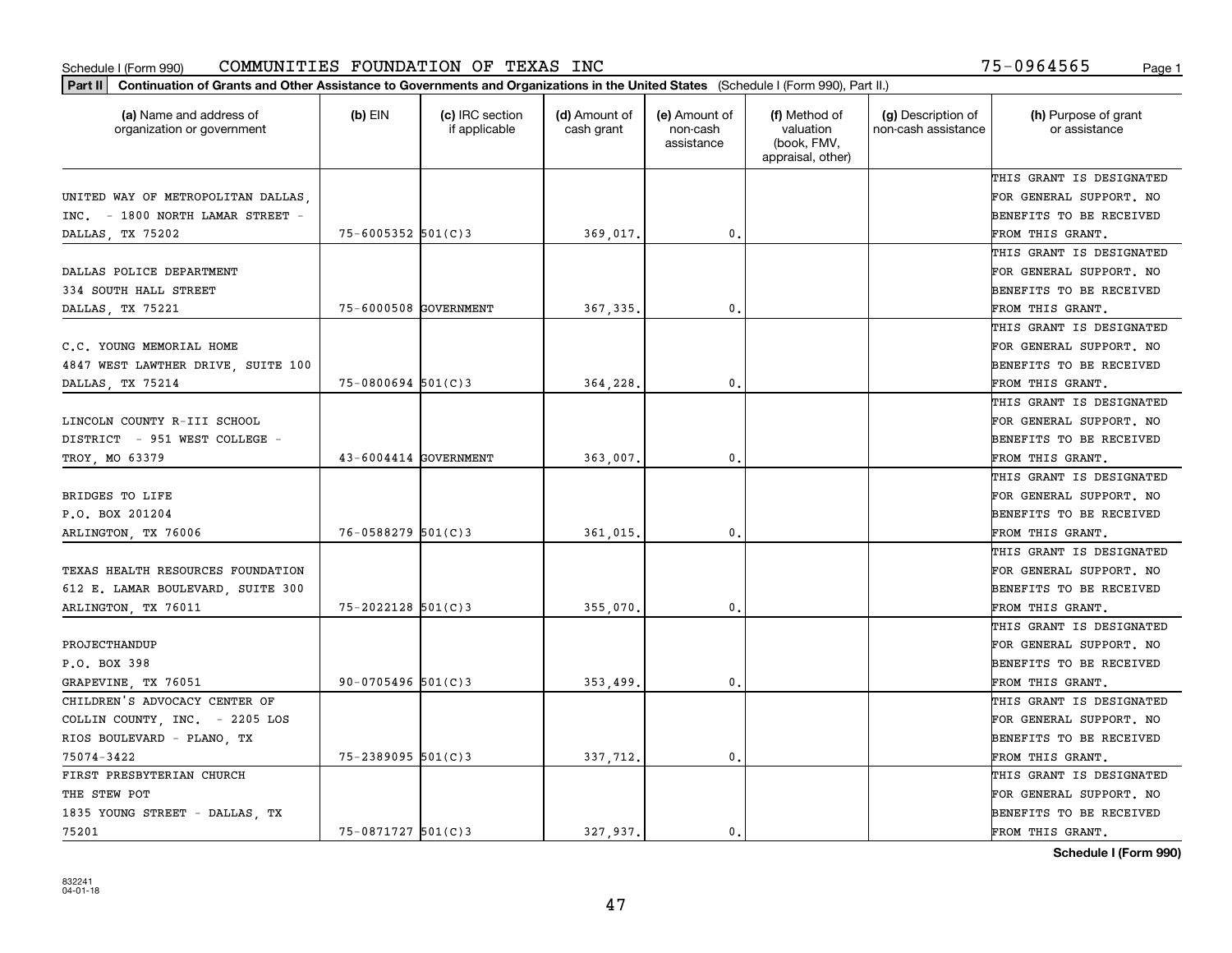Schedule I (Form 990) COMMUNITIES FOUNDATION OF TEXAS INC 75-0964565

**Part II** **Continuation of Grants and Other Assistance to Governments and Organizations in the United States** (Schedule I (Form 990), Part II.)

| (a) Name and address of organization or government | (b) EIN | (c) IRC section if applicable | (d) Amount of cash grant | (e) Amount of non-cash assistance | (f) Method of valuation (book, FMV, appraisal, other) | (g) Description of non-cash assistance | (h) Purpose of grant or assistance |
|---|---|---|---|---|---|---|---|
| UNITED WAY OF METROPOLITAN DALLAS, INC. - 1800 NORTH LAMAR STREET - DALLAS, TX 75202 | 75-6005352 | 501(C)3 | 369,017. | 0. | | | THIS GRANT IS DESIGNATED FOR GENERAL SUPPORT. NO BENEFITS TO BE RECEIVED FROM THIS GRANT. |
| DALLAS POLICE DEPARTMENT 334 SOUTH HALL STREET DALLAS, TX 75221 | 75-6000508 | GOVERNMENT | 367,335. | 0. | | | THIS GRANT IS DESIGNATED FOR GENERAL SUPPORT. NO BENEFITS TO BE RECEIVED FROM THIS GRANT. |
| C.C. YOUNG MEMORIAL HOME 4847 WEST LAWTHER DRIVE, SUITE 100 DALLAS, TX 75214 | 75-0800694 | 501(C)3 | 364,228. | 0. | | | THIS GRANT IS DESIGNATED FOR GENERAL SUPPORT. NO BENEFITS TO BE RECEIVED FROM THIS GRANT. |
| LINCOLN COUNTY R-III SCHOOL DISTRICT - 951 WEST COLLEGE - TROY, MO 63379 | 43-6004414 | GOVERNMENT | 363,007. | 0. | | | THIS GRANT IS DESIGNATED FOR GENERAL SUPPORT. NO BENEFITS TO BE RECEIVED FROM THIS GRANT. |
| BRIDGES TO LIFE P.O. BOX 201204 ARLINGTON, TX 76006 | 76-0588279 | 501(C)3 | 361,015. | 0. | | | THIS GRANT IS DESIGNATED FOR GENERAL SUPPORT. NO BENEFITS TO BE RECEIVED FROM THIS GRANT. |
| TEXAS HEALTH RESOURCES FOUNDATION 612 E. LAMAR BOULEVARD, SUITE 300 ARLINGTON, TX 76011 | 75-2022128 | 501(C)3 | 355,070. | 0. | | | THIS GRANT IS DESIGNATED FOR GENERAL SUPPORT. NO BENEFITS TO BE RECEIVED FROM THIS GRANT. |
| PROJECTHANDUP P.O. BOX 398 GRAPEVINE, TX 76051 | 90-0705496 | 501(C)3 | 353,499. | 0. | | | THIS GRANT IS DESIGNATED FOR GENERAL SUPPORT. NO BENEFITS TO BE RECEIVED FROM THIS GRANT. |
| CHILDREN'S ADVOCACY CENTER OF COLLIN COUNTY, INC. - 2205 LOS RIOS BOULEVARD - PLANO, TX 75074-3422 | 75-2389095 | 501(C)3 | 337,712. | 0. | | | THIS GRANT IS DESIGNATED FOR GENERAL SUPPORT. NO BENEFITS TO BE RECEIVED FROM THIS GRANT. |
| FIRST PRESBYTERIAN CHURCH THE STEW POT 1835 YOUNG STREET - DALLAS, TX 75201 | 75-0871727 | 501(C)3 | 327,937. | 0. | | | THIS GRANT IS DESIGNATED FOR GENERAL SUPPORT. NO BENEFITS TO BE RECEIVED FROM THIS GRANT. |

**Schedule I (Form 990)**

832241 04-01-18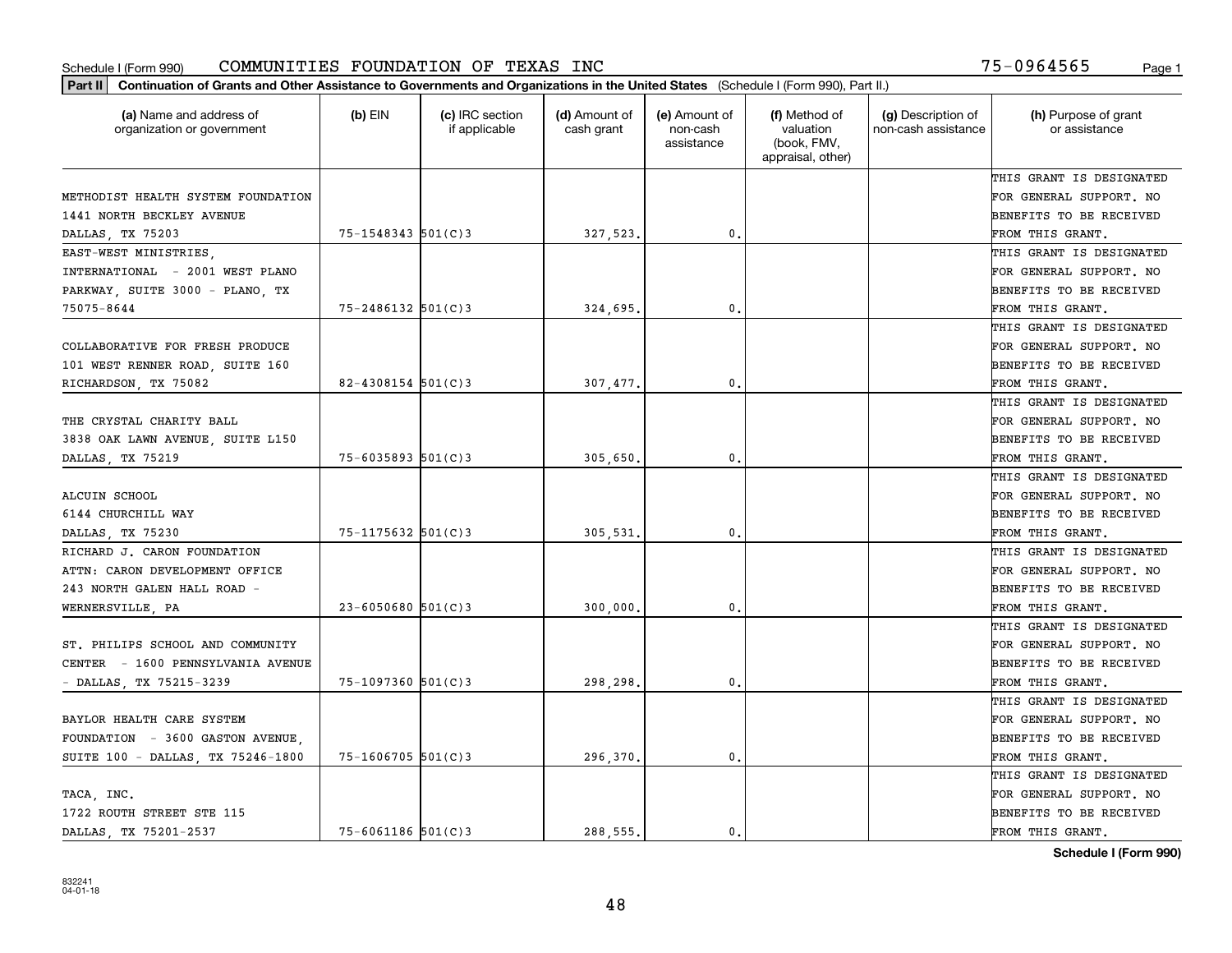Schedule I (Form 990) COMMUNITIES FOUNDATION OF TEXAS INC 75-0964565

**Part II** **Continuation of Grants and Other Assistance to Governments and Organizations in the United States** (Schedule I (Form 990), Part II.)

| (a) Name and address of organization or government | (b) EIN | (c) IRC section if applicable | (d) Amount of cash grant | (e) Amount of non-cash assistance | (f) Method of valuation (book, FMV, appraisal, other) | (g) Description of non-cash assistance | (h) Purpose of grant or assistance |
|---|---|---|---|---|---|---|---|
| METHODIST HEALTH SYSTEM FOUNDATION 1441 NORTH BECKLEY AVENUE DALLAS, TX 75203 | 75-1548343 | 501(C)3 | 327,523. | 0. | | | THIS GRANT IS DESIGNATED FOR GENERAL SUPPORT. NO BENEFITS TO BE RECEIVED FROM THIS GRANT. |
| EAST-WEST MINISTRIES, INTERNATIONAL - 2001 WEST PLANO PARKWAY, SUITE 3000 - PLANO, TX 75075-8644 | 75-2486132 | 501(C)3 | 324,695. | 0. | | | THIS GRANT IS DESIGNATED FOR GENERAL SUPPORT. NO BENEFITS TO BE RECEIVED FROM THIS GRANT. |
| COLLABORATIVE FOR FRESH PRODUCE 101 WEST RENNER ROAD, SUITE 160 RICHARDSON, TX 75082 | 82-4308154 | 501(C)3 | 307,477. | 0. | | | THIS GRANT IS DESIGNATED FOR GENERAL SUPPORT. NO BENEFITS TO BE RECEIVED FROM THIS GRANT. |
| THE CRYSTAL CHARITY BALL 3838 OAK LAWN AVENUE, SUITE L150 DALLAS, TX 75219 | 75-6035893 | 501(C)3 | 305,650. | 0. | | | THIS GRANT IS DESIGNATED FOR GENERAL SUPPORT. NO BENEFITS TO BE RECEIVED FROM THIS GRANT. |
| ALCUIN SCHOOL 6144 CHURCHILL WAY DALLAS, TX 75230 | 75-1175632 | 501(C)3 | 305,531. | 0. | | | THIS GRANT IS DESIGNATED FOR GENERAL SUPPORT. NO BENEFITS TO BE RECEIVED FROM THIS GRANT. |
| RICHARD J. CARON FOUNDATION ATTN: CARON DEVELOPMENT OFFICE 243 NORTH GALEN HALL ROAD - WERNERSVILLE, PA | 23-6050680 | 501(C)3 | 300,000. | 0. | | | THIS GRANT IS DESIGNATED FOR GENERAL SUPPORT. NO BENEFITS TO BE RECEIVED FROM THIS GRANT. |
| ST. PHILIPS SCHOOL AND COMMUNITY CENTER - 1600 PENNSYLVANIA AVENUE - DALLAS, TX 75215-3239 | 75-1097360 | 501(C)3 | 298,298. | 0. | | | THIS GRANT IS DESIGNATED FOR GENERAL SUPPORT. NO BENEFITS TO BE RECEIVED FROM THIS GRANT. |
| BAYLOR HEALTH CARE SYSTEM FOUNDATION - 3600 GASTON AVENUE, SUITE 100 - DALLAS, TX 75246-1800 | 75-1606705 | 501(C)3 | 296,370. | 0. | | | THIS GRANT IS DESIGNATED FOR GENERAL SUPPORT. NO BENEFITS TO BE RECEIVED FROM THIS GRANT. |
| TACA, INC. 1722 ROUTH STREET STE 115 DALLAS, TX 75201-2537 | 75-6061186 | 501(C)3 | 288,555. | 0. | | | THIS GRANT IS DESIGNATED FOR GENERAL SUPPORT. NO BENEFITS TO BE RECEIVED FROM THIS GRANT. |

**Schedule I (Form 990)**

832241 04-01-18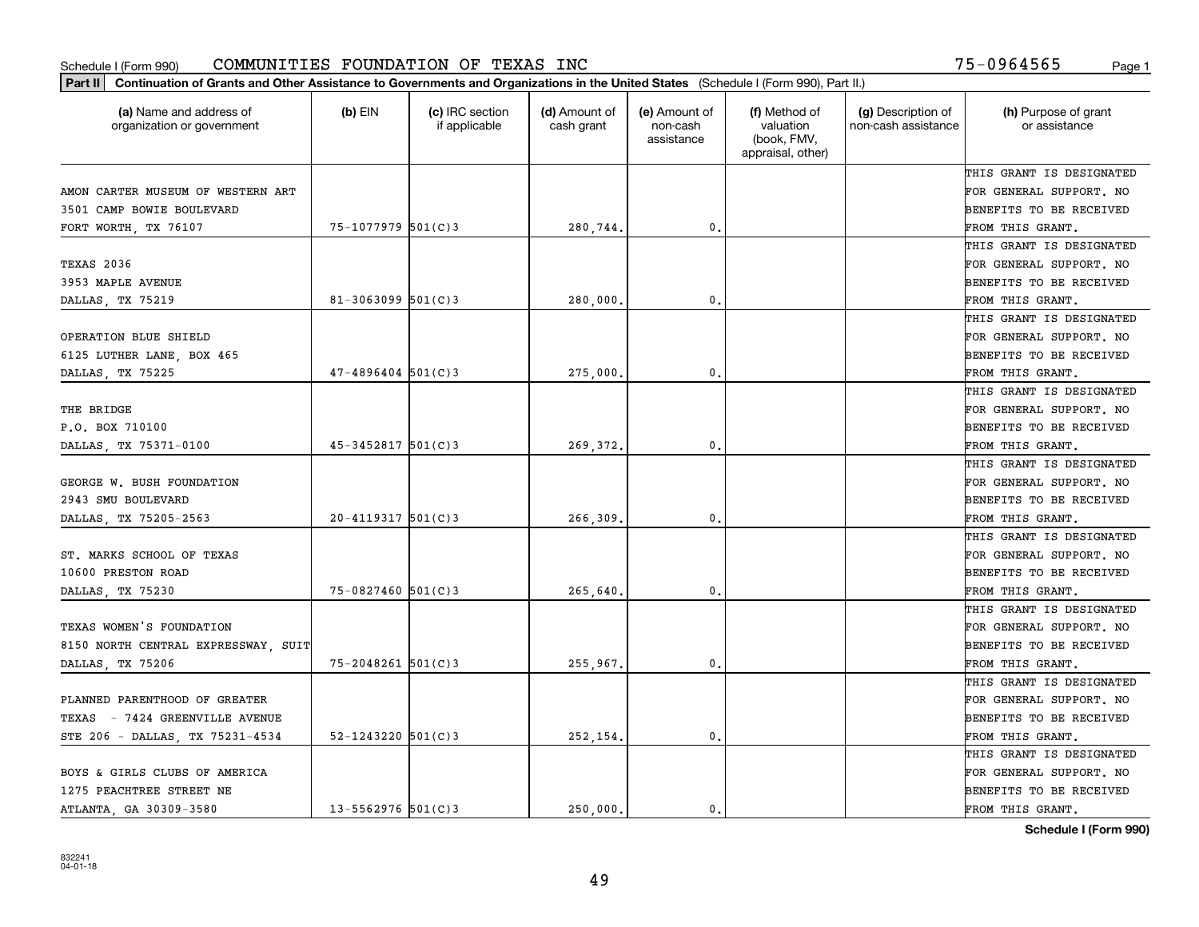Schedule I (Form 990) COMMUNITIES FOUNDATION OF TEXAS INC 75-0964565

**Part II** Continuation of Grants and Other Assistance to Governments and Organizations in the United States (Schedule I (Form 990), Part II.)

| (a) Name and address of organization or government | (b) EIN | (c) IRC section if applicable | (d) Amount of cash grant | (e) Amount of non-cash assistance | (f) Method of valuation (book, FMV, appraisal, other) | (g) Description of non-cash assistance | (h) Purpose of grant or assistance |
|---|---|---|---|---|---|---|---|
| AMON CARTER MUSEUM OF WESTERN ART 3501 CAMP BOWIE BOULEVARD FORT WORTH, TX 76107 | 75-1077979 | 501(C)3 | 280,744. | 0. | | | THIS GRANT IS DESIGNATED FOR GENERAL SUPPORT. NO BENEFITS TO BE RECEIVED FROM THIS GRANT. |
| TEXAS 2036 3953 MAPLE AVENUE DALLAS, TX 75219 | 81-3063099 | 501(C)3 | 280,000. | 0. | | | THIS GRANT IS DESIGNATED FOR GENERAL SUPPORT. NO BENEFITS TO BE RECEIVED FROM THIS GRANT. |
| OPERATION BLUE SHIELD 6125 LUTHER LANE, BOX 465 DALLAS, TX 75225 | 47-4896404 | 501(C)3 | 275,000. | 0. | | | THIS GRANT IS DESIGNATED FOR GENERAL SUPPORT. NO BENEFITS TO BE RECEIVED FROM THIS GRANT. |
| THE BRIDGE P.O. BOX 710100 DALLAS, TX 75371-0100 | 45-3452817 | 501(C)3 | 269,372. | 0. | | | THIS GRANT IS DESIGNATED FOR GENERAL SUPPORT. NO BENEFITS TO BE RECEIVED FROM THIS GRANT. |
| GEORGE W. BUSH FOUNDATION 2943 SMU BOULEVARD DALLAS, TX 75205-2563 | 20-4119317 | 501(C)3 | 266,309. | 0. | | | THIS GRANT IS DESIGNATED FOR GENERAL SUPPORT. NO BENEFITS TO BE RECEIVED FROM THIS GRANT. |
| ST. MARKS SCHOOL OF TEXAS 10600 PRESTON ROAD DALLAS, TX 75230 | 75-0827460 | 501(C)3 | 265,640. | 0. | | | THIS GRANT IS DESIGNATED FOR GENERAL SUPPORT. NO BENEFITS TO BE RECEIVED FROM THIS GRANT. |
| TEXAS WOMEN'S FOUNDATION 8150 NORTH CENTRAL EXPRESSWAY, SUIT DALLAS, TX 75206 | 75-2048261 | 501(C)3 | 255,967. | 0. | | | THIS GRANT IS DESIGNATED FOR GENERAL SUPPORT. NO BENEFITS TO BE RECEIVED FROM THIS GRANT. |
| PLANNED PARENTHOOD OF GREATER TEXAS - 7424 GREENVILLE AVENUE STE 206 - DALLAS, TX 75231-4534 | 52-1243220 | 501(C)3 | 252,154. | 0. | | | THIS GRANT IS DESIGNATED FOR GENERAL SUPPORT. NO BENEFITS TO BE RECEIVED FROM THIS GRANT. |
| BOYS & GIRLS CLUBS OF AMERICA 1275 PEACHTREE STREET NE ATLANTA, GA 30309-3580 | 13-5562976 | 501(C)3 | 250,000. | 0. | | | THIS GRANT IS DESIGNATED FOR GENERAL SUPPORT. NO BENEFITS TO BE RECEIVED FROM THIS GRANT. |

Schedule I (Form 990)

832241 04-01-18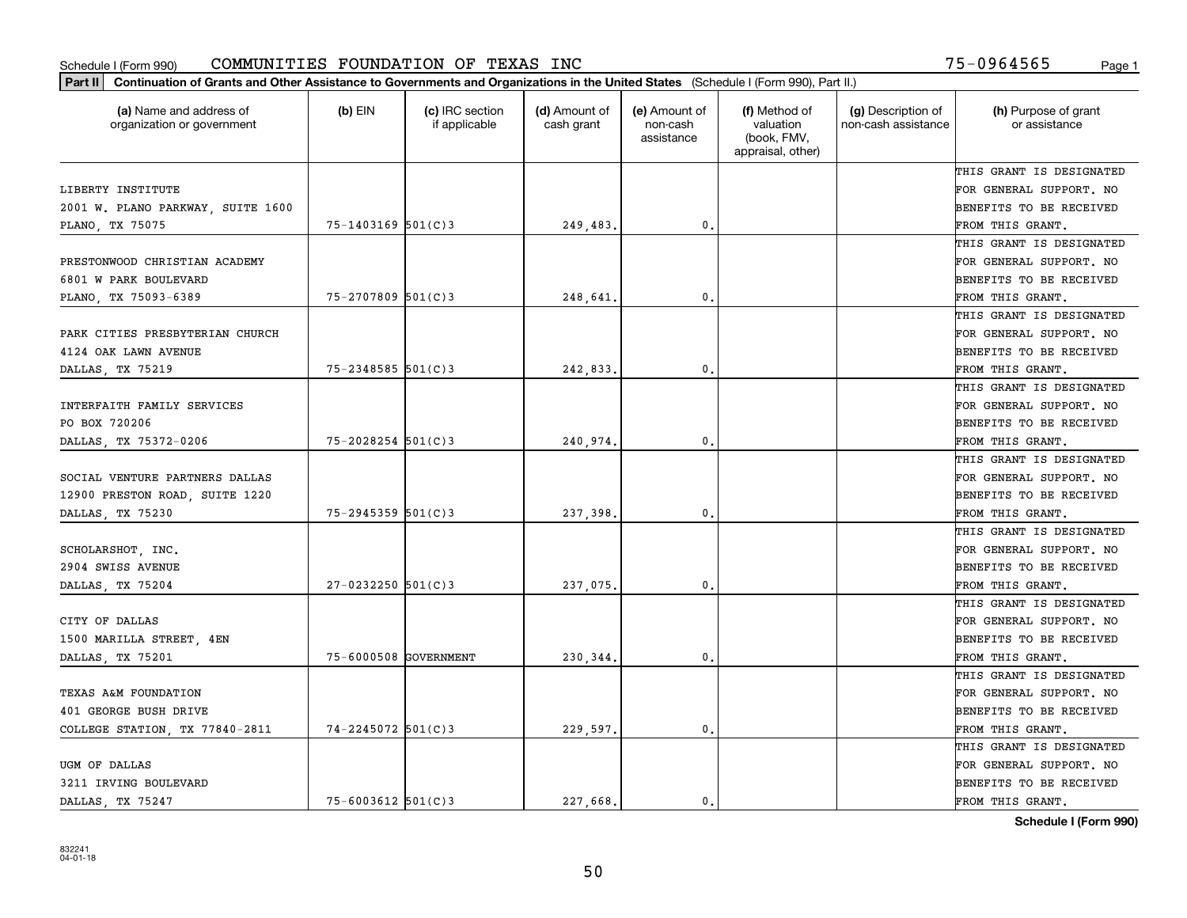Schedule I (Form 990) COMMUNITIES FOUNDATION OF TEXAS INC 75-0964565

**Part II Continuation of Grants and Other Assistance to Governments and Organizations in the United States** (Schedule I (Form 990), Part II.)

| (a) Name and address of organization or government | (b) EIN | (c) IRC section if applicable | (d) Amount of cash grant | (e) Amount of non-cash assistance | (f) Method of valuation (book, FMV, appraisal, other) | (g) Description of non-cash assistance | (h) Purpose of grant or assistance |
|---|---|---|---|---|---|---|---|
| LIBERTY INSTITUTE 2001 W. PLANO PARKWAY, SUITE 1600 PLANO, TX 75075 | 75-1403169 | 501(C)3 | 249,483. | 0. | | | THIS GRANT IS DESIGNATED FOR GENERAL SUPPORT. NO BENEFITS TO BE RECEIVED FROM THIS GRANT. |
| PRESTONWOOD CHRISTIAN ACADEMY 6801 W PARK BOULEVARD PLANO, TX 75093-6389 | 75-2707809 | 501(C)3 | 248,641. | 0. | | | THIS GRANT IS DESIGNATED FOR GENERAL SUPPORT. NO BENEFITS TO BE RECEIVED FROM THIS GRANT. |
| PARK CITIES PRESBYTERIAN CHURCH 4124 OAK LAWN AVENUE DALLAS, TX 75219 | 75-2348585 | 501(C)3 | 242,833. | 0. | | | THIS GRANT IS DESIGNATED FOR GENERAL SUPPORT. NO BENEFITS TO BE RECEIVED FROM THIS GRANT. |
| INTERFAITH FAMILY SERVICES PO BOX 720206 DALLAS, TX 75372-0206 | 75-2028254 | 501(C)3 | 240,974. | 0. | | | THIS GRANT IS DESIGNATED FOR GENERAL SUPPORT. NO BENEFITS TO BE RECEIVED FROM THIS GRANT. |
| SOCIAL VENTURE PARTNERS DALLAS 12900 PRESTON ROAD, SUITE 1220 DALLAS, TX 75230 | 75-2945359 | 501(C)3 | 237,398. | 0. | | | THIS GRANT IS DESIGNATED FOR GENERAL SUPPORT. NO BENEFITS TO BE RECEIVED FROM THIS GRANT. |
| SCHOLARSHOT, INC. 2904 SWISS AVENUE DALLAS, TX 75204 | 27-0232250 | 501(C)3 | 237,075. | 0. | | | THIS GRANT IS DESIGNATED FOR GENERAL SUPPORT. NO BENEFITS TO BE RECEIVED FROM THIS GRANT. |
| CITY OF DALLAS 1500 MARILLA STREET, 4EN DALLAS, TX 75201 | 75-6000508 | GOVERNMENT | 230,344. | 0. | | | THIS GRANT IS DESIGNATED FOR GENERAL SUPPORT. NO BENEFITS TO BE RECEIVED FROM THIS GRANT. |
| TEXAS A&M FOUNDATION 401 GEORGE BUSH DRIVE COLLEGE STATION, TX 77840-2811 | 74-2245072 | 501(C)3 | 229,597. | 0. | | | THIS GRANT IS DESIGNATED FOR GENERAL SUPPORT. NO BENEFITS TO BE RECEIVED FROM THIS GRANT. |
| UGM OF DALLAS 3211 IRVING BOULEVARD DALLAS, TX 75247 | 75-6003612 | 501(C)3 | 227,668. | 0. | | | THIS GRANT IS DESIGNATED FOR GENERAL SUPPORT. NO BENEFITS TO BE RECEIVED FROM THIS GRANT. |

**Schedule I (Form 990)**

832241 04-01-18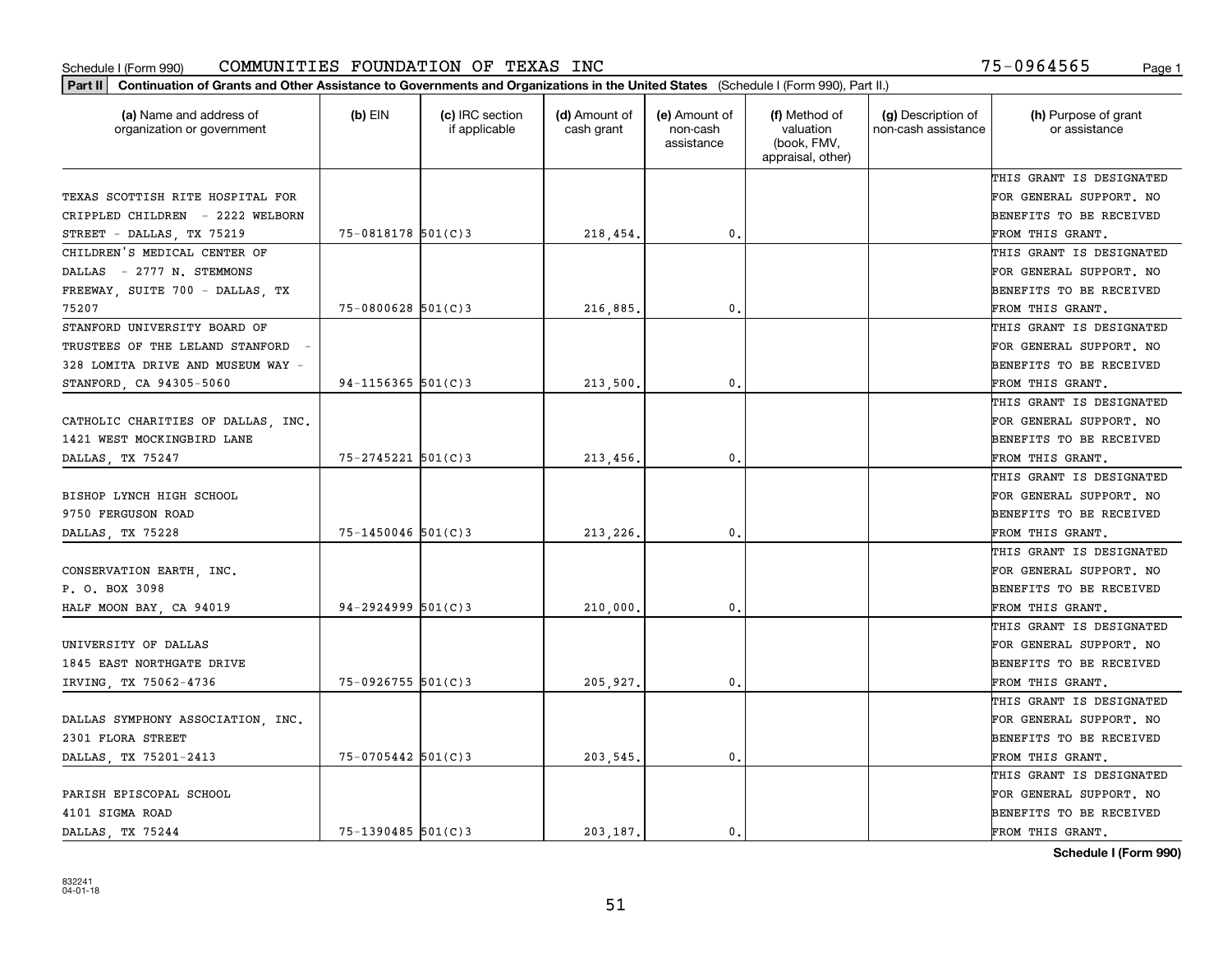Schedule I (Form 990) COMMUNITIES FOUNDATION OF TEXAS INC 75-0964565

**Part II** **Continuation of Grants and Other Assistance to Governments and Organizations in the United States** (Schedule I (Form 990), Part II.)

| (a) Name and address of organization or government | (b) EIN | (c) IRC section if applicable | (d) Amount of cash grant | (e) Amount of non-cash assistance | (f) Method of valuation (book, FMV, appraisal, other) | (g) Description of non-cash assistance | (h) Purpose of grant or assistance |
|---|---|---|---|---|---|---|---|
| TEXAS SCOTTISH RITE HOSPITAL FOR CRIPPLED CHILDREN - 2222 WELBORN STREET - DALLAS, TX 75219 | 75-0818178 | 501(C)3 | 218,454. | 0. | | | THIS GRANT IS DESIGNATED FOR GENERAL SUPPORT. NO BENEFITS TO BE RECEIVED FROM THIS GRANT. |
| CHILDREN'S MEDICAL CENTER OF DALLAS - 2777 N. STEMMONS FREEWAY, SUITE 700 - DALLAS, TX 75207 | 75-0800628 | 501(C)3 | 216,885. | 0. | | | THIS GRANT IS DESIGNATED FOR GENERAL SUPPORT. NO BENEFITS TO BE RECEIVED FROM THIS GRANT. |
| STANFORD UNIVERSITY BOARD OF TRUSTEES OF THE LELAND STANFORD - 328 LOMITA DRIVE AND MUSEUM WAY - STANFORD, CA 94305-5060 | 94-1156365 | 501(C)3 | 213,500. | 0. | | | THIS GRANT IS DESIGNATED FOR GENERAL SUPPORT. NO BENEFITS TO BE RECEIVED FROM THIS GRANT. |
| CATHOLIC CHARITIES OF DALLAS, INC. 1421 WEST MOCKINGBIRD LANE DALLAS, TX 75247 | 75-2745221 | 501(C)3 | 213,456. | 0. | | | THIS GRANT IS DESIGNATED FOR GENERAL SUPPORT. NO BENEFITS TO BE RECEIVED FROM THIS GRANT. |
| BISHOP LYNCH HIGH SCHOOL 9750 FERGUSON ROAD DALLAS, TX 75228 | 75-1450046 | 501(C)3 | 213,226. | 0. | | | THIS GRANT IS DESIGNATED FOR GENERAL SUPPORT. NO BENEFITS TO BE RECEIVED FROM THIS GRANT. |
| CONSERVATION EARTH, INC. P. O. BOX 3098 HALF MOON BAY, CA 94019 | 94-2924999 | 501(C)3 | 210,000. | 0. | | | THIS GRANT IS DESIGNATED FOR GENERAL SUPPORT. NO BENEFITS TO BE RECEIVED FROM THIS GRANT. |
| UNIVERSITY OF DALLAS 1845 EAST NORTHGATE DRIVE IRVING, TX 75062-4736 | 75-0926755 | 501(C)3 | 205,927. | 0. | | | THIS GRANT IS DESIGNATED FOR GENERAL SUPPORT. NO BENEFITS TO BE RECEIVED FROM THIS GRANT. |
| DALLAS SYMPHONY ASSOCIATION, INC. 2301 FLORA STREET DALLAS, TX 75201-2413 | 75-0705442 | 501(C)3 | 203,545. | 0. | | | THIS GRANT IS DESIGNATED FOR GENERAL SUPPORT. NO BENEFITS TO BE RECEIVED FROM THIS GRANT. |
| PARISH EPISCOPAL SCHOOL 4101 SIGMA ROAD DALLAS, TX 75244 | 75-1390485 | 501(C)3 | 203,187. | 0. | | | THIS GRANT IS DESIGNATED FOR GENERAL SUPPORT. NO BENEFITS TO BE RECEIVED FROM THIS GRANT. |

832241
04-01-18

Schedule I (Form 990)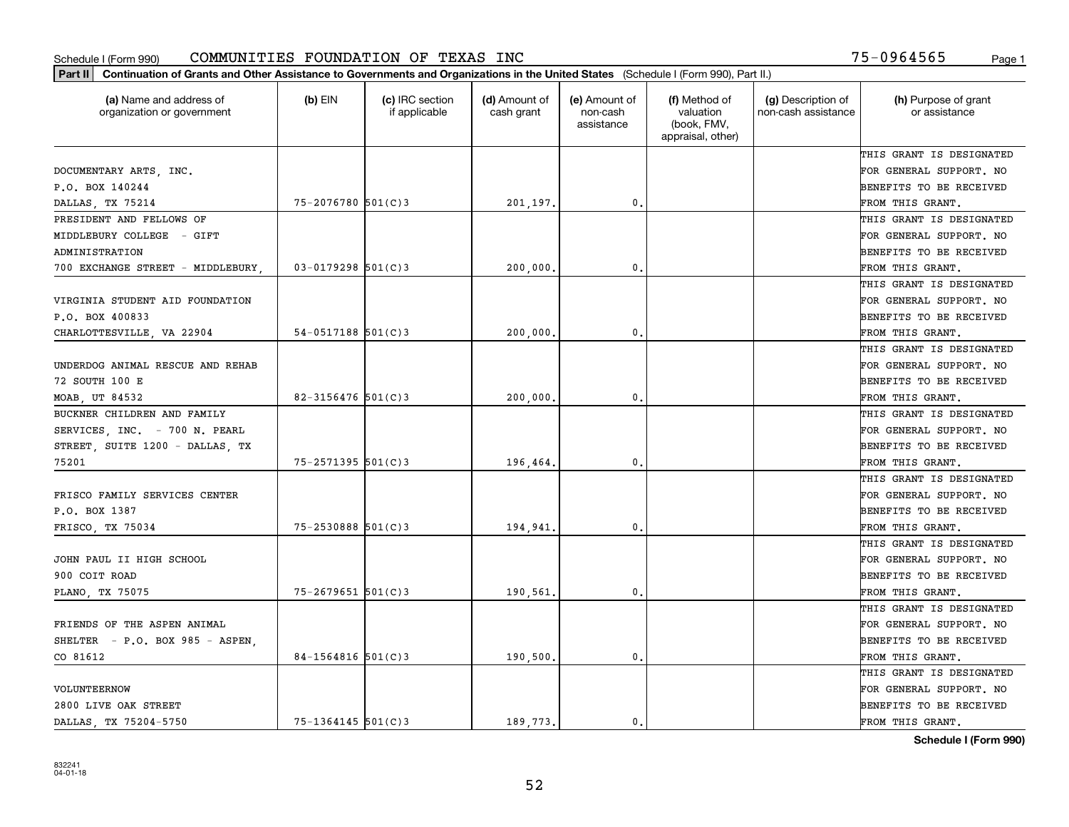Schedule I (Form 990) COMMUNITIES FOUNDATION OF TEXAS INC 75-0964565

**Part II** **Continuation of Grants and Other Assistance to Governments and Organizations in the United States** (Schedule I (Form 990), Part II.)

| (a) Name and address of organization or government | (b) EIN | (c) IRC section if applicable | (d) Amount of cash grant | (e) Amount of non-cash assistance | (f) Method of valuation (book, FMV, appraisal, other) | (g) Description of non-cash assistance | (h) Purpose of grant or assistance |
|---|---|---|---|---|---|---|---|
| DOCUMENTARY ARTS, INC. P.O. BOX 140244 DALLAS, TX 75214 | 75-2076780 | 501(C)3 | 201,197. | 0. | | | THIS GRANT IS DESIGNATED FOR GENERAL SUPPORT. NO BENEFITS TO BE RECEIVED FROM THIS GRANT. |
| PRESIDENT AND FELLOWS OF MIDDLEBURY COLLEGE - GIFT ADMINISTRATION 700 EXCHANGE STREET - MIDDLEBURY, | 03-0179298 | 501(C)3 | 200,000. | 0. | | | THIS GRANT IS DESIGNATED FOR GENERAL SUPPORT. NO BENEFITS TO BE RECEIVED FROM THIS GRANT. |
| VIRGINIA STUDENT AID FOUNDATION P.O. BOX 400833 CHARLOTTESVILLE, VA 22904 | 54-0517188 | 501(C)3 | 200,000. | 0. | | | THIS GRANT IS DESIGNATED FOR GENERAL SUPPORT. NO BENEFITS TO BE RECEIVED FROM THIS GRANT. |
| UNDERDOG ANIMAL RESCUE AND REHAB 72 SOUTH 100 E MOAB, UT 84532 | 82-3156476 | 501(C)3 | 200,000. | 0. | | | THIS GRANT IS DESIGNATED FOR GENERAL SUPPORT. NO BENEFITS TO BE RECEIVED FROM THIS GRANT. |
| BUCKNER CHILDREN AND FAMILY SERVICES, INC. - 700 N. PEARL STREET, SUITE 1200 - DALLAS, TX 75201 | 75-2571395 | 501(C)3 | 196,464. | 0. | | | THIS GRANT IS DESIGNATED FOR GENERAL SUPPORT. NO BENEFITS TO BE RECEIVED FROM THIS GRANT. |
| FRISCO FAMILY SERVICES CENTER P.O. BOX 1387 FRISCO, TX 75034 | 75-2530888 | 501(C)3 | 194,941. | 0. | | | THIS GRANT IS DESIGNATED FOR GENERAL SUPPORT. NO BENEFITS TO BE RECEIVED FROM THIS GRANT. |
| JOHN PAUL II HIGH SCHOOL 900 COIT ROAD PLANO, TX 75075 | 75-2679651 | 501(C)3 | 190,561. | 0. | | | THIS GRANT IS DESIGNATED FOR GENERAL SUPPORT. NO BENEFITS TO BE RECEIVED FROM THIS GRANT. |
| FRIENDS OF THE ASPEN ANIMAL SHELTER - P.O. BOX 985 - ASPEN, CO 81612 | 84-1564816 | 501(C)3 | 190,500. | 0. | | | THIS GRANT IS DESIGNATED FOR GENERAL SUPPORT. NO BENEFITS TO BE RECEIVED FROM THIS GRANT. |
| VOLUNTEERNOW 2800 LIVE OAK STREET DALLAS, TX 75204-5750 | 75-1364145 | 501(C)3 | 189,773. | 0. | | | THIS GRANT IS DESIGNATED FOR GENERAL SUPPORT. NO BENEFITS TO BE RECEIVED FROM THIS GRANT. |

**Schedule I (Form 990)**

832241
04-01-18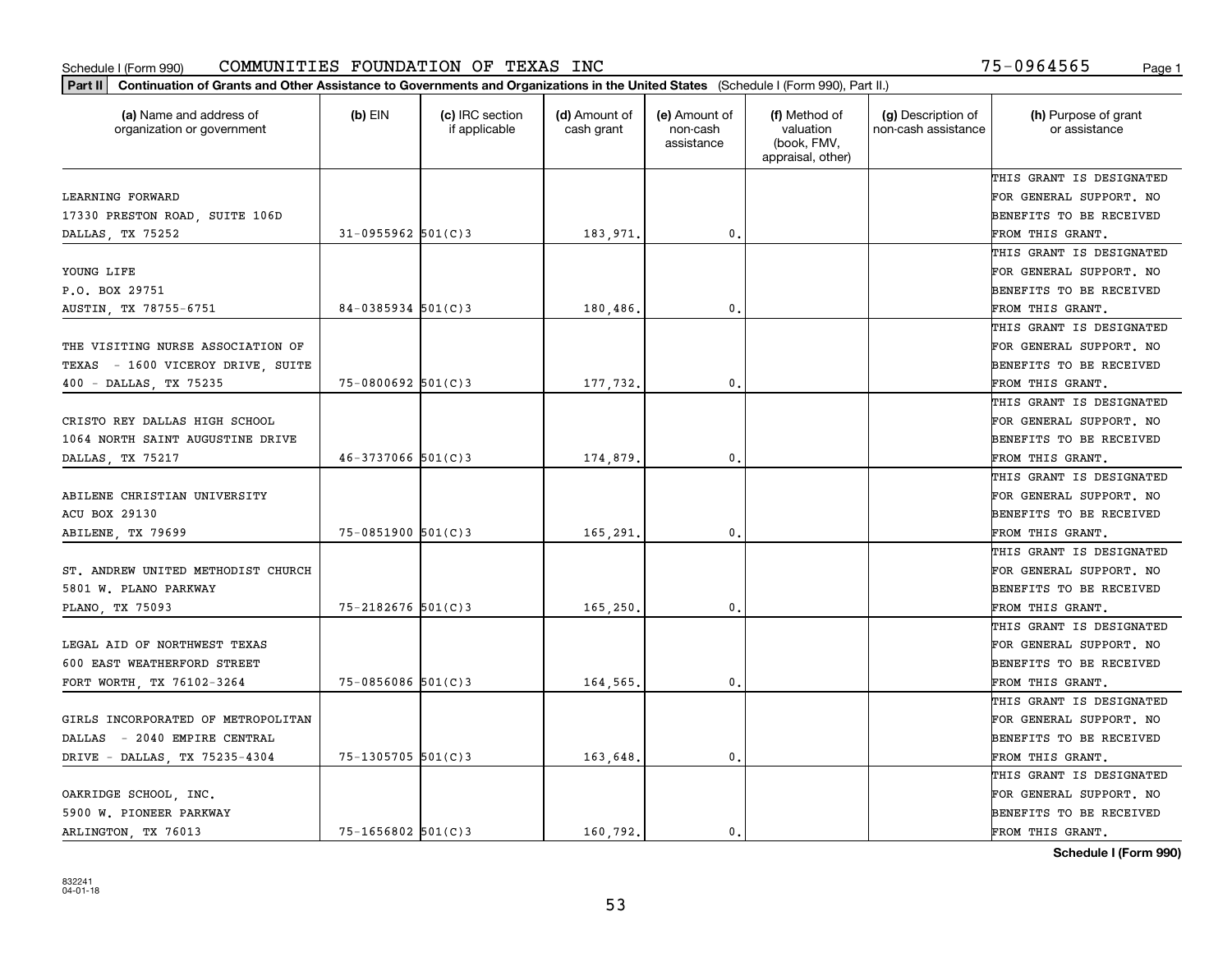Schedule I (Form 990) COMMUNITIES FOUNDATION OF TEXAS INC 75-0964565

**Part II** **Continuation of Grants and Other Assistance to Governments and Organizations in the United States** (Schedule I (Form 990), Part II.)

| (a) Name and address of organization or government | (b) EIN | (c) IRC section if applicable | (d) Amount of cash grant | (e) Amount of non-cash assistance | (f) Method of valuation (book, FMV, appraisal, other) | (g) Description of non-cash assistance | (h) Purpose of grant or assistance |
|---|---|---|---|---|---|---|---|
| LEARNING FORWARD 17330 PRESTON ROAD, SUITE 106D DALLAS, TX 75252 | 31-0955962 | 501(C)3 | 183,971. | 0. | | | THIS GRANT IS DESIGNATED FOR GENERAL SUPPORT. NO BENEFITS TO BE RECEIVED FROM THIS GRANT. |
| YOUNG LIFE P.O. BOX 29751 AUSTIN, TX 78755-6751 | 84-0385934 | 501(C)3 | 180,486. | 0. | | | THIS GRANT IS DESIGNATED FOR GENERAL SUPPORT. NO BENEFITS TO BE RECEIVED FROM THIS GRANT. |
| THE VISITING NURSE ASSOCIATION OF TEXAS - 1600 VICEROY DRIVE, SUITE 400 - DALLAS, TX 75235 | 75-0800692 | 501(C)3 | 177,732. | 0. | | | THIS GRANT IS DESIGNATED FOR GENERAL SUPPORT. NO BENEFITS TO BE RECEIVED FROM THIS GRANT. |
| CRISTO REY DALLAS HIGH SCHOOL 1064 NORTH SAINT AUGUSTINE DRIVE DALLAS, TX 75217 | 46-3737066 | 501(C)3 | 174,879. | 0. | | | THIS GRANT IS DESIGNATED FOR GENERAL SUPPORT. NO BENEFITS TO BE RECEIVED FROM THIS GRANT. |
| ABILENE CHRISTIAN UNIVERSITY ACU BOX 29130 ABILENE, TX 79699 | 75-0851900 | 501(C)3 | 165,291. | 0. | | | THIS GRANT IS DESIGNATED FOR GENERAL SUPPORT. NO BENEFITS TO BE RECEIVED FROM THIS GRANT. |
| ST. ANDREW UNITED METHODIST CHURCH 5801 W. PLANO PARKWAY PLANO, TX 75093 | 75-2182676 | 501(C)3 | 165,250. | 0. | | | THIS GRANT IS DESIGNATED FOR GENERAL SUPPORT. NO BENEFITS TO BE RECEIVED FROM THIS GRANT. |
| LEGAL AID OF NORTHWEST TEXAS 600 EAST WEATHERFORD STREET FORT WORTH, TX 76102-3264 | 75-0856086 | 501(C)3 | 164,565. | 0. | | | THIS GRANT IS DESIGNATED FOR GENERAL SUPPORT. NO BENEFITS TO BE RECEIVED FROM THIS GRANT. |
| GIRLS INCORPORATED OF METROPOLITAN DALLAS - 2040 EMPIRE CENTRAL DRIVE - DALLAS, TX 75235-4304 | 75-1305705 | 501(C)3 | 163,648. | 0. | | | THIS GRANT IS DESIGNATED FOR GENERAL SUPPORT. NO BENEFITS TO BE RECEIVED FROM THIS GRANT. |
| OAKRIDGE SCHOOL, INC. 5900 W. PIONEER PARKWAY ARLINGTON, TX 76013 | 75-1656802 | 501(C)3 | 160,792. | 0. | | | THIS GRANT IS DESIGNATED FOR GENERAL SUPPORT. NO BENEFITS TO BE RECEIVED FROM THIS GRANT. |

**Schedule I (Form 990)**

832241 04-01-18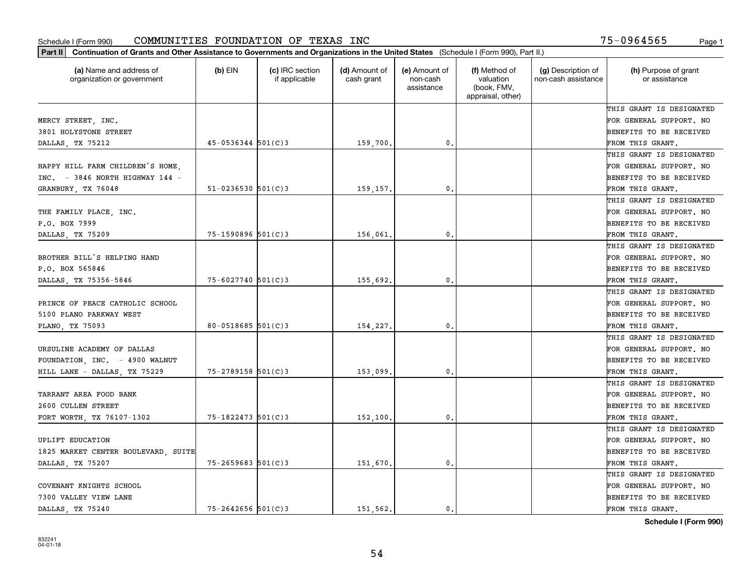Schedule I (Form 990) COMMUNITIES FOUNDATION OF TEXAS INC 75-0964565

**Part II Continuation of Grants and Other Assistance to Governments and Organizations in the United States** (Schedule I (Form 990), Part II.)

| (a) Name and address of organization or government | (b) EIN | (c) IRC section if applicable | (d) Amount of cash grant | (e) Amount of non-cash assistance | (f) Method of valuation (book, FMV, appraisal, other) | (g) Description of non-cash assistance | (h) Purpose of grant or assistance |
|---|---|---|---|---|---|---|---|
| MERCY STREET, INC. 3801 HOLYSTONE STREET DALLAS, TX 75212 | 45-0536344 | 501(C)3 | 159,700. | 0. | | | THIS GRANT IS DESIGNATED FOR GENERAL SUPPORT. NO BENEFITS TO BE RECEIVED FROM THIS GRANT. |
| HAPPY HILL FARM CHILDREN'S HOME, INC. - 3846 NORTH HIGHWAY 144 - GRANBURY, TX 76048 | 51-0236530 | 501(C)3 | 159,157. | 0. | | | THIS GRANT IS DESIGNATED FOR GENERAL SUPPORT. NO BENEFITS TO BE RECEIVED FROM THIS GRANT. |
| THE FAMILY PLACE, INC. P.O. BOX 7999 DALLAS, TX 75209 | 75-1590896 | 501(C)3 | 156,061. | 0. | | | THIS GRANT IS DESIGNATED FOR GENERAL SUPPORT. NO BENEFITS TO BE RECEIVED FROM THIS GRANT. |
| BROTHER BILL'S HELPING HAND P.O. BOX 565846 DALLAS, TX 75356-5846 | 75-6027740 | 501(C)3 | 155,692. | 0. | | | THIS GRANT IS DESIGNATED FOR GENERAL SUPPORT. NO BENEFITS TO BE RECEIVED FROM THIS GRANT. |
| PRINCE OF PEACE CATHOLIC SCHOOL 5100 PLANO PARKWAY WEST PLANO, TX 75093 | 80-0518685 | 501(C)3 | 154,227. | 0. | | | THIS GRANT IS DESIGNATED FOR GENERAL SUPPORT. NO BENEFITS TO BE RECEIVED FROM THIS GRANT. |
| URSULINE ACADEMY OF DALLAS FOUNDATION, INC. - 4900 WALNUT HILL LANE - DALLAS, TX 75229 | 75-2789158 | 501(C)3 | 153,099. | 0. | | | THIS GRANT IS DESIGNATED FOR GENERAL SUPPORT. NO BENEFITS TO BE RECEIVED FROM THIS GRANT. |
| TARRANT AREA FOOD BANK 2600 CULLEN STREET FORT WORTH, TX 76107-1302 | 75-1822473 | 501(C)3 | 152,100. | 0. | | | THIS GRANT IS DESIGNATED FOR GENERAL SUPPORT. NO BENEFITS TO BE RECEIVED FROM THIS GRANT. |
| UPLIFT EDUCATION 1825 MARKET CENTER BOULEVARD, SUITE DALLAS, TX 75207 | 75-2659683 | 501(C)3 | 151,670. | 0. | | | THIS GRANT IS DESIGNATED FOR GENERAL SUPPORT. NO BENEFITS TO BE RECEIVED FROM THIS GRANT. |
| COVENANT KNIGHTS SCHOOL 7300 VALLEY VIEW LANE DALLAS, TX 75240 | 75-2642656 | 501(C)3 | 151,562. | 0. | | | THIS GRANT IS DESIGNATED FOR GENERAL SUPPORT. NO BENEFITS TO BE RECEIVED FROM THIS GRANT. |

**Schedule I (Form 990)**

832241 04-01-18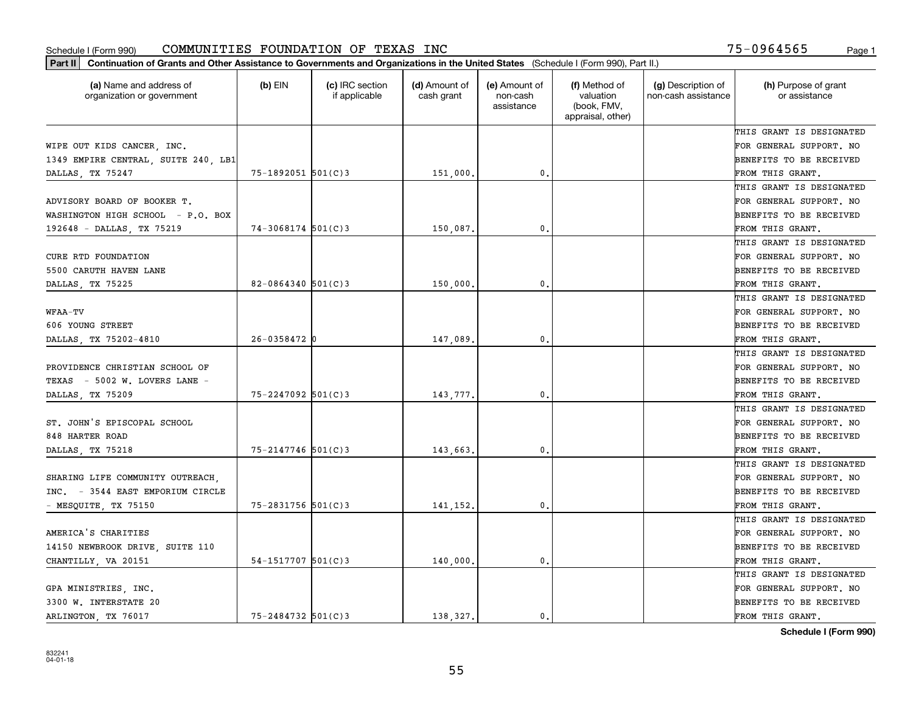Schedule I (Form 990) COMMUNITIES FOUNDATION OF TEXAS INC 75-0964565

**Part II** **Continuation of Grants and Other Assistance to Governments and Organizations in the United States** (Schedule I (Form 990), Part II.)

| (a) Name and address of organization or government | (b) EIN | (c) IRC section if applicable | (d) Amount of cash grant | (e) Amount of non-cash assistance | (f) Method of valuation (book, FMV, appraisal, other) | (g) Description of non-cash assistance | (h) Purpose of grant or assistance |
|---|---|---|---|---|---|---|---|
| WIPE OUT KIDS CANCER, INC.<br>1349 EMPIRE CENTRAL, SUITE 240, LB1<br>DALLAS, TX 75247 | 75-1892051 | 501(C)3 | 151,000. | 0. | | | THIS GRANT IS DESIGNATED FOR GENERAL SUPPORT. NO BENEFITS TO BE RECEIVED FROM THIS GRANT. |
| ADVISORY BOARD OF BOOKER T. WASHINGTON HIGH SCHOOL - P.O. BOX 192648 - DALLAS, TX 75219 | 74-3068174 | 501(C)3 | 150,087. | 0. | | | THIS GRANT IS DESIGNATED FOR GENERAL SUPPORT. NO BENEFITS TO BE RECEIVED FROM THIS GRANT. |
| CURE RTD FOUNDATION<br>5500 CARUTH HAVEN LANE<br>DALLAS, TX 75225 | 82-0864340 | 501(C)3 | 150,000. | 0. | | | THIS GRANT IS DESIGNATED FOR GENERAL SUPPORT. NO BENEFITS TO BE RECEIVED FROM THIS GRANT. |
| WFAA-TV<br>606 YOUNG STREET<br>DALLAS, TX 75202-4810 | 26-0358472 | 0 | 147,089. | 0. | | | THIS GRANT IS DESIGNATED FOR GENERAL SUPPORT. NO BENEFITS TO BE RECEIVED FROM THIS GRANT. |
| PROVIDENCE CHRISTIAN SCHOOL OF TEXAS - 5002 W. LOVERS LANE - DALLAS, TX 75209 | 75-2247092 | 501(C)3 | 143,777. | 0. | | | THIS GRANT IS DESIGNATED FOR GENERAL SUPPORT. NO BENEFITS TO BE RECEIVED FROM THIS GRANT. |
| ST. JOHN'S EPISCOPAL SCHOOL<br>848 HARTER ROAD<br>DALLAS, TX 75218 | 75-2147746 | 501(C)3 | 143,663. | 0. | | | THIS GRANT IS DESIGNATED FOR GENERAL SUPPORT. NO BENEFITS TO BE RECEIVED FROM THIS GRANT. |
| SHARING LIFE COMMUNITY OUTREACH, INC. - 3544 EAST EMPORIUM CIRCLE - MESQUITE, TX 75150 | 75-2831756 | 501(C)3 | 141,152. | 0. | | | THIS GRANT IS DESIGNATED FOR GENERAL SUPPORT. NO BENEFITS TO BE RECEIVED FROM THIS GRANT. |
| AMERICA'S CHARITIES<br>14150 NEWBROOK DRIVE, SUITE 110<br>CHANTILLY, VA 20151 | 54-1517707 | 501(C)3 | 140,000. | 0. | | | THIS GRANT IS DESIGNATED FOR GENERAL SUPPORT. NO BENEFITS TO BE RECEIVED FROM THIS GRANT. |
| GPA MINISTRIES, INC.<br>3300 W. INTERSTATE 20<br>ARLINGTON, TX 76017 | 75-2484732 | 501(C)3 | 138,327. | 0. | | | THIS GRANT IS DESIGNATED FOR GENERAL SUPPORT. NO BENEFITS TO BE RECEIVED FROM THIS GRANT. |

**Schedule I (Form 990)**

832241
04-01-18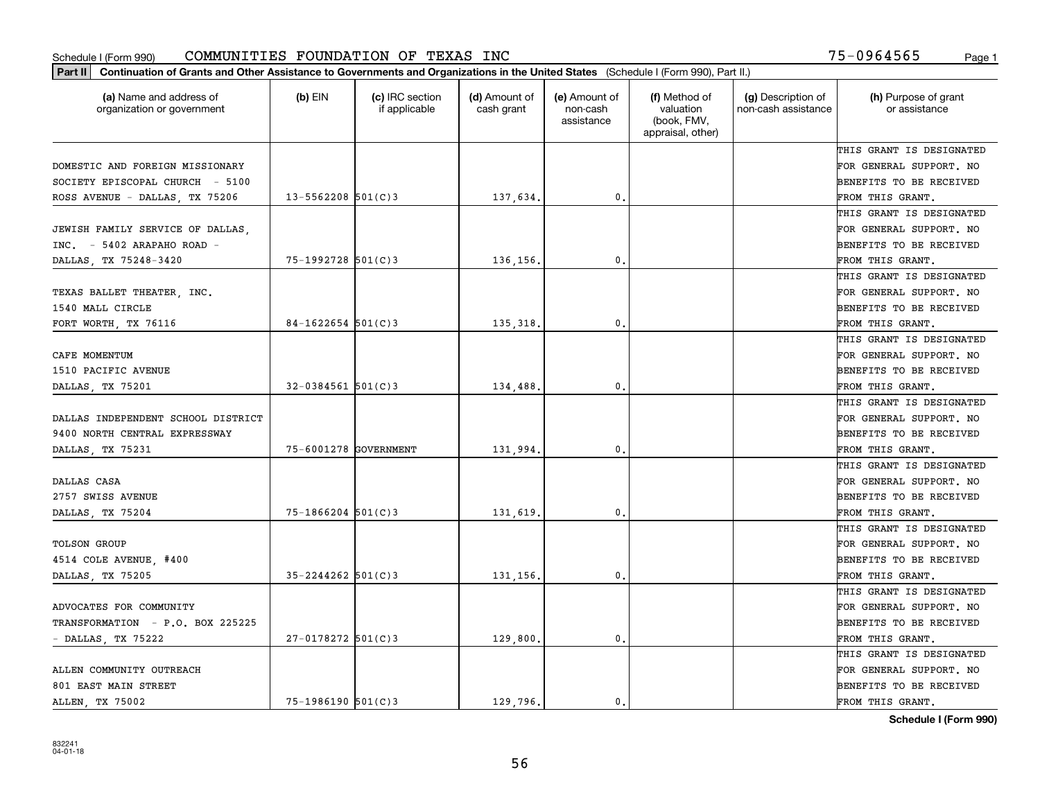Schedule I (Form 990) COMMUNITIES FOUNDATION OF TEXAS INC 75-0964565

**Part II** **Continuation of Grants and Other Assistance to Governments and Organizations in the United States** (Schedule I (Form 990), Part II.)

| (a) Name and address of organization or government | (b) EIN | (c) IRC section if applicable | (d) Amount of cash grant | (e) Amount of non-cash assistance | (f) Method of valuation (book, FMV, appraisal, other) | (g) Description of non-cash assistance | (h) Purpose of grant or assistance |
|---|---|---|---|---|---|---|---|
| DOMESTIC AND FOREIGN MISSIONARY SOCIETY EPISCOPAL CHURCH - 5100 ROSS AVENUE - DALLAS, TX 75206 | 13-5562208 | 501(C)3 | 137,634. | 0. | | | THIS GRANT IS DESIGNATED FOR GENERAL SUPPORT. NO BENEFITS TO BE RECEIVED FROM THIS GRANT. |
| JEWISH FAMILY SERVICE OF DALLAS, INC. - 5402 ARAPAHO ROAD - DALLAS, TX 75248-3420 | 75-1992728 | 501(C)3 | 136,156. | 0. | | | THIS GRANT IS DESIGNATED FOR GENERAL SUPPORT. NO BENEFITS TO BE RECEIVED FROM THIS GRANT. |
| TEXAS BALLET THEATER, INC. 1540 MALL CIRCLE FORT WORTH, TX 76116 | 84-1622654 | 501(C)3 | 135,318. | 0. | | | THIS GRANT IS DESIGNATED FOR GENERAL SUPPORT. NO BENEFITS TO BE RECEIVED FROM THIS GRANT. |
| CAFE MOMENTUM 1510 PACIFIC AVENUE DALLAS, TX 75201 | 32-0384561 | 501(C)3 | 134,488. | 0. | | | THIS GRANT IS DESIGNATED FOR GENERAL SUPPORT. NO BENEFITS TO BE RECEIVED FROM THIS GRANT. |
| DALLAS INDEPENDENT SCHOOL DISTRICT 9400 NORTH CENTRAL EXPRESSWAY DALLAS, TX 75231 | 75-6001278 | GOVERNMENT | 131,994. | 0. | | | THIS GRANT IS DESIGNATED FOR GENERAL SUPPORT. NO BENEFITS TO BE RECEIVED FROM THIS GRANT. |
| DALLAS CASA 2757 SWISS AVENUE DALLAS, TX 75204 | 75-1866204 | 501(C)3 | 131,619. | 0. | | | THIS GRANT IS DESIGNATED FOR GENERAL SUPPORT. NO BENEFITS TO BE RECEIVED FROM THIS GRANT. |
| TOLSON GROUP 4514 COLE AVENUE, #400 DALLAS, TX 75205 | 35-2244262 | 501(C)3 | 131,156. | 0. | | | THIS GRANT IS DESIGNATED FOR GENERAL SUPPORT. NO BENEFITS TO BE RECEIVED FROM THIS GRANT. |
| ADVOCATES FOR COMMUNITY TRANSFORMATION - P.O. BOX 225225 - DALLAS, TX 75222 | 27-0178272 | 501(C)3 | 129,800. | 0. | | | THIS GRANT IS DESIGNATED FOR GENERAL SUPPORT. NO BENEFITS TO BE RECEIVED FROM THIS GRANT. |
| ALLEN COMMUNITY OUTREACH 801 EAST MAIN STREET ALLEN, TX 75002 | 75-1986190 | 501(C)3 | 129,796. | 0. | | | THIS GRANT IS DESIGNATED FOR GENERAL SUPPORT. NO BENEFITS TO BE RECEIVED FROM THIS GRANT. |

**Schedule I (Form 990)**

832241
04-01-18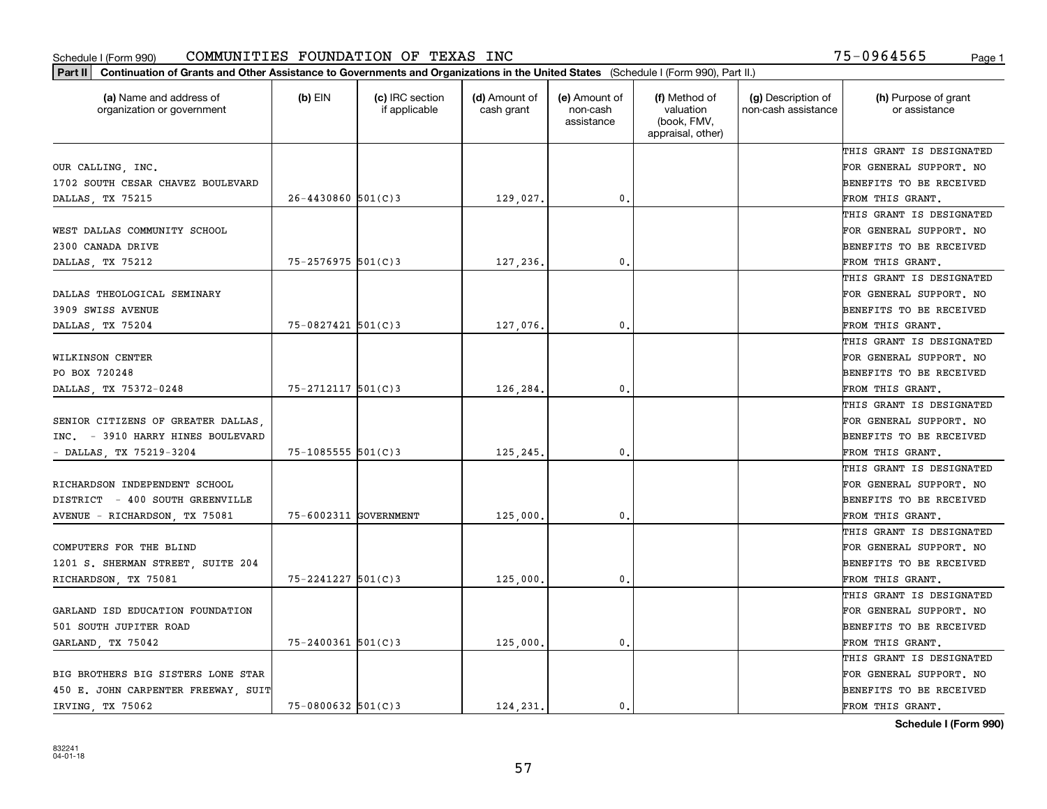Schedule I (Form 990) COMMUNITIES FOUNDATION OF TEXAS INC 75-0964565

**Part II** **Continuation of Grants and Other Assistance to Governments and Organizations in the United States** (Schedule I (Form 990), Part II.)

| (a) Name and address of organization or government | (b) EIN | (c) IRC section if applicable | (d) Amount of cash grant | (e) Amount of non-cash assistance | (f) Method of valuation (book, FMV, appraisal, other) | (g) Description of non-cash assistance | (h) Purpose of grant or assistance |
|---|---|---|---|---|---|---|---|
| OUR CALLING, INC. 1702 SOUTH CESAR CHAVEZ BOULEVARD DALLAS, TX 75215 | 26-4430860 | 501(C)3 | 129,027. | 0. | | | THIS GRANT IS DESIGNATED FOR GENERAL SUPPORT. NO BENEFITS TO BE RECEIVED FROM THIS GRANT. |
| WEST DALLAS COMMUNITY SCHOOL 2300 CANADA DRIVE DALLAS, TX 75212 | 75-2576975 | 501(C)3 | 127,236. | 0. | | | THIS GRANT IS DESIGNATED FOR GENERAL SUPPORT. NO BENEFITS TO BE RECEIVED FROM THIS GRANT. |
| DALLAS THEOLOGICAL SEMINARY 3909 SWISS AVENUE DALLAS, TX 75204 | 75-0827421 | 501(C)3 | 127,076. | 0. | | | THIS GRANT IS DESIGNATED FOR GENERAL SUPPORT. NO BENEFITS TO BE RECEIVED FROM THIS GRANT. |
| WILKINSON CENTER PO BOX 720248 DALLAS, TX 75372-0248 | 75-2712117 | 501(C)3 | 126,284. | 0. | | | THIS GRANT IS DESIGNATED FOR GENERAL SUPPORT. NO BENEFITS TO BE RECEIVED FROM THIS GRANT. |
| SENIOR CITIZENS OF GREATER DALLAS, INC. - 3910 HARRY HINES BOULEVARD - DALLAS, TX 75219-3204 | 75-1085555 | 501(C)3 | 125,245. | 0. | | | THIS GRANT IS DESIGNATED FOR GENERAL SUPPORT. NO BENEFITS TO BE RECEIVED FROM THIS GRANT. |
| RICHARDSON INDEPENDENT SCHOOL DISTRICT - 400 SOUTH GREENVILLE AVENUE - RICHARDSON, TX 75081 | 75-6002311 | GOVERNMENT | 125,000. | 0. | | | THIS GRANT IS DESIGNATED FOR GENERAL SUPPORT. NO BENEFITS TO BE RECEIVED FROM THIS GRANT. |
| COMPUTERS FOR THE BLIND 1201 S. SHERMAN STREET, SUITE 204 RICHARDSON, TX 75081 | 75-2241227 | 501(C)3 | 125,000. | 0. | | | THIS GRANT IS DESIGNATED FOR GENERAL SUPPORT. NO BENEFITS TO BE RECEIVED FROM THIS GRANT. |
| GARLAND ISD EDUCATION FOUNDATION 501 SOUTH JUPITER ROAD GARLAND, TX 75042 | 75-2400361 | 501(C)3 | 125,000. | 0. | | | THIS GRANT IS DESIGNATED FOR GENERAL SUPPORT. NO BENEFITS TO BE RECEIVED FROM THIS GRANT. |
| BIG BROTHERS BIG SISTERS LONE STAR 450 E. JOHN CARPENTER FREEWAY, SUIT IRVING, TX 75062 | 75-0800632 | 501(C)3 | 124,231. | 0. | | | THIS GRANT IS DESIGNATED FOR GENERAL SUPPORT. NO BENEFITS TO BE RECEIVED FROM THIS GRANT. |

**Schedule I (Form 990)**

832241
04-01-18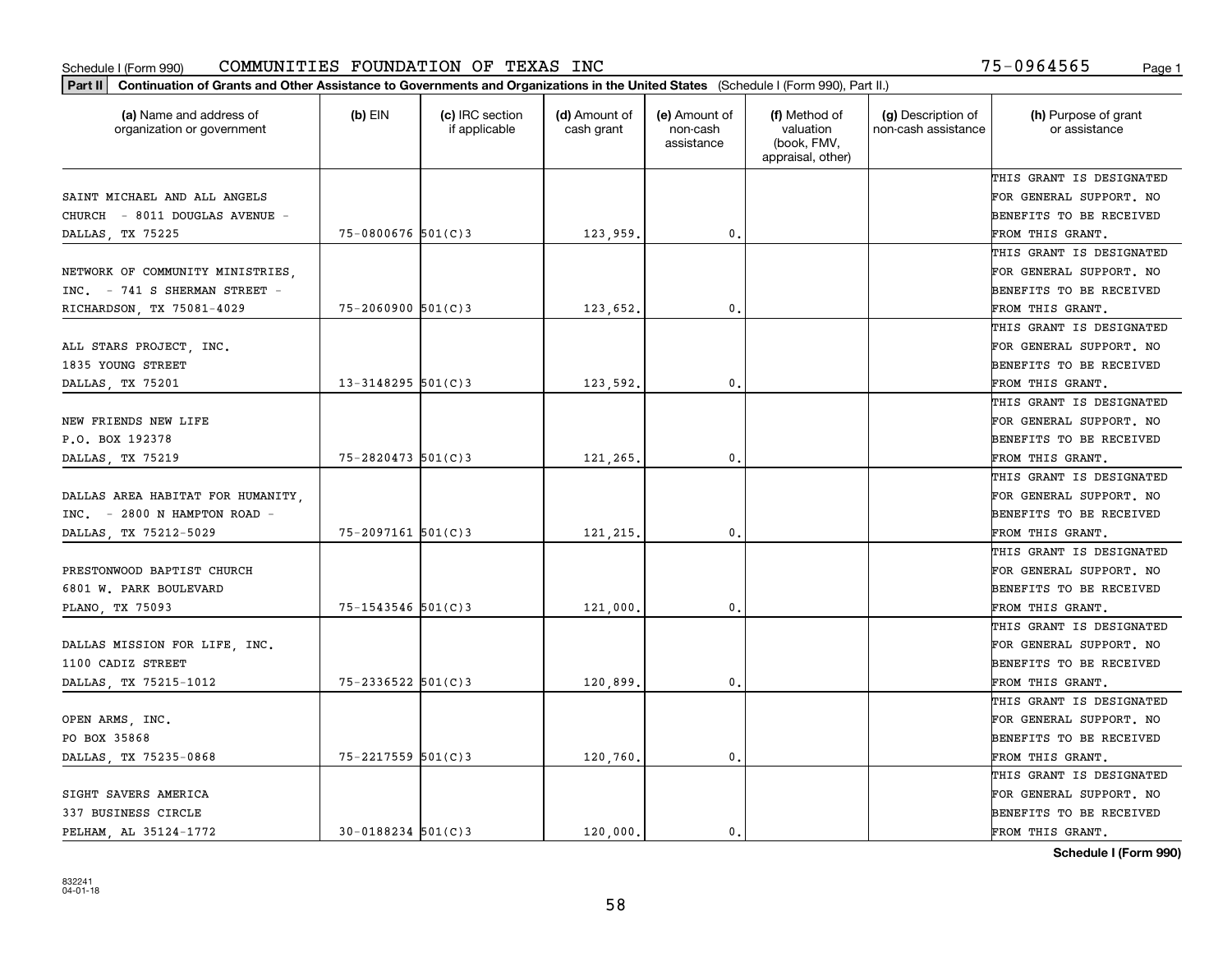Schedule I (Form 990) COMMUNITIES FOUNDATION OF TEXAS INC 75-0964565

**Part II** **Continuation of Grants and Other Assistance to Governments and Organizations in the United States** (Schedule I (Form 990), Part II.)

| (a) Name and address of organization or government | (b) EIN | (c) IRC section if applicable | (d) Amount of cash grant | (e) Amount of non-cash assistance | (f) Method of valuation (book, FMV, appraisal, other) | (g) Description of non-cash assistance | (h) Purpose of grant or assistance |
|---|---|---|---|---|---|---|---|
| SAINT MICHAEL AND ALL ANGELS CHURCH - 8011 DOUGLAS AVENUE - DALLAS, TX 75225 | 75-0800676 | 501(C)3 | 123,959. | 0. | | | THIS GRANT IS DESIGNATED FOR GENERAL SUPPORT. NO BENEFITS TO BE RECEIVED FROM THIS GRANT. |
| NETWORK OF COMMUNITY MINISTRIES, INC. - 741 S SHERMAN STREET - RICHARDSON, TX 75081-4029 | 75-2060900 | 501(C)3 | 123,652. | 0. | | | THIS GRANT IS DESIGNATED FOR GENERAL SUPPORT. NO BENEFITS TO BE RECEIVED FROM THIS GRANT. |
| ALL STARS PROJECT, INC. 1835 YOUNG STREET DALLAS, TX 75201 | 13-3148295 | 501(C)3 | 123,592. | 0. | | | THIS GRANT IS DESIGNATED FOR GENERAL SUPPORT. NO BENEFITS TO BE RECEIVED FROM THIS GRANT. |
| NEW FRIENDS NEW LIFE P.O. BOX 192378 DALLAS, TX 75219 | 75-2820473 | 501(C)3 | 121,265. | 0. | | | THIS GRANT IS DESIGNATED FOR GENERAL SUPPORT. NO BENEFITS TO BE RECEIVED FROM THIS GRANT. |
| DALLAS AREA HABITAT FOR HUMANITY, INC. - 2800 N HAMPTON ROAD - DALLAS, TX 75212-5029 | 75-2097161 | 501(C)3 | 121,215. | 0. | | | THIS GRANT IS DESIGNATED FOR GENERAL SUPPORT. NO BENEFITS TO BE RECEIVED FROM THIS GRANT. |
| PRESTONWOOD BAPTIST CHURCH 6801 W. PARK BOULEVARD PLANO, TX 75093 | 75-1543546 | 501(C)3 | 121,000. | 0. | | | THIS GRANT IS DESIGNATED FOR GENERAL SUPPORT. NO BENEFITS TO BE RECEIVED FROM THIS GRANT. |
| DALLAS MISSION FOR LIFE, INC. 1100 CADIZ STREET DALLAS, TX 75215-1012 | 75-2336522 | 501(C)3 | 120,899. | 0. | | | THIS GRANT IS DESIGNATED FOR GENERAL SUPPORT. NO BENEFITS TO BE RECEIVED FROM THIS GRANT. |
| OPEN ARMS, INC. PO BOX 35868 DALLAS, TX 75235-0868 | 75-2217559 | 501(C)3 | 120,760. | 0. | | | THIS GRANT IS DESIGNATED FOR GENERAL SUPPORT. NO BENEFITS TO BE RECEIVED FROM THIS GRANT. |
| SIGHT SAVERS AMERICA 337 BUSINESS CIRCLE PELHAM, AL 35124-1772 | 30-0188234 | 501(C)3 | 120,000. | 0. | | | THIS GRANT IS DESIGNATED FOR GENERAL SUPPORT. NO BENEFITS TO BE RECEIVED FROM THIS GRANT. |

**Schedule I (Form 990)**

832241
04-01-18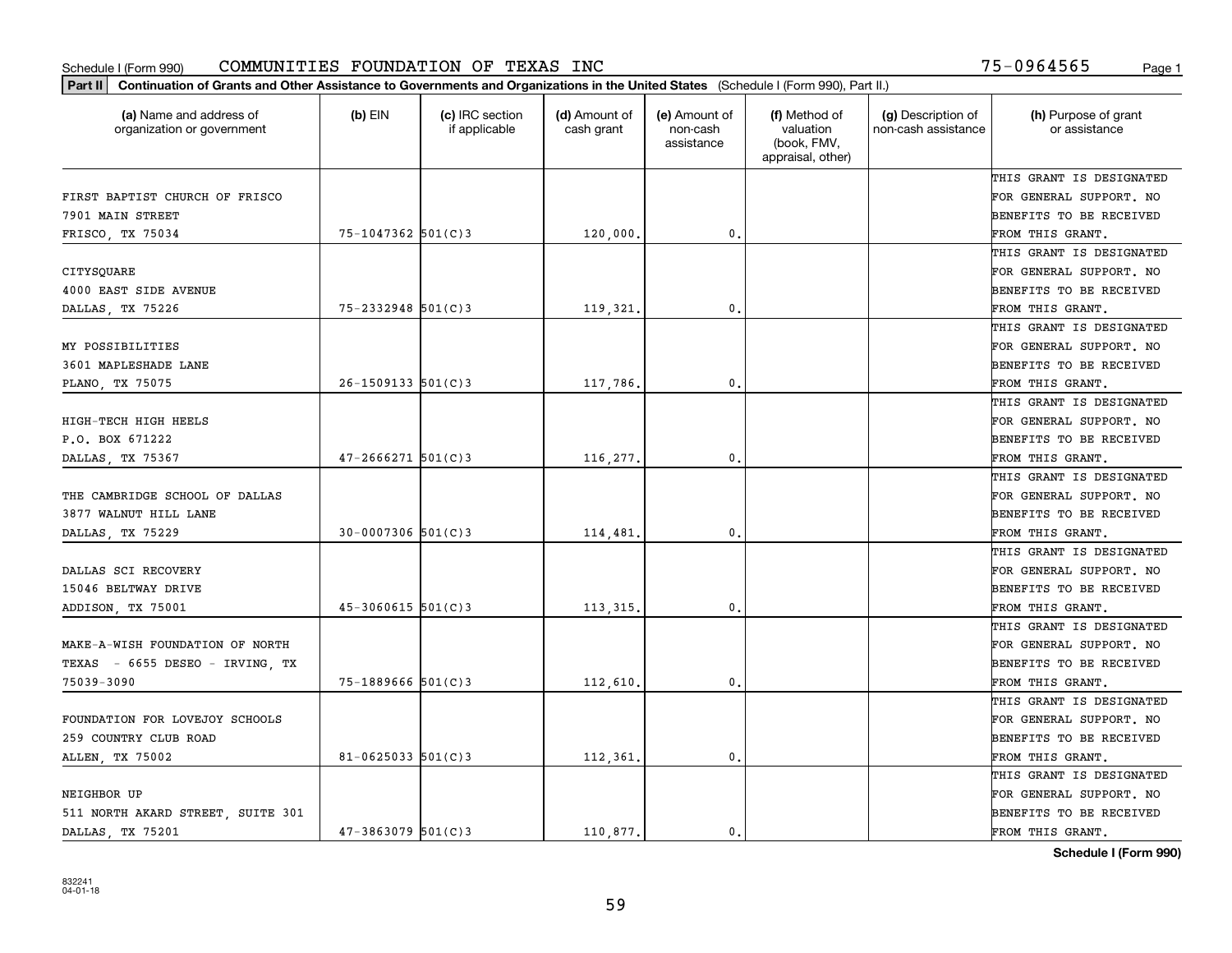Schedule I (Form 990) COMMUNITIES FOUNDATION OF TEXAS INC 75-0964565

**Part II** **Continuation of Grants and Other Assistance to Governments and Organizations in the United States** (Schedule I (Form 990), Part II.)

| (a) Name and address of organization or government | (b) EIN | (c) IRC section if applicable | (d) Amount of cash grant | (e) Amount of non-cash assistance | (f) Method of valuation (book, FMV, appraisal, other) | (g) Description of non-cash assistance | (h) Purpose of grant or assistance |
|---|---|---|---|---|---|---|---|
| FIRST BAPTIST CHURCH OF FRISCO 7901 MAIN STREET FRISCO, TX 75034 | 75-1047362 | 501(C)3 | 120,000. | 0. | | | THIS GRANT IS DESIGNATED FOR GENERAL SUPPORT. NO BENEFITS TO BE RECEIVED FROM THIS GRANT. |
| CITYSQUARE 4000 EAST SIDE AVENUE DALLAS, TX 75226 | 75-2332948 | 501(C)3 | 119,321. | 0. | | | THIS GRANT IS DESIGNATED FOR GENERAL SUPPORT. NO BENEFITS TO BE RECEIVED FROM THIS GRANT. |
| MY POSSIBILITIES 3601 MAPLESHADE LANE PLANO, TX 75075 | 26-1509133 | 501(C)3 | 117,786. | 0. | | | THIS GRANT IS DESIGNATED FOR GENERAL SUPPORT. NO BENEFITS TO BE RECEIVED FROM THIS GRANT. |
| HIGH-TECH HIGH HEELS P.O. BOX 671222 DALLAS, TX 75367 | 47-2666271 | 501(C)3 | 116,277. | 0. | | | THIS GRANT IS DESIGNATED FOR GENERAL SUPPORT. NO BENEFITS TO BE RECEIVED FROM THIS GRANT. |
| THE CAMBRIDGE SCHOOL OF DALLAS 3877 WALNUT HILL LANE DALLAS, TX 75229 | 30-0007306 | 501(C)3 | 114,481. | 0. | | | THIS GRANT IS DESIGNATED FOR GENERAL SUPPORT. NO BENEFITS TO BE RECEIVED FROM THIS GRANT. |
| DALLAS SCI RECOVERY 15046 BELTWAY DRIVE ADDISON, TX 75001 | 45-3060615 | 501(C)3 | 113,315. | 0. | | | THIS GRANT IS DESIGNATED FOR GENERAL SUPPORT. NO BENEFITS TO BE RECEIVED FROM THIS GRANT. |
| MAKE-A-WISH FOUNDATION OF NORTH TEXAS - 6655 DESEO - IRVING, TX 75039-3090 | 75-1889666 | 501(C)3 | 112,610. | 0. | | | THIS GRANT IS DESIGNATED FOR GENERAL SUPPORT. NO BENEFITS TO BE RECEIVED FROM THIS GRANT. |
| FOUNDATION FOR LOVEJOY SCHOOLS 259 COUNTRY CLUB ROAD ALLEN, TX 75002 | 81-0625033 | 501(C)3 | 112,361. | 0. | | | THIS GRANT IS DESIGNATED FOR GENERAL SUPPORT. NO BENEFITS TO BE RECEIVED FROM THIS GRANT. |
| NEIGHBOR UP 511 NORTH AKARD STREET, SUITE 301 DALLAS, TX 75201 | 47-3863079 | 501(C)3 | 110,877. | 0. | | | THIS GRANT IS DESIGNATED FOR GENERAL SUPPORT. NO BENEFITS TO BE RECEIVED FROM THIS GRANT. |

**Schedule I (Form 990)**

832241
04-01-18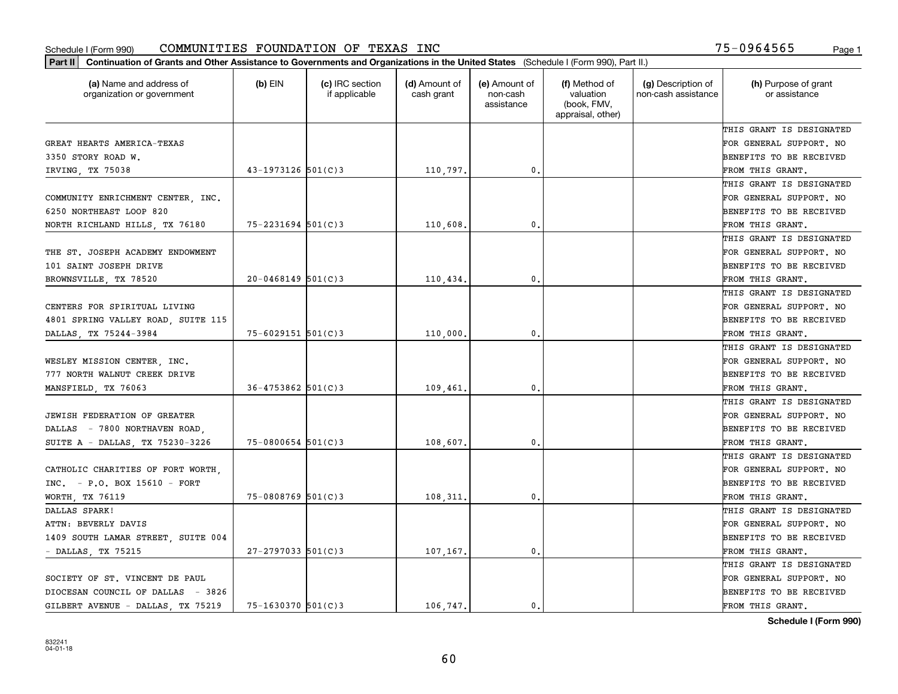Schedule I (Form 990) COMMUNITIES FOUNDATION OF TEXAS INC 75-0964565

**Part II** **Continuation of Grants and Other Assistance to Governments and Organizations in the United States** (Schedule I (Form 990), Part II.)

| (a) Name and address of organization or government | (b) EIN | (c) IRC section if applicable | (d) Amount of cash grant | (e) Amount of non-cash assistance | (f) Method of valuation (book, FMV, appraisal, other) | (g) Description of non-cash assistance | (h) Purpose of grant or assistance |
|---|---|---|---|---|---|---|---|
| GREAT HEARTS AMERICA-TEXAS 3350 STORY ROAD W. IRVING, TX 75038 | 43-1973126 | 501(C)3 | 110,797. | 0. | | | THIS GRANT IS DESIGNATED FOR GENERAL SUPPORT. NO BENEFITS TO BE RECEIVED FROM THIS GRANT. |
| COMMUNITY ENRICHMENT CENTER, INC. 6250 NORTHEAST LOOP 820 NORTH RICHLAND HILLS, TX 76180 | 75-2231694 | 501(C)3 | 110,608. | 0. | | | THIS GRANT IS DESIGNATED FOR GENERAL SUPPORT. NO BENEFITS TO BE RECEIVED FROM THIS GRANT. |
| THE ST. JOSEPH ACADEMY ENDOWMENT 101 SAINT JOSEPH DRIVE BROWNSVILLE, TX 78520 | 20-0468149 | 501(C)3 | 110,434. | 0. | | | THIS GRANT IS DESIGNATED FOR GENERAL SUPPORT. NO BENEFITS TO BE RECEIVED FROM THIS GRANT. |
| CENTERS FOR SPIRITUAL LIVING 4801 SPRING VALLEY ROAD, SUITE 115 DALLAS, TX 75244-3984 | 75-6029151 | 501(C)3 | 110,000. | 0. | | | THIS GRANT IS DESIGNATED FOR GENERAL SUPPORT. NO BENEFITS TO BE RECEIVED FROM THIS GRANT. |
| WESLEY MISSION CENTER, INC. 777 NORTH WALNUT CREEK DRIVE MANSFIELD, TX 76063 | 36-4753862 | 501(C)3 | 109,461. | 0. | | | THIS GRANT IS DESIGNATED FOR GENERAL SUPPORT. NO BENEFITS TO BE RECEIVED FROM THIS GRANT. |
| JEWISH FEDERATION OF GREATER DALLAS - 7800 NORTHAVEN ROAD, SUITE A - DALLAS, TX 75230-3226 | 75-0800654 | 501(C)3 | 108,607. | 0. | | | THIS GRANT IS DESIGNATED FOR GENERAL SUPPORT. NO BENEFITS TO BE RECEIVED FROM THIS GRANT. |
| CATHOLIC CHARITIES OF FORT WORTH, INC. - P.O. BOX 15610 - FORT WORTH, TX 76119 | 75-0808769 | 501(C)3 | 108,311. | 0. | | | THIS GRANT IS DESIGNATED FOR GENERAL SUPPORT. NO BENEFITS TO BE RECEIVED FROM THIS GRANT. |
| DALLAS SPARK! ATTN: BEVERLY DAVIS 1409 SOUTH LAMAR STREET, SUITE 004 - DALLAS, TX 75215 | 27-2797033 | 501(C)3 | 107,167. | 0. | | | THIS GRANT IS DESIGNATED FOR GENERAL SUPPORT. NO BENEFITS TO BE RECEIVED FROM THIS GRANT. |
| SOCIETY OF ST. VINCENT DE PAUL DIOCESAN COUNCIL OF DALLAS - 3826 GILBERT AVENUE - DALLAS, TX 75219 | 75-1630370 | 501(C)3 | 106,747. | 0. | | | THIS GRANT IS DESIGNATED FOR GENERAL SUPPORT. NO BENEFITS TO BE RECEIVED FROM THIS GRANT. |

**Schedule I (Form 990)**

832241
04-01-18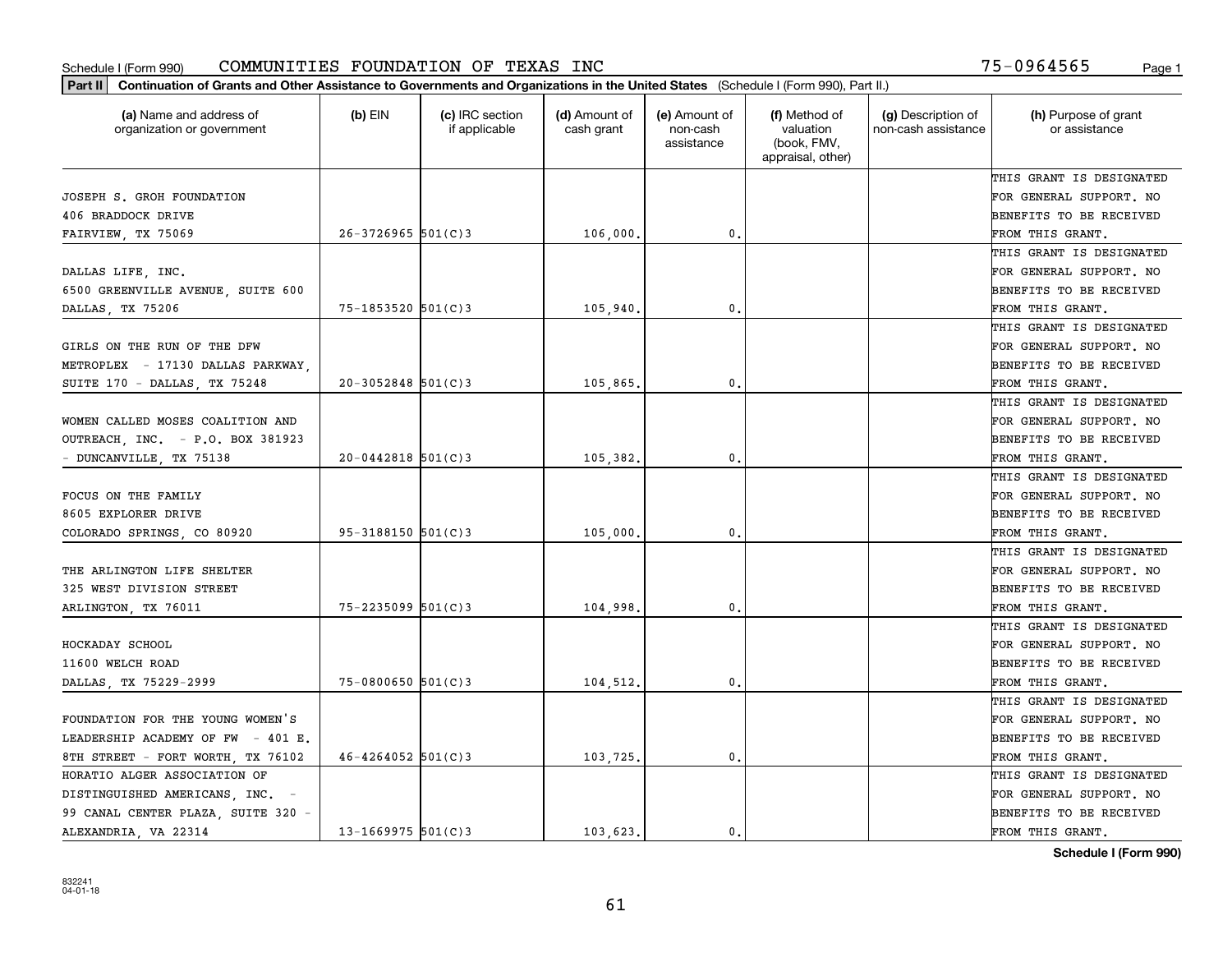Schedule I (Form 990) COMMUNITIES FOUNDATION OF TEXAS INC 75-0964565

**Part II Continuation of Grants and Other Assistance to Governments and Organizations in the United States** (Schedule I (Form 990), Part II.)

| (a) Name and address of organization or government | (b) EIN | (c) IRC section if applicable | (d) Amount of cash grant | (e) Amount of non-cash assistance | (f) Method of valuation (book, FMV, appraisal, other) | (g) Description of non-cash assistance | (h) Purpose of grant or assistance |
|---|---|---|---|---|---|---|---|
| JOSEPH S. GROH FOUNDATION 406 BRADDOCK DRIVE FAIRVIEW, TX 75069 | 26-3726965 | 501(C)3 | 106,000. | 0. | | | THIS GRANT IS DESIGNATED FOR GENERAL SUPPORT. NO BENEFITS TO BE RECEIVED FROM THIS GRANT. |
| DALLAS LIFE, INC. 6500 GREENVILLE AVENUE, SUITE 600 DALLAS, TX 75206 | 75-1853520 | 501(C)3 | 105,940. | 0. | | | THIS GRANT IS DESIGNATED FOR GENERAL SUPPORT. NO BENEFITS TO BE RECEIVED FROM THIS GRANT. |
| GIRLS ON THE RUN OF THE DFW METROPLEX - 17130 DALLAS PARKWAY, SUITE 170 - DALLAS, TX 75248 | 20-3052848 | 501(C)3 | 105,865. | 0. | | | THIS GRANT IS DESIGNATED FOR GENERAL SUPPORT. NO BENEFITS TO BE RECEIVED FROM THIS GRANT. |
| WOMEN CALLED MOSES COALITION AND OUTREACH, INC. - P.O. BOX 381923 - DUNCANVILLE, TX 75138 | 20-0442818 | 501(C)3 | 105,382. | 0. | | | THIS GRANT IS DESIGNATED FOR GENERAL SUPPORT. NO BENEFITS TO BE RECEIVED FROM THIS GRANT. |
| FOCUS ON THE FAMILY 8605 EXPLORER DRIVE COLORADO SPRINGS, CO 80920 | 95-3188150 | 501(C)3 | 105,000. | 0. | | | THIS GRANT IS DESIGNATED FOR GENERAL SUPPORT. NO BENEFITS TO BE RECEIVED FROM THIS GRANT. |
| THE ARLINGTON LIFE SHELTER 325 WEST DIVISION STREET ARLINGTON, TX 76011 | 75-2235099 | 501(C)3 | 104,998. | 0. | | | THIS GRANT IS DESIGNATED FOR GENERAL SUPPORT. NO BENEFITS TO BE RECEIVED FROM THIS GRANT. |
| HOCKADAY SCHOOL 11600 WELCH ROAD DALLAS, TX 75229-2999 | 75-0800650 | 501(C)3 | 104,512. | 0. | | | THIS GRANT IS DESIGNATED FOR GENERAL SUPPORT. NO BENEFITS TO BE RECEIVED FROM THIS GRANT. |
| FOUNDATION FOR THE YOUNG WOMEN'S LEADERSHIP ACADEMY OF FW - 401 E. 8TH STREET - FORT WORTH, TX 76102 | 46-4264052 | 501(C)3 | 103,725. | 0. | | | THIS GRANT IS DESIGNATED FOR GENERAL SUPPORT. NO BENEFITS TO BE RECEIVED FROM THIS GRANT. |
| HORATIO ALGER ASSOCIATION OF DISTINGUISHED AMERICANS, INC. - 99 CANAL CENTER PLAZA, SUITE 320 - ALEXANDRIA, VA 22314 | 13-1669975 | 501(C)3 | 103,623. | 0. | | | THIS GRANT IS DESIGNATED FOR GENERAL SUPPORT. NO BENEFITS TO BE RECEIVED FROM THIS GRANT. |

**Schedule I (Form 990)**

832241 04-01-18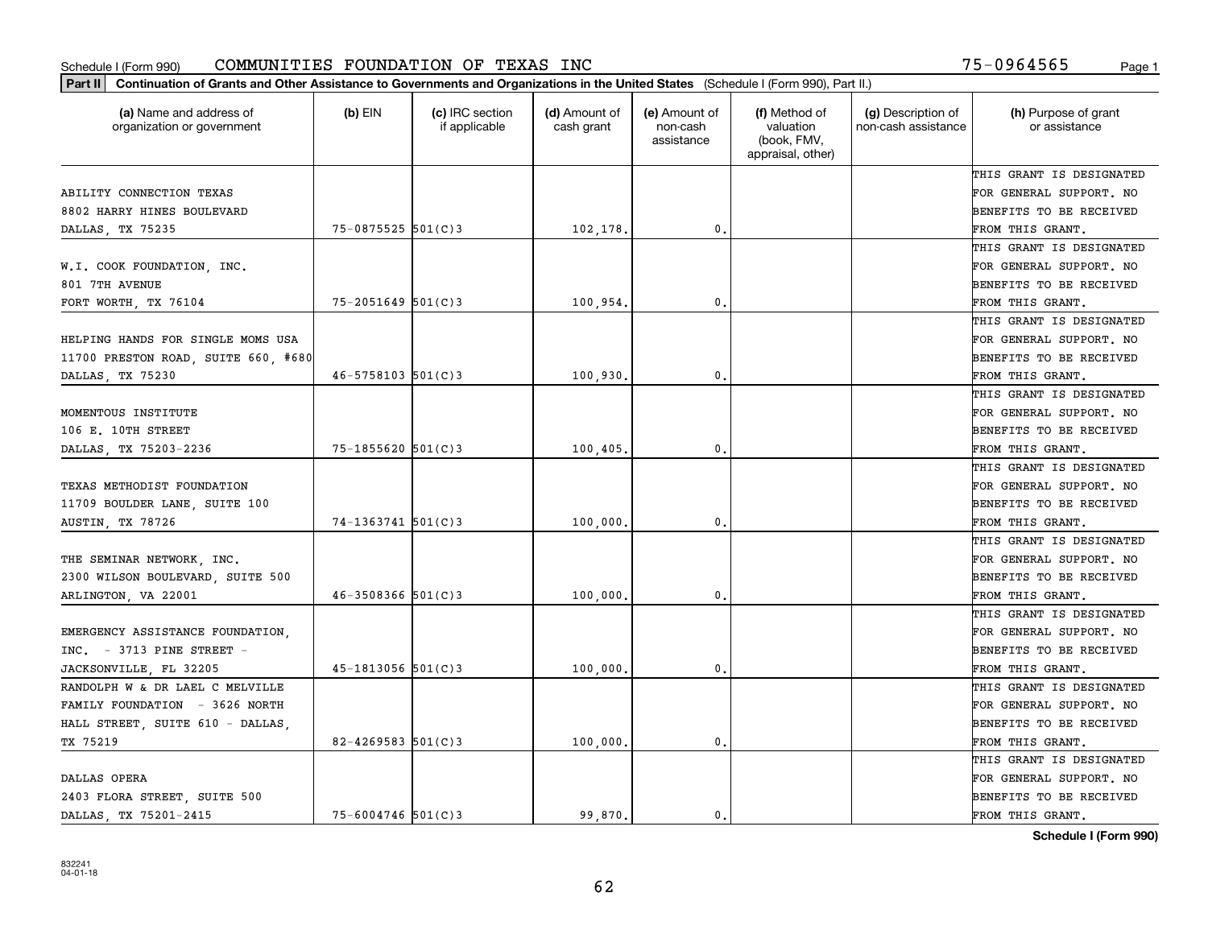Schedule I (Form 990) COMMUNITIES FOUNDATION OF TEXAS INC 75-0964565

**Part II** **Continuation of Grants and Other Assistance to Governments and Organizations in the United States** (Schedule I (Form 990), Part II.)

| (a) Name and address of organization or government | (b) EIN | (c) IRC section if applicable | (d) Amount of cash grant | (e) Amount of non-cash assistance | (f) Method of valuation (book, FMV, appraisal, other) | (g) Description of non-cash assistance | (h) Purpose of grant or assistance |
|---|---|---|---|---|---|---|---|
| ABILITY CONNECTION TEXAS 8802 HARRY HINES BOULEVARD DALLAS, TX 75235 | 75-0875525 | 501(C)3 | 102,178. | 0. | | | THIS GRANT IS DESIGNATED FOR GENERAL SUPPORT. NO BENEFITS TO BE RECEIVED FROM THIS GRANT. |
| W.I. COOK FOUNDATION, INC. 801 7TH AVENUE FORT WORTH, TX 76104 | 75-2051649 | 501(C)3 | 100,954. | 0. | | | THIS GRANT IS DESIGNATED FOR GENERAL SUPPORT. NO BENEFITS TO BE RECEIVED FROM THIS GRANT. |
| HELPING HANDS FOR SINGLE MOMS USA 11700 PRESTON ROAD, SUITE 660, #680 DALLAS, TX 75230 | 46-5758103 | 501(C)3 | 100,930. | 0. | | | THIS GRANT IS DESIGNATED FOR GENERAL SUPPORT. NO BENEFITS TO BE RECEIVED FROM THIS GRANT. |
| MOMENTOUS INSTITUTE 106 E. 10TH STREET DALLAS, TX 75203-2236 | 75-1855620 | 501(C)3 | 100,405. | 0. | | | THIS GRANT IS DESIGNATED FOR GENERAL SUPPORT. NO BENEFITS TO BE RECEIVED FROM THIS GRANT. |
| TEXAS METHODIST FOUNDATION 11709 BOULDER LANE, SUITE 100 AUSTIN, TX 78726 | 74-1363741 | 501(C)3 | 100,000. | 0. | | | THIS GRANT IS DESIGNATED FOR GENERAL SUPPORT. NO BENEFITS TO BE RECEIVED FROM THIS GRANT. |
| THE SEMINAR NETWORK, INC. 2300 WILSON BOULEVARD, SUITE 500 ARLINGTON, VA 22001 | 46-3508366 | 501(C)3 | 100,000. | 0. | | | THIS GRANT IS DESIGNATED FOR GENERAL SUPPORT. NO BENEFITS TO BE RECEIVED FROM THIS GRANT. |
| EMERGENCY ASSISTANCE FOUNDATION, INC. - 3713 PINE STREET - JACKSONVILLE, FL 32205 | 45-1813056 | 501(C)3 | 100,000. | 0. | | | THIS GRANT IS DESIGNATED FOR GENERAL SUPPORT. NO BENEFITS TO BE RECEIVED FROM THIS GRANT. |
| RANDOLPH W & DR LAEL C MELVILLE FAMILY FOUNDATION - 3626 NORTH HALL STREET, SUITE 610 - DALLAS, TX 75219 | 82-4269583 | 501(C)3 | 100,000. | 0. | | | THIS GRANT IS DESIGNATED FOR GENERAL SUPPORT. NO BENEFITS TO BE RECEIVED FROM THIS GRANT. |
| DALLAS OPERA 2403 FLORA STREET, SUITE 500 DALLAS, TX 75201-2415 | 75-6004746 | 501(C)3 | 99,870. | 0. | | | THIS GRANT IS DESIGNATED FOR GENERAL SUPPORT. NO BENEFITS TO BE RECEIVED FROM THIS GRANT. |

**Schedule I (Form 990)**

832241 04-01-18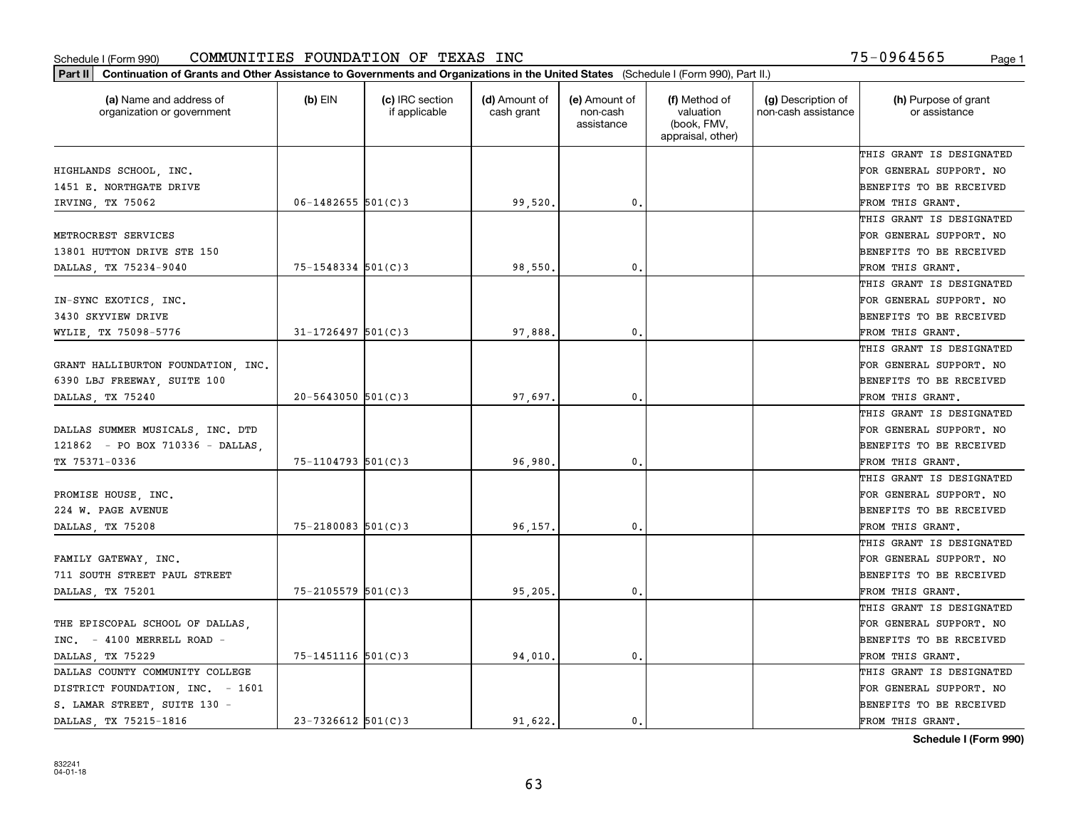Schedule I (Form 990) COMMUNITIES FOUNDATION OF TEXAS INC 75-0964565

**Part II** **Continuation of Grants and Other Assistance to Governments and Organizations in the United States** (Schedule I (Form 990), Part II.)

| (a) Name and address of organization or government | (b) EIN | (c) IRC section if applicable | (d) Amount of cash grant | (e) Amount of non-cash assistance | (f) Method of valuation (book, FMV, appraisal, other) | (g) Description of non-cash assistance | (h) Purpose of grant or assistance |
|---|---|---|---|---|---|---|---|
| HIGHLANDS SCHOOL, INC. 1451 E. NORTHGATE DRIVE IRVING, TX 75062 | 06-1482655 | 501(C)3 | 99,520. | 0. | | | THIS GRANT IS DESIGNATED FOR GENERAL SUPPORT. NO BENEFITS TO BE RECEIVED FROM THIS GRANT. |
| METROCREST SERVICES 13801 HUTTON DRIVE STE 150 DALLAS, TX 75234-9040 | 75-1548334 | 501(C)3 | 98,550. | 0. | | | THIS GRANT IS DESIGNATED FOR GENERAL SUPPORT. NO BENEFITS TO BE RECEIVED FROM THIS GRANT. |
| IN-SYNC EXOTICS, INC. 3430 SKYVIEW DRIVE WYLIE, TX 75098-5776 | 31-1726497 | 501(C)3 | 97,888. | 0. | | | THIS GRANT IS DESIGNATED FOR GENERAL SUPPORT. NO BENEFITS TO BE RECEIVED FROM THIS GRANT. |
| GRANT HALLIBURTON FOUNDATION, INC. 6390 LBJ FREEWAY, SUITE 100 DALLAS, TX 75240 | 20-5643050 | 501(C)3 | 97,697. | 0. | | | THIS GRANT IS DESIGNATED FOR GENERAL SUPPORT. NO BENEFITS TO BE RECEIVED FROM THIS GRANT. |
| DALLAS SUMMER MUSICALS, INC. DTD 121862 - PO BOX 710336 - DALLAS, TX 75371-0336 | 75-1104793 | 501(C)3 | 96,980. | 0. | | | THIS GRANT IS DESIGNATED FOR GENERAL SUPPORT. NO BENEFITS TO BE RECEIVED FROM THIS GRANT. |
| PROMISE HOUSE, INC. 224 W. PAGE AVENUE DALLAS, TX 75208 | 75-2180083 | 501(C)3 | 96,157. | 0. | | | THIS GRANT IS DESIGNATED FOR GENERAL SUPPORT. NO BENEFITS TO BE RECEIVED FROM THIS GRANT. |
| FAMILY GATEWAY, INC. 711 SOUTH STREET PAUL STREET DALLAS, TX 75201 | 75-2105579 | 501(C)3 | 95,205. | 0. | | | THIS GRANT IS DESIGNATED FOR GENERAL SUPPORT. NO BENEFITS TO BE RECEIVED FROM THIS GRANT. |
| THE EPISCOPAL SCHOOL OF DALLAS, INC. - 4100 MERRELL ROAD - DALLAS, TX 75229 | 75-1451116 | 501(C)3 | 94,010. | 0. | | | THIS GRANT IS DESIGNATED FOR GENERAL SUPPORT. NO BENEFITS TO BE RECEIVED FROM THIS GRANT. |
| DALLAS COUNTY COMMUNITY COLLEGE DISTRICT FOUNDATION, INC. - 1601 S. LAMAR STREET, SUITE 130 - DALLAS, TX 75215-1816 | 23-7326612 | 501(C)3 | 91,622. | 0. | | | THIS GRANT IS DESIGNATED FOR GENERAL SUPPORT. NO BENEFITS TO BE RECEIVED FROM THIS GRANT. |

**Schedule I (Form 990)**

832241 04-01-18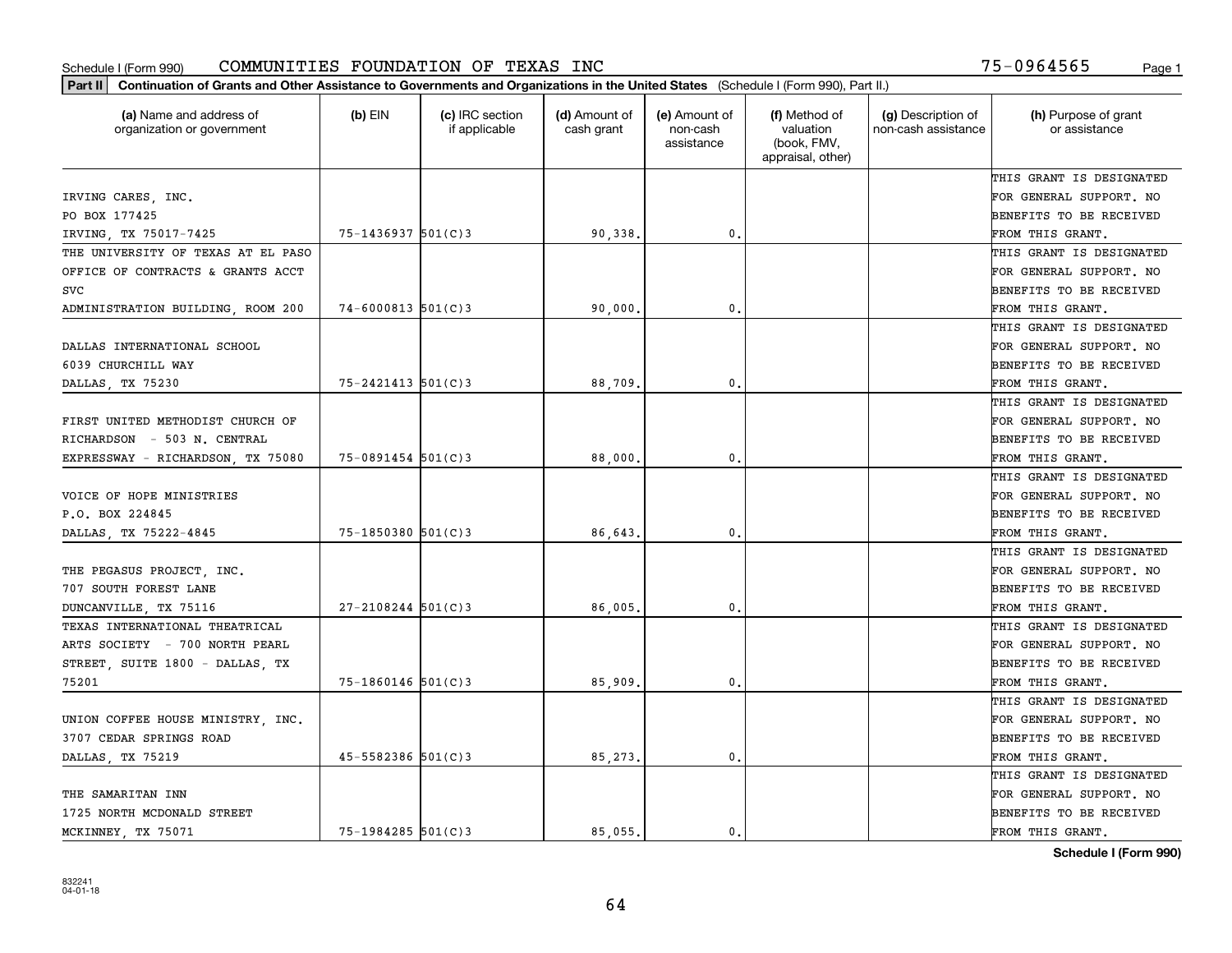Schedule I (Form 990) COMMUNITIES FOUNDATION OF TEXAS INC 75-0964565

**Part II** **Continuation of Grants and Other Assistance to Governments and Organizations in the United States** (Schedule I (Form 990), Part II.)

| (a) Name and address of organization or government | (b) EIN | (c) IRC section if applicable | (d) Amount of cash grant | (e) Amount of non-cash assistance | (f) Method of valuation (book, FMV, appraisal, other) | (g) Description of non-cash assistance | (h) Purpose of grant or assistance |
|---|---|---|---|---|---|---|---|
| IRVING CARES, INC. PO BOX 177425 IRVING, TX 75017-7425 | 75-1436937 | 501(C)3 | 90,338. | 0. | | | THIS GRANT IS DESIGNATED FOR GENERAL SUPPORT. NO BENEFITS TO BE RECEIVED FROM THIS GRANT. |
| THE UNIVERSITY OF TEXAS AT EL PASO OFFICE OF CONTRACTS & GRANTS ACCT SVC ADMINISTRATION BUILDING, ROOM 200 | 74-6000813 | 501(C)3 | 90,000. | 0. | | | THIS GRANT IS DESIGNATED FOR GENERAL SUPPORT. NO BENEFITS TO BE RECEIVED FROM THIS GRANT. |
| DALLAS INTERNATIONAL SCHOOL 6039 CHURCHILL WAY DALLAS, TX 75230 | 75-2421413 | 501(C)3 | 88,709. | 0. | | | THIS GRANT IS DESIGNATED FOR GENERAL SUPPORT. NO BENEFITS TO BE RECEIVED FROM THIS GRANT. |
| FIRST UNITED METHODIST CHURCH OF RICHARDSON - 503 N. CENTRAL EXPRESSWAY - RICHARDSON, TX 75080 | 75-0891454 | 501(C)3 | 88,000. | 0. | | | THIS GRANT IS DESIGNATED FOR GENERAL SUPPORT. NO BENEFITS TO BE RECEIVED FROM THIS GRANT. |
| VOICE OF HOPE MINISTRIES P.O. BOX 224845 DALLAS, TX 75222-4845 | 75-1850380 | 501(C)3 | 86,643. | 0. | | | THIS GRANT IS DESIGNATED FOR GENERAL SUPPORT. NO BENEFITS TO BE RECEIVED FROM THIS GRANT. |
| THE PEGASUS PROJECT, INC. 707 SOUTH FOREST LANE DUNCANVILLE, TX 75116 | 27-2108244 | 501(C)3 | 86,005. | 0. | | | THIS GRANT IS DESIGNATED FOR GENERAL SUPPORT. NO BENEFITS TO BE RECEIVED FROM THIS GRANT. |
| TEXAS INTERNATIONAL THEATRICAL ARTS SOCIETY - 700 NORTH PEARL STREET, SUITE 1800 - DALLAS, TX 75201 | 75-1860146 | 501(C)3 | 85,909. | 0. | | | THIS GRANT IS DESIGNATED FOR GENERAL SUPPORT. NO BENEFITS TO BE RECEIVED FROM THIS GRANT. |
| UNION COFFEE HOUSE MINISTRY, INC. 3707 CEDAR SPRINGS ROAD DALLAS, TX 75219 | 45-5582386 | 501(C)3 | 85,273. | 0. | | | THIS GRANT IS DESIGNATED FOR GENERAL SUPPORT. NO BENEFITS TO BE RECEIVED FROM THIS GRANT. |
| THE SAMARITAN INN 1725 NORTH MCDONALD STREET MCKINNEY, TX 75071 | 75-1984285 | 501(C)3 | 85,055. | 0. | | | THIS GRANT IS DESIGNATED FOR GENERAL SUPPORT. NO BENEFITS TO BE RECEIVED FROM THIS GRANT. |

**Schedule I (Form 990)**

832241
04-01-18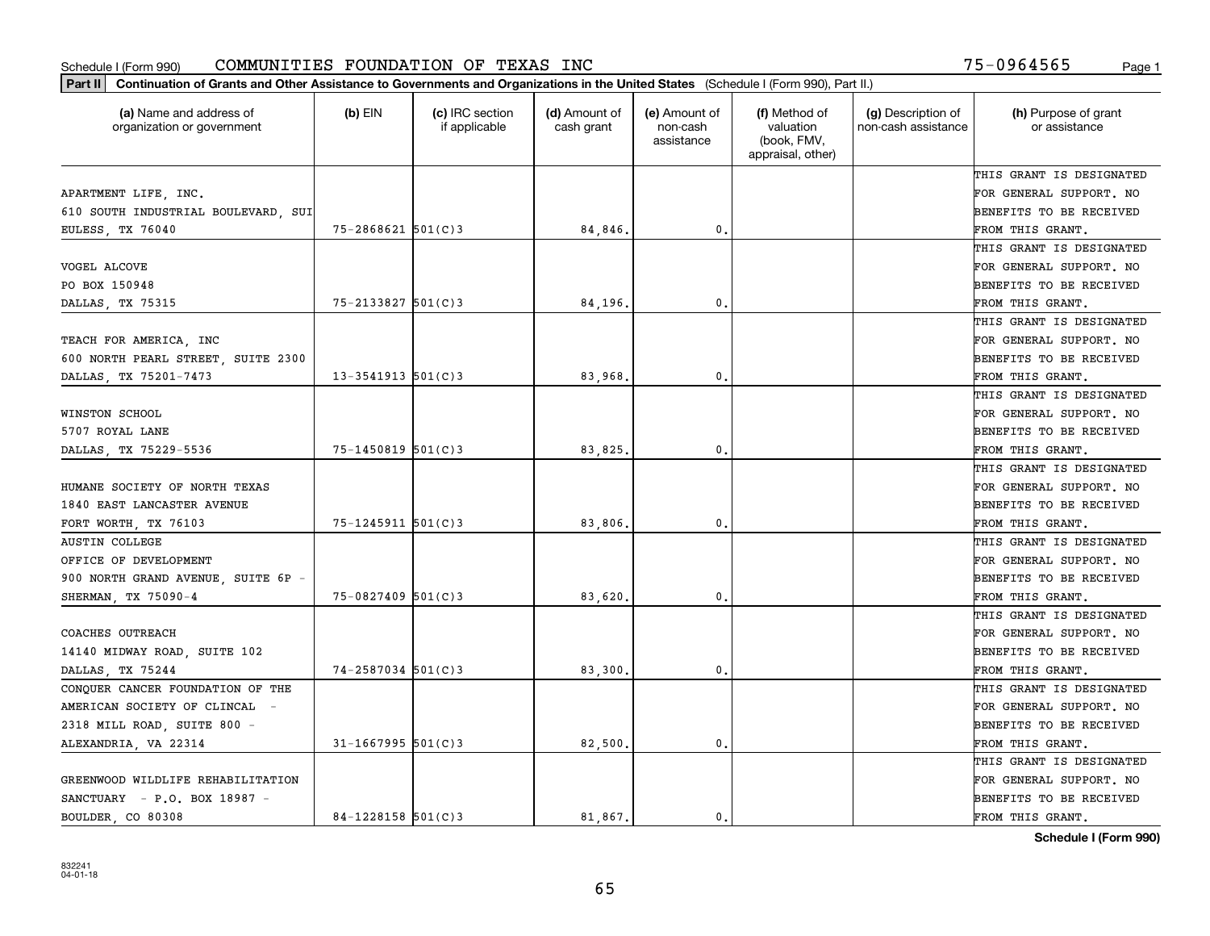Schedule I (Form 990) COMMUNITIES FOUNDATION OF TEXAS INC 75-0964565

**Part II** **Continuation of Grants and Other Assistance to Governments and Organizations in the United States** (Schedule I (Form 990), Part II.)

| (a) Name and address of organization or government | (b) EIN | (c) IRC section if applicable | (d) Amount of cash grant | (e) Amount of non-cash assistance | (f) Method of valuation (book, FMV, appraisal, other) | (g) Description of non-cash assistance | (h) Purpose of grant or assistance |
|---|---|---|---|---|---|---|---|
| APARTMENT LIFE, INC. 610 SOUTH INDUSTRIAL BOULEVARD, SUI EULESS, TX 76040 | 75-2868621 | 501(C)3 | 84,846. | 0. | | | THIS GRANT IS DESIGNATED FOR GENERAL SUPPORT. NO BENEFITS TO BE RECEIVED FROM THIS GRANT. |
| VOGEL ALCOVE PO BOX 150948 DALLAS, TX 75315 | 75-2133827 | 501(C)3 | 84,196. | 0. | | | THIS GRANT IS DESIGNATED FOR GENERAL SUPPORT. NO BENEFITS TO BE RECEIVED FROM THIS GRANT. |
| TEACH FOR AMERICA, INC 600 NORTH PEARL STREET, SUITE 2300 DALLAS, TX 75201-7473 | 13-3541913 | 501(C)3 | 83,968. | 0. | | | THIS GRANT IS DESIGNATED FOR GENERAL SUPPORT. NO BENEFITS TO BE RECEIVED FROM THIS GRANT. |
| WINSTON SCHOOL 5707 ROYAL LANE DALLAS, TX 75229-5536 | 75-1450819 | 501(C)3 | 83,825. | 0. | | | THIS GRANT IS DESIGNATED FOR GENERAL SUPPORT. NO BENEFITS TO BE RECEIVED FROM THIS GRANT. |
| HUMANE SOCIETY OF NORTH TEXAS 1840 EAST LANCASTER AVENUE FORT WORTH, TX 76103 | 75-1245911 | 501(C)3 | 83,806. | 0. | | | THIS GRANT IS DESIGNATED FOR GENERAL SUPPORT. NO BENEFITS TO BE RECEIVED FROM THIS GRANT. |
| AUSTIN COLLEGE OFFICE OF DEVELOPMENT 900 NORTH GRAND AVENUE, SUITE 6P - SHERMAN, TX 75090-4 | 75-0827409 | 501(C)3 | 83,620. | 0. | | | THIS GRANT IS DESIGNATED FOR GENERAL SUPPORT. NO BENEFITS TO BE RECEIVED FROM THIS GRANT. |
| COACHES OUTREACH 14140 MIDWAY ROAD, SUITE 102 DALLAS, TX 75244 | 74-2587034 | 501(C)3 | 83,300. | 0. | | | THIS GRANT IS DESIGNATED FOR GENERAL SUPPORT. NO BENEFITS TO BE RECEIVED FROM THIS GRANT. |
| CONQUER CANCER FOUNDATION OF THE AMERICAN SOCIETY OF CLINCAL - 2318 MILL ROAD, SUITE 800 - ALEXANDRIA, VA 22314 | 31-1667995 | 501(C)3 | 82,500. | 0. | | | THIS GRANT IS DESIGNATED FOR GENERAL SUPPORT. NO BENEFITS TO BE RECEIVED FROM THIS GRANT. |
| GREENWOOD WILDLIFE REHABILITATION SANCTUARY - P.O. BOX 18987 - BOULDER, CO 80308 | 84-1228158 | 501(C)3 | 81,867. | 0. | | | THIS GRANT IS DESIGNATED FOR GENERAL SUPPORT. NO BENEFITS TO BE RECEIVED FROM THIS GRANT. |

**Schedule I (Form 990)**

832241 04-01-18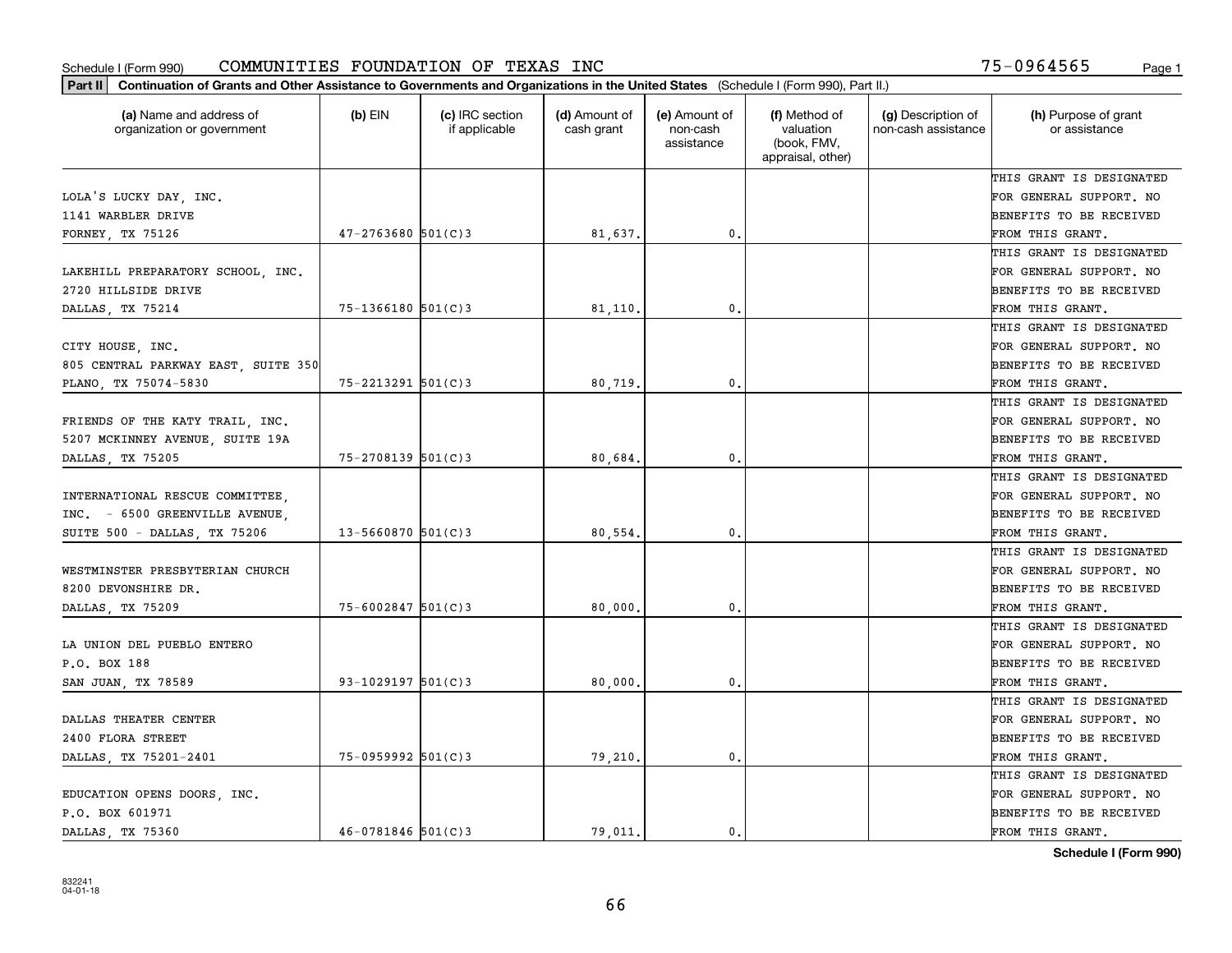Schedule I (Form 990) COMMUNITIES FOUNDATION OF TEXAS INC 75-0964565

**Part II** **Continuation of Grants and Other Assistance to Governments and Organizations in the United States** (Schedule I (Form 990), Part II.)

| (a) Name and address of organization or government | (b) EIN | (c) IRC section if applicable | (d) Amount of cash grant | (e) Amount of non-cash assistance | (f) Method of valuation (book, FMV, appraisal, other) | (g) Description of non-cash assistance | (h) Purpose of grant or assistance |
|---|---|---|---|---|---|---|---|
| LOLA'S LUCKY DAY, INC.<br>1141 WARBLER DRIVE<br>FORNEY, TX 75126 | 47-2763680 | 501(C)3 | 81,637. | 0. | | | THIS GRANT IS DESIGNATED FOR GENERAL SUPPORT. NO BENEFITS TO BE RECEIVED FROM THIS GRANT. |
| LAKEHILL PREPARATORY SCHOOL, INC.<br>2720 HILLSIDE DRIVE<br>DALLAS, TX 75214 | 75-1366180 | 501(C)3 | 81,110. | 0. | | | THIS GRANT IS DESIGNATED FOR GENERAL SUPPORT. NO BENEFITS TO BE RECEIVED FROM THIS GRANT. |
| CITY HOUSE, INC.<br>805 CENTRAL PARKWAY EAST, SUITE 350<br>PLANO, TX 75074-5830 | 75-2213291 | 501(C)3 | 80,719. | 0. | | | THIS GRANT IS DESIGNATED FOR GENERAL SUPPORT. NO BENEFITS TO BE RECEIVED FROM THIS GRANT. |
| FRIENDS OF THE KATY TRAIL, INC.<br>5207 MCKINNEY AVENUE, SUITE 19A<br>DALLAS, TX 75205 | 75-2708139 | 501(C)3 | 80,684. | 0. | | | THIS GRANT IS DESIGNATED FOR GENERAL SUPPORT. NO BENEFITS TO BE RECEIVED FROM THIS GRANT. |
| INTERNATIONAL RESCUE COMMITTEE, INC. - 6500 GREENVILLE AVENUE, SUITE 500 - DALLAS, TX 75206 | 13-5660870 | 501(C)3 | 80,554. | 0. | | | THIS GRANT IS DESIGNATED FOR GENERAL SUPPORT. NO BENEFITS TO BE RECEIVED FROM THIS GRANT. |
| WESTMINSTER PRESBYTERIAN CHURCH<br>8200 DEVONSHIRE DR.<br>DALLAS, TX 75209 | 75-6002847 | 501(C)3 | 80,000. | 0. | | | THIS GRANT IS DESIGNATED FOR GENERAL SUPPORT. NO BENEFITS TO BE RECEIVED FROM THIS GRANT. |
| LA UNION DEL PUEBLO ENTERO<br>P.O. BOX 188<br>SAN JUAN, TX 78589 | 93-1029197 | 501(C)3 | 80,000. | 0. | | | THIS GRANT IS DESIGNATED FOR GENERAL SUPPORT. NO BENEFITS TO BE RECEIVED FROM THIS GRANT. |
| DALLAS THEATER CENTER<br>2400 FLORA STREET<br>DALLAS, TX 75201-2401 | 75-0959992 | 501(C)3 | 79,210. | 0. | | | THIS GRANT IS DESIGNATED FOR GENERAL SUPPORT. NO BENEFITS TO BE RECEIVED FROM THIS GRANT. |
| EDUCATION OPENS DOORS, INC.<br>P.O. BOX 601971<br>DALLAS, TX 75360 | 46-0781846 | 501(C)3 | 79,011. | 0. | | | THIS GRANT IS DESIGNATED FOR GENERAL SUPPORT. NO BENEFITS TO BE RECEIVED FROM THIS GRANT. |

**Schedule I (Form 990)**

832241 04-01-18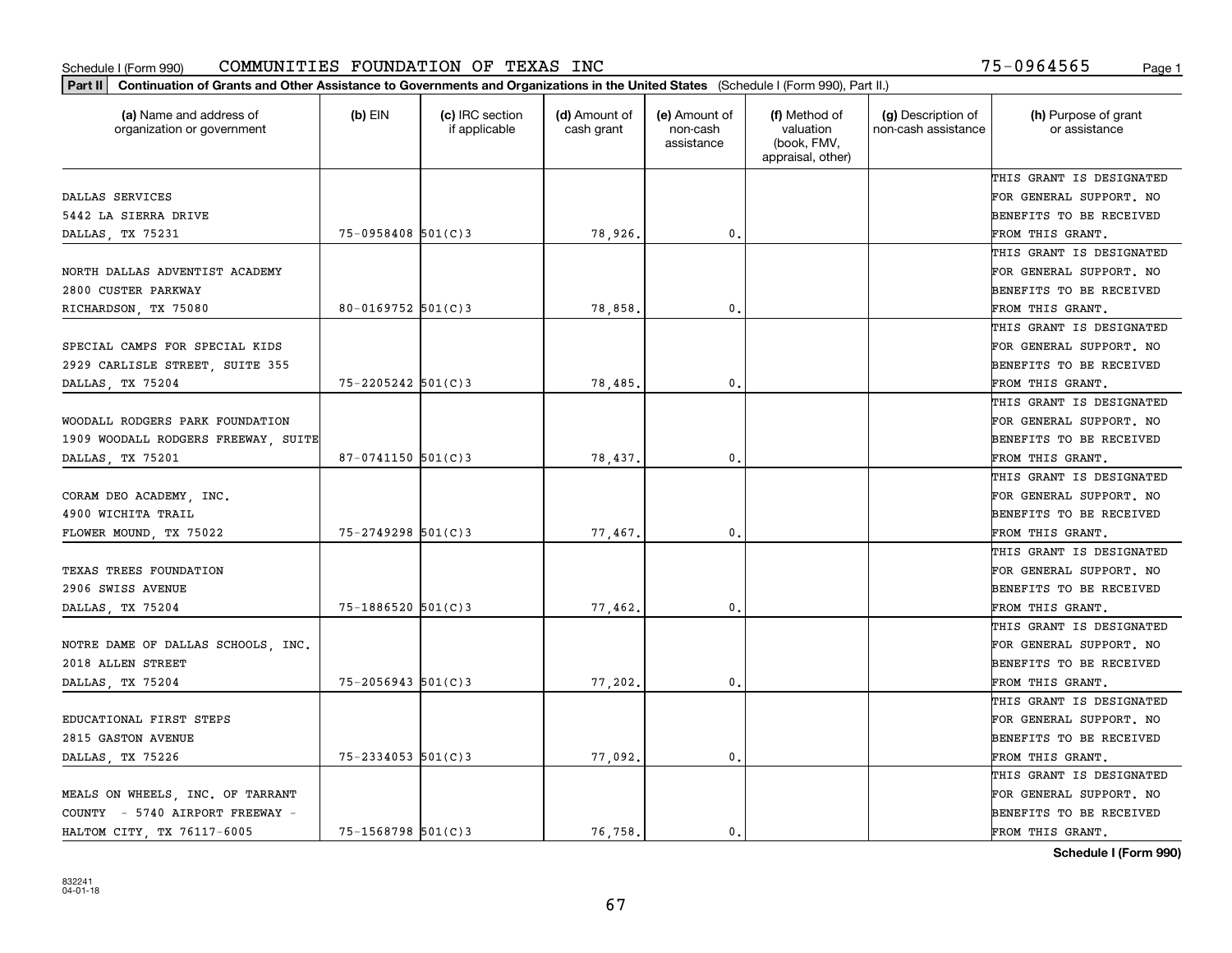Schedule I (Form 990) COMMUNITIES FOUNDATION OF TEXAS INC 75-0964565

**Part II** **Continuation of Grants and Other Assistance to Governments and Organizations in the United States** (Schedule I (Form 990), Part II.)

| (a) Name and address of organization or government | (b) EIN | (c) IRC section if applicable | (d) Amount of cash grant | (e) Amount of non-cash assistance | (f) Method of valuation (book, FMV, appraisal, other) | (g) Description of non-cash assistance | (h) Purpose of grant or assistance |
|---|---|---|---|---|---|---|---|
| DALLAS SERVICES 5442 LA SIERRA DRIVE DALLAS, TX 75231 | 75-0958408 | 501(C)3 | 78,926. | 0. | | | THIS GRANT IS DESIGNATED FOR GENERAL SUPPORT. NO BENEFITS TO BE RECEIVED FROM THIS GRANT. |
| NORTH DALLAS ADVENTIST ACADEMY 2800 CUSTER PARKWAY RICHARDSON, TX 75080 | 80-0169752 | 501(C)3 | 78,858. | 0. | | | THIS GRANT IS DESIGNATED FOR GENERAL SUPPORT. NO BENEFITS TO BE RECEIVED FROM THIS GRANT. |
| SPECIAL CAMPS FOR SPECIAL KIDS 2929 CARLISLE STREET, SUITE 355 DALLAS, TX 75204 | 75-2205242 | 501(C)3 | 78,485. | 0. | | | THIS GRANT IS DESIGNATED FOR GENERAL SUPPORT. NO BENEFITS TO BE RECEIVED FROM THIS GRANT. |
| WOODALL RODGERS PARK FOUNDATION 1909 WOODALL RODGERS FREEWAY, SUITE DALLAS, TX 75201 | 87-0741150 | 501(C)3 | 78,437. | 0. | | | THIS GRANT IS DESIGNATED FOR GENERAL SUPPORT. NO BENEFITS TO BE RECEIVED FROM THIS GRANT. |
| CORAM DEO ACADEMY, INC. 4900 WICHITA TRAIL FLOWER MOUND, TX 75022 | 75-2749298 | 501(C)3 | 77,467. | 0. | | | THIS GRANT IS DESIGNATED FOR GENERAL SUPPORT. NO BENEFITS TO BE RECEIVED FROM THIS GRANT. |
| TEXAS TREES FOUNDATION 2906 SWISS AVENUE DALLAS, TX 75204 | 75-1886520 | 501(C)3 | 77,462. | 0. | | | THIS GRANT IS DESIGNATED FOR GENERAL SUPPORT. NO BENEFITS TO BE RECEIVED FROM THIS GRANT. |
| NOTRE DAME OF DALLAS SCHOOLS, INC. 2018 ALLEN STREET DALLAS, TX 75204 | 75-2056943 | 501(C)3 | 77,202. | 0. | | | THIS GRANT IS DESIGNATED FOR GENERAL SUPPORT. NO BENEFITS TO BE RECEIVED FROM THIS GRANT. |
| EDUCATIONAL FIRST STEPS 2815 GASTON AVENUE DALLAS, TX 75226 | 75-2334053 | 501(C)3 | 77,092. | 0. | | | THIS GRANT IS DESIGNATED FOR GENERAL SUPPORT. NO BENEFITS TO BE RECEIVED FROM THIS GRANT. |
| MEALS ON WHEELS, INC. OF TARRANT COUNTY - 5740 AIRPORT FREEWAY - HALTOM CITY, TX 76117-6005 | 75-1568798 | 501(C)3 | 76,758. | 0. | | | THIS GRANT IS DESIGNATED FOR GENERAL SUPPORT. NO BENEFITS TO BE RECEIVED FROM THIS GRANT. |

**Schedule I (Form 990)**

832241
04-01-18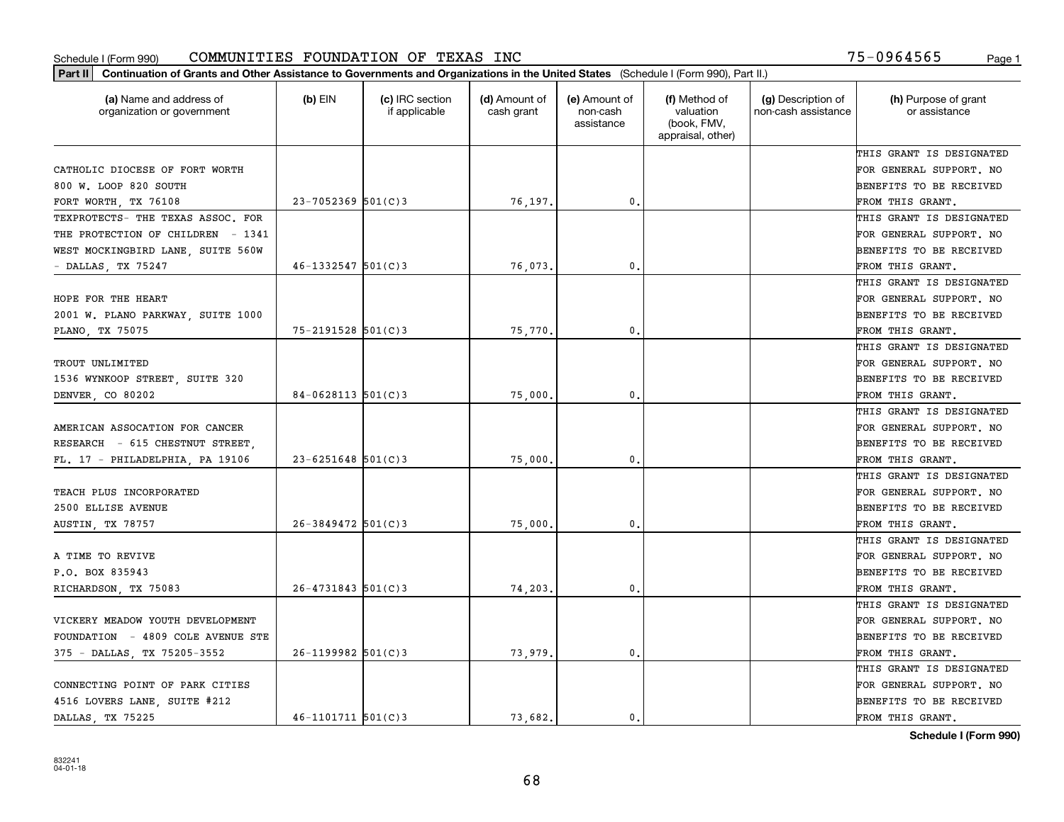Schedule I (Form 990) COMMUNITIES FOUNDATION OF TEXAS INC 75-0964565

**Part II** **Continuation of Grants and Other Assistance to Governments and Organizations in the United States** (Schedule I (Form 990), Part II.)

| (a) Name and address of organization or government | (b) EIN | (c) IRC section if applicable | (d) Amount of cash grant | (e) Amount of non-cash assistance | (f) Method of valuation (book, FMV, appraisal, other) | (g) Description of non-cash assistance | (h) Purpose of grant or assistance |
|---|---|---|---|---|---|---|---|
| CATHOLIC DIOCESE OF FORT WORTH 800 W. LOOP 820 SOUTH FORT WORTH, TX 76108 | 23-7052369 | 501(C)3 | 76,197. | 0. | | | THIS GRANT IS DESIGNATED FOR GENERAL SUPPORT. NO BENEFITS TO BE RECEIVED FROM THIS GRANT. |
| TEXPROTECTS- THE TEXAS ASSOC. FOR THE PROTECTION OF CHILDREN - 1341 WEST MOCKINGBIRD LANE, SUITE 560W - DALLAS, TX 75247 | 46-1332547 | 501(C)3 | 76,073. | 0. | | | THIS GRANT IS DESIGNATED FOR GENERAL SUPPORT. NO BENEFITS TO BE RECEIVED FROM THIS GRANT. |
| HOPE FOR THE HEART 2001 W. PLANO PARKWAY, SUITE 1000 PLANO, TX 75075 | 75-2191528 | 501(C)3 | 75,770. | 0. | | | THIS GRANT IS DESIGNATED FOR GENERAL SUPPORT. NO BENEFITS TO BE RECEIVED FROM THIS GRANT. |
| TROUT UNLIMITED 1536 WYNKOOP STREET, SUITE 320 DENVER, CO 80202 | 84-0628113 | 501(C)3 | 75,000. | 0. | | | THIS GRANT IS DESIGNATED FOR GENERAL SUPPORT. NO BENEFITS TO BE RECEIVED FROM THIS GRANT. |
| AMERICAN ASSOCATION FOR CANCER RESEARCH - 615 CHESTNUT STREET, FL. 17 - PHILADELPHIA, PA 19106 | 23-6251648 | 501(C)3 | 75,000. | 0. | | | THIS GRANT IS DESIGNATED FOR GENERAL SUPPORT. NO BENEFITS TO BE RECEIVED FROM THIS GRANT. |
| TEACH PLUS INCORPORATED 2500 ELLISE AVENUE AUSTIN, TX 78757 | 26-3849472 | 501(C)3 | 75,000. | 0. | | | THIS GRANT IS DESIGNATED FOR GENERAL SUPPORT. NO BENEFITS TO BE RECEIVED FROM THIS GRANT. |
| A TIME TO REVIVE P.O. BOX 835943 RICHARDSON, TX 75083 | 26-4731843 | 501(C)3 | 74,203. | 0. | | | THIS GRANT IS DESIGNATED FOR GENERAL SUPPORT. NO BENEFITS TO BE RECEIVED FROM THIS GRANT. |
| VICKERY MEADOW YOUTH DEVELOPMENT FOUNDATION - 4809 COLE AVENUE STE 375 - DALLAS, TX 75205-3552 | 26-1199982 | 501(C)3 | 73,979. | 0. | | | THIS GRANT IS DESIGNATED FOR GENERAL SUPPORT. NO BENEFITS TO BE RECEIVED FROM THIS GRANT. |
| CONNECTING POINT OF PARK CITIES 4516 LOVERS LANE, SUITE #212 DALLAS, TX 75225 | 46-1101711 | 501(C)3 | 73,682. | 0. | | | THIS GRANT IS DESIGNATED FOR GENERAL SUPPORT. NO BENEFITS TO BE RECEIVED FROM THIS GRANT. |

**Schedule I (Form 990)**

832241
04-01-18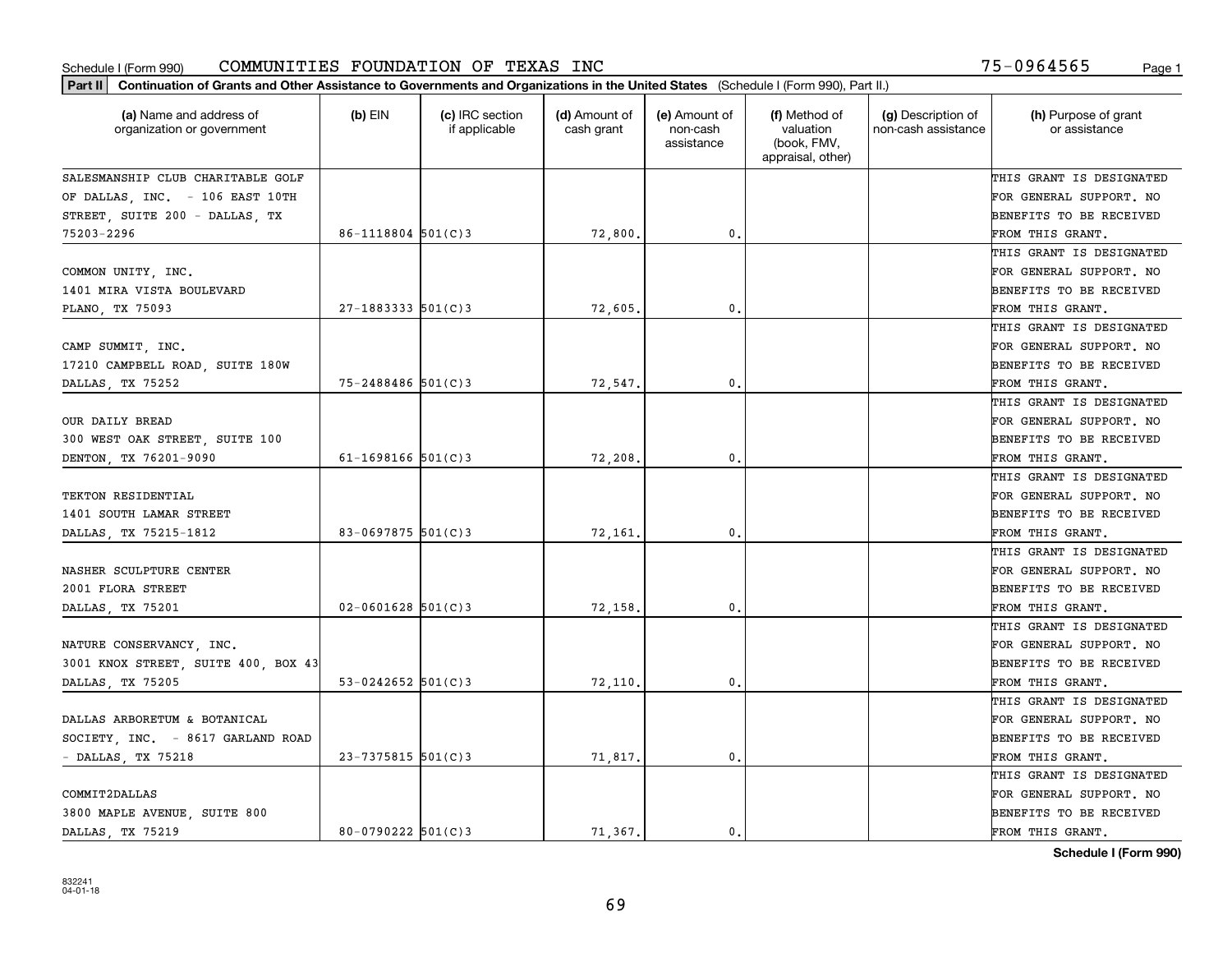Schedule I (Form 990) COMMUNITIES FOUNDATION OF TEXAS INC 75-0964565

**Part II Continuation of Grants and Other Assistance to Governments and Organizations in the United States** (Schedule I (Form 990), Part II.)

| (a) Name and address of organization or government | (b) EIN | (c) IRC section if applicable | (d) Amount of cash grant | (e) Amount of non-cash assistance | (f) Method of valuation (book, FMV, appraisal, other) | (g) Description of non-cash assistance | (h) Purpose of grant or assistance |
|---|---|---|---|---|---|---|---|
| SALESMANSHIP CLUB CHARITABLE GOLF OF DALLAS, INC. - 106 EAST 10TH STREET, SUITE 200 - DALLAS, TX 75203-2296 | 86-1118804 | 501(C)3 | 72,800. | 0. | | | THIS GRANT IS DESIGNATED FOR GENERAL SUPPORT. NO BENEFITS TO BE RECEIVED FROM THIS GRANT. |
| COMMON UNITY, INC. 1401 MIRA VISTA BOULEVARD PLANO, TX 75093 | 27-1883333 | 501(C)3 | 72,605. | 0. | | | THIS GRANT IS DESIGNATED FOR GENERAL SUPPORT. NO BENEFITS TO BE RECEIVED FROM THIS GRANT. |
| CAMP SUMMIT, INC. 17210 CAMPBELL ROAD, SUITE 180W DALLAS, TX 75252 | 75-2488486 | 501(C)3 | 72,547. | 0. | | | THIS GRANT IS DESIGNATED FOR GENERAL SUPPORT. NO BENEFITS TO BE RECEIVED FROM THIS GRANT. |
| OUR DAILY BREAD 300 WEST OAK STREET, SUITE 100 DENTON, TX 76201-9090 | 61-1698166 | 501(C)3 | 72,208. | 0. | | | THIS GRANT IS DESIGNATED FOR GENERAL SUPPORT. NO BENEFITS TO BE RECEIVED FROM THIS GRANT. |
| TEKTON RESIDENTIAL 1401 SOUTH LAMAR STREET DALLAS, TX 75215-1812 | 83-0697875 | 501(C)3 | 72,161. | 0. | | | THIS GRANT IS DESIGNATED FOR GENERAL SUPPORT. NO BENEFITS TO BE RECEIVED FROM THIS GRANT. |
| NASHER SCULPTURE CENTER 2001 FLORA STREET DALLAS, TX 75201 | 02-0601628 | 501(C)3 | 72,158. | 0. | | | THIS GRANT IS DESIGNATED FOR GENERAL SUPPORT. NO BENEFITS TO BE RECEIVED FROM THIS GRANT. |
| NATURE CONSERVANCY, INC. 3001 KNOX STREET, SUITE 400, BOX 43 DALLAS, TX 75205 | 53-0242652 | 501(C)3 | 72,110. | 0. | | | THIS GRANT IS DESIGNATED FOR GENERAL SUPPORT. NO BENEFITS TO BE RECEIVED FROM THIS GRANT. |
| DALLAS ARBORETUM & BOTANICAL SOCIETY, INC. - 8617 GARLAND ROAD - DALLAS, TX 75218 | 23-7375815 | 501(C)3 | 71,817. | 0. | | | THIS GRANT IS DESIGNATED FOR GENERAL SUPPORT. NO BENEFITS TO BE RECEIVED FROM THIS GRANT. |
| COMMIT2DALLAS 3800 MAPLE AVENUE, SUITE 800 DALLAS, TX 75219 | 80-0790222 | 501(C)3 | 71,367. | 0. | | | THIS GRANT IS DESIGNATED FOR GENERAL SUPPORT. NO BENEFITS TO BE RECEIVED FROM THIS GRANT. |

**Schedule I (Form 990)**

832241
04-01-18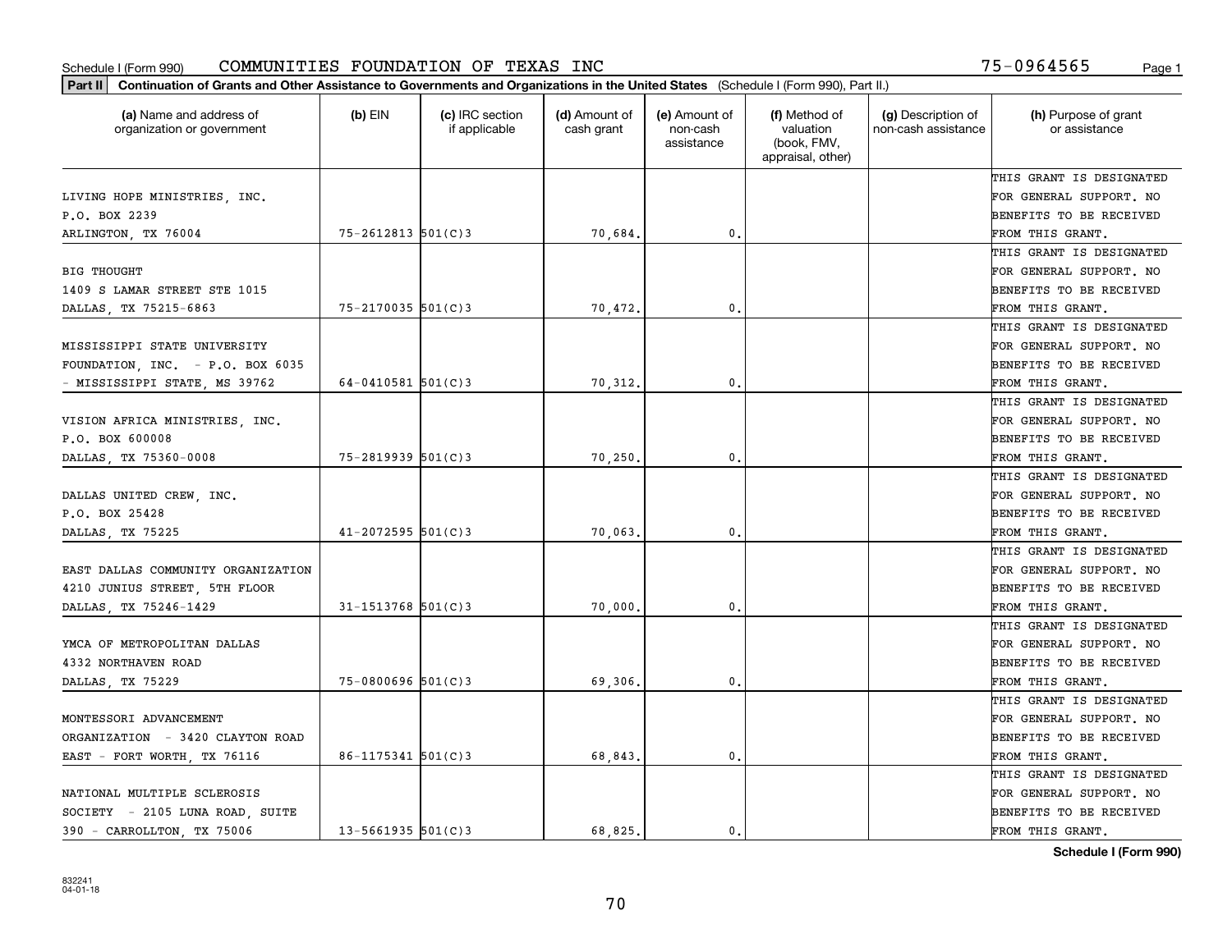Schedule I (Form 990) COMMUNITIES FOUNDATION OF TEXAS INC 75-0964565

**Part II** **Continuation of Grants and Other Assistance to Governments and Organizations in the United States** (Schedule I (Form 990), Part II.)

| (a) Name and address of organization or government | (b) EIN | (c) IRC section if applicable | (d) Amount of cash grant | (e) Amount of non-cash assistance | (f) Method of valuation (book, FMV, appraisal, other) | (g) Description of non-cash assistance | (h) Purpose of grant or assistance |
|---|---|---|---|---|---|---|---|
| LIVING HOPE MINISTRIES, INC. P.O. BOX 2239 ARLINGTON, TX 76004 | 75-2612813 | 501(C)3 | 70,684. | 0. | | | THIS GRANT IS DESIGNATED FOR GENERAL SUPPORT. NO BENEFITS TO BE RECEIVED FROM THIS GRANT. |
| BIG THOUGHT 1409 S LAMAR STREET STE 1015 DALLAS, TX 75215-6863 | 75-2170035 | 501(C)3 | 70,472. | 0. | | | THIS GRANT IS DESIGNATED FOR GENERAL SUPPORT. NO BENEFITS TO BE RECEIVED FROM THIS GRANT. |
| MISSISSIPPI STATE UNIVERSITY FOUNDATION, INC. - P.O. BOX 6035 - MISSISSIPPI STATE, MS 39762 | 64-0410581 | 501(C)3 | 70,312. | 0. | | | THIS GRANT IS DESIGNATED FOR GENERAL SUPPORT. NO BENEFITS TO BE RECEIVED FROM THIS GRANT. |
| VISION AFRICA MINISTRIES, INC. P.O. BOX 600008 DALLAS, TX 75360-0008 | 75-2819939 | 501(C)3 | 70,250. | 0. | | | THIS GRANT IS DESIGNATED FOR GENERAL SUPPORT. NO BENEFITS TO BE RECEIVED FROM THIS GRANT. |
| DALLAS UNITED CREW, INC. P.O. BOX 25428 DALLAS, TX 75225 | 41-2072595 | 501(C)3 | 70,063. | 0. | | | THIS GRANT IS DESIGNATED FOR GENERAL SUPPORT. NO BENEFITS TO BE RECEIVED FROM THIS GRANT. |
| EAST DALLAS COMMUNITY ORGANIZATION 4210 JUNIUS STREET, 5TH FLOOR DALLAS, TX 75246-1429 | 31-1513768 | 501(C)3 | 70,000. | 0. | | | THIS GRANT IS DESIGNATED FOR GENERAL SUPPORT. NO BENEFITS TO BE RECEIVED FROM THIS GRANT. |
| YMCA OF METROPOLITAN DALLAS 4332 NORTHAVEN ROAD DALLAS, TX 75229 | 75-0800696 | 501(C)3 | 69,306. | 0. | | | THIS GRANT IS DESIGNATED FOR GENERAL SUPPORT. NO BENEFITS TO BE RECEIVED FROM THIS GRANT. |
| MONTESSORI ADVANCEMENT ORGANIZATION - 3420 CLAYTON ROAD EAST - FORT WORTH, TX 76116 | 86-1175341 | 501(C)3 | 68,843. | 0. | | | THIS GRANT IS DESIGNATED FOR GENERAL SUPPORT. NO BENEFITS TO BE RECEIVED FROM THIS GRANT. |
| NATIONAL MULTIPLE SCLEROSIS SOCIETY - 2105 LUNA ROAD, SUITE 390 - CARROLLTON, TX 75006 | 13-5661935 | 501(C)3 | 68,825. | 0. | | | THIS GRANT IS DESIGNATED FOR GENERAL SUPPORT. NO BENEFITS TO BE RECEIVED FROM THIS GRANT. |

**Schedule I (Form 990)**

832241 04-01-18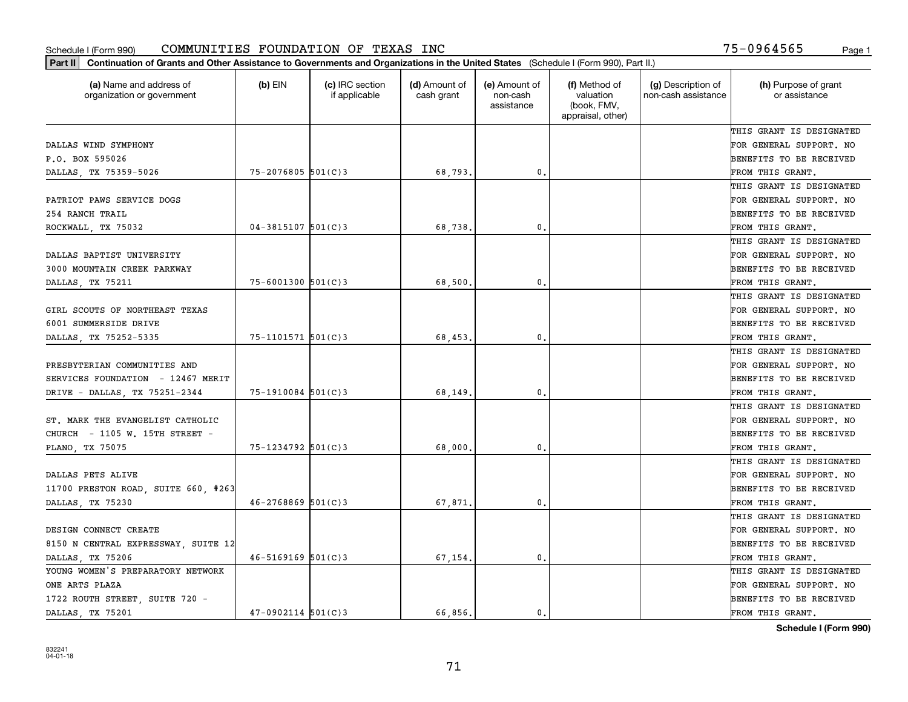Schedule I (Form 990) COMMUNITIES FOUNDATION OF TEXAS INC 75-0964565

**Part II Continuation of Grants and Other Assistance to Governments and Organizations in the United States** (Schedule I (Form 990), Part II.)

| (a) Name and address of organization or government | (b) EIN | (c) IRC section if applicable | (d) Amount of cash grant | (e) Amount of non-cash assistance | (f) Method of valuation (book, FMV, appraisal, other) | (g) Description of non-cash assistance | (h) Purpose of grant or assistance |
|---|---|---|---|---|---|---|---|
| DALLAS WIND SYMPHONY P.O. BOX 595026 DALLAS, TX 75359-5026 | 75-2076805 | 501(C)3 | 68,793. | 0. | | | THIS GRANT IS DESIGNATED FOR GENERAL SUPPORT. NO BENEFITS TO BE RECEIVED FROM THIS GRANT. |
| PATRIOT PAWS SERVICE DOGS 254 RANCH TRAIL ROCKWALL, TX 75032 | 04-3815107 | 501(C)3 | 68,738. | 0. | | | THIS GRANT IS DESIGNATED FOR GENERAL SUPPORT. NO BENEFITS TO BE RECEIVED FROM THIS GRANT. |
| DALLAS BAPTIST UNIVERSITY 3000 MOUNTAIN CREEK PARKWAY DALLAS, TX 75211 | 75-6001300 | 501(C)3 | 68,500. | 0. | | | THIS GRANT IS DESIGNATED FOR GENERAL SUPPORT. NO BENEFITS TO BE RECEIVED FROM THIS GRANT. |
| GIRL SCOUTS OF NORTHEAST TEXAS 6001 SUMMERSIDE DRIVE DALLAS, TX 75252-5335 | 75-1101571 | 501(C)3 | 68,453. | 0. | | | THIS GRANT IS DESIGNATED FOR GENERAL SUPPORT. NO BENEFITS TO BE RECEIVED FROM THIS GRANT. |
| PRESBYTERIAN COMMUNITIES AND SERVICES FOUNDATION - 12467 MERIT DRIVE - DALLAS, TX 75251-2344 | 75-1910084 | 501(C)3 | 68,149. | 0. | | | THIS GRANT IS DESIGNATED FOR GENERAL SUPPORT. NO BENEFITS TO BE RECEIVED FROM THIS GRANT. |
| ST. MARK THE EVANGELIST CATHOLIC CHURCH - 1105 W. 15TH STREET - PLANO, TX 75075 | 75-1234792 | 501(C)3 | 68,000. | 0. | | | THIS GRANT IS DESIGNATED FOR GENERAL SUPPORT. NO BENEFITS TO BE RECEIVED FROM THIS GRANT. |
| DALLAS PETS ALIVE 11700 PRESTON ROAD, SUITE 660, #263 DALLAS, TX 75230 | 46-2768869 | 501(C)3 | 67,871. | 0. | | | THIS GRANT IS DESIGNATED FOR GENERAL SUPPORT. NO BENEFITS TO BE RECEIVED FROM THIS GRANT. |
| DESIGN CONNECT CREATE 8150 N CENTRAL EXPRESSWAY, SUITE 12 DALLAS, TX 75206 | 46-5169169 | 501(C)3 | 67,154. | 0. | | | THIS GRANT IS DESIGNATED FOR GENERAL SUPPORT. NO BENEFITS TO BE RECEIVED FROM THIS GRANT. |
| YOUNG WOMEN'S PREPARATORY NETWORK ONE ARTS PLAZA 1722 ROUTH STREET, SUITE 720 - DALLAS, TX 75201 | 47-0902114 | 501(C)3 | 66,856. | 0. | | | THIS GRANT IS DESIGNATED FOR GENERAL SUPPORT. NO BENEFITS TO BE RECEIVED FROM THIS GRANT. |

**Schedule I (Form 990)**

832241 04-01-18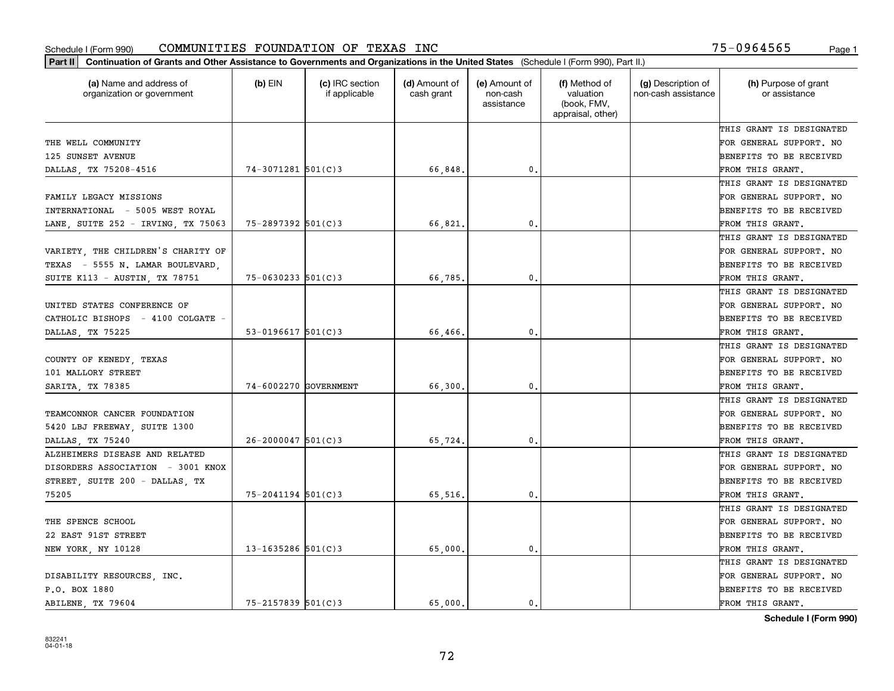Schedule I (Form 990) COMMUNITIES FOUNDATION OF TEXAS INC 75-0964565

**Part II** Continuation of Grants and Other Assistance to Governments and Organizations in the United States (Schedule I (Form 990), Part II.)

| (a) Name and address of organization or government | (b) EIN | (c) IRC section if applicable | (d) Amount of cash grant | (e) Amount of non-cash assistance | (f) Method of valuation (book, FMV, appraisal, other) | (g) Description of non-cash assistance | (h) Purpose of grant or assistance |
|---|---|---|---|---|---|---|---|
| THE WELL COMMUNITY 125 SUNSET AVENUE DALLAS, TX 75208-4516 | 74-3071281 | 501(C)3 | 66,848. | 0. | | | THIS GRANT IS DESIGNATED FOR GENERAL SUPPORT. NO BENEFITS TO BE RECEIVED FROM THIS GRANT. |
| FAMILY LEGACY MISSIONS INTERNATIONAL - 5005 WEST ROYAL LANE, SUITE 252 - IRVING, TX 75063 | 75-2897392 | 501(C)3 | 66,821. | 0. | | | THIS GRANT IS DESIGNATED FOR GENERAL SUPPORT. NO BENEFITS TO BE RECEIVED FROM THIS GRANT. |
| VARIETY, THE CHILDREN'S CHARITY OF TEXAS - 5555 N. LAMAR BOULEVARD, SUITE K113 - AUSTIN, TX 78751 | 75-0630233 | 501(C)3 | 66,785. | 0. | | | THIS GRANT IS DESIGNATED FOR GENERAL SUPPORT. NO BENEFITS TO BE RECEIVED FROM THIS GRANT. |
| UNITED STATES CONFERENCE OF CATHOLIC BISHOPS - 4100 COLGATE - DALLAS, TX 75225 | 53-0196617 | 501(C)3 | 66,466. | 0. | | | THIS GRANT IS DESIGNATED FOR GENERAL SUPPORT. NO BENEFITS TO BE RECEIVED FROM THIS GRANT. |
| COUNTY OF KENEDY, TEXAS 101 MALLORY STREET SARITA, TX 78385 | 74-6002270 | GOVERNMENT | 66,300. | 0. | | | THIS GRANT IS DESIGNATED FOR GENERAL SUPPORT. NO BENEFITS TO BE RECEIVED FROM THIS GRANT. |
| TEAMCONNOR CANCER FOUNDATION 5420 LBJ FREEWAY, SUITE 1300 DALLAS, TX 75240 | 26-2000047 | 501(C)3 | 65,724. | 0. | | | THIS GRANT IS DESIGNATED FOR GENERAL SUPPORT. NO BENEFITS TO BE RECEIVED FROM THIS GRANT. |
| ALZHEIMERS DISEASE AND RELATED DISORDERS ASSOCIATION - 3001 KNOX STREET, SUITE 200 - DALLAS, TX 75205 | 75-2041194 | 501(C)3 | 65,516. | 0. | | | THIS GRANT IS DESIGNATED FOR GENERAL SUPPORT. NO BENEFITS TO BE RECEIVED FROM THIS GRANT. |
| THE SPENCE SCHOOL 22 EAST 91ST STREET NEW YORK, NY 10128 | 13-1635286 | 501(C)3 | 65,000. | 0. | | | THIS GRANT IS DESIGNATED FOR GENERAL SUPPORT. NO BENEFITS TO BE RECEIVED FROM THIS GRANT. |
| DISABILITY RESOURCES, INC. P.O. BOX 1880 ABILENE, TX 79604 | 75-2157839 | 501(C)3 | 65,000. | 0. | | | THIS GRANT IS DESIGNATED FOR GENERAL SUPPORT. NO BENEFITS TO BE RECEIVED FROM THIS GRANT. |

**Schedule I (Form 990)**

832241
04-01-18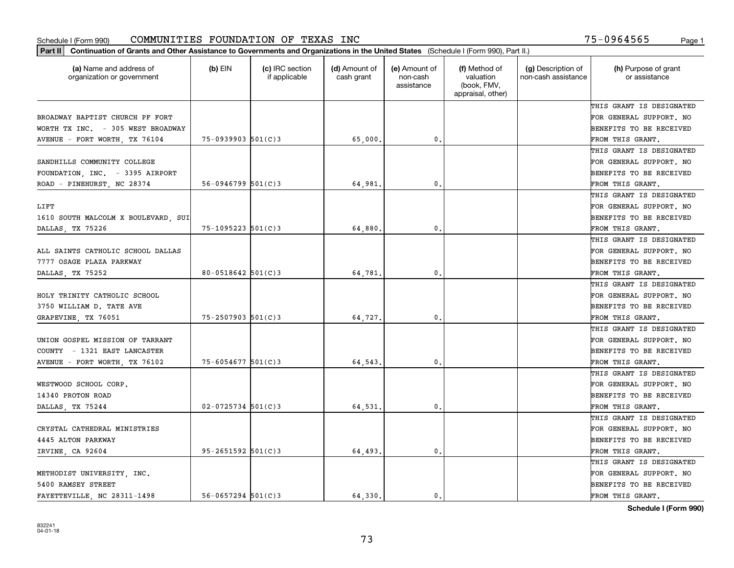Schedule I (Form 990) COMMUNITIES FOUNDATION OF TEXAS INC 75-0964565

**Part II** **Continuation of Grants and Other Assistance to Governments and Organizations in the United States** (Schedule I (Form 990), Part II.)

| (a) Name and address of organization or government | (b) EIN | (c) IRC section if applicable | (d) Amount of cash grant | (e) Amount of non-cash assistance | (f) Method of valuation (book, FMV, appraisal, other) | (g) Description of non-cash assistance | (h) Purpose of grant or assistance |
|---|---|---|---|---|---|---|---|
| BROADWAY BAPTIST CHURCH PF FORT WORTH TX INC. - 305 WEST BROADWAY AVENUE - FORT WORTH, TX 76104 | 75-0939903 | 501(C)3 | 65,000. | 0. | | | THIS GRANT IS DESIGNATED FOR GENERAL SUPPORT. NO BENEFITS TO BE RECEIVED FROM THIS GRANT. |
| SANDHILLS COMMUNITY COLLEGE FOUNDATION, INC. - 3395 AIRPORT ROAD - PINEHURST, NC 28374 | 56-0946799 | 501(C)3 | 64,981. | 0. | | | THIS GRANT IS DESIGNATED FOR GENERAL SUPPORT. NO BENEFITS TO BE RECEIVED FROM THIS GRANT. |
| LIFT 1610 SOUTH MALCOLM X BOULEVARD, SUI DALLAS, TX 75226 | 75-1095223 | 501(C)3 | 64,880. | 0. | | | THIS GRANT IS DESIGNATED FOR GENERAL SUPPORT. NO BENEFITS TO BE RECEIVED FROM THIS GRANT. |
| ALL SAINTS CATHOLIC SCHOOL DALLAS 7777 OSAGE PLAZA PARKWAY DALLAS, TX 75252 | 80-0518642 | 501(C)3 | 64,781. | 0. | | | THIS GRANT IS DESIGNATED FOR GENERAL SUPPORT. NO BENEFITS TO BE RECEIVED FROM THIS GRANT. |
| HOLY TRINITY CATHOLIC SCHOOL 3750 WILLIAM D. TATE AVE GRAPEVINE, TX 76051 | 75-2507903 | 501(C)3 | 64,727. | 0. | | | THIS GRANT IS DESIGNATED FOR GENERAL SUPPORT. NO BENEFITS TO BE RECEIVED FROM THIS GRANT. |
| UNION GOSPEL MISSION OF TARRANT COUNTY - 1321 EAST LANCASTER AVENUE - FORT WORTH, TX 76102 | 75-6054677 | 501(C)3 | 64,543. | 0. | | | THIS GRANT IS DESIGNATED FOR GENERAL SUPPORT. NO BENEFITS TO BE RECEIVED FROM THIS GRANT. |
| WESTWOOD SCHOOL CORP. 14340 PROTON ROAD DALLAS, TX 75244 | 02-0725734 | 501(C)3 | 64,531. | 0. | | | THIS GRANT IS DESIGNATED FOR GENERAL SUPPORT. NO BENEFITS TO BE RECEIVED FROM THIS GRANT. |
| CRYSTAL CATHEDRAL MINISTRIES 4445 ALTON PARKWAY IRVINE, CA 92604 | 95-2651592 | 501(C)3 | 64,493. | 0. | | | THIS GRANT IS DESIGNATED FOR GENERAL SUPPORT. NO BENEFITS TO BE RECEIVED FROM THIS GRANT. |
| METHODIST UNIVERSITY, INC. 5400 RAMSEY STREET FAYETTEVILLE, NC 28311-1498 | 56-0657294 | 501(C)3 | 64,330. | 0. | | | THIS GRANT IS DESIGNATED FOR GENERAL SUPPORT. NO BENEFITS TO BE RECEIVED FROM THIS GRANT. |

**Schedule I (Form 990)**

832241
04-01-18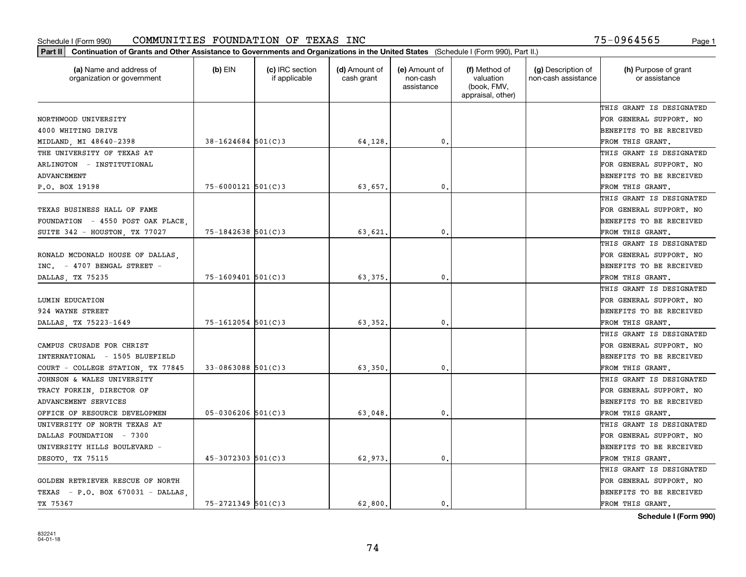Schedule I (Form 990) COMMUNITIES FOUNDATION OF TEXAS INC 75-0964565 Page 1

**Part II** **Continuation of Grants and Other Assistance to Governments and Organizations in the United States** (Schedule I (Form 990), Part II.)

| (a) Name and address of organization or government | (b) EIN | (c) IRC section if applicable | (d) Amount of cash grant | (e) Amount of non-cash assistance | (f) Method of valuation (book, FMV, appraisal, other) | (g) Description of non-cash assistance | (h) Purpose of grant or assistance |
|---|---|---|---|---|---|---|---|
| NORTHWOOD UNIVERSITY 4000 WHITING DRIVE MIDLAND, MI 48640-2398 | 38-1624684 | 501(C)3 | 64,128. | 0. | | | THIS GRANT IS DESIGNATED FOR GENERAL SUPPORT. NO BENEFITS TO BE RECEIVED FROM THIS GRANT. |
| THE UNIVERSITY OF TEXAS AT ARLINGTON - INSTITUTIONAL ADVANCEMENT P.O. BOX 19198 | 75-6000121 | 501(C)3 | 63,657. | 0. | | | THIS GRANT IS DESIGNATED FOR GENERAL SUPPORT. NO BENEFITS TO BE RECEIVED FROM THIS GRANT. |
| TEXAS BUSINESS HALL OF FAME FOUNDATION - 4550 POST OAK PLACE, SUITE 342 - HOUSTON, TX 77027 | 75-1842638 | 501(C)3 | 63,621. | 0. | | | THIS GRANT IS DESIGNATED FOR GENERAL SUPPORT. NO BENEFITS TO BE RECEIVED FROM THIS GRANT. |
| RONALD MCDONALD HOUSE OF DALLAS, INC. - 4707 BENGAL STREET - DALLAS, TX 75235 | 75-1609401 | 501(C)3 | 63,375. | 0. | | | THIS GRANT IS DESIGNATED FOR GENERAL SUPPORT. NO BENEFITS TO BE RECEIVED FROM THIS GRANT. |
| LUMIN EDUCATION 924 WAYNE STREET DALLAS, TX 75223-1649 | 75-1612054 | 501(C)3 | 63,352. | 0. | | | THIS GRANT IS DESIGNATED FOR GENERAL SUPPORT. NO BENEFITS TO BE RECEIVED FROM THIS GRANT. |
| CAMPUS CRUSADE FOR CHRIST INTERNATIONAL - 1505 BLUEFIELD COURT - COLLEGE STATION, TX 77845 | 33-0863088 | 501(C)3 | 63,350. | 0. | | | THIS GRANT IS DESIGNATED FOR GENERAL SUPPORT. NO BENEFITS TO BE RECEIVED FROM THIS GRANT. |
| JOHNSON & WALES UNIVERSITY TRACY FORKIN, DIRECTOR OF ADVANCEMENT SERVICES OFFICE OF RESOURCE DEVELOPMEN | 05-0306206 | 501(C)3 | 63,048. | 0. | | | THIS GRANT IS DESIGNATED FOR GENERAL SUPPORT. NO BENEFITS TO BE RECEIVED FROM THIS GRANT. |
| UNIVERSITY OF NORTH TEXAS AT DALLAS FOUNDATION - 7300 UNIVERSITY HILLS BOULEVARD - DESOTO, TX 75115 | 45-3072303 | 501(C)3 | 62,973. | 0. | | | THIS GRANT IS DESIGNATED FOR GENERAL SUPPORT. NO BENEFITS TO BE RECEIVED FROM THIS GRANT. |
| GOLDEN RETRIEVER RESCUE OF NORTH TEXAS - P.O. BOX 670031 - DALLAS, TX 75367 | 75-2721349 | 501(C)3 | 62,800. | 0. | | | THIS GRANT IS DESIGNATED FOR GENERAL SUPPORT. NO BENEFITS TO BE RECEIVED FROM THIS GRANT. |

**Schedule I (Form 990)**

832241 04-01-18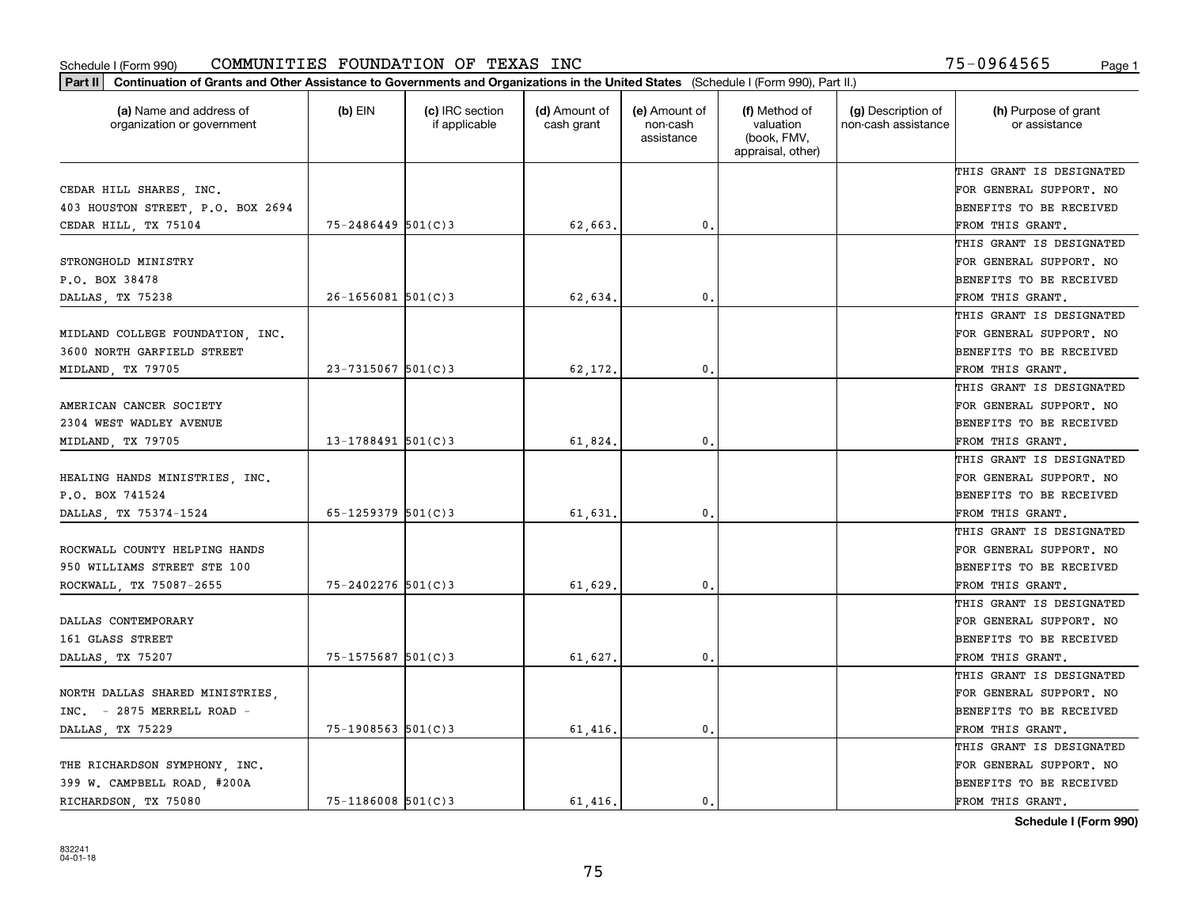Schedule I (Form 990) COMMUNITIES FOUNDATION OF TEXAS INC 75-0964565

**Part II** **Continuation of Grants and Other Assistance to Governments and Organizations in the United States** (Schedule I (Form 990), Part II.)

| (a) Name and address of organization or government | (b) EIN | (c) IRC section if applicable | (d) Amount of cash grant | (e) Amount of non-cash assistance | (f) Method of valuation (book, FMV, appraisal, other) | (g) Description of non-cash assistance | (h) Purpose of grant or assistance |
|---|---|---|---|---|---|---|---|
| CEDAR HILL SHARES, INC.<br>403 HOUSTON STREET, P.O. BOX 2694<br>CEDAR HILL, TX 75104 | 75-2486449 | 501(C)3 | 62,663. | 0. | | | THIS GRANT IS DESIGNATED FOR GENERAL SUPPORT. NO BENEFITS TO BE RECEIVED FROM THIS GRANT. |
| STRONGHOLD MINISTRY<br>P.O. BOX 38478<br>DALLAS, TX 75238 | 26-1656081 | 501(C)3 | 62,634. | 0. | | | THIS GRANT IS DESIGNATED FOR GENERAL SUPPORT. NO BENEFITS TO BE RECEIVED FROM THIS GRANT. |
| MIDLAND COLLEGE FOUNDATION, INC.<br>3600 NORTH GARFIELD STREET<br>MIDLAND, TX 79705 | 23-7315067 | 501(C)3 | 62,172. | 0. | | | THIS GRANT IS DESIGNATED FOR GENERAL SUPPORT. NO BENEFITS TO BE RECEIVED FROM THIS GRANT. |
| AMERICAN CANCER SOCIETY<br>2304 WEST WADLEY AVENUE<br>MIDLAND, TX 79705 | 13-1788491 | 501(C)3 | 61,824. | 0. | | | THIS GRANT IS DESIGNATED FOR GENERAL SUPPORT. NO BENEFITS TO BE RECEIVED FROM THIS GRANT. |
| HEALING HANDS MINISTRIES, INC.<br>P.O. BOX 741524<br>DALLAS, TX 75374-1524 | 65-1259379 | 501(C)3 | 61,631. | 0. | | | THIS GRANT IS DESIGNATED FOR GENERAL SUPPORT. NO BENEFITS TO BE RECEIVED FROM THIS GRANT. |
| ROCKWALL COUNTY HELPING HANDS<br>950 WILLIAMS STREET STE 100<br>ROCKWALL, TX 75087-2655 | 75-2402276 | 501(C)3 | 61,629. | 0. | | | THIS GRANT IS DESIGNATED FOR GENERAL SUPPORT. NO BENEFITS TO BE RECEIVED FROM THIS GRANT. |
| DALLAS CONTEMPORARY<br>161 GLASS STREET<br>DALLAS, TX 75207 | 75-1575687 | 501(C)3 | 61,627. | 0. | | | THIS GRANT IS DESIGNATED FOR GENERAL SUPPORT. NO BENEFITS TO BE RECEIVED FROM THIS GRANT. |
| NORTH DALLAS SHARED MINISTRIES, INC. - 2875 MERRELL ROAD -<br>DALLAS, TX 75229 | 75-1908563 | 501(C)3 | 61,416. | 0. | | | THIS GRANT IS DESIGNATED FOR GENERAL SUPPORT. NO BENEFITS TO BE RECEIVED FROM THIS GRANT. |
| THE RICHARDSON SYMPHONY, INC.<br>399 W. CAMPBELL ROAD, #200A<br>RICHARDSON, TX 75080 | 75-1186008 | 501(C)3 | 61,416. | 0. | | | THIS GRANT IS DESIGNATED FOR GENERAL SUPPORT. NO BENEFITS TO BE RECEIVED FROM THIS GRANT. |

**Schedule I (Form 990)**

832241
04-01-18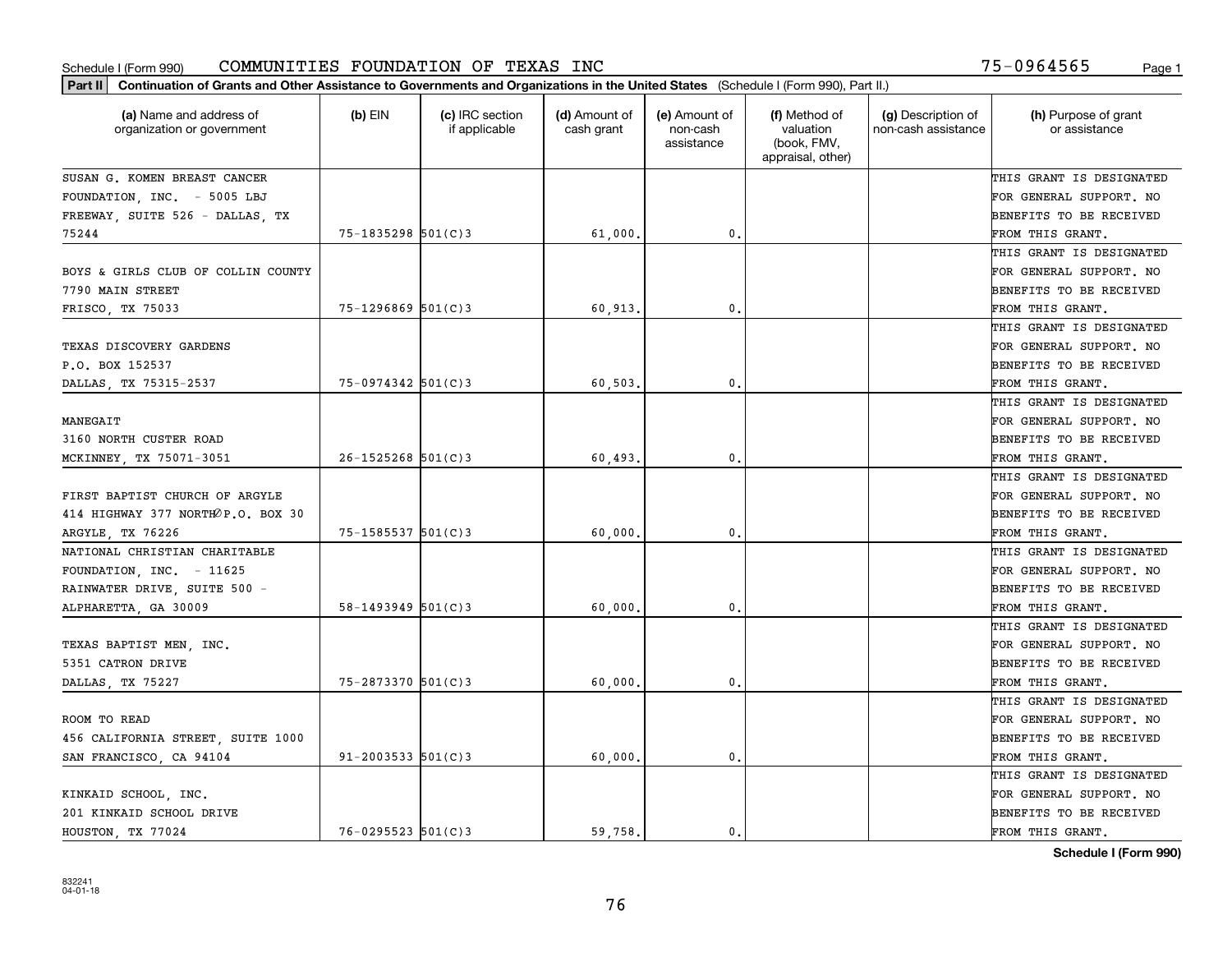Schedule I (Form 990) COMMUNITIES FOUNDATION OF TEXAS INC 75-0964565

**Part II Continuation of Grants and Other Assistance to Governments and Organizations in the United States** (Schedule I (Form 990), Part II.)

| (a) Name and address of organization or government | (b) EIN | (c) IRC section if applicable | (d) Amount of cash grant | (e) Amount of non-cash assistance | (f) Method of valuation (book, FMV, appraisal, other) | (g) Description of non-cash assistance | (h) Purpose of grant or assistance |
|---|---|---|---|---|---|---|---|
| SUSAN G. KOMEN BREAST CANCER FOUNDATION, INC. - 5005 LBJ FREEWAY, SUITE 526 - DALLAS, TX 75244 | 75-1835298 | 501(C)3 | 61,000. | 0. | | | THIS GRANT IS DESIGNATED FOR GENERAL SUPPORT. NO BENEFITS TO BE RECEIVED FROM THIS GRANT. |
| BOYS & GIRLS CLUB OF COLLIN COUNTY 7790 MAIN STREET FRISCO, TX 75033 | 75-1296869 | 501(C)3 | 60,913. | 0. | | | THIS GRANT IS DESIGNATED FOR GENERAL SUPPORT. NO BENEFITS TO BE RECEIVED FROM THIS GRANT. |
| TEXAS DISCOVERY GARDENS P.O. BOX 152537 DALLAS, TX 75315-2537 | 75-0974342 | 501(C)3 | 60,503. | 0. | | | THIS GRANT IS DESIGNATED FOR GENERAL SUPPORT. NO BENEFITS TO BE RECEIVED FROM THIS GRANT. |
| MANEGAIT 3160 NORTH CUSTER ROAD MCKINNEY, TX 75071-3051 | 26-1525268 | 501(C)3 | 60,493. | 0. | | | THIS GRANT IS DESIGNATED FOR GENERAL SUPPORT. NO BENEFITS TO BE RECEIVED FROM THIS GRANT. |
| FIRST BAPTIST CHURCH OF ARGYLE 414 HIGHWAY 377 NORTH∅P.O. BOX 30 ARGYLE, TX 76226 | 75-1585537 | 501(C)3 | 60,000. | 0. | | | THIS GRANT IS DESIGNATED FOR GENERAL SUPPORT. NO BENEFITS TO BE RECEIVED FROM THIS GRANT. |
| NATIONAL CHRISTIAN CHARITABLE FOUNDATION, INC. - 11625 RAINWATER DRIVE, SUITE 500 - ALPHARETTA, GA 30009 | 58-1493949 | 501(C)3 | 60,000. | 0. | | | THIS GRANT IS DESIGNATED FOR GENERAL SUPPORT. NO BENEFITS TO BE RECEIVED FROM THIS GRANT. |
| TEXAS BAPTIST MEN, INC. 5351 CATRON DRIVE DALLAS, TX 75227 | 75-2873370 | 501(C)3 | 60,000. | 0. | | | THIS GRANT IS DESIGNATED FOR GENERAL SUPPORT. NO BENEFITS TO BE RECEIVED FROM THIS GRANT. |
| ROOM TO READ 456 CALIFORNIA STREET, SUITE 1000 SAN FRANCISCO, CA 94104 | 91-2003533 | 501(C)3 | 60,000. | 0. | | | THIS GRANT IS DESIGNATED FOR GENERAL SUPPORT. NO BENEFITS TO BE RECEIVED FROM THIS GRANT. |
| KINKAID SCHOOL, INC. 201 KINKAID SCHOOL DRIVE HOUSTON, TX 77024 | 76-0295523 | 501(C)3 | 59,758. | 0. | | | THIS GRANT IS DESIGNATED FOR GENERAL SUPPORT. NO BENEFITS TO BE RECEIVED FROM THIS GRANT. |

832241 04-01-18

**Schedule I (Form 990)**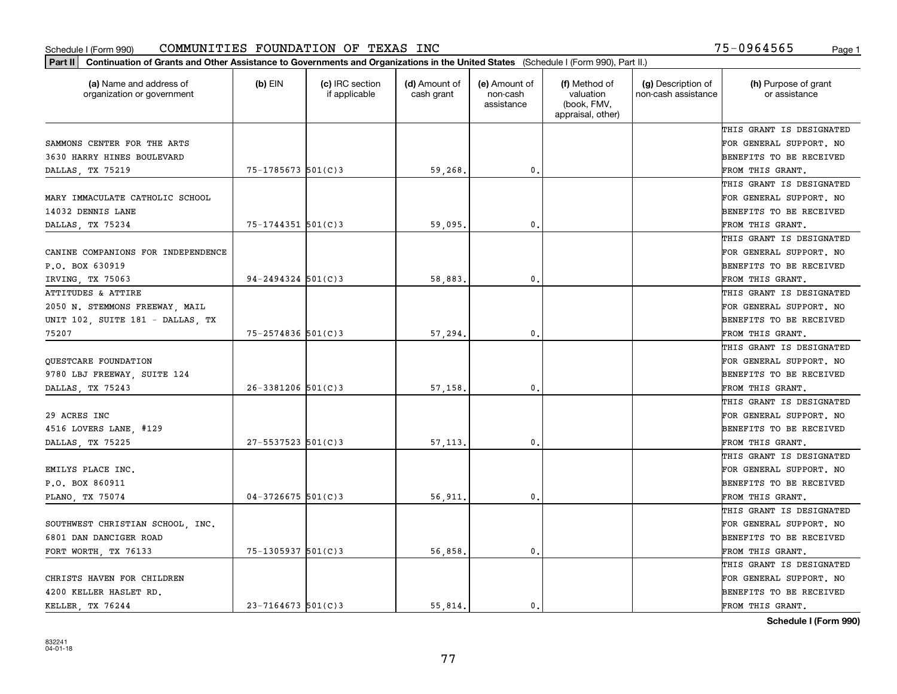Schedule I (Form 990) COMMUNITIES FOUNDATION OF TEXAS INC 75-0964565

**Part II** **Continuation of Grants and Other Assistance to Governments and Organizations in the United States** (Schedule I (Form 990), Part II.)

| (a) Name and address of organization or government | (b) EIN | (c) IRC section if applicable | (d) Amount of cash grant | (e) Amount of non-cash assistance | (f) Method of valuation (book, FMV, appraisal, other) | (g) Description of non-cash assistance | (h) Purpose of grant or assistance |
|---|---|---|---|---|---|---|---|
| SAMMONS CENTER FOR THE ARTS 3630 HARRY HINES BOULEVARD DALLAS, TX 75219 | 75-1785673 | 501(C)3 | 59,268. | 0. | | | THIS GRANT IS DESIGNATED FOR GENERAL SUPPORT. NO BENEFITS TO BE RECEIVED FROM THIS GRANT. |
| MARY IMMACULATE CATHOLIC SCHOOL 14032 DENNIS LANE DALLAS, TX 75234 | 75-1744351 | 501(C)3 | 59,095. | 0. | | | THIS GRANT IS DESIGNATED FOR GENERAL SUPPORT. NO BENEFITS TO BE RECEIVED FROM THIS GRANT. |
| CANINE COMPANIONS FOR INDEPENDENCE P.O. BOX 630919 IRVING, TX 75063 | 94-2494324 | 501(C)3 | 58,883. | 0. | | | THIS GRANT IS DESIGNATED FOR GENERAL SUPPORT. NO BENEFITS TO BE RECEIVED FROM THIS GRANT. |
| ATTITUDES & ATTIRE 2050 N. STEMMONS FREEWAY, MAIL UNIT 102, SUITE 181 - DALLAS, TX 75207 | 75-2574836 | 501(C)3 | 57,294. | 0. | | | THIS GRANT IS DESIGNATED FOR GENERAL SUPPORT. NO BENEFITS TO BE RECEIVED FROM THIS GRANT. |
| QUESTCARE FOUNDATION 9780 LBJ FREEWAY, SUITE 124 DALLAS, TX 75243 | 26-3381206 | 501(C)3 | 57,158. | 0. | | | THIS GRANT IS DESIGNATED FOR GENERAL SUPPORT. NO BENEFITS TO BE RECEIVED FROM THIS GRANT. |
| 29 ACRES INC 4516 LOVERS LANE, #129 DALLAS, TX 75225 | 27-5537523 | 501(C)3 | 57,113. | 0. | | | THIS GRANT IS DESIGNATED FOR GENERAL SUPPORT. NO BENEFITS TO BE RECEIVED FROM THIS GRANT. |
| EMILYS PLACE INC. P.O. BOX 860911 PLANO, TX 75074 | 04-3726675 | 501(C)3 | 56,911. | 0. | | | THIS GRANT IS DESIGNATED FOR GENERAL SUPPORT. NO BENEFITS TO BE RECEIVED FROM THIS GRANT. |
| SOUTHWEST CHRISTIAN SCHOOL, INC. 6801 DAN DANCIGER ROAD FORT WORTH, TX 76133 | 75-1305937 | 501(C)3 | 56,858. | 0. | | | THIS GRANT IS DESIGNATED FOR GENERAL SUPPORT. NO BENEFITS TO BE RECEIVED FROM THIS GRANT. |
| CHRISTS HAVEN FOR CHILDREN 4200 KELLER HASLET RD. KELLER, TX 76244 | 23-7164673 | 501(C)3 | 55,814. | 0. | | | THIS GRANT IS DESIGNATED FOR GENERAL SUPPORT. NO BENEFITS TO BE RECEIVED FROM THIS GRANT. |

**Schedule I (Form 990)**

832241 04-01-18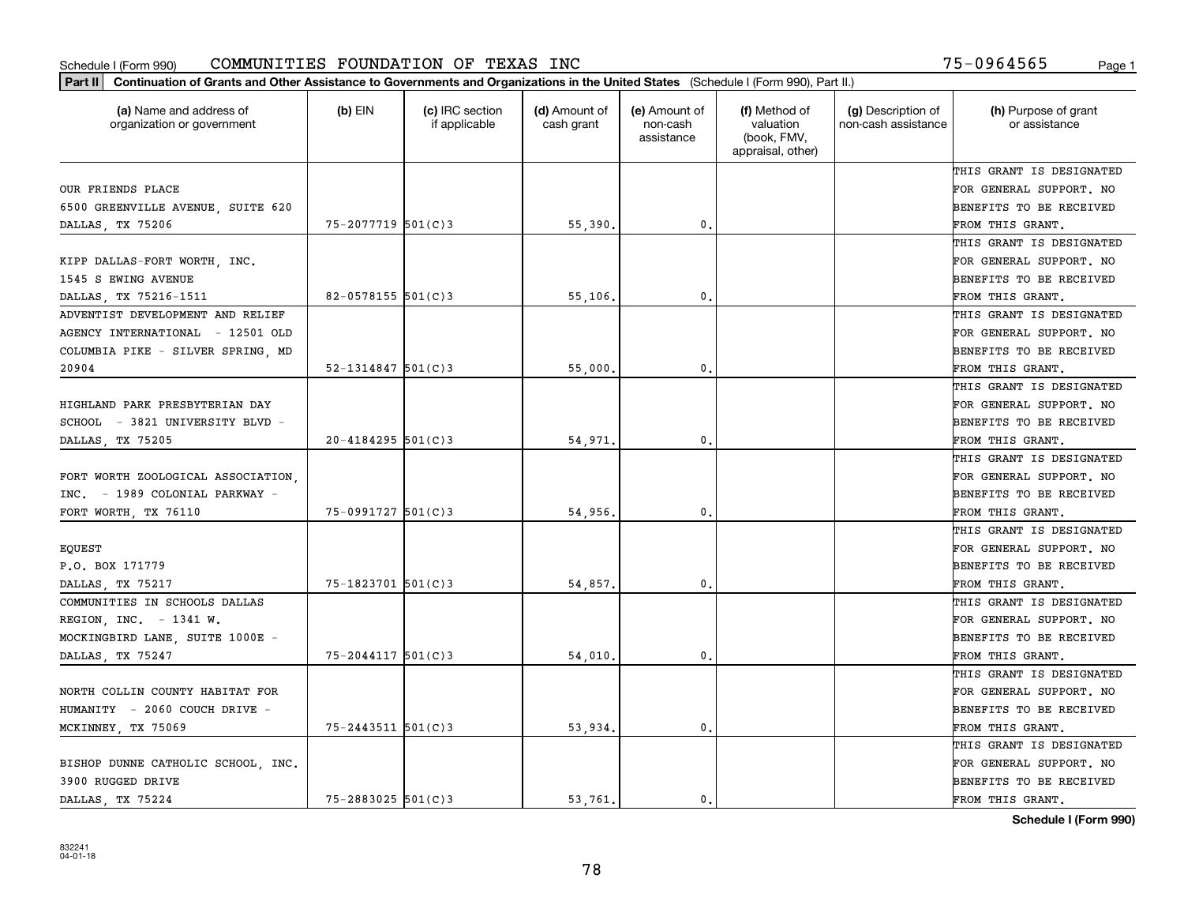Schedule I (Form 990) COMMUNITIES FOUNDATION OF TEXAS INC 75-0964565

**Part II** **Continuation of Grants and Other Assistance to Governments and Organizations in the United States** (Schedule I (Form 990), Part II.)

| (a) Name and address of organization or government | (b) EIN | (c) IRC section if applicable | (d) Amount of cash grant | (e) Amount of non-cash assistance | (f) Method of valuation (book, FMV, appraisal, other) | (g) Description of non-cash assistance | (h) Purpose of grant or assistance |
|---|---|---|---|---|---|---|---|
| OUR FRIENDS PLACE 6500 GREENVILLE AVENUE, SUITE 620 DALLAS, TX 75206 | 75-2077719 | 501(C)3 | 55,390. | 0. | | | THIS GRANT IS DESIGNATED FOR GENERAL SUPPORT. NO BENEFITS TO BE RECEIVED FROM THIS GRANT. |
| KIPP DALLAS-FORT WORTH, INC. 1545 S EWING AVENUE DALLAS, TX 75216-1511 | 82-0578155 | 501(C)3 | 55,106. | 0. | | | THIS GRANT IS DESIGNATED FOR GENERAL SUPPORT. NO BENEFITS TO BE RECEIVED FROM THIS GRANT. |
| ADVENTIST DEVELOPMENT AND RELIEF AGENCY INTERNATIONAL - 12501 OLD COLUMBIA PIKE - SILVER SPRING, MD 20904 | 52-1314847 | 501(C)3 | 55,000. | 0. | | | THIS GRANT IS DESIGNATED FOR GENERAL SUPPORT. NO BENEFITS TO BE RECEIVED FROM THIS GRANT. |
| HIGHLAND PARK PRESBYTERIAN DAY SCHOOL - 3821 UNIVERSITY BLVD - DALLAS, TX 75205 | 20-4184295 | 501(C)3 | 54,971. | 0. | | | THIS GRANT IS DESIGNATED FOR GENERAL SUPPORT. NO BENEFITS TO BE RECEIVED FROM THIS GRANT. |
| FORT WORTH ZOOLOGICAL ASSOCIATION, INC. - 1989 COLONIAL PARKWAY - FORT WORTH, TX 76110 | 75-0991727 | 501(C)3 | 54,956. | 0. | | | THIS GRANT IS DESIGNATED FOR GENERAL SUPPORT. NO BENEFITS TO BE RECEIVED FROM THIS GRANT. |
| EQUEST P.O. BOX 171779 DALLAS, TX 75217 | 75-1823701 | 501(C)3 | 54,857. | 0. | | | THIS GRANT IS DESIGNATED FOR GENERAL SUPPORT. NO BENEFITS TO BE RECEIVED FROM THIS GRANT. |
| COMMUNITIES IN SCHOOLS DALLAS REGION, INC. - 1341 W. MOCKINGBIRD LANE, SUITE 1000E - DALLAS, TX 75247 | 75-2044117 | 501(C)3 | 54,010. | 0. | | | THIS GRANT IS DESIGNATED FOR GENERAL SUPPORT. NO BENEFITS TO BE RECEIVED FROM THIS GRANT. |
| NORTH COLLIN COUNTY HABITAT FOR HUMANITY - 2060 COUCH DRIVE - MCKINNEY, TX 75069 | 75-2443511 | 501(C)3 | 53,934. | 0. | | | THIS GRANT IS DESIGNATED FOR GENERAL SUPPORT. NO BENEFITS TO BE RECEIVED FROM THIS GRANT. |
| BISHOP DUNNE CATHOLIC SCHOOL, INC. 3900 RUGGED DRIVE DALLAS, TX 75224 | 75-2883025 | 501(C)3 | 53,761. | 0. | | | THIS GRANT IS DESIGNATED FOR GENERAL SUPPORT. NO BENEFITS TO BE RECEIVED FROM THIS GRANT. |

**Schedule I (Form 990)**

832241 04-01-18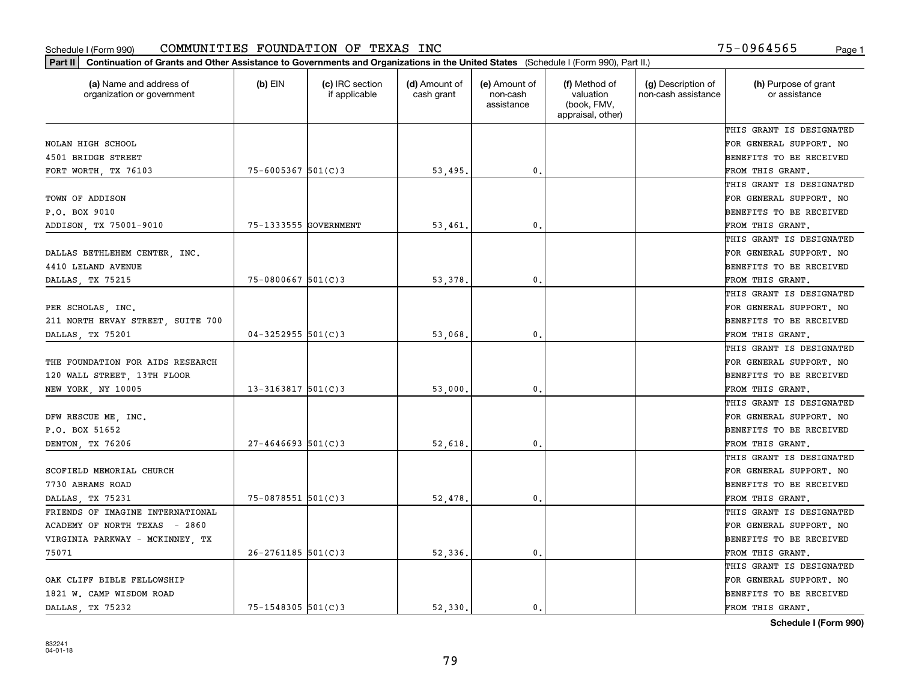Schedule I (Form 990) COMMUNITIES FOUNDATION OF TEXAS INC 75-0964565 Page 1

**Part II** **Continuation of Grants and Other Assistance to Governments and Organizations in the United States** (Schedule I (Form 990), Part II.)

| (a) Name and address of organization or government | (b) EIN | (c) IRC section if applicable | (d) Amount of cash grant | (e) Amount of non-cash assistance | (f) Method of valuation (book, FMV, appraisal, other) | (g) Description of non-cash assistance | (h) Purpose of grant or assistance |
|---|---|---|---|---|---|---|---|
| NOLAN HIGH SCHOOL 4501 BRIDGE STREET FORT WORTH, TX 76103 | 75-6005367 | 501(C)3 | 53,495. | 0. | | | THIS GRANT IS DESIGNATED FOR GENERAL SUPPORT. NO BENEFITS TO BE RECEIVED FROM THIS GRANT. |
| TOWN OF ADDISON P.O. BOX 9010 ADDISON, TX 75001-9010 | 75-1333555 | GOVERNMENT | 53,461. | 0. | | | THIS GRANT IS DESIGNATED FOR GENERAL SUPPORT. NO BENEFITS TO BE RECEIVED FROM THIS GRANT. |
| DALLAS BETHLEHEM CENTER, INC. 4410 LELAND AVENUE DALLAS, TX 75215 | 75-0800667 | 501(C)3 | 53,378. | 0. | | | THIS GRANT IS DESIGNATED FOR GENERAL SUPPORT. NO BENEFITS TO BE RECEIVED FROM THIS GRANT. |
| PER SCHOLAS, INC. 211 NORTH ERVAY STREET, SUITE 700 DALLAS, TX 75201 | 04-3252955 | 501(C)3 | 53,068. | 0. | | | THIS GRANT IS DESIGNATED FOR GENERAL SUPPORT. NO BENEFITS TO BE RECEIVED FROM THIS GRANT. |
| THE FOUNDATION FOR AIDS RESEARCH 120 WALL STREET, 13TH FLOOR NEW YORK, NY 10005 | 13-3163817 | 501(C)3 | 53,000. | 0. | | | THIS GRANT IS DESIGNATED FOR GENERAL SUPPORT. NO BENEFITS TO BE RECEIVED FROM THIS GRANT. |
| DFW RESCUE ME, INC. P.O. BOX 51652 DENTON, TX 76206 | 27-4646693 | 501(C)3 | 52,618. | 0. | | | THIS GRANT IS DESIGNATED FOR GENERAL SUPPORT. NO BENEFITS TO BE RECEIVED FROM THIS GRANT. |
| SCOFIELD MEMORIAL CHURCH 7730 ABRAMS ROAD DALLAS, TX 75231 | 75-0878551 | 501(C)3 | 52,478. | 0. | | | THIS GRANT IS DESIGNATED FOR GENERAL SUPPORT. NO BENEFITS TO BE RECEIVED FROM THIS GRANT. |
| FRIENDS OF IMAGINE INTERNATIONAL ACADEMY OF NORTH TEXAS - 2860 VIRGINIA PARKWAY - MCKINNEY, TX 75071 | 26-2761185 | 501(C)3 | 52,336. | 0. | | | THIS GRANT IS DESIGNATED FOR GENERAL SUPPORT. NO BENEFITS TO BE RECEIVED FROM THIS GRANT. |
| OAK CLIFF BIBLE FELLOWSHIP 1821 W. CAMP WISDOM ROAD DALLAS, TX 75232 | 75-1548305 | 501(C)3 | 52,330. | 0. | | | THIS GRANT IS DESIGNATED FOR GENERAL SUPPORT. NO BENEFITS TO BE RECEIVED FROM THIS GRANT. |

**Schedule I (Form 990)**

832241 04-01-18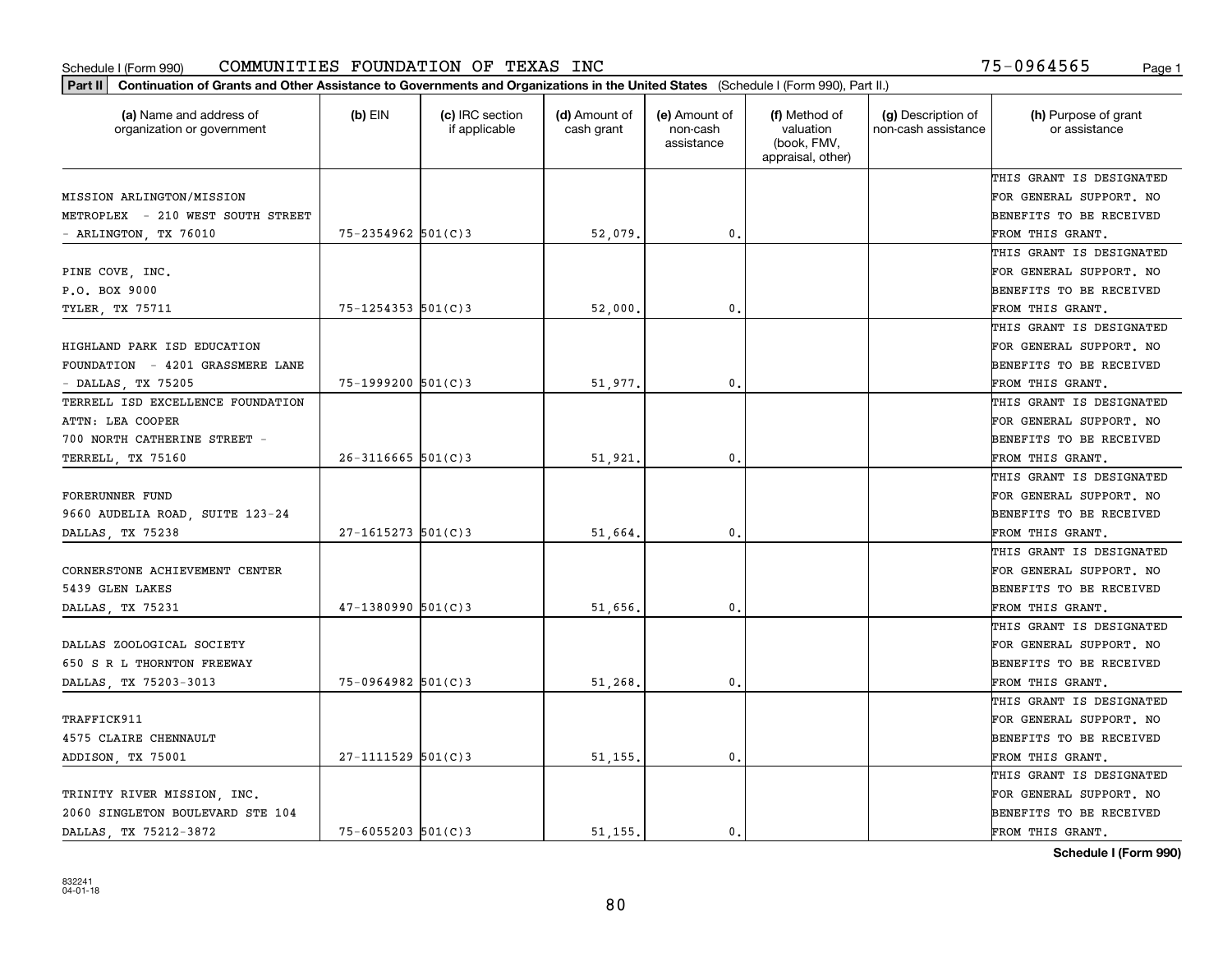Schedule I (Form 990) COMMUNITIES FOUNDATION OF TEXAS INC 75-0964565

**Part II** **Continuation of Grants and Other Assistance to Governments and Organizations in the United States** (Schedule I (Form 990), Part II.)

| (a) Name and address of organization or government | (b) EIN | (c) IRC section if applicable | (d) Amount of cash grant | (e) Amount of non-cash assistance | (f) Method of valuation (book, FMV, appraisal, other) | (g) Description of non-cash assistance | (h) Purpose of grant or assistance |
|---|---|---|---|---|---|---|---|
| MISSION ARLINGTON/MISSION METROPLEX - 210 WEST SOUTH STREET - ARLINGTON, TX 76010 | 75-2354962 | 501(C)3 | 52,079. | 0. | | | THIS GRANT IS DESIGNATED FOR GENERAL SUPPORT. NO BENEFITS TO BE RECEIVED FROM THIS GRANT. |
| PINE COVE, INC. P.O. BOX 9000 TYLER, TX 75711 | 75-1254353 | 501(C)3 | 52,000. | 0. | | | THIS GRANT IS DESIGNATED FOR GENERAL SUPPORT. NO BENEFITS TO BE RECEIVED FROM THIS GRANT. |
| HIGHLAND PARK ISD EDUCATION FOUNDATION - 4201 GRASSMERE LANE - DALLAS, TX 75205 | 75-1999200 | 501(C)3 | 51,977. | 0. | | | THIS GRANT IS DESIGNATED FOR GENERAL SUPPORT. NO BENEFITS TO BE RECEIVED FROM THIS GRANT. |
| TERRELL ISD EXCELLENCE FOUNDATION ATTN: LEA COOPER 700 NORTH CATHERINE STREET - TERRELL, TX 75160 | 26-3116665 | 501(C)3 | 51,921. | 0. | | | THIS GRANT IS DESIGNATED FOR GENERAL SUPPORT. NO BENEFITS TO BE RECEIVED FROM THIS GRANT. |
| FORERUNNER FUND 9660 AUDELIA ROAD, SUITE 123-24 DALLAS, TX 75238 | 27-1615273 | 501(C)3 | 51,664. | 0. | | | THIS GRANT IS DESIGNATED FOR GENERAL SUPPORT. NO BENEFITS TO BE RECEIVED FROM THIS GRANT. |
| CORNERSTONE ACHIEVEMENT CENTER 5439 GLEN LAKES DALLAS, TX 75231 | 47-1380990 | 501(C)3 | 51,656. | 0. | | | THIS GRANT IS DESIGNATED FOR GENERAL SUPPORT. NO BENEFITS TO BE RECEIVED FROM THIS GRANT. |
| DALLAS ZOOLOGICAL SOCIETY 650 S R L THORNTON FREEWAY DALLAS, TX 75203-3013 | 75-0964982 | 501(C)3 | 51,268. | 0. | | | THIS GRANT IS DESIGNATED FOR GENERAL SUPPORT. NO BENEFITS TO BE RECEIVED FROM THIS GRANT. |
| TRAFFICK911 4575 CLAIRE CHENNAULT ADDISON, TX 75001 | 27-1111529 | 501(C)3 | 51,155. | 0. | | | THIS GRANT IS DESIGNATED FOR GENERAL SUPPORT. NO BENEFITS TO BE RECEIVED FROM THIS GRANT. |
| TRINITY RIVER MISSION, INC. 2060 SINGLETON BOULEVARD STE 104 DALLAS, TX 75212-3872 | 75-6055203 | 501(C)3 | 51,155. | 0. | | | THIS GRANT IS DESIGNATED FOR GENERAL SUPPORT. NO BENEFITS TO BE RECEIVED FROM THIS GRANT. |

**Schedule I (Form 990)**

832241
04-01-18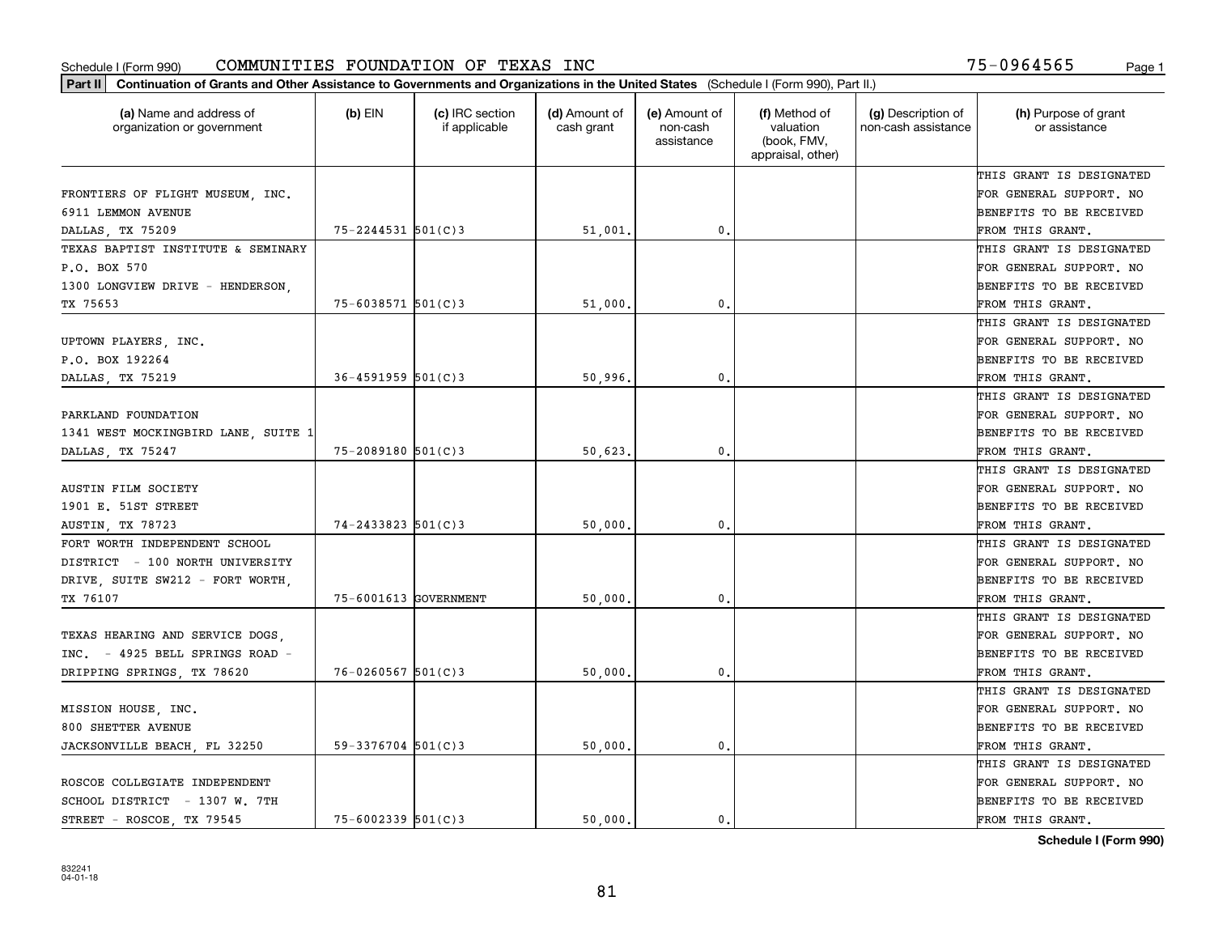Schedule I (Form 990) COMMUNITIES FOUNDATION OF TEXAS INC 75-0964565

**Part II Continuation of Grants and Other Assistance to Governments and Organizations in the United States** (Schedule I (Form 990), Part II.)

| (a) Name and address of organization or government | (b) EIN | (c) IRC section if applicable | (d) Amount of cash grant | (e) Amount of non-cash assistance | (f) Method of valuation (book, FMV, appraisal, other) | (g) Description of non-cash assistance | (h) Purpose of grant or assistance |
|---|---|---|---|---|---|---|---|
| FRONTIERS OF FLIGHT MUSEUM, INC. 6911 LEMMON AVENUE DALLAS, TX 75209 | 75-2244531 | 501(C)3 | 51,001. | 0. | | | THIS GRANT IS DESIGNATED FOR GENERAL SUPPORT. NO BENEFITS TO BE RECEIVED FROM THIS GRANT. |
| TEXAS BAPTIST INSTITUTE & SEMINARY P.O. BOX 570 1300 LONGVIEW DRIVE - HENDERSON, TX 75653 | 75-6038571 | 501(C)3 | 51,000. | 0. | | | THIS GRANT IS DESIGNATED FOR GENERAL SUPPORT. NO BENEFITS TO BE RECEIVED FROM THIS GRANT. |
| UPTOWN PLAYERS, INC. P.O. BOX 192264 DALLAS, TX 75219 | 36-4591959 | 501(C)3 | 50,996. | 0. | | | THIS GRANT IS DESIGNATED FOR GENERAL SUPPORT. NO BENEFITS TO BE RECEIVED FROM THIS GRANT. |
| PARKLAND FOUNDATION 1341 WEST MOCKINGBIRD LANE, SUITE 1 DALLAS, TX 75247 | 75-2089180 | 501(C)3 | 50,623. | 0. | | | THIS GRANT IS DESIGNATED FOR GENERAL SUPPORT. NO BENEFITS TO BE RECEIVED FROM THIS GRANT. |
| AUSTIN FILM SOCIETY 1901 E. 51ST STREET AUSTIN, TX 78723 | 74-2433823 | 501(C)3 | 50,000. | 0. | | | THIS GRANT IS DESIGNATED FOR GENERAL SUPPORT. NO BENEFITS TO BE RECEIVED FROM THIS GRANT. |
| FORT WORTH INDEPENDENT SCHOOL DISTRICT - 100 NORTH UNIVERSITY DRIVE, SUITE SW212 - FORT WORTH, TX 76107 | 75-6001613 | GOVERNMENT | 50,000. | 0. | | | THIS GRANT IS DESIGNATED FOR GENERAL SUPPORT. NO BENEFITS TO BE RECEIVED FROM THIS GRANT. |
| TEXAS HEARING AND SERVICE DOGS, INC. - 4925 BELL SPRINGS ROAD - DRIPPING SPRINGS, TX 78620 | 76-0260567 | 501(C)3 | 50,000. | 0. | | | THIS GRANT IS DESIGNATED FOR GENERAL SUPPORT. NO BENEFITS TO BE RECEIVED FROM THIS GRANT. |
| MISSION HOUSE, INC. 800 SHETTER AVENUE JACKSONVILLE BEACH, FL 32250 | 59-3376704 | 501(C)3 | 50,000. | 0. | | | THIS GRANT IS DESIGNATED FOR GENERAL SUPPORT. NO BENEFITS TO BE RECEIVED FROM THIS GRANT. |
| ROSCOE COLLEGIATE INDEPENDENT SCHOOL DISTRICT - 1307 W. 7TH STREET - ROSCOE, TX 79545 | 75-6002339 | 501(C)3 | 50,000. | 0. | | | THIS GRANT IS DESIGNATED FOR GENERAL SUPPORT. NO BENEFITS TO BE RECEIVED FROM THIS GRANT. |

**Schedule I (Form 990)**

832241 04-01-18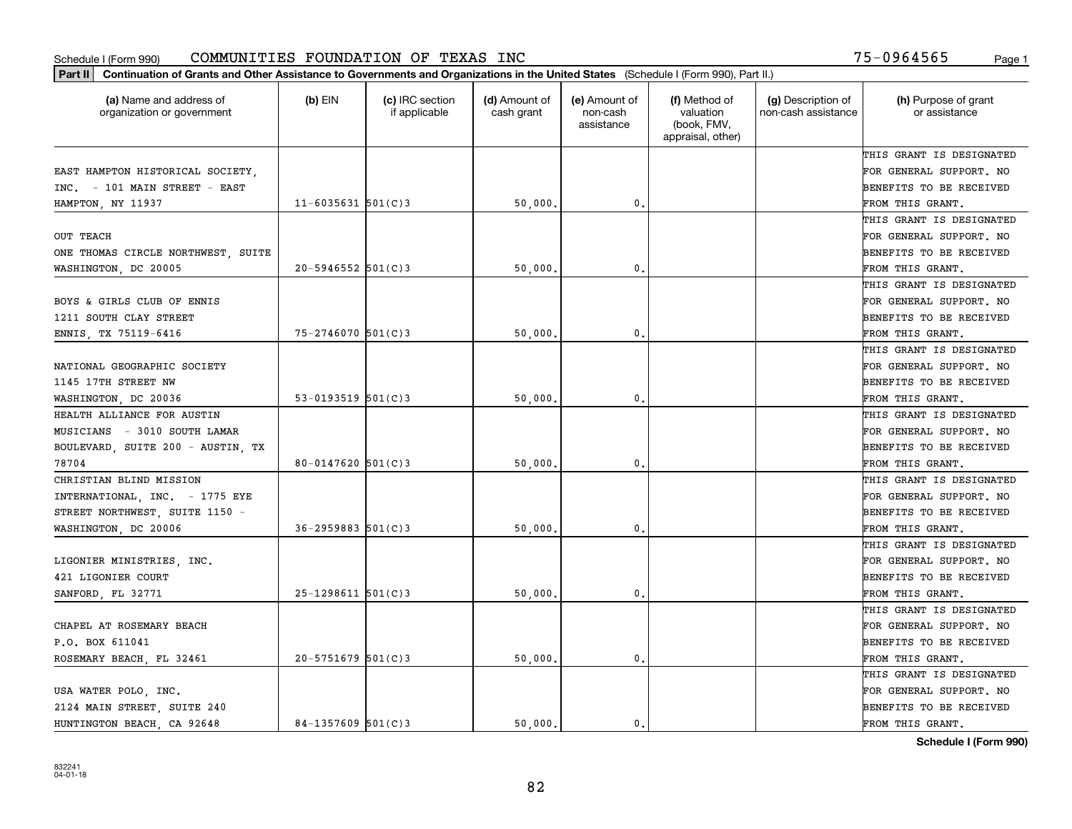Schedule I (Form 990) COMMUNITIES FOUNDATION OF TEXAS INC 75-0964565

**Part II** Continuation of Grants and Other Assistance to Governments and Organizations in the United States (Schedule I (Form 990), Part II.)

| (a) Name and address of organization or government | (b) EIN | (c) IRC section if applicable | (d) Amount of cash grant | (e) Amount of non-cash assistance | (f) Method of valuation (book, FMV, appraisal, other) | (g) Description of non-cash assistance | (h) Purpose of grant or assistance |
|---|---|---|---|---|---|---|---|
| EAST HAMPTON HISTORICAL SOCIETY, INC. - 101 MAIN STREET - EAST HAMPTON, NY 11937 | 11-6035631 | 501(C)3 | 50,000. | 0. | | | THIS GRANT IS DESIGNATED FOR GENERAL SUPPORT. NO BENEFITS TO BE RECEIVED FROM THIS GRANT. |
| OUT TEACH ONE THOMAS CIRCLE NORTHWEST, SUITE WASHINGTON, DC 20005 | 20-5946552 | 501(C)3 | 50,000. | 0. | | | THIS GRANT IS DESIGNATED FOR GENERAL SUPPORT. NO BENEFITS TO BE RECEIVED FROM THIS GRANT. |
| BOYS & GIRLS CLUB OF ENNIS 1211 SOUTH CLAY STREET ENNIS, TX 75119-6416 | 75-2746070 | 501(C)3 | 50,000. | 0. | | | THIS GRANT IS DESIGNATED FOR GENERAL SUPPORT. NO BENEFITS TO BE RECEIVED FROM THIS GRANT. |
| NATIONAL GEOGRAPHIC SOCIETY 1145 17TH STREET NW WASHINGTON, DC 20036 | 53-0193519 | 501(C)3 | 50,000. | 0. | | | THIS GRANT IS DESIGNATED FOR GENERAL SUPPORT. NO BENEFITS TO BE RECEIVED FROM THIS GRANT. |
| HEALTH ALLIANCE FOR AUSTIN MUSICIANS - 3010 SOUTH LAMAR BOULEVARD, SUITE 200 - AUSTIN, TX 78704 | 80-0147620 | 501(C)3 | 50,000. | 0. | | | THIS GRANT IS DESIGNATED FOR GENERAL SUPPORT. NO BENEFITS TO BE RECEIVED FROM THIS GRANT. |
| CHRISTIAN BLIND MISSION INTERNATIONAL, INC. - 1775 EYE STREET NORTHWEST, SUITE 1150 - WASHINGTON, DC 20006 | 36-2959883 | 501(C)3 | 50,000. | 0. | | | THIS GRANT IS DESIGNATED FOR GENERAL SUPPORT. NO BENEFITS TO BE RECEIVED FROM THIS GRANT. |
| LIGONIER MINISTRIES, INC. 421 LIGONIER COURT SANFORD, FL 32771 | 25-1298611 | 501(C)3 | 50,000. | 0. | | | THIS GRANT IS DESIGNATED FOR GENERAL SUPPORT. NO BENEFITS TO BE RECEIVED FROM THIS GRANT. |
| CHAPEL AT ROSEMARY BEACH P.O. BOX 611041 ROSEMARY BEACH, FL 32461 | 20-5751679 | 501(C)3 | 50,000. | 0. | | | THIS GRANT IS DESIGNATED FOR GENERAL SUPPORT. NO BENEFITS TO BE RECEIVED FROM THIS GRANT. |
| USA WATER POLO, INC. 2124 MAIN STREET, SUITE 240 HUNTINGTON BEACH, CA 92648 | 84-1357609 | 501(C)3 | 50,000. | 0. | | | THIS GRANT IS DESIGNATED FOR GENERAL SUPPORT. NO BENEFITS TO BE RECEIVED FROM THIS GRANT. |

**Schedule I (Form 990)**

832241 04-01-18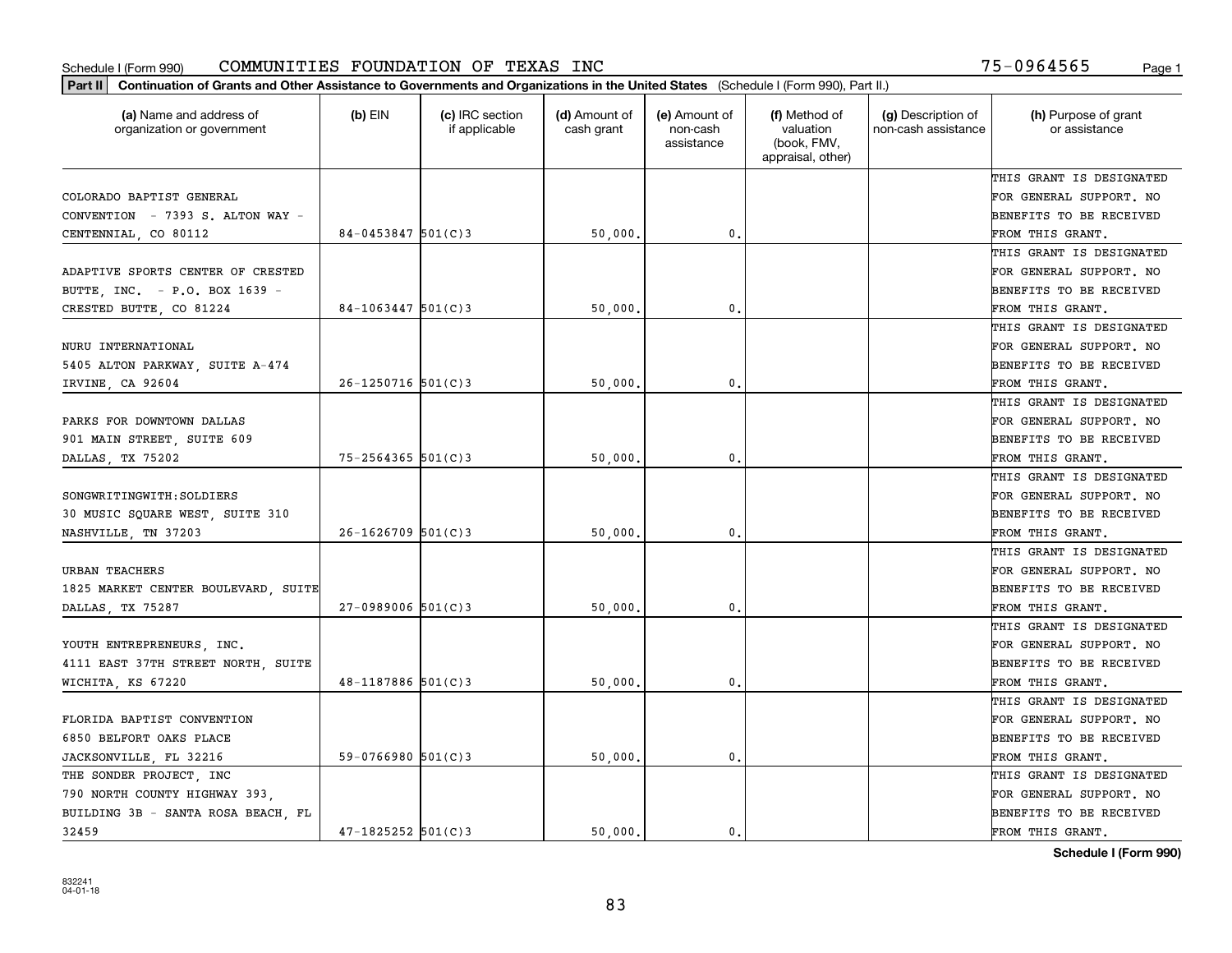Schedule I (Form 990) COMMUNITIES FOUNDATION OF TEXAS INC 75-0964565

**Part II** Continuation of Grants and Other Assistance to Governments and Organizations in the United States (Schedule I (Form 990), Part II.)

| (a) Name and address of organization or government | (b) EIN | (c) IRC section if applicable | (d) Amount of cash grant | (e) Amount of non-cash assistance | (f) Method of valuation (book, FMV, appraisal, other) | (g) Description of non-cash assistance | (h) Purpose of grant or assistance |
|---|---|---|---|---|---|---|---|
| COLORADO BAPTIST GENERAL CONVENTION - 7393 S. ALTON WAY - CENTENNIAL, CO 80112 | 84-0453847 | 501(C)3 | 50,000. | 0. | | | THIS GRANT IS DESIGNATED FOR GENERAL SUPPORT. NO BENEFITS TO BE RECEIVED FROM THIS GRANT. |
| ADAPTIVE SPORTS CENTER OF CRESTED BUTTE, INC. - P.O. BOX 1639 - CRESTED BUTTE, CO 81224 | 84-1063447 | 501(C)3 | 50,000. | 0. | | | THIS GRANT IS DESIGNATED FOR GENERAL SUPPORT. NO BENEFITS TO BE RECEIVED FROM THIS GRANT. |
| NURU INTERNATIONAL 5405 ALTON PARKWAY, SUITE A-474 IRVINE, CA 92604 | 26-1250716 | 501(C)3 | 50,000. | 0. | | | THIS GRANT IS DESIGNATED FOR GENERAL SUPPORT. NO BENEFITS TO BE RECEIVED FROM THIS GRANT. |
| PARKS FOR DOWNTOWN DALLAS 901 MAIN STREET, SUITE 609 DALLAS, TX 75202 | 75-2564365 | 501(C)3 | 50,000. | 0. | | | THIS GRANT IS DESIGNATED FOR GENERAL SUPPORT. NO BENEFITS TO BE RECEIVED FROM THIS GRANT. |
| SONGWRITINGWITH:SOLDIERS 30 MUSIC SQUARE WEST, SUITE 310 NASHVILLE, TN 37203 | 26-1626709 | 501(C)3 | 50,000. | 0. | | | THIS GRANT IS DESIGNATED FOR GENERAL SUPPORT. NO BENEFITS TO BE RECEIVED FROM THIS GRANT. |
| URBAN TEACHERS 1825 MARKET CENTER BOULEVARD, SUITE DALLAS, TX 75287 | 27-0989006 | 501(C)3 | 50,000. | 0. | | | THIS GRANT IS DESIGNATED FOR GENERAL SUPPORT. NO BENEFITS TO BE RECEIVED FROM THIS GRANT. |
| YOUTH ENTREPRENEURS, INC. 4111 EAST 37TH STREET NORTH, SUITE WICHITA, KS 67220 | 48-1187886 | 501(C)3 | 50,000. | 0. | | | THIS GRANT IS DESIGNATED FOR GENERAL SUPPORT. NO BENEFITS TO BE RECEIVED FROM THIS GRANT. |
| FLORIDA BAPTIST CONVENTION 6850 BELFORT OAKS PLACE JACKSONVILLE, FL 32216 | 59-0766980 | 501(C)3 | 50,000. | 0. | | | THIS GRANT IS DESIGNATED FOR GENERAL SUPPORT. NO BENEFITS TO BE RECEIVED FROM THIS GRANT. |
| THE SONDER PROJECT, INC 790 NORTH COUNTY HIGHWAY 393, BUILDING 3B - SANTA ROSA BEACH, FL 32459 | 47-1825252 | 501(C)3 | 50,000. | 0. | | | THIS GRANT IS DESIGNATED FOR GENERAL SUPPORT. NO BENEFITS TO BE RECEIVED FROM THIS GRANT. |

Schedule I (Form 990)

832241 04-01-18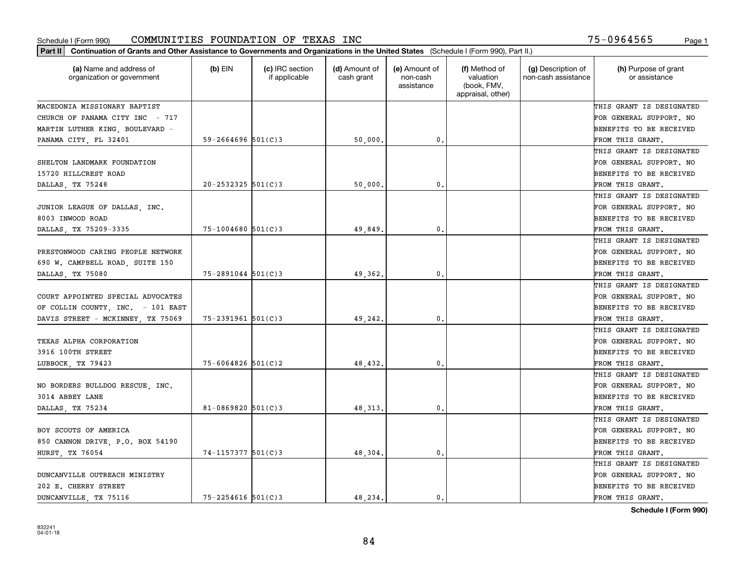Schedule I (Form 990) COMMUNITIES FOUNDATION OF TEXAS INC 75-0964565

**Part II** **Continuation of Grants and Other Assistance to Governments and Organizations in the United States** (Schedule I (Form 990), Part II.)

| (a) Name and address of organization or government | (b) EIN | (c) IRC section if applicable | (d) Amount of cash grant | (e) Amount of non-cash assistance | (f) Method of valuation (book, FMV, appraisal, other) | (g) Description of non-cash assistance | (h) Purpose of grant or assistance |
|---|---|---|---|---|---|---|---|
| MACEDONIA MISSIONARY BAPTIST CHURCH OF PANAMA CITY INC - 717 MARTIN LUTHER KING, BOULEVARD - PANAMA CITY, FL 32401 | 59-2664696 | 501(C)3 | 50,000. | 0. | | | THIS GRANT IS DESIGNATED FOR GENERAL SUPPORT. NO BENEFITS TO BE RECEIVED FROM THIS GRANT. |
| SHELTON LANDMARK FOUNDATION 15720 HILLCREST ROAD DALLAS, TX 75248 | 20-2532325 | 501(C)3 | 50,000. | 0. | | | THIS GRANT IS DESIGNATED FOR GENERAL SUPPORT. NO BENEFITS TO BE RECEIVED FROM THIS GRANT. |
| JUNIOR LEAGUE OF DALLAS, INC. 8003 INWOOD ROAD DALLAS, TX 75209-3335 | 75-1004680 | 501(C)3 | 49,849. | 0. | | | THIS GRANT IS DESIGNATED FOR GENERAL SUPPORT. NO BENEFITS TO BE RECEIVED FROM THIS GRANT. |
| PRESTONWOOD CARING PEOPLE NETWORK 690 W. CAMPBELL ROAD, SUITE 150 DALLAS, TX 75080 | 75-2891044 | 501(C)3 | 49,362. | 0. | | | THIS GRANT IS DESIGNATED FOR GENERAL SUPPORT. NO BENEFITS TO BE RECEIVED FROM THIS GRANT. |
| COURT APPOINTED SPECIAL ADVOCATES OF COLLIN COUNTY, INC. - 101 EAST DAVIS STREET - MCKINNEY, TX 75069 | 75-2391961 | 501(C)3 | 49,242. | 0. | | | THIS GRANT IS DESIGNATED FOR GENERAL SUPPORT. NO BENEFITS TO BE RECEIVED FROM THIS GRANT. |
| TEXAS ALPHA CORPORATION 3916 100TH STREET LUBBOCK, TX 79423 | 75-6064826 | 501(C)2 | 48,432. | 0. | | | THIS GRANT IS DESIGNATED FOR GENERAL SUPPORT. NO BENEFITS TO BE RECEIVED FROM THIS GRANT. |
| NO BORDERS BULLDOG RESCUE, INC. 3014 ABBEY LANE DALLAS, TX 75234 | 81-0869820 | 501(C)3 | 48,313. | 0. | | | THIS GRANT IS DESIGNATED FOR GENERAL SUPPORT. NO BENEFITS TO BE RECEIVED FROM THIS GRANT. |
| BOY SCOUTS OF AMERICA 850 CANNON DRIVE, P.O. BOX 54190 HURST, TX 76054 | 74-1157377 | 501(C)3 | 48,304. | 0. | | | THIS GRANT IS DESIGNATED FOR GENERAL SUPPORT. NO BENEFITS TO BE RECEIVED FROM THIS GRANT. |
| DUNCANVILLE OUTREACH MINISTRY 202 E. CHERRY STREET DUNCANVILLE, TX 75116 | 75-2254616 | 501(C)3 | 48,234. | 0. | | | THIS GRANT IS DESIGNATED FOR GENERAL SUPPORT. NO BENEFITS TO BE RECEIVED FROM THIS GRANT. |

Schedule I (Form 990)

832241 04-01-18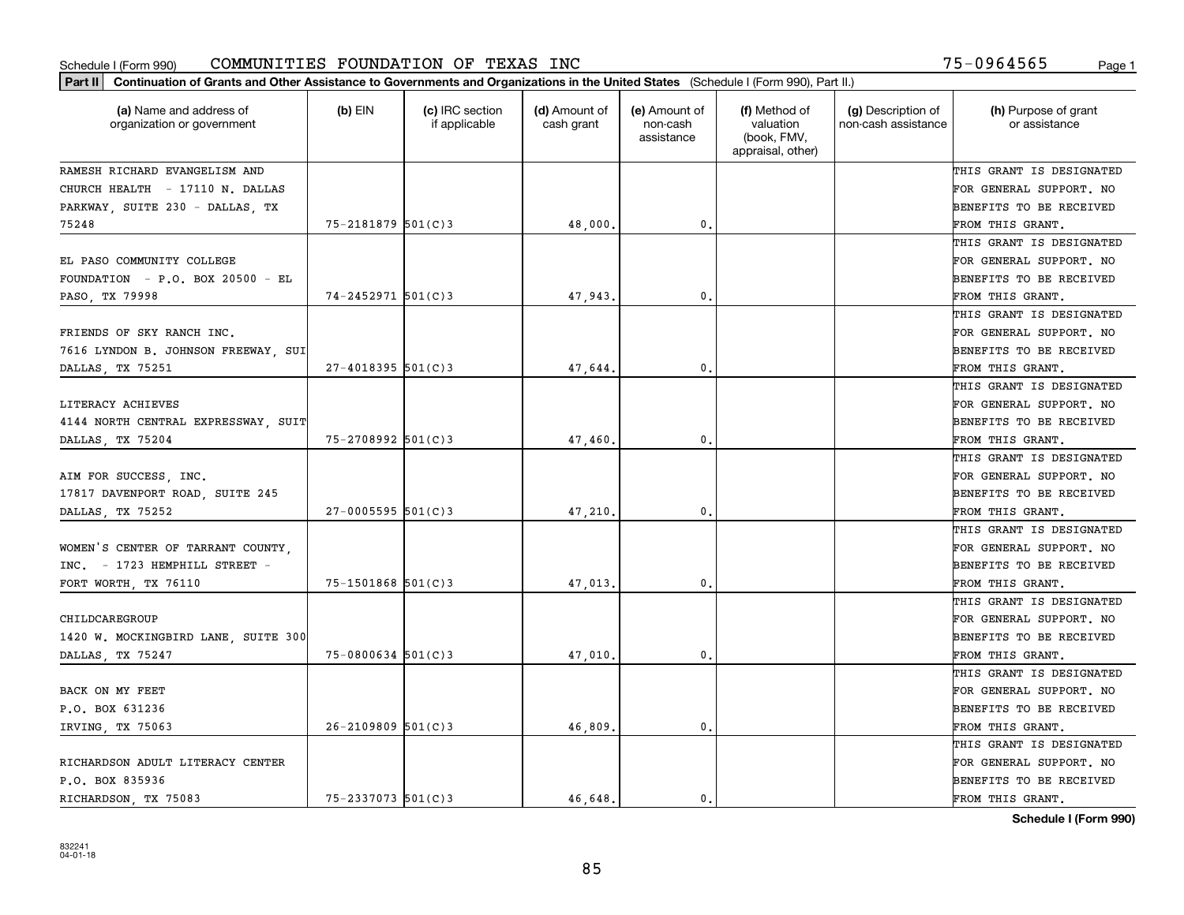Schedule I (Form 990) COMMUNITIES FOUNDATION OF TEXAS INC 75-0964565

**Part II** Continuation of Grants and Other Assistance to Governments and Organizations in the United States (Schedule I (Form 990), Part II.)

| (a) Name and address of organization or government | (b) EIN | (c) IRC section if applicable | (d) Amount of cash grant | (e) Amount of non-cash assistance | (f) Method of valuation (book, FMV, appraisal, other) | (g) Description of non-cash assistance | (h) Purpose of grant or assistance |
|---|---|---|---|---|---|---|---|
| RAMESH RICHARD EVANGELISM AND CHURCH HEALTH - 17110 N. DALLAS PARKWAY, SUITE 230 - DALLAS, TX 75248 | 75-2181879 | 501(C)3 | 48,000. | 0. | | | THIS GRANT IS DESIGNATED FOR GENERAL SUPPORT. NO BENEFITS TO BE RECEIVED FROM THIS GRANT. |
| EL PASO COMMUNITY COLLEGE FOUNDATION - P.O. BOX 20500 - EL PASO, TX 79998 | 74-2452971 | 501(C)3 | 47,943. | 0. | | | THIS GRANT IS DESIGNATED FOR GENERAL SUPPORT. NO BENEFITS TO BE RECEIVED FROM THIS GRANT. |
| FRIENDS OF SKY RANCH INC. 7616 LYNDON B. JOHNSON FREEWAY, SUI DALLAS, TX 75251 | 27-4018395 | 501(C)3 | 47,644. | 0. | | | THIS GRANT IS DESIGNATED FOR GENERAL SUPPORT. NO BENEFITS TO BE RECEIVED FROM THIS GRANT. |
| LITERACY ACHIEVES 4144 NORTH CENTRAL EXPRESSWAY, SUIT DALLAS, TX 75204 | 75-2708992 | 501(C)3 | 47,460. | 0. | | | THIS GRANT IS DESIGNATED FOR GENERAL SUPPORT. NO BENEFITS TO BE RECEIVED FROM THIS GRANT. |
| AIM FOR SUCCESS, INC. 17817 DAVENPORT ROAD, SUITE 245 DALLAS, TX 75252 | 27-0005595 | 501(C)3 | 47,210. | 0. | | | THIS GRANT IS DESIGNATED FOR GENERAL SUPPORT. NO BENEFITS TO BE RECEIVED FROM THIS GRANT. |
| WOMEN'S CENTER OF TARRANT COUNTY, INC. - 1723 HEMPHILL STREET - FORT WORTH, TX 76110 | 75-1501868 | 501(C)3 | 47,013. | 0. | | | THIS GRANT IS DESIGNATED FOR GENERAL SUPPORT. NO BENEFITS TO BE RECEIVED FROM THIS GRANT. |
| CHILDCAREGROUP 1420 W. MOCKINGBIRD LANE, SUITE 300 DALLAS, TX 75247 | 75-0800634 | 501(C)3 | 47,010. | 0. | | | THIS GRANT IS DESIGNATED FOR GENERAL SUPPORT. NO BENEFITS TO BE RECEIVED FROM THIS GRANT. |
| BACK ON MY FEET P.O. BOX 631236 IRVING, TX 75063 | 26-2109809 | 501(C)3 | 46,809. | 0. | | | THIS GRANT IS DESIGNATED FOR GENERAL SUPPORT. NO BENEFITS TO BE RECEIVED FROM THIS GRANT. |
| RICHARDSON ADULT LITERACY CENTER P.O. BOX 835936 RICHARDSON, TX 75083 | 75-2337073 | 501(C)3 | 46,648. | 0. | | | THIS GRANT IS DESIGNATED FOR GENERAL SUPPORT. NO BENEFITS TO BE RECEIVED FROM THIS GRANT. |

**Schedule I (Form 990)**

832241
04-01-18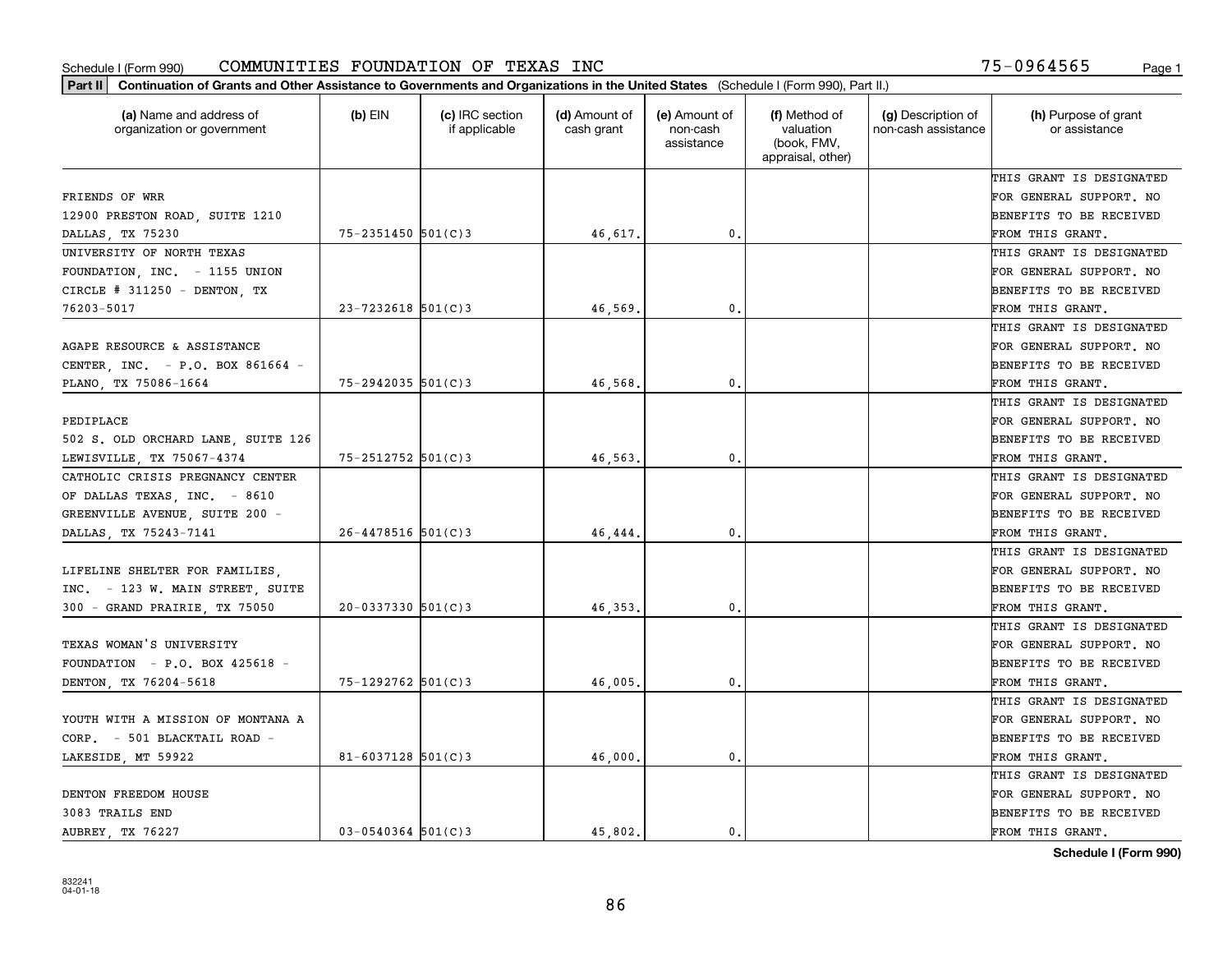Schedule I (Form 990) COMMUNITIES FOUNDATION OF TEXAS INC 75-0964565

**Part II** **Continuation of Grants and Other Assistance to Governments and Organizations in the United States** (Schedule I (Form 990), Part II.)

| (a) Name and address of organization or government | (b) EIN | (c) IRC section if applicable | (d) Amount of cash grant | (e) Amount of non-cash assistance | (f) Method of valuation (book, FMV, appraisal, other) | (g) Description of non-cash assistance | (h) Purpose of grant or assistance |
|---|---|---|---|---|---|---|---|
| FRIENDS OF WRR 12900 PRESTON ROAD, SUITE 1210 DALLAS, TX 75230 | 75-2351450 | 501(C)3 | 46,617. | 0. | | | THIS GRANT IS DESIGNATED FOR GENERAL SUPPORT. NO BENEFITS TO BE RECEIVED FROM THIS GRANT. |
| UNIVERSITY OF NORTH TEXAS FOUNDATION, INC. - 1155 UNION CIRCLE # 311250 - DENTON, TX 76203-5017 | 23-7232618 | 501(C)3 | 46,569. | 0. | | | THIS GRANT IS DESIGNATED FOR GENERAL SUPPORT. NO BENEFITS TO BE RECEIVED FROM THIS GRANT. |
| AGAPE RESOURCE & ASSISTANCE CENTER, INC. - P.O. BOX 861664 - PLANO, TX 75086-1664 | 75-2942035 | 501(C)3 | 46,568. | 0. | | | THIS GRANT IS DESIGNATED FOR GENERAL SUPPORT. NO BENEFITS TO BE RECEIVED FROM THIS GRANT. |
| PEDIPLACE 502 S. OLD ORCHARD LANE, SUITE 126 LEWISVILLE, TX 75067-4374 | 75-2512752 | 501(C)3 | 46,563. | 0. | | | THIS GRANT IS DESIGNATED FOR GENERAL SUPPORT. NO BENEFITS TO BE RECEIVED FROM THIS GRANT. |
| CATHOLIC CRISIS PREGNANCY CENTER OF DALLAS TEXAS, INC. - 8610 GREENVILLE AVENUE, SUITE 200 - DALLAS, TX 75243-7141 | 26-4478516 | 501(C)3 | 46,444. | 0. | | | THIS GRANT IS DESIGNATED FOR GENERAL SUPPORT. NO BENEFITS TO BE RECEIVED FROM THIS GRANT. |
| LIFELINE SHELTER FOR FAMILIES, INC. - 123 W. MAIN STREET, SUITE 300 - GRAND PRAIRIE, TX 75050 | 20-0337330 | 501(C)3 | 46,353. | 0. | | | THIS GRANT IS DESIGNATED FOR GENERAL SUPPORT. NO BENEFITS TO BE RECEIVED FROM THIS GRANT. |
| TEXAS WOMAN'S UNIVERSITY FOUNDATION - P.O. BOX 425618 - DENTON, TX 76204-5618 | 75-1292762 | 501(C)3 | 46,005. | 0. | | | THIS GRANT IS DESIGNATED FOR GENERAL SUPPORT. NO BENEFITS TO BE RECEIVED FROM THIS GRANT. |
| YOUTH WITH A MISSION OF MONTANA A CORP. - 501 BLACKTAIL ROAD - LAKESIDE, MT 59922 | 81-6037128 | 501(C)3 | 46,000. | 0. | | | THIS GRANT IS DESIGNATED FOR GENERAL SUPPORT. NO BENEFITS TO BE RECEIVED FROM THIS GRANT. |
| DENTON FREEDOM HOUSE 3083 TRAILS END AUBREY, TX 76227 | 03-0540364 | 501(C)3 | 45,802. | 0. | | | THIS GRANT IS DESIGNATED FOR GENERAL SUPPORT. NO BENEFITS TO BE RECEIVED FROM THIS GRANT. |

**Schedule I (Form 990)**

832241
04-01-18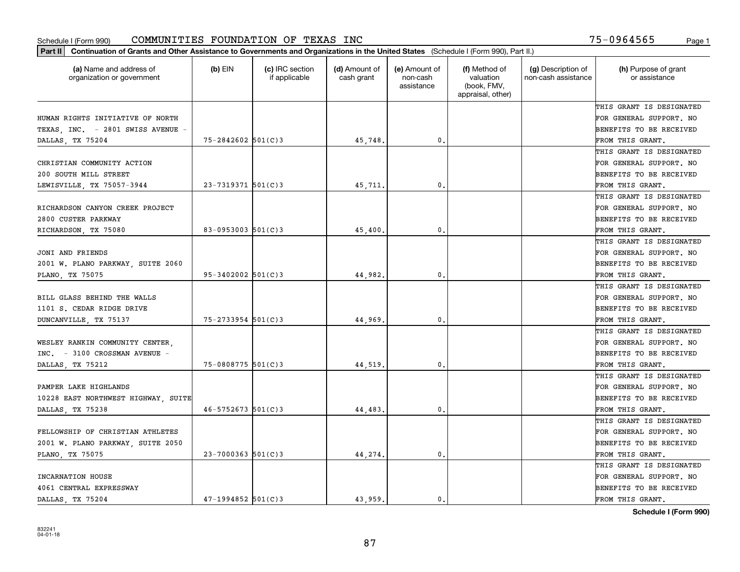Schedule I (Form 990) COMMUNITIES FOUNDATION OF TEXAS INC 75-0964565

**Part II | Continuation of Grants and Other Assistance to Governments and Organizations in the United States** (Schedule I (Form 990), Part II.)

| (a) Name and address of organization or government | (b) EIN | (c) IRC section if applicable | (d) Amount of cash grant | (e) Amount of non-cash assistance | (f) Method of valuation (book, FMV, appraisal, other) | (g) Description of non-cash assistance | (h) Purpose of grant or assistance |
|---|---|---|---|---|---|---|---|
| HUMAN RIGHTS INITIATIVE OF NORTH TEXAS, INC. - 2801 SWISS AVENUE - DALLAS, TX 75204 | 75-2842602 | 501(C)3 | 45,748. | 0. | | | THIS GRANT IS DESIGNATED FOR GENERAL SUPPORT. NO BENEFITS TO BE RECEIVED FROM THIS GRANT. |
| CHRISTIAN COMMUNITY ACTION 200 SOUTH MILL STREET LEWISVILLE, TX 75057-3944 | 23-7319371 | 501(C)3 | 45,711. | 0. | | | THIS GRANT IS DESIGNATED FOR GENERAL SUPPORT. NO BENEFITS TO BE RECEIVED FROM THIS GRANT. |
| RICHARDSON CANYON CREEK PROJECT 2800 CUSTER PARKWAY RICHARDSON, TX 75080 | 83-0953003 | 501(C)3 | 45,400. | 0. | | | THIS GRANT IS DESIGNATED FOR GENERAL SUPPORT. NO BENEFITS TO BE RECEIVED FROM THIS GRANT. |
| JONI AND FRIENDS 2001 W. PLANO PARKWAY, SUITE 2060 PLANO, TX 75075 | 95-3402002 | 501(C)3 | 44,982. | 0. | | | THIS GRANT IS DESIGNATED FOR GENERAL SUPPORT. NO BENEFITS TO BE RECEIVED FROM THIS GRANT. |
| BILL GLASS BEHIND THE WALLS 1101 S. CEDAR RIDGE DRIVE DUNCANVILLE, TX 75137 | 75-2733954 | 501(C)3 | 44,969. | 0. | | | THIS GRANT IS DESIGNATED FOR GENERAL SUPPORT. NO BENEFITS TO BE RECEIVED FROM THIS GRANT. |
| WESLEY RANKIN COMMUNITY CENTER, INC. - 3100 CROSSMAN AVENUE - DALLAS, TX 75212 | 75-0808775 | 501(C)3 | 44,519. | 0. | | | THIS GRANT IS DESIGNATED FOR GENERAL SUPPORT. NO BENEFITS TO BE RECEIVED FROM THIS GRANT. |
| PAMPER LAKE HIGHLANDS 10228 EAST NORTHWEST HIGHWAY, SUITE DALLAS, TX 75238 | 46-5752673 | 501(C)3 | 44,483. | 0. | | | THIS GRANT IS DESIGNATED FOR GENERAL SUPPORT. NO BENEFITS TO BE RECEIVED FROM THIS GRANT. |
| FELLOWSHIP OF CHRISTIAN ATHLETES 2001 W. PLANO PARKWAY, SUITE 2050 PLANO, TX 75075 | 23-7000363 | 501(C)3 | 44,274. | 0. | | | THIS GRANT IS DESIGNATED FOR GENERAL SUPPORT. NO BENEFITS TO BE RECEIVED FROM THIS GRANT. |
| INCARNATION HOUSE 4061 CENTRAL EXPRESSWAY DALLAS, TX 75204 | 47-1994852 | 501(C)3 | 43,959. | 0. | | | THIS GRANT IS DESIGNATED FOR GENERAL SUPPORT. NO BENEFITS TO BE RECEIVED FROM THIS GRANT. |

**Schedule I (Form 990)**

832241
04-01-18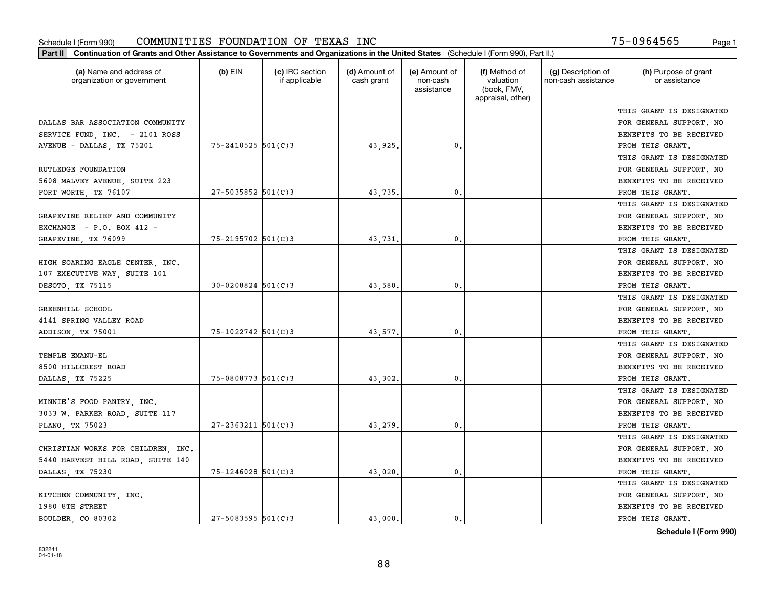Schedule I (Form 990) COMMUNITIES FOUNDATION OF TEXAS INC 75-0964565 Page 1

**Part II** **Continuation of Grants and Other Assistance to Governments and Organizations in the United States** (Schedule I (Form 990), Part II.)

| (a) Name and address of organization or government | (b) EIN | (c) IRC section if applicable | (d) Amount of cash grant | (e) Amount of non-cash assistance | (f) Method of valuation (book, FMV, appraisal, other) | (g) Description of non-cash assistance | (h) Purpose of grant or assistance |
|---|---|---|---|---|---|---|---|
| DALLAS BAR ASSOCIATION COMMUNITY SERVICE FUND, INC. - 2101 ROSS AVENUE - DALLAS, TX 75201 | 75-2410525 | 501(C)3 | 43,925. | 0. | | | THIS GRANT IS DESIGNATED FOR GENERAL SUPPORT. NO BENEFITS TO BE RECEIVED FROM THIS GRANT. |
| RUTLEDGE FOUNDATION 5608 MALVEY AVENUE, SUITE 223 FORT WORTH, TX 76107 | 27-5035852 | 501(C)3 | 43,735. | 0. | | | THIS GRANT IS DESIGNATED FOR GENERAL SUPPORT. NO BENEFITS TO BE RECEIVED FROM THIS GRANT. |
| GRAPEVINE RELIEF AND COMMUNITY EXCHANGE - P.O. BOX 412 - GRAPEVINE, TX 76099 | 75-2195702 | 501(C)3 | 43,731. | 0. | | | THIS GRANT IS DESIGNATED FOR GENERAL SUPPORT. NO BENEFITS TO BE RECEIVED FROM THIS GRANT. |
| HIGH SOARING EAGLE CENTER, INC. 107 EXECUTIVE WAY, SUITE 101 DESOTO, TX 75115 | 30-0208824 | 501(C)3 | 43,580. | 0. | | | THIS GRANT IS DESIGNATED FOR GENERAL SUPPORT. NO BENEFITS TO BE RECEIVED FROM THIS GRANT. |
| GREENHILL SCHOOL 4141 SPRING VALLEY ROAD ADDISON, TX 75001 | 75-1022742 | 501(C)3 | 43,577. | 0. | | | THIS GRANT IS DESIGNATED FOR GENERAL SUPPORT. NO BENEFITS TO BE RECEIVED FROM THIS GRANT. |
| TEMPLE EMANU-EL 8500 HILLCREST ROAD DALLAS, TX 75225 | 75-0808773 | 501(C)3 | 43,302. | 0. | | | THIS GRANT IS DESIGNATED FOR GENERAL SUPPORT. NO BENEFITS TO BE RECEIVED FROM THIS GRANT. |
| MINNIE'S FOOD PANTRY, INC. 3033 W. PARKER ROAD, SUITE 117 PLANO, TX 75023 | 27-2363211 | 501(C)3 | 43,279. | 0. | | | THIS GRANT IS DESIGNATED FOR GENERAL SUPPORT. NO BENEFITS TO BE RECEIVED FROM THIS GRANT. |
| CHRISTIAN WORKS FOR CHILDREN, INC. 5440 HARVEST HILL ROAD, SUITE 140 DALLAS, TX 75230 | 75-1246028 | 501(C)3 | 43,020. | 0. | | | THIS GRANT IS DESIGNATED FOR GENERAL SUPPORT. NO BENEFITS TO BE RECEIVED FROM THIS GRANT. |
| KITCHEN COMMUNITY, INC. 1980 8TH STREET BOULDER, CO 80302 | 27-5083595 | 501(C)3 | 43,000. | 0. | | | THIS GRANT IS DESIGNATED FOR GENERAL SUPPORT. NO BENEFITS TO BE RECEIVED FROM THIS GRANT. |

**Schedule I (Form 990)**

832241
04-01-18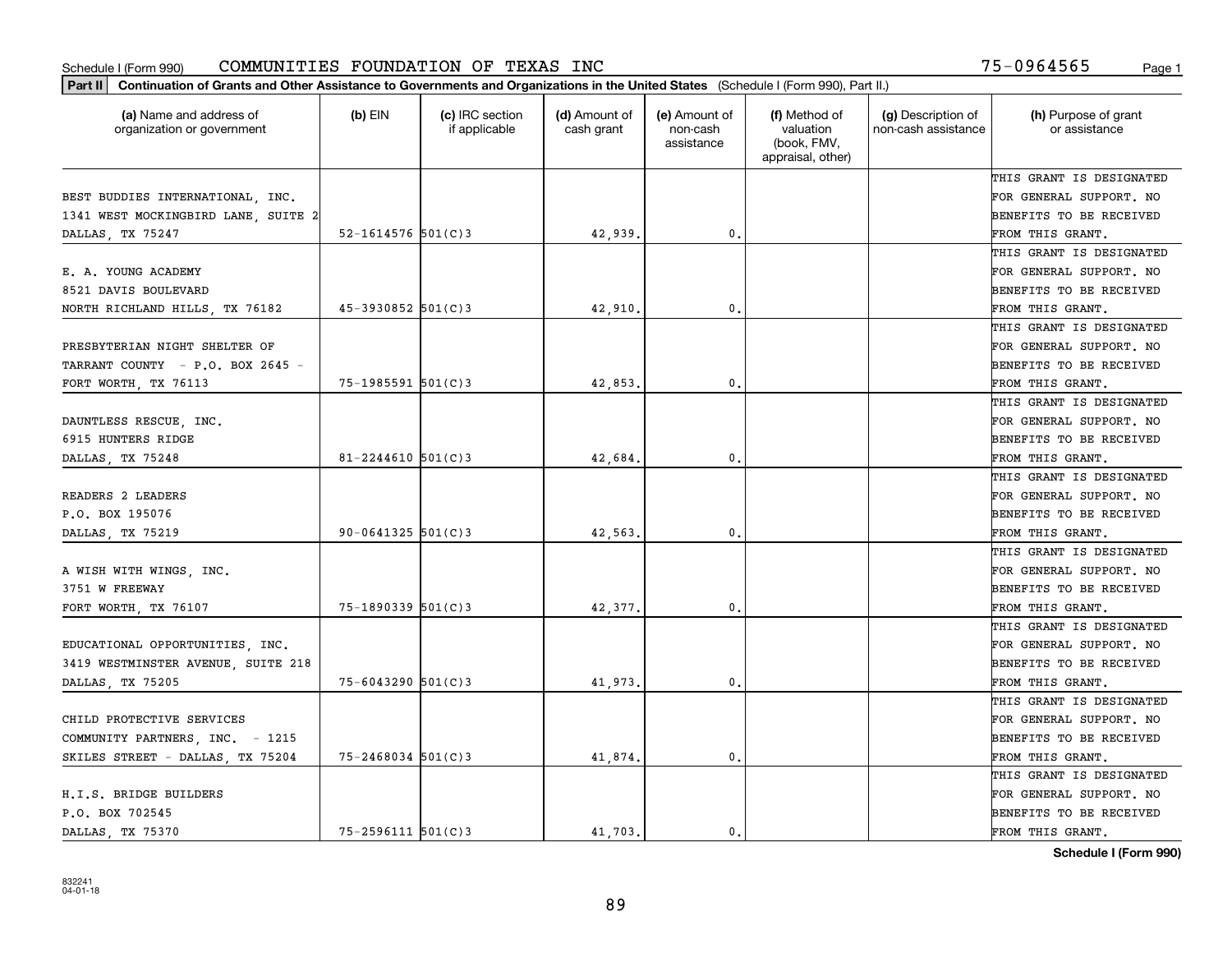Schedule I (Form 990) COMMUNITIES FOUNDATION OF TEXAS INC 75-0964565

**Part II** **Continuation of Grants and Other Assistance to Governments and Organizations in the United States** (Schedule I (Form 990), Part II.)

| (a) Name and address of organization or government | (b) EIN | (c) IRC section if applicable | (d) Amount of cash grant | (e) Amount of non-cash assistance | (f) Method of valuation (book, FMV, appraisal, other) | (g) Description of non-cash assistance | (h) Purpose of grant or assistance |
|---|---|---|---|---|---|---|---|
| BEST BUDDIES INTERNATIONAL, INC. 1341 WEST MOCKINGBIRD LANE, SUITE 2 DALLAS, TX 75247 | 52-1614576 | 501(C)3 | 42,939. | 0. | | | THIS GRANT IS DESIGNATED FOR GENERAL SUPPORT. NO BENEFITS TO BE RECEIVED FROM THIS GRANT. |
| E. A. YOUNG ACADEMY 8521 DAVIS BOULEVARD NORTH RICHLAND HILLS, TX 76182 | 45-3930852 | 501(C)3 | 42,910. | 0. | | | THIS GRANT IS DESIGNATED FOR GENERAL SUPPORT. NO BENEFITS TO BE RECEIVED FROM THIS GRANT. |
| PRESBYTERIAN NIGHT SHELTER OF TARRANT COUNTY - P.O. BOX 2645 - FORT WORTH, TX 76113 | 75-1985591 | 501(C)3 | 42,853. | 0. | | | THIS GRANT IS DESIGNATED FOR GENERAL SUPPORT. NO BENEFITS TO BE RECEIVED FROM THIS GRANT. |
| DAUNTLESS RESCUE, INC. 6915 HUNTERS RIDGE DALLAS, TX 75248 | 81-2244610 | 501(C)3 | 42,684. | 0. | | | THIS GRANT IS DESIGNATED FOR GENERAL SUPPORT. NO BENEFITS TO BE RECEIVED FROM THIS GRANT. |
| READERS 2 LEADERS P.O. BOX 195076 DALLAS, TX 75219 | 90-0641325 | 501(C)3 | 42,563. | 0. | | | THIS GRANT IS DESIGNATED FOR GENERAL SUPPORT. NO BENEFITS TO BE RECEIVED FROM THIS GRANT. |
| A WISH WITH WINGS, INC. 3751 W FREEWAY FORT WORTH, TX 76107 | 75-1890339 | 501(C)3 | 42,377. | 0. | | | THIS GRANT IS DESIGNATED FOR GENERAL SUPPORT. NO BENEFITS TO BE RECEIVED FROM THIS GRANT. |
| EDUCATIONAL OPPORTUNITIES, INC. 3419 WESTMINSTER AVENUE, SUITE 218 DALLAS, TX 75205 | 75-6043290 | 501(C)3 | 41,973. | 0. | | | THIS GRANT IS DESIGNATED FOR GENERAL SUPPORT. NO BENEFITS TO BE RECEIVED FROM THIS GRANT. |
| CHILD PROTECTIVE SERVICES COMMUNITY PARTNERS, INC. - 1215 SKILES STREET - DALLAS, TX 75204 | 75-2468034 | 501(C)3 | 41,874. | 0. | | | THIS GRANT IS DESIGNATED FOR GENERAL SUPPORT. NO BENEFITS TO BE RECEIVED FROM THIS GRANT. |
| H.I.S. BRIDGE BUILDERS P.O. BOX 702545 DALLAS, TX 75370 | 75-2596111 | 501(C)3 | 41,703. | 0. | | | THIS GRANT IS DESIGNATED FOR GENERAL SUPPORT. NO BENEFITS TO BE RECEIVED FROM THIS GRANT. |

**Schedule I (Form 990)**

832241 04-01-18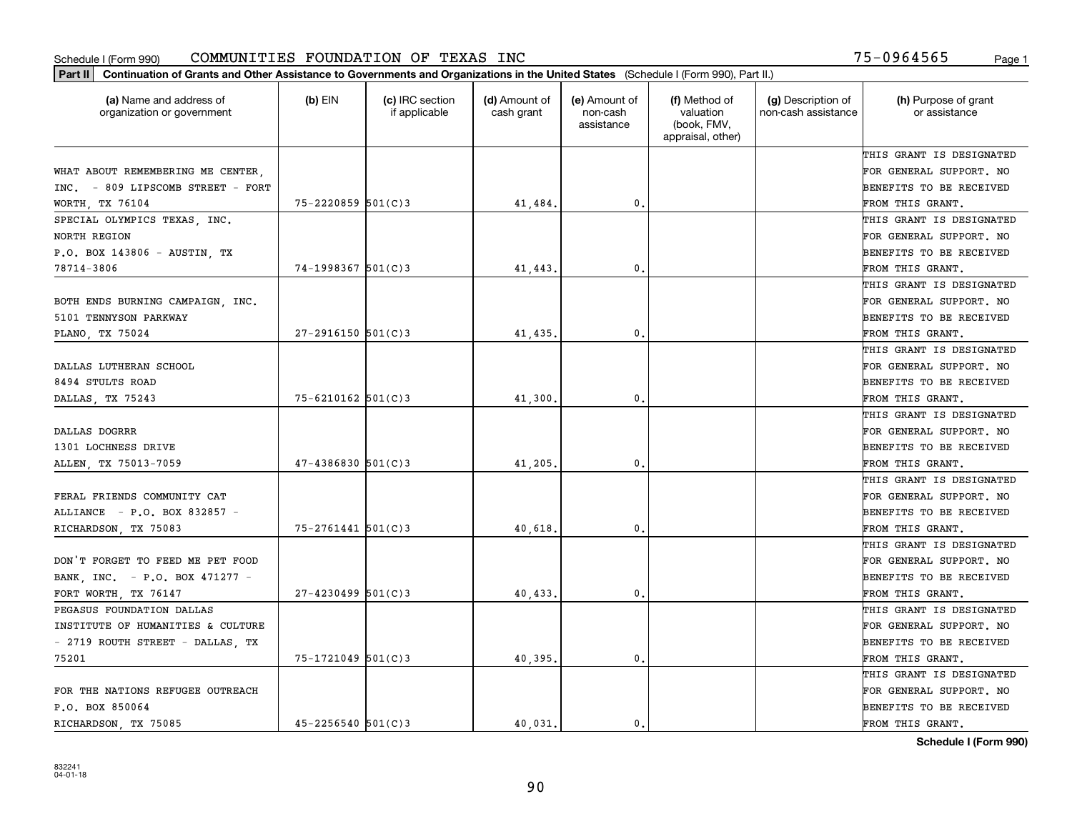Schedule I (Form 990) COMMUNITIES FOUNDATION OF TEXAS INC 75-0964565

**Part II** **Continuation of Grants and Other Assistance to Governments and Organizations in the United States** (Schedule I (Form 990), Part II.)

| (a) Name and address of organization or government | (b) EIN | (c) IRC section if applicable | (d) Amount of cash grant | (e) Amount of non-cash assistance | (f) Method of valuation (book, FMV, appraisal, other) | (g) Description of non-cash assistance | (h) Purpose of grant or assistance |
|---|---|---|---|---|---|---|---|
| WHAT ABOUT REMEMBERING ME CENTER, INC. - 809 LIPSCOMB STREET - FORT WORTH, TX 76104 | 75-2220859 | 501(C)3 | 41,484. | 0. | | | THIS GRANT IS DESIGNATED FOR GENERAL SUPPORT. NO BENEFITS TO BE RECEIVED FROM THIS GRANT. |
| SPECIAL OLYMPICS TEXAS, INC. NORTH REGION P.O. BOX 143806 - AUSTIN, TX 78714-3806 | 74-1998367 | 501(C)3 | 41,443. | 0. | | | THIS GRANT IS DESIGNATED FOR GENERAL SUPPORT. NO BENEFITS TO BE RECEIVED FROM THIS GRANT. |
| BOTH ENDS BURNING CAMPAIGN, INC. 5101 TENNYSON PARKWAY PLANO, TX 75024 | 27-2916150 | 501(C)3 | 41,435. | 0. | | | THIS GRANT IS DESIGNATED FOR GENERAL SUPPORT. NO BENEFITS TO BE RECEIVED FROM THIS GRANT. |
| DALLAS LUTHERAN SCHOOL 8494 STULTS ROAD DALLAS, TX 75243 | 75-6210162 | 501(C)3 | 41,300. | 0. | | | THIS GRANT IS DESIGNATED FOR GENERAL SUPPORT. NO BENEFITS TO BE RECEIVED FROM THIS GRANT. |
| DALLAS DOGRRR 1301 LOCHNESS DRIVE ALLEN, TX 75013-7059 | 47-4386830 | 501(C)3 | 41,205. | 0. | | | THIS GRANT IS DESIGNATED FOR GENERAL SUPPORT. NO BENEFITS TO BE RECEIVED FROM THIS GRANT. |
| FERAL FRIENDS COMMUNITY CAT ALLIANCE - P.O. BOX 832857 - RICHARDSON, TX 75083 | 75-2761441 | 501(C)3 | 40,618. | 0. | | | THIS GRANT IS DESIGNATED FOR GENERAL SUPPORT. NO BENEFITS TO BE RECEIVED FROM THIS GRANT. |
| DON'T FORGET TO FEED ME PET FOOD BANK, INC. - P.O. BOX 471277 - FORT WORTH, TX 76147 | 27-4230499 | 501(C)3 | 40,433. | 0. | | | THIS GRANT IS DESIGNATED FOR GENERAL SUPPORT. NO BENEFITS TO BE RECEIVED FROM THIS GRANT. |
| PEGASUS FOUNDATION DALLAS INSTITUTE OF HUMANITIES & CULTURE - 2719 ROUTH STREET - DALLAS, TX 75201 | 75-1721049 | 501(C)3 | 40,395. | 0. | | | THIS GRANT IS DESIGNATED FOR GENERAL SUPPORT. NO BENEFITS TO BE RECEIVED FROM THIS GRANT. |
| FOR THE NATIONS REFUGEE OUTREACH P.O. BOX 850064 RICHARDSON, TX 75085 | 45-2256540 | 501(C)3 | 40,031. | 0. | | | THIS GRANT IS DESIGNATED FOR GENERAL SUPPORT. NO BENEFITS TO BE RECEIVED FROM THIS GRANT. |

**Schedule I (Form 990)**

832241
04-01-18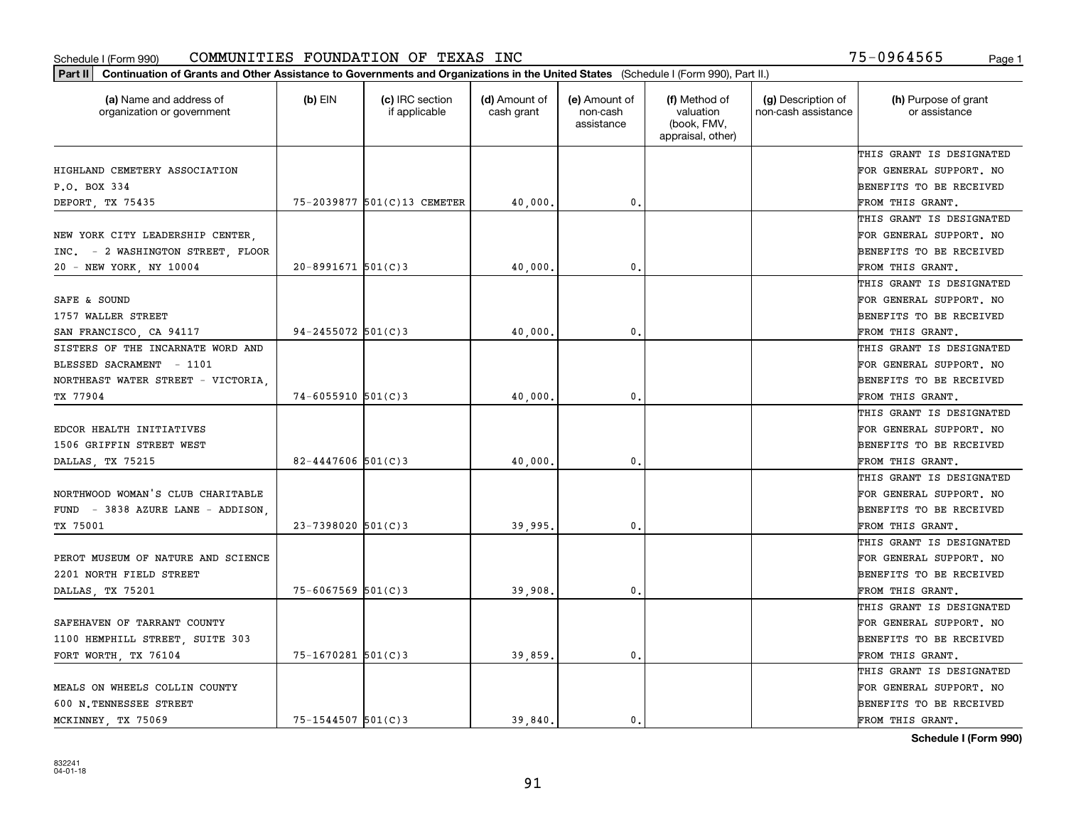Schedule I (Form 990) COMMUNITIES FOUNDATION OF TEXAS INC 75-0964565

**Part II Continuation of Grants and Other Assistance to Governments and Organizations in the United States** (Schedule I (Form 990), Part II.)

| (a) Name and address of organization or government | (b) EIN | (c) IRC section if applicable | (d) Amount of cash grant | (e) Amount of non-cash assistance | (f) Method of valuation (book, FMV, appraisal, other) | (g) Description of non-cash assistance | (h) Purpose of grant or assistance |
|---|---|---|---|---|---|---|---|
| HIGHLAND CEMETERY ASSOCIATION P.O. BOX 334 DEPORT, TX 75435 | 75-2039877 | 501(C)13 CEMETER | 40,000. | 0. | | | THIS GRANT IS DESIGNATED FOR GENERAL SUPPORT. NO BENEFITS TO BE RECEIVED FROM THIS GRANT. |
| NEW YORK CITY LEADERSHIP CENTER, INC. - 2 WASHINGTON STREET, FLOOR 20 - NEW YORK, NY 10004 | 20-8991671 | 501(C)3 | 40,000. | 0. | | | THIS GRANT IS DESIGNATED FOR GENERAL SUPPORT. NO BENEFITS TO BE RECEIVED FROM THIS GRANT. |
| SAFE & SOUND 1757 WALLER STREET SAN FRANCISCO, CA 94117 | 94-2455072 | 501(C)3 | 40,000. | 0. | | | THIS GRANT IS DESIGNATED FOR GENERAL SUPPORT. NO BENEFITS TO BE RECEIVED FROM THIS GRANT. |
| SISTERS OF THE INCARNATE WORD AND BLESSED SACRAMENT - 1101 NORTHEAST WATER STREET - VICTORIA, TX 77904 | 74-6055910 | 501(C)3 | 40,000. | 0. | | | THIS GRANT IS DESIGNATED FOR GENERAL SUPPORT. NO BENEFITS TO BE RECEIVED FROM THIS GRANT. |
| EDCOR HEALTH INITIATIVES 1506 GRIFFIN STREET WEST DALLAS, TX 75215 | 82-4447606 | 501(C)3 | 40,000. | 0. | | | THIS GRANT IS DESIGNATED FOR GENERAL SUPPORT. NO BENEFITS TO BE RECEIVED FROM THIS GRANT. |
| NORTHWOOD WOMAN'S CLUB CHARITABLE FUND - 3838 AZURE LANE - ADDISON, TX 75001 | 23-7398020 | 501(C)3 | 39,995. | 0. | | | THIS GRANT IS DESIGNATED FOR GENERAL SUPPORT. NO BENEFITS TO BE RECEIVED FROM THIS GRANT. |
| PEROT MUSEUM OF NATURE AND SCIENCE 2201 NORTH FIELD STREET DALLAS, TX 75201 | 75-6067569 | 501(C)3 | 39,908. | 0. | | | THIS GRANT IS DESIGNATED FOR GENERAL SUPPORT. NO BENEFITS TO BE RECEIVED FROM THIS GRANT. |
| SAFEHAVEN OF TARRANT COUNTY 1100 HEMPHILL STREET, SUITE 303 FORT WORTH, TX 76104 | 75-1670281 | 501(C)3 | 39,859. | 0. | | | THIS GRANT IS DESIGNATED FOR GENERAL SUPPORT. NO BENEFITS TO BE RECEIVED FROM THIS GRANT. |
| MEALS ON WHEELS COLLIN COUNTY 600 N.TENNESSEE STREET MCKINNEY, TX 75069 | 75-1544507 | 501(C)3 | 39,840. | 0. | | | THIS GRANT IS DESIGNATED FOR GENERAL SUPPORT. NO BENEFITS TO BE RECEIVED FROM THIS GRANT. |

**Schedule I (Form 990)**

832241 04-01-18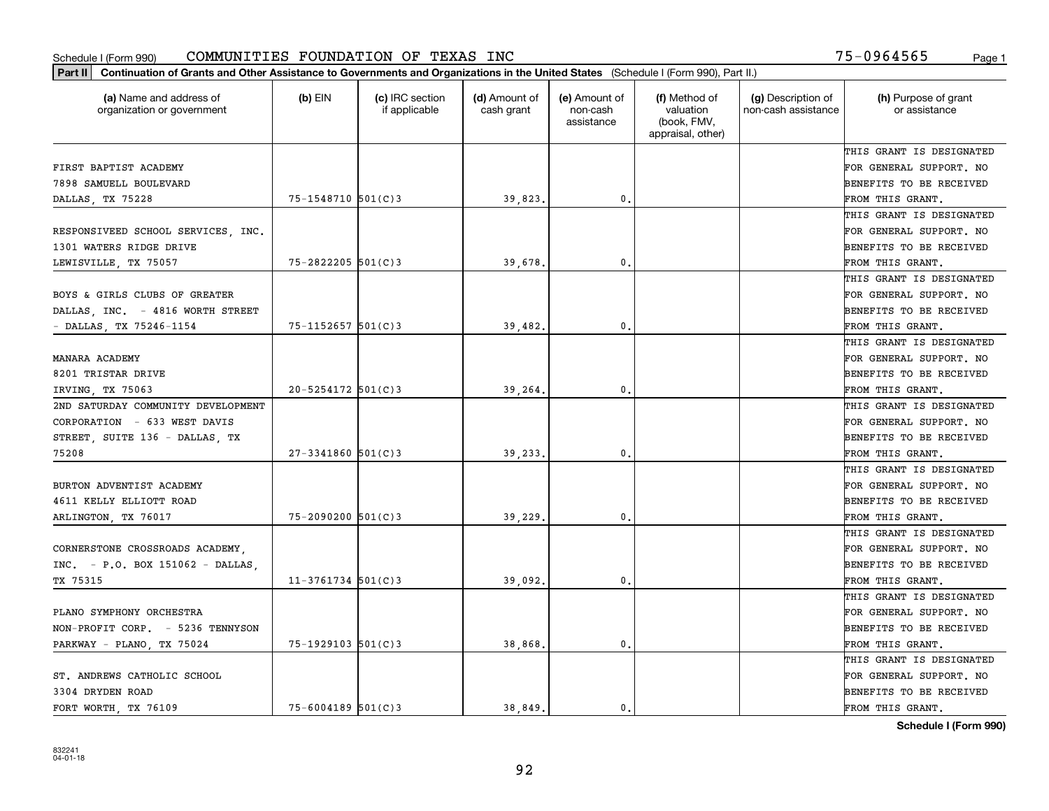Schedule I (Form 990) COMMUNITIES FOUNDATION OF TEXAS INC 75-0964565

**Part II** **Continuation of Grants and Other Assistance to Governments and Organizations in the United States** (Schedule I (Form 990), Part II.)

| (a) Name and address of organization or government | (b) EIN | (c) IRC section if applicable | (d) Amount of cash grant | (e) Amount of non-cash assistance | (f) Method of valuation (book, FMV, appraisal, other) | (g) Description of non-cash assistance | (h) Purpose of grant or assistance |
|---|---|---|---|---|---|---|---|
| FIRST BAPTIST ACADEMY 7898 SAMUELL BOULEVARD DALLAS, TX 75228 | 75-1548710 | 501(C)3 | 39,823. | 0. | | | THIS GRANT IS DESIGNATED FOR GENERAL SUPPORT. NO BENEFITS TO BE RECEIVED FROM THIS GRANT. |
| RESPONSIVEED SCHOOL SERVICES, INC. 1301 WATERS RIDGE DRIVE LEWISVILLE, TX 75057 | 75-2822205 | 501(C)3 | 39,678. | 0. | | | THIS GRANT IS DESIGNATED FOR GENERAL SUPPORT. NO BENEFITS TO BE RECEIVED FROM THIS GRANT. |
| BOYS & GIRLS CLUBS OF GREATER DALLAS, INC. - 4816 WORTH STREET - DALLAS, TX 75246-1154 | 75-1152657 | 501(C)3 | 39,482. | 0. | | | THIS GRANT IS DESIGNATED FOR GENERAL SUPPORT. NO BENEFITS TO BE RECEIVED FROM THIS GRANT. |
| MANARA ACADEMY 8201 TRISTAR DRIVE IRVING, TX 75063 | 20-5254172 | 501(C)3 | 39,264. | 0. | | | THIS GRANT IS DESIGNATED FOR GENERAL SUPPORT. NO BENEFITS TO BE RECEIVED FROM THIS GRANT. |
| 2ND SATURDAY COMMUNITY DEVELOPMENT CORPORATION - 633 WEST DAVIS STREET, SUITE 136 - DALLAS, TX 75208 | 27-3341860 | 501(C)3 | 39,233. | 0. | | | THIS GRANT IS DESIGNATED FOR GENERAL SUPPORT. NO BENEFITS TO BE RECEIVED FROM THIS GRANT. |
| BURTON ADVENTIST ACADEMY 4611 KELLY ELLIOTT ROAD ARLINGTON, TX 76017 | 75-2090200 | 501(C)3 | 39,229. | 0. | | | THIS GRANT IS DESIGNATED FOR GENERAL SUPPORT. NO BENEFITS TO BE RECEIVED FROM THIS GRANT. |
| CORNERSTONE CROSSROADS ACADEMY, INC. - P.O. BOX 151062 - DALLAS, TX 75315 | 11-3761734 | 501(C)3 | 39,092. | 0. | | | THIS GRANT IS DESIGNATED FOR GENERAL SUPPORT. NO BENEFITS TO BE RECEIVED FROM THIS GRANT. |
| PLANO SYMPHONY ORCHESTRA NON-PROFIT CORP. - 5236 TENNYSON PARKWAY - PLANO, TX 75024 | 75-1929103 | 501(C)3 | 38,868. | 0. | | | THIS GRANT IS DESIGNATED FOR GENERAL SUPPORT. NO BENEFITS TO BE RECEIVED FROM THIS GRANT. |
| ST. ANDREWS CATHOLIC SCHOOL 3304 DRYDEN ROAD FORT WORTH, TX 76109 | 75-6004189 | 501(C)3 | 38,849. | 0. | | | THIS GRANT IS DESIGNATED FOR GENERAL SUPPORT. NO BENEFITS TO BE RECEIVED FROM THIS GRANT. |

**Schedule I (Form 990)**

832241 04-01-18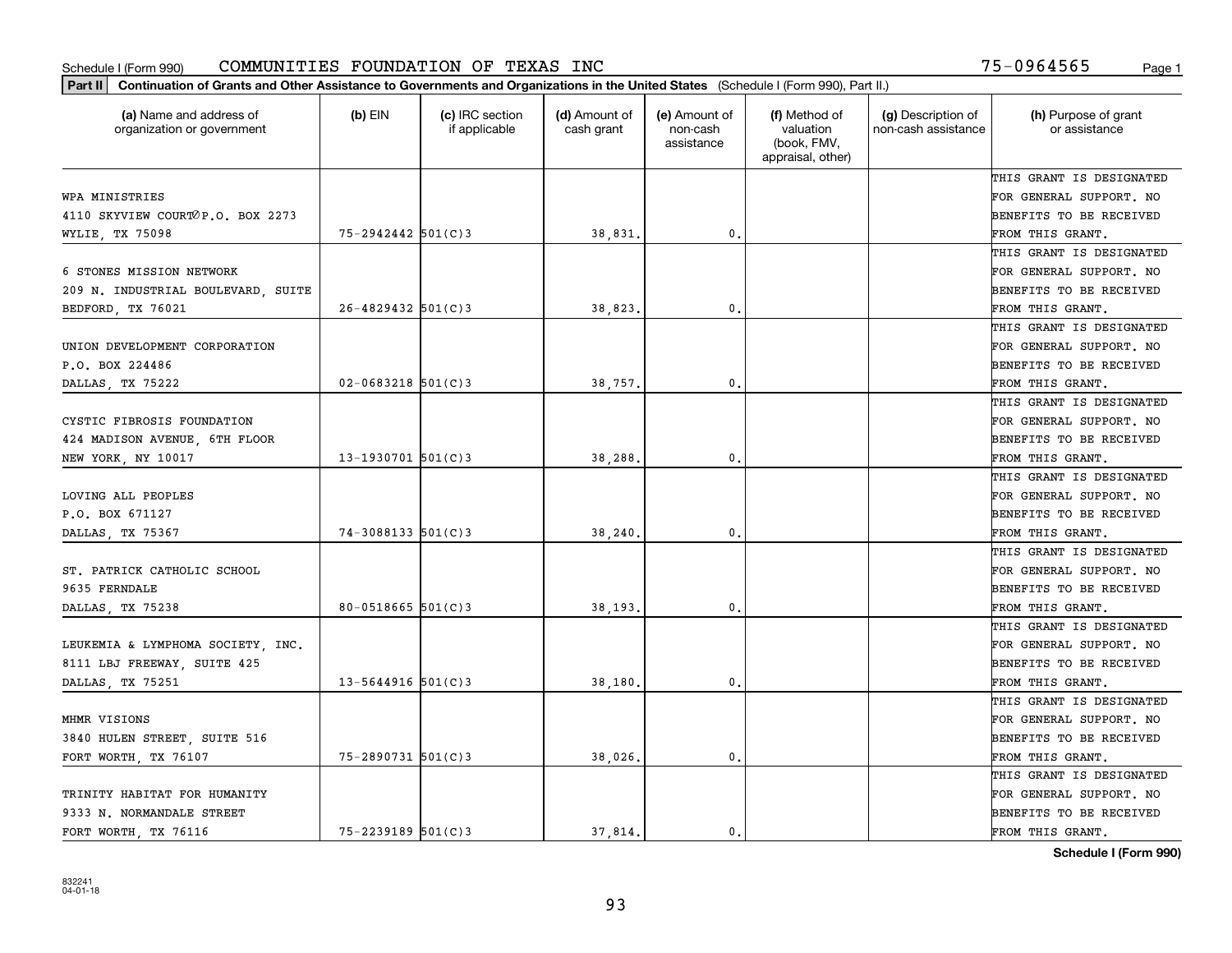Schedule I (Form 990) COMMUNITIES FOUNDATION OF TEXAS INC 75-0964565

**Part II** **Continuation of Grants and Other Assistance to Governments and Organizations in the United States** (Schedule I (Form 990), Part II.)

| (a) Name and address of organization or government | (b) EIN | (c) IRC section if applicable | (d) Amount of cash grant | (e) Amount of non-cash assistance | (f) Method of valuation (book, FMV, appraisal, other) | (g) Description of non-cash assistance | (h) Purpose of grant or assistance |
|---|---|---|---|---|---|---|---|
| WPA MINISTRIES<br>4110 SKYVIEW COURT∅P.O. BOX 2273<br>WYLIE, TX 75098 | 75-2942442 | 501(C)3 | 38,831. | 0. | | | THIS GRANT IS DESIGNATED FOR GENERAL SUPPORT. NO BENEFITS TO BE RECEIVED FROM THIS GRANT. |
| 6 STONES MISSION NETWORK<br>209 N. INDUSTRIAL BOULEVARD, SUITE<br>BEDFORD, TX 76021 | 26-4829432 | 501(C)3 | 38,823. | 0. | | | THIS GRANT IS DESIGNATED FOR GENERAL SUPPORT. NO BENEFITS TO BE RECEIVED FROM THIS GRANT. |
| UNION DEVELOPMENT CORPORATION<br>P.O. BOX 224486<br>DALLAS, TX 75222 | 02-0683218 | 501(C)3 | 38,757. | 0. | | | THIS GRANT IS DESIGNATED FOR GENERAL SUPPORT. NO BENEFITS TO BE RECEIVED FROM THIS GRANT. |
| CYSTIC FIBROSIS FOUNDATION<br>424 MADISON AVENUE, 6TH FLOOR<br>NEW YORK, NY 10017 | 13-1930701 | 501(C)3 | 38,288. | 0. | | | THIS GRANT IS DESIGNATED FOR GENERAL SUPPORT. NO BENEFITS TO BE RECEIVED FROM THIS GRANT. |
| LOVING ALL PEOPLES<br>P.O. BOX 671127<br>DALLAS, TX 75367 | 74-3088133 | 501(C)3 | 38,240. | 0. | | | THIS GRANT IS DESIGNATED FOR GENERAL SUPPORT. NO BENEFITS TO BE RECEIVED FROM THIS GRANT. |
| ST. PATRICK CATHOLIC SCHOOL<br>9635 FERNDALE<br>DALLAS, TX 75238 | 80-0518665 | 501(C)3 | 38,193. | 0. | | | THIS GRANT IS DESIGNATED FOR GENERAL SUPPORT. NO BENEFITS TO BE RECEIVED FROM THIS GRANT. |
| LEUKEMIA & LYMPHOMA SOCIETY, INC.<br>8111 LBJ FREEWAY, SUITE 425<br>DALLAS, TX 75251 | 13-5644916 | 501(C)3 | 38,180. | 0. | | | THIS GRANT IS DESIGNATED FOR GENERAL SUPPORT. NO BENEFITS TO BE RECEIVED FROM THIS GRANT. |
| MHMR VISIONS<br>3840 HULEN STREET, SUITE 516<br>FORT WORTH, TX 76107 | 75-2890731 | 501(C)3 | 38,026. | 0. | | | THIS GRANT IS DESIGNATED FOR GENERAL SUPPORT. NO BENEFITS TO BE RECEIVED FROM THIS GRANT. |
| TRINITY HABITAT FOR HUMANITY<br>9333 N. NORMANDALE STREET<br>FORT WORTH, TX 76116 | 75-2239189 | 501(C)3 | 37,814. | 0. | | | THIS GRANT IS DESIGNATED FOR GENERAL SUPPORT. NO BENEFITS TO BE RECEIVED FROM THIS GRANT. |

**Schedule I (Form 990)**

832241
04-01-18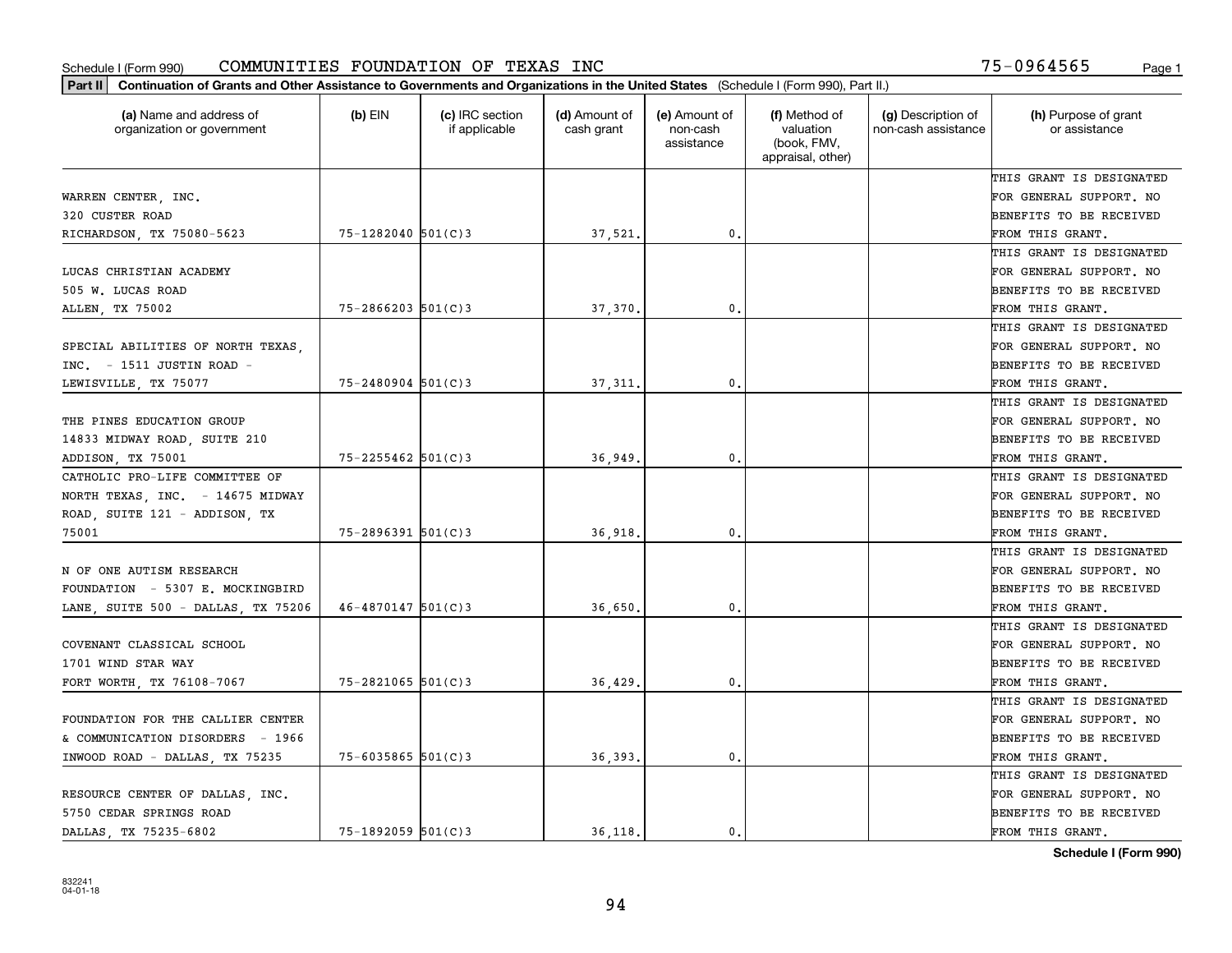Schedule I (Form 990) COMMUNITIES FOUNDATION OF TEXAS INC 75-0964565

**Part II** **Continuation of Grants and Other Assistance to Governments and Organizations in the United States** (Schedule I (Form 990), Part II.)

| (a) Name and address of organization or government | (b) EIN | (c) IRC section if applicable | (d) Amount of cash grant | (e) Amount of non-cash assistance | (f) Method of valuation (book, FMV, appraisal, other) | (g) Description of non-cash assistance | (h) Purpose of grant or assistance |
|---|---|---|---|---|---|---|---|
| WARREN CENTER, INC. 320 CUSTER ROAD RICHARDSON, TX 75080-5623 | 75-1282040 | 501(C)3 | 37,521. | 0. | | | THIS GRANT IS DESIGNATED FOR GENERAL SUPPORT. NO BENEFITS TO BE RECEIVED FROM THIS GRANT. |
| LUCAS CHRISTIAN ACADEMY 505 W. LUCAS ROAD ALLEN, TX 75002 | 75-2866203 | 501(C)3 | 37,370. | 0. | | | THIS GRANT IS DESIGNATED FOR GENERAL SUPPORT. NO BENEFITS TO BE RECEIVED FROM THIS GRANT. |
| SPECIAL ABILITIES OF NORTH TEXAS, INC. - 1511 JUSTIN ROAD - LEWISVILLE, TX 75077 | 75-2480904 | 501(C)3 | 37,311. | 0. | | | THIS GRANT IS DESIGNATED FOR GENERAL SUPPORT. NO BENEFITS TO BE RECEIVED FROM THIS GRANT. |
| THE PINES EDUCATION GROUP 14833 MIDWAY ROAD, SUITE 210 ADDISON, TX 75001 | 75-2255462 | 501(C)3 | 36,949. | 0. | | | THIS GRANT IS DESIGNATED FOR GENERAL SUPPORT. NO BENEFITS TO BE RECEIVED FROM THIS GRANT. |
| CATHOLIC PRO-LIFE COMMITTEE OF NORTH TEXAS, INC. - 14675 MIDWAY ROAD, SUITE 121 - ADDISON, TX 75001 | 75-2896391 | 501(C)3 | 36,918. | 0. | | | THIS GRANT IS DESIGNATED FOR GENERAL SUPPORT. NO BENEFITS TO BE RECEIVED FROM THIS GRANT. |
| N OF ONE AUTISM RESEARCH FOUNDATION - 5307 E. MOCKINGBIRD LANE, SUITE 500 - DALLAS, TX 75206 | 46-4870147 | 501(C)3 | 36,650. | 0. | | | THIS GRANT IS DESIGNATED FOR GENERAL SUPPORT. NO BENEFITS TO BE RECEIVED FROM THIS GRANT. |
| COVENANT CLASSICAL SCHOOL 1701 WIND STAR WAY FORT WORTH, TX 76108-7067 | 75-2821065 | 501(C)3 | 36,429. | 0. | | | THIS GRANT IS DESIGNATED FOR GENERAL SUPPORT. NO BENEFITS TO BE RECEIVED FROM THIS GRANT. |
| FOUNDATION FOR THE CALLIER CENTER & COMMUNICATION DISORDERS - 1966 INWOOD ROAD - DALLAS, TX 75235 | 75-6035865 | 501(C)3 | 36,393. | 0. | | | THIS GRANT IS DESIGNATED FOR GENERAL SUPPORT. NO BENEFITS TO BE RECEIVED FROM THIS GRANT. |
| RESOURCE CENTER OF DALLAS, INC. 5750 CEDAR SPRINGS ROAD DALLAS, TX 75235-6802 | 75-1892059 | 501(C)3 | 36,118. | 0. | | | THIS GRANT IS DESIGNATED FOR GENERAL SUPPORT. NO BENEFITS TO BE RECEIVED FROM THIS GRANT. |

**Schedule I (Form 990)**

832241 04-01-18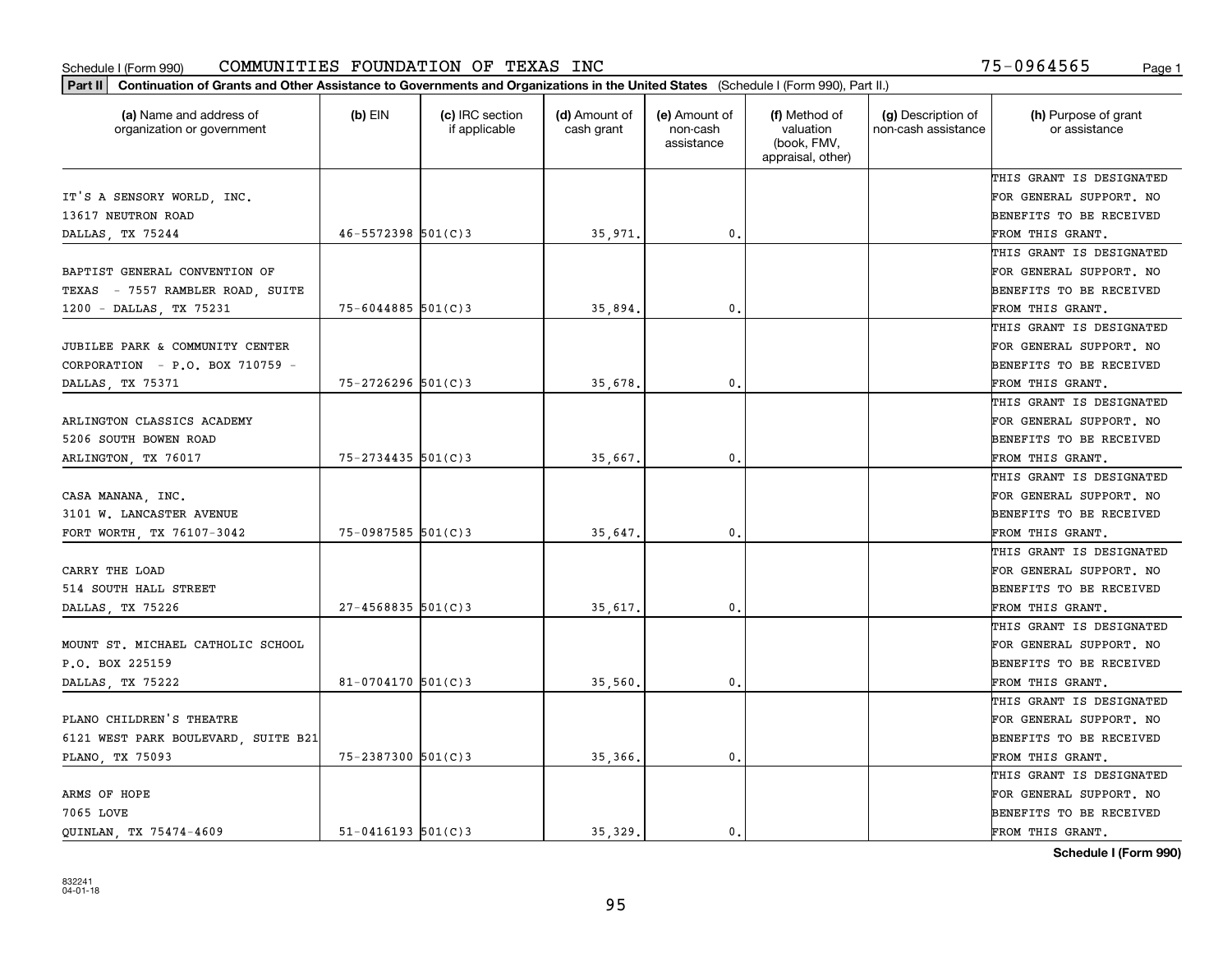Schedule I (Form 990) COMMUNITIES FOUNDATION OF TEXAS INC 75-0964565

**Part II Continuation of Grants and Other Assistance to Governments and Organizations in the United States** (Schedule I (Form 990), Part II.)

| (a) Name and address of organization or government | (b) EIN | (c) IRC section if applicable | (d) Amount of cash grant | (e) Amount of non-cash assistance | (f) Method of valuation (book, FMV, appraisal, other) | (g) Description of non-cash assistance | (h) Purpose of grant or assistance |
|---|---|---|---|---|---|---|---|
| IT'S A SENSORY WORLD, INC. 13617 NEUTRON ROAD DALLAS, TX 75244 | 46-5572398 | 501(C)3 | 35,971. | 0. | | | THIS GRANT IS DESIGNATED FOR GENERAL SUPPORT. NO BENEFITS TO BE RECEIVED FROM THIS GRANT. |
| BAPTIST GENERAL CONVENTION OF TEXAS - 7557 RAMBLER ROAD, SUITE 1200 - DALLAS, TX 75231 | 75-6044885 | 501(C)3 | 35,894. | 0. | | | THIS GRANT IS DESIGNATED FOR GENERAL SUPPORT. NO BENEFITS TO BE RECEIVED FROM THIS GRANT. |
| JUBILEE PARK & COMMUNITY CENTER CORPORATION - P.O. BOX 710759 - DALLAS, TX 75371 | 75-2726296 | 501(C)3 | 35,678. | 0. | | | THIS GRANT IS DESIGNATED FOR GENERAL SUPPORT. NO BENEFITS TO BE RECEIVED FROM THIS GRANT. |
| ARLINGTON CLASSICS ACADEMY 5206 SOUTH BOWEN ROAD ARLINGTON, TX 76017 | 75-2734435 | 501(C)3 | 35,667. | 0. | | | THIS GRANT IS DESIGNATED FOR GENERAL SUPPORT. NO BENEFITS TO BE RECEIVED FROM THIS GRANT. |
| CASA MANANA, INC. 3101 W. LANCASTER AVENUE FORT WORTH, TX 76107-3042 | 75-0987585 | 501(C)3 | 35,647. | 0. | | | THIS GRANT IS DESIGNATED FOR GENERAL SUPPORT. NO BENEFITS TO BE RECEIVED FROM THIS GRANT. |
| CARRY THE LOAD 514 SOUTH HALL STREET DALLAS, TX 75226 | 27-4568835 | 501(C)3 | 35,617. | 0. | | | THIS GRANT IS DESIGNATED FOR GENERAL SUPPORT. NO BENEFITS TO BE RECEIVED FROM THIS GRANT. |
| MOUNT ST. MICHAEL CATHOLIC SCHOOL P.O. BOX 225159 DALLAS, TX 75222 | 81-0704170 | 501(C)3 | 35,560. | 0. | | | THIS GRANT IS DESIGNATED FOR GENERAL SUPPORT. NO BENEFITS TO BE RECEIVED FROM THIS GRANT. |
| PLANO CHILDREN'S THEATRE 6121 WEST PARK BOULEVARD, SUITE B21 PLANO, TX 75093 | 75-2387300 | 501(C)3 | 35,366. | 0. | | | THIS GRANT IS DESIGNATED FOR GENERAL SUPPORT. NO BENEFITS TO BE RECEIVED FROM THIS GRANT. |
| ARMS OF HOPE 7065 LOVE QUINLAN, TX 75474-4609 | 51-0416193 | 501(C)3 | 35,329. | 0. | | | THIS GRANT IS DESIGNATED FOR GENERAL SUPPORT. NO BENEFITS TO BE RECEIVED FROM THIS GRANT. |

**Schedule I (Form 990)**

832241
04-01-18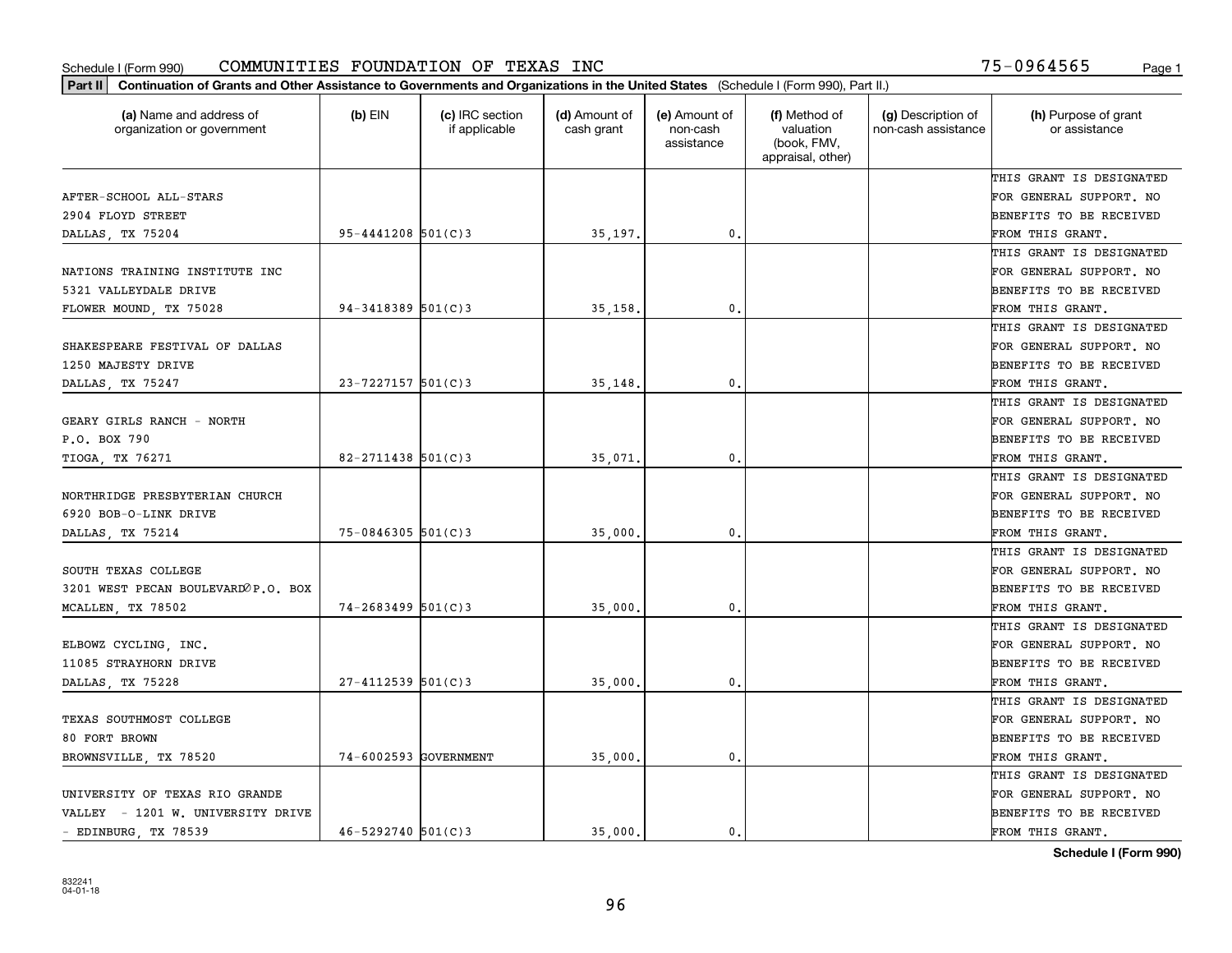Schedule I (Form 990) COMMUNITIES FOUNDATION OF TEXAS INC 75-0964565

**Part II** **Continuation of Grants and Other Assistance to Governments and Organizations in the United States** (Schedule I (Form 990), Part II.)

| (a) Name and address of organization or government | (b) EIN | (c) IRC section if applicable | (d) Amount of cash grant | (e) Amount of non-cash assistance | (f) Method of valuation (book, FMV, appraisal, other) | (g) Description of non-cash assistance | (h) Purpose of grant or assistance |
|---|---|---|---|---|---|---|---|
| AFTER-SCHOOL ALL-STARS<br>2904 FLOYD STREET<br>DALLAS, TX 75204 | 95-4441208 | 501(C)3 | 35,197. | 0. | | | THIS GRANT IS DESIGNATED FOR GENERAL SUPPORT. NO BENEFITS TO BE RECEIVED FROM THIS GRANT. |
| NATIONS TRAINING INSTITUTE INC<br>5321 VALLEYDALE DRIVE<br>FLOWER MOUND, TX 75028 | 94-3418389 | 501(C)3 | 35,158. | 0. | | | THIS GRANT IS DESIGNATED FOR GENERAL SUPPORT. NO BENEFITS TO BE RECEIVED FROM THIS GRANT. |
| SHAKESPEARE FESTIVAL OF DALLAS<br>1250 MAJESTY DRIVE<br>DALLAS, TX 75247 | 23-7227157 | 501(C)3 | 35,148. | 0. | | | THIS GRANT IS DESIGNATED FOR GENERAL SUPPORT. NO BENEFITS TO BE RECEIVED FROM THIS GRANT. |
| GEARY GIRLS RANCH - NORTH<br>P.O. BOX 790<br>TIOGA, TX 76271 | 82-2711438 | 501(C)3 | 35,071. | 0. | | | THIS GRANT IS DESIGNATED FOR GENERAL SUPPORT. NO BENEFITS TO BE RECEIVED FROM THIS GRANT. |
| NORTHRIDGE PRESBYTERIAN CHURCH<br>6920 BOB-O-LINK DRIVE<br>DALLAS, TX 75214 | 75-0846305 | 501(C)3 | 35,000. | 0. | | | THIS GRANT IS DESIGNATED FOR GENERAL SUPPORT. NO BENEFITS TO BE RECEIVED FROM THIS GRANT. |
| SOUTH TEXAS COLLEGE<br>3201 WEST PECAN BOULEVARDØP.O. BOX<br>MCALLEN, TX 78502 | 74-2683499 | 501(C)3 | 35,000. | 0. | | | THIS GRANT IS DESIGNATED FOR GENERAL SUPPORT. NO BENEFITS TO BE RECEIVED FROM THIS GRANT. |
| ELBOWZ CYCLING, INC.<br>11085 STRAYHORN DRIVE<br>DALLAS, TX 75228 | 27-4112539 | 501(C)3 | 35,000. | 0. | | | THIS GRANT IS DESIGNATED FOR GENERAL SUPPORT. NO BENEFITS TO BE RECEIVED FROM THIS GRANT. |
| TEXAS SOUTHMOST COLLEGE<br>80 FORT BROWN<br>BROWNSVILLE, TX 78520 | 74-6002593 | GOVERNMENT | 35,000. | 0. | | | THIS GRANT IS DESIGNATED FOR GENERAL SUPPORT. NO BENEFITS TO BE RECEIVED FROM THIS GRANT. |
| UNIVERSITY OF TEXAS RIO GRANDE<br>VALLEY - 1201 W. UNIVERSITY DRIVE<br>- EDINBURG, TX 78539 | 46-5292740 | 501(C)3 | 35,000. | 0. | | | THIS GRANT IS DESIGNATED FOR GENERAL SUPPORT. NO BENEFITS TO BE RECEIVED FROM THIS GRANT. |

**Schedule I (Form 990)**

832241
04-01-18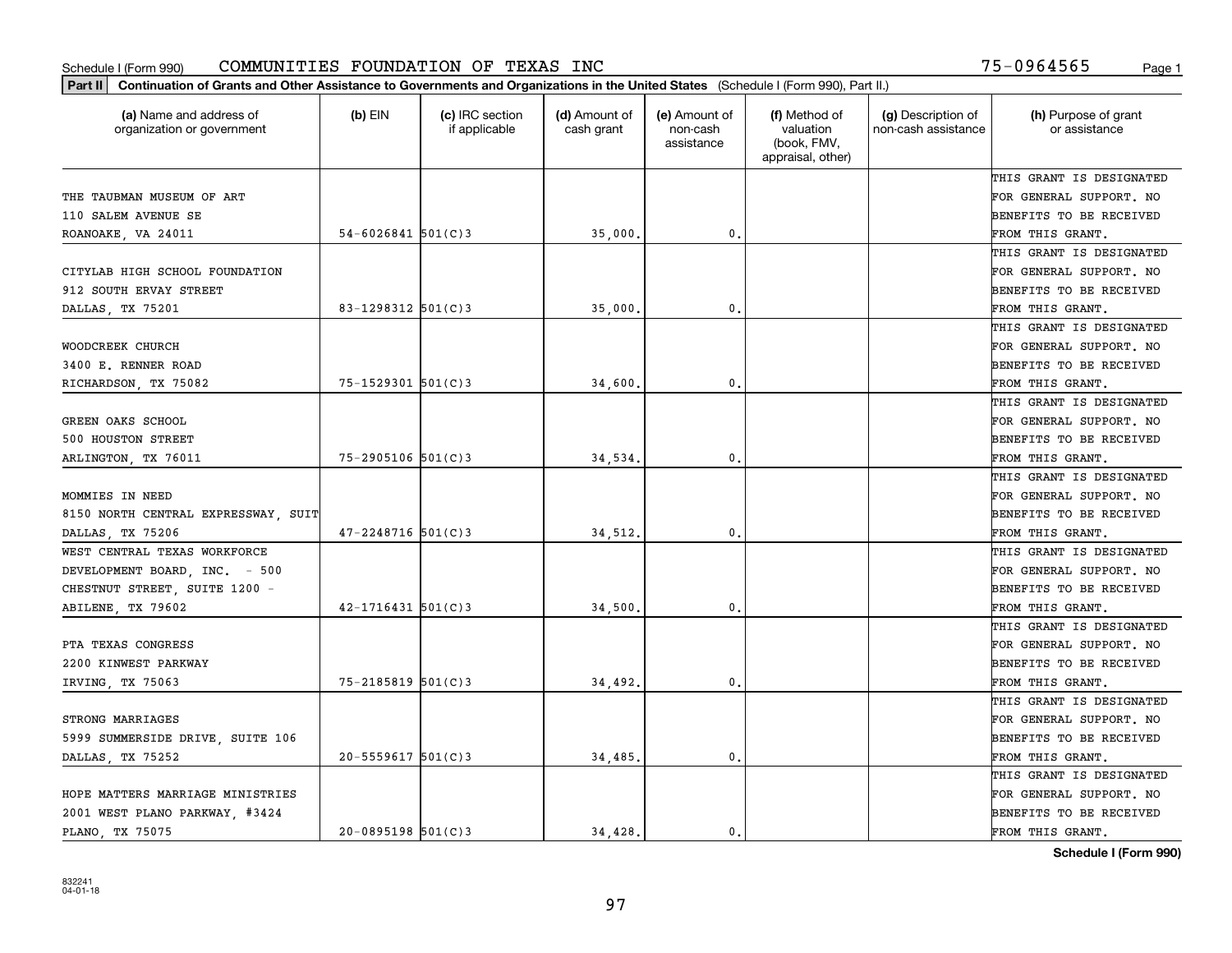Schedule I (Form 990) COMMUNITIES FOUNDATION OF TEXAS INC 75-0964565

**Part II Continuation of Grants and Other Assistance to Governments and Organizations in the United States** (Schedule I (Form 990), Part II.)

| (a) Name and address of organization or government | (b) EIN | (c) IRC section if applicable | (d) Amount of cash grant | (e) Amount of non-cash assistance | (f) Method of valuation (book, FMV, appraisal, other) | (g) Description of non-cash assistance | (h) Purpose of grant or assistance |
|---|---|---|---|---|---|---|---|
| THE TAUBMAN MUSEUM OF ART 110 SALEM AVENUE SE ROANOAKE, VA 24011 | 54-6026841 | 501(C)3 | 35,000. | 0. | | | THIS GRANT IS DESIGNATED FOR GENERAL SUPPORT. NO BENEFITS TO BE RECEIVED FROM THIS GRANT. |
| CITYLAB HIGH SCHOOL FOUNDATION 912 SOUTH ERVAY STREET DALLAS, TX 75201 | 83-1298312 | 501(C)3 | 35,000. | 0. | | | THIS GRANT IS DESIGNATED FOR GENERAL SUPPORT. NO BENEFITS TO BE RECEIVED FROM THIS GRANT. |
| WOODCREEK CHURCH 3400 E. RENNER ROAD RICHARDSON, TX 75082 | 75-1529301 | 501(C)3 | 34,600. | 0. | | | THIS GRANT IS DESIGNATED FOR GENERAL SUPPORT. NO BENEFITS TO BE RECEIVED FROM THIS GRANT. |
| GREEN OAKS SCHOOL 500 HOUSTON STREET ARLINGTON, TX 76011 | 75-2905106 | 501(C)3 | 34,534. | 0. | | | THIS GRANT IS DESIGNATED FOR GENERAL SUPPORT. NO BENEFITS TO BE RECEIVED FROM THIS GRANT. |
| MOMMIES IN NEED 8150 NORTH CENTRAL EXPRESSWAY, SUIT DALLAS, TX 75206 | 47-2248716 | 501(C)3 | 34,512. | 0. | | | THIS GRANT IS DESIGNATED FOR GENERAL SUPPORT. NO BENEFITS TO BE RECEIVED FROM THIS GRANT. |
| WEST CENTRAL TEXAS WORKFORCE DEVELOPMENT BOARD, INC. - 500 CHESTNUT STREET, SUITE 1200 - ABILENE, TX 79602 | 42-1716431 | 501(C)3 | 34,500. | 0. | | | THIS GRANT IS DESIGNATED FOR GENERAL SUPPORT. NO BENEFITS TO BE RECEIVED FROM THIS GRANT. |
| PTA TEXAS CONGRESS 2200 KINWEST PARKWAY IRVING, TX 75063 | 75-2185819 | 501(C)3 | 34,492. | 0. | | | THIS GRANT IS DESIGNATED FOR GENERAL SUPPORT. NO BENEFITS TO BE RECEIVED FROM THIS GRANT. |
| STRONG MARRIAGES 5999 SUMMERSIDE DRIVE, SUITE 106 DALLAS, TX 75252 | 20-5559617 | 501(C)3 | 34,485. | 0. | | | THIS GRANT IS DESIGNATED FOR GENERAL SUPPORT. NO BENEFITS TO BE RECEIVED FROM THIS GRANT. |
| HOPE MATTERS MARRIAGE MINISTRIES 2001 WEST PLANO PARKWAY, #3424 PLANO, TX 75075 | 20-0895198 | 501(C)3 | 34,428. | 0. | | | THIS GRANT IS DESIGNATED FOR GENERAL SUPPORT. NO BENEFITS TO BE RECEIVED FROM THIS GRANT. |

**Schedule I (Form 990)**

832241 04-01-18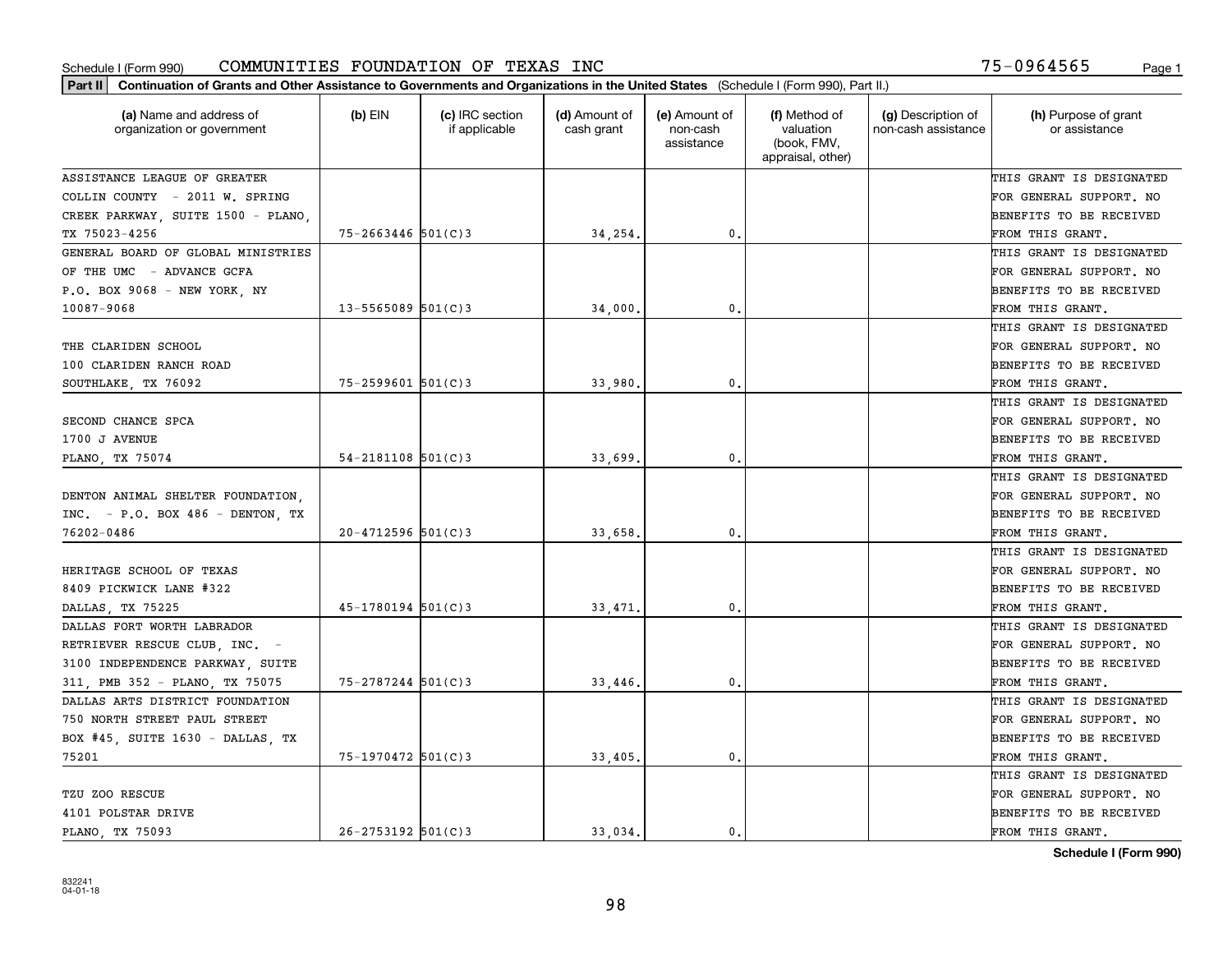Schedule I (Form 990) COMMUNITIES FOUNDATION OF TEXAS INC 75-0964565

**Part II** **Continuation of Grants and Other Assistance to Governments and Organizations in the United States** (Schedule I (Form 990), Part II.)

| (a) Name and address of organization or government | (b) EIN | (c) IRC section if applicable | (d) Amount of cash grant | (e) Amount of non-cash assistance | (f) Method of valuation (book, FMV, appraisal, other) | (g) Description of non-cash assistance | (h) Purpose of grant or assistance |
|---|---|---|---|---|---|---|---|
| ASSISTANCE LEAGUE OF GREATER COLLIN COUNTY - 2011 W. SPRING CREEK PARKWAY, SUITE 1500 - PLANO, TX 75023-4256 | 75-2663446 | 501(C)3 | 34,254. | 0. | | | THIS GRANT IS DESIGNATED FOR GENERAL SUPPORT. NO BENEFITS TO BE RECEIVED FROM THIS GRANT. |
| GENERAL BOARD OF GLOBAL MINISTRIES OF THE UMC - ADVANCE GCFA P.O. BOX 9068 - NEW YORK, NY 10087-9068 | 13-5565089 | 501(C)3 | 34,000. | 0. | | | THIS GRANT IS DESIGNATED FOR GENERAL SUPPORT. NO BENEFITS TO BE RECEIVED FROM THIS GRANT. |
| THE CLARIDEN SCHOOL 100 CLARIDEN RANCH ROAD SOUTHLAKE, TX 76092 | 75-2599601 | 501(C)3 | 33,980. | 0. | | | THIS GRANT IS DESIGNATED FOR GENERAL SUPPORT. NO BENEFITS TO BE RECEIVED FROM THIS GRANT. |
| SECOND CHANCE SPCA 1700 J AVENUE PLANO, TX 75074 | 54-2181108 | 501(C)3 | 33,699. | 0. | | | THIS GRANT IS DESIGNATED FOR GENERAL SUPPORT. NO BENEFITS TO BE RECEIVED FROM THIS GRANT. |
| DENTON ANIMAL SHELTER FOUNDATION, INC. - P.O. BOX 486 - DENTON, TX 76202-0486 | 20-4712596 | 501(C)3 | 33,658. | 0. | | | THIS GRANT IS DESIGNATED FOR GENERAL SUPPORT. NO BENEFITS TO BE RECEIVED FROM THIS GRANT. |
| HERITAGE SCHOOL OF TEXAS 8409 PICKWICK LANE #322 DALLAS, TX 75225 | 45-1780194 | 501(C)3 | 33,471. | 0. | | | THIS GRANT IS DESIGNATED FOR GENERAL SUPPORT. NO BENEFITS TO BE RECEIVED FROM THIS GRANT. |
| DALLAS FORT WORTH LABRADOR RETRIEVER RESCUE CLUB, INC. - 3100 INDEPENDENCE PARKWAY, SUITE 311, PMB 352 - PLANO, TX 75075 | 75-2787244 | 501(C)3 | 33,446. | 0. | | | THIS GRANT IS DESIGNATED FOR GENERAL SUPPORT. NO BENEFITS TO BE RECEIVED FROM THIS GRANT. |
| DALLAS ARTS DISTRICT FOUNDATION 750 NORTH STREET PAUL STREET BOX #45, SUITE 1630 - DALLAS, TX 75201 | 75-1970472 | 501(C)3 | 33,405. | 0. | | | THIS GRANT IS DESIGNATED FOR GENERAL SUPPORT. NO BENEFITS TO BE RECEIVED FROM THIS GRANT. |
| TZU ZOO RESCUE 4101 POLSTAR DRIVE PLANO, TX 75093 | 26-2753192 | 501(C)3 | 33,034. | 0. | | | THIS GRANT IS DESIGNATED FOR GENERAL SUPPORT. NO BENEFITS TO BE RECEIVED FROM THIS GRANT. |

**Schedule I (Form 990)**

832241 04-01-18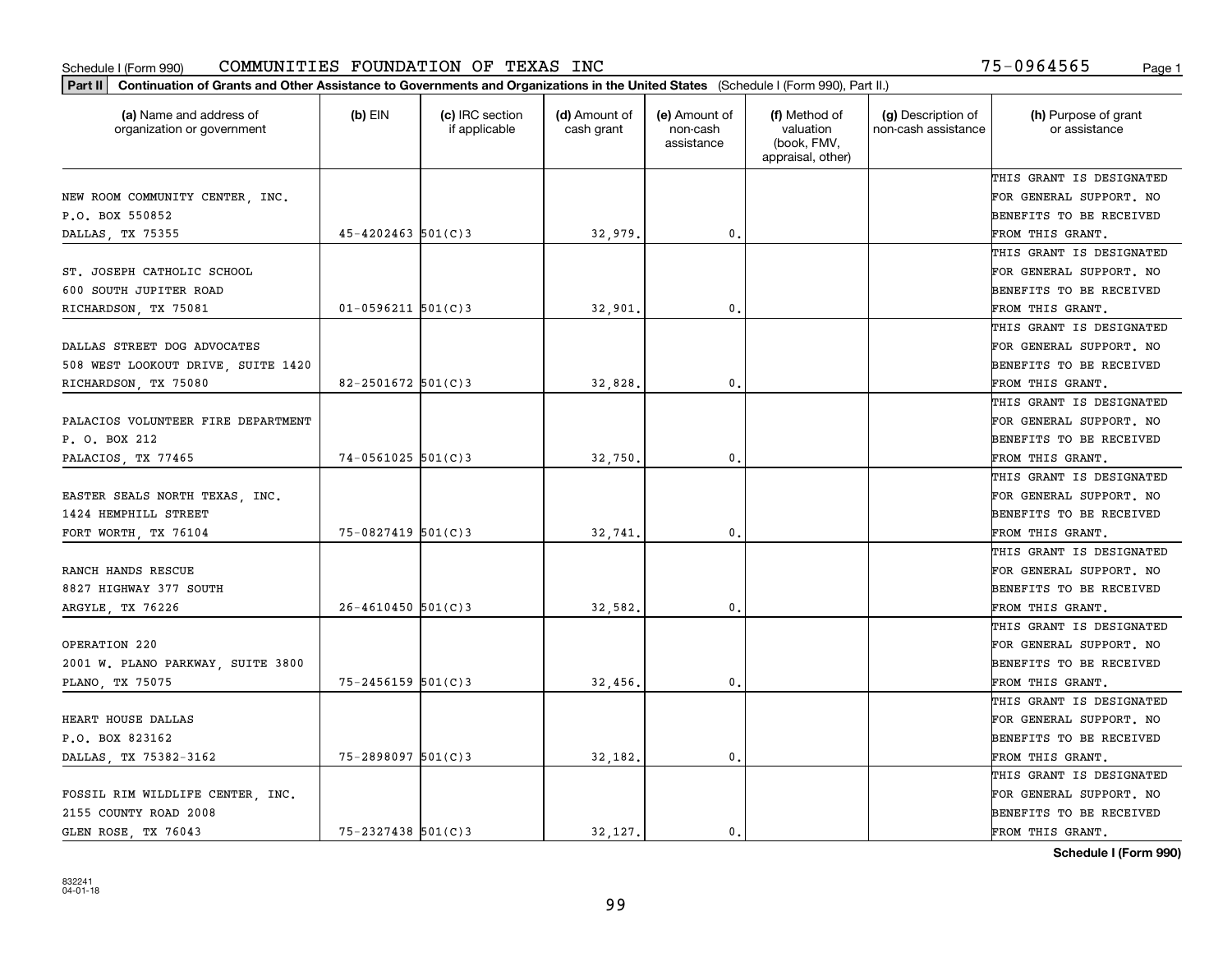Schedule I (Form 990) COMMUNITIES FOUNDATION OF TEXAS INC 75-0964565

**Part II Continuation of Grants and Other Assistance to Governments and Organizations in the United States** (Schedule I (Form 990), Part II.)

| (a) Name and address of organization or government | (b) EIN | (c) IRC section if applicable | (d) Amount of cash grant | (e) Amount of non-cash assistance | (f) Method of valuation (book, FMV, appraisal, other) | (g) Description of non-cash assistance | (h) Purpose of grant or assistance |
|---|---|---|---|---|---|---|---|
| NEW ROOM COMMUNITY CENTER, INC. P.O. BOX 550852 DALLAS, TX 75355 | 45-4202463 | 501(C)3 | 32,979. | 0. | | | THIS GRANT IS DESIGNATED FOR GENERAL SUPPORT. NO BENEFITS TO BE RECEIVED FROM THIS GRANT. |
| ST. JOSEPH CATHOLIC SCHOOL 600 SOUTH JUPITER ROAD RICHARDSON, TX 75081 | 01-0596211 | 501(C)3 | 32,901. | 0. | | | THIS GRANT IS DESIGNATED FOR GENERAL SUPPORT. NO BENEFITS TO BE RECEIVED FROM THIS GRANT. |
| DALLAS STREET DOG ADVOCATES 508 WEST LOOKOUT DRIVE, SUITE 1420 RICHARDSON, TX 75080 | 82-2501672 | 501(C)3 | 32,828. | 0. | | | THIS GRANT IS DESIGNATED FOR GENERAL SUPPORT. NO BENEFITS TO BE RECEIVED FROM THIS GRANT. |
| PALACIOS VOLUNTEER FIRE DEPARTMENT P. O. BOX 212 PALACIOS, TX 77465 | 74-0561025 | 501(C)3 | 32,750. | 0. | | | THIS GRANT IS DESIGNATED FOR GENERAL SUPPORT. NO BENEFITS TO BE RECEIVED FROM THIS GRANT. |
| EASTER SEALS NORTH TEXAS, INC. 1424 HEMPHILL STREET FORT WORTH, TX 76104 | 75-0827419 | 501(C)3 | 32,741. | 0. | | | THIS GRANT IS DESIGNATED FOR GENERAL SUPPORT. NO BENEFITS TO BE RECEIVED FROM THIS GRANT. |
| RANCH HANDS RESCUE 8827 HIGHWAY 377 SOUTH ARGYLE, TX 76226 | 26-4610450 | 501(C)3 | 32,582. | 0. | | | THIS GRANT IS DESIGNATED FOR GENERAL SUPPORT. NO BENEFITS TO BE RECEIVED FROM THIS GRANT. |
| OPERATION 220 2001 W. PLANO PARKWAY, SUITE 3800 PLANO, TX 75075 | 75-2456159 | 501(C)3 | 32,456. | 0. | | | THIS GRANT IS DESIGNATED FOR GENERAL SUPPORT. NO BENEFITS TO BE RECEIVED FROM THIS GRANT. |
| HEART HOUSE DALLAS P.O. BOX 823162 DALLAS, TX 75382-3162 | 75-2898097 | 501(C)3 | 32,182. | 0. | | | THIS GRANT IS DESIGNATED FOR GENERAL SUPPORT. NO BENEFITS TO BE RECEIVED FROM THIS GRANT. |
| FOSSIL RIM WILDLIFE CENTER, INC. 2155 COUNTY ROAD 2008 GLEN ROSE, TX 76043 | 75-2327438 | 501(C)3 | 32,127. | 0. | | | THIS GRANT IS DESIGNATED FOR GENERAL SUPPORT. NO BENEFITS TO BE RECEIVED FROM THIS GRANT. |

**Schedule I (Form 990)**

832241 04-01-18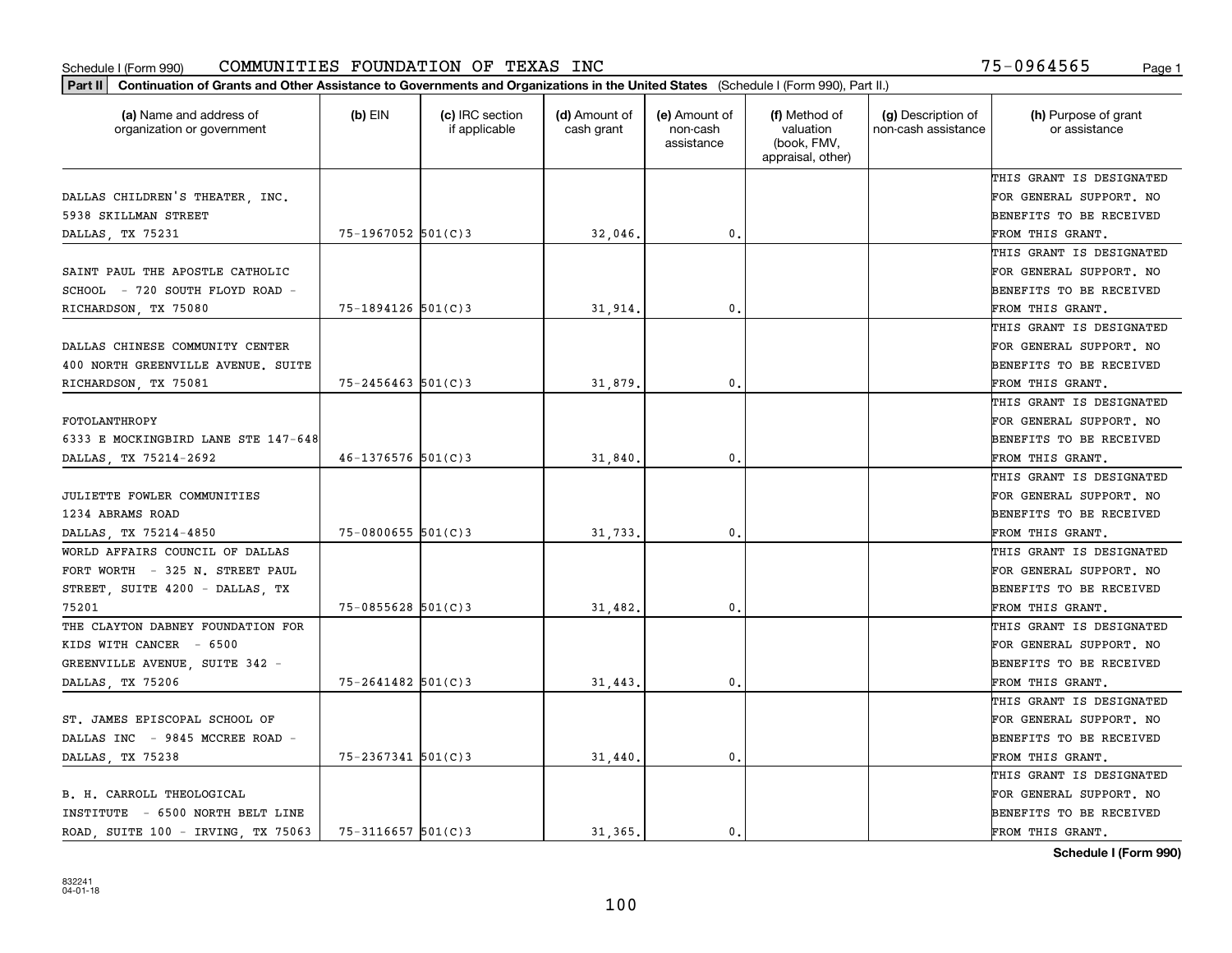Schedule I (Form 990) COMMUNITIES FOUNDATION OF TEXAS INC 75-0964565

**Part II** **Continuation of Grants and Other Assistance to Governments and Organizations in the United States** (Schedule I (Form 990), Part II.)

| (a) Name and address of organization or government | (b) EIN | (c) IRC section if applicable | (d) Amount of cash grant | (e) Amount of non-cash assistance | (f) Method of valuation (book, FMV, appraisal, other) | (g) Description of non-cash assistance | (h) Purpose of grant or assistance |
|---|---|---|---|---|---|---|---|
| DALLAS CHILDREN'S THEATER, INC. 5938 SKILLMAN STREET DALLAS, TX 75231 | 75-1967052 | 501(C)3 | 32,046. | 0. | | | THIS GRANT IS DESIGNATED FOR GENERAL SUPPORT. NO BENEFITS TO BE RECEIVED FROM THIS GRANT. |
| SAINT PAUL THE APOSTLE CATHOLIC SCHOOL - 720 SOUTH FLOYD ROAD - RICHARDSON, TX 75080 | 75-1894126 | 501(C)3 | 31,914. | 0. | | | THIS GRANT IS DESIGNATED FOR GENERAL SUPPORT. NO BENEFITS TO BE RECEIVED FROM THIS GRANT. |
| DALLAS CHINESE COMMUNITY CENTER 400 NORTH GREENVILLE AVENUE. SUITE RICHARDSON, TX 75081 | 75-2456463 | 501(C)3 | 31,879. | 0. | | | THIS GRANT IS DESIGNATED FOR GENERAL SUPPORT. NO BENEFITS TO BE RECEIVED FROM THIS GRANT. |
| FOTOLANTHROPY 6333 E MOCKINGBIRD LANE STE 147-648 DALLAS, TX 75214-2692 | 46-1376576 | 501(C)3 | 31,840. | 0. | | | THIS GRANT IS DESIGNATED FOR GENERAL SUPPORT. NO BENEFITS TO BE RECEIVED FROM THIS GRANT. |
| JULIETTE FOWLER COMMUNITIES 1234 ABRAMS ROAD DALLAS, TX 75214-4850 | 75-0800655 | 501(C)3 | 31,733. | 0. | | | THIS GRANT IS DESIGNATED FOR GENERAL SUPPORT. NO BENEFITS TO BE RECEIVED FROM THIS GRANT. |
| WORLD AFFAIRS COUNCIL OF DALLAS FORT WORTH - 325 N. STREET PAUL STREET, SUITE 4200 - DALLAS, TX 75201 | 75-0855628 | 501(C)3 | 31,482. | 0. | | | THIS GRANT IS DESIGNATED FOR GENERAL SUPPORT. NO BENEFITS TO BE RECEIVED FROM THIS GRANT. |
| THE CLAYTON DABNEY FOUNDATION FOR KIDS WITH CANCER - 6500 GREENVILLE AVENUE, SUITE 342 - DALLAS, TX 75206 | 75-2641482 | 501(C)3 | 31,443. | 0. | | | THIS GRANT IS DESIGNATED FOR GENERAL SUPPORT. NO BENEFITS TO BE RECEIVED FROM THIS GRANT. |
| ST. JAMES EPISCOPAL SCHOOL OF DALLAS INC - 9845 MCCREE ROAD - DALLAS, TX 75238 | 75-2367341 | 501(C)3 | 31,440. | 0. | | | THIS GRANT IS DESIGNATED FOR GENERAL SUPPORT. NO BENEFITS TO BE RECEIVED FROM THIS GRANT. |
| B. H. CARROLL THEOLOGICAL INSTITUTE - 6500 NORTH BELT LINE ROAD, SUITE 100 - IRVING, TX 75063 | 75-3116657 | 501(C)3 | 31,365. | 0. | | | THIS GRANT IS DESIGNATED FOR GENERAL SUPPORT. NO BENEFITS TO BE RECEIVED FROM THIS GRANT. |

832241
04-01-18

**Schedule I (Form 990)**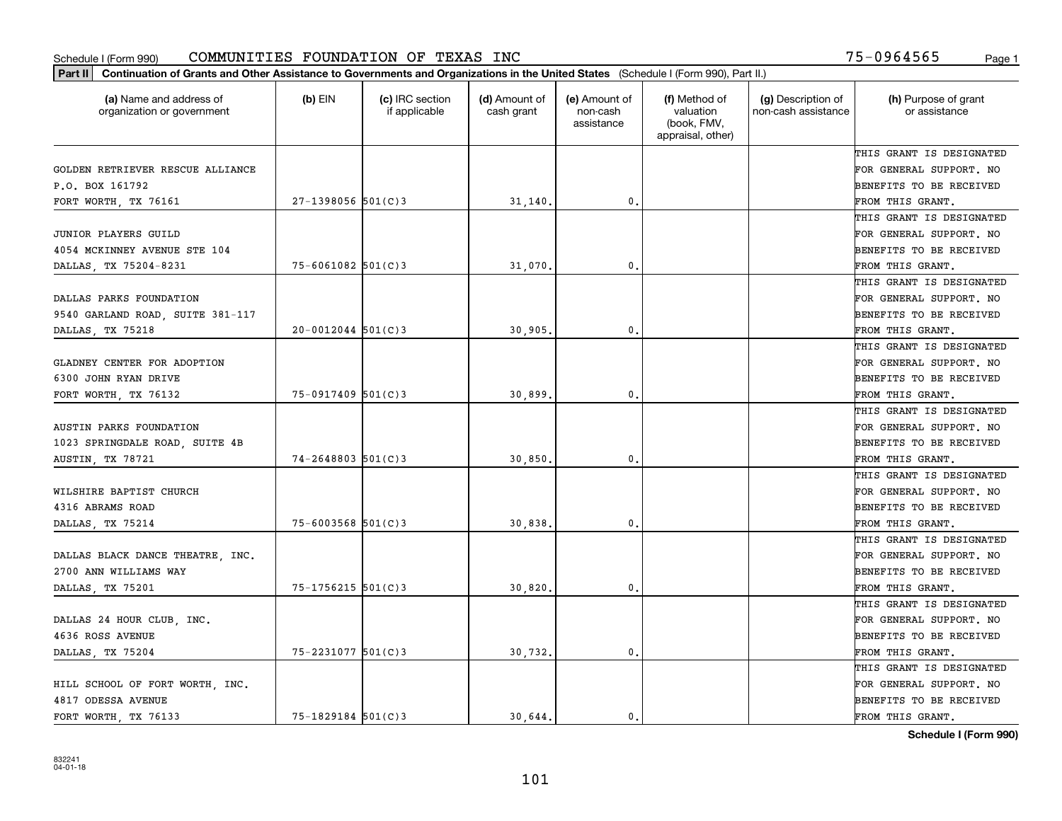Schedule I (Form 990) COMMUNITIES FOUNDATION OF TEXAS INC 75-0964565

**Part II** **Continuation of Grants and Other Assistance to Governments and Organizations in the United States** (Schedule I (Form 990), Part II.)

| (a) Name and address of organization or government | (b) EIN | (c) IRC section if applicable | (d) Amount of cash grant | (e) Amount of non-cash assistance | (f) Method of valuation (book, FMV, appraisal, other) | (g) Description of non-cash assistance | (h) Purpose of grant or assistance |
|---|---|---|---|---|---|---|---|
| GOLDEN RETRIEVER RESCUE ALLIANCE<br>P.O. BOX 161792<br>FORT WORTH, TX 76161 | 27-1398056 | 501(C)3 | 31,140. | 0. | | | THIS GRANT IS DESIGNATED FOR GENERAL SUPPORT. NO BENEFITS TO BE RECEIVED FROM THIS GRANT. |
| JUNIOR PLAYERS GUILD<br>4054 MCKINNEY AVENUE STE 104<br>DALLAS, TX 75204-8231 | 75-6061082 | 501(C)3 | 31,070. | 0. | | | THIS GRANT IS DESIGNATED FOR GENERAL SUPPORT. NO BENEFITS TO BE RECEIVED FROM THIS GRANT. |
| DALLAS PARKS FOUNDATION<br>9540 GARLAND ROAD, SUITE 381-117<br>DALLAS, TX 75218 | 20-0012044 | 501(C)3 | 30,905. | 0. | | | THIS GRANT IS DESIGNATED FOR GENERAL SUPPORT. NO BENEFITS TO BE RECEIVED FROM THIS GRANT. |
| GLADNEY CENTER FOR ADOPTION<br>6300 JOHN RYAN DRIVE<br>FORT WORTH, TX 76132 | 75-0917409 | 501(C)3 | 30,899. | 0. | | | THIS GRANT IS DESIGNATED FOR GENERAL SUPPORT. NO BENEFITS TO BE RECEIVED FROM THIS GRANT. |
| AUSTIN PARKS FOUNDATION<br>1023 SPRINGDALE ROAD, SUITE 4B<br>AUSTIN, TX 78721 | 74-2648803 | 501(C)3 | 30,850. | 0. | | | THIS GRANT IS DESIGNATED FOR GENERAL SUPPORT. NO BENEFITS TO BE RECEIVED FROM THIS GRANT. |
| WILSHIRE BAPTIST CHURCH<br>4316 ABRAMS ROAD<br>DALLAS, TX 75214 | 75-6003568 | 501(C)3 | 30,838. | 0. | | | THIS GRANT IS DESIGNATED FOR GENERAL SUPPORT. NO BENEFITS TO BE RECEIVED FROM THIS GRANT. |
| DALLAS BLACK DANCE THEATRE, INC.<br>2700 ANN WILLIAMS WAY<br>DALLAS, TX 75201 | 75-1756215 | 501(C)3 | 30,820. | 0. | | | THIS GRANT IS DESIGNATED FOR GENERAL SUPPORT. NO BENEFITS TO BE RECEIVED FROM THIS GRANT. |
| DALLAS 24 HOUR CLUB, INC.<br>4636 ROSS AVENUE<br>DALLAS, TX 75204 | 75-2231077 | 501(C)3 | 30,732. | 0. | | | THIS GRANT IS DESIGNATED FOR GENERAL SUPPORT. NO BENEFITS TO BE RECEIVED FROM THIS GRANT. |
| HILL SCHOOL OF FORT WORTH, INC.<br>4817 ODESSA AVENUE<br>FORT WORTH, TX 76133 | 75-1829184 | 501(C)3 | 30,644. | 0. | | | THIS GRANT IS DESIGNATED FOR GENERAL SUPPORT. NO BENEFITS TO BE RECEIVED FROM THIS GRANT. |

**Schedule I (Form 990)**

832241
04-01-18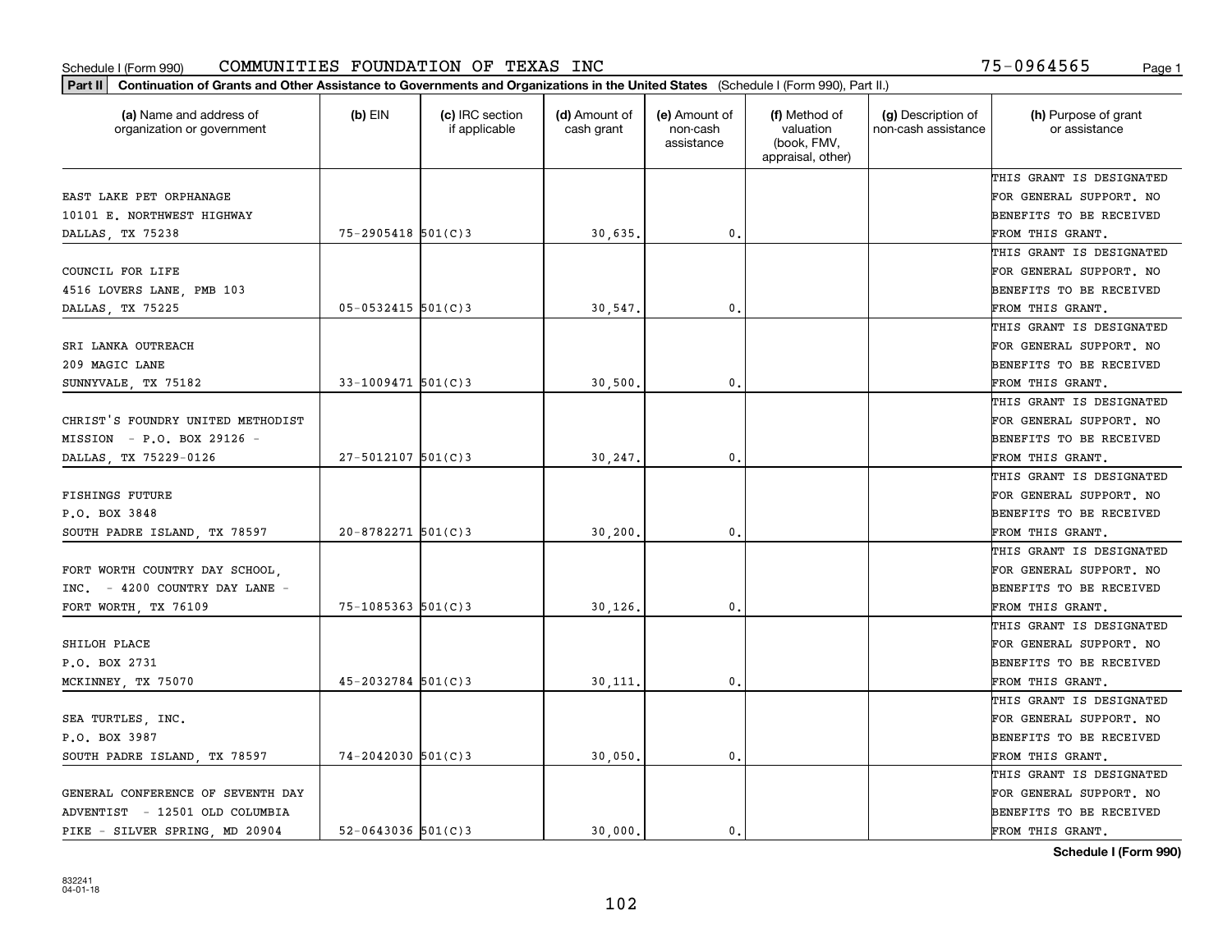Schedule I (Form 990) COMMUNITIES FOUNDATION OF TEXAS INC 75-0964565

**Part II** **Continuation of Grants and Other Assistance to Governments and Organizations in the United States** (Schedule I (Form 990), Part II.)

| (a) Name and address of organization or government | (b) EIN | (c) IRC section if applicable | (d) Amount of cash grant | (e) Amount of non-cash assistance | (f) Method of valuation (book, FMV, appraisal, other) | (g) Description of non-cash assistance | (h) Purpose of grant or assistance |
|---|---|---|---|---|---|---|---|
| EAST LAKE PET ORPHANAGE 10101 E. NORTHWEST HIGHWAY DALLAS, TX 75238 | 75-2905418 | 501(C)3 | 30,635. | 0. | | | THIS GRANT IS DESIGNATED FOR GENERAL SUPPORT. NO BENEFITS TO BE RECEIVED FROM THIS GRANT. |
| COUNCIL FOR LIFE 4516 LOVERS LANE, PMB 103 DALLAS, TX 75225 | 05-0532415 | 501(C)3 | 30,547. | 0. | | | THIS GRANT IS DESIGNATED FOR GENERAL SUPPORT. NO BENEFITS TO BE RECEIVED FROM THIS GRANT. |
| SRI LANKA OUTREACH 209 MAGIC LANE SUNNYVALE, TX 75182 | 33-1009471 | 501(C)3 | 30,500. | 0. | | | THIS GRANT IS DESIGNATED FOR GENERAL SUPPORT. NO BENEFITS TO BE RECEIVED FROM THIS GRANT. |
| CHRIST'S FOUNDRY UNITED METHODIST MISSION - P.O. BOX 29126 - DALLAS, TX 75229-0126 | 27-5012107 | 501(C)3 | 30,247. | 0. | | | THIS GRANT IS DESIGNATED FOR GENERAL SUPPORT. NO BENEFITS TO BE RECEIVED FROM THIS GRANT. |
| FISHINGS FUTURE P.O. BOX 3848 SOUTH PADRE ISLAND, TX 78597 | 20-8782271 | 501(C)3 | 30,200. | 0. | | | THIS GRANT IS DESIGNATED FOR GENERAL SUPPORT. NO BENEFITS TO BE RECEIVED FROM THIS GRANT. |
| FORT WORTH COUNTRY DAY SCHOOL, INC. - 4200 COUNTRY DAY LANE - FORT WORTH, TX 76109 | 75-1085363 | 501(C)3 | 30,126. | 0. | | | THIS GRANT IS DESIGNATED FOR GENERAL SUPPORT. NO BENEFITS TO BE RECEIVED FROM THIS GRANT. |
| SHILOH PLACE P.O. BOX 2731 MCKINNEY, TX 75070 | 45-2032784 | 501(C)3 | 30,111. | 0. | | | THIS GRANT IS DESIGNATED FOR GENERAL SUPPORT. NO BENEFITS TO BE RECEIVED FROM THIS GRANT. |
| SEA TURTLES, INC. P.O. BOX 3987 SOUTH PADRE ISLAND, TX 78597 | 74-2042030 | 501(C)3 | 30,050. | 0. | | | THIS GRANT IS DESIGNATED FOR GENERAL SUPPORT. NO BENEFITS TO BE RECEIVED FROM THIS GRANT. |
| GENERAL CONFERENCE OF SEVENTH DAY ADVENTIST - 12501 OLD COLUMBIA PIKE - SILVER SPRING, MD 20904 | 52-0643036 | 501(C)3 | 30,000. | 0. | | | THIS GRANT IS DESIGNATED FOR GENERAL SUPPORT. NO BENEFITS TO BE RECEIVED FROM THIS GRANT. |

**Schedule I (Form 990)**

832241 04-01-18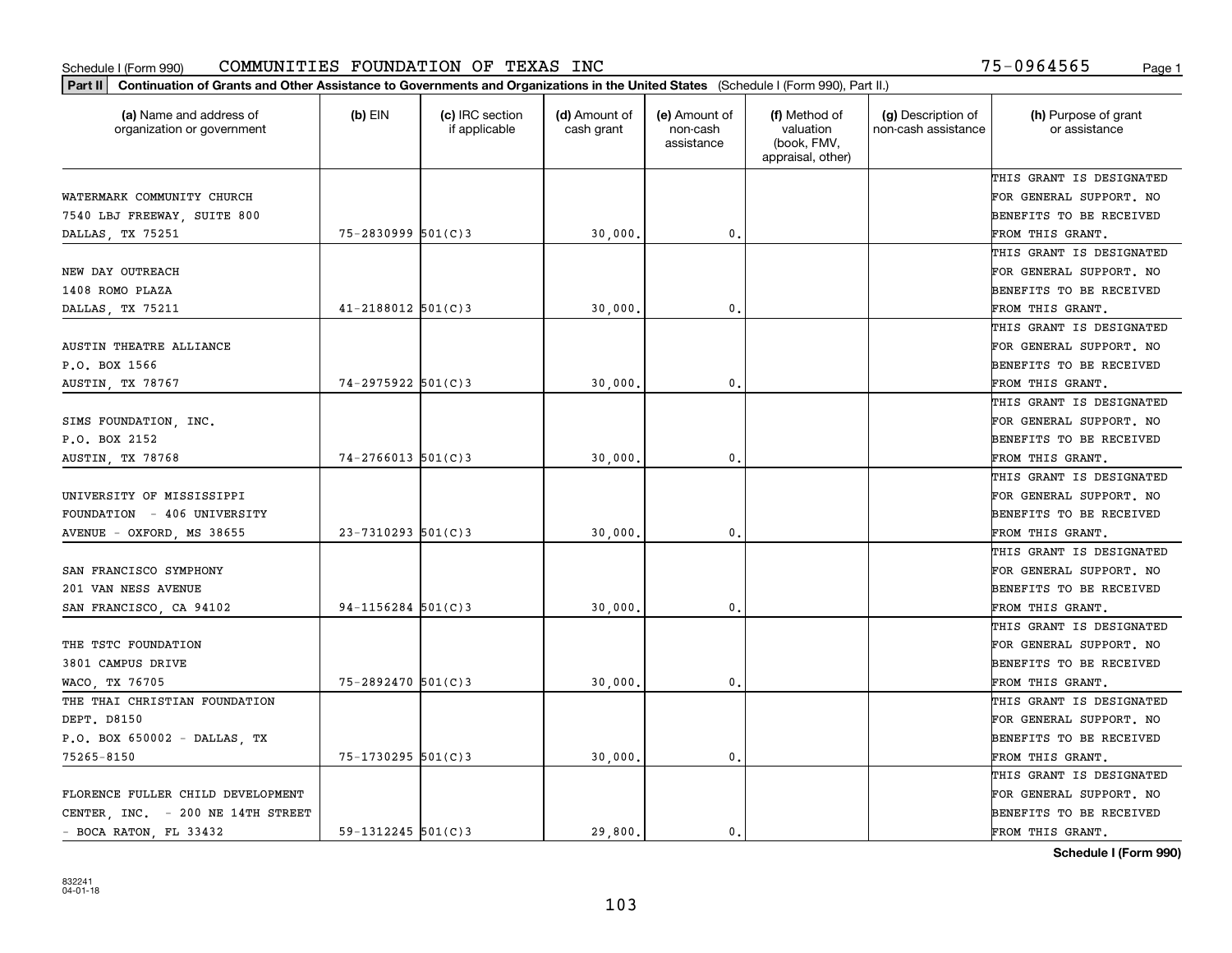Schedule I (Form 990) COMMUNITIES FOUNDATION OF TEXAS INC 75-0964565

**Part II** **Continuation of Grants and Other Assistance to Governments and Organizations in the United States** (Schedule I (Form 990), Part II.)

| (a) Name and address of organization or government | (b) EIN | (c) IRC section if applicable | (d) Amount of cash grant | (e) Amount of non-cash assistance | (f) Method of valuation (book, FMV, appraisal, other) | (g) Description of non-cash assistance | (h) Purpose of grant or assistance |
|---|---|---|---|---|---|---|---|
| WATERMARK COMMUNITY CHURCH 7540 LBJ FREEWAY, SUITE 800 DALLAS, TX 75251 | 75-2830999 | 501(C)3 | 30,000. | 0. | | | THIS GRANT IS DESIGNATED FOR GENERAL SUPPORT. NO BENEFITS TO BE RECEIVED FROM THIS GRANT. |
| NEW DAY OUTREACH 1408 ROMO PLAZA DALLAS, TX 75211 | 41-2188012 | 501(C)3 | 30,000. | 0. | | | THIS GRANT IS DESIGNATED FOR GENERAL SUPPORT. NO BENEFITS TO BE RECEIVED FROM THIS GRANT. |
| AUSTIN THEATRE ALLIANCE P.O. BOX 1566 AUSTIN, TX 78767 | 74-2975922 | 501(C)3 | 30,000. | 0. | | | THIS GRANT IS DESIGNATED FOR GENERAL SUPPORT. NO BENEFITS TO BE RECEIVED FROM THIS GRANT. |
| SIMS FOUNDATION, INC. P.O. BOX 2152 AUSTIN, TX 78768 | 74-2766013 | 501(C)3 | 30,000. | 0. | | | THIS GRANT IS DESIGNATED FOR GENERAL SUPPORT. NO BENEFITS TO BE RECEIVED FROM THIS GRANT. |
| UNIVERSITY OF MISSISSIPPI FOUNDATION - 406 UNIVERSITY AVENUE - OXFORD, MS 38655 | 23-7310293 | 501(C)3 | 30,000. | 0. | | | THIS GRANT IS DESIGNATED FOR GENERAL SUPPORT. NO BENEFITS TO BE RECEIVED FROM THIS GRANT. |
| SAN FRANCISCO SYMPHONY 201 VAN NESS AVENUE SAN FRANCISCO, CA 94102 | 94-1156284 | 501(C)3 | 30,000. | 0. | | | THIS GRANT IS DESIGNATED FOR GENERAL SUPPORT. NO BENEFITS TO BE RECEIVED FROM THIS GRANT. |
| THE TSTC FOUNDATION 3801 CAMPUS DRIVE WACO, TX 76705 | 75-2892470 | 501(C)3 | 30,000. | 0. | | | THIS GRANT IS DESIGNATED FOR GENERAL SUPPORT. NO BENEFITS TO BE RECEIVED FROM THIS GRANT. |
| THE THAI CHRISTIAN FOUNDATION DEPT. D8150 P.O. BOX 650002 - DALLAS, TX 75265-8150 | 75-1730295 | 501(C)3 | 30,000. | 0. | | | THIS GRANT IS DESIGNATED FOR GENERAL SUPPORT. NO BENEFITS TO BE RECEIVED FROM THIS GRANT. |
| FLORENCE FULLER CHILD DEVELOPMENT CENTER, INC. - 200 NE 14TH STREET - BOCA RATON, FL 33432 | 59-1312245 | 501(C)3 | 29,800. | 0. | | | THIS GRANT IS DESIGNATED FOR GENERAL SUPPORT. NO BENEFITS TO BE RECEIVED FROM THIS GRANT. |

Schedule I (Form 990)

832241
04-01-18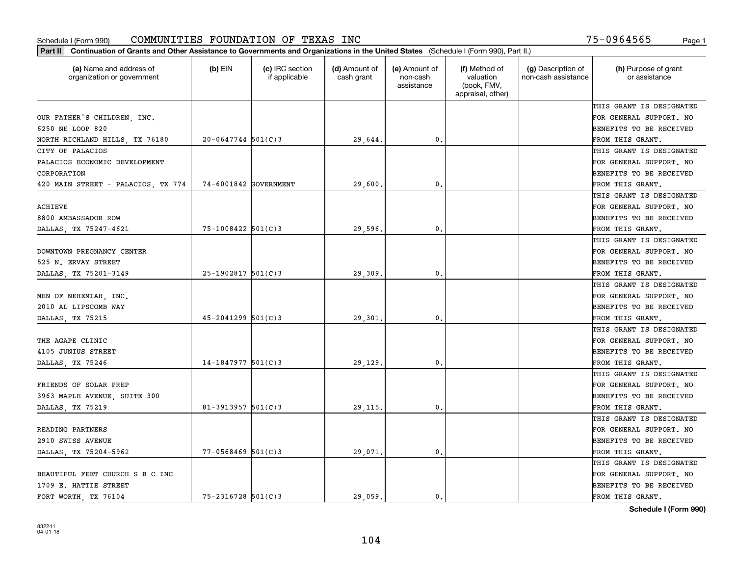Schedule I (Form 990) COMMUNITIES FOUNDATION OF TEXAS INC 75-0964565

**Part II** **Continuation of Grants and Other Assistance to Governments and Organizations in the United States** (Schedule I (Form 990), Part II.)

| (a) Name and address of organization or government | (b) EIN | (c) IRC section if applicable | (d) Amount of cash grant | (e) Amount of non-cash assistance | (f) Method of valuation (book, FMV, appraisal, other) | (g) Description of non-cash assistance | (h) Purpose of grant or assistance |
|---|---|---|---|---|---|---|---|
| OUR FATHER'S CHILDREN, INC. 6250 NE LOOP 820 NORTH RICHLAND HILLS, TX 76180 | 20-0647744 | 501(C)3 | 29,644. | 0. | | | THIS GRANT IS DESIGNATED FOR GENERAL SUPPORT. NO BENEFITS TO BE RECEIVED FROM THIS GRANT. |
| CITY OF PALACIOS PALACIOS ECONOMIC DEVELOPMENT CORPORATION 420 MAIN STREET - PALACIOS, TX 774 | 74-6001842 | GOVERNMENT | 29,600. | 0. | | | THIS GRANT IS DESIGNATED FOR GENERAL SUPPORT. NO BENEFITS TO BE RECEIVED FROM THIS GRANT. |
| ACHIEVE 8800 AMBASSADOR ROW DALLAS, TX 75247-4621 | 75-1008422 | 501(C)3 | 29,596. | 0. | | | THIS GRANT IS DESIGNATED FOR GENERAL SUPPORT. NO BENEFITS TO BE RECEIVED FROM THIS GRANT. |
| DOWNTOWN PREGNANCY CENTER 525 N. ERVAY STREET DALLAS, TX 75201-3149 | 25-1902817 | 501(C)3 | 29,309. | 0. | | | THIS GRANT IS DESIGNATED FOR GENERAL SUPPORT. NO BENEFITS TO BE RECEIVED FROM THIS GRANT. |
| MEN OF NEHEMIAH, INC. 2010 AL LIPSCOMB WAY DALLAS, TX 75215 | 45-2041299 | 501(C)3 | 29,301. | 0. | | | THIS GRANT IS DESIGNATED FOR GENERAL SUPPORT. NO BENEFITS TO BE RECEIVED FROM THIS GRANT. |
| THE AGAPE CLINIC 4105 JUNIUS STREET DALLAS, TX 75246 | 14-1847977 | 501(C)3 | 29,129. | 0. | | | THIS GRANT IS DESIGNATED FOR GENERAL SUPPORT. NO BENEFITS TO BE RECEIVED FROM THIS GRANT. |
| FRIENDS OF SOLAR PREP 3963 MAPLE AVENUE, SUITE 300 DALLAS, TX 75219 | 81-3913957 | 501(C)3 | 29,115. | 0. | | | THIS GRANT IS DESIGNATED FOR GENERAL SUPPORT. NO BENEFITS TO BE RECEIVED FROM THIS GRANT. |
| READING PARTNERS 2910 SWISS AVENUE DALLAS, TX 75204-5962 | 77-0568469 | 501(C)3 | 29,071. | 0. | | | THIS GRANT IS DESIGNATED FOR GENERAL SUPPORT. NO BENEFITS TO BE RECEIVED FROM THIS GRANT. |
| BEAUTIFUL FEET CHURCH S B C INC 1709 E. HATTIE STREET FORT WORTH, TX 76104 | 75-2316728 | 501(C)3 | 29,059. | 0. | | | THIS GRANT IS DESIGNATED FOR GENERAL SUPPORT. NO BENEFITS TO BE RECEIVED FROM THIS GRANT. |

832241 04-01-18

**Schedule I (Form 990)**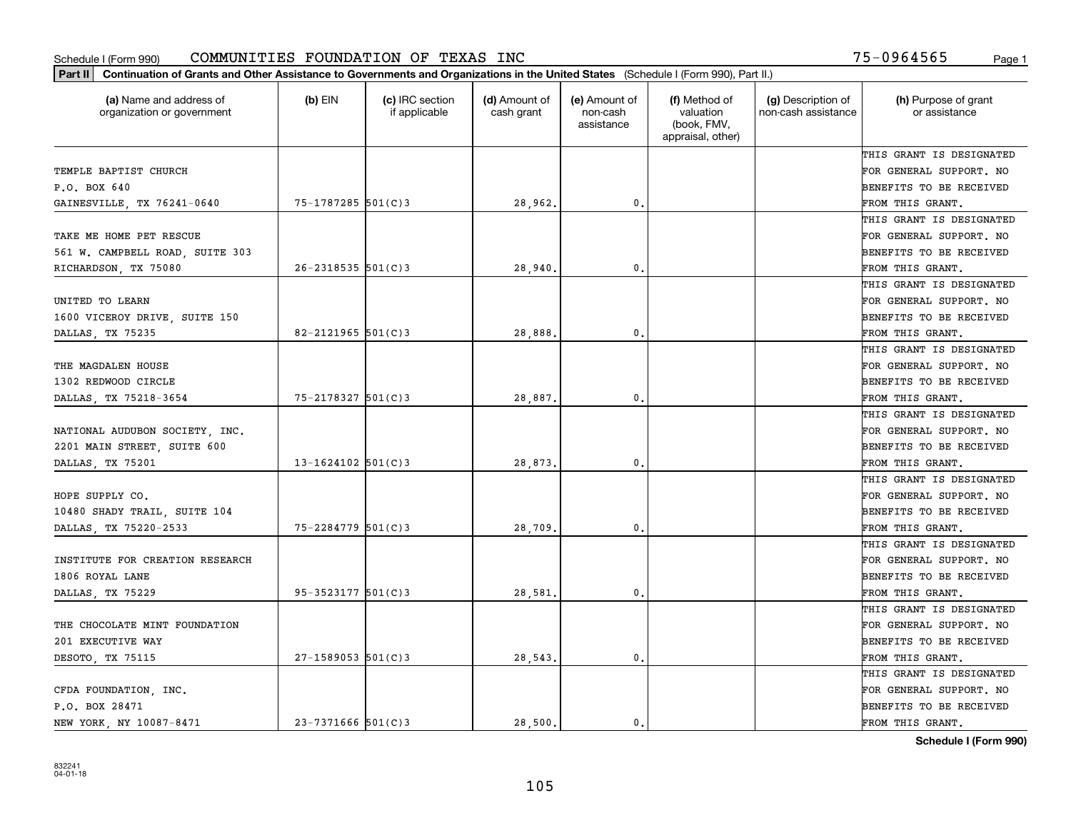Schedule I (Form 990) COMMUNITIES FOUNDATION OF TEXAS INC 75-0964565

**Part II** **Continuation of Grants and Other Assistance to Governments and Organizations in the United States** (Schedule I (Form 990), Part II.)

| (a) Name and address of organization or government | (b) EIN | (c) IRC section if applicable | (d) Amount of cash grant | (e) Amount of non-cash assistance | (f) Method of valuation (book, FMV, appraisal, other) | (g) Description of non-cash assistance | (h) Purpose of grant or assistance |
|---|---|---|---|---|---|---|---|
| TEMPLE BAPTIST CHURCH<br>P.O. BOX 640<br>GAINESVILLE, TX 76241-0640 | 75-1787285 | 501(C)3 | 28,962. | 0. | | | THIS GRANT IS DESIGNATED FOR GENERAL SUPPORT. NO BENEFITS TO BE RECEIVED FROM THIS GRANT. |
| TAKE ME HOME PET RESCUE<br>561 W. CAMPBELL ROAD, SUITE 303<br>RICHARDSON, TX 75080 | 26-2318535 | 501(C)3 | 28,940. | 0. | | | THIS GRANT IS DESIGNATED FOR GENERAL SUPPORT. NO BENEFITS TO BE RECEIVED FROM THIS GRANT. |
| UNITED TO LEARN<br>1600 VICEROY DRIVE, SUITE 150<br>DALLAS, TX 75235 | 82-2121965 | 501(C)3 | 28,888. | 0. | | | THIS GRANT IS DESIGNATED FOR GENERAL SUPPORT. NO BENEFITS TO BE RECEIVED FROM THIS GRANT. |
| THE MAGDALEN HOUSE<br>1302 REDWOOD CIRCLE<br>DALLAS, TX 75218-3654 | 75-2178327 | 501(C)3 | 28,887. | 0. | | | THIS GRANT IS DESIGNATED FOR GENERAL SUPPORT. NO BENEFITS TO BE RECEIVED FROM THIS GRANT. |
| NATIONAL AUDUBON SOCIETY, INC.<br>2201 MAIN STREET, SUITE 600<br>DALLAS, TX 75201 | 13-1624102 | 501(C)3 | 28,873. | 0. | | | THIS GRANT IS DESIGNATED FOR GENERAL SUPPORT. NO BENEFITS TO BE RECEIVED FROM THIS GRANT. |
| HOPE SUPPLY CO.<br>10480 SHADY TRAIL, SUITE 104<br>DALLAS, TX 75220-2533 | 75-2284779 | 501(C)3 | 28,709. | 0. | | | THIS GRANT IS DESIGNATED FOR GENERAL SUPPORT. NO BENEFITS TO BE RECEIVED FROM THIS GRANT. |
| INSTITUTE FOR CREATION RESEARCH<br>1806 ROYAL LANE<br>DALLAS, TX 75229 | 95-3523177 | 501(C)3 | 28,581. | 0. | | | THIS GRANT IS DESIGNATED FOR GENERAL SUPPORT. NO BENEFITS TO BE RECEIVED FROM THIS GRANT. |
| THE CHOCOLATE MINT FOUNDATION<br>201 EXECUTIVE WAY<br>DESOTO, TX 75115 | 27-1589053 | 501(C)3 | 28,543. | 0. | | | THIS GRANT IS DESIGNATED FOR GENERAL SUPPORT. NO BENEFITS TO BE RECEIVED FROM THIS GRANT. |
| CFDA FOUNDATION, INC.<br>P.O. BOX 28471<br>NEW YORK, NY 10087-8471 | 23-7371666 | 501(C)3 | 28,500. | 0. | | | THIS GRANT IS DESIGNATED FOR GENERAL SUPPORT. NO BENEFITS TO BE RECEIVED FROM THIS GRANT. |

**Schedule I (Form 990)**

832241
04-01-18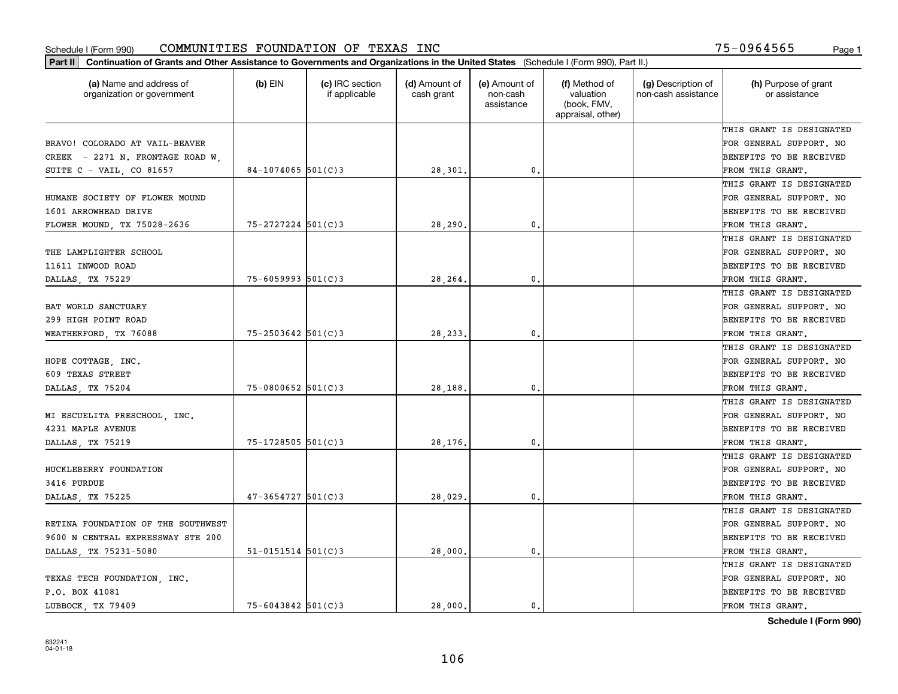Schedule I (Form 990) COMMUNITIES FOUNDATION OF TEXAS INC 75-0964565

**Part II** **Continuation of Grants and Other Assistance to Governments and Organizations in the United States** (Schedule I (Form 990), Part II.)

| (a) Name and address of organization or government | (b) EIN | (c) IRC section if applicable | (d) Amount of cash grant | (e) Amount of non-cash assistance | (f) Method of valuation (book, FMV, appraisal, other) | (g) Description of non-cash assistance | (h) Purpose of grant or assistance |
|---|---|---|---|---|---|---|---|
| BRAVO! COLORADO AT VAIL-BEAVER CREEK - 2271 N. FRONTAGE ROAD W, SUITE C - VAIL, CO 81657 | 84-1074065 | 501(C)3 | 28,301. | 0. | | | THIS GRANT IS DESIGNATED FOR GENERAL SUPPORT. NO BENEFITS TO BE RECEIVED FROM THIS GRANT. |
| HUMANE SOCIETY OF FLOWER MOUND 1601 ARROWHEAD DRIVE FLOWER MOUND, TX 75028-2636 | 75-2727224 | 501(C)3 | 28,290. | 0. | | | THIS GRANT IS DESIGNATED FOR GENERAL SUPPORT. NO BENEFITS TO BE RECEIVED FROM THIS GRANT. |
| THE LAMPLIGHTER SCHOOL 11611 INWOOD ROAD DALLAS, TX 75229 | 75-6059993 | 501(C)3 | 28,264. | 0. | | | THIS GRANT IS DESIGNATED FOR GENERAL SUPPORT. NO BENEFITS TO BE RECEIVED FROM THIS GRANT. |
| BAT WORLD SANCTUARY 299 HIGH POINT ROAD WEATHERFORD, TX 76088 | 75-2503642 | 501(C)3 | 28,233. | 0. | | | THIS GRANT IS DESIGNATED FOR GENERAL SUPPORT. NO BENEFITS TO BE RECEIVED FROM THIS GRANT. |
| HOPE COTTAGE, INC. 609 TEXAS STREET DALLAS, TX 75204 | 75-0800652 | 501(C)3 | 28,188. | 0. | | | THIS GRANT IS DESIGNATED FOR GENERAL SUPPORT. NO BENEFITS TO BE RECEIVED FROM THIS GRANT. |
| MI ESCUELITA PRESCHOOL, INC. 4231 MAPLE AVENUE DALLAS, TX 75219 | 75-1728505 | 501(C)3 | 28,176. | 0. | | | THIS GRANT IS DESIGNATED FOR GENERAL SUPPORT. NO BENEFITS TO BE RECEIVED FROM THIS GRANT. |
| HUCKLEBERRY FOUNDATION 3416 PURDUE DALLAS, TX 75225 | 47-3654727 | 501(C)3 | 28,029. | 0. | | | THIS GRANT IS DESIGNATED FOR GENERAL SUPPORT. NO BENEFITS TO BE RECEIVED FROM THIS GRANT. |
| RETINA FOUNDATION OF THE SOUTHWEST 9600 N CENTRAL EXPRESSWAY STE 200 DALLAS, TX 75231-5080 | 51-0151514 | 501(C)3 | 28,000. | 0. | | | THIS GRANT IS DESIGNATED FOR GENERAL SUPPORT. NO BENEFITS TO BE RECEIVED FROM THIS GRANT. |
| TEXAS TECH FOUNDATION, INC. P.O. BOX 41081 LUBBOCK, TX 79409 | 75-6043842 | 501(C)3 | 28,000. | 0. | | | THIS GRANT IS DESIGNATED FOR GENERAL SUPPORT. NO BENEFITS TO BE RECEIVED FROM THIS GRANT. |

**Schedule I (Form 990)**

832241
04-01-18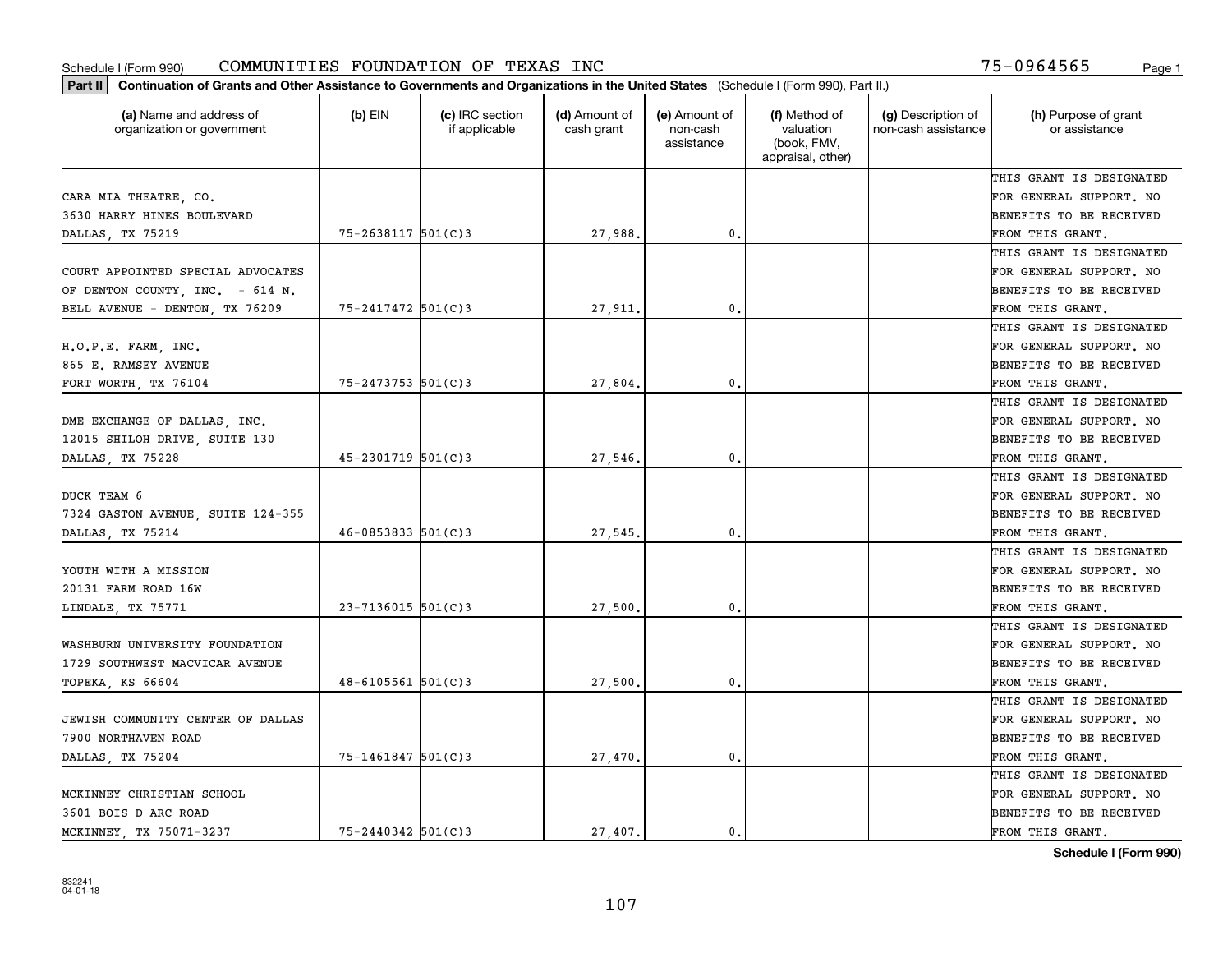Schedule I (Form 990) COMMUNITIES FOUNDATION OF TEXAS INC 75-0964565

**Part II** **Continuation of Grants and Other Assistance to Governments and Organizations in the United States** (Schedule I (Form 990), Part II.)

| (a) Name and address of organization or government | (b) EIN | (c) IRC section if applicable | (d) Amount of cash grant | (e) Amount of non-cash assistance | (f) Method of valuation (book, FMV, appraisal, other) | (g) Description of non-cash assistance | (h) Purpose of grant or assistance |
|---|---|---|---|---|---|---|---|
| CARA MIA THEATRE, CO. 3630 HARRY HINES BOULEVARD DALLAS, TX 75219 | 75-2638117 | 501(C)3 | 27,988. | 0. | | | THIS GRANT IS DESIGNATED FOR GENERAL SUPPORT. NO BENEFITS TO BE RECEIVED FROM THIS GRANT. |
| COURT APPOINTED SPECIAL ADVOCATES OF DENTON COUNTY, INC. - 614 N. BELL AVENUE - DENTON, TX 76209 | 75-2417472 | 501(C)3 | 27,911. | 0. | | | THIS GRANT IS DESIGNATED FOR GENERAL SUPPORT. NO BENEFITS TO BE RECEIVED FROM THIS GRANT. |
| H.O.P.E. FARM, INC. 865 E. RAMSEY AVENUE FORT WORTH, TX 76104 | 75-2473753 | 501(C)3 | 27,804. | 0. | | | THIS GRANT IS DESIGNATED FOR GENERAL SUPPORT. NO BENEFITS TO BE RECEIVED FROM THIS GRANT. |
| DME EXCHANGE OF DALLAS, INC. 12015 SHILOH DRIVE, SUITE 130 DALLAS, TX 75228 | 45-2301719 | 501(C)3 | 27,546. | 0. | | | THIS GRANT IS DESIGNATED FOR GENERAL SUPPORT. NO BENEFITS TO BE RECEIVED FROM THIS GRANT. |
| DUCK TEAM 6 7324 GASTON AVENUE, SUITE 124-355 DALLAS, TX 75214 | 46-0853833 | 501(C)3 | 27,545. | 0. | | | THIS GRANT IS DESIGNATED FOR GENERAL SUPPORT. NO BENEFITS TO BE RECEIVED FROM THIS GRANT. |
| YOUTH WITH A MISSION 20131 FARM ROAD 16W LINDALE, TX 75771 | 23-7136015 | 501(C)3 | 27,500. | 0. | | | THIS GRANT IS DESIGNATED FOR GENERAL SUPPORT. NO BENEFITS TO BE RECEIVED FROM THIS GRANT. |
| WASHBURN UNIVERSITY FOUNDATION 1729 SOUTHWEST MACVICAR AVENUE TOPEKA, KS 66604 | 48-6105561 | 501(C)3 | 27,500. | 0. | | | THIS GRANT IS DESIGNATED FOR GENERAL SUPPORT. NO BENEFITS TO BE RECEIVED FROM THIS GRANT. |
| JEWISH COMMUNITY CENTER OF DALLAS 7900 NORTHAVEN ROAD DALLAS, TX 75204 | 75-1461847 | 501(C)3 | 27,470. | 0. | | | THIS GRANT IS DESIGNATED FOR GENERAL SUPPORT. NO BENEFITS TO BE RECEIVED FROM THIS GRANT. |
| MCKINNEY CHRISTIAN SCHOOL 3601 BOIS D ARC ROAD MCKINNEY, TX 75071-3237 | 75-2440342 | 501(C)3 | 27,407. | 0. | | | THIS GRANT IS DESIGNATED FOR GENERAL SUPPORT. NO BENEFITS TO BE RECEIVED FROM THIS GRANT. |

**Schedule I (Form 990)**

832241 04-01-18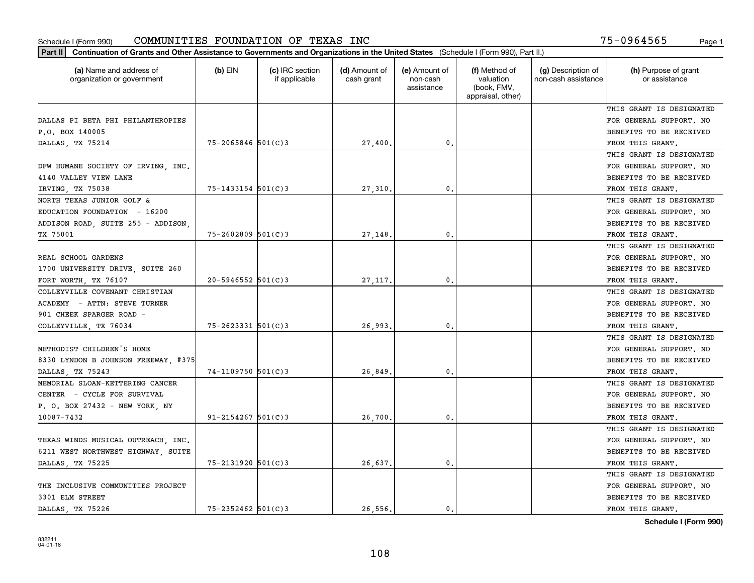Schedule I (Form 990) COMMUNITIES FOUNDATION OF TEXAS INC 75-0964565

**Part II** **Continuation of Grants and Other Assistance to Governments and Organizations in the United States** (Schedule I (Form 990), Part II.)

| (a) Name and address of organization or government | (b) EIN | (c) IRC section if applicable | (d) Amount of cash grant | (e) Amount of non-cash assistance | (f) Method of valuation (book, FMV, appraisal, other) | (g) Description of non-cash assistance | (h) Purpose of grant or assistance |
|---|---|---|---|---|---|---|---|
| DALLAS PI BETA PHI PHILANTHROPIES P.O. BOX 140005 DALLAS, TX 75214 | 75-2065846 | 501(C)3 | 27,400. | 0. | | | THIS GRANT IS DESIGNATED FOR GENERAL SUPPORT. NO BENEFITS TO BE RECEIVED FROM THIS GRANT. |
| DFW HUMANE SOCIETY OF IRVING, INC. 4140 VALLEY VIEW LANE IRVING, TX 75038 | 75-1433154 | 501(C)3 | 27,310. | 0. | | | THIS GRANT IS DESIGNATED FOR GENERAL SUPPORT. NO BENEFITS TO BE RECEIVED FROM THIS GRANT. |
| NORTH TEXAS JUNIOR GOLF & EDUCATION FOUNDATION - 16200 ADDISON ROAD, SUITE 255 - ADDISON, TX 75001 | 75-2602809 | 501(C)3 | 27,148. | 0. | | | THIS GRANT IS DESIGNATED FOR GENERAL SUPPORT. NO BENEFITS TO BE RECEIVED FROM THIS GRANT. |
| REAL SCHOOL GARDENS 1700 UNIVERSITY DRIVE, SUITE 260 FORT WORTH, TX 76107 | 20-5946552 | 501(C)3 | 27,117. | 0. | | | THIS GRANT IS DESIGNATED FOR GENERAL SUPPORT. NO BENEFITS TO BE RECEIVED FROM THIS GRANT. |
| COLLEYVILLE COVENANT CHRISTIAN ACADEMY - ATTN: STEVE TURNER 901 CHEEK SPARGER ROAD - COLLEYVILLE, TX 76034 | 75-2623331 | 501(C)3 | 26,993. | 0. | | | THIS GRANT IS DESIGNATED FOR GENERAL SUPPORT. NO BENEFITS TO BE RECEIVED FROM THIS GRANT. |
| METHODIST CHILDREN'S HOME 8330 LYNDON B JOHNSON FREEWAY, #375 DALLAS, TX 75243 | 74-1109750 | 501(C)3 | 26,849. | 0. | | | THIS GRANT IS DESIGNATED FOR GENERAL SUPPORT. NO BENEFITS TO BE RECEIVED FROM THIS GRANT. |
| MEMORIAL SLOAN-KETTERING CANCER CENTER - CYCLE FOR SURVIVAL P. O. BOX 27432 - NEW YORK, NY 10087-7432 | 91-2154267 | 501(C)3 | 26,700. | 0. | | | THIS GRANT IS DESIGNATED FOR GENERAL SUPPORT. NO BENEFITS TO BE RECEIVED FROM THIS GRANT. |
| TEXAS WINDS MUSICAL OUTREACH, INC. 6211 WEST NORTHWEST HIGHWAY, SUITE DALLAS, TX 75225 | 75-2131920 | 501(C)3 | 26,637. | 0. | | | THIS GRANT IS DESIGNATED FOR GENERAL SUPPORT. NO BENEFITS TO BE RECEIVED FROM THIS GRANT. |
| THE INCLUSIVE COMMUNITIES PROJECT 3301 ELM STREET DALLAS, TX 75226 | 75-2352462 | 501(C)3 | 26,556. | 0. | | | THIS GRANT IS DESIGNATED FOR GENERAL SUPPORT. NO BENEFITS TO BE RECEIVED FROM THIS GRANT. |

**Schedule I (Form 990)**

832241
04-01-18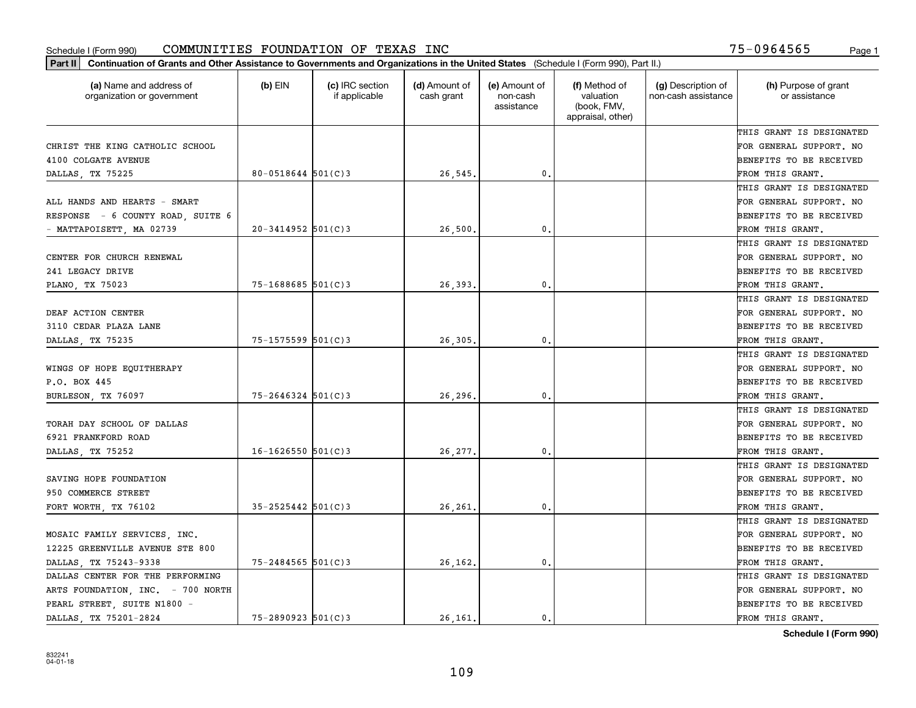Schedule I (Form 990) COMMUNITIES FOUNDATION OF TEXAS INC 75-0964565

**Part II Continuation of Grants and Other Assistance to Governments and Organizations in the United States** (Schedule I (Form 990), Part II.)

| (a) Name and address of organization or government | (b) EIN | (c) IRC section if applicable | (d) Amount of cash grant | (e) Amount of non-cash assistance | (f) Method of valuation (book, FMV, appraisal, other) | (g) Description of non-cash assistance | (h) Purpose of grant or assistance |
|---|---|---|---|---|---|---|---|
| CHRIST THE KING CATHOLIC SCHOOL 4100 COLGATE AVENUE DALLAS, TX 75225 | 80-0518644 | 501(C)3 | 26,545. | 0. | | | THIS GRANT IS DESIGNATED FOR GENERAL SUPPORT. NO BENEFITS TO BE RECEIVED FROM THIS GRANT. |
| ALL HANDS AND HEARTS - SMART RESPONSE - 6 COUNTY ROAD, SUITE 6 - MATTAPOISETT, MA 02739 | 20-3414952 | 501(C)3 | 26,500. | 0. | | | THIS GRANT IS DESIGNATED FOR GENERAL SUPPORT. NO BENEFITS TO BE RECEIVED FROM THIS GRANT. |
| CENTER FOR CHURCH RENEWAL 241 LEGACY DRIVE PLANO, TX 75023 | 75-1688685 | 501(C)3 | 26,393. | 0. | | | THIS GRANT IS DESIGNATED FOR GENERAL SUPPORT. NO BENEFITS TO BE RECEIVED FROM THIS GRANT. |
| DEAF ACTION CENTER 3110 CEDAR PLAZA LANE DALLAS, TX 75235 | 75-1575599 | 501(C)3 | 26,305. | 0. | | | THIS GRANT IS DESIGNATED FOR GENERAL SUPPORT. NO BENEFITS TO BE RECEIVED FROM THIS GRANT. |
| WINGS OF HOPE EQUITHERAPY P.O. BOX 445 BURLESON, TX 76097 | 75-2646324 | 501(C)3 | 26,296. | 0. | | | THIS GRANT IS DESIGNATED FOR GENERAL SUPPORT. NO BENEFITS TO BE RECEIVED FROM THIS GRANT. |
| TORAH DAY SCHOOL OF DALLAS 6921 FRANKFORD ROAD DALLAS, TX 75252 | 16-1626550 | 501(C)3 | 26,277. | 0. | | | THIS GRANT IS DESIGNATED FOR GENERAL SUPPORT. NO BENEFITS TO BE RECEIVED FROM THIS GRANT. |
| SAVING HOPE FOUNDATION 950 COMMERCE STREET FORT WORTH, TX 76102 | 35-2525442 | 501(C)3 | 26,261. | 0. | | | THIS GRANT IS DESIGNATED FOR GENERAL SUPPORT. NO BENEFITS TO BE RECEIVED FROM THIS GRANT. |
| MOSAIC FAMILY SERVICES, INC. 12225 GREENVILLE AVENUE STE 800 DALLAS, TX 75243-9338 | 75-2484565 | 501(C)3 | 26,162. | 0. | | | THIS GRANT IS DESIGNATED FOR GENERAL SUPPORT. NO BENEFITS TO BE RECEIVED FROM THIS GRANT. |
| DALLAS CENTER FOR THE PERFORMING ARTS FOUNDATION, INC. - 700 NORTH PEARL STREET, SUITE N1800 - DALLAS, TX 75201-2824 | 75-2890923 | 501(C)3 | 26,161. | 0. | | | THIS GRANT IS DESIGNATED FOR GENERAL SUPPORT. NO BENEFITS TO BE RECEIVED FROM THIS GRANT. |

**Schedule I (Form 990)**

832241
04-01-18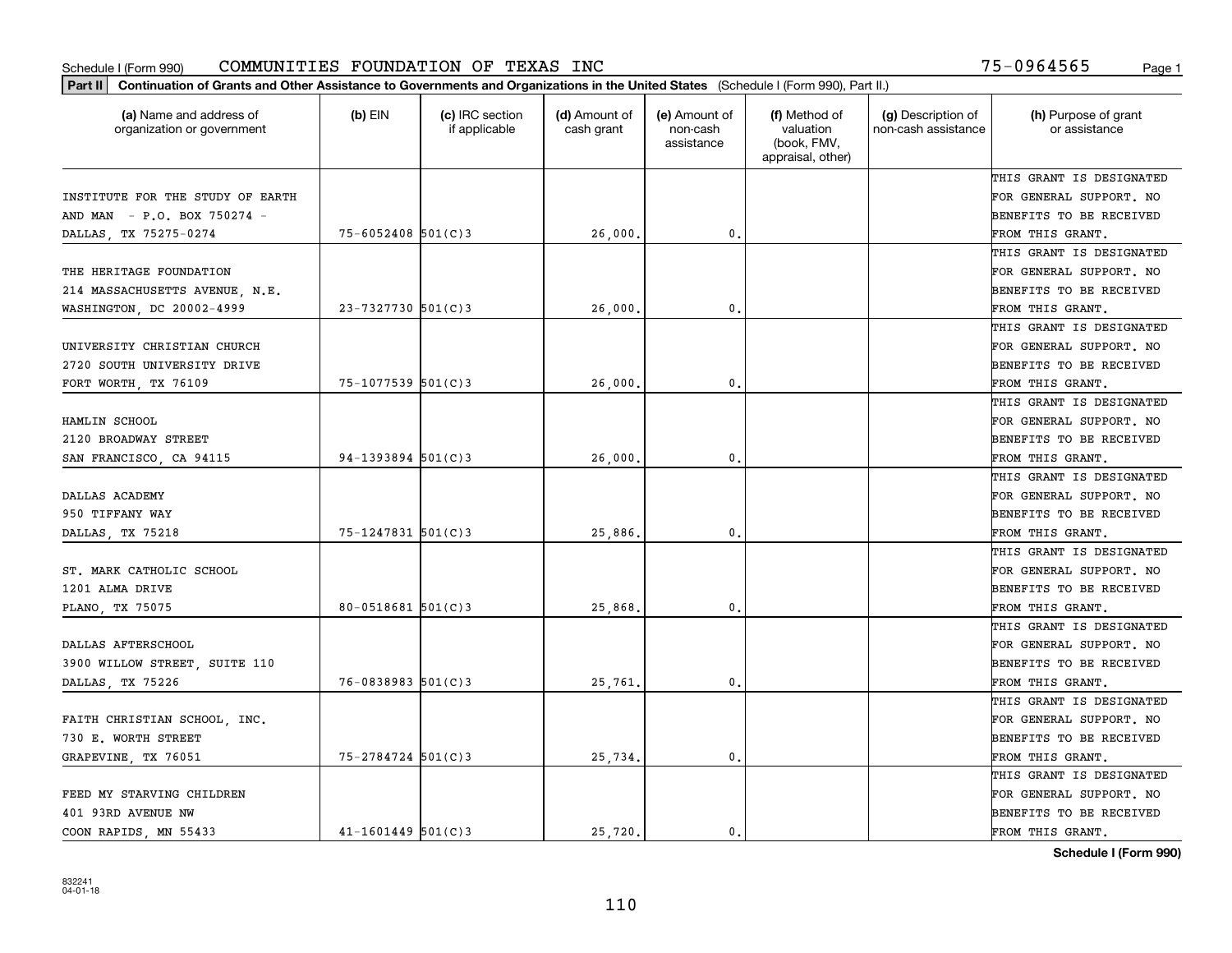Schedule I (Form 990) COMMUNITIES FOUNDATION OF TEXAS INC 75-0964565

**Part II** **Continuation of Grants and Other Assistance to Governments and Organizations in the United States** (Schedule I (Form 990), Part II.)

| (a) Name and address of organization or government | (b) EIN | (c) IRC section if applicable | (d) Amount of cash grant | (e) Amount of non-cash assistance | (f) Method of valuation (book, FMV, appraisal, other) | (g) Description of non-cash assistance | (h) Purpose of grant or assistance |
|---|---|---|---|---|---|---|---|
| INSTITUTE FOR THE STUDY OF EARTH AND MAN - P.O. BOX 750274 - DALLAS, TX 75275-0274 | 75-6052408 | 501(C)3 | 26,000. | 0. | | | THIS GRANT IS DESIGNATED FOR GENERAL SUPPORT. NO BENEFITS TO BE RECEIVED FROM THIS GRANT. |
| THE HERITAGE FOUNDATION 214 MASSACHUSETTS AVENUE, N.E. WASHINGTON, DC 20002-4999 | 23-7327730 | 501(C)3 | 26,000. | 0. | | | THIS GRANT IS DESIGNATED FOR GENERAL SUPPORT. NO BENEFITS TO BE RECEIVED FROM THIS GRANT. |
| UNIVERSITY CHRISTIAN CHURCH 2720 SOUTH UNIVERSITY DRIVE FORT WORTH, TX 76109 | 75-1077539 | 501(C)3 | 26,000. | 0. | | | THIS GRANT IS DESIGNATED FOR GENERAL SUPPORT. NO BENEFITS TO BE RECEIVED FROM THIS GRANT. |
| HAMLIN SCHOOL 2120 BROADWAY STREET SAN FRANCISCO, CA 94115 | 94-1393894 | 501(C)3 | 26,000. | 0. | | | THIS GRANT IS DESIGNATED FOR GENERAL SUPPORT. NO BENEFITS TO BE RECEIVED FROM THIS GRANT. |
| DALLAS ACADEMY 950 TIFFANY WAY DALLAS, TX 75218 | 75-1247831 | 501(C)3 | 25,886. | 0. | | | THIS GRANT IS DESIGNATED FOR GENERAL SUPPORT. NO BENEFITS TO BE RECEIVED FROM THIS GRANT. |
| ST. MARK CATHOLIC SCHOOL 1201 ALMA DRIVE PLANO, TX 75075 | 80-0518681 | 501(C)3 | 25,868. | 0. | | | THIS GRANT IS DESIGNATED FOR GENERAL SUPPORT. NO BENEFITS TO BE RECEIVED FROM THIS GRANT. |
| DALLAS AFTERSCHOOL 3900 WILLOW STREET, SUITE 110 DALLAS, TX 75226 | 76-0838983 | 501(C)3 | 25,761. | 0. | | | THIS GRANT IS DESIGNATED FOR GENERAL SUPPORT. NO BENEFITS TO BE RECEIVED FROM THIS GRANT. |
| FAITH CHRISTIAN SCHOOL, INC. 730 E. WORTH STREET GRAPEVINE, TX 76051 | 75-2784724 | 501(C)3 | 25,734. | 0. | | | THIS GRANT IS DESIGNATED FOR GENERAL SUPPORT. NO BENEFITS TO BE RECEIVED FROM THIS GRANT. |
| FEED MY STARVING CHILDREN 401 93RD AVENUE NW COON RAPIDS, MN 55433 | 41-1601449 | 501(C)3 | 25,720. | 0. | | | THIS GRANT IS DESIGNATED FOR GENERAL SUPPORT. NO BENEFITS TO BE RECEIVED FROM THIS GRANT. |

**Schedule I (Form 990)**

832241
04-01-18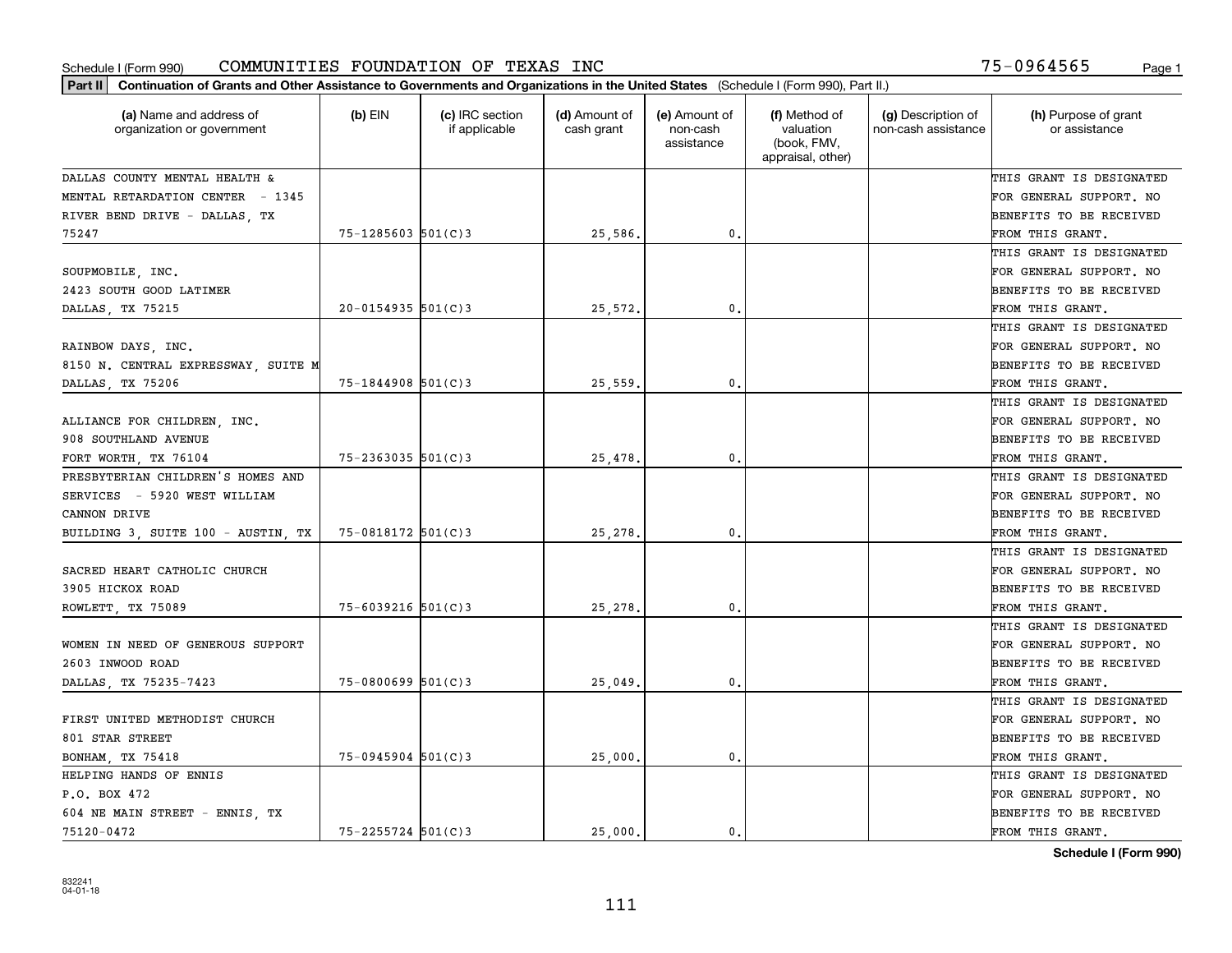Schedule I (Form 990) COMMUNITIES FOUNDATION OF TEXAS INC 75-0964565

**Part II** **Continuation of Grants and Other Assistance to Governments and Organizations in the United States** (Schedule I (Form 990), Part II.)

| (a) Name and address of organization or government | (b) EIN | (c) IRC section if applicable | (d) Amount of cash grant | (e) Amount of non-cash assistance | (f) Method of valuation (book, FMV, appraisal, other) | (g) Description of non-cash assistance | (h) Purpose of grant or assistance |
|---|---|---|---|---|---|---|---|
| DALLAS COUNTY MENTAL HEALTH & MENTAL RETARDATION CENTER - 1345 RIVER BEND DRIVE - DALLAS, TX 75247 | 75-1285603 | 501(C)3 | 25,586. | 0. | | | THIS GRANT IS DESIGNATED FOR GENERAL SUPPORT. NO BENEFITS TO BE RECEIVED FROM THIS GRANT. |
| SOUPMOBILE, INC. 2423 SOUTH GOOD LATIMER DALLAS, TX 75215 | 20-0154935 | 501(C)3 | 25,572. | 0. | | | THIS GRANT IS DESIGNATED FOR GENERAL SUPPORT. NO BENEFITS TO BE RECEIVED FROM THIS GRANT. |
| RAINBOW DAYS, INC. 8150 N. CENTRAL EXPRESSWAY, SUITE M DALLAS, TX 75206 | 75-1844908 | 501(C)3 | 25,559. | 0. | | | THIS GRANT IS DESIGNATED FOR GENERAL SUPPORT. NO BENEFITS TO BE RECEIVED FROM THIS GRANT. |
| ALLIANCE FOR CHILDREN, INC. 908 SOUTHLAND AVENUE FORT WORTH, TX 76104 | 75-2363035 | 501(C)3 | 25,478. | 0. | | | THIS GRANT IS DESIGNATED FOR GENERAL SUPPORT. NO BENEFITS TO BE RECEIVED FROM THIS GRANT. |
| PRESBYTERIAN CHILDREN'S HOMES AND SERVICES - 5920 WEST WILLIAM CANNON DRIVE BUILDING 3, SUITE 100 - AUSTIN, TX | 75-0818172 | 501(C)3 | 25,278. | 0. | | | THIS GRANT IS DESIGNATED FOR GENERAL SUPPORT. NO BENEFITS TO BE RECEIVED FROM THIS GRANT. |
| SACRED HEART CATHOLIC CHURCH 3905 HICKOX ROAD ROWLETT, TX 75089 | 75-6039216 | 501(C)3 | 25,278. | 0. | | | THIS GRANT IS DESIGNATED FOR GENERAL SUPPORT. NO BENEFITS TO BE RECEIVED FROM THIS GRANT. |
| WOMEN IN NEED OF GENEROUS SUPPORT 2603 INWOOD ROAD DALLAS, TX 75235-7423 | 75-0800699 | 501(C)3 | 25,049. | 0. | | | THIS GRANT IS DESIGNATED FOR GENERAL SUPPORT. NO BENEFITS TO BE RECEIVED FROM THIS GRANT. |
| FIRST UNITED METHODIST CHURCH 801 STAR STREET BONHAM, TX 75418 | 75-0945904 | 501(C)3 | 25,000. | 0. | | | THIS GRANT IS DESIGNATED FOR GENERAL SUPPORT. NO BENEFITS TO BE RECEIVED FROM THIS GRANT. |
| HELPING HANDS OF ENNIS P.O. BOX 472 604 NE MAIN STREET - ENNIS, TX 75120-0472 | 75-2255724 | 501(C)3 | 25,000. | 0. | | | THIS GRANT IS DESIGNATED FOR GENERAL SUPPORT. NO BENEFITS TO BE RECEIVED FROM THIS GRANT. |

**Schedule I (Form 990)**

832241 04-01-18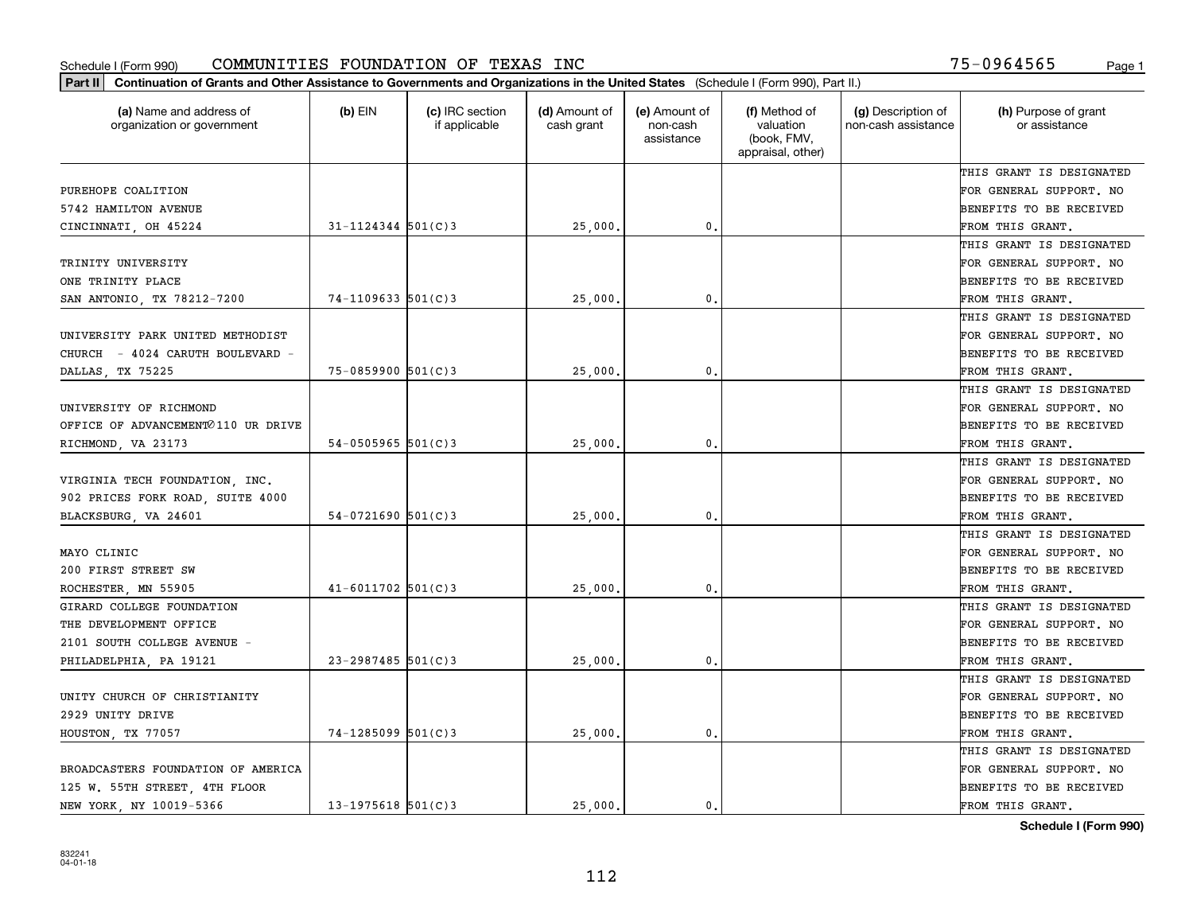Schedule I (Form 990) COMMUNITIES FOUNDATION OF TEXAS INC 75-0964565

**Part II** **Continuation of Grants and Other Assistance to Governments and Organizations in the United States** (Schedule I (Form 990), Part II.)

| (a) Name and address of organization or government | (b) EIN | (c) IRC section if applicable | (d) Amount of cash grant | (e) Amount of non-cash assistance | (f) Method of valuation (book, FMV, appraisal, other) | (g) Description of non-cash assistance | (h) Purpose of grant or assistance |
|---|---|---|---|---|---|---|---|
| PUREHOPE COALITION 5742 HAMILTON AVENUE CINCINNATI, OH 45224 | 31-1124344 | 501(C)3 | 25,000. | 0. | | | THIS GRANT IS DESIGNATED FOR GENERAL SUPPORT. NO BENEFITS TO BE RECEIVED FROM THIS GRANT. |
| TRINITY UNIVERSITY ONE TRINITY PLACE SAN ANTONIO, TX 78212-7200 | 74-1109633 | 501(C)3 | 25,000. | 0. | | | THIS GRANT IS DESIGNATED FOR GENERAL SUPPORT. NO BENEFITS TO BE RECEIVED FROM THIS GRANT. |
| UNIVERSITY PARK UNITED METHODIST CHURCH - 4024 CARUTH BOULEVARD - DALLAS, TX 75225 | 75-0859900 | 501(C)3 | 25,000. | 0. | | | THIS GRANT IS DESIGNATED FOR GENERAL SUPPORT. NO BENEFITS TO BE RECEIVED FROM THIS GRANT. |
| UNIVERSITY OF RICHMOND OFFICE OF ADVANCEMENT∅110 UR DRIVE RICHMOND, VA 23173 | 54-0505965 | 501(C)3 | 25,000. | 0. | | | THIS GRANT IS DESIGNATED FOR GENERAL SUPPORT. NO BENEFITS TO BE RECEIVED FROM THIS GRANT. |
| VIRGINIA TECH FOUNDATION, INC. 902 PRICES FORK ROAD, SUITE 4000 BLACKSBURG, VA 24601 | 54-0721690 | 501(C)3 | 25,000. | 0. | | | THIS GRANT IS DESIGNATED FOR GENERAL SUPPORT. NO BENEFITS TO BE RECEIVED FROM THIS GRANT. |
| MAYO CLINIC 200 FIRST STREET SW ROCHESTER, MN 55905 | 41-6011702 | 501(C)3 | 25,000. | 0. | | | THIS GRANT IS DESIGNATED FOR GENERAL SUPPORT. NO BENEFITS TO BE RECEIVED FROM THIS GRANT. |
| GIRARD COLLEGE FOUNDATION THE DEVELOPMENT OFFICE 2101 SOUTH COLLEGE AVENUE - PHILADELPHIA, PA 19121 | 23-2987485 | 501(C)3 | 25,000. | 0. | | | THIS GRANT IS DESIGNATED FOR GENERAL SUPPORT. NO BENEFITS TO BE RECEIVED FROM THIS GRANT. |
| UNITY CHURCH OF CHRISTIANITY 2929 UNITY DRIVE HOUSTON, TX 77057 | 74-1285099 | 501(C)3 | 25,000. | 0. | | | THIS GRANT IS DESIGNATED FOR GENERAL SUPPORT. NO BENEFITS TO BE RECEIVED FROM THIS GRANT. |
| BROADCASTERS FOUNDATION OF AMERICA 125 W. 55TH STREET, 4TH FLOOR NEW YORK, NY 10019-5366 | 13-1975618 | 501(C)3 | 25,000. | 0. | | | THIS GRANT IS DESIGNATED FOR GENERAL SUPPORT. NO BENEFITS TO BE RECEIVED FROM THIS GRANT. |

832241 04-01-18

Schedule I (Form 990)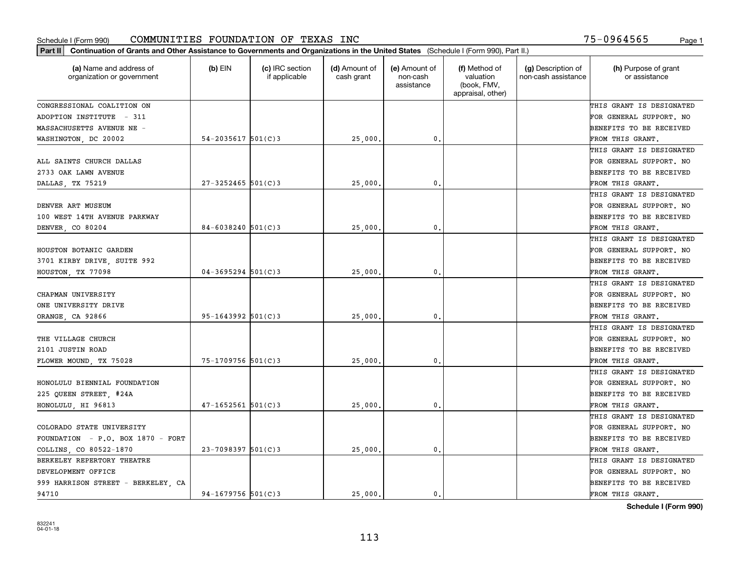Schedule I (Form 990) COMMUNITIES FOUNDATION OF TEXAS INC 75-0964565

**Part II Continuation of Grants and Other Assistance to Governments and Organizations in the United States** (Schedule I (Form 990), Part II.)

| (a) Name and address of organization or government | (b) EIN | (c) IRC section if applicable | (d) Amount of cash grant | (e) Amount of non-cash assistance | (f) Method of valuation (book, FMV, appraisal, other) | (g) Description of non-cash assistance | (h) Purpose of grant or assistance |
|---|---|---|---|---|---|---|---|
| CONGRESSIONAL COALITION ON ADOPTION INSTITUTE - 311 MASSACHUSETTS AVENUE NE - WASHINGTON, DC 20002 | 54-2035617 | 501(C)3 | 25,000. | 0. | | | THIS GRANT IS DESIGNATED FOR GENERAL SUPPORT. NO BENEFITS TO BE RECEIVED FROM THIS GRANT. |
| ALL SAINTS CHURCH DALLAS 2733 OAK LAWN AVENUE DALLAS, TX 75219 | 27-3252465 | 501(C)3 | 25,000. | 0. | | | THIS GRANT IS DESIGNATED FOR GENERAL SUPPORT. NO BENEFITS TO BE RECEIVED FROM THIS GRANT. |
| DENVER ART MUSEUM 100 WEST 14TH AVENUE PARKWAY DENVER, CO 80204 | 84-6038240 | 501(C)3 | 25,000. | 0. | | | THIS GRANT IS DESIGNATED FOR GENERAL SUPPORT. NO BENEFITS TO BE RECEIVED FROM THIS GRANT. |
| HOUSTON BOTANIC GARDEN 3701 KIRBY DRIVE, SUITE 992 HOUSTON, TX 77098 | 04-3695294 | 501(C)3 | 25,000. | 0. | | | THIS GRANT IS DESIGNATED FOR GENERAL SUPPORT. NO BENEFITS TO BE RECEIVED FROM THIS GRANT. |
| CHAPMAN UNIVERSITY ONE UNIVERSITY DRIVE ORANGE, CA 92866 | 95-1643992 | 501(C)3 | 25,000. | 0. | | | THIS GRANT IS DESIGNATED FOR GENERAL SUPPORT. NO BENEFITS TO BE RECEIVED FROM THIS GRANT. |
| THE VILLAGE CHURCH 2101 JUSTIN ROAD FLOWER MOUND, TX 75028 | 75-1709756 | 501(C)3 | 25,000. | 0. | | | THIS GRANT IS DESIGNATED FOR GENERAL SUPPORT. NO BENEFITS TO BE RECEIVED FROM THIS GRANT. |
| HONOLULU BIENNIAL FOUNDATION 225 QUEEN STREET, #24A HONOLULU, HI 96813 | 47-1652561 | 501(C)3 | 25,000. | 0. | | | THIS GRANT IS DESIGNATED FOR GENERAL SUPPORT. NO BENEFITS TO BE RECEIVED FROM THIS GRANT. |
| COLORADO STATE UNIVERSITY FOUNDATION - P.O. BOX 1870 - FORT COLLINS, CO 80522-1870 | 23-7098397 | 501(C)3 | 25,000. | 0. | | | THIS GRANT IS DESIGNATED FOR GENERAL SUPPORT. NO BENEFITS TO BE RECEIVED FROM THIS GRANT. |
| BERKELEY REPERTORY THEATRE DEVELOPMENT OFFICE 999 HARRISON STREET - BERKELEY, CA 94710 | 94-1679756 | 501(C)3 | 25,000. | 0. | | | THIS GRANT IS DESIGNATED FOR GENERAL SUPPORT. NO BENEFITS TO BE RECEIVED FROM THIS GRANT. |

**Schedule I (Form 990)**

832241
04-01-18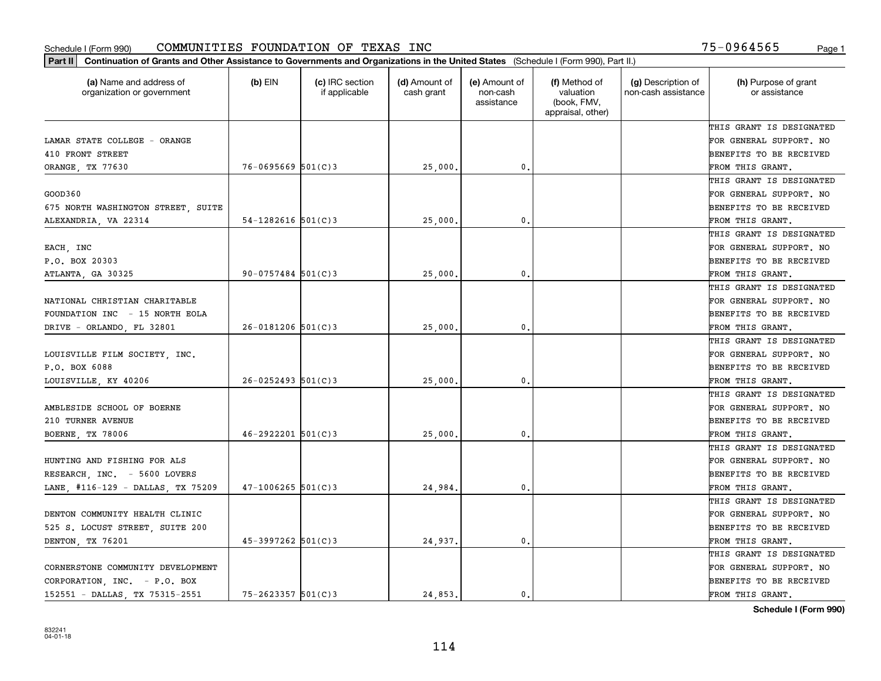Schedule I (Form 990) COMMUNITIES FOUNDATION OF TEXAS INC 75-0964565

**Part II** **Continuation of Grants and Other Assistance to Governments and Organizations in the United States** (Schedule I (Form 990), Part II.)

| (a) Name and address of organization or government | (b) EIN | (c) IRC section if applicable | (d) Amount of cash grant | (e) Amount of non-cash assistance | (f) Method of valuation (book, FMV, appraisal, other) | (g) Description of non-cash assistance | (h) Purpose of grant or assistance |
|---|---|---|---|---|---|---|---|
| LAMAR STATE COLLEGE - ORANGE 410 FRONT STREET ORANGE, TX 77630 | 76-0695669 | 501(C)3 | 25,000. | 0. | | | THIS GRANT IS DESIGNATED FOR GENERAL SUPPORT. NO BENEFITS TO BE RECEIVED FROM THIS GRANT. |
| GOOD360 675 NORTH WASHINGTON STREET, SUITE ALEXANDRIA, VA 22314 | 54-1282616 | 501(C)3 | 25,000. | 0. | | | THIS GRANT IS DESIGNATED FOR GENERAL SUPPORT. NO BENEFITS TO BE RECEIVED FROM THIS GRANT. |
| EACH, INC P.O. BOX 20303 ATLANTA, GA 30325 | 90-0757484 | 501(C)3 | 25,000. | 0. | | | THIS GRANT IS DESIGNATED FOR GENERAL SUPPORT. NO BENEFITS TO BE RECEIVED FROM THIS GRANT. |
| NATIONAL CHRISTIAN CHARITABLE FOUNDATION INC - 15 NORTH EOLA DRIVE - ORLANDO, FL 32801 | 26-0181206 | 501(C)3 | 25,000. | 0. | | | THIS GRANT IS DESIGNATED FOR GENERAL SUPPORT. NO BENEFITS TO BE RECEIVED FROM THIS GRANT. |
| LOUISVILLE FILM SOCIETY, INC. P.O. BOX 6088 LOUISVILLE, KY 40206 | 26-0252493 | 501(C)3 | 25,000. | 0. | | | THIS GRANT IS DESIGNATED FOR GENERAL SUPPORT. NO BENEFITS TO BE RECEIVED FROM THIS GRANT. |
| AMBLESIDE SCHOOL OF BOERNE 210 TURNER AVENUE BOERNE, TX 78006 | 46-2922201 | 501(C)3 | 25,000. | 0. | | | THIS GRANT IS DESIGNATED FOR GENERAL SUPPORT. NO BENEFITS TO BE RECEIVED FROM THIS GRANT. |
| HUNTING AND FISHING FOR ALS RESEARCH, INC. - 5600 LOVERS LANE, #116-129 - DALLAS, TX 75209 | 47-1006265 | 501(C)3 | 24,984. | 0. | | | THIS GRANT IS DESIGNATED FOR GENERAL SUPPORT. NO BENEFITS TO BE RECEIVED FROM THIS GRANT. |
| DENTON COMMUNITY HEALTH CLINIC 525 S. LOCUST STREET, SUITE 200 DENTON, TX 76201 | 45-3997262 | 501(C)3 | 24,937. | 0. | | | THIS GRANT IS DESIGNATED FOR GENERAL SUPPORT. NO BENEFITS TO BE RECEIVED FROM THIS GRANT. |
| CORNERSTONE COMMUNITY DEVELOPMENT CORPORATION, INC. - P.O. BOX 152551 - DALLAS, TX 75315-2551 | 75-2623357 | 501(C)3 | 24,853. | 0. | | | THIS GRANT IS DESIGNATED FOR GENERAL SUPPORT. NO BENEFITS TO BE RECEIVED FROM THIS GRANT. |

**Schedule I (Form 990)**

832241 04-01-18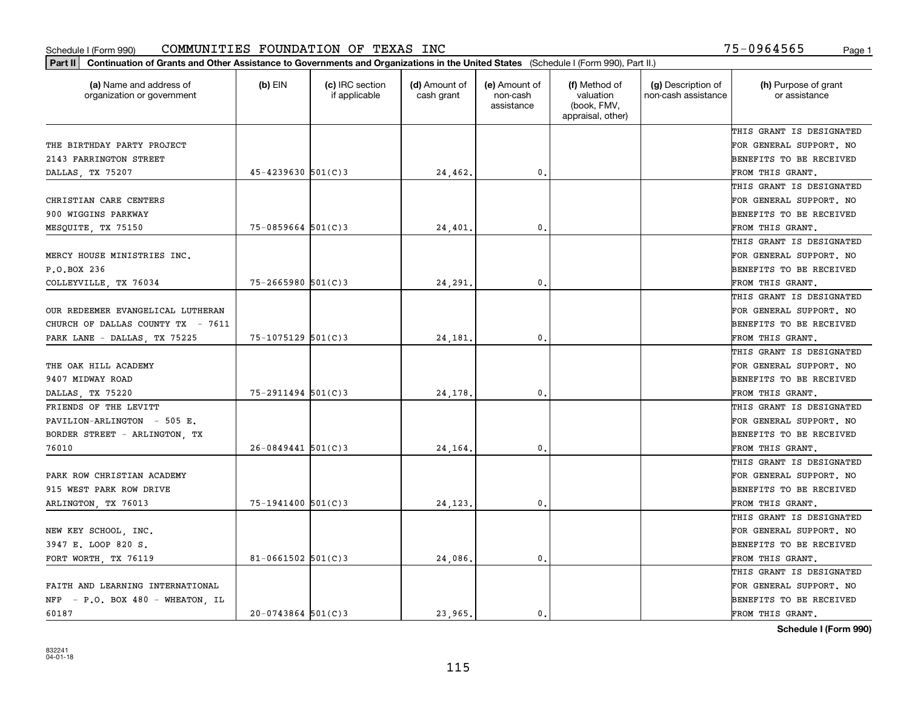Schedule I (Form 990) COMMUNITIES FOUNDATION OF TEXAS INC 75-0964565

**Part II** Continuation of Grants and Other Assistance to Governments and Organizations in the United States (Schedule I (Form 990), Part II.)

| (a) Name and address of organization or government | (b) EIN | (c) IRC section if applicable | (d) Amount of cash grant | (e) Amount of non-cash assistance | (f) Method of valuation (book, FMV, appraisal, other) | (g) Description of non-cash assistance | (h) Purpose of grant or assistance |
|---|---|---|---|---|---|---|---|
| THE BIRTHDAY PARTY PROJECT 2143 FARRINGTON STREET DALLAS, TX 75207 | 45-4239630 | 501(C)3 | 24,462. | 0. | | | THIS GRANT IS DESIGNATED FOR GENERAL SUPPORT. NO BENEFITS TO BE RECEIVED FROM THIS GRANT. |
| CHRISTIAN CARE CENTERS 900 WIGGINS PARKWAY MESQUITE, TX 75150 | 75-0859664 | 501(C)3 | 24,401. | 0. | | | THIS GRANT IS DESIGNATED FOR GENERAL SUPPORT. NO BENEFITS TO BE RECEIVED FROM THIS GRANT. |
| MERCY HOUSE MINISTRIES INC. P.O.BOX 236 COLLEYVILLE, TX 76034 | 75-2665980 | 501(C)3 | 24,291. | 0. | | | THIS GRANT IS DESIGNATED FOR GENERAL SUPPORT. NO BENEFITS TO BE RECEIVED FROM THIS GRANT. |
| OUR REDEEMER EVANGELICAL LUTHERAN CHURCH OF DALLAS COUNTY TX - 7611 PARK LANE - DALLAS, TX 75225 | 75-1075129 | 501(C)3 | 24,181. | 0. | | | THIS GRANT IS DESIGNATED FOR GENERAL SUPPORT. NO BENEFITS TO BE RECEIVED FROM THIS GRANT. |
| THE OAK HILL ACADEMY 9407 MIDWAY ROAD DALLAS, TX 75220 | 75-2911494 | 501(C)3 | 24,178. | 0. | | | THIS GRANT IS DESIGNATED FOR GENERAL SUPPORT. NO BENEFITS TO BE RECEIVED FROM THIS GRANT. |
| FRIENDS OF THE LEVITT PAVILION-ARLINGTON - 505 E. BORDER STREET - ARLINGTON, TX 76010 | 26-0849441 | 501(C)3 | 24,164. | 0. | | | THIS GRANT IS DESIGNATED FOR GENERAL SUPPORT. NO BENEFITS TO BE RECEIVED FROM THIS GRANT. |
| PARK ROW CHRISTIAN ACADEMY 915 WEST PARK ROW DRIVE ARLINGTON, TX 76013 | 75-1941400 | 501(C)3 | 24,123. | 0. | | | THIS GRANT IS DESIGNATED FOR GENERAL SUPPORT. NO BENEFITS TO BE RECEIVED FROM THIS GRANT. |
| NEW KEY SCHOOL, INC. 3947 E. LOOP 820 S. FORT WORTH, TX 76119 | 81-0661502 | 501(C)3 | 24,086. | 0. | | | THIS GRANT IS DESIGNATED FOR GENERAL SUPPORT. NO BENEFITS TO BE RECEIVED FROM THIS GRANT. |
| FAITH AND LEARNING INTERNATIONAL NFP - P.O. BOX 480 - WHEATON, IL 60187 | 20-0743864 | 501(C)3 | 23,965. | 0. | | | THIS GRANT IS DESIGNATED FOR GENERAL SUPPORT. NO BENEFITS TO BE RECEIVED FROM THIS GRANT. |

Schedule I (Form 990)

832241 04-01-18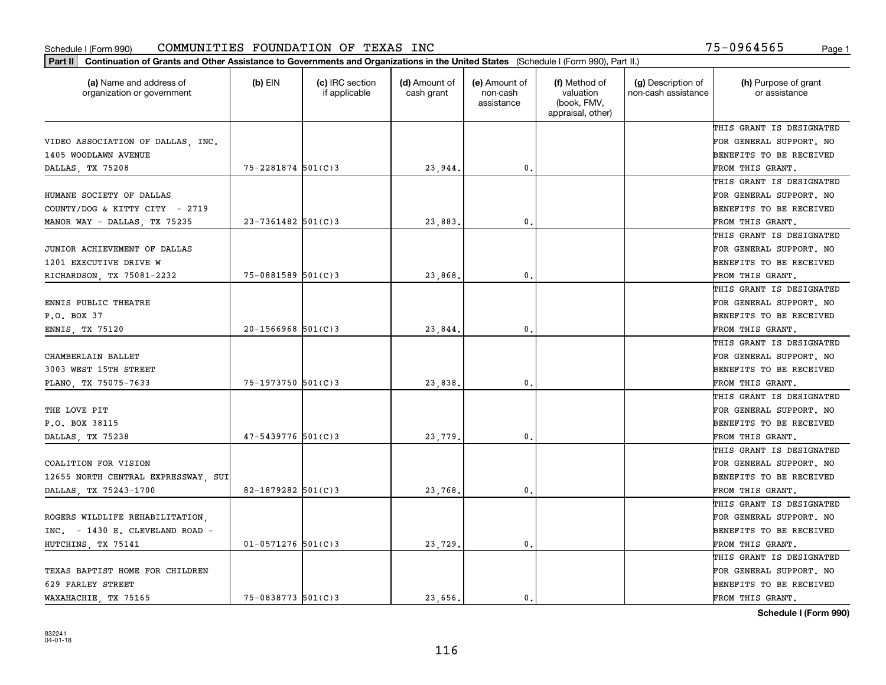Schedule I (Form 990) COMMUNITIES FOUNDATION OF TEXAS INC 75-0964565

**Part II Continuation of Grants and Other Assistance to Governments and Organizations in the United States** (Schedule I (Form 990), Part II.)

| (a) Name and address of organization or government | (b) EIN | (c) IRC section if applicable | (d) Amount of cash grant | (e) Amount of non-cash assistance | (f) Method of valuation (book, FMV, appraisal, other) | (g) Description of non-cash assistance | (h) Purpose of grant or assistance |
|---|---|---|---|---|---|---|---|
| VIDEO ASSOCIATION OF DALLAS, INC. 1405 WOODLAWN AVENUE DALLAS, TX 75208 | 75-2281874 | 501(C)3 | 23,944. | 0. | | | THIS GRANT IS DESIGNATED FOR GENERAL SUPPORT. NO BENEFITS TO BE RECEIVED FROM THIS GRANT. |
| HUMANE SOCIETY OF DALLAS COUNTY/DOG & KITTY CITY - 2719 MANOR WAY - DALLAS, TX 75235 | 23-7361482 | 501(C)3 | 23,883. | 0. | | | THIS GRANT IS DESIGNATED FOR GENERAL SUPPORT. NO BENEFITS TO BE RECEIVED FROM THIS GRANT. |
| JUNIOR ACHIEVEMENT OF DALLAS 1201 EXECUTIVE DRIVE W RICHARDSON, TX 75081-2232 | 75-0881589 | 501(C)3 | 23,868. | 0. | | | THIS GRANT IS DESIGNATED FOR GENERAL SUPPORT. NO BENEFITS TO BE RECEIVED FROM THIS GRANT. |
| ENNIS PUBLIC THEATRE P.O. BOX 37 ENNIS, TX 75120 | 20-1566968 | 501(C)3 | 23,844. | 0. | | | THIS GRANT IS DESIGNATED FOR GENERAL SUPPORT. NO BENEFITS TO BE RECEIVED FROM THIS GRANT. |
| CHAMBERLAIN BALLET 3003 WEST 15TH STREET PLANO, TX 75075-7633 | 75-1973750 | 501(C)3 | 23,838. | 0. | | | THIS GRANT IS DESIGNATED FOR GENERAL SUPPORT. NO BENEFITS TO BE RECEIVED FROM THIS GRANT. |
| THE LOVE PIT P.O. BOX 38115 DALLAS, TX 75238 | 47-5439776 | 501(C)3 | 23,779. | 0. | | | THIS GRANT IS DESIGNATED FOR GENERAL SUPPORT. NO BENEFITS TO BE RECEIVED FROM THIS GRANT. |
| COALITION FOR VISION 12655 NORTH CENTRAL EXPRESSWAY, SUI DALLAS, TX 75243-1700 | 82-1879282 | 501(C)3 | 23,768. | 0. | | | THIS GRANT IS DESIGNATED FOR GENERAL SUPPORT. NO BENEFITS TO BE RECEIVED FROM THIS GRANT. |
| ROGERS WILDLIFE REHABILITATION, INC. - 1430 E. CLEVELAND ROAD - HUTCHINS, TX 75141 | 01-0571276 | 501(C)3 | 23,729. | 0. | | | THIS GRANT IS DESIGNATED FOR GENERAL SUPPORT. NO BENEFITS TO BE RECEIVED FROM THIS GRANT. |
| TEXAS BAPTIST HOME FOR CHILDREN 629 FARLEY STREET WAXAHACHIE, TX 75165 | 75-0838773 | 501(C)3 | 23,656. | 0. | | | THIS GRANT IS DESIGNATED FOR GENERAL SUPPORT. NO BENEFITS TO BE RECEIVED FROM THIS GRANT. |

**Schedule I (Form 990)**

832241 04-01-18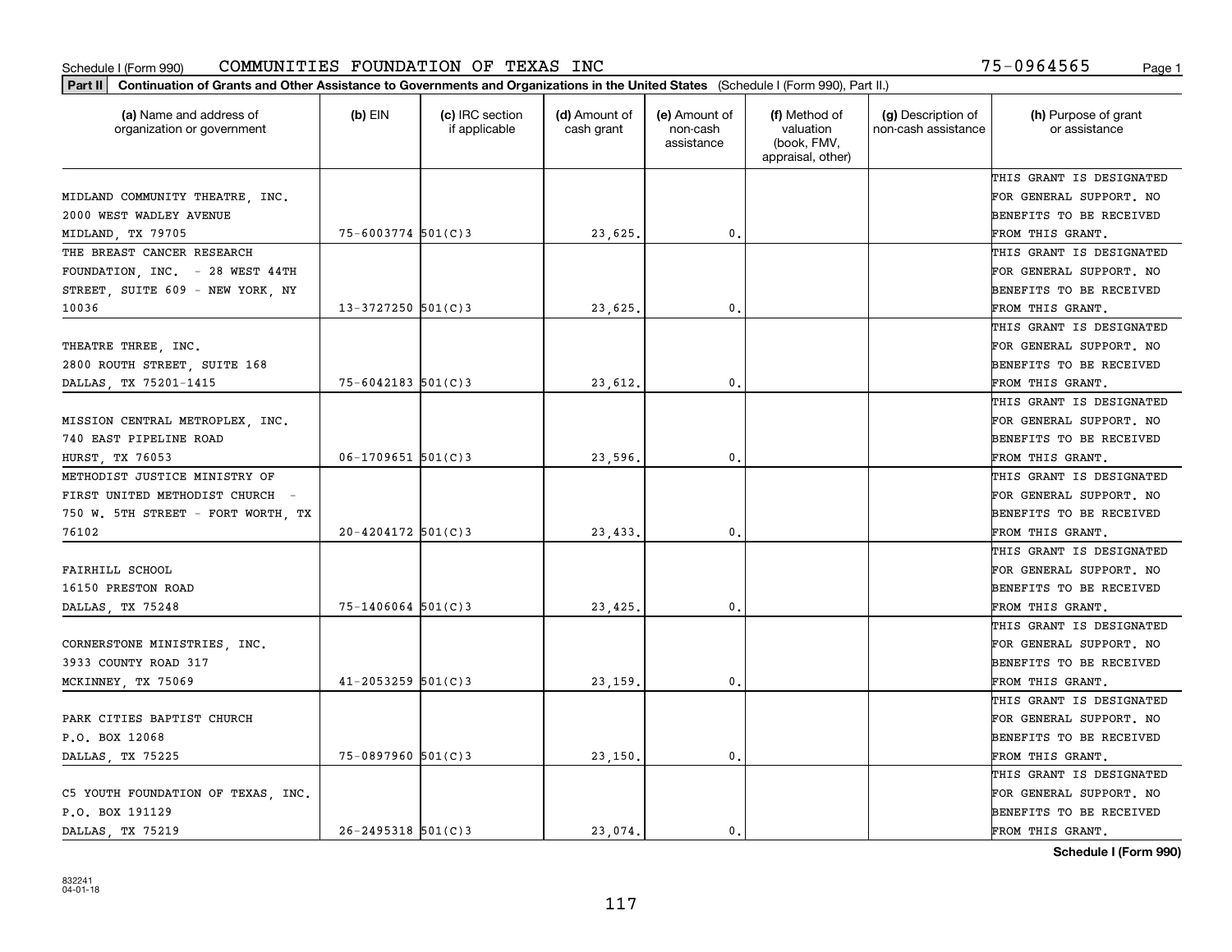Schedule I (Form 990) COMMUNITIES FOUNDATION OF TEXAS INC 75-0964565 Page 1

**Part II** **Continuation of Grants and Other Assistance to Governments and Organizations in the United States** (Schedule I (Form 990), Part II.)

| (a) Name and address of organization or government | (b) EIN | (c) IRC section if applicable | (d) Amount of cash grant | (e) Amount of non-cash assistance | (f) Method of valuation (book, FMV, appraisal, other) | (g) Description of non-cash assistance | (h) Purpose of grant or assistance |
|---|---|---|---|---|---|---|---|
| MIDLAND COMMUNITY THEATRE, INC. 2000 WEST WADLEY AVENUE MIDLAND, TX 79705 | 75-6003774 | 501(C)3 | 23,625. | 0. | | | THIS GRANT IS DESIGNATED FOR GENERAL SUPPORT. NO BENEFITS TO BE RECEIVED FROM THIS GRANT. |
| THE BREAST CANCER RESEARCH FOUNDATION, INC. - 28 WEST 44TH STREET, SUITE 609 - NEW YORK, NY 10036 | 13-3727250 | 501(C)3 | 23,625. | 0. | | | THIS GRANT IS DESIGNATED FOR GENERAL SUPPORT. NO BENEFITS TO BE RECEIVED FROM THIS GRANT. |
| THEATRE THREE, INC. 2800 ROUTH STREET, SUITE 168 DALLAS, TX 75201-1415 | 75-6042183 | 501(C)3 | 23,612. | 0. | | | THIS GRANT IS DESIGNATED FOR GENERAL SUPPORT. NO BENEFITS TO BE RECEIVED FROM THIS GRANT. |
| MISSION CENTRAL METROPLEX, INC. 740 EAST PIPELINE ROAD HURST, TX 76053 | 06-1709651 | 501(C)3 | 23,596. | 0. | | | THIS GRANT IS DESIGNATED FOR GENERAL SUPPORT. NO BENEFITS TO BE RECEIVED FROM THIS GRANT. |
| METHODIST JUSTICE MINISTRY OF FIRST UNITED METHODIST CHURCH - 750 W. 5TH STREET - FORT WORTH, TX 76102 | 20-4204172 | 501(C)3 | 23,433. | 0. | | | THIS GRANT IS DESIGNATED FOR GENERAL SUPPORT. NO BENEFITS TO BE RECEIVED FROM THIS GRANT. |
| FAIRHILL SCHOOL 16150 PRESTON ROAD DALLAS, TX 75248 | 75-1406064 | 501(C)3 | 23,425. | 0. | | | THIS GRANT IS DESIGNATED FOR GENERAL SUPPORT. NO BENEFITS TO BE RECEIVED FROM THIS GRANT. |
| CORNERSTONE MINISTRIES, INC. 3933 COUNTY ROAD 317 MCKINNEY, TX 75069 | 41-2053259 | 501(C)3 | 23,159. | 0. | | | THIS GRANT IS DESIGNATED FOR GENERAL SUPPORT. NO BENEFITS TO BE RECEIVED FROM THIS GRANT. |
| PARK CITIES BAPTIST CHURCH P.O. BOX 12068 DALLAS, TX 75225 | 75-0897960 | 501(C)3 | 23,150. | 0. | | | THIS GRANT IS DESIGNATED FOR GENERAL SUPPORT. NO BENEFITS TO BE RECEIVED FROM THIS GRANT. |
| C5 YOUTH FOUNDATION OF TEXAS, INC. P.O. BOX 191129 DALLAS, TX 75219 | 26-2495318 | 501(C)3 | 23,074. | 0. | | | THIS GRANT IS DESIGNATED FOR GENERAL SUPPORT. NO BENEFITS TO BE RECEIVED FROM THIS GRANT. |

**Schedule I (Form 990)**

832241 04-01-18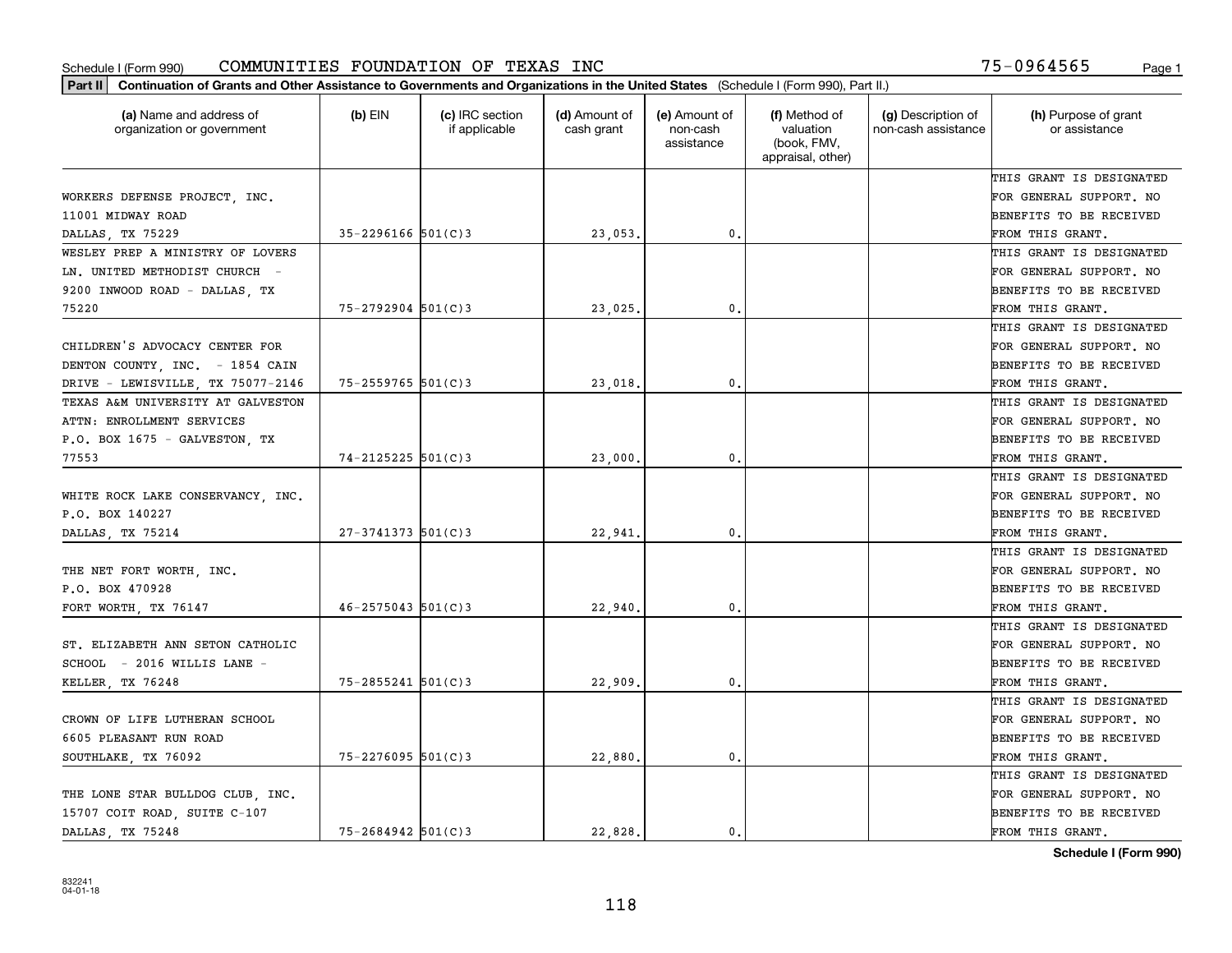Schedule I (Form 990) COMMUNITIES FOUNDATION OF TEXAS INC 75-0964565

**Part II** **Continuation of Grants and Other Assistance to Governments and Organizations in the United States** (Schedule I (Form 990), Part II.)

| (a) Name and address of organization or government | (b) EIN | (c) IRC section if applicable | (d) Amount of cash grant | (e) Amount of non-cash assistance | (f) Method of valuation (book, FMV, appraisal, other) | (g) Description of non-cash assistance | (h) Purpose of grant or assistance |
|---|---|---|---|---|---|---|---|
| WORKERS DEFENSE PROJECT, INC. 11001 MIDWAY ROAD DALLAS, TX 75229 | 35-2296166 | 501(C)3 | 23,053. | 0. | | | THIS GRANT IS DESIGNATED FOR GENERAL SUPPORT. NO BENEFITS TO BE RECEIVED FROM THIS GRANT. |
| WESLEY PREP A MINISTRY OF LOVERS LN. UNITED METHODIST CHURCH - 9200 INWOOD ROAD - DALLAS, TX 75220 | 75-2792904 | 501(C)3 | 23,025. | 0. | | | THIS GRANT IS DESIGNATED FOR GENERAL SUPPORT. NO BENEFITS TO BE RECEIVED FROM THIS GRANT. |
| CHILDREN'S ADVOCACY CENTER FOR DENTON COUNTY, INC. - 1854 CAIN DRIVE - LEWISVILLE, TX 75077-2146 | 75-2559765 | 501(C)3 | 23,018. | 0. | | | THIS GRANT IS DESIGNATED FOR GENERAL SUPPORT. NO BENEFITS TO BE RECEIVED FROM THIS GRANT. |
| TEXAS A&M UNIVERSITY AT GALVESTON ATTN: ENROLLMENT SERVICES P.O. BOX 1675 - GALVESTON, TX 77553 | 74-2125225 | 501(C)3 | 23,000. | 0. | | | THIS GRANT IS DESIGNATED FOR GENERAL SUPPORT. NO BENEFITS TO BE RECEIVED FROM THIS GRANT. |
| WHITE ROCK LAKE CONSERVANCY, INC. P.O. BOX 140227 DALLAS, TX 75214 | 27-3741373 | 501(C)3 | 22,941. | 0. | | | THIS GRANT IS DESIGNATED FOR GENERAL SUPPORT. NO BENEFITS TO BE RECEIVED FROM THIS GRANT. |
| THE NET FORT WORTH, INC. P.O. BOX 470928 FORT WORTH, TX 76147 | 46-2575043 | 501(C)3 | 22,940. | 0. | | | THIS GRANT IS DESIGNATED FOR GENERAL SUPPORT. NO BENEFITS TO BE RECEIVED FROM THIS GRANT. |
| ST. ELIZABETH ANN SETON CATHOLIC SCHOOL - 2016 WILLIS LANE - KELLER, TX 76248 | 75-2855241 | 501(C)3 | 22,909. | 0. | | | THIS GRANT IS DESIGNATED FOR GENERAL SUPPORT. NO BENEFITS TO BE RECEIVED FROM THIS GRANT. |
| CROWN OF LIFE LUTHERAN SCHOOL 6605 PLEASANT RUN ROAD SOUTHLAKE, TX 76092 | 75-2276095 | 501(C)3 | 22,880. | 0. | | | THIS GRANT IS DESIGNATED FOR GENERAL SUPPORT. NO BENEFITS TO BE RECEIVED FROM THIS GRANT. |
| THE LONE STAR BULLDOG CLUB, INC. 15707 COIT ROAD, SUITE C-107 DALLAS, TX 75248 | 75-2684942 | 501(C)3 | 22,828. | 0. | | | THIS GRANT IS DESIGNATED FOR GENERAL SUPPORT. NO BENEFITS TO BE RECEIVED FROM THIS GRANT. |

**Schedule I (Form 990)**

832241
04-01-18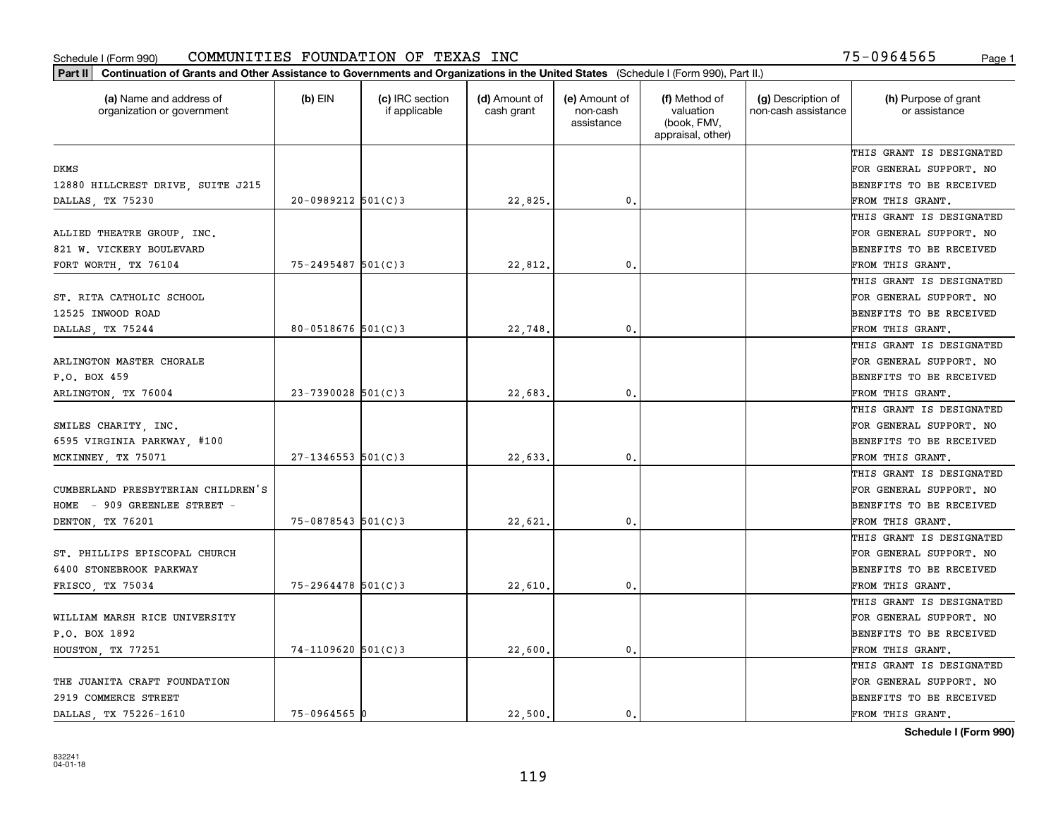Schedule I (Form 990) COMMUNITIES FOUNDATION OF TEXAS INC 75-0964565

**Part II Continuation of Grants and Other Assistance to Governments and Organizations in the United States** (Schedule I (Form 990), Part II.)

| (a) Name and address of organization or government | (b) EIN | (c) IRC section if applicable | (d) Amount of cash grant | (e) Amount of non-cash assistance | (f) Method of valuation (book, FMV, appraisal, other) | (g) Description of non-cash assistance | (h) Purpose of grant or assistance |
|---|---|---|---|---|---|---|---|
| DKMS 12880 HILLCREST DRIVE, SUITE J215 DALLAS, TX 75230 | 20-0989212 | 501(C)3 | 22,825. | 0. | | | THIS GRANT IS DESIGNATED FOR GENERAL SUPPORT. NO BENEFITS TO BE RECEIVED FROM THIS GRANT. |
| ALLIED THEATRE GROUP, INC. 821 W. VICKERY BOULEVARD FORT WORTH, TX 76104 | 75-2495487 | 501(C)3 | 22,812. | 0. | | | THIS GRANT IS DESIGNATED FOR GENERAL SUPPORT. NO BENEFITS TO BE RECEIVED FROM THIS GRANT. |
| ST. RITA CATHOLIC SCHOOL 12525 INWOOD ROAD DALLAS, TX 75244 | 80-0518676 | 501(C)3 | 22,748. | 0. | | | THIS GRANT IS DESIGNATED FOR GENERAL SUPPORT. NO BENEFITS TO BE RECEIVED FROM THIS GRANT. |
| ARLINGTON MASTER CHORALE P.O. BOX 459 ARLINGTON, TX 76004 | 23-7390028 | 501(C)3 | 22,683. | 0. | | | THIS GRANT IS DESIGNATED FOR GENERAL SUPPORT. NO BENEFITS TO BE RECEIVED FROM THIS GRANT. |
| SMILES CHARITY, INC. 6595 VIRGINIA PARKWAY, #100 MCKINNEY, TX 75071 | 27-1346553 | 501(C)3 | 22,633. | 0. | | | THIS GRANT IS DESIGNATED FOR GENERAL SUPPORT. NO BENEFITS TO BE RECEIVED FROM THIS GRANT. |
| CUMBERLAND PRESBYTERIAN CHILDREN'S HOME - 909 GREENLEE STREET - DENTON, TX 76201 | 75-0878543 | 501(C)3 | 22,621. | 0. | | | THIS GRANT IS DESIGNATED FOR GENERAL SUPPORT. NO BENEFITS TO BE RECEIVED FROM THIS GRANT. |
| ST. PHILLIPS EPISCOPAL CHURCH 6400 STONEBROOK PARKWAY FRISCO, TX 75034 | 75-2964478 | 501(C)3 | 22,610. | 0. | | | THIS GRANT IS DESIGNATED FOR GENERAL SUPPORT. NO BENEFITS TO BE RECEIVED FROM THIS GRANT. |
| WILLIAM MARSH RICE UNIVERSITY P.O. BOX 1892 HOUSTON, TX 77251 | 74-1109620 | 501(C)3 | 22,600. | 0. | | | THIS GRANT IS DESIGNATED FOR GENERAL SUPPORT. NO BENEFITS TO BE RECEIVED FROM THIS GRANT. |
| THE JUANITA CRAFT FOUNDATION 2919 COMMERCE STREET DALLAS, TX 75226-1610 | 75-0964565 | 0 | 22,500. | 0. | | | THIS GRANT IS DESIGNATED FOR GENERAL SUPPORT. NO BENEFITS TO BE RECEIVED FROM THIS GRANT. |

832241 04-01-18

**Schedule I (Form 990)**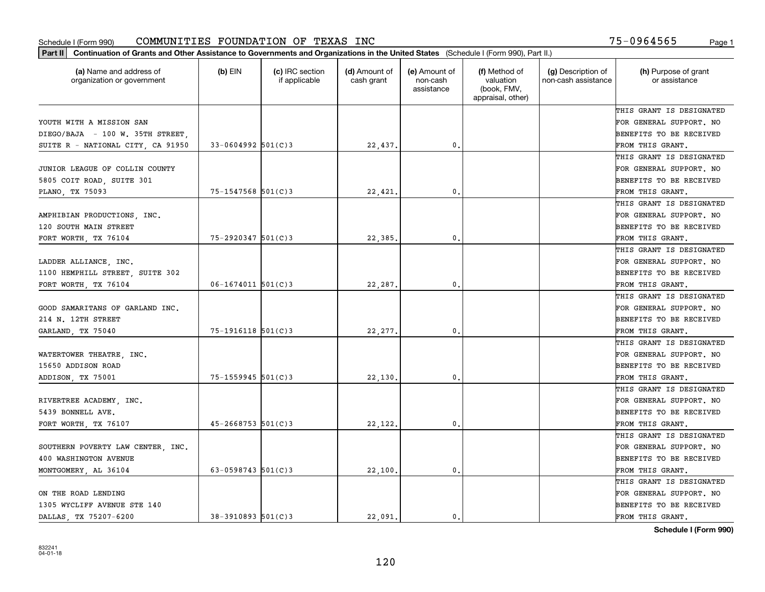Schedule I (Form 990) COMMUNITIES FOUNDATION OF TEXAS INC 75-0964565

**Part II** Continuation of Grants and Other Assistance to Governments and Organizations in the United States (Schedule I (Form 990), Part II.)

| (a) Name and address of organization or government | (b) EIN | (c) IRC section if applicable | (d) Amount of cash grant | (e) Amount of non-cash assistance | (f) Method of valuation (book, FMV, appraisal, other) | (g) Description of non-cash assistance | (h) Purpose of grant or assistance |
|---|---|---|---|---|---|---|---|
| YOUTH WITH A MISSION SAN DIEGO/BAJA - 100 W. 35TH STREET, SUITE R - NATIONAL CITY, CA 91950 | 33-0604992 | 501(C)3 | 22,437. | 0. | | | THIS GRANT IS DESIGNATED FOR GENERAL SUPPORT. NO BENEFITS TO BE RECEIVED FROM THIS GRANT. |
| JUNIOR LEAGUE OF COLLIN COUNTY 5805 COIT ROAD, SUITE 301 PLANO, TX 75093 | 75-1547568 | 501(C)3 | 22,421. | 0. | | | THIS GRANT IS DESIGNATED FOR GENERAL SUPPORT. NO BENEFITS TO BE RECEIVED FROM THIS GRANT. |
| AMPHIBIAN PRODUCTIONS, INC. 120 SOUTH MAIN STREET FORT WORTH, TX 76104 | 75-2920347 | 501(C)3 | 22,385. | 0. | | | THIS GRANT IS DESIGNATED FOR GENERAL SUPPORT. NO BENEFITS TO BE RECEIVED FROM THIS GRANT. |
| LADDER ALLIANCE, INC. 1100 HEMPHILL STREET, SUITE 302 FORT WORTH, TX 76104 | 06-1674011 | 501(C)3 | 22,287. | 0. | | | THIS GRANT IS DESIGNATED FOR GENERAL SUPPORT. NO BENEFITS TO BE RECEIVED FROM THIS GRANT. |
| GOOD SAMARITANS OF GARLAND INC. 214 N. 12TH STREET GARLAND, TX 75040 | 75-1916118 | 501(C)3 | 22,277. | 0. | | | THIS GRANT IS DESIGNATED FOR GENERAL SUPPORT. NO BENEFITS TO BE RECEIVED FROM THIS GRANT. |
| WATERTOWER THEATRE, INC. 15650 ADDISON ROAD ADDISON, TX 75001 | 75-1559945 | 501(C)3 | 22,130. | 0. | | | THIS GRANT IS DESIGNATED FOR GENERAL SUPPORT. NO BENEFITS TO BE RECEIVED FROM THIS GRANT. |
| RIVERTREE ACADEMY, INC. 5439 BONNELL AVE. FORT WORTH, TX 76107 | 45-2668753 | 501(C)3 | 22,122. | 0. | | | THIS GRANT IS DESIGNATED FOR GENERAL SUPPORT. NO BENEFITS TO BE RECEIVED FROM THIS GRANT. |
| SOUTHERN POVERTY LAW CENTER, INC. 400 WASHINGTON AVENUE MONTGOMERY, AL 36104 | 63-0598743 | 501(C)3 | 22,100. | 0. | | | THIS GRANT IS DESIGNATED FOR GENERAL SUPPORT. NO BENEFITS TO BE RECEIVED FROM THIS GRANT. |
| ON THE ROAD LENDING 1305 WYCLIFF AVENUE STE 140 DALLAS, TX 75207-6200 | 38-3910893 | 501(C)3 | 22,091. | 0. | | | THIS GRANT IS DESIGNATED FOR GENERAL SUPPORT. NO BENEFITS TO BE RECEIVED FROM THIS GRANT. |

**Schedule I (Form 990)**

832241
04-01-18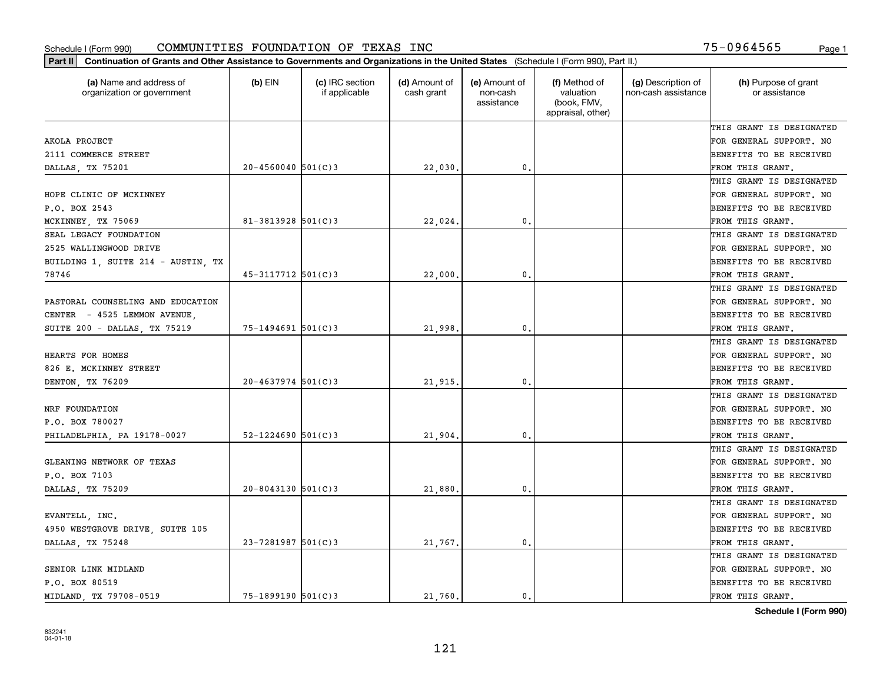Schedule I (Form 990) COMMUNITIES FOUNDATION OF TEXAS INC 75-0964565 Page 1

**Part II Continuation of Grants and Other Assistance to Governments and Organizations in the United States** (Schedule I (Form 990), Part II.)

| (a) Name and address of organization or government | (b) EIN | (c) IRC section if applicable | (d) Amount of cash grant | (e) Amount of non-cash assistance | (f) Method of valuation (book, FMV, appraisal, other) | (g) Description of non-cash assistance | (h) Purpose of grant or assistance |
|---|---|---|---|---|---|---|---|
| AKOLA PROJECT 2111 COMMERCE STREET DALLAS, TX 75201 | 20-4560040 | 501(C)3 | 22,030. | 0. | | | THIS GRANT IS DESIGNATED FOR GENERAL SUPPORT. NO BENEFITS TO BE RECEIVED FROM THIS GRANT. |
| HOPE CLINIC OF MCKINNEY P.O. BOX 2543 MCKINNEY, TX 75069 | 81-3813928 | 501(C)3 | 22,024. | 0. | | | THIS GRANT IS DESIGNATED FOR GENERAL SUPPORT. NO BENEFITS TO BE RECEIVED FROM THIS GRANT. |
| SEAL LEGACY FOUNDATION 2525 WALLINGWOOD DRIVE BUILDING 1, SUITE 214 - AUSTIN, TX 78746 | 45-3117712 | 501(C)3 | 22,000. | 0. | | | THIS GRANT IS DESIGNATED FOR GENERAL SUPPORT. NO BENEFITS TO BE RECEIVED FROM THIS GRANT. |
| PASTORAL COUNSELING AND EDUCATION CENTER - 4525 LEMMON AVENUE, SUITE 200 - DALLAS, TX 75219 | 75-1494691 | 501(C)3 | 21,998. | 0. | | | THIS GRANT IS DESIGNATED FOR GENERAL SUPPORT. NO BENEFITS TO BE RECEIVED FROM THIS GRANT. |
| HEARTS FOR HOMES 826 E. MCKINNEY STREET DENTON, TX 76209 | 20-4637974 | 501(C)3 | 21,915. | 0. | | | THIS GRANT IS DESIGNATED FOR GENERAL SUPPORT. NO BENEFITS TO BE RECEIVED FROM THIS GRANT. |
| NRF FOUNDATION P.O. BOX 780027 PHILADELPHIA, PA 19178-0027 | 52-1224690 | 501(C)3 | 21,904. | 0. | | | THIS GRANT IS DESIGNATED FOR GENERAL SUPPORT. NO BENEFITS TO BE RECEIVED FROM THIS GRANT. |
| GLEANING NETWORK OF TEXAS P.O. BOX 7103 DALLAS, TX 75209 | 20-8043130 | 501(C)3 | 21,880. | 0. | | | THIS GRANT IS DESIGNATED FOR GENERAL SUPPORT. NO BENEFITS TO BE RECEIVED FROM THIS GRANT. |
| EVANTELL, INC. 4950 WESTGROVE DRIVE, SUITE 105 DALLAS, TX 75248 | 23-7281987 | 501(C)3 | 21,767. | 0. | | | THIS GRANT IS DESIGNATED FOR GENERAL SUPPORT. NO BENEFITS TO BE RECEIVED FROM THIS GRANT. |
| SENIOR LINK MIDLAND P.O. BOX 80519 MIDLAND, TX 79708-0519 | 75-1899190 | 501(C)3 | 21,760. | 0. | | | THIS GRANT IS DESIGNATED FOR GENERAL SUPPORT. NO BENEFITS TO BE RECEIVED FROM THIS GRANT. |

**Schedule I (Form 990)**

832241 04-01-18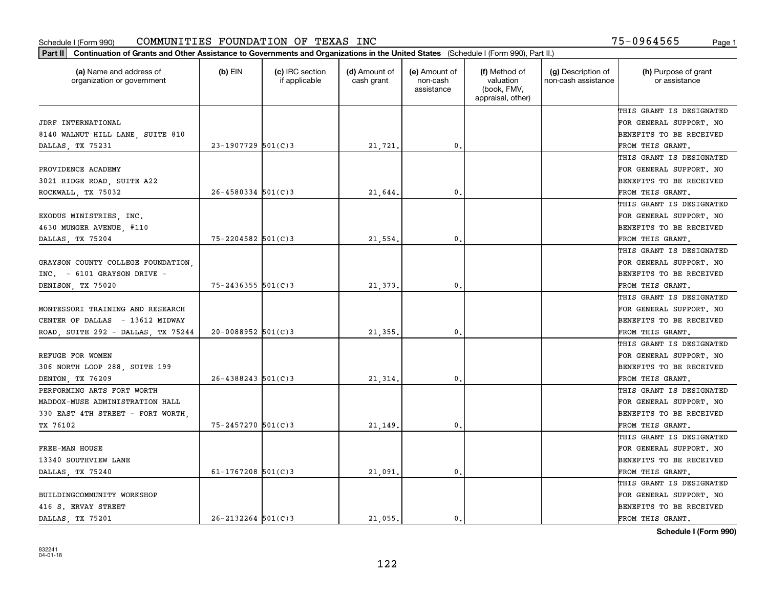Schedule I (Form 990) COMMUNITIES FOUNDATION OF TEXAS INC 75-0964565

**Part II** **Continuation of Grants and Other Assistance to Governments and Organizations in the United States** (Schedule I (Form 990), Part II.)

| (a) Name and address of organization or government | (b) EIN | (c) IRC section if applicable | (d) Amount of cash grant | (e) Amount of non-cash assistance | (f) Method of valuation (book, FMV, appraisal, other) | (g) Description of non-cash assistance | (h) Purpose of grant or assistance |
|---|---|---|---|---|---|---|---|
| JDRF INTERNATIONAL 8140 WALNUT HILL LANE, SUITE 810 DALLAS, TX 75231 | 23-1907729 | 501(C)3 | 21,721. | 0. | | | THIS GRANT IS DESIGNATED FOR GENERAL SUPPORT. NO BENEFITS TO BE RECEIVED FROM THIS GRANT. |
| PROVIDENCE ACADEMY 3021 RIDGE ROAD, SUITE A22 ROCKWALL, TX 75032 | 26-4580334 | 501(C)3 | 21,644. | 0. | | | THIS GRANT IS DESIGNATED FOR GENERAL SUPPORT. NO BENEFITS TO BE RECEIVED FROM THIS GRANT. |
| EXODUS MINISTRIES, INC. 4630 MUNGER AVENUE, #110 DALLAS, TX 75204 | 75-2204582 | 501(C)3 | 21,554. | 0. | | | THIS GRANT IS DESIGNATED FOR GENERAL SUPPORT. NO BENEFITS TO BE RECEIVED FROM THIS GRANT. |
| GRAYSON COUNTY COLLEGE FOUNDATION, INC. - 6101 GRAYSON DRIVE - DENISON, TX 75020 | 75-2436355 | 501(C)3 | 21,373. | 0. | | | THIS GRANT IS DESIGNATED FOR GENERAL SUPPORT. NO BENEFITS TO BE RECEIVED FROM THIS GRANT. |
| MONTESSORI TRAINING AND RESEARCH CENTER OF DALLAS - 13612 MIDWAY ROAD, SUITE 292 - DALLAS, TX 75244 | 20-0088952 | 501(C)3 | 21,355. | 0. | | | THIS GRANT IS DESIGNATED FOR GENERAL SUPPORT. NO BENEFITS TO BE RECEIVED FROM THIS GRANT. |
| REFUGE FOR WOMEN 306 NORTH LOOP 288, SUITE 199 DENTON, TX 76209 | 26-4388243 | 501(C)3 | 21,314. | 0. | | | THIS GRANT IS DESIGNATED FOR GENERAL SUPPORT. NO BENEFITS TO BE RECEIVED FROM THIS GRANT. |
| PERFORMING ARTS FORT WORTH MADDOX-MUSE ADMINISTRATION HALL 330 EAST 4TH STREET - FORT WORTH, TX 76102 | 75-2457270 | 501(C)3 | 21,149. | 0. | | | THIS GRANT IS DESIGNATED FOR GENERAL SUPPORT. NO BENEFITS TO BE RECEIVED FROM THIS GRANT. |
| FREE-MAN HOUSE 13340 SOUTHVIEW LANE DALLAS, TX 75240 | 61-1767208 | 501(C)3 | 21,091. | 0. | | | THIS GRANT IS DESIGNATED FOR GENERAL SUPPORT. NO BENEFITS TO BE RECEIVED FROM THIS GRANT. |
| BUILDINGCOMMUNITY WORKSHOP 416 S. ERVAY STREET DALLAS, TX 75201 | 26-2132264 | 501(C)3 | 21,055. | 0. | | | THIS GRANT IS DESIGNATED FOR GENERAL SUPPORT. NO BENEFITS TO BE RECEIVED FROM THIS GRANT. |

**Schedule I (Form 990)**

832241 04-01-18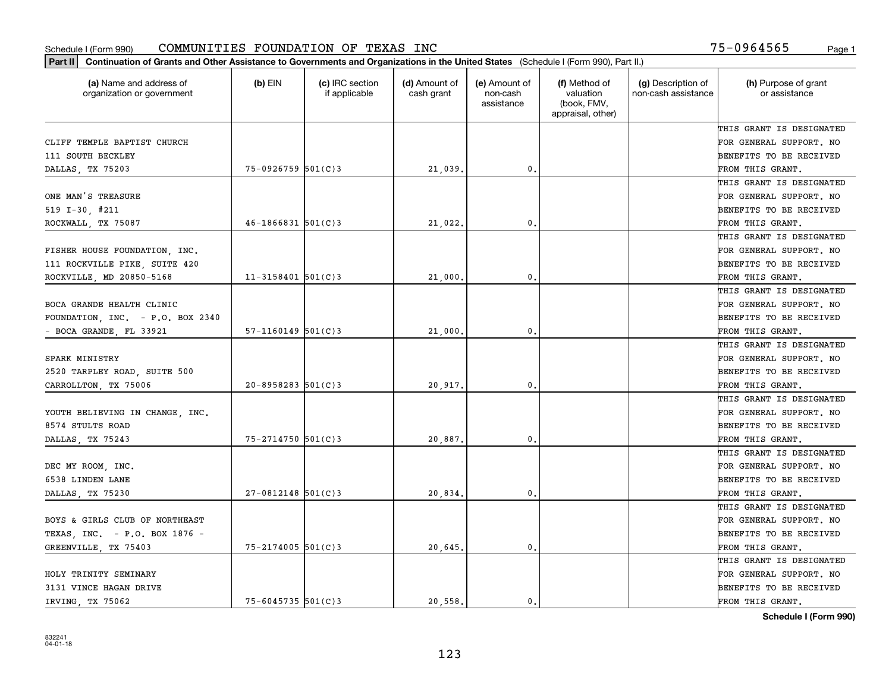Schedule I (Form 990) COMMUNITIES FOUNDATION OF TEXAS INC 75-0964565 Page 1

**Part II** **Continuation of Grants and Other Assistance to Governments and Organizations in the United States** (Schedule I (Form 990), Part II.)

| (a) Name and address of organization or government | (b) EIN | (c) IRC section if applicable | (d) Amount of cash grant | (e) Amount of non-cash assistance | (f) Method of valuation (book, FMV, appraisal, other) | (g) Description of non-cash assistance | (h) Purpose of grant or assistance |
|---|---|---|---|---|---|---|---|
| CLIFF TEMPLE BAPTIST CHURCH<br>111 SOUTH BECKLEY<br>DALLAS, TX 75203 | 75-0926759 | 501(C)3 | 21,039. | 0. | | | THIS GRANT IS DESIGNATED FOR GENERAL SUPPORT. NO BENEFITS TO BE RECEIVED FROM THIS GRANT. |
| ONE MAN'S TREASURE<br>519 I-30, #211<br>ROCKWALL, TX 75087 | 46-1866831 | 501(C)3 | 21,022. | 0. | | | THIS GRANT IS DESIGNATED FOR GENERAL SUPPORT. NO BENEFITS TO BE RECEIVED FROM THIS GRANT. |
| FISHER HOUSE FOUNDATION, INC.<br>111 ROCKVILLE PIKE, SUITE 420<br>ROCKVILLE, MD 20850-5168 | 11-3158401 | 501(C)3 | 21,000. | 0. | | | THIS GRANT IS DESIGNATED FOR GENERAL SUPPORT. NO BENEFITS TO BE RECEIVED FROM THIS GRANT. |
| BOCA GRANDE HEALTH CLINIC<br>FOUNDATION, INC. - P.O. BOX 2340<br>- BOCA GRANDE, FL 33921 | 57-1160149 | 501(C)3 | 21,000. | 0. | | | THIS GRANT IS DESIGNATED FOR GENERAL SUPPORT. NO BENEFITS TO BE RECEIVED FROM THIS GRANT. |
| SPARK MINISTRY<br>2520 TARPLEY ROAD, SUITE 500<br>CARROLLTON, TX 75006 | 20-8958283 | 501(C)3 | 20,917. | 0. | | | THIS GRANT IS DESIGNATED FOR GENERAL SUPPORT. NO BENEFITS TO BE RECEIVED FROM THIS GRANT. |
| YOUTH BELIEVING IN CHANGE, INC.<br>8574 STULTS ROAD<br>DALLAS, TX 75243 | 75-2714750 | 501(C)3 | 20,887. | 0. | | | THIS GRANT IS DESIGNATED FOR GENERAL SUPPORT. NO BENEFITS TO BE RECEIVED FROM THIS GRANT. |
| DEC MY ROOM, INC.<br>6538 LINDEN LANE<br>DALLAS, TX 75230 | 27-0812148 | 501(C)3 | 20,834. | 0. | | | THIS GRANT IS DESIGNATED FOR GENERAL SUPPORT. NO BENEFITS TO BE RECEIVED FROM THIS GRANT. |
| BOYS & GIRLS CLUB OF NORTHEAST<br>TEXAS, INC. - P.O. BOX 1876 -<br>GREENVILLE, TX 75403 | 75-2174005 | 501(C)3 | 20,645. | 0. | | | THIS GRANT IS DESIGNATED FOR GENERAL SUPPORT. NO BENEFITS TO BE RECEIVED FROM THIS GRANT. |
| HOLY TRINITY SEMINARY<br>3131 VINCE HAGAN DRIVE<br>IRVING, TX 75062 | 75-6045735 | 501(C)3 | 20,558. | 0. | | | THIS GRANT IS DESIGNATED FOR GENERAL SUPPORT. NO BENEFITS TO BE RECEIVED FROM THIS GRANT. |

**Schedule I (Form 990)**

832241
04-01-18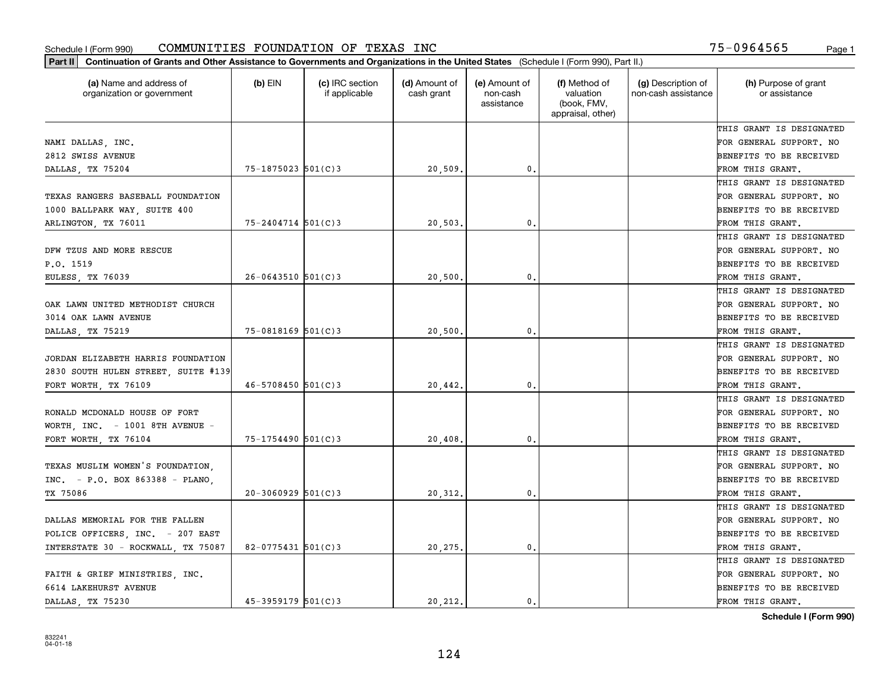Schedule I (Form 990) COMMUNITIES FOUNDATION OF TEXAS INC 75-0964565

**Part II** **Continuation of Grants and Other Assistance to Governments and Organizations in the United States** (Schedule I (Form 990), Part II.)

| (a) Name and address of organization or government | (b) EIN | (c) IRC section if applicable | (d) Amount of cash grant | (e) Amount of non-cash assistance | (f) Method of valuation (book, FMV, appraisal, other) | (g) Description of non-cash assistance | (h) Purpose of grant or assistance |
|---|---|---|---|---|---|---|---|
| NAMI DALLAS, INC. 2812 SWISS AVENUE DALLAS, TX 75204 | 75-1875023 | 501(C)3 | 20,509. | 0. | | | THIS GRANT IS DESIGNATED FOR GENERAL SUPPORT. NO BENEFITS TO BE RECEIVED FROM THIS GRANT. |
| TEXAS RANGERS BASEBALL FOUNDATION 1000 BALLPARK WAY, SUITE 400 ARLINGTON, TX 76011 | 75-2404714 | 501(C)3 | 20,503. | 0. | | | THIS GRANT IS DESIGNATED FOR GENERAL SUPPORT. NO BENEFITS TO BE RECEIVED FROM THIS GRANT. |
| DFW TZUS AND MORE RESCUE P.O. 1519 EULESS, TX 76039 | 26-0643510 | 501(C)3 | 20,500. | 0. | | | THIS GRANT IS DESIGNATED FOR GENERAL SUPPORT. NO BENEFITS TO BE RECEIVED FROM THIS GRANT. |
| OAK LAWN UNITED METHODIST CHURCH 3014 OAK LAWN AVENUE DALLAS, TX 75219 | 75-0818169 | 501(C)3 | 20,500. | 0. | | | THIS GRANT IS DESIGNATED FOR GENERAL SUPPORT. NO BENEFITS TO BE RECEIVED FROM THIS GRANT. |
| JORDAN ELIZABETH HARRIS FOUNDATION 2830 SOUTH HULEN STREET, SUITE #139 FORT WORTH, TX 76109 | 46-5708450 | 501(C)3 | 20,442. | 0. | | | THIS GRANT IS DESIGNATED FOR GENERAL SUPPORT. NO BENEFITS TO BE RECEIVED FROM THIS GRANT. |
| RONALD MCDONALD HOUSE OF FORT WORTH, INC. - 1001 8TH AVENUE - FORT WORTH, TX 76104 | 75-1754490 | 501(C)3 | 20,408. | 0. | | | THIS GRANT IS DESIGNATED FOR GENERAL SUPPORT. NO BENEFITS TO BE RECEIVED FROM THIS GRANT. |
| TEXAS MUSLIM WOMEN'S FOUNDATION, INC. - P.O. BOX 863388 - PLANO, TX 75086 | 20-3060929 | 501(C)3 | 20,312. | 0. | | | THIS GRANT IS DESIGNATED FOR GENERAL SUPPORT. NO BENEFITS TO BE RECEIVED FROM THIS GRANT. |
| DALLAS MEMORIAL FOR THE FALLEN POLICE OFFICERS, INC. - 207 EAST INTERSTATE 30 - ROCKWALL, TX 75087 | 82-0775431 | 501(C)3 | 20,275. | 0. | | | THIS GRANT IS DESIGNATED FOR GENERAL SUPPORT. NO BENEFITS TO BE RECEIVED FROM THIS GRANT. |
| FAITH & GRIEF MINISTRIES, INC. 6614 LAKEHURST AVENUE DALLAS, TX 75230 | 45-3959179 | 501(C)3 | 20,212. | 0. | | | THIS GRANT IS DESIGNATED FOR GENERAL SUPPORT. NO BENEFITS TO BE RECEIVED FROM THIS GRANT. |

**Schedule I (Form 990)**

832241
04-01-18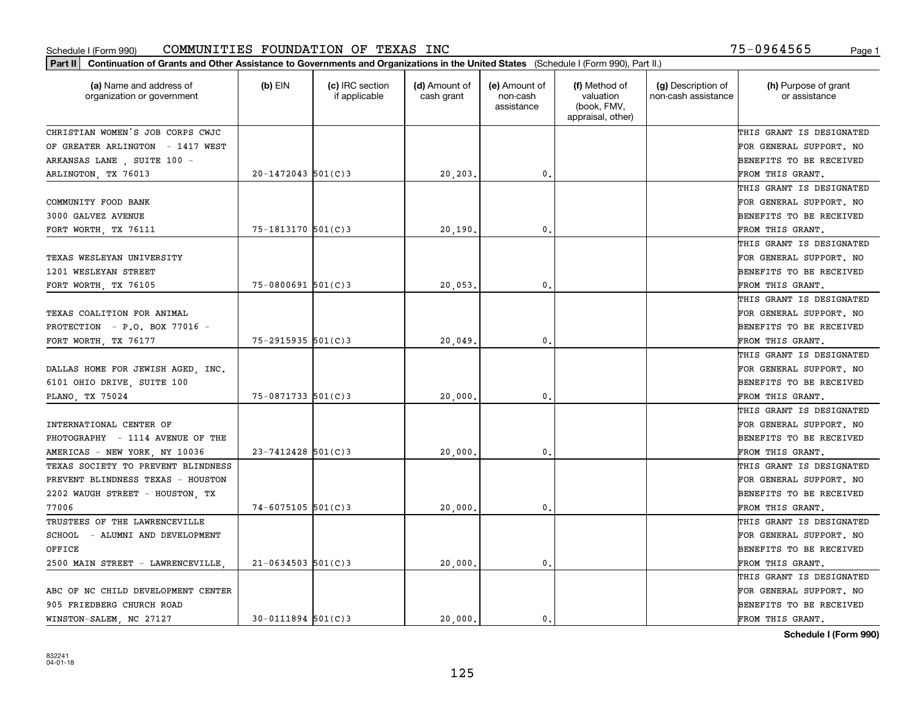Schedule I (Form 990) COMMUNITIES FOUNDATION OF TEXAS INC 75-0964565

**Part II Continuation of Grants and Other Assistance to Governments and Organizations in the United States** (Schedule I (Form 990), Part II.)

| (a) Name and address of organization or government | (b) EIN | (c) IRC section if applicable | (d) Amount of cash grant | (e) Amount of non-cash assistance | (f) Method of valuation (book, FMV, appraisal, other) | (g) Description of non-cash assistance | (h) Purpose of grant or assistance |
|---|---|---|---|---|---|---|---|
| CHRISTIAN WOMEN'S JOB CORPS CWJC OF GREATER ARLINGTON - 1417 WEST ARKANSAS LANE , SUITE 100 - ARLINGTON, TX 76013 | 20-1472043 | 501(C)3 | 20,203. | 0. | | | THIS GRANT IS DESIGNATED FOR GENERAL SUPPORT. NO BENEFITS TO BE RECEIVED FROM THIS GRANT. |
| COMMUNITY FOOD BANK 3000 GALVEZ AVENUE FORT WORTH, TX 76111 | 75-1813170 | 501(C)3 | 20,190. | 0. | | | THIS GRANT IS DESIGNATED FOR GENERAL SUPPORT. NO BENEFITS TO BE RECEIVED FROM THIS GRANT. |
| TEXAS WESLEYAN UNIVERSITY 1201 WESLEYAN STREET FORT WORTH, TX 76105 | 75-0800691 | 501(C)3 | 20,053. | 0. | | | THIS GRANT IS DESIGNATED FOR GENERAL SUPPORT. NO BENEFITS TO BE RECEIVED FROM THIS GRANT. |
| TEXAS COALITION FOR ANIMAL PROTECTION - P.O. BOX 77016 - FORT WORTH, TX 76177 | 75-2915935 | 501(C)3 | 20,049. | 0. | | | THIS GRANT IS DESIGNATED FOR GENERAL SUPPORT. NO BENEFITS TO BE RECEIVED FROM THIS GRANT. |
| DALLAS HOME FOR JEWISH AGED, INC. 6101 OHIO DRIVE, SUITE 100 PLANO, TX 75024 | 75-0871733 | 501(C)3 | 20,000. | 0. | | | THIS GRANT IS DESIGNATED FOR GENERAL SUPPORT. NO BENEFITS TO BE RECEIVED FROM THIS GRANT. |
| INTERNATIONAL CENTER OF PHOTOGRAPHY - 1114 AVENUE OF THE AMERICAS - NEW YORK, NY 10036 | 23-7412428 | 501(C)3 | 20,000. | 0. | | | THIS GRANT IS DESIGNATED FOR GENERAL SUPPORT. NO BENEFITS TO BE RECEIVED FROM THIS GRANT. |
| TEXAS SOCIETY TO PREVENT BLINDNESS PREVENT BLINDNESS TEXAS - HOUSTON 2202 WAUGH STREET - HOUSTON, TX 77006 | 74-6075105 | 501(C)3 | 20,000. | 0. | | | THIS GRANT IS DESIGNATED FOR GENERAL SUPPORT. NO BENEFITS TO BE RECEIVED FROM THIS GRANT. |
| TRUSTEES OF THE LAWRENCEVILLE SCHOOL - ALUMNI AND DEVELOPMENT OFFICE 2500 MAIN STREET - LAWRENCEVILLE, | 21-0634503 | 501(C)3 | 20,000. | 0. | | | THIS GRANT IS DESIGNATED FOR GENERAL SUPPORT. NO BENEFITS TO BE RECEIVED FROM THIS GRANT. |
| ABC OF NC CHILD DEVELOPMENT CENTER 905 FRIEDBERG CHURCH ROAD WINSTON-SALEM, NC 27127 | 30-0111894 | 501(C)3 | 20,000. | 0. | | | THIS GRANT IS DESIGNATED FOR GENERAL SUPPORT. NO BENEFITS TO BE RECEIVED FROM THIS GRANT. |

**Schedule I (Form 990)**

832241
04-01-18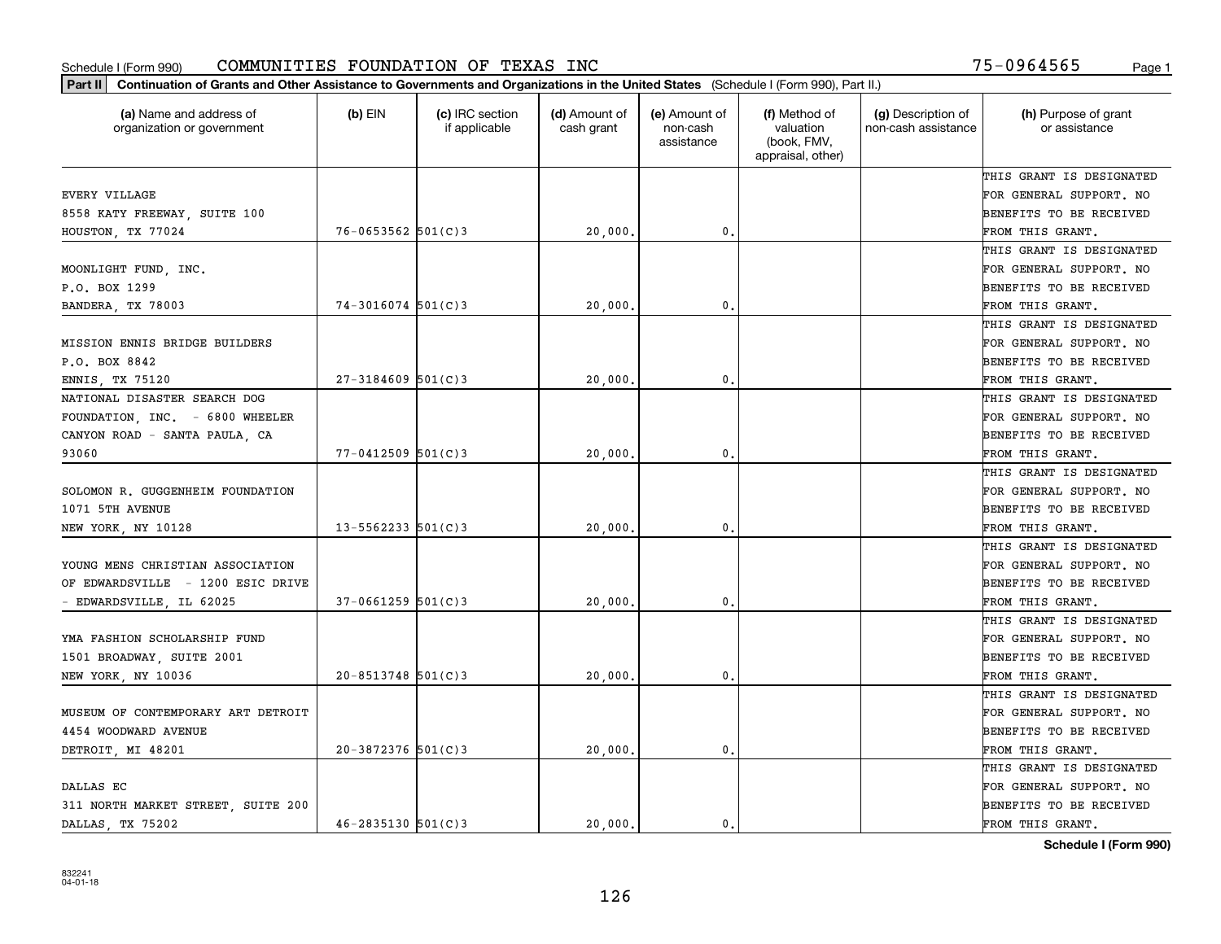Schedule I (Form 990) COMMUNITIES FOUNDATION OF TEXAS INC 75-0964565

**Part II** Continuation of Grants and Other Assistance to Governments and Organizations in the United States (Schedule I (Form 990), Part II.)

| (a) Name and address of organization or government | (b) EIN | (c) IRC section if applicable | (d) Amount of cash grant | (e) Amount of non-cash assistance | (f) Method of valuation (book, FMV, appraisal, other) | (g) Description of non-cash assistance | (h) Purpose of grant or assistance |
|---|---|---|---|---|---|---|---|
| EVERY VILLAGE 8558 KATY FREEWAY, SUITE 100 HOUSTON, TX 77024 | 76-0653562 | 501(C)3 | 20,000. | 0. | | | THIS GRANT IS DESIGNATED FOR GENERAL SUPPORT. NO BENEFITS TO BE RECEIVED FROM THIS GRANT. |
| MOONLIGHT FUND, INC. P.O. BOX 1299 BANDERA, TX 78003 | 74-3016074 | 501(C)3 | 20,000. | 0. | | | THIS GRANT IS DESIGNATED FOR GENERAL SUPPORT. NO BENEFITS TO BE RECEIVED FROM THIS GRANT. |
| MISSION ENNIS BRIDGE BUILDERS P.O. BOX 8842 ENNIS, TX 75120 | 27-3184609 | 501(C)3 | 20,000. | 0. | | | THIS GRANT IS DESIGNATED FOR GENERAL SUPPORT. NO BENEFITS TO BE RECEIVED FROM THIS GRANT. |
| NATIONAL DISASTER SEARCH DOG FOUNDATION, INC. - 6800 WHEELER CANYON ROAD - SANTA PAULA, CA 93060 | 77-0412509 | 501(C)3 | 20,000. | 0. | | | THIS GRANT IS DESIGNATED FOR GENERAL SUPPORT. NO BENEFITS TO BE RECEIVED FROM THIS GRANT. |
| SOLOMON R. GUGGENHEIM FOUNDATION 1071 5TH AVENUE NEW YORK, NY 10128 | 13-5562233 | 501(C)3 | 20,000. | 0. | | | THIS GRANT IS DESIGNATED FOR GENERAL SUPPORT. NO BENEFITS TO BE RECEIVED FROM THIS GRANT. |
| YOUNG MENS CHRISTIAN ASSOCIATION OF EDWARDSVILLE - 1200 ESIC DRIVE - EDWARDSVILLE, IL 62025 | 37-0661259 | 501(C)3 | 20,000. | 0. | | | THIS GRANT IS DESIGNATED FOR GENERAL SUPPORT. NO BENEFITS TO BE RECEIVED FROM THIS GRANT. |
| YMA FASHION SCHOLARSHIP FUND 1501 BROADWAY, SUITE 2001 NEW YORK, NY 10036 | 20-8513748 | 501(C)3 | 20,000. | 0. | | | THIS GRANT IS DESIGNATED FOR GENERAL SUPPORT. NO BENEFITS TO BE RECEIVED FROM THIS GRANT. |
| MUSEUM OF CONTEMPORARY ART DETROIT 4454 WOODWARD AVENUE DETROIT, MI 48201 | 20-3872376 | 501(C)3 | 20,000. | 0. | | | THIS GRANT IS DESIGNATED FOR GENERAL SUPPORT. NO BENEFITS TO BE RECEIVED FROM THIS GRANT. |
| DALLAS EC 311 NORTH MARKET STREET, SUITE 200 DALLAS, TX 75202 | 46-2835130 | 501(C)3 | 20,000. | 0. | | | THIS GRANT IS DESIGNATED FOR GENERAL SUPPORT. NO BENEFITS TO BE RECEIVED FROM THIS GRANT. |

Schedule I (Form 990)

832241 04-01-18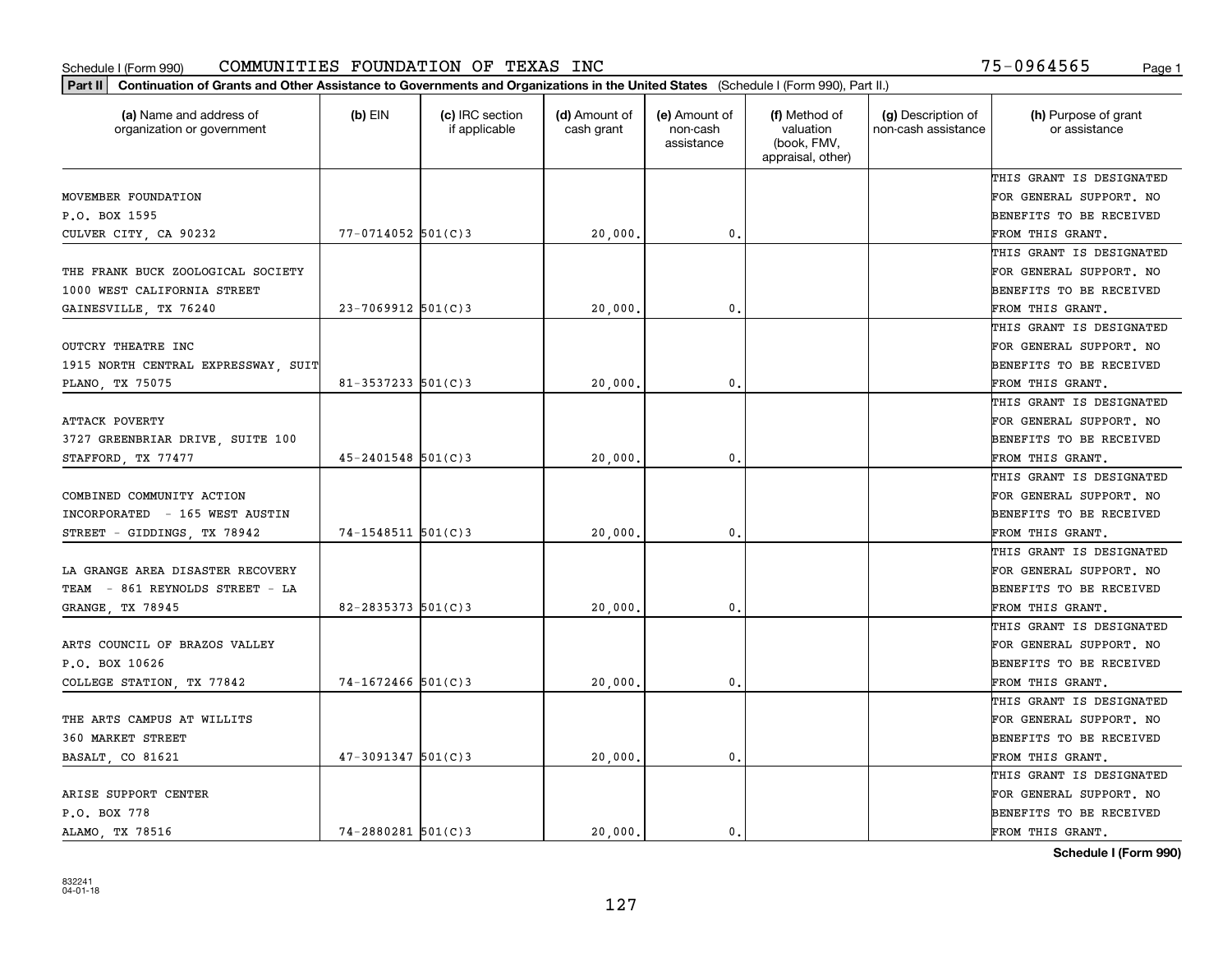Schedule I (Form 990) COMMUNITIES FOUNDATION OF TEXAS INC 75-0964565

**Part II** Continuation of Grants and Other Assistance to Governments and Organizations in the United States (Schedule I (Form 990), Part II.)

| (a) Name and address of organization or government | (b) EIN | (c) IRC section if applicable | (d) Amount of cash grant | (e) Amount of non-cash assistance | (f) Method of valuation (book, FMV, appraisal, other) | (g) Description of non-cash assistance | (h) Purpose of grant or assistance |
|---|---|---|---|---|---|---|---|
| MOVEMBER FOUNDATION<br>P.O. BOX 1595<br>CULVER CITY, CA 90232 | 77-0714052 | 501(C)3 | 20,000. | 0. | | | THIS GRANT IS DESIGNATED FOR GENERAL SUPPORT. NO BENEFITS TO BE RECEIVED FROM THIS GRANT. |
| THE FRANK BUCK ZOOLOGICAL SOCIETY<br>1000 WEST CALIFORNIA STREET<br>GAINESVILLE, TX 76240 | 23-7069912 | 501(C)3 | 20,000. | 0. | | | THIS GRANT IS DESIGNATED FOR GENERAL SUPPORT. NO BENEFITS TO BE RECEIVED FROM THIS GRANT. |
| OUTCRY THEATRE INC<br>1915 NORTH CENTRAL EXPRESSWAY, SUIT<br>PLANO, TX 75075 | 81-3537233 | 501(C)3 | 20,000. | 0. | | | THIS GRANT IS DESIGNATED FOR GENERAL SUPPORT. NO BENEFITS TO BE RECEIVED FROM THIS GRANT. |
| ATTACK POVERTY<br>3727 GREENBRIAR DRIVE, SUITE 100<br>STAFFORD, TX 77477 | 45-2401548 | 501(C)3 | 20,000. | 0. | | | THIS GRANT IS DESIGNATED FOR GENERAL SUPPORT. NO BENEFITS TO BE RECEIVED FROM THIS GRANT. |
| COMBINED COMMUNITY ACTION INCORPORATED - 165 WEST AUSTIN STREET - GIDDINGS, TX 78942 | 74-1548511 | 501(C)3 | 20,000. | 0. | | | THIS GRANT IS DESIGNATED FOR GENERAL SUPPORT. NO BENEFITS TO BE RECEIVED FROM THIS GRANT. |
| LA GRANGE AREA DISASTER RECOVERY TEAM - 861 REYNOLDS STREET - LA GRANGE, TX 78945 | 82-2835373 | 501(C)3 | 20,000. | 0. | | | THIS GRANT IS DESIGNATED FOR GENERAL SUPPORT. NO BENEFITS TO BE RECEIVED FROM THIS GRANT. |
| ARTS COUNCIL OF BRAZOS VALLEY<br>P.O. BOX 10626<br>COLLEGE STATION, TX 77842 | 74-1672466 | 501(C)3 | 20,000. | 0. | | | THIS GRANT IS DESIGNATED FOR GENERAL SUPPORT. NO BENEFITS TO BE RECEIVED FROM THIS GRANT. |
| THE ARTS CAMPUS AT WILLITS<br>360 MARKET STREET<br>BASALT, CO 81621 | 47-3091347 | 501(C)3 | 20,000. | 0. | | | THIS GRANT IS DESIGNATED FOR GENERAL SUPPORT. NO BENEFITS TO BE RECEIVED FROM THIS GRANT. |
| ARISE SUPPORT CENTER<br>P.O. BOX 778<br>ALAMO, TX 78516 | 74-2880281 | 501(C)3 | 20,000. | 0. | | | THIS GRANT IS DESIGNATED FOR GENERAL SUPPORT. NO BENEFITS TO BE RECEIVED FROM THIS GRANT. |

**Schedule I (Form 990)**

832241
04-01-18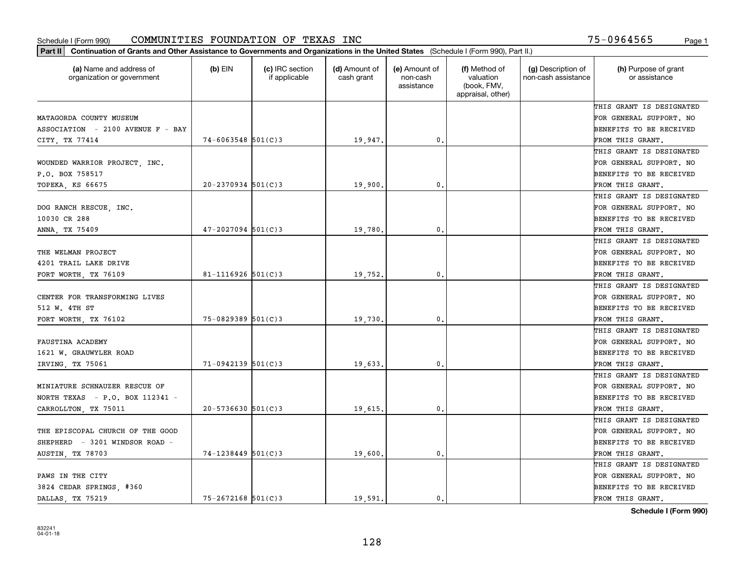Schedule I (Form 990) COMMUNITIES FOUNDATION OF TEXAS INC 75-0964565 Page 1

**Part II** **Continuation of Grants and Other Assistance to Governments and Organizations in the United States** (Schedule I (Form 990), Part II.)

| (a) Name and address of organization or government | (b) EIN | (c) IRC section if applicable | (d) Amount of cash grant | (e) Amount of non-cash assistance | (f) Method of valuation (book, FMV, appraisal, other) | (g) Description of non-cash assistance | (h) Purpose of grant or assistance |
|---|---|---|---|---|---|---|---|
| MATAGORDA COUNTY MUSEUM ASSOCIATION - 2100 AVENUE F - BAY CITY, TX 77414 | 74-6063548 | 501(C)3 | 19,947. | 0. | | | THIS GRANT IS DESIGNATED FOR GENERAL SUPPORT. NO BENEFITS TO BE RECEIVED FROM THIS GRANT. |
| WOUNDED WARRIOR PROJECT, INC. P.O. BOX 758517 TOPEKA, KS 66675 | 20-2370934 | 501(C)3 | 19,900. | 0. | | | THIS GRANT IS DESIGNATED FOR GENERAL SUPPORT. NO BENEFITS TO BE RECEIVED FROM THIS GRANT. |
| DOG RANCH RESCUE, INC. 10030 CR 288 ANNA, TX 75409 | 47-2027094 | 501(C)3 | 19,780. | 0. | | | THIS GRANT IS DESIGNATED FOR GENERAL SUPPORT. NO BENEFITS TO BE RECEIVED FROM THIS GRANT. |
| THE WELMAN PROJECT 4201 TRAIL LAKE DRIVE FORT WORTH, TX 76109 | 81-1116926 | 501(C)3 | 19,752. | 0. | | | THIS GRANT IS DESIGNATED FOR GENERAL SUPPORT. NO BENEFITS TO BE RECEIVED FROM THIS GRANT. |
| CENTER FOR TRANSFORMING LIVES 512 W. 4TH ST FORT WORTH, TX 76102 | 75-0829389 | 501(C)3 | 19,730. | 0. | | | THIS GRANT IS DESIGNATED FOR GENERAL SUPPORT. NO BENEFITS TO BE RECEIVED FROM THIS GRANT. |
| FAUSTINA ACADEMY 1621 W. GRAUWYLER ROAD IRVING, TX 75061 | 71-0942139 | 501(C)3 | 19,633. | 0. | | | THIS GRANT IS DESIGNATED FOR GENERAL SUPPORT. NO BENEFITS TO BE RECEIVED FROM THIS GRANT. |
| MINIATURE SCHNAUZER RESCUE OF NORTH TEXAS - P.O. BOX 112341 - CARROLLTON, TX 75011 | 20-5736630 | 501(C)3 | 19,615. | 0. | | | THIS GRANT IS DESIGNATED FOR GENERAL SUPPORT. NO BENEFITS TO BE RECEIVED FROM THIS GRANT. |
| THE EPISCOPAL CHURCH OF THE GOOD SHEPHERD - 3201 WINDSOR ROAD - AUSTIN, TX 78703 | 74-1238449 | 501(C)3 | 19,600. | 0. | | | THIS GRANT IS DESIGNATED FOR GENERAL SUPPORT. NO BENEFITS TO BE RECEIVED FROM THIS GRANT. |
| PAWS IN THE CITY 3824 CEDAR SPRINGS, #360 DALLAS, TX 75219 | 75-2672168 | 501(C)3 | 19,591. | 0. | | | THIS GRANT IS DESIGNATED FOR GENERAL SUPPORT. NO BENEFITS TO BE RECEIVED FROM THIS GRANT. |

**Schedule I (Form 990)**

832241
04-01-18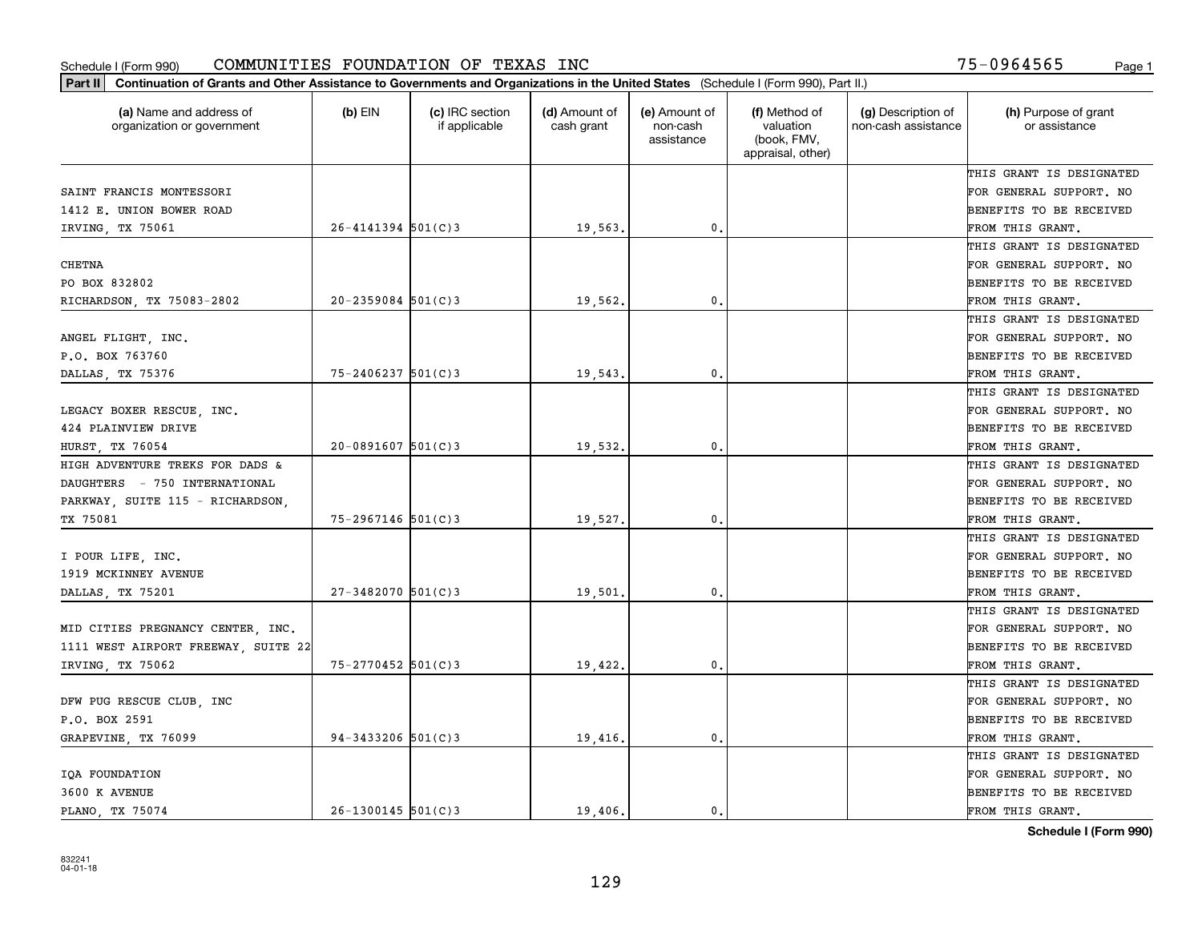Schedule I (Form 990) COMMUNITIES FOUNDATION OF TEXAS INC 75-0964565

**Part II** Continuation of Grants and Other Assistance to Governments and Organizations in the United States (Schedule I (Form 990), Part II.)

| (a) Name and address of organization or government | (b) EIN | (c) IRC section if applicable | (d) Amount of cash grant | (e) Amount of non-cash assistance | (f) Method of valuation (book, FMV, appraisal, other) | (g) Description of non-cash assistance | (h) Purpose of grant or assistance |
|---|---|---|---|---|---|---|---|
| SAINT FRANCIS MONTESSORI 1412 E. UNION BOWER ROAD IRVING, TX 75061 | 26-4141394 | 501(C)3 | 19,563. | 0. | | | THIS GRANT IS DESIGNATED FOR GENERAL SUPPORT. NO BENEFITS TO BE RECEIVED FROM THIS GRANT. |
| CHETNA PO BOX 832802 RICHARDSON, TX 75083-2802 | 20-2359084 | 501(C)3 | 19,562. | 0. | | | THIS GRANT IS DESIGNATED FOR GENERAL SUPPORT. NO BENEFITS TO BE RECEIVED FROM THIS GRANT. |
| ANGEL FLIGHT, INC. P.O. BOX 763760 DALLAS, TX 75376 | 75-2406237 | 501(C)3 | 19,543. | 0. | | | THIS GRANT IS DESIGNATED FOR GENERAL SUPPORT. NO BENEFITS TO BE RECEIVED FROM THIS GRANT. |
| LEGACY BOXER RESCUE, INC. 424 PLAINVIEW DRIVE HURST, TX 76054 | 20-0891607 | 501(C)3 | 19,532. | 0. | | | THIS GRANT IS DESIGNATED FOR GENERAL SUPPORT. NO BENEFITS TO BE RECEIVED FROM THIS GRANT. |
| HIGH ADVENTURE TREKS FOR DADS & DAUGHTERS - 750 INTERNATIONAL PARKWAY, SUITE 115 - RICHARDSON, TX 75081 | 75-2967146 | 501(C)3 | 19,527. | 0. | | | THIS GRANT IS DESIGNATED FOR GENERAL SUPPORT. NO BENEFITS TO BE RECEIVED FROM THIS GRANT. |
| I POUR LIFE, INC. 1919 MCKINNEY AVENUE DALLAS, TX 75201 | 27-3482070 | 501(C)3 | 19,501. | 0. | | | THIS GRANT IS DESIGNATED FOR GENERAL SUPPORT. NO BENEFITS TO BE RECEIVED FROM THIS GRANT. |
| MID CITIES PREGNANCY CENTER, INC. 1111 WEST AIRPORT FREEWAY, SUITE 22 IRVING, TX 75062 | 75-2770452 | 501(C)3 | 19,422. | 0. | | | THIS GRANT IS DESIGNATED FOR GENERAL SUPPORT. NO BENEFITS TO BE RECEIVED FROM THIS GRANT. |
| DFW PUG RESCUE CLUB, INC P.O. BOX 2591 GRAPEVINE, TX 76099 | 94-3433206 | 501(C)3 | 19,416. | 0. | | | THIS GRANT IS DESIGNATED FOR GENERAL SUPPORT. NO BENEFITS TO BE RECEIVED FROM THIS GRANT. |
| IQA FOUNDATION 3600 K AVENUE PLANO, TX 75074 | 26-1300145 | 501(C)3 | 19,406. | 0. | | | THIS GRANT IS DESIGNATED FOR GENERAL SUPPORT. NO BENEFITS TO BE RECEIVED FROM THIS GRANT. |

**Schedule I (Form 990)**

832241
04-01-18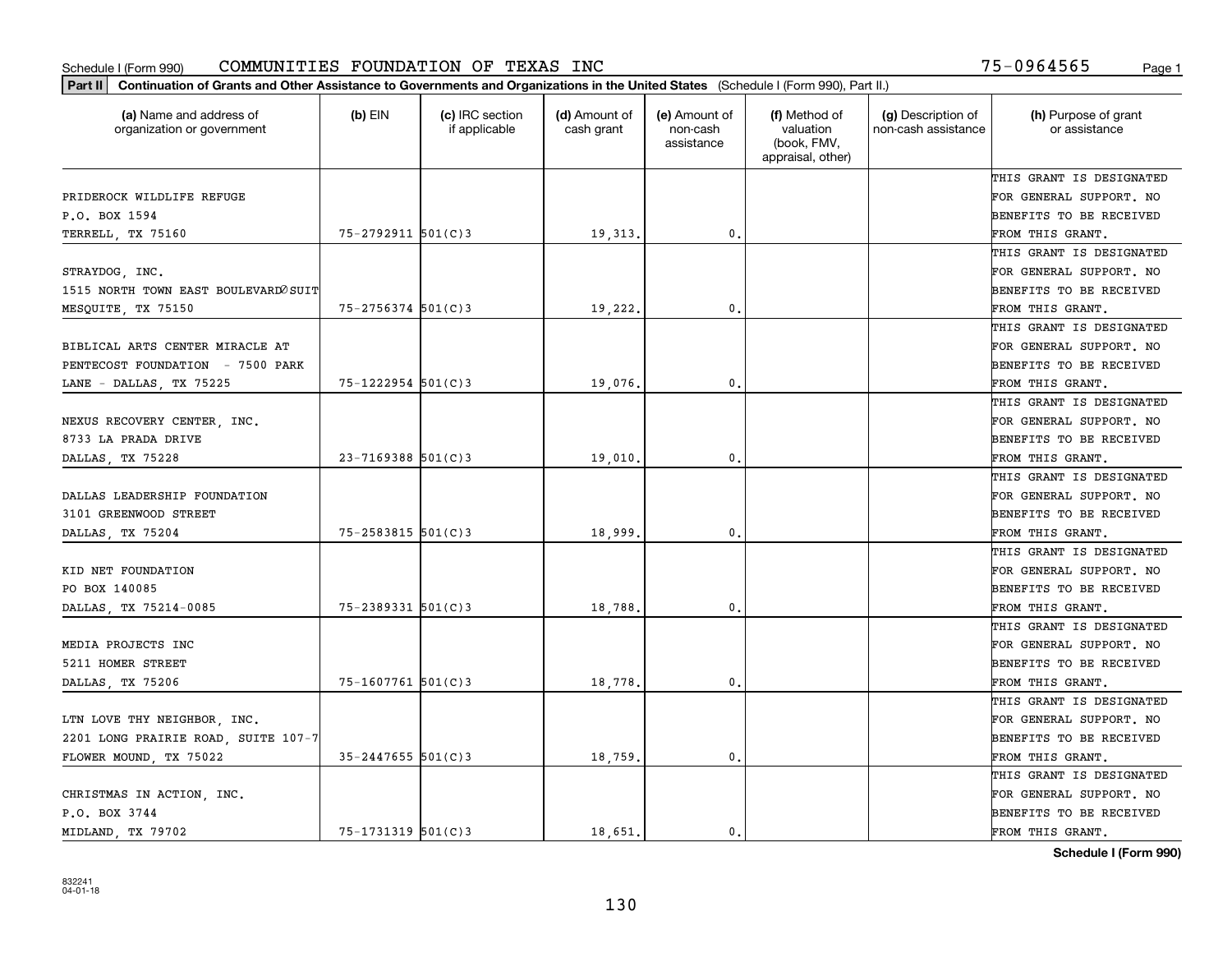Schedule I (Form 990) COMMUNITIES FOUNDATION OF TEXAS INC 75-0964565 Page 1

**Part II** **Continuation of Grants and Other Assistance to Governments and Organizations in the United States** (Schedule I (Form 990), Part II.)

| (a) Name and address of organization or government | (b) EIN | (c) IRC section if applicable | (d) Amount of cash grant | (e) Amount of non-cash assistance | (f) Method of valuation (book, FMV, appraisal, other) | (g) Description of non-cash assistance | (h) Purpose of grant or assistance |
|---|---|---|---|---|---|---|---|
| PRIDEROCK WILDLIFE REFUGE P.O. BOX 1594 TERRELL, TX 75160 | 75-2792911 | 501(C)3 | 19,313. | 0. | | | THIS GRANT IS DESIGNATED FOR GENERAL SUPPORT. NO BENEFITS TO BE RECEIVED FROM THIS GRANT. |
| STRAYDOG, INC. 1515 NORTH TOWN EAST BOULEVARDØSUIT MESQUITE, TX 75150 | 75-2756374 | 501(C)3 | 19,222. | 0. | | | THIS GRANT IS DESIGNATED FOR GENERAL SUPPORT. NO BENEFITS TO BE RECEIVED FROM THIS GRANT. |
| BIBLICAL ARTS CENTER MIRACLE AT PENTECOST FOUNDATION - 7500 PARK LANE - DALLAS, TX 75225 | 75-1222954 | 501(C)3 | 19,076. | 0. | | | THIS GRANT IS DESIGNATED FOR GENERAL SUPPORT. NO BENEFITS TO BE RECEIVED FROM THIS GRANT. |
| NEXUS RECOVERY CENTER, INC. 8733 LA PRADA DRIVE DALLAS, TX 75228 | 23-7169388 | 501(C)3 | 19,010. | 0. | | | THIS GRANT IS DESIGNATED FOR GENERAL SUPPORT. NO BENEFITS TO BE RECEIVED FROM THIS GRANT. |
| DALLAS LEADERSHIP FOUNDATION 3101 GREENWOOD STREET DALLAS, TX 75204 | 75-2583815 | 501(C)3 | 18,999. | 0. | | | THIS GRANT IS DESIGNATED FOR GENERAL SUPPORT. NO BENEFITS TO BE RECEIVED FROM THIS GRANT. |
| KID NET FOUNDATION PO BOX 140085 DALLAS, TX 75214-0085 | 75-2389331 | 501(C)3 | 18,788. | 0. | | | THIS GRANT IS DESIGNATED FOR GENERAL SUPPORT. NO BENEFITS TO BE RECEIVED FROM THIS GRANT. |
| MEDIA PROJECTS INC 5211 HOMER STREET DALLAS, TX 75206 | 75-1607761 | 501(C)3 | 18,778. | 0. | | | THIS GRANT IS DESIGNATED FOR GENERAL SUPPORT. NO BENEFITS TO BE RECEIVED FROM THIS GRANT. |
| LTN LOVE THY NEIGHBOR, INC. 2201 LONG PRAIRIE ROAD, SUITE 107-7 FLOWER MOUND, TX 75022 | 35-2447655 | 501(C)3 | 18,759. | 0. | | | THIS GRANT IS DESIGNATED FOR GENERAL SUPPORT. NO BENEFITS TO BE RECEIVED FROM THIS GRANT. |
| CHRISTMAS IN ACTION, INC. P.O. BOX 3744 MIDLAND, TX 79702 | 75-1731319 | 501(C)3 | 18,651. | 0. | | | THIS GRANT IS DESIGNATED FOR GENERAL SUPPORT. NO BENEFITS TO BE RECEIVED FROM THIS GRANT. |

**Schedule I (Form 990)**

832241
04-01-18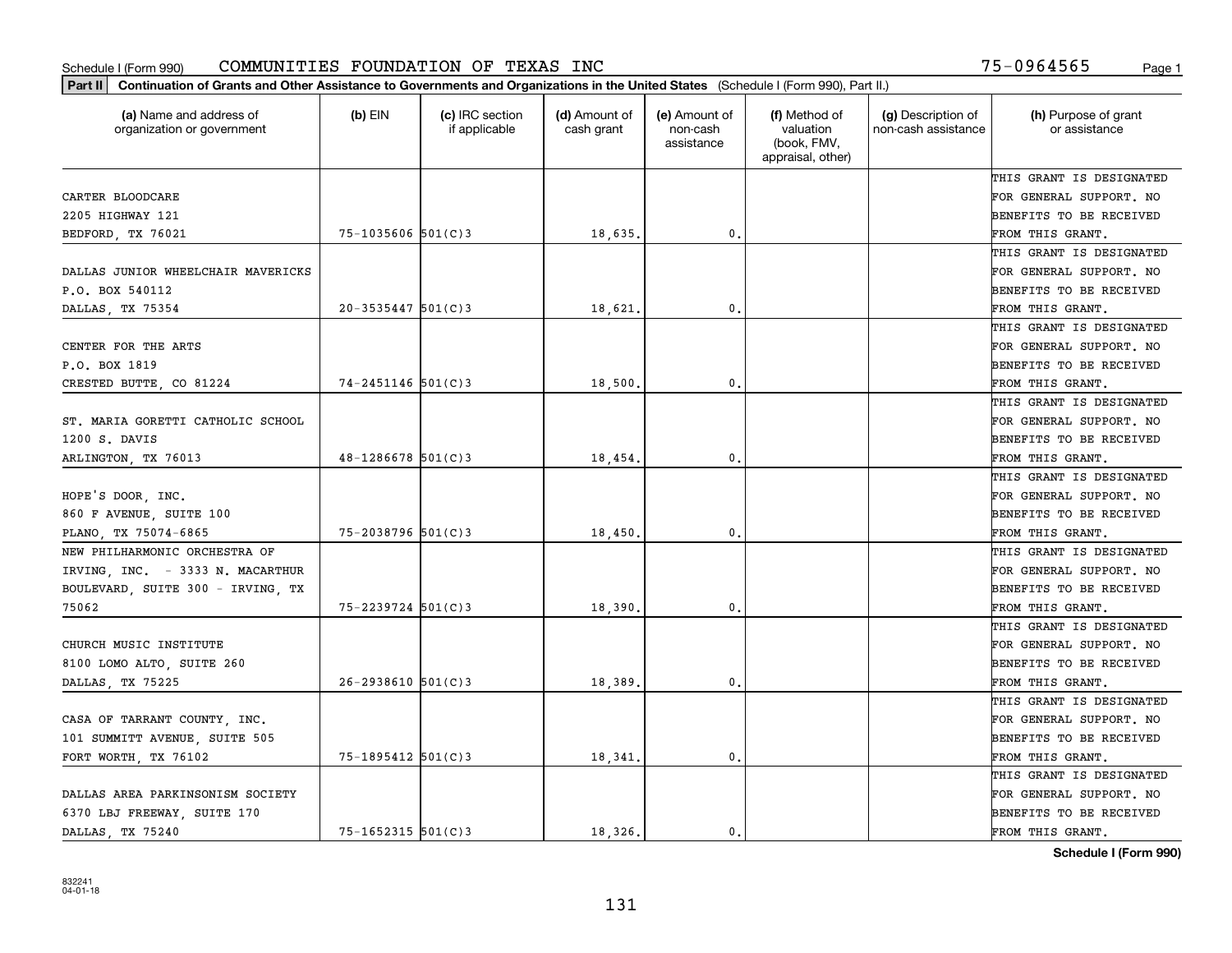Schedule I (Form 990) COMMUNITIES FOUNDATION OF TEXAS INC 75-0964565

**Part II** **Continuation of Grants and Other Assistance to Governments and Organizations in the United States** (Schedule I (Form 990), Part II.)

| (a) Name and address of organization or government | (b) EIN | (c) IRC section if applicable | (d) Amount of cash grant | (e) Amount of non-cash assistance | (f) Method of valuation (book, FMV, appraisal, other) | (g) Description of non-cash assistance | (h) Purpose of grant or assistance |
|---|---|---|---|---|---|---|---|
| CARTER BLOODCARE 2205 HIGHWAY 121 BEDFORD, TX 76021 | 75-1035606 | 501(C)3 | 18,635. | 0. | | | THIS GRANT IS DESIGNATED FOR GENERAL SUPPORT. NO BENEFITS TO BE RECEIVED FROM THIS GRANT. |
| DALLAS JUNIOR WHEELCHAIR MAVERICKS P.O. BOX 540112 DALLAS, TX 75354 | 20-3535447 | 501(C)3 | 18,621. | 0. | | | THIS GRANT IS DESIGNATED FOR GENERAL SUPPORT. NO BENEFITS TO BE RECEIVED FROM THIS GRANT. |
| CENTER FOR THE ARTS P.O. BOX 1819 CRESTED BUTTE, CO 81224 | 74-2451146 | 501(C)3 | 18,500. | 0. | | | THIS GRANT IS DESIGNATED FOR GENERAL SUPPORT. NO BENEFITS TO BE RECEIVED FROM THIS GRANT. |
| ST. MARIA GORETTI CATHOLIC SCHOOL 1200 S. DAVIS ARLINGTON, TX 76013 | 48-1286678 | 501(C)3 | 18,454. | 0. | | | THIS GRANT IS DESIGNATED FOR GENERAL SUPPORT. NO BENEFITS TO BE RECEIVED FROM THIS GRANT. |
| HOPE'S DOOR, INC. 860 F AVENUE, SUITE 100 PLANO, TX 75074-6865 | 75-2038796 | 501(C)3 | 18,450. | 0. | | | THIS GRANT IS DESIGNATED FOR GENERAL SUPPORT. NO BENEFITS TO BE RECEIVED FROM THIS GRANT. |
| NEW PHILHARMONIC ORCHESTRA OF IRVING, INC. - 3333 N. MACARTHUR BOULEVARD, SUITE 300 - IRVING, TX 75062 | 75-2239724 | 501(C)3 | 18,390. | 0. | | | THIS GRANT IS DESIGNATED FOR GENERAL SUPPORT. NO BENEFITS TO BE RECEIVED FROM THIS GRANT. |
| CHURCH MUSIC INSTITUTE 8100 LOMO ALTO, SUITE 260 DALLAS, TX 75225 | 26-2938610 | 501(C)3 | 18,389. | 0. | | | THIS GRANT IS DESIGNATED FOR GENERAL SUPPORT. NO BENEFITS TO BE RECEIVED FROM THIS GRANT. |
| CASA OF TARRANT COUNTY, INC. 101 SUMMITT AVENUE, SUITE 505 FORT WORTH, TX 76102 | 75-1895412 | 501(C)3 | 18,341. | 0. | | | THIS GRANT IS DESIGNATED FOR GENERAL SUPPORT. NO BENEFITS TO BE RECEIVED FROM THIS GRANT. |
| DALLAS AREA PARKINSONISM SOCIETY 6370 LBJ FREEWAY, SUITE 170 DALLAS, TX 75240 | 75-1652315 | 501(C)3 | 18,326. | 0. | | | THIS GRANT IS DESIGNATED FOR GENERAL SUPPORT. NO BENEFITS TO BE RECEIVED FROM THIS GRANT. |

**Schedule I (Form 990)**

832241 04-01-18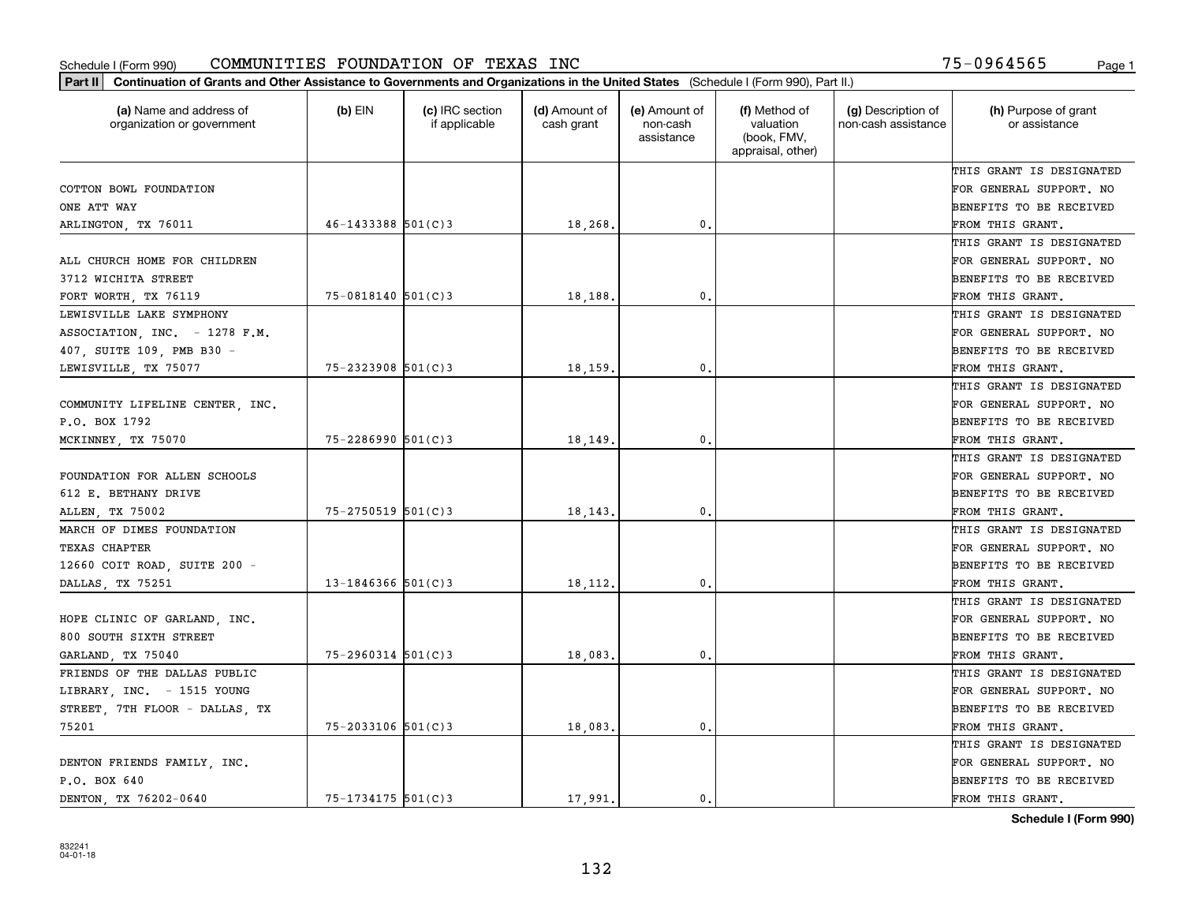Schedule I (Form 990) COMMUNITIES FOUNDATION OF TEXAS INC 75-0964565

**Part II Continuation of Grants and Other Assistance to Governments and Organizations in the United States** (Schedule I (Form 990), Part II.)

| (a) Name and address of organization or government | (b) EIN | (c) IRC section if applicable | (d) Amount of cash grant | (e) Amount of non-cash assistance | (f) Method of valuation (book, FMV, appraisal, other) | (g) Description of non-cash assistance | (h) Purpose of grant or assistance |
|---|---|---|---|---|---|---|---|
| COTTON BOWL FOUNDATION ONE ATT WAY ARLINGTON, TX 76011 | 46-1433388 | 501(C)3 | 18,268. | 0. | | | THIS GRANT IS DESIGNATED FOR GENERAL SUPPORT. NO BENEFITS TO BE RECEIVED FROM THIS GRANT. |
| ALL CHURCH HOME FOR CHILDREN 3712 WICHITA STREET FORT WORTH, TX 76119 | 75-0818140 | 501(C)3 | 18,188. | 0. | | | THIS GRANT IS DESIGNATED FOR GENERAL SUPPORT. NO BENEFITS TO BE RECEIVED FROM THIS GRANT. |
| LEWISVILLE LAKE SYMPHONY ASSOCIATION, INC. - 1278 F.M. 407, SUITE 109, PMB B30 - LEWISVILLE, TX 75077 | 75-2323908 | 501(C)3 | 18,159. | 0. | | | THIS GRANT IS DESIGNATED FOR GENERAL SUPPORT. NO BENEFITS TO BE RECEIVED FROM THIS GRANT. |
| COMMUNITY LIFELINE CENTER, INC. P.O. BOX 1792 MCKINNEY, TX 75070 | 75-2286990 | 501(C)3 | 18,149. | 0. | | | THIS GRANT IS DESIGNATED FOR GENERAL SUPPORT. NO BENEFITS TO BE RECEIVED FROM THIS GRANT. |
| FOUNDATION FOR ALLEN SCHOOLS 612 E. BETHANY DRIVE ALLEN, TX 75002 | 75-2750519 | 501(C)3 | 18,143. | 0. | | | THIS GRANT IS DESIGNATED FOR GENERAL SUPPORT. NO BENEFITS TO BE RECEIVED FROM THIS GRANT. |
| MARCH OF DIMES FOUNDATION TEXAS CHAPTER 12660 COIT ROAD, SUITE 200 - DALLAS, TX 75251 | 13-1846366 | 501(C)3 | 18,112. | 0. | | | THIS GRANT IS DESIGNATED FOR GENERAL SUPPORT. NO BENEFITS TO BE RECEIVED FROM THIS GRANT. |
| HOPE CLINIC OF GARLAND, INC. 800 SOUTH SIXTH STREET GARLAND, TX 75040 | 75-2960314 | 501(C)3 | 18,083. | 0. | | | THIS GRANT IS DESIGNATED FOR GENERAL SUPPORT. NO BENEFITS TO BE RECEIVED FROM THIS GRANT. |
| FRIENDS OF THE DALLAS PUBLIC LIBRARY, INC. - 1515 YOUNG STREET, 7TH FLOOR - DALLAS, TX 75201 | 75-2033106 | 501(C)3 | 18,083. | 0. | | | THIS GRANT IS DESIGNATED FOR GENERAL SUPPORT. NO BENEFITS TO BE RECEIVED FROM THIS GRANT. |
| DENTON FRIENDS FAMILY, INC. P.O. BOX 640 DENTON, TX 76202-0640 | 75-1734175 | 501(C)3 | 17,991. | 0. | | | THIS GRANT IS DESIGNATED FOR GENERAL SUPPORT. NO BENEFITS TO BE RECEIVED FROM THIS GRANT. |

**Schedule I (Form 990)**

832241 04-01-18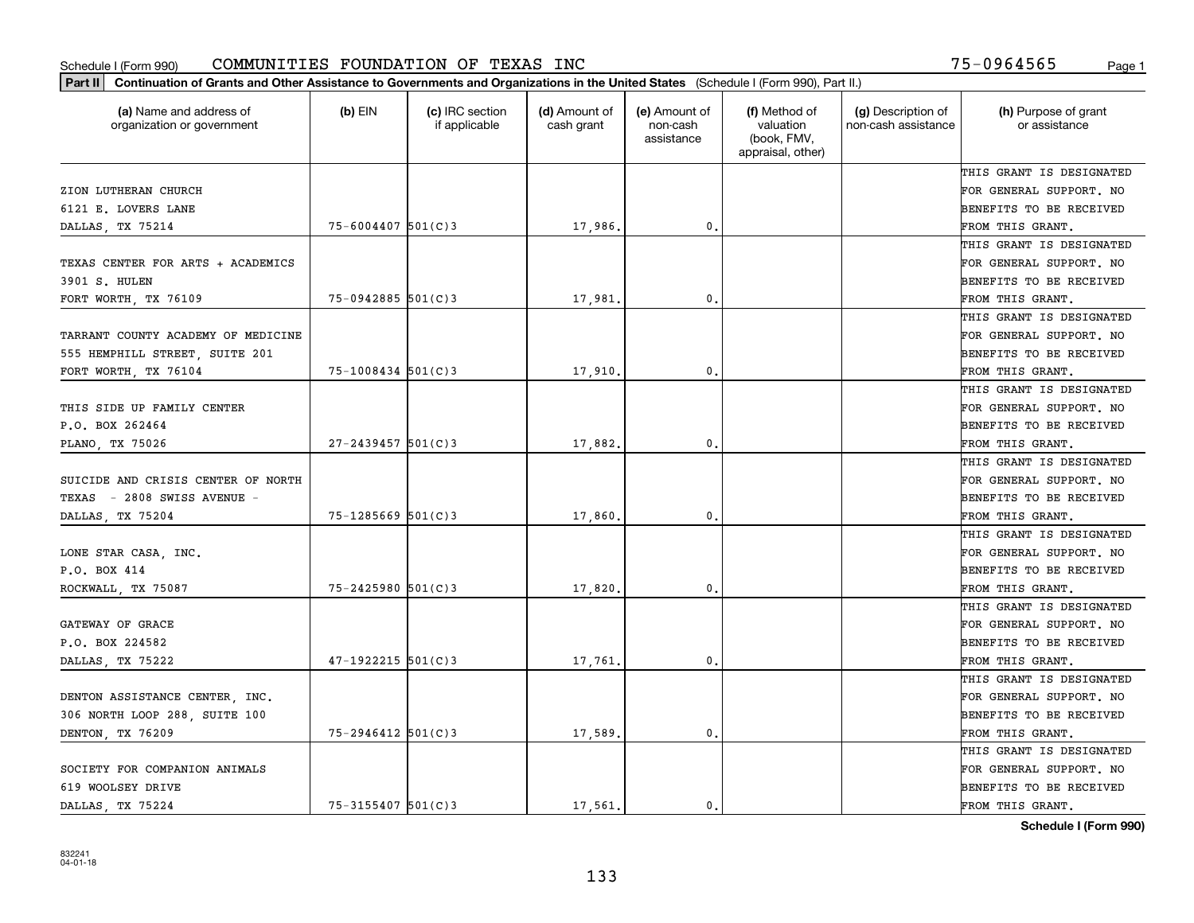Schedule I (Form 990) COMMUNITIES FOUNDATION OF TEXAS INC 75-0964565

**Part II Continuation of Grants and Other Assistance to Governments and Organizations in the United States** (Schedule I (Form 990), Part II.)

| (a) Name and address of organization or government | (b) EIN | (c) IRC section if applicable | (d) Amount of cash grant | (e) Amount of non-cash assistance | (f) Method of valuation (book, FMV, appraisal, other) | (g) Description of non-cash assistance | (h) Purpose of grant or assistance |
|---|---|---|---|---|---|---|---|
| ZION LUTHERAN CHURCH 6121 E. LOVERS LANE DALLAS, TX 75214 | 75-6004407 | 501(C)3 | 17,986. | 0. | | | THIS GRANT IS DESIGNATED FOR GENERAL SUPPORT. NO BENEFITS TO BE RECEIVED FROM THIS GRANT. |
| TEXAS CENTER FOR ARTS + ACADEMICS 3901 S. HULEN FORT WORTH, TX 76109 | 75-0942885 | 501(C)3 | 17,981. | 0. | | | THIS GRANT IS DESIGNATED FOR GENERAL SUPPORT. NO BENEFITS TO BE RECEIVED FROM THIS GRANT. |
| TARRANT COUNTY ACADEMY OF MEDICINE 555 HEMPHILL STREET, SUITE 201 FORT WORTH, TX 76104 | 75-1008434 | 501(C)3 | 17,910. | 0. | | | THIS GRANT IS DESIGNATED FOR GENERAL SUPPORT. NO BENEFITS TO BE RECEIVED FROM THIS GRANT. |
| THIS SIDE UP FAMILY CENTER P.O. BOX 262464 PLANO, TX 75026 | 27-2439457 | 501(C)3 | 17,882. | 0. | | | THIS GRANT IS DESIGNATED FOR GENERAL SUPPORT. NO BENEFITS TO BE RECEIVED FROM THIS GRANT. |
| SUICIDE AND CRISIS CENTER OF NORTH TEXAS - 2808 SWISS AVENUE - DALLAS, TX 75204 | 75-1285669 | 501(C)3 | 17,860. | 0. | | | THIS GRANT IS DESIGNATED FOR GENERAL SUPPORT. NO BENEFITS TO BE RECEIVED FROM THIS GRANT. |
| LONE STAR CASA, INC. P.O. BOX 414 ROCKWALL, TX 75087 | 75-2425980 | 501(C)3 | 17,820. | 0. | | | THIS GRANT IS DESIGNATED FOR GENERAL SUPPORT. NO BENEFITS TO BE RECEIVED FROM THIS GRANT. |
| GATEWAY OF GRACE P.O. BOX 224582 DALLAS, TX 75222 | 47-1922215 | 501(C)3 | 17,761. | 0. | | | THIS GRANT IS DESIGNATED FOR GENERAL SUPPORT. NO BENEFITS TO BE RECEIVED FROM THIS GRANT. |
| DENTON ASSISTANCE CENTER, INC. 306 NORTH LOOP 288, SUITE 100 DENTON, TX 76209 | 75-2946412 | 501(C)3 | 17,589. | 0. | | | THIS GRANT IS DESIGNATED FOR GENERAL SUPPORT. NO BENEFITS TO BE RECEIVED FROM THIS GRANT. |
| SOCIETY FOR COMPANION ANIMALS 619 WOOLSEY DRIVE DALLAS, TX 75224 | 75-3155407 | 501(C)3 | 17,561. | 0. | | | THIS GRANT IS DESIGNATED FOR GENERAL SUPPORT. NO BENEFITS TO BE RECEIVED FROM THIS GRANT. |

**Schedule I (Form 990)**

832241 04-01-18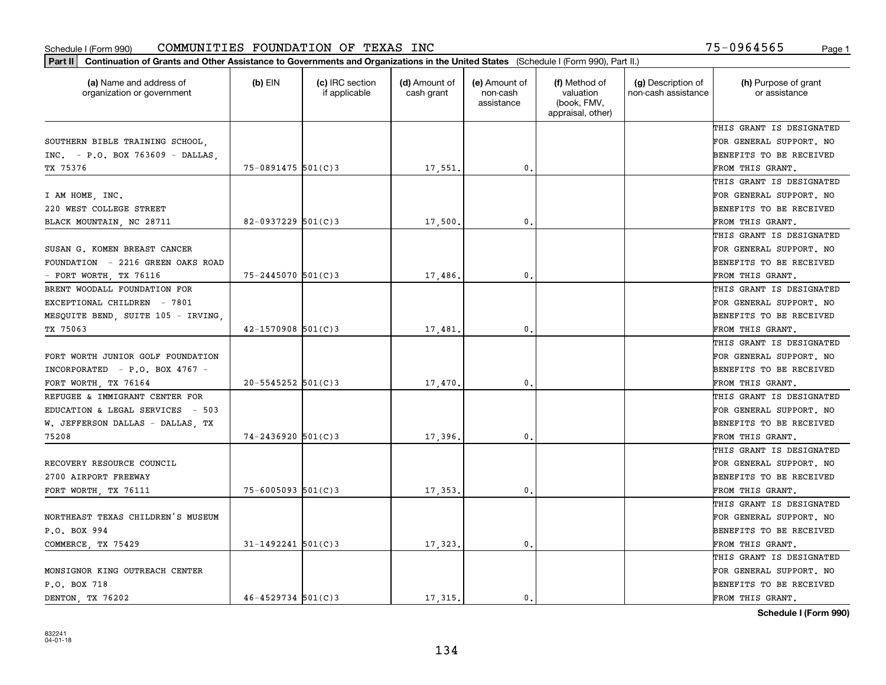Schedule I (Form 990) COMMUNITIES FOUNDATION OF TEXAS INC 75-0964565

**Part II** **Continuation of Grants and Other Assistance to Governments and Organizations in the United States** (Schedule I (Form 990), Part II.)

| (a) Name and address of organization or government | (b) EIN | (c) IRC section if applicable | (d) Amount of cash grant | (e) Amount of non-cash assistance | (f) Method of valuation (book, FMV, appraisal, other) | (g) Description of non-cash assistance | (h) Purpose of grant or assistance |
|---|---|---|---|---|---|---|---|
| SOUTHERN BIBLE TRAINING SCHOOL, INC. - P.O. BOX 763609 - DALLAS, TX 75376 | 75-0891475 | 501(C)3 | 17,551. | 0. | | | THIS GRANT IS DESIGNATED FOR GENERAL SUPPORT. NO BENEFITS TO BE RECEIVED FROM THIS GRANT. |
| I AM HOME, INC. 220 WEST COLLEGE STREET BLACK MOUNTAIN, NC 28711 | 82-0937229 | 501(C)3 | 17,500. | 0. | | | THIS GRANT IS DESIGNATED FOR GENERAL SUPPORT. NO BENEFITS TO BE RECEIVED FROM THIS GRANT. |
| SUSAN G. KOMEN BREAST CANCER FOUNDATION - 2216 GREEN OAKS ROAD - FORT WORTH, TX 76116 | 75-2445070 | 501(C)3 | 17,486. | 0. | | | THIS GRANT IS DESIGNATED FOR GENERAL SUPPORT. NO BENEFITS TO BE RECEIVED FROM THIS GRANT. |
| BRENT WOODALL FOUNDATION FOR EXCEPTIONAL CHILDREN - 7801 MESQUITE BEND, SUITE 105 - IRVING, TX 75063 | 42-1570908 | 501(C)3 | 17,481. | 0. | | | THIS GRANT IS DESIGNATED FOR GENERAL SUPPORT. NO BENEFITS TO BE RECEIVED FROM THIS GRANT. |
| FORT WORTH JUNIOR GOLF FOUNDATION INCORPORATED - P.O. BOX 4767 - FORT WORTH, TX 76164 | 20-5545252 | 501(C)3 | 17,470. | 0. | | | THIS GRANT IS DESIGNATED FOR GENERAL SUPPORT. NO BENEFITS TO BE RECEIVED FROM THIS GRANT. |
| REFUGEE & IMMIGRANT CENTER FOR EDUCATION & LEGAL SERVICES - 503 W. JEFFERSON DALLAS - DALLAS, TX 75208 | 74-2436920 | 501(C)3 | 17,396. | 0. | | | THIS GRANT IS DESIGNATED FOR GENERAL SUPPORT. NO BENEFITS TO BE RECEIVED FROM THIS GRANT. |
| RECOVERY RESOURCE COUNCIL 2700 AIRPORT FREEWAY FORT WORTH, TX 76111 | 75-6005093 | 501(C)3 | 17,353. | 0. | | | THIS GRANT IS DESIGNATED FOR GENERAL SUPPORT. NO BENEFITS TO BE RECEIVED FROM THIS GRANT. |
| NORTHEAST TEXAS CHILDREN'S MUSEUM P.O. BOX 994 COMMERCE, TX 75429 | 31-1492241 | 501(C)3 | 17,323. | 0. | | | THIS GRANT IS DESIGNATED FOR GENERAL SUPPORT. NO BENEFITS TO BE RECEIVED FROM THIS GRANT. |
| MONSIGNOR KING OUTREACH CENTER P.O. BOX 718 DENTON, TX 76202 | 46-4529734 | 501(C)3 | 17,315. | 0. | | | THIS GRANT IS DESIGNATED FOR GENERAL SUPPORT. NO BENEFITS TO BE RECEIVED FROM THIS GRANT. |

**Schedule I (Form 990)**

832241
04-01-18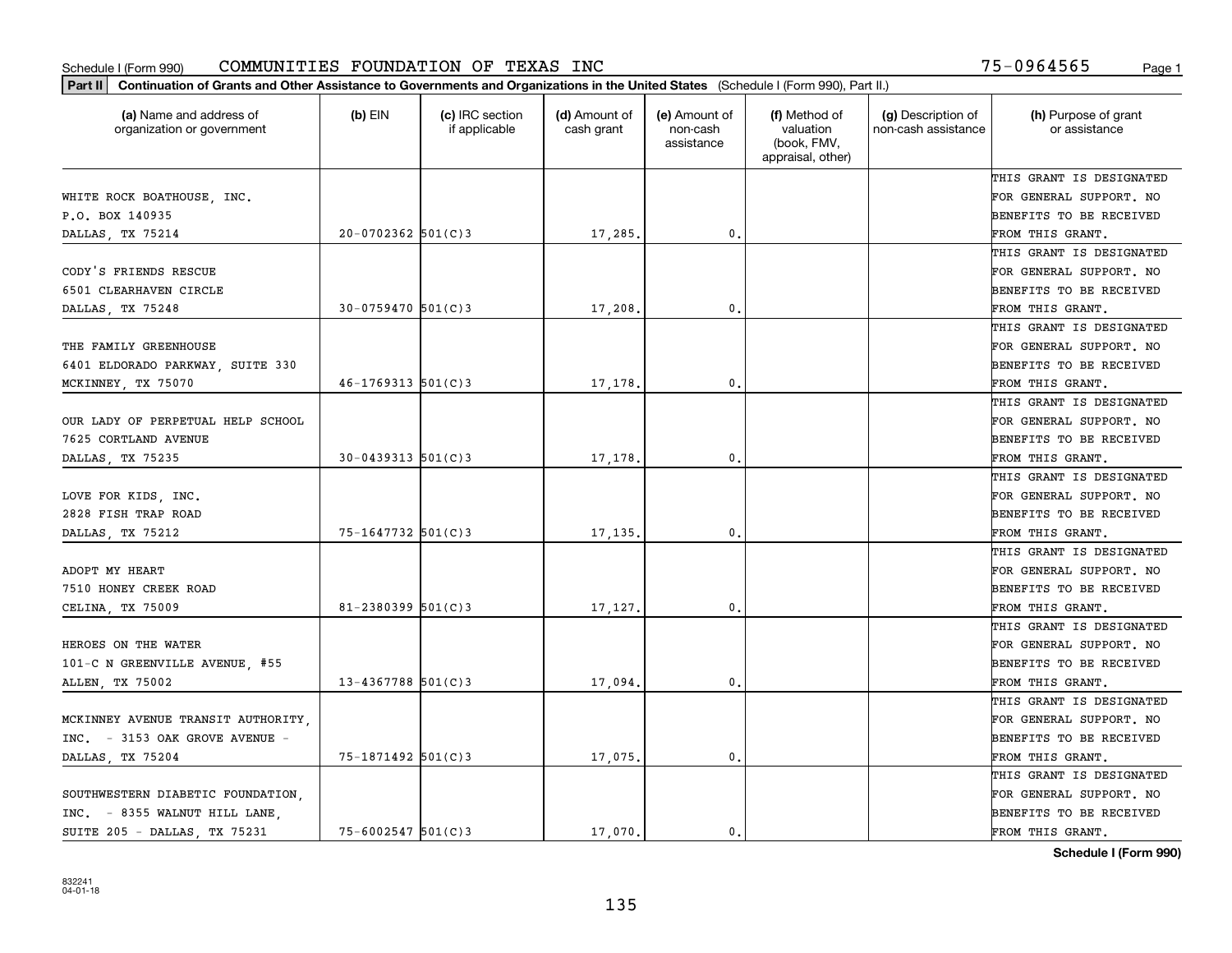Schedule I (Form 990) COMMUNITIES FOUNDATION OF TEXAS INC 75-0964565

**Part II** Continuation of Grants and Other Assistance to Governments and Organizations in the United States (Schedule I (Form 990), Part II.)

| (a) Name and address of organization or government | (b) EIN | (c) IRC section if applicable | (d) Amount of cash grant | (e) Amount of non-cash assistance | (f) Method of valuation (book, FMV, appraisal, other) | (g) Description of non-cash assistance | (h) Purpose of grant or assistance |
|---|---|---|---|---|---|---|---|
| WHITE ROCK BOATHOUSE, INC. P.O. BOX 140935 DALLAS, TX 75214 | 20-0702362 | 501(C)3 | 17,285. | 0. | | | THIS GRANT IS DESIGNATED FOR GENERAL SUPPORT. NO BENEFITS TO BE RECEIVED FROM THIS GRANT. |
| CODY'S FRIENDS RESCUE 6501 CLEARHAVEN CIRCLE DALLAS, TX 75248 | 30-0759470 | 501(C)3 | 17,208. | 0. | | | THIS GRANT IS DESIGNATED FOR GENERAL SUPPORT. NO BENEFITS TO BE RECEIVED FROM THIS GRANT. |
| THE FAMILY GREENHOUSE 6401 ELDORADO PARKWAY, SUITE 330 MCKINNEY, TX 75070 | 46-1769313 | 501(C)3 | 17,178. | 0. | | | THIS GRANT IS DESIGNATED FOR GENERAL SUPPORT. NO BENEFITS TO BE RECEIVED FROM THIS GRANT. |
| OUR LADY OF PERPETUAL HELP SCHOOL 7625 CORTLAND AVENUE DALLAS, TX 75235 | 30-0439313 | 501(C)3 | 17,178. | 0. | | | THIS GRANT IS DESIGNATED FOR GENERAL SUPPORT. NO BENEFITS TO BE RECEIVED FROM THIS GRANT. |
| LOVE FOR KIDS, INC. 2828 FISH TRAP ROAD DALLAS, TX 75212 | 75-1647732 | 501(C)3 | 17,135. | 0. | | | THIS GRANT IS DESIGNATED FOR GENERAL SUPPORT. NO BENEFITS TO BE RECEIVED FROM THIS GRANT. |
| ADOPT MY HEART 7510 HONEY CREEK ROAD CELINA, TX 75009 | 81-2380399 | 501(C)3 | 17,127. | 0. | | | THIS GRANT IS DESIGNATED FOR GENERAL SUPPORT. NO BENEFITS TO BE RECEIVED FROM THIS GRANT. |
| HEROES ON THE WATER 101-C N GREENVILLE AVENUE, #55 ALLEN, TX 75002 | 13-4367788 | 501(C)3 | 17,094. | 0. | | | THIS GRANT IS DESIGNATED FOR GENERAL SUPPORT. NO BENEFITS TO BE RECEIVED FROM THIS GRANT. |
| MCKINNEY AVENUE TRANSIT AUTHORITY, INC. - 3153 OAK GROVE AVENUE - DALLAS, TX 75204 | 75-1871492 | 501(C)3 | 17,075. | 0. | | | THIS GRANT IS DESIGNATED FOR GENERAL SUPPORT. NO BENEFITS TO BE RECEIVED FROM THIS GRANT. |
| SOUTHWESTERN DIABETIC FOUNDATION, INC. - 8355 WALNUT HILL LANE, SUITE 205 - DALLAS, TX 75231 | 75-6002547 | 501(C)3 | 17,070. | 0. | | | THIS GRANT IS DESIGNATED FOR GENERAL SUPPORT. NO BENEFITS TO BE RECEIVED FROM THIS GRANT. |

Schedule I (Form 990)

832241
04-01-18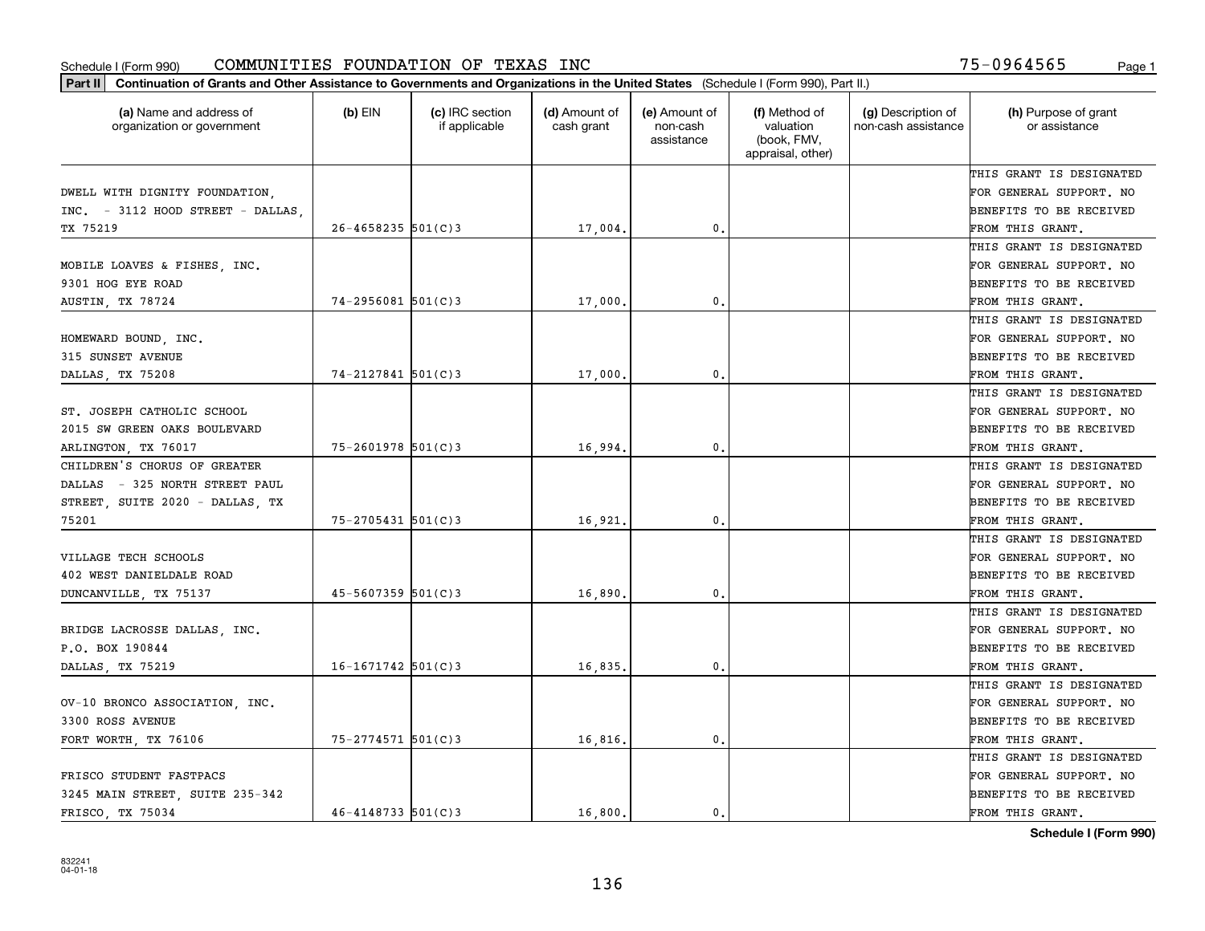Schedule I (Form 990) COMMUNITIES FOUNDATION OF TEXAS INC 75-0964565

**Part II Continuation of Grants and Other Assistance to Governments and Organizations in the United States** (Schedule I (Form 990), Part II.)

| (a) Name and address of organization or government | (b) EIN | (c) IRC section if applicable | (d) Amount of cash grant | (e) Amount of non-cash assistance | (f) Method of valuation (book, FMV, appraisal, other) | (g) Description of non-cash assistance | (h) Purpose of grant or assistance |
|---|---|---|---|---|---|---|---|
| DWELL WITH DIGNITY FOUNDATION, INC. - 3112 HOOD STREET - DALLAS, TX 75219 | 26-4658235 | 501(C)3 | 17,004. | 0. | | | THIS GRANT IS DESIGNATED FOR GENERAL SUPPORT. NO BENEFITS TO BE RECEIVED FROM THIS GRANT. |
| MOBILE LOAVES & FISHES, INC. 9301 HOG EYE ROAD AUSTIN, TX 78724 | 74-2956081 | 501(C)3 | 17,000. | 0. | | | THIS GRANT IS DESIGNATED FOR GENERAL SUPPORT. NO BENEFITS TO BE RECEIVED FROM THIS GRANT. |
| HOMEWARD BOUND, INC. 315 SUNSET AVENUE DALLAS, TX 75208 | 74-2127841 | 501(C)3 | 17,000. | 0. | | | THIS GRANT IS DESIGNATED FOR GENERAL SUPPORT. NO BENEFITS TO BE RECEIVED FROM THIS GRANT. |
| ST. JOSEPH CATHOLIC SCHOOL 2015 SW GREEN OAKS BOULEVARD ARLINGTON, TX 76017 | 75-2601978 | 501(C)3 | 16,994. | 0. | | | THIS GRANT IS DESIGNATED FOR GENERAL SUPPORT. NO BENEFITS TO BE RECEIVED FROM THIS GRANT. |
| CHILDREN'S CHORUS OF GREATER DALLAS - 325 NORTH STREET PAUL STREET, SUITE 2020 - DALLAS, TX 75201 | 75-2705431 | 501(C)3 | 16,921. | 0. | | | THIS GRANT IS DESIGNATED FOR GENERAL SUPPORT. NO BENEFITS TO BE RECEIVED FROM THIS GRANT. |
| VILLAGE TECH SCHOOLS 402 WEST DANIELDALE ROAD DUNCANVILLE, TX 75137 | 45-5607359 | 501(C)3 | 16,890. | 0. | | | THIS GRANT IS DESIGNATED FOR GENERAL SUPPORT. NO BENEFITS TO BE RECEIVED FROM THIS GRANT. |
| BRIDGE LACROSSE DALLAS, INC. P.O. BOX 190844 DALLAS, TX 75219 | 16-1671742 | 501(C)3 | 16,835. | 0. | | | THIS GRANT IS DESIGNATED FOR GENERAL SUPPORT. NO BENEFITS TO BE RECEIVED FROM THIS GRANT. |
| OV-10 BRONCO ASSOCIATION, INC. 3300 ROSS AVENUE FORT WORTH, TX 76106 | 75-2774571 | 501(C)3 | 16,816. | 0. | | | THIS GRANT IS DESIGNATED FOR GENERAL SUPPORT. NO BENEFITS TO BE RECEIVED FROM THIS GRANT. |
| FRISCO STUDENT FASTPACS 3245 MAIN STREET, SUITE 235-342 FRISCO, TX 75034 | 46-4148733 | 501(C)3 | 16,800. | 0. | | | THIS GRANT IS DESIGNATED FOR GENERAL SUPPORT. NO BENEFITS TO BE RECEIVED FROM THIS GRANT. |

**Schedule I (Form 990)**

832241 04-01-18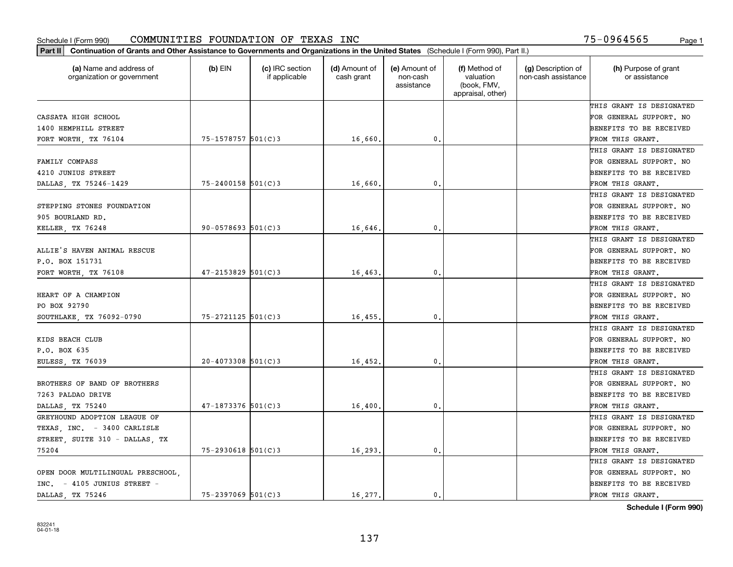Schedule I (Form 990) COMMUNITIES FOUNDATION OF TEXAS INC 75-0964565

**Part II** **Continuation of Grants and Other Assistance to Governments and Organizations in the United States** (Schedule I (Form 990), Part II.)

| (a) Name and address of organization or government | (b) EIN | (c) IRC section if applicable | (d) Amount of cash grant | (e) Amount of non-cash assistance | (f) Method of valuation (book, FMV, appraisal, other) | (g) Description of non-cash assistance | (h) Purpose of grant or assistance |
|---|---|---|---|---|---|---|---|
| CASSATA HIGH SCHOOL 1400 HEMPHILL STREET FORT WORTH, TX 76104 | 75-1578757 | 501(C)3 | 16,660. | 0. | | | THIS GRANT IS DESIGNATED FOR GENERAL SUPPORT. NO BENEFITS TO BE RECEIVED FROM THIS GRANT. |
| FAMILY COMPASS 4210 JUNIUS STREET DALLAS, TX 75246-1429 | 75-2400158 | 501(C)3 | 16,660. | 0. | | | THIS GRANT IS DESIGNATED FOR GENERAL SUPPORT. NO BENEFITS TO BE RECEIVED FROM THIS GRANT. |
| STEPPING STONES FOUNDATION 905 BOURLAND RD. KELLER, TX 76248 | 90-0578693 | 501(C)3 | 16,646. | 0. | | | THIS GRANT IS DESIGNATED FOR GENERAL SUPPORT. NO BENEFITS TO BE RECEIVED FROM THIS GRANT. |
| ALLIE'S HAVEN ANIMAL RESCUE P.O. BOX 151731 FORT WORTH, TX 76108 | 47-2153829 | 501(C)3 | 16,463. | 0. | | | THIS GRANT IS DESIGNATED FOR GENERAL SUPPORT. NO BENEFITS TO BE RECEIVED FROM THIS GRANT. |
| HEART OF A CHAMPION PO BOX 92790 SOUTHLAKE, TX 76092-0790 | 75-2721125 | 501(C)3 | 16,455. | 0. | | | THIS GRANT IS DESIGNATED FOR GENERAL SUPPORT. NO BENEFITS TO BE RECEIVED FROM THIS GRANT. |
| KIDS BEACH CLUB P.O. BOX 635 EULESS, TX 76039 | 20-4073308 | 501(C)3 | 16,452. | 0. | | | THIS GRANT IS DESIGNATED FOR GENERAL SUPPORT. NO BENEFITS TO BE RECEIVED FROM THIS GRANT. |
| BROTHERS OF BAND OF BROTHERS 7263 PALDAO DRIVE DALLAS, TX 75240 | 47-1873376 | 501(C)3 | 16,400. | 0. | | | THIS GRANT IS DESIGNATED FOR GENERAL SUPPORT. NO BENEFITS TO BE RECEIVED FROM THIS GRANT. |
| GREYHOUND ADOPTION LEAGUE OF TEXAS, INC. - 3400 CARLISLE STREET, SUITE 310 - DALLAS, TX 75204 | 75-2930618 | 501(C)3 | 16,293. | 0. | | | THIS GRANT IS DESIGNATED FOR GENERAL SUPPORT. NO BENEFITS TO BE RECEIVED FROM THIS GRANT. |
| OPEN DOOR MULTILINGUAL PRESCHOOL, INC. - 4105 JUNIUS STREET - DALLAS, TX 75246 | 75-2397069 | 501(C)3 | 16,277. | 0. | | | THIS GRANT IS DESIGNATED FOR GENERAL SUPPORT. NO BENEFITS TO BE RECEIVED FROM THIS GRANT. |

**Schedule I (Form 990)**

832241
04-01-18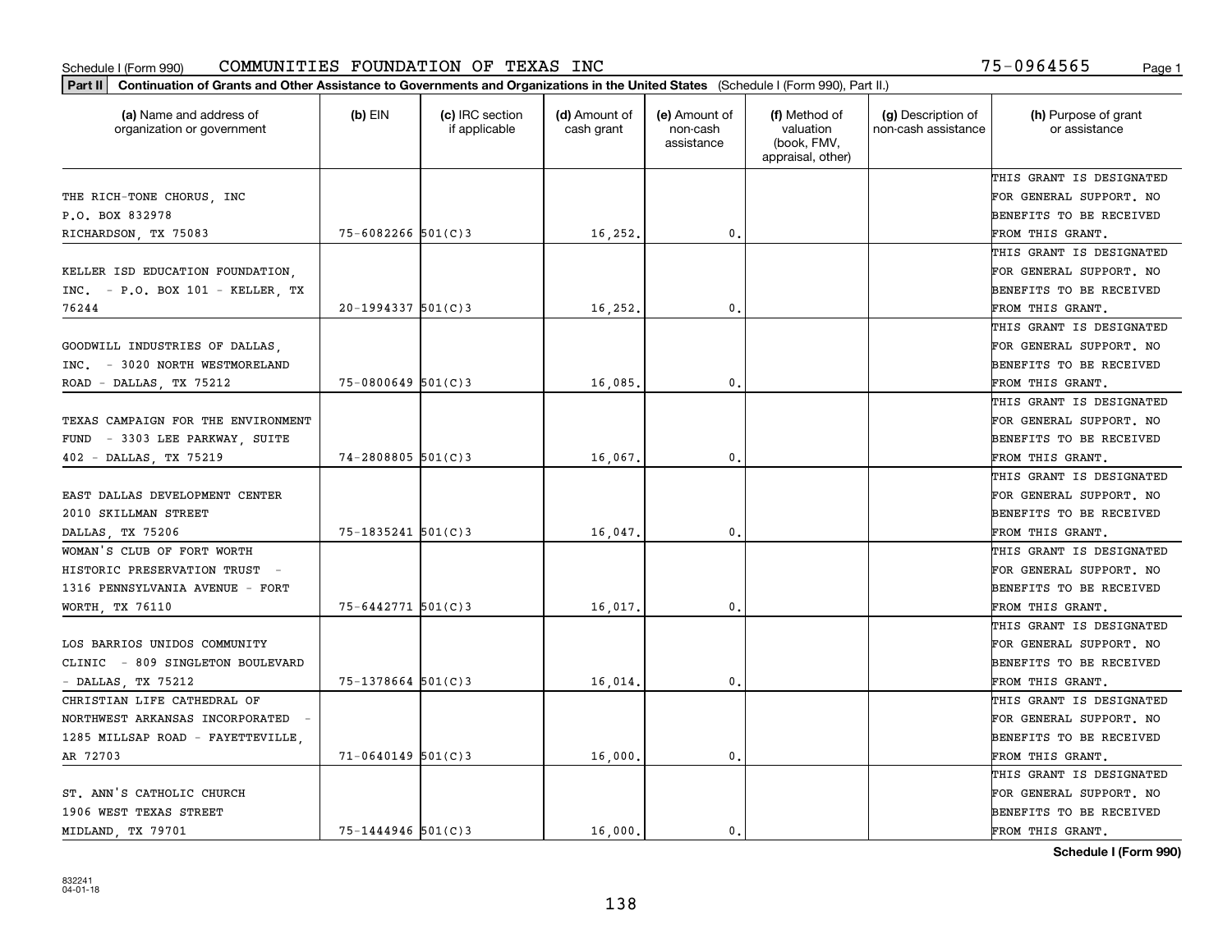Schedule I (Form 990) COMMUNITIES FOUNDATION OF TEXAS INC 75-0964565

**Part II** **Continuation of Grants and Other Assistance to Governments and Organizations in the United States** (Schedule I (Form 990), Part II.)

| (a) Name and address of organization or government | (b) EIN | (c) IRC section if applicable | (d) Amount of cash grant | (e) Amount of non-cash assistance | (f) Method of valuation (book, FMV, appraisal, other) | (g) Description of non-cash assistance | (h) Purpose of grant or assistance |
|---|---|---|---|---|---|---|---|
| THE RICH-TONE CHORUS, INC P.O. BOX 832978 RICHARDSON, TX 75083 | 75-6082266 | 501(C)3 | 16,252. | 0. | | | THIS GRANT IS DESIGNATED FOR GENERAL SUPPORT. NO BENEFITS TO BE RECEIVED FROM THIS GRANT. |
| KELLER ISD EDUCATION FOUNDATION, INC. - P.O. BOX 101 - KELLER, TX 76244 | 20-1994337 | 501(C)3 | 16,252. | 0. | | | THIS GRANT IS DESIGNATED FOR GENERAL SUPPORT. NO BENEFITS TO BE RECEIVED FROM THIS GRANT. |
| GOODWILL INDUSTRIES OF DALLAS, INC. - 3020 NORTH WESTMORELAND ROAD - DALLAS, TX 75212 | 75-0800649 | 501(C)3 | 16,085. | 0. | | | THIS GRANT IS DESIGNATED FOR GENERAL SUPPORT. NO BENEFITS TO BE RECEIVED FROM THIS GRANT. |
| TEXAS CAMPAIGN FOR THE ENVIRONMENT FUND - 3303 LEE PARKWAY, SUITE 402 - DALLAS, TX 75219 | 74-2808805 | 501(C)3 | 16,067. | 0. | | | THIS GRANT IS DESIGNATED FOR GENERAL SUPPORT. NO BENEFITS TO BE RECEIVED FROM THIS GRANT. |
| EAST DALLAS DEVELOPMENT CENTER 2010 SKILLMAN STREET DALLAS, TX 75206 | 75-1835241 | 501(C)3 | 16,047. | 0. | | | THIS GRANT IS DESIGNATED FOR GENERAL SUPPORT. NO BENEFITS TO BE RECEIVED FROM THIS GRANT. |
| WOMAN'S CLUB OF FORT WORTH HISTORIC PRESERVATION TRUST - 1316 PENNSYLVANIA AVENUE - FORT WORTH, TX 76110 | 75-6442771 | 501(C)3 | 16,017. | 0. | | | THIS GRANT IS DESIGNATED FOR GENERAL SUPPORT. NO BENEFITS TO BE RECEIVED FROM THIS GRANT. |
| LOS BARRIOS UNIDOS COMMUNITY CLINIC - 809 SINGLETON BOULEVARD - DALLAS, TX 75212 | 75-1378664 | 501(C)3 | 16,014. | 0. | | | THIS GRANT IS DESIGNATED FOR GENERAL SUPPORT. NO BENEFITS TO BE RECEIVED FROM THIS GRANT. |
| CHRISTIAN LIFE CATHEDRAL OF NORTHWEST ARKANSAS INCORPORATED - 1285 MILLSAP ROAD - FAYETTEVILLE, AR 72703 | 71-0640149 | 501(C)3 | 16,000. | 0. | | | THIS GRANT IS DESIGNATED FOR GENERAL SUPPORT. NO BENEFITS TO BE RECEIVED FROM THIS GRANT. |
| ST. ANN'S CATHOLIC CHURCH 1906 WEST TEXAS STREET MIDLAND, TX 79701 | 75-1444946 | 501(C)3 | 16,000. | 0. | | | THIS GRANT IS DESIGNATED FOR GENERAL SUPPORT. NO BENEFITS TO BE RECEIVED FROM THIS GRANT. |

**Schedule I (Form 990)**

832241 04-01-18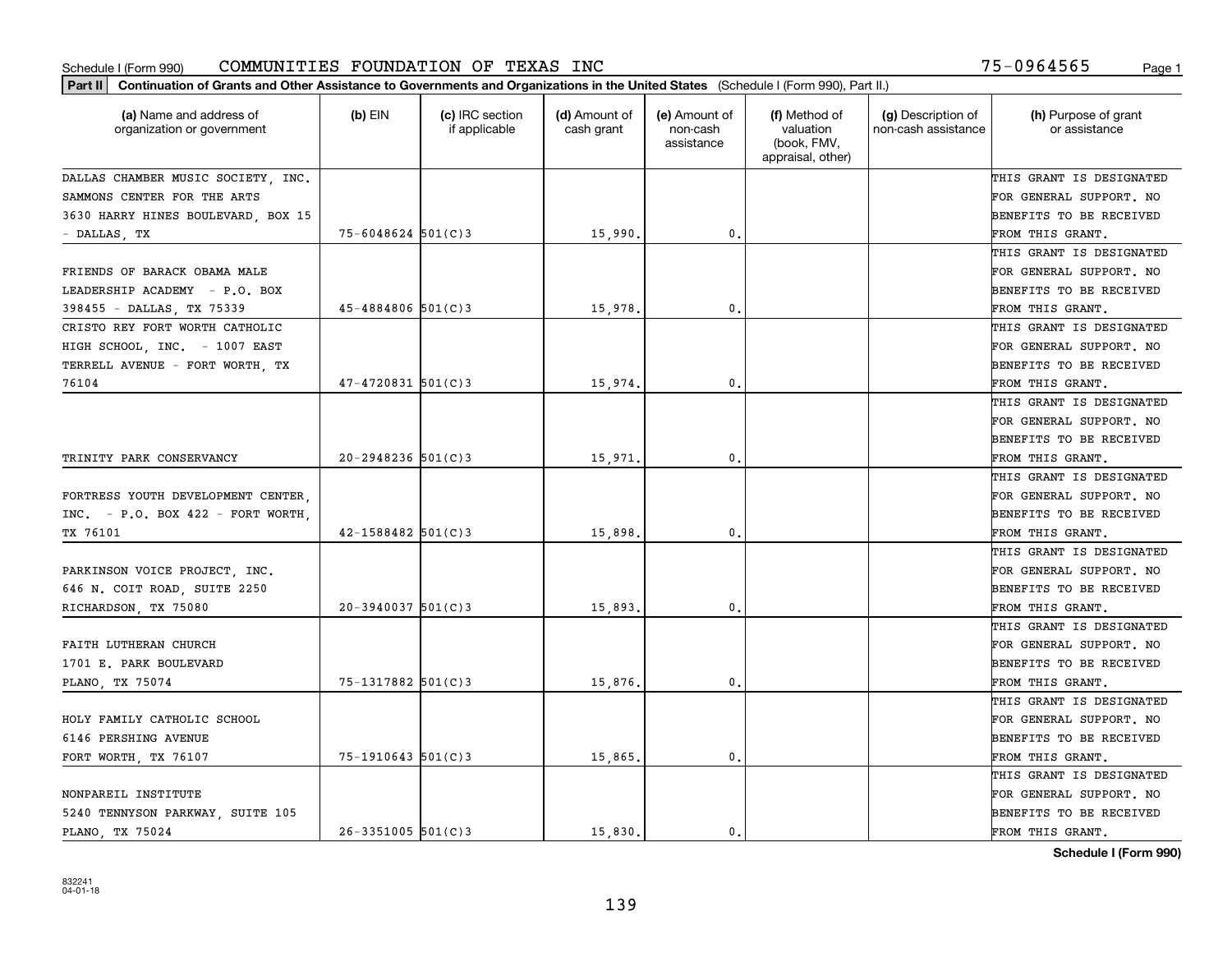Schedule I (Form 990) COMMUNITIES FOUNDATION OF TEXAS INC 75-0964565

**Part II** **Continuation of Grants and Other Assistance to Governments and Organizations in the United States** (Schedule I (Form 990), Part II.)

| (a) Name and address of organization or government | (b) EIN | (c) IRC section if applicable | (d) Amount of cash grant | (e) Amount of non-cash assistance | (f) Method of valuation (book, FMV, appraisal, other) | (g) Description of non-cash assistance | (h) Purpose of grant or assistance |
|---|---|---|---|---|---|---|---|
| DALLAS CHAMBER MUSIC SOCIETY, INC. SAMMONS CENTER FOR THE ARTS 3630 HARRY HINES BOULEVARD, BOX 15 - DALLAS, TX | 75-6048624 | 501(C)3 | 15,990. | 0. | | | THIS GRANT IS DESIGNATED FOR GENERAL SUPPORT. NO BENEFITS TO BE RECEIVED FROM THIS GRANT. |
| FRIENDS OF BARACK OBAMA MALE LEADERSHIP ACADEMY - P.O. BOX 398455 - DALLAS, TX 75339 | 45-4884806 | 501(C)3 | 15,978. | 0. | | | THIS GRANT IS DESIGNATED FOR GENERAL SUPPORT. NO BENEFITS TO BE RECEIVED FROM THIS GRANT. |
| CRISTO REY FORT WORTH CATHOLIC HIGH SCHOOL, INC. - 1007 EAST TERRELL AVENUE - FORT WORTH, TX 76104 | 47-4720831 | 501(C)3 | 15,974. | 0. | | | THIS GRANT IS DESIGNATED FOR GENERAL SUPPORT. NO BENEFITS TO BE RECEIVED FROM THIS GRANT. |
| TRINITY PARK CONSERVANCY | 20-2948236 | 501(C)3 | 15,971. | 0. | | | THIS GRANT IS DESIGNATED FOR GENERAL SUPPORT. NO BENEFITS TO BE RECEIVED FROM THIS GRANT. |
| FORTRESS YOUTH DEVELOPMENT CENTER, INC. - P.O. BOX 422 - FORT WORTH, TX 76101 | 42-1588482 | 501(C)3 | 15,898. | 0. | | | THIS GRANT IS DESIGNATED FOR GENERAL SUPPORT. NO BENEFITS TO BE RECEIVED FROM THIS GRANT. |
| PARKINSON VOICE PROJECT, INC. 646 N. COIT ROAD, SUITE 2250 RICHARDSON, TX 75080 | 20-3940037 | 501(C)3 | 15,893. | 0. | | | THIS GRANT IS DESIGNATED FOR GENERAL SUPPORT. NO BENEFITS TO BE RECEIVED FROM THIS GRANT. |
| FAITH LUTHERAN CHURCH 1701 E. PARK BOULEVARD PLANO, TX 75074 | 75-1317882 | 501(C)3 | 15,876. | 0. | | | THIS GRANT IS DESIGNATED FOR GENERAL SUPPORT. NO BENEFITS TO BE RECEIVED FROM THIS GRANT. |
| HOLY FAMILY CATHOLIC SCHOOL 6146 PERSHING AVENUE FORT WORTH, TX 76107 | 75-1910643 | 501(C)3 | 15,865. | 0. | | | THIS GRANT IS DESIGNATED FOR GENERAL SUPPORT. NO BENEFITS TO BE RECEIVED FROM THIS GRANT. |
| NONPAREIL INSTITUTE 5240 TENNYSON PARKWAY, SUITE 105 PLANO, TX 75024 | 26-3351005 | 501(C)3 | 15,830. | 0. | | | THIS GRANT IS DESIGNATED FOR GENERAL SUPPORT. NO BENEFITS TO BE RECEIVED FROM THIS GRANT. |

**Schedule I (Form 990)**

832241 04-01-18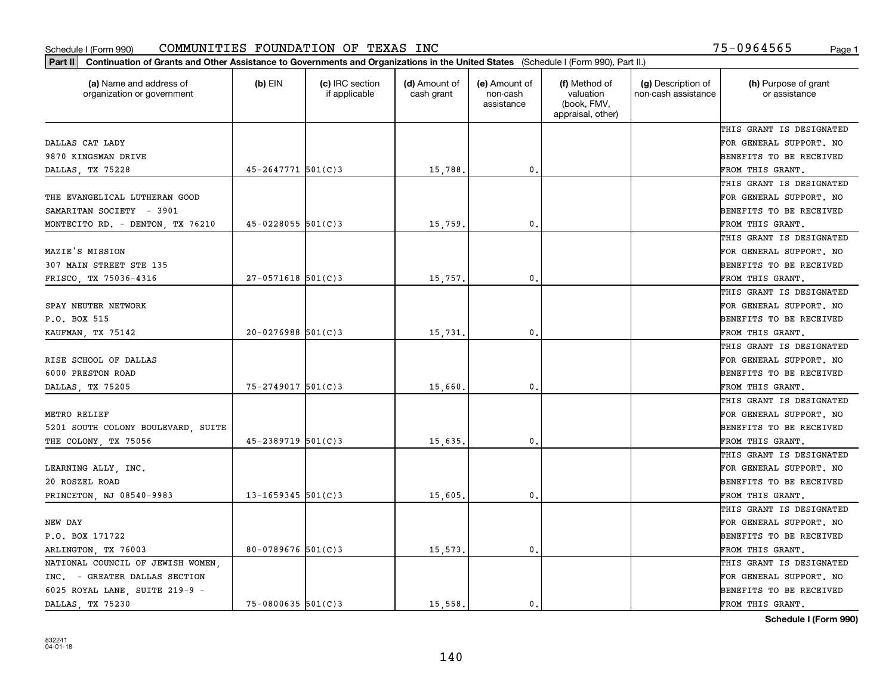Schedule I (Form 990) COMMUNITIES FOUNDATION OF TEXAS INC 75-0964565

**Part II** Continuation of Grants and Other Assistance to Governments and Organizations in the United States (Schedule I (Form 990), Part II.)

| (a) Name and address of organization or government | (b) EIN | (c) IRC section if applicable | (d) Amount of cash grant | (e) Amount of non-cash assistance | (f) Method of valuation (book, FMV, appraisal, other) | (g) Description of non-cash assistance | (h) Purpose of grant or assistance |
|---|---|---|---|---|---|---|---|
| DALLAS CAT LADY 9870 KINGSMAN DRIVE DALLAS, TX 75228 | 45-2647771 | 501(C)3 | 15,788. | 0. | | | THIS GRANT IS DESIGNATED FOR GENERAL SUPPORT. NO BENEFITS TO BE RECEIVED FROM THIS GRANT. |
| THE EVANGELICAL LUTHERAN GOOD SAMARITAN SOCIETY - 3901 MONTECITO RD. - DENTON, TX 76210 | 45-0228055 | 501(C)3 | 15,759. | 0. | | | THIS GRANT IS DESIGNATED FOR GENERAL SUPPORT. NO BENEFITS TO BE RECEIVED FROM THIS GRANT. |
| MAZIE'S MISSION 307 MAIN STREET STE 135 FRISCO, TX 75036-4316 | 27-0571618 | 501(C)3 | 15,757. | 0. | | | THIS GRANT IS DESIGNATED FOR GENERAL SUPPORT. NO BENEFITS TO BE RECEIVED FROM THIS GRANT. |
| SPAY NEUTER NETWORK P.O. BOX 515 KAUFMAN, TX 75142 | 20-0276988 | 501(C)3 | 15,731. | 0. | | | THIS GRANT IS DESIGNATED FOR GENERAL SUPPORT. NO BENEFITS TO BE RECEIVED FROM THIS GRANT. |
| RISE SCHOOL OF DALLAS 6000 PRESTON ROAD DALLAS, TX 75205 | 75-2749017 | 501(C)3 | 15,660. | 0. | | | THIS GRANT IS DESIGNATED FOR GENERAL SUPPORT. NO BENEFITS TO BE RECEIVED FROM THIS GRANT. |
| METRO RELIEF 5201 SOUTH COLONY BOULEVARD, SUITE THE COLONY, TX 75056 | 45-2389719 | 501(C)3 | 15,635. | 0. | | | THIS GRANT IS DESIGNATED FOR GENERAL SUPPORT. NO BENEFITS TO BE RECEIVED FROM THIS GRANT. |
| LEARNING ALLY, INC. 20 ROSZEL ROAD PRINCETON, NJ 08540-9983 | 13-1659345 | 501(C)3 | 15,605. | 0. | | | THIS GRANT IS DESIGNATED FOR GENERAL SUPPORT. NO BENEFITS TO BE RECEIVED FROM THIS GRANT. |
| NEW DAY P.O. BOX 171722 ARLINGTON, TX 76003 | 80-0789676 | 501(C)3 | 15,573. | 0. | | | THIS GRANT IS DESIGNATED FOR GENERAL SUPPORT. NO BENEFITS TO BE RECEIVED FROM THIS GRANT. |
| NATIONAL COUNCIL OF JEWISH WOMEN, INC. - GREATER DALLAS SECTION 6025 ROYAL LANE, SUITE 219-9 - DALLAS, TX 75230 | 75-0800635 | 501(C)3 | 15,558. | 0. | | | THIS GRANT IS DESIGNATED FOR GENERAL SUPPORT. NO BENEFITS TO BE RECEIVED FROM THIS GRANT. |

Schedule I (Form 990)

832241 04-01-18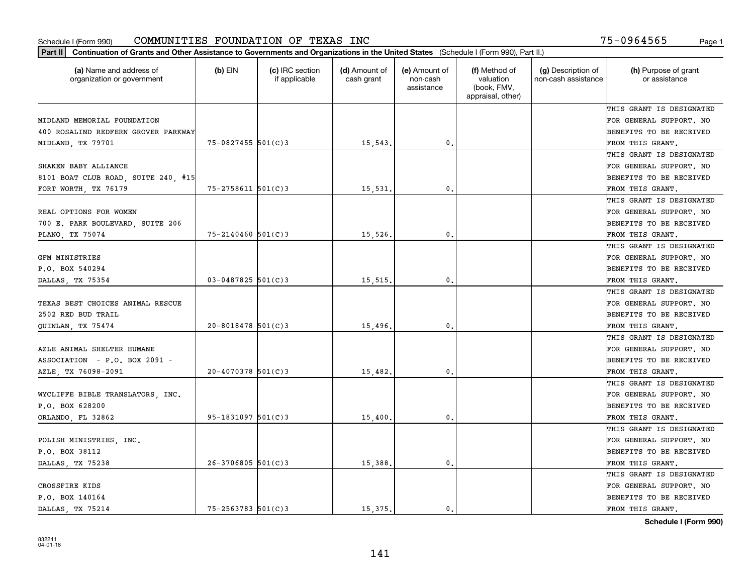Schedule I (Form 990) COMMUNITIES FOUNDATION OF TEXAS INC 75-0964565

**Part II** **Continuation of Grants and Other Assistance to Governments and Organizations in the United States** (Schedule I (Form 990), Part II.)

| (a) Name and address of organization or government | (b) EIN | (c) IRC section if applicable | (d) Amount of cash grant | (e) Amount of non-cash assistance | (f) Method of valuation (book, FMV, appraisal, other) | (g) Description of non-cash assistance | (h) Purpose of grant or assistance |
|---|---|---|---|---|---|---|---|
| MIDLAND MEMORIAL FOUNDATION 400 ROSALIND REDFERN GROVER PARKWAY MIDLAND, TX 79701 | 75-0827455 | 501(C)3 | 15,543. | 0. | | | THIS GRANT IS DESIGNATED FOR GENERAL SUPPORT. NO BENEFITS TO BE RECEIVED FROM THIS GRANT. |
| SHAKEN BABY ALLIANCE 8101 BOAT CLUB ROAD, SUITE 240, #15 FORT WORTH, TX 76179 | 75-2758611 | 501(C)3 | 15,531. | 0. | | | THIS GRANT IS DESIGNATED FOR GENERAL SUPPORT. NO BENEFITS TO BE RECEIVED FROM THIS GRANT. |
| REAL OPTIONS FOR WOMEN 700 E. PARK BOULEVARD, SUITE 206 PLANO, TX 75074 | 75-2140460 | 501(C)3 | 15,526. | 0. | | | THIS GRANT IS DESIGNATED FOR GENERAL SUPPORT. NO BENEFITS TO BE RECEIVED FROM THIS GRANT. |
| GFM MINISTRIES P.O. BOX 540294 DALLAS, TX 75354 | 03-0487825 | 501(C)3 | 15,515. | 0. | | | THIS GRANT IS DESIGNATED FOR GENERAL SUPPORT. NO BENEFITS TO BE RECEIVED FROM THIS GRANT. |
| TEXAS BEST CHOICES ANIMAL RESCUE 2502 RED BUD TRAIL QUINLAN, TX 75474 | 20-8018478 | 501(C)3 | 15,496. | 0. | | | THIS GRANT IS DESIGNATED FOR GENERAL SUPPORT. NO BENEFITS TO BE RECEIVED FROM THIS GRANT. |
| AZLE ANIMAL SHELTER HUMANE ASSOCIATION - P.O. BOX 2091 - AZLE, TX 76098-2091 | 20-4070378 | 501(C)3 | 15,482. | 0. | | | THIS GRANT IS DESIGNATED FOR GENERAL SUPPORT. NO BENEFITS TO BE RECEIVED FROM THIS GRANT. |
| WYCLIFFE BIBLE TRANSLATORS, INC. P.O. BOX 628200 ORLANDO, FL 32862 | 95-1831097 | 501(C)3 | 15,400. | 0. | | | THIS GRANT IS DESIGNATED FOR GENERAL SUPPORT. NO BENEFITS TO BE RECEIVED FROM THIS GRANT. |
| POLISH MINISTRIES, INC. P.O. BOX 38112 DALLAS, TX 75238 | 26-3706805 | 501(C)3 | 15,388. | 0. | | | THIS GRANT IS DESIGNATED FOR GENERAL SUPPORT. NO BENEFITS TO BE RECEIVED FROM THIS GRANT. |
| CROSSFIRE KIDS P.O. BOX 140164 DALLAS, TX 75214 | 75-2563783 | 501(C)3 | 15,375. | 0. | | | THIS GRANT IS DESIGNATED FOR GENERAL SUPPORT. NO BENEFITS TO BE RECEIVED FROM THIS GRANT. |

**Schedule I (Form 990)**

832241
04-01-18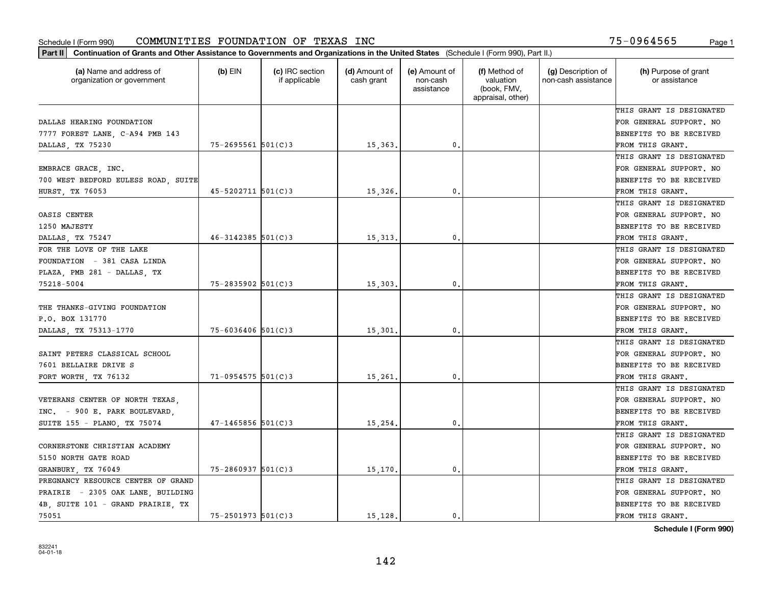Schedule I (Form 990) COMMUNITIES FOUNDATION OF TEXAS INC 75-0964565

**Part II** Continuation of Grants and Other Assistance to Governments and Organizations in the United States (Schedule I (Form 990), Part II.)

| (a) Name and address of organization or government | (b) EIN | (c) IRC section if applicable | (d) Amount of cash grant | (e) Amount of non-cash assistance | (f) Method of valuation (book, FMV, appraisal, other) | (g) Description of non-cash assistance | (h) Purpose of grant or assistance |
|---|---|---|---|---|---|---|---|
| DALLAS HEARING FOUNDATION 7777 FOREST LANE, C-A94 PMB 143 DALLAS, TX 75230 | 75-2695561 | 501(C)3 | 15,363. | 0. | | | THIS GRANT IS DESIGNATED FOR GENERAL SUPPORT. NO BENEFITS TO BE RECEIVED FROM THIS GRANT. |
| EMBRACE GRACE, INC. 700 WEST BEDFORD EULESS ROAD, SUITE HURST, TX 76053 | 45-5202711 | 501(C)3 | 15,326. | 0. | | | THIS GRANT IS DESIGNATED FOR GENERAL SUPPORT. NO BENEFITS TO BE RECEIVED FROM THIS GRANT. |
| OASIS CENTER 1250 MAJESTY DALLAS, TX 75247 | 46-3142385 | 501(C)3 | 15,313. | 0. | | | THIS GRANT IS DESIGNATED FOR GENERAL SUPPORT. NO BENEFITS TO BE RECEIVED FROM THIS GRANT. |
| FOR THE LOVE OF THE LAKE FOUNDATION - 381 CASA LINDA PLAZA, PMB 281 - DALLAS, TX 75218-5004 | 75-2835902 | 501(C)3 | 15,303. | 0. | | | THIS GRANT IS DESIGNATED FOR GENERAL SUPPORT. NO BENEFITS TO BE RECEIVED FROM THIS GRANT. |
| THE THANKS-GIVING FOUNDATION P.O. BOX 131770 DALLAS, TX 75313-1770 | 75-6036406 | 501(C)3 | 15,301. | 0. | | | THIS GRANT IS DESIGNATED FOR GENERAL SUPPORT. NO BENEFITS TO BE RECEIVED FROM THIS GRANT. |
| SAINT PETERS CLASSICAL SCHOOL 7601 BELLAIRE DRIVE S FORT WORTH, TX 76132 | 71-0954575 | 501(C)3 | 15,261. | 0. | | | THIS GRANT IS DESIGNATED FOR GENERAL SUPPORT. NO BENEFITS TO BE RECEIVED FROM THIS GRANT. |
| VETERANS CENTER OF NORTH TEXAS, INC. - 900 E. PARK BOULEVARD, SUITE 155 - PLANO, TX 75074 | 47-1465856 | 501(C)3 | 15,254. | 0. | | | THIS GRANT IS DESIGNATED FOR GENERAL SUPPORT. NO BENEFITS TO BE RECEIVED FROM THIS GRANT. |
| CORNERSTONE CHRISTIAN ACADEMY 5150 NORTH GATE ROAD GRANBURY, TX 76049 | 75-2860937 | 501(C)3 | 15,170. | 0. | | | THIS GRANT IS DESIGNATED FOR GENERAL SUPPORT. NO BENEFITS TO BE RECEIVED FROM THIS GRANT. |
| PREGNANCY RESOURCE CENTER OF GRAND PRAIRIE - 2305 OAK LANE, BUILDING 4B, SUITE 101 - GRAND PRAIRIE, TX 75051 | 75-2501973 | 501(C)3 | 15,128. | 0. | | | THIS GRANT IS DESIGNATED FOR GENERAL SUPPORT. NO BENEFITS TO BE RECEIVED FROM THIS GRANT. |

**Schedule I (Form 990)**

832241 04-01-18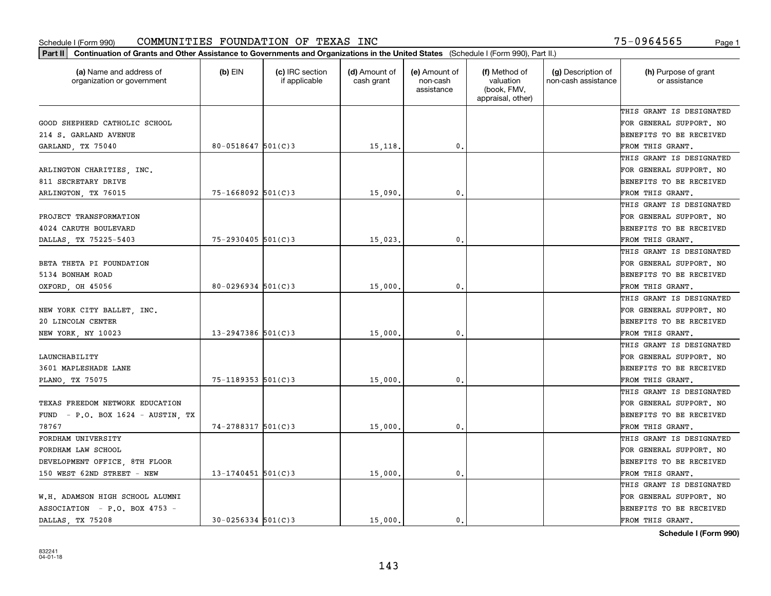Schedule I (Form 990) COMMUNITIES FOUNDATION OF TEXAS INC 75-0964565

**Part II** **Continuation of Grants and Other Assistance to Governments and Organizations in the United States** (Schedule I (Form 990), Part II.)

| (a) Name and address of organization or government | (b) EIN | (c) IRC section if applicable | (d) Amount of cash grant | (e) Amount of non-cash assistance | (f) Method of valuation (book, FMV, appraisal, other) | (g) Description of non-cash assistance | (h) Purpose of grant or assistance |
|---|---|---|---|---|---|---|---|
| GOOD SHEPHERD CATHOLIC SCHOOL 214 S. GARLAND AVENUE GARLAND, TX 75040 | 80-0518647 | 501(C)3 | 15,118. | 0. | | | THIS GRANT IS DESIGNATED FOR GENERAL SUPPORT. NO BENEFITS TO BE RECEIVED FROM THIS GRANT. |
| ARLINGTON CHARITIES, INC. 811 SECRETARY DRIVE ARLINGTON, TX 76015 | 75-1668092 | 501(C)3 | 15,090. | 0. | | | THIS GRANT IS DESIGNATED FOR GENERAL SUPPORT. NO BENEFITS TO BE RECEIVED FROM THIS GRANT. |
| PROJECT TRANSFORMATION 4024 CARUTH BOULEVARD DALLAS, TX 75225-5403 | 75-2930405 | 501(C)3 | 15,023. | 0. | | | THIS GRANT IS DESIGNATED FOR GENERAL SUPPORT. NO BENEFITS TO BE RECEIVED FROM THIS GRANT. |
| BETA THETA PI FOUNDATION 5134 BONHAM ROAD OXFORD, OH 45056 | 80-0296934 | 501(C)3 | 15,000. | 0. | | | THIS GRANT IS DESIGNATED FOR GENERAL SUPPORT. NO BENEFITS TO BE RECEIVED FROM THIS GRANT. |
| NEW YORK CITY BALLET, INC. 20 LINCOLN CENTER NEW YORK, NY 10023 | 13-2947386 | 501(C)3 | 15,000. | 0. | | | THIS GRANT IS DESIGNATED FOR GENERAL SUPPORT. NO BENEFITS TO BE RECEIVED FROM THIS GRANT. |
| LAUNCHABILITY 3601 MAPLESHADE LANE PLANO, TX 75075 | 75-1189353 | 501(C)3 | 15,000. | 0. | | | THIS GRANT IS DESIGNATED FOR GENERAL SUPPORT. NO BENEFITS TO BE RECEIVED FROM THIS GRANT. |
| TEXAS FREEDOM NETWORK EDUCATION FUND - P.O. BOX 1624 - AUSTIN, TX 78767 | 74-2788317 | 501(C)3 | 15,000. | 0. | | | THIS GRANT IS DESIGNATED FOR GENERAL SUPPORT. NO BENEFITS TO BE RECEIVED FROM THIS GRANT. |
| FORDHAM UNIVERSITY FORDHAM LAW SCHOOL DEVELOPMENT OFFICE, 8TH FLOOR 150 WEST 62ND STREET - NEW | 13-1740451 | 501(C)3 | 15,000. | 0. | | | THIS GRANT IS DESIGNATED FOR GENERAL SUPPORT. NO BENEFITS TO BE RECEIVED FROM THIS GRANT. |
| W.H. ADAMSON HIGH SCHOOL ALUMNI ASSOCIATION - P.O. BOX 4753 - DALLAS, TX 75208 | 30-0256334 | 501(C)3 | 15,000. | 0. | | | THIS GRANT IS DESIGNATED FOR GENERAL SUPPORT. NO BENEFITS TO BE RECEIVED FROM THIS GRANT. |

**Schedule I (Form 990)**

832241 04-01-18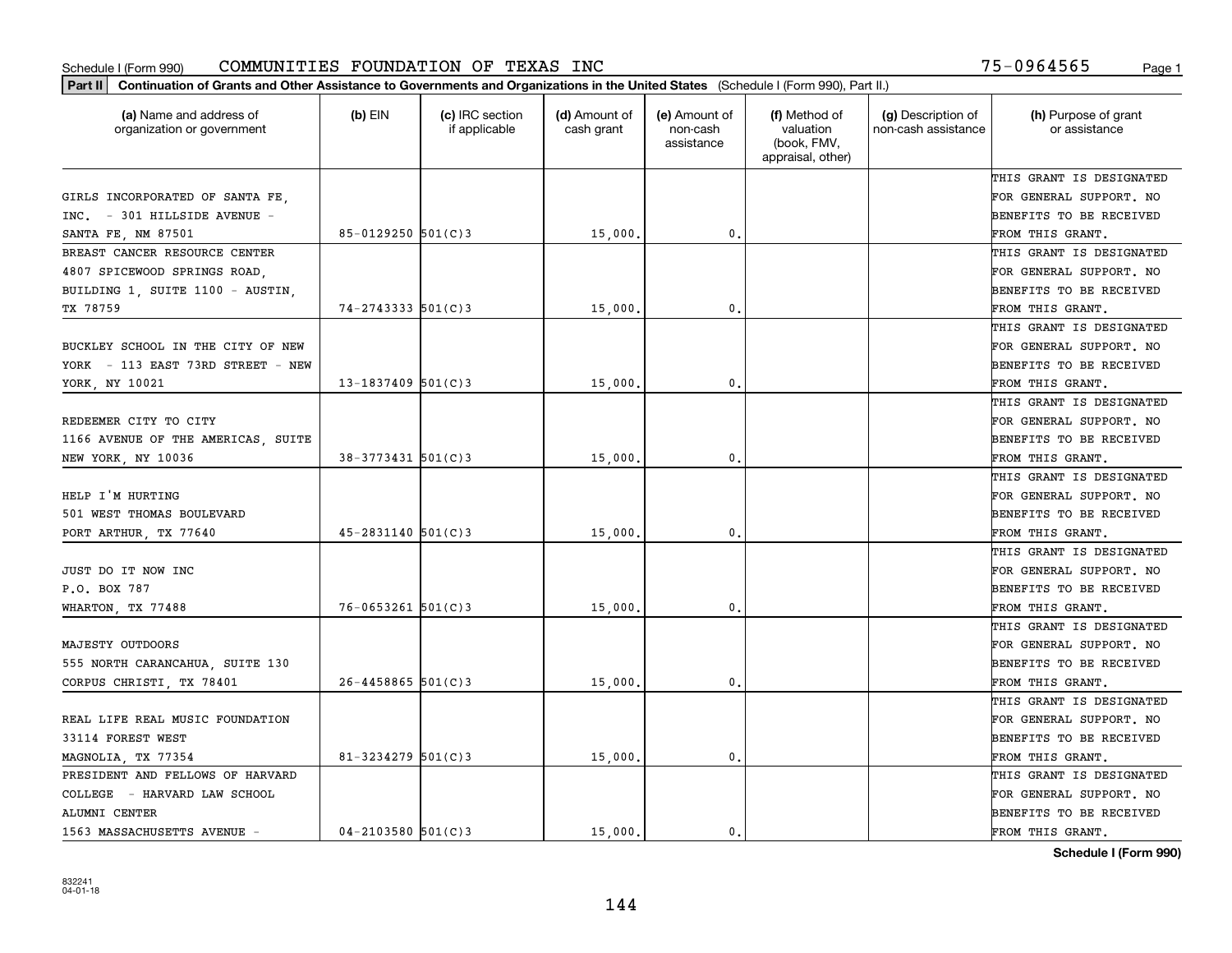Schedule I (Form 990) COMMUNITIES FOUNDATION OF TEXAS INC 75-0964565

**Part II** Continuation of Grants and Other Assistance to Governments and Organizations in the United States (Schedule I (Form 990), Part II.)

| (a) Name and address of organization or government | (b) EIN | (c) IRC section if applicable | (d) Amount of cash grant | (e) Amount of non-cash assistance | (f) Method of valuation (book, FMV, appraisal, other) | (g) Description of non-cash assistance | (h) Purpose of grant or assistance |
|---|---|---|---|---|---|---|---|
| GIRLS INCORPORATED OF SANTA FE, INC. - 301 HILLSIDE AVENUE - SANTA FE, NM 87501 | 85-0129250 | 501(C)3 | 15,000. | 0. | | | THIS GRANT IS DESIGNATED FOR GENERAL SUPPORT. NO BENEFITS TO BE RECEIVED FROM THIS GRANT. |
| BREAST CANCER RESOURCE CENTER 4807 SPICEWOOD SPRINGS ROAD, BUILDING 1, SUITE 1100 - AUSTIN, TX 78759 | 74-2743333 | 501(C)3 | 15,000. | 0. | | | THIS GRANT IS DESIGNATED FOR GENERAL SUPPORT. NO BENEFITS TO BE RECEIVED FROM THIS GRANT. |
| BUCKLEY SCHOOL IN THE CITY OF NEW YORK - 113 EAST 73RD STREET - NEW YORK, NY 10021 | 13-1837409 | 501(C)3 | 15,000. | 0. | | | THIS GRANT IS DESIGNATED FOR GENERAL SUPPORT. NO BENEFITS TO BE RECEIVED FROM THIS GRANT. |
| REDEEMER CITY TO CITY 1166 AVENUE OF THE AMERICAS, SUITE NEW YORK, NY 10036 | 38-3773431 | 501(C)3 | 15,000. | 0. | | | THIS GRANT IS DESIGNATED FOR GENERAL SUPPORT. NO BENEFITS TO BE RECEIVED FROM THIS GRANT. |
| HELP I'M HURTING 501 WEST THOMAS BOULEVARD PORT ARTHUR, TX 77640 | 45-2831140 | 501(C)3 | 15,000. | 0. | | | THIS GRANT IS DESIGNATED FOR GENERAL SUPPORT. NO BENEFITS TO BE RECEIVED FROM THIS GRANT. |
| JUST DO IT NOW INC P.O. BOX 787 WHARTON, TX 77488 | 76-0653261 | 501(C)3 | 15,000. | 0. | | | THIS GRANT IS DESIGNATED FOR GENERAL SUPPORT. NO BENEFITS TO BE RECEIVED FROM THIS GRANT. |
| MAJESTY OUTDOORS 555 NORTH CARANCAHUA, SUITE 130 CORPUS CHRISTI, TX 78401 | 26-4458865 | 501(C)3 | 15,000. | 0. | | | THIS GRANT IS DESIGNATED FOR GENERAL SUPPORT. NO BENEFITS TO BE RECEIVED FROM THIS GRANT. |
| REAL LIFE REAL MUSIC FOUNDATION 33114 FOREST WEST MAGNOLIA, TX 77354 | 81-3234279 | 501(C)3 | 15,000. | 0. | | | THIS GRANT IS DESIGNATED FOR GENERAL SUPPORT. NO BENEFITS TO BE RECEIVED FROM THIS GRANT. |
| PRESIDENT AND FELLOWS OF HARVARD COLLEGE - HARVARD LAW SCHOOL ALUMNI CENTER 1563 MASSACHUSETTS AVENUE - | 04-2103580 | 501(C)3 | 15,000. | 0. | | | THIS GRANT IS DESIGNATED FOR GENERAL SUPPORT. NO BENEFITS TO BE RECEIVED FROM THIS GRANT. |

Schedule I (Form 990)

832241 04-01-18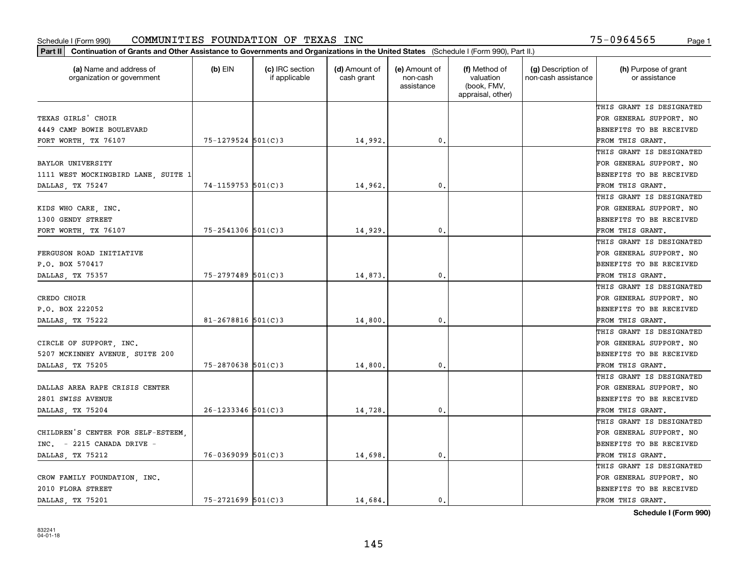Schedule I (Form 990) COMMUNITIES FOUNDATION OF TEXAS INC 75-0964565

**Part II Continuation of Grants and Other Assistance to Governments and Organizations in the United States** (Schedule I (Form 990), Part II.)

| (a) Name and address of organization or government | (b) EIN | (c) IRC section if applicable | (d) Amount of cash grant | (e) Amount of non-cash assistance | (f) Method of valuation (book, FMV, appraisal, other) | (g) Description of non-cash assistance | (h) Purpose of grant or assistance |
|---|---|---|---|---|---|---|---|
| TEXAS GIRLS' CHOIR 4449 CAMP BOWIE BOULEVARD FORT WORTH, TX 76107 | 75-1279524 | 501(C)3 | 14,992. | 0. | | | THIS GRANT IS DESIGNATED FOR GENERAL SUPPORT. NO BENEFITS TO BE RECEIVED FROM THIS GRANT. |
| BAYLOR UNIVERSITY 1111 WEST MOCKINGBIRD LANE, SUITE 1 DALLAS, TX 75247 | 74-1159753 | 501(C)3 | 14,962. | 0. | | | THIS GRANT IS DESIGNATED FOR GENERAL SUPPORT. NO BENEFITS TO BE RECEIVED FROM THIS GRANT. |
| KIDS WHO CARE, INC. 1300 GENDY STREET FORT WORTH, TX 76107 | 75-2541306 | 501(C)3 | 14,929. | 0. | | | THIS GRANT IS DESIGNATED FOR GENERAL SUPPORT. NO BENEFITS TO BE RECEIVED FROM THIS GRANT. |
| FERGUSON ROAD INITIATIVE P.O. BOX 570417 DALLAS, TX 75357 | 75-2797489 | 501(C)3 | 14,873. | 0. | | | THIS GRANT IS DESIGNATED FOR GENERAL SUPPORT. NO BENEFITS TO BE RECEIVED FROM THIS GRANT. |
| CREDO CHOIR P.O. BOX 222052 DALLAS, TX 75222 | 81-2678816 | 501(C)3 | 14,800. | 0. | | | THIS GRANT IS DESIGNATED FOR GENERAL SUPPORT. NO BENEFITS TO BE RECEIVED FROM THIS GRANT. |
| CIRCLE OF SUPPORT, INC. 5207 MCKINNEY AVENUE, SUITE 200 DALLAS, TX 75205 | 75-2870638 | 501(C)3 | 14,800. | 0. | | | THIS GRANT IS DESIGNATED FOR GENERAL SUPPORT. NO BENEFITS TO BE RECEIVED FROM THIS GRANT. |
| DALLAS AREA RAPE CRISIS CENTER 2801 SWISS AVENUE DALLAS, TX 75204 | 26-1233346 | 501(C)3 | 14,728. | 0. | | | THIS GRANT IS DESIGNATED FOR GENERAL SUPPORT. NO BENEFITS TO BE RECEIVED FROM THIS GRANT. |
| CHILDREN'S CENTER FOR SELF-ESTEEM, INC. - 2215 CANADA DRIVE - DALLAS, TX 75212 | 76-0369099 | 501(C)3 | 14,698. | 0. | | | THIS GRANT IS DESIGNATED FOR GENERAL SUPPORT. NO BENEFITS TO BE RECEIVED FROM THIS GRANT. |
| CROW FAMILY FOUNDATION, INC. 2010 FLORA STREET DALLAS, TX 75201 | 75-2721699 | 501(C)3 | 14,684. | 0. | | | THIS GRANT IS DESIGNATED FOR GENERAL SUPPORT. NO BENEFITS TO BE RECEIVED FROM THIS GRANT. |

**Schedule I (Form 990)**

832241 04-01-18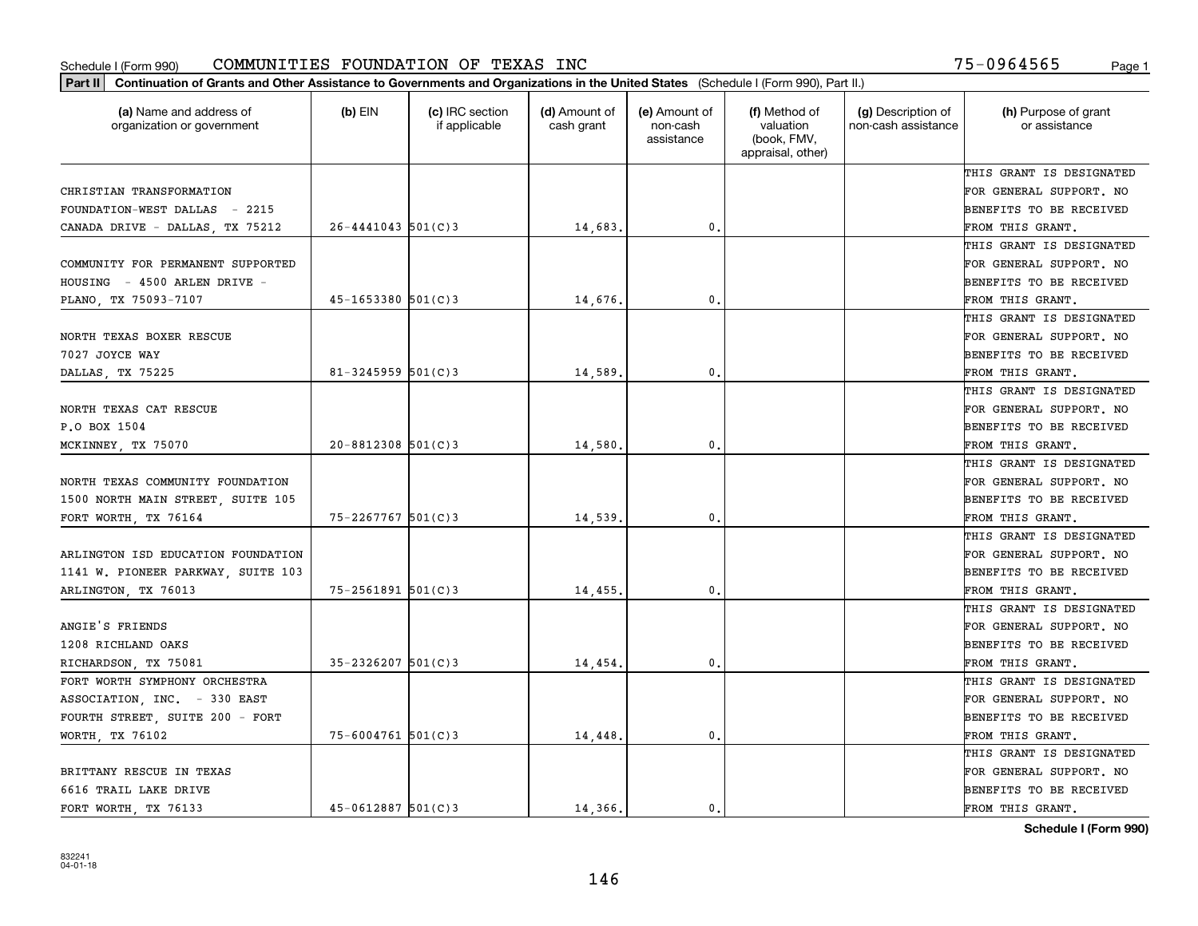Schedule I (Form 990) COMMUNITIES FOUNDATION OF TEXAS INC 75-0964565

**Part II** **Continuation of Grants and Other Assistance to Governments and Organizations in the United States** (Schedule I (Form 990), Part II.)

| (a) Name and address of organization or government | (b) EIN | (c) IRC section if applicable | (d) Amount of cash grant | (e) Amount of non-cash assistance | (f) Method of valuation (book, FMV, appraisal, other) | (g) Description of non-cash assistance | (h) Purpose of grant or assistance |
|---|---|---|---|---|---|---|---|
| CHRISTIAN TRANSFORMATION FOUNDATION-WEST DALLAS - 2215 CANADA DRIVE - DALLAS, TX 75212 | 26-4441043 | 501(C)3 | 14,683. | 0. | | | THIS GRANT IS DESIGNATED FOR GENERAL SUPPORT. NO BENEFITS TO BE RECEIVED FROM THIS GRANT. |
| COMMUNITY FOR PERMANENT SUPPORTED HOUSING - 4500 ARLEN DRIVE - PLANO, TX 75093-7107 | 45-1653380 | 501(C)3 | 14,676. | 0. | | | THIS GRANT IS DESIGNATED FOR GENERAL SUPPORT. NO BENEFITS TO BE RECEIVED FROM THIS GRANT. |
| NORTH TEXAS BOXER RESCUE 7027 JOYCE WAY DALLAS, TX 75225 | 81-3245959 | 501(C)3 | 14,589. | 0. | | | THIS GRANT IS DESIGNATED FOR GENERAL SUPPORT. NO BENEFITS TO BE RECEIVED FROM THIS GRANT. |
| NORTH TEXAS CAT RESCUE P.O BOX 1504 MCKINNEY, TX 75070 | 20-8812308 | 501(C)3 | 14,580. | 0. | | | THIS GRANT IS DESIGNATED FOR GENERAL SUPPORT. NO BENEFITS TO BE RECEIVED FROM THIS GRANT. |
| NORTH TEXAS COMMUNITY FOUNDATION 1500 NORTH MAIN STREET, SUITE 105 FORT WORTH, TX 76164 | 75-2267767 | 501(C)3 | 14,539. | 0. | | | THIS GRANT IS DESIGNATED FOR GENERAL SUPPORT. NO BENEFITS TO BE RECEIVED FROM THIS GRANT. |
| ARLINGTON ISD EDUCATION FOUNDATION 1141 W. PIONEER PARKWAY, SUITE 103 ARLINGTON, TX 76013 | 75-2561891 | 501(C)3 | 14,455. | 0. | | | THIS GRANT IS DESIGNATED FOR GENERAL SUPPORT. NO BENEFITS TO BE RECEIVED FROM THIS GRANT. |
| ANGIE'S FRIENDS 1208 RICHLAND OAKS RICHARDSON, TX 75081 | 35-2326207 | 501(C)3 | 14,454. | 0. | | | THIS GRANT IS DESIGNATED FOR GENERAL SUPPORT. NO BENEFITS TO BE RECEIVED FROM THIS GRANT. |
| FORT WORTH SYMPHONY ORCHESTRA ASSOCIATION, INC. - 330 EAST FOURTH STREET, SUITE 200 - FORT WORTH, TX 76102 | 75-6004761 | 501(C)3 | 14,448. | 0. | | | THIS GRANT IS DESIGNATED FOR GENERAL SUPPORT. NO BENEFITS TO BE RECEIVED FROM THIS GRANT. |
| BRITTANY RESCUE IN TEXAS 6616 TRAIL LAKE DRIVE FORT WORTH, TX 76133 | 45-0612887 | 501(C)3 | 14,366. | 0. | | | THIS GRANT IS DESIGNATED FOR GENERAL SUPPORT. NO BENEFITS TO BE RECEIVED FROM THIS GRANT. |

**Schedule I (Form 990)**

832241
04-01-18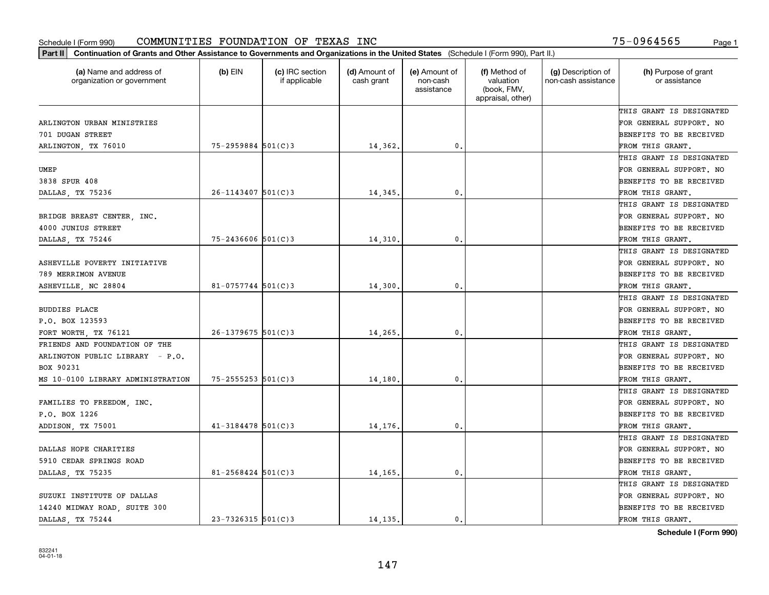Schedule I (Form 990) COMMUNITIES FOUNDATION OF TEXAS INC 75-0964565

**Part II** **Continuation of Grants and Other Assistance to Governments and Organizations in the United States** (Schedule I (Form 990), Part II.)

| (a) Name and address of organization or government | (b) EIN | (c) IRC section if applicable | (d) Amount of cash grant | (e) Amount of non-cash assistance | (f) Method of valuation (book, FMV, appraisal, other) | (g) Description of non-cash assistance | (h) Purpose of grant or assistance |
|---|---|---|---|---|---|---|---|
| ARLINGTON URBAN MINISTRIES 701 DUGAN STREET ARLINGTON, TX 76010 | 75-2959884 | 501(C)3 | 14,362. | 0. | | | THIS GRANT IS DESIGNATED FOR GENERAL SUPPORT. NO BENEFITS TO BE RECEIVED FROM THIS GRANT. |
| UMEP 3838 SPUR 408 DALLAS, TX 75236 | 26-1143407 | 501(C)3 | 14,345. | 0. | | | THIS GRANT IS DESIGNATED FOR GENERAL SUPPORT. NO BENEFITS TO BE RECEIVED FROM THIS GRANT. |
| BRIDGE BREAST CENTER, INC. 4000 JUNIUS STREET DALLAS, TX 75246 | 75-2436606 | 501(C)3 | 14,310. | 0. | | | THIS GRANT IS DESIGNATED FOR GENERAL SUPPORT. NO BENEFITS TO BE RECEIVED FROM THIS GRANT. |
| ASHEVILLE POVERTY INITIATIVE 789 MERRIMON AVENUE ASHEVILLE, NC 28804 | 81-0757744 | 501(C)3 | 14,300. | 0. | | | THIS GRANT IS DESIGNATED FOR GENERAL SUPPORT. NO BENEFITS TO BE RECEIVED FROM THIS GRANT. |
| BUDDIES PLACE P.O. BOX 123593 FORT WORTH, TX 76121 | 26-1379675 | 501(C)3 | 14,265. | 0. | | | THIS GRANT IS DESIGNATED FOR GENERAL SUPPORT. NO BENEFITS TO BE RECEIVED FROM THIS GRANT. |
| FRIENDS AND FOUNDATION OF THE ARLINGTON PUBLIC LIBRARY - P.O. BOX 90231 MS 10-0100 LIBRARY ADMINISTRATION | 75-2555253 | 501(C)3 | 14,180. | 0. | | | THIS GRANT IS DESIGNATED FOR GENERAL SUPPORT. NO BENEFITS TO BE RECEIVED FROM THIS GRANT. |
| FAMILIES TO FREEDOM, INC. P.O. BOX 1226 ADDISON, TX 75001 | 41-3184478 | 501(C)3 | 14,176. | 0. | | | THIS GRANT IS DESIGNATED FOR GENERAL SUPPORT. NO BENEFITS TO BE RECEIVED FROM THIS GRANT. |
| DALLAS HOPE CHARITIES 5910 CEDAR SPRINGS ROAD DALLAS, TX 75235 | 81-2568424 | 501(C)3 | 14,165. | 0. | | | THIS GRANT IS DESIGNATED FOR GENERAL SUPPORT. NO BENEFITS TO BE RECEIVED FROM THIS GRANT. |
| SUZUKI INSTITUTE OF DALLAS 14240 MIDWAY ROAD, SUITE 300 DALLAS, TX 75244 | 23-7326315 | 501(C)3 | 14,135. | 0. | | | THIS GRANT IS DESIGNATED FOR GENERAL SUPPORT. NO BENEFITS TO BE RECEIVED FROM THIS GRANT. |

**Schedule I (Form 990)**

832241
04-01-18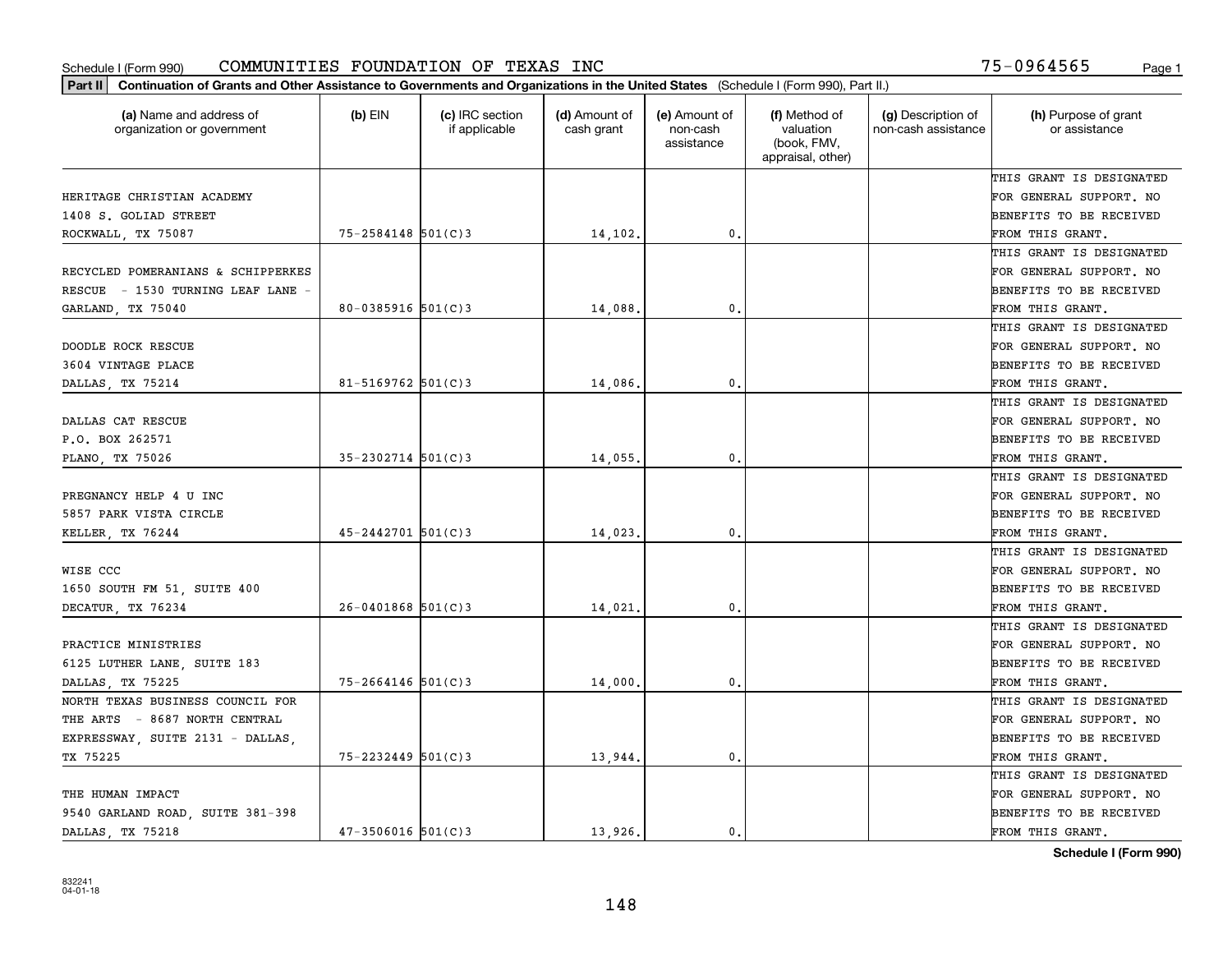Schedule I (Form 990) COMMUNITIES FOUNDATION OF TEXAS INC 75-0964565

**Part II** **Continuation of Grants and Other Assistance to Governments and Organizations in the United States** (Schedule I (Form 990), Part II.)

| (a) Name and address of organization or government | (b) EIN | (c) IRC section if applicable | (d) Amount of cash grant | (e) Amount of non-cash assistance | (f) Method of valuation (book, FMV, appraisal, other) | (g) Description of non-cash assistance | (h) Purpose of grant or assistance |
|---|---|---|---|---|---|---|---|
| HERITAGE CHRISTIAN ACADEMY 1408 S. GOLIAD STREET ROCKWALL, TX 75087 | 75-2584148 | 501(C)3 | 14,102. | 0. | | | THIS GRANT IS DESIGNATED FOR GENERAL SUPPORT. NO BENEFITS TO BE RECEIVED FROM THIS GRANT. |
| RECYCLED POMERANIANS & SCHIPPERKES RESCUE - 1530 TURNING LEAF LANE - GARLAND, TX 75040 | 80-0385916 | 501(C)3 | 14,088. | 0. | | | THIS GRANT IS DESIGNATED FOR GENERAL SUPPORT. NO BENEFITS TO BE RECEIVED FROM THIS GRANT. |
| DOODLE ROCK RESCUE 3604 VINTAGE PLACE DALLAS, TX 75214 | 81-5169762 | 501(C)3 | 14,086. | 0. | | | THIS GRANT IS DESIGNATED FOR GENERAL SUPPORT. NO BENEFITS TO BE RECEIVED FROM THIS GRANT. |
| DALLAS CAT RESCUE P.O. BOX 262571 PLANO, TX 75026 | 35-2302714 | 501(C)3 | 14,055. | 0. | | | THIS GRANT IS DESIGNATED FOR GENERAL SUPPORT. NO BENEFITS TO BE RECEIVED FROM THIS GRANT. |
| PREGNANCY HELP 4 U INC 5857 PARK VISTA CIRCLE KELLER, TX 76244 | 45-2442701 | 501(C)3 | 14,023. | 0. | | | THIS GRANT IS DESIGNATED FOR GENERAL SUPPORT. NO BENEFITS TO BE RECEIVED FROM THIS GRANT. |
| WISE CCC 1650 SOUTH FM 51, SUITE 400 DECATUR, TX 76234 | 26-0401868 | 501(C)3 | 14,021. | 0. | | | THIS GRANT IS DESIGNATED FOR GENERAL SUPPORT. NO BENEFITS TO BE RECEIVED FROM THIS GRANT. |
| PRACTICE MINISTRIES 6125 LUTHER LANE, SUITE 183 DALLAS, TX 75225 | 75-2664146 | 501(C)3 | 14,000. | 0. | | | THIS GRANT IS DESIGNATED FOR GENERAL SUPPORT. NO BENEFITS TO BE RECEIVED FROM THIS GRANT. |
| NORTH TEXAS BUSINESS COUNCIL FOR THE ARTS - 8687 NORTH CENTRAL EXPRESSWAY, SUITE 2131 - DALLAS, TX 75225 | 75-2232449 | 501(C)3 | 13,944. | 0. | | | THIS GRANT IS DESIGNATED FOR GENERAL SUPPORT. NO BENEFITS TO BE RECEIVED FROM THIS GRANT. |
| THE HUMAN IMPACT 9540 GARLAND ROAD, SUITE 381-398 DALLAS, TX 75218 | 47-3506016 | 501(C)3 | 13,926. | 0. | | | THIS GRANT IS DESIGNATED FOR GENERAL SUPPORT. NO BENEFITS TO BE RECEIVED FROM THIS GRANT. |

**Schedule I (Form 990)**

832241 04-01-18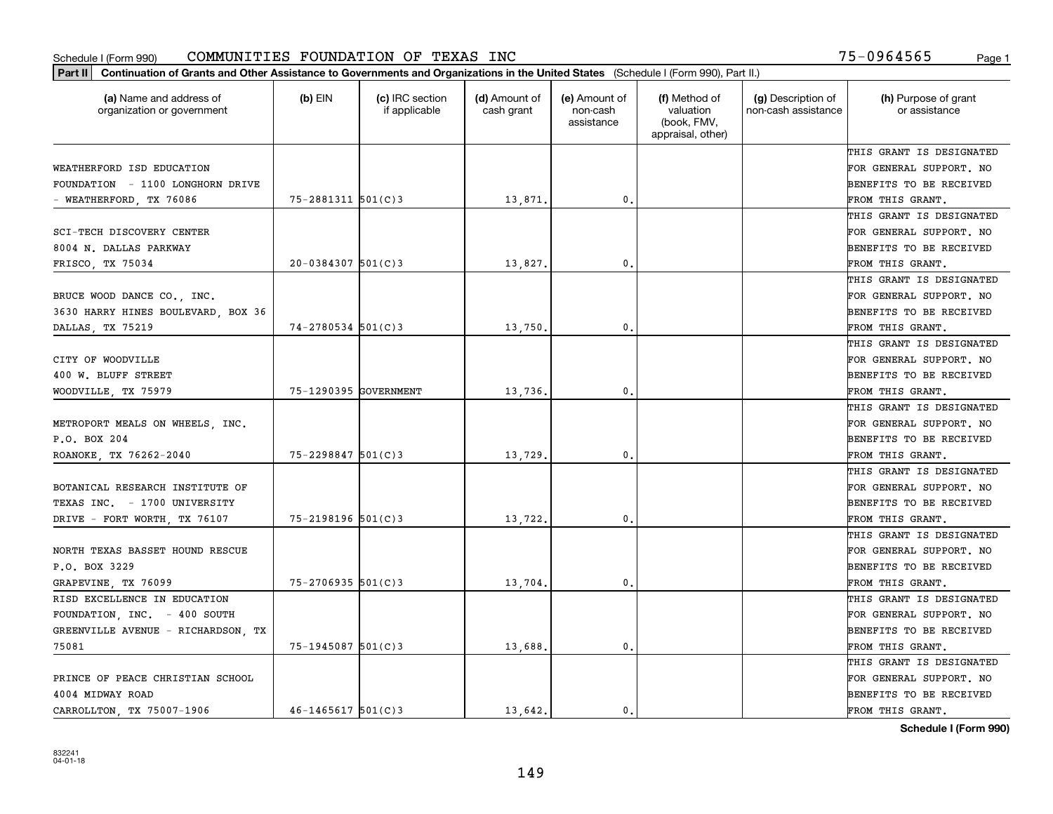Schedule I (Form 990) COMMUNITIES FOUNDATION OF TEXAS INC 75-0964565

**Part II** **Continuation of Grants and Other Assistance to Governments and Organizations in the United States** (Schedule I (Form 990), Part II.)

| (a) Name and address of organization or government | (b) EIN | (c) IRC section if applicable | (d) Amount of cash grant | (e) Amount of non-cash assistance | (f) Method of valuation (book, FMV, appraisal, other) | (g) Description of non-cash assistance | (h) Purpose of grant or assistance |
|---|---|---|---|---|---|---|---|
| WEATHERFORD ISD EDUCATION FOUNDATION - 1100 LONGHORN DRIVE - WEATHERFORD, TX 76086 | 75-2881311 | 501(C)3 | 13,871. | 0. | | | THIS GRANT IS DESIGNATED FOR GENERAL SUPPORT. NO BENEFITS TO BE RECEIVED FROM THIS GRANT. |
| SCI-TECH DISCOVERY CENTER 8004 N. DALLAS PARKWAY FRISCO, TX 75034 | 20-0384307 | 501(C)3 | 13,827. | 0. | | | THIS GRANT IS DESIGNATED FOR GENERAL SUPPORT. NO BENEFITS TO BE RECEIVED FROM THIS GRANT. |
| BRUCE WOOD DANCE CO., INC. 3630 HARRY HINES BOULEVARD, BOX 36 DALLAS, TX 75219 | 74-2780534 | 501(C)3 | 13,750. | 0. | | | THIS GRANT IS DESIGNATED FOR GENERAL SUPPORT. NO BENEFITS TO BE RECEIVED FROM THIS GRANT. |
| CITY OF WOODVILLE 400 W. BLUFF STREET WOODVILLE, TX 75979 | 75-1290395 | GOVERNMENT | 13,736. | 0. | | | THIS GRANT IS DESIGNATED FOR GENERAL SUPPORT. NO BENEFITS TO BE RECEIVED FROM THIS GRANT. |
| METROPORT MEALS ON WHEELS, INC. P.O. BOX 204 ROANOKE, TX 76262-2040 | 75-2298847 | 501(C)3 | 13,729. | 0. | | | THIS GRANT IS DESIGNATED FOR GENERAL SUPPORT. NO BENEFITS TO BE RECEIVED FROM THIS GRANT. |
| BOTANICAL RESEARCH INSTITUTE OF TEXAS INC. - 1700 UNIVERSITY DRIVE - FORT WORTH, TX 76107 | 75-2198196 | 501(C)3 | 13,722. | 0. | | | THIS GRANT IS DESIGNATED FOR GENERAL SUPPORT. NO BENEFITS TO BE RECEIVED FROM THIS GRANT. |
| NORTH TEXAS BASSET HOUND RESCUE P.O. BOX 3229 GRAPEVINE, TX 76099 | 75-2706935 | 501(C)3 | 13,704. | 0. | | | THIS GRANT IS DESIGNATED FOR GENERAL SUPPORT. NO BENEFITS TO BE RECEIVED FROM THIS GRANT. |
| RISD EXCELLENCE IN EDUCATION FOUNDATION, INC. - 400 SOUTH GREENVILLE AVENUE - RICHARDSON, TX 75081 | 75-1945087 | 501(C)3 | 13,688. | 0. | | | THIS GRANT IS DESIGNATED FOR GENERAL SUPPORT. NO BENEFITS TO BE RECEIVED FROM THIS GRANT. |
| PRINCE OF PEACE CHRISTIAN SCHOOL 4004 MIDWAY ROAD CARROLLTON, TX 75007-1906 | 46-1465617 | 501(C)3 | 13,642. | 0. | | | THIS GRANT IS DESIGNATED FOR GENERAL SUPPORT. NO BENEFITS TO BE RECEIVED FROM THIS GRANT. |

Schedule I (Form 990)

832241 04-01-18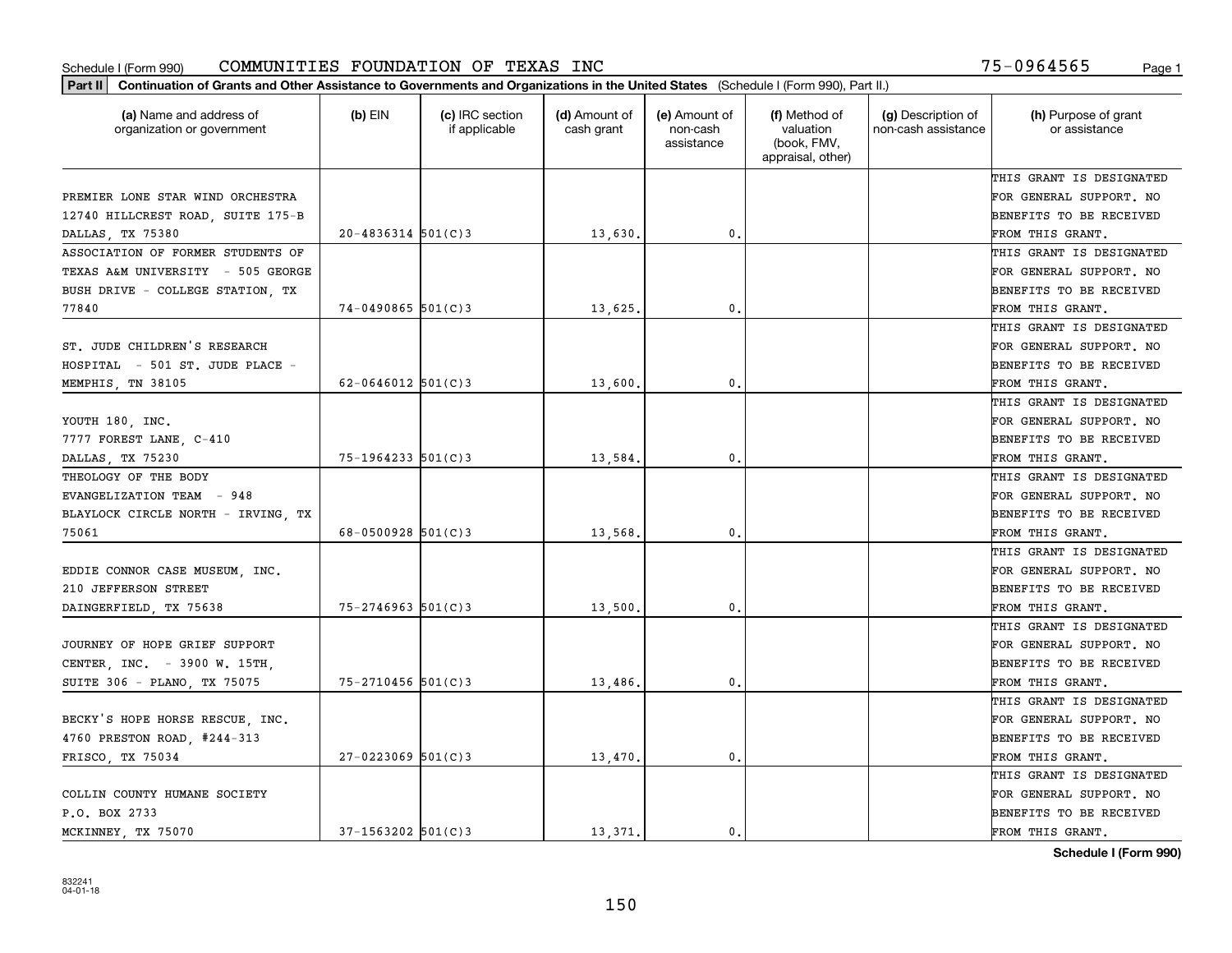Schedule I (Form 990) COMMUNITIES FOUNDATION OF TEXAS INC 75-0964565

**Part II Continuation of Grants and Other Assistance to Governments and Organizations in the United States** (Schedule I (Form 990), Part II.)

| (a) Name and address of organization or government | (b) EIN | (c) IRC section if applicable | (d) Amount of cash grant | (e) Amount of non-cash assistance | (f) Method of valuation (book, FMV, appraisal, other) | (g) Description of non-cash assistance | (h) Purpose of grant or assistance |
|---|---|---|---|---|---|---|---|
| PREMIER LONE STAR WIND ORCHESTRA 12740 HILLCREST ROAD, SUITE 175-B DALLAS, TX 75380 | 20-4836314 | 501(C)3 | 13,630. | 0. | | | THIS GRANT IS DESIGNATED FOR GENERAL SUPPORT. NO BENEFITS TO BE RECEIVED FROM THIS GRANT. |
| ASSOCIATION OF FORMER STUDENTS OF TEXAS A&M UNIVERSITY - 505 GEORGE BUSH DRIVE - COLLEGE STATION, TX 77840 | 74-0490865 | 501(C)3 | 13,625. | 0. | | | THIS GRANT IS DESIGNATED FOR GENERAL SUPPORT. NO BENEFITS TO BE RECEIVED FROM THIS GRANT. |
| ST. JUDE CHILDREN'S RESEARCH HOSPITAL - 501 ST. JUDE PLACE - MEMPHIS, TN 38105 | 62-0646012 | 501(C)3 | 13,600. | 0. | | | THIS GRANT IS DESIGNATED FOR GENERAL SUPPORT. NO BENEFITS TO BE RECEIVED FROM THIS GRANT. |
| YOUTH 180, INC. 7777 FOREST LANE, C-410 DALLAS, TX 75230 | 75-1964233 | 501(C)3 | 13,584. | 0. | | | THIS GRANT IS DESIGNATED FOR GENERAL SUPPORT. NO BENEFITS TO BE RECEIVED FROM THIS GRANT. |
| THEOLOGY OF THE BODY EVANGELIZATION TEAM - 948 BLAYLOCK CIRCLE NORTH - IRVING, TX 75061 | 68-0500928 | 501(C)3 | 13,568. | 0. | | | THIS GRANT IS DESIGNATED FOR GENERAL SUPPORT. NO BENEFITS TO BE RECEIVED FROM THIS GRANT. |
| EDDIE CONNOR CASE MUSEUM, INC. 210 JEFFERSON STREET DAINGERFIELD, TX 75638 | 75-2746963 | 501(C)3 | 13,500. | 0. | | | THIS GRANT IS DESIGNATED FOR GENERAL SUPPORT. NO BENEFITS TO BE RECEIVED FROM THIS GRANT. |
| JOURNEY OF HOPE GRIEF SUPPORT CENTER, INC. - 3900 W. 15TH, SUITE 306 - PLANO, TX 75075 | 75-2710456 | 501(C)3 | 13,486. | 0. | | | THIS GRANT IS DESIGNATED FOR GENERAL SUPPORT. NO BENEFITS TO BE RECEIVED FROM THIS GRANT. |
| BECKY'S HOPE HORSE RESCUE, INC. 4760 PRESTON ROAD, #244-313 FRISCO, TX 75034 | 27-0223069 | 501(C)3 | 13,470. | 0. | | | THIS GRANT IS DESIGNATED FOR GENERAL SUPPORT. NO BENEFITS TO BE RECEIVED FROM THIS GRANT. |
| COLLIN COUNTY HUMANE SOCIETY P.O. BOX 2733 MCKINNEY, TX 75070 | 37-1563202 | 501(C)3 | 13,371. | 0. | | | THIS GRANT IS DESIGNATED FOR GENERAL SUPPORT. NO BENEFITS TO BE RECEIVED FROM THIS GRANT. |

**Schedule I (Form 990)**

832241 04-01-18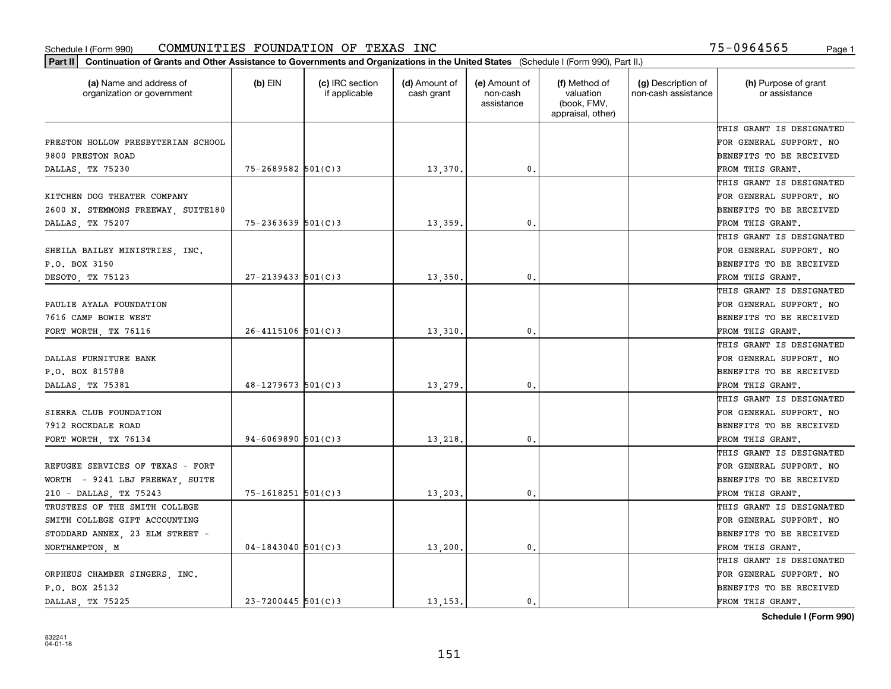Schedule I (Form 990) COMMUNITIES FOUNDATION OF TEXAS INC 75-0964565

**Part II** **Continuation of Grants and Other Assistance to Governments and Organizations in the United States** (Schedule I (Form 990), Part II.)

| (a) Name and address of organization or government | (b) EIN | (c) IRC section if applicable | (d) Amount of cash grant | (e) Amount of non-cash assistance | (f) Method of valuation (book, FMV, appraisal, other) | (g) Description of non-cash assistance | (h) Purpose of grant or assistance |
|---|---|---|---|---|---|---|---|
| PRESTON HOLLOW PRESBYTERIAN SCHOOL 9800 PRESTON ROAD DALLAS, TX 75230 | 75-2689582 | 501(C)3 | 13,370. | 0. | | | THIS GRANT IS DESIGNATED FOR GENERAL SUPPORT. NO BENEFITS TO BE RECEIVED FROM THIS GRANT. |
| KITCHEN DOG THEATER COMPANY 2600 N. STEMMONS FREEWAY, SUITE180 DALLAS, TX 75207 | 75-2363639 | 501(C)3 | 13,359. | 0. | | | THIS GRANT IS DESIGNATED FOR GENERAL SUPPORT. NO BENEFITS TO BE RECEIVED FROM THIS GRANT. |
| SHEILA BAILEY MINISTRIES, INC. P.O. BOX 3150 DESOTO, TX 75123 | 27-2139433 | 501(C)3 | 13,350. | 0. | | | THIS GRANT IS DESIGNATED FOR GENERAL SUPPORT. NO BENEFITS TO BE RECEIVED FROM THIS GRANT. |
| PAULIE AYALA FOUNDATION 7616 CAMP BOWIE WEST FORT WORTH, TX 76116 | 26-4115106 | 501(C)3 | 13,310. | 0. | | | THIS GRANT IS DESIGNATED FOR GENERAL SUPPORT. NO BENEFITS TO BE RECEIVED FROM THIS GRANT. |
| DALLAS FURNITURE BANK P.O. BOX 815788 DALLAS, TX 75381 | 48-1279673 | 501(C)3 | 13,279. | 0. | | | THIS GRANT IS DESIGNATED FOR GENERAL SUPPORT. NO BENEFITS TO BE RECEIVED FROM THIS GRANT. |
| SIERRA CLUB FOUNDATION 7912 ROCKDALE ROAD FORT WORTH, TX 76134 | 94-6069890 | 501(C)3 | 13,218. | 0. | | | THIS GRANT IS DESIGNATED FOR GENERAL SUPPORT. NO BENEFITS TO BE RECEIVED FROM THIS GRANT. |
| REFUGEE SERVICES OF TEXAS - FORT WORTH - 9241 LBJ FREEWAY, SUITE 210 - DALLAS, TX 75243 | 75-1618251 | 501(C)3 | 13,203. | 0. | | | THIS GRANT IS DESIGNATED FOR GENERAL SUPPORT. NO BENEFITS TO BE RECEIVED FROM THIS GRANT. |
| TRUSTEES OF THE SMITH COLLEGE SMITH COLLEGE GIFT ACCOUNTING STODDARD ANNEX, 23 ELM STREET - NORTHAMPTON, M | 04-1843040 | 501(C)3 | 13,200. | 0. | | | THIS GRANT IS DESIGNATED FOR GENERAL SUPPORT. NO BENEFITS TO BE RECEIVED FROM THIS GRANT. |
| ORPHEUS CHAMBER SINGERS, INC. P.O. BOX 25132 DALLAS, TX 75225 | 23-7200445 | 501(C)3 | 13,153. | 0. | | | THIS GRANT IS DESIGNATED FOR GENERAL SUPPORT. NO BENEFITS TO BE RECEIVED FROM THIS GRANT. |

**Schedule I (Form 990)**

832241
04-01-18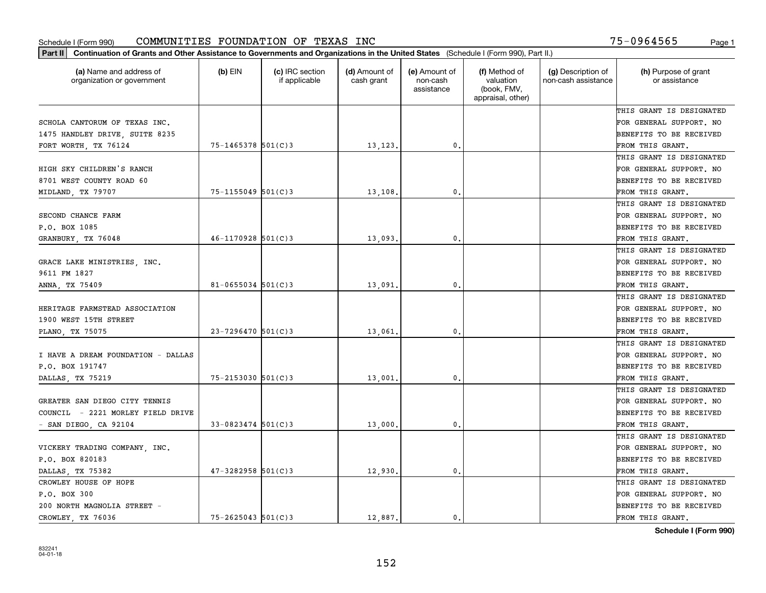Schedule I (Form 990) COMMUNITIES FOUNDATION OF TEXAS INC 75-0964565

**Part II Continuation of Grants and Other Assistance to Governments and Organizations in the United States** (Schedule I (Form 990), Part II.)

| (a) Name and address of organization or government | (b) EIN | (c) IRC section if applicable | (d) Amount of cash grant | (e) Amount of non-cash assistance | (f) Method of valuation (book, FMV, appraisal, other) | (g) Description of non-cash assistance | (h) Purpose of grant or assistance |
|---|---|---|---|---|---|---|---|
| SCHOLA CANTORUM OF TEXAS INC. 1475 HANDLEY DRIVE, SUITE 8235 FORT WORTH, TX 76124 | 75-1465378 | 501(C)3 | 13,123. | 0. | | | THIS GRANT IS DESIGNATED FOR GENERAL SUPPORT. NO BENEFITS TO BE RECEIVED FROM THIS GRANT. |
| HIGH SKY CHILDREN'S RANCH 8701 WEST COUNTY ROAD 60 MIDLAND, TX 79707 | 75-1155049 | 501(C)3 | 13,108. | 0. | | | THIS GRANT IS DESIGNATED FOR GENERAL SUPPORT. NO BENEFITS TO BE RECEIVED FROM THIS GRANT. |
| SECOND CHANCE FARM P.O. BOX 1085 GRANBURY, TX 76048 | 46-1170928 | 501(C)3 | 13,093. | 0. | | | THIS GRANT IS DESIGNATED FOR GENERAL SUPPORT. NO BENEFITS TO BE RECEIVED FROM THIS GRANT. |
| GRACE LAKE MINISTRIES, INC. 9611 FM 1827 ANNA, TX 75409 | 81-0655034 | 501(C)3 | 13,091. | 0. | | | THIS GRANT IS DESIGNATED FOR GENERAL SUPPORT. NO BENEFITS TO BE RECEIVED FROM THIS GRANT. |
| HERITAGE FARMSTEAD ASSOCIATION 1900 WEST 15TH STREET PLANO, TX 75075 | 23-7296470 | 501(C)3 | 13,061. | 0. | | | THIS GRANT IS DESIGNATED FOR GENERAL SUPPORT. NO BENEFITS TO BE RECEIVED FROM THIS GRANT. |
| I HAVE A DREAM FOUNDATION - DALLAS P.O. BOX 191747 DALLAS, TX 75219 | 75-2153030 | 501(C)3 | 13,001. | 0. | | | THIS GRANT IS DESIGNATED FOR GENERAL SUPPORT. NO BENEFITS TO BE RECEIVED FROM THIS GRANT. |
| GREATER SAN DIEGO CITY TENNIS COUNCIL - 2221 MORLEY FIELD DRIVE - SAN DIEGO, CA 92104 | 33-0823474 | 501(C)3 | 13,000. | 0. | | | THIS GRANT IS DESIGNATED FOR GENERAL SUPPORT. NO BENEFITS TO BE RECEIVED FROM THIS GRANT. |
| VICKERY TRADING COMPANY, INC. P.O. BOX 820183 DALLAS, TX 75382 | 47-3282958 | 501(C)3 | 12,930. | 0. | | | THIS GRANT IS DESIGNATED FOR GENERAL SUPPORT. NO BENEFITS TO BE RECEIVED FROM THIS GRANT. |
| CROWLEY HOUSE OF HOPE P.O. BOX 300 200 NORTH MAGNOLIA STREET - CROWLEY, TX 76036 | 75-2625043 | 501(C)3 | 12,887. | 0. | | | THIS GRANT IS DESIGNATED FOR GENERAL SUPPORT. NO BENEFITS TO BE RECEIVED FROM THIS GRANT. |

**Schedule I (Form 990)**

832241 04-01-18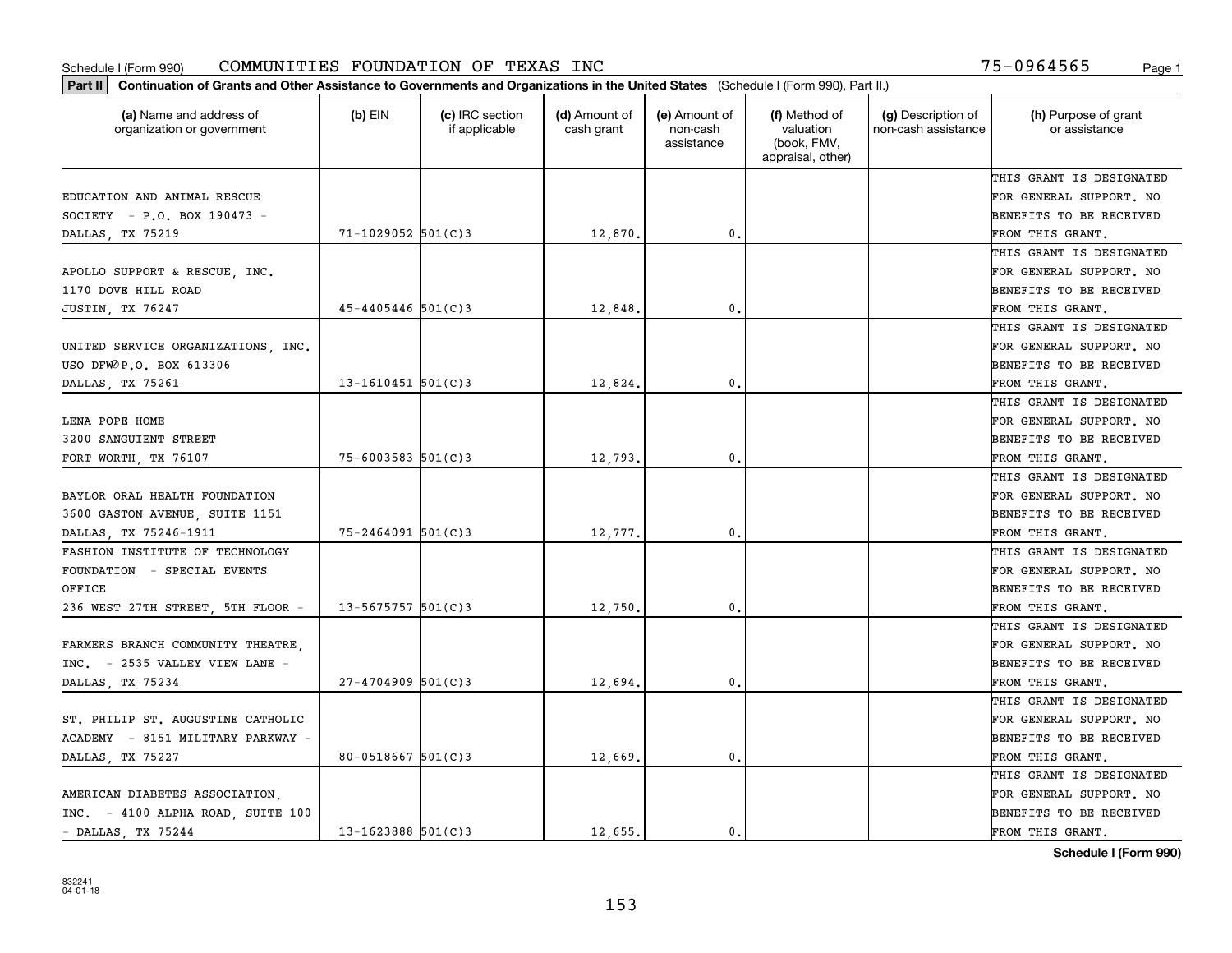Schedule I (Form 990) COMMUNITIES FOUNDATION OF TEXAS INC 75-0964565

**Part II** Continuation of Grants and Other Assistance to Governments and Organizations in the United States (Schedule I (Form 990), Part II.)

| (a) Name and address of organization or government | (b) EIN | (c) IRC section if applicable | (d) Amount of cash grant | (e) Amount of non-cash assistance | (f) Method of valuation (book, FMV, appraisal, other) | (g) Description of non-cash assistance | (h) Purpose of grant or assistance |
|---|---|---|---|---|---|---|---|
| EDUCATION AND ANIMAL RESCUE SOCIETY - P.O. BOX 190473 - DALLAS, TX 75219 | 71-1029052 | 501(C)3 | 12,870. | 0. | | | THIS GRANT IS DESIGNATED FOR GENERAL SUPPORT. NO BENEFITS TO BE RECEIVED FROM THIS GRANT. |
| APOLLO SUPPORT & RESCUE, INC. 1170 DOVE HILL ROAD JUSTIN, TX 76247 | 45-4405446 | 501(C)3 | 12,848. | 0. | | | THIS GRANT IS DESIGNATED FOR GENERAL SUPPORT. NO BENEFITS TO BE RECEIVED FROM THIS GRANT. |
| UNITED SERVICE ORGANIZATIONS, INC. USO DFW P.O. BOX 613306 DALLAS, TX 75261 | 13-1610451 | 501(C)3 | 12,824. | 0. | | | THIS GRANT IS DESIGNATED FOR GENERAL SUPPORT. NO BENEFITS TO BE RECEIVED FROM THIS GRANT. |
| LENA POPE HOME 3200 SANGUIENT STREET FORT WORTH, TX 76107 | 75-6003583 | 501(C)3 | 12,793. | 0. | | | THIS GRANT IS DESIGNATED FOR GENERAL SUPPORT. NO BENEFITS TO BE RECEIVED FROM THIS GRANT. |
| BAYLOR ORAL HEALTH FOUNDATION 3600 GASTON AVENUE, SUITE 1151 DALLAS, TX 75246-1911 | 75-2464091 | 501(C)3 | 12,777. | 0. | | | THIS GRANT IS DESIGNATED FOR GENERAL SUPPORT. NO BENEFITS TO BE RECEIVED FROM THIS GRANT. |
| FASHION INSTITUTE OF TECHNOLOGY FOUNDATION - SPECIAL EVENTS OFFICE 236 WEST 27TH STREET, 5TH FLOOR - | 13-5675757 | 501(C)3 | 12,750. | 0. | | | THIS GRANT IS DESIGNATED FOR GENERAL SUPPORT. NO BENEFITS TO BE RECEIVED FROM THIS GRANT. |
| FARMERS BRANCH COMMUNITY THEATRE, INC. - 2535 VALLEY VIEW LANE - DALLAS, TX 75234 | 27-4704909 | 501(C)3 | 12,694. | 0. | | | THIS GRANT IS DESIGNATED FOR GENERAL SUPPORT. NO BENEFITS TO BE RECEIVED FROM THIS GRANT. |
| ST. PHILIP ST. AUGUSTINE CATHOLIC ACADEMY - 8151 MILITARY PARKWAY - DALLAS, TX 75227 | 80-0518667 | 501(C)3 | 12,669. | 0. | | | THIS GRANT IS DESIGNATED FOR GENERAL SUPPORT. NO BENEFITS TO BE RECEIVED FROM THIS GRANT. |
| AMERICAN DIABETES ASSOCIATION, INC. - 4100 ALPHA ROAD, SUITE 100 - DALLAS, TX 75244 | 13-1623888 | 501(C)3 | 12,655. | 0. | | | THIS GRANT IS DESIGNATED FOR GENERAL SUPPORT. NO BENEFITS TO BE RECEIVED FROM THIS GRANT. |

Schedule I (Form 990)

832241
04-01-18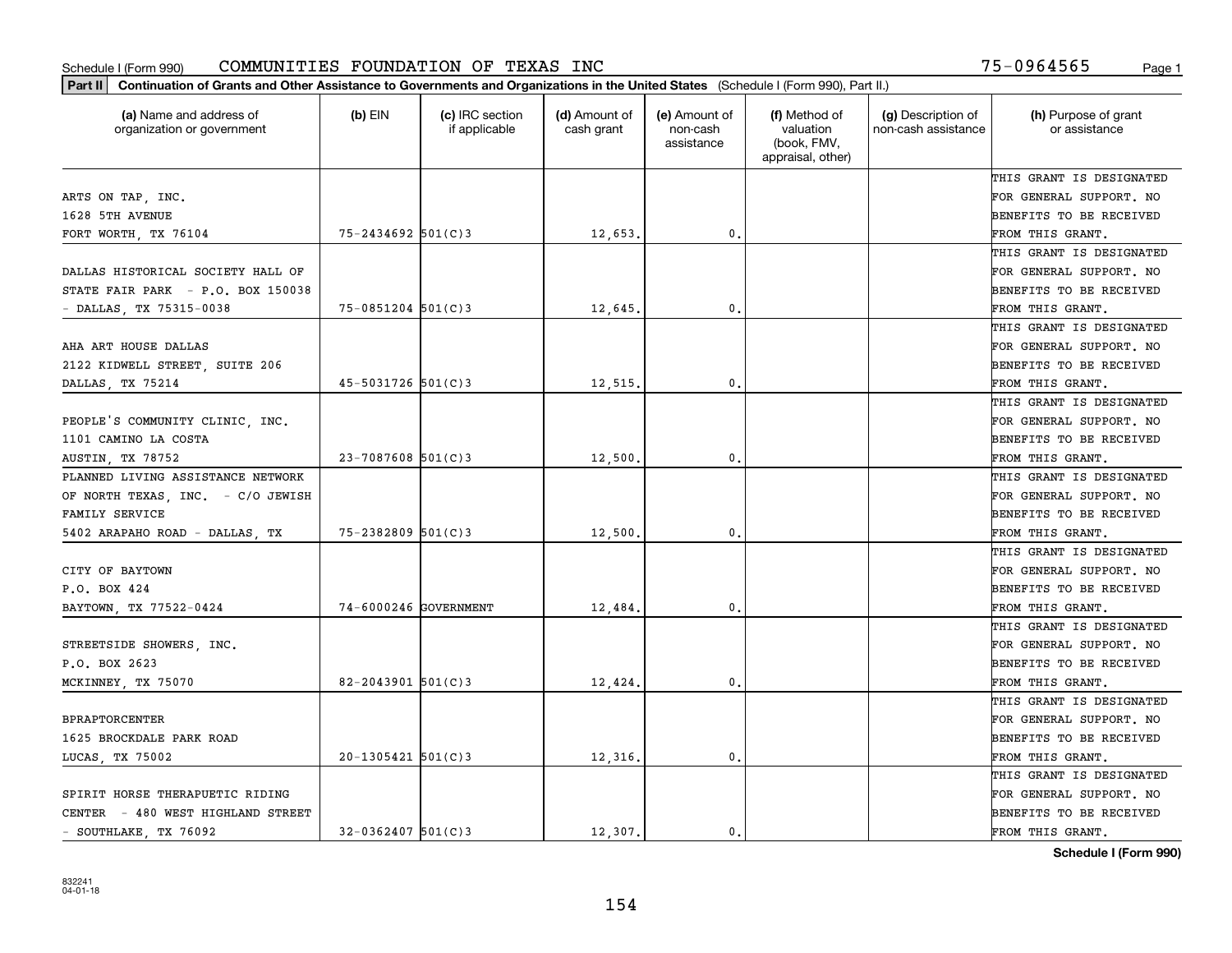Schedule I (Form 990) COMMUNITIES FOUNDATION OF TEXAS INC 75-0964565

**Part II** **Continuation of Grants and Other Assistance to Governments and Organizations in the United States** (Schedule I (Form 990), Part II.)

| (a) Name and address of organization or government | (b) EIN | (c) IRC section if applicable | (d) Amount of cash grant | (e) Amount of non-cash assistance | (f) Method of valuation (book, FMV, appraisal, other) | (g) Description of non-cash assistance | (h) Purpose of grant or assistance |
|---|---|---|---|---|---|---|---|
| ARTS ON TAP, INC. 1628 5TH AVENUE FORT WORTH, TX 76104 | 75-2434692 | 501(C)3 | 12,653. | 0. | | | THIS GRANT IS DESIGNATED FOR GENERAL SUPPORT. NO BENEFITS TO BE RECEIVED FROM THIS GRANT. |
| DALLAS HISTORICAL SOCIETY HALL OF STATE FAIR PARK - P.O. BOX 150038 - DALLAS, TX 75315-0038 | 75-0851204 | 501(C)3 | 12,645. | 0. | | | THIS GRANT IS DESIGNATED FOR GENERAL SUPPORT. NO BENEFITS TO BE RECEIVED FROM THIS GRANT. |
| AHA ART HOUSE DALLAS 2122 KIDWELL STREET, SUITE 206 DALLAS, TX 75214 | 45-5031726 | 501(C)3 | 12,515. | 0. | | | THIS GRANT IS DESIGNATED FOR GENERAL SUPPORT. NO BENEFITS TO BE RECEIVED FROM THIS GRANT. |
| PEOPLE'S COMMUNITY CLINIC, INC. 1101 CAMINO LA COSTA AUSTIN, TX 78752 | 23-7087608 | 501(C)3 | 12,500. | 0. | | | THIS GRANT IS DESIGNATED FOR GENERAL SUPPORT. NO BENEFITS TO BE RECEIVED FROM THIS GRANT. |
| PLANNED LIVING ASSISTANCE NETWORK OF NORTH TEXAS, INC. - C/O JEWISH FAMILY SERVICE 5402 ARAPAHO ROAD - DALLAS, TX | 75-2382809 | 501(C)3 | 12,500. | 0. | | | THIS GRANT IS DESIGNATED FOR GENERAL SUPPORT. NO BENEFITS TO BE RECEIVED FROM THIS GRANT. |
| CITY OF BAYTOWN P.O. BOX 424 BAYTOWN, TX 77522-0424 | 74-6000246 | GOVERNMENT | 12,484. | 0. | | | THIS GRANT IS DESIGNATED FOR GENERAL SUPPORT. NO BENEFITS TO BE RECEIVED FROM THIS GRANT. |
| STREETSIDE SHOWERS, INC. P.O. BOX 2623 MCKINNEY, TX 75070 | 82-2043901 | 501(C)3 | 12,424. | 0. | | | THIS GRANT IS DESIGNATED FOR GENERAL SUPPORT. NO BENEFITS TO BE RECEIVED FROM THIS GRANT. |
| BPRAPTORCENTER 1625 BROCKDALE PARK ROAD LUCAS, TX 75002 | 20-1305421 | 501(C)3 | 12,316. | 0. | | | THIS GRANT IS DESIGNATED FOR GENERAL SUPPORT. NO BENEFITS TO BE RECEIVED FROM THIS GRANT. |
| SPIRIT HORSE THERAPUETIC RIDING CENTER - 480 WEST HIGHLAND STREET - SOUTHLAKE, TX 76092 | 32-0362407 | 501(C)3 | 12,307. | 0. | | | THIS GRANT IS DESIGNATED FOR GENERAL SUPPORT. NO BENEFITS TO BE RECEIVED FROM THIS GRANT. |

**Schedule I (Form 990)**

832241 04-01-18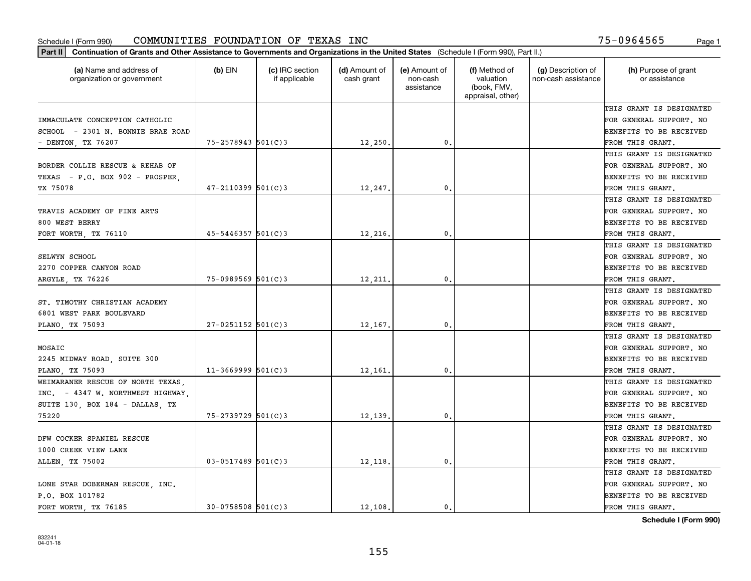Schedule I (Form 990) COMMUNITIES FOUNDATION OF TEXAS INC 75-0964565

**Part II** Continuation of Grants and Other Assistance to Governments and Organizations in the United States (Schedule I (Form 990), Part II.)

| (a) Name and address of organization or government | (b) EIN | (c) IRC section if applicable | (d) Amount of cash grant | (e) Amount of non-cash assistance | (f) Method of valuation (book, FMV, appraisal, other) | (g) Description of non-cash assistance | (h) Purpose of grant or assistance |
|---|---|---|---|---|---|---|---|
| IMMACULATE CONCEPTION CATHOLIC SCHOOL - 2301 N. BONNIE BRAE ROAD - DENTON, TX 76207 | 75-2578943 | 501(C)3 | 12,250. | 0. | | | THIS GRANT IS DESIGNATED FOR GENERAL SUPPORT. NO BENEFITS TO BE RECEIVED FROM THIS GRANT. |
| BORDER COLLIE RESCUE & REHAB OF TEXAS - P.O. BOX 902 - PROSPER, TX 75078 | 47-2110399 | 501(C)3 | 12,247. | 0. | | | THIS GRANT IS DESIGNATED FOR GENERAL SUPPORT. NO BENEFITS TO BE RECEIVED FROM THIS GRANT. |
| TRAVIS ACADEMY OF FINE ARTS 800 WEST BERRY FORT WORTH, TX 76110 | 45-5446357 | 501(C)3 | 12,216. | 0. | | | THIS GRANT IS DESIGNATED FOR GENERAL SUPPORT. NO BENEFITS TO BE RECEIVED FROM THIS GRANT. |
| SELWYN SCHOOL 2270 COPPER CANYON ROAD ARGYLE, TX 76226 | 75-0989569 | 501(C)3 | 12,211. | 0. | | | THIS GRANT IS DESIGNATED FOR GENERAL SUPPORT. NO BENEFITS TO BE RECEIVED FROM THIS GRANT. |
| ST. TIMOTHY CHRISTIAN ACADEMY 6801 WEST PARK BOULEVARD PLANO, TX 75093 | 27-0251152 | 501(C)3 | 12,167. | 0. | | | THIS GRANT IS DESIGNATED FOR GENERAL SUPPORT. NO BENEFITS TO BE RECEIVED FROM THIS GRANT. |
| MOSAIC 2245 MIDWAY ROAD, SUITE 300 PLANO, TX 75093 | 11-3669999 | 501(C)3 | 12,161. | 0. | | | THIS GRANT IS DESIGNATED FOR GENERAL SUPPORT. NO BENEFITS TO BE RECEIVED FROM THIS GRANT. |
| WEIMARANER RESCUE OF NORTH TEXAS, INC. - 4347 W. NORTHWEST HIGHWAY, SUITE 130, BOX 184 - DALLAS, TX 75220 | 75-2739729 | 501(C)3 | 12,139. | 0. | | | THIS GRANT IS DESIGNATED FOR GENERAL SUPPORT. NO BENEFITS TO BE RECEIVED FROM THIS GRANT. |
| DFW COCKER SPANIEL RESCUE 1000 CREEK VIEW LANE ALLEN, TX 75002 | 03-0517489 | 501(C)3 | 12,118. | 0. | | | THIS GRANT IS DESIGNATED FOR GENERAL SUPPORT. NO BENEFITS TO BE RECEIVED FROM THIS GRANT. |
| LONE STAR DOBERMAN RESCUE, INC. P.O. BOX 101782 FORT WORTH, TX 76185 | 30-0758508 | 501(C)3 | 12,108. | 0. | | | THIS GRANT IS DESIGNATED FOR GENERAL SUPPORT. NO BENEFITS TO BE RECEIVED FROM THIS GRANT. |

**Schedule I (Form 990)**

832241 04-01-18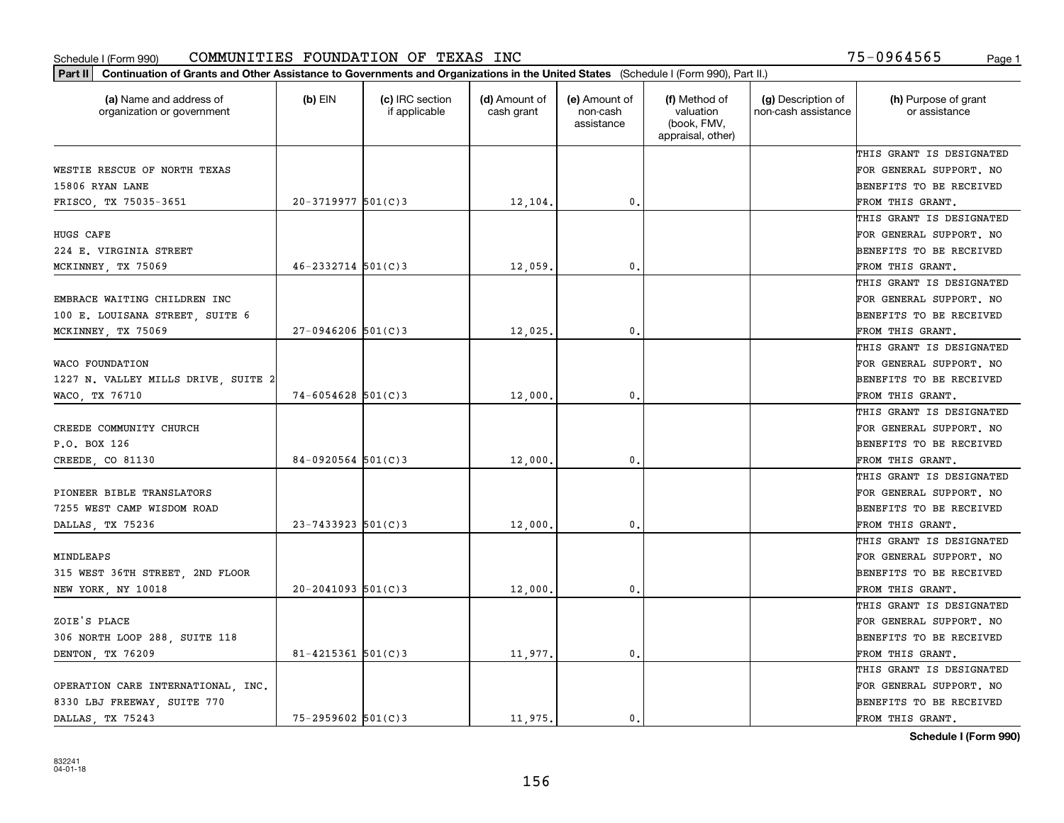Schedule I (Form 990) COMMUNITIES FOUNDATION OF TEXAS INC 75-0964565

**Part II** **Continuation of Grants and Other Assistance to Governments and Organizations in the United States** (Schedule I (Form 990), Part II.)

| (a) Name and address of organization or government | (b) EIN | (c) IRC section if applicable | (d) Amount of cash grant | (e) Amount of non-cash assistance | (f) Method of valuation (book, FMV, appraisal, other) | (g) Description of non-cash assistance | (h) Purpose of grant or assistance |
|---|---|---|---|---|---|---|---|
| WESTIE RESCUE OF NORTH TEXAS<br>15806 RYAN LANE<br>FRISCO, TX 75035-3651 | 20-3719977 | 501(C)3 | 12,104. | 0. | | | THIS GRANT IS DESIGNATED FOR GENERAL SUPPORT. NO BENEFITS TO BE RECEIVED FROM THIS GRANT. |
| HUGS CAFE<br>224 E. VIRGINIA STREET<br>MCKINNEY, TX 75069 | 46-2332714 | 501(C)3 | 12,059. | 0. | | | THIS GRANT IS DESIGNATED FOR GENERAL SUPPORT. NO BENEFITS TO BE RECEIVED FROM THIS GRANT. |
| EMBRACE WAITING CHILDREN INC<br>100 E. LOUISANA STREET, SUITE 6<br>MCKINNEY, TX 75069 | 27-0946206 | 501(C)3 | 12,025. | 0. | | | THIS GRANT IS DESIGNATED FOR GENERAL SUPPORT. NO BENEFITS TO BE RECEIVED FROM THIS GRANT. |
| WACO FOUNDATION<br>1227 N. VALLEY MILLS DRIVE, SUITE 2<br>WACO, TX 76710 | 74-6054628 | 501(C)3 | 12,000. | 0. | | | THIS GRANT IS DESIGNATED FOR GENERAL SUPPORT. NO BENEFITS TO BE RECEIVED FROM THIS GRANT. |
| CREEDE COMMUNITY CHURCH<br>P.O. BOX 126<br>CREEDE, CO 81130 | 84-0920564 | 501(C)3 | 12,000. | 0. | | | THIS GRANT IS DESIGNATED FOR GENERAL SUPPORT. NO BENEFITS TO BE RECEIVED FROM THIS GRANT. |
| PIONEER BIBLE TRANSLATORS<br>7255 WEST CAMP WISDOM ROAD<br>DALLAS, TX 75236 | 23-7433923 | 501(C)3 | 12,000. | 0. | | | THIS GRANT IS DESIGNATED FOR GENERAL SUPPORT. NO BENEFITS TO BE RECEIVED FROM THIS GRANT. |
| MINDLEAPS<br>315 WEST 36TH STREET, 2ND FLOOR<br>NEW YORK, NY 10018 | 20-2041093 | 501(C)3 | 12,000. | 0. | | | THIS GRANT IS DESIGNATED FOR GENERAL SUPPORT. NO BENEFITS TO BE RECEIVED FROM THIS GRANT. |
| ZOIE'S PLACE<br>306 NORTH LOOP 288, SUITE 118<br>DENTON, TX 76209 | 81-4215361 | 501(C)3 | 11,977. | 0. | | | THIS GRANT IS DESIGNATED FOR GENERAL SUPPORT. NO BENEFITS TO BE RECEIVED FROM THIS GRANT. |
| OPERATION CARE INTERNATIONAL, INC.<br>8330 LBJ FREEWAY, SUITE 770<br>DALLAS, TX 75243 | 75-2959602 | 501(C)3 | 11,975. | 0. | | | THIS GRANT IS DESIGNATED FOR GENERAL SUPPORT. NO BENEFITS TO BE RECEIVED FROM THIS GRANT. |

**Schedule I (Form 990)**

832241
04-01-18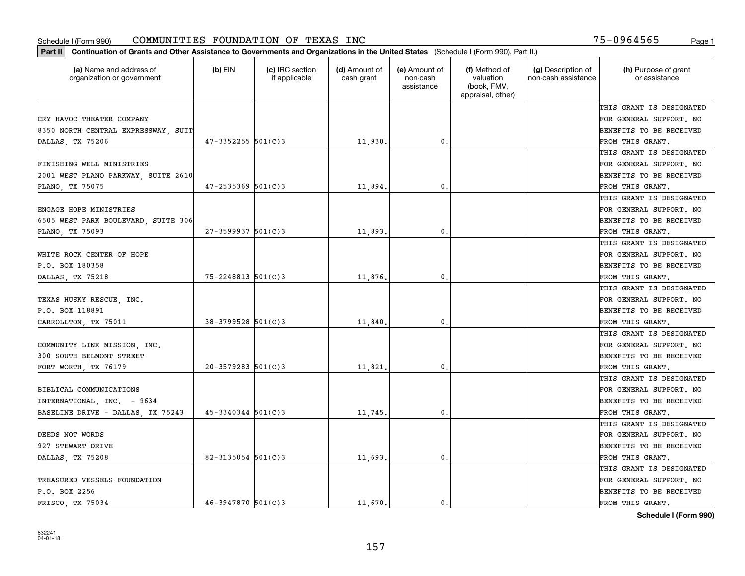Schedule I (Form 990) COMMUNITIES FOUNDATION OF TEXAS INC 75-0964565

**Part II** **Continuation of Grants and Other Assistance to Governments and Organizations in the United States** (Schedule I (Form 990), Part II.)

| (a) Name and address of organization or government | (b) EIN | (c) IRC section if applicable | (d) Amount of cash grant | (e) Amount of non-cash assistance | (f) Method of valuation (book, FMV, appraisal, other) | (g) Description of non-cash assistance | (h) Purpose of grant or assistance |
|---|---|---|---|---|---|---|---|
| CRY HAVOC THEATER COMPANY 8350 NORTH CENTRAL EXPRESSWAY, SUIT DALLAS, TX 75206 | 47-3352255 | 501(C)3 | 11,930. | 0. | | | THIS GRANT IS DESIGNATED FOR GENERAL SUPPORT. NO BENEFITS TO BE RECEIVED FROM THIS GRANT. |
| FINISHING WELL MINISTRIES 2001 WEST PLANO PARKWAY, SUITE 2610 PLANO, TX 75075 | 47-2535369 | 501(C)3 | 11,894. | 0. | | | THIS GRANT IS DESIGNATED FOR GENERAL SUPPORT. NO BENEFITS TO BE RECEIVED FROM THIS GRANT. |
| ENGAGE HOPE MINISTRIES 6505 WEST PARK BOULEVARD, SUITE 306 PLANO, TX 75093 | 27-3599937 | 501(C)3 | 11,893. | 0. | | | THIS GRANT IS DESIGNATED FOR GENERAL SUPPORT. NO BENEFITS TO BE RECEIVED FROM THIS GRANT. |
| WHITE ROCK CENTER OF HOPE P.O. BOX 180358 DALLAS, TX 75218 | 75-2248813 | 501(C)3 | 11,876. | 0. | | | THIS GRANT IS DESIGNATED FOR GENERAL SUPPORT. NO BENEFITS TO BE RECEIVED FROM THIS GRANT. |
| TEXAS HUSKY RESCUE, INC. P.O. BOX 118891 CARROLLTON, TX 75011 | 38-3799528 | 501(C)3 | 11,840. | 0. | | | THIS GRANT IS DESIGNATED FOR GENERAL SUPPORT. NO BENEFITS TO BE RECEIVED FROM THIS GRANT. |
| COMMUNITY LINK MISSION, INC. 300 SOUTH BELMONT STREET FORT WORTH, TX 76179 | 20-3579283 | 501(C)3 | 11,821. | 0. | | | THIS GRANT IS DESIGNATED FOR GENERAL SUPPORT. NO BENEFITS TO BE RECEIVED FROM THIS GRANT. |
| BIBLICAL COMMUNICATIONS INTERNATIONAL, INC. - 9634 BASELINE DRIVE - DALLAS, TX 75243 | 45-3340344 | 501(C)3 | 11,745. | 0. | | | THIS GRANT IS DESIGNATED FOR GENERAL SUPPORT. NO BENEFITS TO BE RECEIVED FROM THIS GRANT. |
| DEEDS NOT WORDS 927 STEWART DRIVE DALLAS, TX 75208 | 82-3135054 | 501(C)3 | 11,693. | 0. | | | THIS GRANT IS DESIGNATED FOR GENERAL SUPPORT. NO BENEFITS TO BE RECEIVED FROM THIS GRANT. |
| TREASURED VESSELS FOUNDATION P.O. BOX 2256 FRISCO, TX 75034 | 46-3947870 | 501(C)3 | 11,670. | 0. | | | THIS GRANT IS DESIGNATED FOR GENERAL SUPPORT. NO BENEFITS TO BE RECEIVED FROM THIS GRANT. |

**Schedule I (Form 990)**

832241 04-01-18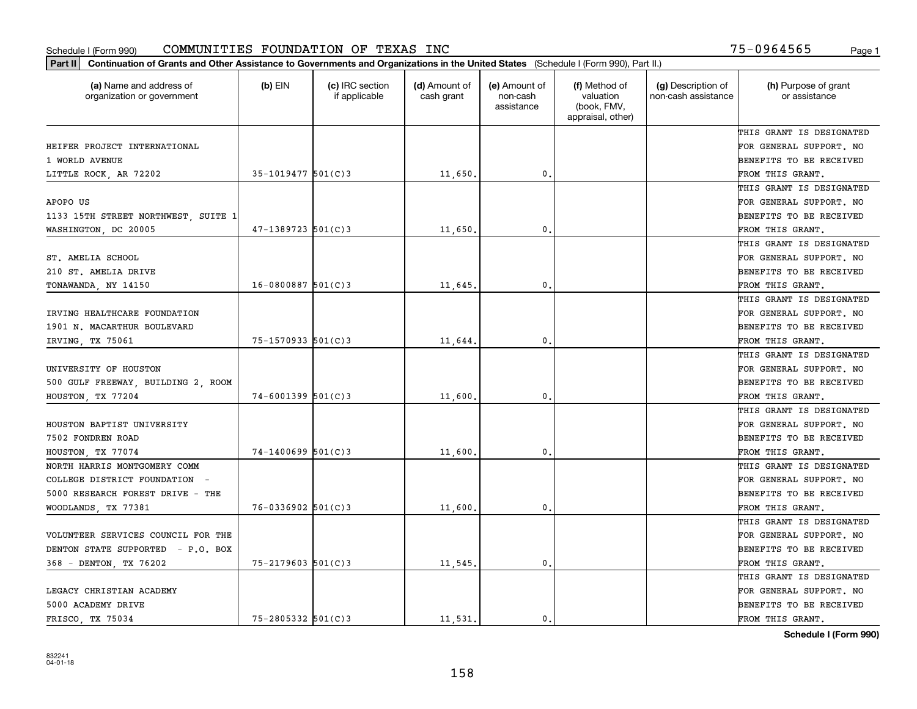Schedule I (Form 990) COMMUNITIES FOUNDATION OF TEXAS INC 75-0964565

**Part II** **Continuation of Grants and Other Assistance to Governments and Organizations in the United States** (Schedule I (Form 990), Part II.)

| (a) Name and address of organization or government | (b) EIN | (c) IRC section if applicable | (d) Amount of cash grant | (e) Amount of non-cash assistance | (f) Method of valuation (book, FMV, appraisal, other) | (g) Description of non-cash assistance | (h) Purpose of grant or assistance |
|---|---|---|---|---|---|---|---|
| HEIFER PROJECT INTERNATIONAL 1 WORLD AVENUE LITTLE ROCK, AR 72202 | 35-1019477 | 501(C)3 | 11,650. | 0. | | | THIS GRANT IS DESIGNATED FOR GENERAL SUPPORT. NO BENEFITS TO BE RECEIVED FROM THIS GRANT. |
| APOPO US 1133 15TH STREET NORTHWEST, SUITE 1 WASHINGTON, DC 20005 | 47-1389723 | 501(C)3 | 11,650. | 0. | | | THIS GRANT IS DESIGNATED FOR GENERAL SUPPORT. NO BENEFITS TO BE RECEIVED FROM THIS GRANT. |
| ST. AMELIA SCHOOL 210 ST. AMELIA DRIVE TONAWANDA, NY 14150 | 16-0800887 | 501(C)3 | 11,645. | 0. | | | THIS GRANT IS DESIGNATED FOR GENERAL SUPPORT. NO BENEFITS TO BE RECEIVED FROM THIS GRANT. |
| IRVING HEALTHCARE FOUNDATION 1901 N. MACARTHUR BOULEVARD IRVING, TX 75061 | 75-1570933 | 501(C)3 | 11,644. | 0. | | | THIS GRANT IS DESIGNATED FOR GENERAL SUPPORT. NO BENEFITS TO BE RECEIVED FROM THIS GRANT. |
| UNIVERSITY OF HOUSTON 500 GULF FREEWAY, BUILDING 2, ROOM HOUSTON, TX 77204 | 74-6001399 | 501(C)3 | 11,600. | 0. | | | THIS GRANT IS DESIGNATED FOR GENERAL SUPPORT. NO BENEFITS TO BE RECEIVED FROM THIS GRANT. |
| HOUSTON BAPTIST UNIVERSITY 7502 FONDREN ROAD HOUSTON, TX 77074 | 74-1400699 | 501(C)3 | 11,600. | 0. | | | THIS GRANT IS DESIGNATED FOR GENERAL SUPPORT. NO BENEFITS TO BE RECEIVED FROM THIS GRANT. |
| NORTH HARRIS MONTGOMERY COMM COLLEGE DISTRICT FOUNDATION - 5000 RESEARCH FOREST DRIVE - THE WOODLANDS, TX 77381 | 76-0336902 | 501(C)3 | 11,600. | 0. | | | THIS GRANT IS DESIGNATED FOR GENERAL SUPPORT. NO BENEFITS TO BE RECEIVED FROM THIS GRANT. |
| VOLUNTEER SERVICES COUNCIL FOR THE DENTON STATE SUPPORTED - P.O. BOX 368 - DENTON, TX 76202 | 75-2179603 | 501(C)3 | 11,545. | 0. | | | THIS GRANT IS DESIGNATED FOR GENERAL SUPPORT. NO BENEFITS TO BE RECEIVED FROM THIS GRANT. |
| LEGACY CHRISTIAN ACADEMY 5000 ACADEMY DRIVE FRISCO, TX 75034 | 75-2805332 | 501(C)3 | 11,531. | 0. | | | THIS GRANT IS DESIGNATED FOR GENERAL SUPPORT. NO BENEFITS TO BE RECEIVED FROM THIS GRANT. |

**Schedule I (Form 990)**

832241 04-01-18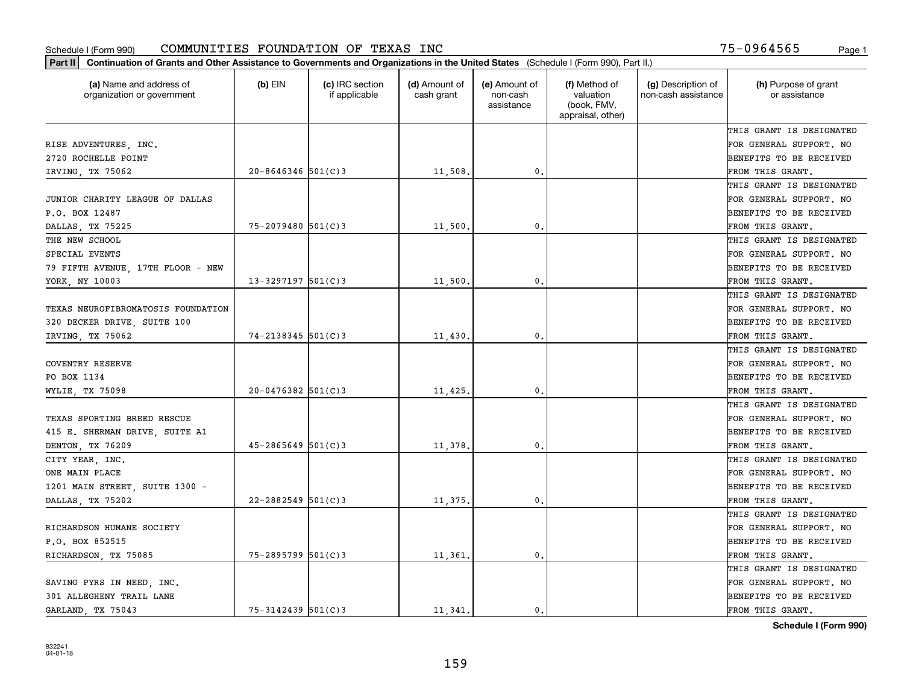Schedule I (Form 990) COMMUNITIES FOUNDATION OF TEXAS INC 75-0964565

**Part II** **Continuation of Grants and Other Assistance to Governments and Organizations in the United States** (Schedule I (Form 990), Part II.)

| (a) Name and address of organization or government | (b) EIN | (c) IRC section if applicable | (d) Amount of cash grant | (e) Amount of non-cash assistance | (f) Method of valuation (book, FMV, appraisal, other) | (g) Description of non-cash assistance | (h) Purpose of grant or assistance |
|---|---|---|---|---|---|---|---|
| RISE ADVENTURES, INC. 2720 ROCHELLE POINT IRVING, TX 75062 | 20-8646346 | 501(C)3 | 11,508. | 0. | | | THIS GRANT IS DESIGNATED FOR GENERAL SUPPORT. NO BENEFITS TO BE RECEIVED FROM THIS GRANT. |
| JUNIOR CHARITY LEAGUE OF DALLAS P.O. BOX 12487 DALLAS, TX 75225 | 75-2079480 | 501(C)3 | 11,500. | 0. | | | THIS GRANT IS DESIGNATED FOR GENERAL SUPPORT. NO BENEFITS TO BE RECEIVED FROM THIS GRANT. |
| THE NEW SCHOOL SPECIAL EVENTS 79 FIFTH AVENUE, 17TH FLOOR - NEW YORK, NY 10003 | 13-3297197 | 501(C)3 | 11,500. | 0. | | | THIS GRANT IS DESIGNATED FOR GENERAL SUPPORT. NO BENEFITS TO BE RECEIVED FROM THIS GRANT. |
| TEXAS NEUROFIBROMATOSIS FOUNDATION 320 DECKER DRIVE, SUITE 100 IRVING, TX 75062 | 74-2138345 | 501(C)3 | 11,430. | 0. | | | THIS GRANT IS DESIGNATED FOR GENERAL SUPPORT. NO BENEFITS TO BE RECEIVED FROM THIS GRANT. |
| COVENTRY RESERVE PO BOX 1134 WYLIE, TX 75098 | 20-0476382 | 501(C)3 | 11,425. | 0. | | | THIS GRANT IS DESIGNATED FOR GENERAL SUPPORT. NO BENEFITS TO BE RECEIVED FROM THIS GRANT. |
| TEXAS SPORTING BREED RESCUE 415 E. SHERMAN DRIVE, SUITE A1 DENTON, TX 76209 | 45-2865649 | 501(C)3 | 11,378. | 0. | | | THIS GRANT IS DESIGNATED FOR GENERAL SUPPORT. NO BENEFITS TO BE RECEIVED FROM THIS GRANT. |
| CITY YEAR, INC. ONE MAIN PLACE 1201 MAIN STREET, SUITE 1300 - DALLAS, TX 75202 | 22-2882549 | 501(C)3 | 11,375. | 0. | | | THIS GRANT IS DESIGNATED FOR GENERAL SUPPORT. NO BENEFITS TO BE RECEIVED FROM THIS GRANT. |
| RICHARDSON HUMANE SOCIETY P.O. BOX 852515 RICHARDSON, TX 75085 | 75-2895799 | 501(C)3 | 11,361. | 0. | | | THIS GRANT IS DESIGNATED FOR GENERAL SUPPORT. NO BENEFITS TO BE RECEIVED FROM THIS GRANT. |
| SAVING PYRS IN NEED, INC. 301 ALLEGHENY TRAIL LANE GARLAND, TX 75043 | 75-3142439 | 501(C)3 | 11,341. | 0. | | | THIS GRANT IS DESIGNATED FOR GENERAL SUPPORT. NO BENEFITS TO BE RECEIVED FROM THIS GRANT. |

**Schedule I (Form 990)**

832241
04-01-18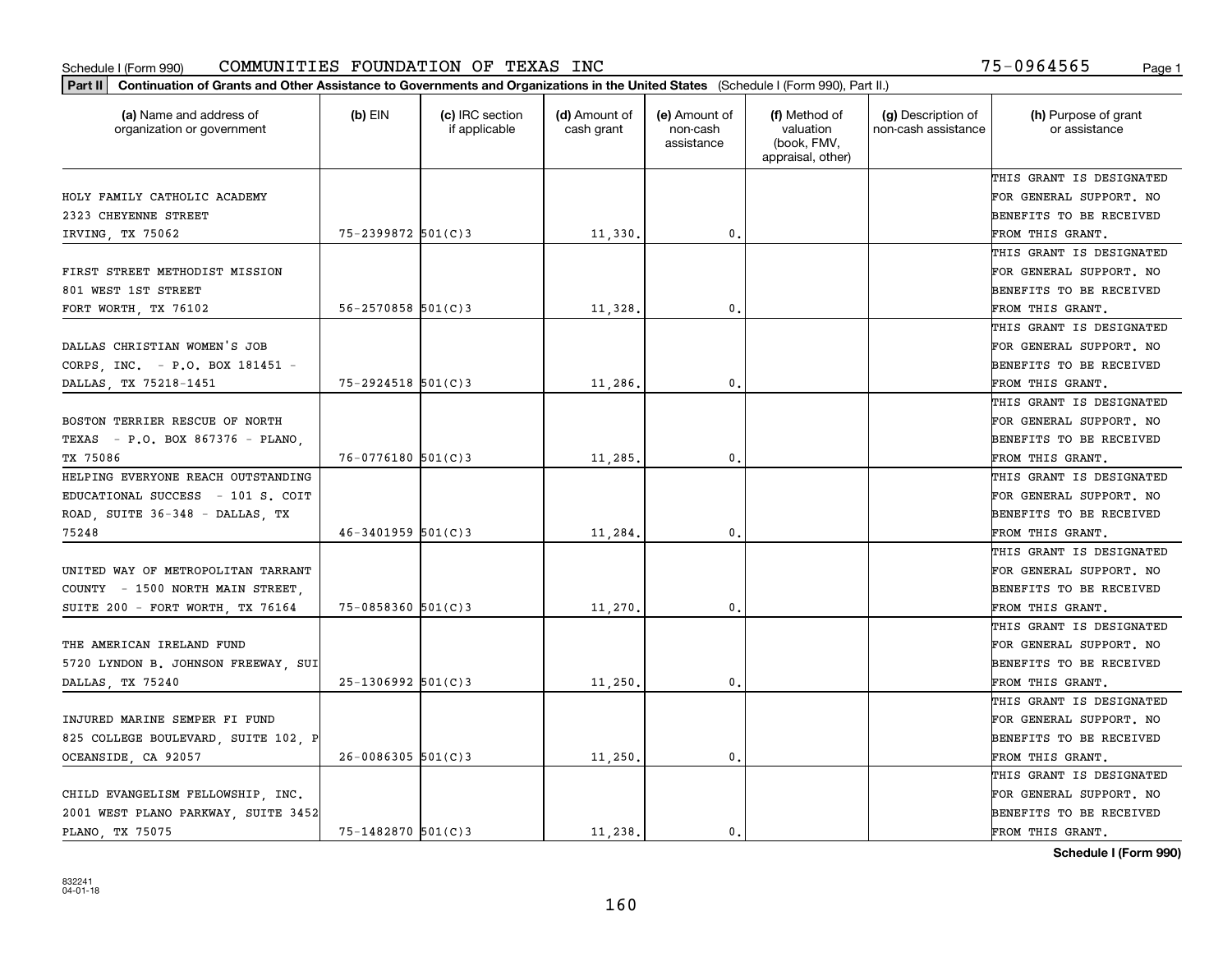Schedule I (Form 990) COMMUNITIES FOUNDATION OF TEXAS INC 75-0964565

**Part II** **Continuation of Grants and Other Assistance to Governments and Organizations in the United States** (Schedule I (Form 990), Part II.)

| (a) Name and address of organization or government | (b) EIN | (c) IRC section if applicable | (d) Amount of cash grant | (e) Amount of non-cash assistance | (f) Method of valuation (book, FMV, appraisal, other) | (g) Description of non-cash assistance | (h) Purpose of grant or assistance |
|---|---|---|---|---|---|---|---|
| HOLY FAMILY CATHOLIC ACADEMY 2323 CHEYENNE STREET IRVING, TX 75062 | 75-2399872 | 501(C)3 | 11,330. | 0. | | | THIS GRANT IS DESIGNATED FOR GENERAL SUPPORT. NO BENEFITS TO BE RECEIVED FROM THIS GRANT. |
| FIRST STREET METHODIST MISSION 801 WEST 1ST STREET FORT WORTH, TX 76102 | 56-2570858 | 501(C)3 | 11,328. | 0. | | | THIS GRANT IS DESIGNATED FOR GENERAL SUPPORT. NO BENEFITS TO BE RECEIVED FROM THIS GRANT. |
| DALLAS CHRISTIAN WOMEN'S JOB CORPS, INC. - P.O. BOX 181451 - DALLAS, TX 75218-1451 | 75-2924518 | 501(C)3 | 11,286. | 0. | | | THIS GRANT IS DESIGNATED FOR GENERAL SUPPORT. NO BENEFITS TO BE RECEIVED FROM THIS GRANT. |
| BOSTON TERRIER RESCUE OF NORTH TEXAS - P.O. BOX 867376 - PLANO, TX 75086 | 76-0776180 | 501(C)3 | 11,285. | 0. | | | THIS GRANT IS DESIGNATED FOR GENERAL SUPPORT. NO BENEFITS TO BE RECEIVED FROM THIS GRANT. |
| HELPING EVERYONE REACH OUTSTANDING EDUCATIONAL SUCCESS - 101 S. COIT ROAD, SUITE 36-348 - DALLAS, TX 75248 | 46-3401959 | 501(C)3 | 11,284. | 0. | | | THIS GRANT IS DESIGNATED FOR GENERAL SUPPORT. NO BENEFITS TO BE RECEIVED FROM THIS GRANT. |
| UNITED WAY OF METROPOLITAN TARRANT COUNTY - 1500 NORTH MAIN STREET, SUITE 200 - FORT WORTH, TX 76164 | 75-0858360 | 501(C)3 | 11,270. | 0. | | | THIS GRANT IS DESIGNATED FOR GENERAL SUPPORT. NO BENEFITS TO BE RECEIVED FROM THIS GRANT. |
| THE AMERICAN IRELAND FUND 5720 LYNDON B. JOHNSON FREEWAY, SUI DALLAS, TX 75240 | 25-1306992 | 501(C)3 | 11,250. | 0. | | | THIS GRANT IS DESIGNATED FOR GENERAL SUPPORT. NO BENEFITS TO BE RECEIVED FROM THIS GRANT. |
| INJURED MARINE SEMPER FI FUND 825 COLLEGE BOULEVARD, SUITE 102, P OCEANSIDE, CA 92057 | 26-0086305 | 501(C)3 | 11,250. | 0. | | | THIS GRANT IS DESIGNATED FOR GENERAL SUPPORT. NO BENEFITS TO BE RECEIVED FROM THIS GRANT. |
| CHILD EVANGELISM FELLOWSHIP, INC. 2001 WEST PLANO PARKWAY, SUITE 3452 PLANO, TX 75075 | 75-1482870 | 501(C)3 | 11,238. | 0. | | | THIS GRANT IS DESIGNATED FOR GENERAL SUPPORT. NO BENEFITS TO BE RECEIVED FROM THIS GRANT. |

**Schedule I (Form 990)**

832241 04-01-18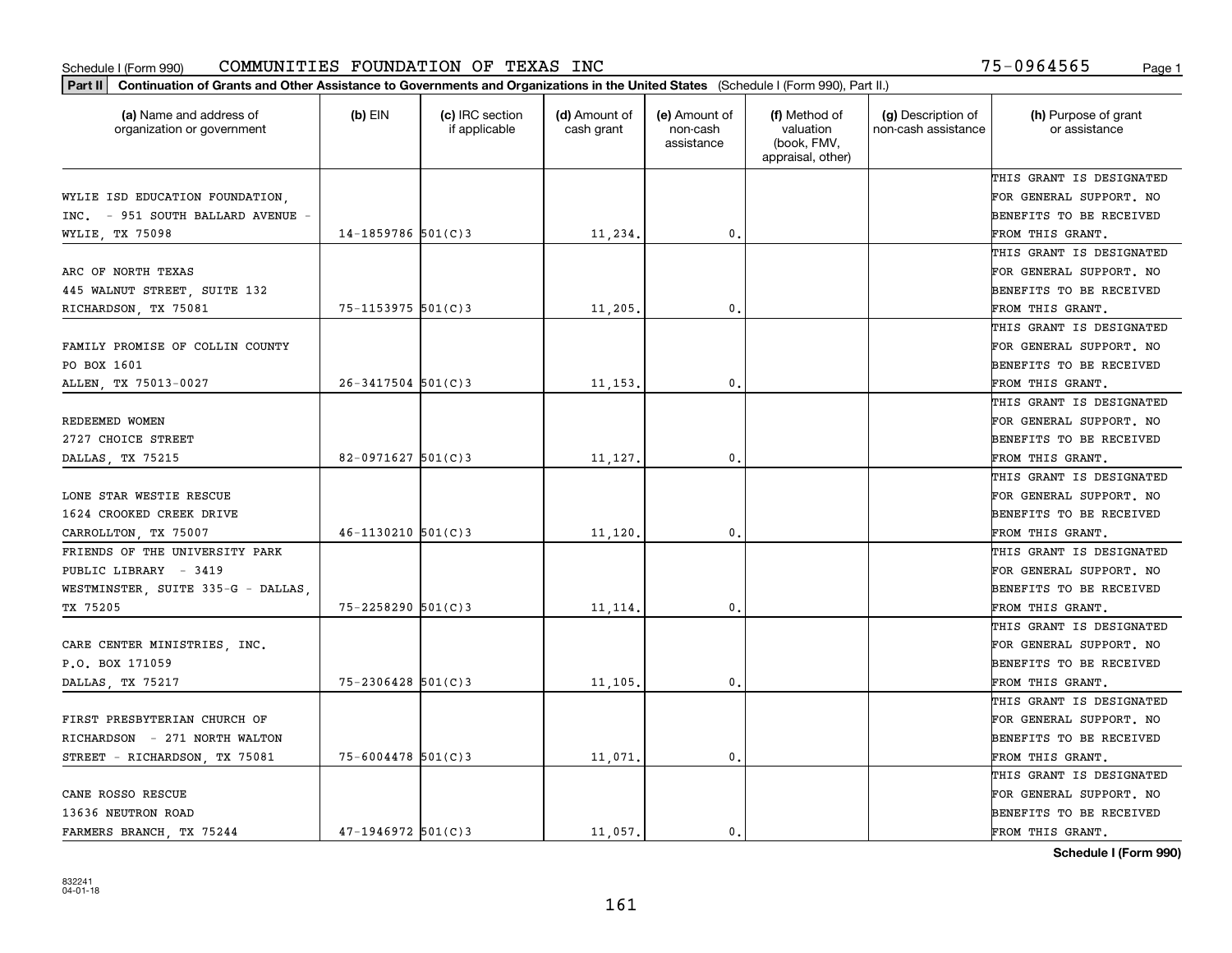Schedule I (Form 990) COMMUNITIES FOUNDATION OF TEXAS INC 75-0964565

**Part II** Continuation of Grants and Other Assistance to Governments and Organizations in the United States (Schedule I (Form 990), Part II.)

| (a) Name and address of organization or government | (b) EIN | (c) IRC section if applicable | (d) Amount of cash grant | (e) Amount of non-cash assistance | (f) Method of valuation (book, FMV, appraisal, other) | (g) Description of non-cash assistance | (h) Purpose of grant or assistance |
|---|---|---|---|---|---|---|---|
| WYLIE ISD EDUCATION FOUNDATION, INC. - 951 SOUTH BALLARD AVENUE - WYLIE, TX 75098 | 14-1859786 | 501(C)3 | 11,234. | 0. | | | THIS GRANT IS DESIGNATED FOR GENERAL SUPPORT. NO BENEFITS TO BE RECEIVED FROM THIS GRANT. |
| ARC OF NORTH TEXAS 445 WALNUT STREET, SUITE 132 RICHARDSON, TX 75081 | 75-1153975 | 501(C)3 | 11,205. | 0. | | | THIS GRANT IS DESIGNATED FOR GENERAL SUPPORT. NO BENEFITS TO BE RECEIVED FROM THIS GRANT. |
| FAMILY PROMISE OF COLLIN COUNTY PO BOX 1601 ALLEN, TX 75013-0027 | 26-3417504 | 501(C)3 | 11,153. | 0. | | | THIS GRANT IS DESIGNATED FOR GENERAL SUPPORT. NO BENEFITS TO BE RECEIVED FROM THIS GRANT. |
| REDEEMED WOMEN 2727 CHOICE STREET DALLAS, TX 75215 | 82-0971627 | 501(C)3 | 11,127. | 0. | | | THIS GRANT IS DESIGNATED FOR GENERAL SUPPORT. NO BENEFITS TO BE RECEIVED FROM THIS GRANT. |
| LONE STAR WESTIE RESCUE 1624 CROOKED CREEK DRIVE CARROLLTON, TX 75007 | 46-1130210 | 501(C)3 | 11,120. | 0. | | | THIS GRANT IS DESIGNATED FOR GENERAL SUPPORT. NO BENEFITS TO BE RECEIVED FROM THIS GRANT. |
| FRIENDS OF THE UNIVERSITY PARK PUBLIC LIBRARY - 3419 WESTMINSTER, SUITE 335-G - DALLAS, TX 75205 | 75-2258290 | 501(C)3 | 11,114. | 0. | | | THIS GRANT IS DESIGNATED FOR GENERAL SUPPORT. NO BENEFITS TO BE RECEIVED FROM THIS GRANT. |
| CARE CENTER MINISTRIES, INC. P.O. BOX 171059 DALLAS, TX 75217 | 75-2306428 | 501(C)3 | 11,105. | 0. | | | THIS GRANT IS DESIGNATED FOR GENERAL SUPPORT. NO BENEFITS TO BE RECEIVED FROM THIS GRANT. |
| FIRST PRESBYTERIAN CHURCH OF RICHARDSON - 271 NORTH WALTON STREET - RICHARDSON, TX 75081 | 75-6004478 | 501(C)3 | 11,071. | 0. | | | THIS GRANT IS DESIGNATED FOR GENERAL SUPPORT. NO BENEFITS TO BE RECEIVED FROM THIS GRANT. |
| CANE ROSSO RESCUE 13636 NEUTRON ROAD FARMERS BRANCH, TX 75244 | 47-1946972 | 501(C)3 | 11,057. | 0. | | | THIS GRANT IS DESIGNATED FOR GENERAL SUPPORT. NO BENEFITS TO BE RECEIVED FROM THIS GRANT. |

832241 04-01-18

**Schedule I (Form 990)**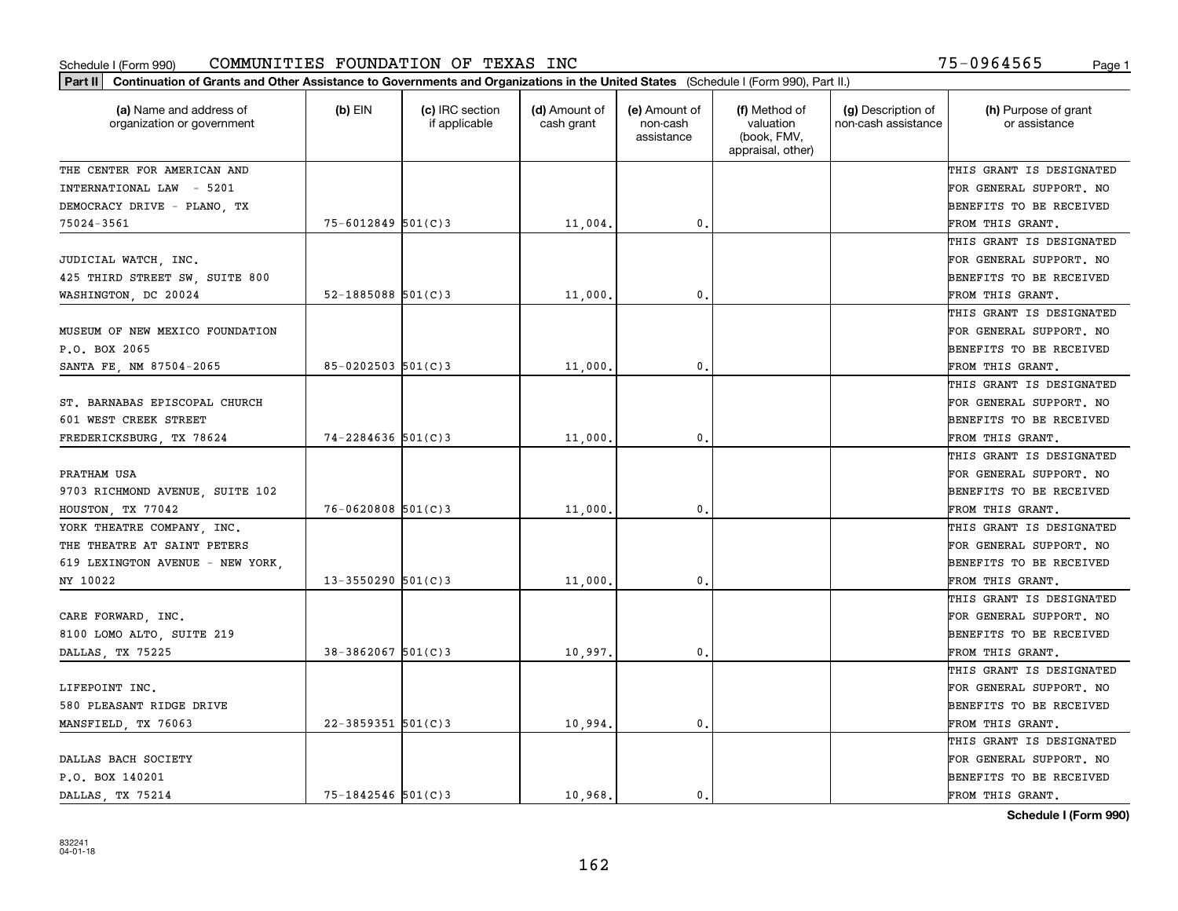Schedule I (Form 990) COMMUNITIES FOUNDATION OF TEXAS INC 75-0964565

**Part II** Continuation of Grants and Other Assistance to Governments and Organizations in the United States (Schedule I (Form 990), Part II.)

| (a) Name and address of organization or government | (b) EIN | (c) IRC section if applicable | (d) Amount of cash grant | (e) Amount of non-cash assistance | (f) Method of valuation (book, FMV, appraisal, other) | (g) Description of non-cash assistance | (h) Purpose of grant or assistance |
|---|---|---|---|---|---|---|---|
| THE CENTER FOR AMERICAN AND INTERNATIONAL LAW - 5201 DEMOCRACY DRIVE - PLANO, TX 75024-3561 | 75-6012849 | 501(C)3 | 11,004. | 0. | | | THIS GRANT IS DESIGNATED FOR GENERAL SUPPORT. NO BENEFITS TO BE RECEIVED FROM THIS GRANT. |
| JUDICIAL WATCH, INC. 425 THIRD STREET SW, SUITE 800 WASHINGTON, DC 20024 | 52-1885088 | 501(C)3 | 11,000. | 0. | | | THIS GRANT IS DESIGNATED FOR GENERAL SUPPORT. NO BENEFITS TO BE RECEIVED FROM THIS GRANT. |
| MUSEUM OF NEW MEXICO FOUNDATION P.O. BOX 2065 SANTA FE, NM 87504-2065 | 85-0202503 | 501(C)3 | 11,000. | 0. | | | THIS GRANT IS DESIGNATED FOR GENERAL SUPPORT. NO BENEFITS TO BE RECEIVED FROM THIS GRANT. |
| ST. BARNABAS EPISCOPAL CHURCH 601 WEST CREEK STREET FREDERICKSBURG, TX 78624 | 74-2284636 | 501(C)3 | 11,000. | 0. | | | THIS GRANT IS DESIGNATED FOR GENERAL SUPPORT. NO BENEFITS TO BE RECEIVED FROM THIS GRANT. |
| PRATHAM USA 9703 RICHMOND AVENUE, SUITE 102 HOUSTON, TX 77042 | 76-0620808 | 501(C)3 | 11,000. | 0. | | | THIS GRANT IS DESIGNATED FOR GENERAL SUPPORT. NO BENEFITS TO BE RECEIVED FROM THIS GRANT. |
| YORK THEATRE COMPANY, INC. THE THEATRE AT SAINT PETERS 619 LEXINGTON AVENUE - NEW YORK, NY 10022 | 13-3550290 | 501(C)3 | 11,000. | 0. | | | THIS GRANT IS DESIGNATED FOR GENERAL SUPPORT. NO BENEFITS TO BE RECEIVED FROM THIS GRANT. |
| CARE FORWARD, INC. 8100 LOMO ALTO, SUITE 219 DALLAS, TX 75225 | 38-3862067 | 501(C)3 | 10,997. | 0. | | | THIS GRANT IS DESIGNATED FOR GENERAL SUPPORT. NO BENEFITS TO BE RECEIVED FROM THIS GRANT. |
| LIFEPOINT INC. 580 PLEASANT RIDGE DRIVE MANSFIELD, TX 76063 | 22-3859351 | 501(C)3 | 10,994. | 0. | | | THIS GRANT IS DESIGNATED FOR GENERAL SUPPORT. NO BENEFITS TO BE RECEIVED FROM THIS GRANT. |
| DALLAS BACH SOCIETY P.O. BOX 140201 DALLAS, TX 75214 | 75-1842546 | 501(C)3 | 10,968. | 0. | | | THIS GRANT IS DESIGNATED FOR GENERAL SUPPORT. NO BENEFITS TO BE RECEIVED FROM THIS GRANT. |

**Schedule I (Form 990)**

832241
04-01-18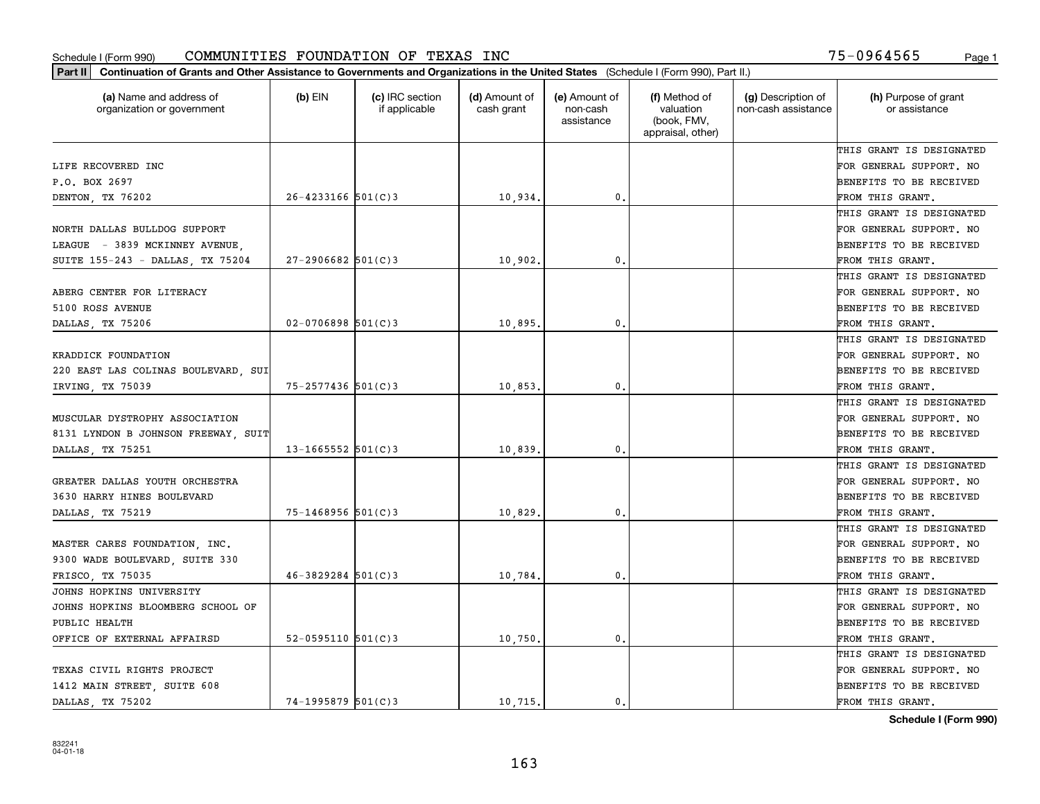Schedule I (Form 990) COMMUNITIES FOUNDATION OF TEXAS INC 75-0964565

**Part II** **Continuation of Grants and Other Assistance to Governments and Organizations in the United States** (Schedule I (Form 990), Part II.)

| (a) Name and address of organization or government | (b) EIN | (c) IRC section if applicable | (d) Amount of cash grant | (e) Amount of non-cash assistance | (f) Method of valuation (book, FMV, appraisal, other) | (g) Description of non-cash assistance | (h) Purpose of grant or assistance |
|---|---|---|---|---|---|---|---|
| LIFE RECOVERED INC P.O. BOX 2697 DENTON, TX 76202 | 26-4233166 | 501(C)3 | 10,934. | 0. | | | THIS GRANT IS DESIGNATED FOR GENERAL SUPPORT. NO BENEFITS TO BE RECEIVED FROM THIS GRANT. |
| NORTH DALLAS BULLDOG SUPPORT LEAGUE - 3839 MCKINNEY AVENUE, SUITE 155-243 - DALLAS, TX 75204 | 27-2906682 | 501(C)3 | 10,902. | 0. | | | THIS GRANT IS DESIGNATED FOR GENERAL SUPPORT. NO BENEFITS TO BE RECEIVED FROM THIS GRANT. |
| ABERG CENTER FOR LITERACY 5100 ROSS AVENUE DALLAS, TX 75206 | 02-0706898 | 501(C)3 | 10,895. | 0. | | | THIS GRANT IS DESIGNATED FOR GENERAL SUPPORT. NO BENEFITS TO BE RECEIVED FROM THIS GRANT. |
| KRADDICK FOUNDATION 220 EAST LAS COLINAS BOULEVARD, SUI IRVING, TX 75039 | 75-2577436 | 501(C)3 | 10,853. | 0. | | | THIS GRANT IS DESIGNATED FOR GENERAL SUPPORT. NO BENEFITS TO BE RECEIVED FROM THIS GRANT. |
| MUSCULAR DYSTROPHY ASSOCIATION 8131 LYNDON B JOHNSON FREEWAY, SUIT DALLAS, TX 75251 | 13-1665552 | 501(C)3 | 10,839. | 0. | | | THIS GRANT IS DESIGNATED FOR GENERAL SUPPORT. NO BENEFITS TO BE RECEIVED FROM THIS GRANT. |
| GREATER DALLAS YOUTH ORCHESTRA 3630 HARRY HINES BOULEVARD DALLAS, TX 75219 | 75-1468956 | 501(C)3 | 10,829. | 0. | | | THIS GRANT IS DESIGNATED FOR GENERAL SUPPORT. NO BENEFITS TO BE RECEIVED FROM THIS GRANT. |
| MASTER CARES FOUNDATION, INC. 9300 WADE BOULEVARD, SUITE 330 FRISCO, TX 75035 | 46-3829284 | 501(C)3 | 10,784. | 0. | | | THIS GRANT IS DESIGNATED FOR GENERAL SUPPORT. NO BENEFITS TO BE RECEIVED FROM THIS GRANT. |
| JOHNS HOPKINS UNIVERSITY JOHNS HOPKINS BLOOMBERG SCHOOL OF PUBLIC HEALTH OFFICE OF EXTERNAL AFFAIRSD | 52-0595110 | 501(C)3 | 10,750. | 0. | | | THIS GRANT IS DESIGNATED FOR GENERAL SUPPORT. NO BENEFITS TO BE RECEIVED FROM THIS GRANT. |
| TEXAS CIVIL RIGHTS PROJECT 1412 MAIN STREET, SUITE 608 DALLAS, TX 75202 | 74-1995879 | 501(C)3 | 10,715. | 0. | | | THIS GRANT IS DESIGNATED FOR GENERAL SUPPORT. NO BENEFITS TO BE RECEIVED FROM THIS GRANT. |

**Schedule I (Form 990)**

832241
04-01-18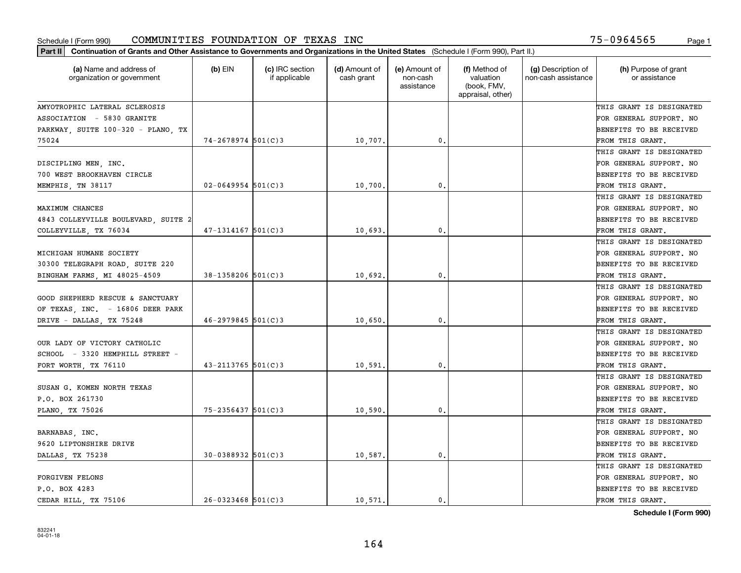Schedule I (Form 990) COMMUNITIES FOUNDATION OF TEXAS INC 75-0964565

**Part II** Continuation of Grants and Other Assistance to Governments and Organizations in the United States (Schedule I (Form 990), Part II.)

| (a) Name and address of organization or government | (b) EIN | (c) IRC section if applicable | (d) Amount of cash grant | (e) Amount of non-cash assistance | (f) Method of valuation (book, FMV, appraisal, other) | (g) Description of non-cash assistance | (h) Purpose of grant or assistance |
|---|---|---|---|---|---|---|---|
| AMYOTROPHIC LATERAL SCLEROSIS ASSOCIATION - 5830 GRANITE PARKWAY, SUITE 100-320 - PLANO, TX 75024 | 74-2678974 | 501(C)3 | 10,707. | 0. | | | THIS GRANT IS DESIGNATED FOR GENERAL SUPPORT. NO BENEFITS TO BE RECEIVED FROM THIS GRANT. |
| DISCIPLING MEN, INC. 700 WEST BROOKHAVEN CIRCLE MEMPHIS, TN 38117 | 02-0649954 | 501(C)3 | 10,700. | 0. | | | THIS GRANT IS DESIGNATED FOR GENERAL SUPPORT. NO BENEFITS TO BE RECEIVED FROM THIS GRANT. |
| MAXIMUM CHANCES 4843 COLLEYVILLE BOULEVARD, SUITE 2 COLLEYVILLE, TX 76034 | 47-1314167 | 501(C)3 | 10,693. | 0. | | | THIS GRANT IS DESIGNATED FOR GENERAL SUPPORT. NO BENEFITS TO BE RECEIVED FROM THIS GRANT. |
| MICHIGAN HUMANE SOCIETY 30300 TELEGRAPH ROAD, SUITE 220 BINGHAM FARMS, MI 48025-4509 | 38-1358206 | 501(C)3 | 10,692. | 0. | | | THIS GRANT IS DESIGNATED FOR GENERAL SUPPORT. NO BENEFITS TO BE RECEIVED FROM THIS GRANT. |
| GOOD SHEPHERD RESCUE & SANCTUARY OF TEXAS, INC. - 16806 DEER PARK DRIVE - DALLAS, TX 75248 | 46-2979845 | 501(C)3 | 10,650. | 0. | | | THIS GRANT IS DESIGNATED FOR GENERAL SUPPORT. NO BENEFITS TO BE RECEIVED FROM THIS GRANT. |
| OUR LADY OF VICTORY CATHOLIC SCHOOL - 3320 HEMPHILL STREET - FORT WORTH, TX 76110 | 43-2113765 | 501(C)3 | 10,591. | 0. | | | THIS GRANT IS DESIGNATED FOR GENERAL SUPPORT. NO BENEFITS TO BE RECEIVED FROM THIS GRANT. |
| SUSAN G. KOMEN NORTH TEXAS P.O. BOX 261730 PLANO, TX 75026 | 75-2356437 | 501(C)3 | 10,590. | 0. | | | THIS GRANT IS DESIGNATED FOR GENERAL SUPPORT. NO BENEFITS TO BE RECEIVED FROM THIS GRANT. |
| BARNABAS, INC. 9620 LIPTONSHIRE DRIVE DALLAS, TX 75238 | 30-0388932 | 501(C)3 | 10,587. | 0. | | | THIS GRANT IS DESIGNATED FOR GENERAL SUPPORT. NO BENEFITS TO BE RECEIVED FROM THIS GRANT. |
| FORGIVEN FELONS P.O. BOX 4283 CEDAR HILL, TX 75106 | 26-0323468 | 501(C)3 | 10,571. | 0. | | | THIS GRANT IS DESIGNATED FOR GENERAL SUPPORT. NO BENEFITS TO BE RECEIVED FROM THIS GRANT. |

Schedule I (Form 990)

832241 04-01-18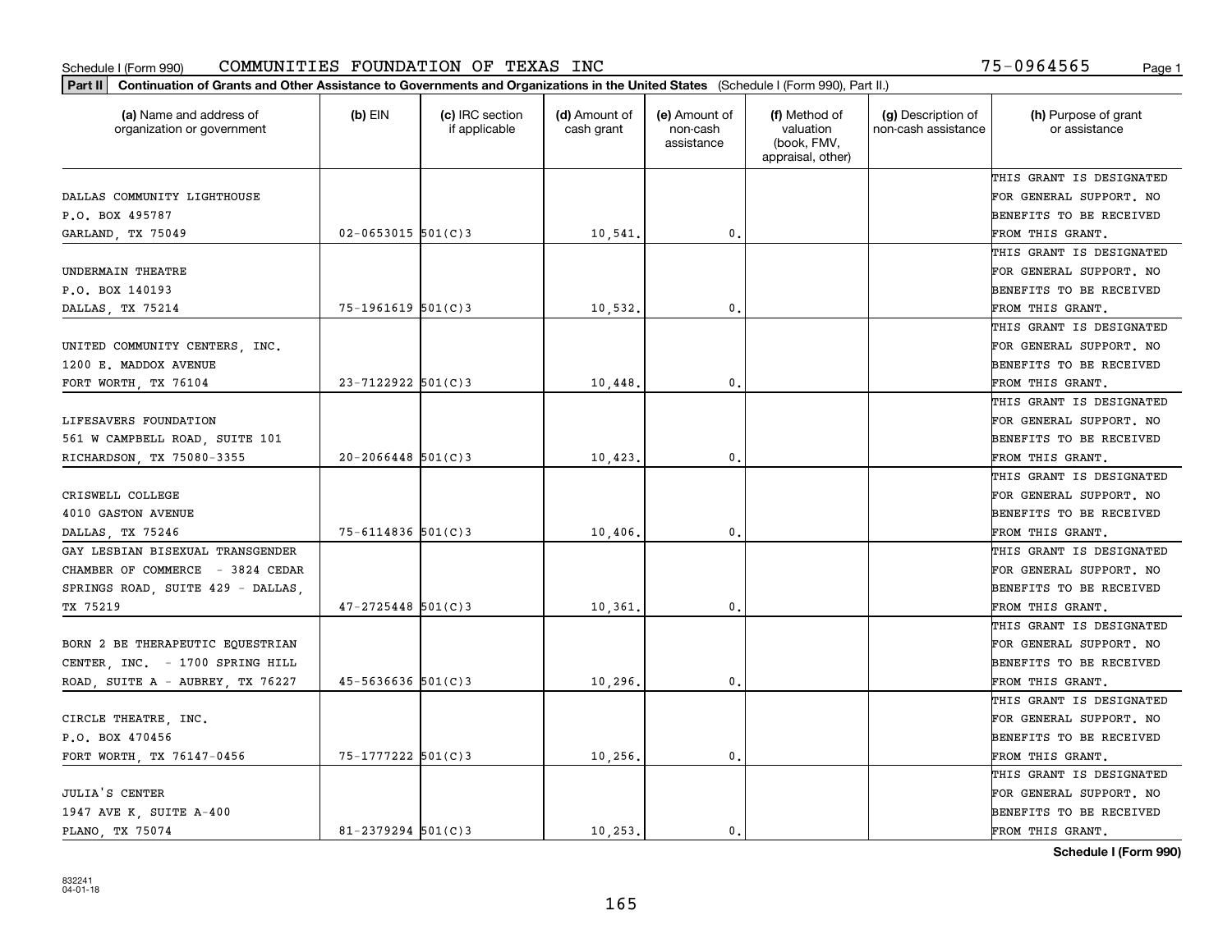Schedule I (Form 990) COMMUNITIES FOUNDATION OF TEXAS INC 75-0964565

**Part II Continuation of Grants and Other Assistance to Governments and Organizations in the United States** (Schedule I (Form 990), Part II.)

| (a) Name and address of organization or government | (b) EIN | (c) IRC section if applicable | (d) Amount of cash grant | (e) Amount of non-cash assistance | (f) Method of valuation (book, FMV, appraisal, other) | (g) Description of non-cash assistance | (h) Purpose of grant or assistance |
|---|---|---|---|---|---|---|---|
| DALLAS COMMUNITY LIGHTHOUSE P.O. BOX 495787 GARLAND, TX 75049 | 02-0653015 | 501(C)3 | 10,541. | 0. | | | THIS GRANT IS DESIGNATED FOR GENERAL SUPPORT. NO BENEFITS TO BE RECEIVED FROM THIS GRANT. |
| UNDERMAIN THEATRE P.O. BOX 140193 DALLAS, TX 75214 | 75-1961619 | 501(C)3 | 10,532. | 0. | | | THIS GRANT IS DESIGNATED FOR GENERAL SUPPORT. NO BENEFITS TO BE RECEIVED FROM THIS GRANT. |
| UNITED COMMUNITY CENTERS, INC. 1200 E. MADDOX AVENUE FORT WORTH, TX 76104 | 23-7122922 | 501(C)3 | 10,448. | 0. | | | THIS GRANT IS DESIGNATED FOR GENERAL SUPPORT. NO BENEFITS TO BE RECEIVED FROM THIS GRANT. |
| LIFESAVERS FOUNDATION 561 W CAMPBELL ROAD, SUITE 101 RICHARDSON, TX 75080-3355 | 20-2066448 | 501(C)3 | 10,423. | 0. | | | THIS GRANT IS DESIGNATED FOR GENERAL SUPPORT. NO BENEFITS TO BE RECEIVED FROM THIS GRANT. |
| CRISWELL COLLEGE 4010 GASTON AVENUE DALLAS, TX 75246 | 75-6114836 | 501(C)3 | 10,406. | 0. | | | THIS GRANT IS DESIGNATED FOR GENERAL SUPPORT. NO BENEFITS TO BE RECEIVED FROM THIS GRANT. |
| GAY LESBIAN BISEXUAL TRANSGENDER CHAMBER OF COMMERCE - 3824 CEDAR SPRINGS ROAD, SUITE 429 - DALLAS, TX 75219 | 47-2725448 | 501(C)3 | 10,361. | 0. | | | THIS GRANT IS DESIGNATED FOR GENERAL SUPPORT. NO BENEFITS TO BE RECEIVED FROM THIS GRANT. |
| BORN 2 BE THERAPEUTIC EQUESTRIAN CENTER, INC. - 1700 SPRING HILL ROAD, SUITE A - AUBREY, TX 76227 | 45-5636636 | 501(C)3 | 10,296. | 0. | | | THIS GRANT IS DESIGNATED FOR GENERAL SUPPORT. NO BENEFITS TO BE RECEIVED FROM THIS GRANT. |
| CIRCLE THEATRE, INC. P.O. BOX 470456 FORT WORTH, TX 76147-0456 | 75-1777222 | 501(C)3 | 10,256. | 0. | | | THIS GRANT IS DESIGNATED FOR GENERAL SUPPORT. NO BENEFITS TO BE RECEIVED FROM THIS GRANT. |
| JULIA'S CENTER 1947 AVE K, SUITE A-400 PLANO, TX 75074 | 81-2379294 | 501(C)3 | 10,253. | 0. | | | THIS GRANT IS DESIGNATED FOR GENERAL SUPPORT. NO BENEFITS TO BE RECEIVED FROM THIS GRANT. |

**Schedule I (Form 990)**

832241 04-01-18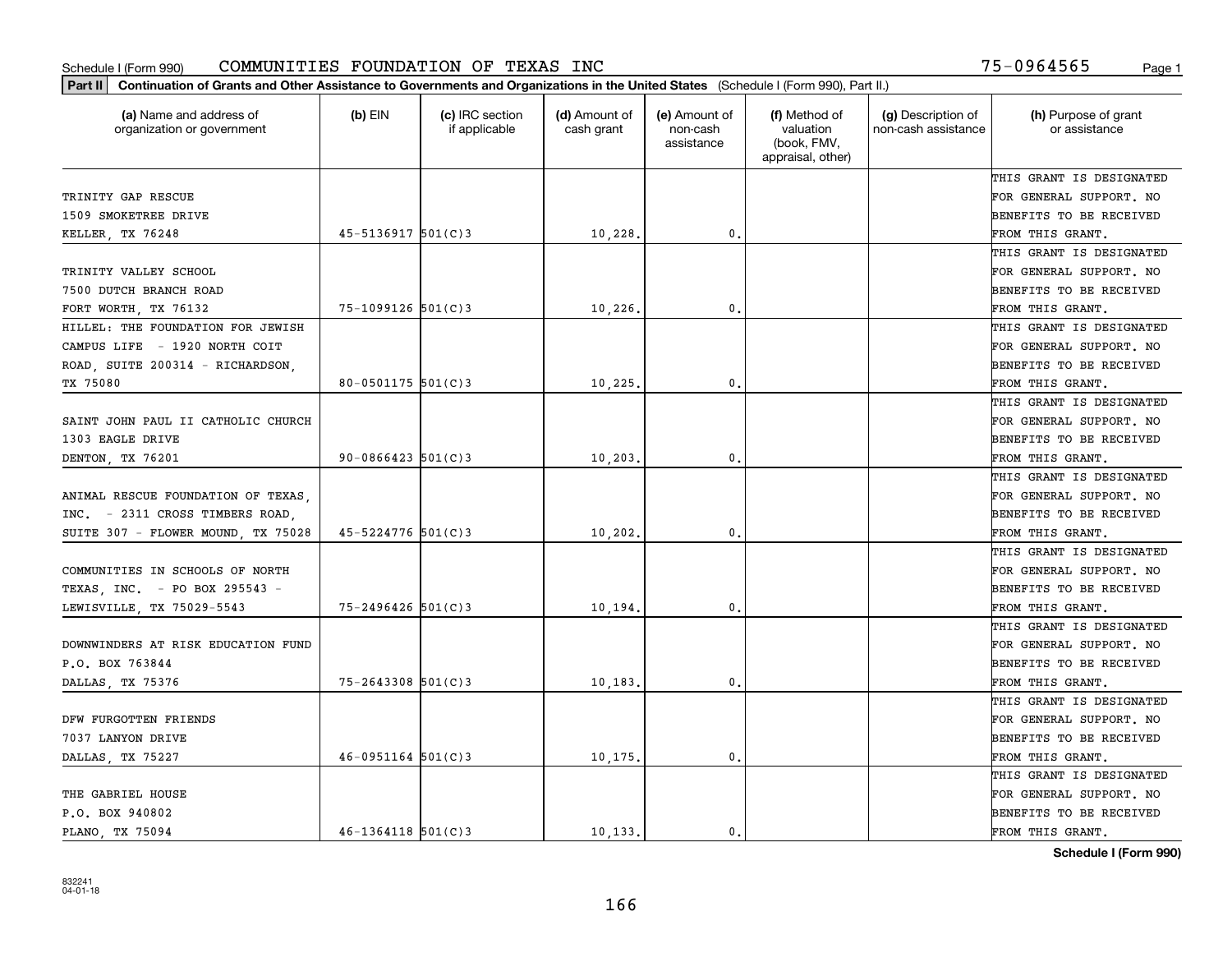Schedule I (Form 990) COMMUNITIES FOUNDATION OF TEXAS INC 75-0964565

**Part II** **Continuation of Grants and Other Assistance to Governments and Organizations in the United States** (Schedule I (Form 990), Part II.)

| (a) Name and address of organization or government | (b) EIN | (c) IRC section if applicable | (d) Amount of cash grant | (e) Amount of non-cash assistance | (f) Method of valuation (book, FMV, appraisal, other) | (g) Description of non-cash assistance | (h) Purpose of grant or assistance |
|---|---|---|---|---|---|---|---|
| TRINITY GAP RESCUE 1509 SMOKETREE DRIVE KELLER, TX 76248 | 45-5136917 | 501(C)3 | 10,228. | 0. | | | THIS GRANT IS DESIGNATED FOR GENERAL SUPPORT. NO BENEFITS TO BE RECEIVED FROM THIS GRANT. |
| TRINITY VALLEY SCHOOL 7500 DUTCH BRANCH ROAD FORT WORTH, TX 76132 | 75-1099126 | 501(C)3 | 10,226. | 0. | | | THIS GRANT IS DESIGNATED FOR GENERAL SUPPORT. NO BENEFITS TO BE RECEIVED FROM THIS GRANT. |
| HILLEL: THE FOUNDATION FOR JEWISH CAMPUS LIFE - 1920 NORTH COIT ROAD, SUITE 200314 - RICHARDSON, TX 75080 | 80-0501175 | 501(C)3 | 10,225. | 0. | | | THIS GRANT IS DESIGNATED FOR GENERAL SUPPORT. NO BENEFITS TO BE RECEIVED FROM THIS GRANT. |
| SAINT JOHN PAUL II CATHOLIC CHURCH 1303 EAGLE DRIVE DENTON, TX 76201 | 90-0866423 | 501(C)3 | 10,203. | 0. | | | THIS GRANT IS DESIGNATED FOR GENERAL SUPPORT. NO BENEFITS TO BE RECEIVED FROM THIS GRANT. |
| ANIMAL RESCUE FOUNDATION OF TEXAS, INC. - 2311 CROSS TIMBERS ROAD, SUITE 307 - FLOWER MOUND, TX 75028 | 45-5224776 | 501(C)3 | 10,202. | 0. | | | THIS GRANT IS DESIGNATED FOR GENERAL SUPPORT. NO BENEFITS TO BE RECEIVED FROM THIS GRANT. |
| COMMUNITIES IN SCHOOLS OF NORTH TEXAS, INC. - PO BOX 295543 - LEWISVILLE, TX 75029-5543 | 75-2496426 | 501(C)3 | 10,194. | 0. | | | THIS GRANT IS DESIGNATED FOR GENERAL SUPPORT. NO BENEFITS TO BE RECEIVED FROM THIS GRANT. |
| DOWNWINDERS AT RISK EDUCATION FUND P.O. BOX 763844 DALLAS, TX 75376 | 75-2643308 | 501(C)3 | 10,183. | 0. | | | THIS GRANT IS DESIGNATED FOR GENERAL SUPPORT. NO BENEFITS TO BE RECEIVED FROM THIS GRANT. |
| DFW FURGOTTEN FRIENDS 7037 LANYON DRIVE DALLAS, TX 75227 | 46-0951164 | 501(C)3 | 10,175. | 0. | | | THIS GRANT IS DESIGNATED FOR GENERAL SUPPORT. NO BENEFITS TO BE RECEIVED FROM THIS GRANT. |
| THE GABRIEL HOUSE P.O. BOX 940802 PLANO, TX 75094 | 46-1364118 | 501(C)3 | 10,133. | 0. | | | THIS GRANT IS DESIGNATED FOR GENERAL SUPPORT. NO BENEFITS TO BE RECEIVED FROM THIS GRANT. |

**Schedule I (Form 990)**

832241 04-01-18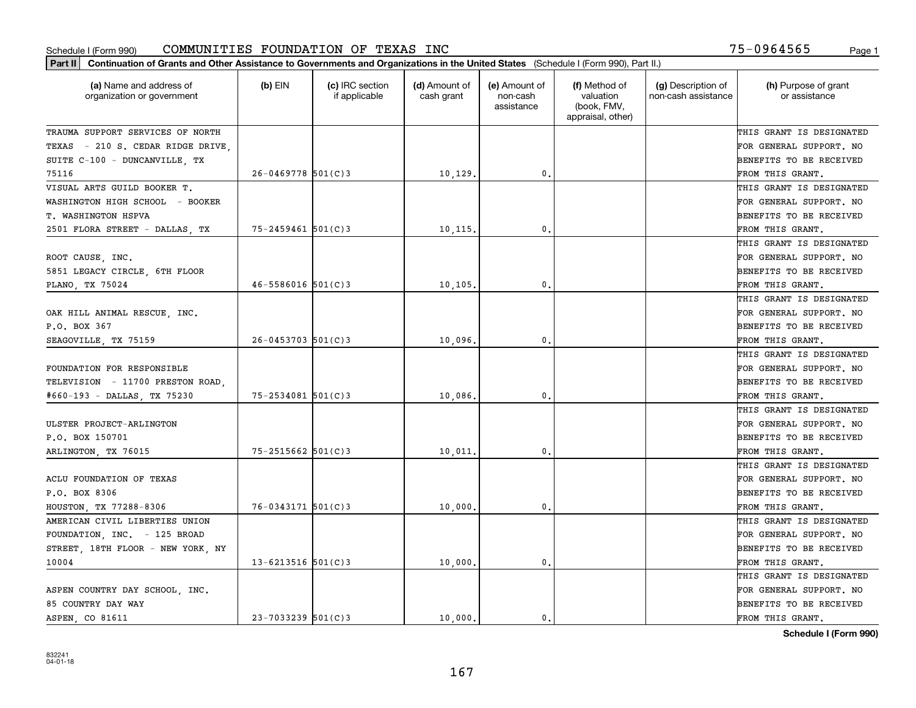Schedule I (Form 990) COMMUNITIES FOUNDATION OF TEXAS INC 75-0964565

**Part II Continuation of Grants and Other Assistance to Governments and Organizations in the United States** (Schedule I (Form 990), Part II.)

| (a) Name and address of organization or government | (b) EIN | (c) IRC section if applicable | (d) Amount of cash grant | (e) Amount of non-cash assistance | (f) Method of valuation (book, FMV, appraisal, other) | (g) Description of non-cash assistance | (h) Purpose of grant or assistance |
|---|---|---|---|---|---|---|---|
| TRAUMA SUPPORT SERVICES OF NORTH TEXAS - 210 S. CEDAR RIDGE DRIVE, SUITE C-100 - DUNCANVILLE, TX 75116 | 26-0469778 | 501(C)3 | 10,129. | 0. | | | THIS GRANT IS DESIGNATED FOR GENERAL SUPPORT. NO BENEFITS TO BE RECEIVED FROM THIS GRANT. |
| VISUAL ARTS GUILD BOOKER T. WASHINGTON HIGH SCHOOL - BOOKER T. WASHINGTON HSPVA 2501 FLORA STREET - DALLAS, TX | 75-2459461 | 501(C)3 | 10,115. | 0. | | | THIS GRANT IS DESIGNATED FOR GENERAL SUPPORT. NO BENEFITS TO BE RECEIVED FROM THIS GRANT. |
| ROOT CAUSE, INC. 5851 LEGACY CIRCLE, 6TH FLOOR PLANO, TX 75024 | 46-5586016 | 501(C)3 | 10,105. | 0. | | | THIS GRANT IS DESIGNATED FOR GENERAL SUPPORT. NO BENEFITS TO BE RECEIVED FROM THIS GRANT. |
| OAK HILL ANIMAL RESCUE, INC. P.O. BOX 367 SEAGOVILLE, TX 75159 | 26-0453703 | 501(C)3 | 10,096. | 0. | | | THIS GRANT IS DESIGNATED FOR GENERAL SUPPORT. NO BENEFITS TO BE RECEIVED FROM THIS GRANT. |
| FOUNDATION FOR RESPONSIBLE TELEVISION - 11700 PRESTON ROAD, #660-193 - DALLAS, TX 75230 | 75-2534081 | 501(C)3 | 10,086. | 0. | | | THIS GRANT IS DESIGNATED FOR GENERAL SUPPORT. NO BENEFITS TO BE RECEIVED FROM THIS GRANT. |
| ULSTER PROJECT-ARLINGTON P.O. BOX 150701 ARLINGTON, TX 76015 | 75-2515662 | 501(C)3 | 10,011. | 0. | | | THIS GRANT IS DESIGNATED FOR GENERAL SUPPORT. NO BENEFITS TO BE RECEIVED FROM THIS GRANT. |
| ACLU FOUNDATION OF TEXAS P.O. BOX 8306 HOUSTON, TX 77288-8306 | 76-0343171 | 501(C)3 | 10,000. | 0. | | | THIS GRANT IS DESIGNATED FOR GENERAL SUPPORT. NO BENEFITS TO BE RECEIVED FROM THIS GRANT. |
| AMERICAN CIVIL LIBERTIES UNION FOUNDATION, INC. - 125 BROAD STREET, 18TH FLOOR - NEW YORK, NY 10004 | 13-6213516 | 501(C)3 | 10,000. | 0. | | | THIS GRANT IS DESIGNATED FOR GENERAL SUPPORT. NO BENEFITS TO BE RECEIVED FROM THIS GRANT. |
| ASPEN COUNTRY DAY SCHOOL, INC. 85 COUNTRY DAY WAY ASPEN, CO 81611 | 23-7033239 | 501(C)3 | 10,000. | 0. | | | THIS GRANT IS DESIGNATED FOR GENERAL SUPPORT. NO BENEFITS TO BE RECEIVED FROM THIS GRANT. |

Schedule I (Form 990)

832241
04-01-18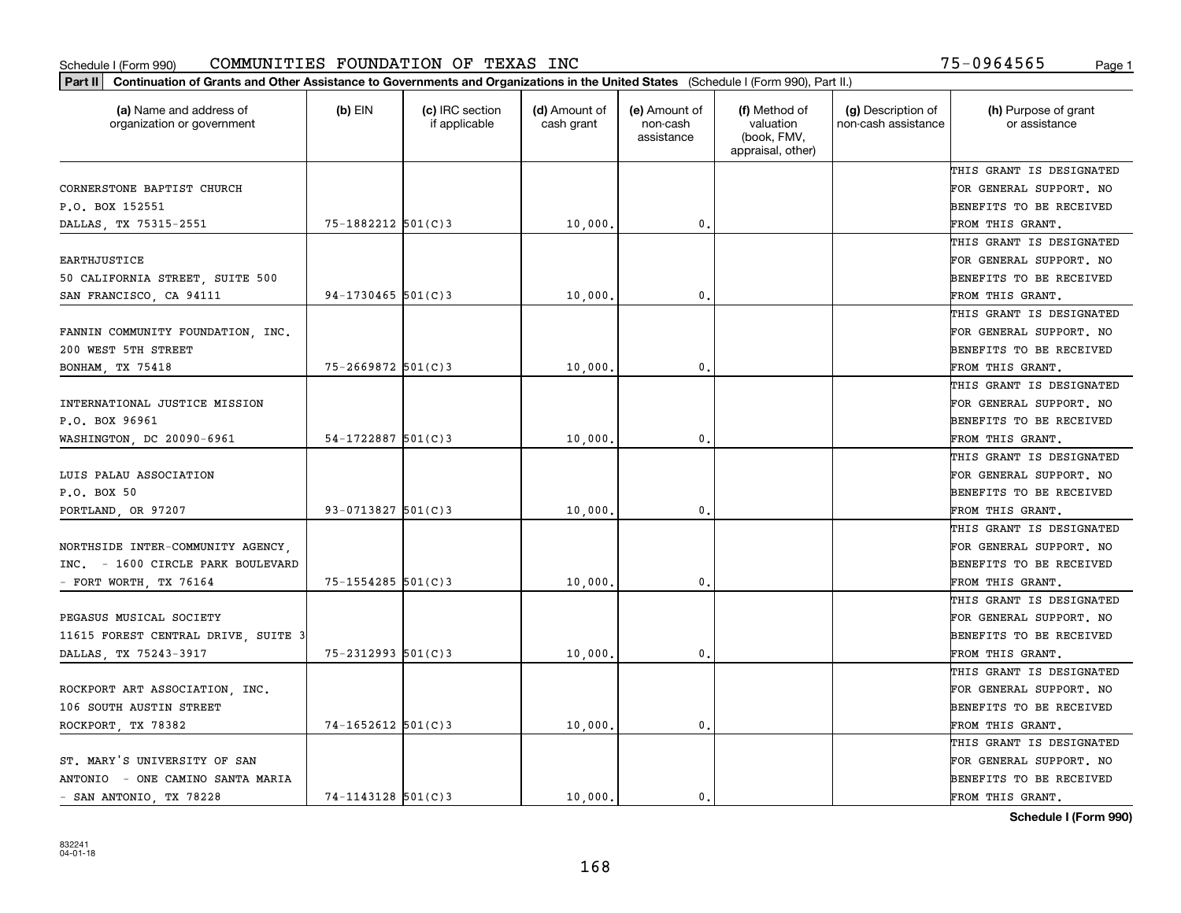Schedule I (Form 990) COMMUNITIES FOUNDATION OF TEXAS INC 75-0964565

**Part II** Continuation of Grants and Other Assistance to Governments and Organizations in the United States (Schedule I (Form 990), Part II.)

| (a) Name and address of organization or government | (b) EIN | (c) IRC section if applicable | (d) Amount of cash grant | (e) Amount of non-cash assistance | (f) Method of valuation (book, FMV, appraisal, other) | (g) Description of non-cash assistance | (h) Purpose of grant or assistance |
|---|---|---|---|---|---|---|---|
| CORNERSTONE BAPTIST CHURCH P.O. BOX 152551 DALLAS, TX 75315-2551 | 75-1882212 | 501(C)3 | 10,000. | 0. | | | THIS GRANT IS DESIGNATED FOR GENERAL SUPPORT. NO BENEFITS TO BE RECEIVED FROM THIS GRANT. |
| EARTHJUSTICE 50 CALIFORNIA STREET, SUITE 500 SAN FRANCISCO, CA 94111 | 94-1730465 | 501(C)3 | 10,000. | 0. | | | THIS GRANT IS DESIGNATED FOR GENERAL SUPPORT. NO BENEFITS TO BE RECEIVED FROM THIS GRANT. |
| FANNIN COMMUNITY FOUNDATION, INC. 200 WEST 5TH STREET BONHAM, TX 75418 | 75-2669872 | 501(C)3 | 10,000. | 0. | | | THIS GRANT IS DESIGNATED FOR GENERAL SUPPORT. NO BENEFITS TO BE RECEIVED FROM THIS GRANT. |
| INTERNATIONAL JUSTICE MISSION P.O. BOX 96961 WASHINGTON, DC 20090-6961 | 54-1722887 | 501(C)3 | 10,000. | 0. | | | THIS GRANT IS DESIGNATED FOR GENERAL SUPPORT. NO BENEFITS TO BE RECEIVED FROM THIS GRANT. |
| LUIS PALAU ASSOCIATION P.O. BOX 50 PORTLAND, OR 97207 | 93-0713827 | 501(C)3 | 10,000. | 0. | | | THIS GRANT IS DESIGNATED FOR GENERAL SUPPORT. NO BENEFITS TO BE RECEIVED FROM THIS GRANT. |
| NORTHSIDE INTER-COMMUNITY AGENCY, INC. - 1600 CIRCLE PARK BOULEVARD - FORT WORTH, TX 76164 | 75-1554285 | 501(C)3 | 10,000. | 0. | | | THIS GRANT IS DESIGNATED FOR GENERAL SUPPORT. NO BENEFITS TO BE RECEIVED FROM THIS GRANT. |
| PEGASUS MUSICAL SOCIETY 11615 FOREST CENTRAL DRIVE, SUITE 3 DALLAS, TX 75243-3917 | 75-2312993 | 501(C)3 | 10,000. | 0. | | | THIS GRANT IS DESIGNATED FOR GENERAL SUPPORT. NO BENEFITS TO BE RECEIVED FROM THIS GRANT. |
| ROCKPORT ART ASSOCIATION, INC. 106 SOUTH AUSTIN STREET ROCKPORT, TX 78382 | 74-1652612 | 501(C)3 | 10,000. | 0. | | | THIS GRANT IS DESIGNATED FOR GENERAL SUPPORT. NO BENEFITS TO BE RECEIVED FROM THIS GRANT. |
| ST. MARY'S UNIVERSITY OF SAN ANTONIO - ONE CAMINO SANTA MARIA - SAN ANTONIO, TX 78228 | 74-1143128 | 501(C)3 | 10,000. | 0. | | | THIS GRANT IS DESIGNATED FOR GENERAL SUPPORT. NO BENEFITS TO BE RECEIVED FROM THIS GRANT. |

Schedule I (Form 990)

832241
04-01-18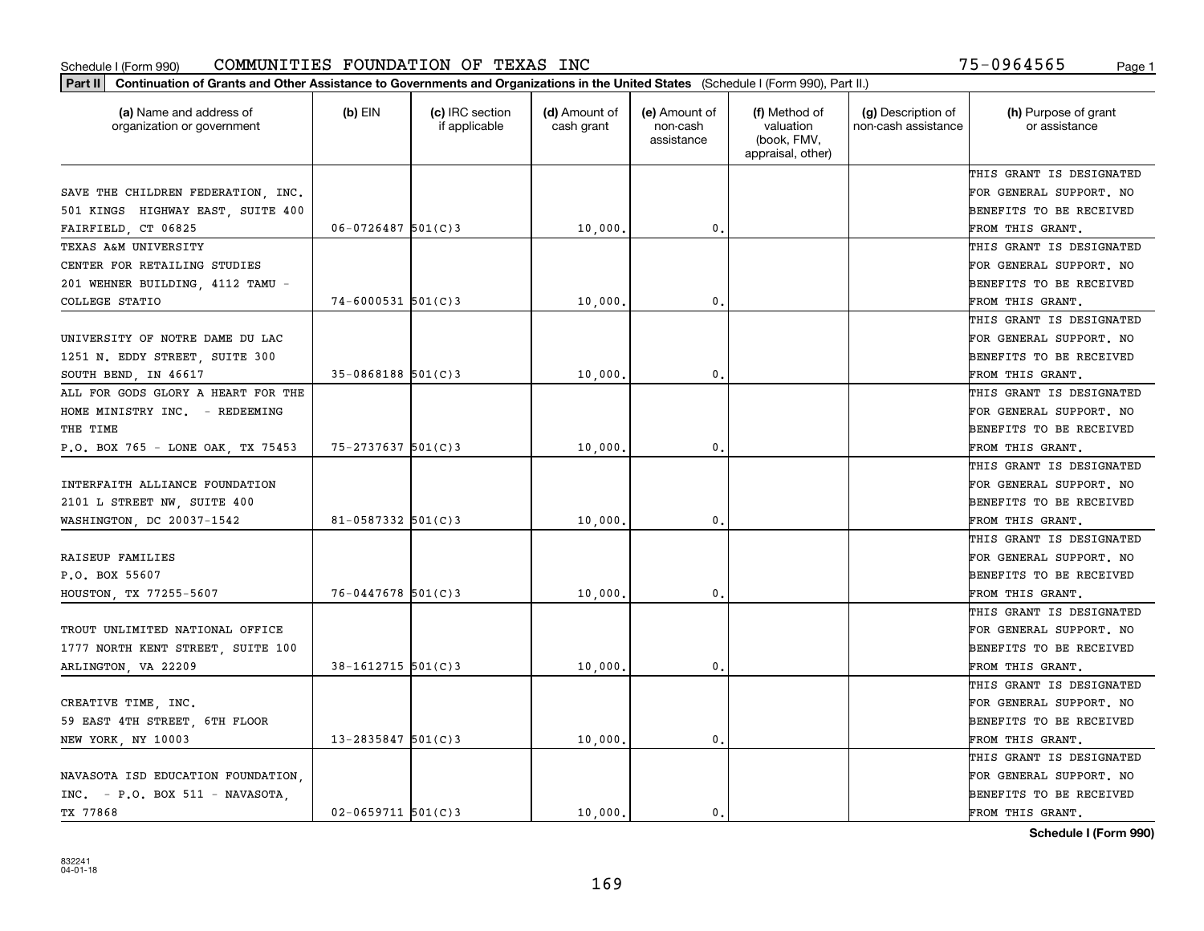Schedule I (Form 990) COMMUNITIES FOUNDATION OF TEXAS INC 75-0964565

**Part II** **Continuation of Grants and Other Assistance to Governments and Organizations in the United States** (Schedule I (Form 990), Part II.)

| (a) Name and address of organization or government | (b) EIN | (c) IRC section if applicable | (d) Amount of cash grant | (e) Amount of non-cash assistance | (f) Method of valuation (book, FMV, appraisal, other) | (g) Description of non-cash assistance | (h) Purpose of grant or assistance |
|---|---|---|---|---|---|---|---|
| SAVE THE CHILDREN FEDERATION, INC. 501 KINGS HIGHWAY EAST, SUITE 400 FAIRFIELD, CT 06825 | 06-0726487 | 501(C)3 | 10,000. | 0. | | | THIS GRANT IS DESIGNATED FOR GENERAL SUPPORT. NO BENEFITS TO BE RECEIVED FROM THIS GRANT. |
| TEXAS A&M UNIVERSITY CENTER FOR RETAILING STUDIES 201 WEHNER BUILDING, 4112 TAMU - COLLEGE STATIO | 74-6000531 | 501(C)3 | 10,000. | 0. | | | THIS GRANT IS DESIGNATED FOR GENERAL SUPPORT. NO BENEFITS TO BE RECEIVED FROM THIS GRANT. |
| UNIVERSITY OF NOTRE DAME DU LAC 1251 N. EDDY STREET, SUITE 300 SOUTH BEND, IN 46617 | 35-0868188 | 501(C)3 | 10,000. | 0. | | | THIS GRANT IS DESIGNATED FOR GENERAL SUPPORT. NO BENEFITS TO BE RECEIVED FROM THIS GRANT. |
| ALL FOR GODS GLORY A HEART FOR THE HOME MINISTRY INC. - REDEEMING THE TIME P.O. BOX 765 - LONE OAK, TX 75453 | 75-2737637 | 501(C)3 | 10,000. | 0. | | | THIS GRANT IS DESIGNATED FOR GENERAL SUPPORT. NO BENEFITS TO BE RECEIVED FROM THIS GRANT. |
| INTERFAITH ALLIANCE FOUNDATION 2101 L STREET NW, SUITE 400 WASHINGTON, DC 20037-1542 | 81-0587332 | 501(C)3 | 10,000. | 0. | | | THIS GRANT IS DESIGNATED FOR GENERAL SUPPORT. NO BENEFITS TO BE RECEIVED FROM THIS GRANT. |
| RAISEUP FAMILIES P.O. BOX 55607 HOUSTON, TX 77255-5607 | 76-0447678 | 501(C)3 | 10,000. | 0. | | | THIS GRANT IS DESIGNATED FOR GENERAL SUPPORT. NO BENEFITS TO BE RECEIVED FROM THIS GRANT. |
| TROUT UNLIMITED NATIONAL OFFICE 1777 NORTH KENT STREET, SUITE 100 ARLINGTON, VA 22209 | 38-1612715 | 501(C)3 | 10,000. | 0. | | | THIS GRANT IS DESIGNATED FOR GENERAL SUPPORT. NO BENEFITS TO BE RECEIVED FROM THIS GRANT. |
| CREATIVE TIME, INC. 59 EAST 4TH STREET, 6TH FLOOR NEW YORK, NY 10003 | 13-2835847 | 501(C)3 | 10,000. | 0. | | | THIS GRANT IS DESIGNATED FOR GENERAL SUPPORT. NO BENEFITS TO BE RECEIVED FROM THIS GRANT. |
| NAVASOTA ISD EDUCATION FOUNDATION, INC. - P.O. BOX 511 - NAVASOTA, TX 77868 | 02-0659711 | 501(C)3 | 10,000. | 0. | | | THIS GRANT IS DESIGNATED FOR GENERAL SUPPORT. NO BENEFITS TO BE RECEIVED FROM THIS GRANT. |

**Schedule I (Form 990)**

832241
04-01-18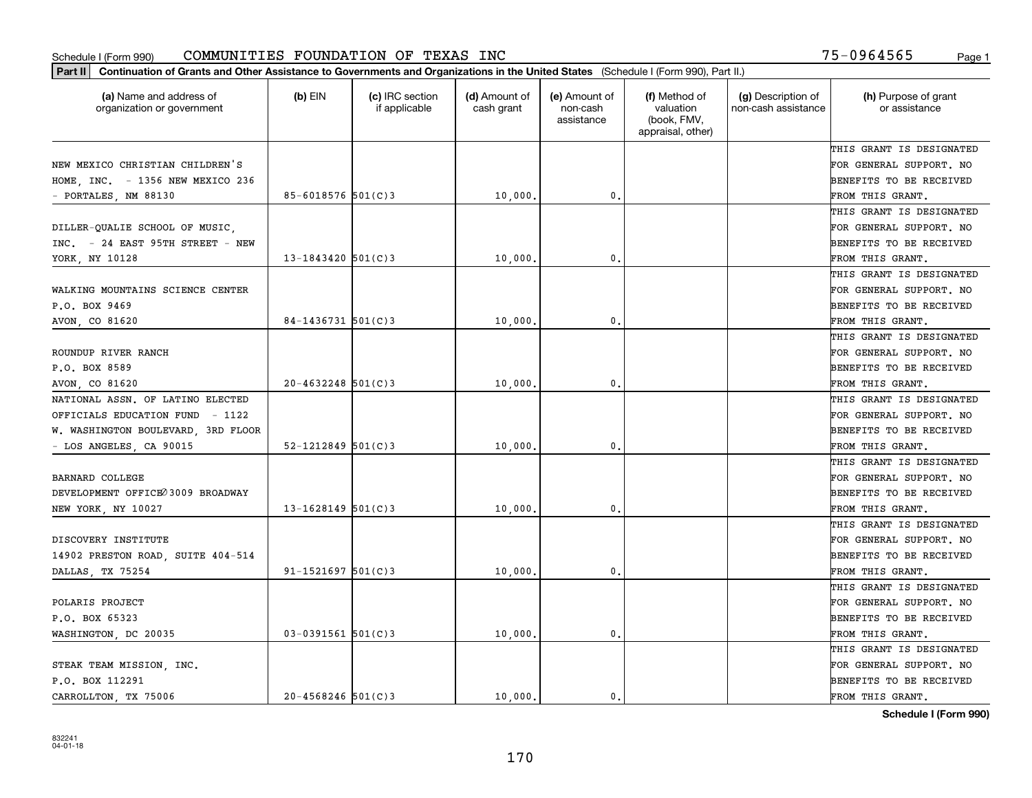Schedule I (Form 990) COMMUNITIES FOUNDATION OF TEXAS INC 75-0964565

**Part II** **Continuation of Grants and Other Assistance to Governments and Organizations in the United States** (Schedule I (Form 990), Part II.)

| (a) Name and address of organization or government | (b) EIN | (c) IRC section if applicable | (d) Amount of cash grant | (e) Amount of non-cash assistance | (f) Method of valuation (book, FMV, appraisal, other) | (g) Description of non-cash assistance | (h) Purpose of grant or assistance |
|---|---|---|---|---|---|---|---|
| NEW MEXICO CHRISTIAN CHILDREN'S HOME, INC. - 1356 NEW MEXICO 236 - PORTALES, NM 88130 | 85-6018576 | 501(C)3 | 10,000. | 0. | | | THIS GRANT IS DESIGNATED FOR GENERAL SUPPORT. NO BENEFITS TO BE RECEIVED FROM THIS GRANT. |
| DILLER-QUALIE SCHOOL OF MUSIC, INC. - 24 EAST 95TH STREET - NEW YORK, NY 10128 | 13-1843420 | 501(C)3 | 10,000. | 0. | | | THIS GRANT IS DESIGNATED FOR GENERAL SUPPORT. NO BENEFITS TO BE RECEIVED FROM THIS GRANT. |
| WALKING MOUNTAINS SCIENCE CENTER P.O. BOX 9469 AVON, CO 81620 | 84-1436731 | 501(C)3 | 10,000. | 0. | | | THIS GRANT IS DESIGNATED FOR GENERAL SUPPORT. NO BENEFITS TO BE RECEIVED FROM THIS GRANT. |
| ROUNDUP RIVER RANCH P.O. BOX 8589 AVON, CO 81620 | 20-4632248 | 501(C)3 | 10,000. | 0. | | | THIS GRANT IS DESIGNATED FOR GENERAL SUPPORT. NO BENEFITS TO BE RECEIVED FROM THIS GRANT. |
| NATIONAL ASSN. OF LATINO ELECTED OFFICIALS EDUCATION FUND - 1122 W. WASHINGTON BOULEVARD, 3RD FLOOR - LOS ANGELES, CA 90015 | 52-1212849 | 501(C)3 | 10,000. | 0. | | | THIS GRANT IS DESIGNATED FOR GENERAL SUPPORT. NO BENEFITS TO BE RECEIVED FROM THIS GRANT. |
| BARNARD COLLEGE DEVELOPMENT OFFICE∅3009 BROADWAY NEW YORK, NY 10027 | 13-1628149 | 501(C)3 | 10,000. | 0. | | | THIS GRANT IS DESIGNATED FOR GENERAL SUPPORT. NO BENEFITS TO BE RECEIVED FROM THIS GRANT. |
| DISCOVERY INSTITUTE 14902 PRESTON ROAD, SUITE 404-514 DALLAS, TX 75254 | 91-1521697 | 501(C)3 | 10,000. | 0. | | | THIS GRANT IS DESIGNATED FOR GENERAL SUPPORT. NO BENEFITS TO BE RECEIVED FROM THIS GRANT. |
| POLARIS PROJECT P.O. BOX 65323 WASHINGTON, DC 20035 | 03-0391561 | 501(C)3 | 10,000. | 0. | | | THIS GRANT IS DESIGNATED FOR GENERAL SUPPORT. NO BENEFITS TO BE RECEIVED FROM THIS GRANT. |
| STEAK TEAM MISSION, INC. P.O. BOX 112291 CARROLLTON, TX 75006 | 20-4568246 | 501(C)3 | 10,000. | 0. | | | THIS GRANT IS DESIGNATED FOR GENERAL SUPPORT. NO BENEFITS TO BE RECEIVED FROM THIS GRANT. |

**Schedule I (Form 990)**

832241
04-01-18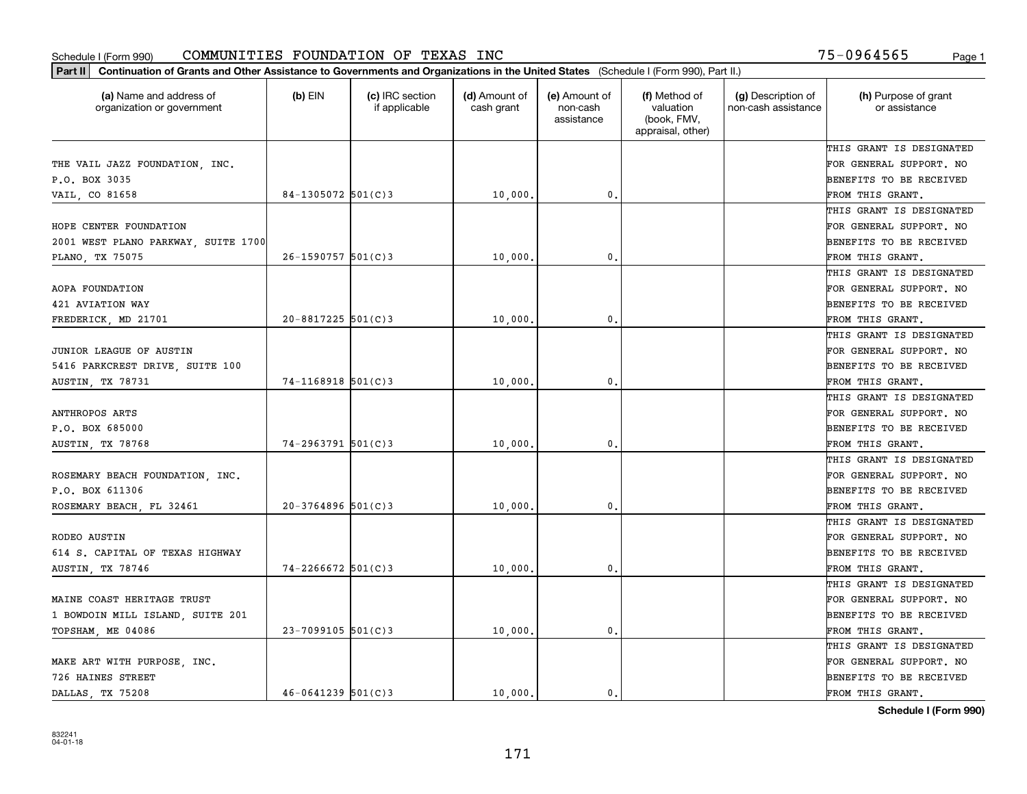Schedule I (Form 990) COMMUNITIES FOUNDATION OF TEXAS INC 75-0964565

**Part II** Continuation of Grants and Other Assistance to Governments and Organizations in the United States (Schedule I (Form 990), Part II.)

| (a) Name and address of organization or government | (b) EIN | (c) IRC section if applicable | (d) Amount of cash grant | (e) Amount of non-cash assistance | (f) Method of valuation (book, FMV, appraisal, other) | (g) Description of non-cash assistance | (h) Purpose of grant or assistance |
|---|---|---|---|---|---|---|---|
| THE VAIL JAZZ FOUNDATION, INC.<br>P.O. BOX 3035<br>VAIL, CO 81658 | 84-1305072 | 501(C)3 | 10,000. | 0. | | | THIS GRANT IS DESIGNATED FOR GENERAL SUPPORT. NO BENEFITS TO BE RECEIVED FROM THIS GRANT. |
| HOPE CENTER FOUNDATION<br>2001 WEST PLANO PARKWAY, SUITE 1700<br>PLANO, TX 75075 | 26-1590757 | 501(C)3 | 10,000. | 0. | | | THIS GRANT IS DESIGNATED FOR GENERAL SUPPORT. NO BENEFITS TO BE RECEIVED FROM THIS GRANT. |
| AOPA FOUNDATION<br>421 AVIATION WAY<br>FREDERICK, MD 21701 | 20-8817225 | 501(C)3 | 10,000. | 0. | | | THIS GRANT IS DESIGNATED FOR GENERAL SUPPORT. NO BENEFITS TO BE RECEIVED FROM THIS GRANT. |
| JUNIOR LEAGUE OF AUSTIN<br>5416 PARKCREST DRIVE, SUITE 100<br>AUSTIN, TX 78731 | 74-1168918 | 501(C)3 | 10,000. | 0. | | | THIS GRANT IS DESIGNATED FOR GENERAL SUPPORT. NO BENEFITS TO BE RECEIVED FROM THIS GRANT. |
| ANTHROPOS ARTS<br>P.O. BOX 685000<br>AUSTIN, TX 78768 | 74-2963791 | 501(C)3 | 10,000. | 0. | | | THIS GRANT IS DESIGNATED FOR GENERAL SUPPORT. NO BENEFITS TO BE RECEIVED FROM THIS GRANT. |
| ROSEMARY BEACH FOUNDATION, INC.<br>P.O. BOX 611306<br>ROSEMARY BEACH, FL 32461 | 20-3764896 | 501(C)3 | 10,000. | 0. | | | THIS GRANT IS DESIGNATED FOR GENERAL SUPPORT. NO BENEFITS TO BE RECEIVED FROM THIS GRANT. |
| RODEO AUSTIN<br>614 S. CAPITAL OF TEXAS HIGHWAY<br>AUSTIN, TX 78746 | 74-2266672 | 501(C)3 | 10,000. | 0. | | | THIS GRANT IS DESIGNATED FOR GENERAL SUPPORT. NO BENEFITS TO BE RECEIVED FROM THIS GRANT. |
| MAINE COAST HERITAGE TRUST<br>1 BOWDOIN MILL ISLAND, SUITE 201<br>TOPSHAM, ME 04086 | 23-7099105 | 501(C)3 | 10,000. | 0. | | | THIS GRANT IS DESIGNATED FOR GENERAL SUPPORT. NO BENEFITS TO BE RECEIVED FROM THIS GRANT. |
| MAKE ART WITH PURPOSE, INC.<br>726 HAINES STREET<br>DALLAS, TX 75208 | 46-0641239 | 501(C)3 | 10,000. | 0. | | | THIS GRANT IS DESIGNATED FOR GENERAL SUPPORT. NO BENEFITS TO BE RECEIVED FROM THIS GRANT. |

**Schedule I (Form 990)**

832241
04-01-18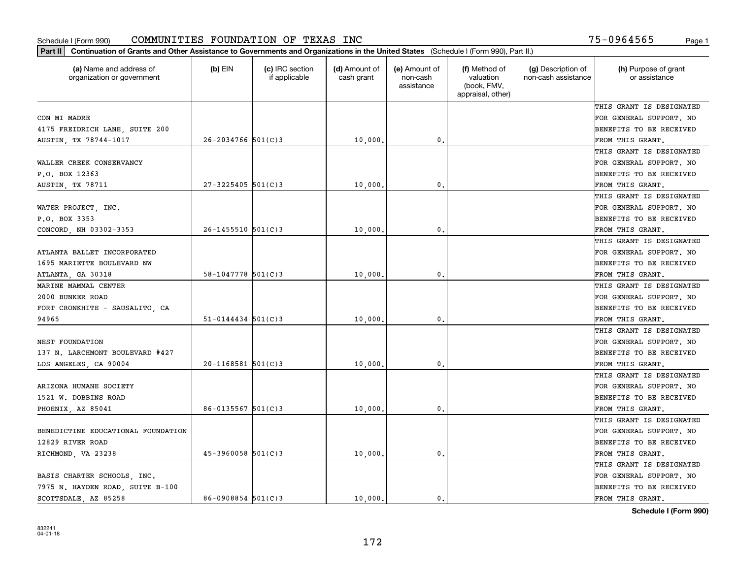Schedule I (Form 990) COMMUNITIES FOUNDATION OF TEXAS INC 75-0964565

**Part II** **Continuation of Grants and Other Assistance to Governments and Organizations in the United States** (Schedule I (Form 990), Part II.)

| (a) Name and address of organization or government | (b) EIN | (c) IRC section if applicable | (d) Amount of cash grant | (e) Amount of non-cash assistance | (f) Method of valuation (book, FMV, appraisal, other) | (g) Description of non-cash assistance | (h) Purpose of grant or assistance |
|---|---|---|---|---|---|---|---|
| CON MI MADRE<br>4175 FREIDRICH LANE, SUITE 200<br>AUSTIN, TX 78744-1017 | 26-2034766 | 501(C)3 | 10,000. | 0. | | | THIS GRANT IS DESIGNATED FOR GENERAL SUPPORT. NO BENEFITS TO BE RECEIVED FROM THIS GRANT. |
| WALLER CREEK CONSERVANCY<br>P.O. BOX 12363<br>AUSTIN, TX 78711 | 27-3225405 | 501(C)3 | 10,000. | 0. | | | THIS GRANT IS DESIGNATED FOR GENERAL SUPPORT. NO BENEFITS TO BE RECEIVED FROM THIS GRANT. |
| WATER PROJECT, INC.<br>P.O. BOX 3353<br>CONCORD, NH 03302-3353 | 26-1455510 | 501(C)3 | 10,000. | 0. | | | THIS GRANT IS DESIGNATED FOR GENERAL SUPPORT. NO BENEFITS TO BE RECEIVED FROM THIS GRANT. |
| ATLANTA BALLET INCORPORATED<br>1695 MARIETTE BOULEVARD NW<br>ATLANTA, GA 30318 | 58-1047778 | 501(C)3 | 10,000. | 0. | | | THIS GRANT IS DESIGNATED FOR GENERAL SUPPORT. NO BENEFITS TO BE RECEIVED FROM THIS GRANT. |
| MARINE MAMMAL CENTER<br>2000 BUNKER ROAD<br>FORT CRONKHITE - SAUSALITO, CA 94965 | 51-0144434 | 501(C)3 | 10,000. | 0. | | | THIS GRANT IS DESIGNATED FOR GENERAL SUPPORT. NO BENEFITS TO BE RECEIVED FROM THIS GRANT. |
| NEST FOUNDATION<br>137 N. LARCHMONT BOULEVARD #427<br>LOS ANGELES, CA 90004 | 20-1168581 | 501(C)3 | 10,000. | 0. | | | THIS GRANT IS DESIGNATED FOR GENERAL SUPPORT. NO BENEFITS TO BE RECEIVED FROM THIS GRANT. |
| ARIZONA HUMANE SOCIETY<br>1521 W. DOBBINS ROAD<br>PHOENIX, AZ 85041 | 86-0135567 | 501(C)3 | 10,000. | 0. | | | THIS GRANT IS DESIGNATED FOR GENERAL SUPPORT. NO BENEFITS TO BE RECEIVED FROM THIS GRANT. |
| BENEDICTINE EDUCATIONAL FOUNDATION<br>12829 RIVER ROAD<br>RICHMOND, VA 23238 | 45-3960058 | 501(C)3 | 10,000. | 0. | | | THIS GRANT IS DESIGNATED FOR GENERAL SUPPORT. NO BENEFITS TO BE RECEIVED FROM THIS GRANT. |
| BASIS CHARTER SCHOOLS, INC.<br>7975 N. HAYDEN ROAD, SUITE B-100<br>SCOTTSDALE, AZ 85258 | 86-0908854 | 501(C)3 | 10,000. | 0. | | | THIS GRANT IS DESIGNATED FOR GENERAL SUPPORT. NO BENEFITS TO BE RECEIVED FROM THIS GRANT. |

**Schedule I (Form 990)**

832241
04-01-18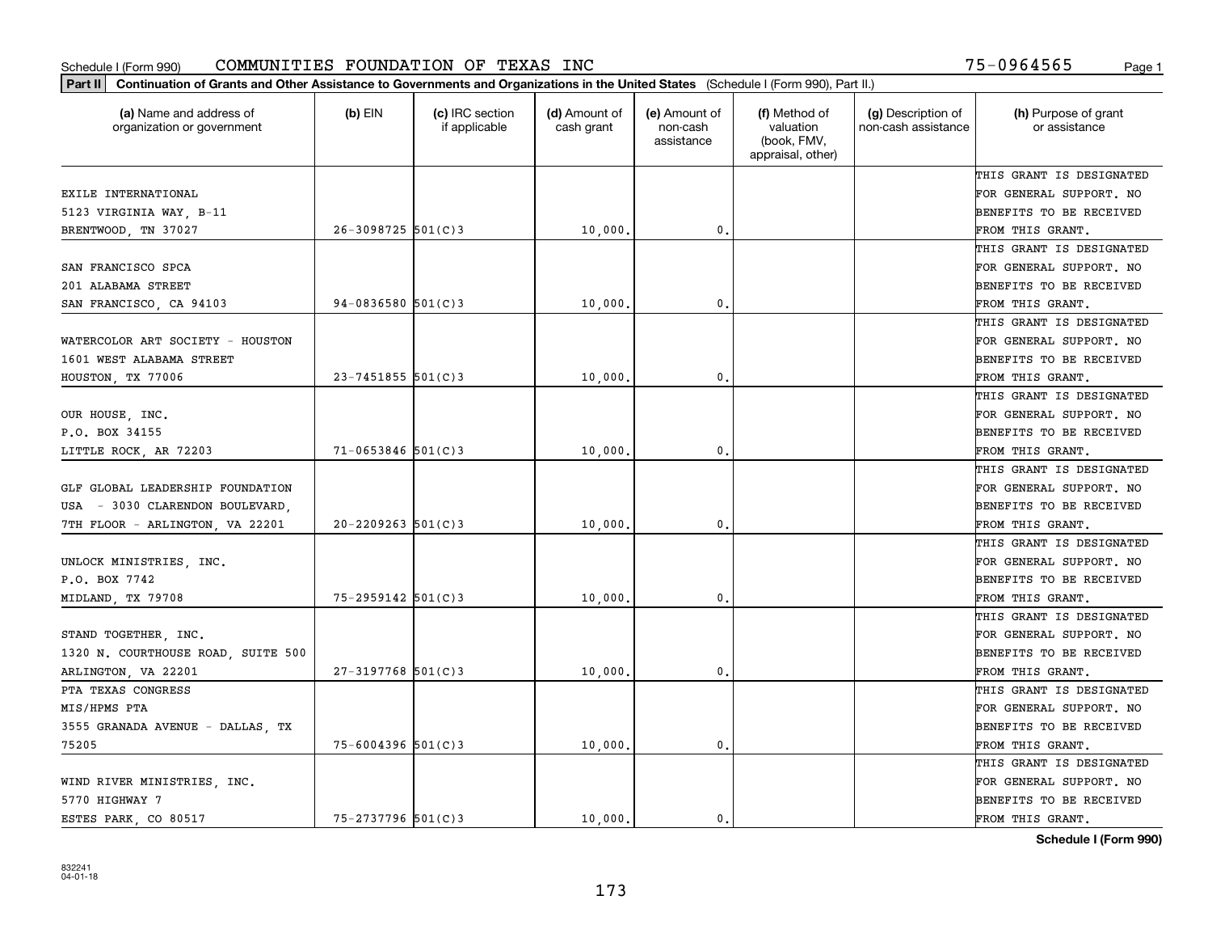Schedule I (Form 990) COMMUNITIES FOUNDATION OF TEXAS INC 75-0964565

**Part II Continuation of Grants and Other Assistance to Governments and Organizations in the United States** (Schedule I (Form 990), Part II.)

| (a) Name and address of organization or government | (b) EIN | (c) IRC section if applicable | (d) Amount of cash grant | (e) Amount of non-cash assistance | (f) Method of valuation (book, FMV, appraisal, other) | (g) Description of non-cash assistance | (h) Purpose of grant or assistance |
|---|---|---|---|---|---|---|---|
| EXILE INTERNATIONAL 5123 VIRGINIA WAY, B-11 BRENTWOOD, TN 37027 | 26-3098725 | 501(C)3 | 10,000. | 0. | | | THIS GRANT IS DESIGNATED FOR GENERAL SUPPORT. NO BENEFITS TO BE RECEIVED FROM THIS GRANT. |
| SAN FRANCISCO SPCA 201 ALABAMA STREET SAN FRANCISCO, CA 94103 | 94-0836580 | 501(C)3 | 10,000. | 0. | | | THIS GRANT IS DESIGNATED FOR GENERAL SUPPORT. NO BENEFITS TO BE RECEIVED FROM THIS GRANT. |
| WATERCOLOR ART SOCIETY - HOUSTON 1601 WEST ALABAMA STREET HOUSTON, TX 77006 | 23-7451855 | 501(C)3 | 10,000. | 0. | | | THIS GRANT IS DESIGNATED FOR GENERAL SUPPORT. NO BENEFITS TO BE RECEIVED FROM THIS GRANT. |
| OUR HOUSE, INC. P.O. BOX 34155 LITTLE ROCK, AR 72203 | 71-0653846 | 501(C)3 | 10,000. | 0. | | | THIS GRANT IS DESIGNATED FOR GENERAL SUPPORT. NO BENEFITS TO BE RECEIVED FROM THIS GRANT. |
| GLF GLOBAL LEADERSHIP FOUNDATION USA - 3030 CLARENDON BOULEVARD, 7TH FLOOR - ARLINGTON, VA 22201 | 20-2209263 | 501(C)3 | 10,000. | 0. | | | THIS GRANT IS DESIGNATED FOR GENERAL SUPPORT. NO BENEFITS TO BE RECEIVED FROM THIS GRANT. |
| UNLOCK MINISTRIES, INC. P.O. BOX 7742 MIDLAND, TX 79708 | 75-2959142 | 501(C)3 | 10,000. | 0. | | | THIS GRANT IS DESIGNATED FOR GENERAL SUPPORT. NO BENEFITS TO BE RECEIVED FROM THIS GRANT. |
| STAND TOGETHER, INC. 1320 N. COURTHOUSE ROAD, SUITE 500 ARLINGTON, VA 22201 | 27-3197768 | 501(C)3 | 10,000. | 0. | | | THIS GRANT IS DESIGNATED FOR GENERAL SUPPORT. NO BENEFITS TO BE RECEIVED FROM THIS GRANT. |
| PTA TEXAS CONGRESS MIS/HPMS PTA 3555 GRANADA AVENUE - DALLAS, TX 75205 | 75-6004396 | 501(C)3 | 10,000. | 0. | | | THIS GRANT IS DESIGNATED FOR GENERAL SUPPORT. NO BENEFITS TO BE RECEIVED FROM THIS GRANT. |
| WIND RIVER MINISTRIES, INC. 5770 HIGHWAY 7 ESTES PARK, CO 80517 | 75-2737796 | 501(C)3 | 10,000. | 0. | | | THIS GRANT IS DESIGNATED FOR GENERAL SUPPORT. NO BENEFITS TO BE RECEIVED FROM THIS GRANT. |

**Schedule I (Form 990)**

832241
04-01-18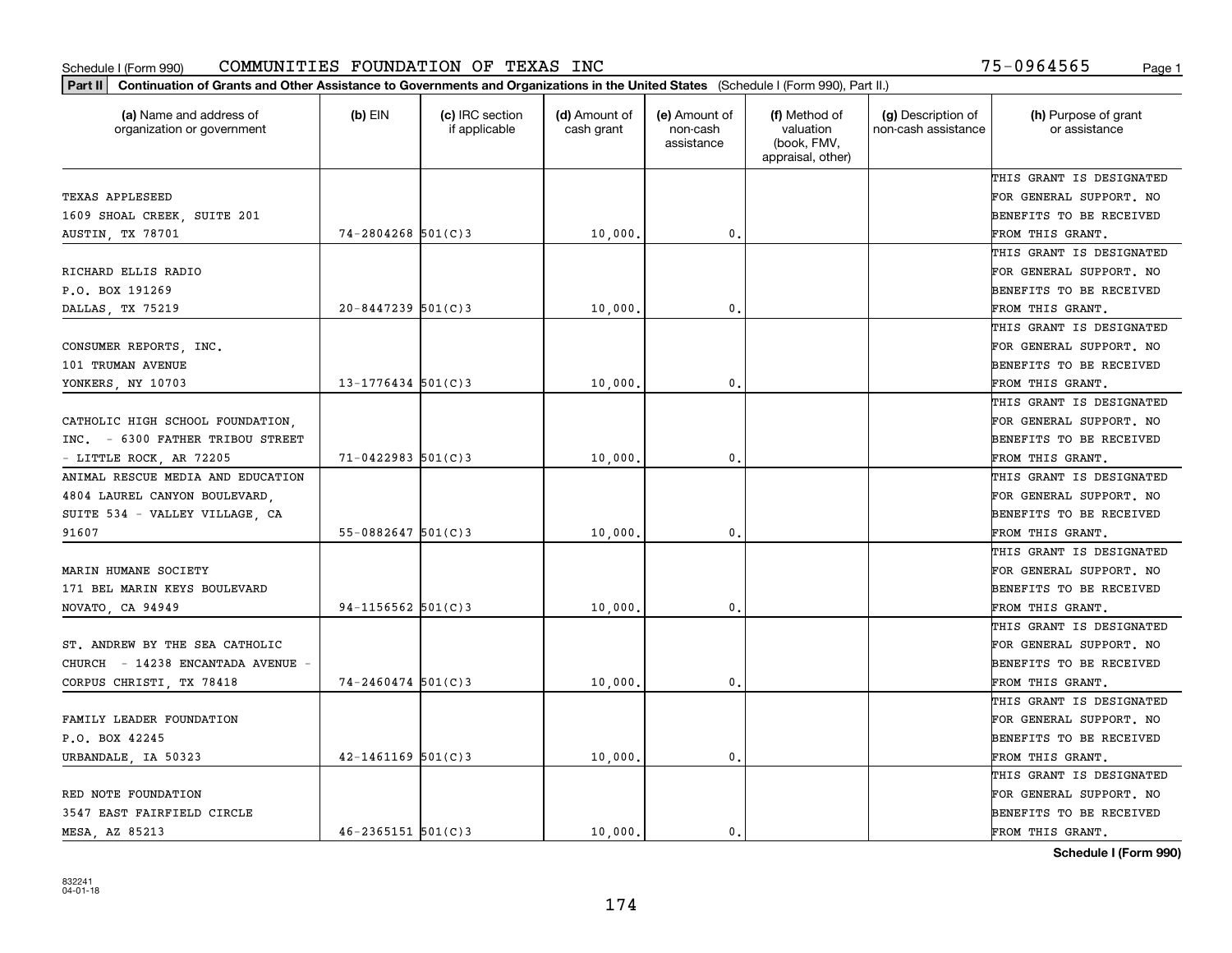Schedule I (Form 990) COMMUNITIES FOUNDATION OF TEXAS INC 75-0964565

**Part II** **Continuation of Grants and Other Assistance to Governments and Organizations in the United States** (Schedule I (Form 990), Part II.)

| (a) Name and address of organization or government | (b) EIN | (c) IRC section if applicable | (d) Amount of cash grant | (e) Amount of non-cash assistance | (f) Method of valuation (book, FMV, appraisal, other) | (g) Description of non-cash assistance | (h) Purpose of grant or assistance |
|---|---|---|---|---|---|---|---|
| TEXAS APPLESEED<br>1609 SHOAL CREEK, SUITE 201<br>AUSTIN, TX 78701 | 74-2804268 | 501(C)3 | 10,000. | 0. | | | THIS GRANT IS DESIGNATED FOR GENERAL SUPPORT. NO BENEFITS TO BE RECEIVED FROM THIS GRANT. |
| RICHARD ELLIS RADIO<br>P.O. BOX 191269<br>DALLAS, TX 75219 | 20-8447239 | 501(C)3 | 10,000. | 0. | | | THIS GRANT IS DESIGNATED FOR GENERAL SUPPORT. NO BENEFITS TO BE RECEIVED FROM THIS GRANT. |
| CONSUMER REPORTS, INC.<br>101 TRUMAN AVENUE<br>YONKERS, NY 10703 | 13-1776434 | 501(C)3 | 10,000. | 0. | | | THIS GRANT IS DESIGNATED FOR GENERAL SUPPORT. NO BENEFITS TO BE RECEIVED FROM THIS GRANT. |
| CATHOLIC HIGH SCHOOL FOUNDATION, INC. - 6300 FATHER TRIBOU STREET - LITTLE ROCK, AR 72205 | 71-0422983 | 501(C)3 | 10,000. | 0. | | | THIS GRANT IS DESIGNATED FOR GENERAL SUPPORT. NO BENEFITS TO BE RECEIVED FROM THIS GRANT. |
| ANIMAL RESCUE MEDIA AND EDUCATION<br>4804 LAUREL CANYON BOULEVARD, SUITE 534 - VALLEY VILLAGE, CA 91607 | 55-0882647 | 501(C)3 | 10,000. | 0. | | | THIS GRANT IS DESIGNATED FOR GENERAL SUPPORT. NO BENEFITS TO BE RECEIVED FROM THIS GRANT. |
| MARIN HUMANE SOCIETY<br>171 BEL MARIN KEYS BOULEVARD<br>NOVATO, CA 94949 | 94-1156562 | 501(C)3 | 10,000. | 0. | | | THIS GRANT IS DESIGNATED FOR GENERAL SUPPORT. NO BENEFITS TO BE RECEIVED FROM THIS GRANT. |
| ST. ANDREW BY THE SEA CATHOLIC CHURCH - 14238 ENCANTADA AVENUE - CORPUS CHRISTI, TX 78418 | 74-2460474 | 501(C)3 | 10,000. | 0. | | | THIS GRANT IS DESIGNATED FOR GENERAL SUPPORT. NO BENEFITS TO BE RECEIVED FROM THIS GRANT. |
| FAMILY LEADER FOUNDATION<br>P.O. BOX 42245<br>URBANDALE, IA 50323 | 42-1461169 | 501(C)3 | 10,000. | 0. | | | THIS GRANT IS DESIGNATED FOR GENERAL SUPPORT. NO BENEFITS TO BE RECEIVED FROM THIS GRANT. |
| RED NOTE FOUNDATION<br>3547 EAST FAIRFIELD CIRCLE<br>MESA, AZ 85213 | 46-2365151 | 501(C)3 | 10,000. | 0. | | | THIS GRANT IS DESIGNATED FOR GENERAL SUPPORT. NO BENEFITS TO BE RECEIVED FROM THIS GRANT. |

**Schedule I (Form 990)**

832241
04-01-18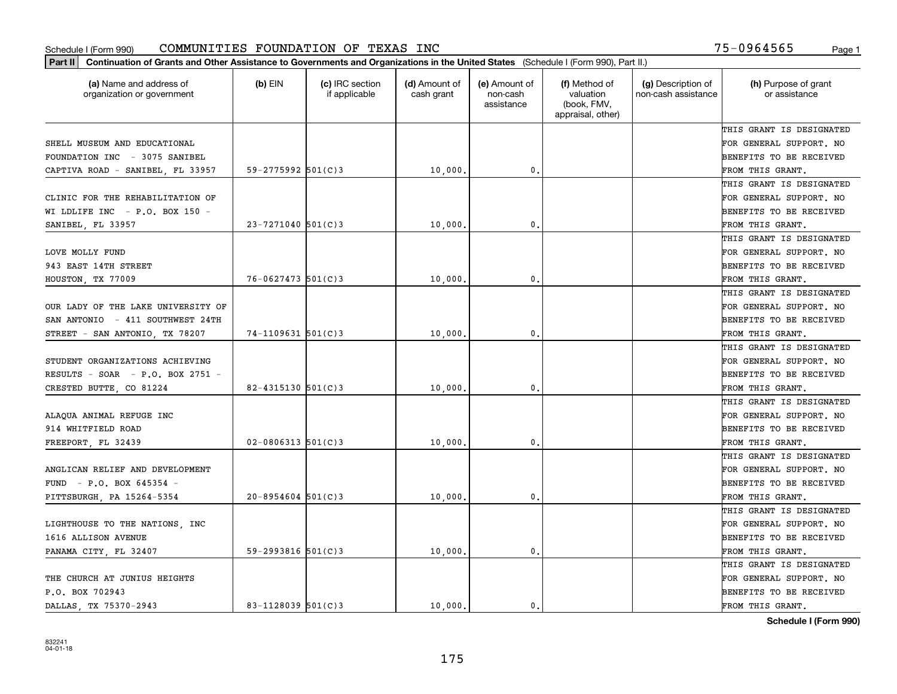Schedule I (Form 990) COMMUNITIES FOUNDATION OF TEXAS INC 75-0964565

**Part II Continuation of Grants and Other Assistance to Governments and Organizations in the United States** (Schedule I (Form 990), Part II.)

| (a) Name and address of organization or government | (b) EIN | (c) IRC section if applicable | (d) Amount of cash grant | (e) Amount of non-cash assistance | (f) Method of valuation (book, FMV, appraisal, other) | (g) Description of non-cash assistance | (h) Purpose of grant or assistance |
|---|---|---|---|---|---|---|---|
| SHELL MUSEUM AND EDUCATIONAL FOUNDATION INC - 3075 SANIBEL CAPTIVA ROAD - SANIBEL, FL 33957 | 59-2775992 | 501(C)3 | 10,000. | 0. | | | THIS GRANT IS DESIGNATED FOR GENERAL SUPPORT. NO BENEFITS TO BE RECEIVED FROM THIS GRANT. |
| CLINIC FOR THE REHABILITATION OF WI LDLIFE INC - P.O. BOX 150 - SANIBEL, FL 33957 | 23-7271040 | 501(C)3 | 10,000. | 0. | | | THIS GRANT IS DESIGNATED FOR GENERAL SUPPORT. NO BENEFITS TO BE RECEIVED FROM THIS GRANT. |
| LOVE MOLLY FUND 943 EAST 14TH STREET HOUSTON, TX 77009 | 76-0627473 | 501(C)3 | 10,000. | 0. | | | THIS GRANT IS DESIGNATED FOR GENERAL SUPPORT. NO BENEFITS TO BE RECEIVED FROM THIS GRANT. |
| OUR LADY OF THE LAKE UNIVERSITY OF SAN ANTONIO - 411 SOUTHWEST 24TH STREET - SAN ANTONIO, TX 78207 | 74-1109631 | 501(C)3 | 10,000. | 0. | | | THIS GRANT IS DESIGNATED FOR GENERAL SUPPORT. NO BENEFITS TO BE RECEIVED FROM THIS GRANT. |
| STUDENT ORGANIZATIONS ACHIEVING RESULTS - SOAR - P.O. BOX 2751 - CRESTED BUTTE, CO 81224 | 82-4315130 | 501(C)3 | 10,000. | 0. | | | THIS GRANT IS DESIGNATED FOR GENERAL SUPPORT. NO BENEFITS TO BE RECEIVED FROM THIS GRANT. |
| ALAQUA ANIMAL REFUGE INC 914 WHITFIELD ROAD FREEPORT, FL 32439 | 02-0806313 | 501(C)3 | 10,000. | 0. | | | THIS GRANT IS DESIGNATED FOR GENERAL SUPPORT. NO BENEFITS TO BE RECEIVED FROM THIS GRANT. |
| ANGLICAN RELIEF AND DEVELOPMENT FUND - P.O. BOX 645354 - PITTSBURGH, PA 15264-5354 | 20-8954604 | 501(C)3 | 10,000. | 0. | | | THIS GRANT IS DESIGNATED FOR GENERAL SUPPORT. NO BENEFITS TO BE RECEIVED FROM THIS GRANT. |
| LIGHTHOUSE TO THE NATIONS, INC 1616 ALLISON AVENUE PANAMA CITY, FL 32407 | 59-2993816 | 501(C)3 | 10,000. | 0. | | | THIS GRANT IS DESIGNATED FOR GENERAL SUPPORT. NO BENEFITS TO BE RECEIVED FROM THIS GRANT. |
| THE CHURCH AT JUNIUS HEIGHTS P.O. BOX 702943 DALLAS, TX 75370-2943 | 83-1128039 | 501(C)3 | 10,000. | 0. | | | THIS GRANT IS DESIGNATED FOR GENERAL SUPPORT. NO BENEFITS TO BE RECEIVED FROM THIS GRANT. |

Schedule I (Form 990)

832241
04-01-18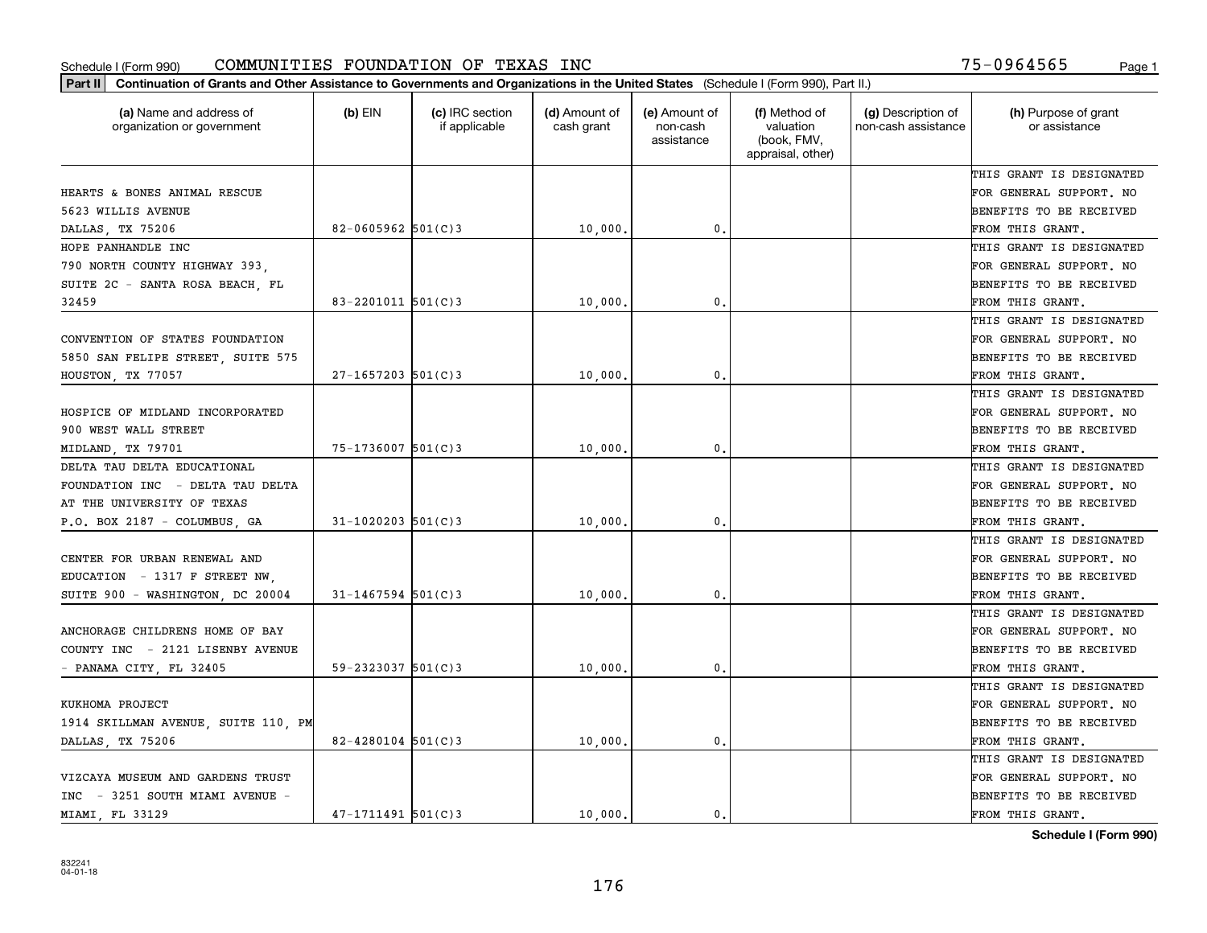Schedule I (Form 990) COMMUNITIES FOUNDATION OF TEXAS INC 75-0964565

**Part II** **Continuation of Grants and Other Assistance to Governments and Organizations in the United States** (Schedule I (Form 990), Part II.)

| (a) Name and address of organization or government | (b) EIN | (c) IRC section if applicable | (d) Amount of cash grant | (e) Amount of non-cash assistance | (f) Method of valuation (book, FMV, appraisal, other) | (g) Description of non-cash assistance | (h) Purpose of grant or assistance |
|---|---|---|---|---|---|---|---|
| HEARTS & BONES ANIMAL RESCUE 5623 WILLIS AVENUE DALLAS, TX 75206 | 82-0605962 | 501(C)3 | 10,000. | 0. | | | THIS GRANT IS DESIGNATED FOR GENERAL SUPPORT. NO BENEFITS TO BE RECEIVED FROM THIS GRANT. |
| HOPE PANHANDLE INC 790 NORTH COUNTY HIGHWAY 393, SUITE 2C - SANTA ROSA BEACH, FL 32459 | 83-2201011 | 501(C)3 | 10,000. | 0. | | | THIS GRANT IS DESIGNATED FOR GENERAL SUPPORT. NO BENEFITS TO BE RECEIVED FROM THIS GRANT. |
| CONVENTION OF STATES FOUNDATION 5850 SAN FELIPE STREET, SUITE 575 HOUSTON, TX 77057 | 27-1657203 | 501(C)3 | 10,000. | 0. | | | THIS GRANT IS DESIGNATED FOR GENERAL SUPPORT. NO BENEFITS TO BE RECEIVED FROM THIS GRANT. |
| HOSPICE OF MIDLAND INCORPORATED 900 WEST WALL STREET MIDLAND, TX 79701 | 75-1736007 | 501(C)3 | 10,000. | 0. | | | THIS GRANT IS DESIGNATED FOR GENERAL SUPPORT. NO BENEFITS TO BE RECEIVED FROM THIS GRANT. |
| DELTA TAU DELTA EDUCATIONAL FOUNDATION INC - DELTA TAU DELTA AT THE UNIVERSITY OF TEXAS P.O. BOX 2187 - COLUMBUS, GA | 31-1020203 | 501(C)3 | 10,000. | 0. | | | THIS GRANT IS DESIGNATED FOR GENERAL SUPPORT. NO BENEFITS TO BE RECEIVED FROM THIS GRANT. |
| CENTER FOR URBAN RENEWAL AND EDUCATION - 1317 F STREET NW, SUITE 900 - WASHINGTON, DC 20004 | 31-1467594 | 501(C)3 | 10,000. | 0. | | | THIS GRANT IS DESIGNATED FOR GENERAL SUPPORT. NO BENEFITS TO BE RECEIVED FROM THIS GRANT. |
| ANCHORAGE CHILDRENS HOME OF BAY COUNTY INC - 2121 LISENBY AVENUE - PANAMA CITY, FL 32405 | 59-2323037 | 501(C)3 | 10,000. | 0. | | | THIS GRANT IS DESIGNATED FOR GENERAL SUPPORT. NO BENEFITS TO BE RECEIVED FROM THIS GRANT. |
| KUKHOMA PROJECT 1914 SKILLMAN AVENUE, SUITE 110, PM DALLAS, TX 75206 | 82-4280104 | 501(C)3 | 10,000. | 0. | | | THIS GRANT IS DESIGNATED FOR GENERAL SUPPORT. NO BENEFITS TO BE RECEIVED FROM THIS GRANT. |
| VIZCAYA MUSEUM AND GARDENS TRUST INC - 3251 SOUTH MIAMI AVENUE - MIAMI, FL 33129 | 47-1711491 | 501(C)3 | 10,000. | 0. | | | THIS GRANT IS DESIGNATED FOR GENERAL SUPPORT. NO BENEFITS TO BE RECEIVED FROM THIS GRANT. |

**Schedule I (Form 990)**

832241
04-01-18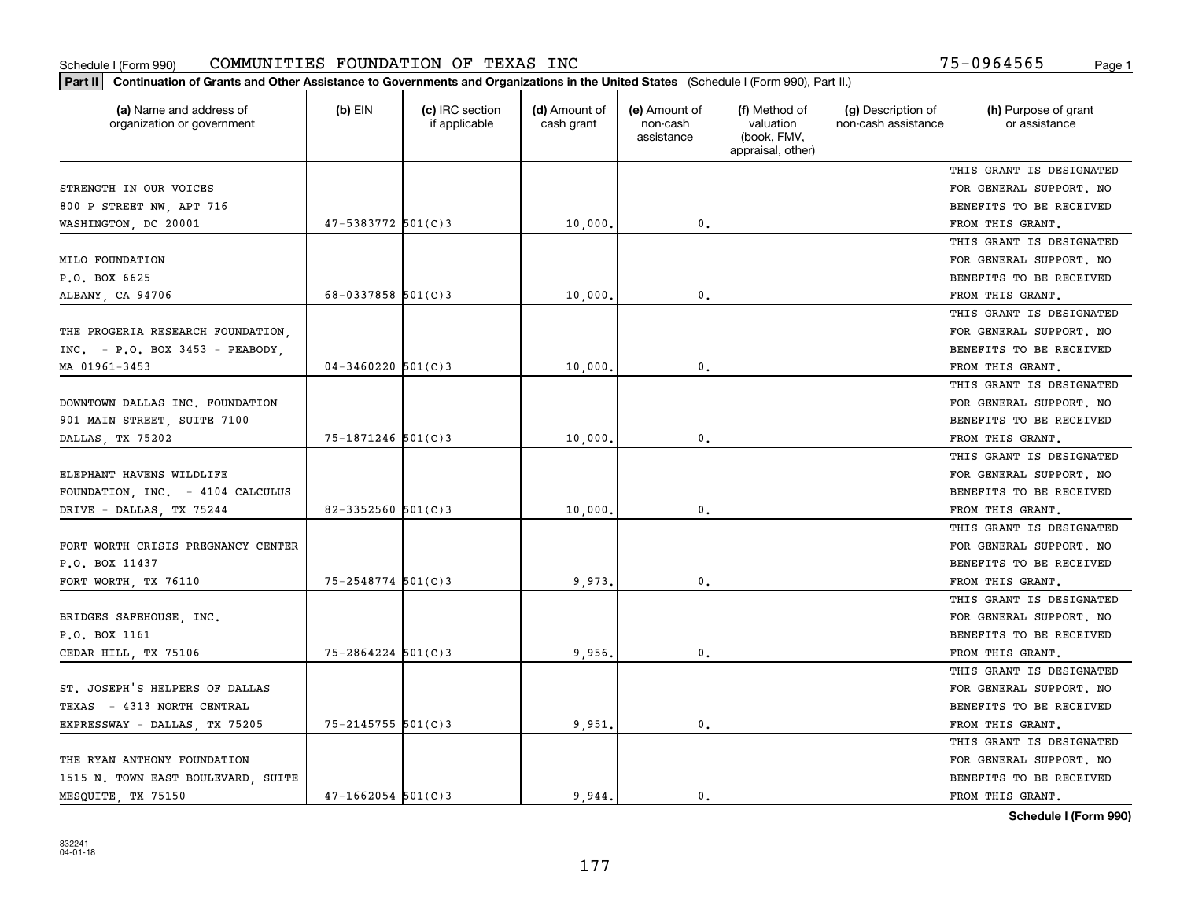Schedule I (Form 990) COMMUNITIES FOUNDATION OF TEXAS INC 75-0964565

**Part II** **Continuation of Grants and Other Assistance to Governments and Organizations in the United States** (Schedule I (Form 990), Part II.)

| (a) Name and address of organization or government | (b) EIN | (c) IRC section if applicable | (d) Amount of cash grant | (e) Amount of non-cash assistance | (f) Method of valuation (book, FMV, appraisal, other) | (g) Description of non-cash assistance | (h) Purpose of grant or assistance |
|---|---|---|---|---|---|---|---|
| STRENGTH IN OUR VOICES 800 P STREET NW, APT 716 WASHINGTON, DC 20001 | 47-5383772 | 501(C)3 | 10,000. | 0. | | | THIS GRANT IS DESIGNATED FOR GENERAL SUPPORT. NO BENEFITS TO BE RECEIVED FROM THIS GRANT. |
| MILO FOUNDATION P.O. BOX 6625 ALBANY, CA 94706 | 68-0337858 | 501(C)3 | 10,000. | 0. | | | THIS GRANT IS DESIGNATED FOR GENERAL SUPPORT. NO BENEFITS TO BE RECEIVED FROM THIS GRANT. |
| THE PROGERIA RESEARCH FOUNDATION, INC. - P.O. BOX 3453 - PEABODY, MA 01961-3453 | 04-3460220 | 501(C)3 | 10,000. | 0. | | | THIS GRANT IS DESIGNATED FOR GENERAL SUPPORT. NO BENEFITS TO BE RECEIVED FROM THIS GRANT. |
| DOWNTOWN DALLAS INC. FOUNDATION 901 MAIN STREET, SUITE 7100 DALLAS, TX 75202 | 75-1871246 | 501(C)3 | 10,000. | 0. | | | THIS GRANT IS DESIGNATED FOR GENERAL SUPPORT. NO BENEFITS TO BE RECEIVED FROM THIS GRANT. |
| ELEPHANT HAVENS WILDLIFE FOUNDATION, INC. - 4104 CALCULUS DRIVE - DALLAS, TX 75244 | 82-3352560 | 501(C)3 | 10,000. | 0. | | | THIS GRANT IS DESIGNATED FOR GENERAL SUPPORT. NO BENEFITS TO BE RECEIVED FROM THIS GRANT. |
| FORT WORTH CRISIS PREGNANCY CENTER P.O. BOX 11437 FORT WORTH, TX 76110 | 75-2548774 | 501(C)3 | 9,973. | 0. | | | THIS GRANT IS DESIGNATED FOR GENERAL SUPPORT. NO BENEFITS TO BE RECEIVED FROM THIS GRANT. |
| BRIDGES SAFEHOUSE, INC. P.O. BOX 1161 CEDAR HILL, TX 75106 | 75-2864224 | 501(C)3 | 9,956. | 0. | | | THIS GRANT IS DESIGNATED FOR GENERAL SUPPORT. NO BENEFITS TO BE RECEIVED FROM THIS GRANT. |
| ST. JOSEPH'S HELPERS OF DALLAS TEXAS - 4313 NORTH CENTRAL EXPRESSWAY - DALLAS, TX 75205 | 75-2145755 | 501(C)3 | 9,951. | 0. | | | THIS GRANT IS DESIGNATED FOR GENERAL SUPPORT. NO BENEFITS TO BE RECEIVED FROM THIS GRANT. |
| THE RYAN ANTHONY FOUNDATION 1515 N. TOWN EAST BOULEVARD, SUITE MESQUITE, TX 75150 | 47-1662054 | 501(C)3 | 9,944. | 0. | | | THIS GRANT IS DESIGNATED FOR GENERAL SUPPORT. NO BENEFITS TO BE RECEIVED FROM THIS GRANT. |

**Schedule I (Form 990)**

832241 04-01-18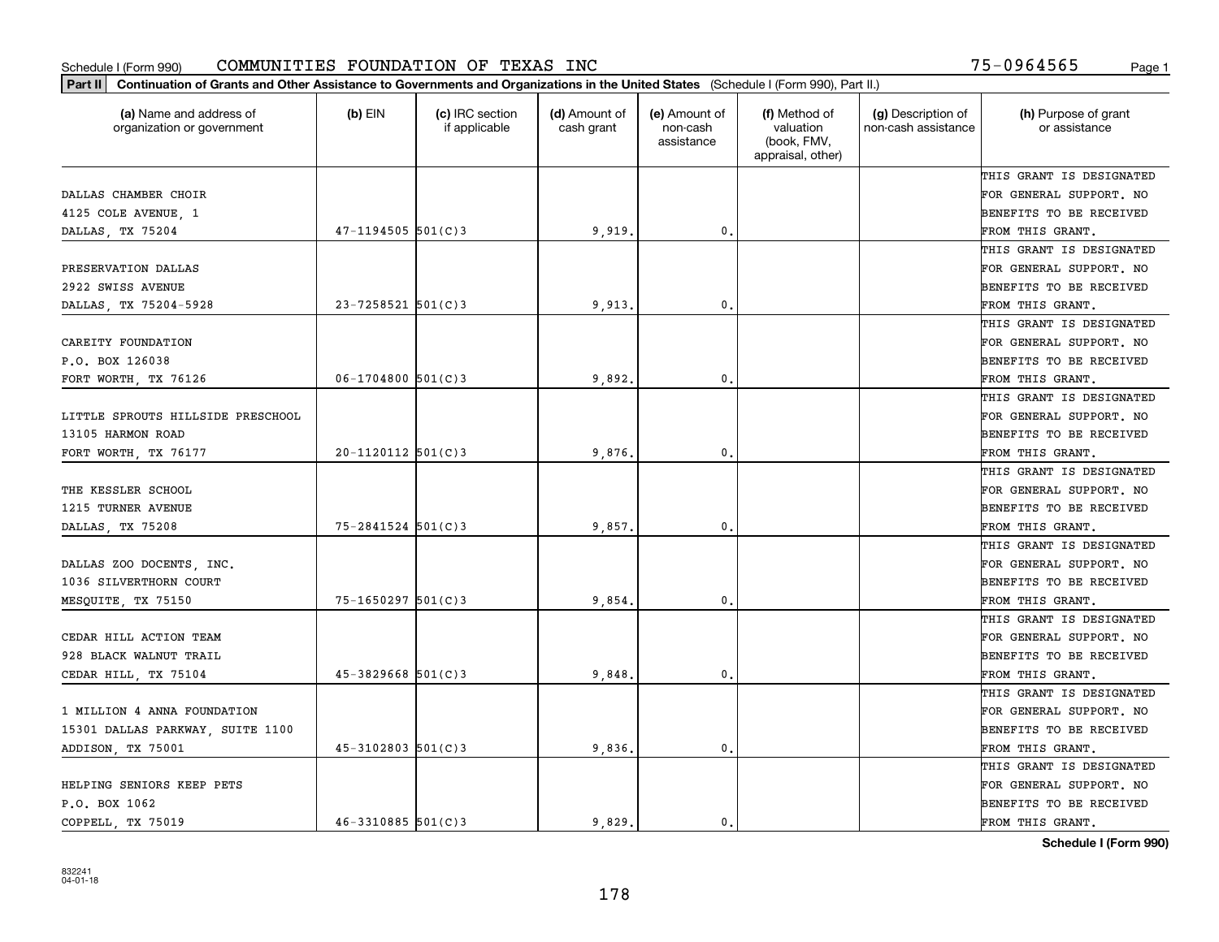Schedule I (Form 990) COMMUNITIES FOUNDATION OF TEXAS INC 75-0964565

**Part II Continuation of Grants and Other Assistance to Governments and Organizations in the United States** (Schedule I (Form 990), Part II.)

| (a) Name and address of organization or government | (b) EIN | (c) IRC section if applicable | (d) Amount of cash grant | (e) Amount of non-cash assistance | (f) Method of valuation (book, FMV, appraisal, other) | (g) Description of non-cash assistance | (h) Purpose of grant or assistance |
|---|---|---|---|---|---|---|---|
| DALLAS CHAMBER CHOIR<br>4125 COLE AVENUE, 1<br>DALLAS, TX 75204 | 47-1194505 | 501(C)3 | 9,919. | 0. | | | THIS GRANT IS DESIGNATED FOR GENERAL SUPPORT. NO BENEFITS TO BE RECEIVED FROM THIS GRANT. |
| PRESERVATION DALLAS<br>2922 SWISS AVENUE<br>DALLAS, TX 75204-5928 | 23-7258521 | 501(C)3 | 9,913. | 0. | | | THIS GRANT IS DESIGNATED FOR GENERAL SUPPORT. NO BENEFITS TO BE RECEIVED FROM THIS GRANT. |
| CAREITY FOUNDATION<br>P.O. BOX 126038<br>FORT WORTH, TX 76126 | 06-1704800 | 501(C)3 | 9,892. | 0. | | | THIS GRANT IS DESIGNATED FOR GENERAL SUPPORT. NO BENEFITS TO BE RECEIVED FROM THIS GRANT. |
| LITTLE SPROUTS HILLSIDE PRESCHOOL<br>13105 HARMON ROAD<br>FORT WORTH, TX 76177 | 20-1120112 | 501(C)3 | 9,876. | 0. | | | THIS GRANT IS DESIGNATED FOR GENERAL SUPPORT. NO BENEFITS TO BE RECEIVED FROM THIS GRANT. |
| THE KESSLER SCHOOL<br>1215 TURNER AVENUE<br>DALLAS, TX 75208 | 75-2841524 | 501(C)3 | 9,857. | 0. | | | THIS GRANT IS DESIGNATED FOR GENERAL SUPPORT. NO BENEFITS TO BE RECEIVED FROM THIS GRANT. |
| DALLAS ZOO DOCENTS, INC.<br>1036 SILVERTHORN COURT<br>MESQUITE, TX 75150 | 75-1650297 | 501(C)3 | 9,854. | 0. | | | THIS GRANT IS DESIGNATED FOR GENERAL SUPPORT. NO BENEFITS TO BE RECEIVED FROM THIS GRANT. |
| CEDAR HILL ACTION TEAM<br>928 BLACK WALNUT TRAIL<br>CEDAR HILL, TX 75104 | 45-3829668 | 501(C)3 | 9,848. | 0. | | | THIS GRANT IS DESIGNATED FOR GENERAL SUPPORT. NO BENEFITS TO BE RECEIVED FROM THIS GRANT. |
| 1 MILLION 4 ANNA FOUNDATION<br>15301 DALLAS PARKWAY, SUITE 1100<br>ADDISON, TX 75001 | 45-3102803 | 501(C)3 | 9,836. | 0. | | | THIS GRANT IS DESIGNATED FOR GENERAL SUPPORT. NO BENEFITS TO BE RECEIVED FROM THIS GRANT. |
| HELPING SENIORS KEEP PETS<br>P.O. BOX 1062<br>COPPELL, TX 75019 | 46-3310885 | 501(C)3 | 9,829. | 0. | | | THIS GRANT IS DESIGNATED FOR GENERAL SUPPORT. NO BENEFITS TO BE RECEIVED FROM THIS GRANT. |

**Schedule I (Form 990)**

832241
04-01-18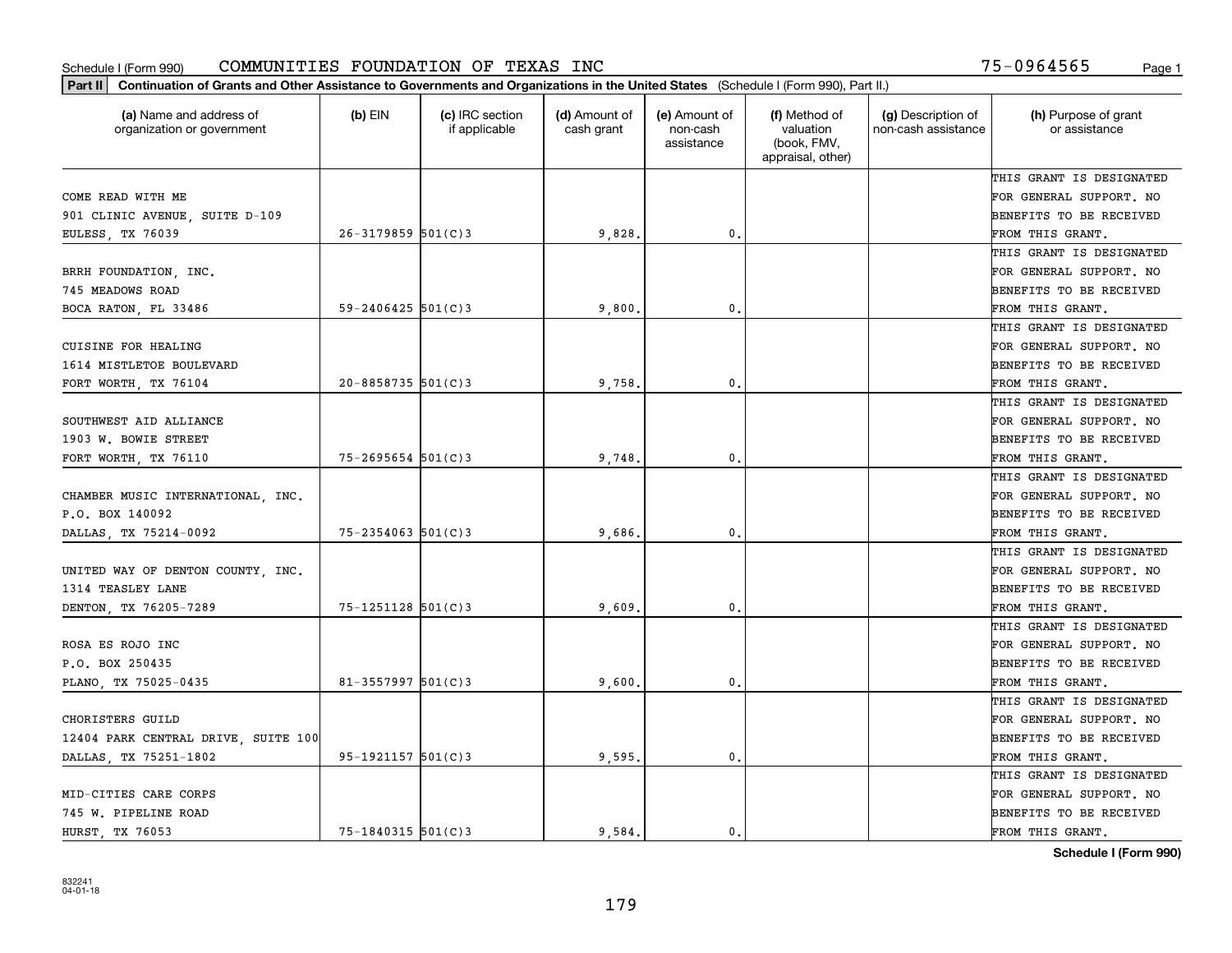Schedule I (Form 990) COMMUNITIES FOUNDATION OF TEXAS INC 75-0964565

**Part II Continuation of Grants and Other Assistance to Governments and Organizations in the United States** (Schedule I (Form 990), Part II.)

| (a) Name and address of organization or government | (b) EIN | (c) IRC section if applicable | (d) Amount of cash grant | (e) Amount of non-cash assistance | (f) Method of valuation (book, FMV, appraisal, other) | (g) Description of non-cash assistance | (h) Purpose of grant or assistance |
|---|---|---|---|---|---|---|---|
| COME READ WITH ME<br>901 CLINIC AVENUE, SUITE D-109<br>EULESS, TX 76039 | 26-3179859 | 501(C)3 | 9,828. | 0. | | | THIS GRANT IS DESIGNATED FOR GENERAL SUPPORT. NO BENEFITS TO BE RECEIVED FROM THIS GRANT. |
| BRRH FOUNDATION, INC.<br>745 MEADOWS ROAD<br>BOCA RATON, FL 33486 | 59-2406425 | 501(C)3 | 9,800. | 0. | | | THIS GRANT IS DESIGNATED FOR GENERAL SUPPORT. NO BENEFITS TO BE RECEIVED FROM THIS GRANT. |
| CUISINE FOR HEALING<br>1614 MISTLETOE BOULEVARD<br>FORT WORTH, TX 76104 | 20-8858735 | 501(C)3 | 9,758. | 0. | | | THIS GRANT IS DESIGNATED FOR GENERAL SUPPORT. NO BENEFITS TO BE RECEIVED FROM THIS GRANT. |
| SOUTHWEST AID ALLIANCE<br>1903 W. BOWIE STREET<br>FORT WORTH, TX 76110 | 75-2695654 | 501(C)3 | 9,748. | 0. | | | THIS GRANT IS DESIGNATED FOR GENERAL SUPPORT. NO BENEFITS TO BE RECEIVED FROM THIS GRANT. |
| CHAMBER MUSIC INTERNATIONAL, INC.<br>P.O. BOX 140092<br>DALLAS, TX 75214-0092 | 75-2354063 | 501(C)3 | 9,686. | 0. | | | THIS GRANT IS DESIGNATED FOR GENERAL SUPPORT. NO BENEFITS TO BE RECEIVED FROM THIS GRANT. |
| UNITED WAY OF DENTON COUNTY, INC.<br>1314 TEASLEY LANE<br>DENTON, TX 76205-7289 | 75-1251128 | 501(C)3 | 9,609. | 0. | | | THIS GRANT IS DESIGNATED FOR GENERAL SUPPORT. NO BENEFITS TO BE RECEIVED FROM THIS GRANT. |
| ROSA ES ROJO INC<br>P.O. BOX 250435<br>PLANO, TX 75025-0435 | 81-3557997 | 501(C)3 | 9,600. | 0. | | | THIS GRANT IS DESIGNATED FOR GENERAL SUPPORT. NO BENEFITS TO BE RECEIVED FROM THIS GRANT. |
| CHORISTERS GUILD<br>12404 PARK CENTRAL DRIVE, SUITE 100<br>DALLAS, TX 75251-1802 | 95-1921157 | 501(C)3 | 9,595. | 0. | | | THIS GRANT IS DESIGNATED FOR GENERAL SUPPORT. NO BENEFITS TO BE RECEIVED FROM THIS GRANT. |
| MID-CITIES CARE CORPS<br>745 W. PIPELINE ROAD<br>HURST, TX 76053 | 75-1840315 | 501(C)3 | 9,584. | 0. | | | THIS GRANT IS DESIGNATED FOR GENERAL SUPPORT. NO BENEFITS TO BE RECEIVED FROM THIS GRANT. |

**Schedule I (Form 990)**

832241
04-01-18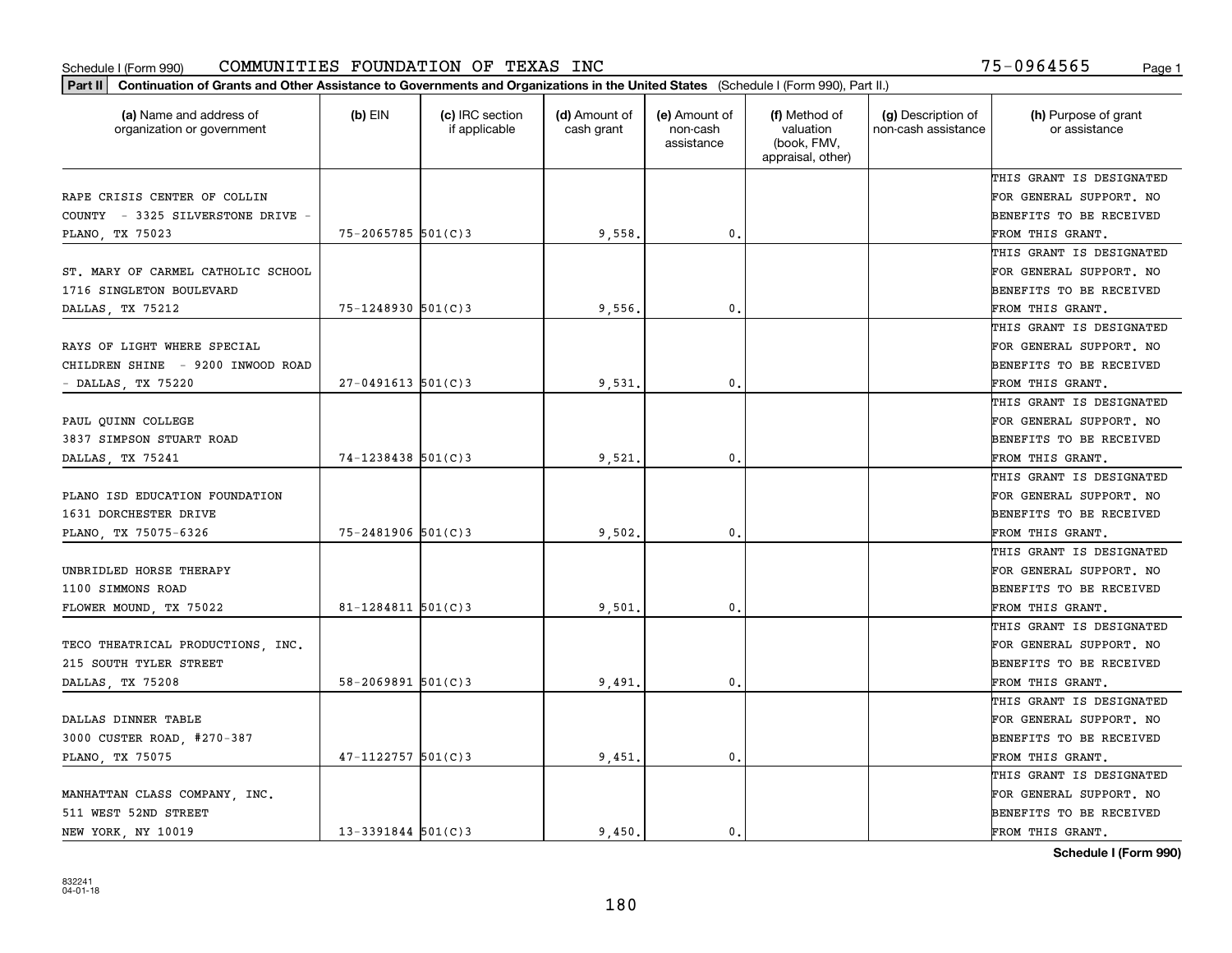Schedule I (Form 990) COMMUNITIES FOUNDATION OF TEXAS INC 75-0964565

**Part II** **Continuation of Grants and Other Assistance to Governments and Organizations in the United States** (Schedule I (Form 990), Part II.)

| (a) Name and address of organization or government | (b) EIN | (c) IRC section if applicable | (d) Amount of cash grant | (e) Amount of non-cash assistance | (f) Method of valuation (book, FMV, appraisal, other) | (g) Description of non-cash assistance | (h) Purpose of grant or assistance |
|---|---|---|---|---|---|---|---|
| RAPE CRISIS CENTER OF COLLIN COUNTY - 3325 SILVERSTONE DRIVE - PLANO, TX 75023 | 75-2065785 | 501(C)3 | 9,558. | 0. | | | THIS GRANT IS DESIGNATED FOR GENERAL SUPPORT. NO BENEFITS TO BE RECEIVED FROM THIS GRANT. |
| ST. MARY OF CARMEL CATHOLIC SCHOOL 1716 SINGLETON BOULEVARD DALLAS, TX 75212 | 75-1248930 | 501(C)3 | 9,556. | 0. | | | THIS GRANT IS DESIGNATED FOR GENERAL SUPPORT. NO BENEFITS TO BE RECEIVED FROM THIS GRANT. |
| RAYS OF LIGHT WHERE SPECIAL CHILDREN SHINE - 9200 INWOOD ROAD - DALLAS, TX 75220 | 27-0491613 | 501(C)3 | 9,531. | 0. | | | THIS GRANT IS DESIGNATED FOR GENERAL SUPPORT. NO BENEFITS TO BE RECEIVED FROM THIS GRANT. |
| PAUL QUINN COLLEGE 3837 SIMPSON STUART ROAD DALLAS, TX 75241 | 74-1238438 | 501(C)3 | 9,521. | 0. | | | THIS GRANT IS DESIGNATED FOR GENERAL SUPPORT. NO BENEFITS TO BE RECEIVED FROM THIS GRANT. |
| PLANO ISD EDUCATION FOUNDATION 1631 DORCHESTER DRIVE PLANO, TX 75075-6326 | 75-2481906 | 501(C)3 | 9,502. | 0. | | | THIS GRANT IS DESIGNATED FOR GENERAL SUPPORT. NO BENEFITS TO BE RECEIVED FROM THIS GRANT. |
| UNBRIDLED HORSE THERAPY 1100 SIMMONS ROAD FLOWER MOUND, TX 75022 | 81-1284811 | 501(C)3 | 9,501. | 0. | | | THIS GRANT IS DESIGNATED FOR GENERAL SUPPORT. NO BENEFITS TO BE RECEIVED FROM THIS GRANT. |
| TECO THEATRICAL PRODUCTIONS, INC. 215 SOUTH TYLER STREET DALLAS, TX 75208 | 58-2069891 | 501(C)3 | 9,491. | 0. | | | THIS GRANT IS DESIGNATED FOR GENERAL SUPPORT. NO BENEFITS TO BE RECEIVED FROM THIS GRANT. |
| DALLAS DINNER TABLE 3000 CUSTER ROAD, #270-387 PLANO, TX 75075 | 47-1122757 | 501(C)3 | 9,451. | 0. | | | THIS GRANT IS DESIGNATED FOR GENERAL SUPPORT. NO BENEFITS TO BE RECEIVED FROM THIS GRANT. |
| MANHATTAN CLASS COMPANY, INC. 511 WEST 52ND STREET NEW YORK, NY 10019 | 13-3391844 | 501(C)3 | 9,450. | 0. | | | THIS GRANT IS DESIGNATED FOR GENERAL SUPPORT. NO BENEFITS TO BE RECEIVED FROM THIS GRANT. |

**Schedule I (Form 990)**

832241
04-01-18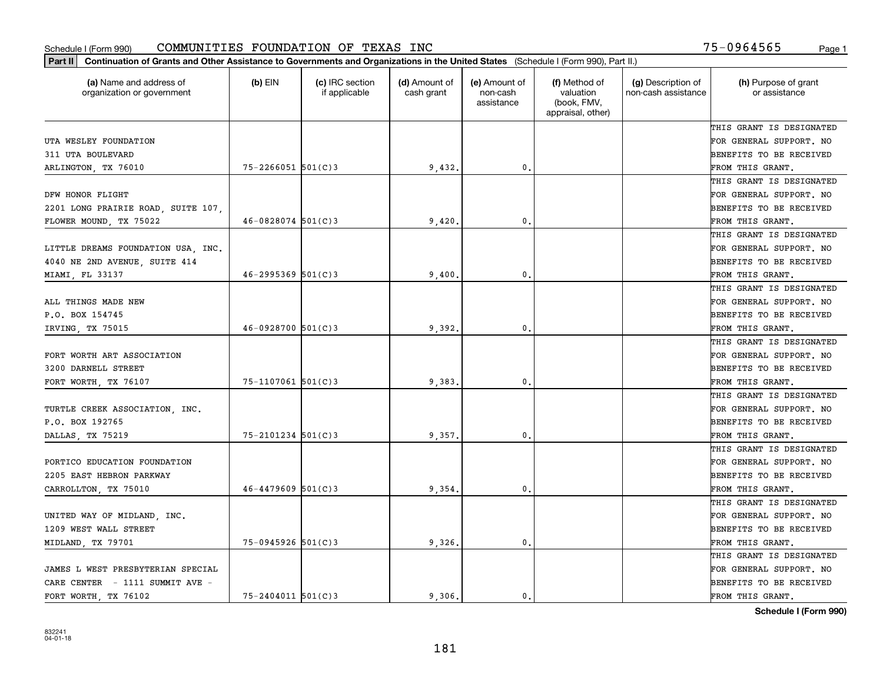Schedule I (Form 990) COMMUNITIES FOUNDATION OF TEXAS INC 75-0964565

**Part II** Continuation of Grants and Other Assistance to Governments and Organizations in the United States (Schedule I (Form 990), Part II.)

| (a) Name and address of organization or government | (b) EIN | (c) IRC section if applicable | (d) Amount of cash grant | (e) Amount of non-cash assistance | (f) Method of valuation (book, FMV, appraisal, other) | (g) Description of non-cash assistance | (h) Purpose of grant or assistance |
|---|---|---|---|---|---|---|---|
| UTA WESLEY FOUNDATION 311 UTA BOULEVARD ARLINGTON, TX 76010 | 75-2266051 | 501(C)3 | 9,432. | 0. | | | THIS GRANT IS DESIGNATED FOR GENERAL SUPPORT. NO BENEFITS TO BE RECEIVED FROM THIS GRANT. |
| DFW HONOR FLIGHT 2201 LONG PRAIRIE ROAD, SUITE 107, FLOWER MOUND, TX 75022 | 46-0828074 | 501(C)3 | 9,420. | 0. | | | THIS GRANT IS DESIGNATED FOR GENERAL SUPPORT. NO BENEFITS TO BE RECEIVED FROM THIS GRANT. |
| LITTLE DREAMS FOUNDATION USA, INC. 4040 NE 2ND AVENUE, SUITE 414 MIAMI, FL 33137 | 46-2995369 | 501(C)3 | 9,400. | 0. | | | THIS GRANT IS DESIGNATED FOR GENERAL SUPPORT. NO BENEFITS TO BE RECEIVED FROM THIS GRANT. |
| ALL THINGS MADE NEW P.O. BOX 154745 IRVING, TX 75015 | 46-0928700 | 501(C)3 | 9,392. | 0. | | | THIS GRANT IS DESIGNATED FOR GENERAL SUPPORT. NO BENEFITS TO BE RECEIVED FROM THIS GRANT. |
| FORT WORTH ART ASSOCIATION 3200 DARNELL STREET FORT WORTH, TX 76107 | 75-1107061 | 501(C)3 | 9,383. | 0. | | | THIS GRANT IS DESIGNATED FOR GENERAL SUPPORT. NO BENEFITS TO BE RECEIVED FROM THIS GRANT. |
| TURTLE CREEK ASSOCIATION, INC. P.O. BOX 192765 DALLAS, TX 75219 | 75-2101234 | 501(C)3 | 9,357. | 0. | | | THIS GRANT IS DESIGNATED FOR GENERAL SUPPORT. NO BENEFITS TO BE RECEIVED FROM THIS GRANT. |
| PORTICO EDUCATION FOUNDATION 2205 EAST HEBRON PARKWAY CARROLLTON, TX 75010 | 46-4479609 | 501(C)3 | 9,354. | 0. | | | THIS GRANT IS DESIGNATED FOR GENERAL SUPPORT. NO BENEFITS TO BE RECEIVED FROM THIS GRANT. |
| UNITED WAY OF MIDLAND, INC. 1209 WEST WALL STREET MIDLAND, TX 79701 | 75-0945926 | 501(C)3 | 9,326. | 0. | | | THIS GRANT IS DESIGNATED FOR GENERAL SUPPORT. NO BENEFITS TO BE RECEIVED FROM THIS GRANT. |
| JAMES L WEST PRESBYTERIAN SPECIAL CARE CENTER - 1111 SUMMIT AVE - FORT WORTH, TX 76102 | 75-2404011 | 501(C)3 | 9,306. | 0. | | | THIS GRANT IS DESIGNATED FOR GENERAL SUPPORT. NO BENEFITS TO BE RECEIVED FROM THIS GRANT. |

**Schedule I (Form 990)**

832241
04-01-18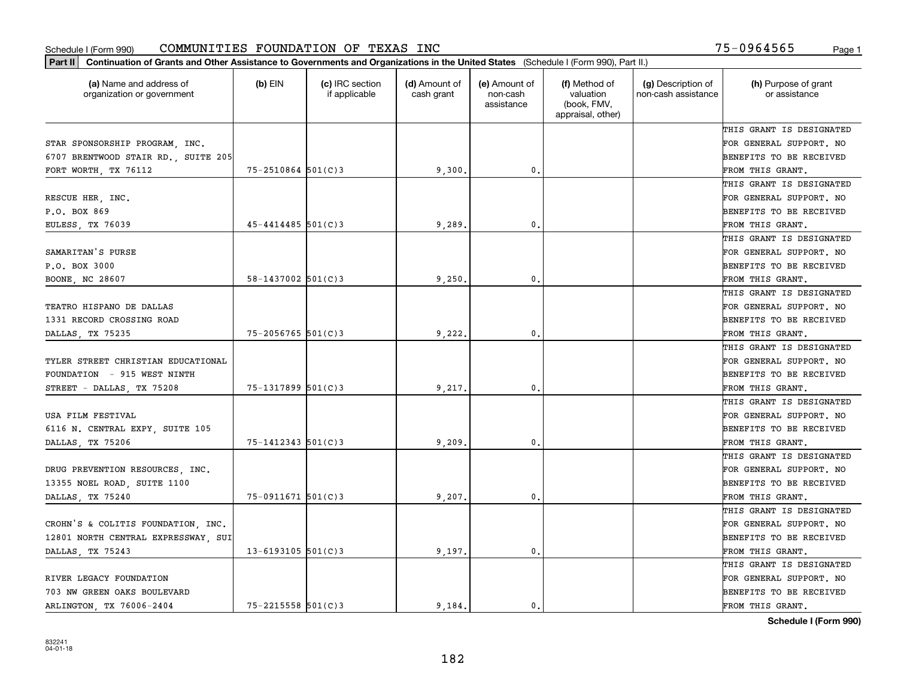Schedule I (Form 990) COMMUNITIES FOUNDATION OF TEXAS INC 75-0964565

**Part II** **Continuation of Grants and Other Assistance to Governments and Organizations in the United States** (Schedule I (Form 990), Part II.)

| (a) Name and address of organization or government | (b) EIN | (c) IRC section if applicable | (d) Amount of cash grant | (e) Amount of non-cash assistance | (f) Method of valuation (book, FMV, appraisal, other) | (g) Description of non-cash assistance | (h) Purpose of grant or assistance |
|---|---|---|---|---|---|---|---|
| STAR SPONSORSHIP PROGRAM, INC. 6707 BRENTWOOD STAIR RD., SUITE 205 FORT WORTH, TX 76112 | 75-2510864 | 501(C)3 | 9,300. | 0. | | | THIS GRANT IS DESIGNATED FOR GENERAL SUPPORT. NO BENEFITS TO BE RECEIVED FROM THIS GRANT. |
| RESCUE HER, INC. P.O. BOX 869 EULESS, TX 76039 | 45-4414485 | 501(C)3 | 9,289. | 0. | | | THIS GRANT IS DESIGNATED FOR GENERAL SUPPORT. NO BENEFITS TO BE RECEIVED FROM THIS GRANT. |
| SAMARITAN'S PURSE P.O. BOX 3000 BOONE, NC 28607 | 58-1437002 | 501(C)3 | 9,250. | 0. | | | THIS GRANT IS DESIGNATED FOR GENERAL SUPPORT. NO BENEFITS TO BE RECEIVED FROM THIS GRANT. |
| TEATRO HISPANO DE DALLAS 1331 RECORD CROSSING ROAD DALLAS, TX 75235 | 75-2056765 | 501(C)3 | 9,222. | 0. | | | THIS GRANT IS DESIGNATED FOR GENERAL SUPPORT. NO BENEFITS TO BE RECEIVED FROM THIS GRANT. |
| TYLER STREET CHRISTIAN EDUCATIONAL FOUNDATION - 915 WEST NINTH STREET - DALLAS, TX 75208 | 75-1317899 | 501(C)3 | 9,217. | 0. | | | THIS GRANT IS DESIGNATED FOR GENERAL SUPPORT. NO BENEFITS TO BE RECEIVED FROM THIS GRANT. |
| USA FILM FESTIVAL 6116 N. CENTRAL EXPY, SUITE 105 DALLAS, TX 75206 | 75-1412343 | 501(C)3 | 9,209. | 0. | | | THIS GRANT IS DESIGNATED FOR GENERAL SUPPORT. NO BENEFITS TO BE RECEIVED FROM THIS GRANT. |
| DRUG PREVENTION RESOURCES, INC. 13355 NOEL ROAD, SUITE 1100 DALLAS, TX 75240 | 75-0911671 | 501(C)3 | 9,207. | 0. | | | THIS GRANT IS DESIGNATED FOR GENERAL SUPPORT. NO BENEFITS TO BE RECEIVED FROM THIS GRANT. |
| CROHN'S & COLITIS FOUNDATION, INC. 12801 NORTH CENTRAL EXPRESSWAY, SUI DALLAS, TX 75243 | 13-6193105 | 501(C)3 | 9,197. | 0. | | | THIS GRANT IS DESIGNATED FOR GENERAL SUPPORT. NO BENEFITS TO BE RECEIVED FROM THIS GRANT. |
| RIVER LEGACY FOUNDATION 703 NW GREEN OAKS BOULEVARD ARLINGTON, TX 76006-2404 | 75-2215558 | 501(C)3 | 9,184. | 0. | | | THIS GRANT IS DESIGNATED FOR GENERAL SUPPORT. NO BENEFITS TO BE RECEIVED FROM THIS GRANT. |

**Schedule I (Form 990)**

832241 04-01-18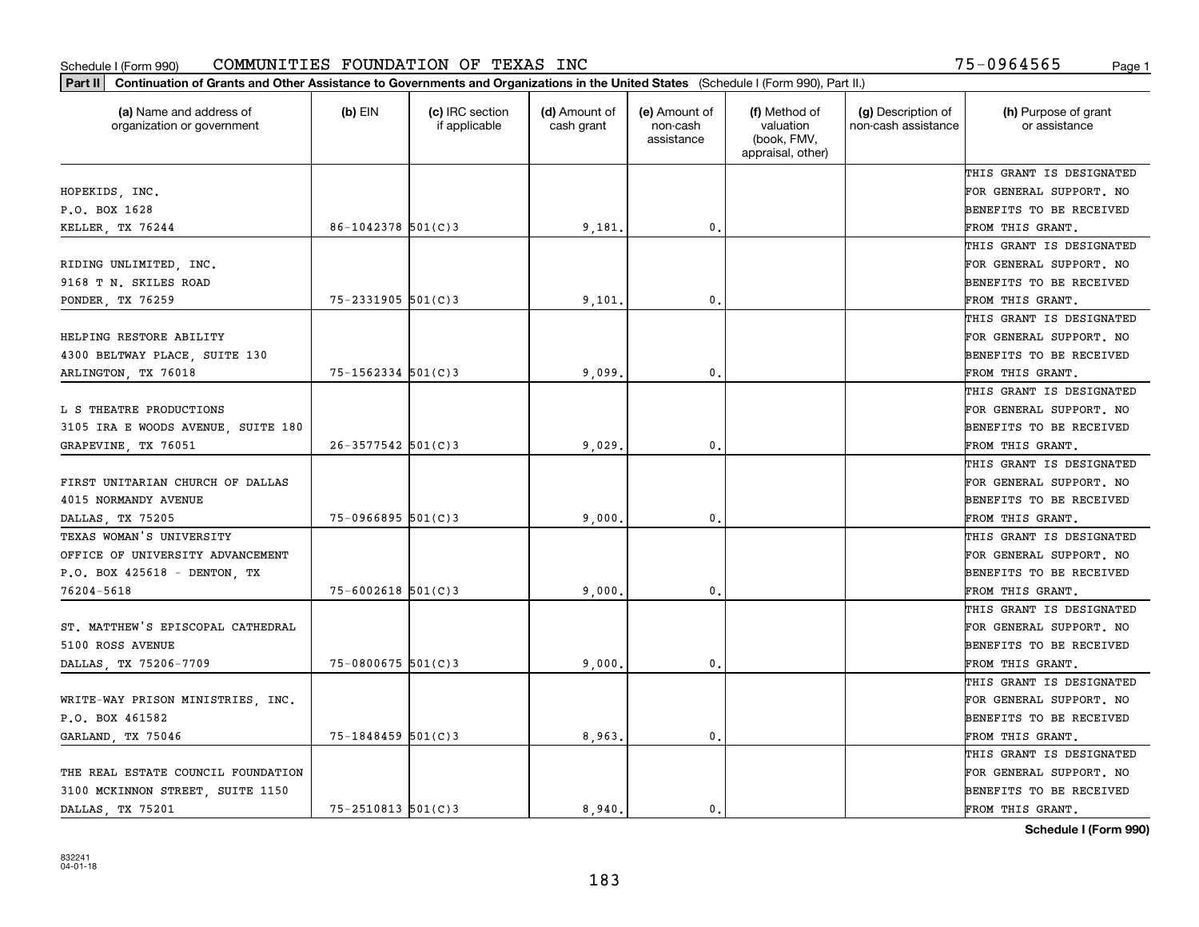Schedule I (Form 990) COMMUNITIES FOUNDATION OF TEXAS INC 75-0964565

**Part II Continuation of Grants and Other Assistance to Governments and Organizations in the United States** (Schedule I (Form 990), Part II.)

| (a) Name and address of organization or government | (b) EIN | (c) IRC section if applicable | (d) Amount of cash grant | (e) Amount of non-cash assistance | (f) Method of valuation (book, FMV, appraisal, other) | (g) Description of non-cash assistance | (h) Purpose of grant or assistance |
|---|---|---|---|---|---|---|---|
| HOPEKIDS, INC.<br>P.O. BOX 1628<br>KELLER, TX 76244 | 86-1042378 | 501(C)3 | 9,181. | 0. | | | THIS GRANT IS DESIGNATED FOR GENERAL SUPPORT. NO BENEFITS TO BE RECEIVED FROM THIS GRANT. |
| RIDING UNLIMITED, INC.<br>9168 T N. SKILES ROAD<br>PONDER, TX 76259 | 75-2331905 | 501(C)3 | 9,101. | 0. | | | THIS GRANT IS DESIGNATED FOR GENERAL SUPPORT. NO BENEFITS TO BE RECEIVED FROM THIS GRANT. |
| HELPING RESTORE ABILITY<br>4300 BELTWAY PLACE, SUITE 130<br>ARLINGTON, TX 76018 | 75-1562334 | 501(C)3 | 9,099. | 0. | | | THIS GRANT IS DESIGNATED FOR GENERAL SUPPORT. NO BENEFITS TO BE RECEIVED FROM THIS GRANT. |
| L S THEATRE PRODUCTIONS<br>3105 IRA E WOODS AVENUE, SUITE 180<br>GRAPEVINE, TX 76051 | 26-3577542 | 501(C)3 | 9,029. | 0. | | | THIS GRANT IS DESIGNATED FOR GENERAL SUPPORT. NO BENEFITS TO BE RECEIVED FROM THIS GRANT. |
| FIRST UNITARIAN CHURCH OF DALLAS<br>4015 NORMANDY AVENUE<br>DALLAS, TX 75205 | 75-0966895 | 501(C)3 | 9,000. | 0. | | | THIS GRANT IS DESIGNATED FOR GENERAL SUPPORT. NO BENEFITS TO BE RECEIVED FROM THIS GRANT. |
| TEXAS WOMAN'S UNIVERSITY<br>OFFICE OF UNIVERSITY ADVANCEMENT<br>P.O. BOX 425618 - DENTON, TX<br>76204-5618 | 75-6002618 | 501(C)3 | 9,000. | 0. | | | THIS GRANT IS DESIGNATED FOR GENERAL SUPPORT. NO BENEFITS TO BE RECEIVED FROM THIS GRANT. |
| ST. MATTHEW'S EPISCOPAL CATHEDRAL<br>5100 ROSS AVENUE<br>DALLAS, TX 75206-7709 | 75-0800675 | 501(C)3 | 9,000. | 0. | | | THIS GRANT IS DESIGNATED FOR GENERAL SUPPORT. NO BENEFITS TO BE RECEIVED FROM THIS GRANT. |
| WRITE-WAY PRISON MINISTRIES, INC.<br>P.O. BOX 461582<br>GARLAND, TX 75046 | 75-1848459 | 501(C)3 | 8,963. | 0. | | | THIS GRANT IS DESIGNATED FOR GENERAL SUPPORT. NO BENEFITS TO BE RECEIVED FROM THIS GRANT. |
| THE REAL ESTATE COUNCIL FOUNDATION<br>3100 MCKINNON STREET, SUITE 1150<br>DALLAS, TX 75201 | 75-2510813 | 501(C)3 | 8,940. | 0. | | | THIS GRANT IS DESIGNATED FOR GENERAL SUPPORT. NO BENEFITS TO BE RECEIVED FROM THIS GRANT. |

**Schedule I (Form 990)**

832241
04-01-18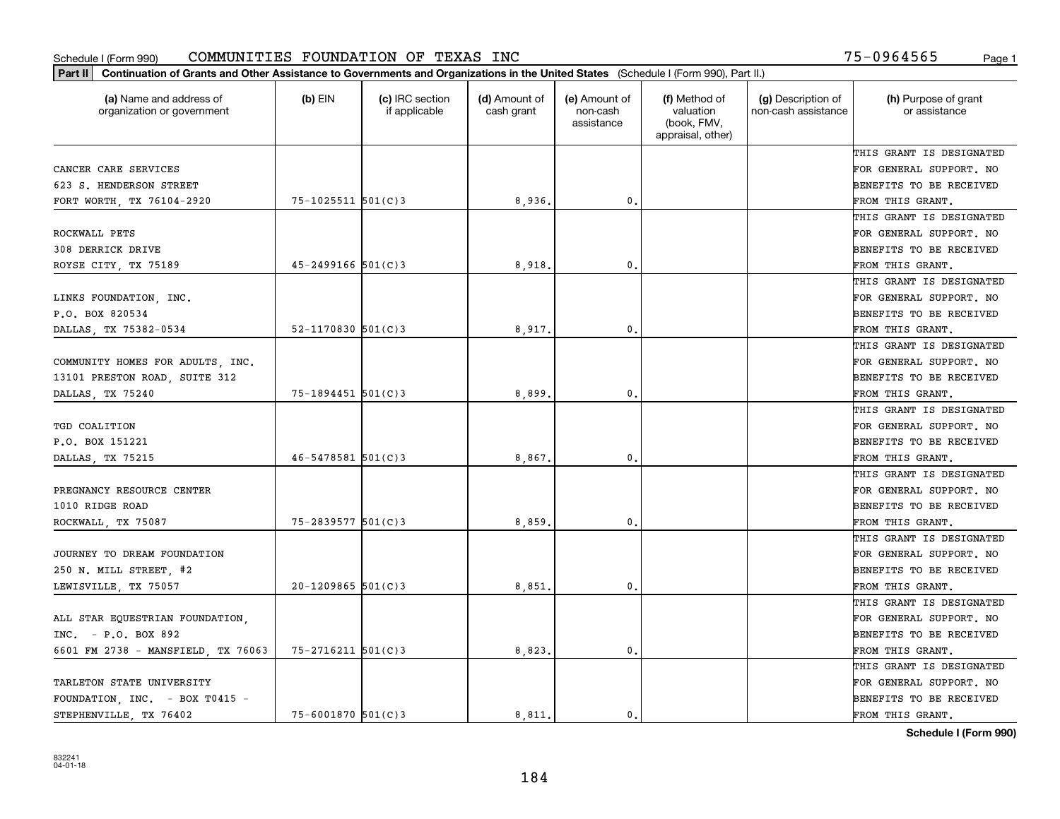Schedule I (Form 990) COMMUNITIES FOUNDATION OF TEXAS INC 75-0964565

**Part II Continuation of Grants and Other Assistance to Governments and Organizations in the United States** (Schedule I (Form 990), Part II.)

| (a) Name and address of organization or government | (b) EIN | (c) IRC section if applicable | (d) Amount of cash grant | (e) Amount of non-cash assistance | (f) Method of valuation (book, FMV, appraisal, other) | (g) Description of non-cash assistance | (h) Purpose of grant or assistance |
|---|---|---|---|---|---|---|---|
| CANCER CARE SERVICES 623 S. HENDERSON STREET FORT WORTH, TX 76104-2920 | 75-1025511 | 501(C)3 | 8,936. | 0. | | | THIS GRANT IS DESIGNATED FOR GENERAL SUPPORT. NO BENEFITS TO BE RECEIVED FROM THIS GRANT. |
| ROCKWALL PETS 308 DERRICK DRIVE ROYSE CITY, TX 75189 | 45-2499166 | 501(C)3 | 8,918. | 0. | | | THIS GRANT IS DESIGNATED FOR GENERAL SUPPORT. NO BENEFITS TO BE RECEIVED FROM THIS GRANT. |
| LINKS FOUNDATION, INC. P.O. BOX 820534 DALLAS, TX 75382-0534 | 52-1170830 | 501(C)3 | 8,917. | 0. | | | THIS GRANT IS DESIGNATED FOR GENERAL SUPPORT. NO BENEFITS TO BE RECEIVED FROM THIS GRANT. |
| COMMUNITY HOMES FOR ADULTS, INC. 13101 PRESTON ROAD, SUITE 312 DALLAS, TX 75240 | 75-1894451 | 501(C)3 | 8,899. | 0. | | | THIS GRANT IS DESIGNATED FOR GENERAL SUPPORT. NO BENEFITS TO BE RECEIVED FROM THIS GRANT. |
| TGD COALITION P.O. BOX 151221 DALLAS, TX 75215 | 46-5478581 | 501(C)3 | 8,867. | 0. | | | THIS GRANT IS DESIGNATED FOR GENERAL SUPPORT. NO BENEFITS TO BE RECEIVED FROM THIS GRANT. |
| PREGNANCY RESOURCE CENTER 1010 RIDGE ROAD ROCKWALL, TX 75087 | 75-2839577 | 501(C)3 | 8,859. | 0. | | | THIS GRANT IS DESIGNATED FOR GENERAL SUPPORT. NO BENEFITS TO BE RECEIVED FROM THIS GRANT. |
| JOURNEY TO DREAM FOUNDATION 250 N. MILL STREET, #2 LEWISVILLE, TX 75057 | 20-1209865 | 501(C)3 | 8,851. | 0. | | | THIS GRANT IS DESIGNATED FOR GENERAL SUPPORT. NO BENEFITS TO BE RECEIVED FROM THIS GRANT. |
| ALL STAR EQUESTRIAN FOUNDATION, INC. - P.O. BOX 892 6601 FM 2738 - MANSFIELD, TX 76063 | 75-2716211 | 501(C)3 | 8,823. | 0. | | | THIS GRANT IS DESIGNATED FOR GENERAL SUPPORT. NO BENEFITS TO BE RECEIVED FROM THIS GRANT. |
| TARLETON STATE UNIVERSITY FOUNDATION, INC. - BOX T0415 - STEPHENVILLE, TX 76402 | 75-6001870 | 501(C)3 | 8,811. | 0. | | | THIS GRANT IS DESIGNATED FOR GENERAL SUPPORT. NO BENEFITS TO BE RECEIVED FROM THIS GRANT. |

**Schedule I (Form 990)**

832241
04-01-18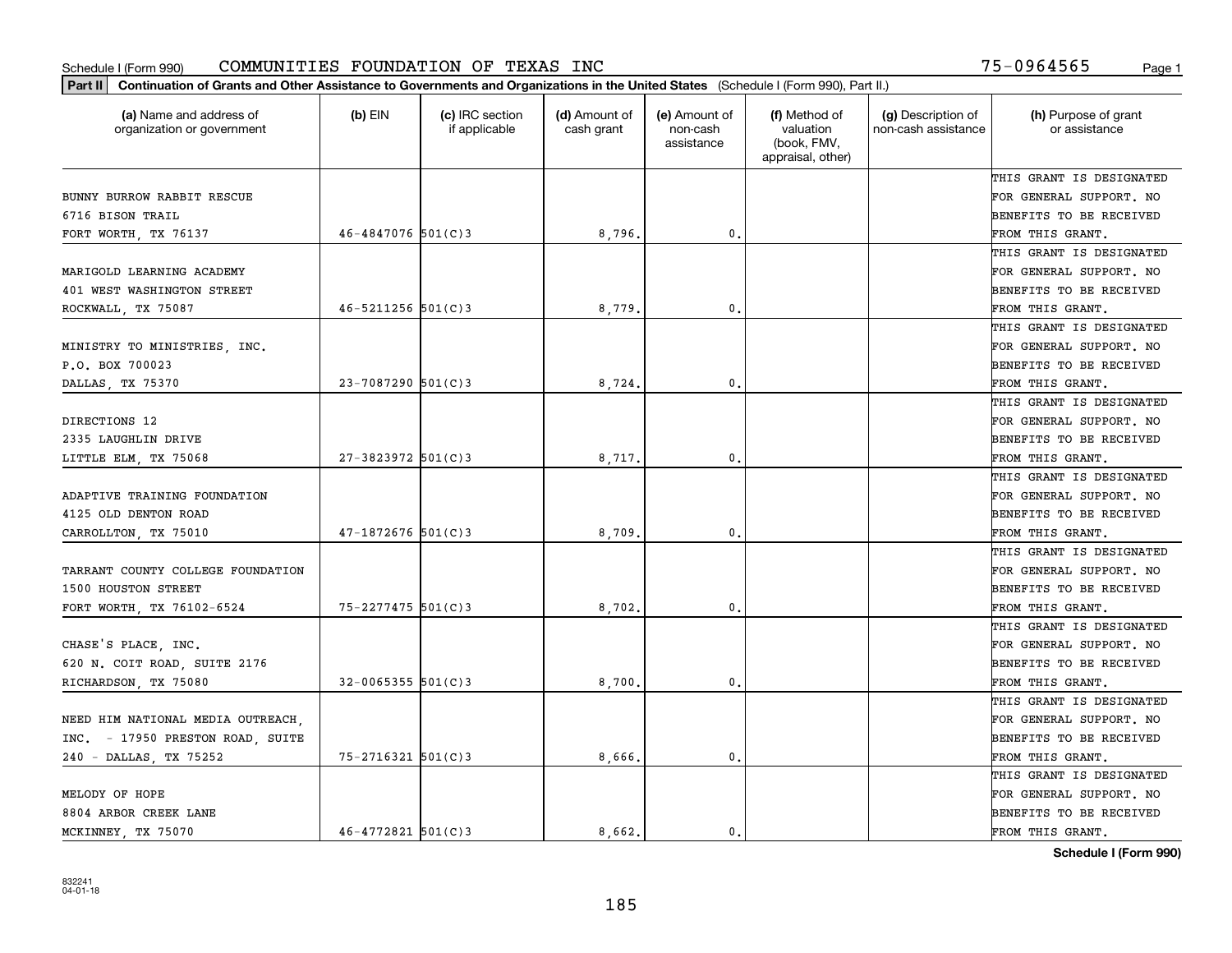Schedule I (Form 990) COMMUNITIES FOUNDATION OF TEXAS INC 75-0964565

**Part II** **Continuation of Grants and Other Assistance to Governments and Organizations in the United States** (Schedule I (Form 990), Part II.)

| (a) Name and address of organization or government | (b) EIN | (c) IRC section if applicable | (d) Amount of cash grant | (e) Amount of non-cash assistance | (f) Method of valuation (book, FMV, appraisal, other) | (g) Description of non-cash assistance | (h) Purpose of grant or assistance |
|---|---|---|---|---|---|---|---|
| BUNNY BURROW RABBIT RESCUE 6716 BISON TRAIL FORT WORTH, TX 76137 | 46-4847076 | 501(C)3 | 8,796. | 0. | | | THIS GRANT IS DESIGNATED FOR GENERAL SUPPORT. NO BENEFITS TO BE RECEIVED FROM THIS GRANT. |
| MARIGOLD LEARNING ACADEMY 401 WEST WASHINGTON STREET ROCKWALL, TX 75087 | 46-5211256 | 501(C)3 | 8,779. | 0. | | | THIS GRANT IS DESIGNATED FOR GENERAL SUPPORT. NO BENEFITS TO BE RECEIVED FROM THIS GRANT. |
| MINISTRY TO MINISTRIES, INC. P.O. BOX 700023 DALLAS, TX 75370 | 23-7087290 | 501(C)3 | 8,724. | 0. | | | THIS GRANT IS DESIGNATED FOR GENERAL SUPPORT. NO BENEFITS TO BE RECEIVED FROM THIS GRANT. |
| DIRECTIONS 12 2335 LAUGHLIN DRIVE LITTLE ELM, TX 75068 | 27-3823972 | 501(C)3 | 8,717. | 0. | | | THIS GRANT IS DESIGNATED FOR GENERAL SUPPORT. NO BENEFITS TO BE RECEIVED FROM THIS GRANT. |
| ADAPTIVE TRAINING FOUNDATION 4125 OLD DENTON ROAD CARROLLTON, TX 75010 | 47-1872676 | 501(C)3 | 8,709. | 0. | | | THIS GRANT IS DESIGNATED FOR GENERAL SUPPORT. NO BENEFITS TO BE RECEIVED FROM THIS GRANT. |
| TARRANT COUNTY COLLEGE FOUNDATION 1500 HOUSTON STREET FORT WORTH, TX 76102-6524 | 75-2277475 | 501(C)3 | 8,702. | 0. | | | THIS GRANT IS DESIGNATED FOR GENERAL SUPPORT. NO BENEFITS TO BE RECEIVED FROM THIS GRANT. |
| CHASE'S PLACE, INC. 620 N. COIT ROAD, SUITE 2176 RICHARDSON, TX 75080 | 32-0065355 | 501(C)3 | 8,700. | 0. | | | THIS GRANT IS DESIGNATED FOR GENERAL SUPPORT. NO BENEFITS TO BE RECEIVED FROM THIS GRANT. |
| NEED HIM NATIONAL MEDIA OUTREACH, INC. - 17950 PRESTON ROAD, SUITE 240 - DALLAS, TX 75252 | 75-2716321 | 501(C)3 | 8,666. | 0. | | | THIS GRANT IS DESIGNATED FOR GENERAL SUPPORT. NO BENEFITS TO BE RECEIVED FROM THIS GRANT. |
| MELODY OF HOPE 8804 ARBOR CREEK LANE MCKINNEY, TX 75070 | 46-4772821 | 501(C)3 | 8,662. | 0. | | | THIS GRANT IS DESIGNATED FOR GENERAL SUPPORT. NO BENEFITS TO BE RECEIVED FROM THIS GRANT. |

**Schedule I (Form 990)**

832241
04-01-18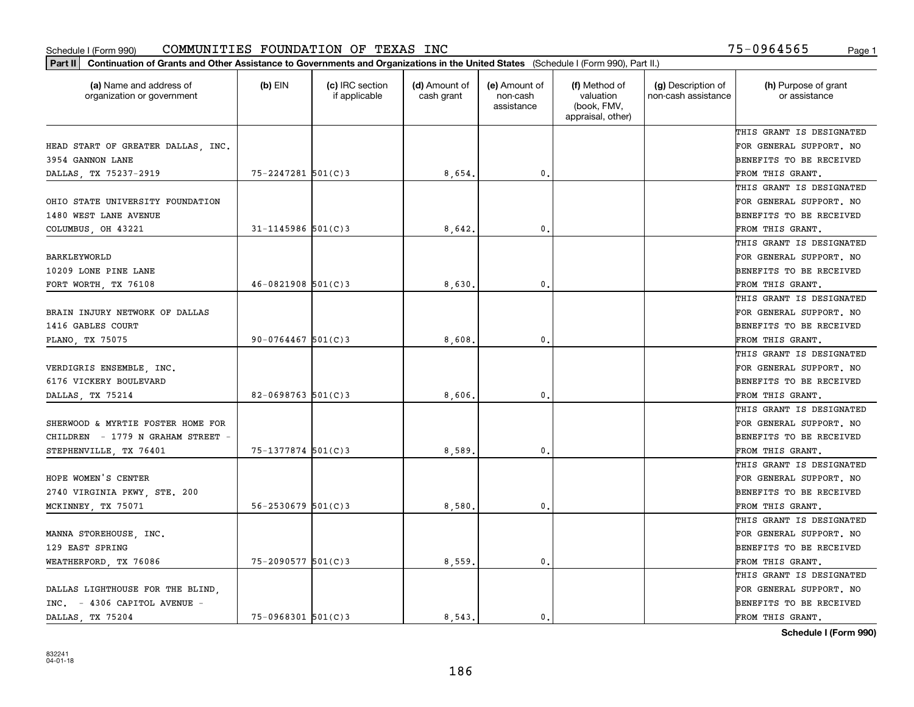Schedule I (Form 990) COMMUNITIES FOUNDATION OF TEXAS INC 75-0964565

**Part II** **Continuation of Grants and Other Assistance to Governments and Organizations in the United States** (Schedule I (Form 990), Part II.)

| (a) Name and address of organization or government | (b) EIN | (c) IRC section if applicable | (d) Amount of cash grant | (e) Amount of non-cash assistance | (f) Method of valuation (book, FMV, appraisal, other) | (g) Description of non-cash assistance | (h) Purpose of grant or assistance |
|---|---|---|---|---|---|---|---|
| HEAD START OF GREATER DALLAS, INC. 3954 GANNON LANE DALLAS, TX 75237-2919 | 75-2247281 | 501(C)3 | 8,654. | 0. | | | THIS GRANT IS DESIGNATED FOR GENERAL SUPPORT. NO BENEFITS TO BE RECEIVED FROM THIS GRANT. |
| OHIO STATE UNIVERSITY FOUNDATION 1480 WEST LANE AVENUE COLUMBUS, OH 43221 | 31-1145986 | 501(C)3 | 8,642. | 0. | | | THIS GRANT IS DESIGNATED FOR GENERAL SUPPORT. NO BENEFITS TO BE RECEIVED FROM THIS GRANT. |
| BARKLEYWORLD 10209 LONE PINE LANE FORT WORTH, TX 76108 | 46-0821908 | 501(C)3 | 8,630. | 0. | | | THIS GRANT IS DESIGNATED FOR GENERAL SUPPORT. NO BENEFITS TO BE RECEIVED FROM THIS GRANT. |
| BRAIN INJURY NETWORK OF DALLAS 1416 GABLES COURT PLANO, TX 75075 | 90-0764467 | 501(C)3 | 8,608. | 0. | | | THIS GRANT IS DESIGNATED FOR GENERAL SUPPORT. NO BENEFITS TO BE RECEIVED FROM THIS GRANT. |
| VERDIGRIS ENSEMBLE, INC. 6176 VICKERY BOULEVARD DALLAS, TX 75214 | 82-0698763 | 501(C)3 | 8,606. | 0. | | | THIS GRANT IS DESIGNATED FOR GENERAL SUPPORT. NO BENEFITS TO BE RECEIVED FROM THIS GRANT. |
| SHERWOOD & MYRTIE FOSTER HOME FOR CHILDREN - 1779 N GRAHAM STREET - STEPHENVILLE, TX 76401 | 75-1377874 | 501(C)3 | 8,589. | 0. | | | THIS GRANT IS DESIGNATED FOR GENERAL SUPPORT. NO BENEFITS TO BE RECEIVED FROM THIS GRANT. |
| HOPE WOMEN'S CENTER 2740 VIRGINIA PKWY, STE. 200 MCKINNEY, TX 75071 | 56-2530679 | 501(C)3 | 8,580. | 0. | | | THIS GRANT IS DESIGNATED FOR GENERAL SUPPORT. NO BENEFITS TO BE RECEIVED FROM THIS GRANT. |
| MANNA STOREHOUSE, INC. 129 EAST SPRING WEATHERFORD, TX 76086 | 75-2090577 | 501(C)3 | 8,559. | 0. | | | THIS GRANT IS DESIGNATED FOR GENERAL SUPPORT. NO BENEFITS TO BE RECEIVED FROM THIS GRANT. |
| DALLAS LIGHTHOUSE FOR THE BLIND, INC. - 4306 CAPITOL AVENUE - DALLAS, TX 75204 | 75-0968301 | 501(C)3 | 8,543. | 0. | | | THIS GRANT IS DESIGNATED FOR GENERAL SUPPORT. NO BENEFITS TO BE RECEIVED FROM THIS GRANT. |

**Schedule I (Form 990)**

832241 04-01-18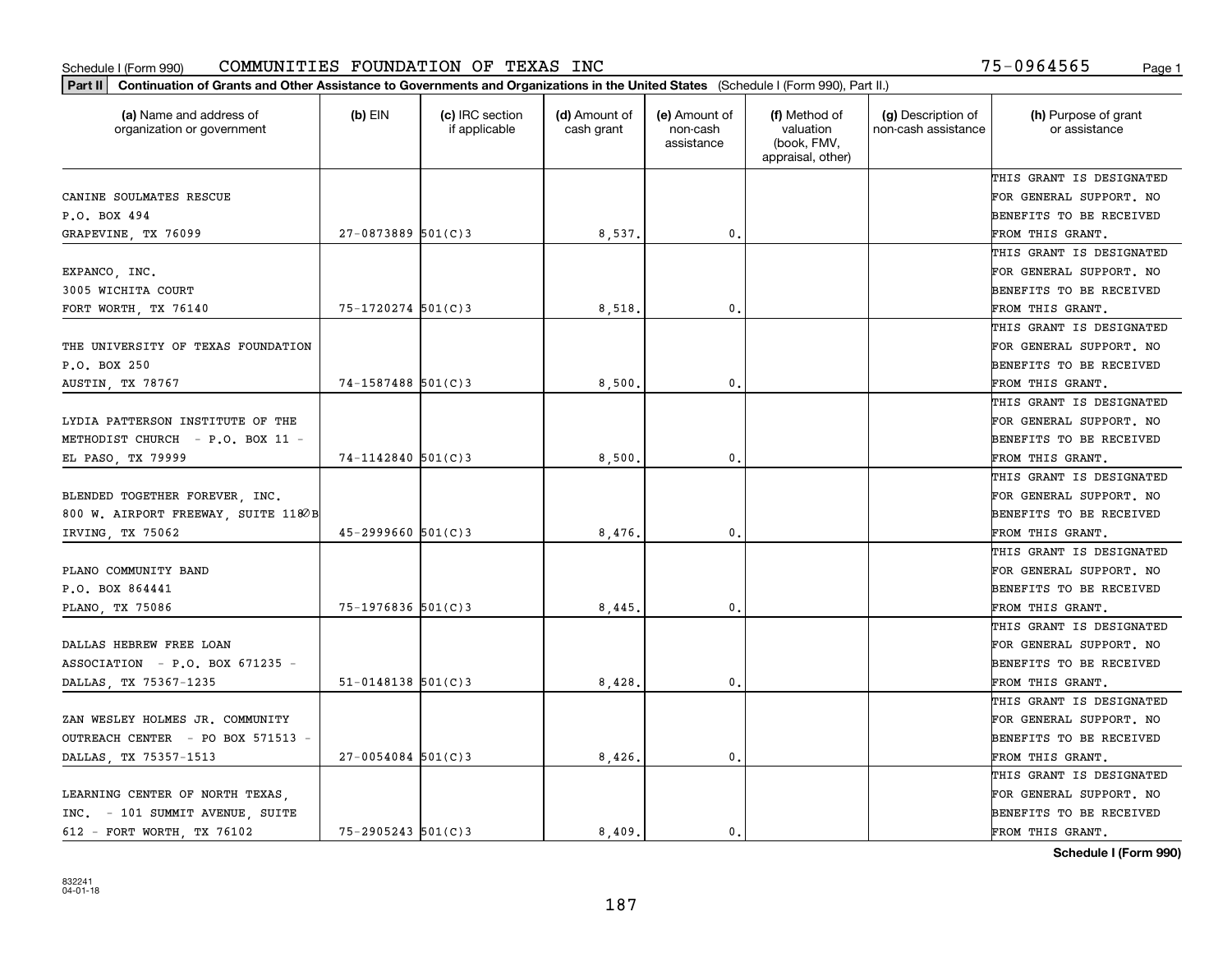Schedule I (Form 990) COMMUNITIES FOUNDATION OF TEXAS INC 75-0964565

**Part II** Continuation of Grants and Other Assistance to Governments and Organizations in the United States (Schedule I (Form 990), Part II.)

| (a) Name and address of organization or government | (b) EIN | (c) IRC section if applicable | (d) Amount of cash grant | (e) Amount of non-cash assistance | (f) Method of valuation (book, FMV, appraisal, other) | (g) Description of non-cash assistance | (h) Purpose of grant or assistance |
|---|---|---|---|---|---|---|---|
| CANINE SOULMATES RESCUE P.O. BOX 494 GRAPEVINE, TX 76099 | 27-0873889 | 501(C)3 | 8,537. | 0. | | | THIS GRANT IS DESIGNATED FOR GENERAL SUPPORT. NO BENEFITS TO BE RECEIVED FROM THIS GRANT. |
| EXPANCO, INC. 3005 WICHITA COURT FORT WORTH, TX 76140 | 75-1720274 | 501(C)3 | 8,518. | 0. | | | THIS GRANT IS DESIGNATED FOR GENERAL SUPPORT. NO BENEFITS TO BE RECEIVED FROM THIS GRANT. |
| THE UNIVERSITY OF TEXAS FOUNDATION P.O. BOX 250 AUSTIN, TX 78767 | 74-1587488 | 501(C)3 | 8,500. | 0. | | | THIS GRANT IS DESIGNATED FOR GENERAL SUPPORT. NO BENEFITS TO BE RECEIVED FROM THIS GRANT. |
| LYDIA PATTERSON INSTITUTE OF THE METHODIST CHURCH - P.O. BOX 11 - EL PASO, TX 79999 | 74-1142840 | 501(C)3 | 8,500. | 0. | | | THIS GRANT IS DESIGNATED FOR GENERAL SUPPORT. NO BENEFITS TO BE RECEIVED FROM THIS GRANT. |
| BLENDED TOGETHER FOREVER, INC. 800 W. AIRPORT FREEWAY, SUITE 1180B IRVING, TX 75062 | 45-2999660 | 501(C)3 | 8,476. | 0. | | | THIS GRANT IS DESIGNATED FOR GENERAL SUPPORT. NO BENEFITS TO BE RECEIVED FROM THIS GRANT. |
| PLANO COMMUNITY BAND P.O. BOX 864441 PLANO, TX 75086 | 75-1976836 | 501(C)3 | 8,445. | 0. | | | THIS GRANT IS DESIGNATED FOR GENERAL SUPPORT. NO BENEFITS TO BE RECEIVED FROM THIS GRANT. |
| DALLAS HEBREW FREE LOAN ASSOCIATION - P.O. BOX 671235 - DALLAS, TX 75367-1235 | 51-0148138 | 501(C)3 | 8,428. | 0. | | | THIS GRANT IS DESIGNATED FOR GENERAL SUPPORT. NO BENEFITS TO BE RECEIVED FROM THIS GRANT. |
| ZAN WESLEY HOLMES JR. COMMUNITY OUTREACH CENTER - PO BOX 571513 - DALLAS, TX 75357-1513 | 27-0054084 | 501(C)3 | 8,426. | 0. | | | THIS GRANT IS DESIGNATED FOR GENERAL SUPPORT. NO BENEFITS TO BE RECEIVED FROM THIS GRANT. |
| LEARNING CENTER OF NORTH TEXAS, INC. - 101 SUMMIT AVENUE, SUITE 612 - FORT WORTH, TX 76102 | 75-2905243 | 501(C)3 | 8,409. | 0. | | | THIS GRANT IS DESIGNATED FOR GENERAL SUPPORT. NO BENEFITS TO BE RECEIVED FROM THIS GRANT. |

**Schedule I (Form 990)**

832241 04-01-18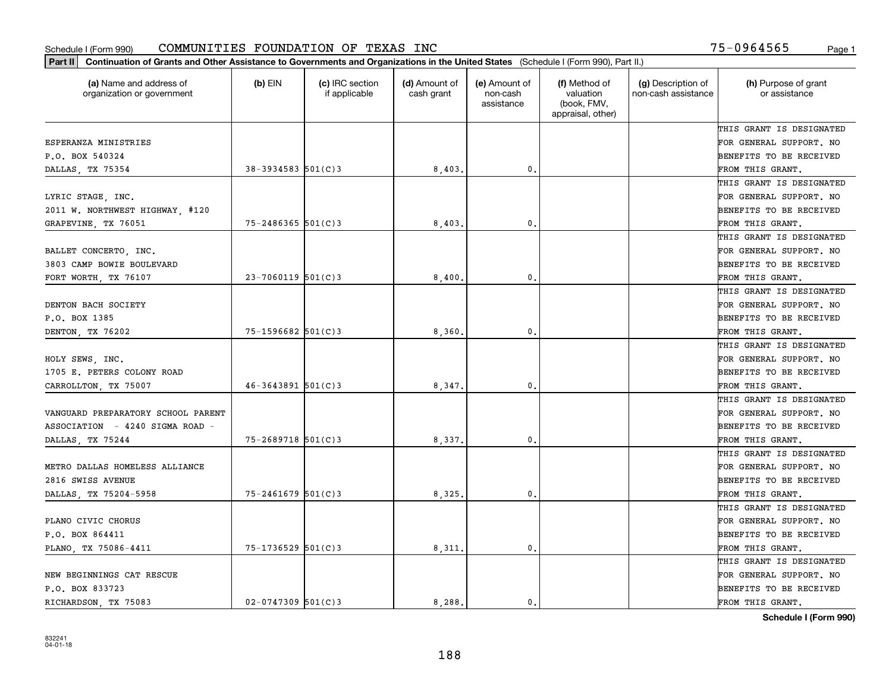Schedule I (Form 990) COMMUNITIES FOUNDATION OF TEXAS INC 75-0964565

**Part II** Continuation of Grants and Other Assistance to Governments and Organizations in the United States (Schedule I (Form 990), Part II.)

| (a) Name and address of organization or government | (b) EIN | (c) IRC section if applicable | (d) Amount of cash grant | (e) Amount of non-cash assistance | (f) Method of valuation (book, FMV, appraisal, other) | (g) Description of non-cash assistance | (h) Purpose of grant or assistance |
|---|---|---|---|---|---|---|---|
| ESPERANZA MINISTRIES<br>P.O. BOX 540324<br>DALLAS, TX 75354 | 38-3934583 | 501(C)3 | 8,403. | 0. | | | THIS GRANT IS DESIGNATED FOR GENERAL SUPPORT. NO BENEFITS TO BE RECEIVED FROM THIS GRANT. |
| LYRIC STAGE, INC.<br>2011 W. NORTHWEST HIGHWAY, #120<br>GRAPEVINE, TX 76051 | 75-2486365 | 501(C)3 | 8,403. | 0. | | | THIS GRANT IS DESIGNATED FOR GENERAL SUPPORT. NO BENEFITS TO BE RECEIVED FROM THIS GRANT. |
| BALLET CONCERTO, INC.<br>3803 CAMP BOWIE BOULEVARD<br>FORT WORTH, TX 76107 | 23-7060119 | 501(C)3 | 8,400. | 0. | | | THIS GRANT IS DESIGNATED FOR GENERAL SUPPORT. NO BENEFITS TO BE RECEIVED FROM THIS GRANT. |
| DENTON BACH SOCIETY<br>P.O. BOX 1385<br>DENTON, TX 76202 | 75-1596682 | 501(C)3 | 8,360. | 0. | | | THIS GRANT IS DESIGNATED FOR GENERAL SUPPORT. NO BENEFITS TO BE RECEIVED FROM THIS GRANT. |
| HOLY SEWS, INC.<br>1705 E. PETERS COLONY ROAD<br>CARROLLTON, TX 75007 | 46-3643891 | 501(C)3 | 8,347. | 0. | | | THIS GRANT IS DESIGNATED FOR GENERAL SUPPORT. NO BENEFITS TO BE RECEIVED FROM THIS GRANT. |
| VANGUARD PREPARATORY SCHOOL PARENT<br>ASSOCIATION - 4240 SIGMA ROAD -<br>DALLAS, TX 75244 | 75-2689718 | 501(C)3 | 8,337. | 0. | | | THIS GRANT IS DESIGNATED FOR GENERAL SUPPORT. NO BENEFITS TO BE RECEIVED FROM THIS GRANT. |
| METRO DALLAS HOMELESS ALLIANCE<br>2816 SWISS AVENUE<br>DALLAS, TX 75204-5958 | 75-2461679 | 501(C)3 | 8,325. | 0. | | | THIS GRANT IS DESIGNATED FOR GENERAL SUPPORT. NO BENEFITS TO BE RECEIVED FROM THIS GRANT. |
| PLANO CIVIC CHORUS<br>P.O. BOX 864411<br>PLANO, TX 75086-4411 | 75-1736529 | 501(C)3 | 8,311. | 0. | | | THIS GRANT IS DESIGNATED FOR GENERAL SUPPORT. NO BENEFITS TO BE RECEIVED FROM THIS GRANT. |
| NEW BEGINNINGS CAT RESCUE<br>P.O. BOX 833723<br>RICHARDSON, TX 75083 | 02-0747309 | 501(C)3 | 8,288. | 0. | | | THIS GRANT IS DESIGNATED FOR GENERAL SUPPORT. NO BENEFITS TO BE RECEIVED FROM THIS GRANT. |

**Schedule I (Form 990)**

832241
04-01-18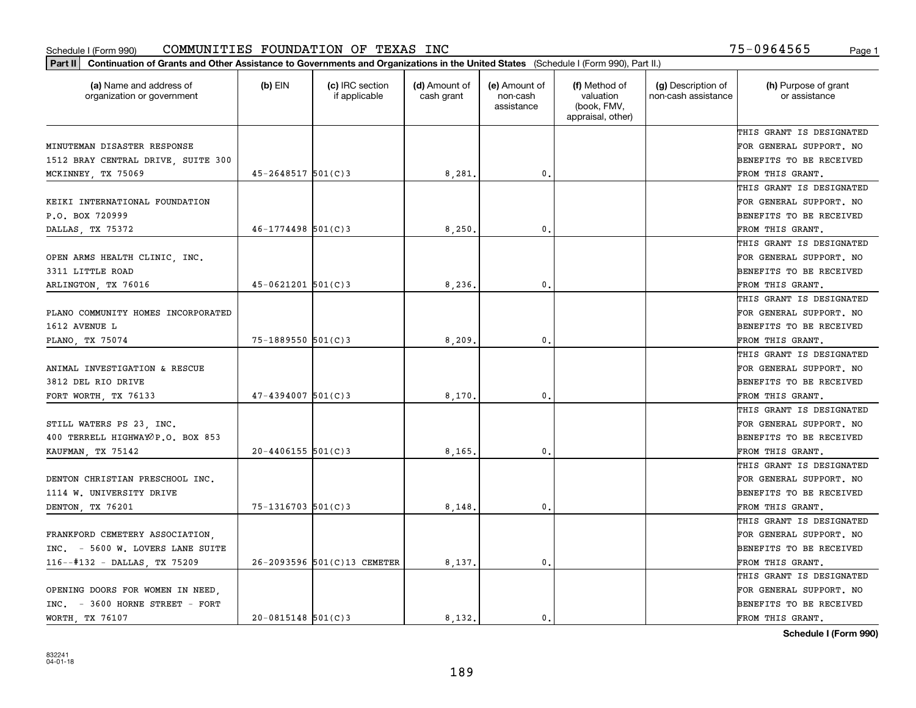Schedule I (Form 990) COMMUNITIES FOUNDATION OF TEXAS INC 75-0964565

**Part II** Continuation of Grants and Other Assistance to Governments and Organizations in the United States (Schedule I (Form 990), Part II.)

| (a) Name and address of organization or government | (b) EIN | (c) IRC section if applicable | (d) Amount of cash grant | (e) Amount of non-cash assistance | (f) Method of valuation (book, FMV, appraisal, other) | (g) Description of non-cash assistance | (h) Purpose of grant or assistance |
|---|---|---|---|---|---|---|---|
| MINUTEMAN DISASTER RESPONSE 1512 BRAY CENTRAL DRIVE, SUITE 300 MCKINNEY, TX 75069 | 45-2648517 | 501(C)3 | 8,281. | 0. | | | THIS GRANT IS DESIGNATED FOR GENERAL SUPPORT. NO BENEFITS TO BE RECEIVED FROM THIS GRANT. |
| KEIKI INTERNATIONAL FOUNDATION P.O. BOX 720999 DALLAS, TX 75372 | 46-1774498 | 501(C)3 | 8,250. | 0. | | | THIS GRANT IS DESIGNATED FOR GENERAL SUPPORT. NO BENEFITS TO BE RECEIVED FROM THIS GRANT. |
| OPEN ARMS HEALTH CLINIC, INC. 3311 LITTLE ROAD ARLINGTON, TX 76016 | 45-0621201 | 501(C)3 | 8,236. | 0. | | | THIS GRANT IS DESIGNATED FOR GENERAL SUPPORT. NO BENEFITS TO BE RECEIVED FROM THIS GRANT. |
| PLANO COMMUNITY HOMES INCORPORATED 1612 AVENUE L PLANO, TX 75074 | 75-1889550 | 501(C)3 | 8,209. | 0. | | | THIS GRANT IS DESIGNATED FOR GENERAL SUPPORT. NO BENEFITS TO BE RECEIVED FROM THIS GRANT. |
| ANIMAL INVESTIGATION & RESCUE 3812 DEL RIO DRIVE FORT WORTH, TX 76133 | 47-4394007 | 501(C)3 | 8,170. | 0. | | | THIS GRANT IS DESIGNATED FOR GENERAL SUPPORT. NO BENEFITS TO BE RECEIVED FROM THIS GRANT. |
| STILL WATERS PS 23, INC. 400 TERRELL HIGHWAY∅P.O. BOX 853 KAUFMAN, TX 75142 | 20-4406155 | 501(C)3 | 8,165. | 0. | | | THIS GRANT IS DESIGNATED FOR GENERAL SUPPORT. NO BENEFITS TO BE RECEIVED FROM THIS GRANT. |
| DENTON CHRISTIAN PRESCHOOL INC. 1114 W. UNIVERSITY DRIVE DENTON, TX 76201 | 75-1316703 | 501(C)3 | 8,148. | 0. | | | THIS GRANT IS DESIGNATED FOR GENERAL SUPPORT. NO BENEFITS TO BE RECEIVED FROM THIS GRANT. |
| FRANKFORD CEMETERY ASSOCIATION, INC. - 5600 W. LOVERS LANE SUITE 116--#132 - DALLAS, TX 75209 | 26-2093596 | 501(C)13 CEMETER | 8,137. | 0. | | | THIS GRANT IS DESIGNATED FOR GENERAL SUPPORT. NO BENEFITS TO BE RECEIVED FROM THIS GRANT. |
| OPENING DOORS FOR WOMEN IN NEED, INC. - 3600 HORNE STREET - FORT WORTH, TX 76107 | 20-0815148 | 501(C)3 | 8,132. | 0. | | | THIS GRANT IS DESIGNATED FOR GENERAL SUPPORT. NO BENEFITS TO BE RECEIVED FROM THIS GRANT. |

**Schedule I (Form 990)**

832241 04-01-18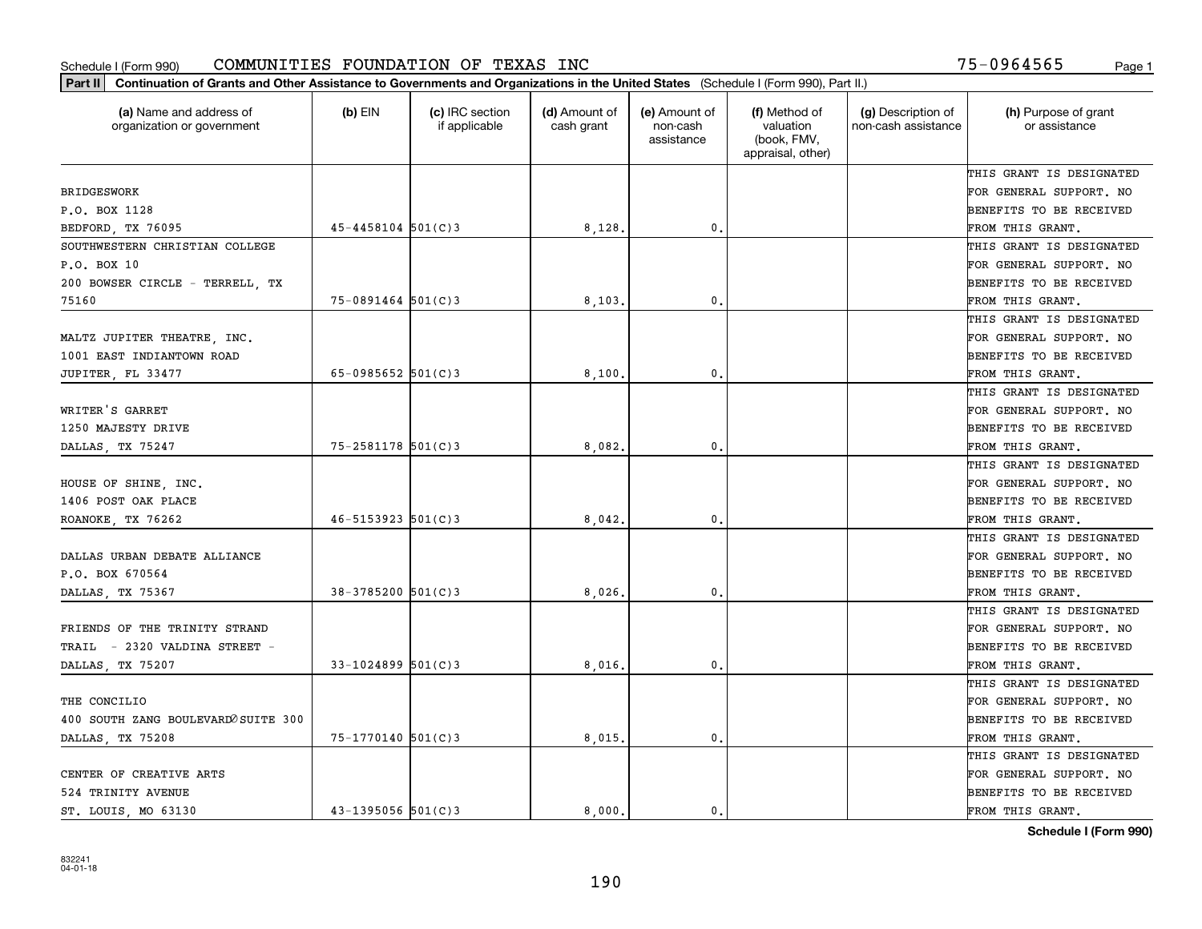Schedule I (Form 990) COMMUNITIES FOUNDATION OF TEXAS INC 75-0964565

**Part II** **Continuation of Grants and Other Assistance to Governments and Organizations in the United States** (Schedule I (Form 990), Part II.)

| (a) Name and address of organization or government | (b) EIN | (c) IRC section if applicable | (d) Amount of cash grant | (e) Amount of non-cash assistance | (f) Method of valuation (book, FMV, appraisal, other) | (g) Description of non-cash assistance | (h) Purpose of grant or assistance |
|---|---|---|---|---|---|---|---|
| BRIDGESWORK<br>P.O. BOX 1128<br>BEDFORD, TX 76095 | 45-4458104 | 501(C)3 | 8,128. | 0. | | | THIS GRANT IS DESIGNATED FOR GENERAL SUPPORT. NO BENEFITS TO BE RECEIVED FROM THIS GRANT. |
| SOUTHWESTERN CHRISTIAN COLLEGE<br>P.O. BOX 10<br>200 BOWSER CIRCLE - TERRELL, TX 75160 | 75-0891464 | 501(C)3 | 8,103. | 0. | | | THIS GRANT IS DESIGNATED FOR GENERAL SUPPORT. NO BENEFITS TO BE RECEIVED FROM THIS GRANT. |
| MALTZ JUPITER THEATRE, INC.<br>1001 EAST INDIANTOWN ROAD<br>JUPITER, FL 33477 | 65-0985652 | 501(C)3 | 8,100. | 0. | | | THIS GRANT IS DESIGNATED FOR GENERAL SUPPORT. NO BENEFITS TO BE RECEIVED FROM THIS GRANT. |
| WRITER'S GARRET<br>1250 MAJESTY DRIVE<br>DALLAS, TX 75247 | 75-2581178 | 501(C)3 | 8,082. | 0. | | | THIS GRANT IS DESIGNATED FOR GENERAL SUPPORT. NO BENEFITS TO BE RECEIVED FROM THIS GRANT. |
| HOUSE OF SHINE, INC.<br>1406 POST OAK PLACE<br>ROANOKE, TX 76262 | 46-5153923 | 501(C)3 | 8,042. | 0. | | | THIS GRANT IS DESIGNATED FOR GENERAL SUPPORT. NO BENEFITS TO BE RECEIVED FROM THIS GRANT. |
| DALLAS URBAN DEBATE ALLIANCE<br>P.O. BOX 670564<br>DALLAS, TX 75367 | 38-3785200 | 501(C)3 | 8,026. | 0. | | | THIS GRANT IS DESIGNATED FOR GENERAL SUPPORT. NO BENEFITS TO BE RECEIVED FROM THIS GRANT. |
| FRIENDS OF THE TRINITY STRAND<br>TRAIL - 2320 VALDINA STREET -<br>DALLAS, TX 75207 | 33-1024899 | 501(C)3 | 8,016. | 0. | | | THIS GRANT IS DESIGNATED FOR GENERAL SUPPORT. NO BENEFITS TO BE RECEIVED FROM THIS GRANT. |
| THE CONCILIO<br>400 SOUTH ZANG BOULEVARD SUITE 300<br>DALLAS, TX 75208 | 75-1770140 | 501(C)3 | 8,015. | 0. | | | THIS GRANT IS DESIGNATED FOR GENERAL SUPPORT. NO BENEFITS TO BE RECEIVED FROM THIS GRANT. |
| CENTER OF CREATIVE ARTS<br>524 TRINITY AVENUE<br>ST. LOUIS, MO 63130 | 43-1395056 | 501(C)3 | 8,000. | 0. | | | THIS GRANT IS DESIGNATED FOR GENERAL SUPPORT. NO BENEFITS TO BE RECEIVED FROM THIS GRANT. |

**Schedule I (Form 990)**

832241
04-01-18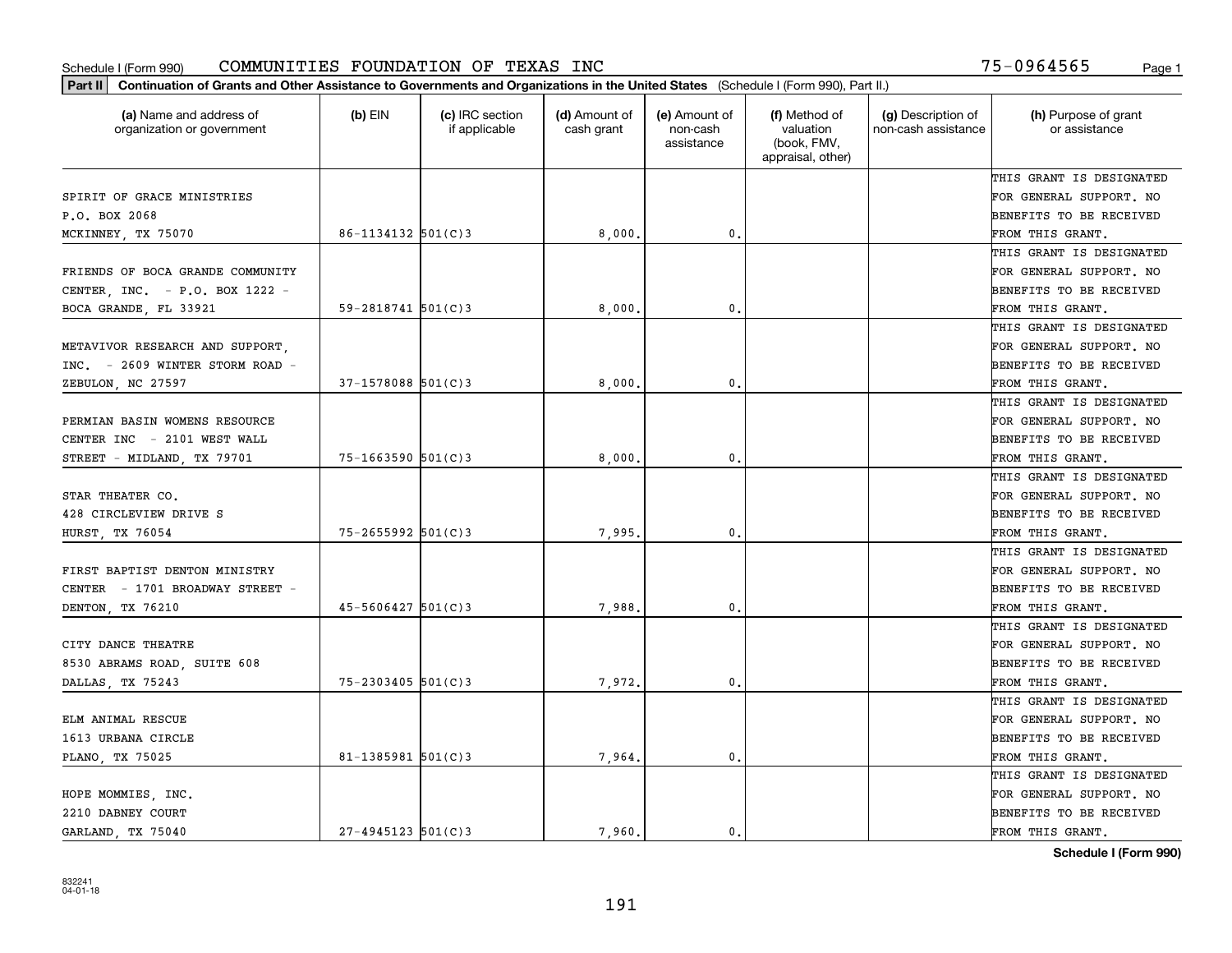Schedule I (Form 990) COMMUNITIES FOUNDATION OF TEXAS INC 75-0964565

**Part II** **Continuation of Grants and Other Assistance to Governments and Organizations in the United States** (Schedule I (Form 990), Part II.)

| (a) Name and address of organization or government | (b) EIN | (c) IRC section if applicable | (d) Amount of cash grant | (e) Amount of non-cash assistance | (f) Method of valuation (book, FMV, appraisal, other) | (g) Description of non-cash assistance | (h) Purpose of grant or assistance |
|---|---|---|---|---|---|---|---|
| SPIRIT OF GRACE MINISTRIES P.O. BOX 2068 MCKINNEY, TX 75070 | 86-1134132 | 501(C)3 | 8,000. | 0. | | | THIS GRANT IS DESIGNATED FOR GENERAL SUPPORT. NO BENEFITS TO BE RECEIVED FROM THIS GRANT. |
| FRIENDS OF BOCA GRANDE COMMUNITY CENTER, INC. - P.O. BOX 1222 - BOCA GRANDE, FL 33921 | 59-2818741 | 501(C)3 | 8,000. | 0. | | | THIS GRANT IS DESIGNATED FOR GENERAL SUPPORT. NO BENEFITS TO BE RECEIVED FROM THIS GRANT. |
| METAVIVOR RESEARCH AND SUPPORT, INC. - 2609 WINTER STORM ROAD - ZEBULON, NC 27597 | 37-1578088 | 501(C)3 | 8,000. | 0. | | | THIS GRANT IS DESIGNATED FOR GENERAL SUPPORT. NO BENEFITS TO BE RECEIVED FROM THIS GRANT. |
| PERMIAN BASIN WOMENS RESOURCE CENTER INC - 2101 WEST WALL STREET - MIDLAND, TX 79701 | 75-1663590 | 501(C)3 | 8,000. | 0. | | | THIS GRANT IS DESIGNATED FOR GENERAL SUPPORT. NO BENEFITS TO BE RECEIVED FROM THIS GRANT. |
| STAR THEATER CO. 428 CIRCLEVIEW DRIVE S HURST, TX 76054 | 75-2655992 | 501(C)3 | 7,995. | 0. | | | THIS GRANT IS DESIGNATED FOR GENERAL SUPPORT. NO BENEFITS TO BE RECEIVED FROM THIS GRANT. |
| FIRST BAPTIST DENTON MINISTRY CENTER - 1701 BROADWAY STREET - DENTON, TX 76210 | 45-5606427 | 501(C)3 | 7,988. | 0. | | | THIS GRANT IS DESIGNATED FOR GENERAL SUPPORT. NO BENEFITS TO BE RECEIVED FROM THIS GRANT. |
| CITY DANCE THEATRE 8530 ABRAMS ROAD, SUITE 608 DALLAS, TX 75243 | 75-2303405 | 501(C)3 | 7,972. | 0. | | | THIS GRANT IS DESIGNATED FOR GENERAL SUPPORT. NO BENEFITS TO BE RECEIVED FROM THIS GRANT. |
| ELM ANIMAL RESCUE 1613 URBANA CIRCLE PLANO, TX 75025 | 81-1385981 | 501(C)3 | 7,964. | 0. | | | THIS GRANT IS DESIGNATED FOR GENERAL SUPPORT. NO BENEFITS TO BE RECEIVED FROM THIS GRANT. |
| HOPE MOMMIES, INC. 2210 DABNEY COURT GARLAND, TX 75040 | 27-4945123 | 501(C)3 | 7,960. | 0. | | | THIS GRANT IS DESIGNATED FOR GENERAL SUPPORT. NO BENEFITS TO BE RECEIVED FROM THIS GRANT. |

**Schedule I (Form 990)**

832241 04-01-18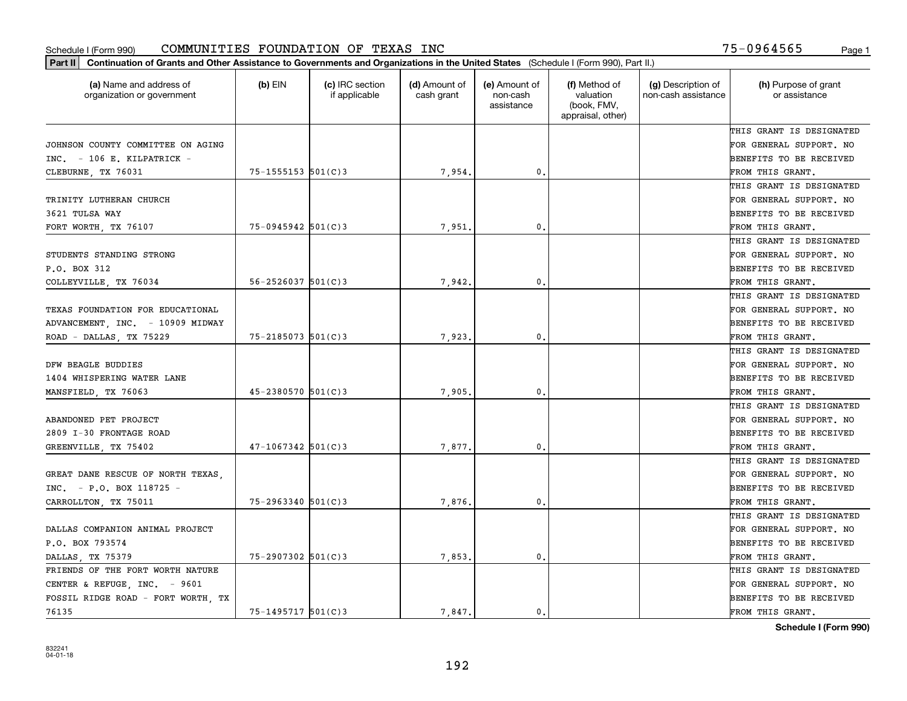Schedule I (Form 990) COMMUNITIES FOUNDATION OF TEXAS INC 75-0964565 Page 1

**Part II** Continuation of Grants and Other Assistance to Governments and Organizations in the United States (Schedule I (Form 990), Part II.)

| (a) Name and address of organization or government | (b) EIN | (c) IRC section if applicable | (d) Amount of cash grant | (e) Amount of non-cash assistance | (f) Method of valuation (book, FMV, appraisal, other) | (g) Description of non-cash assistance | (h) Purpose of grant or assistance |
|---|---|---|---|---|---|---|---|
| JOHNSON COUNTY COMMITTEE ON AGING INC. - 106 E. KILPATRICK - CLEBURNE, TX 76031 | 75-1555153 | 501(C)3 | 7,954. | 0. | | | THIS GRANT IS DESIGNATED FOR GENERAL SUPPORT. NO BENEFITS TO BE RECEIVED FROM THIS GRANT. |
| TRINITY LUTHERAN CHURCH 3621 TULSA WAY FORT WORTH, TX 76107 | 75-0945942 | 501(C)3 | 7,951. | 0. | | | THIS GRANT IS DESIGNATED FOR GENERAL SUPPORT. NO BENEFITS TO BE RECEIVED FROM THIS GRANT. |
| STUDENTS STANDING STRONG P.O. BOX 312 COLLEYVILLE, TX 76034 | 56-2526037 | 501(C)3 | 7,942. | 0. | | | THIS GRANT IS DESIGNATED FOR GENERAL SUPPORT. NO BENEFITS TO BE RECEIVED FROM THIS GRANT. |
| TEXAS FOUNDATION FOR EDUCATIONAL ADVANCEMENT, INC. - 10909 MIDWAY ROAD - DALLAS, TX 75229 | 75-2185073 | 501(C)3 | 7,923. | 0. | | | THIS GRANT IS DESIGNATED FOR GENERAL SUPPORT. NO BENEFITS TO BE RECEIVED FROM THIS GRANT. |
| DFW BEAGLE BUDDIES 1404 WHISPERING WATER LANE MANSFIELD, TX 76063 | 45-2380570 | 501(C)3 | 7,905. | 0. | | | THIS GRANT IS DESIGNATED FOR GENERAL SUPPORT. NO BENEFITS TO BE RECEIVED FROM THIS GRANT. |
| ABANDONED PET PROJECT 2809 I-30 FRONTAGE ROAD GREENVILLE, TX 75402 | 47-1067342 | 501(C)3 | 7,877. | 0. | | | THIS GRANT IS DESIGNATED FOR GENERAL SUPPORT. NO BENEFITS TO BE RECEIVED FROM THIS GRANT. |
| GREAT DANE RESCUE OF NORTH TEXAS, INC. - P.O. BOX 118725 - CARROLLTON, TX 75011 | 75-2963340 | 501(C)3 | 7,876. | 0. | | | THIS GRANT IS DESIGNATED FOR GENERAL SUPPORT. NO BENEFITS TO BE RECEIVED FROM THIS GRANT. |
| DALLAS COMPANION ANIMAL PROJECT P.O. BOX 793574 DALLAS, TX 75379 | 75-2907302 | 501(C)3 | 7,853. | 0. | | | THIS GRANT IS DESIGNATED FOR GENERAL SUPPORT. NO BENEFITS TO BE RECEIVED FROM THIS GRANT. |
| FRIENDS OF THE FORT WORTH NATURE CENTER & REFUGE, INC. - 9601 FOSSIL RIDGE ROAD - FORT WORTH, TX 76135 | 75-1495717 | 501(C)3 | 7,847. | 0. | | | THIS GRANT IS DESIGNATED FOR GENERAL SUPPORT. NO BENEFITS TO BE RECEIVED FROM THIS GRANT. |

Schedule I (Form 990)

832241 04-01-18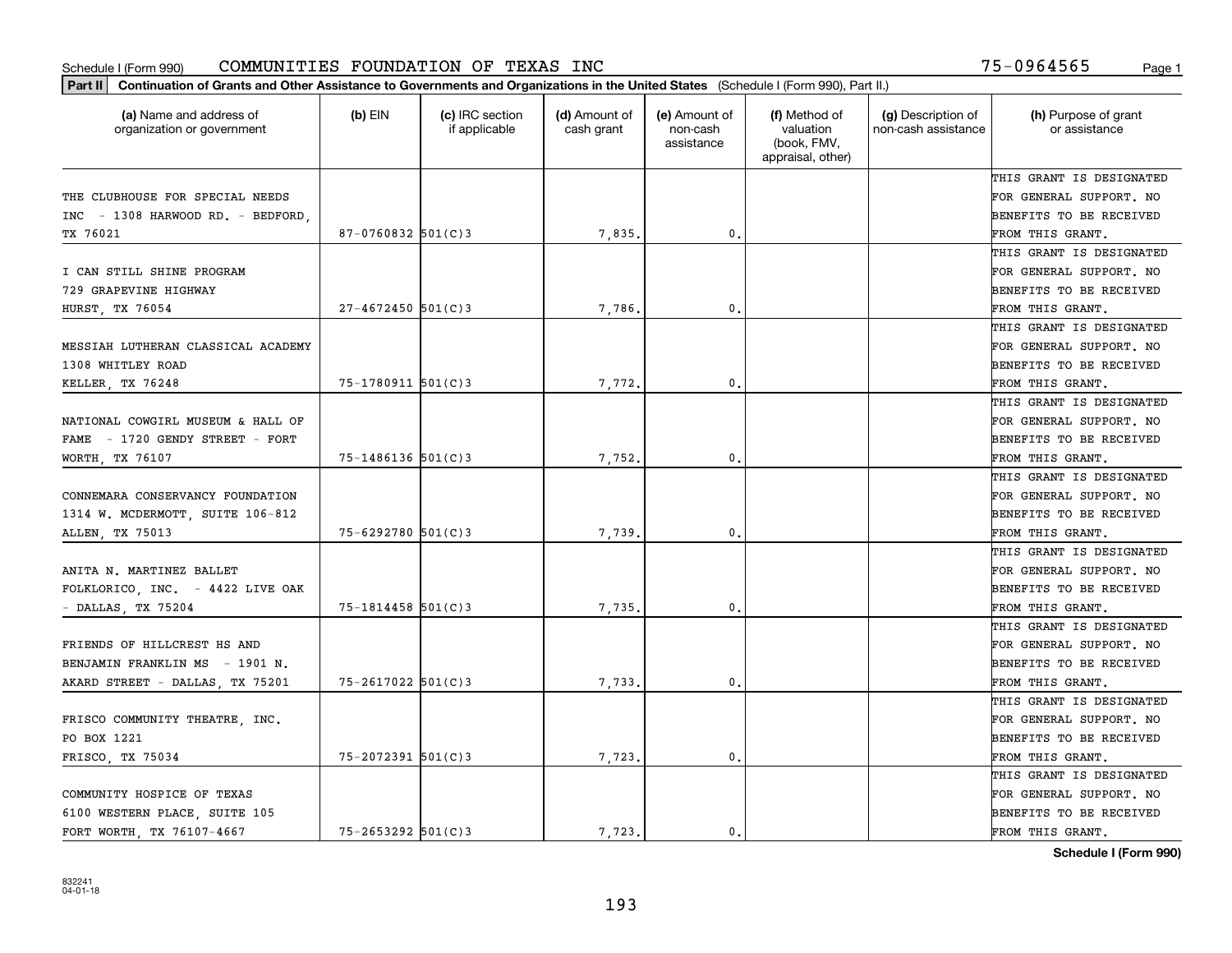Schedule I (Form 990) COMMUNITIES FOUNDATION OF TEXAS INC 75-0964565

**Part II Continuation of Grants and Other Assistance to Governments and Organizations in the United States** (Schedule I (Form 990), Part II.)

| (a) Name and address of organization or government | (b) EIN | (c) IRC section if applicable | (d) Amount of cash grant | (e) Amount of non-cash assistance | (f) Method of valuation (book, FMV, appraisal, other) | (g) Description of non-cash assistance | (h) Purpose of grant or assistance |
|---|---|---|---|---|---|---|---|
| THE CLUBHOUSE FOR SPECIAL NEEDS INC - 1308 HARWOOD RD. - BEDFORD, TX 76021 | 87-0760832 | 501(C)3 | 7,835. | 0. | | | THIS GRANT IS DESIGNATED FOR GENERAL SUPPORT. NO BENEFITS TO BE RECEIVED FROM THIS GRANT. |
| I CAN STILL SHINE PROGRAM 729 GRAPEVINE HIGHWAY HURST, TX 76054 | 27-4672450 | 501(C)3 | 7,786. | 0. | | | THIS GRANT IS DESIGNATED FOR GENERAL SUPPORT. NO BENEFITS TO BE RECEIVED FROM THIS GRANT. |
| MESSIAH LUTHERAN CLASSICAL ACADEMY 1308 WHITLEY ROAD KELLER, TX 76248 | 75-1780911 | 501(C)3 | 7,772. | 0. | | | THIS GRANT IS DESIGNATED FOR GENERAL SUPPORT. NO BENEFITS TO BE RECEIVED FROM THIS GRANT. |
| NATIONAL COWGIRL MUSEUM & HALL OF FAME - 1720 GENDY STREET - FORT WORTH, TX 76107 | 75-1486136 | 501(C)3 | 7,752. | 0. | | | THIS GRANT IS DESIGNATED FOR GENERAL SUPPORT. NO BENEFITS TO BE RECEIVED FROM THIS GRANT. |
| CONNEMARA CONSERVANCY FOUNDATION 1314 W. MCDERMOTT, SUITE 106-812 ALLEN, TX 75013 | 75-6292780 | 501(C)3 | 7,739. | 0. | | | THIS GRANT IS DESIGNATED FOR GENERAL SUPPORT. NO BENEFITS TO BE RECEIVED FROM THIS GRANT. |
| ANITA N. MARTINEZ BALLET FOLKLORICO, INC. - 4422 LIVE OAK - DALLAS, TX 75204 | 75-1814458 | 501(C)3 | 7,735. | 0. | | | THIS GRANT IS DESIGNATED FOR GENERAL SUPPORT. NO BENEFITS TO BE RECEIVED FROM THIS GRANT. |
| FRIENDS OF HILLCREST HS AND BENJAMIN FRANKLIN MS - 1901 N. AKARD STREET - DALLAS, TX 75201 | 75-2617022 | 501(C)3 | 7,733. | 0. | | | THIS GRANT IS DESIGNATED FOR GENERAL SUPPORT. NO BENEFITS TO BE RECEIVED FROM THIS GRANT. |
| FRISCO COMMUNITY THEATRE, INC. PO BOX 1221 FRISCO, TX 75034 | 75-2072391 | 501(C)3 | 7,723. | 0. | | | THIS GRANT IS DESIGNATED FOR GENERAL SUPPORT. NO BENEFITS TO BE RECEIVED FROM THIS GRANT. |
| COMMUNITY HOSPICE OF TEXAS 6100 WESTERN PLACE, SUITE 105 FORT WORTH, TX 76107-4667 | 75-2653292 | 501(C)3 | 7,723. | 0. | | | THIS GRANT IS DESIGNATED FOR GENERAL SUPPORT. NO BENEFITS TO BE RECEIVED FROM THIS GRANT. |

832241 04-01-18

**Schedule I (Form 990)**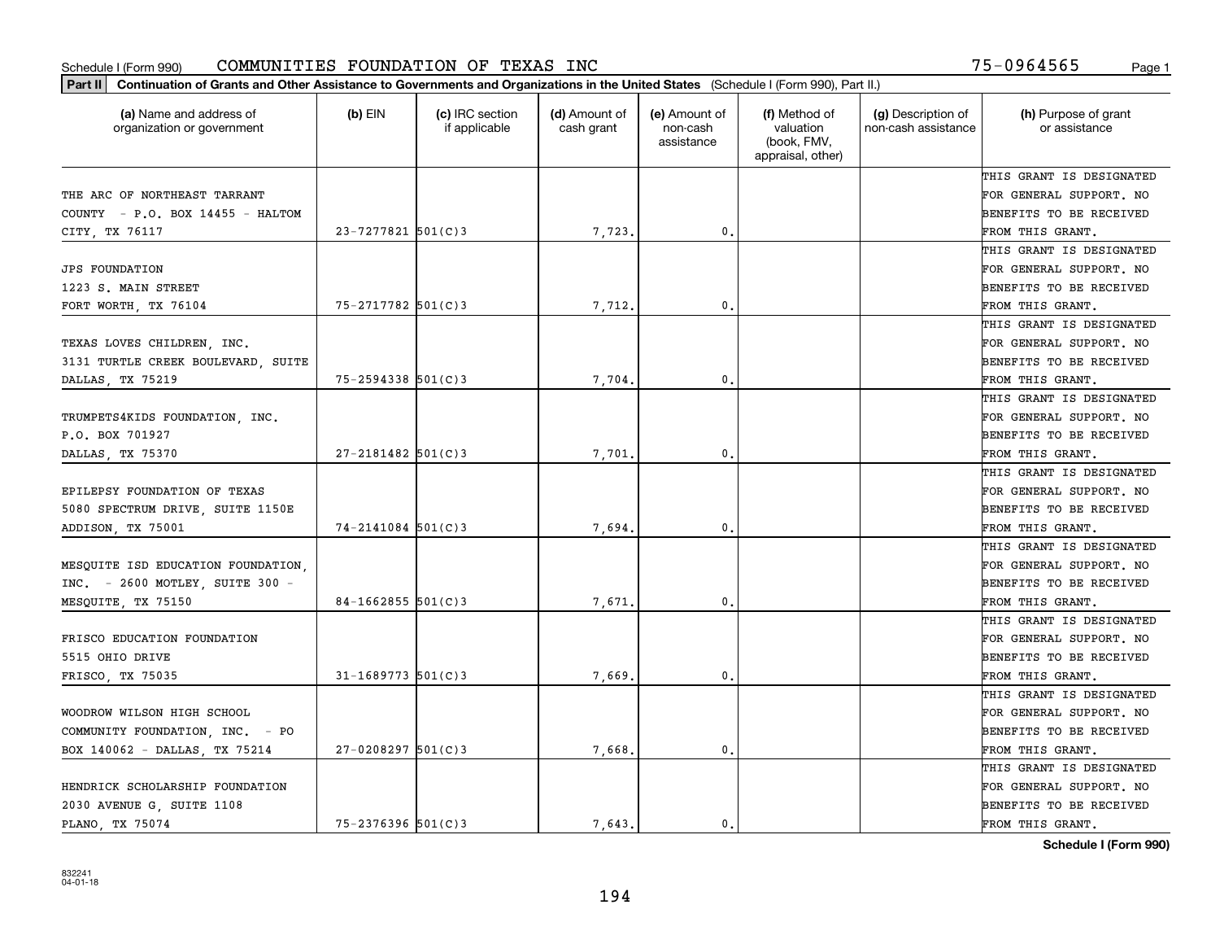Schedule I (Form 990) COMMUNITIES FOUNDATION OF TEXAS INC 75-0964565

**Part II** **Continuation of Grants and Other Assistance to Governments and Organizations in the United States** (Schedule I (Form 990), Part II.)

| (a) Name and address of organization or government | (b) EIN | (c) IRC section if applicable | (d) Amount of cash grant | (e) Amount of non-cash assistance | (f) Method of valuation (book, FMV, appraisal, other) | (g) Description of non-cash assistance | (h) Purpose of grant or assistance |
|---|---|---|---|---|---|---|---|
| THE ARC OF NORTHEAST TARRANT COUNTY - P.O. BOX 14455 - HALTOM CITY, TX 76117 | 23-7277821 | 501(C)3 | 7,723. | 0. | | | THIS GRANT IS DESIGNATED FOR GENERAL SUPPORT. NO BENEFITS TO BE RECEIVED FROM THIS GRANT. |
| JPS FOUNDATION 1223 S. MAIN STREET FORT WORTH, TX 76104 | 75-2717782 | 501(C)3 | 7,712. | 0. | | | THIS GRANT IS DESIGNATED FOR GENERAL SUPPORT. NO BENEFITS TO BE RECEIVED FROM THIS GRANT. |
| TEXAS LOVES CHILDREN, INC. 3131 TURTLE CREEK BOULEVARD, SUITE DALLAS, TX 75219 | 75-2594338 | 501(C)3 | 7,704. | 0. | | | THIS GRANT IS DESIGNATED FOR GENERAL SUPPORT. NO BENEFITS TO BE RECEIVED FROM THIS GRANT. |
| TRUMPETS4KIDS FOUNDATION, INC. P.O. BOX 701927 DALLAS, TX 75370 | 27-2181482 | 501(C)3 | 7,701. | 0. | | | THIS GRANT IS DESIGNATED FOR GENERAL SUPPORT. NO BENEFITS TO BE RECEIVED FROM THIS GRANT. |
| EPILEPSY FOUNDATION OF TEXAS 5080 SPECTRUM DRIVE, SUITE 1150E ADDISON, TX 75001 | 74-2141084 | 501(C)3 | 7,694. | 0. | | | THIS GRANT IS DESIGNATED FOR GENERAL SUPPORT. NO BENEFITS TO BE RECEIVED FROM THIS GRANT. |
| MESQUITE ISD EDUCATION FOUNDATION, INC. - 2600 MOTLEY, SUITE 300 - MESQUITE, TX 75150 | 84-1662855 | 501(C)3 | 7,671. | 0. | | | THIS GRANT IS DESIGNATED FOR GENERAL SUPPORT. NO BENEFITS TO BE RECEIVED FROM THIS GRANT. |
| FRISCO EDUCATION FOUNDATION 5515 OHIO DRIVE FRISCO, TX 75035 | 31-1689773 | 501(C)3 | 7,669. | 0. | | | THIS GRANT IS DESIGNATED FOR GENERAL SUPPORT. NO BENEFITS TO BE RECEIVED FROM THIS GRANT. |
| WOODROW WILSON HIGH SCHOOL COMMUNITY FOUNDATION, INC. - PO BOX 140062 - DALLAS, TX 75214 | 27-0208297 | 501(C)3 | 7,668. | 0. | | | THIS GRANT IS DESIGNATED FOR GENERAL SUPPORT. NO BENEFITS TO BE RECEIVED FROM THIS GRANT. |
| HENDRICK SCHOLARSHIP FOUNDATION 2030 AVENUE G, SUITE 1108 PLANO, TX 75074 | 75-2376396 | 501(C)3 | 7,643. | 0. | | | THIS GRANT IS DESIGNATED FOR GENERAL SUPPORT. NO BENEFITS TO BE RECEIVED FROM THIS GRANT. |

832241 04-01-18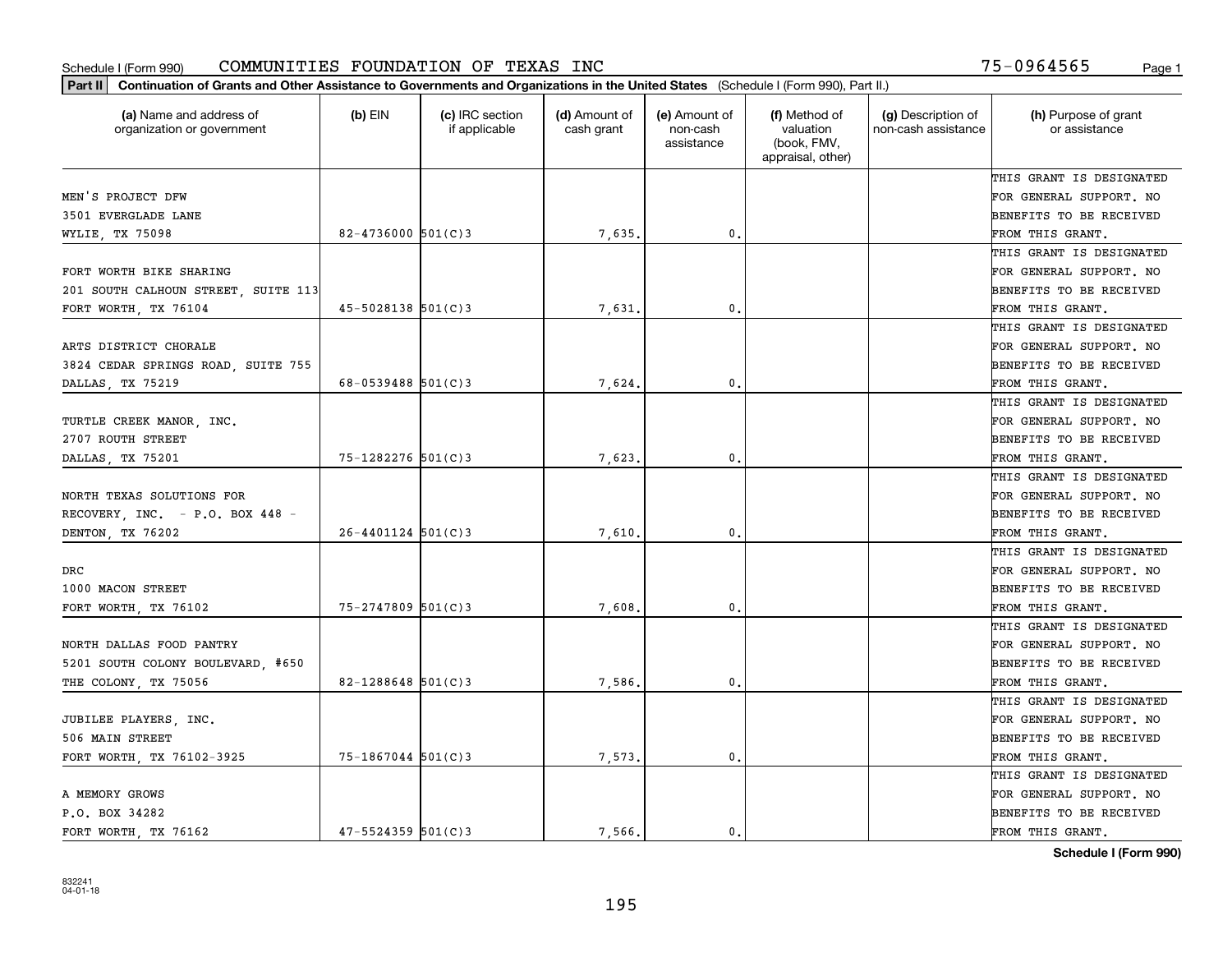Schedule I (Form 990) COMMUNITIES FOUNDATION OF TEXAS INC 75-0964565

**Part II Continuation of Grants and Other Assistance to Governments and Organizations in the United States** (Schedule I (Form 990), Part II.)

| (a) Name and address of organization or government | (b) EIN | (c) IRC section if applicable | (d) Amount of cash grant | (e) Amount of non-cash assistance | (f) Method of valuation (book, FMV, appraisal, other) | (g) Description of non-cash assistance | (h) Purpose of grant or assistance |
|---|---|---|---|---|---|---|---|
| MEN'S PROJECT DFW<br>3501 EVERGLADE LANE<br>WYLIE, TX 75098 | 82-4736000 | 501(C)3 | 7,635. | 0. | | | THIS GRANT IS DESIGNATED FOR GENERAL SUPPORT. NO BENEFITS TO BE RECEIVED FROM THIS GRANT. |
| FORT WORTH BIKE SHARING<br>201 SOUTH CALHOUN STREET, SUITE 113<br>FORT WORTH, TX 76104 | 45-5028138 | 501(C)3 | 7,631. | 0. | | | THIS GRANT IS DESIGNATED FOR GENERAL SUPPORT. NO BENEFITS TO BE RECEIVED FROM THIS GRANT. |
| ARTS DISTRICT CHORALE<br>3824 CEDAR SPRINGS ROAD, SUITE 755<br>DALLAS, TX 75219 | 68-0539488 | 501(C)3 | 7,624. | 0. | | | THIS GRANT IS DESIGNATED FOR GENERAL SUPPORT. NO BENEFITS TO BE RECEIVED FROM THIS GRANT. |
| TURTLE CREEK MANOR, INC.<br>2707 ROUTH STREET<br>DALLAS, TX 75201 | 75-1282276 | 501(C)3 | 7,623. | 0. | | | THIS GRANT IS DESIGNATED FOR GENERAL SUPPORT. NO BENEFITS TO BE RECEIVED FROM THIS GRANT. |
| NORTH TEXAS SOLUTIONS FOR<br>RECOVERY, INC. - P.O. BOX 448 -<br>DENTON, TX 76202 | 26-4401124 | 501(C)3 | 7,610. | 0. | | | THIS GRANT IS DESIGNATED FOR GENERAL SUPPORT. NO BENEFITS TO BE RECEIVED FROM THIS GRANT. |
| DRC<br>1000 MACON STREET<br>FORT WORTH, TX 76102 | 75-2747809 | 501(C)3 | 7,608. | 0. | | | THIS GRANT IS DESIGNATED FOR GENERAL SUPPORT. NO BENEFITS TO BE RECEIVED FROM THIS GRANT. |
| NORTH DALLAS FOOD PANTRY<br>5201 SOUTH COLONY BOULEVARD, #650<br>THE COLONY, TX 75056 | 82-1288648 | 501(C)3 | 7,586. | 0. | | | THIS GRANT IS DESIGNATED FOR GENERAL SUPPORT. NO BENEFITS TO BE RECEIVED FROM THIS GRANT. |
| JUBILEE PLAYERS, INC.<br>506 MAIN STREET<br>FORT WORTH, TX 76102-3925 | 75-1867044 | 501(C)3 | 7,573. | 0. | | | THIS GRANT IS DESIGNATED FOR GENERAL SUPPORT. NO BENEFITS TO BE RECEIVED FROM THIS GRANT. |
| A MEMORY GROWS<br>P.O. BOX 34282<br>FORT WORTH, TX 76162 | 47-5524359 | 501(C)3 | 7,566. | 0. | | | THIS GRANT IS DESIGNATED FOR GENERAL SUPPORT. NO BENEFITS TO BE RECEIVED FROM THIS GRANT. |

**Schedule I (Form 990)**

832241
04-01-18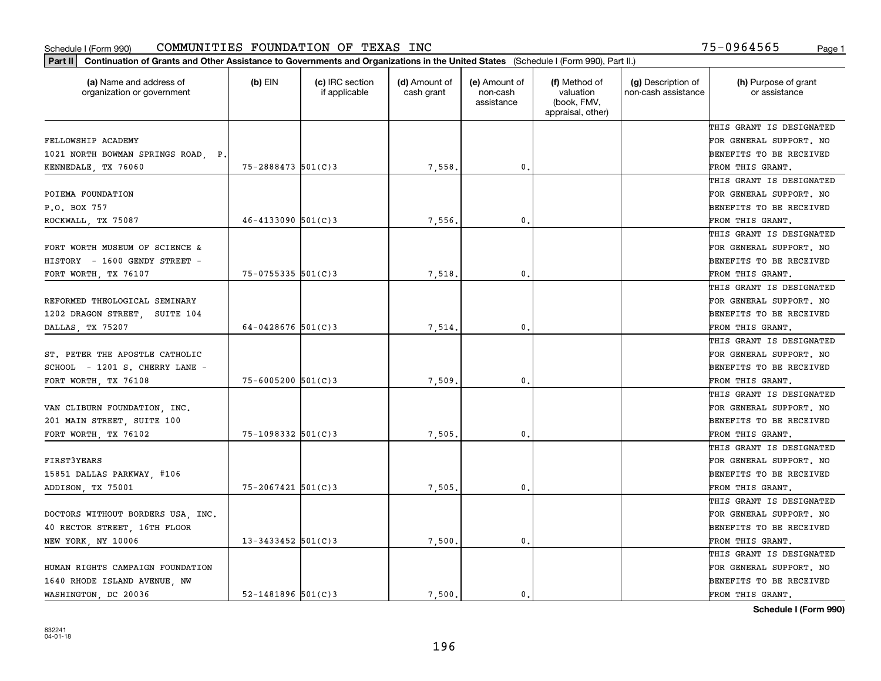Schedule I (Form 990) COMMUNITIES FOUNDATION OF TEXAS INC 75-0964565

**Part II** **Continuation of Grants and Other Assistance to Governments and Organizations in the United States** (Schedule I (Form 990), Part II.)

| (a) Name and address of organization or government | (b) EIN | (c) IRC section if applicable | (d) Amount of cash grant | (e) Amount of non-cash assistance | (f) Method of valuation (book, FMV, appraisal, other) | (g) Description of non-cash assistance | (h) Purpose of grant or assistance |
|---|---|---|---|---|---|---|---|
| FELLOWSHIP ACADEMY<br>1021 NORTH BOWMAN SPRINGS ROAD, P.<br>KENNEDALE, TX 76060 | 75-2888473 | 501(C)3 | 7,558. | 0. | | | THIS GRANT IS DESIGNATED FOR GENERAL SUPPORT. NO BENEFITS TO BE RECEIVED FROM THIS GRANT. |
| POIEMA FOUNDATION<br>P.O. BOX 757<br>ROCKWALL, TX 75087 | 46-4133090 | 501(C)3 | 7,556. | 0. | | | THIS GRANT IS DESIGNATED FOR GENERAL SUPPORT. NO BENEFITS TO BE RECEIVED FROM THIS GRANT. |
| FORT WORTH MUSEUM OF SCIENCE &<br>HISTORY - 1600 GENDY STREET -<br>FORT WORTH, TX 76107 | 75-0755335 | 501(C)3 | 7,518. | 0. | | | THIS GRANT IS DESIGNATED FOR GENERAL SUPPORT. NO BENEFITS TO BE RECEIVED FROM THIS GRANT. |
| REFORMED THEOLOGICAL SEMINARY<br>1202 DRAGON STREET, SUITE 104<br>DALLAS, TX 75207 | 64-0428676 | 501(C)3 | 7,514. | 0. | | | THIS GRANT IS DESIGNATED FOR GENERAL SUPPORT. NO BENEFITS TO BE RECEIVED FROM THIS GRANT. |
| ST. PETER THE APOSTLE CATHOLIC<br>SCHOOL - 1201 S. CHERRY LANE -<br>FORT WORTH, TX 76108 | 75-6005200 | 501(C)3 | 7,509. | 0. | | | THIS GRANT IS DESIGNATED FOR GENERAL SUPPORT. NO BENEFITS TO BE RECEIVED FROM THIS GRANT. |
| VAN CLIBURN FOUNDATION, INC.<br>201 MAIN STREET, SUITE 100<br>FORT WORTH, TX 76102 | 75-1098332 | 501(C)3 | 7,505. | 0. | | | THIS GRANT IS DESIGNATED FOR GENERAL SUPPORT. NO BENEFITS TO BE RECEIVED FROM THIS GRANT. |
| FIRST3YEARS<br>15851 DALLAS PARKWAY, #106<br>ADDISON, TX 75001 | 75-2067421 | 501(C)3 | 7,505. | 0. | | | THIS GRANT IS DESIGNATED FOR GENERAL SUPPORT. NO BENEFITS TO BE RECEIVED FROM THIS GRANT. |
| DOCTORS WITHOUT BORDERS USA, INC.<br>40 RECTOR STREET, 16TH FLOOR<br>NEW YORK, NY 10006 | 13-3433452 | 501(C)3 | 7,500. | 0. | | | THIS GRANT IS DESIGNATED FOR GENERAL SUPPORT. NO BENEFITS TO BE RECEIVED FROM THIS GRANT. |
| HUMAN RIGHTS CAMPAIGN FOUNDATION<br>1640 RHODE ISLAND AVENUE, NW<br>WASHINGTON, DC 20036 | 52-1481896 | 501(C)3 | 7,500. | 0. | | | THIS GRANT IS DESIGNATED FOR GENERAL SUPPORT. NO BENEFITS TO BE RECEIVED FROM THIS GRANT. |

**Schedule I (Form 990)**

832241
04-01-18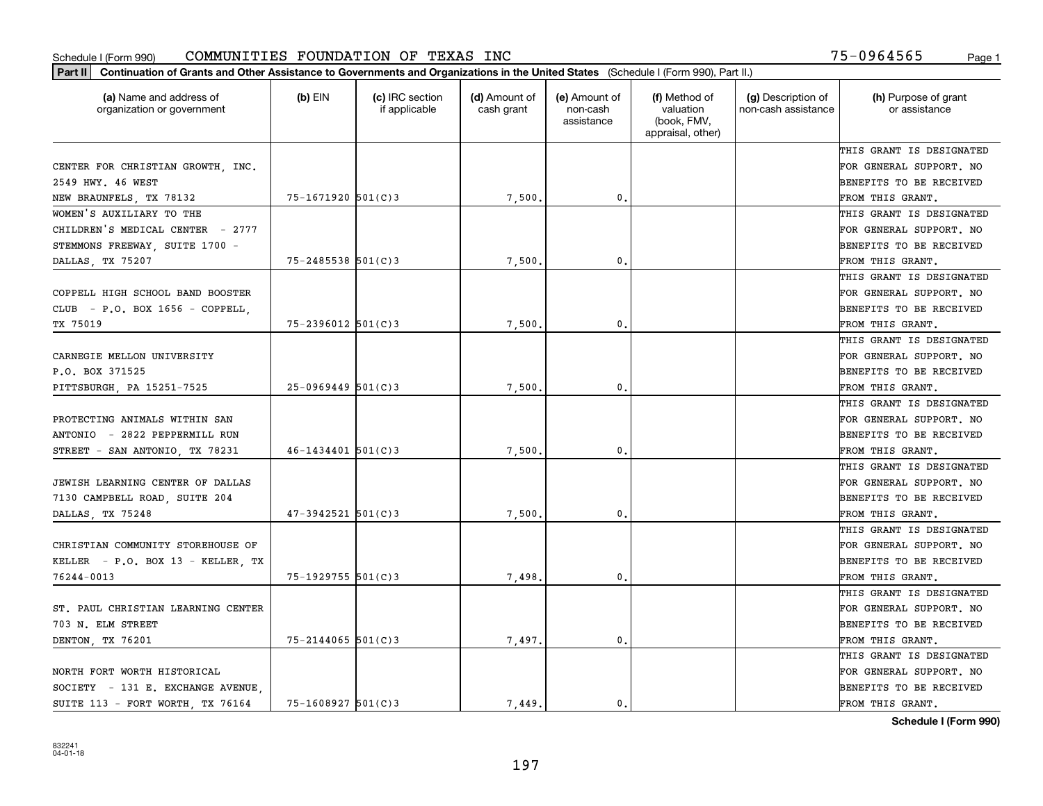Schedule I (Form 990) COMMUNITIES FOUNDATION OF TEXAS INC 75-0964565 Page 1

**Part II** **Continuation of Grants and Other Assistance to Governments and Organizations in the United States** (Schedule I (Form 990), Part II.)

| (a) Name and address of organization or government | (b) EIN | (c) IRC section if applicable | (d) Amount of cash grant | (e) Amount of non-cash assistance | (f) Method of valuation (book, FMV, appraisal, other) | (g) Description of non-cash assistance | (h) Purpose of grant or assistance |
|---|---|---|---|---|---|---|---|
| CENTER FOR CHRISTIAN GROWTH, INC. 2549 HWY. 46 WEST NEW BRAUNFELS, TX 78132 | 75-1671920 | 501(C)3 | 7,500. | 0. | | | THIS GRANT IS DESIGNATED FOR GENERAL SUPPORT. NO BENEFITS TO BE RECEIVED FROM THIS GRANT. |
| WOMEN'S AUXILIARY TO THE CHILDREN'S MEDICAL CENTER - 2777 STEMMONS FREEWAY, SUITE 1700 - DALLAS, TX 75207 | 75-2485538 | 501(C)3 | 7,500. | 0. | | | THIS GRANT IS DESIGNATED FOR GENERAL SUPPORT. NO BENEFITS TO BE RECEIVED FROM THIS GRANT. |
| COPPELL HIGH SCHOOL BAND BOOSTER CLUB - P.O. BOX 1656 - COPPELL, TX 75019 | 75-2396012 | 501(C)3 | 7,500. | 0. | | | THIS GRANT IS DESIGNATED FOR GENERAL SUPPORT. NO BENEFITS TO BE RECEIVED FROM THIS GRANT. |
| CARNEGIE MELLON UNIVERSITY P.O. BOX 371525 PITTSBURGH, PA 15251-7525 | 25-0969449 | 501(C)3 | 7,500. | 0. | | | THIS GRANT IS DESIGNATED FOR GENERAL SUPPORT. NO BENEFITS TO BE RECEIVED FROM THIS GRANT. |
| PROTECTING ANIMALS WITHIN SAN ANTONIO - 2822 PEPPERMILL RUN STREET - SAN ANTONIO, TX 78231 | 46-1434401 | 501(C)3 | 7,500. | 0. | | | THIS GRANT IS DESIGNATED FOR GENERAL SUPPORT. NO BENEFITS TO BE RECEIVED FROM THIS GRANT. |
| JEWISH LEARNING CENTER OF DALLAS 7130 CAMPBELL ROAD, SUITE 204 DALLAS, TX 75248 | 47-3942521 | 501(C)3 | 7,500. | 0. | | | THIS GRANT IS DESIGNATED FOR GENERAL SUPPORT. NO BENEFITS TO BE RECEIVED FROM THIS GRANT. |
| CHRISTIAN COMMUNITY STOREHOUSE OF KELLER - P.O. BOX 13 - KELLER, TX 76244-0013 | 75-1929755 | 501(C)3 | 7,498. | 0. | | | THIS GRANT IS DESIGNATED FOR GENERAL SUPPORT. NO BENEFITS TO BE RECEIVED FROM THIS GRANT. |
| ST. PAUL CHRISTIAN LEARNING CENTER 703 N. ELM STREET DENTON, TX 76201 | 75-2144065 | 501(C)3 | 7,497. | 0. | | | THIS GRANT IS DESIGNATED FOR GENERAL SUPPORT. NO BENEFITS TO BE RECEIVED FROM THIS GRANT. |
| NORTH FORT WORTH HISTORICAL SOCIETY - 131 E. EXCHANGE AVENUE, SUITE 113 - FORT WORTH, TX 76164 | 75-1608927 | 501(C)3 | 7,449. | 0. | | | THIS GRANT IS DESIGNATED FOR GENERAL SUPPORT. NO BENEFITS TO BE RECEIVED FROM THIS GRANT. |

**Schedule I (Form 990)**

832241
04-01-18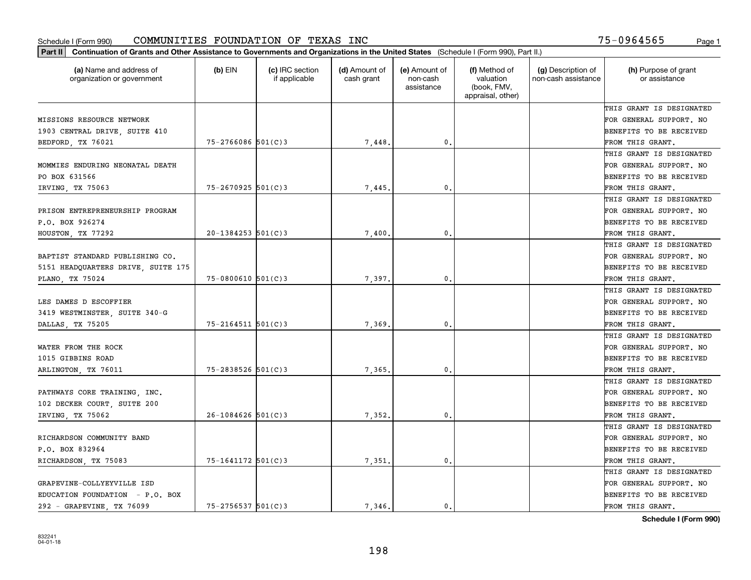Schedule I (Form 990) COMMUNITIES FOUNDATION OF TEXAS INC 75-0964565

**Part II Continuation of Grants and Other Assistance to Governments and Organizations in the United States** (Schedule I (Form 990), Part II.)

| (a) Name and address of organization or government | (b) EIN | (c) IRC section if applicable | (d) Amount of cash grant | (e) Amount of non-cash assistance | (f) Method of valuation (book, FMV, appraisal, other) | (g) Description of non-cash assistance | (h) Purpose of grant or assistance |
|---|---|---|---|---|---|---|---|
| MISSIONS RESOURCE NETWORK<br>1903 CENTRAL DRIVE, SUITE 410<br>BEDFORD, TX 76021 | 75-2766086 | 501(C)3 | 7,448. | 0. | | | THIS GRANT IS DESIGNATED FOR GENERAL SUPPORT. NO BENEFITS TO BE RECEIVED FROM THIS GRANT. |
| MOMMIES ENDURING NEONATAL DEATH<br>PO BOX 631566<br>IRVING, TX 75063 | 75-2670925 | 501(C)3 | 7,445. | 0. | | | THIS GRANT IS DESIGNATED FOR GENERAL SUPPORT. NO BENEFITS TO BE RECEIVED FROM THIS GRANT. |
| PRISON ENTREPRENEURSHIP PROGRAM<br>P.O. BOX 926274<br>HOUSTON, TX 77292 | 20-1384253 | 501(C)3 | 7,400. | 0. | | | THIS GRANT IS DESIGNATED FOR GENERAL SUPPORT. NO BENEFITS TO BE RECEIVED FROM THIS GRANT. |
| BAPTIST STANDARD PUBLISHING CO.<br>5151 HEADQUARTERS DRIVE, SUITE 175<br>PLANO, TX 75024 | 75-0800610 | 501(C)3 | 7,397. | 0. | | | THIS GRANT IS DESIGNATED FOR GENERAL SUPPORT. NO BENEFITS TO BE RECEIVED FROM THIS GRANT. |
| LES DAMES D ESCOFFIER<br>3419 WESTMINSTER, SUITE 340-G<br>DALLAS, TX 75205 | 75-2164511 | 501(C)3 | 7,369. | 0. | | | THIS GRANT IS DESIGNATED FOR GENERAL SUPPORT. NO BENEFITS TO BE RECEIVED FROM THIS GRANT. |
| WATER FROM THE ROCK<br>1015 GIBBINS ROAD<br>ARLINGTON, TX 76011 | 75-2838526 | 501(C)3 | 7,365. | 0. | | | THIS GRANT IS DESIGNATED FOR GENERAL SUPPORT. NO BENEFITS TO BE RECEIVED FROM THIS GRANT. |
| PATHWAYS CORE TRAINING, INC.<br>102 DECKER COURT, SUITE 200<br>IRVING, TX 75062 | 26-1084626 | 501(C)3 | 7,352. | 0. | | | THIS GRANT IS DESIGNATED FOR GENERAL SUPPORT. NO BENEFITS TO BE RECEIVED FROM THIS GRANT. |
| RICHARDSON COMMUNITY BAND<br>P.O. BOX 832964<br>RICHARDSON, TX 75083 | 75-1641172 | 501(C)3 | 7,351. | 0. | | | THIS GRANT IS DESIGNATED FOR GENERAL SUPPORT. NO BENEFITS TO BE RECEIVED FROM THIS GRANT. |
| GRAPEVINE-COLLYEYVILLE ISD<br>EDUCATION FOUNDATION - P.O. BOX<br>292 - GRAPEVINE, TX 76099 | 75-2756537 | 501(C)3 | 7,346. | 0. | | | THIS GRANT IS DESIGNATED FOR GENERAL SUPPORT. NO BENEFITS TO BE RECEIVED FROM THIS GRANT. |

Schedule I (Form 990)

832241 04-01-18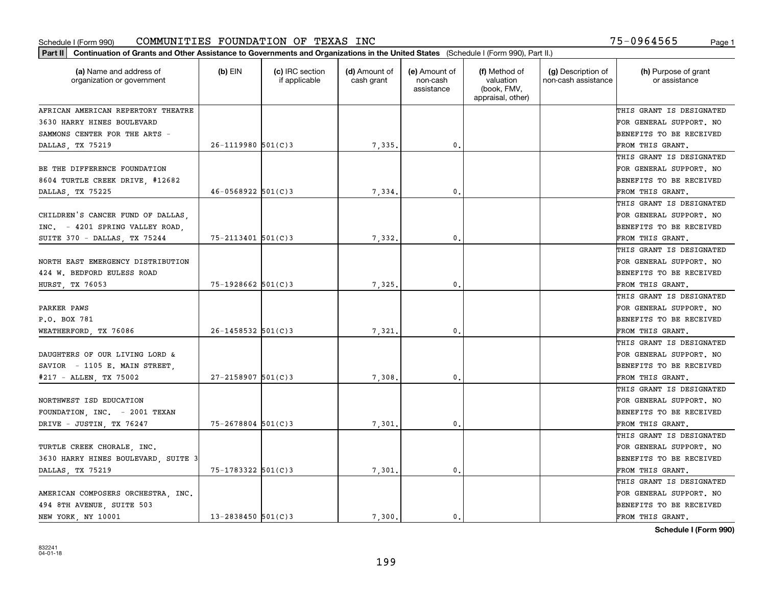Schedule I (Form 990) COMMUNITIES FOUNDATION OF TEXAS INC 75-0964565

**Part II Continuation of Grants and Other Assistance to Governments and Organizations in the United States** (Schedule I (Form 990), Part II.)

| (a) Name and address of organization or government | (b) EIN | (c) IRC section if applicable | (d) Amount of cash grant | (e) Amount of non-cash assistance | (f) Method of valuation (book, FMV, appraisal, other) | (g) Description of non-cash assistance | (h) Purpose of grant or assistance |
|---|---|---|---|---|---|---|---|
| AFRICAN AMERICAN REPERTORY THEATRE 3630 HARRY HINES BOULEVARD SAMMONS CENTER FOR THE ARTS - DALLAS, TX 75219 | 26-1119980 | 501(C)3 | 7,335. | 0. | | | THIS GRANT IS DESIGNATED FOR GENERAL SUPPORT. NO BENEFITS TO BE RECEIVED FROM THIS GRANT. |
| BE THE DIFFERENCE FOUNDATION 8604 TURTLE CREEK DRIVE, #12682 DALLAS, TX 75225 | 46-0568922 | 501(C)3 | 7,334. | 0. | | | THIS GRANT IS DESIGNATED FOR GENERAL SUPPORT. NO BENEFITS TO BE RECEIVED FROM THIS GRANT. |
| CHILDREN'S CANCER FUND OF DALLAS, INC. - 4201 SPRING VALLEY ROAD, SUITE 370 - DALLAS, TX 75244 | 75-2113401 | 501(C)3 | 7,332. | 0. | | | THIS GRANT IS DESIGNATED FOR GENERAL SUPPORT. NO BENEFITS TO BE RECEIVED FROM THIS GRANT. |
| NORTH EAST EMERGENCY DISTRIBUTION 424 W. BEDFORD EULESS ROAD HURST, TX 76053 | 75-1928662 | 501(C)3 | 7,325. | 0. | | | THIS GRANT IS DESIGNATED FOR GENERAL SUPPORT. NO BENEFITS TO BE RECEIVED FROM THIS GRANT. |
| PARKER PAWS P.O. BOX 781 WEATHERFORD, TX 76086 | 26-1458532 | 501(C)3 | 7,321. | 0. | | | THIS GRANT IS DESIGNATED FOR GENERAL SUPPORT. NO BENEFITS TO BE RECEIVED FROM THIS GRANT. |
| DAUGHTERS OF OUR LIVING LORD & SAVIOR - 1105 E. MAIN STREET, #217 - ALLEN, TX 75002 | 27-2158907 | 501(C)3 | 7,308. | 0. | | | THIS GRANT IS DESIGNATED FOR GENERAL SUPPORT. NO BENEFITS TO BE RECEIVED FROM THIS GRANT. |
| NORTHWEST ISD EDUCATION FOUNDATION, INC. - 2001 TEXAN DRIVE - JUSTIN, TX 76247 | 75-2678804 | 501(C)3 | 7,301. | 0. | | | THIS GRANT IS DESIGNATED FOR GENERAL SUPPORT. NO BENEFITS TO BE RECEIVED FROM THIS GRANT. |
| TURTLE CREEK CHORALE, INC. 3630 HARRY HINES BOULEVARD, SUITE 3 DALLAS, TX 75219 | 75-1783322 | 501(C)3 | 7,301. | 0. | | | THIS GRANT IS DESIGNATED FOR GENERAL SUPPORT. NO BENEFITS TO BE RECEIVED FROM THIS GRANT. |
| AMERICAN COMPOSERS ORCHESTRA, INC. 494 8TH AVENUE, SUITE 503 NEW YORK, NY 10001 | 13-2838450 | 501(C)3 | 7,300. | 0. | | | THIS GRANT IS DESIGNATED FOR GENERAL SUPPORT. NO BENEFITS TO BE RECEIVED FROM THIS GRANT. |

**Schedule I (Form 990)**

832241
04-01-18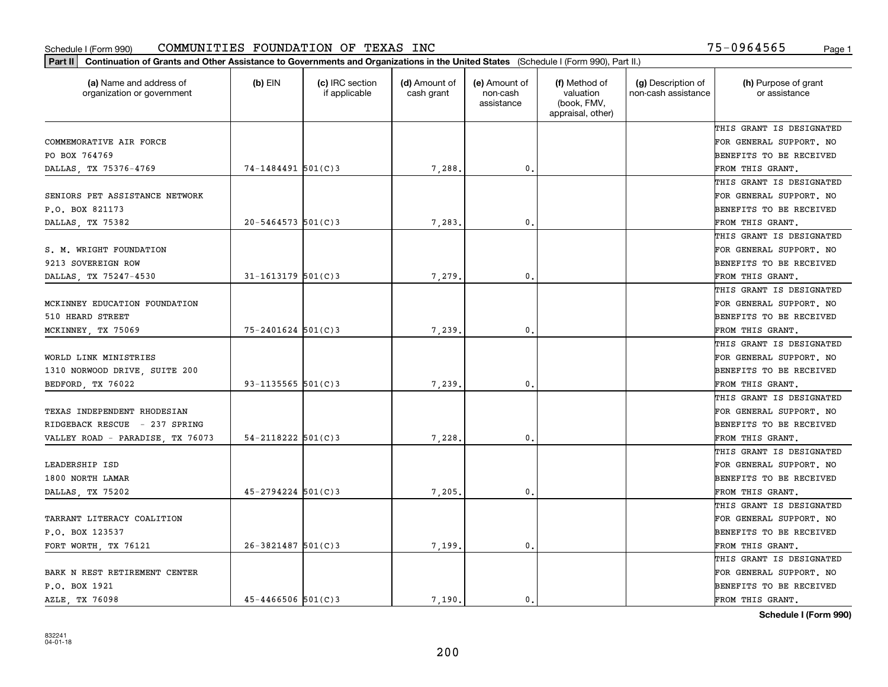Schedule I (Form 990) COMMUNITIES FOUNDATION OF TEXAS INC 75-0964565 Page 1

**Part II Continuation of Grants and Other Assistance to Governments and Organizations in the United States** (Schedule I (Form 990), Part II.)

| (a) Name and address of organization or government | (b) EIN | (c) IRC section if applicable | (d) Amount of cash grant | (e) Amount of non-cash assistance | (f) Method of valuation (book, FMV, appraisal, other) | (g) Description of non-cash assistance | (h) Purpose of grant or assistance |
|---|---|---|---|---|---|---|---|
| COMMEMORATIVE AIR FORCE PO BOX 764769 DALLAS, TX 75376-4769 | 74-1484491 | 501(C)3 | 7,288. | 0. | | | THIS GRANT IS DESIGNATED FOR GENERAL SUPPORT. NO BENEFITS TO BE RECEIVED FROM THIS GRANT. |
| SENIORS PET ASSISTANCE NETWORK P.O. BOX 821173 DALLAS, TX 75382 | 20-5464573 | 501(C)3 | 7,283. | 0. | | | THIS GRANT IS DESIGNATED FOR GENERAL SUPPORT. NO BENEFITS TO BE RECEIVED FROM THIS GRANT. |
| S. M. WRIGHT FOUNDATION 9213 SOVEREIGN ROW DALLAS, TX 75247-4530 | 31-1613179 | 501(C)3 | 7,279. | 0. | | | THIS GRANT IS DESIGNATED FOR GENERAL SUPPORT. NO BENEFITS TO BE RECEIVED FROM THIS GRANT. |
| MCKINNEY EDUCATION FOUNDATION 510 HEARD STREET MCKINNEY, TX 75069 | 75-2401624 | 501(C)3 | 7,239. | 0. | | | THIS GRANT IS DESIGNATED FOR GENERAL SUPPORT. NO BENEFITS TO BE RECEIVED FROM THIS GRANT. |
| WORLD LINK MINISTRIES 1310 NORWOOD DRIVE, SUITE 200 BEDFORD, TX 76022 | 93-1135565 | 501(C)3 | 7,239. | 0. | | | THIS GRANT IS DESIGNATED FOR GENERAL SUPPORT. NO BENEFITS TO BE RECEIVED FROM THIS GRANT. |
| TEXAS INDEPENDENT RHODESIAN RIDGEBACK RESCUE - 237 SPRING VALLEY ROAD - PARADISE, TX 76073 | 54-2118222 | 501(C)3 | 7,228. | 0. | | | THIS GRANT IS DESIGNATED FOR GENERAL SUPPORT. NO BENEFITS TO BE RECEIVED FROM THIS GRANT. |
| LEADERSHIP ISD 1800 NORTH LAMAR DALLAS, TX 75202 | 45-2794224 | 501(C)3 | 7,205. | 0. | | | THIS GRANT IS DESIGNATED FOR GENERAL SUPPORT. NO BENEFITS TO BE RECEIVED FROM THIS GRANT. |
| TARRANT LITERACY COALITION P.O. BOX 123537 FORT WORTH, TX 76121 | 26-3821487 | 501(C)3 | 7,199. | 0. | | | THIS GRANT IS DESIGNATED FOR GENERAL SUPPORT. NO BENEFITS TO BE RECEIVED FROM THIS GRANT. |
| BARK N REST RETIREMENT CENTER P.O. BOX 1921 AZLE, TX 76098 | 45-4466506 | 501(C)3 | 7,190. | 0. | | | THIS GRANT IS DESIGNATED FOR GENERAL SUPPORT. NO BENEFITS TO BE RECEIVED FROM THIS GRANT. |

**Schedule I (Form 990)**

832241
04-01-18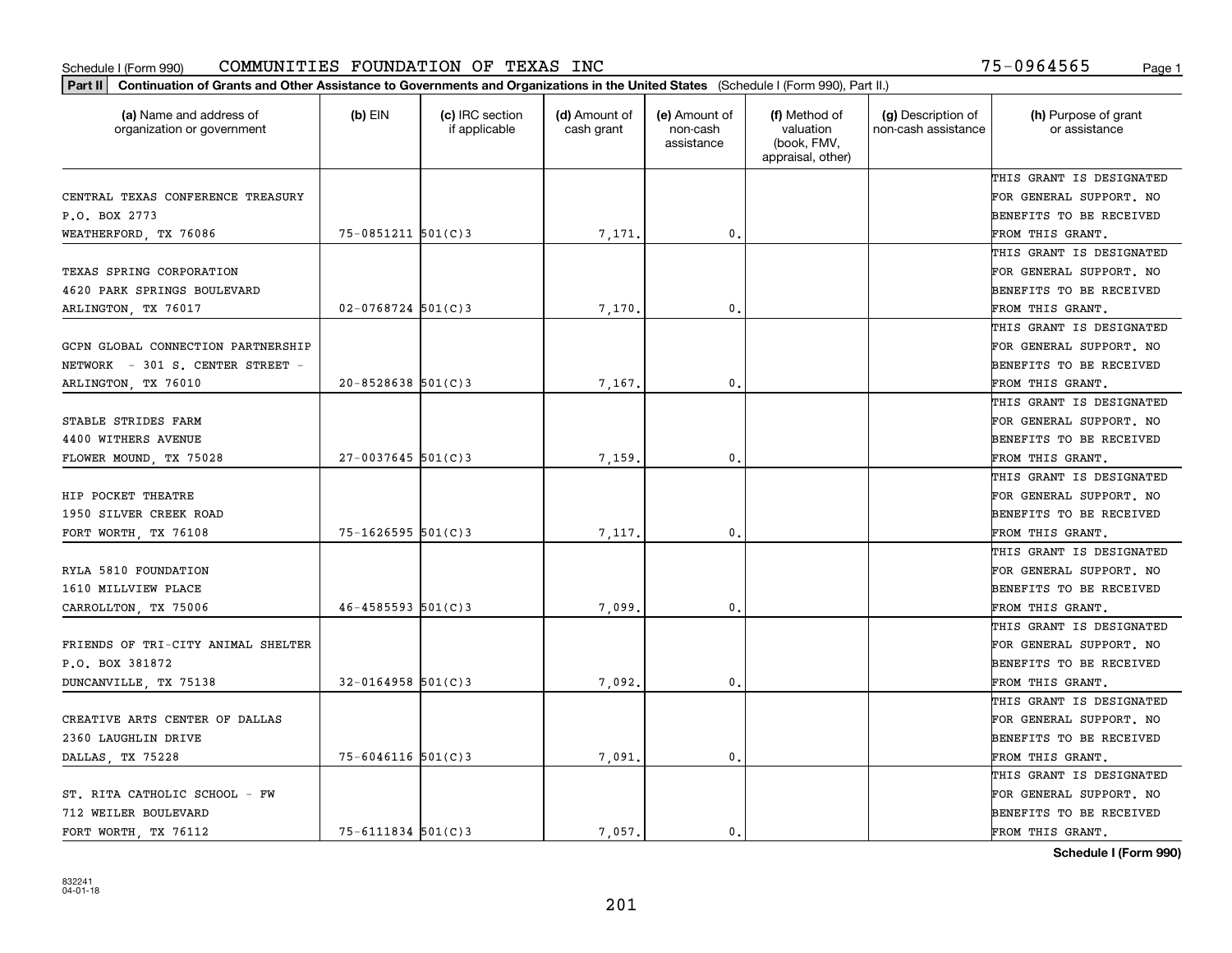Schedule I (Form 990) COMMUNITIES FOUNDATION OF TEXAS INC 75-0964565

**Part II** **Continuation of Grants and Other Assistance to Governments and Organizations in the United States** (Schedule I (Form 990), Part II.)

| (a) Name and address of organization or government | (b) EIN | (c) IRC section if applicable | (d) Amount of cash grant | (e) Amount of non-cash assistance | (f) Method of valuation (book, FMV, appraisal, other) | (g) Description of non-cash assistance | (h) Purpose of grant or assistance |
|---|---|---|---|---|---|---|---|
| CENTRAL TEXAS CONFERENCE TREASURY P.O. BOX 2773 WEATHERFORD, TX 76086 | 75-0851211 | 501(C)3 | 7,171. | 0. | | | THIS GRANT IS DESIGNATED FOR GENERAL SUPPORT. NO BENEFITS TO BE RECEIVED FROM THIS GRANT. |
| TEXAS SPRING CORPORATION 4620 PARK SPRINGS BOULEVARD ARLINGTON, TX 76017 | 02-0768724 | 501(C)3 | 7,170. | 0. | | | THIS GRANT IS DESIGNATED FOR GENERAL SUPPORT. NO BENEFITS TO BE RECEIVED FROM THIS GRANT. |
| GCPN GLOBAL CONNECTION PARTNERSHIP NETWORK - 301 S. CENTER STREET - ARLINGTON, TX 76010 | 20-8528638 | 501(C)3 | 7,167. | 0. | | | THIS GRANT IS DESIGNATED FOR GENERAL SUPPORT. NO BENEFITS TO BE RECEIVED FROM THIS GRANT. |
| STABLE STRIDES FARM 4400 WITHERS AVENUE FLOWER MOUND, TX 75028 | 27-0037645 | 501(C)3 | 7,159. | 0. | | | THIS GRANT IS DESIGNATED FOR GENERAL SUPPORT. NO BENEFITS TO BE RECEIVED FROM THIS GRANT. |
| HIP POCKET THEATRE 1950 SILVER CREEK ROAD FORT WORTH, TX 76108 | 75-1626595 | 501(C)3 | 7,117. | 0. | | | THIS GRANT IS DESIGNATED FOR GENERAL SUPPORT. NO BENEFITS TO BE RECEIVED FROM THIS GRANT. |
| RYLA 5810 FOUNDATION 1610 MILLVIEW PLACE CARROLLTON, TX 75006 | 46-4585593 | 501(C)3 | 7,099. | 0. | | | THIS GRANT IS DESIGNATED FOR GENERAL SUPPORT. NO BENEFITS TO BE RECEIVED FROM THIS GRANT. |
| FRIENDS OF TRI-CITY ANIMAL SHELTER P.O. BOX 381872 DUNCANVILLE, TX 75138 | 32-0164958 | 501(C)3 | 7,092. | 0. | | | THIS GRANT IS DESIGNATED FOR GENERAL SUPPORT. NO BENEFITS TO BE RECEIVED FROM THIS GRANT. |
| CREATIVE ARTS CENTER OF DALLAS 2360 LAUGHLIN DRIVE DALLAS, TX 75228 | 75-6046116 | 501(C)3 | 7,091. | 0. | | | THIS GRANT IS DESIGNATED FOR GENERAL SUPPORT. NO BENEFITS TO BE RECEIVED FROM THIS GRANT. |
| ST. RITA CATHOLIC SCHOOL - FW 712 WEILER BOULEVARD FORT WORTH, TX 76112 | 75-6111834 | 501(C)3 | 7,057. | 0. | | | THIS GRANT IS DESIGNATED FOR GENERAL SUPPORT. NO BENEFITS TO BE RECEIVED FROM THIS GRANT. |

**Schedule I (Form 990)**

832241 04-01-18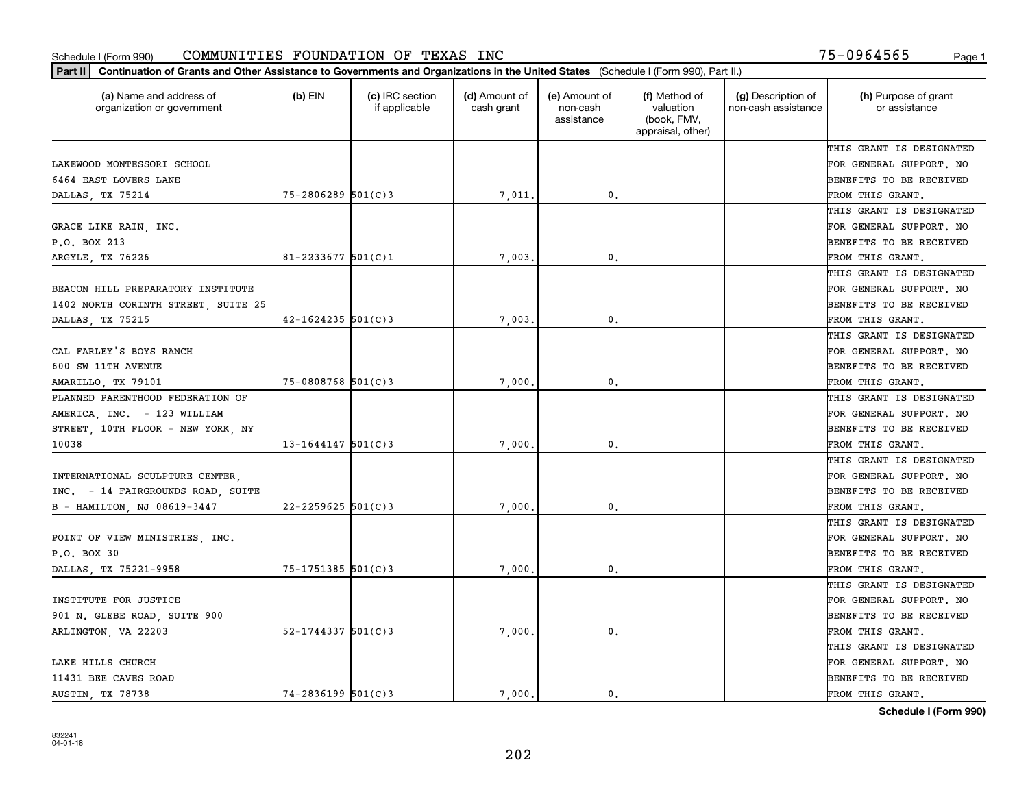Schedule I (Form 990) COMMUNITIES FOUNDATION OF TEXAS INC 75-0964565

**Part II** **Continuation of Grants and Other Assistance to Governments and Organizations in the United States** (Schedule I (Form 990), Part II.)

| (a) Name and address of organization or government | (b) EIN | (c) IRC section if applicable | (d) Amount of cash grant | (e) Amount of non-cash assistance | (f) Method of valuation (book, FMV, appraisal, other) | (g) Description of non-cash assistance | (h) Purpose of grant or assistance |
|---|---|---|---|---|---|---|---|
| LAKEWOOD MONTESSORI SCHOOL 6464 EAST LOVERS LANE DALLAS, TX 75214 | 75-2806289 | 501(C)3 | 7,011. | 0. | | | THIS GRANT IS DESIGNATED FOR GENERAL SUPPORT. NO BENEFITS TO BE RECEIVED FROM THIS GRANT. |
| GRACE LIKE RAIN, INC. P.O. BOX 213 ARGYLE, TX 76226 | 81-2233677 | 501(C)1 | 7,003. | 0. | | | THIS GRANT IS DESIGNATED FOR GENERAL SUPPORT. NO BENEFITS TO BE RECEIVED FROM THIS GRANT. |
| BEACON HILL PREPARATORY INSTITUTE 1402 NORTH CORINTH STREET, SUITE 25 DALLAS, TX 75215 | 42-1624235 | 501(C)3 | 7,003. | 0. | | | THIS GRANT IS DESIGNATED FOR GENERAL SUPPORT. NO BENEFITS TO BE RECEIVED FROM THIS GRANT. |
| CAL FARLEY'S BOYS RANCH 600 SW 11TH AVENUE AMARILLO, TX 79101 | 75-0808768 | 501(C)3 | 7,000. | 0. | | | THIS GRANT IS DESIGNATED FOR GENERAL SUPPORT. NO BENEFITS TO BE RECEIVED FROM THIS GRANT. |
| PLANNED PARENTHOOD FEDERATION OF AMERICA, INC. - 123 WILLIAM STREET, 10TH FLOOR - NEW YORK, NY 10038 | 13-1644147 | 501(C)3 | 7,000. | 0. | | | THIS GRANT IS DESIGNATED FOR GENERAL SUPPORT. NO BENEFITS TO BE RECEIVED FROM THIS GRANT. |
| INTERNATIONAL SCULPTURE CENTER, INC. - 14 FAIRGROUNDS ROAD, SUITE B - HAMILTON, NJ 08619-3447 | 22-2259625 | 501(C)3 | 7,000. | 0. | | | THIS GRANT IS DESIGNATED FOR GENERAL SUPPORT. NO BENEFITS TO BE RECEIVED FROM THIS GRANT. |
| POINT OF VIEW MINISTRIES, INC. P.O. BOX 30 DALLAS, TX 75221-9958 | 75-1751385 | 501(C)3 | 7,000. | 0. | | | THIS GRANT IS DESIGNATED FOR GENERAL SUPPORT. NO BENEFITS TO BE RECEIVED FROM THIS GRANT. |
| INSTITUTE FOR JUSTICE 901 N. GLEBE ROAD, SUITE 900 ARLINGTON, VA 22203 | 52-1744337 | 501(C)3 | 7,000. | 0. | | | THIS GRANT IS DESIGNATED FOR GENERAL SUPPORT. NO BENEFITS TO BE RECEIVED FROM THIS GRANT. |
| LAKE HILLS CHURCH 11431 BEE CAVES ROAD AUSTIN, TX 78738 | 74-2836199 | 501(C)3 | 7,000. | 0. | | | THIS GRANT IS DESIGNATED FOR GENERAL SUPPORT. NO BENEFITS TO BE RECEIVED FROM THIS GRANT. |

**Schedule I (Form 990)**

832241
04-01-18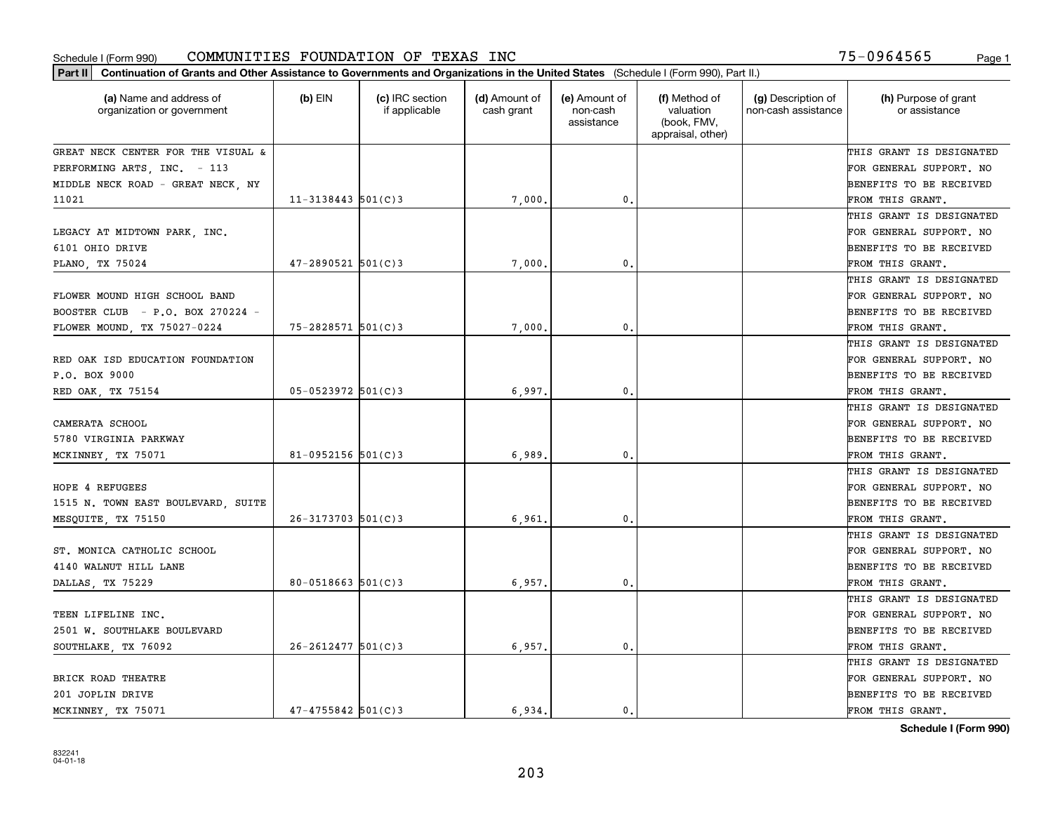Schedule I (Form 990) COMMUNITIES FOUNDATION OF TEXAS INC 75-0964565

**Part II** Continuation of Grants and Other Assistance to Governments and Organizations in the United States (Schedule I (Form 990), Part II.)

| (a) Name and address of organization or government | (b) EIN | (c) IRC section if applicable | (d) Amount of cash grant | (e) Amount of non-cash assistance | (f) Method of valuation (book, FMV, appraisal, other) | (g) Description of non-cash assistance | (h) Purpose of grant or assistance |
|---|---|---|---|---|---|---|---|
| GREAT NECK CENTER FOR THE VISUAL & PERFORMING ARTS, INC. - 113 MIDDLE NECK ROAD - GREAT NECK, NY 11021 | 11-3138443 | 501(C)3 | 7,000. | 0. | | | THIS GRANT IS DESIGNATED FOR GENERAL SUPPORT. NO BENEFITS TO BE RECEIVED FROM THIS GRANT. |
| LEGACY AT MIDTOWN PARK, INC. 6101 OHIO DRIVE PLANO, TX 75024 | 47-2890521 | 501(C)3 | 7,000. | 0. | | | THIS GRANT IS DESIGNATED FOR GENERAL SUPPORT. NO BENEFITS TO BE RECEIVED FROM THIS GRANT. |
| FLOWER MOUND HIGH SCHOOL BAND BOOSTER CLUB - P.O. BOX 270224 - FLOWER MOUND, TX 75027-0224 | 75-2828571 | 501(C)3 | 7,000. | 0. | | | THIS GRANT IS DESIGNATED FOR GENERAL SUPPORT. NO BENEFITS TO BE RECEIVED FROM THIS GRANT. |
| RED OAK ISD EDUCATION FOUNDATION P.O. BOX 9000 RED OAK, TX 75154 | 05-0523972 | 501(C)3 | 6,997. | 0. | | | THIS GRANT IS DESIGNATED FOR GENERAL SUPPORT. NO BENEFITS TO BE RECEIVED FROM THIS GRANT. |
| CAMERATA SCHOOL 5780 VIRGINIA PARKWAY MCKINNEY, TX 75071 | 81-0952156 | 501(C)3 | 6,989. | 0. | | | THIS GRANT IS DESIGNATED FOR GENERAL SUPPORT. NO BENEFITS TO BE RECEIVED FROM THIS GRANT. |
| HOPE 4 REFUGEES 1515 N. TOWN EAST BOULEVARD, SUITE MESQUITE, TX 75150 | 26-3173703 | 501(C)3 | 6,961. | 0. | | | THIS GRANT IS DESIGNATED FOR GENERAL SUPPORT. NO BENEFITS TO BE RECEIVED FROM THIS GRANT. |
| ST. MONICA CATHOLIC SCHOOL 4140 WALNUT HILL LANE DALLAS, TX 75229 | 80-0518663 | 501(C)3 | 6,957. | 0. | | | THIS GRANT IS DESIGNATED FOR GENERAL SUPPORT. NO BENEFITS TO BE RECEIVED FROM THIS GRANT. |
| TEEN LIFELINE INC. 2501 W. SOUTHLAKE BOULEVARD SOUTHLAKE, TX 76092 | 26-2612477 | 501(C)3 | 6,957. | 0. | | | THIS GRANT IS DESIGNATED FOR GENERAL SUPPORT. NO BENEFITS TO BE RECEIVED FROM THIS GRANT. |
| BRICK ROAD THEATRE 201 JOPLIN DRIVE MCKINNEY, TX 75071 | 47-4755842 | 501(C)3 | 6,934. | 0. | | | THIS GRANT IS DESIGNATED FOR GENERAL SUPPORT. NO BENEFITS TO BE RECEIVED FROM THIS GRANT. |

**Schedule I (Form 990)**

832241 04-01-18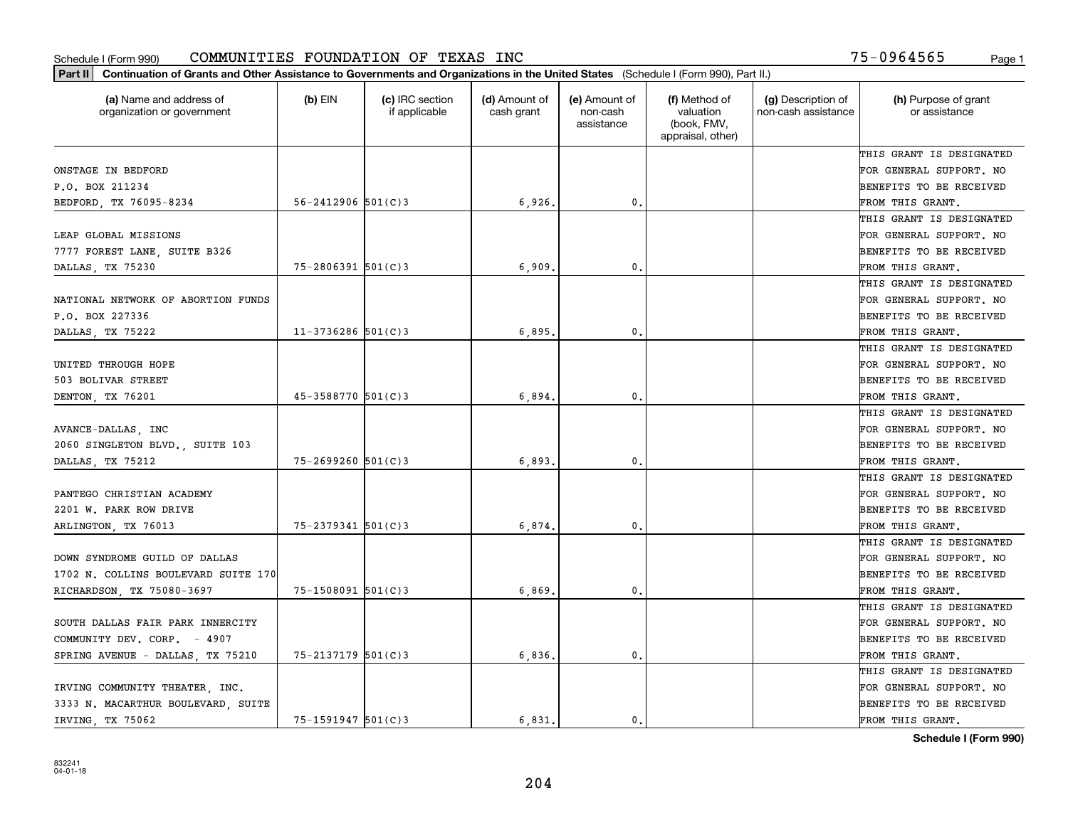Schedule I (Form 990) COMMUNITIES FOUNDATION OF TEXAS INC 75-0964565 Page 1

**Part II** **Continuation of Grants and Other Assistance to Governments and Organizations in the United States** (Schedule I (Form 990), Part II.)

| (a) Name and address of organization or government | (b) EIN | (c) IRC section if applicable | (d) Amount of cash grant | (e) Amount of non-cash assistance | (f) Method of valuation (book, FMV, appraisal, other) | (g) Description of non-cash assistance | (h) Purpose of grant or assistance |
|---|---|---|---|---|---|---|---|
| ONSTAGE IN BEDFORD<br>P.O. BOX 211234<br>BEDFORD, TX 76095-8234 | 56-2412906 | 501(C)3 | 6,926. | 0. | | | THIS GRANT IS DESIGNATED FOR GENERAL SUPPORT. NO BENEFITS TO BE RECEIVED FROM THIS GRANT. |
| LEAP GLOBAL MISSIONS<br>7777 FOREST LANE, SUITE B326<br>DALLAS, TX 75230 | 75-2806391 | 501(C)3 | 6,909. | 0. | | | THIS GRANT IS DESIGNATED FOR GENERAL SUPPORT. NO BENEFITS TO BE RECEIVED FROM THIS GRANT. |
| NATIONAL NETWORK OF ABORTION FUNDS<br>P.O. BOX 227336<br>DALLAS, TX 75222 | 11-3736286 | 501(C)3 | 6,895. | 0. | | | THIS GRANT IS DESIGNATED FOR GENERAL SUPPORT. NO BENEFITS TO BE RECEIVED FROM THIS GRANT. |
| UNITED THROUGH HOPE<br>503 BOLIVAR STREET<br>DENTON, TX 76201 | 45-3588770 | 501(C)3 | 6,894. | 0. | | | THIS GRANT IS DESIGNATED FOR GENERAL SUPPORT. NO BENEFITS TO BE RECEIVED FROM THIS GRANT. |
| AVANCE-DALLAS, INC<br>2060 SINGLETON BLVD., SUITE 103<br>DALLAS, TX 75212 | 75-2699260 | 501(C)3 | 6,893. | 0. | | | THIS GRANT IS DESIGNATED FOR GENERAL SUPPORT. NO BENEFITS TO BE RECEIVED FROM THIS GRANT. |
| PANTEGO CHRISTIAN ACADEMY<br>2201 W. PARK ROW DRIVE<br>ARLINGTON, TX 76013 | 75-2379341 | 501(C)3 | 6,874. | 0. | | | THIS GRANT IS DESIGNATED FOR GENERAL SUPPORT. NO BENEFITS TO BE RECEIVED FROM THIS GRANT. |
| DOWN SYNDROME GUILD OF DALLAS<br>1702 N. COLLINS BOULEVARD SUITE 170<br>RICHARDSON, TX 75080-3697 | 75-1508091 | 501(C)3 | 6,869. | 0. | | | THIS GRANT IS DESIGNATED FOR GENERAL SUPPORT. NO BENEFITS TO BE RECEIVED FROM THIS GRANT. |
| SOUTH DALLAS FAIR PARK INNERCITY COMMUNITY DEV. CORP. - 4907 SPRING AVENUE - DALLAS, TX 75210 | 75-2137179 | 501(C)3 | 6,836. | 0. | | | THIS GRANT IS DESIGNATED FOR GENERAL SUPPORT. NO BENEFITS TO BE RECEIVED FROM THIS GRANT. |
| IRVING COMMUNITY THEATER, INC.<br>3333 N. MACARTHUR BOULEVARD, SUITE<br>IRVING, TX 75062 | 75-1591947 | 501(C)3 | 6,831. | 0. | | | THIS GRANT IS DESIGNATED FOR GENERAL SUPPORT. NO BENEFITS TO BE RECEIVED FROM THIS GRANT. |

**Schedule I (Form 990)**

832241
04-01-18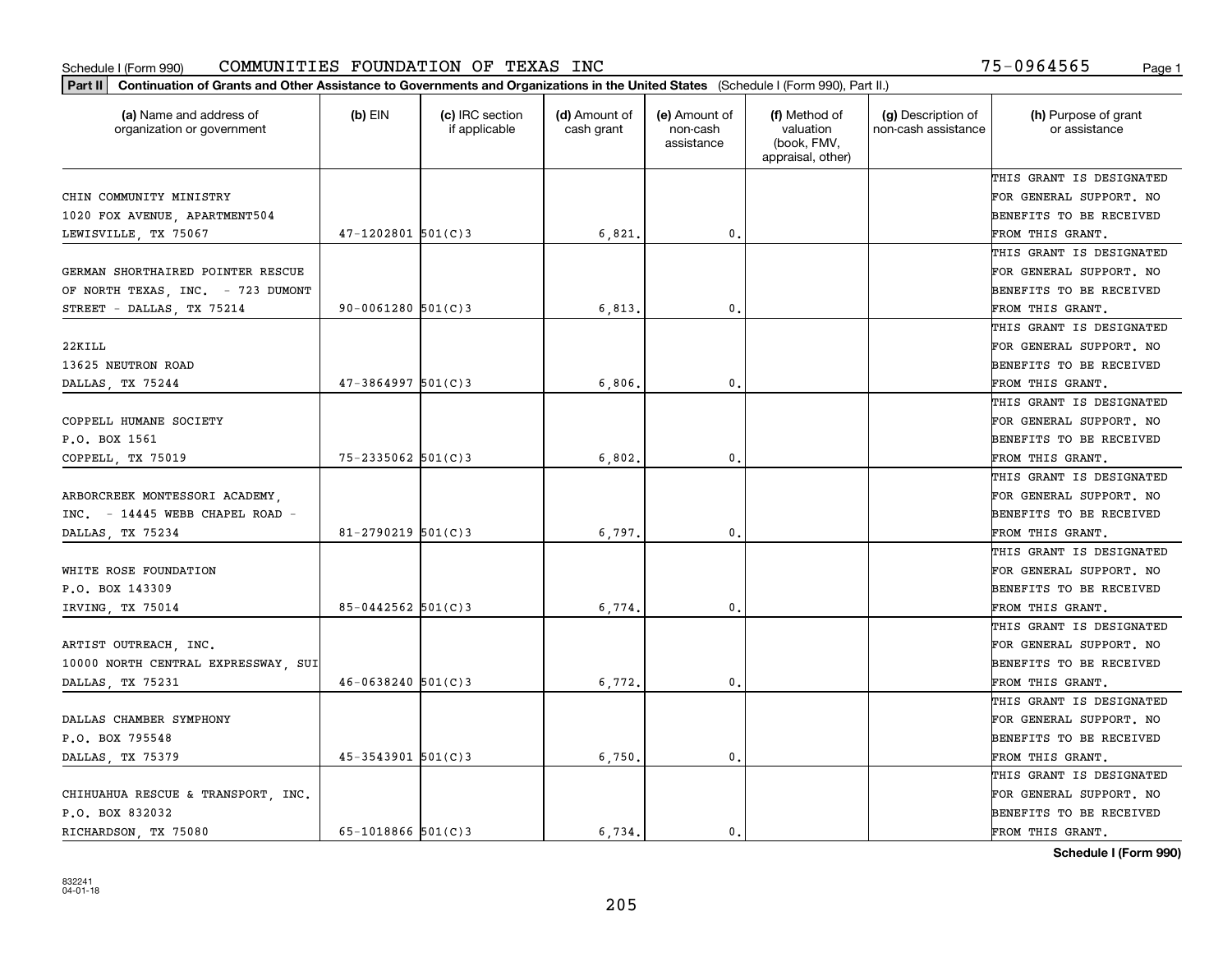Schedule I (Form 990) COMMUNITIES FOUNDATION OF TEXAS INC 75-0964565

**Part II Continuation of Grants and Other Assistance to Governments and Organizations in the United States** (Schedule I (Form 990), Part II.)

| (a) Name and address of organization or government | (b) EIN | (c) IRC section if applicable | (d) Amount of cash grant | (e) Amount of non-cash assistance | (f) Method of valuation (book, FMV, appraisal, other) | (g) Description of non-cash assistance | (h) Purpose of grant or assistance |
|---|---|---|---|---|---|---|---|
| CHIN COMMUNITY MINISTRY 1020 FOX AVENUE, APARTMENT504 LEWISVILLE, TX 75067 | 47-1202801 | 501(C)3 | 6,821. | 0. | | | THIS GRANT IS DESIGNATED FOR GENERAL SUPPORT. NO BENEFITS TO BE RECEIVED FROM THIS GRANT. |
| GERMAN SHORTHAIRED POINTER RESCUE OF NORTH TEXAS, INC. - 723 DUMONT STREET - DALLAS, TX 75214 | 90-0061280 | 501(C)3 | 6,813. | 0. | | | THIS GRANT IS DESIGNATED FOR GENERAL SUPPORT. NO BENEFITS TO BE RECEIVED FROM THIS GRANT. |
| 22KILL 13625 NEUTRON ROAD DALLAS, TX 75244 | 47-3864997 | 501(C)3 | 6,806. | 0. | | | THIS GRANT IS DESIGNATED FOR GENERAL SUPPORT. NO BENEFITS TO BE RECEIVED FROM THIS GRANT. |
| COPPELL HUMANE SOCIETY P.O. BOX 1561 COPPELL, TX 75019 | 75-2335062 | 501(C)3 | 6,802. | 0. | | | THIS GRANT IS DESIGNATED FOR GENERAL SUPPORT. NO BENEFITS TO BE RECEIVED FROM THIS GRANT. |
| ARBORCREEK MONTESSORI ACADEMY, INC. - 14445 WEBB CHAPEL ROAD - DALLAS, TX 75234 | 81-2790219 | 501(C)3 | 6,797. | 0. | | | THIS GRANT IS DESIGNATED FOR GENERAL SUPPORT. NO BENEFITS TO BE RECEIVED FROM THIS GRANT. |
| WHITE ROSE FOUNDATION P.O. BOX 143309 IRVING, TX 75014 | 85-0442562 | 501(C)3 | 6,774. | 0. | | | THIS GRANT IS DESIGNATED FOR GENERAL SUPPORT. NO BENEFITS TO BE RECEIVED FROM THIS GRANT. |
| ARTIST OUTREACH, INC. 10000 NORTH CENTRAL EXPRESSWAY, SUI DALLAS, TX 75231 | 46-0638240 | 501(C)3 | 6,772. | 0. | | | THIS GRANT IS DESIGNATED FOR GENERAL SUPPORT. NO BENEFITS TO BE RECEIVED FROM THIS GRANT. |
| DALLAS CHAMBER SYMPHONY P.O. BOX 795548 DALLAS, TX 75379 | 45-3543901 | 501(C)3 | 6,750. | 0. | | | THIS GRANT IS DESIGNATED FOR GENERAL SUPPORT. NO BENEFITS TO BE RECEIVED FROM THIS GRANT. |
| CHIHUAHUA RESCUE & TRANSPORT, INC. P.O. BOX 832032 RICHARDSON, TX 75080 | 65-1018866 | 501(C)3 | 6,734. | 0. | | | THIS GRANT IS DESIGNATED FOR GENERAL SUPPORT. NO BENEFITS TO BE RECEIVED FROM THIS GRANT. |

**Schedule I (Form 990)**

832241 04-01-18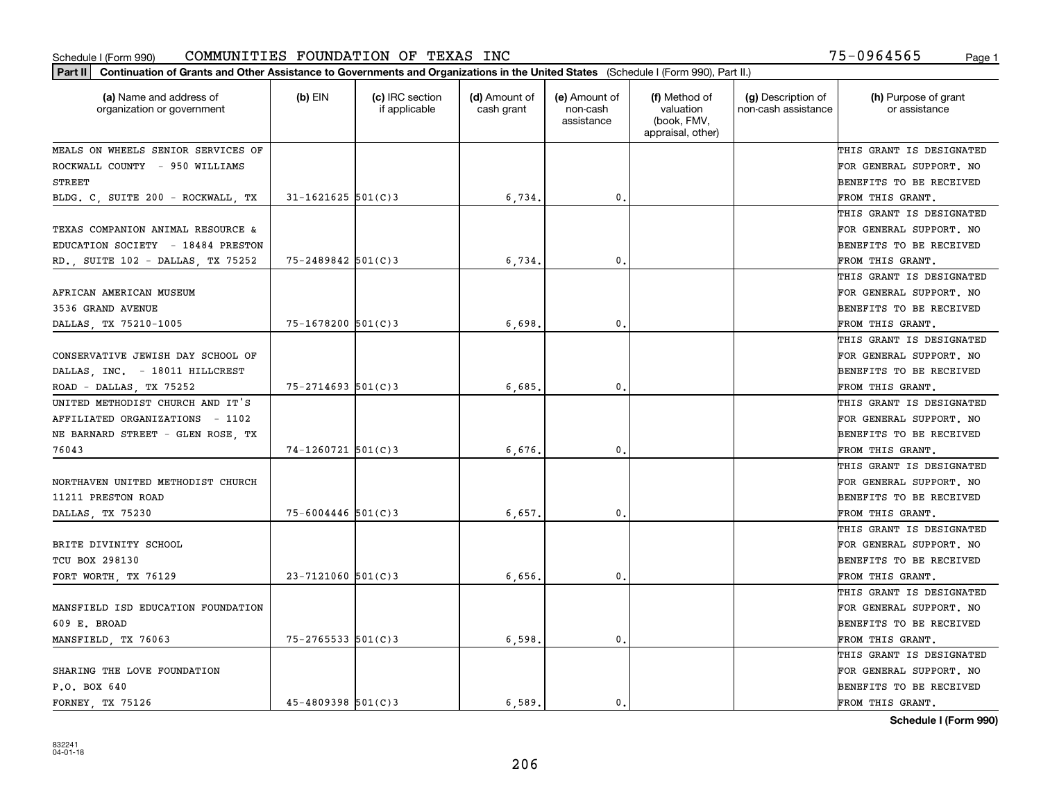Schedule I (Form 990) COMMUNITIES FOUNDATION OF TEXAS INC 75-0964565

**Part II** **Continuation of Grants and Other Assistance to Governments and Organizations in the United States** (Schedule I (Form 990), Part II.)

| (a) Name and address of organization or government | (b) EIN | (c) IRC section if applicable | (d) Amount of cash grant | (e) Amount of non-cash assistance | (f) Method of valuation (book, FMV, appraisal, other) | (g) Description of non-cash assistance | (h) Purpose of grant or assistance |
|---|---|---|---|---|---|---|---|
| MEALS ON WHEELS SENIOR SERVICES OF ROCKWALL COUNTY - 950 WILLIAMS STREET BLDG. C, SUITE 200 - ROCKWALL, TX | 31-1621625 | 501(C)3 | 6,734. | 0. | | | THIS GRANT IS DESIGNATED FOR GENERAL SUPPORT. NO BENEFITS TO BE RECEIVED FROM THIS GRANT. |
| TEXAS COMPANION ANIMAL RESOURCE & EDUCATION SOCIETY - 18484 PRESTON RD., SUITE 102 - DALLAS, TX 75252 | 75-2489842 | 501(C)3 | 6,734. | 0. | | | THIS GRANT IS DESIGNATED FOR GENERAL SUPPORT. NO BENEFITS TO BE RECEIVED FROM THIS GRANT. |
| AFRICAN AMERICAN MUSEUM 3536 GRAND AVENUE DALLAS, TX 75210-1005 | 75-1678200 | 501(C)3 | 6,698. | 0. | | | THIS GRANT IS DESIGNATED FOR GENERAL SUPPORT. NO BENEFITS TO BE RECEIVED FROM THIS GRANT. |
| CONSERVATIVE JEWISH DAY SCHOOL OF DALLAS, INC. - 18011 HILLCREST ROAD - DALLAS, TX 75252 | 75-2714693 | 501(C)3 | 6,685. | 0. | | | THIS GRANT IS DESIGNATED FOR GENERAL SUPPORT. NO BENEFITS TO BE RECEIVED FROM THIS GRANT. |
| UNITED METHODIST CHURCH AND IT'S AFFILIATED ORGANIZATIONS - 1102 NE BARNARD STREET - GLEN ROSE, TX 76043 | 74-1260721 | 501(C)3 | 6,676. | 0. | | | THIS GRANT IS DESIGNATED FOR GENERAL SUPPORT. NO BENEFITS TO BE RECEIVED FROM THIS GRANT. |
| NORTHAVEN UNITED METHODIST CHURCH 11211 PRESTON ROAD DALLAS, TX 75230 | 75-6004446 | 501(C)3 | 6,657. | 0. | | | THIS GRANT IS DESIGNATED FOR GENERAL SUPPORT. NO BENEFITS TO BE RECEIVED FROM THIS GRANT. |
| BRITE DIVINITY SCHOOL TCU BOX 298130 FORT WORTH, TX 76129 | 23-7121060 | 501(C)3 | 6,656. | 0. | | | THIS GRANT IS DESIGNATED FOR GENERAL SUPPORT. NO BENEFITS TO BE RECEIVED FROM THIS GRANT. |
| MANSFIELD ISD EDUCATION FOUNDATION 609 E. BROAD MANSFIELD, TX 76063 | 75-2765533 | 501(C)3 | 6,598. | 0. | | | THIS GRANT IS DESIGNATED FOR GENERAL SUPPORT. NO BENEFITS TO BE RECEIVED FROM THIS GRANT. |
| SHARING THE LOVE FOUNDATION P.O. BOX 640 FORNEY, TX 75126 | 45-4809398 | 501(C)3 | 6,589. | 0. | | | THIS GRANT IS DESIGNATED FOR GENERAL SUPPORT. NO BENEFITS TO BE RECEIVED FROM THIS GRANT. |

**Schedule I (Form 990)**

832241
04-01-18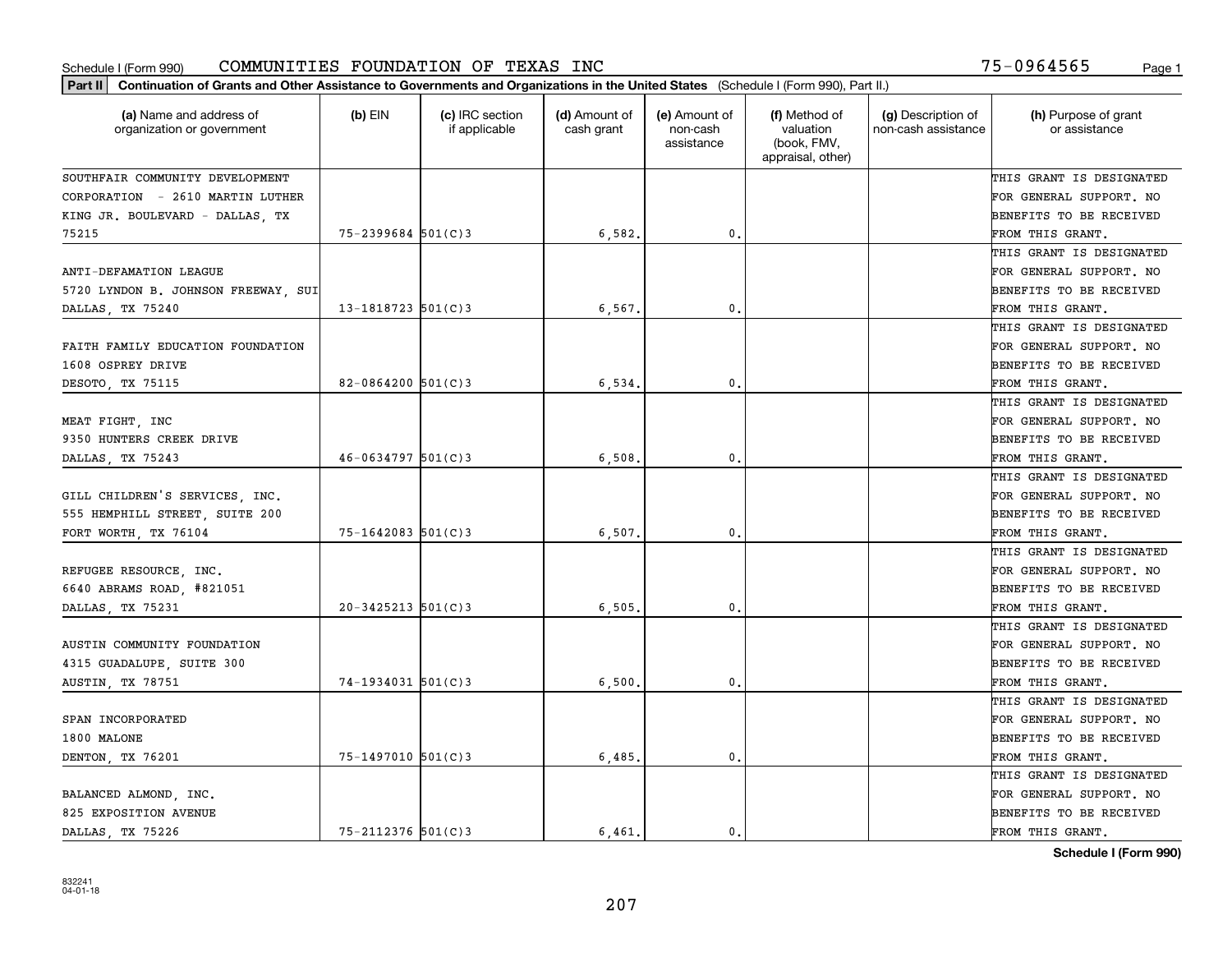Schedule I (Form 990) COMMUNITIES FOUNDATION OF TEXAS INC 75-0964565

**Part II** Continuation of Grants and Other Assistance to Governments and Organizations in the United States (Schedule I (Form 990), Part II.)

| (a) Name and address of organization or government | (b) EIN | (c) IRC section if applicable | (d) Amount of cash grant | (e) Amount of non-cash assistance | (f) Method of valuation (book, FMV, appraisal, other) | (g) Description of non-cash assistance | (h) Purpose of grant or assistance |
|---|---|---|---|---|---|---|---|
| SOUTHFAIR COMMUNITY DEVELOPMENT CORPORATION - 2610 MARTIN LUTHER KING JR. BOULEVARD - DALLAS, TX 75215 | 75-2399684 | 501(C)3 | 6,582. | 0. | | | THIS GRANT IS DESIGNATED FOR GENERAL SUPPORT. NO BENEFITS TO BE RECEIVED FROM THIS GRANT. |
| ANTI-DEFAMATION LEAGUE 5720 LYNDON B. JOHNSON FREEWAY, SUI DALLAS, TX 75240 | 13-1818723 | 501(C)3 | 6,567. | 0. | | | THIS GRANT IS DESIGNATED FOR GENERAL SUPPORT. NO BENEFITS TO BE RECEIVED FROM THIS GRANT. |
| FAITH FAMILY EDUCATION FOUNDATION 1608 OSPREY DRIVE DESOTO, TX 75115 | 82-0864200 | 501(C)3 | 6,534. | 0. | | | THIS GRANT IS DESIGNATED FOR GENERAL SUPPORT. NO BENEFITS TO BE RECEIVED FROM THIS GRANT. |
| MEAT FIGHT, INC 9350 HUNTERS CREEK DRIVE DALLAS, TX 75243 | 46-0634797 | 501(C)3 | 6,508. | 0. | | | THIS GRANT IS DESIGNATED FOR GENERAL SUPPORT. NO BENEFITS TO BE RECEIVED FROM THIS GRANT. |
| GILL CHILDREN'S SERVICES, INC. 555 HEMPHILL STREET, SUITE 200 FORT WORTH, TX 76104 | 75-1642083 | 501(C)3 | 6,507. | 0. | | | THIS GRANT IS DESIGNATED FOR GENERAL SUPPORT. NO BENEFITS TO BE RECEIVED FROM THIS GRANT. |
| REFUGEE RESOURCE, INC. 6640 ABRAMS ROAD, #821051 DALLAS, TX 75231 | 20-3425213 | 501(C)3 | 6,505. | 0. | | | THIS GRANT IS DESIGNATED FOR GENERAL SUPPORT. NO BENEFITS TO BE RECEIVED FROM THIS GRANT. |
| AUSTIN COMMUNITY FOUNDATION 4315 GUADALUPE, SUITE 300 AUSTIN, TX 78751 | 74-1934031 | 501(C)3 | 6,500. | 0. | | | THIS GRANT IS DESIGNATED FOR GENERAL SUPPORT. NO BENEFITS TO BE RECEIVED FROM THIS GRANT. |
| SPAN INCORPORATED 1800 MALONE DENTON, TX 76201 | 75-1497010 | 501(C)3 | 6,485. | 0. | | | THIS GRANT IS DESIGNATED FOR GENERAL SUPPORT. NO BENEFITS TO BE RECEIVED FROM THIS GRANT. |
| BALANCED ALMOND, INC. 825 EXPOSITION AVENUE DALLAS, TX 75226 | 75-2112376 | 501(C)3 | 6,461. | 0. | | | THIS GRANT IS DESIGNATED FOR GENERAL SUPPORT. NO BENEFITS TO BE RECEIVED FROM THIS GRANT. |

Schedule I (Form 990)

832241
04-01-18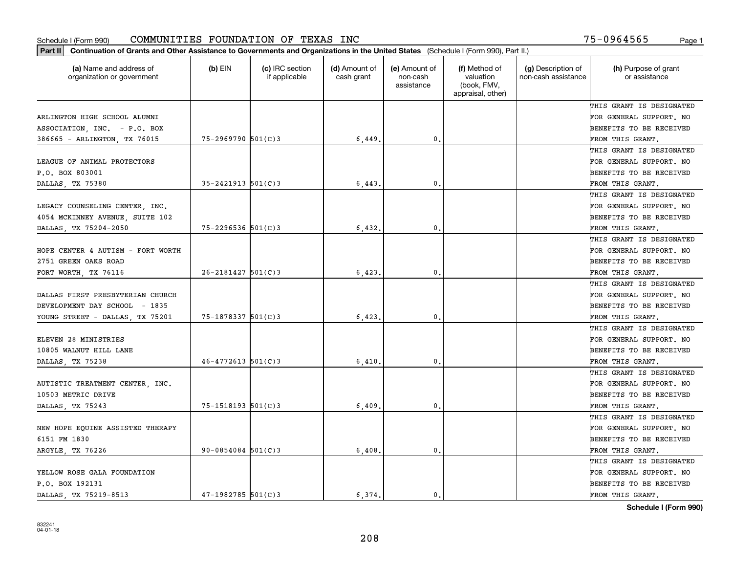Schedule I (Form 990) COMMUNITIES FOUNDATION OF TEXAS INC 75-0964565

**Part II** **Continuation of Grants and Other Assistance to Governments and Organizations in the United States** (Schedule I (Form 990), Part II.)

| (a) Name and address of organization or government | (b) EIN | (c) IRC section if applicable | (d) Amount of cash grant | (e) Amount of non-cash assistance | (f) Method of valuation (book, FMV, appraisal, other) | (g) Description of non-cash assistance | (h) Purpose of grant or assistance |
|---|---|---|---|---|---|---|---|
| ARLINGTON HIGH SCHOOL ALUMNI ASSOCIATION, INC. - P.O. BOX 386665 - ARLINGTON, TX 76015 | 75-2969790 | 501(C)3 | 6,449. | 0. | | | THIS GRANT IS DESIGNATED FOR GENERAL SUPPORT. NO BENEFITS TO BE RECEIVED FROM THIS GRANT. |
| LEAGUE OF ANIMAL PROTECTORS P.O. BOX 803001 DALLAS, TX 75380 | 35-2421913 | 501(C)3 | 6,443. | 0. | | | THIS GRANT IS DESIGNATED FOR GENERAL SUPPORT. NO BENEFITS TO BE RECEIVED FROM THIS GRANT. |
| LEGACY COUNSELING CENTER, INC. 4054 MCKINNEY AVENUE, SUITE 102 DALLAS, TX 75204-2050 | 75-2296536 | 501(C)3 | 6,432. | 0. | | | THIS GRANT IS DESIGNATED FOR GENERAL SUPPORT. NO BENEFITS TO BE RECEIVED FROM THIS GRANT. |
| HOPE CENTER 4 AUTISM - FORT WORTH 2751 GREEN OAKS ROAD FORT WORTH, TX 76116 | 26-2181427 | 501(C)3 | 6,423. | 0. | | | THIS GRANT IS DESIGNATED FOR GENERAL SUPPORT. NO BENEFITS TO BE RECEIVED FROM THIS GRANT. |
| DALLAS FIRST PRESBYTERIAN CHURCH DEVELOPMENT DAY SCHOOL - 1835 YOUNG STREET - DALLAS, TX 75201 | 75-1878337 | 501(C)3 | 6,423. | 0. | | | THIS GRANT IS DESIGNATED FOR GENERAL SUPPORT. NO BENEFITS TO BE RECEIVED FROM THIS GRANT. |
| ELEVEN 28 MINISTRIES 10805 WALNUT HILL LANE DALLAS, TX 75238 | 46-4772613 | 501(C)3 | 6,410. | 0. | | | THIS GRANT IS DESIGNATED FOR GENERAL SUPPORT. NO BENEFITS TO BE RECEIVED FROM THIS GRANT. |
| AUTISTIC TREATMENT CENTER, INC. 10503 METRIC DRIVE DALLAS, TX 75243 | 75-1518193 | 501(C)3 | 6,409. | 0. | | | THIS GRANT IS DESIGNATED FOR GENERAL SUPPORT. NO BENEFITS TO BE RECEIVED FROM THIS GRANT. |
| NEW HOPE EQUINE ASSISTED THERAPY 6151 FM 1830 ARGYLE, TX 76226 | 90-0854084 | 501(C)3 | 6,408. | 0. | | | THIS GRANT IS DESIGNATED FOR GENERAL SUPPORT. NO BENEFITS TO BE RECEIVED FROM THIS GRANT. |
| YELLOW ROSE GALA FOUNDATION P.O. BOX 192131 DALLAS, TX 75219-8513 | 47-1982785 | 501(C)3 | 6,374. | 0. | | | THIS GRANT IS DESIGNATED FOR GENERAL SUPPORT. NO BENEFITS TO BE RECEIVED FROM THIS GRANT. |

**Schedule I (Form 990)**

832241 04-01-18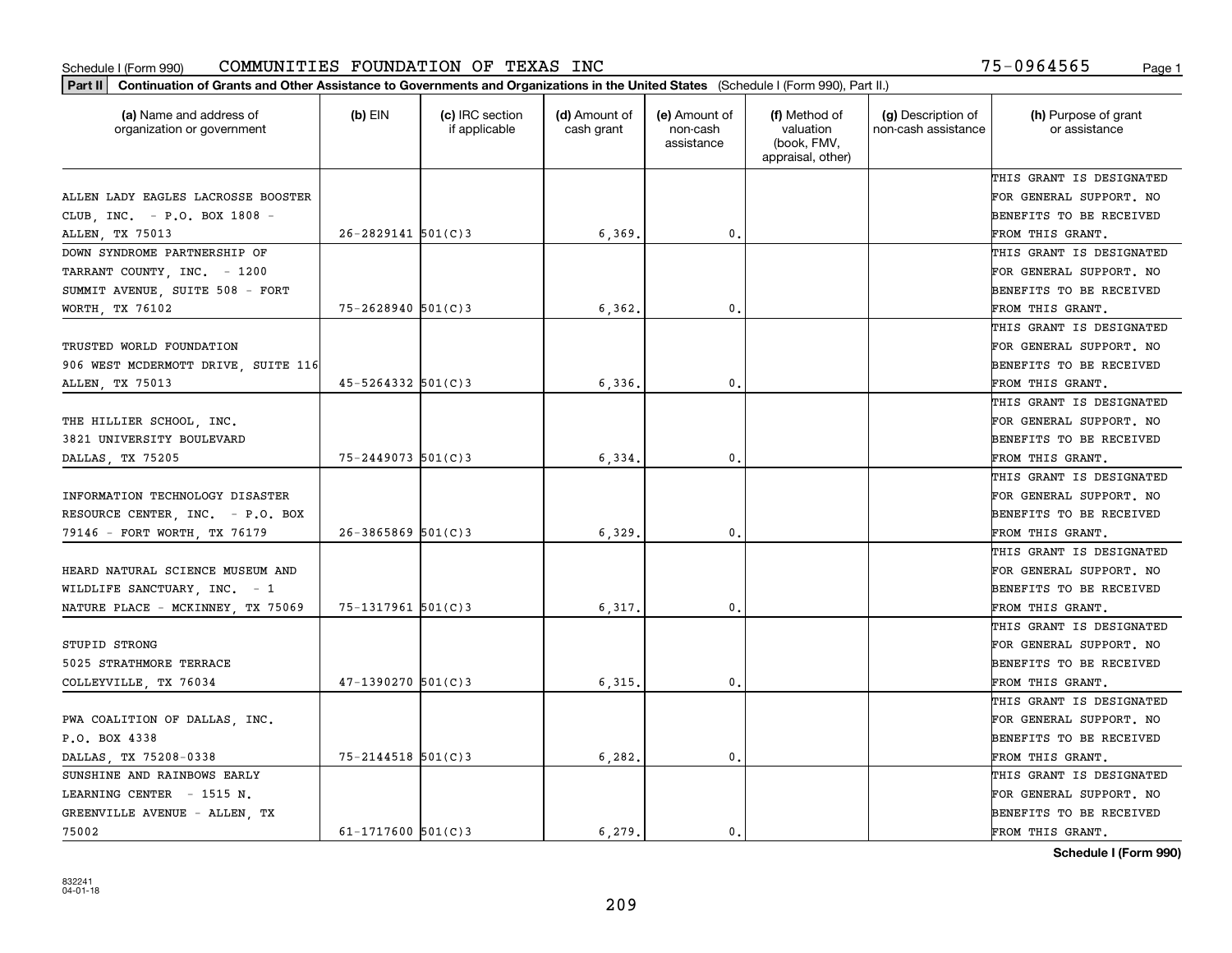Schedule I (Form 990) COMMUNITIES FOUNDATION OF TEXAS INC 75-0964565 Page 1

**Part II Continuation of Grants and Other Assistance to Governments and Organizations in the United States** (Schedule I (Form 990), Part II.)

| (a) Name and address of organization or government | (b) EIN | (c) IRC section if applicable | (d) Amount of cash grant | (e) Amount of non-cash assistance | (f) Method of valuation (book, FMV, appraisal, other) | (g) Description of non-cash assistance | (h) Purpose of grant or assistance |
|---|---|---|---|---|---|---|---|
| ALLEN LADY EAGLES LACROSSE BOOSTER CLUB, INC. - P.O. BOX 1808 - ALLEN, TX 75013 | 26-2829141 | 501(C)3 | 6,369. | 0. | | | THIS GRANT IS DESIGNATED FOR GENERAL SUPPORT. NO BENEFITS TO BE RECEIVED FROM THIS GRANT. |
| DOWN SYNDROME PARTNERSHIP OF TARRANT COUNTY, INC. - 1200 SUMMIT AVENUE, SUITE 508 - FORT WORTH, TX 76102 | 75-2628940 | 501(C)3 | 6,362. | 0. | | | THIS GRANT IS DESIGNATED FOR GENERAL SUPPORT. NO BENEFITS TO BE RECEIVED FROM THIS GRANT. |
| TRUSTED WORLD FOUNDATION 906 WEST MCDERMOTT DRIVE, SUITE 116 ALLEN, TX 75013 | 45-5264332 | 501(C)3 | 6,336. | 0. | | | THIS GRANT IS DESIGNATED FOR GENERAL SUPPORT. NO BENEFITS TO BE RECEIVED FROM THIS GRANT. |
| THE HILLIER SCHOOL, INC. 3821 UNIVERSITY BOULEVARD DALLAS, TX 75205 | 75-2449073 | 501(C)3 | 6,334. | 0. | | | THIS GRANT IS DESIGNATED FOR GENERAL SUPPORT. NO BENEFITS TO BE RECEIVED FROM THIS GRANT. |
| INFORMATION TECHNOLOGY DISASTER RESOURCE CENTER, INC. - P.O. BOX 79146 - FORT WORTH, TX 76179 | 26-3865869 | 501(C)3 | 6,329. | 0. | | | THIS GRANT IS DESIGNATED FOR GENERAL SUPPORT. NO BENEFITS TO BE RECEIVED FROM THIS GRANT. |
| HEARD NATURAL SCIENCE MUSEUM AND WILDLIFE SANCTUARY, INC. - 1 NATURE PLACE - MCKINNEY, TX 75069 | 75-1317961 | 501(C)3 | 6,317. | 0. | | | THIS GRANT IS DESIGNATED FOR GENERAL SUPPORT. NO BENEFITS TO BE RECEIVED FROM THIS GRANT. |
| STUPID STRONG 5025 STRATHMORE TERRACE COLLEYVILLE, TX 76034 | 47-1390270 | 501(C)3 | 6,315. | 0. | | | THIS GRANT IS DESIGNATED FOR GENERAL SUPPORT. NO BENEFITS TO BE RECEIVED FROM THIS GRANT. |
| PWA COALITION OF DALLAS, INC. P.O. BOX 4338 DALLAS, TX 75208-0338 | 75-2144518 | 501(C)3 | 6,282. | 0. | | | THIS GRANT IS DESIGNATED FOR GENERAL SUPPORT. NO BENEFITS TO BE RECEIVED FROM THIS GRANT. |
| SUNSHINE AND RAINBOWS EARLY LEARNING CENTER - 1515 N. GREENVILLE AVENUE - ALLEN, TX 75002 | 61-1717600 | 501(C)3 | 6,279. | 0. | | | THIS GRANT IS DESIGNATED FOR GENERAL SUPPORT. NO BENEFITS TO BE RECEIVED FROM THIS GRANT. |

**Schedule I (Form 990)**

832241 04-01-18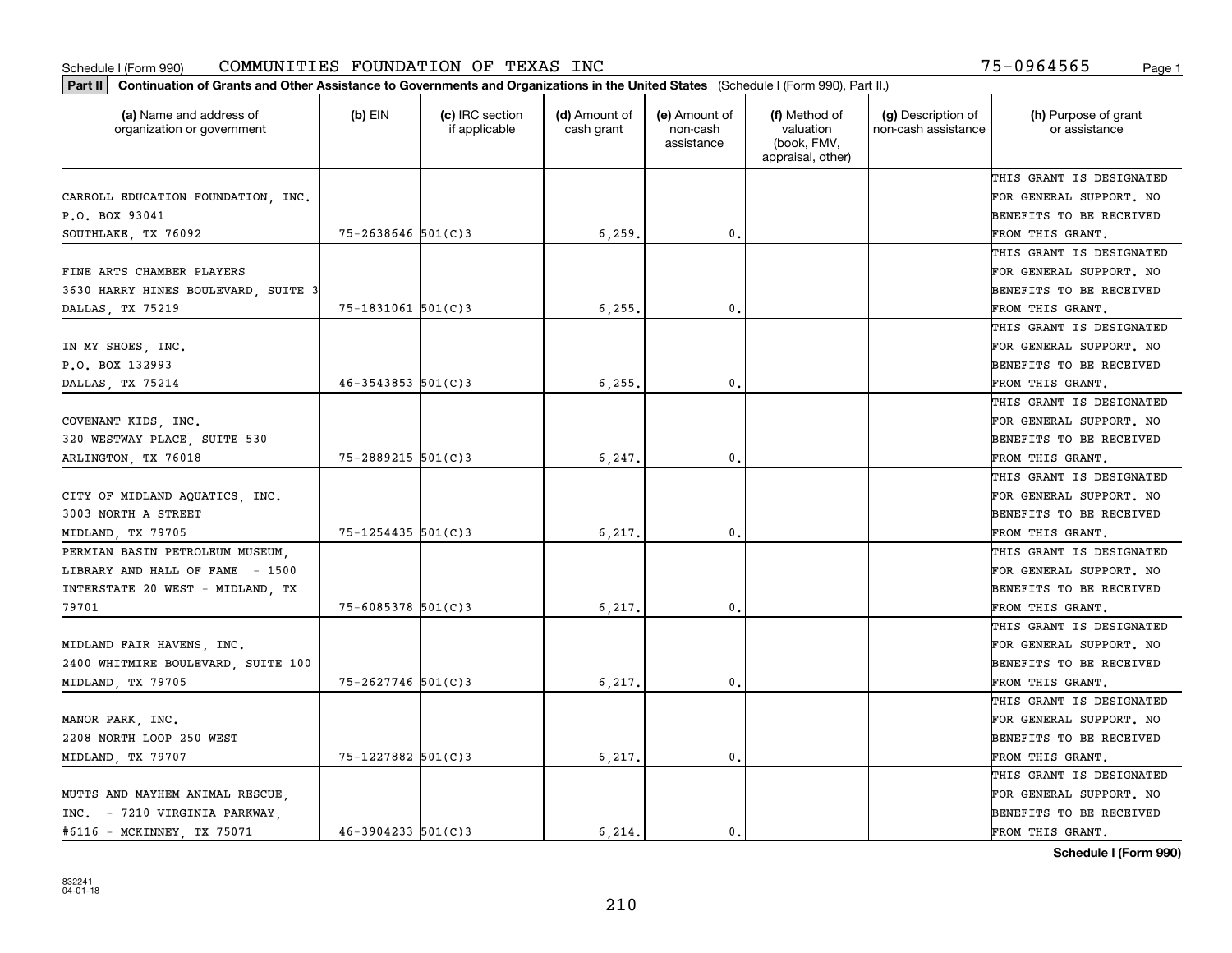Schedule I (Form 990) COMMUNITIES FOUNDATION OF TEXAS INC 75-0964565

**Part II** **Continuation of Grants and Other Assistance to Governments and Organizations in the United States** (Schedule I (Form 990), Part II.)

| (a) Name and address of organization or government | (b) EIN | (c) IRC section if applicable | (d) Amount of cash grant | (e) Amount of non-cash assistance | (f) Method of valuation (book, FMV, appraisal, other) | (g) Description of non-cash assistance | (h) Purpose of grant or assistance |
|---|---|---|---|---|---|---|---|
| CARROLL EDUCATION FOUNDATION, INC. P.O. BOX 93041 SOUTHLAKE, TX 76092 | 75-2638646 | 501(C)3 | 6,259. | 0. | | | THIS GRANT IS DESIGNATED FOR GENERAL SUPPORT. NO BENEFITS TO BE RECEIVED FROM THIS GRANT. |
| FINE ARTS CHAMBER PLAYERS 3630 HARRY HINES BOULEVARD, SUITE 3 DALLAS, TX 75219 | 75-1831061 | 501(C)3 | 6,255. | 0. | | | THIS GRANT IS DESIGNATED FOR GENERAL SUPPORT. NO BENEFITS TO BE RECEIVED FROM THIS GRANT. |
| IN MY SHOES, INC. P.O. BOX 132993 DALLAS, TX 75214 | 46-3543853 | 501(C)3 | 6,255. | 0. | | | THIS GRANT IS DESIGNATED FOR GENERAL SUPPORT. NO BENEFITS TO BE RECEIVED FROM THIS GRANT. |
| COVENANT KIDS, INC. 320 WESTWAY PLACE, SUITE 530 ARLINGTON, TX 76018 | 75-2889215 | 501(C)3 | 6,247. | 0. | | | THIS GRANT IS DESIGNATED FOR GENERAL SUPPORT. NO BENEFITS TO BE RECEIVED FROM THIS GRANT. |
| CITY OF MIDLAND AQUATICS, INC. 3003 NORTH A STREET MIDLAND, TX 79705 | 75-1254435 | 501(C)3 | 6,217. | 0. | | | THIS GRANT IS DESIGNATED FOR GENERAL SUPPORT. NO BENEFITS TO BE RECEIVED FROM THIS GRANT. |
| PERMIAN BASIN PETROLEUM MUSEUM, LIBRARY AND HALL OF FAME - 1500 INTERSTATE 20 WEST - MIDLAND, TX 79701 | 75-6085378 | 501(C)3 | 6,217. | 0. | | | THIS GRANT IS DESIGNATED FOR GENERAL SUPPORT. NO BENEFITS TO BE RECEIVED FROM THIS GRANT. |
| MIDLAND FAIR HAVENS, INC. 2400 WHITMIRE BOULEVARD, SUITE 100 MIDLAND, TX 79705 | 75-2627746 | 501(C)3 | 6,217. | 0. | | | THIS GRANT IS DESIGNATED FOR GENERAL SUPPORT. NO BENEFITS TO BE RECEIVED FROM THIS GRANT. |
| MANOR PARK, INC. 2208 NORTH LOOP 250 WEST MIDLAND, TX 79707 | 75-1227882 | 501(C)3 | 6,217. | 0. | | | THIS GRANT IS DESIGNATED FOR GENERAL SUPPORT. NO BENEFITS TO BE RECEIVED FROM THIS GRANT. |
| MUTTS AND MAYHEM ANIMAL RESCUE, INC. - 7210 VIRGINIA PARKWAY, #6116 - MCKINNEY, TX 75071 | 46-3904233 | 501(C)3 | 6,214. | 0. | | | THIS GRANT IS DESIGNATED FOR GENERAL SUPPORT. NO BENEFITS TO BE RECEIVED FROM THIS GRANT. |

**Schedule I (Form 990)**

832241 04-01-18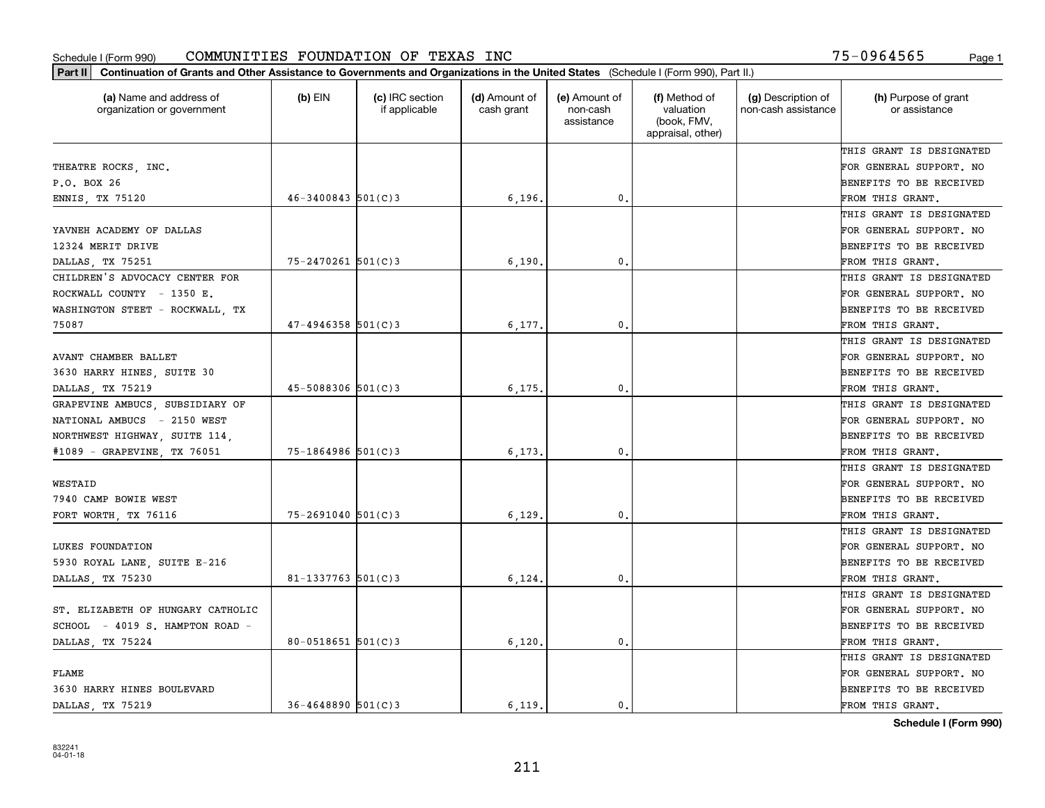Schedule I (Form 990) COMMUNITIES FOUNDATION OF TEXAS INC 75-0964565

**Part II** **Continuation of Grants and Other Assistance to Governments and Organizations in the United States** (Schedule I (Form 990), Part II.)

| (a) Name and address of organization or government | (b) EIN | (c) IRC section if applicable | (d) Amount of cash grant | (e) Amount of non-cash assistance | (f) Method of valuation (book, FMV, appraisal, other) | (g) Description of non-cash assistance | (h) Purpose of grant or assistance |
|---|---|---|---|---|---|---|---|
| THEATRE ROCKS, INC. P.O. BOX 26 ENNIS, TX 75120 | 46-3400843 | 501(C)3 | 6,196. | 0. | | | THIS GRANT IS DESIGNATED FOR GENERAL SUPPORT. NO BENEFITS TO BE RECEIVED FROM THIS GRANT. |
| YAVNEH ACADEMY OF DALLAS 12324 MERIT DRIVE DALLAS, TX 75251 | 75-2470261 | 501(C)3 | 6,190. | 0. | | | THIS GRANT IS DESIGNATED FOR GENERAL SUPPORT. NO BENEFITS TO BE RECEIVED FROM THIS GRANT. |
| CHILDREN'S ADVOCACY CENTER FOR ROCKWALL COUNTY - 1350 E. WASHINGTON STEET - ROCKWALL, TX 75087 | 47-4946358 | 501(C)3 | 6,177. | 0. | | | THIS GRANT IS DESIGNATED FOR GENERAL SUPPORT. NO BENEFITS TO BE RECEIVED FROM THIS GRANT. |
| AVANT CHAMBER BALLET 3630 HARRY HINES, SUITE 30 DALLAS, TX 75219 | 45-5088306 | 501(C)3 | 6,175. | 0. | | | THIS GRANT IS DESIGNATED FOR GENERAL SUPPORT. NO BENEFITS TO BE RECEIVED FROM THIS GRANT. |
| GRAPEVINE AMBUCS, SUBSIDIARY OF NATIONAL AMBUCS - 2150 WEST NORTHWEST HIGHWAY, SUITE 114, #1089 - GRAPEVINE, TX 76051 | 75-1864986 | 501(C)3 | 6,173. | 0. | | | THIS GRANT IS DESIGNATED FOR GENERAL SUPPORT. NO BENEFITS TO BE RECEIVED FROM THIS GRANT. |
| WESTAID 7940 CAMP BOWIE WEST FORT WORTH, TX 76116 | 75-2691040 | 501(C)3 | 6,129. | 0. | | | THIS GRANT IS DESIGNATED FOR GENERAL SUPPORT. NO BENEFITS TO BE RECEIVED FROM THIS GRANT. |
| LUKES FOUNDATION 5930 ROYAL LANE, SUITE E-216 DALLAS, TX 75230 | 81-1337763 | 501(C)3 | 6,124. | 0. | | | THIS GRANT IS DESIGNATED FOR GENERAL SUPPORT. NO BENEFITS TO BE RECEIVED FROM THIS GRANT. |
| ST. ELIZABETH OF HUNGARY CATHOLIC SCHOOL - 4019 S. HAMPTON ROAD - DALLAS, TX 75224 | 80-0518651 | 501(C)3 | 6,120. | 0. | | | THIS GRANT IS DESIGNATED FOR GENERAL SUPPORT. NO BENEFITS TO BE RECEIVED FROM THIS GRANT. |
| FLAME 3630 HARRY HINES BOULEVARD DALLAS, TX 75219 | 36-4648890 | 501(C)3 | 6,119. | 0. | | | THIS GRANT IS DESIGNATED FOR GENERAL SUPPORT. NO BENEFITS TO BE RECEIVED FROM THIS GRANT. |

**Schedule I (Form 990)**

832241 04-01-18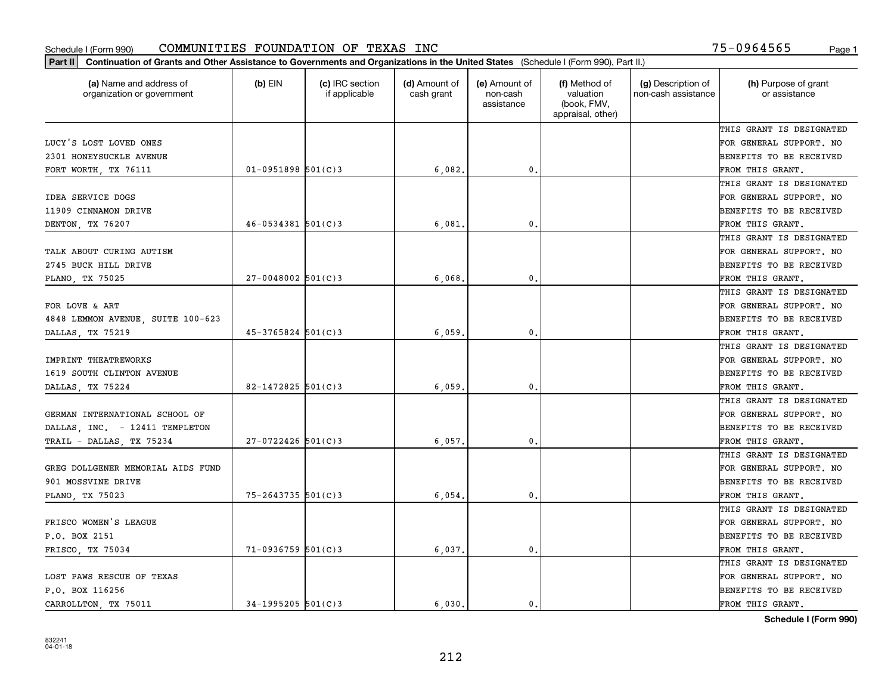Schedule I (Form 990) COMMUNITIES FOUNDATION OF TEXAS INC 75-0964565 Page 1

**Part II** **Continuation of Grants and Other Assistance to Governments and Organizations in the United States** (Schedule I (Form 990), Part II.)

| (a) Name and address of organization or government | (b) EIN | (c) IRC section if applicable | (d) Amount of cash grant | (e) Amount of non-cash assistance | (f) Method of valuation (book, FMV, appraisal, other) | (g) Description of non-cash assistance | (h) Purpose of grant or assistance |
|---|---|---|---|---|---|---|---|
| LUCY'S LOST LOVED ONES 2301 HONEYSUCKLE AVENUE FORT WORTH, TX 76111 | 01-0951898 | 501(C)3 | 6,082. | 0. | | | THIS GRANT IS DESIGNATED FOR GENERAL SUPPORT. NO BENEFITS TO BE RECEIVED FROM THIS GRANT. |
| IDEA SERVICE DOGS 11909 CINNAMON DRIVE DENTON, TX 76207 | 46-0534381 | 501(C)3 | 6,081. | 0. | | | THIS GRANT IS DESIGNATED FOR GENERAL SUPPORT. NO BENEFITS TO BE RECEIVED FROM THIS GRANT. |
| TALK ABOUT CURING AUTISM 2745 BUCK HILL DRIVE PLANO, TX 75025 | 27-0048002 | 501(C)3 | 6,068. | 0. | | | THIS GRANT IS DESIGNATED FOR GENERAL SUPPORT. NO BENEFITS TO BE RECEIVED FROM THIS GRANT. |
| FOR LOVE & ART 4848 LEMMON AVENUE, SUITE 100-623 DALLAS, TX 75219 | 45-3765824 | 501(C)3 | 6,059. | 0. | | | THIS GRANT IS DESIGNATED FOR GENERAL SUPPORT. NO BENEFITS TO BE RECEIVED FROM THIS GRANT. |
| IMPRINT THEATREWORKS 1619 SOUTH CLINTON AVENUE DALLAS, TX 75224 | 82-1472825 | 501(C)3 | 6,059. | 0. | | | THIS GRANT IS DESIGNATED FOR GENERAL SUPPORT. NO BENEFITS TO BE RECEIVED FROM THIS GRANT. |
| GERMAN INTERNATIONAL SCHOOL OF DALLAS, INC. - 12411 TEMPLETON TRAIL - DALLAS, TX 75234 | 27-0722426 | 501(C)3 | 6,057. | 0. | | | THIS GRANT IS DESIGNATED FOR GENERAL SUPPORT. NO BENEFITS TO BE RECEIVED FROM THIS GRANT. |
| GREG DOLLGENER MEMORIAL AIDS FUND 901 MOSSVINE DRIVE PLANO, TX 75023 | 75-2643735 | 501(C)3 | 6,054. | 0. | | | THIS GRANT IS DESIGNATED FOR GENERAL SUPPORT. NO BENEFITS TO BE RECEIVED FROM THIS GRANT. |
| FRISCO WOMEN'S LEAGUE P.O. BOX 2151 FRISCO, TX 75034 | 71-0936759 | 501(C)3 | 6,037. | 0. | | | THIS GRANT IS DESIGNATED FOR GENERAL SUPPORT. NO BENEFITS TO BE RECEIVED FROM THIS GRANT. |
| LOST PAWS RESCUE OF TEXAS P.O. BOX 116256 CARROLLTON, TX 75011 | 34-1995205 | 501(C)3 | 6,030. | 0. | | | THIS GRANT IS DESIGNATED FOR GENERAL SUPPORT. NO BENEFITS TO BE RECEIVED FROM THIS GRANT. |

**Schedule I (Form 990)**

832241 04-01-18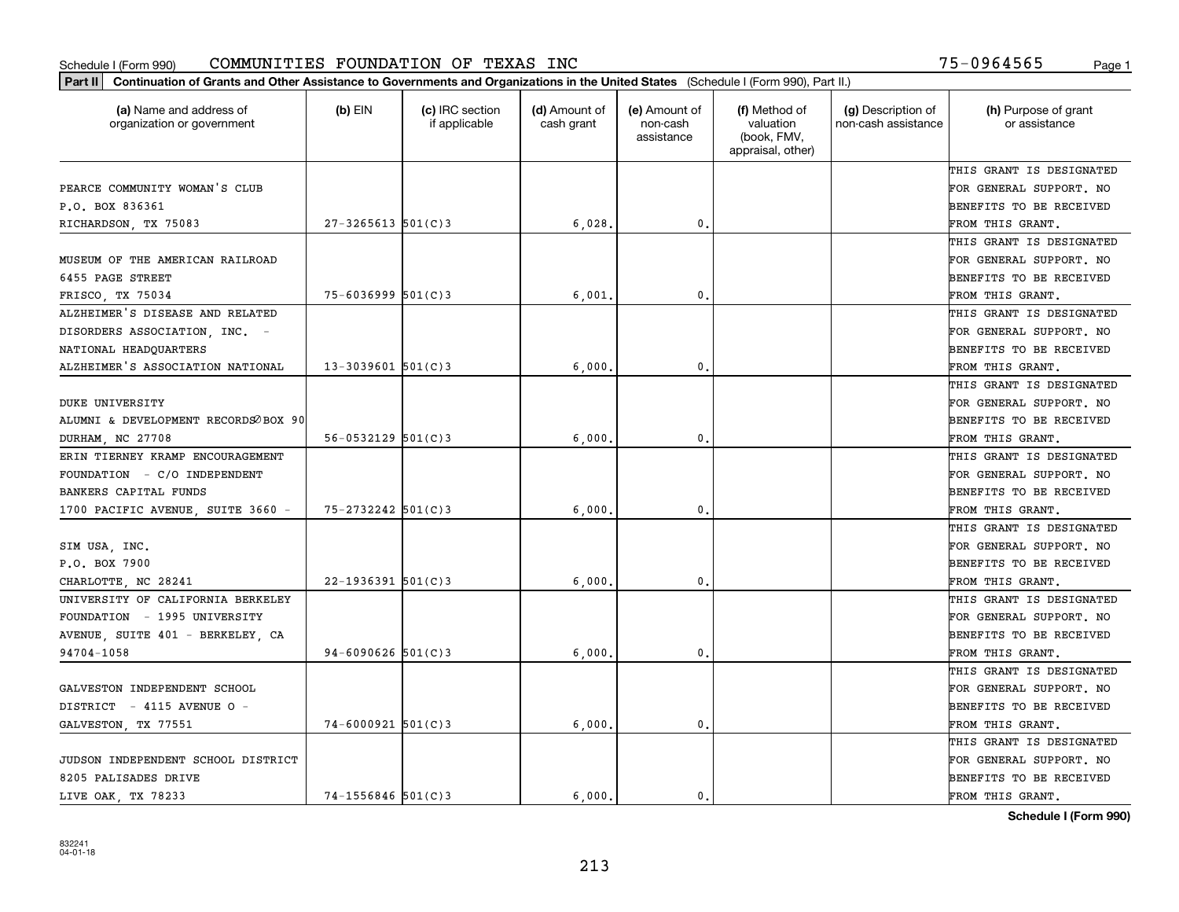Schedule I (Form 990) COMMUNITIES FOUNDATION OF TEXAS INC 75-0964565

**Part II** **Continuation of Grants and Other Assistance to Governments and Organizations in the United States** (Schedule I (Form 990), Part II.)

| (a) Name and address of organization or government | (b) EIN | (c) IRC section if applicable | (d) Amount of cash grant | (e) Amount of non-cash assistance | (f) Method of valuation (book, FMV, appraisal, other) | (g) Description of non-cash assistance | (h) Purpose of grant or assistance |
|---|---|---|---|---|---|---|---|
| PEARCE COMMUNITY WOMAN'S CLUB P.O. BOX 836361 RICHARDSON, TX 75083 | 27-3265613 | 501(C)3 | 6,028. | 0. | | | THIS GRANT IS DESIGNATED FOR GENERAL SUPPORT. NO BENEFITS TO BE RECEIVED FROM THIS GRANT. |
| MUSEUM OF THE AMERICAN RAILROAD 6455 PAGE STREET FRISCO, TX 75034 | 75-6036999 | 501(C)3 | 6,001. | 0. | | | THIS GRANT IS DESIGNATED FOR GENERAL SUPPORT. NO BENEFITS TO BE RECEIVED FROM THIS GRANT. |
| ALZHEIMER'S DISEASE AND RELATED DISORDERS ASSOCIATION, INC. - NATIONAL HEADQUARTERS ALZHEIMER'S ASSOCIATION NATIONAL | 13-3039601 | 501(C)3 | 6,000. | 0. | | | THIS GRANT IS DESIGNATED FOR GENERAL SUPPORT. NO BENEFITS TO BE RECEIVED FROM THIS GRANT. |
| DUKE UNIVERSITY ALUMNI & DEVELOPMENT RECORDS∅BOX 90 DURHAM, NC 27708 | 56-0532129 | 501(C)3 | 6,000. | 0. | | | THIS GRANT IS DESIGNATED FOR GENERAL SUPPORT. NO BENEFITS TO BE RECEIVED FROM THIS GRANT. |
| ERIN TIERNEY KRAMP ENCOURAGEMENT FOUNDATION - C/O INDEPENDENT BANKERS CAPITAL FUNDS 1700 PACIFIC AVENUE, SUITE 3660 - | 75-2732242 | 501(C)3 | 6,000. | 0. | | | THIS GRANT IS DESIGNATED FOR GENERAL SUPPORT. NO BENEFITS TO BE RECEIVED FROM THIS GRANT. |
| SIM USA, INC. P.O. BOX 7900 CHARLOTTE, NC 28241 | 22-1936391 | 501(C)3 | 6,000. | 0. | | | THIS GRANT IS DESIGNATED FOR GENERAL SUPPORT. NO BENEFITS TO BE RECEIVED FROM THIS GRANT. |
| UNIVERSITY OF CALIFORNIA BERKELEY FOUNDATION - 1995 UNIVERSITY AVENUE, SUITE 401 - BERKELEY, CA 94704-1058 | 94-6090626 | 501(C)3 | 6,000. | 0. | | | THIS GRANT IS DESIGNATED FOR GENERAL SUPPORT. NO BENEFITS TO BE RECEIVED FROM THIS GRANT. |
| GALVESTON INDEPENDENT SCHOOL DISTRICT - 4115 AVENUE O - GALVESTON, TX 77551 | 74-6000921 | 501(C)3 | 6,000. | 0. | | | THIS GRANT IS DESIGNATED FOR GENERAL SUPPORT. NO BENEFITS TO BE RECEIVED FROM THIS GRANT. |
| JUDSON INDEPENDENT SCHOOL DISTRICT 8205 PALISADES DRIVE LIVE OAK, TX 78233 | 74-1556846 | 501(C)3 | 6,000. | 0. | | | THIS GRANT IS DESIGNATED FOR GENERAL SUPPORT. NO BENEFITS TO BE RECEIVED FROM THIS GRANT. |

**Schedule I (Form 990)**

832241 04-01-18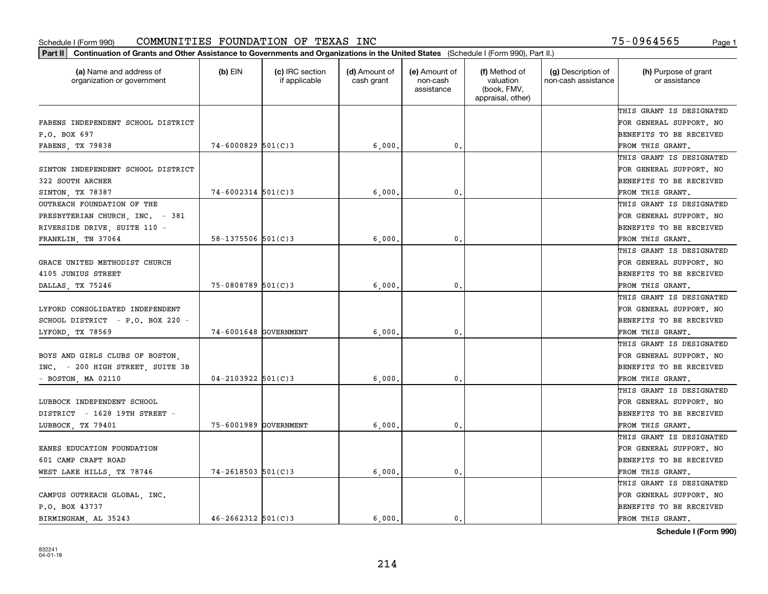Schedule I (Form 990) COMMUNITIES FOUNDATION OF TEXAS INC 75-0964565

**Part II Continuation of Grants and Other Assistance to Governments and Organizations in the United States** (Schedule I (Form 990), Part II.)

| (a) Name and address of organization or government | (b) EIN | (c) IRC section if applicable | (d) Amount of cash grant | (e) Amount of non-cash assistance | (f) Method of valuation (book, FMV, appraisal, other) | (g) Description of non-cash assistance | (h) Purpose of grant or assistance |
|---|---|---|---|---|---|---|---|
| FABENS INDEPENDENT SCHOOL DISTRICT P.O. BOX 697 FABENS, TX 79838 | 74-6000829 | 501(C)3 | 6,000. | 0. | | | THIS GRANT IS DESIGNATED FOR GENERAL SUPPORT. NO BENEFITS TO BE RECEIVED FROM THIS GRANT. |
| SINTON INDEPENDENT SCHOOL DISTRICT 322 SOUTH ARCHER SINTON, TX 78387 | 74-6002314 | 501(C)3 | 6,000. | 0. | | | THIS GRANT IS DESIGNATED FOR GENERAL SUPPORT. NO BENEFITS TO BE RECEIVED FROM THIS GRANT. |
| OUTREACH FOUNDATION OF THE PRESBYTERIAN CHURCH, INC. - 381 RIVERSIDE DRIVE, SUITE 110 - FRANKLIN, TN 37064 | 58-1375506 | 501(C)3 | 6,000. | 0. | | | THIS GRANT IS DESIGNATED FOR GENERAL SUPPORT. NO BENEFITS TO BE RECEIVED FROM THIS GRANT. |
| GRACE UNITED METHODIST CHURCH 4105 JUNIUS STREET DALLAS, TX 75246 | 75-0808789 | 501(C)3 | 6,000. | 0. | | | THIS GRANT IS DESIGNATED FOR GENERAL SUPPORT. NO BENEFITS TO BE RECEIVED FROM THIS GRANT. |
| LYFORD CONSOLIDATED INDEPENDENT SCHOOL DISTRICT - P.O. BOX 220 - LYFORD, TX 78569 | 74-6001648 | GOVERNMENT | 6,000. | 0. | | | THIS GRANT IS DESIGNATED FOR GENERAL SUPPORT. NO BENEFITS TO BE RECEIVED FROM THIS GRANT. |
| BOYS AND GIRLS CLUBS OF BOSTON, INC. - 200 HIGH STREET, SUITE 3B - BOSTON, MA 02110 | 04-2103922 | 501(C)3 | 6,000. | 0. | | | THIS GRANT IS DESIGNATED FOR GENERAL SUPPORT. NO BENEFITS TO BE RECEIVED FROM THIS GRANT. |
| LUBBOCK INDEPENDENT SCHOOL DISTRICT - 1628 19TH STREET - LUBBOCK, TX 79401 | 75-6001989 | GOVERNMENT | 6,000. | 0. | | | THIS GRANT IS DESIGNATED FOR GENERAL SUPPORT. NO BENEFITS TO BE RECEIVED FROM THIS GRANT. |
| EANES EDUCATION FOUNDATION 601 CAMP CRAFT ROAD WEST LAKE HILLS, TX 78746 | 74-2618503 | 501(C)3 | 6,000. | 0. | | | THIS GRANT IS DESIGNATED FOR GENERAL SUPPORT. NO BENEFITS TO BE RECEIVED FROM THIS GRANT. |
| CAMPUS OUTREACH GLOBAL, INC. P.O. BOX 43737 BIRMINGHAM, AL 35243 | 46-2662312 | 501(C)3 | 6,000. | 0. | | | THIS GRANT IS DESIGNATED FOR GENERAL SUPPORT. NO BENEFITS TO BE RECEIVED FROM THIS GRANT. |

**Schedule I (Form 990)**

832241
04-01-18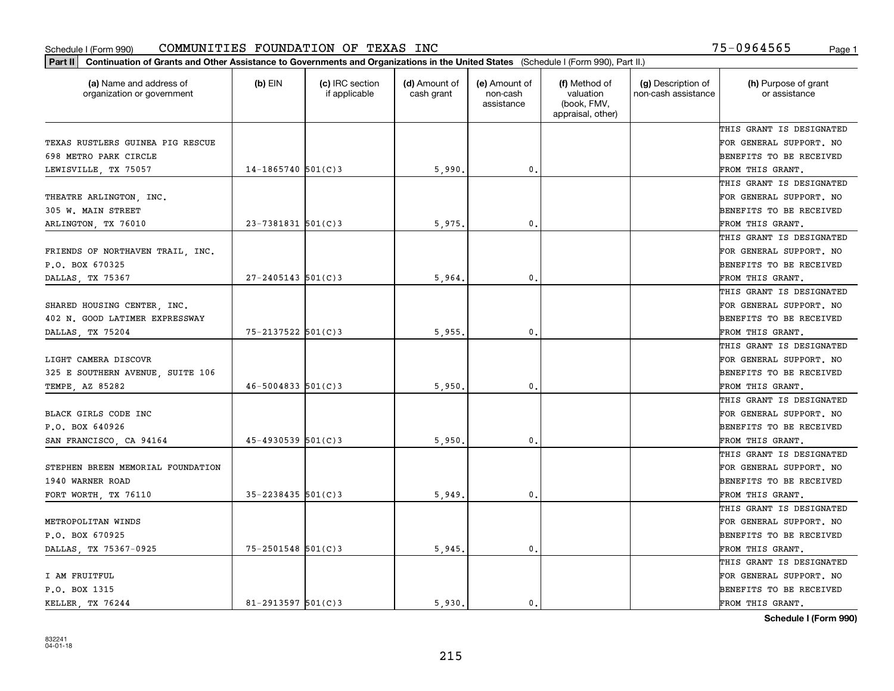Schedule I (Form 990) COMMUNITIES FOUNDATION OF TEXAS INC 75-0964565

**Part II** **Continuation of Grants and Other Assistance to Governments and Organizations in the United States** (Schedule I (Form 990), Part II.)

| (a) Name and address of organization or government | (b) EIN | (c) IRC section if applicable | (d) Amount of cash grant | (e) Amount of non-cash assistance | (f) Method of valuation (book, FMV, appraisal, other) | (g) Description of non-cash assistance | (h) Purpose of grant or assistance |
|---|---|---|---|---|---|---|---|
| TEXAS RUSTLERS GUINEA PIG RESCUE<br>698 METRO PARK CIRCLE<br>LEWISVILLE, TX 75057 | 14-1865740 | 501(C)3 | 5,990. | 0. | | | THIS GRANT IS DESIGNATED FOR GENERAL SUPPORT. NO BENEFITS TO BE RECEIVED FROM THIS GRANT. |
| THEATRE ARLINGTON, INC.<br>305 W. MAIN STREET<br>ARLINGTON, TX 76010 | 23-7381831 | 501(C)3 | 5,975. | 0. | | | THIS GRANT IS DESIGNATED FOR GENERAL SUPPORT. NO BENEFITS TO BE RECEIVED FROM THIS GRANT. |
| FRIENDS OF NORTHAVEN TRAIL, INC.<br>P.O. BOX 670325<br>DALLAS, TX 75367 | 27-2405143 | 501(C)3 | 5,964. | 0. | | | THIS GRANT IS DESIGNATED FOR GENERAL SUPPORT. NO BENEFITS TO BE RECEIVED FROM THIS GRANT. |
| SHARED HOUSING CENTER, INC.<br>402 N. GOOD LATIMER EXPRESSWAY<br>DALLAS, TX 75204 | 75-2137522 | 501(C)3 | 5,955. | 0. | | | THIS GRANT IS DESIGNATED FOR GENERAL SUPPORT. NO BENEFITS TO BE RECEIVED FROM THIS GRANT. |
| LIGHT CAMERA DISCOVR<br>325 E SOUTHERN AVENUE, SUITE 106<br>TEMPE, AZ 85282 | 46-5004833 | 501(C)3 | 5,950. | 0. | | | THIS GRANT IS DESIGNATED FOR GENERAL SUPPORT. NO BENEFITS TO BE RECEIVED FROM THIS GRANT. |
| BLACK GIRLS CODE INC<br>P.O. BOX 640926<br>SAN FRANCISCO, CA 94164 | 45-4930539 | 501(C)3 | 5,950. | 0. | | | THIS GRANT IS DESIGNATED FOR GENERAL SUPPORT. NO BENEFITS TO BE RECEIVED FROM THIS GRANT. |
| STEPHEN BREEN MEMORIAL FOUNDATION<br>1940 WARNER ROAD<br>FORT WORTH, TX 76110 | 35-2238435 | 501(C)3 | 5,949. | 0. | | | THIS GRANT IS DESIGNATED FOR GENERAL SUPPORT. NO BENEFITS TO BE RECEIVED FROM THIS GRANT. |
| METROPOLITAN WINDS<br>P.O. BOX 670925<br>DALLAS, TX 75367-0925 | 75-2501548 | 501(C)3 | 5,945. | 0. | | | THIS GRANT IS DESIGNATED FOR GENERAL SUPPORT. NO BENEFITS TO BE RECEIVED FROM THIS GRANT. |
| I AM FRUITFUL<br>P.O. BOX 1315<br>KELLER, TX 76244 | 81-2913597 | 501(C)3 | 5,930. | 0. | | | THIS GRANT IS DESIGNATED FOR GENERAL SUPPORT. NO BENEFITS TO BE RECEIVED FROM THIS GRANT. |

**Schedule I (Form 990)**

832241
04-01-18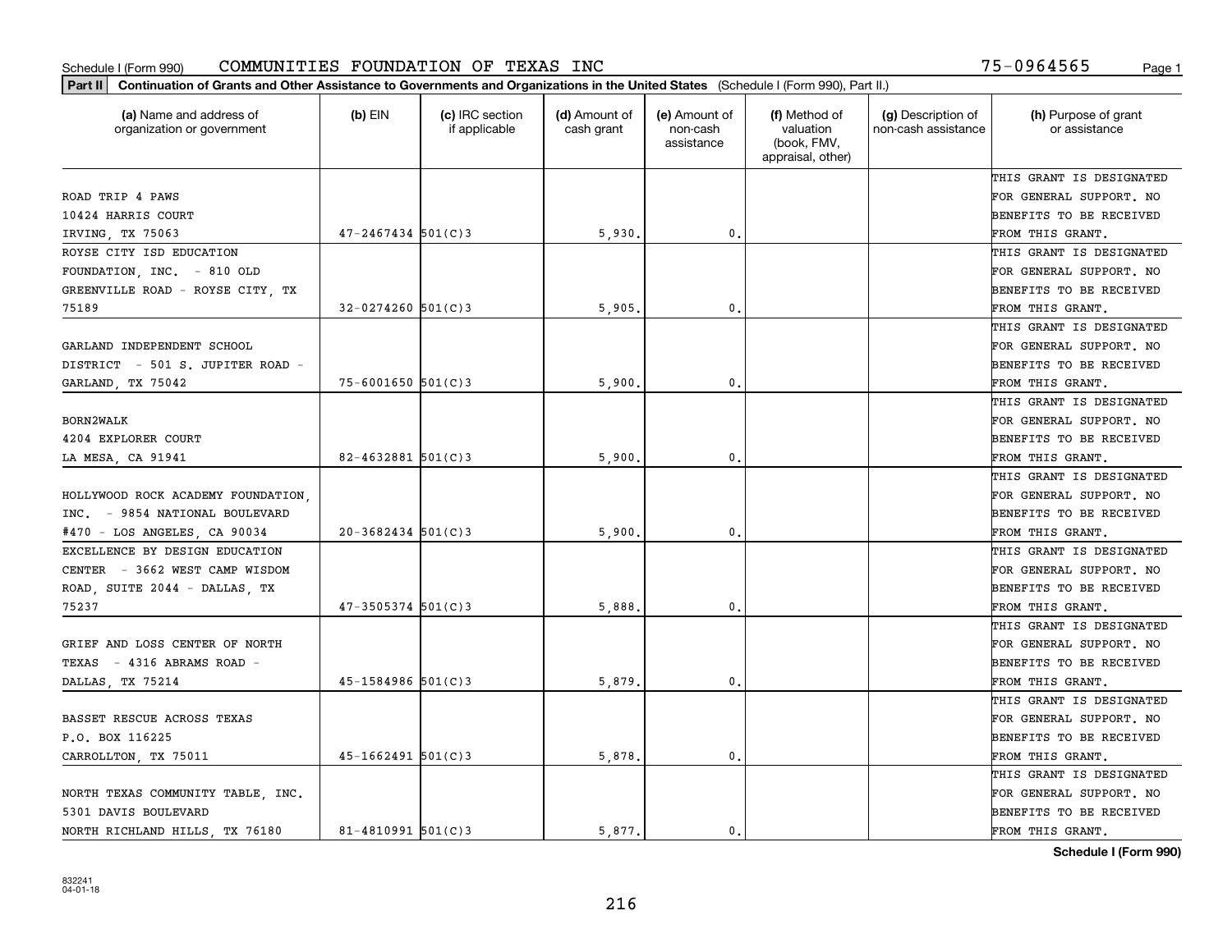Schedule I (Form 990) COMMUNITIES FOUNDATION OF TEXAS INC 75-0964565

**Part II** **Continuation of Grants and Other Assistance to Governments and Organizations in the United States** (Schedule I (Form 990), Part II.)

| (a) Name and address of organization or government | (b) EIN | (c) IRC section if applicable | (d) Amount of cash grant | (e) Amount of non-cash assistance | (f) Method of valuation (book, FMV, appraisal, other) | (g) Description of non-cash assistance | (h) Purpose of grant or assistance |
|---|---|---|---|---|---|---|---|
| ROAD TRIP 4 PAWS 10424 HARRIS COURT IRVING, TX 75063 | 47-2467434 | 501(C)3 | 5,930. | 0. | | | THIS GRANT IS DESIGNATED FOR GENERAL SUPPORT. NO BENEFITS TO BE RECEIVED FROM THIS GRANT. |
| ROYSE CITY ISD EDUCATION FOUNDATION, INC. - 810 OLD GREENVILLE ROAD - ROYSE CITY, TX 75189 | 32-0274260 | 501(C)3 | 5,905. | 0. | | | THIS GRANT IS DESIGNATED FOR GENERAL SUPPORT. NO BENEFITS TO BE RECEIVED FROM THIS GRANT. |
| GARLAND INDEPENDENT SCHOOL DISTRICT - 501 S. JUPITER ROAD - GARLAND, TX 75042 | 75-6001650 | 501(C)3 | 5,900. | 0. | | | THIS GRANT IS DESIGNATED FOR GENERAL SUPPORT. NO BENEFITS TO BE RECEIVED FROM THIS GRANT. |
| BORN2WALK 4204 EXPLORER COURT LA MESA, CA 91941 | 82-4632881 | 501(C)3 | 5,900. | 0. | | | THIS GRANT IS DESIGNATED FOR GENERAL SUPPORT. NO BENEFITS TO BE RECEIVED FROM THIS GRANT. |
| HOLLYWOOD ROCK ACADEMY FOUNDATION, INC. - 9854 NATIONAL BOULEVARD #470 - LOS ANGELES, CA 90034 | 20-3682434 | 501(C)3 | 5,900. | 0. | | | THIS GRANT IS DESIGNATED FOR GENERAL SUPPORT. NO BENEFITS TO BE RECEIVED FROM THIS GRANT. |
| EXCELLENCE BY DESIGN EDUCATION CENTER - 3662 WEST CAMP WISDOM ROAD, SUITE 2044 - DALLAS, TX 75237 | 47-3505374 | 501(C)3 | 5,888. | 0. | | | THIS GRANT IS DESIGNATED FOR GENERAL SUPPORT. NO BENEFITS TO BE RECEIVED FROM THIS GRANT. |
| GRIEF AND LOSS CENTER OF NORTH TEXAS - 4316 ABRAMS ROAD - DALLAS, TX 75214 | 45-1584986 | 501(C)3 | 5,879. | 0. | | | THIS GRANT IS DESIGNATED FOR GENERAL SUPPORT. NO BENEFITS TO BE RECEIVED FROM THIS GRANT. |
| BASSET RESCUE ACROSS TEXAS P.O. BOX 116225 CARROLLTON, TX 75011 | 45-1662491 | 501(C)3 | 5,878. | 0. | | | THIS GRANT IS DESIGNATED FOR GENERAL SUPPORT. NO BENEFITS TO BE RECEIVED FROM THIS GRANT. |
| NORTH TEXAS COMMUNITY TABLE, INC. 5301 DAVIS BOULEVARD NORTH RICHLAND HILLS, TX 76180 | 81-4810991 | 501(C)3 | 5,877. | 0. | | | THIS GRANT IS DESIGNATED FOR GENERAL SUPPORT. NO BENEFITS TO BE RECEIVED FROM THIS GRANT. |

**Schedule I (Form 990)**

832241 04-01-18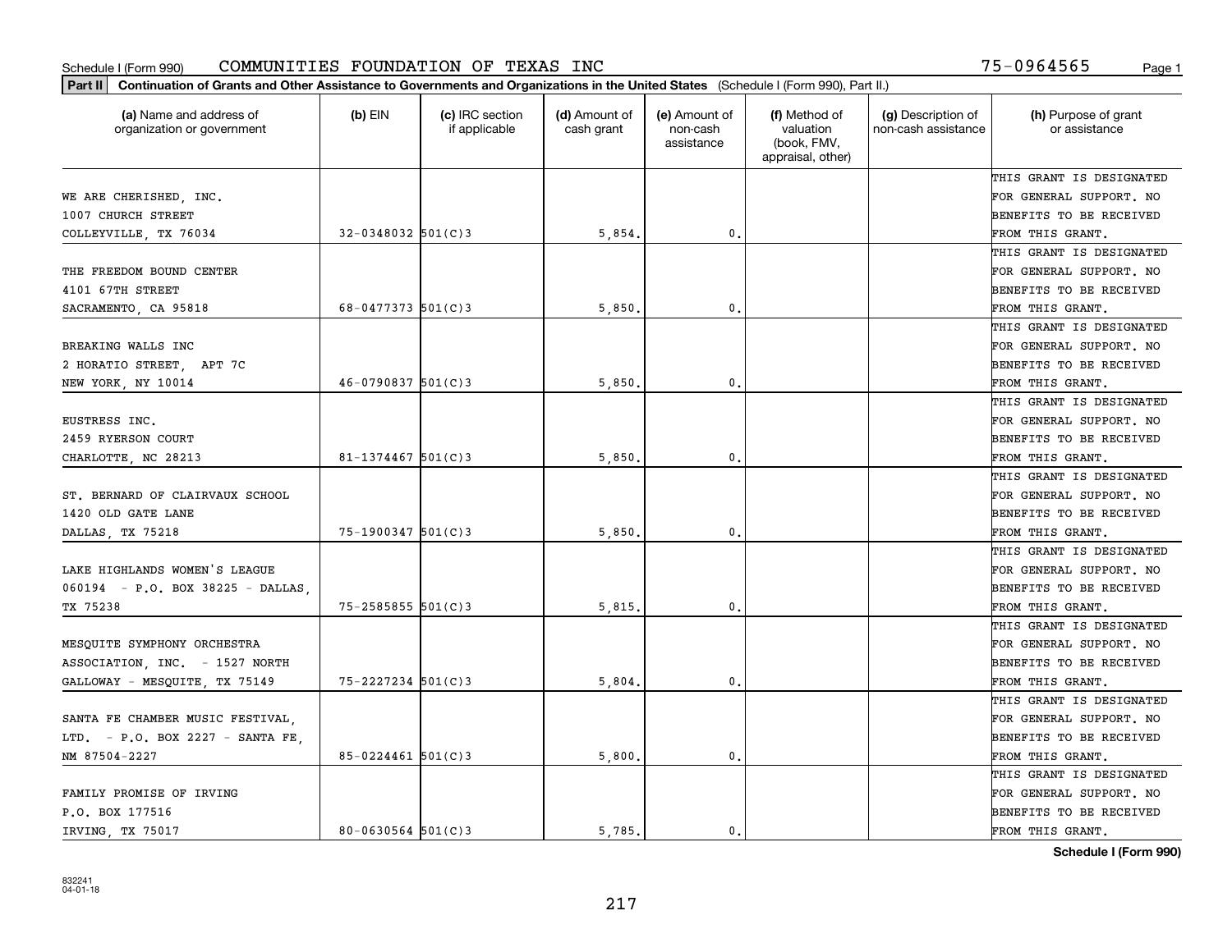Schedule I (Form 990) COMMUNITIES FOUNDATION OF TEXAS INC 75-0964565

**Part II** **Continuation of Grants and Other Assistance to Governments and Organizations in the United States** (Schedule I (Form 990), Part II.)

| (a) Name and address of organization or government | (b) EIN | (c) IRC section if applicable | (d) Amount of cash grant | (e) Amount of non-cash assistance | (f) Method of valuation (book, FMV, appraisal, other) | (g) Description of non-cash assistance | (h) Purpose of grant or assistance |
|---|---|---|---|---|---|---|---|
| WE ARE CHERISHED, INC. 1007 CHURCH STREET COLLEYVILLE, TX 76034 | 32-0348032 | 501(C)3 | 5,854. | 0. | | | THIS GRANT IS DESIGNATED FOR GENERAL SUPPORT. NO BENEFITS TO BE RECEIVED FROM THIS GRANT. |
| THE FREEDOM BOUND CENTER 4101 67TH STREET SACRAMENTO, CA 95818 | 68-0477373 | 501(C)3 | 5,850. | 0. | | | THIS GRANT IS DESIGNATED FOR GENERAL SUPPORT. NO BENEFITS TO BE RECEIVED FROM THIS GRANT. |
| BREAKING WALLS INC 2 HORATIO STREET, APT 7C NEW YORK, NY 10014 | 46-0790837 | 501(C)3 | 5,850. | 0. | | | THIS GRANT IS DESIGNATED FOR GENERAL SUPPORT. NO BENEFITS TO BE RECEIVED FROM THIS GRANT. |
| EUSTRESS INC. 2459 RYERSON COURT CHARLOTTE, NC 28213 | 81-1374467 | 501(C)3 | 5,850. | 0. | | | THIS GRANT IS DESIGNATED FOR GENERAL SUPPORT. NO BENEFITS TO BE RECEIVED FROM THIS GRANT. |
| ST. BERNARD OF CLAIRVAUX SCHOOL 1420 OLD GATE LANE DALLAS, TX 75218 | 75-1900347 | 501(C)3 | 5,850. | 0. | | | THIS GRANT IS DESIGNATED FOR GENERAL SUPPORT. NO BENEFITS TO BE RECEIVED FROM THIS GRANT. |
| LAKE HIGHLANDS WOMEN'S LEAGUE 060194 - P.O. BOX 38225 - DALLAS, TX 75238 | 75-2585855 | 501(C)3 | 5,815. | 0. | | | THIS GRANT IS DESIGNATED FOR GENERAL SUPPORT. NO BENEFITS TO BE RECEIVED FROM THIS GRANT. |
| MESQUITE SYMPHONY ORCHESTRA ASSOCIATION, INC. - 1527 NORTH GALLOWAY - MESQUITE, TX 75149 | 75-2227234 | 501(C)3 | 5,804. | 0. | | | THIS GRANT IS DESIGNATED FOR GENERAL SUPPORT. NO BENEFITS TO BE RECEIVED FROM THIS GRANT. |
| SANTA FE CHAMBER MUSIC FESTIVAL, LTD. - P.O. BOX 2227 - SANTA FE, NM 87504-2227 | 85-0224461 | 501(C)3 | 5,800. | 0. | | | THIS GRANT IS DESIGNATED FOR GENERAL SUPPORT. NO BENEFITS TO BE RECEIVED FROM THIS GRANT. |
| FAMILY PROMISE OF IRVING P.O. BOX 177516 IRVING, TX 75017 | 80-0630564 | 501(C)3 | 5,785. | 0. | | | THIS GRANT IS DESIGNATED FOR GENERAL SUPPORT. NO BENEFITS TO BE RECEIVED FROM THIS GRANT. |

**Schedule I (Form 990)**

832241 04-01-18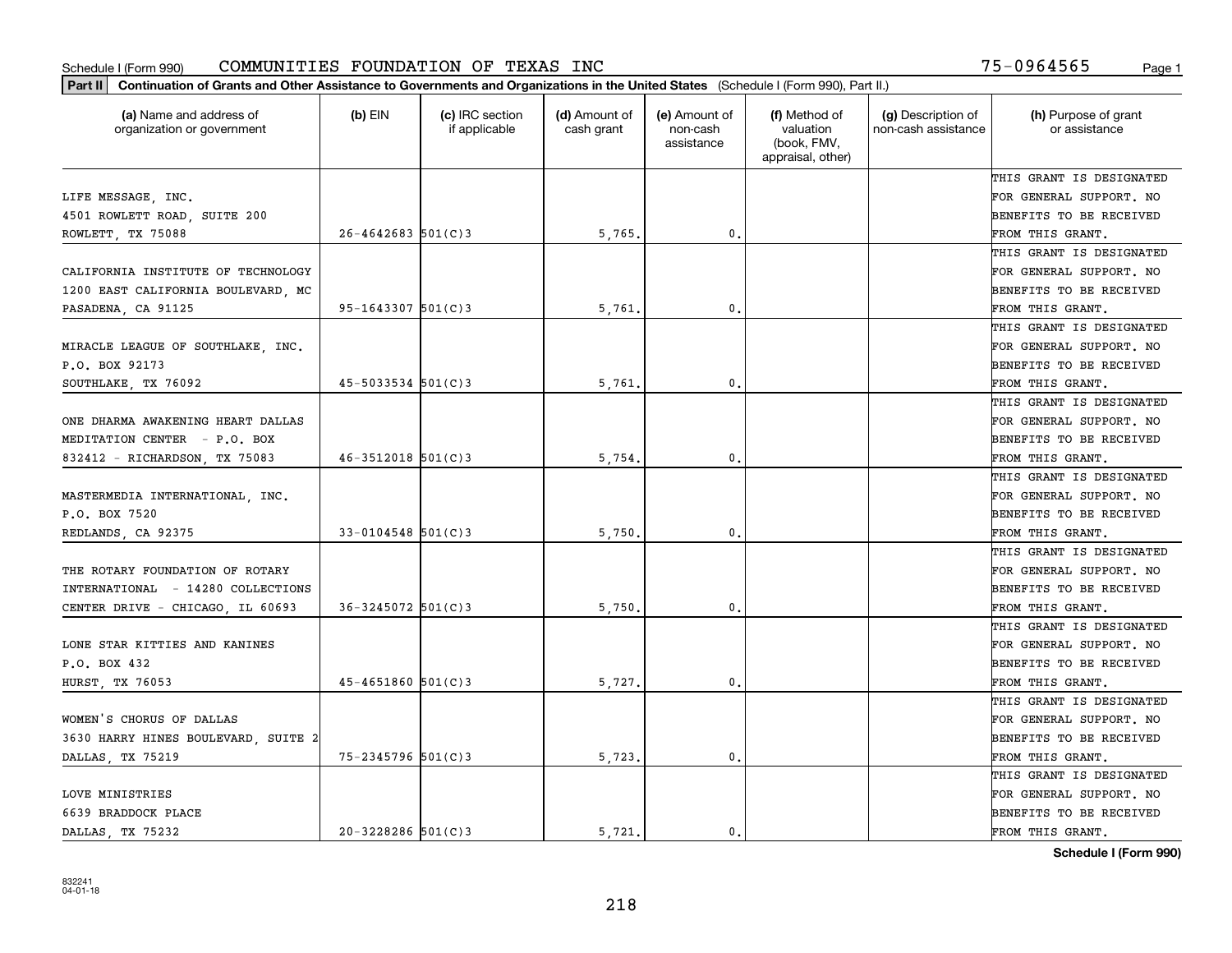Schedule I (Form 990) COMMUNITIES FOUNDATION OF TEXAS INC 75-0964565

**Part II** **Continuation of Grants and Other Assistance to Governments and Organizations in the United States** (Schedule I (Form 990), Part II.)

| (a) Name and address of organization or government | (b) EIN | (c) IRC section if applicable | (d) Amount of cash grant | (e) Amount of non-cash assistance | (f) Method of valuation (book, FMV, appraisal, other) | (g) Description of non-cash assistance | (h) Purpose of grant or assistance |
|---|---|---|---|---|---|---|---|
| LIFE MESSAGE, INC.<br>4501 ROWLETT ROAD, SUITE 200<br>ROWLETT, TX 75088 | 26-4642683 | 501(C)3 | 5,765. | 0. | | | THIS GRANT IS DESIGNATED FOR GENERAL SUPPORT. NO BENEFITS TO BE RECEIVED FROM THIS GRANT. |
| CALIFORNIA INSTITUTE OF TECHNOLOGY<br>1200 EAST CALIFORNIA BOULEVARD, MC<br>PASADENA, CA 91125 | 95-1643307 | 501(C)3 | 5,761. | 0. | | | THIS GRANT IS DESIGNATED FOR GENERAL SUPPORT. NO BENEFITS TO BE RECEIVED FROM THIS GRANT. |
| MIRACLE LEAGUE OF SOUTHLAKE, INC.<br>P.O. BOX 92173<br>SOUTHLAKE, TX 76092 | 45-5033534 | 501(C)3 | 5,761. | 0. | | | THIS GRANT IS DESIGNATED FOR GENERAL SUPPORT. NO BENEFITS TO BE RECEIVED FROM THIS GRANT. |
| ONE DHARMA AWAKENING HEART DALLAS<br>MEDITATION CENTER - P.O. BOX<br>832412 - RICHARDSON, TX 75083 | 46-3512018 | 501(C)3 | 5,754. | 0. | | | THIS GRANT IS DESIGNATED FOR GENERAL SUPPORT. NO BENEFITS TO BE RECEIVED FROM THIS GRANT. |
| MASTERMEDIA INTERNATIONAL, INC.<br>P.O. BOX 7520<br>REDLANDS, CA 92375 | 33-0104548 | 501(C)3 | 5,750. | 0. | | | THIS GRANT IS DESIGNATED FOR GENERAL SUPPORT. NO BENEFITS TO BE RECEIVED FROM THIS GRANT. |
| THE ROTARY FOUNDATION OF ROTARY<br>INTERNATIONAL - 14280 COLLECTIONS<br>CENTER DRIVE - CHICAGO, IL 60693 | 36-3245072 | 501(C)3 | 5,750. | 0. | | | THIS GRANT IS DESIGNATED FOR GENERAL SUPPORT. NO BENEFITS TO BE RECEIVED FROM THIS GRANT. |
| LONE STAR KITTIES AND KANINES<br>P.O. BOX 432<br>HURST, TX 76053 | 45-4651860 | 501(C)3 | 5,727. | 0. | | | THIS GRANT IS DESIGNATED FOR GENERAL SUPPORT. NO BENEFITS TO BE RECEIVED FROM THIS GRANT. |
| WOMEN'S CHORUS OF DALLAS<br>3630 HARRY HINES BOULEVARD, SUITE 2<br>DALLAS, TX 75219 | 75-2345796 | 501(C)3 | 5,723. | 0. | | | THIS GRANT IS DESIGNATED FOR GENERAL SUPPORT. NO BENEFITS TO BE RECEIVED FROM THIS GRANT. |
| LOVE MINISTRIES<br>6639 BRADDOCK PLACE<br>DALLAS, TX 75232 | 20-3228286 | 501(C)3 | 5,721. | 0. | | | THIS GRANT IS DESIGNATED FOR GENERAL SUPPORT. NO BENEFITS TO BE RECEIVED FROM THIS GRANT. |

**Schedule I (Form 990)**

832241
04-01-18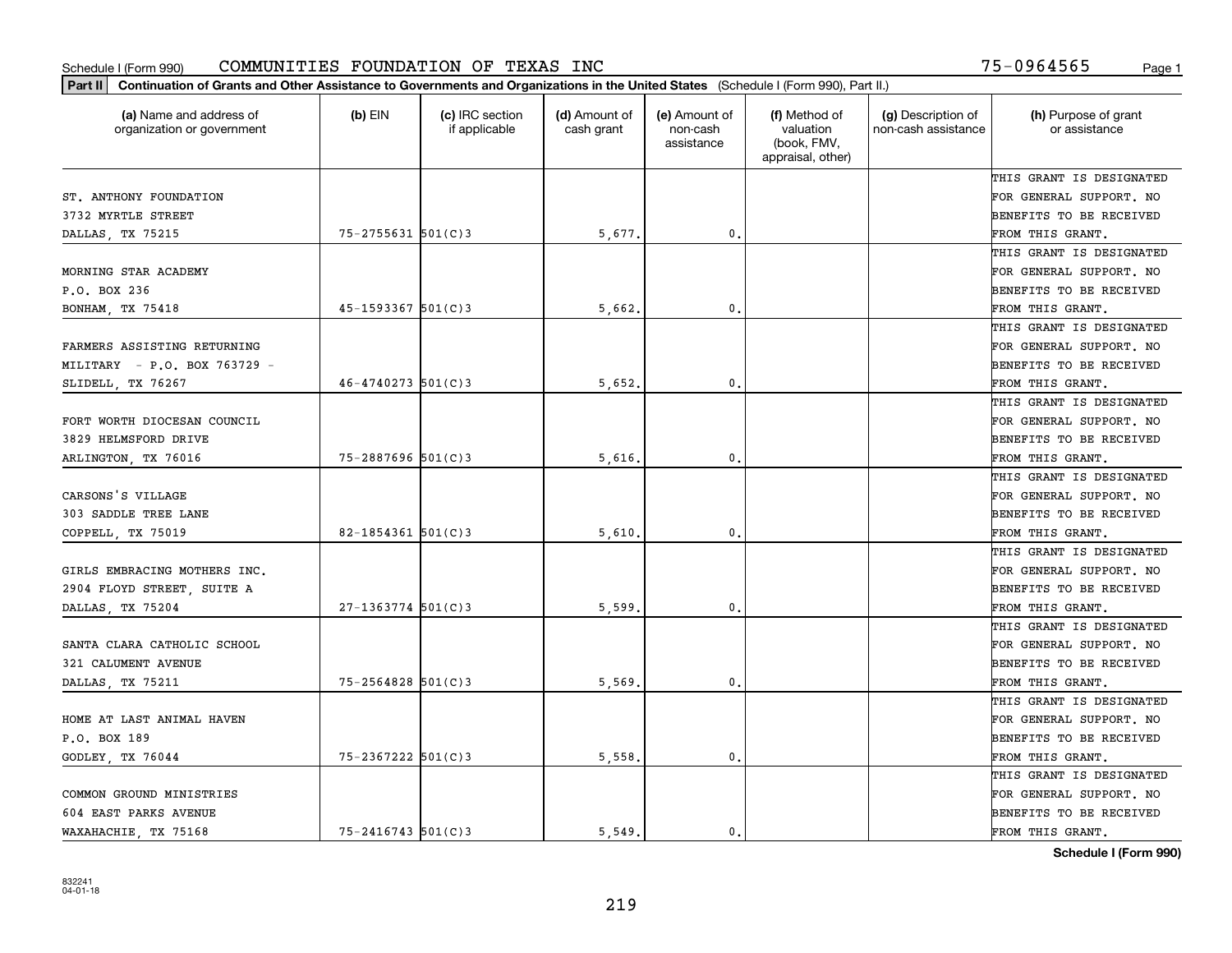Schedule I (Form 990) COMMUNITIES FOUNDATION OF TEXAS INC 75-0964565 Page 1

**Part II** Continuation of Grants and Other Assistance to Governments and Organizations in the United States (Schedule I (Form 990), Part II.)

| (a) Name and address of organization or government | (b) EIN | (c) IRC section if applicable | (d) Amount of cash grant | (e) Amount of non-cash assistance | (f) Method of valuation (book, FMV, appraisal, other) | (g) Description of non-cash assistance | (h) Purpose of grant or assistance |
|---|---|---|---|---|---|---|---|
| ST. ANTHONY FOUNDATION 3732 MYRTLE STREET DALLAS, TX 75215 | 75-2755631 | 501(C)3 | 5,677. | 0. | | | THIS GRANT IS DESIGNATED FOR GENERAL SUPPORT. NO BENEFITS TO BE RECEIVED FROM THIS GRANT. |
| MORNING STAR ACADEMY P.O. BOX 236 BONHAM, TX 75418 | 45-1593367 | 501(C)3 | 5,662. | 0. | | | THIS GRANT IS DESIGNATED FOR GENERAL SUPPORT. NO BENEFITS TO BE RECEIVED FROM THIS GRANT. |
| FARMERS ASSISTING RETURNING MILITARY - P.O. BOX 763729 - SLIDELL, TX 76267 | 46-4740273 | 501(C)3 | 5,652. | 0. | | | THIS GRANT IS DESIGNATED FOR GENERAL SUPPORT. NO BENEFITS TO BE RECEIVED FROM THIS GRANT. |
| FORT WORTH DIOCESAN COUNCIL 3829 HELMSFORD DRIVE ARLINGTON, TX 76016 | 75-2887696 | 501(C)3 | 5,616. | 0. | | | THIS GRANT IS DESIGNATED FOR GENERAL SUPPORT. NO BENEFITS TO BE RECEIVED FROM THIS GRANT. |
| CARSONS'S VILLAGE 303 SADDLE TREE LANE COPPELL, TX 75019 | 82-1854361 | 501(C)3 | 5,610. | 0. | | | THIS GRANT IS DESIGNATED FOR GENERAL SUPPORT. NO BENEFITS TO BE RECEIVED FROM THIS GRANT. |
| GIRLS EMBRACING MOTHERS INC. 2904 FLOYD STREET, SUITE A DALLAS, TX 75204 | 27-1363774 | 501(C)3 | 5,599. | 0. | | | THIS GRANT IS DESIGNATED FOR GENERAL SUPPORT. NO BENEFITS TO BE RECEIVED FROM THIS GRANT. |
| SANTA CLARA CATHOLIC SCHOOL 321 CALUMENT AVENUE DALLAS, TX 75211 | 75-2564828 | 501(C)3 | 5,569. | 0. | | | THIS GRANT IS DESIGNATED FOR GENERAL SUPPORT. NO BENEFITS TO BE RECEIVED FROM THIS GRANT. |
| HOME AT LAST ANIMAL HAVEN P.O. BOX 189 GODLEY, TX 76044 | 75-2367222 | 501(C)3 | 5,558. | 0. | | | THIS GRANT IS DESIGNATED FOR GENERAL SUPPORT. NO BENEFITS TO BE RECEIVED FROM THIS GRANT. |
| COMMON GROUND MINISTRIES 604 EAST PARKS AVENUE WAXAHACHIE, TX 75168 | 75-2416743 | 501(C)3 | 5,549. | 0. | | | THIS GRANT IS DESIGNATED FOR GENERAL SUPPORT. NO BENEFITS TO BE RECEIVED FROM THIS GRANT. |

**Schedule I (Form 990)**

832241 04-01-18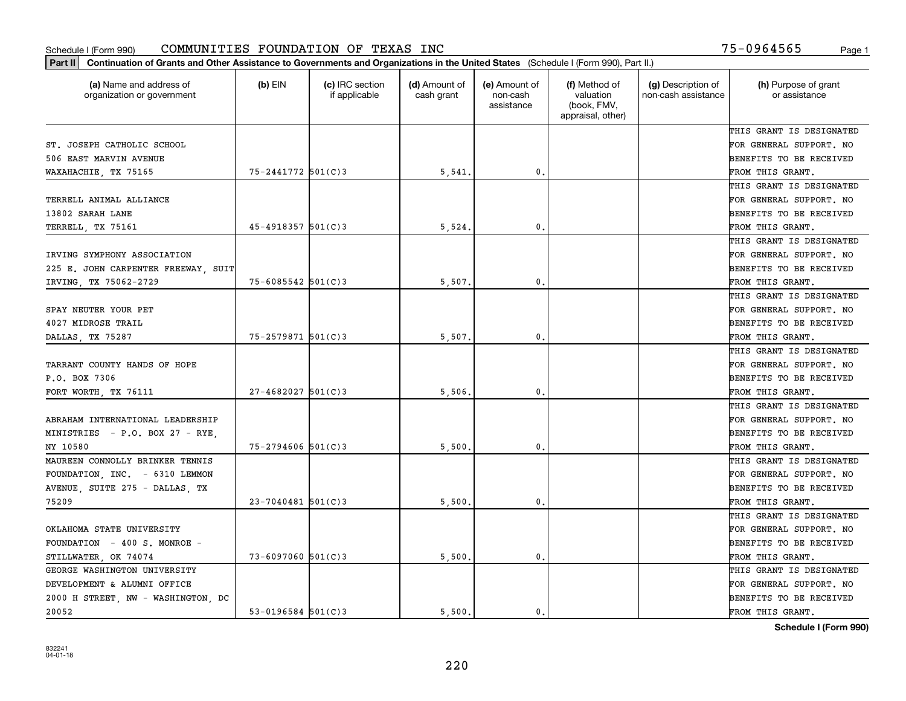Schedule I (Form 990) COMMUNITIES FOUNDATION OF TEXAS INC 75-0964565

**Part II** **Continuation of Grants and Other Assistance to Governments and Organizations in the United States** (Schedule I (Form 990), Part II.)

| (a) Name and address of organization or government | (b) EIN | (c) IRC section if applicable | (d) Amount of cash grant | (e) Amount of non-cash assistance | (f) Method of valuation (book, FMV, appraisal, other) | (g) Description of non-cash assistance | (h) Purpose of grant or assistance |
|---|---|---|---|---|---|---|---|
| ST. JOSEPH CATHOLIC SCHOOL 506 EAST MARVIN AVENUE WAXAHACHIE, TX 75165 | 75-2441772 | 501(C)3 | 5,541. | 0. | | | THIS GRANT IS DESIGNATED FOR GENERAL SUPPORT. NO BENEFITS TO BE RECEIVED FROM THIS GRANT. |
| TERRELL ANIMAL ALLIANCE 13802 SARAH LANE TERRELL, TX 75161 | 45-4918357 | 501(C)3 | 5,524. | 0. | | | THIS GRANT IS DESIGNATED FOR GENERAL SUPPORT. NO BENEFITS TO BE RECEIVED FROM THIS GRANT. |
| IRVING SYMPHONY ASSOCIATION 225 E. JOHN CARPENTER FREEWAY, SUIT IRVING, TX 75062-2729 | 75-6085542 | 501(C)3 | 5,507. | 0. | | | THIS GRANT IS DESIGNATED FOR GENERAL SUPPORT. NO BENEFITS TO BE RECEIVED FROM THIS GRANT. |
| SPAY NEUTER YOUR PET 4027 MIDROSE TRAIL DALLAS, TX 75287 | 75-2579871 | 501(C)3 | 5,507. | 0. | | | THIS GRANT IS DESIGNATED FOR GENERAL SUPPORT. NO BENEFITS TO BE RECEIVED FROM THIS GRANT. |
| TARRANT COUNTY HANDS OF HOPE P.O. BOX 7306 FORT WORTH, TX 76111 | 27-4682027 | 501(C)3 | 5,506. | 0. | | | THIS GRANT IS DESIGNATED FOR GENERAL SUPPORT. NO BENEFITS TO BE RECEIVED FROM THIS GRANT. |
| ABRAHAM INTERNATIONAL LEADERSHIP MINISTRIES - P.O. BOX 27 - RYE, NY 10580 | 75-2794606 | 501(C)3 | 5,500. | 0. | | | THIS GRANT IS DESIGNATED FOR GENERAL SUPPORT. NO BENEFITS TO BE RECEIVED FROM THIS GRANT. |
| MAUREEN CONNOLLY BRINKER TENNIS FOUNDATION, INC. - 6310 LEMMON AVENUE, SUITE 275 - DALLAS, TX 75209 | 23-7040481 | 501(C)3 | 5,500. | 0. | | | THIS GRANT IS DESIGNATED FOR GENERAL SUPPORT. NO BENEFITS TO BE RECEIVED FROM THIS GRANT. |
| OKLAHOMA STATE UNIVERSITY FOUNDATION - 400 S. MONROE - STILLWATER, OK 74074 | 73-6097060 | 501(C)3 | 5,500. | 0. | | | THIS GRANT IS DESIGNATED FOR GENERAL SUPPORT. NO BENEFITS TO BE RECEIVED FROM THIS GRANT. |
| GEORGE WASHINGTON UNIVERSITY DEVELOPMENT & ALUMNI OFFICE 2000 H STREET, NW - WASHINGTON, DC 20052 | 53-0196584 | 501(C)3 | 5,500. | 0. | | | THIS GRANT IS DESIGNATED FOR GENERAL SUPPORT. NO BENEFITS TO BE RECEIVED FROM THIS GRANT. |

**Schedule I (Form 990)**

832241
04-01-18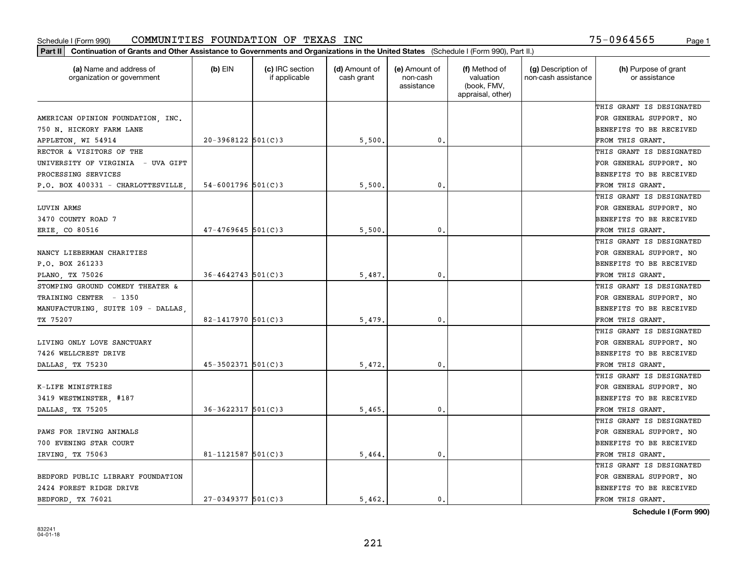Schedule I (Form 990) COMMUNITIES FOUNDATION OF TEXAS INC 75-0964565

**Part II Continuation of Grants and Other Assistance to Governments and Organizations in the United States** (Schedule I (Form 990), Part II.)

| (a) Name and address of organization or government | (b) EIN | (c) IRC section if applicable | (d) Amount of cash grant | (e) Amount of non-cash assistance | (f) Method of valuation (book, FMV, appraisal, other) | (g) Description of non-cash assistance | (h) Purpose of grant or assistance |
|---|---|---|---|---|---|---|---|
| AMERICAN OPINION FOUNDATION, INC. 750 N. HICKORY FARM LANE APPLETON, WI 54914 | 20-3968122 | 501(C)3 | 5,500. | 0. | | | THIS GRANT IS DESIGNATED FOR GENERAL SUPPORT. NO BENEFITS TO BE RECEIVED FROM THIS GRANT. |
| RECTOR & VISITORS OF THE UNIVERSITY OF VIRGINIA - UVA GIFT PROCESSING SERVICES P.O. BOX 400331 - CHARLOTTESVILLE, | 54-6001796 | 501(C)3 | 5,500. | 0. | | | THIS GRANT IS DESIGNATED FOR GENERAL SUPPORT. NO BENEFITS TO BE RECEIVED FROM THIS GRANT. |
| LUVIN ARMS 3470 COUNTY ROAD 7 ERIE, CO 80516 | 47-4769645 | 501(C)3 | 5,500. | 0. | | | THIS GRANT IS DESIGNATED FOR GENERAL SUPPORT. NO BENEFITS TO BE RECEIVED FROM THIS GRANT. |
| NANCY LIEBERMAN CHARITIES P.O. BOX 261233 PLANO, TX 75026 | 36-4642743 | 501(C)3 | 5,487. | 0. | | | THIS GRANT IS DESIGNATED FOR GENERAL SUPPORT. NO BENEFITS TO BE RECEIVED FROM THIS GRANT. |
| STOMPING GROUND COMEDY THEATER & TRAINING CENTER - 1350 MANUFACTURING, SUITE 109 - DALLAS, TX 75207 | 82-1417970 | 501(C)3 | 5,479. | 0. | | | THIS GRANT IS DESIGNATED FOR GENERAL SUPPORT. NO BENEFITS TO BE RECEIVED FROM THIS GRANT. |
| LIVING ONLY LOVE SANCTUARY 7426 WELLCREST DRIVE DALLAS, TX 75230 | 45-3502371 | 501(C)3 | 5,472. | 0. | | | THIS GRANT IS DESIGNATED FOR GENERAL SUPPORT. NO BENEFITS TO BE RECEIVED FROM THIS GRANT. |
| K-LIFE MINISTRIES 3419 WESTMINSTER, #187 DALLAS, TX 75205 | 36-3622317 | 501(C)3 | 5,465. | 0. | | | THIS GRANT IS DESIGNATED FOR GENERAL SUPPORT. NO BENEFITS TO BE RECEIVED FROM THIS GRANT. |
| PAWS FOR IRVING ANIMALS 700 EVENING STAR COURT IRVING, TX 75063 | 81-1121587 | 501(C)3 | 5,464. | 0. | | | THIS GRANT IS DESIGNATED FOR GENERAL SUPPORT. NO BENEFITS TO BE RECEIVED FROM THIS GRANT. |
| BEDFORD PUBLIC LIBRARY FOUNDATION 2424 FOREST RIDGE DRIVE BEDFORD, TX 76021 | 27-0349377 | 501(C)3 | 5,462. | 0. | | | THIS GRANT IS DESIGNATED FOR GENERAL SUPPORT. NO BENEFITS TO BE RECEIVED FROM THIS GRANT. |

**Schedule I (Form 990)**

832241
04-01-18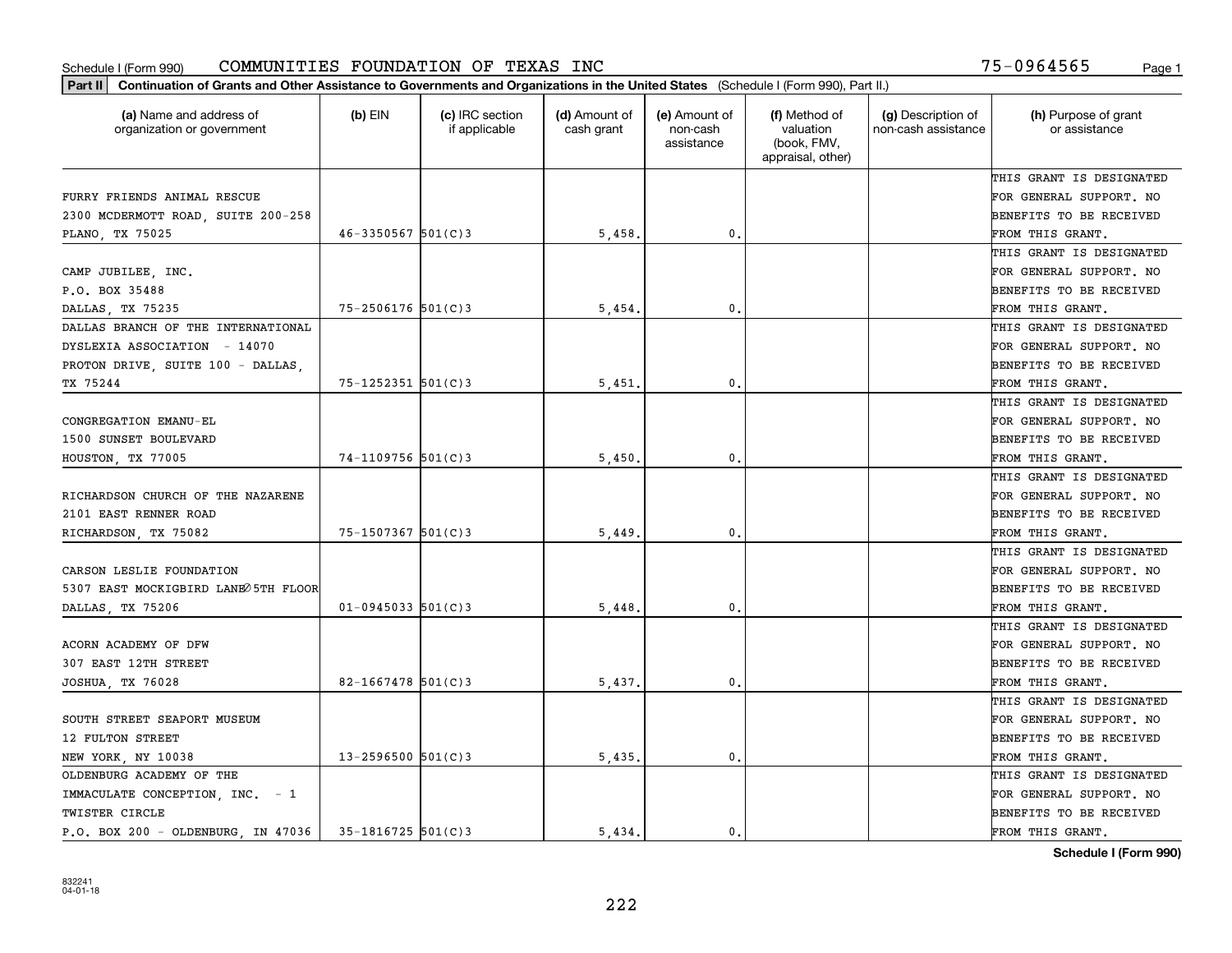Schedule I (Form 990) COMMUNITIES FOUNDATION OF TEXAS INC 75-0964565

**Part II** **Continuation of Grants and Other Assistance to Governments and Organizations in the United States** (Schedule I (Form 990), Part II.)

| (a) Name and address of organization or government | (b) EIN | (c) IRC section if applicable | (d) Amount of cash grant | (e) Amount of non-cash assistance | (f) Method of valuation (book, FMV, appraisal, other) | (g) Description of non-cash assistance | (h) Purpose of grant or assistance |
|---|---|---|---|---|---|---|---|
| FURRY FRIENDS ANIMAL RESCUE 2300 MCDERMOTT ROAD, SUITE 200-258 PLANO, TX 75025 | 46-3350567 | 501(C)3 | 5,458. | 0. | | | THIS GRANT IS DESIGNATED FOR GENERAL SUPPORT. NO BENEFITS TO BE RECEIVED FROM THIS GRANT. |
| CAMP JUBILEE, INC. P.O. BOX 35488 DALLAS, TX 75235 | 75-2506176 | 501(C)3 | 5,454. | 0. | | | THIS GRANT IS DESIGNATED FOR GENERAL SUPPORT. NO BENEFITS TO BE RECEIVED FROM THIS GRANT. |
| DALLAS BRANCH OF THE INTERNATIONAL DYSLEXIA ASSOCIATION - 14070 PROTON DRIVE, SUITE 100 - DALLAS, TX 75244 | 75-1252351 | 501(C)3 | 5,451. | 0. | | | THIS GRANT IS DESIGNATED FOR GENERAL SUPPORT. NO BENEFITS TO BE RECEIVED FROM THIS GRANT. |
| CONGREGATION EMANU-EL 1500 SUNSET BOULEVARD HOUSTON, TX 77005 | 74-1109756 | 501(C)3 | 5,450. | 0. | | | THIS GRANT IS DESIGNATED FOR GENERAL SUPPORT. NO BENEFITS TO BE RECEIVED FROM THIS GRANT. |
| RICHARDSON CHURCH OF THE NAZARENE 2101 EAST RENNER ROAD RICHARDSON, TX 75082 | 75-1507367 | 501(C)3 | 5,449. | 0. | | | THIS GRANT IS DESIGNATED FOR GENERAL SUPPORT. NO BENEFITS TO BE RECEIVED FROM THIS GRANT. |
| CARSON LESLIE FOUNDATION 5307 EAST MOCKIGBIRD LANE∅5TH FLOOR DALLAS, TX 75206 | 01-0945033 | 501(C)3 | 5,448. | 0. | | | THIS GRANT IS DESIGNATED FOR GENERAL SUPPORT. NO BENEFITS TO BE RECEIVED FROM THIS GRANT. |
| ACORN ACADEMY OF DFW 307 EAST 12TH STREET JOSHUA, TX 76028 | 82-1667478 | 501(C)3 | 5,437. | 0. | | | THIS GRANT IS DESIGNATED FOR GENERAL SUPPORT. NO BENEFITS TO BE RECEIVED FROM THIS GRANT. |
| SOUTH STREET SEAPORT MUSEUM 12 FULTON STREET NEW YORK, NY 10038 | 13-2596500 | 501(C)3 | 5,435. | 0. | | | THIS GRANT IS DESIGNATED FOR GENERAL SUPPORT. NO BENEFITS TO BE RECEIVED FROM THIS GRANT. |
| OLDENBURG ACADEMY OF THE IMMACULATE CONCEPTION, INC. - 1 TWISTER CIRCLE P.O. BOX 200 - OLDENBURG, IN 47036 | 35-1816725 | 501(C)3 | 5,434. | 0. | | | THIS GRANT IS DESIGNATED FOR GENERAL SUPPORT. NO BENEFITS TO BE RECEIVED FROM THIS GRANT. |

**Schedule I (Form 990)**

832241
04-01-18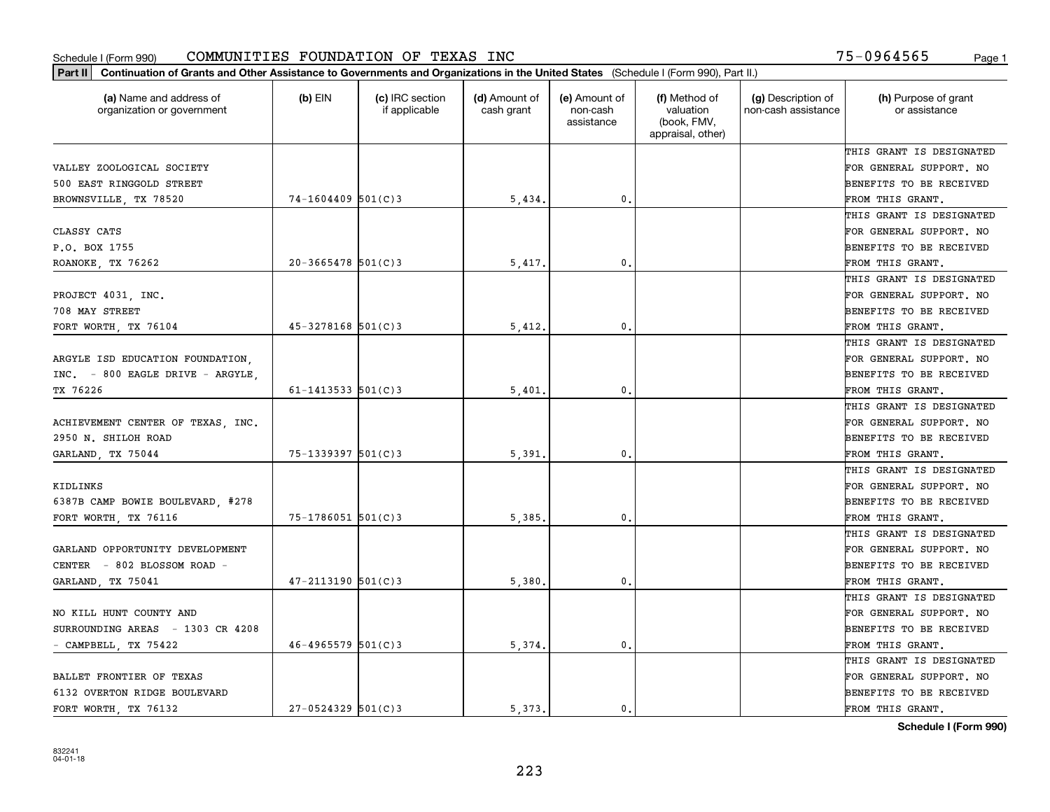Schedule I (Form 990) COMMUNITIES FOUNDATION OF TEXAS INC 75-0964565

**Part II** **Continuation of Grants and Other Assistance to Governments and Organizations in the United States** (Schedule I (Form 990), Part II.)

| (a) Name and address of organization or government | (b) EIN | (c) IRC section if applicable | (d) Amount of cash grant | (e) Amount of non-cash assistance | (f) Method of valuation (book, FMV, appraisal, other) | (g) Description of non-cash assistance | (h) Purpose of grant or assistance |
|---|---|---|---|---|---|---|---|
| VALLEY ZOOLOGICAL SOCIETY 500 EAST RINGGOLD STREET BROWNSVILLE, TX 78520 | 74-1604409 | 501(C)3 | 5,434. | 0. | | | THIS GRANT IS DESIGNATED FOR GENERAL SUPPORT. NO BENEFITS TO BE RECEIVED FROM THIS GRANT. |
| CLASSY CATS P.O. BOX 1755 ROANOKE, TX 76262 | 20-3665478 | 501(C)3 | 5,417. | 0. | | | THIS GRANT IS DESIGNATED FOR GENERAL SUPPORT. NO BENEFITS TO BE RECEIVED FROM THIS GRANT. |
| PROJECT 4031, INC. 708 MAY STREET FORT WORTH, TX 76104 | 45-3278168 | 501(C)3 | 5,412. | 0. | | | THIS GRANT IS DESIGNATED FOR GENERAL SUPPORT. NO BENEFITS TO BE RECEIVED FROM THIS GRANT. |
| ARGYLE ISD EDUCATION FOUNDATION, INC. - 800 EAGLE DRIVE - ARGYLE, TX 76226 | 61-1413533 | 501(C)3 | 5,401. | 0. | | | THIS GRANT IS DESIGNATED FOR GENERAL SUPPORT. NO BENEFITS TO BE RECEIVED FROM THIS GRANT. |
| ACHIEVEMENT CENTER OF TEXAS, INC. 2950 N. SHILOH ROAD GARLAND, TX 75044 | 75-1339397 | 501(C)3 | 5,391. | 0. | | | THIS GRANT IS DESIGNATED FOR GENERAL SUPPORT. NO BENEFITS TO BE RECEIVED FROM THIS GRANT. |
| KIDLINKS 6387B CAMP BOWIE BOULEVARD, #278 FORT WORTH, TX 76116 | 75-1786051 | 501(C)3 | 5,385. | 0. | | | THIS GRANT IS DESIGNATED FOR GENERAL SUPPORT. NO BENEFITS TO BE RECEIVED FROM THIS GRANT. |
| GARLAND OPPORTUNITY DEVELOPMENT CENTER - 802 BLOSSOM ROAD - GARLAND, TX 75041 | 47-2113190 | 501(C)3 | 5,380. | 0. | | | THIS GRANT IS DESIGNATED FOR GENERAL SUPPORT. NO BENEFITS TO BE RECEIVED FROM THIS GRANT. |
| NO KILL HUNT COUNTY AND SURROUNDING AREAS - 1303 CR 4208 - CAMPBELL, TX 75422 | 46-4965579 | 501(C)3 | 5,374. | 0. | | | THIS GRANT IS DESIGNATED FOR GENERAL SUPPORT. NO BENEFITS TO BE RECEIVED FROM THIS GRANT. |
| BALLET FRONTIER OF TEXAS 6132 OVERTON RIDGE BOULEVARD FORT WORTH, TX 76132 | 27-0524329 | 501(C)3 | 5,373. | 0. | | | THIS GRANT IS DESIGNATED FOR GENERAL SUPPORT. NO BENEFITS TO BE RECEIVED FROM THIS GRANT. |

**Schedule I (Form 990)**

832241 04-01-18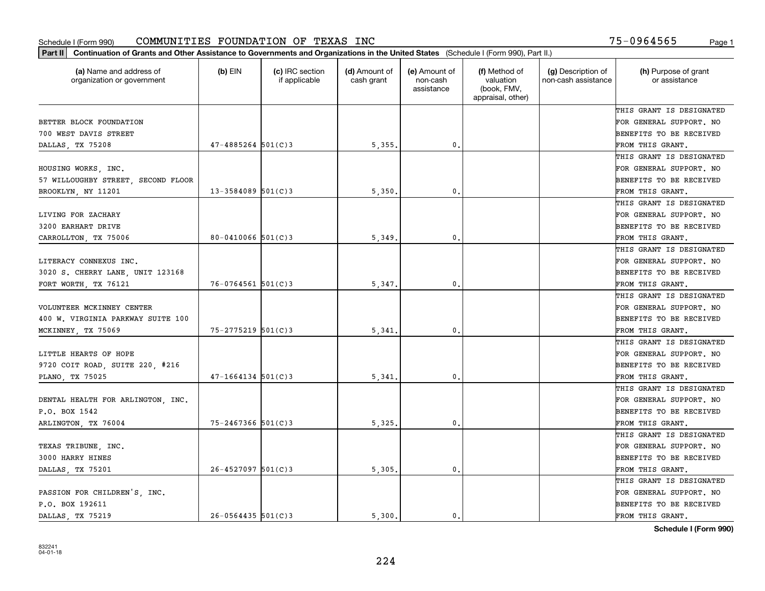Schedule I (Form 990) COMMUNITIES FOUNDATION OF TEXAS INC 75-0964565

**Part II** **Continuation of Grants and Other Assistance to Governments and Organizations in the United States** (Schedule I (Form 990), Part II.)

| (a) Name and address of organization or government | (b) EIN | (c) IRC section if applicable | (d) Amount of cash grant | (e) Amount of non-cash assistance | (f) Method of valuation (book, FMV, appraisal, other) | (g) Description of non-cash assistance | (h) Purpose of grant or assistance |
|---|---|---|---|---|---|---|---|
| BETTER BLOCK FOUNDATION 700 WEST DAVIS STREET DALLAS, TX 75208 | 47-4885264 | 501(C)3 | 5,355. | 0. | | | THIS GRANT IS DESIGNATED FOR GENERAL SUPPORT. NO BENEFITS TO BE RECEIVED FROM THIS GRANT. |
| HOUSING WORKS, INC. 57 WILLOUGHBY STREET, SECOND FLOOR BROOKLYN, NY 11201 | 13-3584089 | 501(C)3 | 5,350. | 0. | | | THIS GRANT IS DESIGNATED FOR GENERAL SUPPORT. NO BENEFITS TO BE RECEIVED FROM THIS GRANT. |
| LIVING FOR ZACHARY 3200 EARHART DRIVE CARROLLTON, TX 75006 | 80-0410066 | 501(C)3 | 5,349. | 0. | | | THIS GRANT IS DESIGNATED FOR GENERAL SUPPORT. NO BENEFITS TO BE RECEIVED FROM THIS GRANT. |
| LITERACY CONNEXUS INC. 3020 S. CHERRY LANE, UNIT 123168 FORT WORTH, TX 76121 | 76-0764561 | 501(C)3 | 5,347. | 0. | | | THIS GRANT IS DESIGNATED FOR GENERAL SUPPORT. NO BENEFITS TO BE RECEIVED FROM THIS GRANT. |
| VOLUNTEER MCKINNEY CENTER 400 W. VIRGINIA PARKWAY SUITE 100 MCKINNEY, TX 75069 | 75-2775219 | 501(C)3 | 5,341. | 0. | | | THIS GRANT IS DESIGNATED FOR GENERAL SUPPORT. NO BENEFITS TO BE RECEIVED FROM THIS GRANT. |
| LITTLE HEARTS OF HOPE 9720 COIT ROAD, SUITE 220, #216 PLANO, TX 75025 | 47-1664134 | 501(C)3 | 5,341. | 0. | | | THIS GRANT IS DESIGNATED FOR GENERAL SUPPORT. NO BENEFITS TO BE RECEIVED FROM THIS GRANT. |
| DENTAL HEALTH FOR ARLINGTON, INC. P.O. BOX 1542 ARLINGTON, TX 76004 | 75-2467366 | 501(C)3 | 5,325. | 0. | | | THIS GRANT IS DESIGNATED FOR GENERAL SUPPORT. NO BENEFITS TO BE RECEIVED FROM THIS GRANT. |
| TEXAS TRIBUNE, INC. 3000 HARRY HINES DALLAS, TX 75201 | 26-4527097 | 501(C)3 | 5,305. | 0. | | | THIS GRANT IS DESIGNATED FOR GENERAL SUPPORT. NO BENEFITS TO BE RECEIVED FROM THIS GRANT. |
| PASSION FOR CHILDREN'S, INC. P.O. BOX 192611 DALLAS, TX 75219 | 26-0564435 | 501(C)3 | 5,300. | 0. | | | THIS GRANT IS DESIGNATED FOR GENERAL SUPPORT. NO BENEFITS TO BE RECEIVED FROM THIS GRANT. |

Schedule I (Form 990)

832241 04-01-18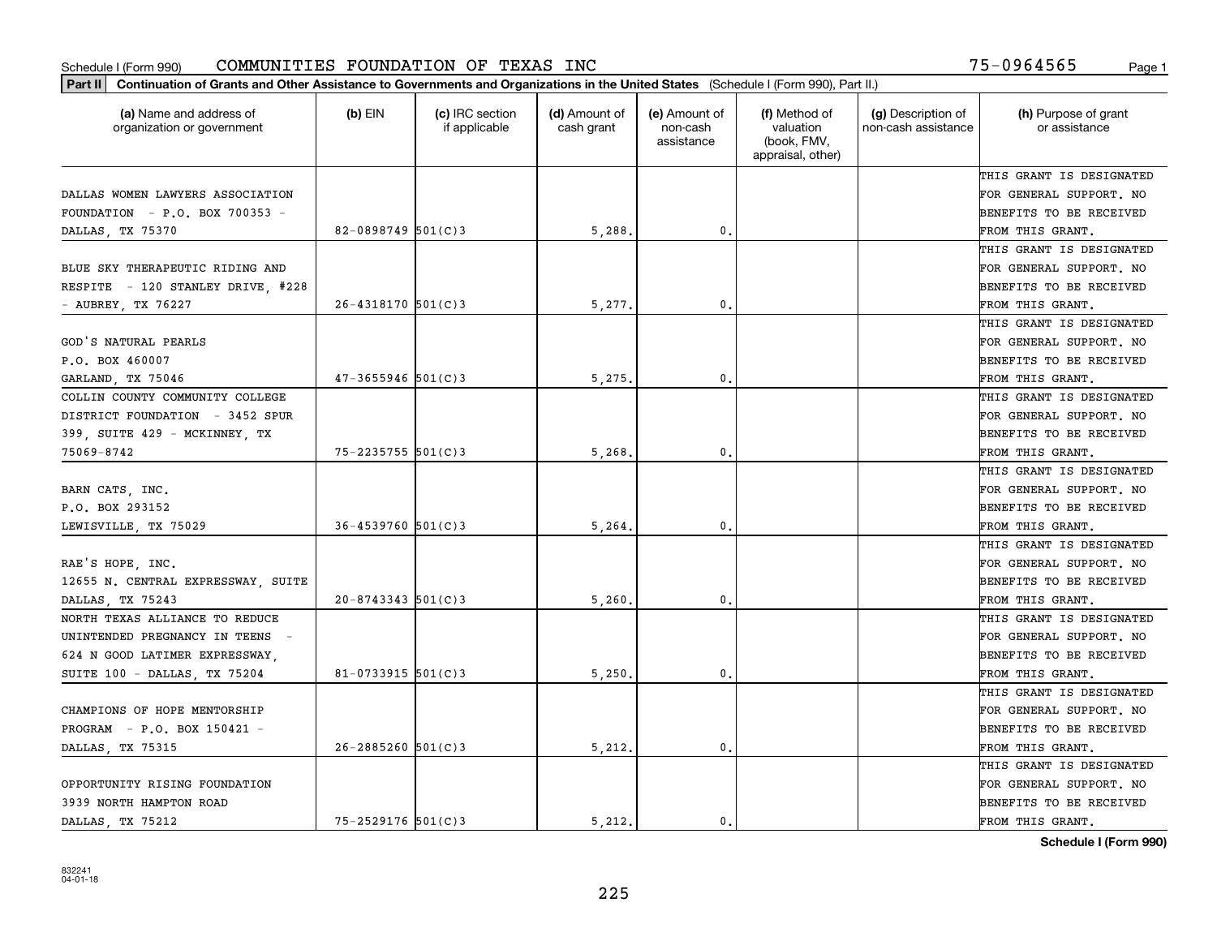Schedule I (Form 990) COMMUNITIES FOUNDATION OF TEXAS INC 75-0964565

**Part II Continuation of Grants and Other Assistance to Governments and Organizations in the United States** (Schedule I (Form 990), Part II.)

| (a) Name and address of organization or government | (b) EIN | (c) IRC section if applicable | (d) Amount of cash grant | (e) Amount of non-cash assistance | (f) Method of valuation (book, FMV, appraisal, other) | (g) Description of non-cash assistance | (h) Purpose of grant or assistance |
|---|---|---|---|---|---|---|---|
| DALLAS WOMEN LAWYERS ASSOCIATION FOUNDATION - P.O. BOX 700353 - DALLAS, TX 75370 | 82-0898749 | 501(C)3 | 5,288. | 0. | | | THIS GRANT IS DESIGNATED FOR GENERAL SUPPORT. NO BENEFITS TO BE RECEIVED FROM THIS GRANT. |
| BLUE SKY THERAPEUTIC RIDING AND RESPITE - 120 STANLEY DRIVE, #228 - AUBREY, TX 76227 | 26-4318170 | 501(C)3 | 5,277. | 0. | | | THIS GRANT IS DESIGNATED FOR GENERAL SUPPORT. NO BENEFITS TO BE RECEIVED FROM THIS GRANT. |
| GOD'S NATURAL PEARLS P.O. BOX 460007 GARLAND, TX 75046 | 47-3655946 | 501(C)3 | 5,275. | 0. | | | THIS GRANT IS DESIGNATED FOR GENERAL SUPPORT. NO BENEFITS TO BE RECEIVED FROM THIS GRANT. |
| COLLIN COUNTY COMMUNITY COLLEGE DISTRICT FOUNDATION - 3452 SPUR 399, SUITE 429 - MCKINNEY, TX 75069-8742 | 75-2235755 | 501(C)3 | 5,268. | 0. | | | THIS GRANT IS DESIGNATED FOR GENERAL SUPPORT. NO BENEFITS TO BE RECEIVED FROM THIS GRANT. |
| BARN CATS, INC. P.O. BOX 293152 LEWISVILLE, TX 75029 | 36-4539760 | 501(C)3 | 5,264. | 0. | | | THIS GRANT IS DESIGNATED FOR GENERAL SUPPORT. NO BENEFITS TO BE RECEIVED FROM THIS GRANT. |
| RAE'S HOPE, INC. 12655 N. CENTRAL EXPRESSWAY, SUITE DALLAS, TX 75243 | 20-8743343 | 501(C)3 | 5,260. | 0. | | | THIS GRANT IS DESIGNATED FOR GENERAL SUPPORT. NO BENEFITS TO BE RECEIVED FROM THIS GRANT. |
| NORTH TEXAS ALLIANCE TO REDUCE UNINTENDED PREGNANCY IN TEENS - 624 N GOOD LATIMER EXPRESSWAY, SUITE 100 - DALLAS, TX 75204 | 81-0733915 | 501(C)3 | 5,250. | 0. | | | THIS GRANT IS DESIGNATED FOR GENERAL SUPPORT. NO BENEFITS TO BE RECEIVED FROM THIS GRANT. |
| CHAMPIONS OF HOPE MENTORSHIP PROGRAM - P.O. BOX 150421 - DALLAS, TX 75315 | 26-2885260 | 501(C)3 | 5,212. | 0. | | | THIS GRANT IS DESIGNATED FOR GENERAL SUPPORT. NO BENEFITS TO BE RECEIVED FROM THIS GRANT. |
| OPPORTUNITY RISING FOUNDATION 3939 NORTH HAMPTON ROAD DALLAS, TX 75212 | 75-2529176 | 501(C)3 | 5,212. | 0. | | | THIS GRANT IS DESIGNATED FOR GENERAL SUPPORT. NO BENEFITS TO BE RECEIVED FROM THIS GRANT. |

**Schedule I (Form 990)**

832241 04-01-18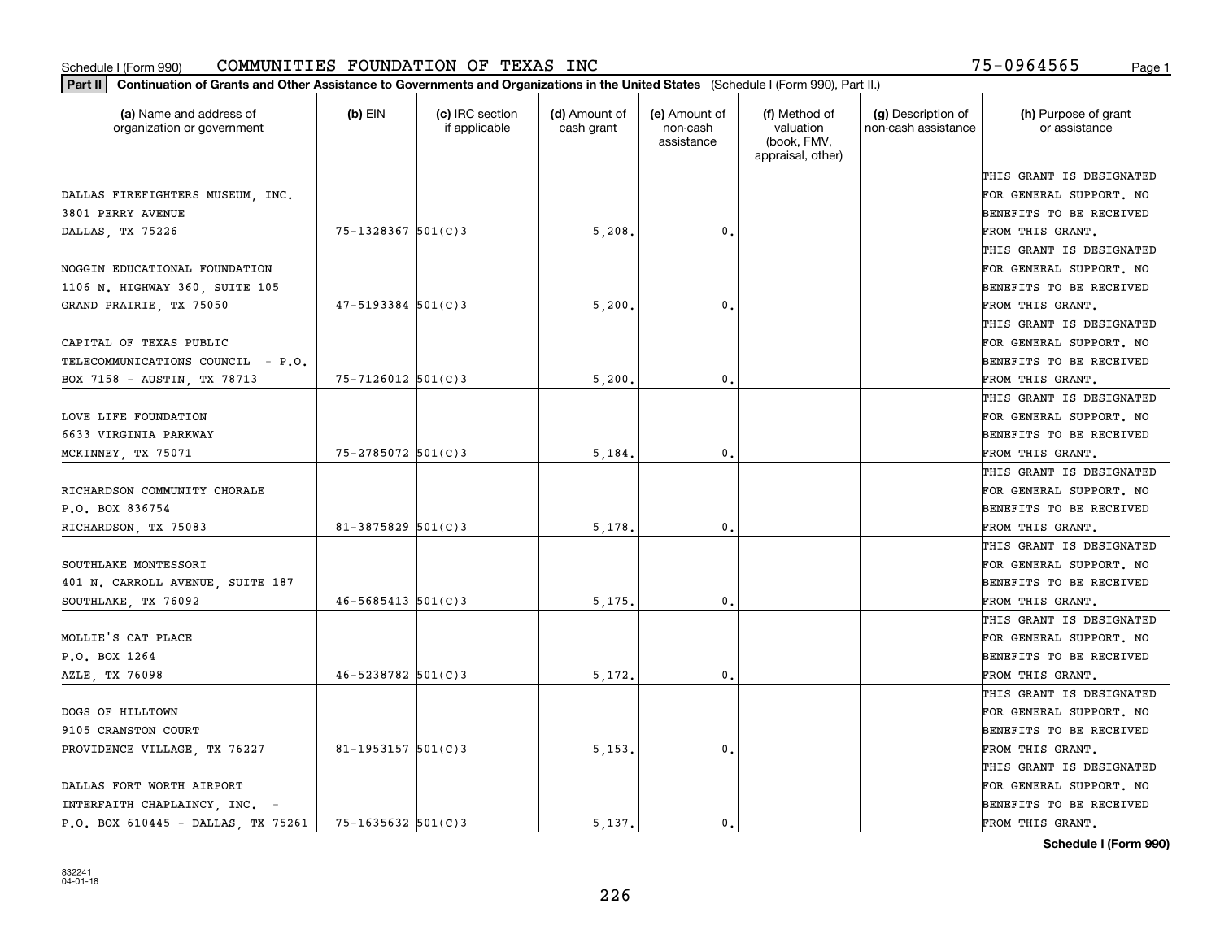Schedule I (Form 990) COMMUNITIES FOUNDATION OF TEXAS INC 75-0964565

**Part II** Continuation of Grants and Other Assistance to Governments and Organizations in the United States (Schedule I (Form 990), Part II.)

| (a) Name and address of organization or government | (b) EIN | (c) IRC section if applicable | (d) Amount of cash grant | (e) Amount of non-cash assistance | (f) Method of valuation (book, FMV, appraisal, other) | (g) Description of non-cash assistance | (h) Purpose of grant or assistance |
|---|---|---|---|---|---|---|---|
| DALLAS FIREFIGHTERS MUSEUM, INC. 3801 PERRY AVENUE DALLAS, TX 75226 | 75-1328367 | 501(C)3 | 5,208. | 0. | | | THIS GRANT IS DESIGNATED FOR GENERAL SUPPORT. NO BENEFITS TO BE RECEIVED FROM THIS GRANT. |
| NOGGIN EDUCATIONAL FOUNDATION 1106 N. HIGHWAY 360, SUITE 105 GRAND PRAIRIE, TX 75050 | 47-5193384 | 501(C)3 | 5,200. | 0. | | | THIS GRANT IS DESIGNATED FOR GENERAL SUPPORT. NO BENEFITS TO BE RECEIVED FROM THIS GRANT. |
| CAPITAL OF TEXAS PUBLIC TELECOMMUNICATIONS COUNCIL - P.O. BOX 7158 - AUSTIN, TX 78713 | 75-7126012 | 501(C)3 | 5,200. | 0. | | | THIS GRANT IS DESIGNATED FOR GENERAL SUPPORT. NO BENEFITS TO BE RECEIVED FROM THIS GRANT. |
| LOVE LIFE FOUNDATION 6633 VIRGINIA PARKWAY MCKINNEY, TX 75071 | 75-2785072 | 501(C)3 | 5,184. | 0. | | | THIS GRANT IS DESIGNATED FOR GENERAL SUPPORT. NO BENEFITS TO BE RECEIVED FROM THIS GRANT. |
| RICHARDSON COMMUNITY CHORALE P.O. BOX 836754 RICHARDSON, TX 75083 | 81-3875829 | 501(C)3 | 5,178. | 0. | | | THIS GRANT IS DESIGNATED FOR GENERAL SUPPORT. NO BENEFITS TO BE RECEIVED FROM THIS GRANT. |
| SOUTHLAKE MONTESSORI 401 N. CARROLL AVENUE, SUITE 187 SOUTHLAKE, TX 76092 | 46-5685413 | 501(C)3 | 5,175. | 0. | | | THIS GRANT IS DESIGNATED FOR GENERAL SUPPORT. NO BENEFITS TO BE RECEIVED FROM THIS GRANT. |
| MOLLIE'S CAT PLACE P.O. BOX 1264 AZLE, TX 76098 | 46-5238782 | 501(C)3 | 5,172. | 0. | | | THIS GRANT IS DESIGNATED FOR GENERAL SUPPORT. NO BENEFITS TO BE RECEIVED FROM THIS GRANT. |
| DOGS OF HILLTOWN 9105 CRANSTON COURT PROVIDENCE VILLAGE, TX 76227 | 81-1953157 | 501(C)3 | 5,153. | 0. | | | THIS GRANT IS DESIGNATED FOR GENERAL SUPPORT. NO BENEFITS TO BE RECEIVED FROM THIS GRANT. |
| DALLAS FORT WORTH AIRPORT INTERFAITH CHAPLAINCY, INC. - P.O. BOX 610445 - DALLAS, TX 75261 | 75-1635632 | 501(C)3 | 5,137. | 0. | | | THIS GRANT IS DESIGNATED FOR GENERAL SUPPORT. NO BENEFITS TO BE RECEIVED FROM THIS GRANT. |

832241 04-01-18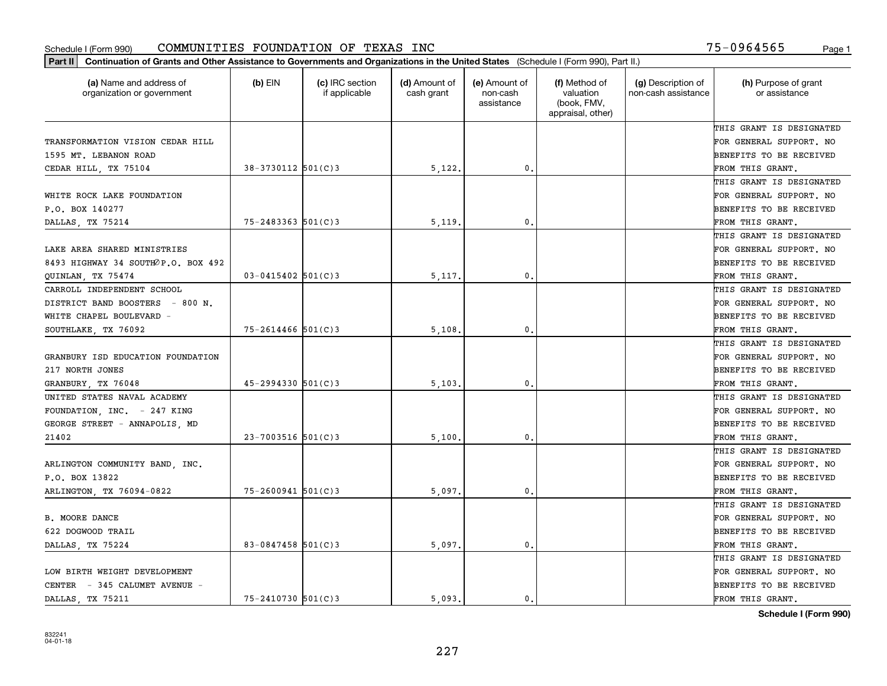Schedule I (Form 990) COMMUNITIES FOUNDATION OF TEXAS INC 75-0964565

**Part II** Continuation of Grants and Other Assistance to Governments and Organizations in the United States (Schedule I (Form 990), Part II.)

| (a) Name and address of organization or government | (b) EIN | (c) IRC section if applicable | (d) Amount of cash grant | (e) Amount of non-cash assistance | (f) Method of valuation (book, FMV, appraisal, other) | (g) Description of non-cash assistance | (h) Purpose of grant or assistance |
|---|---|---|---|---|---|---|---|
| TRANSFORMATION VISION CEDAR HILL 1595 MT. LEBANON ROAD CEDAR HILL, TX 75104 | 38-3730112 | 501(C)3 | 5,122. | 0. | | | THIS GRANT IS DESIGNATED FOR GENERAL SUPPORT. NO BENEFITS TO BE RECEIVED FROM THIS GRANT. |
| WHITE ROCK LAKE FOUNDATION P.O. BOX 140277 DALLAS, TX 75214 | 75-2483363 | 501(C)3 | 5,119. | 0. | | | THIS GRANT IS DESIGNATED FOR GENERAL SUPPORT. NO BENEFITS TO BE RECEIVED FROM THIS GRANT. |
| LAKE AREA SHARED MINISTRIES 8493 HIGHWAY 34 SOUTH∅P.O. BOX 492 QUINLAN, TX 75474 | 03-0415402 | 501(C)3 | 5,117. | 0. | | | THIS GRANT IS DESIGNATED FOR GENERAL SUPPORT. NO BENEFITS TO BE RECEIVED FROM THIS GRANT. |
| CARROLL INDEPENDENT SCHOOL DISTRICT BAND BOOSTERS - 800 N. WHITE CHAPEL BOULEVARD - SOUTHLAKE, TX 76092 | 75-2614466 | 501(C)3 | 5,108. | 0. | | | THIS GRANT IS DESIGNATED FOR GENERAL SUPPORT. NO BENEFITS TO BE RECEIVED FROM THIS GRANT. |
| GRANBURY ISD EDUCATION FOUNDATION 217 NORTH JONES GRANBURY, TX 76048 | 45-2994330 | 501(C)3 | 5,103. | 0. | | | THIS GRANT IS DESIGNATED FOR GENERAL SUPPORT. NO BENEFITS TO BE RECEIVED FROM THIS GRANT. |
| UNITED STATES NAVAL ACADEMY FOUNDATION, INC. - 247 KING GEORGE STREET - ANNAPOLIS, MD 21402 | 23-7003516 | 501(C)3 | 5,100. | 0. | | | THIS GRANT IS DESIGNATED FOR GENERAL SUPPORT. NO BENEFITS TO BE RECEIVED FROM THIS GRANT. |
| ARLINGTON COMMUNITY BAND, INC. P.O. BOX 13822 ARLINGTON, TX 76094-0822 | 75-2600941 | 501(C)3 | 5,097. | 0. | | | THIS GRANT IS DESIGNATED FOR GENERAL SUPPORT. NO BENEFITS TO BE RECEIVED FROM THIS GRANT. |
| B. MOORE DANCE 622 DOGWOOD TRAIL DALLAS, TX 75224 | 83-0847458 | 501(C)3 | 5,097. | 0. | | | THIS GRANT IS DESIGNATED FOR GENERAL SUPPORT. NO BENEFITS TO BE RECEIVED FROM THIS GRANT. |
| LOW BIRTH WEIGHT DEVELOPMENT CENTER - 345 CALUMET AVENUE - DALLAS, TX 75211 | 75-2410730 | 501(C)3 | 5,093. | 0. | | | THIS GRANT IS DESIGNATED FOR GENERAL SUPPORT. NO BENEFITS TO BE RECEIVED FROM THIS GRANT. |

Schedule I (Form 990)

832241 04-01-18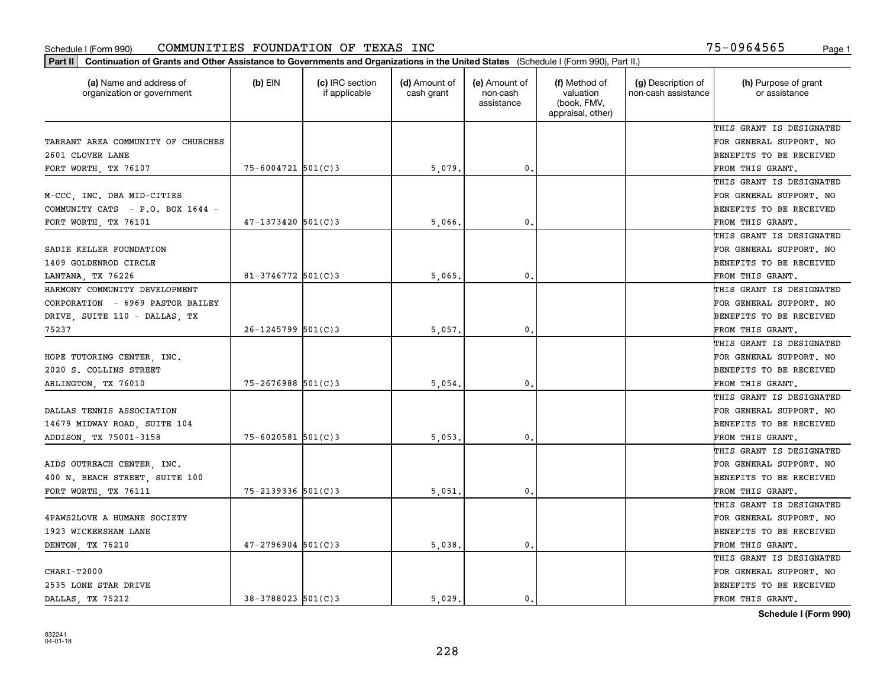Schedule I (Form 990) COMMUNITIES FOUNDATION OF TEXAS INC 75-0964565

**Part II** Continuation of Grants and Other Assistance to Governments and Organizations in the United States (Schedule I (Form 990), Part II.)

| (a) Name and address of organization or government | (b) EIN | (c) IRC section if applicable | (d) Amount of cash grant | (e) Amount of non-cash assistance | (f) Method of valuation (book, FMV, appraisal, other) | (g) Description of non-cash assistance | (h) Purpose of grant or assistance |
|---|---|---|---|---|---|---|---|
| TARRANT AREA COMMUNITY OF CHURCHES 2601 CLOVER LANE FORT WORTH, TX 76107 | 75-6004721 | 501(C)3 | 5,079. | 0. | | | THIS GRANT IS DESIGNATED FOR GENERAL SUPPORT. NO BENEFITS TO BE RECEIVED FROM THIS GRANT. |
| M-CCC, INC. DBA MID-CITIES COMMUNITY CATS - P.O. BOX 1644 - FORT WORTH, TX 76101 | 47-1373420 | 501(C)3 | 5,066. | 0. | | | THIS GRANT IS DESIGNATED FOR GENERAL SUPPORT. NO BENEFITS TO BE RECEIVED FROM THIS GRANT. |
| SADIE KELLER FOUNDATION 1409 GOLDENROD CIRCLE LANTANA, TX 76226 | 81-3746772 | 501(C)3 | 5,065. | 0. | | | THIS GRANT IS DESIGNATED FOR GENERAL SUPPORT. NO BENEFITS TO BE RECEIVED FROM THIS GRANT. |
| HARMONY COMMUNITY DEVELOPMENT CORPORATION - 6969 PASTOR BAILEY DRIVE, SUITE 110 - DALLAS, TX 75237 | 26-1245799 | 501(C)3 | 5,057. | 0. | | | THIS GRANT IS DESIGNATED FOR GENERAL SUPPORT. NO BENEFITS TO BE RECEIVED FROM THIS GRANT. |
| HOPE TUTORING CENTER, INC. 2020 S. COLLINS STREET ARLINGTON, TX 76010 | 75-2676988 | 501(C)3 | 5,054. | 0. | | | THIS GRANT IS DESIGNATED FOR GENERAL SUPPORT. NO BENEFITS TO BE RECEIVED FROM THIS GRANT. |
| DALLAS TENNIS ASSOCIATION 14679 MIDWAY ROAD, SUITE 104 ADDISON, TX 75001-3158 | 75-6020581 | 501(C)3 | 5,053. | 0. | | | THIS GRANT IS DESIGNATED FOR GENERAL SUPPORT. NO BENEFITS TO BE RECEIVED FROM THIS GRANT. |
| AIDS OUTREACH CENTER, INC. 400 N. BEACH STREET, SUITE 100 FORT WORTH, TX 76111 | 75-2139336 | 501(C)3 | 5,051. | 0. | | | THIS GRANT IS DESIGNATED FOR GENERAL SUPPORT. NO BENEFITS TO BE RECEIVED FROM THIS GRANT. |
| 4PAWS2LOVE A HUMANE SOCIETY 1923 WICKERSHAM LANE DENTON, TX 76210 | 47-2796904 | 501(C)3 | 5,038. | 0. | | | THIS GRANT IS DESIGNATED FOR GENERAL SUPPORT. NO BENEFITS TO BE RECEIVED FROM THIS GRANT. |
| CHARI-T2000 2535 LONE STAR DRIVE DALLAS, TX 75212 | 38-3788023 | 501(C)3 | 5,029. | 0. | | | THIS GRANT IS DESIGNATED FOR GENERAL SUPPORT. NO BENEFITS TO BE RECEIVED FROM THIS GRANT. |

Schedule I (Form 990)

832241 04-01-18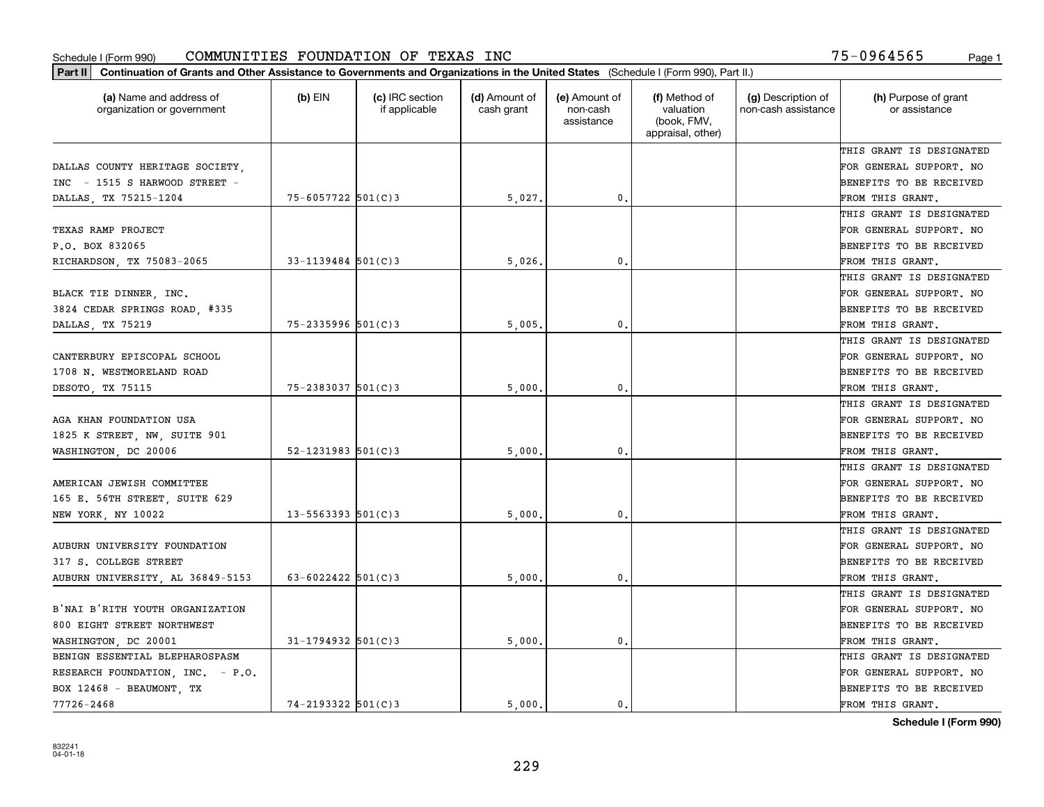Schedule I (Form 990) COMMUNITIES FOUNDATION OF TEXAS INC 75-0964565

**Part II** **Continuation of Grants and Other Assistance to Governments and Organizations in the United States** (Schedule I (Form 990), Part II.)

| (a) Name and address of organization or government | (b) EIN | (c) IRC section if applicable | (d) Amount of cash grant | (e) Amount of non-cash assistance | (f) Method of valuation (book, FMV, appraisal, other) | (g) Description of non-cash assistance | (h) Purpose of grant or assistance |
|---|---|---|---|---|---|---|---|
| DALLAS COUNTY HERITAGE SOCIETY, INC - 1515 S HARWOOD STREET - DALLAS, TX 75215-1204 | 75-6057722 | 501(C)3 | 5,027. | 0. | | | THIS GRANT IS DESIGNATED FOR GENERAL SUPPORT. NO BENEFITS TO BE RECEIVED FROM THIS GRANT. |
| TEXAS RAMP PROJECT P.O. BOX 832065 RICHARDSON, TX 75083-2065 | 33-1139484 | 501(C)3 | 5,026. | 0. | | | THIS GRANT IS DESIGNATED FOR GENERAL SUPPORT. NO BENEFITS TO BE RECEIVED FROM THIS GRANT. |
| BLACK TIE DINNER, INC. 3824 CEDAR SPRINGS ROAD, #335 DALLAS, TX 75219 | 75-2335996 | 501(C)3 | 5,005. | 0. | | | THIS GRANT IS DESIGNATED FOR GENERAL SUPPORT. NO BENEFITS TO BE RECEIVED FROM THIS GRANT. |
| CANTERBURY EPISCOPAL SCHOOL 1708 N. WESTMORELAND ROAD DESOTO, TX 75115 | 75-2383037 | 501(C)3 | 5,000. | 0. | | | THIS GRANT IS DESIGNATED FOR GENERAL SUPPORT. NO BENEFITS TO BE RECEIVED FROM THIS GRANT. |
| AGA KHAN FOUNDATION USA 1825 K STREET, NW, SUITE 901 WASHINGTON, DC 20006 | 52-1231983 | 501(C)3 | 5,000. | 0. | | | THIS GRANT IS DESIGNATED FOR GENERAL SUPPORT. NO BENEFITS TO BE RECEIVED FROM THIS GRANT. |
| AMERICAN JEWISH COMMITTEE 165 E. 56TH STREET, SUITE 629 NEW YORK, NY 10022 | 13-5563393 | 501(C)3 | 5,000. | 0. | | | THIS GRANT IS DESIGNATED FOR GENERAL SUPPORT. NO BENEFITS TO BE RECEIVED FROM THIS GRANT. |
| AUBURN UNIVERSITY FOUNDATION 317 S. COLLEGE STREET AUBURN UNIVERSITY, AL 36849-5153 | 63-6022422 | 501(C)3 | 5,000. | 0. | | | THIS GRANT IS DESIGNATED FOR GENERAL SUPPORT. NO BENEFITS TO BE RECEIVED FROM THIS GRANT. |
| B'NAI B'RITH YOUTH ORGANIZATION 800 EIGHT STREET NORTHWEST WASHINGTON, DC 20001 | 31-1794932 | 501(C)3 | 5,000. | 0. | | | THIS GRANT IS DESIGNATED FOR GENERAL SUPPORT. NO BENEFITS TO BE RECEIVED FROM THIS GRANT. |
| BENIGN ESSENTIAL BLEPHAROSPASM RESEARCH FOUNDATION, INC. - P.O. BOX 12468 - BEAUMONT, TX 77726-2468 | 74-2193322 | 501(C)3 | 5,000. | 0. | | | THIS GRANT IS DESIGNATED FOR GENERAL SUPPORT. NO BENEFITS TO BE RECEIVED FROM THIS GRANT. |

**Schedule I (Form 990)**

832241 04-01-18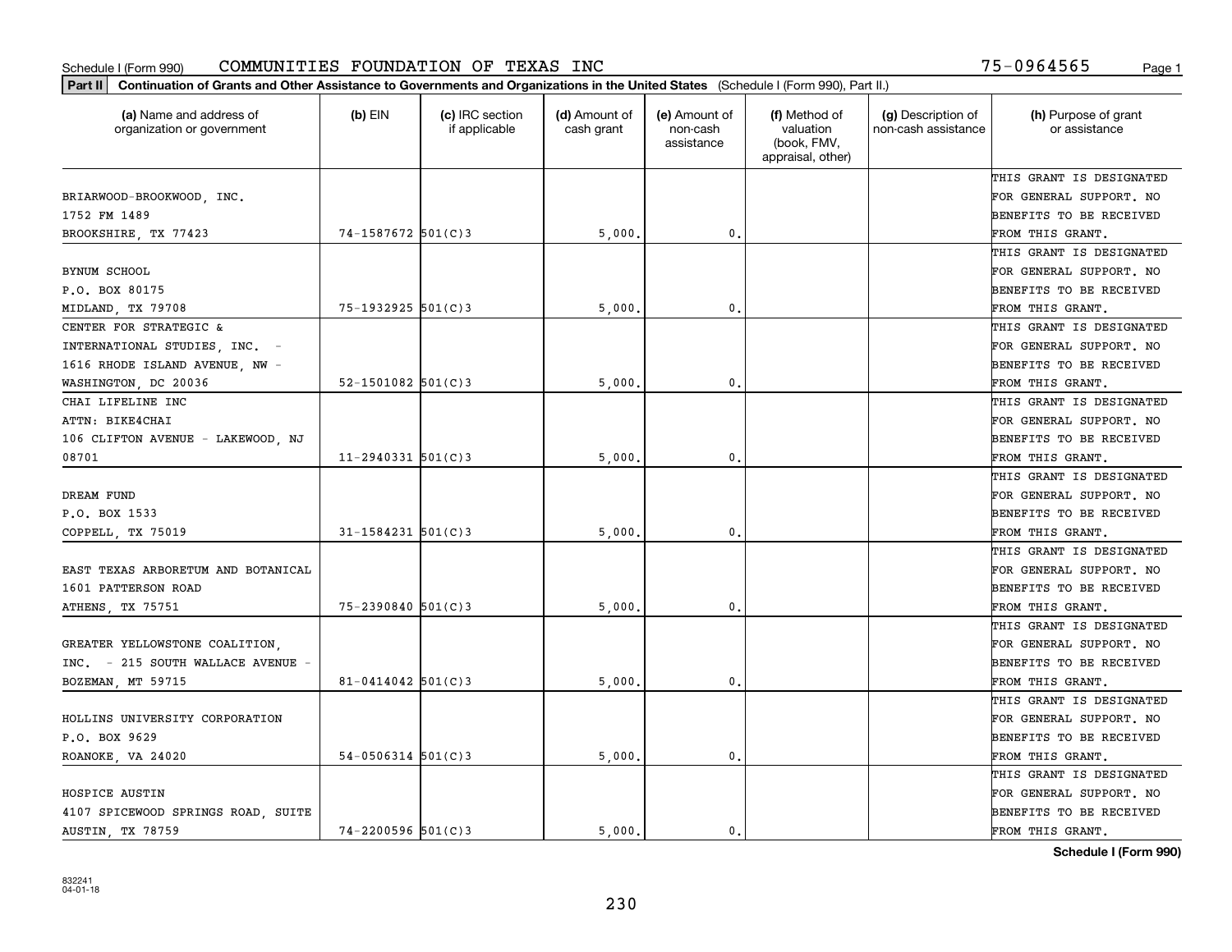Schedule I (Form 990) COMMUNITIES FOUNDATION OF TEXAS INC 75-0964565

**Part II** **Continuation of Grants and Other Assistance to Governments and Organizations in the United States** (Schedule I (Form 990), Part II.)

| (a) Name and address of organization or government | (b) EIN | (c) IRC section if applicable | (d) Amount of cash grant | (e) Amount of non-cash assistance | (f) Method of valuation (book, FMV, appraisal, other) | (g) Description of non-cash assistance | (h) Purpose of grant or assistance |
|---|---|---|---|---|---|---|---|
| BRIARWOOD-BROOKWOOD, INC. 1752 FM 1489 BROOKSHIRE, TX 77423 | 74-1587672 | 501(C)3 | 5,000. | 0. | | | THIS GRANT IS DESIGNATED FOR GENERAL SUPPORT. NO BENEFITS TO BE RECEIVED FROM THIS GRANT. |
| BYNUM SCHOOL P.O. BOX 80175 MIDLAND, TX 79708 | 75-1932925 | 501(C)3 | 5,000. | 0. | | | THIS GRANT IS DESIGNATED FOR GENERAL SUPPORT. NO BENEFITS TO BE RECEIVED FROM THIS GRANT. |
| CENTER FOR STRATEGIC & INTERNATIONAL STUDIES, INC. - 1616 RHODE ISLAND AVENUE, NW - WASHINGTON, DC 20036 | 52-1501082 | 501(C)3 | 5,000. | 0. | | | THIS GRANT IS DESIGNATED FOR GENERAL SUPPORT. NO BENEFITS TO BE RECEIVED FROM THIS GRANT. |
| CHAI LIFELINE INC ATTN: BIKE4CHAI 106 CLIFTON AVENUE - LAKEWOOD, NJ 08701 | 11-2940331 | 501(C)3 | 5,000. | 0. | | | THIS GRANT IS DESIGNATED FOR GENERAL SUPPORT. NO BENEFITS TO BE RECEIVED FROM THIS GRANT. |
| DREAM FUND P.O. BOX 1533 COPPELL, TX 75019 | 31-1584231 | 501(C)3 | 5,000. | 0. | | | THIS GRANT IS DESIGNATED FOR GENERAL SUPPORT. NO BENEFITS TO BE RECEIVED FROM THIS GRANT. |
| EAST TEXAS ARBORETUM AND BOTANICAL 1601 PATTERSON ROAD ATHENS, TX 75751 | 75-2390840 | 501(C)3 | 5,000. | 0. | | | THIS GRANT IS DESIGNATED FOR GENERAL SUPPORT. NO BENEFITS TO BE RECEIVED FROM THIS GRANT. |
| GREATER YELLOWSTONE COALITION, INC. - 215 SOUTH WALLACE AVENUE - BOZEMAN, MT 59715 | 81-0414042 | 501(C)3 | 5,000. | 0. | | | THIS GRANT IS DESIGNATED FOR GENERAL SUPPORT. NO BENEFITS TO BE RECEIVED FROM THIS GRANT. |
| HOLLINS UNIVERSITY CORPORATION P.O. BOX 9629 ROANOKE, VA 24020 | 54-0506314 | 501(C)3 | 5,000. | 0. | | | THIS GRANT IS DESIGNATED FOR GENERAL SUPPORT. NO BENEFITS TO BE RECEIVED FROM THIS GRANT. |
| HOSPICE AUSTIN 4107 SPICEWOOD SPRINGS ROAD, SUITE AUSTIN, TX 78759 | 74-2200596 | 501(C)3 | 5,000. | 0. | | | THIS GRANT IS DESIGNATED FOR GENERAL SUPPORT. NO BENEFITS TO BE RECEIVED FROM THIS GRANT. |

**Schedule I (Form 990)**

832241
04-01-18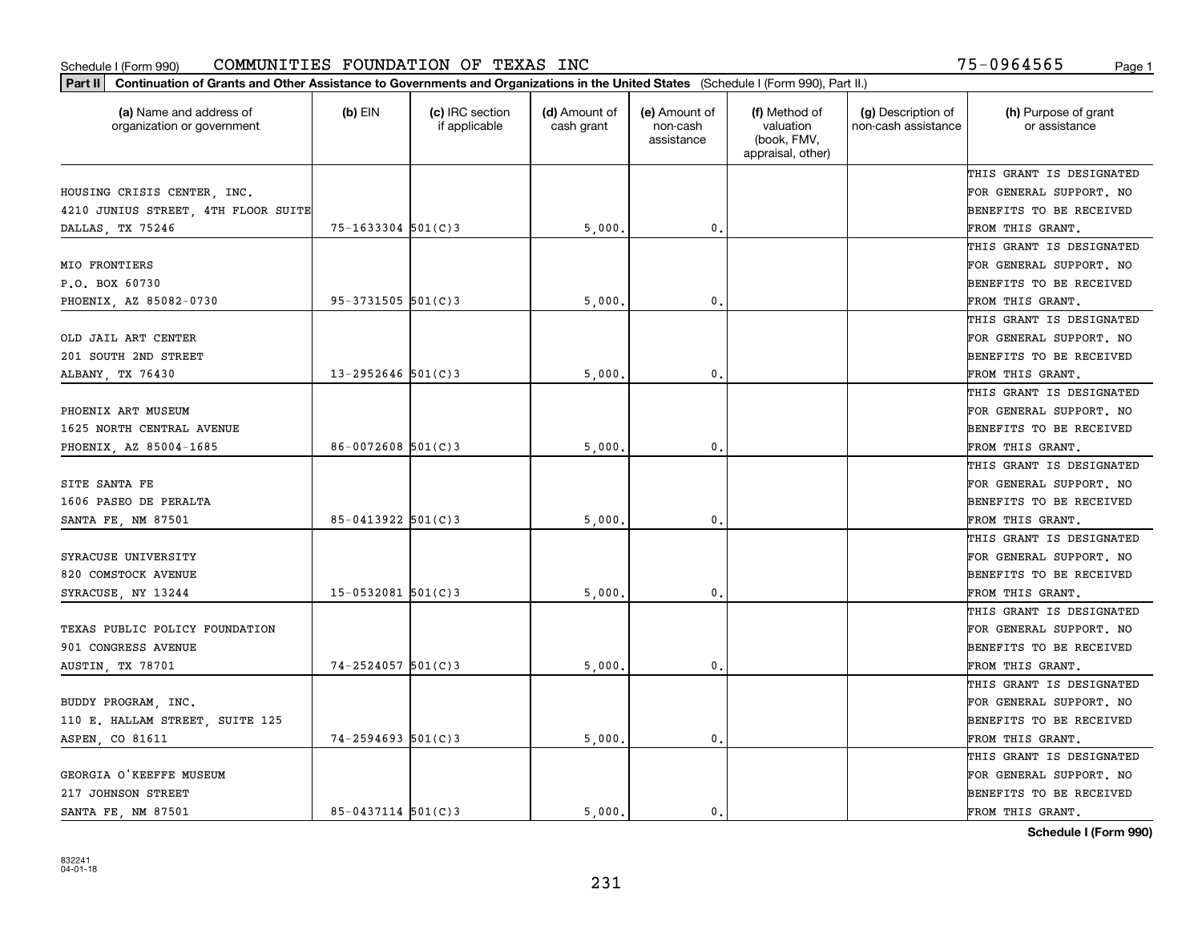Schedule I (Form 990) COMMUNITIES FOUNDATION OF TEXAS INC 75-0964565

**Part II** Continuation of Grants and Other Assistance to Governments and Organizations in the United States (Schedule I (Form 990), Part II.)

| (a) Name and address of organization or government | (b) EIN | (c) IRC section if applicable | (d) Amount of cash grant | (e) Amount of non-cash assistance | (f) Method of valuation (book, FMV, appraisal, other) | (g) Description of non-cash assistance | (h) Purpose of grant or assistance |
|---|---|---|---|---|---|---|---|
| HOUSING CRISIS CENTER, INC. 4210 JUNIUS STREET, 4TH FLOOR SUITE DALLAS, TX 75246 | 75-1633304 | 501(C)3 | 5,000. | 0. | | | THIS GRANT IS DESIGNATED FOR GENERAL SUPPORT. NO BENEFITS TO BE RECEIVED FROM THIS GRANT. |
| MIO FRONTIERS P.O. BOX 60730 PHOENIX, AZ 85082-0730 | 95-3731505 | 501(C)3 | 5,000. | 0. | | | THIS GRANT IS DESIGNATED FOR GENERAL SUPPORT. NO BENEFITS TO BE RECEIVED FROM THIS GRANT. |
| OLD JAIL ART CENTER 201 SOUTH 2ND STREET ALBANY, TX 76430 | 13-2952646 | 501(C)3 | 5,000. | 0. | | | THIS GRANT IS DESIGNATED FOR GENERAL SUPPORT. NO BENEFITS TO BE RECEIVED FROM THIS GRANT. |
| PHOENIX ART MUSEUM 1625 NORTH CENTRAL AVENUE PHOENIX, AZ 85004-1685 | 86-0072608 | 501(C)3 | 5,000. | 0. | | | THIS GRANT IS DESIGNATED FOR GENERAL SUPPORT. NO BENEFITS TO BE RECEIVED FROM THIS GRANT. |
| SITE SANTA FE 1606 PASEO DE PERALTA SANTA FE, NM 87501 | 85-0413922 | 501(C)3 | 5,000. | 0. | | | THIS GRANT IS DESIGNATED FOR GENERAL SUPPORT. NO BENEFITS TO BE RECEIVED FROM THIS GRANT. |
| SYRACUSE UNIVERSITY 820 COMSTOCK AVENUE SYRACUSE, NY 13244 | 15-0532081 | 501(C)3 | 5,000. | 0. | | | THIS GRANT IS DESIGNATED FOR GENERAL SUPPORT. NO BENEFITS TO BE RECEIVED FROM THIS GRANT. |
| TEXAS PUBLIC POLICY FOUNDATION 901 CONGRESS AVENUE AUSTIN, TX 78701 | 74-2524057 | 501(C)3 | 5,000. | 0. | | | THIS GRANT IS DESIGNATED FOR GENERAL SUPPORT. NO BENEFITS TO BE RECEIVED FROM THIS GRANT. |
| BUDDY PROGRAM, INC. 110 E. HALLAM STREET, SUITE 125 ASPEN, CO 81611 | 74-2594693 | 501(C)3 | 5,000. | 0. | | | THIS GRANT IS DESIGNATED FOR GENERAL SUPPORT. NO BENEFITS TO BE RECEIVED FROM THIS GRANT. |
| GEORGIA O'KEEFFE MUSEUM 217 JOHNSON STREET SANTA FE, NM 87501 | 85-0437114 | 501(C)3 | 5,000. | 0. | | | THIS GRANT IS DESIGNATED FOR GENERAL SUPPORT. NO BENEFITS TO BE RECEIVED FROM THIS GRANT. |

**Schedule I (Form 990)**

832241 04-01-18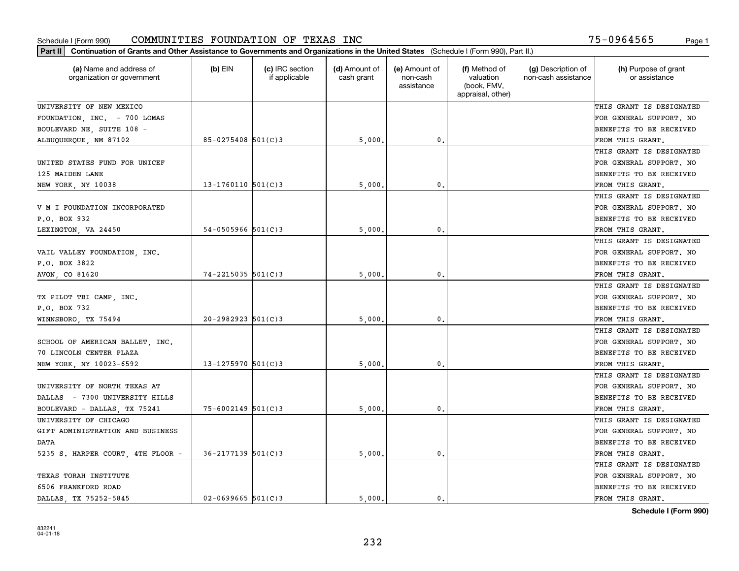Schedule I (Form 990) COMMUNITIES FOUNDATION OF TEXAS INC 75-0964565

**Part II Continuation of Grants and Other Assistance to Governments and Organizations in the United States** (Schedule I (Form 990), Part II.)

| (a) Name and address of organization or government | (b) EIN | (c) IRC section if applicable | (d) Amount of cash grant | (e) Amount of non-cash assistance | (f) Method of valuation (book, FMV, appraisal, other) | (g) Description of non-cash assistance | (h) Purpose of grant or assistance |
|---|---|---|---|---|---|---|---|
| UNIVERSITY OF NEW MEXICO FOUNDATION, INC. - 700 LOMAS BOULEVARD NE, SUITE 108 - ALBUQUERQUE, NM 87102 | 85-0275408 | 501(C)3 | 5,000. | 0. | | | THIS GRANT IS DESIGNATED FOR GENERAL SUPPORT. NO BENEFITS TO BE RECEIVED FROM THIS GRANT. |
| UNITED STATES FUND FOR UNICEF 125 MAIDEN LANE NEW YORK, NY 10038 | 13-1760110 | 501(C)3 | 5,000. | 0. | | | THIS GRANT IS DESIGNATED FOR GENERAL SUPPORT. NO BENEFITS TO BE RECEIVED FROM THIS GRANT. |
| V M I FOUNDATION INCORPORATED P.O. BOX 932 LEXINGTON, VA 24450 | 54-0505966 | 501(C)3 | 5,000. | 0. | | | THIS GRANT IS DESIGNATED FOR GENERAL SUPPORT. NO BENEFITS TO BE RECEIVED FROM THIS GRANT. |
| VAIL VALLEY FOUNDATION, INC. P.O. BOX 3822 AVON, CO 81620 | 74-2215035 | 501(C)3 | 5,000. | 0. | | | THIS GRANT IS DESIGNATED FOR GENERAL SUPPORT. NO BENEFITS TO BE RECEIVED FROM THIS GRANT. |
| TX PILOT TBI CAMP, INC. P.O. BOX 732 WINNSBORO, TX 75494 | 20-2982923 | 501(C)3 | 5,000. | 0. | | | THIS GRANT IS DESIGNATED FOR GENERAL SUPPORT. NO BENEFITS TO BE RECEIVED FROM THIS GRANT. |
| SCHOOL OF AMERICAN BALLET, INC. 70 LINCOLN CENTER PLAZA NEW YORK, NY 10023-6592 | 13-1275970 | 501(C)3 | 5,000. | 0. | | | THIS GRANT IS DESIGNATED FOR GENERAL SUPPORT. NO BENEFITS TO BE RECEIVED FROM THIS GRANT. |
| UNIVERSITY OF NORTH TEXAS AT DALLAS - 7300 UNIVERSITY HILLS BOULEVARD - DALLAS, TX 75241 | 75-6002149 | 501(C)3 | 5,000. | 0. | | | THIS GRANT IS DESIGNATED FOR GENERAL SUPPORT. NO BENEFITS TO BE RECEIVED FROM THIS GRANT. |
| UNIVERSITY OF CHICAGO GIFT ADMINISTRATION AND BUSINESS DATA 5235 S. HARPER COURT, 4TH FLOOR - | 36-2177139 | 501(C)3 | 5,000. | 0. | | | THIS GRANT IS DESIGNATED FOR GENERAL SUPPORT. NO BENEFITS TO BE RECEIVED FROM THIS GRANT. |
| TEXAS TORAH INSTITUTE 6506 FRANKFORD ROAD DALLAS, TX 75252-5845 | 02-0699665 | 501(C)3 | 5,000. | 0. | | | THIS GRANT IS DESIGNATED FOR GENERAL SUPPORT. NO BENEFITS TO BE RECEIVED FROM THIS GRANT. |

**Schedule I (Form 990)**

832241 04-01-18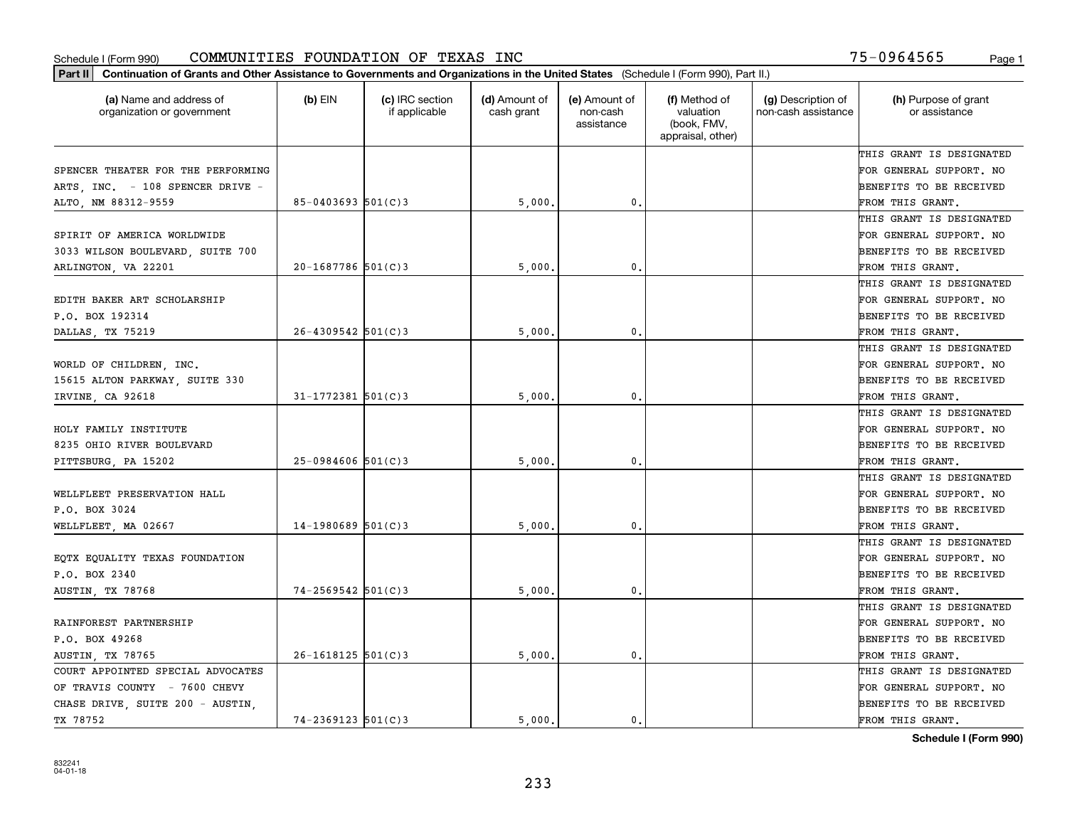Schedule I (Form 990) COMMUNITIES FOUNDATION OF TEXAS INC 75-0964565

**Part II** **Continuation of Grants and Other Assistance to Governments and Organizations in the United States** (Schedule I (Form 990), Part II.)

| (a) Name and address of organization or government | (b) EIN | (c) IRC section if applicable | (d) Amount of cash grant | (e) Amount of non-cash assistance | (f) Method of valuation (book, FMV, appraisal, other) | (g) Description of non-cash assistance | (h) Purpose of grant or assistance |
|---|---|---|---|---|---|---|---|
| SPENCER THEATER FOR THE PERFORMING ARTS, INC. - 108 SPENCER DRIVE - ALTO, NM 88312-9559 | 85-0403693 | 501(C)3 | 5,000. | 0. | | | THIS GRANT IS DESIGNATED FOR GENERAL SUPPORT. NO BENEFITS TO BE RECEIVED FROM THIS GRANT. |
| SPIRIT OF AMERICA WORLDWIDE 3033 WILSON BOULEVARD, SUITE 700 ARLINGTON, VA 22201 | 20-1687786 | 501(C)3 | 5,000. | 0. | | | THIS GRANT IS DESIGNATED FOR GENERAL SUPPORT. NO BENEFITS TO BE RECEIVED FROM THIS GRANT. |
| EDITH BAKER ART SCHOLARSHIP P.O. BOX 192314 DALLAS, TX 75219 | 26-4309542 | 501(C)3 | 5,000. | 0. | | | THIS GRANT IS DESIGNATED FOR GENERAL SUPPORT. NO BENEFITS TO BE RECEIVED FROM THIS GRANT. |
| WORLD OF CHILDREN, INC. 15615 ALTON PARKWAY, SUITE 330 IRVINE, CA 92618 | 31-1772381 | 501(C)3 | 5,000. | 0. | | | THIS GRANT IS DESIGNATED FOR GENERAL SUPPORT. NO BENEFITS TO BE RECEIVED FROM THIS GRANT. |
| HOLY FAMILY INSTITUTE 8235 OHIO RIVER BOULEVARD PITTSBURG, PA 15202 | 25-0984606 | 501(C)3 | 5,000. | 0. | | | THIS GRANT IS DESIGNATED FOR GENERAL SUPPORT. NO BENEFITS TO BE RECEIVED FROM THIS GRANT. |
| WELLFLEET PRESERVATION HALL P.O. BOX 3024 WELLFLEET, MA 02667 | 14-1980689 | 501(C)3 | 5,000. | 0. | | | THIS GRANT IS DESIGNATED FOR GENERAL SUPPORT. NO BENEFITS TO BE RECEIVED FROM THIS GRANT. |
| EQTX EQUALITY TEXAS FOUNDATION P.O. BOX 2340 AUSTIN, TX 78768 | 74-2569542 | 501(C)3 | 5,000. | 0. | | | THIS GRANT IS DESIGNATED FOR GENERAL SUPPORT. NO BENEFITS TO BE RECEIVED FROM THIS GRANT. |
| RAINFOREST PARTNERSHIP P.O. BOX 49268 AUSTIN, TX 78765 | 26-1618125 | 501(C)3 | 5,000. | 0. | | | THIS GRANT IS DESIGNATED FOR GENERAL SUPPORT. NO BENEFITS TO BE RECEIVED FROM THIS GRANT. |
| COURT APPOINTED SPECIAL ADVOCATES OF TRAVIS COUNTY - 7600 CHEVY CHASE DRIVE, SUITE 200 - AUSTIN, TX 78752 | 74-2369123 | 501(C)3 | 5,000. | 0. | | | THIS GRANT IS DESIGNATED FOR GENERAL SUPPORT. NO BENEFITS TO BE RECEIVED FROM THIS GRANT. |

**Schedule I (Form 990)**

832241 04-01-18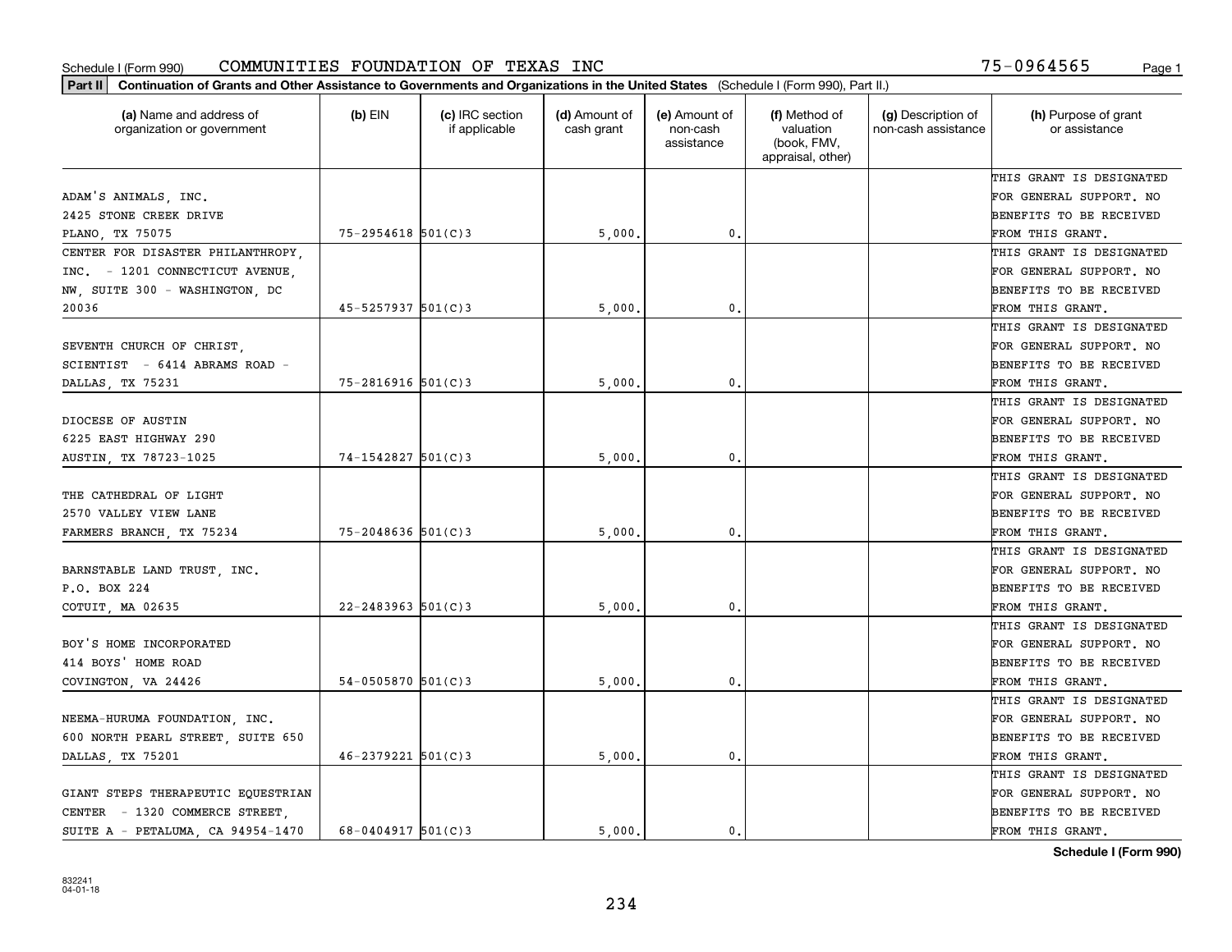Schedule I (Form 990) COMMUNITIES FOUNDATION OF TEXAS INC 75-0964565

**Part II** **Continuation of Grants and Other Assistance to Governments and Organizations in the United States** (Schedule I (Form 990), Part II.)

| (a) Name and address of organization or government | (b) EIN | (c) IRC section if applicable | (d) Amount of cash grant | (e) Amount of non-cash assistance | (f) Method of valuation (book, FMV, appraisal, other) | (g) Description of non-cash assistance | (h) Purpose of grant or assistance |
|---|---|---|---|---|---|---|---|
| ADAM'S ANIMALS, INC. 2425 STONE CREEK DRIVE PLANO, TX 75075 | 75-2954618 | 501(C)3 | 5,000. | 0. | | | THIS GRANT IS DESIGNATED FOR GENERAL SUPPORT. NO BENEFITS TO BE RECEIVED FROM THIS GRANT. |
| CENTER FOR DISASTER PHILANTHROPY, INC. - 1201 CONNECTICUT AVENUE, NW, SUITE 300 - WASHINGTON, DC 20036 | 45-5257937 | 501(C)3 | 5,000. | 0. | | | THIS GRANT IS DESIGNATED FOR GENERAL SUPPORT. NO BENEFITS TO BE RECEIVED FROM THIS GRANT. |
| SEVENTH CHURCH OF CHRIST, SCIENTIST - 6414 ABRAMS ROAD - DALLAS, TX 75231 | 75-2816916 | 501(C)3 | 5,000. | 0. | | | THIS GRANT IS DESIGNATED FOR GENERAL SUPPORT. NO BENEFITS TO BE RECEIVED FROM THIS GRANT. |
| DIOCESE OF AUSTIN 6225 EAST HIGHWAY 290 AUSTIN, TX 78723-1025 | 74-1542827 | 501(C)3 | 5,000. | 0. | | | THIS GRANT IS DESIGNATED FOR GENERAL SUPPORT. NO BENEFITS TO BE RECEIVED FROM THIS GRANT. |
| THE CATHEDRAL OF LIGHT 2570 VALLEY VIEW LANE FARMERS BRANCH, TX 75234 | 75-2048636 | 501(C)3 | 5,000. | 0. | | | THIS GRANT IS DESIGNATED FOR GENERAL SUPPORT. NO BENEFITS TO BE RECEIVED FROM THIS GRANT. |
| BARNSTABLE LAND TRUST, INC. P.O. BOX 224 COTUIT, MA 02635 | 22-2483963 | 501(C)3 | 5,000. | 0. | | | THIS GRANT IS DESIGNATED FOR GENERAL SUPPORT. NO BENEFITS TO BE RECEIVED FROM THIS GRANT. |
| BOY'S HOME INCORPORATED 414 BOYS' HOME ROAD COVINGTON, VA 24426 | 54-0505870 | 501(C)3 | 5,000. | 0. | | | THIS GRANT IS DESIGNATED FOR GENERAL SUPPORT. NO BENEFITS TO BE RECEIVED FROM THIS GRANT. |
| NEEMA-HURUMA FOUNDATION, INC. 600 NORTH PEARL STREET, SUITE 650 DALLAS, TX 75201 | 46-2379221 | 501(C)3 | 5,000. | 0. | | | THIS GRANT IS DESIGNATED FOR GENERAL SUPPORT. NO BENEFITS TO BE RECEIVED FROM THIS GRANT. |
| GIANT STEPS THERAPEUTIC EQUESTRIAN CENTER - 1320 COMMERCE STREET, SUITE A - PETALUMA, CA 94954-1470 | 68-0404917 | 501(C)3 | 5,000. | 0. | | | THIS GRANT IS DESIGNATED FOR GENERAL SUPPORT. NO BENEFITS TO BE RECEIVED FROM THIS GRANT. |

**Schedule I (Form 990)**

832241 04-01-18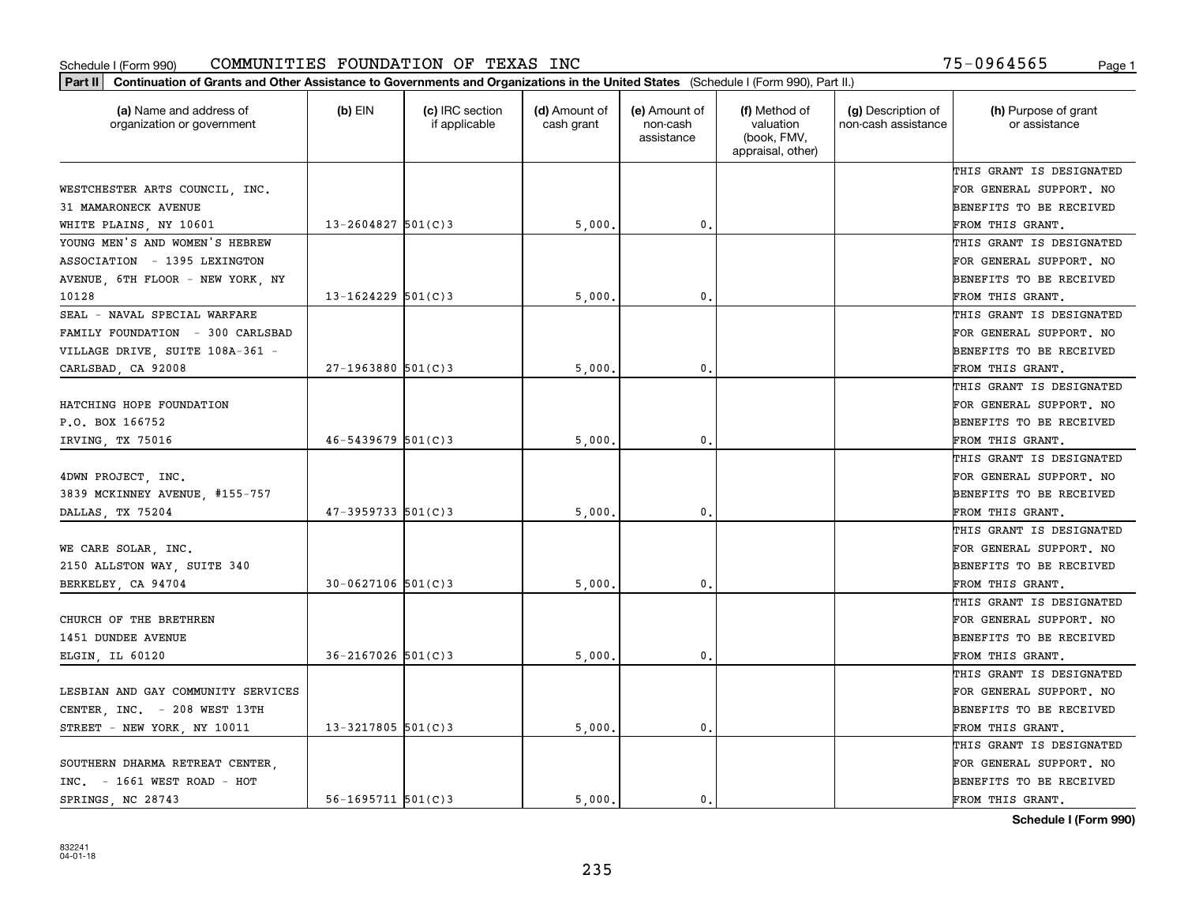Schedule I (Form 990) COMMUNITIES FOUNDATION OF TEXAS INC 75-0964565

**Part II** **Continuation of Grants and Other Assistance to Governments and Organizations in the United States** (Schedule I (Form 990), Part II.)

| (a) Name and address of organization or government | (b) EIN | (c) IRC section if applicable | (d) Amount of cash grant | (e) Amount of non-cash assistance | (f) Method of valuation (book, FMV, appraisal, other) | (g) Description of non-cash assistance | (h) Purpose of grant or assistance |
|---|---|---|---|---|---|---|---|
| WESTCHESTER ARTS COUNCIL, INC. 31 MAMARONECK AVENUE WHITE PLAINS, NY 10601 | 13-2604827 | 501(C)3 | 5,000. | 0. | | | THIS GRANT IS DESIGNATED FOR GENERAL SUPPORT. NO BENEFITS TO BE RECEIVED FROM THIS GRANT. |
| YOUNG MEN'S AND WOMEN'S HEBREW ASSOCIATION - 1395 LEXINGTON AVENUE, 6TH FLOOR - NEW YORK, NY 10128 | 13-1624229 | 501(C)3 | 5,000. | 0. | | | THIS GRANT IS DESIGNATED FOR GENERAL SUPPORT. NO BENEFITS TO BE RECEIVED FROM THIS GRANT. |
| SEAL - NAVAL SPECIAL WARFARE FAMILY FOUNDATION - 300 CARLSBAD VILLAGE DRIVE, SUITE 108A-361 - CARLSBAD, CA 92008 | 27-1963880 | 501(C)3 | 5,000. | 0. | | | THIS GRANT IS DESIGNATED FOR GENERAL SUPPORT. NO BENEFITS TO BE RECEIVED FROM THIS GRANT. |
| HATCHING HOPE FOUNDATION P.O. BOX 166752 IRVING, TX 75016 | 46-5439679 | 501(C)3 | 5,000. | 0. | | | THIS GRANT IS DESIGNATED FOR GENERAL SUPPORT. NO BENEFITS TO BE RECEIVED FROM THIS GRANT. |
| 4DWN PROJECT, INC. 3839 MCKINNEY AVENUE, #155-757 DALLAS, TX 75204 | 47-3959733 | 501(C)3 | 5,000. | 0. | | | THIS GRANT IS DESIGNATED FOR GENERAL SUPPORT. NO BENEFITS TO BE RECEIVED FROM THIS GRANT. |
| WE CARE SOLAR, INC. 2150 ALLSTON WAY, SUITE 340 BERKELEY, CA 94704 | 30-0627106 | 501(C)3 | 5,000. | 0. | | | THIS GRANT IS DESIGNATED FOR GENERAL SUPPORT. NO BENEFITS TO BE RECEIVED FROM THIS GRANT. |
| CHURCH OF THE BRETHREN 1451 DUNDEE AVENUE ELGIN, IL 60120 | 36-2167026 | 501(C)3 | 5,000. | 0. | | | THIS GRANT IS DESIGNATED FOR GENERAL SUPPORT. NO BENEFITS TO BE RECEIVED FROM THIS GRANT. |
| LESBIAN AND GAY COMMUNITY SERVICES CENTER, INC. - 208 WEST 13TH STREET - NEW YORK, NY 10011 | 13-3217805 | 501(C)3 | 5,000. | 0. | | | THIS GRANT IS DESIGNATED FOR GENERAL SUPPORT. NO BENEFITS TO BE RECEIVED FROM THIS GRANT. |
| SOUTHERN DHARMA RETREAT CENTER, INC. - 1661 WEST ROAD - HOT SPRINGS, NC 28743 | 56-1695711 | 501(C)3 | 5,000. | 0. | | | THIS GRANT IS DESIGNATED FOR GENERAL SUPPORT. NO BENEFITS TO BE RECEIVED FROM THIS GRANT. |

**Schedule I (Form 990)**

832241 04-01-18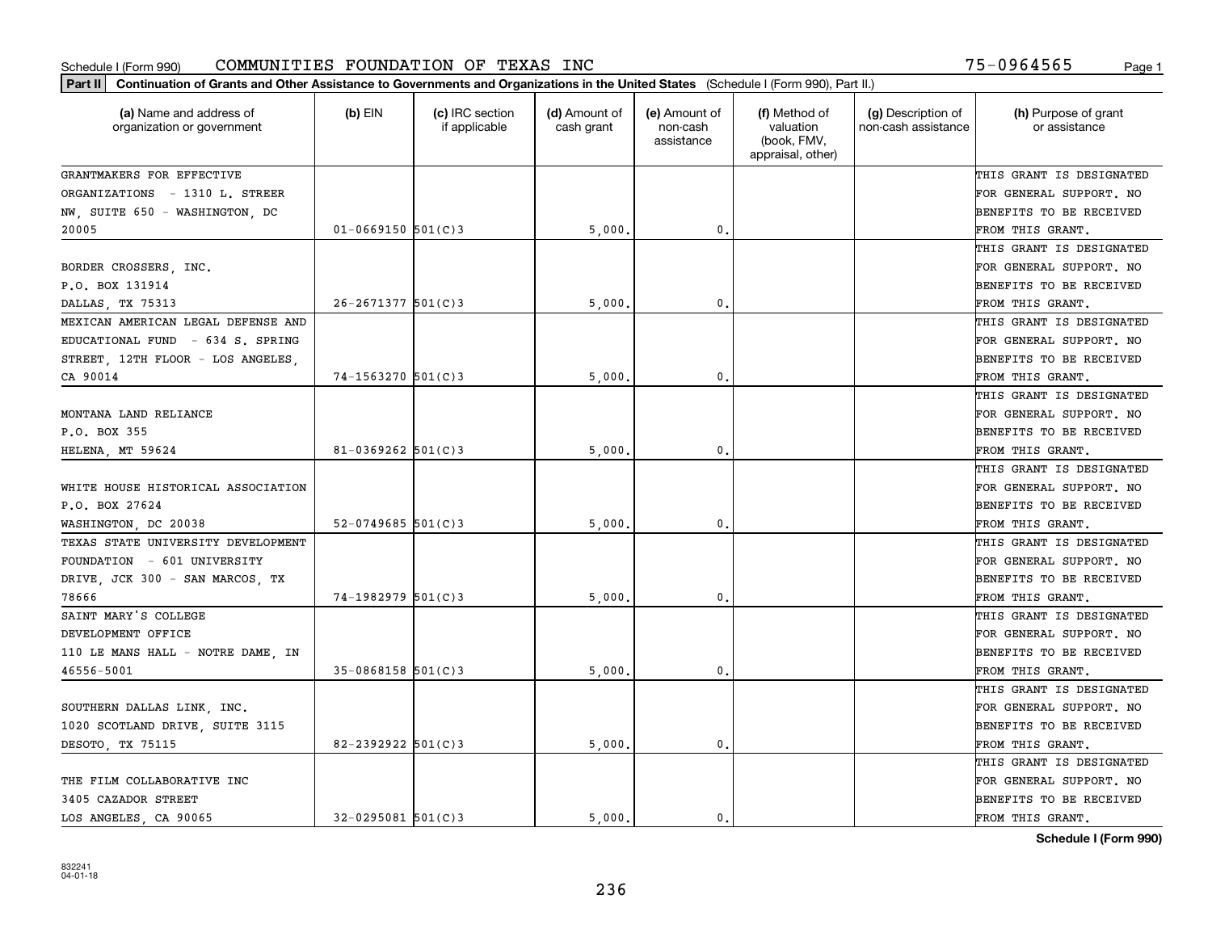Schedule I (Form 990) COMMUNITIES FOUNDATION OF TEXAS INC 75-0964565

**Part II** Continuation of Grants and Other Assistance to Governments and Organizations in the United States (Schedule I (Form 990), Part II.)

| (a) Name and address of organization or government | (b) EIN | (c) IRC section if applicable | (d) Amount of cash grant | (e) Amount of non-cash assistance | (f) Method of valuation (book, FMV, appraisal, other) | (g) Description of non-cash assistance | (h) Purpose of grant or assistance |
|---|---|---|---|---|---|---|---|
| GRANTMAKERS FOR EFFECTIVE ORGANIZATIONS - 1310 L. STREER NW, SUITE 650 - WASHINGTON, DC 20005 | 01-0669150 | 501(C)3 | 5,000. | 0. | | | THIS GRANT IS DESIGNATED FOR GENERAL SUPPORT. NO BENEFITS TO BE RECEIVED FROM THIS GRANT. |
| BORDER CROSSERS, INC. P.O. BOX 131914 DALLAS, TX 75313 | 26-2671377 | 501(C)3 | 5,000. | 0. | | | THIS GRANT IS DESIGNATED FOR GENERAL SUPPORT. NO BENEFITS TO BE RECEIVED FROM THIS GRANT. |
| MEXICAN AMERICAN LEGAL DEFENSE AND EDUCATIONAL FUND - 634 S. SPRING STREET, 12TH FLOOR - LOS ANGELES, CA 90014 | 74-1563270 | 501(C)3 | 5,000. | 0. | | | THIS GRANT IS DESIGNATED FOR GENERAL SUPPORT. NO BENEFITS TO BE RECEIVED FROM THIS GRANT. |
| MONTANA LAND RELIANCE P.O. BOX 355 HELENA, MT 59624 | 81-0369262 | 501(C)3 | 5,000. | 0. | | | THIS GRANT IS DESIGNATED FOR GENERAL SUPPORT. NO BENEFITS TO BE RECEIVED FROM THIS GRANT. |
| WHITE HOUSE HISTORICAL ASSOCIATION P.O. BOX 27624 WASHINGTON, DC 20038 | 52-0749685 | 501(C)3 | 5,000. | 0. | | | THIS GRANT IS DESIGNATED FOR GENERAL SUPPORT. NO BENEFITS TO BE RECEIVED FROM THIS GRANT. |
| TEXAS STATE UNIVERSITY DEVELOPMENT FOUNDATION - 601 UNIVERSITY DRIVE, JCK 300 - SAN MARCOS, TX 78666 | 74-1982979 | 501(C)3 | 5,000. | 0. | | | THIS GRANT IS DESIGNATED FOR GENERAL SUPPORT. NO BENEFITS TO BE RECEIVED FROM THIS GRANT. |
| SAINT MARY'S COLLEGE DEVELOPMENT OFFICE 110 LE MANS HALL - NOTRE DAME, IN 46556-5001 | 35-0868158 | 501(C)3 | 5,000. | 0. | | | THIS GRANT IS DESIGNATED FOR GENERAL SUPPORT. NO BENEFITS TO BE RECEIVED FROM THIS GRANT. |
| SOUTHERN DALLAS LINK, INC. 1020 SCOTLAND DRIVE, SUITE 3115 DESOTO, TX 75115 | 82-2392922 | 501(C)3 | 5,000. | 0. | | | THIS GRANT IS DESIGNATED FOR GENERAL SUPPORT. NO BENEFITS TO BE RECEIVED FROM THIS GRANT. |
| THE FILM COLLABORATIVE INC 3405 CAZADOR STREET LOS ANGELES, CA 90065 | 32-0295081 | 501(C)3 | 5,000. | 0. | | | THIS GRANT IS DESIGNATED FOR GENERAL SUPPORT. NO BENEFITS TO BE RECEIVED FROM THIS GRANT. |

**Schedule I (Form 990)**

832241
04-01-18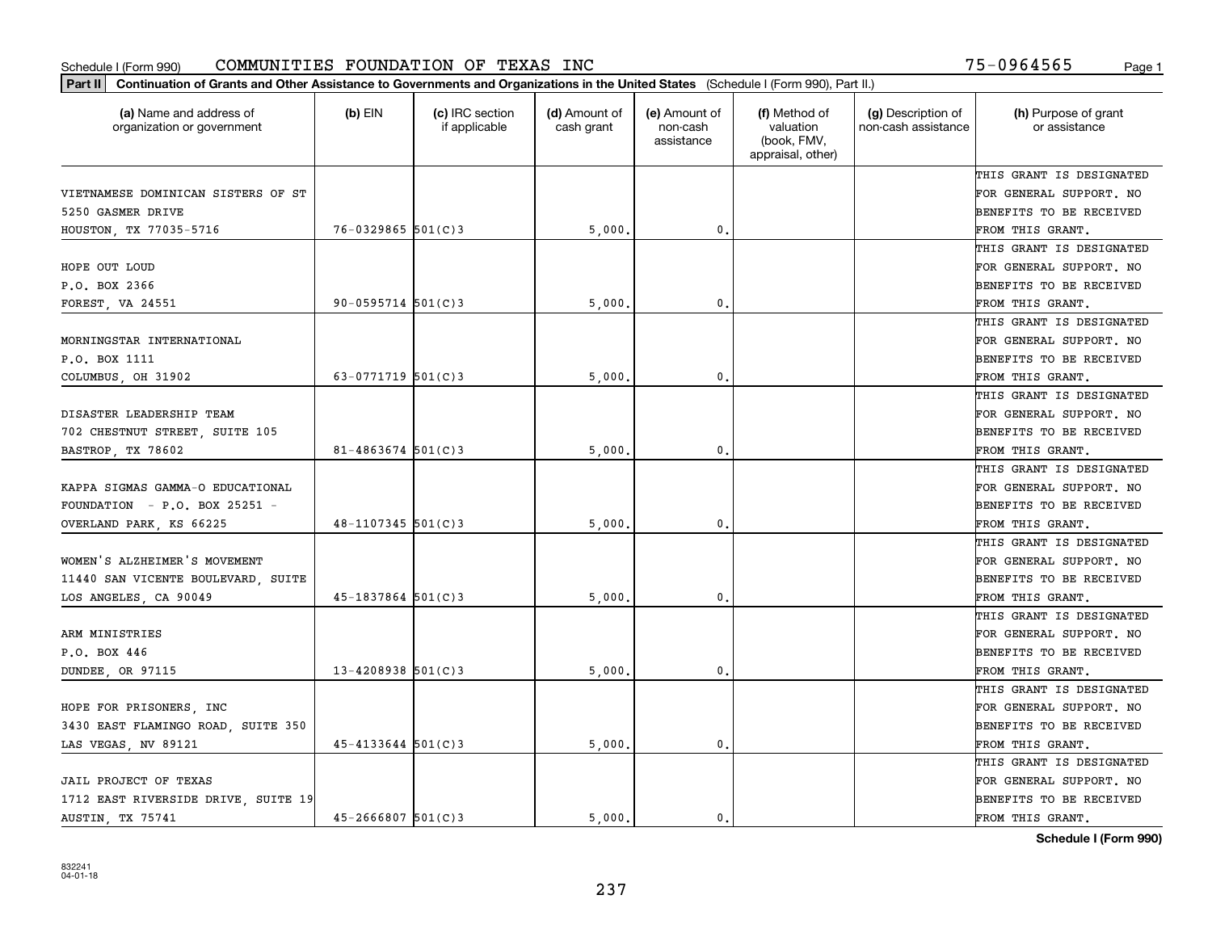Schedule I (Form 990) COMMUNITIES FOUNDATION OF TEXAS INC 75-0964565

**Part II** **Continuation of Grants and Other Assistance to Governments and Organizations in the United States** (Schedule I (Form 990), Part II.)

| (a) Name and address of organization or government | (b) EIN | (c) IRC section if applicable | (d) Amount of cash grant | (e) Amount of non-cash assistance | (f) Method of valuation (book, FMV, appraisal, other) | (g) Description of non-cash assistance | (h) Purpose of grant or assistance |
|---|---|---|---|---|---|---|---|
| VIETNAMESE DOMINICAN SISTERS OF ST 5250 GASMER DRIVE HOUSTON, TX 77035-5716 | 76-0329865 | 501(C)3 | 5,000. | 0. | | | THIS GRANT IS DESIGNATED FOR GENERAL SUPPORT. NO BENEFITS TO BE RECEIVED FROM THIS GRANT. |
| HOPE OUT LOUD P.O. BOX 2366 FOREST, VA 24551 | 90-0595714 | 501(C)3 | 5,000. | 0. | | | THIS GRANT IS DESIGNATED FOR GENERAL SUPPORT. NO BENEFITS TO BE RECEIVED FROM THIS GRANT. |
| MORNINGSTAR INTERNATIONAL P.O. BOX 1111 COLUMBUS, OH 31902 | 63-0771719 | 501(C)3 | 5,000. | 0. | | | THIS GRANT IS DESIGNATED FOR GENERAL SUPPORT. NO BENEFITS TO BE RECEIVED FROM THIS GRANT. |
| DISASTER LEADERSHIP TEAM 702 CHESTNUT STREET, SUITE 105 BASTROP, TX 78602 | 81-4863674 | 501(C)3 | 5,000. | 0. | | | THIS GRANT IS DESIGNATED FOR GENERAL SUPPORT. NO BENEFITS TO BE RECEIVED FROM THIS GRANT. |
| KAPPA SIGMAS GAMMA-O EDUCATIONAL FOUNDATION - P.O. BOX 25251 - OVERLAND PARK, KS 66225 | 48-1107345 | 501(C)3 | 5,000. | 0. | | | THIS GRANT IS DESIGNATED FOR GENERAL SUPPORT. NO BENEFITS TO BE RECEIVED FROM THIS GRANT. |
| WOMEN'S ALZHEIMER'S MOVEMENT 11440 SAN VICENTE BOULEVARD, SUITE LOS ANGELES, CA 90049 | 45-1837864 | 501(C)3 | 5,000. | 0. | | | THIS GRANT IS DESIGNATED FOR GENERAL SUPPORT. NO BENEFITS TO BE RECEIVED FROM THIS GRANT. |
| ARM MINISTRIES P.O. BOX 446 DUNDEE, OR 97115 | 13-4208938 | 501(C)3 | 5,000. | 0. | | | THIS GRANT IS DESIGNATED FOR GENERAL SUPPORT. NO BENEFITS TO BE RECEIVED FROM THIS GRANT. |
| HOPE FOR PRISONERS, INC 3430 EAST FLAMINGO ROAD, SUITE 350 LAS VEGAS, NV 89121 | 45-4133644 | 501(C)3 | 5,000. | 0. | | | THIS GRANT IS DESIGNATED FOR GENERAL SUPPORT. NO BENEFITS TO BE RECEIVED FROM THIS GRANT. |
| JAIL PROJECT OF TEXAS 1712 EAST RIVERSIDE DRIVE, SUITE 19 AUSTIN, TX 75741 | 45-2666807 | 501(C)3 | 5,000. | 0. | | | THIS GRANT IS DESIGNATED FOR GENERAL SUPPORT. NO BENEFITS TO BE RECEIVED FROM THIS GRANT. |

**Schedule I (Form 990)**

832241 04-01-18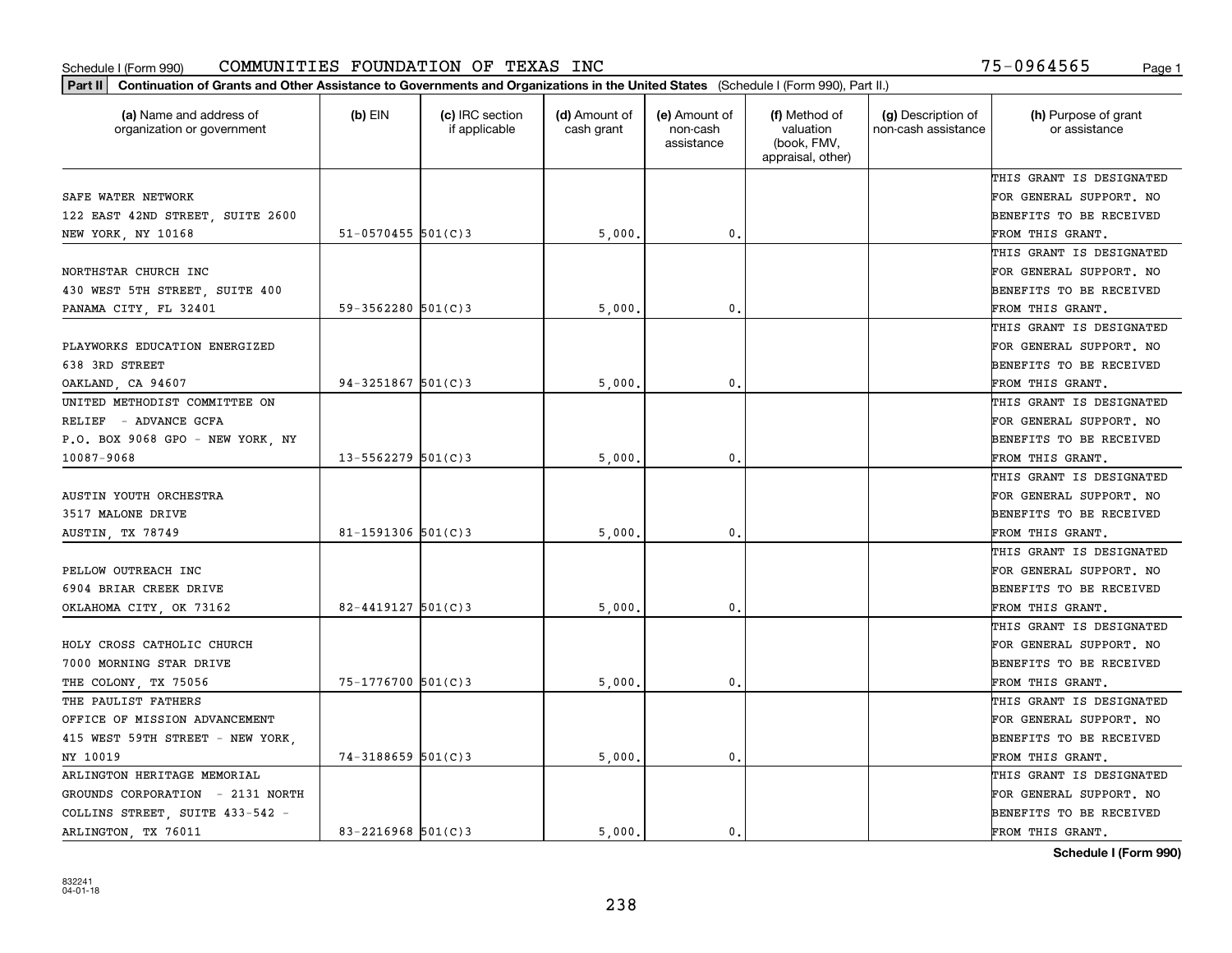Schedule I (Form 990) COMMUNITIES FOUNDATION OF TEXAS INC 75-0964565

**Part II** **Continuation of Grants and Other Assistance to Governments and Organizations in the United States** (Schedule I (Form 990), Part II.)

| (a) Name and address of organization or government | (b) EIN | (c) IRC section if applicable | (d) Amount of cash grant | (e) Amount of non-cash assistance | (f) Method of valuation (book, FMV, appraisal, other) | (g) Description of non-cash assistance | (h) Purpose of grant or assistance |
|---|---|---|---|---|---|---|---|
| SAFE WATER NETWORK 122 EAST 42ND STREET, SUITE 2600 NEW YORK, NY 10168 | 51-0570455 | 501(C)3 | 5,000. | 0. | | | THIS GRANT IS DESIGNATED FOR GENERAL SUPPORT. NO BENEFITS TO BE RECEIVED FROM THIS GRANT. |
| NORTHSTAR CHURCH INC 430 WEST 5TH STREET, SUITE 400 PANAMA CITY, FL 32401 | 59-3562280 | 501(C)3 | 5,000. | 0. | | | THIS GRANT IS DESIGNATED FOR GENERAL SUPPORT. NO BENEFITS TO BE RECEIVED FROM THIS GRANT. |
| PLAYWORKS EDUCATION ENERGIZED 638 3RD STREET OAKLAND, CA 94607 | 94-3251867 | 501(C)3 | 5,000. | 0. | | | THIS GRANT IS DESIGNATED FOR GENERAL SUPPORT. NO BENEFITS TO BE RECEIVED FROM THIS GRANT. |
| UNITED METHODIST COMMITTEE ON RELIEF - ADVANCE GCFA P.O. BOX 9068 GPO - NEW YORK, NY 10087-9068 | 13-5562279 | 501(C)3 | 5,000. | 0. | | | THIS GRANT IS DESIGNATED FOR GENERAL SUPPORT. NO BENEFITS TO BE RECEIVED FROM THIS GRANT. |
| AUSTIN YOUTH ORCHESTRA 3517 MALONE DRIVE AUSTIN, TX 78749 | 81-1591306 | 501(C)3 | 5,000. | 0. | | | THIS GRANT IS DESIGNATED FOR GENERAL SUPPORT. NO BENEFITS TO BE RECEIVED FROM THIS GRANT. |
| PELLOW OUTREACH INC 6904 BRIAR CREEK DRIVE OKLAHOMA CITY, OK 73162 | 82-4419127 | 501(C)3 | 5,000. | 0. | | | THIS GRANT IS DESIGNATED FOR GENERAL SUPPORT. NO BENEFITS TO BE RECEIVED FROM THIS GRANT. |
| HOLY CROSS CATHOLIC CHURCH 7000 MORNING STAR DRIVE THE COLONY, TX 75056 | 75-1776700 | 501(C)3 | 5,000. | 0. | | | THIS GRANT IS DESIGNATED FOR GENERAL SUPPORT. NO BENEFITS TO BE RECEIVED FROM THIS GRANT. |
| THE PAULIST FATHERS OFFICE OF MISSION ADVANCEMENT 415 WEST 59TH STREET - NEW YORK, NY 10019 | 74-3188659 | 501(C)3 | 5,000. | 0. | | | THIS GRANT IS DESIGNATED FOR GENERAL SUPPORT. NO BENEFITS TO BE RECEIVED FROM THIS GRANT. |
| ARLINGTON HERITAGE MEMORIAL GROUNDS CORPORATION - 2131 NORTH COLLINS STREET, SUITE 433-542 - ARLINGTON, TX 76011 | 83-2216968 | 501(C)3 | 5,000. | 0. | | | THIS GRANT IS DESIGNATED FOR GENERAL SUPPORT. NO BENEFITS TO BE RECEIVED FROM THIS GRANT. |

**Schedule I (Form 990)**

832241
04-01-18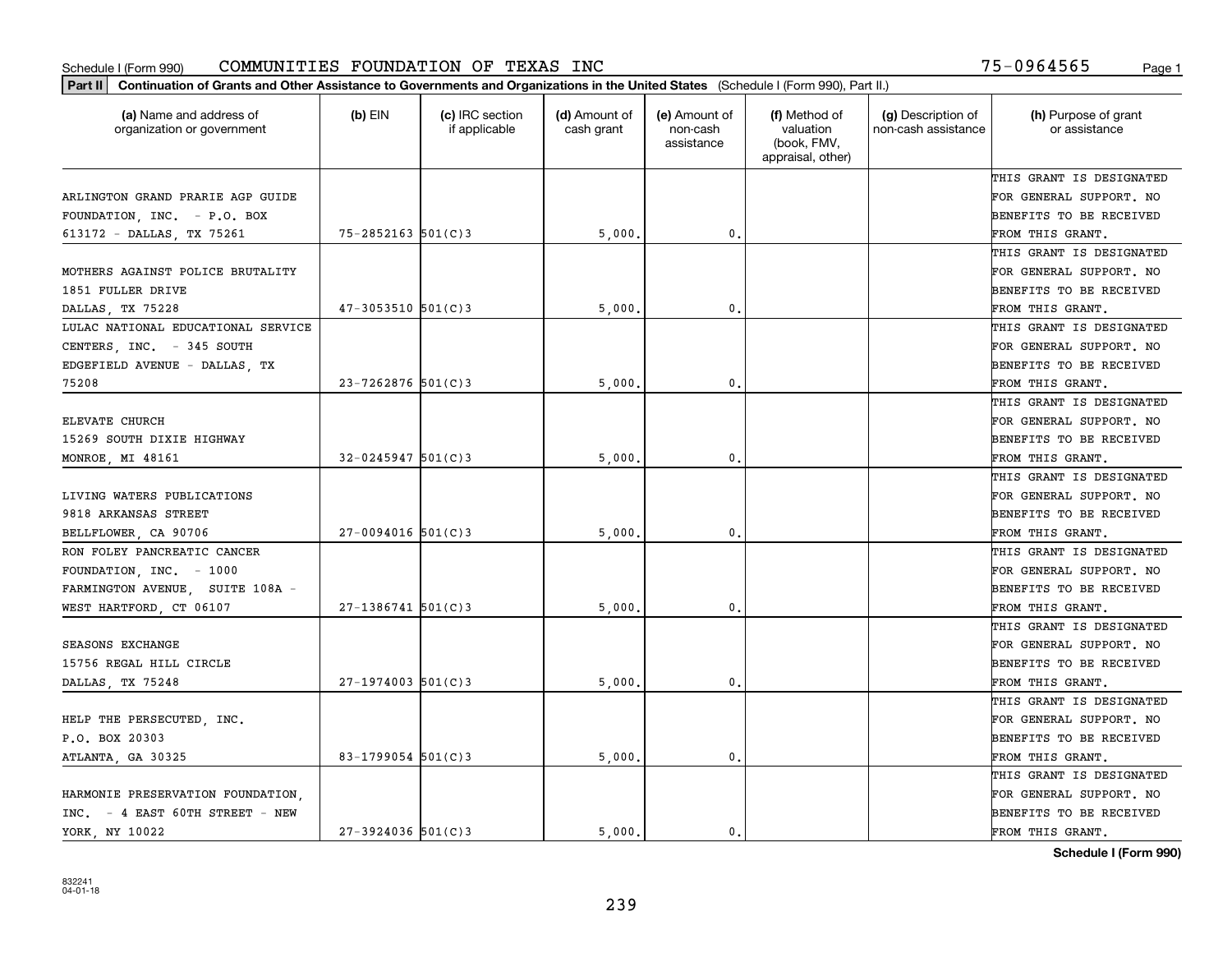Schedule I (Form 990) COMMUNITIES FOUNDATION OF TEXAS INC 75-0964565 Page 1

**Part II** **Continuation of Grants and Other Assistance to Governments and Organizations in the United States** (Schedule I (Form 990), Part II.)

| (a) Name and address of organization or government | (b) EIN | (c) IRC section if applicable | (d) Amount of cash grant | (e) Amount of non-cash assistance | (f) Method of valuation (book, FMV, appraisal, other) | (g) Description of non-cash assistance | (h) Purpose of grant or assistance |
|---|---|---|---|---|---|---|---|
| ARLINGTON GRAND PRARIE AGP GUIDE FOUNDATION, INC. - P.O. BOX 613172 - DALLAS, TX 75261 | 75-2852163 | 501(C)3 | 5,000. | 0. | | | THIS GRANT IS DESIGNATED FOR GENERAL SUPPORT. NO BENEFITS TO BE RECEIVED FROM THIS GRANT. |
| MOTHERS AGAINST POLICE BRUTALITY 1851 FULLER DRIVE DALLAS, TX 75228 | 47-3053510 | 501(C)3 | 5,000. | 0. | | | THIS GRANT IS DESIGNATED FOR GENERAL SUPPORT. NO BENEFITS TO BE RECEIVED FROM THIS GRANT. |
| LULAC NATIONAL EDUCATIONAL SERVICE CENTERS, INC. - 345 SOUTH EDGEFIELD AVENUE - DALLAS, TX 75208 | 23-7262876 | 501(C)3 | 5,000. | 0. | | | THIS GRANT IS DESIGNATED FOR GENERAL SUPPORT. NO BENEFITS TO BE RECEIVED FROM THIS GRANT. |
| ELEVATE CHURCH 15269 SOUTH DIXIE HIGHWAY MONROE, MI 48161 | 32-0245947 | 501(C)3 | 5,000. | 0. | | | THIS GRANT IS DESIGNATED FOR GENERAL SUPPORT. NO BENEFITS TO BE RECEIVED FROM THIS GRANT. |
| LIVING WATERS PUBLICATIONS 9818 ARKANSAS STREET BELLFLOWER, CA 90706 | 27-0094016 | 501(C)3 | 5,000. | 0. | | | THIS GRANT IS DESIGNATED FOR GENERAL SUPPORT. NO BENEFITS TO BE RECEIVED FROM THIS GRANT. |
| RON FOLEY PANCREATIC CANCER FOUNDATION, INC. - 1000 FARMINGTON AVENUE, SUITE 108A - WEST HARTFORD, CT 06107 | 27-1386741 | 501(C)3 | 5,000. | 0. | | | THIS GRANT IS DESIGNATED FOR GENERAL SUPPORT. NO BENEFITS TO BE RECEIVED FROM THIS GRANT. |
| SEASONS EXCHANGE 15756 REGAL HILL CIRCLE DALLAS, TX 75248 | 27-1974003 | 501(C)3 | 5,000. | 0. | | | THIS GRANT IS DESIGNATED FOR GENERAL SUPPORT. NO BENEFITS TO BE RECEIVED FROM THIS GRANT. |
| HELP THE PERSECUTED, INC. P.O. BOX 20303 ATLANTA, GA 30325 | 83-1799054 | 501(C)3 | 5,000. | 0. | | | THIS GRANT IS DESIGNATED FOR GENERAL SUPPORT. NO BENEFITS TO BE RECEIVED FROM THIS GRANT. |
| HARMONIE PRESERVATION FOUNDATION, INC. - 4 EAST 60TH STREET - NEW YORK, NY 10022 | 27-3924036 | 501(C)3 | 5,000. | 0. | | | THIS GRANT IS DESIGNATED FOR GENERAL SUPPORT. NO BENEFITS TO BE RECEIVED FROM THIS GRANT. |

**Schedule I (Form 990)**

832241 04-01-18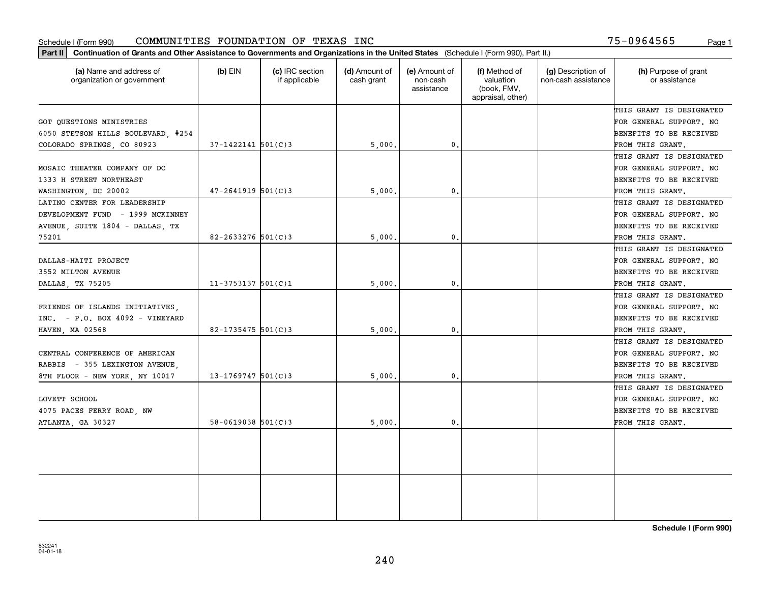Schedule I (Form 990) COMMUNITIES FOUNDATION OF TEXAS INC 75-0964565

**Part II** **Continuation of Grants and Other Assistance to Governments and Organizations in the United States** (Schedule I (Form 990), Part II.)

| (a) Name and address of organization or government | (b) EIN | (c) IRC section if applicable | (d) Amount of cash grant | (e) Amount of non-cash assistance | (f) Method of valuation (book, FMV, appraisal, other) | (g) Description of non-cash assistance | (h) Purpose of grant or assistance |
|---|---|---|---|---|---|---|---|
| GOT QUESTIONS MINISTRIES 6050 STETSON HILLS BOULEVARD, #254 COLORADO SPRINGS, CO 80923 | 37-1422141 | 501(C)3 | 5,000. | 0. | | | THIS GRANT IS DESIGNATED FOR GENERAL SUPPORT. NO BENEFITS TO BE RECEIVED FROM THIS GRANT. |
| MOSAIC THEATER COMPANY OF DC 1333 H STREET NORTHEAST WASHINGTON, DC 20002 | 47-2641919 | 501(C)3 | 5,000. | 0. | | | THIS GRANT IS DESIGNATED FOR GENERAL SUPPORT. NO BENEFITS TO BE RECEIVED FROM THIS GRANT. |
| LATINO CENTER FOR LEADERSHIP DEVELOPMENT FUND - 1999 MCKINNEY AVENUE, SUITE 1804 - DALLAS, TX 75201 | 82-2633276 | 501(C)3 | 5,000. | 0. | | | THIS GRANT IS DESIGNATED FOR GENERAL SUPPORT. NO BENEFITS TO BE RECEIVED FROM THIS GRANT. |
| DALLAS-HAITI PROJECT 3552 MILTON AVENUE DALLAS, TX 75205 | 11-3753137 | 501(C)1 | 5,000. | 0. | | | THIS GRANT IS DESIGNATED FOR GENERAL SUPPORT. NO BENEFITS TO BE RECEIVED FROM THIS GRANT. |
| FRIENDS OF ISLANDS INITIATIVES, INC. - P.O. BOX 4092 - VINEYARD HAVEN, MA 02568 | 82-1735475 | 501(C)3 | 5,000. | 0. | | | THIS GRANT IS DESIGNATED FOR GENERAL SUPPORT. NO BENEFITS TO BE RECEIVED FROM THIS GRANT. |
| CENTRAL CONFERENCE OF AMERICAN RABBIS - 355 LEXINGTON AVENUE, 8TH FLOOR - NEW YORK, NY 10017 | 13-1769747 | 501(C)3 | 5,000. | 0. | | | THIS GRANT IS DESIGNATED FOR GENERAL SUPPORT. NO BENEFITS TO BE RECEIVED FROM THIS GRANT. |
| LOVETT SCHOOL 4075 PACES FERRY ROAD, NW ATLANTA, GA 30327 | 58-0619038 | 501(C)3 | 5,000. | 0. | | | THIS GRANT IS DESIGNATED FOR GENERAL SUPPORT. NO BENEFITS TO BE RECEIVED FROM THIS GRANT. |
| | | | | | | | |
| | | | | | | | |

**Schedule I (Form 990)**

832241
04-01-18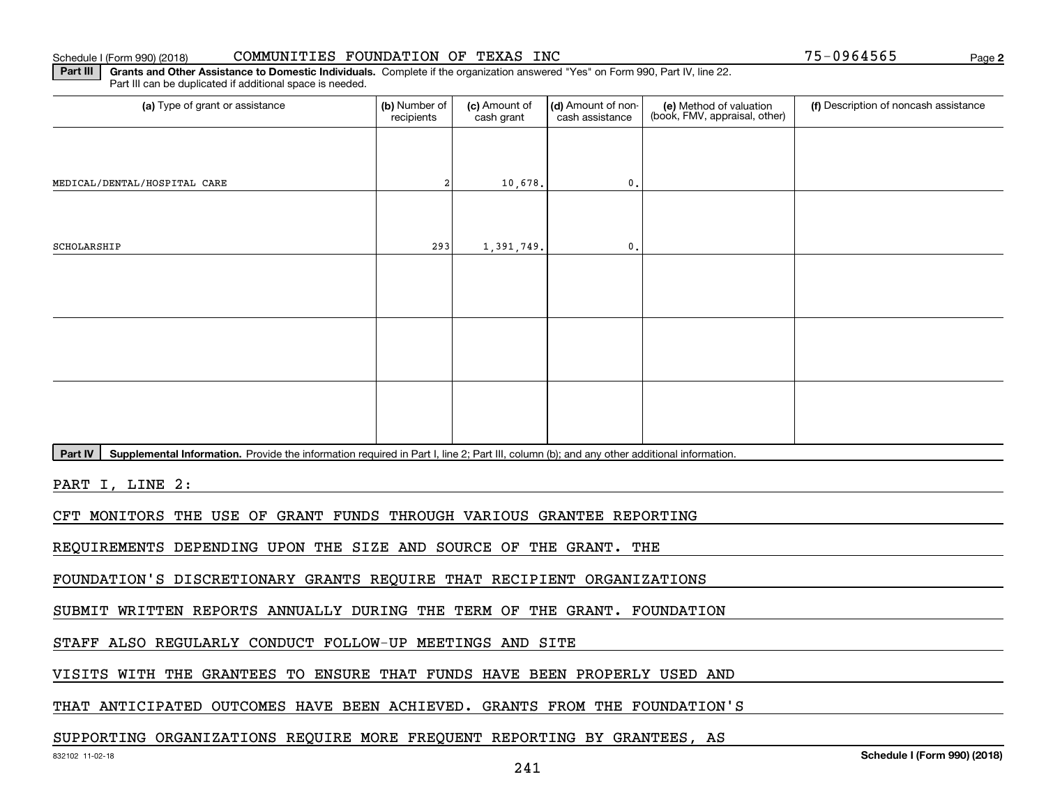Schedule I (Form 990) (2018) COMMUNITIES FOUNDATION OF TEXAS INC 75-0964565

**Part III** **Grants and Other Assistance to Domestic Individuals.** Complete if the organization answered "Yes" on Form 990, Part IV, line 22. Part III can be duplicated if additional space is needed.

| (a) Type of grant or assistance | (b) Number of recipients | (c) Amount of cash grant | (d) Amount of non-cash assistance | (e) Method of valuation (book, FMV, appraisal, other) | (f) Description of noncash assistance |
|---|---|---|---|---|---|
| MEDICAL/DENTAL/HOSPITAL CARE | 2 | 10,678. | 0. | | |
| SCHOLARSHIP | 293 | 1,391,749. | 0. | | |
| | | | | | |
| | | | | | |
| | | | | | |

**Part IV** **Supplemental Information.** Provide the information required in Part I, line 2; Part III, column (b); and any other additional information.

PART I, LINE 2:

CFT MONITORS THE USE OF GRANT FUNDS THROUGH VARIOUS GRANTEE REPORTING REQUIREMENTS DEPENDING UPON THE SIZE AND SOURCE OF THE GRANT. THE FOUNDATION'S DISCRETIONARY GRANTS REQUIRE THAT RECIPIENT ORGANIZATIONS SUBMIT WRITTEN REPORTS ANNUALLY DURING THE TERM OF THE GRANT. FOUNDATION STAFF ALSO REGULARLY CONDUCT FOLLOW-UP MEETINGS AND SITE VISITS WITH THE GRANTEES TO ENSURE THAT FUNDS HAVE BEEN PROPERLY USED AND THAT ANTICIPATED OUTCOMES HAVE BEEN ACHIEVED. GRANTS FROM THE FOUNDATION'S SUPPORTING ORGANIZATIONS REQUIRE MORE FREQUENT REPORTING BY GRANTEES, AS

832102 11-02-18 **Schedule I (Form 990) (2018)**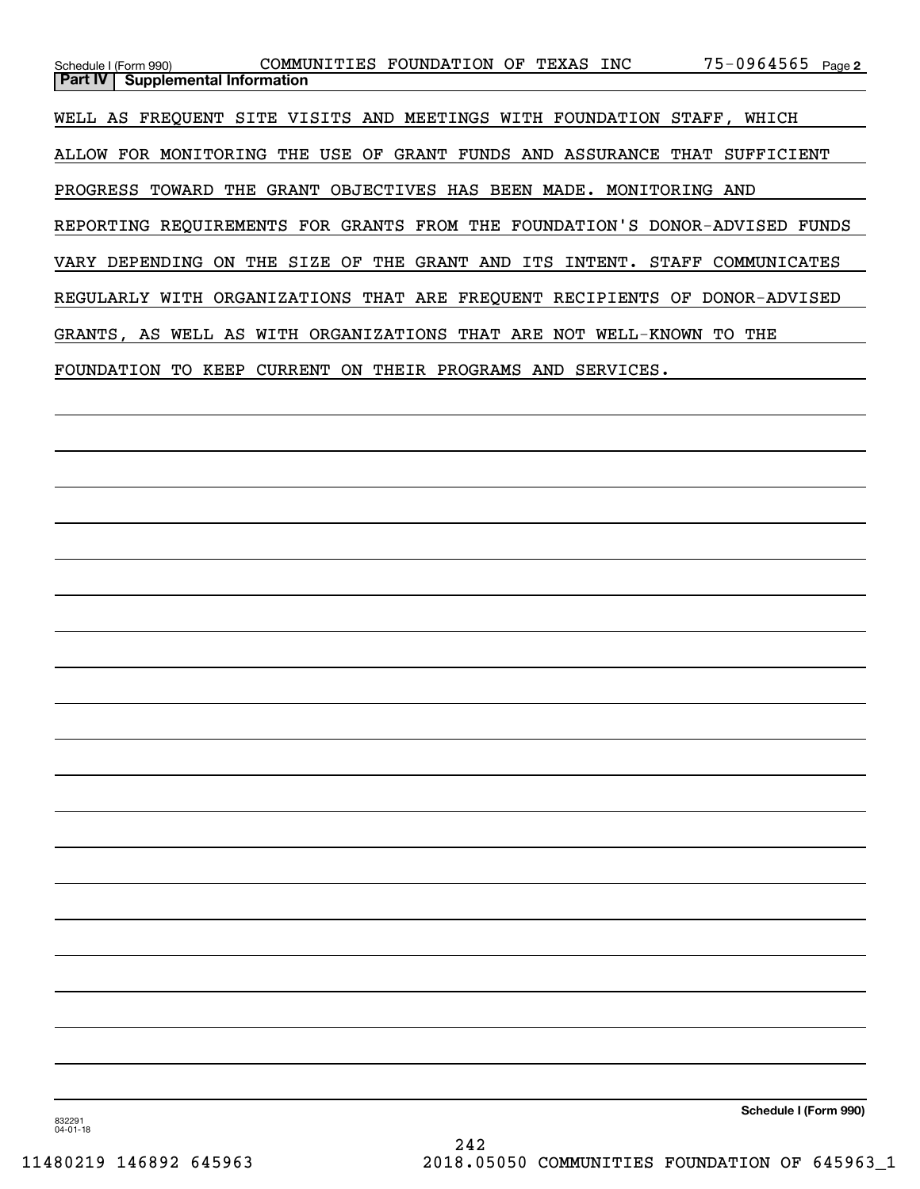Schedule I (Form 990) COMMUNITIES FOUNDATION OF TEXAS INC 75-0964565 Page 2

**Part IV Supplemental Information**

WELL AS FREQUENT SITE VISITS AND MEETINGS WITH FOUNDATION STAFF, WHICH ALLOW FOR MONITORING THE USE OF GRANT FUNDS AND ASSURANCE THAT SUFFICIENT PROGRESS TOWARD THE GRANT OBJECTIVES HAS BEEN MADE. MONITORING AND REPORTING REQUIREMENTS FOR GRANTS FROM THE FOUNDATION'S DONOR-ADVISED FUNDS VARY DEPENDING ON THE SIZE OF THE GRANT AND ITS INTENT. STAFF COMMUNICATES REGULARLY WITH ORGANIZATIONS THAT ARE FREQUENT RECIPIENTS OF DONOR-ADVISED GRANTS, AS WELL AS WITH ORGANIZATIONS THAT ARE NOT WELL-KNOWN TO THE FOUNDATION TO KEEP CURRENT ON THEIR PROGRAMS AND SERVICES.

832291 04-01-18

**Schedule I (Form 990)**

11480219 146892 645963 2018.05050 COMMUNITIES FOUNDATION OF 645963_1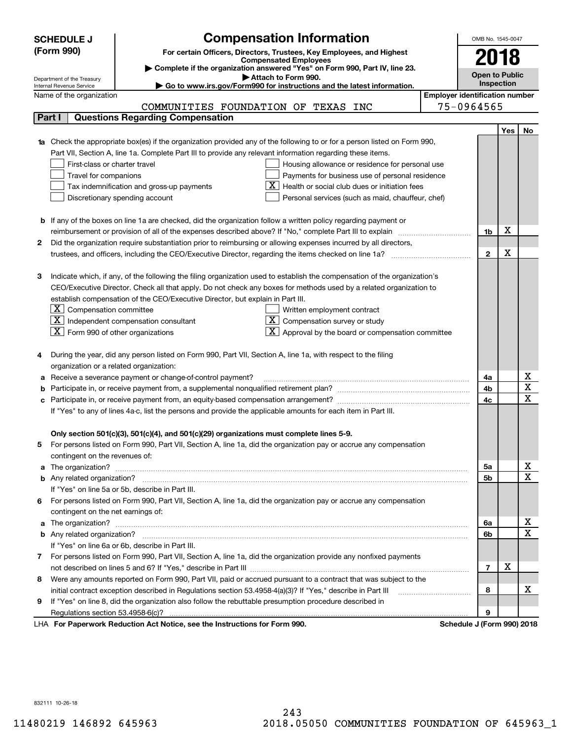**SCHEDULE J (Form 990)**

Department of the Treasury
Internal Revenue Service

# Compensation Information

**For certain Officers, Directors, Trustees, Key Employees, and Highest Compensated Employees**

▶ **Complete if the organization answered "Yes" on Form 990, Part IV, line 23.**
▶ **Attach to Form 990.**
▶ **Go to www.irs.gov/Form990 for instructions and the latest information.**

OMB No. 1545-0047

**2018**

**Open to Public Inspection**

Name of the organization: COMMUNITIES FOUNDATION OF TEXAS INC

**Employer identification number:** 75-0964565

## Part I | Questions Regarding Compensation

| | | | Yes | No |
|---|---|---|---|---|
| **1a** | Check the appropriate box(es) if the organization provided any of the following to or for a person listed on Form 990, Part VII, Section A, line 1a. Complete Part III to provide any relevant information regarding these items.<br>☐ First-class or charter travel ☐ Housing allowance or residence for personal use<br>☐ Travel for companions ☐ Payments for business use of personal residence<br>☐ Tax indemnification and gross-up payments ☒ Health or social club dues or initiation fees<br>☐ Discretionary spending account ☐ Personal services (such as maid, chauffeur, chef) | | | |
| **b** | If any of the boxes on line 1a are checked, did the organization follow a written policy regarding payment or reimbursement or provision of all of the expenses described above? If "No," complete Part III to explain | 1b | X | |
| **2** | Did the organization require substantiation prior to reimbursing or allowing expenses incurred by all directors, trustees, and officers, including the CEO/Executive Director, regarding the items checked on line 1a? | 2 | X | |
| **3** | Indicate which, if any, of the following the filing organization used to establish the compensation of the organization's CEO/Executive Director. Check all that apply. Do not check any boxes for methods used by a related organization to establish compensation of the CEO/Executive Director, but explain in Part III.<br>☒ Compensation committee ☐ Written employment contract<br>☒ Independent compensation consultant ☒ Compensation survey or study<br>☒ Form 990 of other organizations ☒ Approval by the board or compensation committee | | | |
| **4** | During the year, did any person listed on Form 990, Part VII, Section A, line 1a, with respect to the filing organization or a related organization: | | | |
| **a** | Receive a severance payment or change-of-control payment? | 4a | | X |
| **b** | Participate in, or receive payment from, a supplemental nonqualified retirement plan? | 4b | | X |
| **c** | Participate in, or receive payment from, an equity-based compensation arrangement? | 4c | | X |
| | If "Yes" to any of lines 4a-c, list the persons and provide the applicable amounts for each item in Part III. | | | |
| | **Only section 501(c)(3), 501(c)(4), and 501(c)(29) organizations must complete lines 5-9.** | | | |
| **5** | For persons listed on Form 990, Part VII, Section A, line 1a, did the organization pay or accrue any compensation contingent on the revenues of: | | | |
| **a** | The organization? | 5a | | X |
| **b** | Any related organization? | 5b | | X |
| | If "Yes" on line 5a or 5b, describe in Part III. | | | |
| **6** | For persons listed on Form 990, Part VII, Section A, line 1a, did the organization pay or accrue any compensation contingent on the net earnings of: | | | |
| **a** | The organization? | 6a | | X |
| **b** | Any related organization? | 6b | | X |
| | If "Yes" on line 6a or 6b, describe in Part III. | | | |
| **7** | For persons listed on Form 990, Part VII, Section A, line 1a, did the organization provide any nonfixed payments not described on lines 5 and 6? If "Yes," describe in Part III | 7 | X | |
| **8** | Were any amounts reported on Form 990, Part VII, paid or accrued pursuant to a contract that was subject to the initial contract exception described in Regulations section 53.4958-4(a)(3)? If "Yes," describe in Part III | 8 | | X |
| **9** | If "Yes" on line 8, did the organization also follow the rebuttable presumption procedure described in Regulations section 53.4958-6(c)? | 9 | | |

LHA **For Paperwork Reduction Act Notice, see the Instructions for Form 990.** **Schedule J (Form 990) 2018**

832111 10-26-18

11480219 146892 645963 2018.05050 COMMUNITIES FOUNDATION OF 645963_1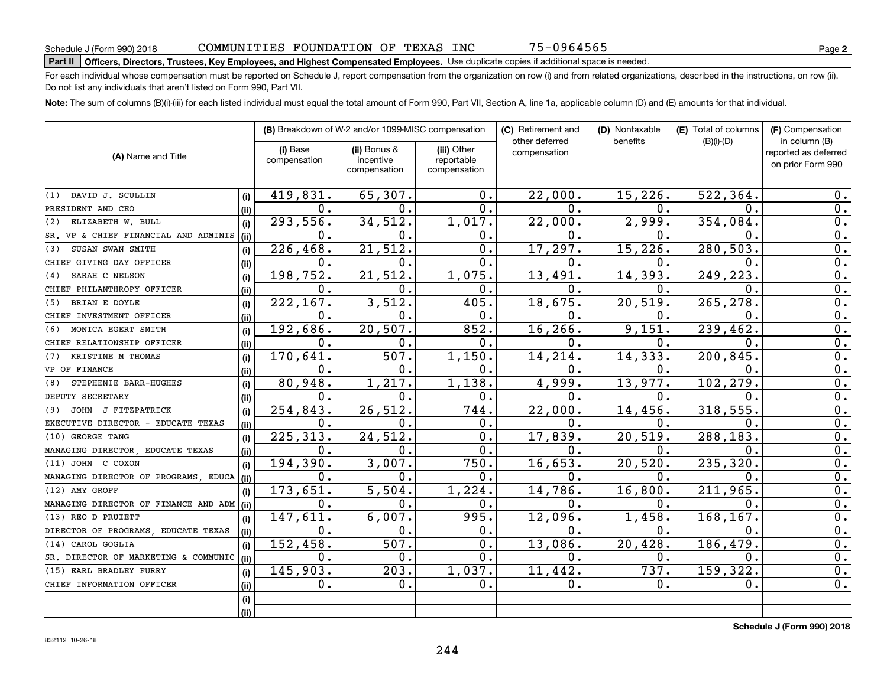Schedule J (Form 990) 2018 COMMUNITIES FOUNDATION OF TEXAS INC 75-0964565

**Part II Officers, Directors, Trustees, Key Employees, and Highest Compensated Employees.** Use duplicate copies if additional space is needed.

For each individual whose compensation must be reported on Schedule J, report compensation from the organization on row (i) and from related organizations, described in the instructions, on row (ii). Do not list any individuals that aren't listed on Form 990, Part VII.

**Note:** The sum of columns (B)(i)-(iii) for each listed individual must equal the total amount of Form 990, Part VII, Section A, line 1a, applicable column (D) and (E) amounts for that individual.

| (A) Name and Title | | (B) Breakdown of W-2 and/or 1099-MISC compensation | | | (C) Retirement and other deferred compensation | (D) Nontaxable benefits | (E) Total of columns (B)(i)-(D) | (F) Compensation in column (B) reported as deferred on prior Form 990 |
|---|---|---|---|---|---|---|---|---|
| | | (i) Base compensation | (ii) Bonus & incentive compensation | (iii) Other reportable compensation | | | | |
| (1) DAVID J. SCULLIN | (i) | 419,831. | 65,307. | 0. | 22,000. | 15,226. | 522,364. | 0. |
| PRESIDENT AND CEO | (ii) | 0. | 0. | 0. | 0. | 0. | 0. | 0. |
| (2) ELIZABETH W. BULL | (i) | 293,556. | 34,512. | 1,017. | 22,000. | 2,999. | 354,084. | 0. |
| SR. VP & CHIEF FINANCIAL AND ADMINIS | (ii) | 0. | 0. | 0. | 0. | 0. | 0. | 0. |
| (3) SUSAN SWAN SMITH | (i) | 226,468. | 21,512. | 0. | 17,297. | 15,226. | 280,503. | 0. |
| CHIEF GIVING DAY OFFICER | (ii) | 0. | 0. | 0. | 0. | 0. | 0. | 0. |
| (4) SARAH C NELSON | (i) | 198,752. | 21,512. | 1,075. | 13,491. | 14,393. | 249,223. | 0. |
| CHIEF PHILANTHROPY OFFICER | (ii) | 0. | 0. | 0. | 0. | 0. | 0. | 0. |
| (5) BRIAN E DOYLE | (i) | 222,167. | 3,512. | 405. | 18,675. | 20,519. | 265,278. | 0. |
| CHIEF INVESTMENT OFFICER | (ii) | 0. | 0. | 0. | 0. | 0. | 0. | 0. |
| (6) MONICA EGERT SMITH | (i) | 192,686. | 20,507. | 852. | 16,266. | 9,151. | 239,462. | 0. |
| CHIEF RELATIONSHIP OFFICER | (ii) | 0. | 0. | 0. | 0. | 0. | 0. | 0. |
| (7) KRISTINE M THOMAS | (i) | 170,641. | 507. | 1,150. | 14,214. | 14,333. | 200,845. | 0. |
| VP OF FINANCE | (ii) | 0. | 0. | 0. | 0. | 0. | 0. | 0. |
| (8) STEPHENIE BARR-HUGHES | (i) | 80,948. | 1,217. | 1,138. | 4,999. | 13,977. | 102,279. | 0. |
| DEPUTY SECRETARY | (ii) | 0. | 0. | 0. | 0. | 0. | 0. | 0. |
| (9) JOHN J FITZPATRICK | (i) | 254,843. | 26,512. | 744. | 22,000. | 14,456. | 318,555. | 0. |
| EXECUTIVE DIRECTOR - EDUCATE TEXAS | (ii) | 0. | 0. | 0. | 0. | 0. | 0. | 0. |
| (10) GEORGE TANG | (i) | 225,313. | 24,512. | 0. | 17,839. | 20,519. | 288,183. | 0. |
| MANAGING DIRECTOR, EDUCATE TEXAS | (ii) | 0. | 0. | 0. | 0. | 0. | 0. | 0. |
| (11) JOHN C COXON | (i) | 194,390. | 3,007. | 750. | 16,653. | 20,520. | 235,320. | 0. |
| MANAGING DIRECTOR OF PROGRAMS, EDUCA | (ii) | 0. | 0. | 0. | 0. | 0. | 0. | 0. |
| (12) AMY GROFF | (i) | 173,651. | 5,504. | 1,224. | 14,786. | 16,800. | 211,965. | 0. |
| MANAGING DIRECTOR OF FINANCE AND ADM | (ii) | 0. | 0. | 0. | 0. | 0. | 0. | 0. |
| (13) REO D PRUIETT | (i) | 147,611. | 6,007. | 995. | 12,096. | 1,458. | 168,167. | 0. |
| DIRECTOR OF PROGRAMS, EDUCATE TEXAS | (ii) | 0. | 0. | 0. | 0. | 0. | 0. | 0. |
| (14) CAROL GOGLIA | (i) | 152,458. | 507. | 0. | 13,086. | 20,428. | 186,479. | 0. |
| SR. DIRECTOR OF MARKETING & COMMUNIC | (ii) | 0. | 0. | 0. | 0. | 0. | 0. | 0. |
| (15) EARL BRADLEY FURRY | (i) | 145,903. | 203. | 1,037. | 11,442. | 737. | 159,322. | 0. |
| CHIEF INFORMATION OFFICER | (ii) | 0. | 0. | 0. | 0. | 0. | 0. | 0. |
| | (i) | | | | | | | |
| | (ii) | | | | | | | |

**Schedule J (Form 990) 2018**

832112 10-26-18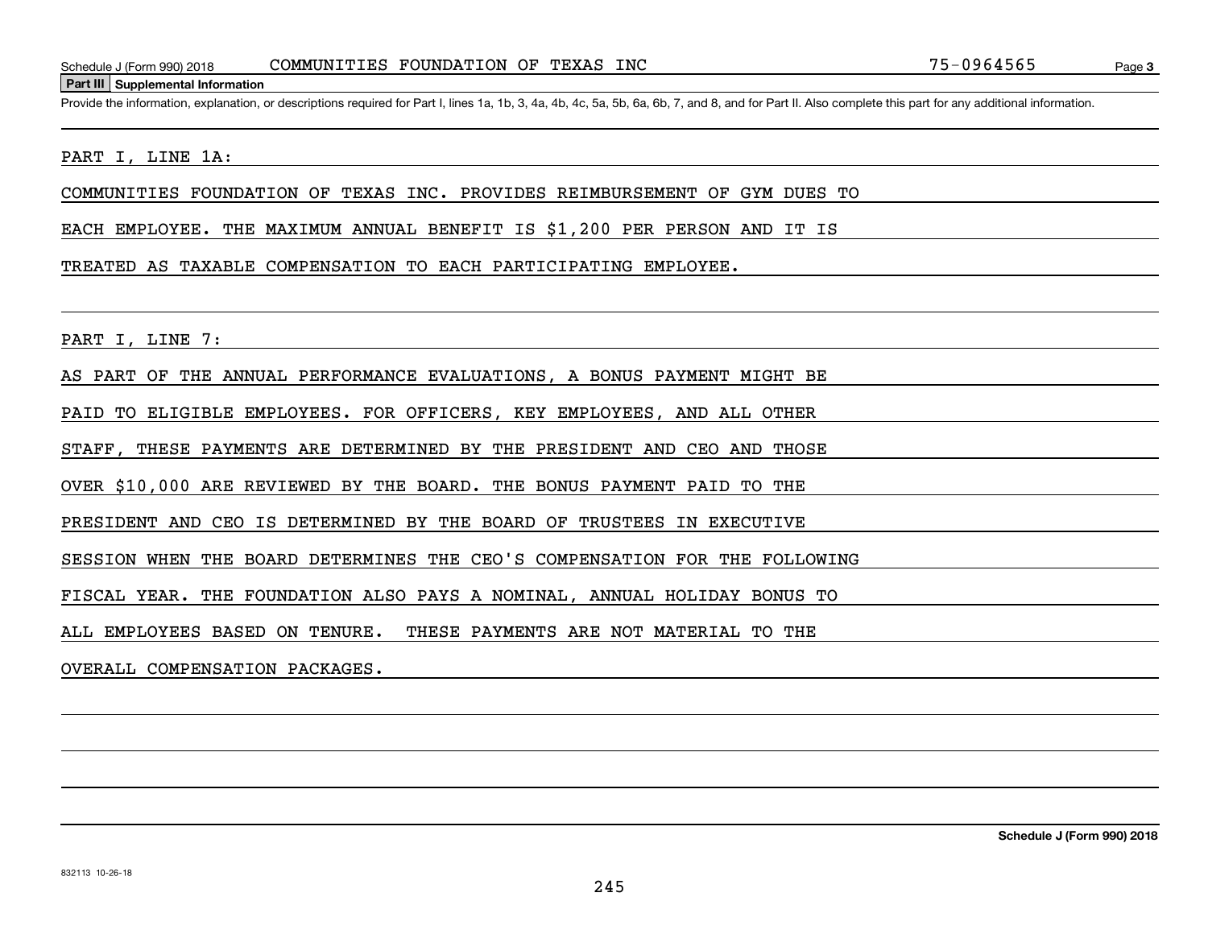Schedule J (Form 990) 2018 COMMUNITIES FOUNDATION OF TEXAS INC 75-0964565

## Part III Supplemental Information

Provide the information, explanation, or descriptions required for Part I, lines 1a, 1b, 3, 4a, 4b, 4c, 5a, 5b, 6a, 6b, 7, and 8, and for Part II. Also complete this part for any additional information.

PART I, LINE 1A:

COMMUNITIES FOUNDATION OF TEXAS INC. PROVIDES REIMBURSEMENT OF GYM DUES TO EACH EMPLOYEE. THE MAXIMUM ANNUAL BENEFIT IS $1,200 PER PERSON AND IT IS TREATED AS TAXABLE COMPENSATION TO EACH PARTICIPATING EMPLOYEE.

PART I, LINE 7:

AS PART OF THE ANNUAL PERFORMANCE EVALUATIONS, A BONUS PAYMENT MIGHT BE PAID TO ELIGIBLE EMPLOYEES. FOR OFFICERS, KEY EMPLOYEES, AND ALL OTHER STAFF, THESE PAYMENTS ARE DETERMINED BY THE PRESIDENT AND CEO AND THOSE OVER $10,000 ARE REVIEWED BY THE BOARD. THE BONUS PAYMENT PAID TO THE PRESIDENT AND CEO IS DETERMINED BY THE BOARD OF TRUSTEES IN EXECUTIVE SESSION WHEN THE BOARD DETERMINES THE CEO'S COMPENSATION FOR THE FOLLOWING FISCAL YEAR. THE FOUNDATION ALSO PAYS A NOMINAL, ANNUAL HOLIDAY BONUS TO ALL EMPLOYEES BASED ON TENURE. THESE PAYMENTS ARE NOT MATERIAL TO THE OVERALL COMPENSATION PACKAGES.

832113 10-26-18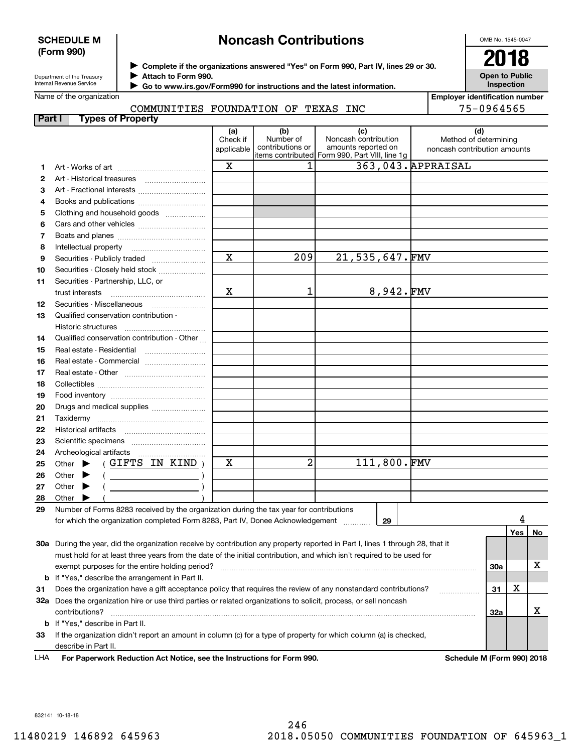**SCHEDULE M (Form 990)**

Department of the Treasury
Internal Revenue Service

# Noncash Contributions

▶ Complete if the organizations answered "Yes" on Form 990, Part IV, lines 29 or 30.
▶ Attach to Form 990.
▶ Go to www.irs.gov/Form990 for instructions and the latest information.

OMB No. 1545-0047

**2018**

**Open to Public Inspection**

Name of the organization: COMMUNITIES FOUNDATION OF TEXAS INC

Employer identification number: 75-0964565

**Part I — Types of Property**

| | | (a) Check if applicable | (b) Number of contributions or items contributed | (c) Noncash contribution amounts reported on Form 990, Part VIII, line 1g | (d) Method of determining noncash contribution amounts |
|---|---|---|---|---|---|
| 1 | Art - Works of art | X | 1 | 363,043. | APPRAISAL |
| 2 | Art - Historical treasures | | | | |
| 3 | Art - Fractional interests | | | | |
| 4 | Books and publications | | | | |
| 5 | Clothing and household goods | | | | |
| 6 | Cars and other vehicles | | | | |
| 7 | Boats and planes | | | | |
| 8 | Intellectual property | | | | |
| 9 | Securities - Publicly traded | X | 209 | 21,535,647. | FMV |
| 10 | Securities - Closely held stock | | | | |
| 11 | Securities - Partnership, LLC, or trust interests | X | 1 | 8,942. | FMV |
| 12 | Securities - Miscellaneous | | | | |
| 13 | Qualified conservation contribution - Historic structures | | | | |
| 14 | Qualified conservation contribution - Other | | | | |
| 15 | Real estate - Residential | | | | |
| 16 | Real estate - Commercial | | | | |
| 17 | Real estate - Other | | | | |
| 18 | Collectibles | | | | |
| 19 | Food inventory | | | | |
| 20 | Drugs and medical supplies | | | | |
| 21 | Taxidermy | | | | |
| 22 | Historical artifacts | | | | |
| 23 | Scientific specimens | | | | |
| 24 | Archeological artifacts | | | | |
| 25 | Other ▶ ( GIFTS IN KIND ) | X | 2 | 111,800. | FMV |
| 26 | Other ▶ ( ) | | | | |
| 27 | Other ▶ ( ) | | | | |
| 28 | Other ▶ ( ) | | | | |

29 Number of Forms 8283 received by the organization during the tax year for contributions for which the organization completed Form 8283, Part IV, Donee Acknowledgement — **29**: 4

| | | | Yes | No |
|---|---|---|---|---|
| 30a | During the year, did the organization receive by contribution any property reported in Part I, lines 1 through 28, that it must hold for at least three years from the date of the initial contribution, and which isn't required to be used for exempt purposes for the entire holding period? | 30a | | X |
| b | If "Yes," describe the arrangement in Part II. | | | |
| 31 | Does the organization have a gift acceptance policy that requires the review of any nonstandard contributions? | 31 | X | |
| 32a | Does the organization hire or use third parties or related organizations to solicit, process, or sell noncash contributions? | 32a | | X |
| b | If "Yes," describe in Part II. | | | |
| 33 | If the organization didn't report an amount in column (c) for a type of property for which column (a) is checked, describe in Part II. | | | |

LHA **For Paperwork Reduction Act Notice, see the Instructions for Form 990.** **Schedule M (Form 990) 2018**

832141 10-18-18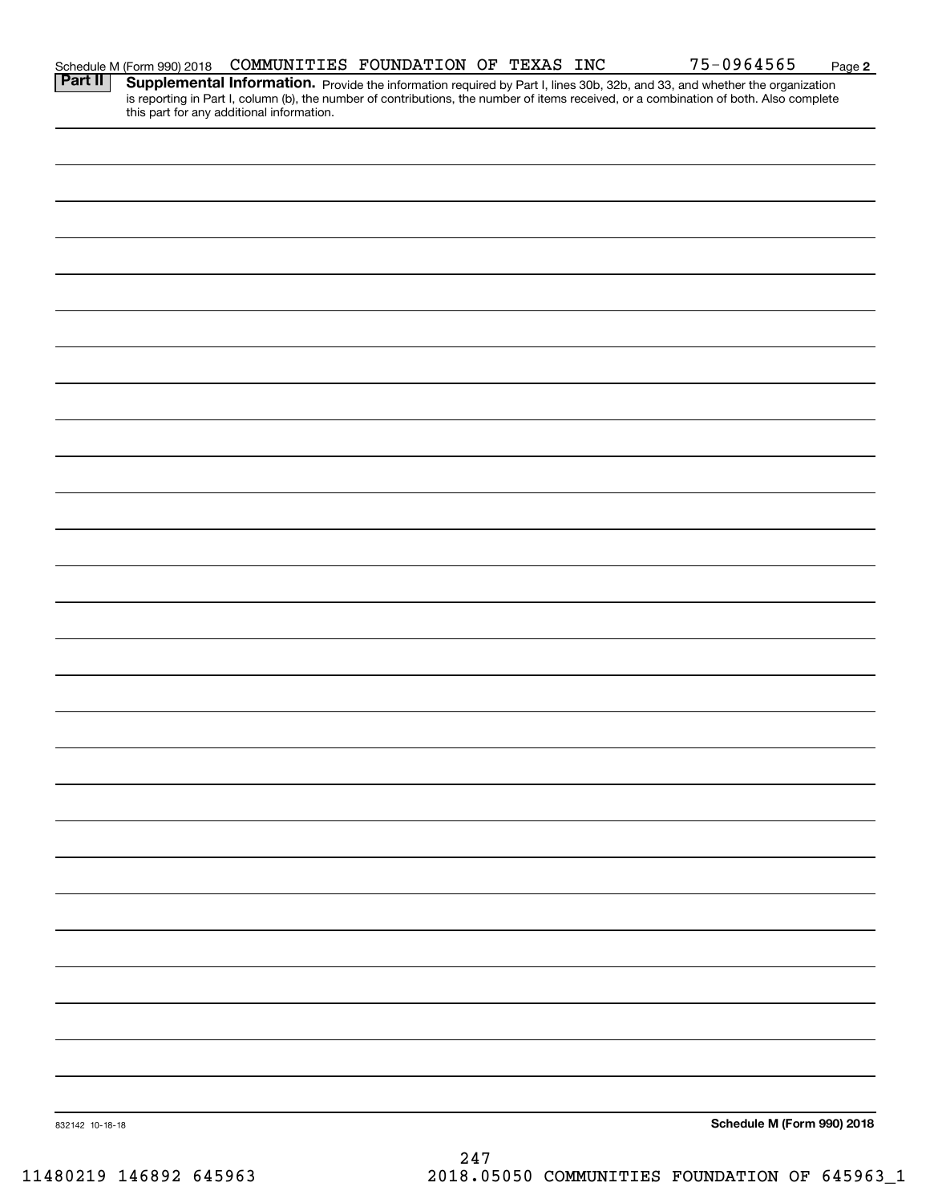Schedule M (Form 990) 2018 COMMUNITIES FOUNDATION OF TEXAS INC 75-0964565 Page **2**

## Part II Supplemental Information.

Provide the information required by Part I, lines 30b, 32b, and 33, and whether the organization is reporting in Part I, column (b), the number of contributions, the number of items received, or a combination of both. Also complete this part for any additional information.

832142 10-18-18

**Schedule M (Form 990) 2018**

11480219 146892 645963 2018.05050 COMMUNITIES FOUNDATION OF 645963_1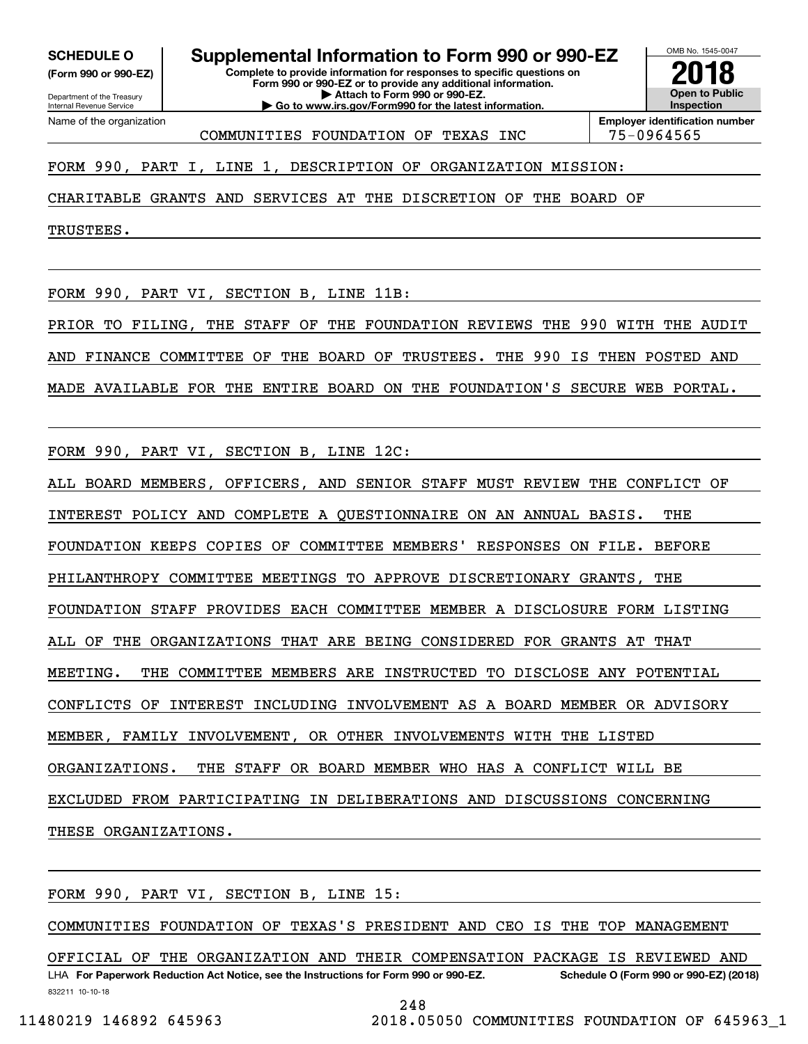**SCHEDULE O**
**(Form 990 or 990-EZ)**

Department of the Treasury
Internal Revenue Service

# Supplemental Information to Form 990 or 990-EZ

**Complete to provide information for responses to specific questions on Form 990 or 990-EZ or to provide any additional information.**
**▶ Attach to Form 990 or 990-EZ.**
**▶ Go to www.irs.gov/Form990 for the latest information.**

OMB No. 1545-0047
**2018**
**Open to Public Inspection**

Name of the organization: COMMUNITIES FOUNDATION OF TEXAS INC

**Employer identification number:** 75-0964565

FORM 990, PART I, LINE 1, DESCRIPTION OF ORGANIZATION MISSION:

CHARITABLE GRANTS AND SERVICES AT THE DISCRETION OF THE BOARD OF TRUSTEES.

FORM 990, PART VI, SECTION B, LINE 11B:

PRIOR TO FILING, THE STAFF OF THE FOUNDATION REVIEWS THE 990 WITH THE AUDIT AND FINANCE COMMITTEE OF THE BOARD OF TRUSTEES. THE 990 IS THEN POSTED AND MADE AVAILABLE FOR THE ENTIRE BOARD ON THE FOUNDATION'S SECURE WEB PORTAL.

FORM 990, PART VI, SECTION B, LINE 12C:

ALL BOARD MEMBERS, OFFICERS, AND SENIOR STAFF MUST REVIEW THE CONFLICT OF INTEREST POLICY AND COMPLETE A QUESTIONNAIRE ON AN ANNUAL BASIS. THE FOUNDATION KEEPS COPIES OF COMMITTEE MEMBERS' RESPONSES ON FILE. BEFORE PHILANTHROPY COMMITTEE MEETINGS TO APPROVE DISCRETIONARY GRANTS, THE FOUNDATION STAFF PROVIDES EACH COMMITTEE MEMBER A DISCLOSURE FORM LISTING ALL OF THE ORGANIZATIONS THAT ARE BEING CONSIDERED FOR GRANTS AT THAT MEETING. THE COMMITTEE MEMBERS ARE INSTRUCTED TO DISCLOSE ANY POTENTIAL CONFLICTS OF INTEREST INCLUDING INVOLVEMENT AS A BOARD MEMBER OR ADVISORY MEMBER, FAMILY INVOLVEMENT, OR OTHER INVOLVEMENTS WITH THE LISTED ORGANIZATIONS. THE STAFF OR BOARD MEMBER WHO HAS A CONFLICT WILL BE EXCLUDED FROM PARTICIPATING IN DELIBERATIONS AND DISCUSSIONS CONCERNING THESE ORGANIZATIONS.

FORM 990, PART VI, SECTION B, LINE 15:

COMMUNITIES FOUNDATION OF TEXAS'S PRESIDENT AND CEO IS THE TOP MANAGEMENT OFFICIAL OF THE ORGANIZATION AND THEIR COMPENSATION PACKAGE IS REVIEWED AND

LHA **For Paperwork Reduction Act Notice, see the Instructions for Form 990 or 990-EZ.** **Schedule O (Form 990 or 990-EZ) (2018)**

832211 10-10-18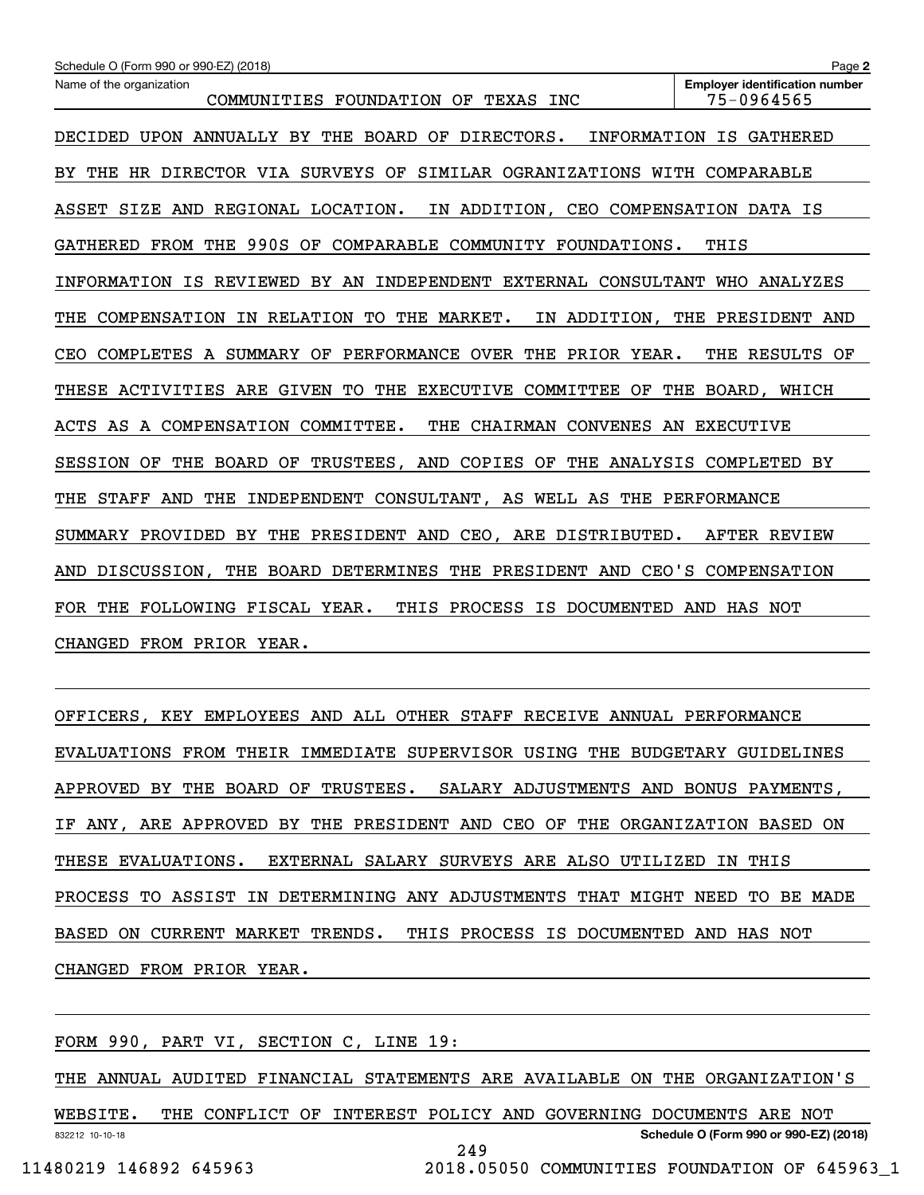Name of the organization: COMMUNITIES FOUNDATION OF TEXAS INC

Employer identification number: 75-0964565

DECIDED UPON ANNUALLY BY THE BOARD OF DIRECTORS. INFORMATION IS GATHERED BY THE HR DIRECTOR VIA SURVEYS OF SIMILAR OGRANIZATIONS WITH COMPARABLE ASSET SIZE AND REGIONAL LOCATION. IN ADDITION, CEO COMPENSATION DATA IS GATHERED FROM THE 990S OF COMPARABLE COMMUNITY FOUNDATIONS. THIS INFORMATION IS REVIEWED BY AN INDEPENDENT EXTERNAL CONSULTANT WHO ANALYZES THE COMPENSATION IN RELATION TO THE MARKET. IN ADDITION, THE PRESIDENT AND CEO COMPLETES A SUMMARY OF PERFORMANCE OVER THE PRIOR YEAR. THE RESULTS OF THESE ACTIVITIES ARE GIVEN TO THE EXECUTIVE COMMITTEE OF THE BOARD, WHICH ACTS AS A COMPENSATION COMMITTEE. THE CHAIRMAN CONVENES AN EXECUTIVE SESSION OF THE BOARD OF TRUSTEES, AND COPIES OF THE ANALYSIS COMPLETED BY THE STAFF AND THE INDEPENDENT CONSULTANT, AS WELL AS THE PERFORMANCE SUMMARY PROVIDED BY THE PRESIDENT AND CEO, ARE DISTRIBUTED. AFTER REVIEW AND DISCUSSION, THE BOARD DETERMINES THE PRESIDENT AND CEO'S COMPENSATION FOR THE FOLLOWING FISCAL YEAR. THIS PROCESS IS DOCUMENTED AND HAS NOT CHANGED FROM PRIOR YEAR.

OFFICERS, KEY EMPLOYEES AND ALL OTHER STAFF RECEIVE ANNUAL PERFORMANCE EVALUATIONS FROM THEIR IMMEDIATE SUPERVISOR USING THE BUDGETARY GUIDELINES APPROVED BY THE BOARD OF TRUSTEES. SALARY ADJUSTMENTS AND BONUS PAYMENTS, IF ANY, ARE APPROVED BY THE PRESIDENT AND CEO OF THE ORGANIZATION BASED ON THESE EVALUATIONS. EXTERNAL SALARY SURVEYS ARE ALSO UTILIZED IN THIS PROCESS TO ASSIST IN DETERMINING ANY ADJUSTMENTS THAT MIGHT NEED TO BE MADE BASED ON CURRENT MARKET TRENDS. THIS PROCESS IS DOCUMENTED AND HAS NOT CHANGED FROM PRIOR YEAR.

FORM 990, PART VI, SECTION C, LINE 19:

THE ANNUAL AUDITED FINANCIAL STATEMENTS ARE AVAILABLE ON THE ORGANIZATION'S WEBSITE. THE CONFLICT OF INTEREST POLICY AND GOVERNING DOCUMENTS ARE NOT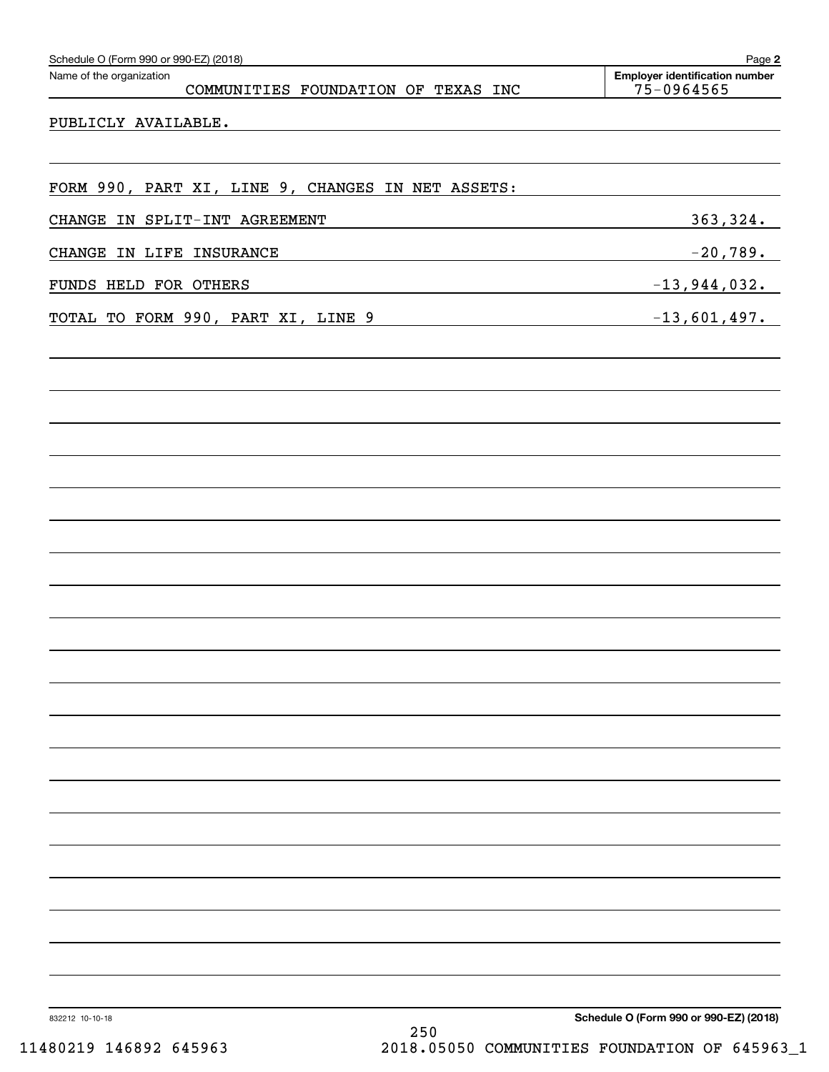Schedule O (Form 990 or 990-EZ) (2018)

Name of the organization: COMMUNITIES FOUNDATION OF TEXAS INC

Employer identification number: 75-0964565

PUBLICLY AVAILABLE.

FORM 990, PART XI, LINE 9, CHANGES IN NET ASSETS:

| | |
|---|---|
| CHANGE IN SPLIT-INT AGREEMENT | 363,324. |
| CHANGE IN LIFE INSURANCE | -20,789. |
| FUNDS HELD FOR OTHERS | -13,944,032. |
| TOTAL TO FORM 990, PART XI, LINE 9 | -13,601,497. |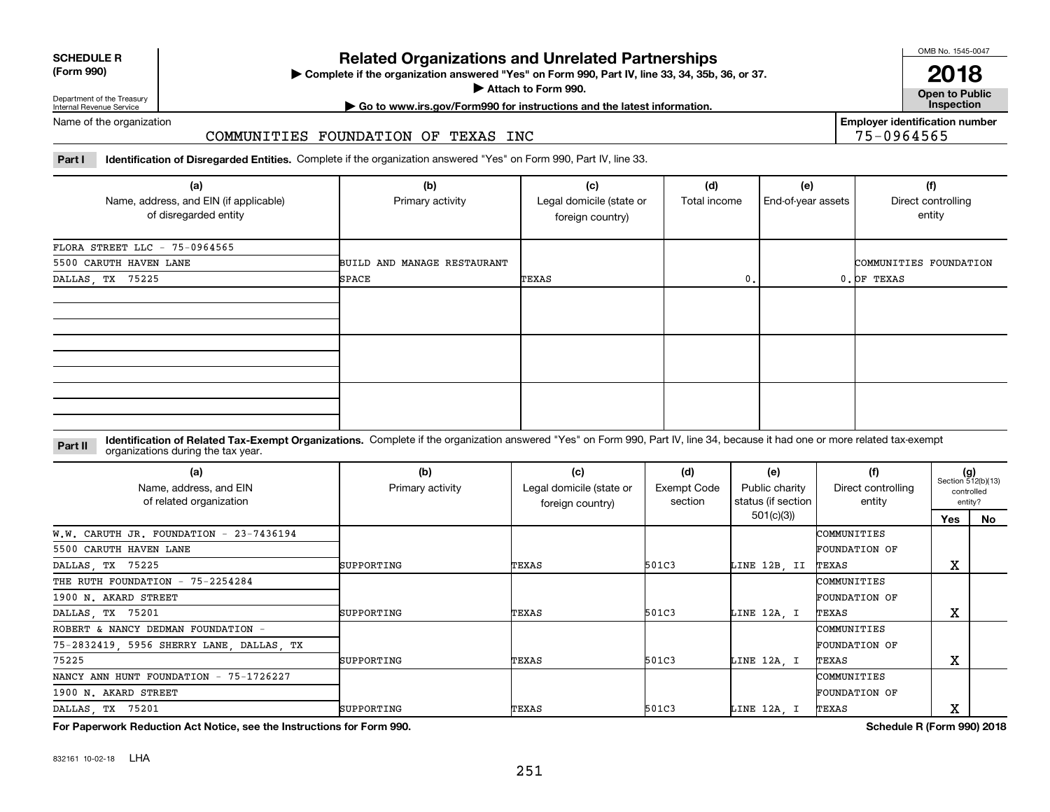**SCHEDULE R (Form 990)**

Department of the Treasury
Internal Revenue Service

# Related Organizations and Unrelated Partnerships

▶ Complete if the organization answered "Yes" on Form 990, Part IV, line 33, 34, 35b, 36, or 37.
▶ Attach to Form 990.
▶ Go to www.irs.gov/Form990 for instructions and the latest information.

OMB No. 1545-0047
**2018**
**Open to Public Inspection**

Name of the organization: COMMUNITIES FOUNDATION OF TEXAS INC

**Employer identification number:** 75-0964565

**Part I — Identification of Disregarded Entities.** Complete if the organization answered "Yes" on Form 990, Part IV, line 33.

| (a) Name, address, and EIN (if applicable) of disregarded entity | (b) Primary activity | (c) Legal domicile (state or foreign country) | (d) Total income | (e) End-of-year assets | (f) Direct controlling entity |
|---|---|---|---|---|---|
| FLORA STREET LLC - 75-0964565<br>5500 CARUTH HAVEN LANE<br>DALLAS, TX 75225 | BUILD AND MANAGE RESTAURANT SPACE | TEXAS | 0. | 0. | COMMUNITIES FOUNDATION OF TEXAS |
| | | | | | |
| | | | | | |
| | | | | | |

**Part II — Identification of Related Tax-Exempt Organizations.** Complete if the organization answered "Yes" on Form 990, Part IV, line 34, because it had one or more related tax-exempt organizations during the tax year.

| (a) Name, address, and EIN of related organization | (b) Primary activity | (c) Legal domicile (state or foreign country) | (d) Exempt Code section | (e) Public charity status (if section 501(c)(3)) | (f) Direct controlling entity | (g) Section 512(b)(13) controlled entity? Yes | No |
|---|---|---|---|---|---|---|---|
| W.W. CARUTH JR. FOUNDATION - 23-7436194<br>5500 CARUTH HAVEN LANE<br>DALLAS, TX 75225 | SUPPORTING | TEXAS | 501C3 | LINE 12B, II | COMMUNITIES FOUNDATION OF TEXAS | X | |
| THE RUTH FOUNDATION - 75-2254284<br>1900 N. AKARD STREET<br>DALLAS, TX 75201 | SUPPORTING | TEXAS | 501C3 | LINE 12A, I | COMMUNITIES FOUNDATION OF TEXAS | X | |
| ROBERT & NANCY DEDMAN FOUNDATION - 75-2832419, 5956 SHERRY LANE, DALLAS, TX 75225 | SUPPORTING | TEXAS | 501C3 | LINE 12A, I | COMMUNITIES FOUNDATION OF TEXAS | X | |
| NANCY ANN HUNT FOUNDATION - 75-1726227<br>1900 N. AKARD STREET<br>DALLAS, TX 75201 | SUPPORTING | TEXAS | 501C3 | LINE 12A, I | COMMUNITIES FOUNDATION OF TEXAS | X | |

**For Paperwork Reduction Act Notice, see the Instructions for Form 990.**

**Schedule R (Form 990) 2018**

832161 10-02-18 LHA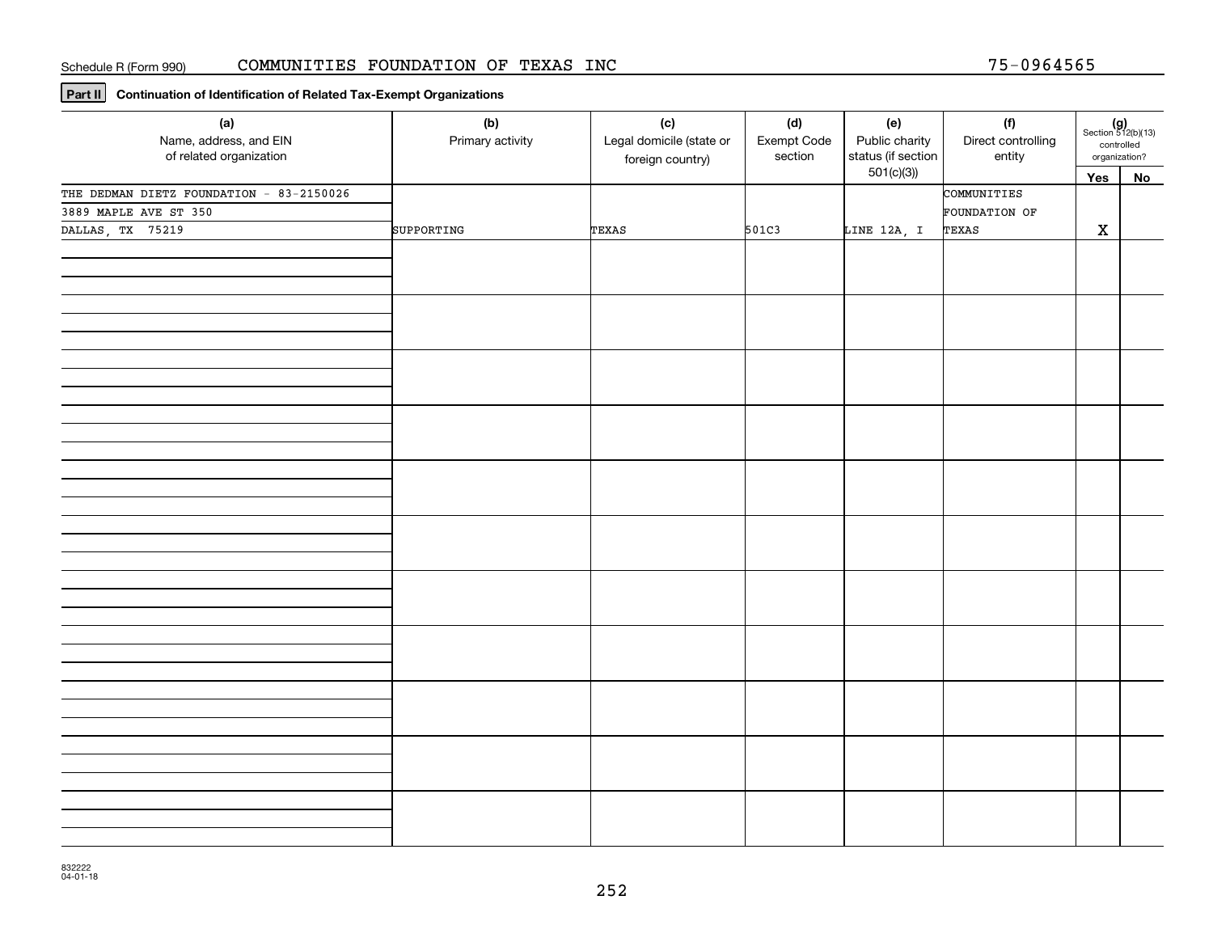Schedule R (Form 990) COMMUNITIES FOUNDATION OF TEXAS INC 75-0964565

**Part II** **Continuation of Identification of Related Tax-Exempt Organizations**

| (a) Name, address, and EIN of related organization | (b) Primary activity | (c) Legal domicile (state or foreign country) | (d) Exempt Code section | (e) Public charity status (if section 501(c)(3)) | (f) Direct controlling entity | (g) Section 512(b)(13) controlled organization? Yes | No |
|---|---|---|---|---|---|---|---|
| THE DEDMAN DIETZ FOUNDATION - 83-2150026 3889 MAPLE AVE ST 350 DALLAS, TX 75219 | SUPPORTING | TEXAS | 501C3 | LINE 12A, I | COMMUNITIES FOUNDATION OF TEXAS | X | |
| | | | | | | | |
| | | | | | | | |
| | | | | | | | |
| | | | | | | | |
| | | | | | | | |
| | | | | | | | |
| | | | | | | | |
| | | | | | | | |
| | | | | | | | |
| | | | | | | | |
| | | | | | | | |

832222 04-01-18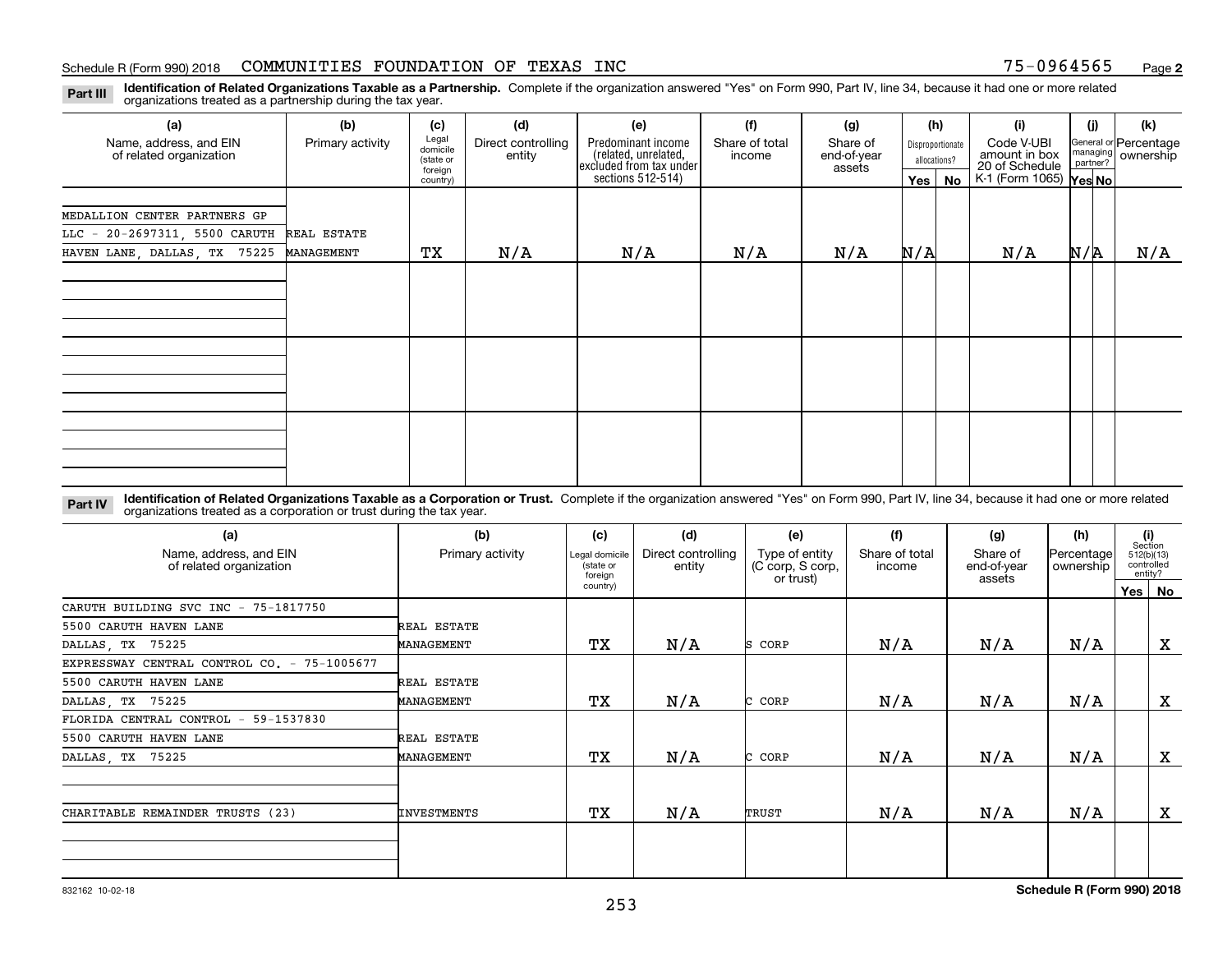Schedule R (Form 990) 2018 COMMUNITIES FOUNDATION OF TEXAS INC 75-0964565 Page 2

**Part III** **Identification of Related Organizations Taxable as a Partnership.** Complete if the organization answered "Yes" on Form 990, Part IV, line 34, because it had one or more related organizations treated as a partnership during the tax year.

| (a) Name, address, and EIN of related organization | (b) Primary activity | (c) Legal domicile (state or foreign country) | (d) Direct controlling entity | (e) Predominant income (related, unrelated, excluded from tax under sections 512-514) | (f) Share of total income | (g) Share of end-of-year assets | (h) Disproportionate allocations? Yes | (h) No | (i) Code V-UBI amount in box 20 of Schedule K-1 (Form 1065) | (j) General or managing partner? Yes | (j) No | (k) Percentage ownership |
|---|---|---|---|---|---|---|---|---|---|---|---|---|
| MEDALLION CENTER PARTNERS GP LLC - 20-2697311, 5500 CARUTH HAVEN LANE, DALLAS, TX 75225 | REAL ESTATE MANAGEMENT | TX | N/A | N/A | N/A | N/A | N/A | | N/A | N/A | | N/A |
| | | | | | | | | | | | | |
| | | | | | | | | | | | | |
| | | | | | | | | | | | | |

**Part IV** **Identification of Related Organizations Taxable as a Corporation or Trust.** Complete if the organization answered "Yes" on Form 990, Part IV, line 34, because it had one or more related organizations treated as a corporation or trust during the tax year.

| (a) Name, address, and EIN of related organization | (b) Primary activity | (c) Legal domicile (state or foreign country) | (d) Direct controlling entity | (e) Type of entity (C corp, S corp, or trust) | (f) Share of total income | (g) Share of end-of-year assets | (h) Percentage ownership | (i) Section 512(b)(13) controlled entity? Yes | (i) No |
|---|---|---|---|---|---|---|---|---|---|
| CARUTH BUILDING SVC INC - 75-1817750, 5500 CARUTH HAVEN LANE, DALLAS, TX 75225 | REAL ESTATE MANAGEMENT | TX | N/A | S CORP | N/A | N/A | N/A | | X |
| EXPRESSWAY CENTRAL CONTROL CO. - 75-1005677, 5500 CARUTH HAVEN LANE, DALLAS, TX 75225 | REAL ESTATE MANAGEMENT | TX | N/A | C CORP | N/A | N/A | N/A | | X |
| FLORIDA CENTRAL CONTROL - 59-1537830, 5500 CARUTH HAVEN LANE, DALLAS, TX 75225 | REAL ESTATE MANAGEMENT | TX | N/A | C CORP | N/A | N/A | N/A | | X |
| CHARITABLE REMAINDER TRUSTS (23) | INVESTMENTS | TX | N/A | TRUST | N/A | N/A | N/A | | X |
| | | | | | | | | | |

832162 10-02-18 **Schedule R (Form 990) 2018**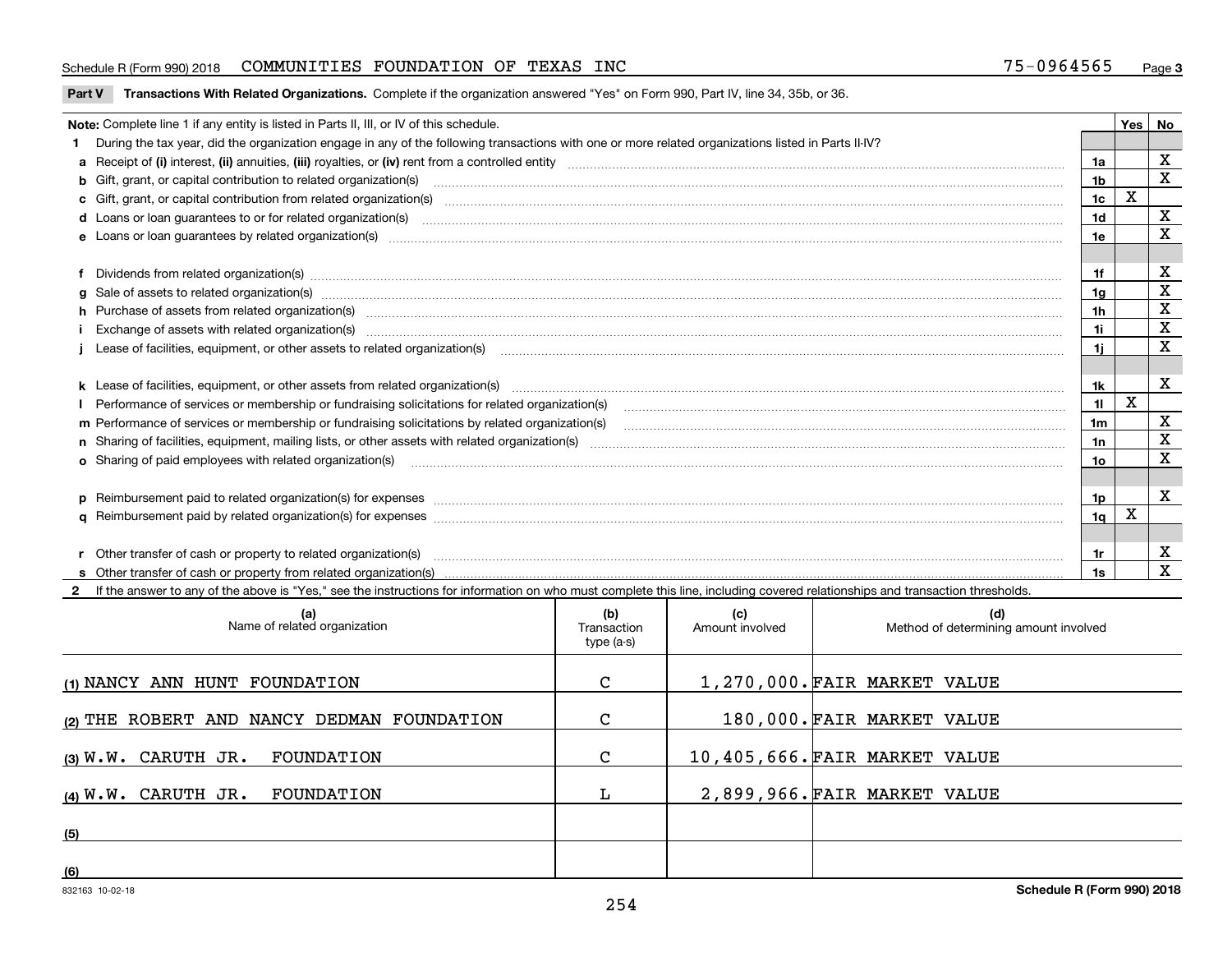Schedule R (Form 990) 2018 COMMUNITIES FOUNDATION OF TEXAS INC 75-0964565 Page **3**

**Part V** **Transactions With Related Organizations.** Complete if the organization answered "Yes" on Form 990, Part IV, line 34, 35b, or 36.

| Note: Complete line 1 if any entity is listed in Parts II, III, or IV of this schedule. | | Yes | No |
|---|---|---|---|
| **1** During the tax year, did the organization engage in any of the following transactions with one or more related organizations listed in Parts II-IV? | | | |
| **a** Receipt of **(i)** interest, **(ii)** annuities, **(iii)** royalties, or **(iv)** rent from a controlled entity | **1a** | | X |
| **b** Gift, grant, or capital contribution to related organization(s) | **1b** | | X |
| **c** Gift, grant, or capital contribution from related organization(s) | **1c** | X | |
| **d** Loans or loan guarantees to or for related organization(s) | **1d** | | X |
| **e** Loans or loan guarantees by related organization(s) | **1e** | | X |
| **f** Dividends from related organization(s) | **1f** | | X |
| **g** Sale of assets to related organization(s) | **1g** | | X |
| **h** Purchase of assets from related organization(s) | **1h** | | X |
| **i** Exchange of assets with related organization(s) | **1i** | | X |
| **j** Lease of facilities, equipment, or other assets to related organization(s) | **1j** | | X |
| **k** Lease of facilities, equipment, or other assets from related organization(s) | **1k** | | X |
| **l** Performance of services or membership or fundraising solicitations for related organization(s) | **1l** | X | |
| **m** Performance of services or membership or fundraising solicitations by related organization(s) | **1m** | | X |
| **n** Sharing of facilities, equipment, mailing lists, or other assets with related organization(s) | **1n** | | X |
| **o** Sharing of paid employees with related organization(s) | **1o** | | X |
| **p** Reimbursement paid to related organization(s) for expenses | **1p** | | X |
| **q** Reimbursement paid by related organization(s) for expenses | **1q** | X | |
| **r** Other transfer of cash or property to related organization(s) | **1r** | | X |
| **s** Other transfer of cash or property from related organization(s) | **1s** | | X |

**2** If the answer to any of the above is "Yes," see the instructions for information on who must complete this line, including covered relationships and transaction thresholds.

| | (a) Name of related organization | (b) Transaction type (a-s) | (c) Amount involved | (d) Method of determining amount involved |
|---|---|---|---|---|
| (1) | NANCY ANN HUNT FOUNDATION | C | 1,270,000. | FAIR MARKET VALUE |
| (2) | THE ROBERT AND NANCY DEDMAN FOUNDATION | C | 180,000. | FAIR MARKET VALUE |
| (3) | W.W. CARUTH JR. FOUNDATION | C | 10,405,666. | FAIR MARKET VALUE |
| (4) | W.W. CARUTH JR. FOUNDATION | L | 2,899,966. | FAIR MARKET VALUE |
| (5) | | | | |
| (6) | | | | |

832163 10-02-18 **Schedule R (Form 990) 2018**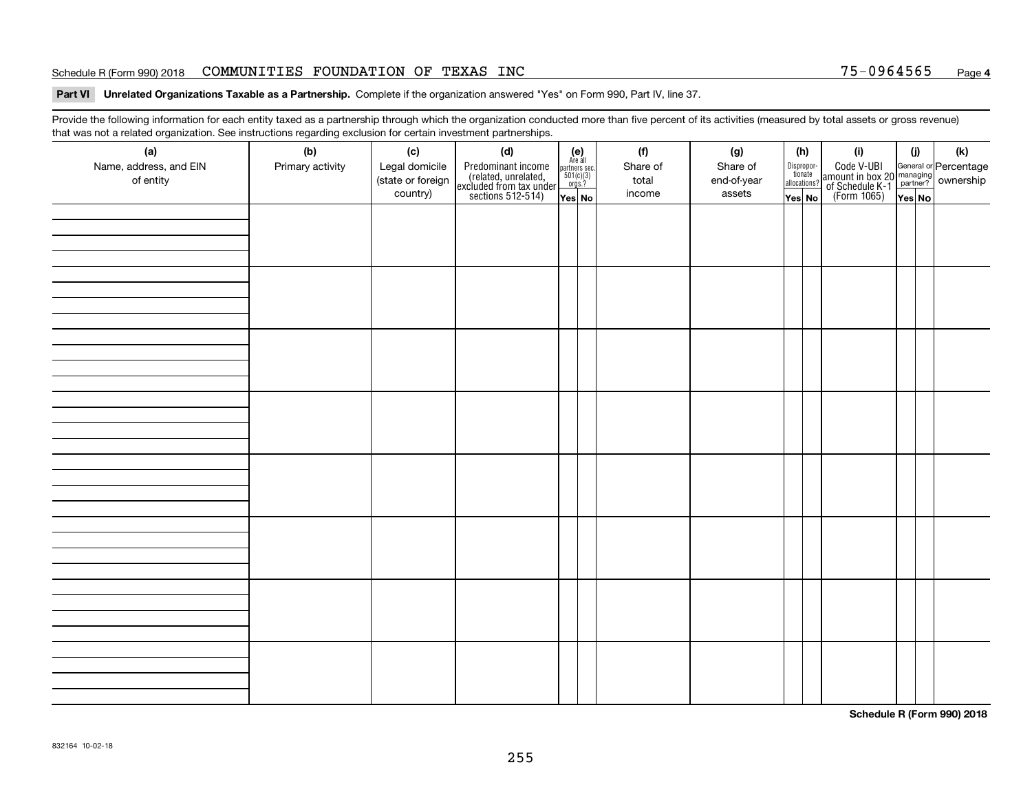Schedule R (Form 990) 2018 COMMUNITIES FOUNDATION OF TEXAS INC 75-0964565 Page **4**

**Part VI Unrelated Organizations Taxable as a Partnership.** Complete if the organization answered "Yes" on Form 990, Part IV, line 37.

Provide the following information for each entity taxed as a partnership through which the organization conducted more than five percent of its activities (measured by total assets or gross revenue) that was not a related organization. See instructions regarding exclusion for certain investment partnerships.

| (a) Name, address, and EIN of entity | (b) Primary activity | (c) Legal domicile (state or foreign country) | (d) Predominant income (related, unrelated, excluded from tax under sections 512-514) | (e) Are all partners sec. 501(c)(3) orgs.? | | (f) Share of total income | (g) Share of end-of-year assets | (h) Disproportionate allocations? | | (i) Code V-UBI amount in box 20 of Schedule K-1 (Form 1065) | (j) General or managing partner? | | (k) Percentage ownership |
|---|---|---|---|---|---|---|---|---|---|---|---|---|---|
| | | | | Yes | No | | | Yes | No | | Yes | No | |
| | | | | | | | | | | | | | |
| | | | | | | | | | | | | | |
| | | | | | | | | | | | | | |
| | | | | | | | | | | | | | |
| | | | | | | | | | | | | | |
| | | | | | | | | | | | | | |
| | | | | | | | | | | | | | |
| | | | | | | | | | | | | | |

**Schedule R (Form 990) 2018**

832164 10-02-18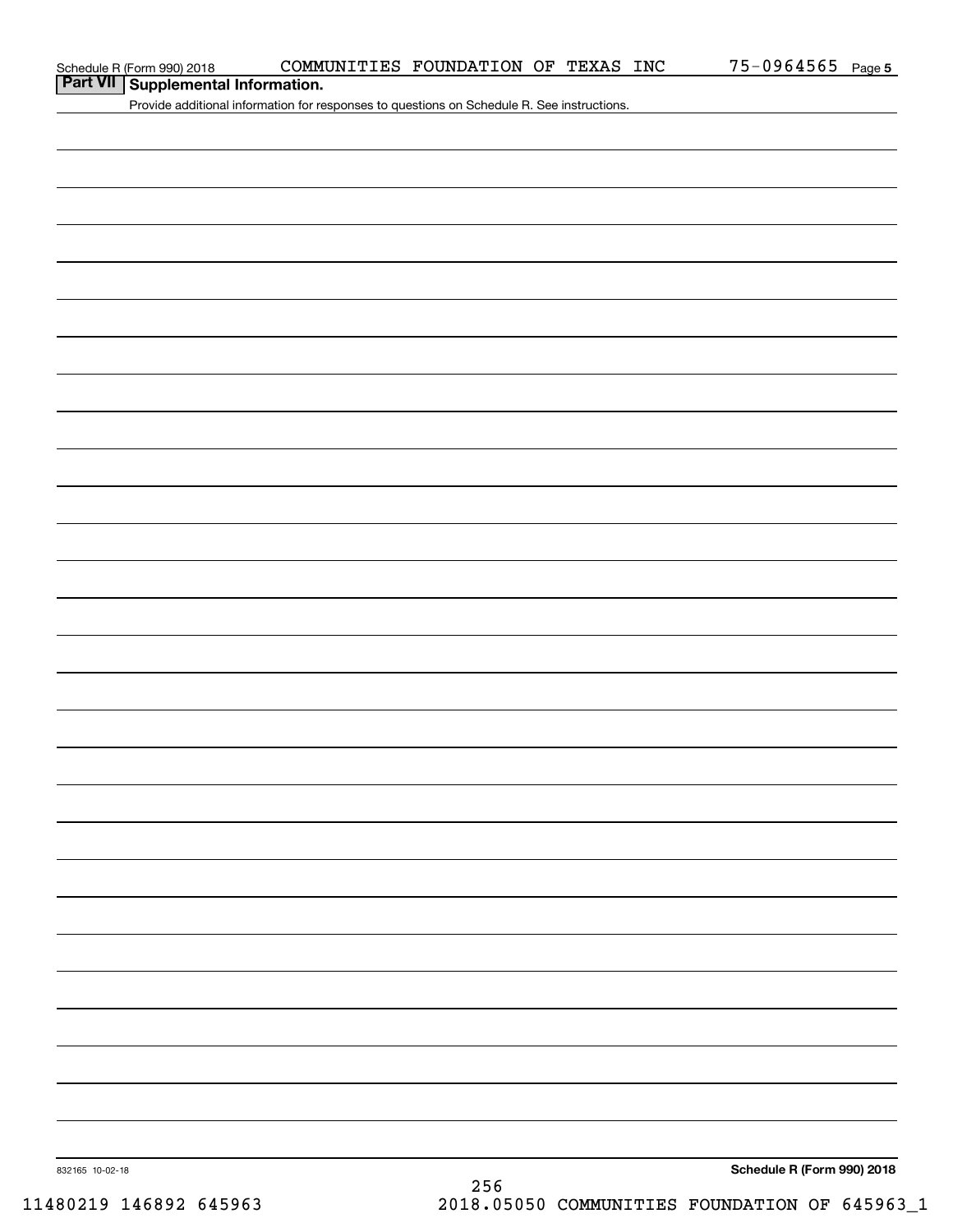## Part VII Supplemental Information.

Provide additional information for responses to questions on Schedule R. See instructions.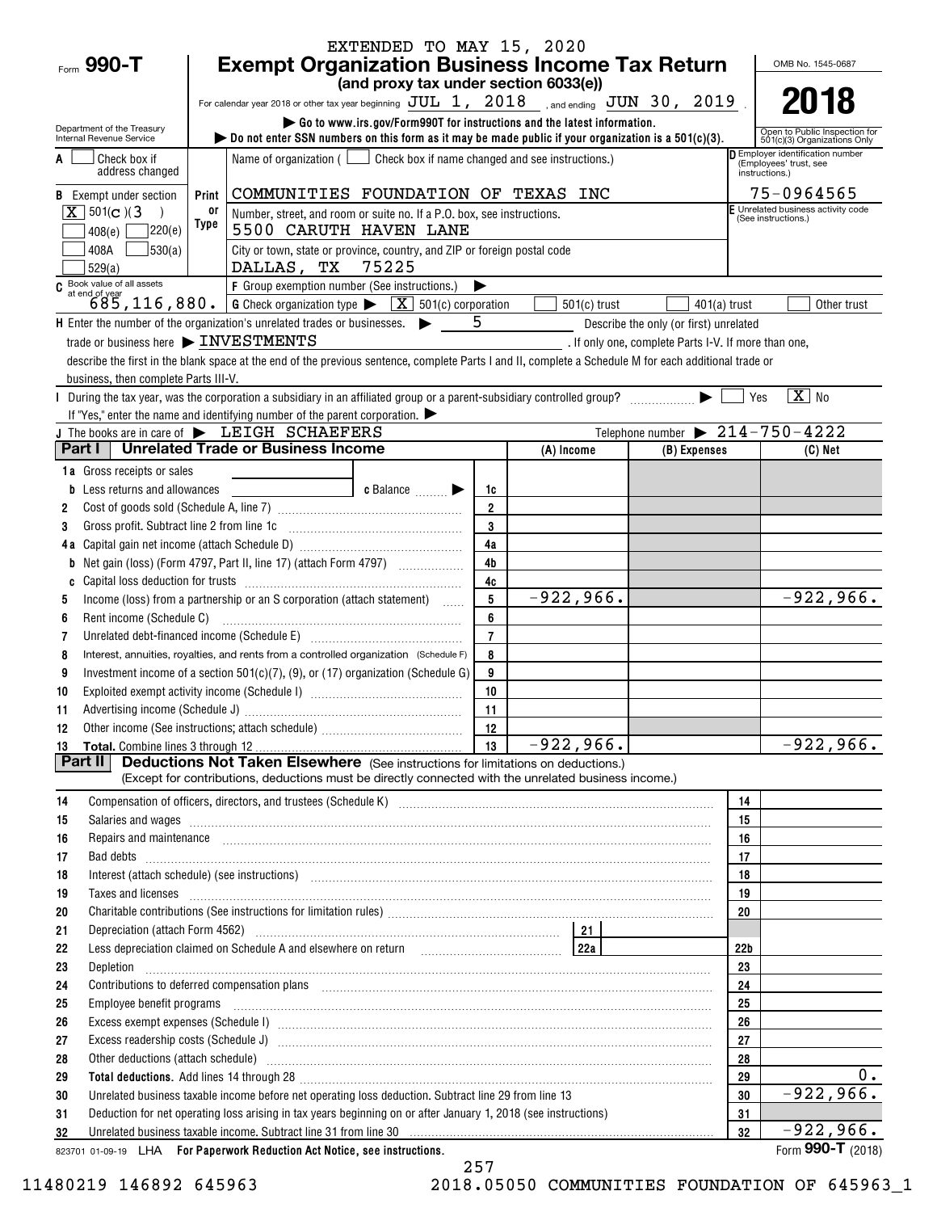EXTENDED TO MAY 15, 2020

Form **990-T**

# Exempt Organization Business Income Tax Return

**(and proxy tax under section 6033(e))**

For calendar year 2018 or other tax year beginning JUL 1, 2018 , and ending JUN 30, 2019 .

▶ Go to www.irs.gov/Form990T for instructions and the latest information.

▶ Do not enter SSN numbers on this form as it may be made public if your organization is a 501(c)(3).

Department of the Treasury
Internal Revenue Service

OMB No. 1545-0687

**2018**

Open to Public Inspection for 501(c)(3) Organizations Only

**A** ☐ Check box if address changed

**B** Exempt under section
[X] 501(c)(3)
☐ 408(e) ☐ 220(e)
☐ 408A ☐ 530(a)
☐ 529(a)

Print or Type

Name of organization ( ☐ Check box if name changed and see instructions.)
COMMUNITIES FOUNDATION OF TEXAS INC

Number, street, and room or suite no. If a P.O. box, see instructions.
5500 CARUTH HAVEN LANE

City or town, state or province, country, and ZIP or foreign postal code
DALLAS, TX 75225

**D** Employer identification number (Employees' trust, see instructions.)
75-0964565

**E** Unrelated business activity code (See instructions.)

**C** Book value of all assets at end of year
685,116,880.

**F** Group exemption number (See instructions.) ▶

**G** Check organization type ▶ [X] 501(c) corporation ☐ 501(c) trust ☐ 401(a) trust ☐ Other trust

**H** Enter the number of the organization's unrelated trades or businesses. ▶ 5 Describe the only (or first) unrelated trade or business here ▶ INVESTMENTS . If only one, complete Parts I-V. If more than one, describe the first in the blank space at the end of the previous sentence, complete Parts I and II, complete a Schedule M for each additional trade or business, then complete Parts III-V.

**I** During the tax year, was the corporation a subsidiary in an affiliated group or a parent-subsidiary controlled group? ▶ ☐ Yes [X] No

If "Yes," enter the name and identifying number of the parent corporation. ▶

**J** The books are in care of ▶ LEIGH SCHAEFERS Telephone number ▶ 214-750-4222

## Part I Unrelated Trade or Business Income

| | | | (A) Income | (B) Expenses | (C) Net |
|---|---|---|---|---|---|
| 1a | Gross receipts or sales | | | | |
| b | Less returns and allowances c Balance ▶ | 1c | | | |
| 2 | Cost of goods sold (Schedule A, line 7) | 2 | | | |
| 3 | Gross profit. Subtract line 2 from line 1c | 3 | | | |
| 4a | Capital gain net income (attach Schedule D) | 4a | | | |
| b | Net gain (loss) (Form 4797, Part II, line 17) (attach Form 4797) | 4b | | | |
| c | Capital loss deduction for trusts | 4c | | | |
| 5 | Income (loss) from a partnership or an S corporation (attach statement) | 5 | -922,966. | | -922,966. |
| 6 | Rent income (Schedule C) | 6 | | | |
| 7 | Unrelated debt-financed income (Schedule E) | 7 | | | |
| 8 | Interest, annuities, royalties, and rents from a controlled organization (Schedule F) | 8 | | | |
| 9 | Investment income of a section 501(c)(7), (9), or (17) organization (Schedule G) | 9 | | | |
| 10 | Exploited exempt activity income (Schedule I) | 10 | | | |
| 11 | Advertising income (Schedule J) | 11 | | | |
| 12 | Other income (See instructions; attach schedule) | 12 | | | |
| 13 | **Total.** Combine lines 3 through 12 | 13 | -922,966. | | -922,966. |

## Part II Deductions Not Taken Elsewhere (See instructions for limitations on deductions.)

(Except for contributions, deductions must be directly connected with the unrelated business income.)

| | | | |
|---|---|---|---|
| 14 | Compensation of officers, directors, and trustees (Schedule K) | 14 | |
| 15 | Salaries and wages | 15 | |
| 16 | Repairs and maintenance | 16 | |
| 17 | Bad debts | 17 | |
| 18 | Interest (attach schedule) (see instructions) | 18 | |
| 19 | Taxes and licenses | 19 | |
| 20 | Charitable contributions (See instructions for limitation rules) | 20 | |
| 21 | Depreciation (attach Form 4562) — 21 | | |
| 22 | Less depreciation claimed on Schedule A and elsewhere on return — 22a | 22b | |
| 23 | Depletion | 23 | |
| 24 | Contributions to deferred compensation plans | 24 | |
| 25 | Employee benefit programs | 25 | |
| 26 | Excess exempt expenses (Schedule I) | 26 | |
| 27 | Excess readership costs (Schedule J) | 27 | |
| 28 | Other deductions (attach schedule) | 28 | |
| 29 | **Total deductions.** Add lines 14 through 28 | 29 | 0. |
| 30 | Unrelated business taxable income before net operating loss deduction. Subtract line 29 from line 13 | 30 | -922,966. |
| 31 | Deduction for net operating loss arising in tax years beginning on or after January 1, 2018 (see instructions) | 31 | |
| 32 | Unrelated business taxable income. Subtract line 31 from line 30 | 32 | -922,966. |

823701 01-09-19 LHA **For Paperwork Reduction Act Notice, see instructions.** Form **990-T** (2018)

11480219 146892 645963 2018.05050 COMMUNITIES FOUNDATION OF 645963_1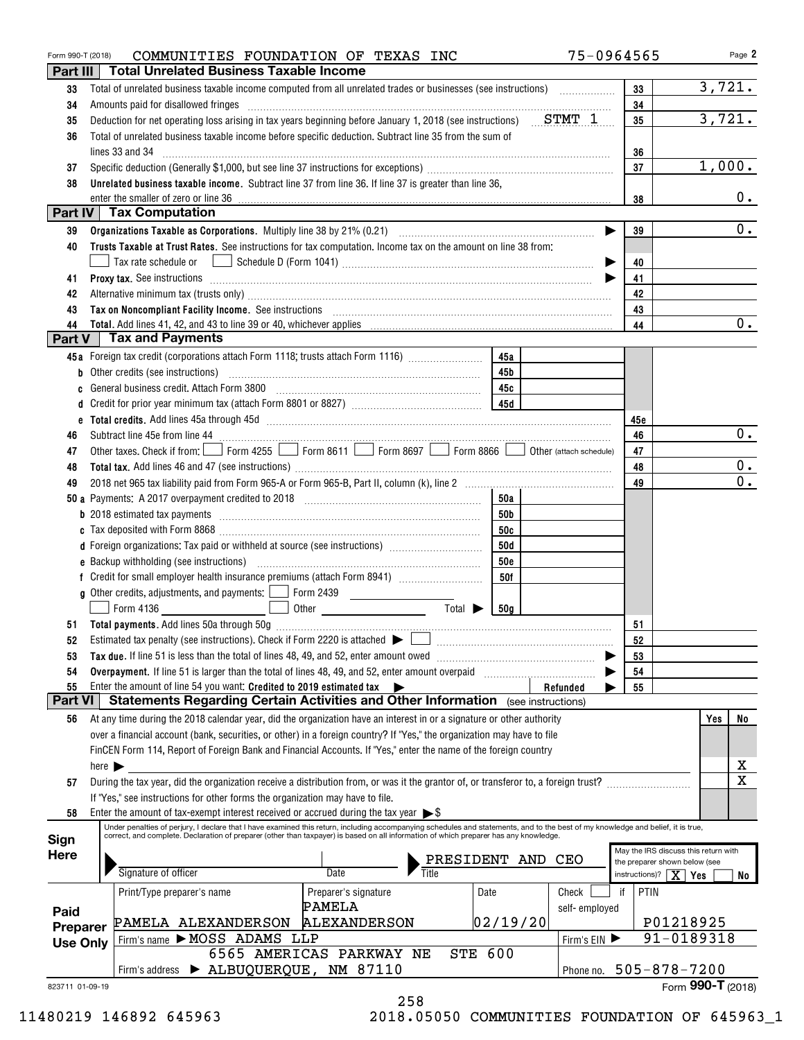Form 990-T (2018) COMMUNITIES FOUNDATION OF TEXAS INC 75-0964565 Page **2**

## Part III Total Unrelated Business Taxable Income

| | | | |
|---|---|---|---|
| 33 | Total of unrelated business taxable income computed from all unrelated trades or businesses (see instructions) | 33 | 3,721. |
| 34 | Amounts paid for disallowed fringes | 34 | |
| 35 | Deduction for net operating loss arising in tax years beginning before January 1, 2018 (see instructions) STMT 1 | 35 | 3,721. |
| 36 | Total of unrelated business taxable income before specific deduction. Subtract line 35 from the sum of lines 33 and 34 | 36 | |
| 37 | Specific deduction (Generally $1,000, but see line 37 instructions for exceptions) | 37 | 1,000. |
| 38 | **Unrelated business taxable income.** Subtract line 37 from line 36. If line 37 is greater than line 36, enter the smaller of zero or line 36 | 38 | 0. |

## Part IV Tax Computation

| | | | |
|---|---|---|---|
| 39 | **Organizations Taxable as Corporations.** Multiply line 38 by 21% (0.21) | 39 | 0. |
| 40 | **Trusts Taxable at Trust Rates.** See instructions for tax computation. Income tax on the amount on line 38 from: ☐ Tax rate schedule or ☐ Schedule D (Form 1041) | 40 | |
| 41 | **Proxy tax.** See instructions | 41 | |
| 42 | Alternative minimum tax (trusts only) | 42 | |
| 43 | **Tax on Noncompliant Facility Income.** See instructions | 43 | |
| 44 | **Total.** Add lines 41, 42, and 43 to line 39 or 40, whichever applies | 44 | 0. |

## Part V Tax and Payments

| | | | | | |
|---|---|---|---|---|---|
| 45a | Foreign tax credit (corporations attach Form 1118; trusts attach Form 1116) | 45a | | | |
| b | Other credits (see instructions) | 45b | | | |
| c | General business credit. Attach Form 3800 | 45c | | | |
| d | Credit for prior year minimum tax (attach Form 8801 or 8827) | 45d | | | |
| e | **Total credits.** Add lines 45a through 45d | | | 45e | |
| 46 | Subtract line 45e from line 44 | | | 46 | 0. |
| 47 | Other taxes. Check if from: ☐ Form 4255 ☐ Form 8611 ☐ Form 8697 ☐ Form 8866 ☐ Other (attach schedule) | | | 47 | |
| 48 | **Total tax.** Add lines 46 and 47 (see instructions) | | | 48 | 0. |
| 49 | 2018 net 965 tax liability paid from Form 965-A or Form 965-B, Part II, column (k), line 2 | | | 49 | 0. |
| 50a | Payments: A 2017 overpayment credited to 2018 | 50a | | | |
| b | 2018 estimated tax payments | 50b | | | |
| c | Tax deposited with Form 8868 | 50c | | | |
| d | Foreign organizations: Tax paid or withheld at source (see instructions) | 50d | | | |
| e | Backup withholding (see instructions) | 50e | | | |
| f | Credit for small employer health insurance premiums (attach Form 8941) | 50f | | | |
| g | Other credits, adjustments, and payments: ☐ Form 2439 ☐ Form 4136 ☐ Other Total ▶ | 50g | | | |
| 51 | **Total payments.** Add lines 50a through 50g | | | 51 | |
| 52 | Estimated tax penalty (see instructions). Check if Form 2220 is attached ▶ ☐ | | | 52 | |
| 53 | **Tax due.** If line 51 is less than the total of lines 48, 49, and 52, enter amount owed | | | 53 | |
| 54 | **Overpayment.** If line 51 is larger than the total of lines 48, 49, and 52, enter amount overpaid | | | 54 | |
| 55 | Enter the amount of line 54 you want: **Credited to 2019 estimated tax** ▶ | | Refunded ▶ | 55 | |

## Part VI Statements Regarding Certain Activities and Other Information (see instructions)

| | | Yes | No |
|---|---|---|---|
| 56 | At any time during the 2018 calendar year, did the organization have an interest in or a signature or other authority over a financial account (bank, securities, or other) in a foreign country? If "Yes," the organization may have to file FinCEN Form 114, Report of Foreign Bank and Financial Accounts. If "Yes," enter the name of the foreign country here ▶ | | X |
| 57 | During the tax year, did the organization receive a distribution from, or was it the grantor of, or transferor to, a foreign trust? If "Yes," see instructions for other forms the organization may have to file. | | X |
| 58 | Enter the amount of tax-exempt interest received or accrued during the tax year ▶$ | | |

**Sign Here**

Under penalties of perjury, I declare that I have examined this return, including accompanying schedules and statements, and to the best of my knowledge and belief, it is true, correct, and complete. Declaration of preparer (other than taxpayer) is based on all information of which preparer has any knowledge.

Signature of officer | Date | Title: PRESIDENT AND CEO

May the IRS discuss this return with the preparer shown below (see instructions)? [X] Yes ☐ No

**Paid Preparer Use Only**

| Print/Type preparer's name | Preparer's signature | Date | Check ☐ if self-employed | PTIN |
|---|---|---|---|---|
| PAMELA ALEXANDERSON | PAMELA ALEXANDERSON | 02/19/20 | | P01218925 |

Firm's name ▶ MOSS ADAMS LLP — Firm's EIN ▶ 91-0189318

Firm's address ▶ 6565 AMERICAS PARKWAY NE STE 600, ALBUQUERQUE, NM 87110 — Phone no. 505-878-7200

823711 01-09-19 Form **990-T** (2018)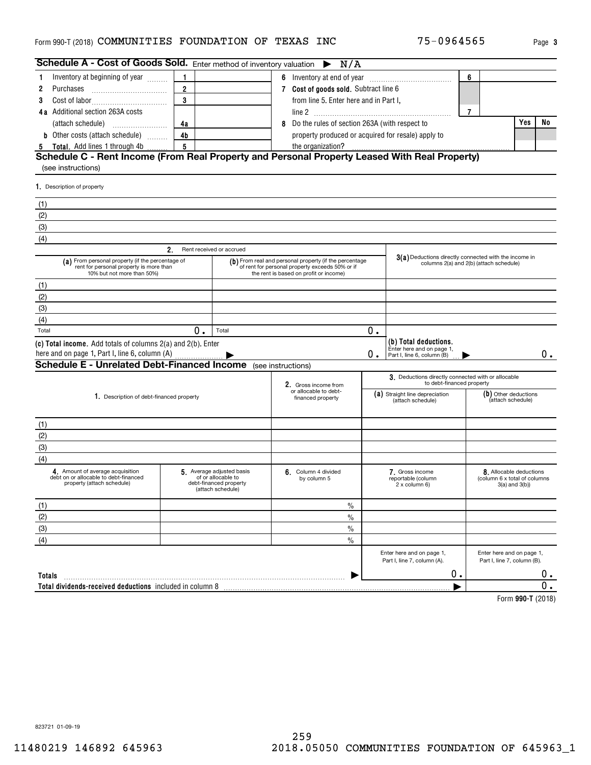Form 990-T (2018) COMMUNITIES FOUNDATION OF TEXAS INC 75-0964565 Page 3

## Schedule A - Cost of Goods Sold. Enter method of inventory valuation ▶ N/A

| | | | | | |
|---|---|---|---|---|---|
| 1 Inventory at beginning of year | 1 | | 6 Inventory at end of year | 6 | |
| 2 Purchases | 2 | | 7 **Cost of goods sold.** Subtract line 6 from line 5. Enter here and in Part I, line 2 | 7 | |
| 3 Cost of labor | 3 | | | | |
| 4a Additional section 263A costs (attach schedule) | 4a | | 8 Do the rules of section 263A (with respect to property produced or acquired for resale) apply to the organization? | Yes | No |
| b Other costs (attach schedule) | 4b | | | | |
| 5 **Total.** Add lines 1 through 4b | 5 | | | | |

## Schedule C - Rent Income (From Real Property and Personal Property Leased With Real Property)

(see instructions)

1. Description of property

(1)
(2)
(3)
(4)

| | 2. Rent received or accrued | | |
|---|---|---|---|
| | (a) From personal property (if the percentage of rent for personal property is more than 10% but not more than 50%) | (b) From real and personal property (if the percentage of rent for personal property exceeds 50% or if the rent is based on profit or income) | 3(a) Deductions directly connected with the income in columns 2(a) and 2(b) (attach schedule) |
| (1) | | | |
| (2) | | | |
| (3) | | | |
| (4) | | | |
| Total | 0. | 0. | |

(c) **Total income.** Add totals of columns 2(a) and 2(b). Enter here and on page 1, Part I, line 6, column (A) ▶ 0.

(b) **Total deductions.** Enter here and on page 1, Part I, line 6, column (B) ▶ 0.

## Schedule E - Unrelated Debt-Financed Income (see instructions)

| | 1. Description of debt-financed property | 2. Gross income from or allocable to debt-financed property | 3. Deductions directly connected with or allocable to debt-financed property: (a) Straight line depreciation (attach schedule) | (b) Other deductions (attach schedule) |
|---|---|---|---|---|
| (1) | | | | |
| (2) | | | | |
| (3) | | | | |
| (4) | | | | |

| | 4. Amount of average acquisition debt on or allocable to debt-financed property (attach schedule) | 5. Average adjusted basis of or allocable to debt-financed property (attach schedule) | 6. Column 4 divided by column 5 | 7. Gross income reportable (column 2 x column 6) | 8. Allocable deductions (column 6 x total of columns 3(a) and 3(b)) |
|---|---|---|---|---|---|
| (1) | | | % | | |
| (2) | | | % | | |
| (3) | | | % | | |
| (4) | | | % | | |
| | | | | Enter here and on page 1, Part I, line 7, column (A). | Enter here and on page 1, Part I, line 7, column (B). |
| **Totals** | | | ▶ | 0. | 0. |

**Total dividends-received deductions** included in column 8 ▶ 0.

Form **990-T** (2018)

823721 01-09-19

11480219 146892 645963 2018.05050 COMMUNITIES FOUNDATION OF 645963_1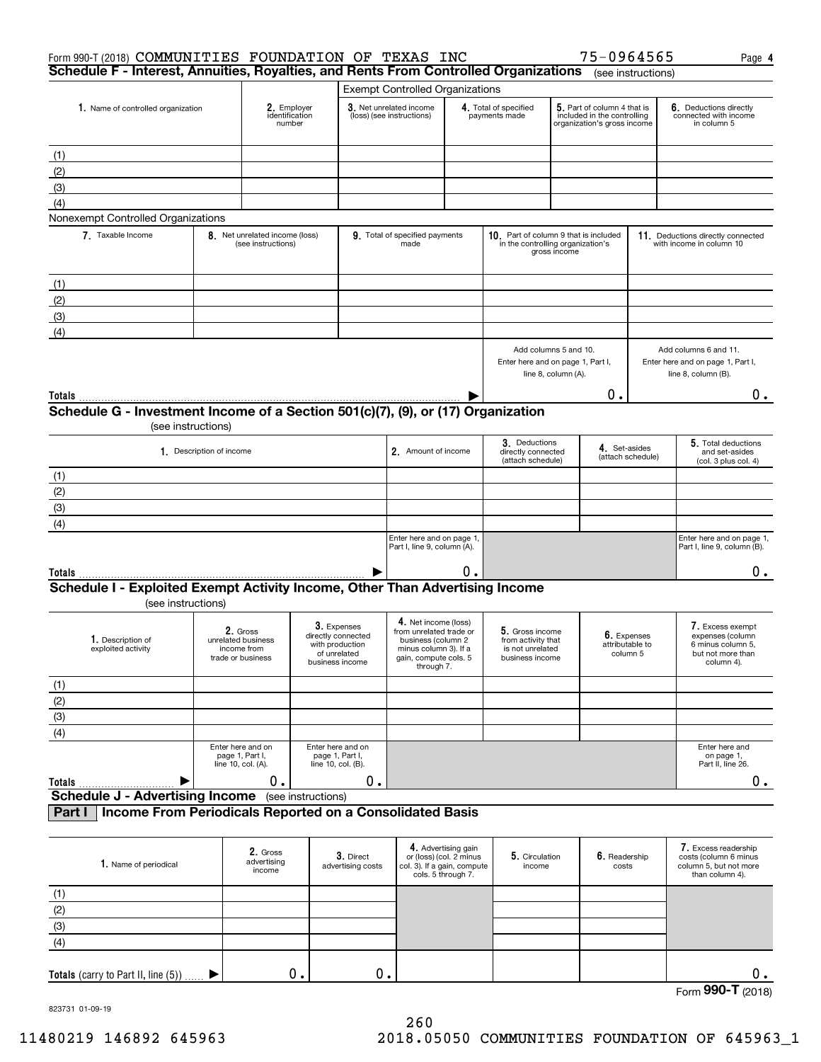Form 990-T (2018) COMMUNITIES FOUNDATION OF TEXAS INC 75-0964565 Page 4

## Schedule F - Interest, Annuities, Royalties, and Rents From Controlled Organizations (see instructions)

| 1. Name of controlled organization | 2. Employer identification number | Exempt Controlled Organizations: 3. Net unrelated income (loss) (see instructions) | 4. Total of specified payments made | 5. Part of column 4 that is included in the controlling organization's gross income | 6. Deductions directly connected with income in column 5 |
|---|---|---|---|---|---|
| (1) | | | | | |
| (2) | | | | | |
| (3) | | | | | |
| (4) | | | | | |

Nonexempt Controlled Organizations

| 7. Taxable Income | 8. Net unrelated income (loss) (see instructions) | 9. Total of specified payments made | 10. Part of column 9 that is included in the controlling organization's gross income | 11. Deductions directly connected with income in column 10 |
|---|---|---|---|---|
| (1) | | | | |
| (2) | | | | |
| (3) | | | | |
| (4) | | | | |
| | | | Add columns 5 and 10. Enter here and on page 1, Part I, line 8, column (A). | Add columns 6 and 11. Enter here and on page 1, Part I, line 8, column (B). |
| **Totals** | | | 0. | 0. |

## Schedule G - Investment Income of a Section 501(c)(7), (9), or (17) Organization

(see instructions)

| 1. Description of income | 2. Amount of income | 3. Deductions directly connected (attach schedule) | 4. Set-asides (attach schedule) | 5. Total deductions and set-asides (col. 3 plus col. 4) |
|---|---|---|---|---|
| (1) | | | | |
| (2) | | | | |
| (3) | | | | |
| (4) | | | | |
| | Enter here and on page 1, Part I, line 9, column (A). | | | Enter here and on page 1, Part I, line 9, column (B). |
| **Totals** | 0. | | | 0. |

## Schedule I - Exploited Exempt Activity Income, Other Than Advertising Income

(see instructions)

| 1. Description of exploited activity | 2. Gross unrelated business income from trade or business | 3. Expenses directly connected with production of unrelated business income | 4. Net income (loss) from unrelated trade or business (column 2 minus column 3). If a gain, compute cols. 5 through 7. | 5. Gross income from activity that is not unrelated business income | 6. Expenses attributable to column 5 | 7. Excess exempt expenses (column 6 minus column 5, but not more than column 4). |
|---|---|---|---|---|---|---|
| (1) | | | | | | |
| (2) | | | | | | |
| (3) | | | | | | |
| (4) | | | | | | |
| | Enter here and on page 1, Part I, line 10, col. (A). | Enter here and on page 1, Part I, line 10, col. (B). | | | | Enter here and on page 1, Part II, line 26. |
| **Totals** | 0. | 0. | | | | 0. |

## Schedule J - Advertising Income (see instructions)

### Part I Income From Periodicals Reported on a Consolidated Basis

| 1. Name of periodical | 2. Gross advertising income | 3. Direct advertising costs | 4. Advertising gain or (loss) (col. 2 minus col. 3). If a gain, compute cols. 5 through 7. | 5. Circulation income | 6. Readership costs | 7. Excess readership costs (column 6 minus column 5, but not more than column 4). |
|---|---|---|---|---|---|---|
| (1) | | | | | | |
| (2) | | | | | | |
| (3) | | | | | | |
| (4) | | | | | | |
| **Totals** (carry to Part II, line (5)) | 0. | 0. | | | | 0. |

Form **990-T** (2018)

823731 01-09-19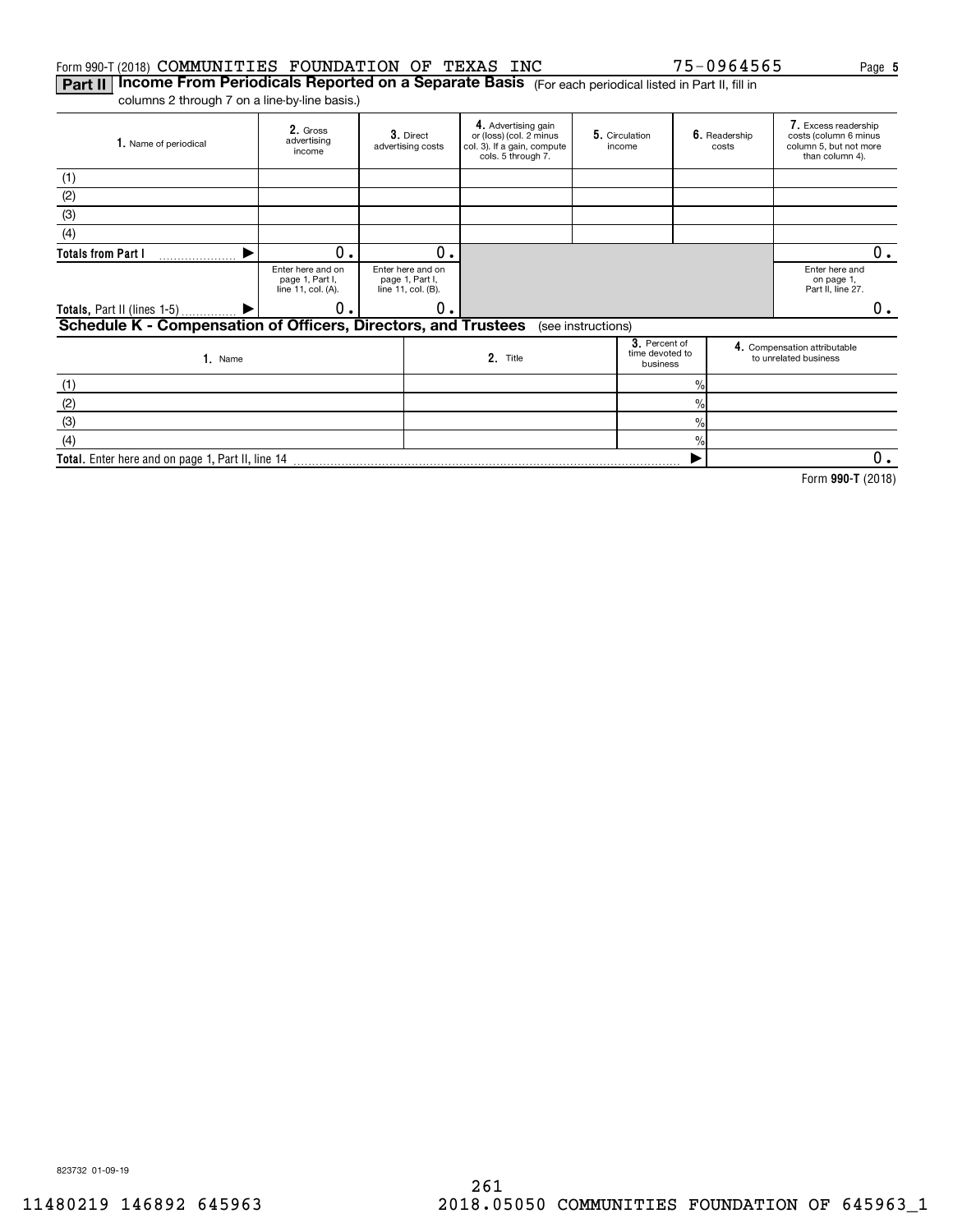Form 990-T (2018) COMMUNITIES FOUNDATION OF TEXAS INC 75-0964565 Page **5**

## Part II Income From Periodicals Reported on a Separate Basis (For each periodical listed in Part II, fill in columns 2 through 7 on a line-by-line basis.)

| 1. Name of periodical | 2. Gross advertising income | 3. Direct advertising costs | 4. Advertising gain or (loss) (col. 2 minus col. 3). If a gain, compute cols. 5 through 7. | 5. Circulation income | 6. Readership costs | 7. Excess readership costs (column 6 minus column 5, but not more than column 4). |
|---|---|---|---|---|---|---|
| (1) | | | | | | |
| (2) | | | | | | |
| (3) | | | | | | |
| (4) | | | | | | |
| **Totals from Part I** ▶ | 0. | 0. | | | | 0. |
| | Enter here and on page 1, Part I, line 11, col. (A). | Enter here and on page 1, Part I, line 11, col. (B). | | | | Enter here and on page 1, Part II, line 27. |
| **Totals,** Part II (lines 1-5) ▶ | 0. | 0. | | | | 0. |

## Schedule K - Compensation of Officers, Directors, and Trustees (see instructions)

| 1. Name | 2. Title | 3. Percent of time devoted to business | 4. Compensation attributable to unrelated business |
|---|---|---|---|
| (1) | | % | |
| (2) | | % | |
| (3) | | % | |
| (4) | | % | |
| **Total.** Enter here and on page 1, Part II, line 14 | | ▶ | 0. |

Form **990-T** (2018)

823732 01-09-19

11480219 146892 645963 2018.05050 COMMUNITIES FOUNDATION OF 645963_1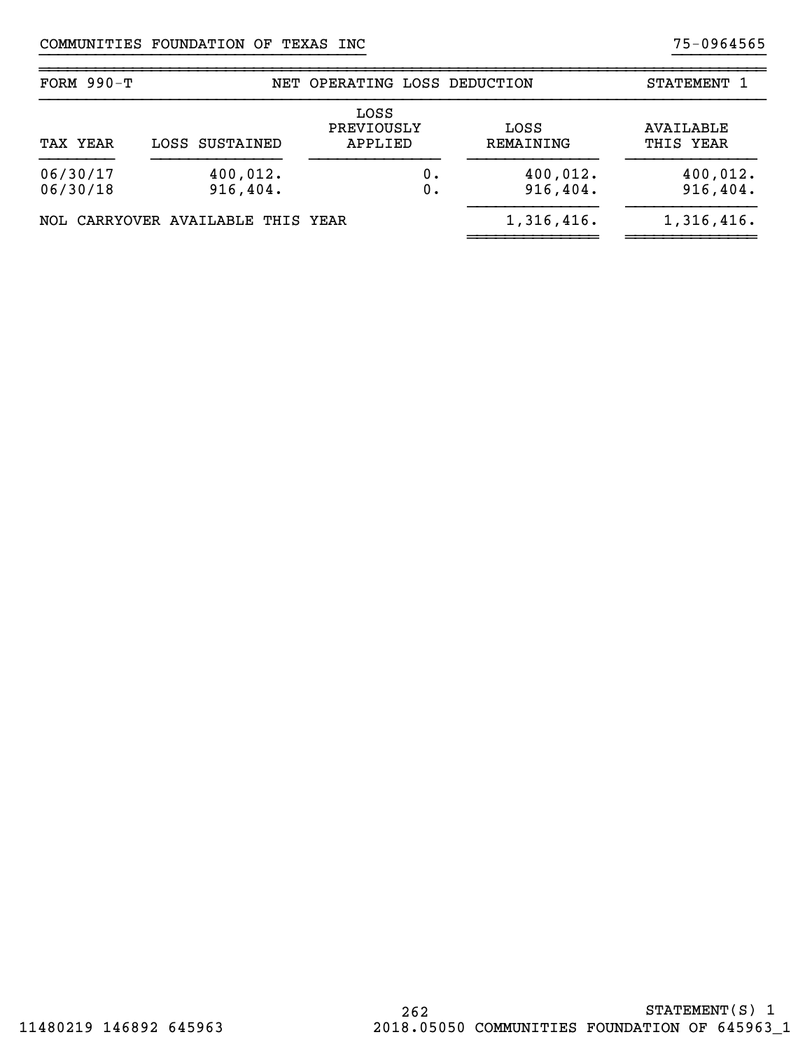COMMUNITIES FOUNDATION OF TEXAS INC 75-0964565

| FORM 990-T | NET OPERATING LOSS DEDUCTION | | | STATEMENT 1 |
|---|---|---|---|---|
| TAX YEAR | LOSS SUSTAINED | LOSS PREVIOUSLY APPLIED | LOSS REMAINING | AVAILABLE THIS YEAR |
| 06/30/17 | 400,012. | 0. | 400,012. | 400,012. |
| 06/30/18 | 916,404. | 0. | 916,404. | 916,404. |
| NOL CARRYOVER AVAILABLE THIS YEAR | | | 1,316,416. | 1,316,416. |

STATEMENT(S) 1

11480219 146892 645963 2018.05050 COMMUNITIES FOUNDATION OF 645963_1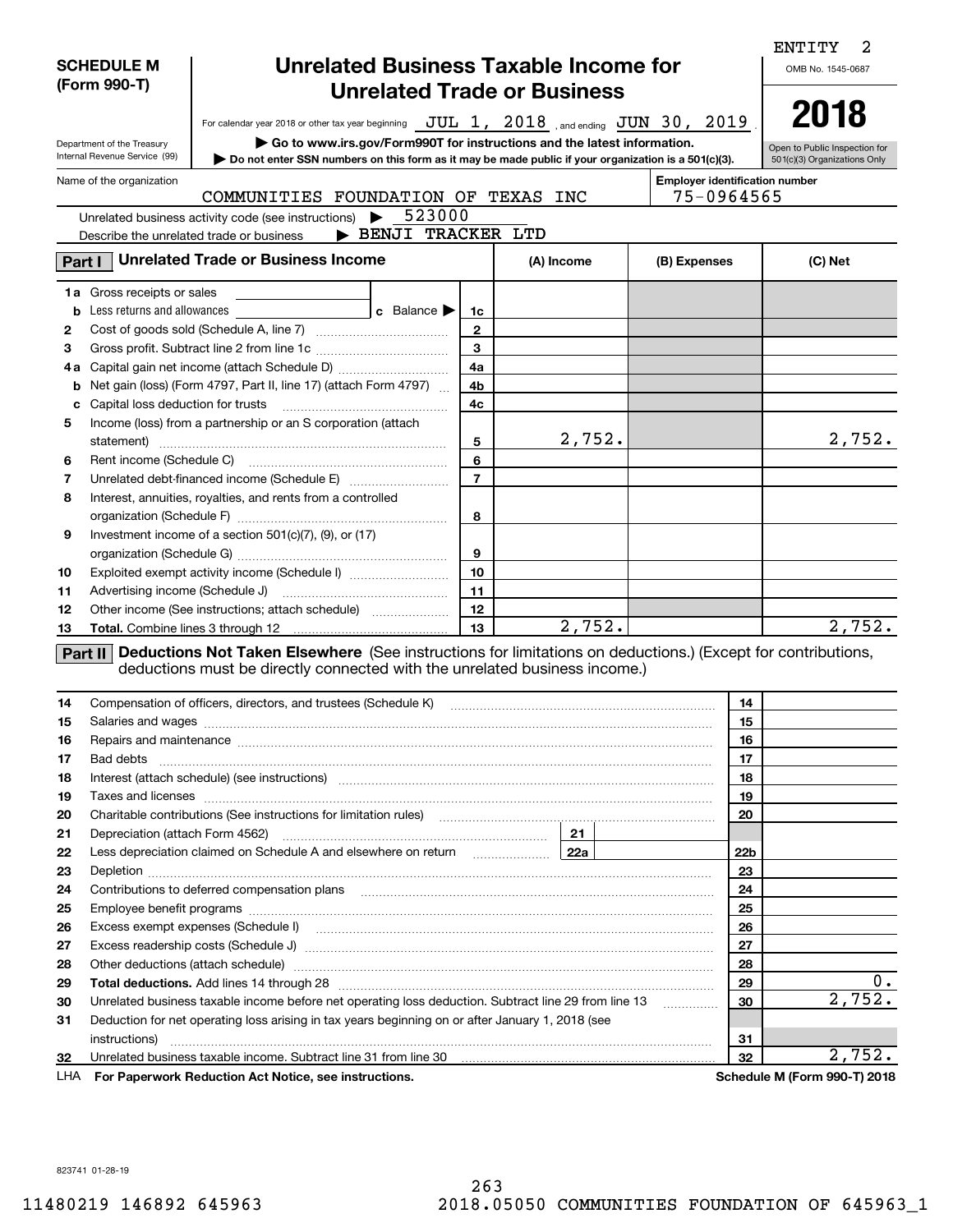ENTITY 2

**SCHEDULE M (Form 990-T)**

Department of the Treasury
Internal Revenue Service (99)

# Unrelated Business Taxable Income for Unrelated Trade or Business

For calendar year 2018 or other tax year beginning JUL 1, 2018 , and ending JUN 30, 2019 .

▶ Go to www.irs.gov/Form990T for instructions and the latest information.

▶ Do not enter SSN numbers on this form as it may be made public if your organization is a 501(c)(3).

OMB No. 1545-0687

**2018**

Open to Public Inspection for 501(c)(3) Organizations Only

Name of the organization: COMMUNITIES FOUNDATION OF TEXAS INC

Employer identification number: 75-0964565

Unrelated business activity code (see instructions) ▶ 523000

Describe the unrelated trade or business ▶ BENJI TRACKER LTD

**Part I — Unrelated Trade or Business Income**

| | | | (A) Income | (B) Expenses | (C) Net |
|---|---|---|---|---|---|
| 1a | Gross receipts or sales | | | | |
| b | Less returns and allowances ___ c Balance ▶ | 1c | | | |
| 2 | Cost of goods sold (Schedule A, line 7) | 2 | | | |
| 3 | Gross profit. Subtract line 2 from line 1c | 3 | | | |
| 4a | Capital gain net income (attach Schedule D) | 4a | | | |
| b | Net gain (loss) (Form 4797, Part II, line 17) (attach Form 4797) | 4b | | | |
| c | Capital loss deduction for trusts | 4c | | | |
| 5 | Income (loss) from a partnership or an S corporation (attach statement) | 5 | 2,752. | | 2,752. |
| 6 | Rent income (Schedule C) | 6 | | | |
| 7 | Unrelated debt-financed income (Schedule E) | 7 | | | |
| 8 | Interest, annuities, royalties, and rents from a controlled organization (Schedule F) | 8 | | | |
| 9 | Investment income of a section 501(c)(7), (9), or (17) organization (Schedule G) | 9 | | | |
| 10 | Exploited exempt activity income (Schedule I) | 10 | | | |
| 11 | Advertising income (Schedule J) | 11 | | | |
| 12 | Other income (See instructions; attach schedule) | 12 | | | |
| 13 | **Total.** Combine lines 3 through 12 | 13 | 2,752. | | 2,752. |

**Part II — Deductions Not Taken Elsewhere** (See instructions for limitations on deductions.) (Except for contributions, deductions must be directly connected with the unrelated business income.)

| | | | |
|---|---|---|---|
| 14 | Compensation of officers, directors, and trustees (Schedule K) | 14 | |
| 15 | Salaries and wages | 15 | |
| 16 | Repairs and maintenance | 16 | |
| 17 | Bad debts | 17 | |
| 18 | Interest (attach schedule) (see instructions) | 18 | |
| 19 | Taxes and licenses | 19 | |
| 20 | Charitable contributions (See instructions for limitation rules) | 20 | |
| 21 | Depreciation (attach Form 4562) — 21 | | |
| 22 | Less depreciation claimed on Schedule A and elsewhere on return — 22a | 22b | |
| 23 | Depletion | 23 | |
| 24 | Contributions to deferred compensation plans | 24 | |
| 25 | Employee benefit programs | 25 | |
| 26 | Excess exempt expenses (Schedule I) | 26 | |
| 27 | Excess readership costs (Schedule J) | 27 | |
| 28 | Other deductions (attach schedule) | 28 | |
| 29 | **Total deductions.** Add lines 14 through 28 | 29 | 0. |
| 30 | Unrelated business taxable income before net operating loss deduction. Subtract line 29 from line 13 | 30 | 2,752. |
| 31 | Deduction for net operating loss arising in tax years beginning on or after January 1, 2018 (see instructions) | 31 | |
| 32 | Unrelated business taxable income. Subtract line 31 from line 30 | 32 | 2,752. |

LHA **For Paperwork Reduction Act Notice, see instructions.** **Schedule M (Form 990-T) 2018**

823741 01-28-19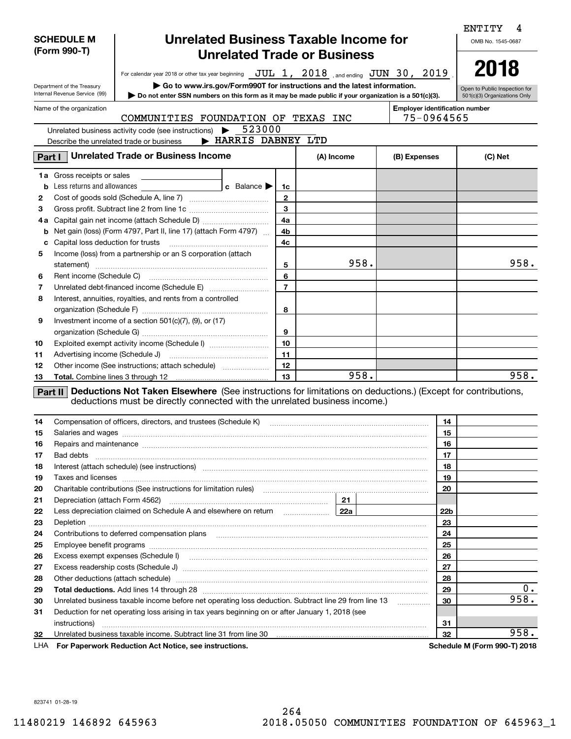ENTITY 4

# SCHEDULE M (Form 990-T)

## Unrelated Business Taxable Income for Unrelated Trade or Business

OMB No. 1545-0687

**2018**

Department of the Treasury
Internal Revenue Service (99)

For calendar year 2018 or other tax year beginning JUL 1, 2018 , and ending JUN 30, 2019 .

▶ Go to www.irs.gov/Form990T for instructions and the latest information.

▶ Do not enter SSN numbers on this form as it may be made public if your organization is a 501(c)(3).

Open to Public Inspection for 501(c)(3) Organizations Only

Name of the organization: COMMUNITIES FOUNDATION OF TEXAS INC

Employer identification number: 75-0964565

Unrelated business activity code (see instructions) ▶ 523000

Describe the unrelated trade or business ▶ HARRIS DABNEY LTD

**Part I Unrelated Trade or Business Income**

| | | | (A) Income | (B) Expenses | (C) Net |
|---|---|---|---|---|---|
| 1a | Gross receipts or sales | | | | |
| b | Less returns and allowances ___ c Balance ▶ | 1c | | | |
| 2 | Cost of goods sold (Schedule A, line 7) | 2 | | | |
| 3 | Gross profit. Subtract line 2 from line 1c | 3 | | | |
| 4a | Capital gain net income (attach Schedule D) | 4a | | | |
| b | Net gain (loss) (Form 4797, Part II, line 17) (attach Form 4797) | 4b | | | |
| c | Capital loss deduction for trusts | 4c | | | |
| 5 | Income (loss) from a partnership or an S corporation (attach statement) | 5 | 958. | | 958. |
| 6 | Rent income (Schedule C) | 6 | | | |
| 7 | Unrelated debt-financed income (Schedule E) | 7 | | | |
| 8 | Interest, annuities, royalties, and rents from a controlled organization (Schedule F) | 8 | | | |
| 9 | Investment income of a section 501(c)(7), (9), or (17) organization (Schedule G) | 9 | | | |
| 10 | Exploited exempt activity income (Schedule I) | 10 | | | |
| 11 | Advertising income (Schedule J) | 11 | | | |
| 12 | Other income (See instructions; attach schedule) | 12 | | | |
| 13 | **Total.** Combine lines 3 through 12 | 13 | 958. | | 958. |

**Part II Deductions Not Taken Elsewhere** (See instructions for limitations on deductions.) (Except for contributions, deductions must be directly connected with the unrelated business income.)

| | | | |
|---|---|---|---|
| 14 | Compensation of officers, directors, and trustees (Schedule K) | 14 | |
| 15 | Salaries and wages | 15 | |
| 16 | Repairs and maintenance | 16 | |
| 17 | Bad debts | 17 | |
| 18 | Interest (attach schedule) (see instructions) | 18 | |
| 19 | Taxes and licenses | 19 | |
| 20 | Charitable contributions (See instructions for limitation rules) | 20 | |
| 21 | Depreciation (attach Form 4562) — 21 | | |
| 22 | Less depreciation claimed on Schedule A and elsewhere on return — 22a | 22b | |
| 23 | Depletion | 23 | |
| 24 | Contributions to deferred compensation plans | 24 | |
| 25 | Employee benefit programs | 25 | |
| 26 | Excess exempt expenses (Schedule I) | 26 | |
| 27 | Excess readership costs (Schedule J) | 27 | |
| 28 | Other deductions (attach schedule) | 28 | |
| 29 | **Total deductions.** Add lines 14 through 28 | 29 | 0. |
| 30 | Unrelated business taxable income before net operating loss deduction. Subtract line 29 from line 13 | 30 | 958. |
| 31 | Deduction for net operating loss arising in tax years beginning on or after January 1, 2018 (see instructions) | 31 | |
| 32 | Unrelated business taxable income. Subtract line 31 from line 30 | 32 | 958. |

LHA **For Paperwork Reduction Act Notice, see instructions.** **Schedule M (Form 990-T) 2018**

823741 01-28-19

11480219 146892 645963 2018.05050 COMMUNITIES FOUNDATION OF 645963_1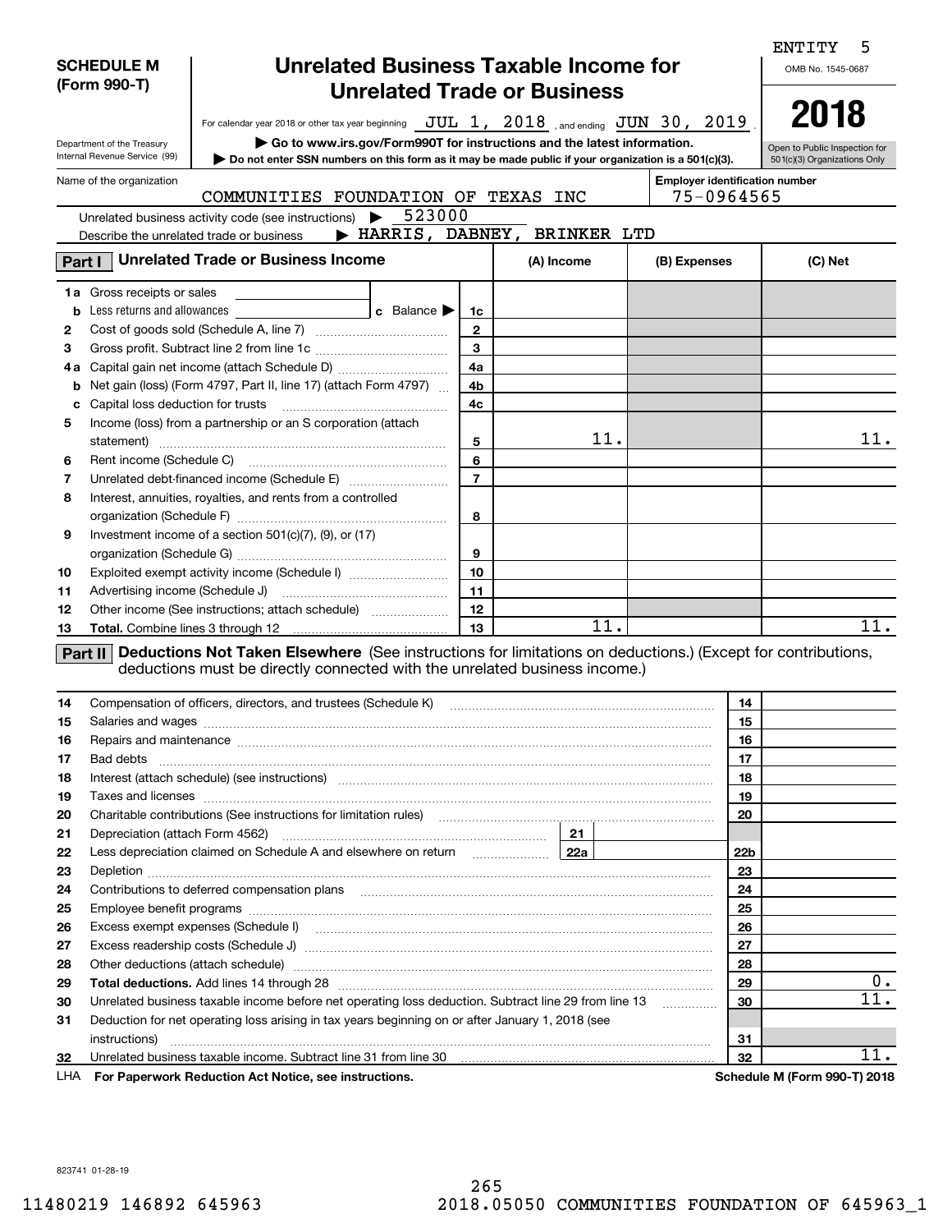ENTITY 5

**SCHEDULE M (Form 990-T)**

Department of the Treasury
Internal Revenue Service (99)

# Unrelated Business Taxable Income for Unrelated Trade or Business

OMB No. 1545-0687

**2018**

Open to Public Inspection for 501(c)(3) Organizations Only

For calendar year 2018 or other tax year beginning JUL 1, 2018, and ending JUN 30, 2019.

▶ Go to www.irs.gov/Form990T for instructions and the latest information.

▶ Do not enter SSN numbers on this form as it may be made public if your organization is a 501(c)(3).

Name of the organization: COMMUNITIES FOUNDATION OF TEXAS INC

Employer identification number: 75-0964565

Unrelated business activity code (see instructions) ▶ 523000

Describe the unrelated trade or business ▶ HARRIS, DABNEY, BRINKER LTD

## Part I Unrelated Trade or Business Income

| | | Line | (A) Income | (B) Expenses | (C) Net |
|---|---|---|---|---|---|
| 1a | Gross receipts or sales | | | | |
| b | Less returns and allowances ... c Balance ▶ | 1c | | | |
| 2 | Cost of goods sold (Schedule A, line 7) | 2 | | | |
| 3 | Gross profit. Subtract line 2 from line 1c | 3 | | | |
| 4a | Capital gain net income (attach Schedule D) | 4a | | | |
| b | Net gain (loss) (Form 4797, Part II, line 17) (attach Form 4797) | 4b | | | |
| c | Capital loss deduction for trusts | 4c | | | |
| 5 | Income (loss) from a partnership or an S corporation (attach statement) | 5 | 11. | | 11. |
| 6 | Rent income (Schedule C) | 6 | | | |
| 7 | Unrelated debt-financed income (Schedule E) | 7 | | | |
| 8 | Interest, annuities, royalties, and rents from a controlled organization (Schedule F) | 8 | | | |
| 9 | Investment income of a section 501(c)(7), (9), or (17) organization (Schedule G) | 9 | | | |
| 10 | Exploited exempt activity income (Schedule I) | 10 | | | |
| 11 | Advertising income (Schedule J) | 11 | | | |
| 12 | Other income (See instructions; attach schedule) | 12 | | | |
| 13 | **Total.** Combine lines 3 through 12 | 13 | 11. | | 11. |

## Part II Deductions Not Taken Elsewhere

(See instructions for limitations on deductions.) (Except for contributions, deductions must be directly connected with the unrelated business income.)

| | | Line | Amount |
|---|---|---|---|
| 14 | Compensation of officers, directors, and trustees (Schedule K) | 14 | |
| 15 | Salaries and wages | 15 | |
| 16 | Repairs and maintenance | 16 | |
| 17 | Bad debts | 17 | |
| 18 | Interest (attach schedule) (see instructions) | 18 | |
| 19 | Taxes and licenses | 19 | |
| 20 | Charitable contributions (See instructions for limitation rules) | 20 | |
| 21 | Depreciation (attach Form 4562) ... 21 | | |
| 22 | Less depreciation claimed on Schedule A and elsewhere on return ... 22a | 22b | |
| 23 | Depletion | 23 | |
| 24 | Contributions to deferred compensation plans | 24 | |
| 25 | Employee benefit programs | 25 | |
| 26 | Excess exempt expenses (Schedule I) | 26 | |
| 27 | Excess readership costs (Schedule J) | 27 | |
| 28 | Other deductions (attach schedule) | 28 | |
| 29 | **Total deductions.** Add lines 14 through 28 | 29 | 0. |
| 30 | Unrelated business taxable income before net operating loss deduction. Subtract line 29 from line 13 | 30 | 11. |
| 31 | Deduction for net operating loss arising in tax years beginning on or after January 1, 2018 (see instructions) | 31 | |
| 32 | Unrelated business taxable income. Subtract line 31 from line 30 | 32 | 11. |

LHA **For Paperwork Reduction Act Notice, see instructions.** **Schedule M (Form 990-T) 2018**

823741 01-28-19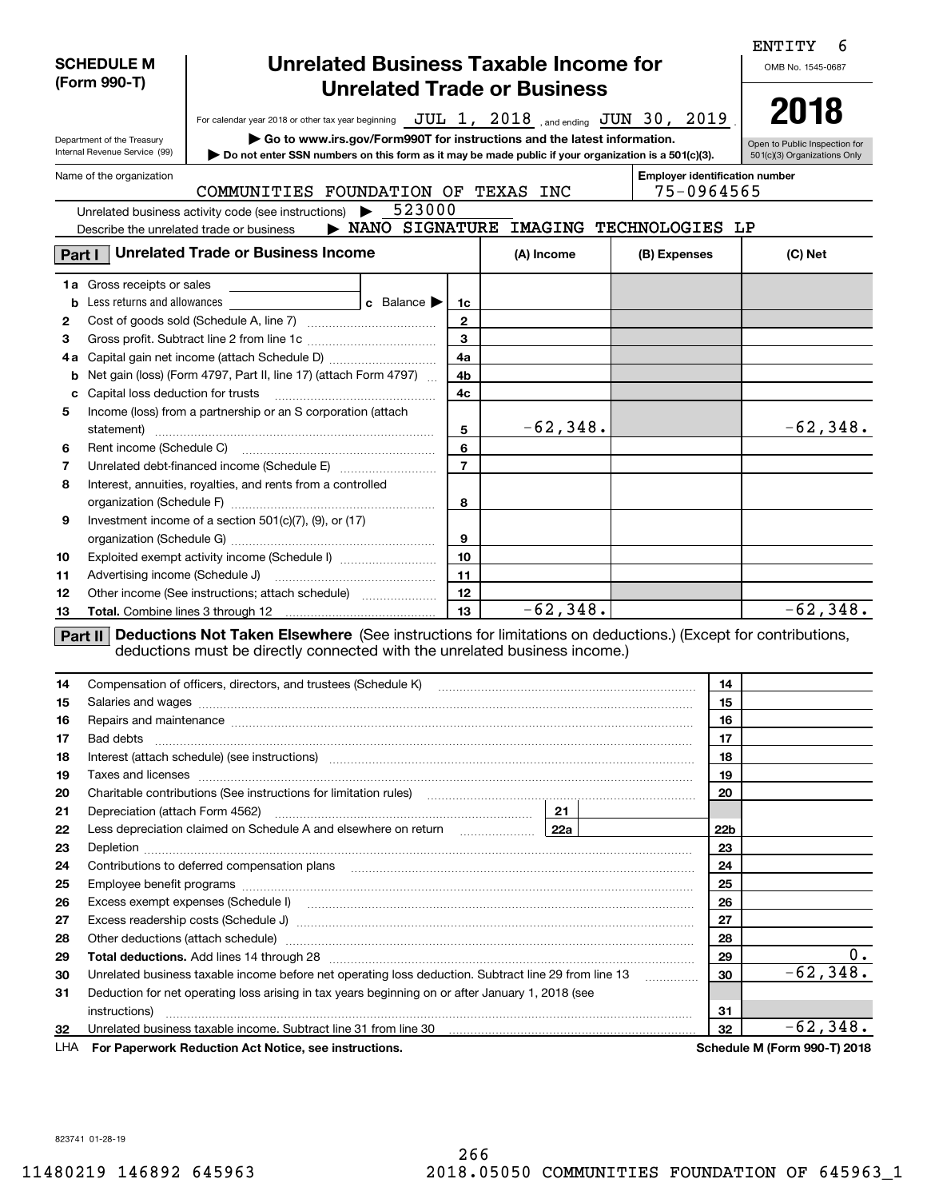ENTITY 6

**SCHEDULE M (Form 990-T)**

Department of the Treasury
Internal Revenue Service (99)

# Unrelated Business Taxable Income for Unrelated Trade or Business

For calendar year 2018 or other tax year beginning JUL 1, 2018 , and ending JUN 30, 2019 .

▶ Go to www.irs.gov/Form990T for instructions and the latest information.

▶ Do not enter SSN numbers on this form as it may be made public if your organization is a 501(c)(3).

OMB No. 1545-0687

**2018**

Open to Public Inspection for 501(c)(3) Organizations Only

Name of the organization: COMMUNITIES FOUNDATION OF TEXAS INC

Employer identification number: 75-0964565

Unrelated business activity code (see instructions) ▶ 523000

Describe the unrelated trade or business ▶ NANO SIGNATURE IMAGING TECHNOLOGIES LP

## Part I Unrelated Trade or Business Income

| | | | (A) Income | (B) Expenses | (C) Net |
|---|---|---|---|---|---|
| 1a | Gross receipts or sales | | | | |
| b | Less returns and allowances ___ c Balance ▶ | 1c | | | |
| 2 | Cost of goods sold (Schedule A, line 7) | 2 | | | |
| 3 | Gross profit. Subtract line 2 from line 1c | 3 | | | |
| 4a | Capital gain net income (attach Schedule D) | 4a | | | |
| b | Net gain (loss) (Form 4797, Part II, line 17) (attach Form 4797) | 4b | | | |
| c | Capital loss deduction for trusts | 4c | | | |
| 5 | Income (loss) from a partnership or an S corporation (attach statement) | 5 | -62,348. | | -62,348. |
| 6 | Rent income (Schedule C) | 6 | | | |
| 7 | Unrelated debt-financed income (Schedule E) | 7 | | | |
| 8 | Interest, annuities, royalties, and rents from a controlled organization (Schedule F) | 8 | | | |
| 9 | Investment income of a section 501(c)(7), (9), or (17) organization (Schedule G) | 9 | | | |
| 10 | Exploited exempt activity income (Schedule I) | 10 | | | |
| 11 | Advertising income (Schedule J) | 11 | | | |
| 12 | Other income (See instructions; attach schedule) | 12 | | | |
| 13 | **Total.** Combine lines 3 through 12 | 13 | -62,348. | | -62,348. |

## Part II Deductions Not Taken Elsewhere (See instructions for limitations on deductions.) (Except for contributions, deductions must be directly connected with the unrelated business income.)

| | | | |
|---|---|---|---|
| 14 | Compensation of officers, directors, and trustees (Schedule K) | 14 | |
| 15 | Salaries and wages | 15 | |
| 16 | Repairs and maintenance | 16 | |
| 17 | Bad debts | 17 | |
| 18 | Interest (attach schedule) (see instructions) | 18 | |
| 19 | Taxes and licenses | 19 | |
| 20 | Charitable contributions (See instructions for limitation rules) | 20 | |
| 21 | Depreciation (attach Form 4562) ___ 21 | | |
| 22 | Less depreciation claimed on Schedule A and elsewhere on return ___ 22a | 22b | |
| 23 | Depletion | 23 | |
| 24 | Contributions to deferred compensation plans | 24 | |
| 25 | Employee benefit programs | 25 | |
| 26 | Excess exempt expenses (Schedule I) | 26 | |
| 27 | Excess readership costs (Schedule J) | 27 | |
| 28 | Other deductions (attach schedule) | 28 | |
| 29 | **Total deductions.** Add lines 14 through 28 | 29 | 0. |
| 30 | Unrelated business taxable income before net operating loss deduction. Subtract line 29 from line 13 | 30 | -62,348. |
| 31 | Deduction for net operating loss arising in tax years beginning on or after January 1, 2018 (see instructions) | 31 | |
| 32 | Unrelated business taxable income. Subtract line 31 from line 30 | 32 | -62,348. |

LHA **For Paperwork Reduction Act Notice, see instructions.** **Schedule M (Form 990-T) 2018**

823741 01-28-19

11480219 146892 645963 2018.05050 COMMUNITIES FOUNDATION OF 645963_1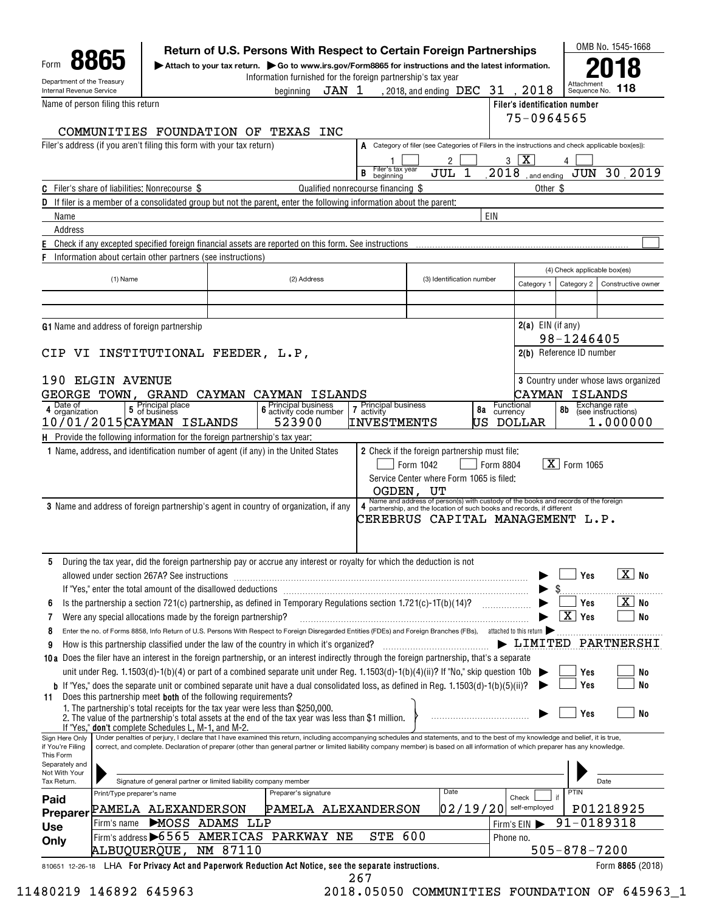Form **8865**

Department of the Treasury
Internal Revenue Service

# Return of U.S. Persons With Respect to Certain Foreign Partnerships

▶ Attach to your tax return. ▶ Go to www.irs.gov/Form8865 for instructions and the latest information.

Information furnished for the foreign partnership's tax year beginning JAN 1, 2018, and ending DEC 31, 2018

OMB No. 1545-1668

**2018**

Attachment Sequence No. **118**

Name of person filing this return: COMMUNITIES FOUNDATION OF TEXAS INC

Filer's identification number: 75-0964565

Filer's address (if you aren't filing this form with your tax return)

**A** Category of filer (see Categories of Filers in the instructions and check applicable box(es)): 1 [ ] 2 [ ] 3 [X] 4 [ ]

**B** Filer's tax year beginning JUL 1, 2018, and ending JUN 30, 2019

**C** Filer's share of liabilities: Nonrecourse $ ____ Qualified nonrecourse financing $ ____ Other $ ____

**D** If filer is a member of a consolidated group but not the parent, enter the following information about the parent:

Name ____ EIN ____

Address ____

**E** Check if any excepted specified foreign financial assets are reported on this form. See instructions [ ]

**F** Information about certain other partners (see instructions)

| (1) Name | (2) Address | (3) Identification number | (4) Category 1 | Category 2 | Constructive owner |
|---|---|---|---|---|---|
| | | | | | |
| | | | | | |

**G1** Name and address of foreign partnership

CIP VI INSTITUTIONAL FEEDER, L.P,

190 ELGIN AVENUE
GEORGE TOWN, GRAND CAYMAN CAYMAN ISLANDS

**2(a)** EIN (if any): 98-1246405

**2(b)** Reference ID number

**3** Country under whose laws organized: CAYMAN ISLANDS

| 4 Date of organization | 5 Principal place of business | 6 Principal business activity code number | 7 Principal business activity | 8a Functional currency | 8b Exchange rate (see instructions) |
|---|---|---|---|---|---|
| 10/01/2015 | CAYMAN ISLANDS | 523900 | INVESTMENTS | US DOLLAR | 1.000000 |

**H** Provide the following information for the foreign partnership's tax year:

**1** Name, address, and identification number of agent (if any) in the United States

**2** Check if the foreign partnership must file: [ ] Form 1042 [ ] Form 8804 [X] Form 1065

Service Center where Form 1065 is filed: OGDEN, UT

**3** Name and address of foreign partnership's agent in country of organization, if any

**4** Name and address of person(s) with custody of the books and records of the foreign partnership, and the location of such books and records, if different

CEREBRUS CAPITAL MANAGEMENT L.P.

**5** During the tax year, did the foreign partnership pay or accrue any interest or royalty for which the deduction is not allowed under section 267A? See instructions ▶ [ ] Yes [X] No

If "Yes," enter the total amount of the disallowed deductions ▶ $ ____

**6** Is the partnership a section 721(c) partnership, as defined in Temporary Regulations section 1.721(c)-1T(b)(14)? ▶ [ ] Yes [X] No

**7** Were any special allocations made by the foreign partnership? ▶ [X] Yes [ ] No

**8** Enter the no. of Forms 8858, Info Return of U.S. Persons With Respect to Foreign Disregarded Entities (FDEs) and Foreign Branches (FBs), attached to this return ▶ ____

**9** How is this partnership classified under the law of the country in which it's organized? ▶ LIMITED PARTNERSHI

**10a** Does the filer have an interest in the foreign partnership, or an interest indirectly through the foreign partnership, that's a separate unit under Reg. 1.1503(d)-1(b)(4) or part of a combined separate unit under Reg. 1.1503(d)-1(b)(4)(ii)? If "No," skip question 10b ▶ [ ] Yes [ ] No

**b** If "Yes," does the separate unit or combined separate unit have a dual consolidated loss, as defined in Reg. 1.1503(d)-1(b)(5)(ii)? ▶ [ ] Yes [ ] No

**11** Does this partnership meet **both** of the following requirements?
1. The partnership's total receipts for the tax year were less than $250,000.
2. The value of the partnership's total assets at the end of the tax year was less than $1 million.
If "Yes," **don't** complete Schedules L, M-1, and M-2. ▶ [ ] Yes [ ] No

**Sign Here Only if You're Filing This Form Separately and Not With Your Tax Return.**

Under penalties of perjury, I declare that I have examined this return, including accompanying schedules and statements, and to the best of my knowledge and belief, it is true, correct, and complete. Declaration of preparer (other than general partner or limited liability company member) is based on all information of which preparer has any knowledge.

Signature of general partner or limited liability company member ____ Date ____

**Paid Preparer Use Only**

| Print/Type preparer's name | Preparer's signature | Date | Check [ ] if self-employed | PTIN |
|---|---|---|---|---|
| PAMELA ALEXANDERSON | PAMELA ALEXANDERSON | 02/19/20 | | P01218925 |

Firm's name ▶ MOSS ADAMS LLP — Firm's EIN ▶ 91-0189318

Firm's address ▶ 6565 AMERICAS PARKWAY NE STE 600, ALBUQUERQUE, NM 87110 — Phone no. 505-878-7200

810651 12-26-18 LHA **For Privacy Act and Paperwork Reduction Act Notice, see the separate instructions.** Form **8865** (2018)

11480219 146892 645963 2018.05050 COMMUNITIES FOUNDATION OF 645963_1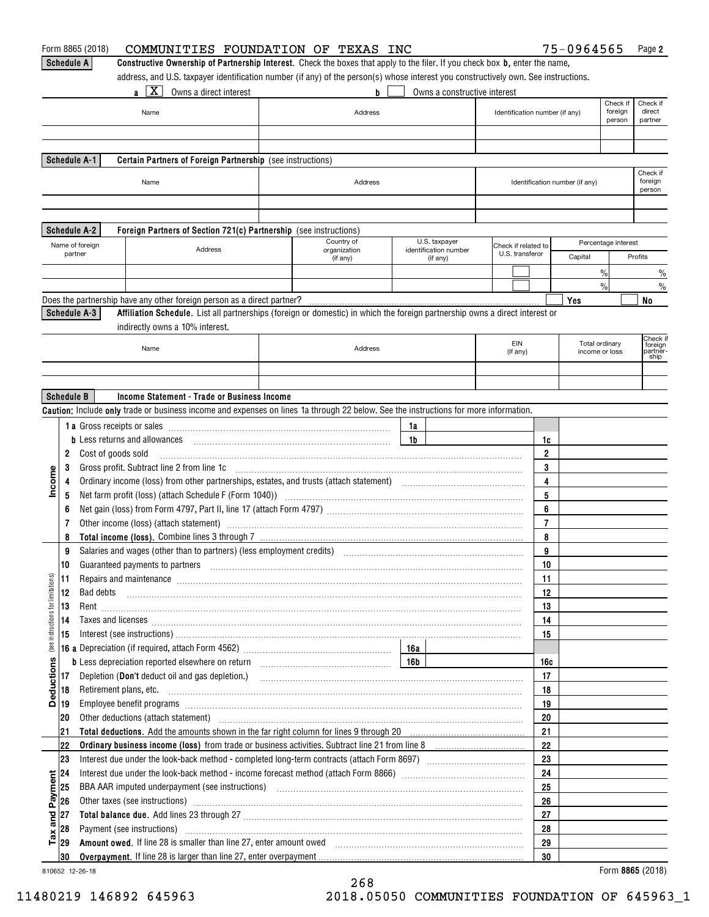Form 8865 (2018) COMMUNITIES FOUNDATION OF TEXAS INC 75-0964565 Page **2**

**Schedule A** **Constructive Ownership of Partnership Interest.** Check the boxes that apply to the filer. If you check box **b**, enter the name, address, and U.S. taxpayer identification number (if any) of the person(s) whose interest you constructively own. See instructions.

**a** [X] Owns a direct interest **b** [ ] Owns a constructive interest

| Name | Address | Identification number (if any) | Check if foreign person | Check if direct partner |
|---|---|---|---|---|
| | | | | |
| | | | | |

**Schedule A-1** **Certain Partners of Foreign Partnership** (see instructions)

| Name | Address | Identification number (if any) | Check if foreign person |
|---|---|---|---|
| | | | |
| | | | |

**Schedule A-2** **Foreign Partners of Section 721(c) Partnership** (see instructions)

| Name of foreign partner | Address | Country of organization (if any) | U.S. taxpayer identification number (if any) | Check if related to U.S. transferor | Percentage interest | |
|---|---|---|---|---|---|---|
| | | | | | Capital | Profits |
| | | | | | % | % |
| | | | | | % | % |

Does the partnership have any other foreign person as a direct partner? [ ] Yes [ ] No

**Schedule A-3** **Affiliation Schedule.** List all partnerships (foreign or domestic) in which the foreign partnership owns a direct interest or indirectly owns a 10% interest.

| Name | Address | EIN (if any) | Total ordinary income or loss | Check if foreign partnership |
|---|---|---|---|---|
| | | | | |
| | | | | |

**Schedule B** **Income Statement - Trade or Business Income**

**Caution:** Include **only** trade or business income and expenses on lines 1a through 22 below. See the instructions for more information.

| Section | Line | Description | | Amount |
|---|---|---|---|---|
| Income | 1a | Gross receipts or sales | 1a | |
| | b | Less returns and allowances | 1b | 1c |
| | 2 | Cost of goods sold | | 2 |
| | 3 | Gross profit. Subtract line 2 from line 1c | | 3 |
| | 4 | Ordinary income (loss) from other partnerships, estates, and trusts (attach statement) | | 4 |
| | 5 | Net farm profit (loss) (attach Schedule F (Form 1040)) | | 5 |
| | 6 | Net gain (loss) from Form 4797, Part II, line 17 (attach Form 4797) | | 6 |
| | 7 | Other income (loss) (attach statement) | | 7 |
| | 8 | **Total income (loss).** Combine lines 3 through 7 | | 8 |
| Deductions (see instructions for limitations) | 9 | Salaries and wages (other than to partners) (less employment credits) | | 9 |
| | 10 | Guaranteed payments to partners | | 10 |
| | 11 | Repairs and maintenance | | 11 |
| | 12 | Bad debts | | 12 |
| | 13 | Rent | | 13 |
| | 14 | Taxes and licenses | | 14 |
| | 15 | Interest (see instructions) | | 15 |
| | 16a | Depreciation (if required, attach Form 4562) | 16a | |
| | b | Less depreciation reported elsewhere on return | 16b | 16c |
| | 17 | Depletion (**Don't** deduct oil and gas depletion.) | | 17 |
| | 18 | Retirement plans, etc. | | 18 |
| | 19 | Employee benefit programs | | 19 |
| | 20 | Other deductions (attach statement) | | 20 |
| | 21 | **Total deductions.** Add the amounts shown in the far right column for lines 9 through 20 | | 21 |
| | 22 | **Ordinary business income (loss)** from trade or business activities. Subtract line 21 from line 8 | | 22 |
| Tax and Payment | 23 | Interest due under the look-back method - completed long-term contracts (attach Form 8697) | | 23 |
| | 24 | Interest due under the look-back method - income forecast method (attach Form 8866) | | 24 |
| | 25 | BBA AAR imputed underpayment (see instructions) | | 25 |
| | 26 | Other taxes (see instructions) | | 26 |
| | 27 | **Total balance due.** Add lines 23 through 27 | | 27 |
| | 28 | Payment (see instructions) | | 28 |
| | 29 | **Amount owed.** If line 28 is smaller than line 27, enter amount owed | | 29 |
| | 30 | **Overpayment.** If line 28 is larger than line 27, enter overpayment | | 30 |

810652 12-26-18 Form **8865** (2018)

11480219 146892 645963 2018.05050 COMMUNITIES FOUNDATION OF 645963_1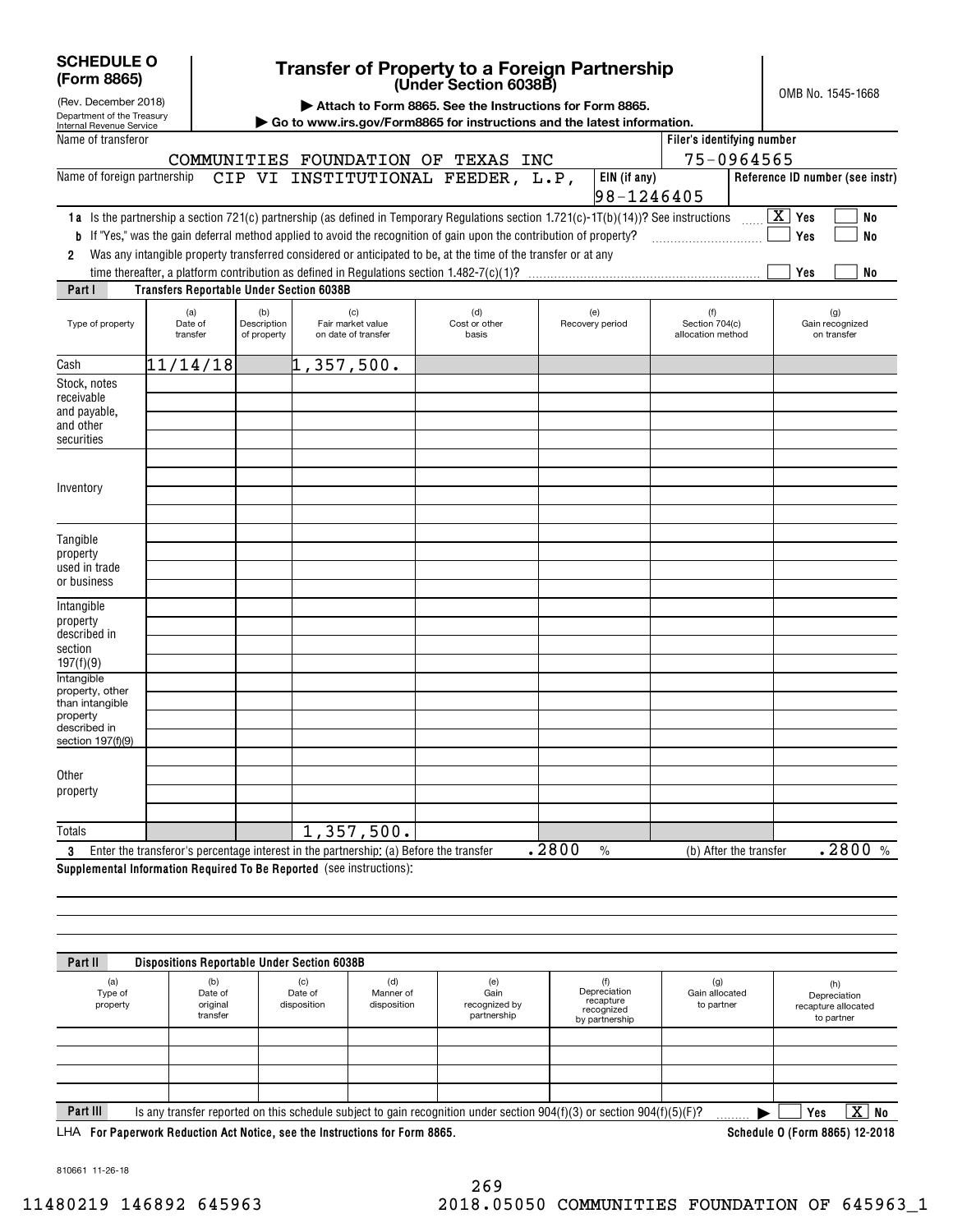**SCHEDULE O (Form 8865)**

(Rev. December 2018)

Department of the Treasury
Internal Revenue Service

# Transfer of Property to a Foreign Partnership (Under Section 6038B)

▶ Attach to Form 8865. See the Instructions for Form 8865.

▶ Go to www.irs.gov/Form8865 for instructions and the latest information.

OMB No. 1545-1668

Name of transferor: COMMUNITIES FOUNDATION OF TEXAS INC

Filer's identifying number: 75-0964565

Name of foreign partnership: CIP VI INSTITUTIONAL FEEDER, L.P,

EIN (if any): 98-1246405

Reference ID number (see instr):

**1a** Is the partnership a section 721(c) partnership (as defined in Temporary Regulations section 1.721(c)-1T(b)(14))? See instructions ..... [X] Yes [ ] No

**b** If "Yes," was the gain deferral method applied to avoid the recognition of gain upon the contribution of property? ..... [ ] Yes [ ] No

**2** Was any intangible property transferred considered or anticipated to be, at the time of the transfer or at any time thereafter, a platform contribution as defined in Regulations section 1.482-7(c)(1)? ..... [ ] Yes [ ] No

**Part I — Transfers Reportable Under Section 6038B**

| Type of property | (a) Date of transfer | (b) Description of property | (c) Fair market value on date of transfer | (d) Cost or other basis | (e) Recovery period | (f) Section 704(c) allocation method | (g) Gain recognized on transfer |
|---|---|---|---|---|---|---|---|
| Cash | 11/14/18 | | 1,357,500. | | | | |
| Stock, notes receivable and payable, and other securities | | | | | | | |
| Inventory | | | | | | | |
| Tangible property used in trade or business | | | | | | | |
| Intangible property described in section 197(f)(9) | | | | | | | |
| Intangible property, other than intangible property described in section 197(f)(9) | | | | | | | |
| Other property | | | | | | | |
| Totals | | | 1,357,500. | | | | |

**3** Enter the transferor's percentage interest in the partnership: (a) Before the transfer .2800 % (b) After the transfer .2800 %

**Supplemental Information Required To Be Reported** (see instructions):

**Part II — Dispositions Reportable Under Section 6038B**

| (a) Type of property | (b) Date of original transfer | (c) Date of disposition | (d) Manner of disposition | (e) Gain recognized by partnership | (f) Depreciation recapture recognized by partnership | (g) Gain allocated to partner | (h) Depreciation recapture allocated to partner |
|---|---|---|---|---|---|---|---|
| | | | | | | | |
| | | | | | | | |
| | | | | | | | |
| | | | | | | | |

**Part III** Is any transfer reported on this schedule subject to gain recognition under section 904(f)(3) or section 904(f)(5)(F)? ......... ▶ [ ] Yes [X] No

LHA **For Paperwork Reduction Act Notice, see the Instructions for Form 8865.** **Schedule O (Form 8865) 12-2018**

810661 11-26-18

11480219 146892 645963 2018.05050 COMMUNITIES FOUNDATION OF 645963_1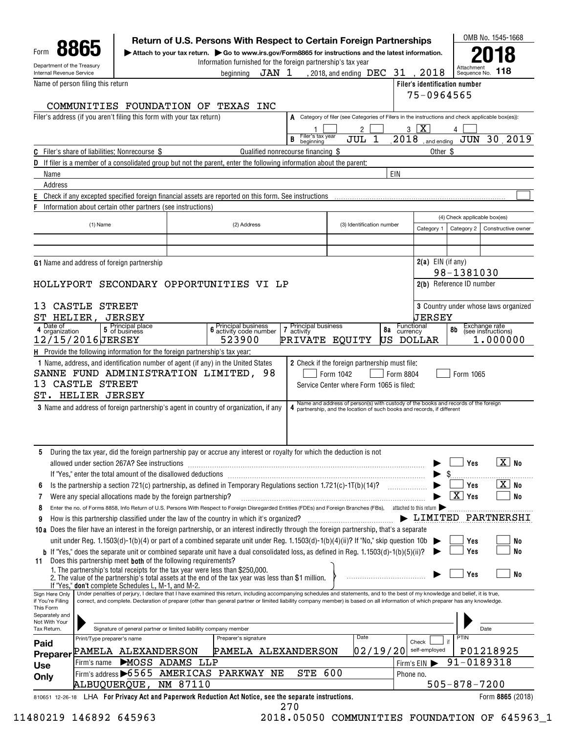Form **8865**

Department of the Treasury
Internal Revenue Service

**Return of U.S. Persons With Respect to Certain Foreign Partnerships**

▶ Attach to your tax return. ▶ Go to www.irs.gov/Form8865 for instructions and the latest information.

Information furnished for the foreign partnership's tax year

beginning JAN 1 , 2018, and ending DEC 31 , 2018

OMB No. 1545-1668

**2018**

Attachment Sequence No. **118**

Name of person filing this return: COMMUNITIES FOUNDATION OF TEXAS INC

Filer's identification number: 75-0964565

Filer's address (if you aren't filing this form with your tax return)

**A** Category of filer (see Categories of Filers in the instructions and check applicable box(es)): 1 [ ] 2 [ ] 3 [X] 4 [ ]

**B** Filer's tax year beginning JUL 1 , 2018 , and ending JUN 30 , 2019

**C** Filer's share of liabilities: Nonrecourse $ Qualified nonrecourse financing $ Other $

**D** If filer is a member of a consolidated group but not the parent, enter the following information about the parent:

Name EIN

Address

**E** Check if any excepted specified foreign financial assets are reported on this form. See instructions [ ]

**F** Information about certain other partners (see instructions)

| (1) Name | (2) Address | (3) Identification number | (4) Check applicable box(es) | | |
|---|---|---|---|---|---|
| | | | Category 1 | Category 2 | Constructive owner |
| | | | | | |
| | | | | | |

**G1** Name and address of foreign partnership

HOLLYPORT SECONDARY OPPORTUNITIES VI LP

13 CASTLE STREET
ST HELIER, JERSEY

**2(a)** EIN (if any): 98-1381030

**2(b)** Reference ID number

**3** Country under whose laws organized: JERSEY

| 4 Date of organization | 5 Principal place of business | 6 Principal business activity code number | 7 Principal business activity | 8a Functional currency | 8b Exchange rate (see instructions) |
|---|---|---|---|---|---|
| 12/15/2016 | JERSEY | 523900 | PRIVATE EQUITY | US DOLLAR | 1.000000 |

**H** Provide the following information for the foreign partnership's tax year:

**1** Name, address, and identification number of agent (if any) in the United States

SANNE FUND ADMINISTRATION LIMITED, 98
13 CASTLE STREET
ST. HELIER JERSEY

**2** Check if the foreign partnership must file: [ ] Form 1042 [ ] Form 8804 [ ] Form 1065

Service Center where Form 1065 is filed:

**3** Name and address of foreign partnership's agent in country of organization, if any

**4** Name and address of person(s) with custody of the books and records of the foreign partnership, and the location of such books and records, if different

**5** During the tax year, did the foreign partnership pay or accrue any interest or royalty for which the deduction is not allowed under section 267A? See instructions ▶ [ ] Yes [X] No

If "Yes," enter the total amount of the disallowed deductions ▶ $

**6** Is the partnership a section 721(c) partnership, as defined in Temporary Regulations section 1.721(c)-1T(b)(14)? ▶ [ ] Yes [X] No

**7** Were any special allocations made by the foreign partnership? ▶ [X] Yes [ ] No

**8** Enter the no. of Forms 8858, Info Return of U.S. Persons With Respect to Foreign Disregarded Entities (FDEs) and Foreign Branches (FBs), attached to this return ▶

**9** How is this partnership classified under the law of the country in which it's organized? ▶ LIMITED PARTNERSHI

**10a** Does the filer have an interest in the foreign partnership, or an interest indirectly through the foreign partnership, that's a separate unit under Reg. 1.1503(d)-1(b)(4) or part of a combined separate unit under Reg. 1.1503(d)-1(b)(4)(ii)? If "No," skip question 10b ▶ [ ] Yes [ ] No

**b** If "Yes," does the separate unit or combined separate unit have a dual consolidated loss, as defined in Reg. 1.1503(d)-1(b)(5)(ii)? ▶ [ ] Yes [ ] No

**11** Does this partnership meet **both** of the following requirements?
1. The partnership's total receipts for the tax year were less than $250,000.
2. The value of the partnership's total assets at the end of the tax year was less than $1 million.
If "Yes," **don't** complete Schedules L, M-1, and M-2. ▶ [ ] Yes [ ] No

**Sign Here Only if You're Filing This Form Separately and Not With Your Tax Return.**

Under penalties of perjury, I declare that I have examined this return, including accompanying schedules and statements, and to the best of my knowledge and belief, it is true, correct, and complete. Declaration of preparer (other than general partner or limited liability company member) is based on all information of which preparer has any knowledge.

Signature of general partner or limited liability company member Date

**Paid Preparer Use Only**

| Print/Type preparer's name | Preparer's signature | Date | Check [ ] if self-employed | PTIN |
|---|---|---|---|---|
| PAMELA ALEXANDERSON | PAMELA ALEXANDERSON | 02/19/20 | | P01218925 |

Firm's name ▶ MOSS ADAMS LLP Firm's EIN ▶ 91-0189318

Firm's address ▶ 6565 AMERICAS PARKWAY NE STE 600, ALBUQUERQUE, NM 87110 Phone no. 505-878-7200

810651 12-26-18 LHA **For Privacy Act and Paperwork Reduction Act Notice, see the separate instructions.** Form **8865** (2018)

11480219 146892 645963 2018.05050 COMMUNITIES FOUNDATION OF 645963_1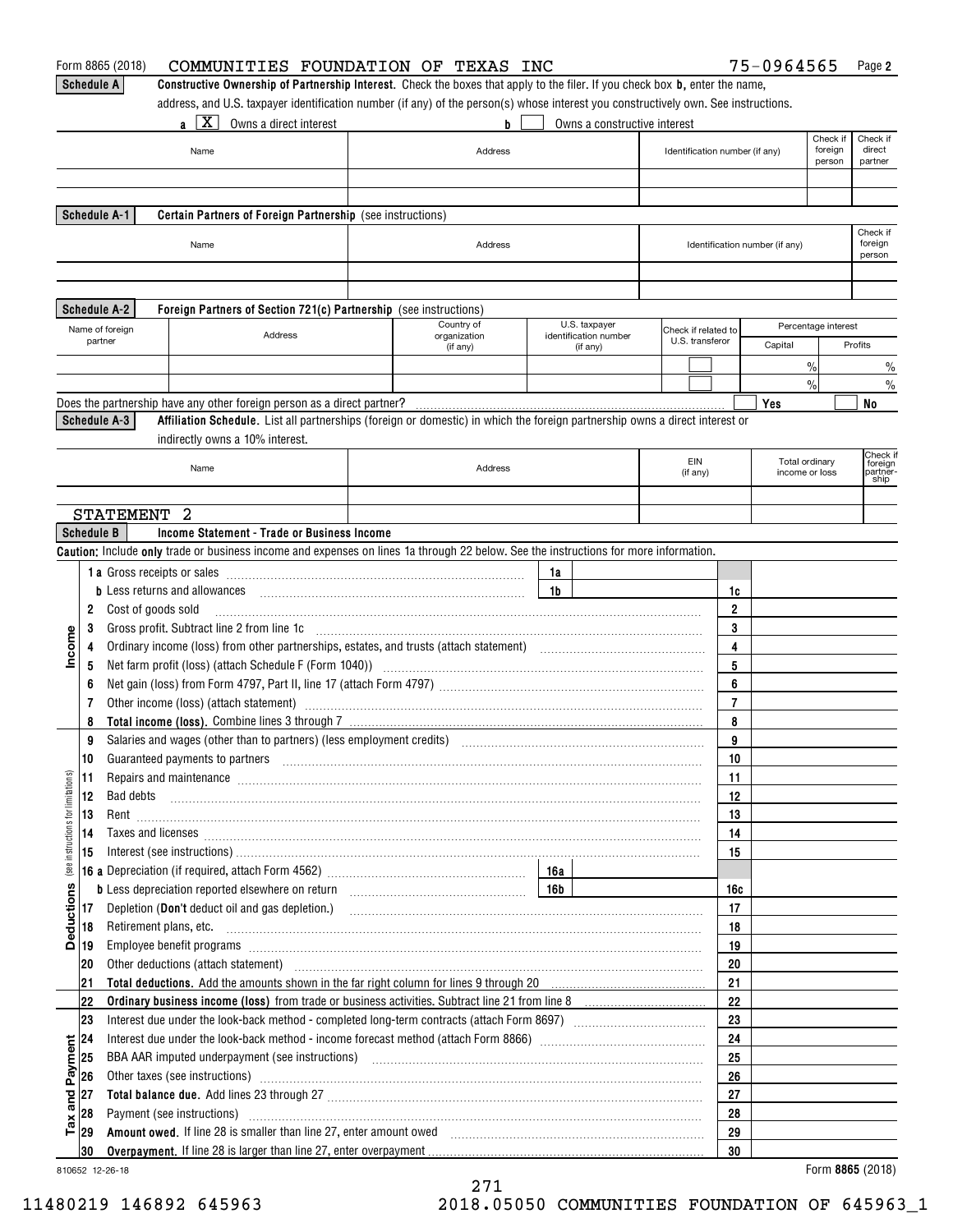Form 8865 (2018) COMMUNITIES FOUNDATION OF TEXAS INC 75-0964565 Page **2**

**Schedule A** **Constructive Ownership of Partnership Interest.** Check the boxes that apply to the filer. If you check box **b**, enter the name, address, and U.S. taxpayer identification number (if any) of the person(s) whose interest you constructively own. See instructions.

**a** [X] Owns a direct interest **b** [ ] Owns a constructive interest

| Name | Address | Identification number (if any) | Check if foreign person | Check if direct partner |
|---|---|---|---|---|
| | | | | |
| | | | | |

**Schedule A-1** **Certain Partners of Foreign Partnership** (see instructions)

| Name | Address | Identification number (if any) | Check if foreign person |
|---|---|---|---|
| | | | |
| | | | |

**Schedule A-2** **Foreign Partners of Section 721(c) Partnership** (see instructions)

| Name of foreign partner | Address | Country of organization (if any) | U.S. taxpayer identification number (if any) | Check if related to U.S. transferor | Percentage interest Capital | Profits |
|---|---|---|---|---|---|---|
| | | | | [ ] | % | % |
| | | | | [ ] | % | % |

Does the partnership have any other foreign person as a direct partner? [ ] Yes [ ] No

**Schedule A-3** **Affiliation Schedule.** List all partnerships (foreign or domestic) in which the foreign partnership owns a direct interest or indirectly owns a 10% interest.

| Name | Address | EIN (if any) | Total ordinary income or loss | Check if foreign partnership |
|---|---|---|---|---|
| | | | | |
| STATEMENT 2 | | | | |

**Schedule B** **Income Statement - Trade or Business Income**

**Caution:** Include **only** trade or business income and expenses on lines 1a through 22 below. See the instructions for more information.

| Section | Line | Description | | Amount |
|---|---|---|---|---|
| Income | 1a | Gross receipts or sales | 1a | |
| | b | Less returns and allowances | 1b | 1c |
| | 2 | Cost of goods sold | | 2 |
| | 3 | Gross profit. Subtract line 2 from line 1c | | 3 |
| | 4 | Ordinary income (loss) from other partnerships, estates, and trusts (attach statement) | | 4 |
| | 5 | Net farm profit (loss) (attach Schedule F (Form 1040)) | | 5 |
| | 6 | Net gain (loss) from Form 4797, Part II, line 17 (attach Form 4797) | | 6 |
| | 7 | Other income (loss) (attach statement) | | 7 |
| | 8 | **Total income (loss).** Combine lines 3 through 7 | | 8 |
| Deductions (see instructions for limitations) | 9 | Salaries and wages (other than to partners) (less employment credits) | | 9 |
| | 10 | Guaranteed payments to partners | | 10 |
| | 11 | Repairs and maintenance | | 11 |
| | 12 | Bad debts | | 12 |
| | 13 | Rent | | 13 |
| | 14 | Taxes and licenses | | 14 |
| | 15 | Interest (see instructions) | | 15 |
| | 16a | Depreciation (if required, attach Form 4562) | 16a | |
| | b | Less depreciation reported elsewhere on return | 16b | 16c |
| | 17 | Depletion (**Don't** deduct oil and gas depletion.) | | 17 |
| | 18 | Retirement plans, etc. | | 18 |
| | 19 | Employee benefit programs | | 19 |
| | 20 | Other deductions (attach statement) | | 20 |
| | 21 | **Total deductions.** Add the amounts shown in the far right column for lines 9 through 20 | | 21 |
| | 22 | **Ordinary business income (loss)** from trade or business activities. Subtract line 21 from line 8 | | 22 |
| Tax and Payment | 23 | Interest due under the look-back method - completed long-term contracts (attach Form 8697) | | 23 |
| | 24 | Interest due under the look-back method - income forecast method (attach Form 8866) | | 24 |
| | 25 | BBA AAR imputed underpayment (see instructions) | | 25 |
| | 26 | Other taxes (see instructions) | | 26 |
| | 27 | **Total balance due.** Add lines 23 through 27 | | 27 |
| | 28 | Payment (see instructions) | | 28 |
| | 29 | **Amount owed.** If line 28 is smaller than line 27, enter amount owed | | 29 |
| | 30 | **Overpayment.** If line 28 is larger than line 27, enter overpayment | | 30 |

810652 12-26-18 Form **8865** (2018)

11480219 146892 645963 2018.05050 COMMUNITIES FOUNDATION OF 645963_1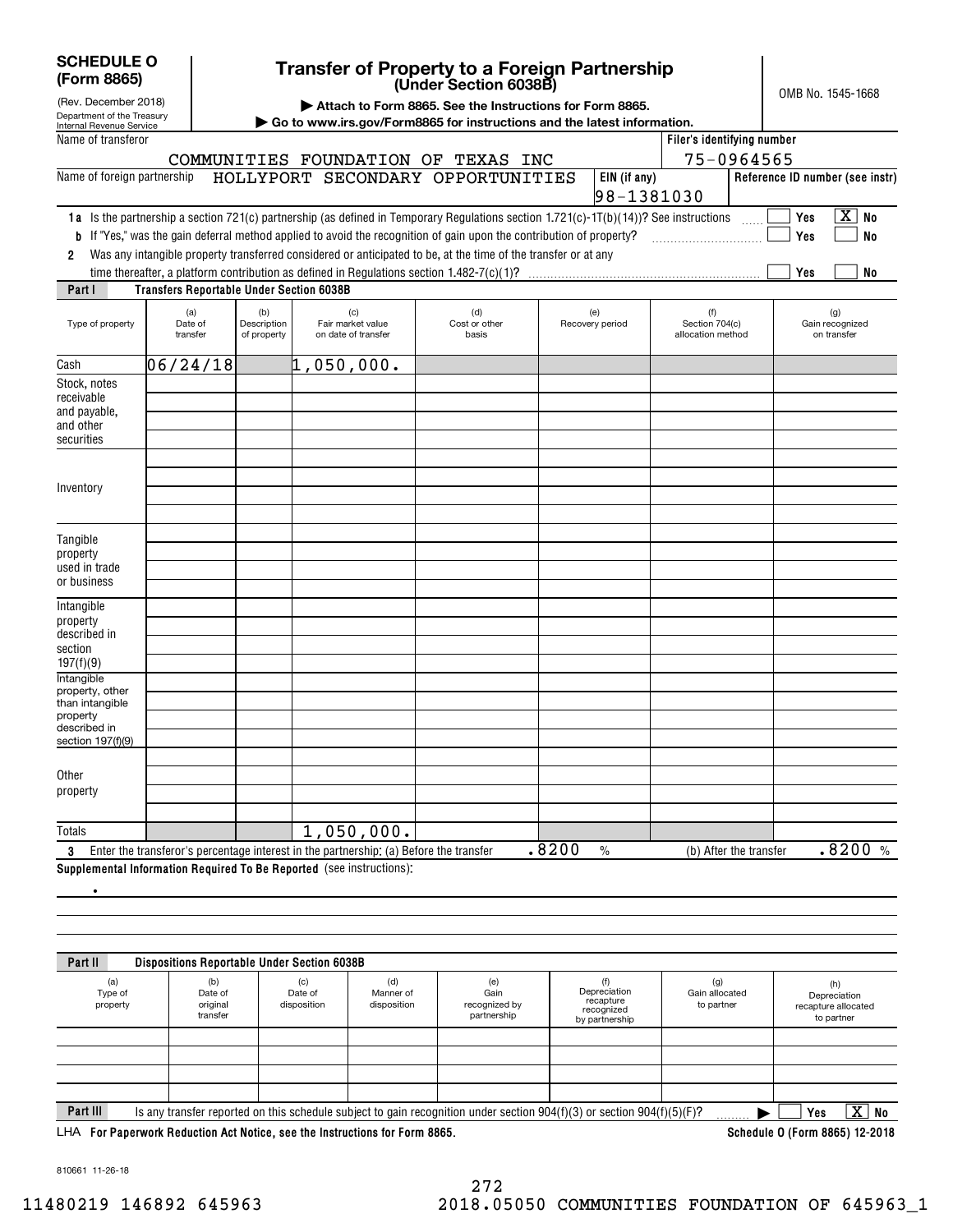**SCHEDULE O (Form 8865)**

(Rev. December 2018)
Department of the Treasury
Internal Revenue Service

# Transfer of Property to a Foreign Partnership (Under Section 6038B)

▶ Attach to Form 8865. See the Instructions for Form 8865.
▶ Go to www.irs.gov/Form8865 for instructions and the latest information.

OMB No. 1545-1668

| Name of transferor | Filer's identifying number |
|---|---|
| COMMUNITIES FOUNDATION OF TEXAS INC | 75-0964565 |

| Name of foreign partnership | EIN (if any) | Reference ID number (see instr) |
|---|---|---|
| HOLLYPORT SECONDARY OPPORTUNITIES | 98-1381030 | |

**1a** Is the partnership a section 721(c) partnership (as defined in Temporary Regulations section 1.721(c)-1T(b)(14))? See instructions ..... ☐ Yes ☒ No

**b** If "Yes," was the gain deferral method applied to avoid the recognition of gain upon the contribution of property? ..... ☐ Yes ☐ No

**2** Was any intangible property transferred considered or anticipated to be, at the time of the transfer or at any time thereafter, a platform contribution as defined in Regulations section 1.482-7(c)(1)? ..... ☐ Yes ☐ No

**Part I — Transfers Reportable Under Section 6038B**

| Type of property | (a) Date of transfer | (b) Description of property | (c) Fair market value on date of transfer | (d) Cost or other basis | (e) Recovery period | (f) Section 704(c) allocation method | (g) Gain recognized on transfer |
|---|---|---|---|---|---|---|---|
| Cash | 06/24/18 | | 1,050,000. | | | | |
| Stock, notes receivable and payable, and other securities | | | | | | | |
| Inventory | | | | | | | |
| Tangible property used in trade or business | | | | | | | |
| Intangible property described in section 197(f)(9) | | | | | | | |
| Intangible property, other than intangible property described in section 197(f)(9) | | | | | | | |
| Other property | | | | | | | |
| Totals | | | 1,050,000. | | | | |

**3** Enter the transferor's percentage interest in the partnership: (a) Before the transfer .8200 % (b) After the transfer .8200 %

**Supplemental Information Required To Be Reported** (see instructions):

•

**Part II — Dispositions Reportable Under Section 6038B**

| (a) Type of property | (b) Date of original transfer | (c) Date of disposition | (d) Manner of disposition | (e) Gain recognized by partnership | (f) Depreciation recapture recognized by partnership | (g) Gain allocated to partner | (h) Depreciation recapture allocated to partner |
|---|---|---|---|---|---|---|---|
| | | | | | | | |
| | | | | | | | |
| | | | | | | | |
| | | | | | | | |

**Part III** Is any transfer reported on this schedule subject to gain recognition under section 904(f)(3) or section 904(f)(5)(F)? ..... ▶ ☐ Yes ☒ No

LHA **For Paperwork Reduction Act Notice, see the Instructions for Form 8865.** **Schedule O (Form 8865) 12-2018**

810661 11-26-18

11480219 146892 645963 2018.05050 COMMUNITIES FOUNDATION OF 645963_1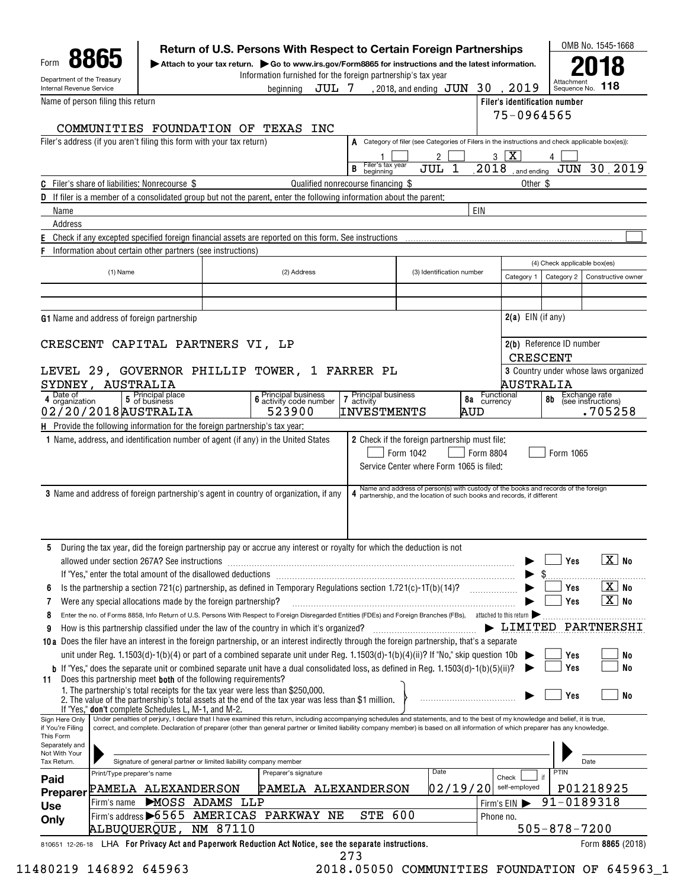Form **8865**

Department of the Treasury
Internal Revenue Service

# Return of U.S. Persons With Respect to Certain Foreign Partnerships

▶ Attach to your tax return. ▶ Go to www.irs.gov/Form8865 for instructions and the latest information.

Information furnished for the foreign partnership's tax year beginning JUL 7, 2018, and ending JUN 30, 2019

OMB No. 1545-1668

**2018**

Attachment Sequence No. **118**

Name of person filing this return: COMMUNITIES FOUNDATION OF TEXAS INC

Filer's identification number: 75-0964565

Filer's address (if you aren't filing this form with your tax return)

**A** Category of filer (see Categories of Filers in the instructions and check applicable box(es)): 1 ☐ 2 ☐ 3 ☒ 4 ☐

**B** Filer's tax year beginning JUL 1, 2018, and ending JUN 30, 2019

**C** Filer's share of liabilities: Nonrecourse $ Qualified nonrecourse financing $ Other $

**D** If filer is a member of a consolidated group but not the parent, enter the following information about the parent:

Name EIN

Address

**E** Check if any excepted specified foreign financial assets are reported on this form. See instructions ☐

**F** Information about certain other partners (see instructions)

| (1) Name | (2) Address | (3) Identification number | (4) Check applicable box(es) Category 1 | Category 2 | Constructive owner |
|---|---|---|---|---|---|
| | | | | | |
| | | | | | |

**G1** Name and address of foreign partnership

CRESCENT CAPITAL PARTNERS VI, LP

LEVEL 29, GOVERNOR PHILLIP TOWER, 1 FARRER PL
SYDNEY, AUSTRALIA

**2(a)** EIN (if any)

**2(b)** Reference ID number: CRESCENT

**3** Country under whose laws organized: AUSTRALIA

| 4 Date of organization | 5 Principal place of business | 6 Principal business activity code number | 7 Principal business activity | 8a Functional currency | 8b Exchange rate (see instructions) |
|---|---|---|---|---|---|
| 02/20/2018 | AUSTRALIA | 523900 | INVESTMENTS | AUD | .705258 |

**H** Provide the following information for the foreign partnership's tax year:

**1** Name, address, and identification number of agent (if any) in the United States

**2** Check if the foreign partnership must file: ☐ Form 1042 ☐ Form 8804 ☐ Form 1065

Service Center where Form 1065 is filed:

**3** Name and address of foreign partnership's agent in country of organization, if any

**4** Name and address of person(s) with custody of the books and records of the foreign partnership, and the location of such books and records, if different

**5** During the tax year, did the foreign partnership pay or accrue any interest or royalty for which the deduction is not allowed under section 267A? See instructions ☐ Yes ☒ No

If "Yes," enter the total amount of the disallowed deductions $

**6** Is the partnership a section 721(c) partnership, as defined in Temporary Regulations section 1.721(c)-1T(b)(14)? ☐ Yes ☒ No

**7** Were any special allocations made by the foreign partnership? ☐ Yes ☒ No

**8** Enter the no. of Forms 8858, Info Return of U.S. Persons With Respect to Foreign Disregarded Entities (FDEs) and Foreign Branches (FBs), attached to this return ▶

**9** How is this partnership classified under the law of the country in which it's organized? ▶ LIMITED PARTNERSHI

**10a** Does the filer have an interest in the foreign partnership, or an interest indirectly through the foreign partnership, that's a separate unit under Reg. 1.1503(d)-1(b)(4) or part of a combined separate unit under Reg. 1.1503(d)-1(b)(4)(ii)? If "No," skip question 10b ☐ Yes ☐ No

**b** If "Yes," does the separate unit or combined separate unit have a dual consolidated loss, as defined in Reg. 1.1503(d)-1(b)(5)(ii)? ☐ Yes ☐ No

**11** Does this partnership meet **both** of the following requirements?
1. The partnership's total receipts for the tax year were less than $250,000.
2. The value of the partnership's total assets at the end of the tax year was less than $1 million.
If "Yes," **don't** complete Schedules L, M-1, and M-2. ☐ Yes ☐ No

Sign Here Only if You're Filing This Form Separately and Not With Your Tax Return.

Under penalties of perjury, I declare that I have examined this return, including accompanying schedules and statements, and to the best of my knowledge and belief, it is true, correct, and complete. Declaration of preparer (other than general partner or limited liability company member) is based on all information of which preparer has any knowledge.

Signature of general partner or limited liability company member — Date

**Paid Preparer Use Only**

| Print/Type preparer's name | Preparer's signature | Date | Check ☐ if self-employed | PTIN |
|---|---|---|---|---|
| PAMELA ALEXANDERSON | PAMELA ALEXANDERSON | 02/19/20 | | P01218925 |

Firm's name ▶ MOSS ADAMS LLP — Firm's EIN ▶ 91-0189318

Firm's address ▶ 6565 AMERICAS PARKWAY NE STE 600, ALBUQUERQUE, NM 87110 — Phone no. 505-878-7200

810651 12-26-18 LHA **For Privacy Act and Paperwork Reduction Act Notice, see the separate instructions.** Form **8865** (2018)

11480219 146892 645963 2018.05050 COMMUNITIES FOUNDATION OF 645963_1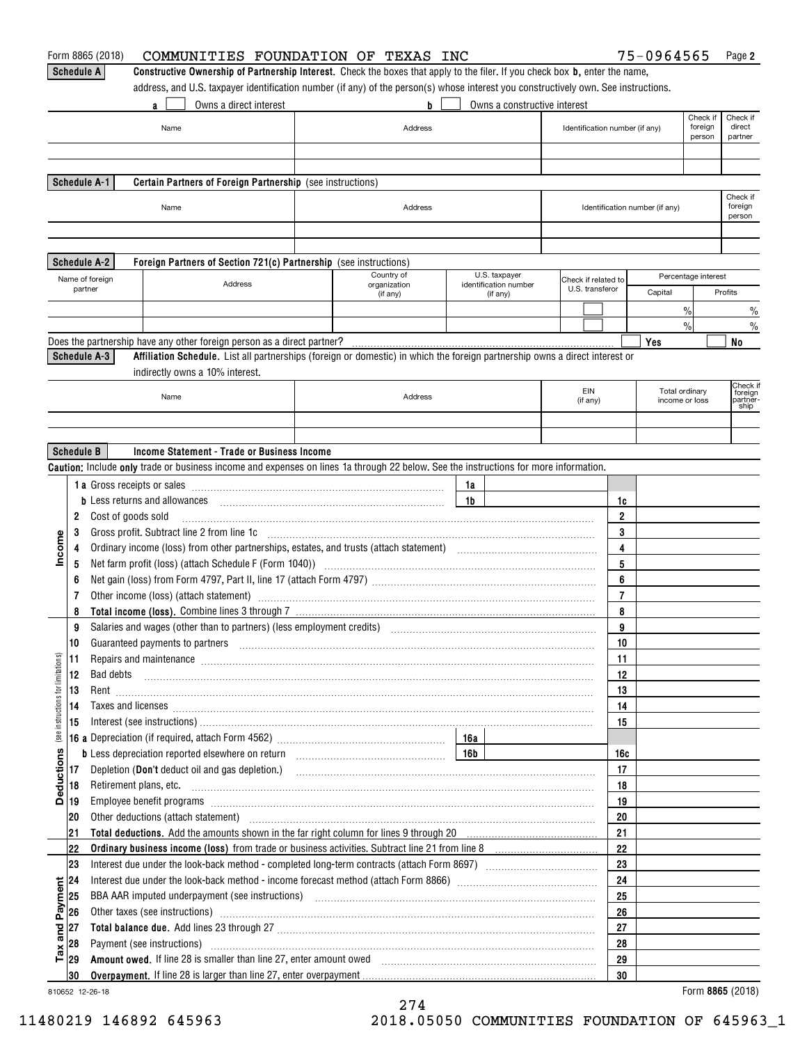Form 8865 (2018) COMMUNITIES FOUNDATION OF TEXAS INC 75-0964565 Page 2

**Schedule A** **Constructive Ownership of Partnership Interest.** Check the boxes that apply to the filer. If you check box **b**, enter the name, address, and U.S. taxpayer identification number (if any) of the person(s) whose interest you constructively own. See instructions.

**a** ☐ Owns a direct interest **b** ☐ Owns a constructive interest

| Name | Address | Identification number (if any) | Check if foreign person | Check if direct partner |
|---|---|---|---|---|
| | | | | |
| | | | | |

**Schedule A-1** **Certain Partners of Foreign Partnership** (see instructions)

| Name | Address | Identification number (if any) | Check if foreign person |
|---|---|---|---|
| | | | |
| | | | |

**Schedule A-2** **Foreign Partners of Section 721(c) Partnership** (see instructions)

| Name of foreign partner | Address | Country of organization (if any) | U.S. taxpayer identification number (if any) | Check if related to U.S. transferor | Percentage interest | |
|---|---|---|---|---|---|---|
| | | | | | Capital | Profits |
| | | | | ☐ | % | % |
| | | | | ☐ | % | % |

Does the partnership have any other foreign person as a direct partner? ☐ **Yes** ☐ **No**

**Schedule A-3** **Affiliation Schedule.** List all partnerships (foreign or domestic) in which the foreign partnership owns a direct interest or indirectly owns a 10% interest.

| Name | Address | EIN (if any) | Total ordinary income or loss | Check if foreign partnership |
|---|---|---|---|---|
| | | | | |
| | | | | |

**Schedule B** **Income Statement - Trade or Business Income**

**Caution:** Include **only** trade or business income and expenses on lines 1a through 22 below. See the instructions for more information.

| | Line | Description | | |
|---|---|---|---|---|
| Income | 1a | Gross receipts or sales | 1a | |
| | b | Less returns and allowances | 1b | 1c |
| | 2 | Cost of goods sold | | 2 |
| | 3 | Gross profit. Subtract line 2 from line 1c | | 3 |
| | 4 | Ordinary income (loss) from other partnerships, estates, and trusts (attach statement) | | 4 |
| | 5 | Net farm profit (loss) (attach Schedule F (Form 1040)) | | 5 |
| | 6 | Net gain (loss) from Form 4797, Part II, line 17 (attach Form 4797) | | 6 |
| | 7 | Other income (loss) (attach statement) | | 7 |
| | 8 | **Total income (loss).** Combine lines 3 through 7 | | 8 |
| Deductions (see instructions for limitations) | 9 | Salaries and wages (other than to partners) (less employment credits) | | 9 |
| | 10 | Guaranteed payments to partners | | 10 |
| | 11 | Repairs and maintenance | | 11 |
| | 12 | Bad debts | | 12 |
| | 13 | Rent | | 13 |
| | 14 | Taxes and licenses | | 14 |
| | 15 | Interest (see instructions) | | 15 |
| | 16a | Depreciation (if required, attach Form 4562) | 16a | |
| | b | Less depreciation reported elsewhere on return | 16b | 16c |
| | 17 | Depletion (**Don't** deduct oil and gas depletion.) | | 17 |
| | 18 | Retirement plans, etc. | | 18 |
| | 19 | Employee benefit programs | | 19 |
| | 20 | Other deductions (attach statement) | | 20 |
| | 21 | **Total deductions.** Add the amounts shown in the far right column for lines 9 through 20 | | 21 |
| | 22 | **Ordinary business income (loss)** from trade or business activities. Subtract line 21 from line 8 | | 22 |
| Tax and Payment | 23 | Interest due under the look-back method - completed long-term contracts (attach Form 8697) | | 23 |
| | 24 | Interest due under the look-back method - income forecast method (attach Form 8866) | | 24 |
| | 25 | BBA AAR imputed underpayment (see instructions) | | 25 |
| | 26 | Other taxes (see instructions) | | 26 |
| | 27 | **Total balance due.** Add lines 23 through 27 | | 27 |
| | 28 | Payment (see instructions) | | 28 |
| | 29 | **Amount owed.** If line 28 is smaller than line 27, enter amount owed | | 29 |
| | 30 | **Overpayment.** If line 28 is larger than line 27, enter overpayment | | 30 |

810652 12-26-18 Form **8865** (2018)

11480219 146892 645963 2018.05050 COMMUNITIES FOUNDATION OF 645963_1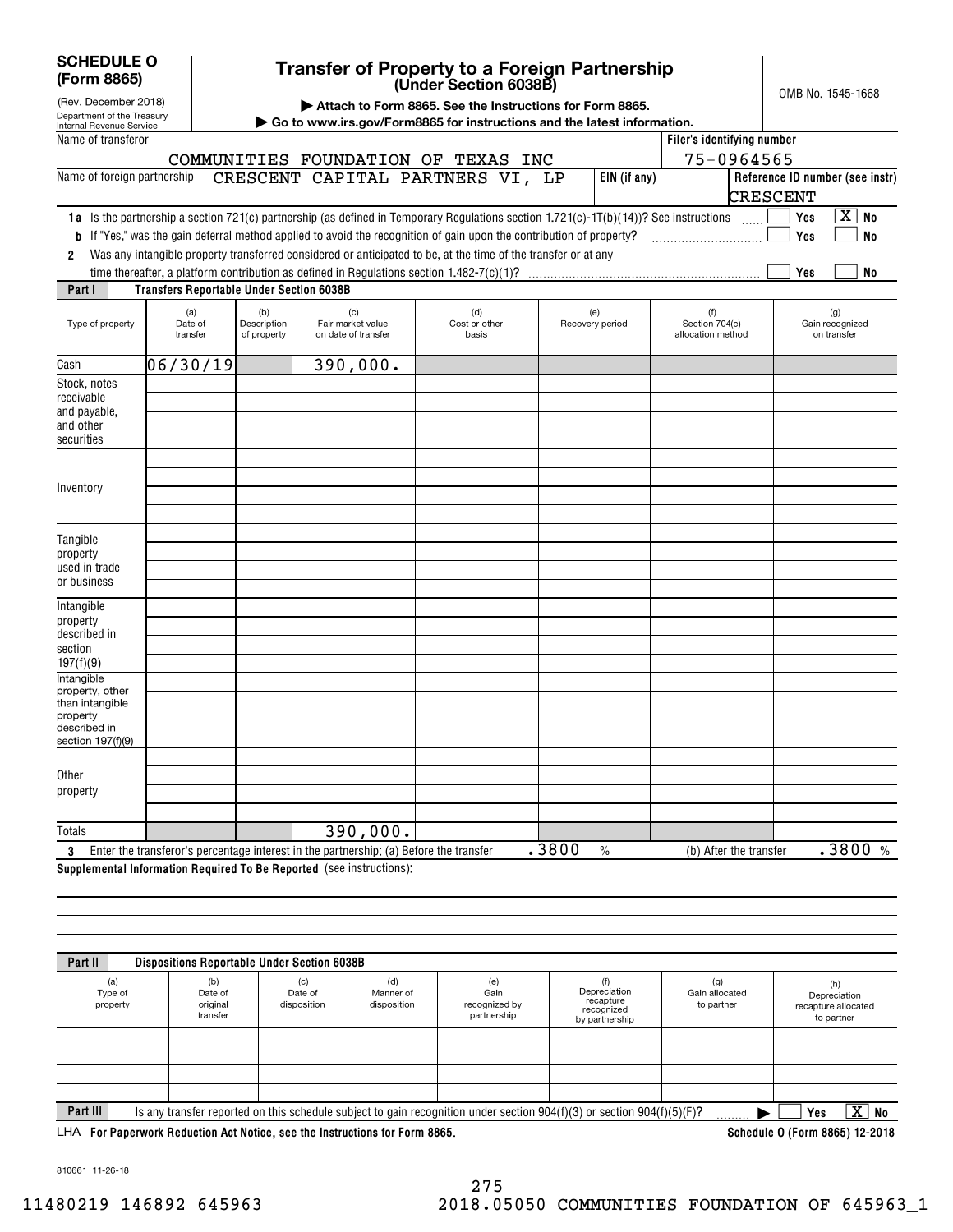**SCHEDULE O (Form 8865)**
(Rev. December 2018)
Department of the Treasury
Internal Revenue Service

# Transfer of Property to a Foreign Partnership (Under Section 6038B)

▶ Attach to Form 8865. See the Instructions for Form 8865.
▶ Go to www.irs.gov/Form8865 for instructions and the latest information.

OMB No. 1545-1668

Name of transferor: COMMUNITIES FOUNDATION OF TEXAS INC
Filer's identifying number: 75-0964565

Name of foreign partnership: CRESCENT CAPITAL PARTNERS VI, LP
EIN (if any):
Reference ID number (see instr): CRESCENT

**1a** Is the partnership a section 721(c) partnership (as defined in Temporary Regulations section 1.721(c)-1T(b)(14))? See instructions ☐ Yes ☒ No

**b** If "Yes," was the gain deferral method applied to avoid the recognition of gain upon the contribution of property? ☐ Yes ☐ No

**2** Was any intangible property transferred considered or anticipated to be, at the time of the transfer or at any time thereafter, a platform contribution as defined in Regulations section 1.482-7(c)(1)? ☐ Yes ☐ No

## Part I Transfers Reportable Under Section 6038B

| Type of property | (a) Date of transfer | (b) Description of property | (c) Fair market value on date of transfer | (d) Cost or other basis | (e) Recovery period | (f) Section 704(c) allocation method | (g) Gain recognized on transfer |
|---|---|---|---|---|---|---|---|
| Cash | 06/30/19 | | 390,000. | | | | |
| Stock, notes receivable and payable, and other securities | | | | | | | |
| Inventory | | | | | | | |
| Tangible property used in trade or business | | | | | | | |
| Intangible property described in section 197(f)(9) | | | | | | | |
| Intangible property, other than intangible property described in section 197(f)(9) | | | | | | | |
| Other property | | | | | | | |
| Totals | | | 390,000. | | | | |

**3** Enter the transferor's percentage interest in the partnership: (a) Before the transfer .3800 % (b) After the transfer .3800 %

**Supplemental Information Required To Be Reported** (see instructions):

## Part II Dispositions Reportable Under Section 6038B

| (a) Type of property | (b) Date of original transfer | (c) Date of disposition | (d) Manner of disposition | (e) Gain recognized by partnership | (f) Depreciation recapture recognized by partnership | (g) Gain allocated to partner | (h) Depreciation recapture allocated to partner |
|---|---|---|---|---|---|---|---|
| | | | | | | | |
| | | | | | | | |
| | | | | | | | |
| | | | | | | | |

## Part III

Is any transfer reported on this schedule subject to gain recognition under section 904(f)(3) or section 904(f)(5)(F)? ▶ ☐ Yes ☒ No

LHA **For Paperwork Reduction Act Notice, see the Instructions for Form 8865.** **Schedule O (Form 8865) 12-2018**

810661 11-26-18

11480219 146892 645963 2018.05050 COMMUNITIES FOUNDATION OF 645963_1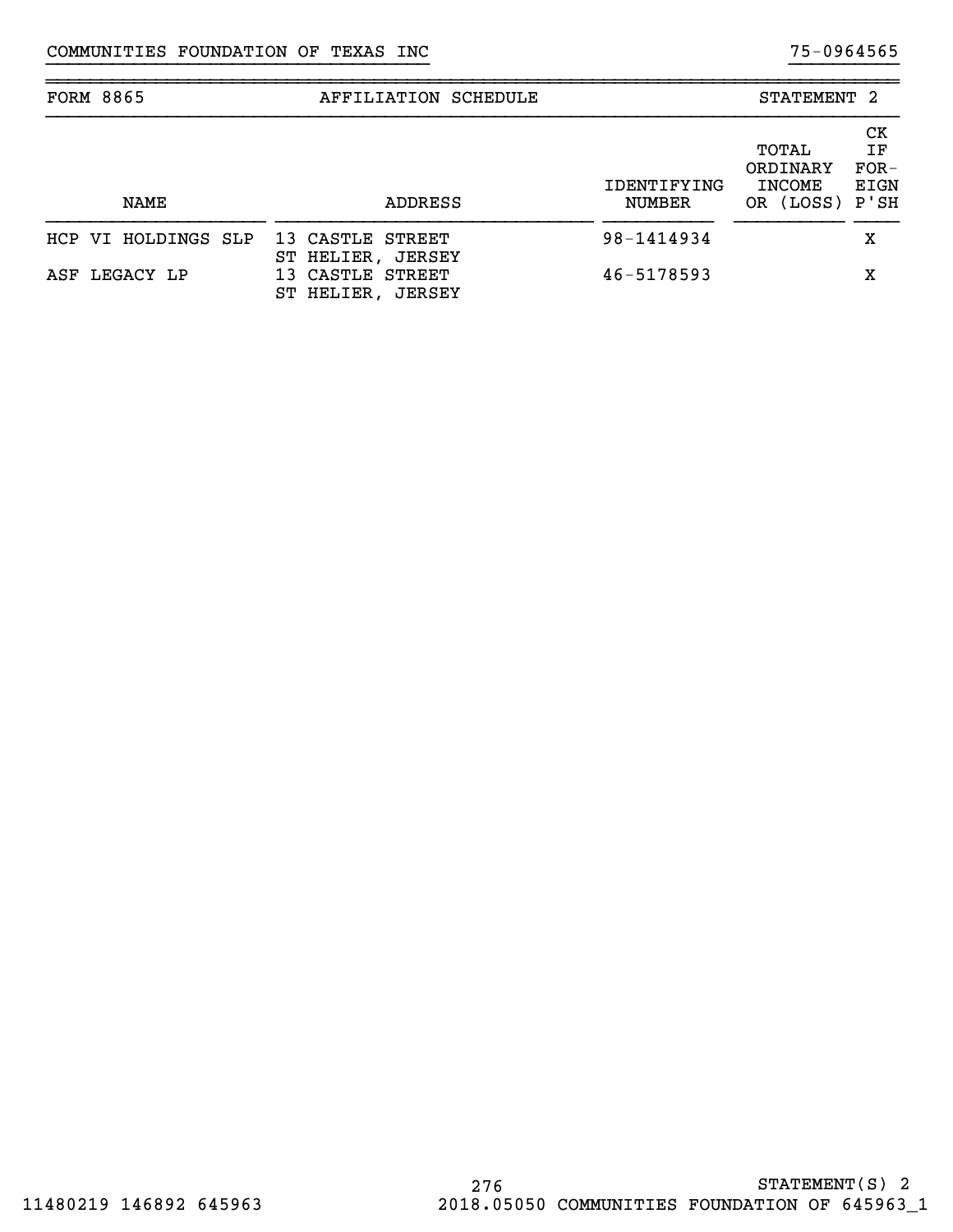COMMUNITIES FOUNDATION OF TEXAS INC 75-0964565

| FORM 8865 | AFFILIATION SCHEDULE | | | STATEMENT 2 |
|---|---|---|---|---|
| NAME | ADDRESS | IDENTIFYING NUMBER | TOTAL ORDINARY INCOME OR (LOSS) | CK IF FOR- EIGN P'SH |
| HCP VI HOLDINGS SLP | 13 CASTLE STREET ST HELIER, JERSEY | 98-1414934 | | X |
| ASF LEGACY LP | 13 CASTLE STREET ST HELIER, JERSEY | 46-5178593 | | X |

STATEMENT(S) 2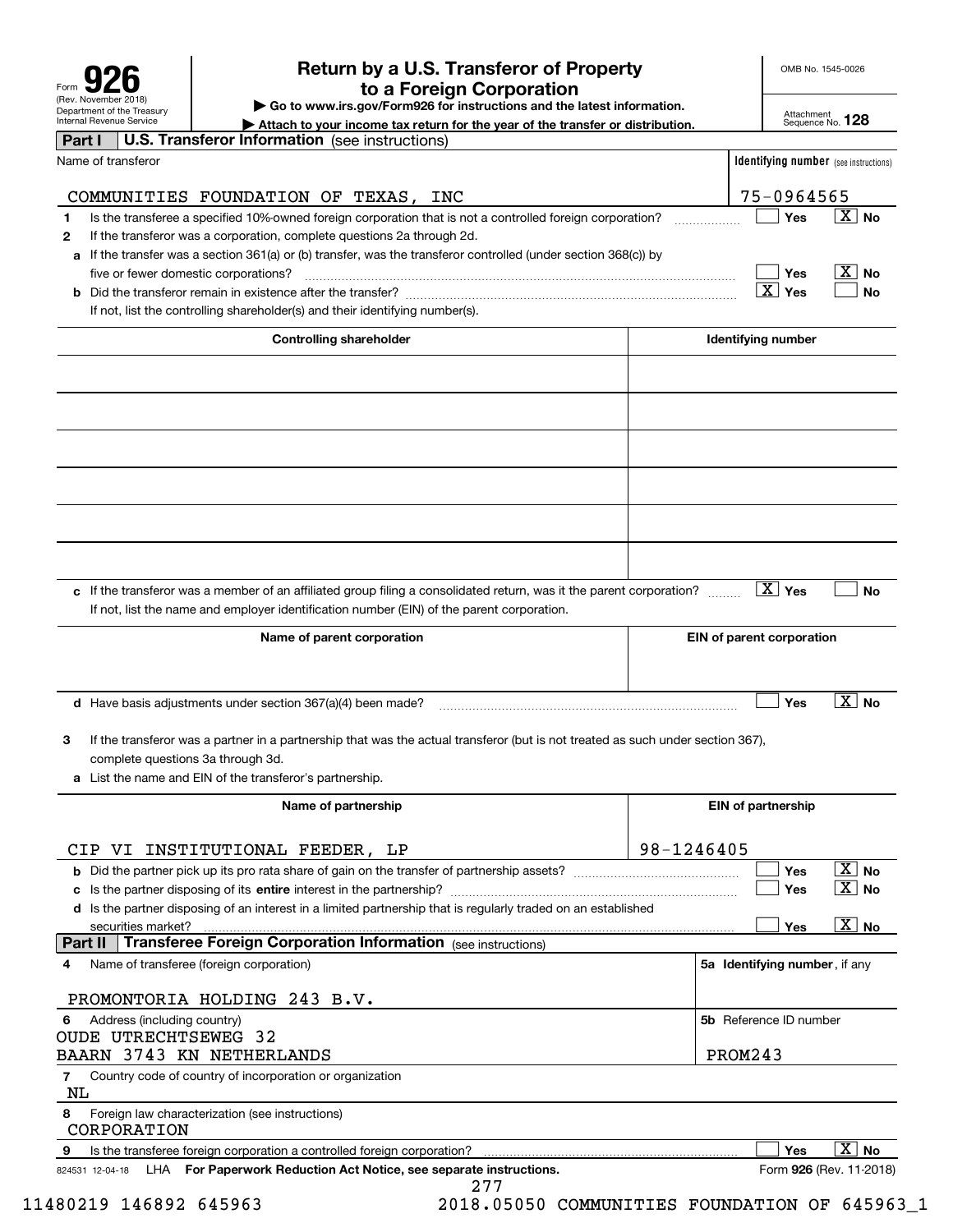Form **926** (Rev. November 2018) Department of the Treasury Internal Revenue Service

# Return by a U.S. Transferor of Property to a Foreign Corporation

▶ Go to www.irs.gov/Form926 for instructions and the latest information.

▶ Attach to your income tax return for the year of the transfer or distribution.

OMB No. 1545-0026

Attachment Sequence No. **128**

## Part I U.S. Transferor Information (see instructions)

| Name of transferor | Identifying number (see instructions) |
|---|---|
| COMMUNITIES FOUNDATION OF TEXAS, INC | 75-0964565 |

**1** Is the transferee a specified 10%-owned foreign corporation that is not a controlled foreign corporation? ☐ Yes ☒ No

**2** If the transferor was a corporation, complete questions 2a through 2d.

**a** If the transfer was a section 361(a) or (b) transfer, was the transferor controlled (under section 368(c)) by five or fewer domestic corporations? ☐ Yes ☒ No

**b** Did the transferor remain in existence after the transfer? ☒ Yes ☐ No

If not, list the controlling shareholder(s) and their identifying number(s).

| Controlling shareholder | Identifying number |
|---|---|
| | |
| | |
| | |
| | |
| | |
| | |

**c** If the transferor was a member of an affiliated group filing a consolidated return, was it the parent corporation? ☒ Yes ☐ No

If not, list the name and employer identification number (EIN) of the parent corporation.

| Name of parent corporation | EIN of parent corporation |
|---|---|
| | |

**d** Have basis adjustments under section 367(a)(4) been made? ☐ Yes ☒ No

**3** If the transferor was a partner in a partnership that was the actual transferor (but is not treated as such under section 367), complete questions 3a through 3d.

**a** List the name and EIN of the transferor's partnership.

| Name of partnership | EIN of partnership |
|---|---|
| CIP VI INSTITUTIONAL FEEDER, LP | 98-1246405 |

**b** Did the partner pick up its pro rata share of gain on the transfer of partnership assets? ☐ Yes ☒ No

**c** Is the partner disposing of its **entire** interest in the partnership? ☐ Yes ☒ No

**d** Is the partner disposing of an interest in a limited partnership that is regularly traded on an established securities market? ☐ Yes ☒ No

## Part II Transferee Foreign Corporation Information (see instructions)

| 4 Name of transferee (foreign corporation) | 5a Identifying number, if any |
|---|---|
| PROMONTORIA HOLDING 243 B.V. | |
| **6** Address (including country) | **5b** Reference ID number |
| OUDE UTRECHTSEWEG 32<br>BAARN 3743 KN NETHERLANDS | PROM243 |

**7** Country code of country of incorporation or organization

NL

**8** Foreign law characterization (see instructions)

CORPORATION

**9** Is the transferee foreign corporation a controlled foreign corporation? ☐ Yes ☒ No

824531 12-04-18 LHA **For Paperwork Reduction Act Notice, see separate instructions.** Form **926** (Rev. 11-2018)

11480219 146892 645963 2018.05050 COMMUNITIES FOUNDATION OF 645963_1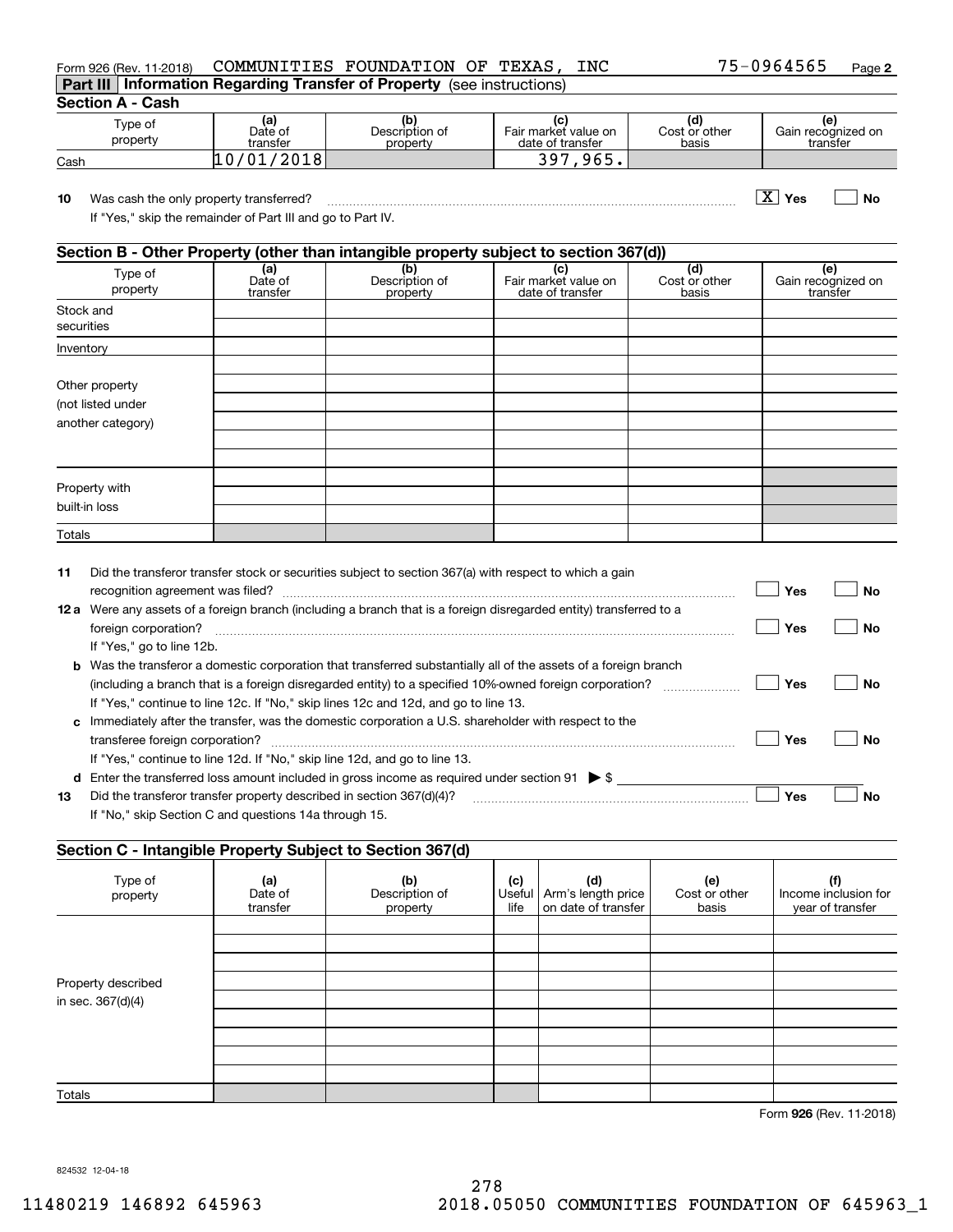Form 926 (Rev. 11-2018) COMMUNITIES FOUNDATION OF TEXAS, INC 75-0964565 Page 2

## Part III Information Regarding Transfer of Property (see instructions)

### Section A - Cash

| Type of property | (a) Date of transfer | (b) Description of property | (c) Fair market value on date of transfer | (d) Cost or other basis | (e) Gain recognized on transfer |
|---|---|---|---|---|---|
| Cash | 10/01/2018 | | 397,965. | | |

**10** Was cash the only property transferred? ☒ Yes ☐ No

If "Yes," skip the remainder of Part III and go to Part IV.

### Section B - Other Property (other than intangible property subject to section 367(d))

| Type of property | (a) Date of transfer | (b) Description of property | (c) Fair market value on date of transfer | (d) Cost or other basis | (e) Gain recognized on transfer |
|---|---|---|---|---|---|
| Stock and securities | | | | | |
| Inventory | | | | | |
| Other property (not listed under another category) | | | | | |
| | | | | | |
| | | | | | |
| | | | | | |
| | | | | | |
| Property with built-in loss | | | | | |
| | | | | | |
| | | | | | |
| Totals | | | | | |

**11** Did the transferor transfer stock or securities subject to section 367(a) with respect to which a gain recognition agreement was filed? ☐ Yes ☐ No

**12a** Were any assets of a foreign branch (including a branch that is a foreign disregarded entity) transferred to a foreign corporation? ☐ Yes ☐ No

If "Yes," go to line 12b.

**b** Was the transferor a domestic corporation that transferred substantially all of the assets of a foreign branch (including a branch that is a foreign disregarded entity) to a specified 10%-owned foreign corporation? ☐ Yes ☐ No

If "Yes," continue to line 12c. If "No," skip lines 12c and 12d, and go to line 13.

**c** Immediately after the transfer, was the domestic corporation a U.S. shareholder with respect to the transferee foreign corporation? ☐ Yes ☐ No

If "Yes," continue to line 12d. If "No," skip line 12d, and go to line 13.

**d** Enter the transferred loss amount included in gross income as required under section 91 ▶ $

**13** Did the transferor transfer property described in section 367(d)(4)? ☐ Yes ☐ No

If "No," skip Section C and questions 14a through 15.

### Section C - Intangible Property Subject to Section 367(d)

| Type of property | (a) Date of transfer | (b) Description of property | (c) Useful life | (d) Arm's length price on date of transfer | (e) Cost or other basis | (f) Income inclusion for year of transfer |
|---|---|---|---|---|---|---|
| Property described in sec. 367(d)(4) | | | | | | |
| | | | | | | |
| | | | | | | |
| | | | | | | |
| | | | | | | |
| | | | | | | |
| | | | | | | |
| | | | | | | |
| | | | | | | |
| Totals | | | | | | |

Form **926** (Rev. 11-2018)

824532 12-04-18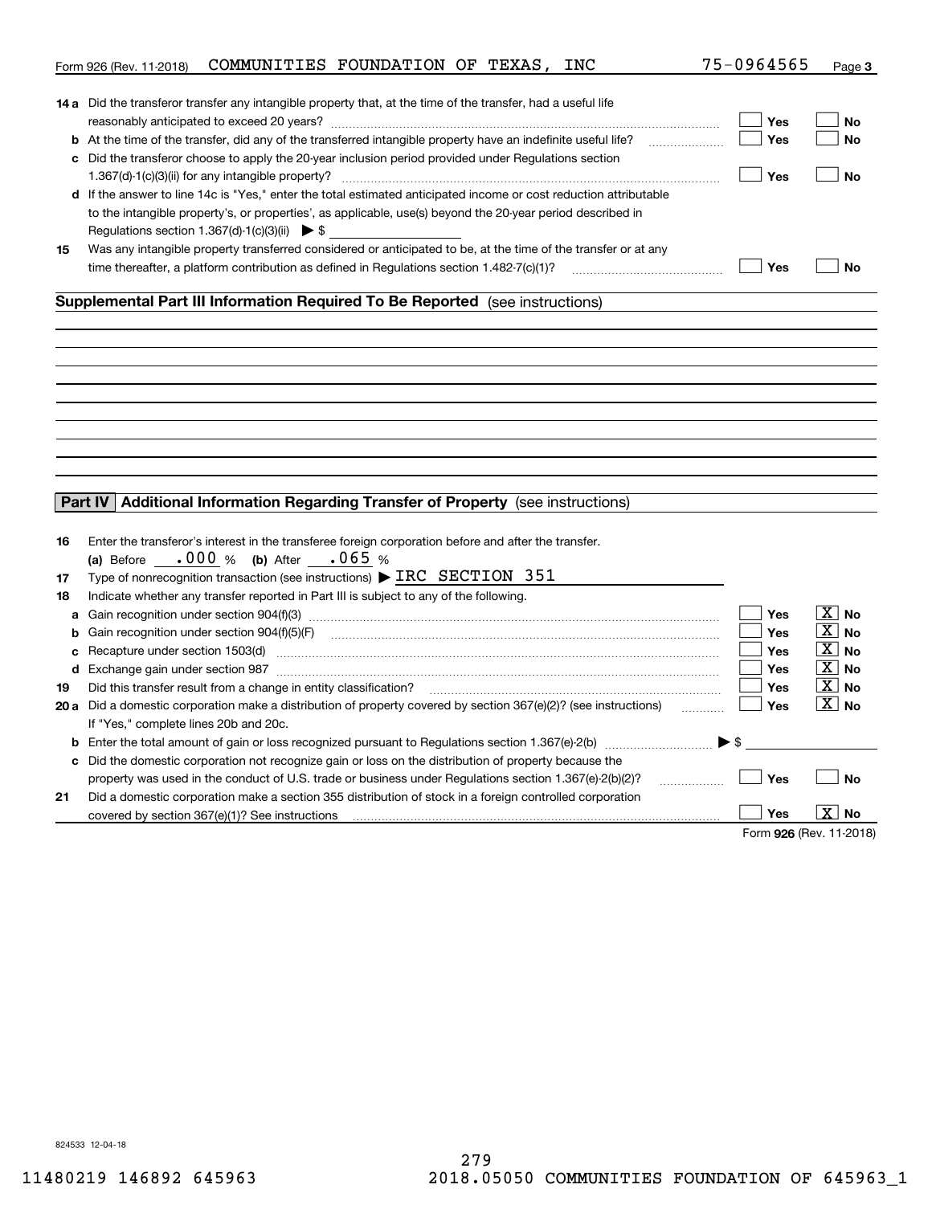Form 926 (Rev. 11-2018) COMMUNITIES FOUNDATION OF TEXAS, INC 75-0964565 Page **3**

**14 a** Did the transferor transfer any intangible property that, at the time of the transfer, had a useful life reasonably anticipated to exceed 20 years? ☐ Yes ☐ No

**b** At the time of the transfer, did any of the transferred intangible property have an indefinite useful life? ☐ Yes ☐ No

**c** Did the transferor choose to apply the 20-year inclusion period provided under Regulations section 1.367(d)-1(c)(3)(ii) for any intangible property? ☐ Yes ☐ No

**d** If the answer to line 14c is "Yes," enter the total estimated anticipated income or cost reduction attributable to the intangible property's, or properties', as applicable, use(s) beyond the 20-year period described in Regulations section 1.367(d)-1(c)(3)(ii) ▶ $

**15** Was any intangible property transferred considered or anticipated to be, at the time of the transfer or at any time thereafter, a platform contribution as defined in Regulations section 1.482-7(c)(1)? ☐ Yes ☐ No

## Supplemental Part III Information Required To Be Reported (see instructions)

## Part IV Additional Information Regarding Transfer of Property (see instructions)

**16** Enter the transferor's interest in the transferee foreign corporation before and after the transfer.
(a) Before .000 % (b) After .065 %

**17** Type of nonrecognition transaction (see instructions) ▶ IRC SECTION 351

**18** Indicate whether any transfer reported in Part III is subject to any of the following.

**a** Gain recognition under section 904(f)(3) ☐ Yes ☒ No

**b** Gain recognition under section 904(f)(5)(F) ☐ Yes ☒ No

**c** Recapture under section 1503(d) ☐ Yes ☒ No

**d** Exchange gain under section 987 ☐ Yes ☒ No

**19** Did this transfer result from a change in entity classification? ☐ Yes ☒ No

**20 a** Did a domestic corporation make a distribution of property covered by section 367(e)(2)? (see instructions) ☐ Yes ☒ No
If "Yes," complete lines 20b and 20c.

**b** Enter the total amount of gain or loss recognized pursuant to Regulations section 1.367(e)-2(b) ▶ $

**c** Did the domestic corporation not recognize gain or loss on the distribution of property because the property was used in the conduct of U.S. trade or business under Regulations section 1.367(e)-2(b)(2)? ☐ Yes ☐ No

**21** Did a domestic corporation make a section 355 distribution of stock in a foreign controlled corporation covered by section 367(e)(1)? See instructions ☐ Yes ☒ No

Form **926** (Rev. 11-2018)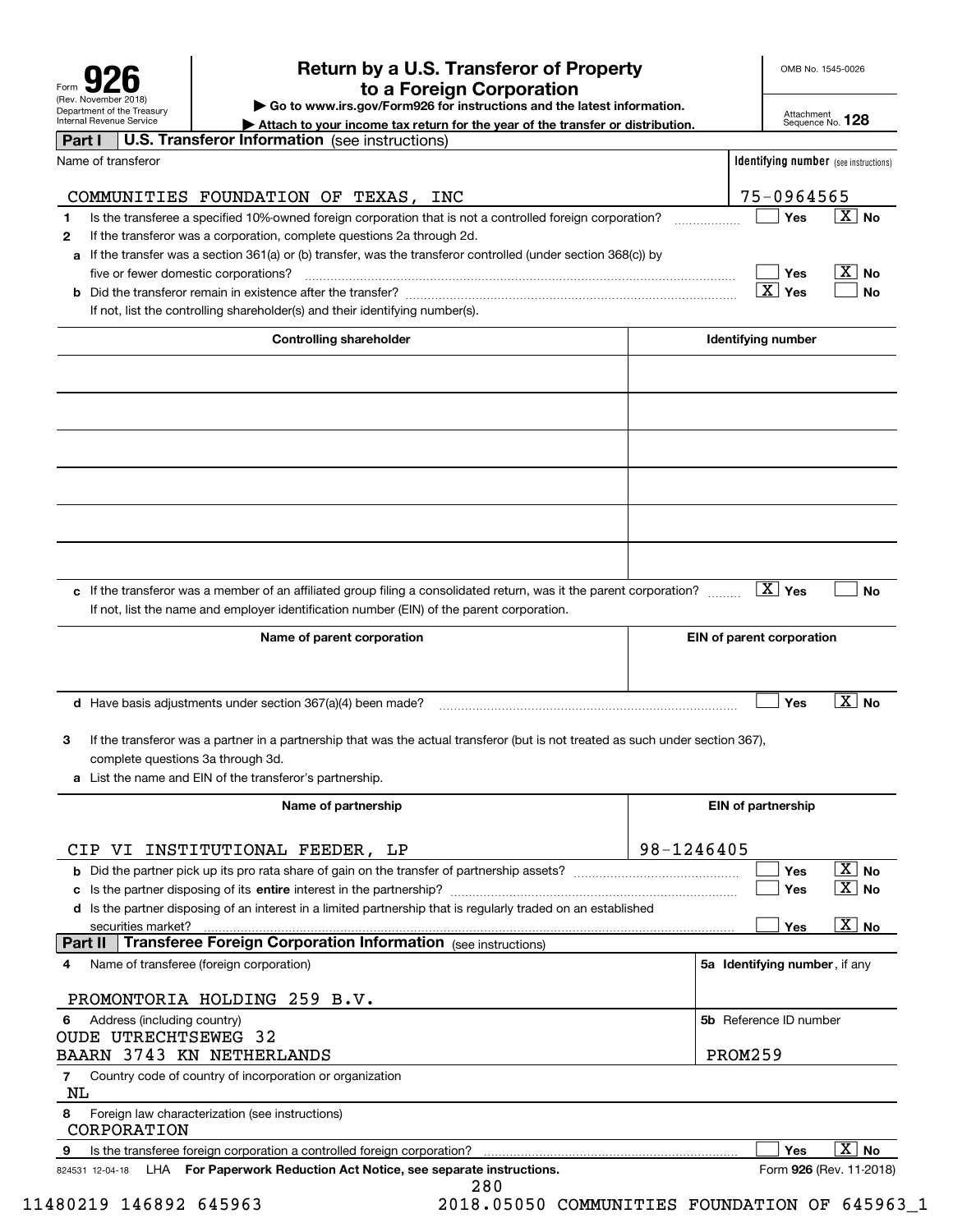Form **926** (Rev. November 2018) Department of the Treasury Internal Revenue Service

# Return by a U.S. Transferor of Property to a Foreign Corporation

▶ Go to www.irs.gov/Form926 for instructions and the latest information.

▶ Attach to your income tax return for the year of the transfer or distribution.

OMB No. 1545-0026

Attachment Sequence No. **128**

## Part I U.S. Transferor Information (see instructions)

| Name of transferor | Identifying number (see instructions) |
|---|---|
| COMMUNITIES FOUNDATION OF TEXAS, INC | 75-0964565 |

**1** Is the transferee a specified 10%-owned foreign corporation that is not a controlled foreign corporation? ☐ Yes ☒ No

**2** If the transferor was a corporation, complete questions 2a through 2d.

**a** If the transfer was a section 361(a) or (b) transfer, was the transferor controlled (under section 368(c)) by five or fewer domestic corporations? ☐ Yes ☒ No

**b** Did the transferor remain in existence after the transfer? ☒ Yes ☐ No

If not, list the controlling shareholder(s) and their identifying number(s).

| Controlling shareholder | Identifying number |
|---|---|
| | |
| | |
| | |
| | |
| | |
| | |

**c** If the transferor was a member of an affiliated group filing a consolidated return, was it the parent corporation? ☒ Yes ☐ No

If not, list the name and employer identification number (EIN) of the parent corporation.

| Name of parent corporation | EIN of parent corporation |
|---|---|
| | |

**d** Have basis adjustments under section 367(a)(4) been made? ☐ Yes ☒ No

**3** If the transferor was a partner in a partnership that was the actual transferor (but is not treated as such under section 367), complete questions 3a through 3d.

**a** List the name and EIN of the transferor's partnership.

| Name of partnership | EIN of partnership |
|---|---|
| CIP VI INSTITUTIONAL FEEDER, LP | 98-1246405 |

**b** Did the partner pick up its pro rata share of gain on the transfer of partnership assets? ☐ Yes ☒ No

**c** Is the partner disposing of its **entire** interest in the partnership? ☐ Yes ☒ No

**d** Is the partner disposing of an interest in a limited partnership that is regularly traded on an established securities market? ☐ Yes ☒ No

## Part II Transferee Foreign Corporation Information (see instructions)

| 4 Name of transferee (foreign corporation) | 5a Identifying number, if any |
|---|---|
| PROMONTORIA HOLDING 259 B.V. | |
| **6** Address (including country) | **5b** Reference ID number |
| OUDE UTRECHTSEWEG 32<br>BAARN 3743 KN NETHERLANDS | PROM259 |

**7** Country code of country of incorporation or organization

NL

**8** Foreign law characterization (see instructions)

CORPORATION

**9** Is the transferee foreign corporation a controlled foreign corporation? ☐ Yes ☒ No

824531 12-04-18 LHA **For Paperwork Reduction Act Notice, see separate instructions.** Form **926** (Rev. 11-2018)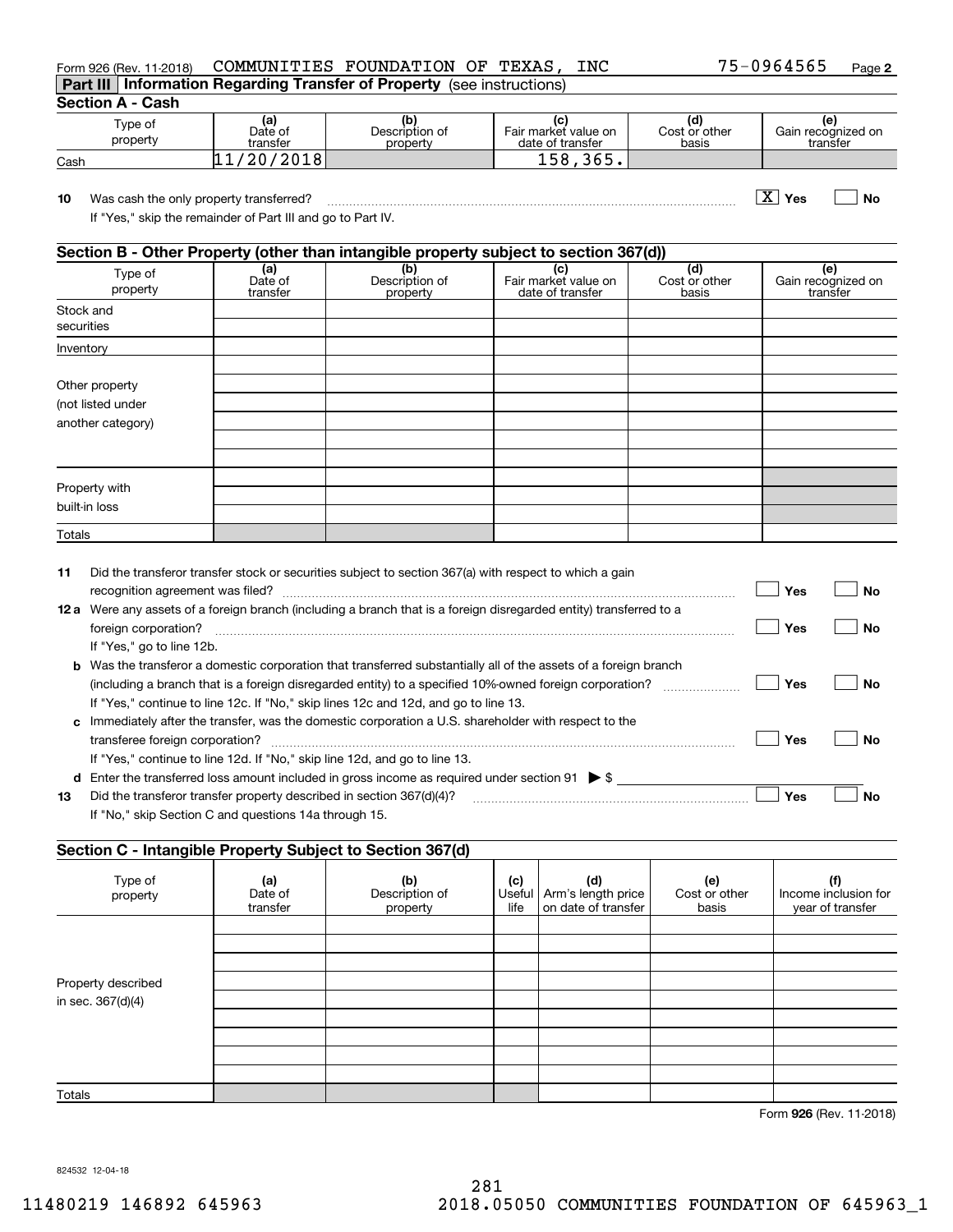Form 926 (Rev. 11-2018) COMMUNITIES FOUNDATION OF TEXAS, INC 75-0964565 Page 2

## Part III Information Regarding Transfer of Property (see instructions)

### Section A - Cash

| Type of property | (a) Date of transfer | (b) Description of property | (c) Fair market value on date of transfer | (d) Cost or other basis | (e) Gain recognized on transfer |
|---|---|---|---|---|---|
| Cash | 11/20/2018 | | 158,365. | | |

**10** Was cash the only property transferred? [X] Yes [ ] No

If "Yes," skip the remainder of Part III and go to Part IV.

### Section B - Other Property (other than intangible property subject to section 367(d))

| Type of property | (a) Date of transfer | (b) Description of property | (c) Fair market value on date of transfer | (d) Cost or other basis | (e) Gain recognized on transfer |
|---|---|---|---|---|---|
| Stock and securities | | | | | |
| Inventory | | | | | |
| Other property (not listed under another category) | | | | | |
| | | | | | |
| | | | | | |
| | | | | | |
| | | | | | |
| | | | | | |
| Property with built-in loss | | | | | |
| | | | | | |
| | | | | | |
| Totals | | | | | |

**11** Did the transferor transfer stock or securities subject to section 367(a) with respect to which a gain recognition agreement was filed? [ ] Yes [ ] No

**12a** Were any assets of a foreign branch (including a branch that is a foreign disregarded entity) transferred to a foreign corporation? [ ] Yes [ ] No

If "Yes," go to line 12b.

**b** Was the transferor a domestic corporation that transferred substantially all of the assets of a foreign branch (including a branch that is a foreign disregarded entity) to a specified 10%-owned foreign corporation? [ ] Yes [ ] No

If "Yes," continue to line 12c. If "No," skip lines 12c and 12d, and go to line 13.

**c** Immediately after the transfer, was the domestic corporation a U.S. shareholder with respect to the transferee foreign corporation? [ ] Yes [ ] No

If "Yes," continue to line 12d. If "No," skip line 12d, and go to line 13.

**d** Enter the transferred loss amount included in gross income as required under section 91 ▶ $

**13** Did the transferor transfer property described in section 367(d)(4)? [ ] Yes [ ] No

If "No," skip Section C and questions 14a through 15.

### Section C - Intangible Property Subject to Section 367(d)

| Type of property | (a) Date of transfer | (b) Description of property | (c) Useful life | (d) Arm's length price on date of transfer | (e) Cost or other basis | (f) Income inclusion for year of transfer |
|---|---|---|---|---|---|---|
| Property described in sec. 367(d)(4) | | | | | | |
| | | | | | | |
| | | | | | | |
| | | | | | | |
| | | | | | | |
| | | | | | | |
| | | | | | | |
| | | | | | | |
| | | | | | | |
| Totals | | | | | | |

Form 926 (Rev. 11-2018)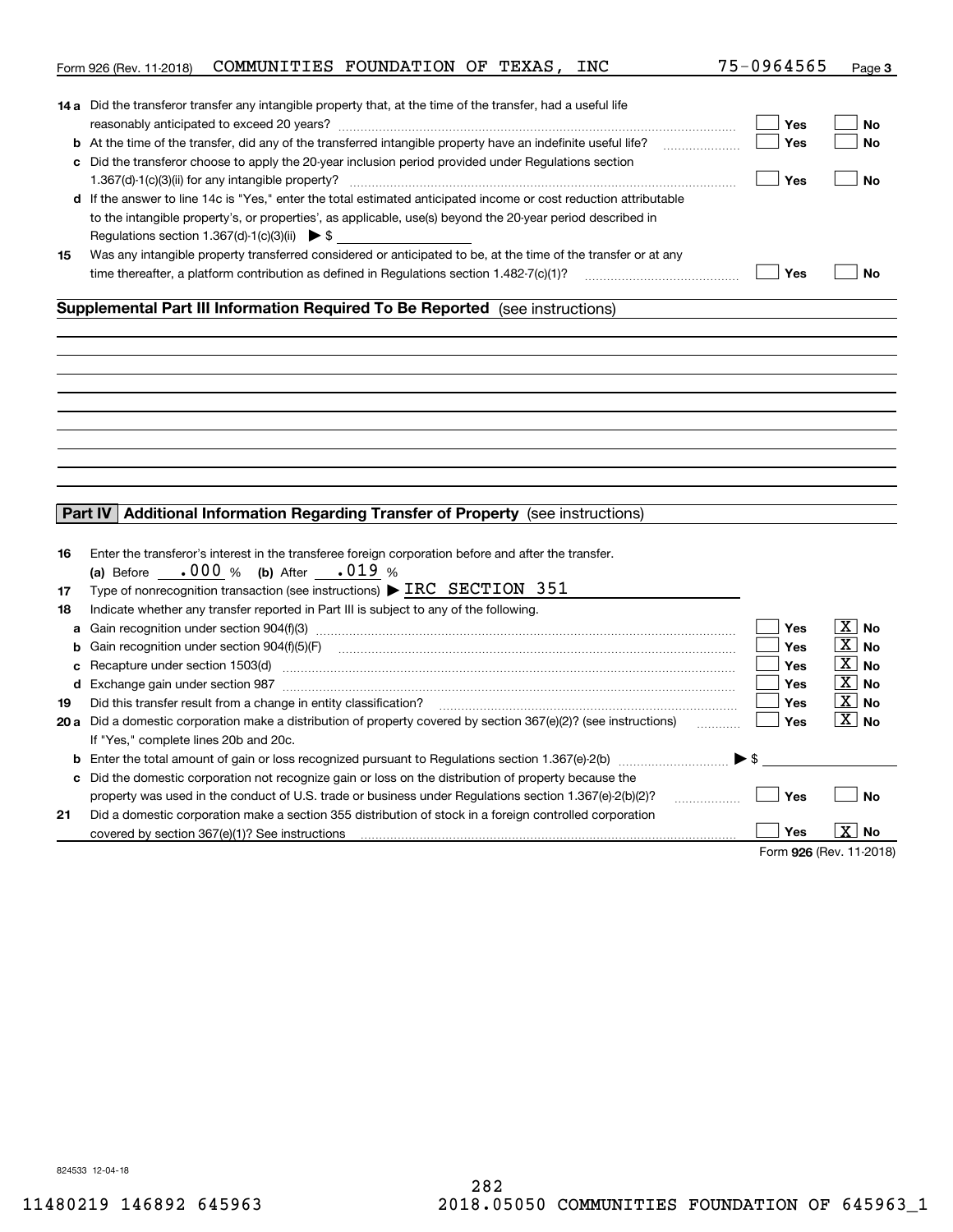Form 926 (Rev. 11-2018) COMMUNITIES FOUNDATION OF TEXAS, INC 75-0964565

**14 a** Did the transferor transfer any intangible property that, at the time of the transfer, had a useful life reasonably anticipated to exceed 20 years? ☐ Yes ☐ No

**b** At the time of the transfer, did any of the transferred intangible property have an indefinite useful life? ☐ Yes ☐ No

**c** Did the transferor choose to apply the 20-year inclusion period provided under Regulations section 1.367(d)-1(c)(3)(ii) for any intangible property? ☐ Yes ☐ No

**d** If the answer to line 14c is "Yes," enter the total estimated anticipated income or cost reduction attributable to the intangible property's, or properties', as applicable, use(s) beyond the 20-year period described in Regulations section 1.367(d)-1(c)(3)(ii) ▶ $

**15** Was any intangible property transferred considered or anticipated to be, at the time of the transfer or at any time thereafter, a platform contribution as defined in Regulations section 1.482-7(c)(1)? ☐ Yes ☐ No

## Supplemental Part III Information Required To Be Reported (see instructions)

## Part IV Additional Information Regarding Transfer of Property (see instructions)

**16** Enter the transferor's interest in the transferee foreign corporation before and after the transfer.
(a) Before .000 % (b) After .019 %

**17** Type of nonrecognition transaction (see instructions) ▶ IRC SECTION 351

**18** Indicate whether any transfer reported in Part III is subject to any of the following.

**a** Gain recognition under section 904(f)(3) ☐ Yes ☒ No

**b** Gain recognition under section 904(f)(5)(F) ☐ Yes ☒ No

**c** Recapture under section 1503(d) ☐ Yes ☒ No

**d** Exchange gain under section 987 ☐ Yes ☒ No

**19** Did this transfer result from a change in entity classification? ☐ Yes ☒ No

**20 a** Did a domestic corporation make a distribution of property covered by section 367(e)(2)? (see instructions) ☐ Yes ☒ No
If "Yes," complete lines 20b and 20c.

**b** Enter the total amount of gain or loss recognized pursuant to Regulations section 1.367(e)-2(b) ▶ $

**c** Did the domestic corporation not recognize gain or loss on the distribution of property because the property was used in the conduct of U.S. trade or business under Regulations section 1.367(e)-2(b)(2)? ☐ Yes ☐ No

**21** Did a domestic corporation make a section 355 distribution of stock in a foreign controlled corporation covered by section 367(e)(1)? See instructions ☐ Yes ☒ No

Form **926** (Rev. 11-2018)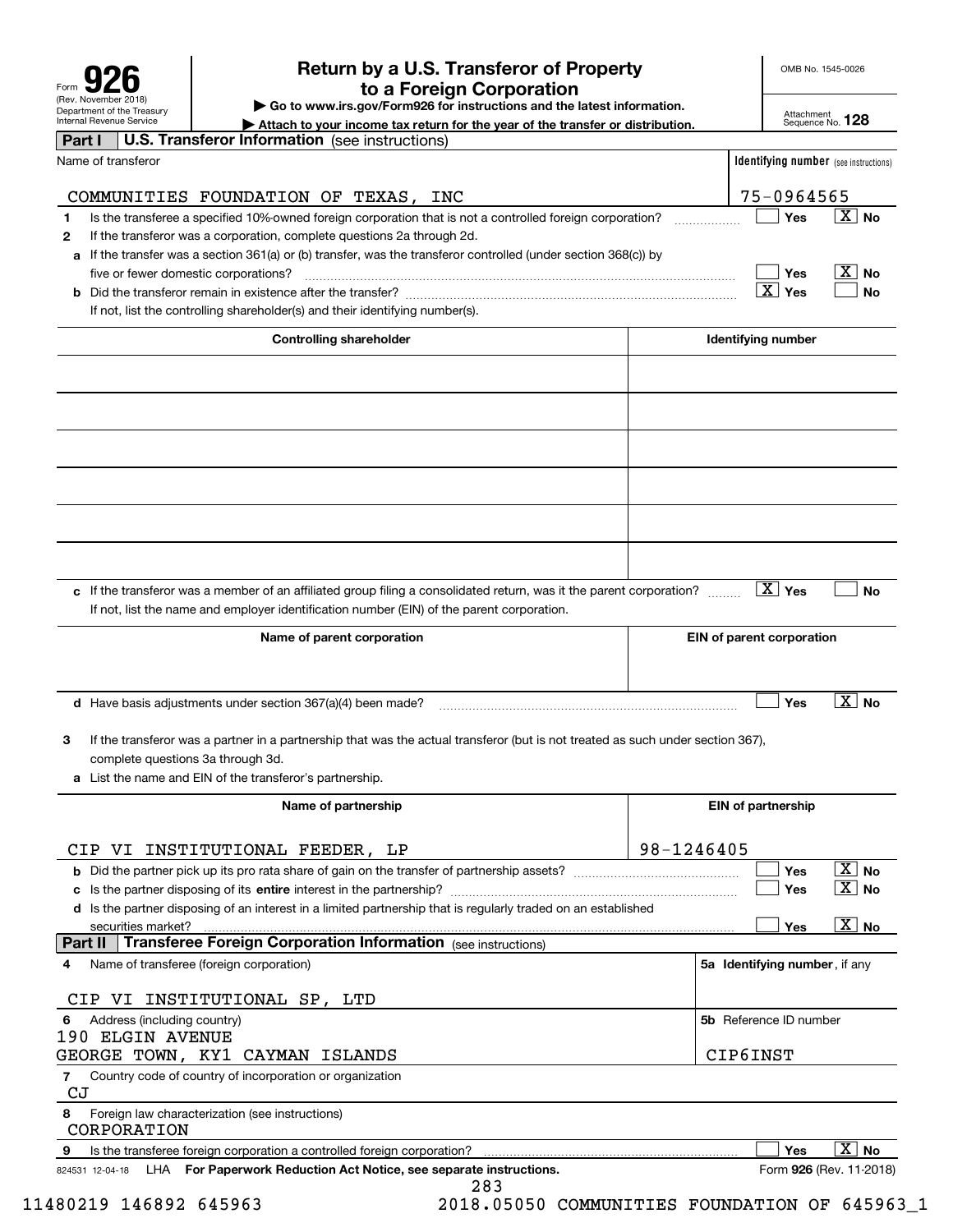Form **926** (Rev. November 2018) Department of the Treasury Internal Revenue Service

# Return by a U.S. Transferor of Property to a Foreign Corporation

▶ Go to www.irs.gov/Form926 for instructions and the latest information.

▶ Attach to your income tax return for the year of the transfer or distribution.

OMB No. 1545-0026

Attachment Sequence No. **128**

## Part I U.S. Transferor Information (see instructions)

| Name of transferor | Identifying number (see instructions) |
|---|---|
| COMMUNITIES FOUNDATION OF TEXAS, INC | 75-0964565 |

**1** Is the transferee a specified 10%-owned foreign corporation that is not a controlled foreign corporation? ☐ Yes ☒ No

**2** If the transferor was a corporation, complete questions 2a through 2d.

**a** If the transfer was a section 361(a) or (b) transfer, was the transferor controlled (under section 368(c)) by five or fewer domestic corporations? ☐ Yes ☒ No

**b** Did the transferor remain in existence after the transfer? ☒ Yes ☐ No

If not, list the controlling shareholder(s) and their identifying number(s).

| Controlling shareholder | Identifying number |
|---|---|
| | |
| | |
| | |
| | |
| | |
| | |

**c** If the transferor was a member of an affiliated group filing a consolidated return, was it the parent corporation? ☒ Yes ☐ No

If not, list the name and employer identification number (EIN) of the parent corporation.

| Name of parent corporation | EIN of parent corporation |
|---|---|
| | |

**d** Have basis adjustments under section 367(a)(4) been made? ☐ Yes ☒ No

**3** If the transferor was a partner in a partnership that was the actual transferor (but is not treated as such under section 367), complete questions 3a through 3d.

**a** List the name and EIN of the transferor's partnership.

| Name of partnership | EIN of partnership |
|---|---|
| CIP VI INSTITUTIONAL FEEDER, LP | 98-1246405 |

**b** Did the partner pick up its pro rata share of gain on the transfer of partnership assets? ☐ Yes ☒ No

**c** Is the partner disposing of its **entire** interest in the partnership? ☐ Yes ☒ No

**d** Is the partner disposing of an interest in a limited partnership that is regularly traded on an established securities market? ☐ Yes ☒ No

## Part II Transferee Foreign Corporation Information (see instructions)

| 4 Name of transferee (foreign corporation) | 5a Identifying number, if any |
|---|---|
| CIP VI INSTITUTIONAL SP, LTD | |
| **6** Address (including country) | **5b** Reference ID number |
| 190 ELGIN AVENUE<br>GEORGE TOWN, KY1 CAYMAN ISLANDS | CIP6INST |

**7** Country code of country of incorporation or organization

CJ

**8** Foreign law characterization (see instructions)

CORPORATION

**9** Is the transferee foreign corporation a controlled foreign corporation? ☐ Yes ☒ No

824531 12-04-18 LHA **For Paperwork Reduction Act Notice, see separate instructions.** Form **926** (Rev. 11-2018)

11480219 146892 645963 2018.05050 COMMUNITIES FOUNDATION OF 645963_1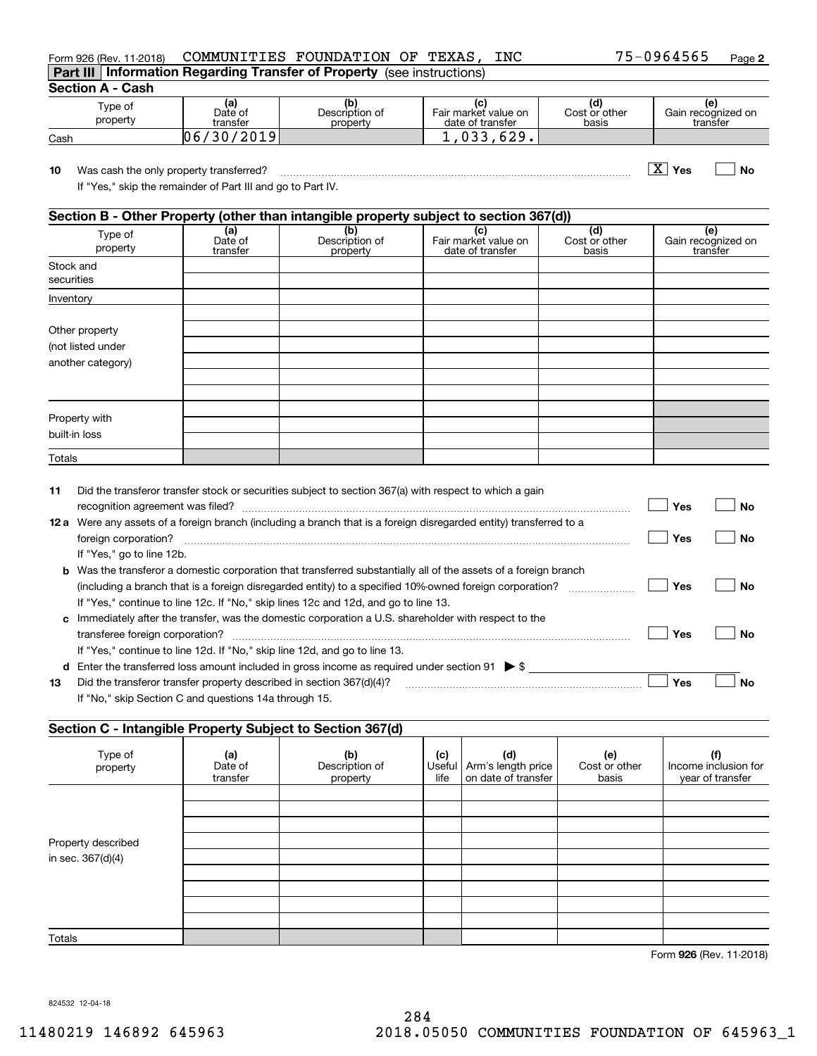Form 926 (Rev. 11-2018) COMMUNITIES FOUNDATION OF TEXAS, INC 75-0964565

## Part III Information Regarding Transfer of Property (see instructions)

### Section A - Cash

| Type of property | (a) Date of transfer | (b) Description of property | (c) Fair market value on date of transfer | (d) Cost or other basis | (e) Gain recognized on transfer |
|---|---|---|---|---|---|
| Cash | 06/30/2019 | | 1,033,629. | | |

**10** Was cash the only property transferred? [X] Yes [ ] No

If "Yes," skip the remainder of Part III and go to Part IV.

### Section B - Other Property (other than intangible property subject to section 367(d))

| Type of property | (a) Date of transfer | (b) Description of property | (c) Fair market value on date of transfer | (d) Cost or other basis | (e) Gain recognized on transfer |
|---|---|---|---|---|---|
| Stock and securities | | | | | |
| Inventory | | | | | |
| Other property (not listed under another category) | | | | | |
| | | | | | |
| | | | | | |
| | | | | | |
| | | | | | |
| Property with built-in loss | | | | | |
| | | | | | |
| | | | | | |
| Totals | | | | | |

**11** Did the transferor transfer stock or securities subject to section 367(a) with respect to which a gain recognition agreement was filed? [ ] Yes [ ] No

**12 a** Were any assets of a foreign branch (including a branch that is a foreign disregarded entity) transferred to a foreign corporation? [ ] Yes [ ] No

If "Yes," go to line 12b.

**b** Was the transferor a domestic corporation that transferred substantially all of the assets of a foreign branch (including a branch that is a foreign disregarded entity) to a specified 10%-owned foreign corporation? [ ] Yes [ ] No

If "Yes," continue to line 12c. If "No," skip lines 12c and 12d, and go to line 13.

**c** Immediately after the transfer, was the domestic corporation a U.S. shareholder with respect to the transferee foreign corporation? [ ] Yes [ ] No

If "Yes," continue to line 12d. If "No," skip line 12d, and go to line 13.

**d** Enter the transferred loss amount included in gross income as required under section 91 ▶ $

**13** Did the transferor transfer property described in section 367(d)(4)? [ ] Yes [ ] No

If "No," skip Section C and questions 14a through 15.

### Section C - Intangible Property Subject to Section 367(d)

| Type of property | (a) Date of transfer | (b) Description of property | (c) Useful life | (d) Arm's length price on date of transfer | (e) Cost or other basis | (f) Income inclusion for year of transfer |
|---|---|---|---|---|---|---|
| Property described in sec. 367(d)(4) | | | | | | |
| | | | | | | |
| | | | | | | |
| | | | | | | |
| | | | | | | |
| | | | | | | |
| | | | | | | |
| | | | | | | |
| | | | | | | |
| Totals | | | | | | |

Form **926** (Rev. 11-2018)

824532 12-04-18

11480219 146892 645963 2018.05050 COMMUNITIES FOUNDATION OF 645963_1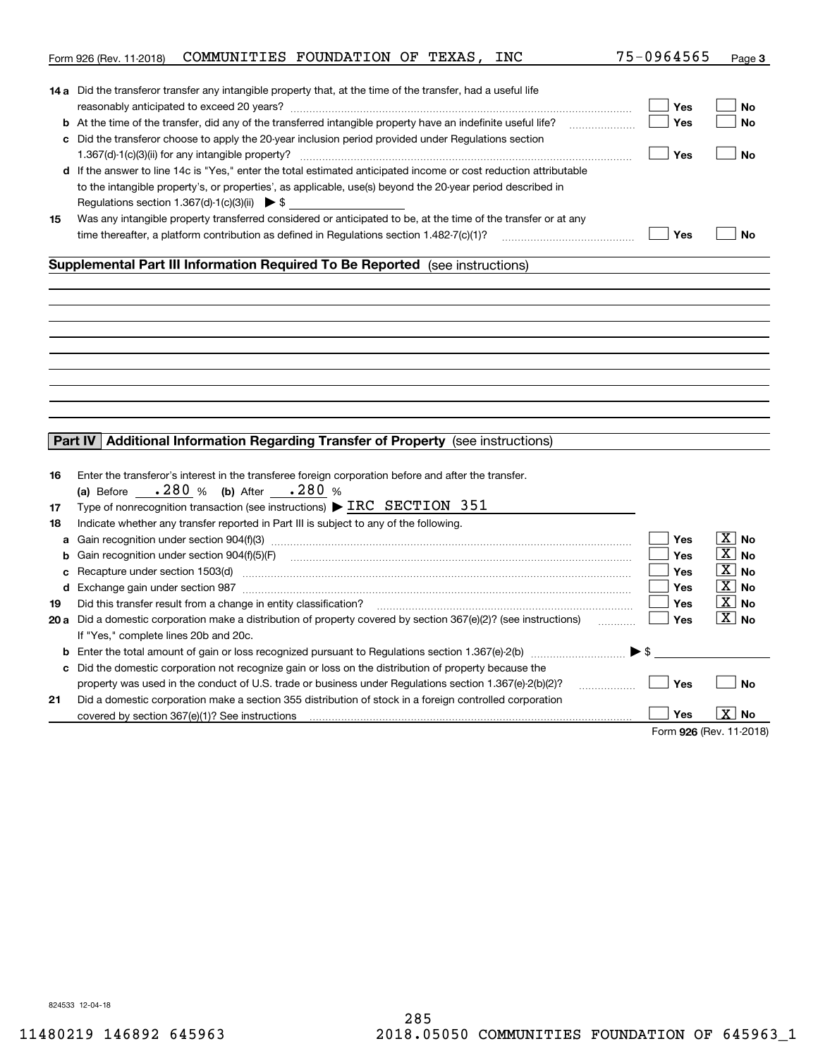Form 926 (Rev. 11-2018) COMMUNITIES FOUNDATION OF TEXAS, INC 75-0964565 Page **3**

| | | Yes | No |
|---|---|---|---|
| **14a** | Did the transferor transfer any intangible property that, at the time of the transfer, had a useful life reasonably anticipated to exceed 20 years? | ☐ Yes | ☐ No |
| **b** | At the time of the transfer, did any of the transferred intangible property have an indefinite useful life? | ☐ Yes | ☐ No |
| **c** | Did the transferor choose to apply the 20-year inclusion period provided under Regulations section 1.367(d)-1(c)(3)(ii) for any intangible property? | ☐ Yes | ☐ No |
| **d** | If the answer to line 14c is "Yes," enter the total estimated anticipated income or cost reduction attributable to the intangible property's, or properties', as applicable, use(s) beyond the 20-year period described in Regulations section 1.367(d)-1(c)(3)(ii) ▶ $ | | |
| **15** | Was any intangible property transferred considered or anticipated to be, at the time of the transfer or at any time thereafter, a platform contribution as defined in Regulations section 1.482-7(c)(1)? | ☐ Yes | ☐ No |

**Supplemental Part III Information Required To Be Reported** (see instructions)

## Part IV Additional Information Regarding Transfer of Property (see instructions)

**16** Enter the transferor's interest in the transferee foreign corporation before and after the transfer.
**(a)** Before .280 % **(b)** After .280 %

**17** Type of nonrecognition transaction (see instructions) ▶ IRC SECTION 351

**18** Indicate whether any transfer reported in Part III is subject to any of the following.

| | | Yes | No |
|---|---|---|---|
| **a** | Gain recognition under section 904(f)(3) | ☐ Yes | ☒ No |
| **b** | Gain recognition under section 904(f)(5)(F) | ☐ Yes | ☒ No |
| **c** | Recapture under section 1503(d) | ☐ Yes | ☒ No |
| **d** | Exchange gain under section 987 | ☐ Yes | ☒ No |
| **19** | Did this transfer result from a change in entity classification? | ☐ Yes | ☒ No |
| **20a** | Did a domestic corporation make a distribution of property covered by section 367(e)(2)? (see instructions) If "Yes," complete lines 20b and 20c. | ☐ Yes | ☒ No |
| **b** | Enter the total amount of gain or loss recognized pursuant to Regulations section 1.367(e)-2(b) ▶ $ | | |
| **c** | Did the domestic corporation not recognize gain or loss on the distribution of property because the property was used in the conduct of U.S. trade or business under Regulations section 1.367(e)-2(b)(2)? | ☐ Yes | ☐ No |
| **21** | Did a domestic corporation make a section 355 distribution of stock in a foreign controlled corporation covered by section 367(e)(1)? See instructions | ☐ Yes | ☒ No |

Form **926** (Rev. 11-2018)

824533 12-04-18

11480219 146892 645963 2018.05050 COMMUNITIES FOUNDATION OF 645963_1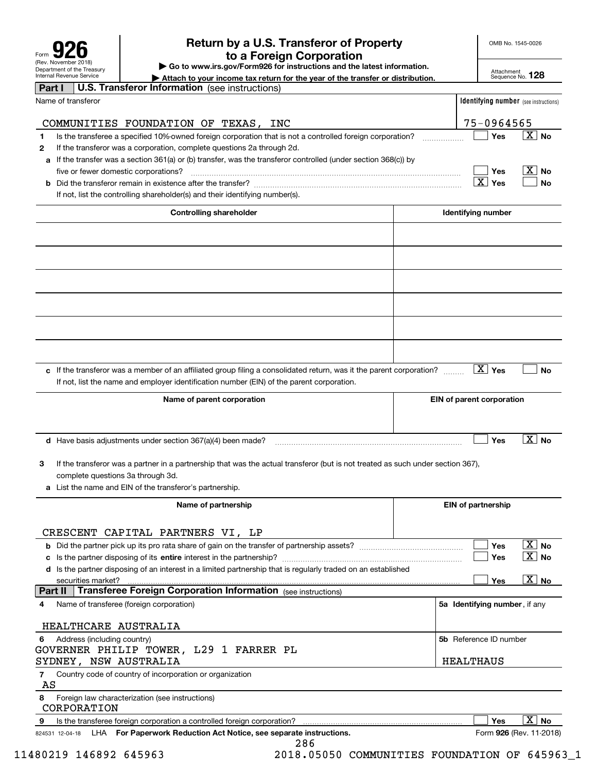Form **926** (Rev. November 2018)
Department of the Treasury
Internal Revenue Service

# Return by a U.S. Transferor of Property to a Foreign Corporation

▶ Go to www.irs.gov/Form926 for instructions and the latest information.

▶ Attach to your income tax return for the year of the transfer or distribution.

OMB No. 1545-0026

Attachment Sequence No. **128**

## Part I U.S. Transferor Information (see instructions)

| Name of transferor | Identifying number (see instructions) |
|---|---|
| COMMUNITIES FOUNDATION OF TEXAS, INC | 75-0964565 |

**1** Is the transferee a specified 10%-owned foreign corporation that is not a controlled foreign corporation? ☐ Yes ☒ No

**2** If the transferor was a corporation, complete questions 2a through 2d.

**a** If the transfer was a section 361(a) or (b) transfer, was the transferor controlled (under section 368(c)) by five or fewer domestic corporations? ☐ Yes ☒ No

**b** Did the transferor remain in existence after the transfer? ☒ Yes ☐ No

If not, list the controlling shareholder(s) and their identifying number(s).

| Controlling shareholder | Identifying number |
|---|---|
| | |
| | |
| | |
| | |
| | |
| | |

**c** If the transferor was a member of an affiliated group filing a consolidated return, was it the parent corporation? ☒ Yes ☐ No

If not, list the name and employer identification number (EIN) of the parent corporation.

| Name of parent corporation | EIN of parent corporation |
|---|---|
| | |

**d** Have basis adjustments under section 367(a)(4) been made? ☐ Yes ☒ No

**3** If the transferor was a partner in a partnership that was the actual transferor (but is not treated as such under section 367), complete questions 3a through 3d.

**a** List the name and EIN of the transferor's partnership.

| Name of partnership | EIN of partnership |
|---|---|
| CRESCENT CAPITAL PARTNERS VI, LP | |

**b** Did the partner pick up its pro rata share of gain on the transfer of partnership assets? ☐ Yes ☒ No

**c** Is the partner disposing of its **entire** interest in the partnership? ☐ Yes ☒ No

**d** Is the partner disposing of an interest in a limited partnership that is regularly traded on an established securities market? ☐ Yes ☒ No

## Part II Transferee Foreign Corporation Information (see instructions)

| 4 Name of transferee (foreign corporation) | 5a Identifying number, if any |
|---|---|
| HEALTHCARE AUSTRALIA | |

| 6 Address (including country) | 5b Reference ID number |
|---|---|
| GOVERNER PHILIP TOWER, L29 1 FARRER PL SYDNEY, NSW AUSTRALIA | HEALTHAUS |

**7** Country code of country of incorporation or organization
AS

**8** Foreign law characterization (see instructions)
CORPORATION

**9** Is the transferee foreign corporation a controlled foreign corporation? ☐ Yes ☒ No

824531 12-04-18 LHA **For Paperwork Reduction Act Notice, see separate instructions.** Form **926** (Rev. 11-2018)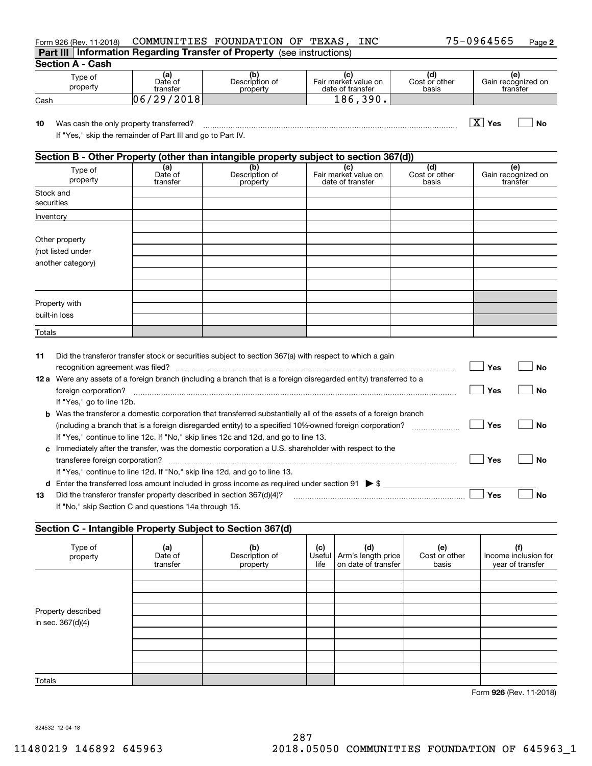Form 926 (Rev. 11-2018) COMMUNITIES FOUNDATION OF TEXAS, INC 75-0964565

## Part III Information Regarding Transfer of Property (see instructions)

### Section A - Cash

| Type of property | (a) Date of transfer | (b) Description of property | (c) Fair market value on date of transfer | (d) Cost or other basis | (e) Gain recognized on transfer |
|---|---|---|---|---|---|
| Cash | 06/29/2018 | | 186,390. | | |

**10** Was cash the only property transferred? [X] Yes [ ] No

If "Yes," skip the remainder of Part III and go to Part IV.

### Section B - Other Property (other than intangible property subject to section 367(d))

| Type of property | (a) Date of transfer | (b) Description of property | (c) Fair market value on date of transfer | (d) Cost or other basis | (e) Gain recognized on transfer |
|---|---|---|---|---|---|
| Stock and securities | | | | | |
| Inventory | | | | | |
| Other property (not listed under another category) | | | | | |
| | | | | | |
| | | | | | |
| | | | | | |
| | | | | | |
| | | | | | |
| Property with built-in loss | | | | | |
| | | | | | |
| | | | | | |
| Totals | | | | | |

**11** Did the transferor transfer stock or securities subject to section 367(a) with respect to which a gain recognition agreement was filed? [ ] Yes [ ] No

**12a** Were any assets of a foreign branch (including a branch that is a foreign disregarded entity) transferred to a foreign corporation? [ ] Yes [ ] No

If "Yes," go to line 12b.

**b** Was the transferor a domestic corporation that transferred substantially all of the assets of a foreign branch (including a branch that is a foreign disregarded entity) to a specified 10%-owned foreign corporation? [ ] Yes [ ] No

If "Yes," continue to line 12c. If "No," skip lines 12c and 12d, and go to line 13.

**c** Immediately after the transfer, was the domestic corporation a U.S. shareholder with respect to the transferee foreign corporation? [ ] Yes [ ] No

If "Yes," continue to line 12d. If "No," skip line 12d, and go to line 13.

**d** Enter the transferred loss amount included in gross income as required under section 91 ▶ $

**13** Did the transferor transfer property described in section 367(d)(4)? [ ] Yes [ ] No

If "No," skip Section C and questions 14a through 15.

### Section C - Intangible Property Subject to Section 367(d)

| Type of property | (a) Date of transfer | (b) Description of property | (c) Useful life | (d) Arm's length price on date of transfer | (e) Cost or other basis | (f) Income inclusion for year of transfer |
|---|---|---|---|---|---|---|
| Property described in sec. 367(d)(4) | | | | | | |
| | | | | | | |
| | | | | | | |
| | | | | | | |
| | | | | | | |
| | | | | | | |
| | | | | | | |
| | | | | | | |
| | | | | | | |
| Totals | | | | | | |

Form **926** (Rev. 11-2018)

824532 12-04-18

11480219 146892 645963 2018.05050 COMMUNITIES FOUNDATION OF 645963_1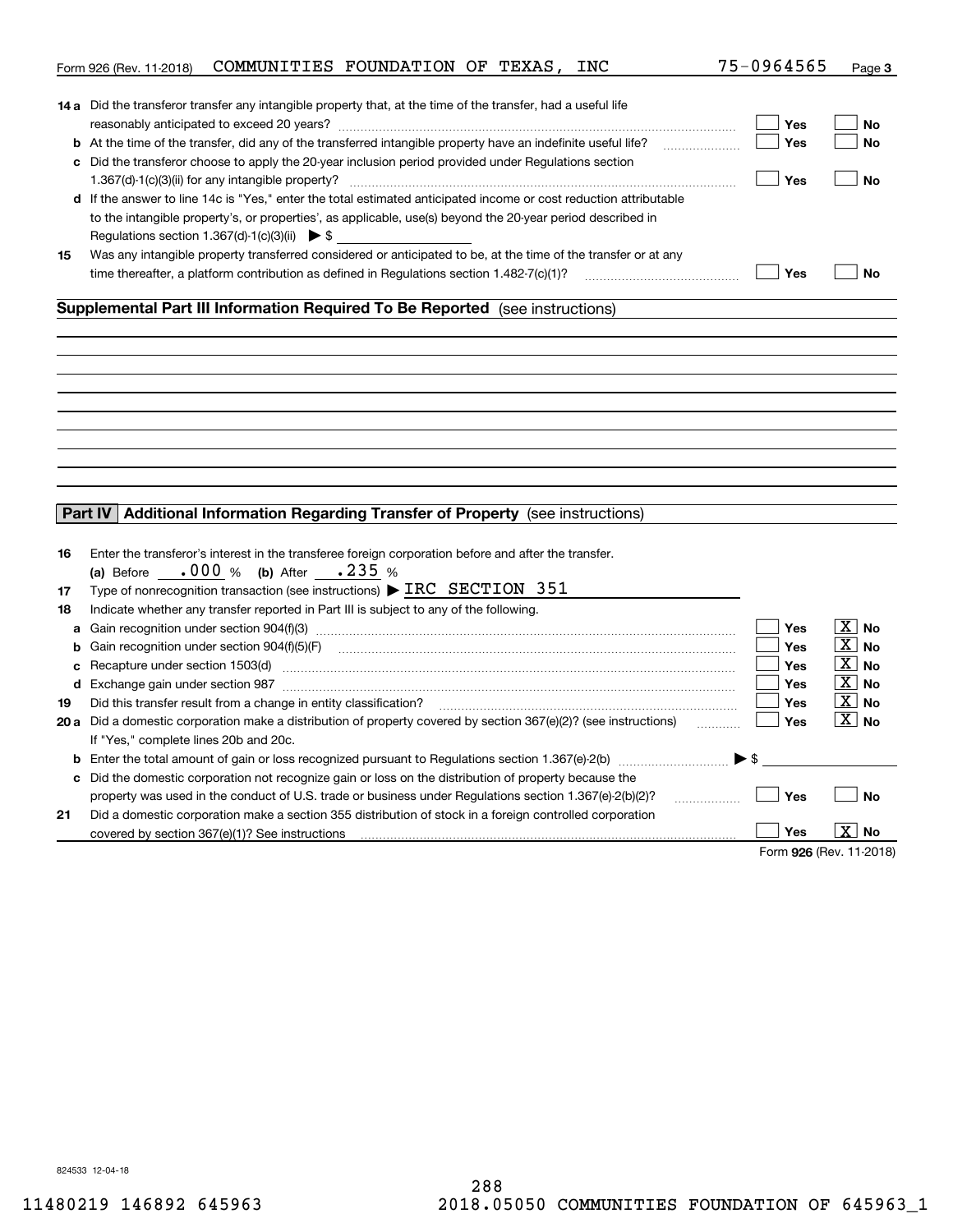Form 926 (Rev. 11-2018) COMMUNITIES FOUNDATION OF TEXAS, INC 75-0964565

**14 a** Did the transferor transfer any intangible property that, at the time of the transfer, had a useful life reasonably anticipated to exceed 20 years? ☐ Yes ☐ No

**b** At the time of the transfer, did any of the transferred intangible property have an indefinite useful life? ☐ Yes ☐ No

**c** Did the transferor choose to apply the 20-year inclusion period provided under Regulations section 1.367(d)-1(c)(3)(ii) for any intangible property? ☐ Yes ☐ No

**d** If the answer to line 14c is "Yes," enter the total estimated anticipated income or cost reduction attributable to the intangible property's, or properties', as applicable, use(s) beyond the 20-year period described in Regulations section 1.367(d)-1(c)(3)(ii) ▶ $

**15** Was any intangible property transferred considered or anticipated to be, at the time of the transfer or at any time thereafter, a platform contribution as defined in Regulations section 1.482-7(c)(1)? ☐ Yes ☐ No

## Supplemental Part III Information Required To Be Reported (see instructions)

## Part IV Additional Information Regarding Transfer of Property (see instructions)

**16** Enter the transferor's interest in the transferee foreign corporation before and after the transfer.
**(a)** Before .000 % **(b)** After .235 %

**17** Type of nonrecognition transaction (see instructions) ▶ IRC SECTION 351

**18** Indicate whether any transfer reported in Part III is subject to any of the following.

**a** Gain recognition under section 904(f)(3) ☐ Yes ☒ No

**b** Gain recognition under section 904(f)(5)(F) ☐ Yes ☒ No

**c** Recapture under section 1503(d) ☐ Yes ☒ No

**d** Exchange gain under section 987 ☐ Yes ☒ No

**19** Did this transfer result from a change in entity classification? ☐ Yes ☒ No

**20 a** Did a domestic corporation make a distribution of property covered by section 367(e)(2)? (see instructions) ☐ Yes ☒ No
If "Yes," complete lines 20b and 20c.

**b** Enter the total amount of gain or loss recognized pursuant to Regulations section 1.367(e)-2(b) ▶ $

**c** Did the domestic corporation not recognize gain or loss on the distribution of property because the property was used in the conduct of U.S. trade or business under Regulations section 1.367(e)-2(b)(2)? ☐ Yes ☐ No

**21** Did a domestic corporation make a section 355 distribution of stock in a foreign controlled corporation covered by section 367(e)(1)? See instructions ☐ Yes ☒ No

Form **926** (Rev. 11-2018)

824533 12-04-18

11480219 146892 645963 2018.05050 COMMUNITIES FOUNDATION OF 645963_1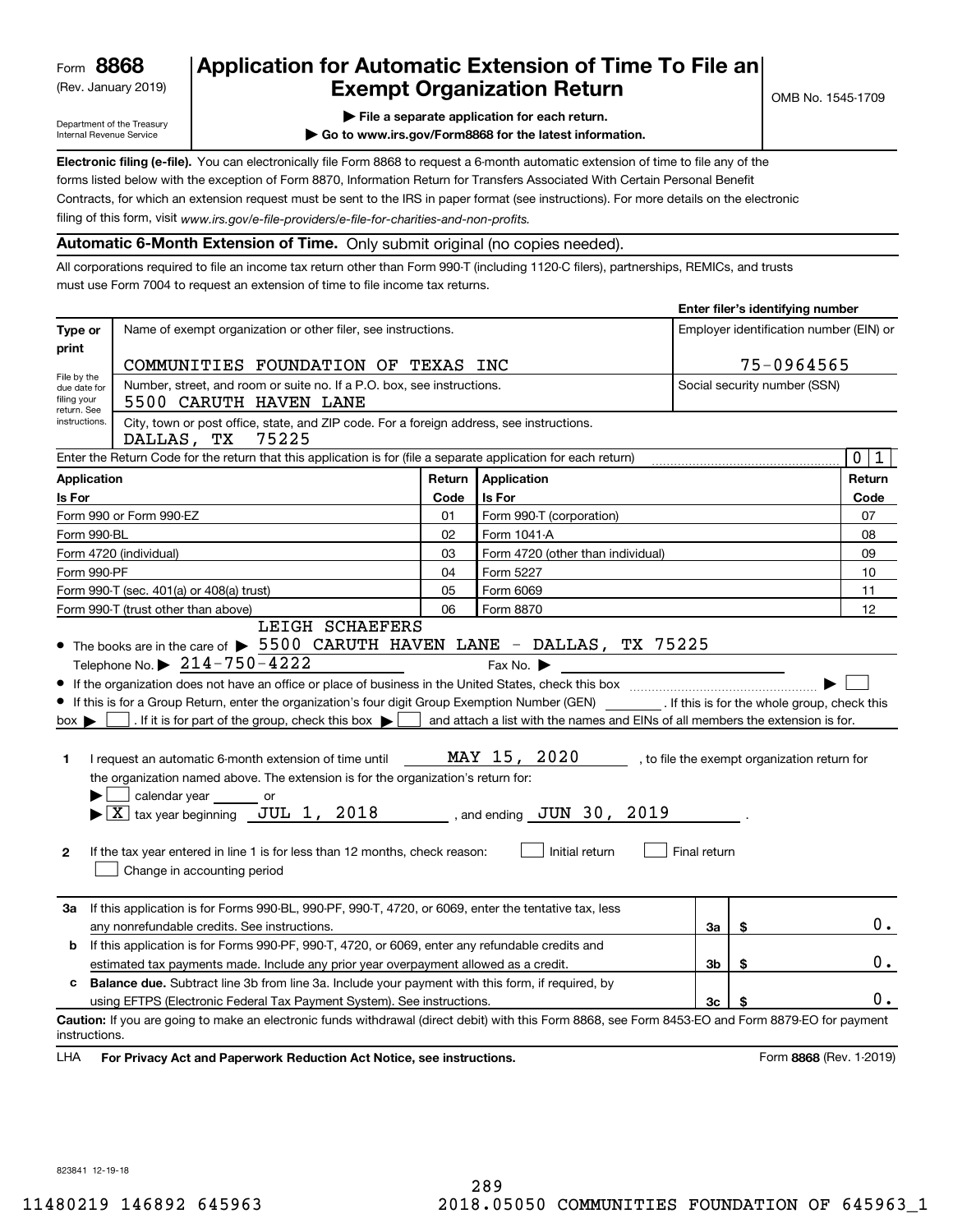Form **8868**
(Rev. January 2019)

Department of the Treasury
Internal Revenue Service

# Application for Automatic Extension of Time To File an Exempt Organization Return

▶ **File a separate application for each return.**

▶ **Go to www.irs.gov/Form8868 for the latest information.**

OMB No. 1545-1709

**Electronic filing (e-file).** You can electronically file Form 8868 to request a 6-month automatic extension of time to file any of the forms listed below with the exception of Form 8870, Information Return for Transfers Associated With Certain Personal Benefit Contracts, for which an extension request must be sent to the IRS in paper format (see instructions). For more details on the electronic filing of this form, visit *www.irs.gov/e-file-providers/e-file-for-charities-and-non-profits.*

**Automatic 6-Month Extension of Time.** Only submit original (no copies needed).

All corporations required to file an income tax return other than Form 990-T (including 1120-C filers), partnerships, REMICs, and trusts must use Form 7004 to request an extension of time to file income tax returns.

**Enter filer's identifying number**

| Type or print | | |
|---|---|---|
| | Name of exempt organization or other filer, see instructions.<br>COMMUNITIES FOUNDATION OF TEXAS INC | Employer identification number (EIN) or<br>75-0964565 |
| File by the due date for filing your return. See instructions. | Number, street, and room or suite no. If a P.O. box, see instructions.<br>5500 CARUTH HAVEN LANE | Social security number (SSN) |
| | City, town or post office, state, and ZIP code. For a foreign address, see instructions.<br>DALLAS, TX 75225 | |

Enter the Return Code for the return that this application is for (file a separate application for each return) .......... 0 1

| Application Is For | Return Code | Application Is For | Return Code |
|---|---|---|---|
| Form 990 or Form 990-EZ | 01 | Form 990-T (corporation) | 07 |
| Form 990-BL | 02 | Form 1041-A | 08 |
| Form 4720 (individual) | 03 | Form 4720 (other than individual) | 09 |
| Form 990-PF | 04 | Form 5227 | 10 |
| Form 990-T (sec. 401(a) or 408(a) trust) | 05 | Form 6069 | 11 |
| Form 990-T (trust other than above) | 06 | Form 8870 | 12 |

- The books are in the care of ▶ LEIGH SCHAEFERS 5500 CARUTH HAVEN LANE - DALLAS, TX 75225
  Telephone No. ▶ 214-750-4222 Fax No. ▶
- If the organization does not have an office or place of business in the United States, check this box .......... ▶ ☐
- If this is for a Group Return, enter the organization's four digit Group Exemption Number (GEN) ________ . If this is for the whole group, check this box ▶ ☐ . If it is for part of the group, check this box ▶ ☐ and attach a list with the names and EINs of all members the extension is for.

**1** I request an automatic 6-month extension of time until MAY 15, 2020 , to file the exempt organization return for the organization named above. The extension is for the organization's return for:
▶ ☐ calendar year ______ or
▶ ☒ tax year beginning JUL 1, 2018 , and ending JUN 30, 2019 .

**2** If the tax year entered in line 1 is for less than 12 months, check reason: ☐ Initial return ☐ Final return
☐ Change in accounting period

| | | | |
|---|---|---|---|
| **3a** | If this application is for Forms 990-BL, 990-PF, 990-T, 4720, or 6069, enter the tentative tax, less any nonrefundable credits. See instructions. | 3a | $ 0. |
| **b** | If this application is for Forms 990-PF, 990-T, 4720, or 6069, enter any refundable credits and estimated tax payments made. Include any prior year overpayment allowed as a credit. | 3b | $ 0. |
| **c** | **Balance due.** Subtract line 3b from line 3a. Include your payment with this form, if required, by using EFTPS (Electronic Federal Tax Payment System). See instructions. | 3c | $ 0. |

**Caution:** If you are going to make an electronic funds withdrawal (direct debit) with this Form 8868, see Form 8453-EO and Form 8879-EO for payment instructions.

LHA **For Privacy Act and Paperwork Reduction Act Notice, see instructions.** Form **8868** (Rev. 1-2019)

823841 12-19-18

11480219 146892 645963 2018.05050 COMMUNITIES FOUNDATION OF 645963_1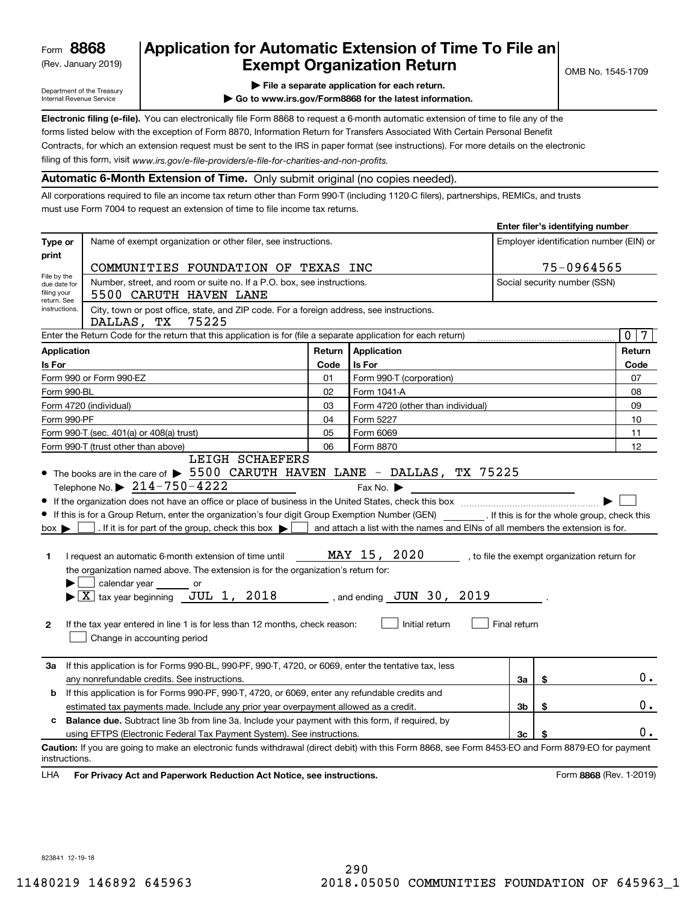Form **8868**
(Rev. January 2019)
Department of the Treasury
Internal Revenue Service

# Application for Automatic Extension of Time To File an Exempt Organization Return

▶ File a separate application for each return.
▶ Go to www.irs.gov/Form8868 for the latest information.

OMB No. 1545-1709

**Electronic filing (e-file).** You can electronically file Form 8868 to request a 6-month automatic extension of time to file any of the forms listed below with the exception of Form 8870, Information Return for Transfers Associated With Certain Personal Benefit Contracts, for which an extension request must be sent to the IRS in paper format (see instructions). For more details on the electronic filing of this form, visit *www.irs.gov/e-file-providers/e-file-for-charities-and-non-profits.*

**Automatic 6-Month Extension of Time.** Only submit original (no copies needed).

All corporations required to file an income tax return other than Form 990-T (including 1120-C filers), partnerships, REMICs, and trusts must use Form 7004 to request an extension of time to file income tax returns.

| | | Enter filer's identifying number |
|---|---|---|
| **Type or print** | Name of exempt organization or other filer, see instructions.<br>COMMUNITIES FOUNDATION OF TEXAS INC | Employer identification number (EIN) or<br>75-0964565 |
| File by the due date for filing your return. See instructions. | Number, street, and room or suite no. If a P.O. box, see instructions.<br>5500 CARUTH HAVEN LANE | Social security number (SSN) |
| | City, town or post office, state, and ZIP code. For a foreign address, see instructions.<br>DALLAS, TX 75225 | |

Enter the Return Code for the return that this application is for (file a separate application for each return) ..... 0 7

| Application Is For | Return Code | Application Is For | Return Code |
|---|---|---|---|
| Form 990 or Form 990-EZ | 01 | Form 990-T (corporation) | 07 |
| Form 990-BL | 02 | Form 1041-A | 08 |
| Form 4720 (individual) | 03 | Form 4720 (other than individual) | 09 |
| Form 990-PF | 04 | Form 5227 | 10 |
| Form 990-T (sec. 401(a) or 408(a) trust) | 05 | Form 6069 | 11 |
| Form 990-T (trust other than above) | 06 | Form 8870 | 12 |

- The books are in the care of ▶ LEIGH SCHAEFERS
  5500 CARUTH HAVEN LANE - DALLAS, TX 75225
  Telephone No. ▶ 214-750-4222 Fax No. ▶
- If the organization does not have an office or place of business in the United States, check this box ..... ▶ ☐
- If this is for a Group Return, enter the organization's four digit Group Exemption Number (GEN) ________ . If this is for the whole group, check this box ▶ ☐ . If it is for part of the group, check this box ▶ ☐ and attach a list with the names and EINs of all members the extension is for.

**1** I request an automatic 6-month extension of time until MAY 15, 2020 , to file the exempt organization return for the organization named above. The extension is for the organization's return for:
▶ ☐ calendar year ______ or
▶ ☒ tax year beginning JUL 1, 2018 , and ending JUN 30, 2019 .

**2** If the tax year entered in line 1 is for less than 12 months, check reason: ☐ Initial return ☐ Final return
☐ Change in accounting period

| | | | |
|---|---|---|---|
| **3a** | If this application is for Forms 990-BL, 990-PF, 990-T, 4720, or 6069, enter the tentative tax, less any nonrefundable credits. See instructions. | 3a | $ 0. |
| **b** | If this application is for Forms 990-PF, 990-T, 4720, or 6069, enter any refundable credits and estimated tax payments made. Include any prior year overpayment allowed as a credit. | 3b | $ 0. |
| **c** | **Balance due.** Subtract line 3b from line 3a. Include your payment with this form, if required, by using EFTPS (Electronic Federal Tax Payment System). See instructions. | 3c | $ 0. |

**Caution:** If you are going to make an electronic funds withdrawal (direct debit) with this Form 8868, see Form 8453-EO and Form 8879-EO for payment instructions.

LHA **For Privacy Act and Paperwork Reduction Act Notice, see instructions.** Form **8868** (Rev. 1-2019)

823841 12-19-18

11480219 146892 645963 2018.05050 COMMUNITIES FOUNDATION OF 645963_1